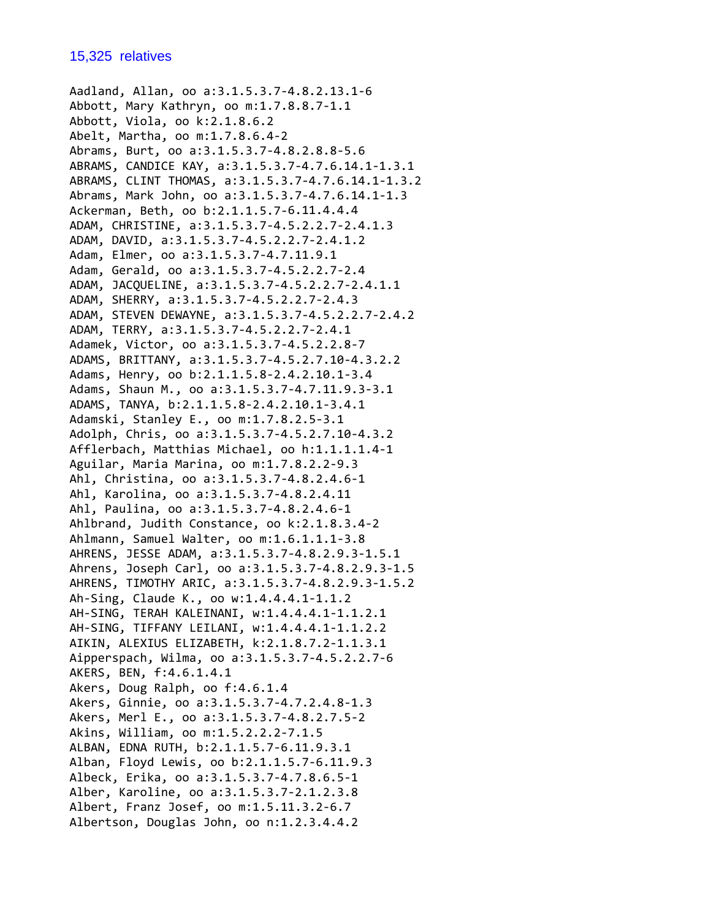15,325 relatives

Aadland, Allan, oo a:3.1.5.3.7-4.8.2.13.1-6
Abbott, Mary Kathryn, oo m:1.7.8.8.7-1.1
Abbott, Viola, oo k:2.1.8.6.2
Abelt, Martha, oo m:1.7.8.6.4-2
Abrams, Burt, oo a:3.1.5.3.7-4.8.2.8.8-5.6
ABRAMS, CANDICE KAY, a:3.1.5.3.7-4.7.6.14.1-1.3.1
ABRAMS, CLINT THOMAS, a:3.1.5.3.7-4.7.6.14.1-1.3.2
Abrams, Mark John, oo a:3.1.5.3.7-4.7.6.14.1-1.3
Ackerman, Beth, oo b:2.1.1.5.7-6.11.4.4.4
ADAM, CHRISTINE, a:3.1.5.3.7-4.5.2.2.7-2.4.1.3
ADAM, DAVID, a:3.1.5.3.7-4.5.2.2.7-2.4.1.2
Adam, Elmer, oo a:3.1.5.3.7-4.7.11.9.1
Adam, Gerald, oo a:3.1.5.3.7-4.5.2.2.7-2.4
ADAM, JACQUELINE, a:3.1.5.3.7-4.5.2.2.7-2.4.1.1
ADAM, SHERRY, a:3.1.5.3.7-4.5.2.2.7-2.4.3
ADAM, STEVEN DEWAYNE, a:3.1.5.3.7-4.5.2.2.7-2.4.2
ADAM, TERRY, a:3.1.5.3.7-4.5.2.2.7-2.4.1
Adamek, Victor, oo a:3.1.5.3.7-4.5.2.2.8-7
ADAMS, BRITTANY, a:3.1.5.3.7-4.5.2.7.10-4.3.2.2
Adams, Henry, oo b:2.1.1.5.8-2.4.2.10.1-3.4
Adams, Shaun M., oo a:3.1.5.3.7-4.7.11.9.3-3.1
ADAMS, TANYA, b:2.1.1.5.8-2.4.2.10.1-3.4.1
Adamski, Stanley E., oo m:1.7.8.2.5-3.1
Adolph, Chris, oo a:3.1.5.3.7-4.5.2.7.10-4.3.2
Afflerbach, Matthias Michael, oo h:1.1.1.1.4-1
Aguilar, Maria Marina, oo m:1.7.8.2.2-9.3
Ahl, Christina, oo a:3.1.5.3.7-4.8.2.4.6-1
Ahl, Karolina, oo a:3.1.5.3.7-4.8.2.4.11
Ahl, Paulina, oo a:3.1.5.3.7-4.8.2.4.6-1
Ahlbrand, Judith Constance, oo k:2.1.8.3.4-2
Ahlmann, Samuel Walter, oo m:1.6.1.1.1-3.8
AHRENS, JESSE ADAM, a:3.1.5.3.7-4.8.2.9.3-1.5.1
Ahrens, Joseph Carl, oo a:3.1.5.3.7-4.8.2.9.3-1.5
AHRENS, TIMOTHY ARIC, a:3.1.5.3.7-4.8.2.9.3-1.5.2
Ah-Sing, Claude K., oo w:1.4.4.4.1-1.1.2
AH-SING, TERAH KALEINANI, w:1.4.4.4.1-1.1.2.1
AH-SING, TIFFANY LEILANI, w:1.4.4.4.1-1.1.2.2
AIKIN, ALEXIUS ELIZABETH, k:2.1.8.7.2-1.1.3.1
Aipperspach, Wilma, oo a:3.1.5.3.7-4.5.2.2.7-6
AKERS, BEN, f:4.6.1.4.1
Akers, Doug Ralph, oo f:4.6.1.4
Akers, Ginnie, oo a:3.1.5.3.7-4.7.2.4.8-1.3
Akers, Merl E., oo a:3.1.5.3.7-4.8.2.7.5-2
Akins, William, oo m:1.5.2.2.2-7.1.5
ALBAN, EDNA RUTH, b:2.1.1.5.7-6.11.9.3.1
Alban, Floyd Lewis, oo b:2.1.1.5.7-6.11.9.3
Albeck, Erika, oo a:3.1.5.3.7-4.7.8.6.5-1
Alber, Karoline, oo a:3.1.5.3.7-2.1.2.3.8
Albert, Franz Josef, oo m:1.5.11.3.2-6.7
Albertson, Douglas John, oo n:1.2.3.4.4.2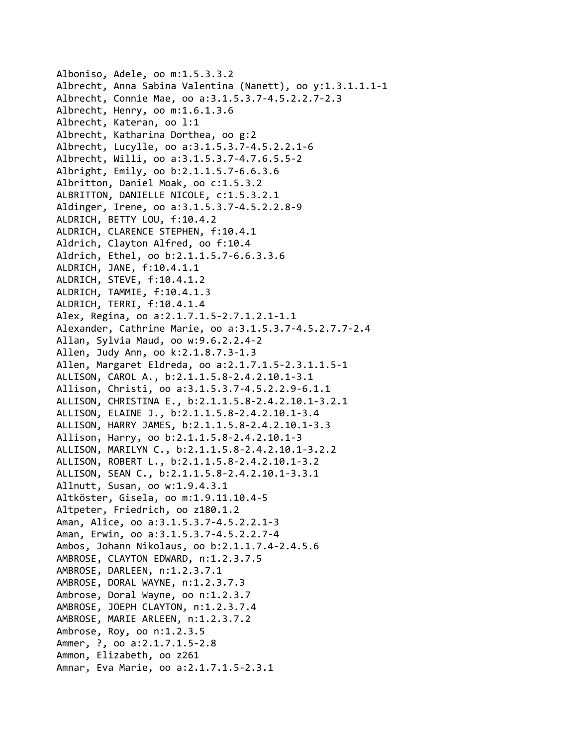Alboniso, Adele, oo m:1.5.3.3.2
Albrecht, Anna Sabina Valentina (Nanett), oo y:1.3.1.1.1-1
Albrecht, Connie Mae, oo a:3.1.5.3.7-4.5.2.2.7-2.3
Albrecht, Henry, oo m:1.6.1.3.6
Albrecht, Kateran, oo l:1
Albrecht, Katharina Dorthea, oo g:2
Albrecht, Lucylle, oo a:3.1.5.3.7-4.5.2.2.1-6
Albrecht, Willi, oo a:3.1.5.3.7-4.7.6.5.5-2
Albright, Emily, oo b:2.1.1.5.7-6.6.3.6
Albritton, Daniel Moak, oo c:1.5.3.2
ALBRITTON, DANIELLE NICOLE, c:1.5.3.2.1
Aldinger, Irene, oo a:3.1.5.3.7-4.5.2.2.8-9
ALDRICH, BETTY LOU, f:10.4.2
ALDRICH, CLARENCE STEPHEN, f:10.4.1
Aldrich, Clayton Alfred, oo f:10.4
Aldrich, Ethel, oo b:2.1.1.5.7-6.6.3.3.6
ALDRICH, JANE, f:10.4.1.1
ALDRICH, STEVE, f:10.4.1.2
ALDRICH, TAMMIE, f:10.4.1.3
ALDRICH, TERRI, f:10.4.1.4
Alex, Regina, oo a:2.1.7.1.5-2.7.1.2.1-1.1
Alexander, Cathrine Marie, oo a:3.1.5.3.7-4.5.2.7.7-2.4
Allan, Sylvia Maud, oo w:9.6.2.2.4-2
Allen, Judy Ann, oo k:2.1.8.7.3-1.3
Allen, Margaret Eldreda, oo a:2.1.7.1.5-2.3.1.1.5-1
ALLISON, CAROL A., b:2.1.1.5.8-2.4.2.10.1-3.1
Allison, Christi, oo a:3.1.5.3.7-4.5.2.2.9-6.1.1
ALLISON, CHRISTINA E., b:2.1.1.5.8-2.4.2.10.1-3.2.1
ALLISON, ELAINE J., b:2.1.1.5.8-2.4.2.10.1-3.4
ALLISON, HARRY JAMES, b:2.1.1.5.8-2.4.2.10.1-3.3
Allison, Harry, oo b:2.1.1.5.8-2.4.2.10.1-3
ALLISON, MARILYN C., b:2.1.1.5.8-2.4.2.10.1-3.2.2
ALLISON, ROBERT L., b:2.1.1.5.8-2.4.2.10.1-3.2
ALLISON, SEAN C., b:2.1.1.5.8-2.4.2.10.1-3.3.1
Allnutt, Susan, oo w:1.9.4.3.1
Altköster, Gisela, oo m:1.9.11.10.4-5
Altpeter, Friedrich, oo z180.1.2
Aman, Alice, oo a:3.1.5.3.7-4.5.2.2.1-3
Aman, Erwin, oo a:3.1.5.3.7-4.5.2.2.7-4
Ambos, Johann Nikolaus, oo b:2.1.1.7.4-2.4.5.6
AMBROSE, CLAYTON EDWARD, n:1.2.3.7.5
AMBROSE, DARLEEN, n:1.2.3.7.1
AMBROSE, DORAL WAYNE, n:1.2.3.7.3
Ambrose, Doral Wayne, oo n:1.2.3.7
AMBROSE, JOEPH CLAYTON, n:1.2.3.7.4
AMBROSE, MARIE ARLEEN, n:1.2.3.7.2
Ambrose, Roy, oo n:1.2.3.5
Ammer, ?, oo a:2.1.7.1.5-2.8
Ammon, Elizabeth, oo z261
Amnar, Eva Marie, oo a:2.1.7.1.5-2.3.1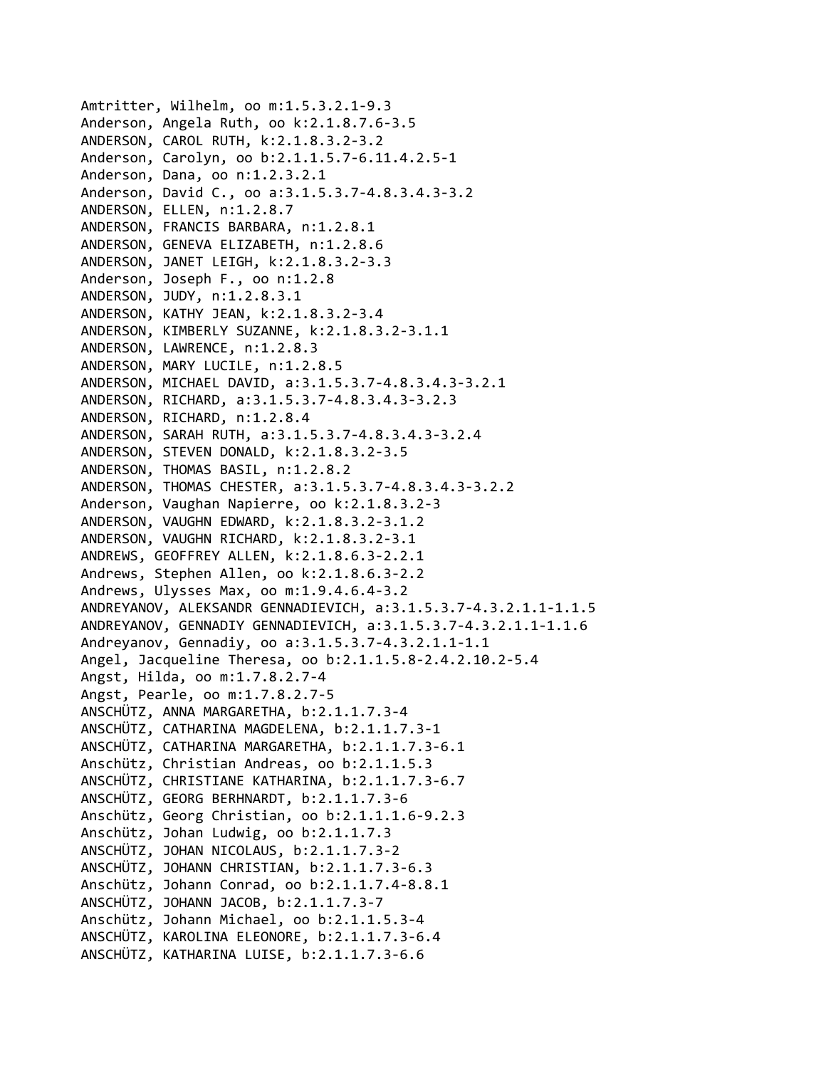Amtritter, Wilhelm, oo m:1.5.3.2.1-9.3
Anderson, Angela Ruth, oo k:2.1.8.7.6-3.5
ANDERSON, CAROL RUTH, k:2.1.8.3.2-3.2
Anderson, Carolyn, oo b:2.1.1.5.7-6.11.4.2.5-1
Anderson, Dana, oo n:1.2.3.2.1
Anderson, David C., oo a:3.1.5.3.7-4.8.3.4.3-3.2
ANDERSON, ELLEN, n:1.2.8.7
ANDERSON, FRANCIS BARBARA, n:1.2.8.1
ANDERSON, GENEVA ELIZABETH, n:1.2.8.6
ANDERSON, JANET LEIGH, k:2.1.8.3.2-3.3
Anderson, Joseph F., oo n:1.2.8
ANDERSON, JUDY, n:1.2.8.3.1
ANDERSON, KATHY JEAN, k:2.1.8.3.2-3.4
ANDERSON, KIMBERLY SUZANNE, k:2.1.8.3.2-3.1.1
ANDERSON, LAWRENCE, n:1.2.8.3
ANDERSON, MARY LUCILE, n:1.2.8.5
ANDERSON, MICHAEL DAVID, a:3.1.5.3.7-4.8.3.4.3-3.2.1
ANDERSON, RICHARD, a:3.1.5.3.7-4.8.3.4.3-3.2.3
ANDERSON, RICHARD, n:1.2.8.4
ANDERSON, SARAH RUTH, a:3.1.5.3.7-4.8.3.4.3-3.2.4
ANDERSON, STEVEN DONALD, k:2.1.8.3.2-3.5
ANDERSON, THOMAS BASIL, n:1.2.8.2
ANDERSON, THOMAS CHESTER, a:3.1.5.3.7-4.8.3.4.3-3.2.2
Anderson, Vaughan Napierre, oo k:2.1.8.3.2-3
ANDERSON, VAUGHN EDWARD, k:2.1.8.3.2-3.1.2
ANDERSON, VAUGHN RICHARD, k:2.1.8.3.2-3.1
ANDREWS, GEOFFREY ALLEN, k:2.1.8.6.3-2.2.1
Andrews, Stephen Allen, oo k:2.1.8.6.3-2.2
Andrews, Ulysses Max, oo m:1.9.4.6.4-3.2
ANDREYANOV, ALEKSANDR GENNADIEVICH, a:3.1.5.3.7-4.3.2.1.1-1.1.5
ANDREYANOV, GENNADIY GENNADIEVICH, a:3.1.5.3.7-4.3.2.1.1-1.1.6
Andreyanov, Gennadiy, oo a:3.1.5.3.7-4.3.2.1.1-1.1
Angel, Jacqueline Theresa, oo b:2.1.1.5.8-2.4.2.10.2-5.4
Angst, Hilda, oo m:1.7.8.2.7-4
Angst, Pearle, oo m:1.7.8.2.7-5
ANSCHÜTZ, ANNA MARGARETHA, b:2.1.1.7.3-4
ANSCHÜTZ, CATHARINA MAGDELENA, b:2.1.1.7.3-1
ANSCHÜTZ, CATHARINA MARGARETHA, b:2.1.1.7.3-6.1
Anschütz, Christian Andreas, oo b:2.1.1.5.3
ANSCHÜTZ, CHRISTIANE KATHARINA, b:2.1.1.7.3-6.7
ANSCHÜTZ, GEORG BERHNARDT, b:2.1.1.7.3-6
Anschütz, Georg Christian, oo b:2.1.1.1.6-9.2.3
Anschütz, Johan Ludwig, oo b:2.1.1.7.3
ANSCHÜTZ, JOHAN NICOLAUS, b:2.1.1.7.3-2
ANSCHÜTZ, JOHANN CHRISTIAN, b:2.1.1.7.3-6.3
Anschütz, Johann Conrad, oo b:2.1.1.7.4-8.8.1
ANSCHÜTZ, JOHANN JACOB, b:2.1.1.7.3-7
Anschütz, Johann Michael, oo b:2.1.1.5.3-4
ANSCHÜTZ, KAROLINA ELEONORE, b:2.1.1.7.3-6.4
ANSCHÜTZ, KATHARINA LUISE, b:2.1.1.7.3-6.6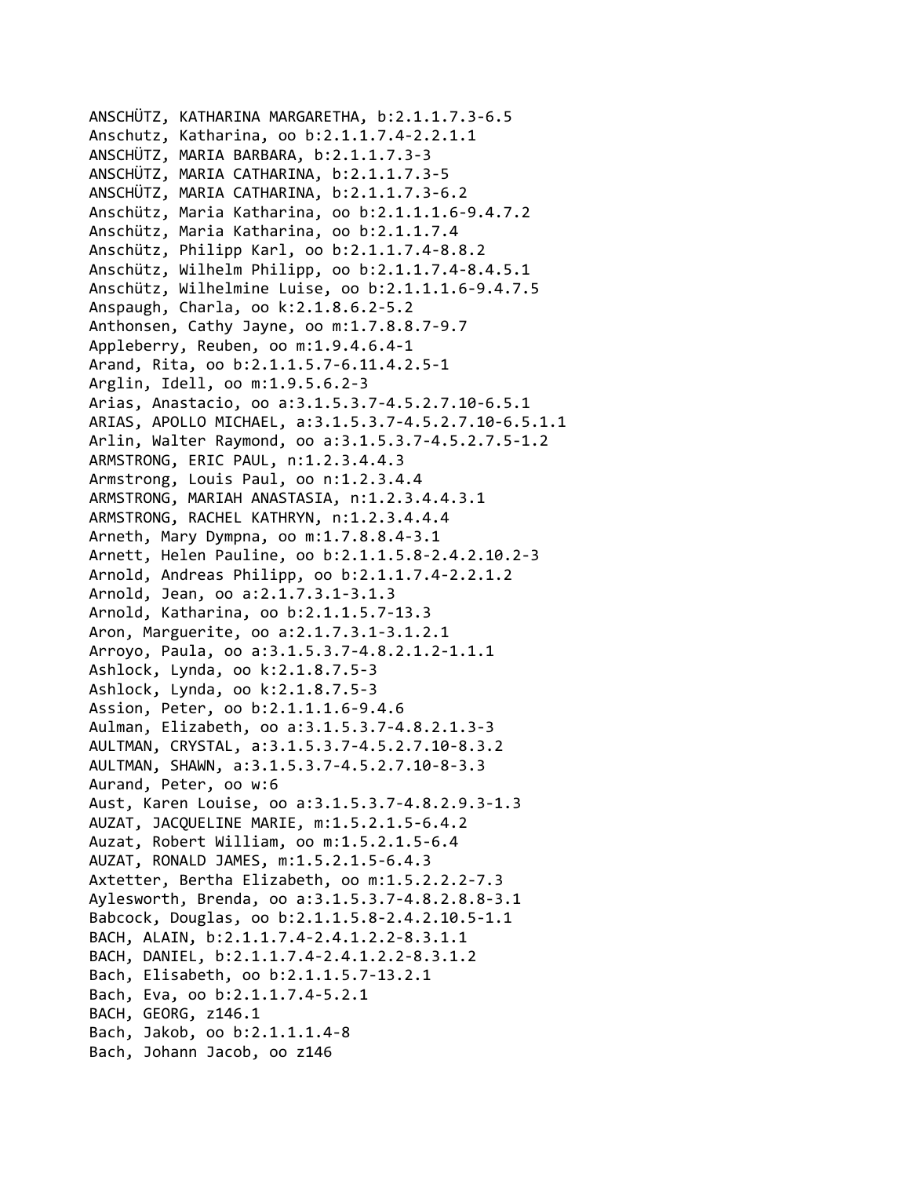ANSCHÜTZ, KATHARINA MARGARETHA, b:2.1.1.7.3-6.5
Anschutz, Katharina, oo b:2.1.1.7.4-2.2.1.1
ANSCHÜTZ, MARIA BARBARA, b:2.1.1.7.3-3
ANSCHÜTZ, MARIA CATHARINA, b:2.1.1.7.3-5
ANSCHÜTZ, MARIA CATHARINA, b:2.1.1.7.3-6.2
Anschütz, Maria Katharina, oo b:2.1.1.1.6-9.4.7.2
Anschütz, Maria Katharina, oo b:2.1.1.7.4
Anschütz, Philipp Karl, oo b:2.1.1.7.4-8.8.2
Anschütz, Wilhelm Philipp, oo b:2.1.1.7.4-8.4.5.1
Anschütz, Wilhelmine Luise, oo b:2.1.1.1.6-9.4.7.5
Anspaugh, Charla, oo k:2.1.8.6.2-5.2
Anthonsen, Cathy Jayne, oo m:1.7.8.8.7-9.7
Appleberry, Reuben, oo m:1.9.4.6.4-1
Arand, Rita, oo b:2.1.1.5.7-6.11.4.2.5-1
Arglin, Idell, oo m:1.9.5.6.2-3
Arias, Anastacio, oo a:3.1.5.3.7-4.5.2.7.10-6.5.1
ARIAS, APOLLO MICHAEL, a:3.1.5.3.7-4.5.2.7.10-6.5.1.1
Arlin, Walter Raymond, oo a:3.1.5.3.7-4.5.2.7.5-1.2
ARMSTRONG, ERIC PAUL, n:1.2.3.4.4.3
Armstrong, Louis Paul, oo n:1.2.3.4.4
ARMSTRONG, MARIAH ANASTASIA, n:1.2.3.4.4.3.1
ARMSTRONG, RACHEL KATHRYN, n:1.2.3.4.4.4
Arneth, Mary Dympna, oo m:1.7.8.8.4-3.1
Arnett, Helen Pauline, oo b:2.1.1.5.8-2.4.2.10.2-3
Arnold, Andreas Philipp, oo b:2.1.1.7.4-2.2.1.2
Arnold, Jean, oo a:2.1.7.3.1-3.1.3
Arnold, Katharina, oo b:2.1.1.5.7-13.3
Aron, Marguerite, oo a:2.1.7.3.1-3.1.2.1
Arroyo, Paula, oo a:3.1.5.3.7-4.8.2.1.2-1.1.1
Ashlock, Lynda, oo k:2.1.8.7.5-3
Ashlock, Lynda, oo k:2.1.8.7.5-3
Assion, Peter, oo b:2.1.1.1.6-9.4.6
Aulman, Elizabeth, oo a:3.1.5.3.7-4.8.2.1.3-3
AULTMAN, CRYSTAL, a:3.1.5.3.7-4.5.2.7.10-8.3.2
AULTMAN, SHAWN, a:3.1.5.3.7-4.5.2.7.10-8-3.3
Aurand, Peter, oo w:6
Aust, Karen Louise, oo a:3.1.5.3.7-4.8.2.9.3-1.3
AUZAT, JACQUELINE MARIE, m:1.5.2.1.5-6.4.2
Auzat, Robert William, oo m:1.5.2.1.5-6.4
AUZAT, RONALD JAMES, m:1.5.2.1.5-6.4.3
Axtetter, Bertha Elizabeth, oo m:1.5.2.2.2-7.3
Aylesworth, Brenda, oo a:3.1.5.3.7-4.8.2.8.8-3.1
Babcock, Douglas, oo b:2.1.1.5.8-2.4.2.10.5-1.1
BACH, ALAIN, b:2.1.1.7.4-2.4.1.2.2-8.3.1.1
BACH, DANIEL, b:2.1.1.7.4-2.4.1.2.2-8.3.1.2
Bach, Elisabeth, oo b:2.1.1.5.7-13.2.1
Bach, Eva, oo b:2.1.1.7.4-5.2.1
BACH, GEORG, z146.1
Bach, Jakob, oo b:2.1.1.1.4-8
Bach, Johann Jacob, oo z146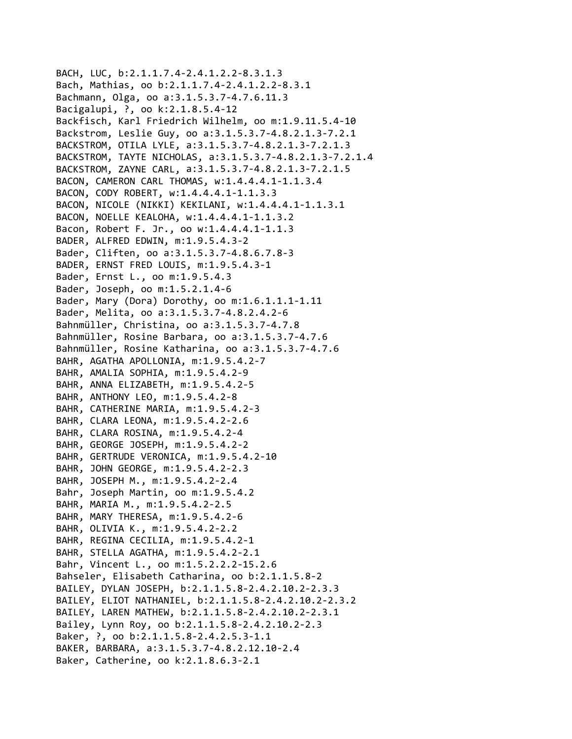BACH, LUC, b:2.1.1.7.4-2.4.1.2.2-8.3.1.3
Bach, Mathias, oo b:2.1.1.7.4-2.4.1.2.2-8.3.1
Bachmann, Olga, oo a:3.1.5.3.7-4.7.6.11.3
Bacigalupi, ?, oo k:2.1.8.5.4-12
Backfisch, Karl Friedrich Wilhelm, oo m:1.9.11.5.4-10
Backstrom, Leslie Guy, oo a:3.1.5.3.7-4.8.2.1.3-7.2.1
BACKSTROM, OTILA LYLE, a:3.1.5.3.7-4.8.2.1.3-7.2.1.3
BACKSTROM, TAYTE NICHOLAS, a:3.1.5.3.7-4.8.2.1.3-7.2.1.4
BACKSTROM, ZAYNE CARL, a:3.1.5.3.7-4.8.2.1.3-7.2.1.5
BACON, CAMERON CARL THOMAS, w:1.4.4.4.1-1.1.3.4
BACON, CODY ROBERT, w:1.4.4.4.1-1.1.3.3
BACON, NICOLE (NIKKI) KEKILANI, w:1.4.4.4.1-1.1.3.1
BACON, NOELLE KEALOHA, w:1.4.4.4.1-1.1.3.2
Bacon, Robert F. Jr., oo w:1.4.4.4.1-1.1.3
BADER, ALFRED EDWIN, m:1.9.5.4.3-2
Bader, Cliften, oo a:3.1.5.3.7-4.8.6.7.8-3
BADER, ERNST FRED LOUIS, m:1.9.5.4.3-1
Bader, Ernst L., oo m:1.9.5.4.3
Bader, Joseph, oo m:1.5.2.1.4-6
Bader, Mary (Dora) Dorothy, oo m:1.6.1.1.1-1.11
Bader, Melita, oo a:3.1.5.3.7-4.8.2.4.2-6
Bahnmüller, Christina, oo a:3.1.5.3.7-4.7.8
Bahnmüller, Rosine Barbara, oo a:3.1.5.3.7-4.7.6
Bahnmüller, Rosine Katharina, oo a:3.1.5.3.7-4.7.6
BAHR, AGATHA APOLLONIA, m:1.9.5.4.2-7
BAHR, AMALIA SOPHIA, m:1.9.5.4.2-9
BAHR, ANNA ELIZABETH, m:1.9.5.4.2-5
BAHR, ANTHONY LEO, m:1.9.5.4.2-8
BAHR, CATHERINE MARIA, m:1.9.5.4.2-3
BAHR, CLARA LEONA, m:1.9.5.4.2-2.6
BAHR, CLARA ROSINA, m:1.9.5.4.2-4
BAHR, GEORGE JOSEPH, m:1.9.5.4.2-2
BAHR, GERTRUDE VERONICA, m:1.9.5.4.2-10
BAHR, JOHN GEORGE, m:1.9.5.4.2-2.3
BAHR, JOSEPH M., m:1.9.5.4.2-2.4
Bahr, Joseph Martin, oo m:1.9.5.4.2
BAHR, MARIA M., m:1.9.5.4.2-2.5
BAHR, MARY THERESA, m:1.9.5.4.2-6
BAHR, OLIVIA K., m:1.9.5.4.2-2.2
BAHR, REGINA CECILIA, m:1.9.5.4.2-1
BAHR, STELLA AGATHA, m:1.9.5.4.2-2.1
Bahr, Vincent L., oo m:1.5.2.2.2-15.2.6
Bahseler, Elisabeth Catharina, oo b:2.1.1.5.8-2
BAILEY, DYLAN JOSEPH, b:2.1.1.5.8-2.4.2.10.2-2.3.3
BAILEY, ELIOT NATHANIEL, b:2.1.1.5.8-2.4.2.10.2-2.3.2
BAILEY, LAREN MATHEW, b:2.1.1.5.8-2.4.2.10.2-2.3.1
Bailey, Lynn Roy, oo b:2.1.1.5.8-2.4.2.10.2-2.3
Baker, ?, oo b:2.1.1.5.8-2.4.2.5.3-1.1
BAKER, BARBARA, a:3.1.5.3.7-4.8.2.12.10-2.4
Baker, Catherine, oo k:2.1.8.6.3-2.1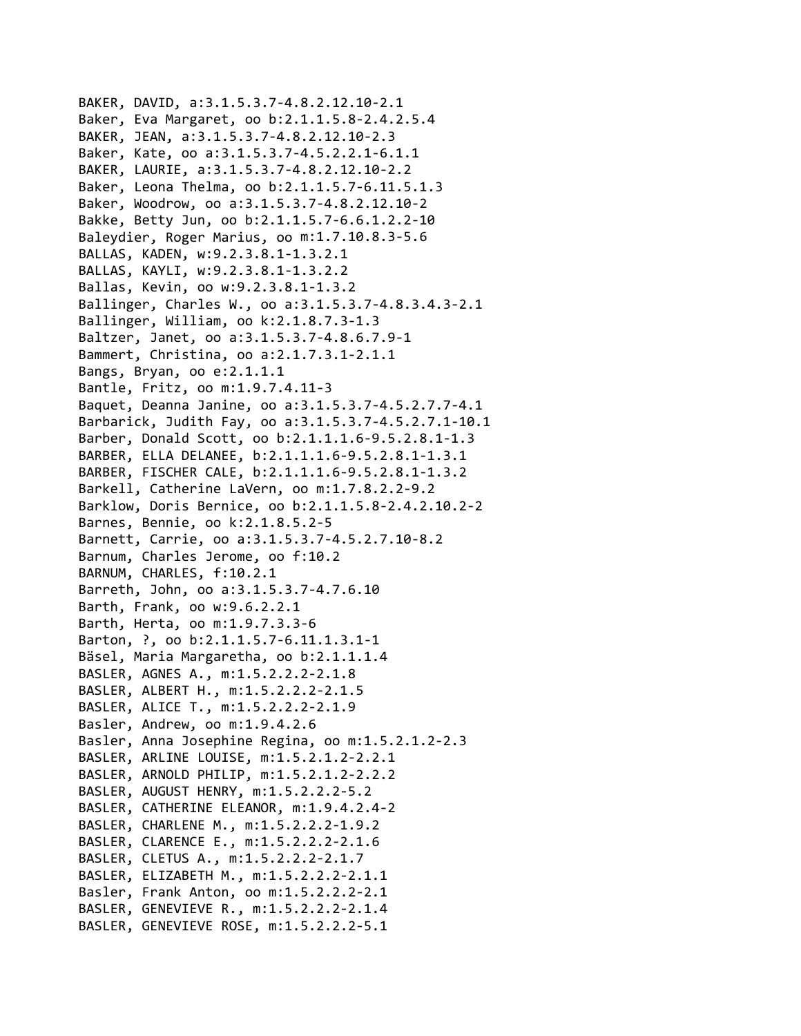BAKER, DAVID, a:3.1.5.3.7-4.8.2.12.10-2.1
Baker, Eva Margaret, oo b:2.1.1.5.8-2.4.2.5.4
BAKER, JEAN, a:3.1.5.3.7-4.8.2.12.10-2.3
Baker, Kate, oo a:3.1.5.3.7-4.5.2.2.1-6.1.1
BAKER, LAURIE, a:3.1.5.3.7-4.8.2.12.10-2.2
Baker, Leona Thelma, oo b:2.1.1.5.7-6.11.5.1.3
Baker, Woodrow, oo a:3.1.5.3.7-4.8.2.12.10-2
Bakke, Betty Jun, oo b:2.1.1.5.7-6.6.1.2.2-10
Baleydier, Roger Marius, oo m:1.7.10.8.3-5.6
BALLAS, KADEN, w:9.2.3.8.1-1.3.2.1
BALLAS, KAYLI, w:9.2.3.8.1-1.3.2.2
Ballas, Kevin, oo w:9.2.3.8.1-1.3.2
Ballinger, Charles W., oo a:3.1.5.3.7-4.8.3.4.3-2.1
Ballinger, William, oo k:2.1.8.7.3-1.3
Baltzer, Janet, oo a:3.1.5.3.7-4.8.6.7.9-1
Bammert, Christina, oo a:2.1.7.3.1-2.1.1
Bangs, Bryan, oo e:2.1.1.1
Bantle, Fritz, oo m:1.9.7.4.11-3
Baquet, Deanna Janine, oo a:3.1.5.3.7-4.5.2.7.7-4.1
Barbarick, Judith Fay, oo a:3.1.5.3.7-4.5.2.7.1-10.1
Barber, Donald Scott, oo b:2.1.1.1.6-9.5.2.8.1-1.3
BARBER, ELLA DELANEE, b:2.1.1.1.6-9.5.2.8.1-1.3.1
BARBER, FISCHER CALE, b:2.1.1.1.6-9.5.2.8.1-1.3.2
Barkell, Catherine LaVern, oo m:1.7.8.2.2-9.2
Barklow, Doris Bernice, oo b:2.1.1.5.8-2.4.2.10.2-2
Barnes, Bennie, oo k:2.1.8.5.2-5
Barnett, Carrie, oo a:3.1.5.3.7-4.5.2.7.10-8.2
Barnum, Charles Jerome, oo f:10.2
BARNUM, CHARLES, f:10.2.1
Barreth, John, oo a:3.1.5.3.7-4.7.6.10
Barth, Frank, oo w:9.6.2.2.1
Barth, Herta, oo m:1.9.7.3.3-6
Barton, ?, oo b:2.1.1.5.7-6.11.1.3.1-1
Bäsel, Maria Margaretha, oo b:2.1.1.1.4
BASLER, AGNES A., m:1.5.2.2.2-2.1.8
BASLER, ALBERT H., m:1.5.2.2.2-2.1.5
BASLER, ALICE T., m:1.5.2.2.2-2.1.9
Basler, Andrew, oo m:1.9.4.2.6
Basler, Anna Josephine Regina, oo m:1.5.2.1.2-2.3
BASLER, ARLINE LOUISE, m:1.5.2.1.2-2.2.1
BASLER, ARNOLD PHILIP, m:1.5.2.1.2-2.2.2
BASLER, AUGUST HENRY, m:1.5.2.2.2-5.2
BASLER, CATHERINE ELEANOR, m:1.9.4.2.4-2
BASLER, CHARLENE M., m:1.5.2.2.2-1.9.2
BASLER, CLARENCE E., m:1.5.2.2.2-2.1.6
BASLER, CLETUS A., m:1.5.2.2.2-2.1.7
BASLER, ELIZABETH M., m:1.5.2.2.2-2.1.1
Basler, Frank Anton, oo m:1.5.2.2.2-2.1
BASLER, GENEVIEVE R., m:1.5.2.2.2-2.1.4
BASLER, GENEVIEVE ROSE, m:1.5.2.2.2-5.1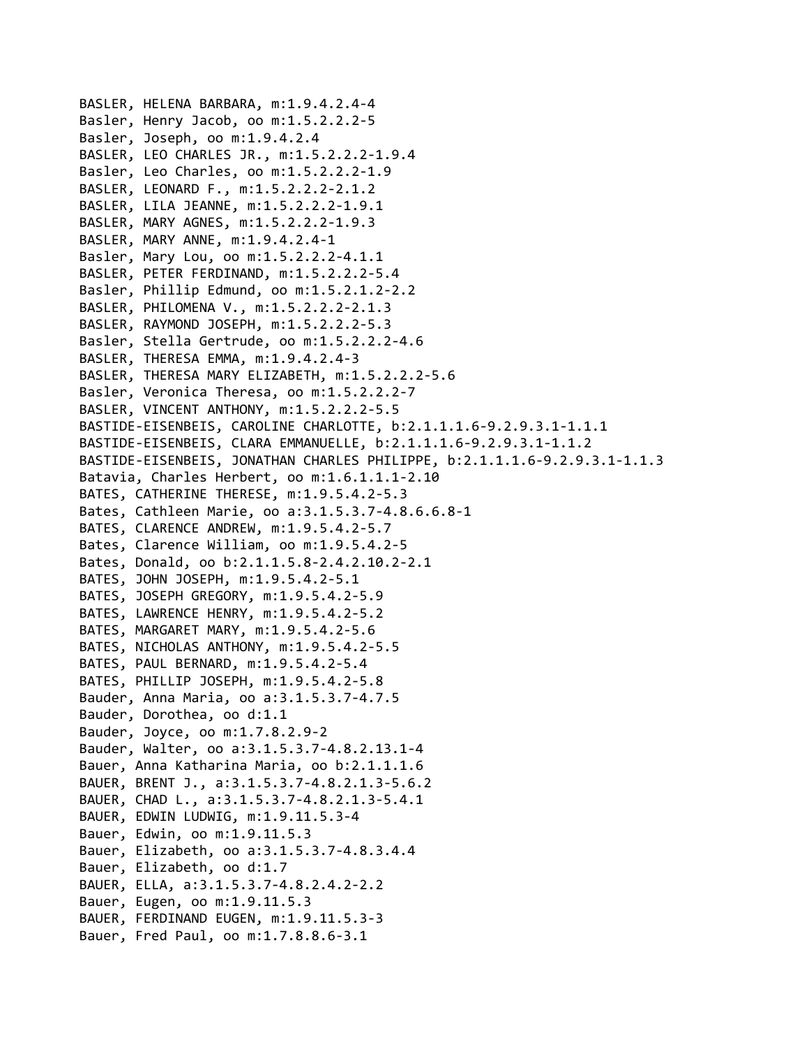BASLER, HELENA BARBARA, m:1.9.4.2.4-4
Basler, Henry Jacob, oo m:1.5.2.2.2-5
Basler, Joseph, oo m:1.9.4.2.4
BASLER, LEO CHARLES JR., m:1.5.2.2.2-1.9.4
Basler, Leo Charles, oo m:1.5.2.2.2-1.9
BASLER, LEONARD F., m:1.5.2.2.2-2.1.2
BASLER, LILA JEANNE, m:1.5.2.2.2-1.9.1
BASLER, MARY AGNES, m:1.5.2.2.2-1.9.3
BASLER, MARY ANNE, m:1.9.4.2.4-1
Basler, Mary Lou, oo m:1.5.2.2.2-4.1.1
BASLER, PETER FERDINAND, m:1.5.2.2.2-5.4
Basler, Phillip Edmund, oo m:1.5.2.1.2-2.2
BASLER, PHILOMENA V., m:1.5.2.2.2-2.1.3
BASLER, RAYMOND JOSEPH, m:1.5.2.2.2-5.3
Basler, Stella Gertrude, oo m:1.5.2.2.2-4.6
BASLER, THERESA EMMA, m:1.9.4.2.4-3
BASLER, THERESA MARY ELIZABETH, m:1.5.2.2.2-5.6
Basler, Veronica Theresa, oo m:1.5.2.2.2-7
BASLER, VINCENT ANTHONY, m:1.5.2.2.2-5.5
BASTIDE-EISENBEIS, CAROLINE CHARLOTTE, b:2.1.1.1.6-9.2.9.3.1-1.1.1
BASTIDE-EISENBEIS, CLARA EMMANUELLE, b:2.1.1.1.6-9.2.9.3.1-1.1.2
BASTIDE-EISENBEIS, JONATHAN CHARLES PHILIPPE, b:2.1.1.1.6-9.2.9.3.1-1.1.3
Batavia, Charles Herbert, oo m:1.6.1.1.1-2.10
BATES, CATHERINE THERESE, m:1.9.5.4.2-5.3
Bates, Cathleen Marie, oo a:3.1.5.3.7-4.8.6.6.8-1
BATES, CLARENCE ANDREW, m:1.9.5.4.2-5.7
Bates, Clarence William, oo m:1.9.5.4.2-5
Bates, Donald, oo b:2.1.1.5.8-2.4.2.10.2-2.1
BATES, JOHN JOSEPH, m:1.9.5.4.2-5.1
BATES, JOSEPH GREGORY, m:1.9.5.4.2-5.9
BATES, LAWRENCE HENRY, m:1.9.5.4.2-5.2
BATES, MARGARET MARY, m:1.9.5.4.2-5.6
BATES, NICHOLAS ANTHONY, m:1.9.5.4.2-5.5
BATES, PAUL BERNARD, m:1.9.5.4.2-5.4
BATES, PHILLIP JOSEPH, m:1.9.5.4.2-5.8
Bauder, Anna Maria, oo a:3.1.5.3.7-4.7.5
Bauder, Dorothea, oo d:1.1
Bauder, Joyce, oo m:1.7.8.2.9-2
Bauder, Walter, oo a:3.1.5.3.7-4.8.2.13.1-4
Bauer, Anna Katharina Maria, oo b:2.1.1.1.6
BAUER, BRENT J., a:3.1.5.3.7-4.8.2.1.3-5.6.2
BAUER, CHAD L., a:3.1.5.3.7-4.8.2.1.3-5.4.1
BAUER, EDWIN LUDWIG, m:1.9.11.5.3-4
Bauer, Edwin, oo m:1.9.11.5.3
Bauer, Elizabeth, oo a:3.1.5.3.7-4.8.3.4.4
Bauer, Elizabeth, oo d:1.7
BAUER, ELLA, a:3.1.5.3.7-4.8.2.4.2-2.2
Bauer, Eugen, oo m:1.9.11.5.3
BAUER, FERDINAND EUGEN, m:1.9.11.5.3-3
Bauer, Fred Paul, oo m:1.7.8.8.6-3.1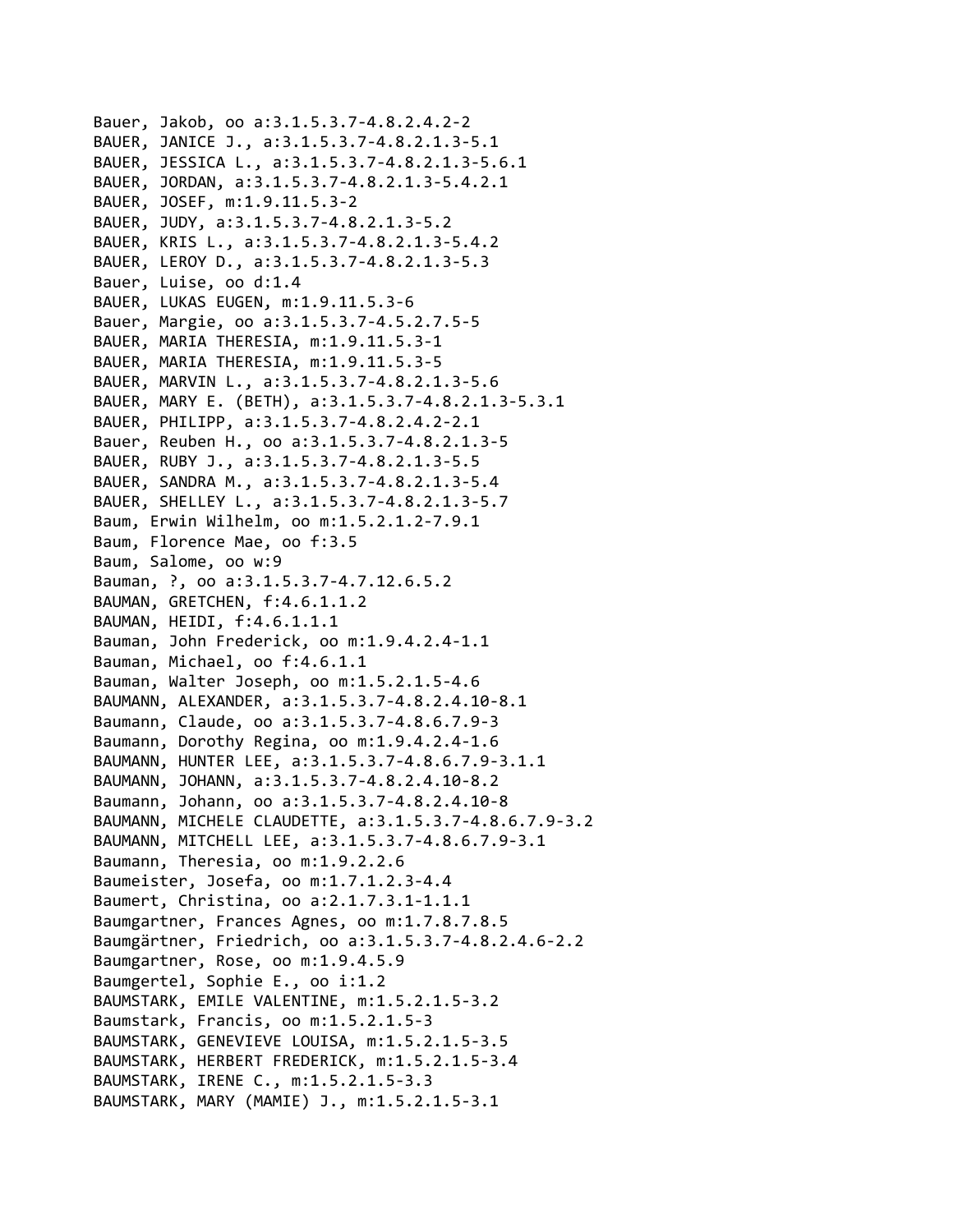Bauer, Jakob, oo a:3.1.5.3.7-4.8.2.4.2-2
BAUER, JANICE J., a:3.1.5.3.7-4.8.2.1.3-5.1
BAUER, JESSICA L., a:3.1.5.3.7-4.8.2.1.3-5.6.1
BAUER, JORDAN, a:3.1.5.3.7-4.8.2.1.3-5.4.2.1
BAUER, JOSEF, m:1.9.11.5.3-2
BAUER, JUDY, a:3.1.5.3.7-4.8.2.1.3-5.2
BAUER, KRIS L., a:3.1.5.3.7-4.8.2.1.3-5.4.2
BAUER, LEROY D., a:3.1.5.3.7-4.8.2.1.3-5.3
Bauer, Luise, oo d:1.4
BAUER, LUKAS EUGEN, m:1.9.11.5.3-6
Bauer, Margie, oo a:3.1.5.3.7-4.5.2.7.5-5
BAUER, MARIA THERESIA, m:1.9.11.5.3-1
BAUER, MARIA THERESIA, m:1.9.11.5.3-5
BAUER, MARVIN L., a:3.1.5.3.7-4.8.2.1.3-5.6
BAUER, MARY E. (BETH), a:3.1.5.3.7-4.8.2.1.3-5.3.1
BAUER, PHILIPP, a:3.1.5.3.7-4.8.2.4.2-2.1
Bauer, Reuben H., oo a:3.1.5.3.7-4.8.2.1.3-5
BAUER, RUBY J., a:3.1.5.3.7-4.8.2.1.3-5.5
BAUER, SANDRA M., a:3.1.5.3.7-4.8.2.1.3-5.4
BAUER, SHELLEY L., a:3.1.5.3.7-4.8.2.1.3-5.7
Baum, Erwin Wilhelm, oo m:1.5.2.1.2-7.9.1
Baum, Florence Mae, oo f:3.5
Baum, Salome, oo w:9
Bauman, ?, oo a:3.1.5.3.7-4.7.12.6.5.2
BAUMAN, GRETCHEN, f:4.6.1.1.2
BAUMAN, HEIDI, f:4.6.1.1.1
Bauman, John Frederick, oo m:1.9.4.2.4-1.1
Bauman, Michael, oo f:4.6.1.1
Bauman, Walter Joseph, oo m:1.5.2.1.5-4.6
BAUMANN, ALEXANDER, a:3.1.5.3.7-4.8.2.4.10-8.1
Baumann, Claude, oo a:3.1.5.3.7-4.8.6.7.9-3
Baumann, Dorothy Regina, oo m:1.9.4.2.4-1.6
BAUMANN, HUNTER LEE, a:3.1.5.3.7-4.8.6.7.9-3.1.1
BAUMANN, JOHANN, a:3.1.5.3.7-4.8.2.4.10-8.2
Baumann, Johann, oo a:3.1.5.3.7-4.8.2.4.10-8
BAUMANN, MICHELE CLAUDETTE, a:3.1.5.3.7-4.8.6.7.9-3.2
BAUMANN, MITCHELL LEE, a:3.1.5.3.7-4.8.6.7.9-3.1
Baumann, Theresia, oo m:1.9.2.2.6
Baumeister, Josefa, oo m:1.7.1.2.3-4.4
Baumert, Christina, oo a:2.1.7.3.1-1.1.1
Baumgartner, Frances Agnes, oo m:1.7.8.7.8.5
Baumgärtner, Friedrich, oo a:3.1.5.3.7-4.8.2.4.6-2.2
Baumgartner, Rose, oo m:1.9.4.5.9
Baumgertel, Sophie E., oo i:1.2
BAUMSTARK, EMILE VALENTINE, m:1.5.2.1.5-3.2
Baumstark, Francis, oo m:1.5.2.1.5-3
BAUMSTARK, GENEVIEVE LOUISA, m:1.5.2.1.5-3.5
BAUMSTARK, HERBERT FREDERICK, m:1.5.2.1.5-3.4
BAUMSTARK, IRENE C., m:1.5.2.1.5-3.3
BAUMSTARK, MARY (MAMIE) J., m:1.5.2.1.5-3.1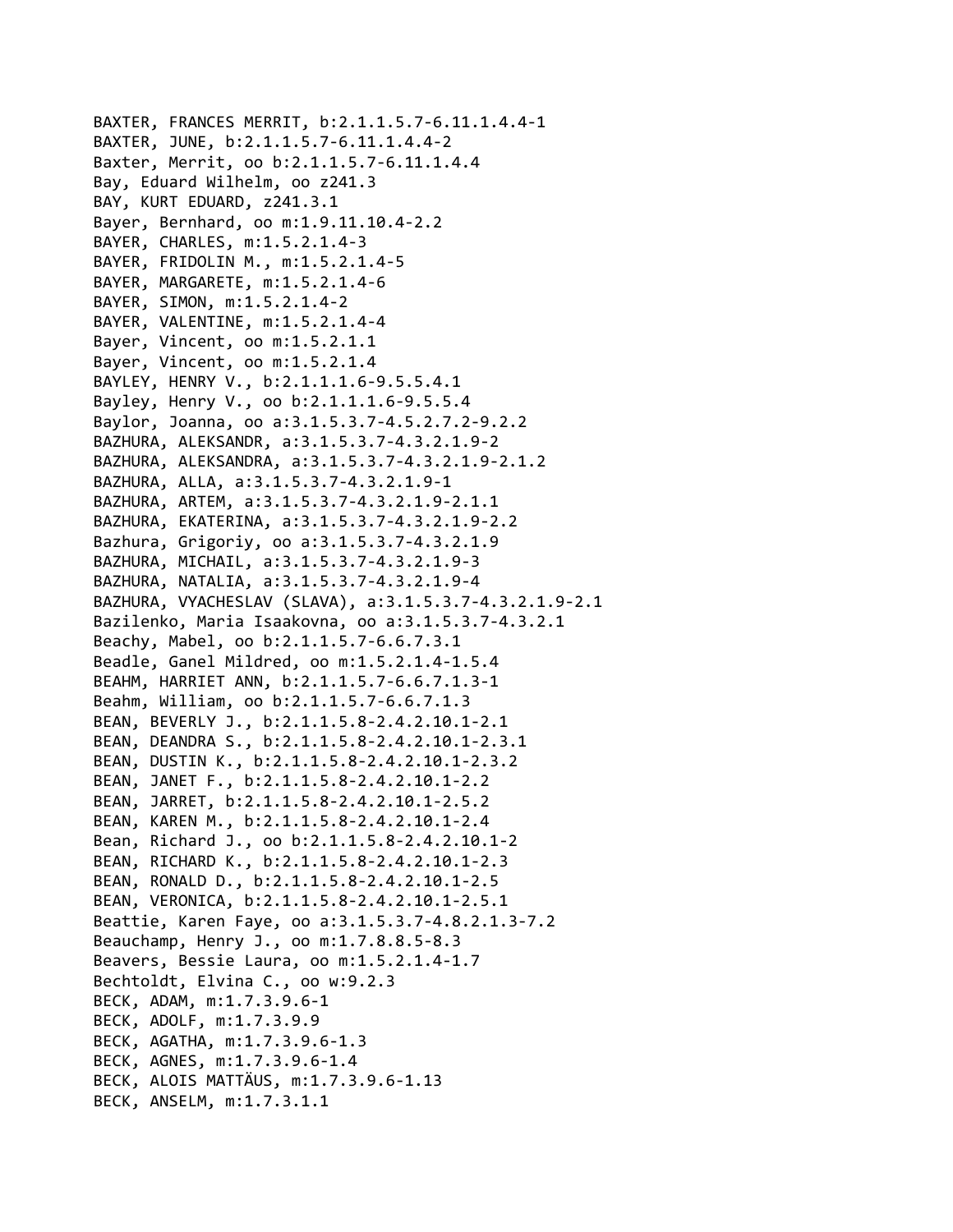BAXTER, FRANCES MERRIT, b:2.1.1.5.7-6.11.1.4.4-1
BAXTER, JUNE, b:2.1.1.5.7-6.11.1.4.4-2
Baxter, Merrit, oo b:2.1.1.5.7-6.11.1.4.4
Bay, Eduard Wilhelm, oo z241.3
BAY, KURT EDUARD, z241.3.1
Bayer, Bernhard, oo m:1.9.11.10.4-2.2
BAYER, CHARLES, m:1.5.2.1.4-3
BAYER, FRIDOLIN M., m:1.5.2.1.4-5
BAYER, MARGARETE, m:1.5.2.1.4-6
BAYER, SIMON, m:1.5.2.1.4-2
BAYER, VALENTINE, m:1.5.2.1.4-4
Bayer, Vincent, oo m:1.5.2.1.1
Bayer, Vincent, oo m:1.5.2.1.4
BAYLEY, HENRY V., b:2.1.1.1.6-9.5.5.4.1
Bayley, Henry V., oo b:2.1.1.1.6-9.5.5.4
Baylor, Joanna, oo a:3.1.5.3.7-4.5.2.7.2-9.2.2
BAZHURA, ALEKSANDR, a:3.1.5.3.7-4.3.2.1.9-2
BAZHURA, ALEKSANDRA, a:3.1.5.3.7-4.3.2.1.9-2.1.2
BAZHURA, ALLA, a:3.1.5.3.7-4.3.2.1.9-1
BAZHURA, ARTEM, a:3.1.5.3.7-4.3.2.1.9-2.1.1
BAZHURA, EKATERINA, a:3.1.5.3.7-4.3.2.1.9-2.2
Bazhura, Grigoriy, oo a:3.1.5.3.7-4.3.2.1.9
BAZHURA, MICHAIL, a:3.1.5.3.7-4.3.2.1.9-3
BAZHURA, NATALIA, a:3.1.5.3.7-4.3.2.1.9-4
BAZHURA, VYACHESLAV (SLAVA), a:3.1.5.3.7-4.3.2.1.9-2.1
Bazilenko, Maria Isaakovna, oo a:3.1.5.3.7-4.3.2.1
Beachy, Mabel, oo b:2.1.1.5.7-6.6.7.3.1
Beadle, Ganel Mildred, oo m:1.5.2.1.4-1.5.4
BEAHM, HARRIET ANN, b:2.1.1.5.7-6.6.7.1.3-1
Beahm, William, oo b:2.1.1.5.7-6.6.7.1.3
BEAN, BEVERLY J., b:2.1.1.5.8-2.4.2.10.1-2.1
BEAN, DEANDRA S., b:2.1.1.5.8-2.4.2.10.1-2.3.1
BEAN, DUSTIN K., b:2.1.1.5.8-2.4.2.10.1-2.3.2
BEAN, JANET F., b:2.1.1.5.8-2.4.2.10.1-2.2
BEAN, JARRET, b:2.1.1.5.8-2.4.2.10.1-2.5.2
BEAN, KAREN M., b:2.1.1.5.8-2.4.2.10.1-2.4
Bean, Richard J., oo b:2.1.1.5.8-2.4.2.10.1-2
BEAN, RICHARD K., b:2.1.1.5.8-2.4.2.10.1-2.3
BEAN, RONALD D., b:2.1.1.5.8-2.4.2.10.1-2.5
BEAN, VERONICA, b:2.1.1.5.8-2.4.2.10.1-2.5.1
Beattie, Karen Faye, oo a:3.1.5.3.7-4.8.2.1.3-7.2
Beauchamp, Henry J., oo m:1.7.8.8.5-8.3
Beavers, Bessie Laura, oo m:1.5.2.1.4-1.7
Bechtoldt, Elvina C., oo w:9.2.3
BECK, ADAM, m:1.7.3.9.6-1
BECK, ADOLF, m:1.7.3.9.9
BECK, AGATHA, m:1.7.3.9.6-1.3
BECK, AGNES, m:1.7.3.9.6-1.4
BECK, ALOIS MATTÄUS, m:1.7.3.9.6-1.13
BECK, ANSELM, m:1.7.3.1.1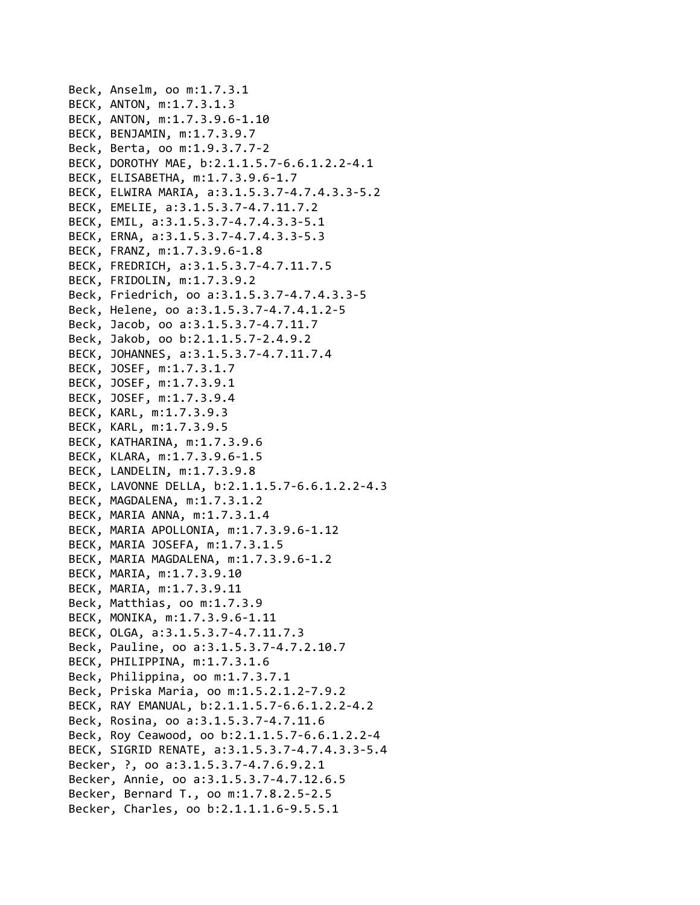Beck, Anselm, oo m:1.7.3.1
BECK, ANTON, m:1.7.3.1.3
BECK, ANTON, m:1.7.3.9.6-1.10
BECK, BENJAMIN, m:1.7.3.9.7
Beck, Berta, oo m:1.9.3.7.7-2
BECK, DOROTHY MAE, b:2.1.1.5.7-6.6.1.2.2-4.1
BECK, ELISABETHA, m:1.7.3.9.6-1.7
BECK, ELWIRA MARIA, a:3.1.5.3.7-4.7.4.3.3-5.2
BECK, EMELIE, a:3.1.5.3.7-4.7.11.7.2
BECK, EMIL, a:3.1.5.3.7-4.7.4.3.3-5.1
BECK, ERNA, a:3.1.5.3.7-4.7.4.3.3-5.3
BECK, FRANZ, m:1.7.3.9.6-1.8
BECK, FREDRICH, a:3.1.5.3.7-4.7.11.7.5
BECK, FRIDOLIN, m:1.7.3.9.2
Beck, Friedrich, oo a:3.1.5.3.7-4.7.4.3.3-5
Beck, Helene, oo a:3.1.5.3.7-4.7.4.1.2-5
Beck, Jacob, oo a:3.1.5.3.7-4.7.11.7
Beck, Jakob, oo b:2.1.1.5.7-2.4.9.2
BECK, JOHANNES, a:3.1.5.3.7-4.7.11.7.4
BECK, JOSEF, m:1.7.3.1.7
BECK, JOSEF, m:1.7.3.9.1
BECK, JOSEF, m:1.7.3.9.4
BECK, KARL, m:1.7.3.9.3
BECK, KARL, m:1.7.3.9.5
BECK, KATHARINA, m:1.7.3.9.6
BECK, KLARA, m:1.7.3.9.6-1.5
BECK, LANDELIN, m:1.7.3.9.8
BECK, LAVONNE DELLA, b:2.1.1.5.7-6.6.1.2.2-4.3
BECK, MAGDALENA, m:1.7.3.1.2
BECK, MARIA ANNA, m:1.7.3.1.4
BECK, MARIA APOLLONIA, m:1.7.3.9.6-1.12
BECK, MARIA JOSEFA, m:1.7.3.1.5
BECK, MARIA MAGDALENA, m:1.7.3.9.6-1.2
BECK, MARIA, m:1.7.3.9.10
BECK, MARIA, m:1.7.3.9.11
Beck, Matthias, oo m:1.7.3.9
BECK, MONIKA, m:1.7.3.9.6-1.11
BECK, OLGA, a:3.1.5.3.7-4.7.11.7.3
Beck, Pauline, oo a:3.1.5.3.7-4.7.2.10.7
BECK, PHILIPPINA, m:1.7.3.1.6
Beck, Philippina, oo m:1.7.3.7.1
Beck, Priska Maria, oo m:1.5.2.1.2-7.9.2
BECK, RAY EMANUAL, b:2.1.1.5.7-6.6.1.2.2-4.2
Beck, Rosina, oo a:3.1.5.3.7-4.7.11.6
Beck, Roy Ceawood, oo b:2.1.1.5.7-6.6.1.2.2-4
BECK, SIGRID RENATE, a:3.1.5.3.7-4.7.4.3.3-5.4
Becker, ?, oo a:3.1.5.3.7-4.7.6.9.2.1
Becker, Annie, oo a:3.1.5.3.7-4.7.12.6.5
Becker, Bernard T., oo m:1.7.8.2.5-2.5
Becker, Charles, oo b:2.1.1.1.6-9.5.5.1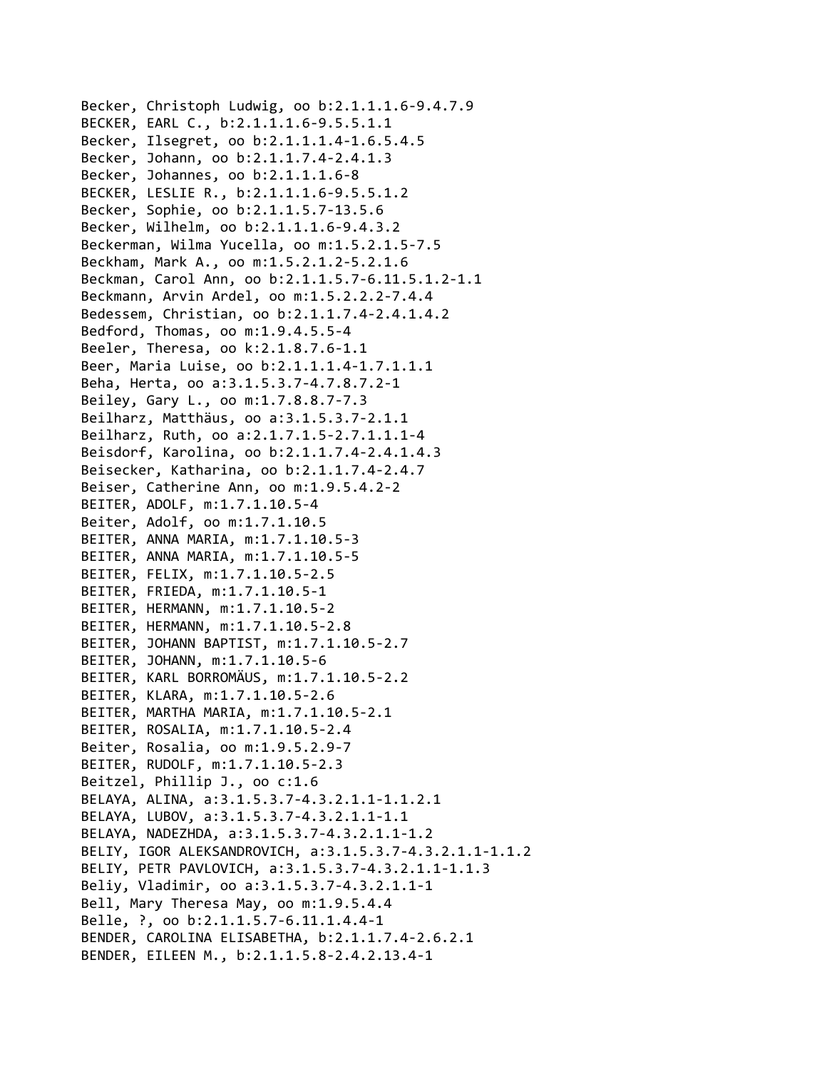Becker, Christoph Ludwig, oo b:2.1.1.1.6-9.4.7.9
BECKER, EARL C., b:2.1.1.1.6-9.5.5.1.1
Becker, Ilsegret, oo b:2.1.1.1.4-1.6.5.4.5
Becker, Johann, oo b:2.1.1.7.4-2.4.1.3
Becker, Johannes, oo b:2.1.1.1.6-8
BECKER, LESLIE R., b:2.1.1.1.6-9.5.5.1.2
Becker, Sophie, oo b:2.1.1.5.7-13.5.6
Becker, Wilhelm, oo b:2.1.1.1.6-9.4.3.2
Beckerman, Wilma Yucella, oo m:1.5.2.1.5-7.5
Beckham, Mark A., oo m:1.5.2.1.2-5.2.1.6
Beckman, Carol Ann, oo b:2.1.1.5.7-6.11.5.1.2-1.1
Beckmann, Arvin Ardel, oo m:1.5.2.2.2-7.4.4
Bedessem, Christian, oo b:2.1.1.7.4-2.4.1.4.2
Bedford, Thomas, oo m:1.9.4.5.5-4
Beeler, Theresa, oo k:2.1.8.7.6-1.1
Beer, Maria Luise, oo b:2.1.1.1.4-1.7.1.1.1
Beha, Herta, oo a:3.1.5.3.7-4.7.8.7.2-1
Beiley, Gary L., oo m:1.7.8.8.7-7.3
Beilharz, Matthäus, oo a:3.1.5.3.7-2.1.1
Beilharz, Ruth, oo a:2.1.7.1.5-2.7.1.1.1-4
Beisdorf, Karolina, oo b:2.1.1.7.4-2.4.1.4.3
Beisecker, Katharina, oo b:2.1.1.7.4-2.4.7
Beiser, Catherine Ann, oo m:1.9.5.4.2-2
BEITER, ADOLF, m:1.7.1.10.5-4
Beiter, Adolf, oo m:1.7.1.10.5
BEITER, ANNA MARIA, m:1.7.1.10.5-3
BEITER, ANNA MARIA, m:1.7.1.10.5-5
BEITER, FELIX, m:1.7.1.10.5-2.5
BEITER, FRIEDA, m:1.7.1.10.5-1
BEITER, HERMANN, m:1.7.1.10.5-2
BEITER, HERMANN, m:1.7.1.10.5-2.8
BEITER, JOHANN BAPTIST, m:1.7.1.10.5-2.7
BEITER, JOHANN, m:1.7.1.10.5-6
BEITER, KARL BORROMÄUS, m:1.7.1.10.5-2.2
BEITER, KLARA, m:1.7.1.10.5-2.6
BEITER, MARTHA MARIA, m:1.7.1.10.5-2.1
BEITER, ROSALIA, m:1.7.1.10.5-2.4
Beiter, Rosalia, oo m:1.9.5.2.9-7
BEITER, RUDOLF, m:1.7.1.10.5-2.3
Beitzel, Phillip J., oo c:1.6
BELAYA, ALINA, a:3.1.5.3.7-4.3.2.1.1-1.1.2.1
BELAYA, LUBOV, a:3.1.5.3.7-4.3.2.1.1-1.1
BELAYA, NADEZHDA, a:3.1.5.3.7-4.3.2.1.1-1.2
BELIY, IGOR ALEKSANDROVICH, a:3.1.5.3.7-4.3.2.1.1-1.1.2
BELIY, PETR PAVLOVICH, a:3.1.5.3.7-4.3.2.1.1-1.1.3
Beliy, Vladimir, oo a:3.1.5.3.7-4.3.2.1.1-1
Bell, Mary Theresa May, oo m:1.9.5.4.4
Belle, ?, oo b:2.1.1.5.7-6.11.1.4.4-1
BENDER, CAROLINA ELISABETHA, b:2.1.1.7.4-2.6.2.1
BENDER, EILEEN M., b:2.1.1.5.8-2.4.2.13.4-1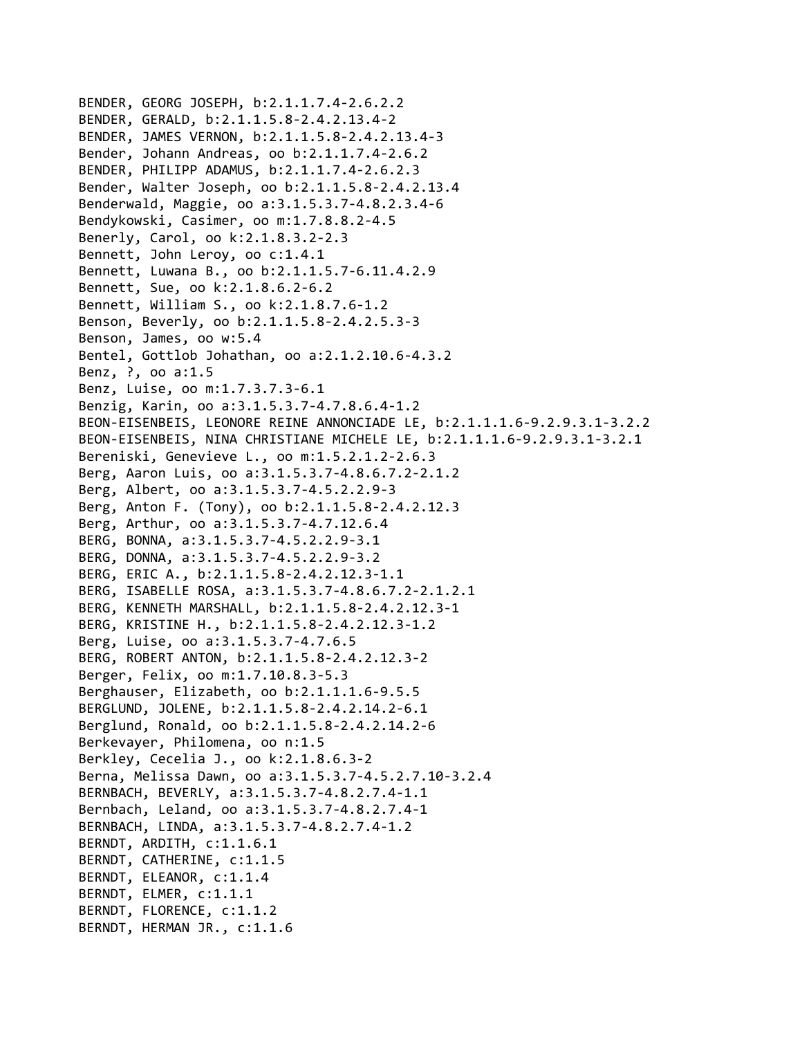BENDER, GEORG JOSEPH, b:2.1.1.7.4-2.6.2.2
BENDER, GERALD, b:2.1.1.5.8-2.4.2.13.4-2
BENDER, JAMES VERNON, b:2.1.1.5.8-2.4.2.13.4-3
Bender, Johann Andreas, oo b:2.1.1.7.4-2.6.2
BENDER, PHILIPP ADAMUS, b:2.1.1.7.4-2.6.2.3
Bender, Walter Joseph, oo b:2.1.1.5.8-2.4.2.13.4
Benderwald, Maggie, oo a:3.1.5.3.7-4.8.2.3.4-6
Bendykowski, Casimer, oo m:1.7.8.8.2-4.5
Benerly, Carol, oo k:2.1.8.3.2-2.3
Bennett, John Leroy, oo c:1.4.1
Bennett, Luwana B., oo b:2.1.1.5.7-6.11.4.2.9
Bennett, Sue, oo k:2.1.8.6.2-6.2
Bennett, William S., oo k:2.1.8.7.6-1.2
Benson, Beverly, oo b:2.1.1.5.8-2.4.2.5.3-3
Benson, James, oo w:5.4
Bentel, Gottlob Johathan, oo a:2.1.2.10.6-4.3.2
Benz, ?, oo a:1.5
Benz, Luise, oo m:1.7.3.7.3-6.1
Benzig, Karin, oo a:3.1.5.3.7-4.7.8.6.4-1.2
BEON-EISENBEIS, LEONORE REINE ANNONCIADE LE, b:2.1.1.1.6-9.2.9.3.1-3.2.2
BEON-EISENBEIS, NINA CHRISTIANE MICHELE LE, b:2.1.1.1.6-9.2.9.3.1-3.2.1
Bereniski, Genevieve L., oo m:1.5.2.1.2-2.6.3
Berg, Aaron Luis, oo a:3.1.5.3.7-4.8.6.7.2-2.1.2
Berg, Albert, oo a:3.1.5.3.7-4.5.2.2.9-3
Berg, Anton F. (Tony), oo b:2.1.1.5.8-2.4.2.12.3
Berg, Arthur, oo a:3.1.5.3.7-4.7.12.6.4
BERG, BONNA, a:3.1.5.3.7-4.5.2.2.9-3.1
BERG, DONNA, a:3.1.5.3.7-4.5.2.2.9-3.2
BERG, ERIC A., b:2.1.1.5.8-2.4.2.12.3-1.1
BERG, ISABELLE ROSA, a:3.1.5.3.7-4.8.6.7.2-2.1.2.1
BERG, KENNETH MARSHALL, b:2.1.1.5.8-2.4.2.12.3-1
BERG, KRISTINE H., b:2.1.1.5.8-2.4.2.12.3-1.2
Berg, Luise, oo a:3.1.5.3.7-4.7.6.5
BERG, ROBERT ANTON, b:2.1.1.5.8-2.4.2.12.3-2
Berger, Felix, oo m:1.7.10.8.3-5.3
Berghauser, Elizabeth, oo b:2.1.1.1.6-9.5.5
BERGLUND, JOLENE, b:2.1.1.5.8-2.4.2.14.2-6.1
Berglund, Ronald, oo b:2.1.1.5.8-2.4.2.14.2-6
Berkevayer, Philomena, oo n:1.5
Berkley, Cecelia J., oo k:2.1.8.6.3-2
Berna, Melissa Dawn, oo a:3.1.5.3.7-4.5.2.7.10-3.2.4
BERNBACH, BEVERLY, a:3.1.5.3.7-4.8.2.7.4-1.1
Bernbach, Leland, oo a:3.1.5.3.7-4.8.2.7.4-1
BERNBACH, LINDA, a:3.1.5.3.7-4.8.2.7.4-1.2
BERNDT, ARDITH, c:1.1.6.1
BERNDT, CATHERINE, c:1.1.5
BERNDT, ELEANOR, c:1.1.4
BERNDT, ELMER, c:1.1.1
BERNDT, FLORENCE, c:1.1.2
BERNDT, HERMAN JR., c:1.1.6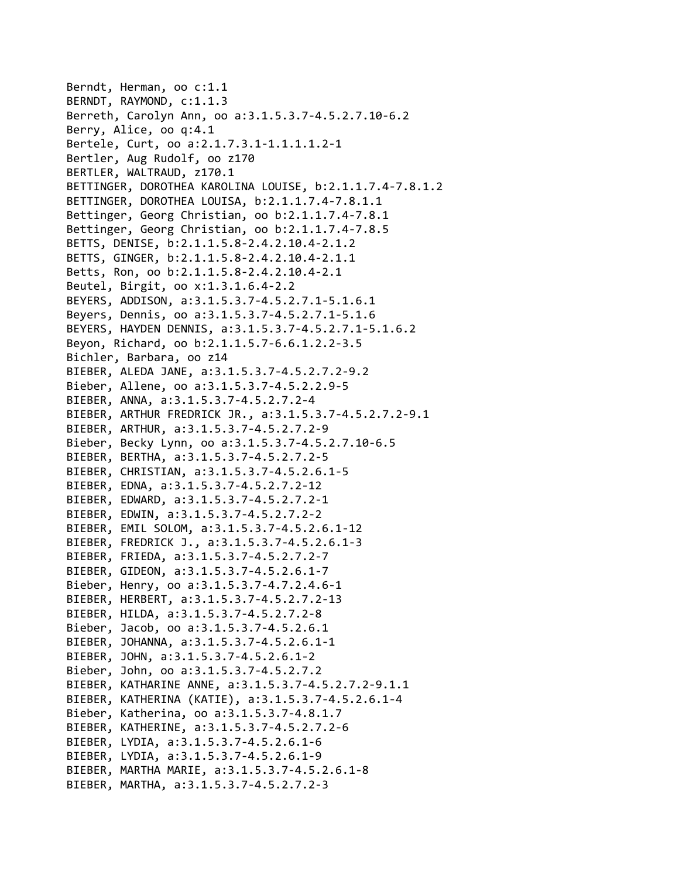Berndt, Herman, oo c:1.1
BERNDT, RAYMOND, c:1.1.3
Berreth, Carolyn Ann, oo a:3.1.5.3.7-4.5.2.7.10-6.2
Berry, Alice, oo q:4.1
Bertele, Curt, oo a:2.1.7.3.1-1.1.1.1.2-1
Bertler, Aug Rudolf, oo z170
BERTLER, WALTRAUD, z170.1
BETTINGER, DOROTHEA KAROLINA LOUISE, b:2.1.1.7.4-7.8.1.2
BETTINGER, DOROTHEA LOUISA, b:2.1.1.7.4-7.8.1.1
Bettinger, Georg Christian, oo b:2.1.1.7.4-7.8.1
Bettinger, Georg Christian, oo b:2.1.1.7.4-7.8.5
BETTS, DENISE, b:2.1.1.5.8-2.4.2.10.4-2.1.2
BETTS, GINGER, b:2.1.1.5.8-2.4.2.10.4-2.1.1
Betts, Ron, oo b:2.1.1.5.8-2.4.2.10.4-2.1
Beutel, Birgit, oo x:1.3.1.6.4-2.2
BEYERS, ADDISON, a:3.1.5.3.7-4.5.2.7.1-5.1.6.1
Beyers, Dennis, oo a:3.1.5.3.7-4.5.2.7.1-5.1.6
BEYERS, HAYDEN DENNIS, a:3.1.5.3.7-4.5.2.7.1-5.1.6.2
Beyon, Richard, oo b:2.1.1.5.7-6.6.1.2.2-3.5
Bichler, Barbara, oo z14
BIEBER, ALEDA JANE, a:3.1.5.3.7-4.5.2.7.2-9.2
Bieber, Allene, oo a:3.1.5.3.7-4.5.2.2.9-5
BIEBER, ANNA, a:3.1.5.3.7-4.5.2.7.2-4
BIEBER, ARTHUR FREDRICK JR., a:3.1.5.3.7-4.5.2.7.2-9.1
BIEBER, ARTHUR, a:3.1.5.3.7-4.5.2.7.2-9
Bieber, Becky Lynn, oo a:3.1.5.3.7-4.5.2.7.10-6.5
BIEBER, BERTHA, a:3.1.5.3.7-4.5.2.7.2-5
BIEBER, CHRISTIAN, a:3.1.5.3.7-4.5.2.6.1-5
BIEBER, EDNA, a:3.1.5.3.7-4.5.2.7.2-12
BIEBER, EDWARD, a:3.1.5.3.7-4.5.2.7.2-1
BIEBER, EDWIN, a:3.1.5.3.7-4.5.2.7.2-2
BIEBER, EMIL SOLOM, a:3.1.5.3.7-4.5.2.6.1-12
BIEBER, FREDRICK J., a:3.1.5.3.7-4.5.2.6.1-3
BIEBER, FRIEDA, a:3.1.5.3.7-4.5.2.7.2-7
BIEBER, GIDEON, a:3.1.5.3.7-4.5.2.6.1-7
Bieber, Henry, oo a:3.1.5.3.7-4.7.2.4.6-1
BIEBER, HERBERT, a:3.1.5.3.7-4.5.2.7.2-13
BIEBER, HILDA, a:3.1.5.3.7-4.5.2.7.2-8
Bieber, Jacob, oo a:3.1.5.3.7-4.5.2.6.1
BIEBER, JOHANNA, a:3.1.5.3.7-4.5.2.6.1-1
BIEBER, JOHN, a:3.1.5.3.7-4.5.2.6.1-2
Bieber, John, oo a:3.1.5.3.7-4.5.2.7.2
BIEBER, KATHARINE ANNE, a:3.1.5.3.7-4.5.2.7.2-9.1.1
BIEBER, KATHERINA (KATIE), a:3.1.5.3.7-4.5.2.6.1-4
Bieber, Katherina, oo a:3.1.5.3.7-4.8.1.7
BIEBER, KATHERINE, a:3.1.5.3.7-4.5.2.7.2-6
BIEBER, LYDIA, a:3.1.5.3.7-4.5.2.6.1-6
BIEBER, LYDIA, a:3.1.5.3.7-4.5.2.6.1-9
BIEBER, MARTHA MARIE, a:3.1.5.3.7-4.5.2.6.1-8
BIEBER, MARTHA, a:3.1.5.3.7-4.5.2.7.2-3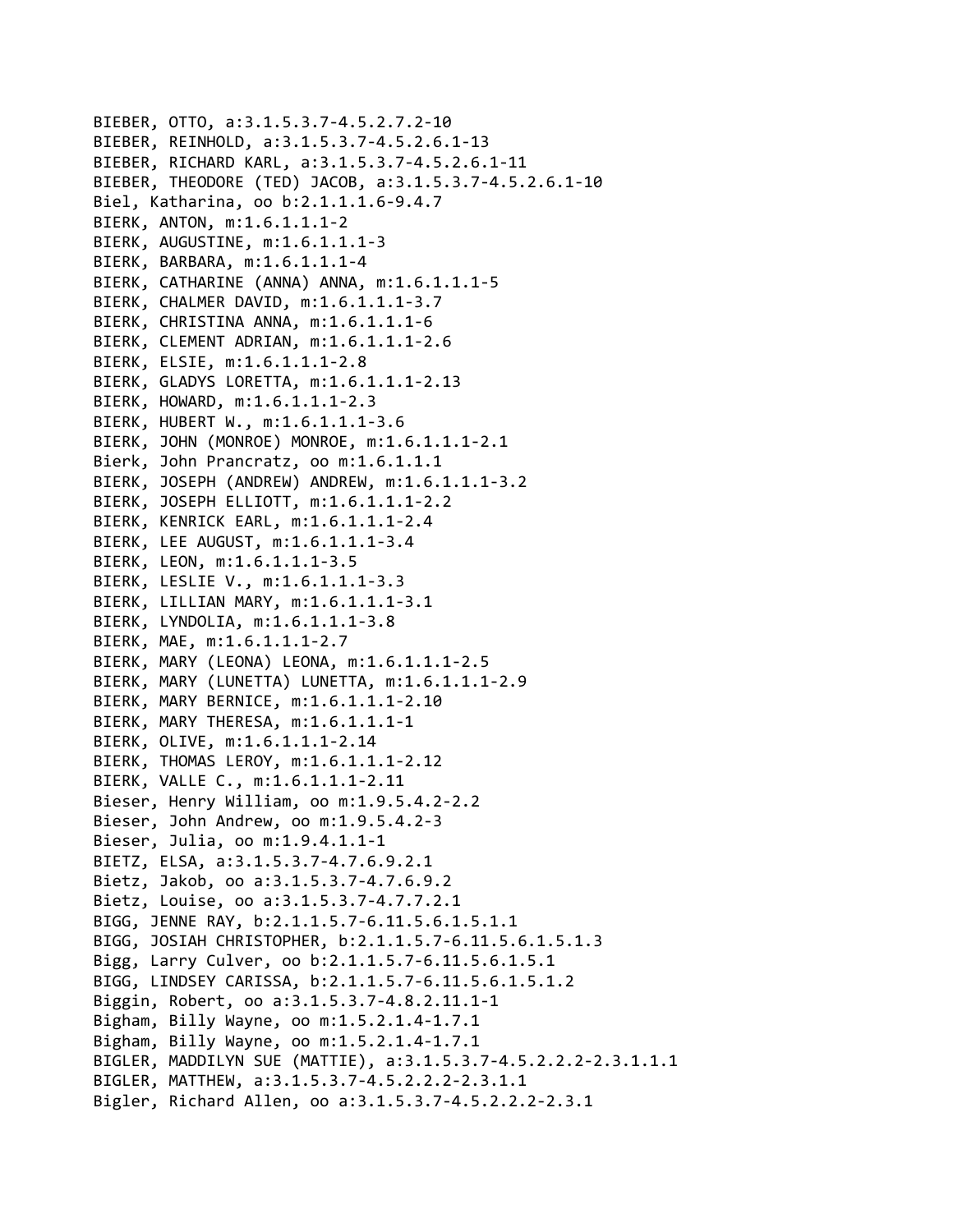BIEBER, OTTO, a:3.1.5.3.7-4.5.2.7.2-10
BIEBER, REINHOLD, a:3.1.5.3.7-4.5.2.6.1-13
BIEBER, RICHARD KARL, a:3.1.5.3.7-4.5.2.6.1-11
BIEBER, THEODORE (TED) JACOB, a:3.1.5.3.7-4.5.2.6.1-10
Biel, Katharina, oo b:2.1.1.1.6-9.4.7
BIERK, ANTON, m:1.6.1.1.1-2
BIERK, AUGUSTINE, m:1.6.1.1.1-3
BIERK, BARBARA, m:1.6.1.1.1-4
BIERK, CATHARINE (ANNA) ANNA, m:1.6.1.1.1-5
BIERK, CHALMER DAVID, m:1.6.1.1.1-3.7
BIERK, CHRISTINA ANNA, m:1.6.1.1.1-6
BIERK, CLEMENT ADRIAN, m:1.6.1.1.1-2.6
BIERK, ELSIE, m:1.6.1.1.1-2.8
BIERK, GLADYS LORETTA, m:1.6.1.1.1-2.13
BIERK, HOWARD, m:1.6.1.1.1-2.3
BIERK, HUBERT W., m:1.6.1.1.1-3.6
BIERK, JOHN (MONROE) MONROE, m:1.6.1.1.1-2.1
Bierk, John Prancratz, oo m:1.6.1.1.1
BIERK, JOSEPH (ANDREW) ANDREW, m:1.6.1.1.1-3.2
BIERK, JOSEPH ELLIOTT, m:1.6.1.1.1-2.2
BIERK, KENRICK EARL, m:1.6.1.1.1-2.4
BIERK, LEE AUGUST, m:1.6.1.1.1-3.4
BIERK, LEON, m:1.6.1.1.1-3.5
BIERK, LESLIE V., m:1.6.1.1.1-3.3
BIERK, LILLIAN MARY, m:1.6.1.1.1-3.1
BIERK, LYNDOLIA, m:1.6.1.1.1-3.8
BIERK, MAE, m:1.6.1.1.1-2.7
BIERK, MARY (LEONA) LEONA, m:1.6.1.1.1-2.5
BIERK, MARY (LUNETTA) LUNETTA, m:1.6.1.1.1-2.9
BIERK, MARY BERNICE, m:1.6.1.1.1-2.10
BIERK, MARY THERESA, m:1.6.1.1.1-1
BIERK, OLIVE, m:1.6.1.1.1-2.14
BIERK, THOMAS LEROY, m:1.6.1.1.1-2.12
BIERK, VALLE C., m:1.6.1.1.1-2.11
Bieser, Henry William, oo m:1.9.5.4.2-2.2
Bieser, John Andrew, oo m:1.9.5.4.2-3
Bieser, Julia, oo m:1.9.4.1.1-1
BIETZ, ELSA, a:3.1.5.3.7-4.7.6.9.2.1
Bietz, Jakob, oo a:3.1.5.3.7-4.7.6.9.2
Bietz, Louise, oo a:3.1.5.3.7-4.7.7.2.1
BIGG, JENNE RAY, b:2.1.1.5.7-6.11.5.6.1.5.1.1
BIGG, JOSIAH CHRISTOPHER, b:2.1.1.5.7-6.11.5.6.1.5.1.3
Bigg, Larry Culver, oo b:2.1.1.5.7-6.11.5.6.1.5.1
BIGG, LINDSEY CARISSA, b:2.1.1.5.7-6.11.5.6.1.5.1.2
Biggin, Robert, oo a:3.1.5.3.7-4.8.2.11.1-1
Bigham, Billy Wayne, oo m:1.5.2.1.4-1.7.1
Bigham, Billy Wayne, oo m:1.5.2.1.4-1.7.1
BIGLER, MADDILYN SUE (MATTIE), a:3.1.5.3.7-4.5.2.2.2-2.3.1.1.1
BIGLER, MATTHEW, a:3.1.5.3.7-4.5.2.2.2-2.3.1.1
Bigler, Richard Allen, oo a:3.1.5.3.7-4.5.2.2.2-2.3.1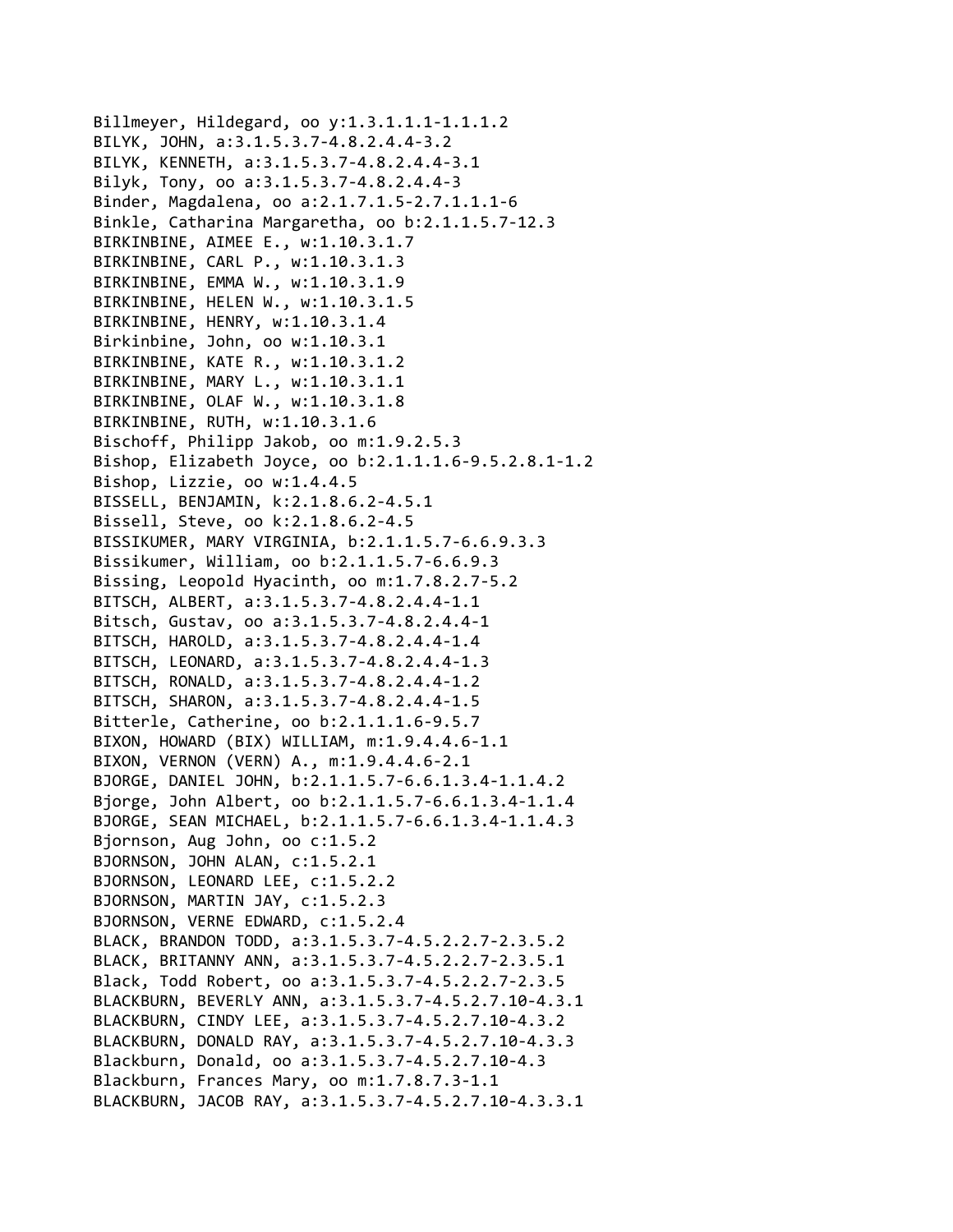Billmeyer, Hildegard, oo y:1.3.1.1.1-1.1.1.2
BILYK, JOHN, a:3.1.5.3.7-4.8.2.4.4-3.2
BILYK, KENNETH, a:3.1.5.3.7-4.8.2.4.4-3.1
Bilyk, Tony, oo a:3.1.5.3.7-4.8.2.4.4-3
Binder, Magdalena, oo a:2.1.7.1.5-2.7.1.1.1-6
Binkle, Catharina Margaretha, oo b:2.1.1.5.7-12.3
BIRKINBINE, AIMEE E., w:1.10.3.1.7
BIRKINBINE, CARL P., w:1.10.3.1.3
BIRKINBINE, EMMA W., w:1.10.3.1.9
BIRKINBINE, HELEN W., w:1.10.3.1.5
BIRKINBINE, HENRY, w:1.10.3.1.4
Birkinbine, John, oo w:1.10.3.1
BIRKINBINE, KATE R., w:1.10.3.1.2
BIRKINBINE, MARY L., w:1.10.3.1.1
BIRKINBINE, OLAF W., w:1.10.3.1.8
BIRKINBINE, RUTH, w:1.10.3.1.6
Bischoff, Philipp Jakob, oo m:1.9.2.5.3
Bishop, Elizabeth Joyce, oo b:2.1.1.1.6-9.5.2.8.1-1.2
Bishop, Lizzie, oo w:1.4.4.5
BISSELL, BENJAMIN, k:2.1.8.6.2-4.5.1
Bissell, Steve, oo k:2.1.8.6.2-4.5
BISSIKUMER, MARY VIRGINIA, b:2.1.1.5.7-6.6.9.3.3
Bissikumer, William, oo b:2.1.1.5.7-6.6.9.3
Bissing, Leopold Hyacinth, oo m:1.7.8.2.7-5.2
BITSCH, ALBERT, a:3.1.5.3.7-4.8.2.4.4-1.1
Bitsch, Gustav, oo a:3.1.5.3.7-4.8.2.4.4-1
BITSCH, HAROLD, a:3.1.5.3.7-4.8.2.4.4-1.4
BITSCH, LEONARD, a:3.1.5.3.7-4.8.2.4.4-1.3
BITSCH, RONALD, a:3.1.5.3.7-4.8.2.4.4-1.2
BITSCH, SHARON, a:3.1.5.3.7-4.8.2.4.4-1.5
Bitterle, Catherine, oo b:2.1.1.1.6-9.5.7
BIXON, HOWARD (BIX) WILLIAM, m:1.9.4.4.6-1.1
BIXON, VERNON (VERN) A., m:1.9.4.4.6-2.1
BJORGE, DANIEL JOHN, b:2.1.1.5.7-6.6.1.3.4-1.1.4.2
Bjorge, John Albert, oo b:2.1.1.5.7-6.6.1.3.4-1.1.4
BJORGE, SEAN MICHAEL, b:2.1.1.5.7-6.6.1.3.4-1.1.4.3
Bjornson, Aug John, oo c:1.5.2
BJORNSON, JOHN ALAN, c:1.5.2.1
BJORNSON, LEONARD LEE, c:1.5.2.2
BJORNSON, MARTIN JAY, c:1.5.2.3
BJORNSON, VERNE EDWARD, c:1.5.2.4
BLACK, BRANDON TODD, a:3.1.5.3.7-4.5.2.2.7-2.3.5.2
BLACK, BRITANNY ANN, a:3.1.5.3.7-4.5.2.2.7-2.3.5.1
Black, Todd Robert, oo a:3.1.5.3.7-4.5.2.2.7-2.3.5
BLACKBURN, BEVERLY ANN, a:3.1.5.3.7-4.5.2.7.10-4.3.1
BLACKBURN, CINDY LEE, a:3.1.5.3.7-4.5.2.7.10-4.3.2
BLACKBURN, DONALD RAY, a:3.1.5.3.7-4.5.2.7.10-4.3.3
Blackburn, Donald, oo a:3.1.5.3.7-4.5.2.7.10-4.3
Blackburn, Frances Mary, oo m:1.7.8.7.3-1.1
BLACKBURN, JACOB RAY, a:3.1.5.3.7-4.5.2.7.10-4.3.3.1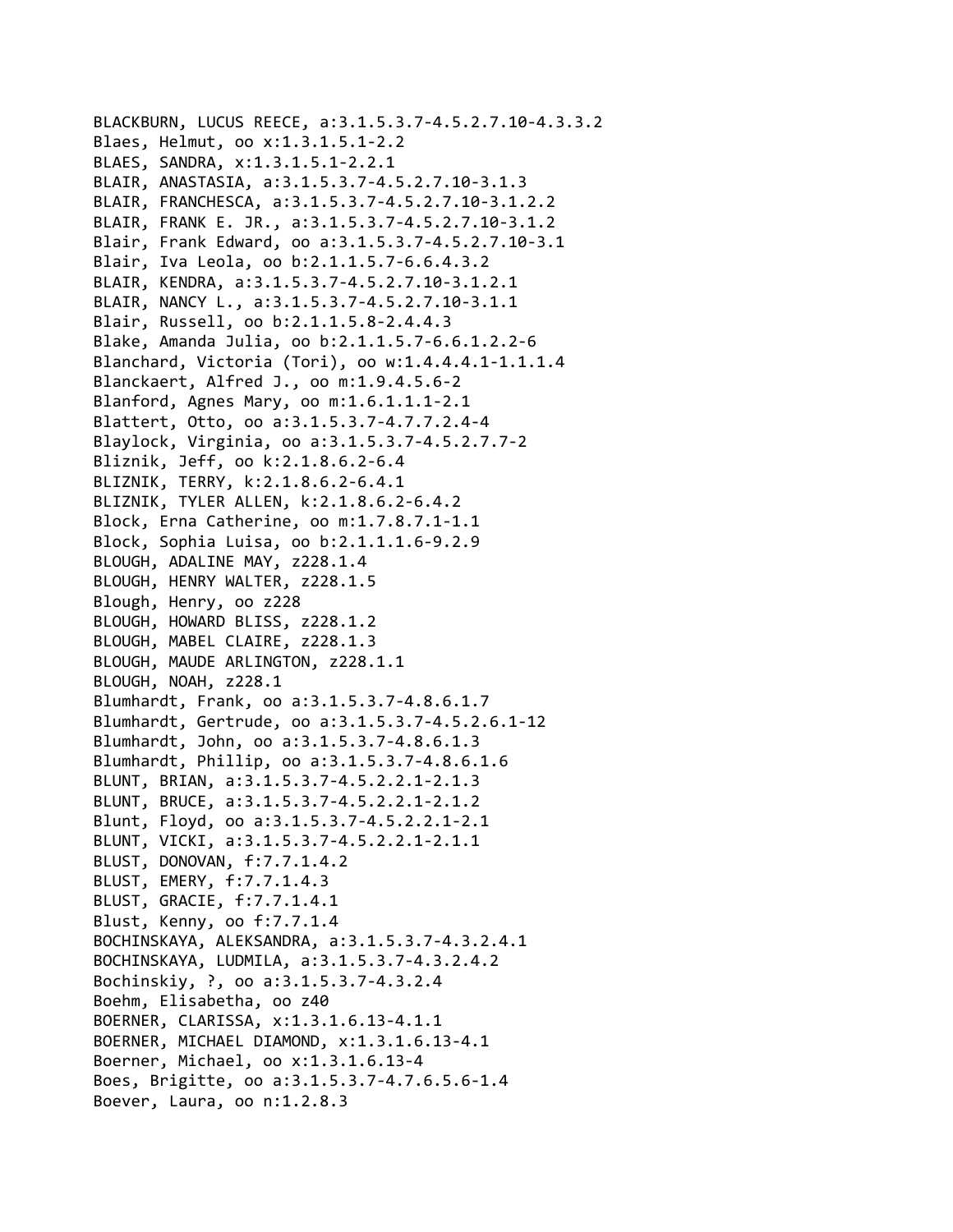BLACKBURN, LUCUS REECE, a:3.1.5.3.7-4.5.2.7.10-4.3.3.2
Blaes, Helmut, oo x:1.3.1.5.1-2.2
BLAES, SANDRA, x:1.3.1.5.1-2.2.1
BLAIR, ANASTASIA, a:3.1.5.3.7-4.5.2.7.10-3.1.3
BLAIR, FRANCHESCA, a:3.1.5.3.7-4.5.2.7.10-3.1.2.2
BLAIR, FRANK E. JR., a:3.1.5.3.7-4.5.2.7.10-3.1.2
Blair, Frank Edward, oo a:3.1.5.3.7-4.5.2.7.10-3.1
Blair, Iva Leola, oo b:2.1.1.5.7-6.6.4.3.2
BLAIR, KENDRA, a:3.1.5.3.7-4.5.2.7.10-3.1.2.1
BLAIR, NANCY L., a:3.1.5.3.7-4.5.2.7.10-3.1.1
Blair, Russell, oo b:2.1.1.5.8-2.4.4.3
Blake, Amanda Julia, oo b:2.1.1.5.7-6.6.1.2.2-6
Blanchard, Victoria (Tori), oo w:1.4.4.4.1-1.1.1.4
Blanckaert, Alfred J., oo m:1.9.4.5.6-2
Blanford, Agnes Mary, oo m:1.6.1.1.1-2.1
Blattert, Otto, oo a:3.1.5.3.7-4.7.7.2.4-4
Blaylock, Virginia, oo a:3.1.5.3.7-4.5.2.7.7-2
Bliznik, Jeff, oo k:2.1.8.6.2-6.4
BLIZNIK, TERRY, k:2.1.8.6.2-6.4.1
BLIZNIK, TYLER ALLEN, k:2.1.8.6.2-6.4.2
Block, Erna Catherine, oo m:1.7.8.7.1-1.1
Block, Sophia Luisa, oo b:2.1.1.1.6-9.2.9
BLOUGH, ADALINE MAY, z228.1.4
BLOUGH, HENRY WALTER, z228.1.5
Blough, Henry, oo z228
BLOUGH, HOWARD BLISS, z228.1.2
BLOUGH, MABEL CLAIRE, z228.1.3
BLOUGH, MAUDE ARLINGTON, z228.1.1
BLOUGH, NOAH, z228.1
Blumhardt, Frank, oo a:3.1.5.3.7-4.8.6.1.7
Blumhardt, Gertrude, oo a:3.1.5.3.7-4.5.2.6.1-12
Blumhardt, John, oo a:3.1.5.3.7-4.8.6.1.3
Blumhardt, Phillip, oo a:3.1.5.3.7-4.8.6.1.6
BLUNT, BRIAN, a:3.1.5.3.7-4.5.2.2.1-2.1.3
BLUNT, BRUCE, a:3.1.5.3.7-4.5.2.2.1-2.1.2
Blunt, Floyd, oo a:3.1.5.3.7-4.5.2.2.1-2.1
BLUNT, VICKI, a:3.1.5.3.7-4.5.2.2.1-2.1.1
BLUST, DONOVAN, f:7.7.1.4.2
BLUST, EMERY, f:7.7.1.4.3
BLUST, GRACIE, f:7.7.1.4.1
Blust, Kenny, oo f:7.7.1.4
BOCHINSKAYA, ALEKSANDRA, a:3.1.5.3.7-4.3.2.4.1
BOCHINSKAYA, LUDMILA, a:3.1.5.3.7-4.3.2.4.2
Bochinskiy, ?, oo a:3.1.5.3.7-4.3.2.4
Boehm, Elisabetha, oo z40
BOERNER, CLARISSA, x:1.3.1.6.13-4.1.1
BOERNER, MICHAEL DIAMOND, x:1.3.1.6.13-4.1
Boerner, Michael, oo x:1.3.1.6.13-4
Boes, Brigitte, oo a:3.1.5.3.7-4.7.6.5.6-1.4
Boever, Laura, oo n:1.2.8.3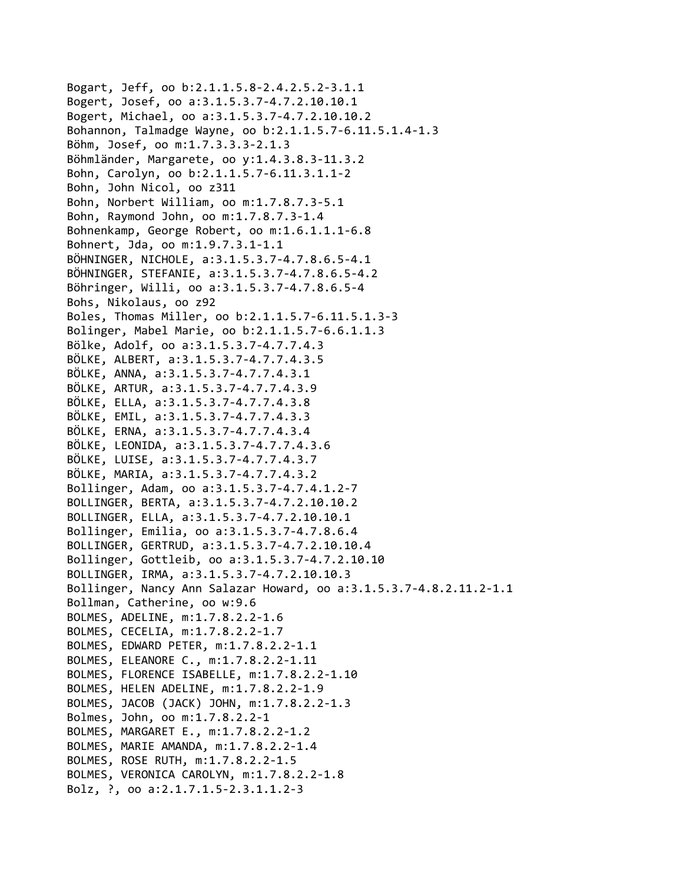Bogart, Jeff, oo b:2.1.1.5.8-2.4.2.5.2-3.1.1
Bogert, Josef, oo a:3.1.5.3.7-4.7.2.10.10.1
Bogert, Michael, oo a:3.1.5.3.7-4.7.2.10.10.2
Bohannon, Talmadge Wayne, oo b:2.1.1.5.7-6.11.5.1.4-1.3
Böhm, Josef, oo m:1.7.3.3.3-2.1.3
Böhmländer, Margarete, oo y:1.4.3.8.3-11.3.2
Bohn, Carolyn, oo b:2.1.1.5.7-6.11.3.1.1-2
Bohn, John Nicol, oo z311
Bohn, Norbert William, oo m:1.7.8.7.3-5.1
Bohn, Raymond John, oo m:1.7.8.7.3-1.4
Bohnenkamp, George Robert, oo m:1.6.1.1.1-6.8
Bohnert, Jda, oo m:1.9.7.3.1-1.1
BÖHNINGER, NICHOLE, a:3.1.5.3.7-4.7.8.6.5-4.1
BÖHNINGER, STEFANIE, a:3.1.5.3.7-4.7.8.6.5-4.2
Böhringer, Willi, oo a:3.1.5.3.7-4.7.8.6.5-4
Bohs, Nikolaus, oo z92
Boles, Thomas Miller, oo b:2.1.1.5.7-6.11.5.1.3-3
Bolinger, Mabel Marie, oo b:2.1.1.5.7-6.6.1.1.3
Bölke, Adolf, oo a:3.1.5.3.7-4.7.7.4.3
BÖLKE, ALBERT, a:3.1.5.3.7-4.7.7.4.3.5
BÖLKE, ANNA, a:3.1.5.3.7-4.7.7.4.3.1
BÖLKE, ARTUR, a:3.1.5.3.7-4.7.7.4.3.9
BÖLKE, ELLA, a:3.1.5.3.7-4.7.7.4.3.8
BÖLKE, EMIL, a:3.1.5.3.7-4.7.7.4.3.3
BÖLKE, ERNA, a:3.1.5.3.7-4.7.7.4.3.4
BÖLKE, LEONIDA, a:3.1.5.3.7-4.7.7.4.3.6
BÖLKE, LUISE, a:3.1.5.3.7-4.7.7.4.3.7
BÖLKE, MARIA, a:3.1.5.3.7-4.7.7.4.3.2
Bollinger, Adam, oo a:3.1.5.3.7-4.7.4.1.2-7
BOLLINGER, BERTA, a:3.1.5.3.7-4.7.2.10.10.2
BOLLINGER, ELLA, a:3.1.5.3.7-4.7.2.10.10.1
Bollinger, Emilia, oo a:3.1.5.3.7-4.7.8.6.4
BOLLINGER, GERTRUD, a:3.1.5.3.7-4.7.2.10.10.4
Bollinger, Gottleib, oo a:3.1.5.3.7-4.7.2.10.10
BOLLINGER, IRMA, a:3.1.5.3.7-4.7.2.10.10.3
Bollinger, Nancy Ann Salazar Howard, oo a:3.1.5.3.7-4.8.2.11.2-1.1
Bollman, Catherine, oo w:9.6
BOLMES, ADELINE, m:1.7.8.2.2-1.6
BOLMES, CECELIA, m:1.7.8.2.2-1.7
BOLMES, EDWARD PETER, m:1.7.8.2.2-1.1
BOLMES, ELEANORE C., m:1.7.8.2.2-1.11
BOLMES, FLORENCE ISABELLE, m:1.7.8.2.2-1.10
BOLMES, HELEN ADELINE, m:1.7.8.2.2-1.9
BOLMES, JACOB (JACK) JOHN, m:1.7.8.2.2-1.3
Bolmes, John, oo m:1.7.8.2.2-1
BOLMES, MARGARET E., m:1.7.8.2.2-1.2
BOLMES, MARIE AMANDA, m:1.7.8.2.2-1.4
BOLMES, ROSE RUTH, m:1.7.8.2.2-1.5
BOLMES, VERONICA CAROLYN, m:1.7.8.2.2-1.8
Bolz, ?, oo a:2.1.7.1.5-2.3.1.1.2-3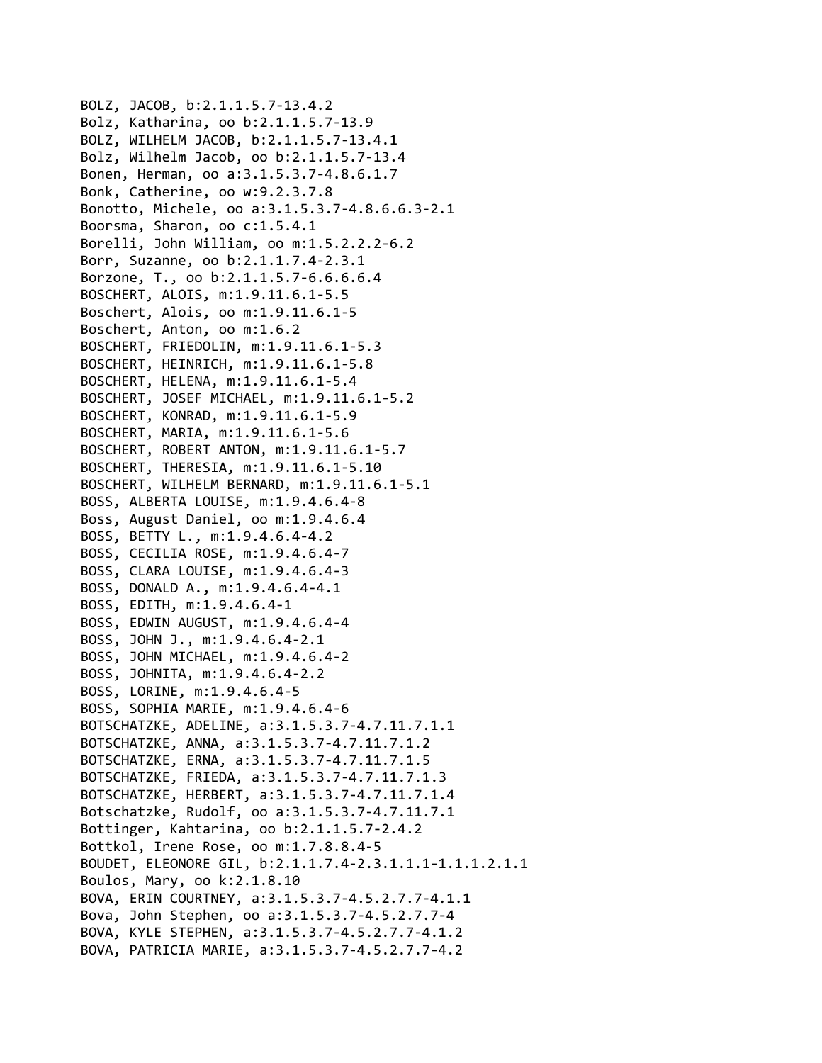BOLZ, JACOB, b:2.1.1.5.7-13.4.2
Bolz, Katharina, oo b:2.1.1.5.7-13.9
BOLZ, WILHELM JACOB, b:2.1.1.5.7-13.4.1
Bolz, Wilhelm Jacob, oo b:2.1.1.5.7-13.4
Bonen, Herman, oo a:3.1.5.3.7-4.8.6.1.7
Bonk, Catherine, oo w:9.2.3.7.8
Bonotto, Michele, oo a:3.1.5.3.7-4.8.6.6.3-2.1
Boorsma, Sharon, oo c:1.5.4.1
Borelli, John William, oo m:1.5.2.2.2-6.2
Borr, Suzanne, oo b:2.1.1.7.4-2.3.1
Borzone, T., oo b:2.1.1.5.7-6.6.6.6.4
BOSCHERT, ALOIS, m:1.9.11.6.1-5.5
Boschert, Alois, oo m:1.9.11.6.1-5
Boschert, Anton, oo m:1.6.2
BOSCHERT, FRIEDOLIN, m:1.9.11.6.1-5.3
BOSCHERT, HEINRICH, m:1.9.11.6.1-5.8
BOSCHERT, HELENA, m:1.9.11.6.1-5.4
BOSCHERT, JOSEF MICHAEL, m:1.9.11.6.1-5.2
BOSCHERT, KONRAD, m:1.9.11.6.1-5.9
BOSCHERT, MARIA, m:1.9.11.6.1-5.6
BOSCHERT, ROBERT ANTON, m:1.9.11.6.1-5.7
BOSCHERT, THERESIA, m:1.9.11.6.1-5.10
BOSCHERT, WILHELM BERNARD, m:1.9.11.6.1-5.1
BOSS, ALBERTA LOUISE, m:1.9.4.6.4-8
Boss, August Daniel, oo m:1.9.4.6.4
BOSS, BETTY L., m:1.9.4.6.4-4.2
BOSS, CECILIA ROSE, m:1.9.4.6.4-7
BOSS, CLARA LOUISE, m:1.9.4.6.4-3
BOSS, DONALD A., m:1.9.4.6.4-4.1
BOSS, EDITH, m:1.9.4.6.4-1
BOSS, EDWIN AUGUST, m:1.9.4.6.4-4
BOSS, JOHN J., m:1.9.4.6.4-2.1
BOSS, JOHN MICHAEL, m:1.9.4.6.4-2
BOSS, JOHNITA, m:1.9.4.6.4-2.2
BOSS, LORINE, m:1.9.4.6.4-5
BOSS, SOPHIA MARIE, m:1.9.4.6.4-6
BOTSCHATZKE, ADELINE, a:3.1.5.3.7-4.7.11.7.1.1
BOTSCHATZKE, ANNA, a:3.1.5.3.7-4.7.11.7.1.2
BOTSCHATZKE, ERNA, a:3.1.5.3.7-4.7.11.7.1.5
BOTSCHATZKE, FRIEDA, a:3.1.5.3.7-4.7.11.7.1.3
BOTSCHATZKE, HERBERT, a:3.1.5.3.7-4.7.11.7.1.4
Botschatzke, Rudolf, oo a:3.1.5.3.7-4.7.11.7.1
Bottinger, Kahtarina, oo b:2.1.1.5.7-2.4.2
Bottkol, Irene Rose, oo m:1.7.8.8.4-5
BOUDET, ELEONORE GIL, b:2.1.1.7.4-2.3.1.1.1-1.1.1.2.1.1
Boulos, Mary, oo k:2.1.8.10
BOVA, ERIN COURTNEY, a:3.1.5.3.7-4.5.2.7.7-4.1.1
Bova, John Stephen, oo a:3.1.5.3.7-4.5.2.7.7-4
BOVA, KYLE STEPHEN, a:3.1.5.3.7-4.5.2.7.7-4.1.2
BOVA, PATRICIA MARIE, a:3.1.5.3.7-4.5.2.7.7-4.2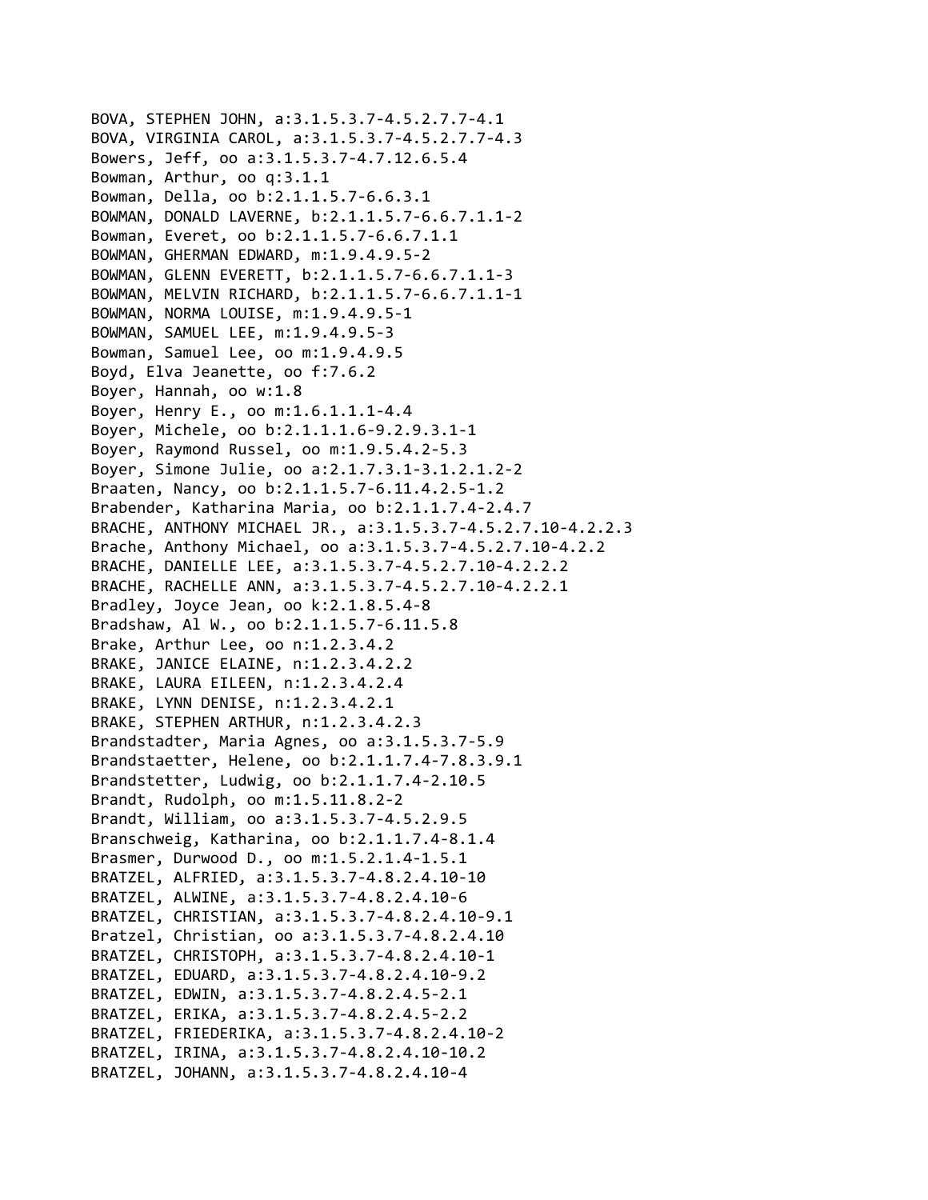BOVA, STEPHEN JOHN, a:3.1.5.3.7-4.5.2.7.7-4.1
BOVA, VIRGINIA CAROL, a:3.1.5.3.7-4.5.2.7.7-4.3
Bowers, Jeff, oo a:3.1.5.3.7-4.7.12.6.5.4
Bowman, Arthur, oo q:3.1.1
Bowman, Della, oo b:2.1.1.5.7-6.6.3.1
BOWMAN, DONALD LAVERNE, b:2.1.1.5.7-6.6.7.1.1-2
Bowman, Everet, oo b:2.1.1.5.7-6.6.7.1.1
BOWMAN, GHERMAN EDWARD, m:1.9.4.9.5-2
BOWMAN, GLENN EVERETT, b:2.1.1.5.7-6.6.7.1.1-3
BOWMAN, MELVIN RICHARD, b:2.1.1.5.7-6.6.7.1.1-1
BOWMAN, NORMA LOUISE, m:1.9.4.9.5-1
BOWMAN, SAMUEL LEE, m:1.9.4.9.5-3
Bowman, Samuel Lee, oo m:1.9.4.9.5
Boyd, Elva Jeanette, oo f:7.6.2
Boyer, Hannah, oo w:1.8
Boyer, Henry E., oo m:1.6.1.1.1-4.4
Boyer, Michele, oo b:2.1.1.1.6-9.2.9.3.1-1
Boyer, Raymond Russel, oo m:1.9.5.4.2-5.3
Boyer, Simone Julie, oo a:2.1.7.3.1-3.1.2.1.2-2
Braaten, Nancy, oo b:2.1.1.5.7-6.11.4.2.5-1.2
Brabender, Katharina Maria, oo b:2.1.1.7.4-2.4.7
BRACHE, ANTHONY MICHAEL JR., a:3.1.5.3.7-4.5.2.7.10-4.2.2.3
Brache, Anthony Michael, oo a:3.1.5.3.7-4.5.2.7.10-4.2.2
BRACHE, DANIELLE LEE, a:3.1.5.3.7-4.5.2.7.10-4.2.2.2
BRACHE, RACHELLE ANN, a:3.1.5.3.7-4.5.2.7.10-4.2.2.1
Bradley, Joyce Jean, oo k:2.1.8.5.4-8
Bradshaw, Al W., oo b:2.1.1.5.7-6.11.5.8
Brake, Arthur Lee, oo n:1.2.3.4.2
BRAKE, JANICE ELAINE, n:1.2.3.4.2.2
BRAKE, LAURA EILEEN, n:1.2.3.4.2.4
BRAKE, LYNN DENISE, n:1.2.3.4.2.1
BRAKE, STEPHEN ARTHUR, n:1.2.3.4.2.3
Brandstadter, Maria Agnes, oo a:3.1.5.3.7-5.9
Brandstaetter, Helene, oo b:2.1.1.7.4-7.8.3.9.1
Brandstetter, Ludwig, oo b:2.1.1.7.4-2.10.5
Brandt, Rudolph, oo m:1.5.11.8.2-2
Brandt, William, oo a:3.1.5.3.7-4.5.2.9.5
Branschweig, Katharina, oo b:2.1.1.7.4-8.1.4
Brasmer, Durwood D., oo m:1.5.2.1.4-1.5.1
BRATZEL, ALFRIED, a:3.1.5.3.7-4.8.2.4.10-10
BRATZEL, ALWINE, a:3.1.5.3.7-4.8.2.4.10-6
BRATZEL, CHRISTIAN, a:3.1.5.3.7-4.8.2.4.10-9.1
Bratzel, Christian, oo a:3.1.5.3.7-4.8.2.4.10
BRATZEL, CHRISTOPH, a:3.1.5.3.7-4.8.2.4.10-1
BRATZEL, EDUARD, a:3.1.5.3.7-4.8.2.4.10-9.2
BRATZEL, EDWIN, a:3.1.5.3.7-4.8.2.4.5-2.1
BRATZEL, ERIKA, a:3.1.5.3.7-4.8.2.4.5-2.2
BRATZEL, FRIEDERIKA, a:3.1.5.3.7-4.8.2.4.10-2
BRATZEL, IRINA, a:3.1.5.3.7-4.8.2.4.10-10.2
BRATZEL, JOHANN, a:3.1.5.3.7-4.8.2.4.10-4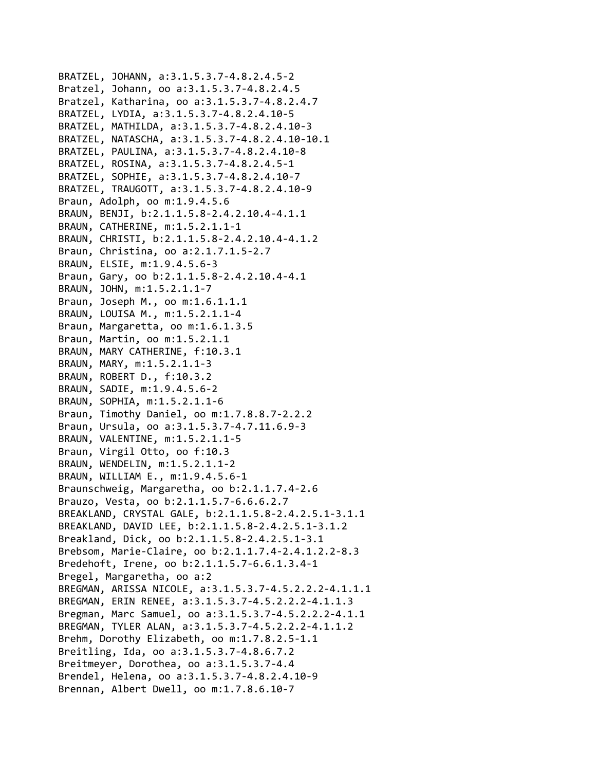BRATZEL, JOHANN, a:3.1.5.3.7-4.8.2.4.5-2
Bratzel, Johann, oo a:3.1.5.3.7-4.8.2.4.5
Bratzel, Katharina, oo a:3.1.5.3.7-4.8.2.4.7
BRATZEL, LYDIA, a:3.1.5.3.7-4.8.2.4.10-5
BRATZEL, MATHILDA, a:3.1.5.3.7-4.8.2.4.10-3
BRATZEL, NATASCHA, a:3.1.5.3.7-4.8.2.4.10-10.1
BRATZEL, PAULINA, a:3.1.5.3.7-4.8.2.4.10-8
BRATZEL, ROSINA, a:3.1.5.3.7-4.8.2.4.5-1
BRATZEL, SOPHIE, a:3.1.5.3.7-4.8.2.4.10-7
BRATZEL, TRAUGOTT, a:3.1.5.3.7-4.8.2.4.10-9
Braun, Adolph, oo m:1.9.4.5.6
BRAUN, BENJI, b:2.1.1.5.8-2.4.2.10.4-4.1.1
BRAUN, CATHERINE, m:1.5.2.1.1-1
BRAUN, CHRISTI, b:2.1.1.5.8-2.4.2.10.4-4.1.2
Braun, Christina, oo a:2.1.7.1.5-2.7
BRAUN, ELSIE, m:1.9.4.5.6-3
Braun, Gary, oo b:2.1.1.5.8-2.4.2.10.4-4.1
BRAUN, JOHN, m:1.5.2.1.1-7
Braun, Joseph M., oo m:1.6.1.1.1
BRAUN, LOUISA M., m:1.5.2.1.1-4
Braun, Margaretta, oo m:1.6.1.3.5
Braun, Martin, oo m:1.5.2.1.1
BRAUN, MARY CATHERINE, f:10.3.1
BRAUN, MARY, m:1.5.2.1.1-3
BRAUN, ROBERT D., f:10.3.2
BRAUN, SADIE, m:1.9.4.5.6-2
BRAUN, SOPHIA, m:1.5.2.1.1-6
Braun, Timothy Daniel, oo m:1.7.8.8.7-2.2.2
Braun, Ursula, oo a:3.1.5.3.7-4.7.11.6.9-3
BRAUN, VALENTINE, m:1.5.2.1.1-5
Braun, Virgil Otto, oo f:10.3
BRAUN, WENDELIN, m:1.5.2.1.1-2
BRAUN, WILLIAM E., m:1.9.4.5.6-1
Braunschweig, Margaretha, oo b:2.1.1.7.4-2.6
Brauzo, Vesta, oo b:2.1.1.5.7-6.6.6.2.7
BREAKLAND, CRYSTAL GALE, b:2.1.1.5.8-2.4.2.5.1-3.1.1
BREAKLAND, DAVID LEE, b:2.1.1.5.8-2.4.2.5.1-3.1.2
Breakland, Dick, oo b:2.1.1.5.8-2.4.2.5.1-3.1
Brebsom, Marie-Claire, oo b:2.1.1.7.4-2.4.1.2.2-8.3
Bredehoft, Irene, oo b:2.1.1.5.7-6.6.1.3.4-1
Bregel, Margaretha, oo a:2
BREGMAN, ARISSA NICOLE, a:3.1.5.3.7-4.5.2.2.2-4.1.1.1
BREGMAN, ERIN RENEE, a:3.1.5.3.7-4.5.2.2.2-4.1.1.3
Bregman, Marc Samuel, oo a:3.1.5.3.7-4.5.2.2.2-4.1.1
BREGMAN, TYLER ALAN, a:3.1.5.3.7-4.5.2.2.2-4.1.1.2
Brehm, Dorothy Elizabeth, oo m:1.7.8.2.5-1.1
Breitling, Ida, oo a:3.1.5.3.7-4.8.6.7.2
Breitmeyer, Dorothea, oo a:3.1.5.3.7-4.4
Brendel, Helena, oo a:3.1.5.3.7-4.8.2.4.10-9
Brennan, Albert Dwell, oo m:1.7.8.6.10-7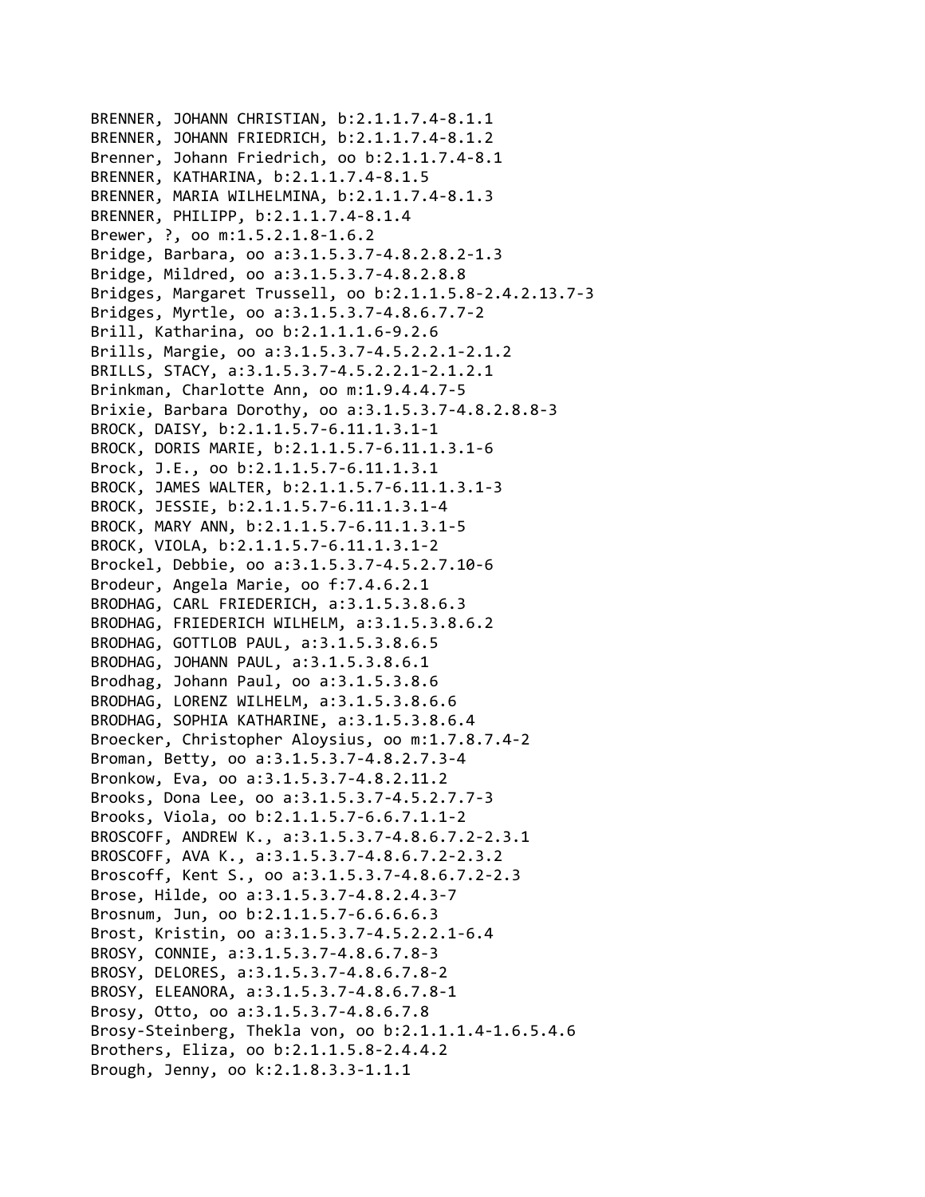BRENNER, JOHANN CHRISTIAN, b:2.1.1.7.4-8.1.1
BRENNER, JOHANN FRIEDRICH, b:2.1.1.7.4-8.1.2
Brenner, Johann Friedrich, oo b:2.1.1.7.4-8.1
BRENNER, KATHARINA, b:2.1.1.7.4-8.1.5
BRENNER, MARIA WILHELMINA, b:2.1.1.7.4-8.1.3
BRENNER, PHILIPP, b:2.1.1.7.4-8.1.4
Brewer, ?, oo m:1.5.2.1.8-1.6.2
Bridge, Barbara, oo a:3.1.5.3.7-4.8.2.8.2-1.3
Bridge, Mildred, oo a:3.1.5.3.7-4.8.2.8.8
Bridges, Margaret Trussell, oo b:2.1.1.5.8-2.4.2.13.7-3
Bridges, Myrtle, oo a:3.1.5.3.7-4.8.6.7.7-2
Brill, Katharina, oo b:2.1.1.1.6-9.2.6
Brills, Margie, oo a:3.1.5.3.7-4.5.2.2.1-2.1.2
BRILLS, STACY, a:3.1.5.3.7-4.5.2.2.1-2.1.2.1
Brinkman, Charlotte Ann, oo m:1.9.4.4.7-5
Brixie, Barbara Dorothy, oo a:3.1.5.3.7-4.8.2.8.8-3
BROCK, DAISY, b:2.1.1.5.7-6.11.1.3.1-1
BROCK, DORIS MARIE, b:2.1.1.5.7-6.11.1.3.1-6
Brock, J.E., oo b:2.1.1.5.7-6.11.1.3.1
BROCK, JAMES WALTER, b:2.1.1.5.7-6.11.1.3.1-3
BROCK, JESSIE, b:2.1.1.5.7-6.11.1.3.1-4
BROCK, MARY ANN, b:2.1.1.5.7-6.11.1.3.1-5
BROCK, VIOLA, b:2.1.1.5.7-6.11.1.3.1-2
Brockel, Debbie, oo a:3.1.5.3.7-4.5.2.7.10-6
Brodeur, Angela Marie, oo f:7.4.6.2.1
BRODHAG, CARL FRIEDERICH, a:3.1.5.3.8.6.3
BRODHAG, FRIEDERICH WILHELM, a:3.1.5.3.8.6.2
BRODHAG, GOTTLOB PAUL, a:3.1.5.3.8.6.5
BRODHAG, JOHANN PAUL, a:3.1.5.3.8.6.1
Brodhag, Johann Paul, oo a:3.1.5.3.8.6
BRODHAG, LORENZ WILHELM, a:3.1.5.3.8.6.6
BRODHAG, SOPHIA KATHARINE, a:3.1.5.3.8.6.4
Broecker, Christopher Aloysius, oo m:1.7.8.7.4-2
Broman, Betty, oo a:3.1.5.3.7-4.8.2.7.3-4
Bronkow, Eva, oo a:3.1.5.3.7-4.8.2.11.2
Brooks, Dona Lee, oo a:3.1.5.3.7-4.5.2.7.7-3
Brooks, Viola, oo b:2.1.1.5.7-6.6.7.1.1-2
BROSCOFF, ANDREW K., a:3.1.5.3.7-4.8.6.7.2-2.3.1
BROSCOFF, AVA K., a:3.1.5.3.7-4.8.6.7.2-2.3.2
Broscoff, Kent S., oo a:3.1.5.3.7-4.8.6.7.2-2.3
Brose, Hilde, oo a:3.1.5.3.7-4.8.2.4.3-7
Brosnum, Jun, oo b:2.1.1.5.7-6.6.6.6.3
Brost, Kristin, oo a:3.1.5.3.7-4.5.2.2.1-6.4
BROSY, CONNIE, a:3.1.5.3.7-4.8.6.7.8-3
BROSY, DELORES, a:3.1.5.3.7-4.8.6.7.8-2
BROSY, ELEANORA, a:3.1.5.3.7-4.8.6.7.8-1
Brosy, Otto, oo a:3.1.5.3.7-4.8.6.7.8
Brosy-Steinberg, Thekla von, oo b:2.1.1.1.4-1.6.5.4.6
Brothers, Eliza, oo b:2.1.1.5.8-2.4.4.2
Brough, Jenny, oo k:2.1.8.3.3-1.1.1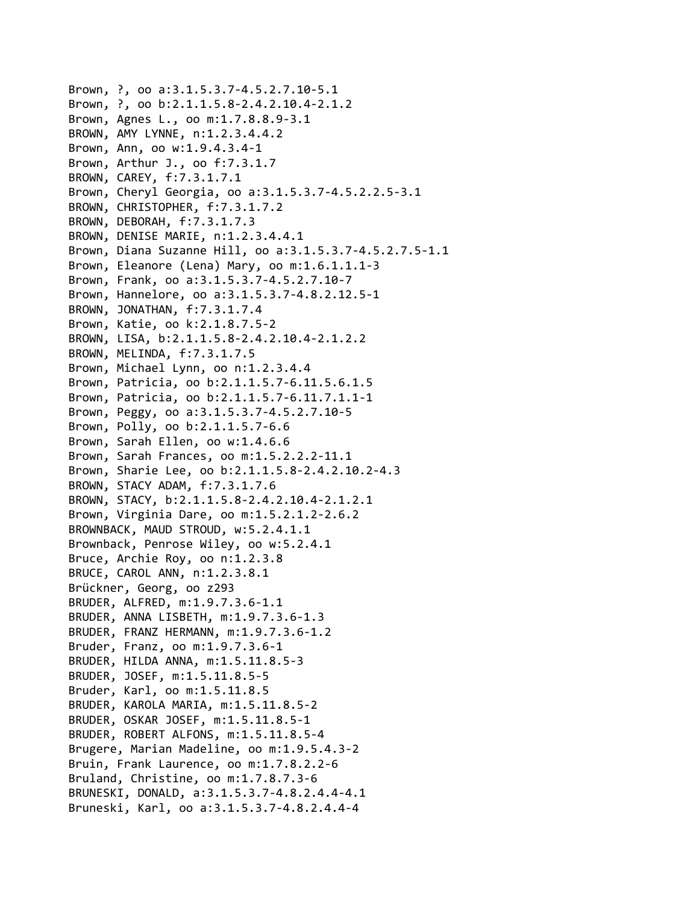Brown, ?, oo a:3.1.5.3.7-4.5.2.7.10-5.1
Brown, ?, oo b:2.1.1.5.8-2.4.2.10.4-2.1.2
Brown, Agnes L., oo m:1.7.8.8.9-3.1
BROWN, AMY LYNNE, n:1.2.3.4.4.2
Brown, Ann, oo w:1.9.4.3.4-1
Brown, Arthur J., oo f:7.3.1.7
BROWN, CAREY, f:7.3.1.7.1
Brown, Cheryl Georgia, oo a:3.1.5.3.7-4.5.2.2.5-3.1
BROWN, CHRISTOPHER, f:7.3.1.7.2
BROWN, DEBORAH, f:7.3.1.7.3
BROWN, DENISE MARIE, n:1.2.3.4.4.1
Brown, Diana Suzanne Hill, oo a:3.1.5.3.7-4.5.2.7.5-1.1
Brown, Eleanore (Lena) Mary, oo m:1.6.1.1.1-3
Brown, Frank, oo a:3.1.5.3.7-4.5.2.7.10-7
Brown, Hannelore, oo a:3.1.5.3.7-4.8.2.12.5-1
BROWN, JONATHAN, f:7.3.1.7.4
Brown, Katie, oo k:2.1.8.7.5-2
BROWN, LISA, b:2.1.1.5.8-2.4.2.10.4-2.1.2.2
BROWN, MELINDA, f:7.3.1.7.5
Brown, Michael Lynn, oo n:1.2.3.4.4
Brown, Patricia, oo b:2.1.1.5.7-6.11.5.6.1.5
Brown, Patricia, oo b:2.1.1.5.7-6.11.7.1.1-1
Brown, Peggy, oo a:3.1.5.3.7-4.5.2.7.10-5
Brown, Polly, oo b:2.1.1.5.7-6.6
Brown, Sarah Ellen, oo w:1.4.6.6
Brown, Sarah Frances, oo m:1.5.2.2.2-11.1
Brown, Sharie Lee, oo b:2.1.1.5.8-2.4.2.10.2-4.3
BROWN, STACY ADAM, f:7.3.1.7.6
BROWN, STACY, b:2.1.1.5.8-2.4.2.10.4-2.1.2.1
Brown, Virginia Dare, oo m:1.5.2.1.2-2.6.2
BROWNBACK, MAUD STROUD, w:5.2.4.1.1
Brownback, Penrose Wiley, oo w:5.2.4.1
Bruce, Archie Roy, oo n:1.2.3.8
BRUCE, CAROL ANN, n:1.2.3.8.1
Brückner, Georg, oo z293
BRUDER, ALFRED, m:1.9.7.3.6-1.1
BRUDER, ANNA LISBETH, m:1.9.7.3.6-1.3
BRUDER, FRANZ HERMANN, m:1.9.7.3.6-1.2
Bruder, Franz, oo m:1.9.7.3.6-1
BRUDER, HILDA ANNA, m:1.5.11.8.5-3
BRUDER, JOSEF, m:1.5.11.8.5-5
Bruder, Karl, oo m:1.5.11.8.5
BRUDER, KAROLA MARIA, m:1.5.11.8.5-2
BRUDER, OSKAR JOSEF, m:1.5.11.8.5-1
BRUDER, ROBERT ALFONS, m:1.5.11.8.5-4
Brugere, Marian Madeline, oo m:1.9.5.4.3-2
Bruin, Frank Laurence, oo m:1.7.8.2.2-6
Bruland, Christine, oo m:1.7.8.7.3-6
BRUNESKI, DONALD, a:3.1.5.3.7-4.8.2.4.4-4.1
Bruneski, Karl, oo a:3.1.5.3.7-4.8.2.4.4-4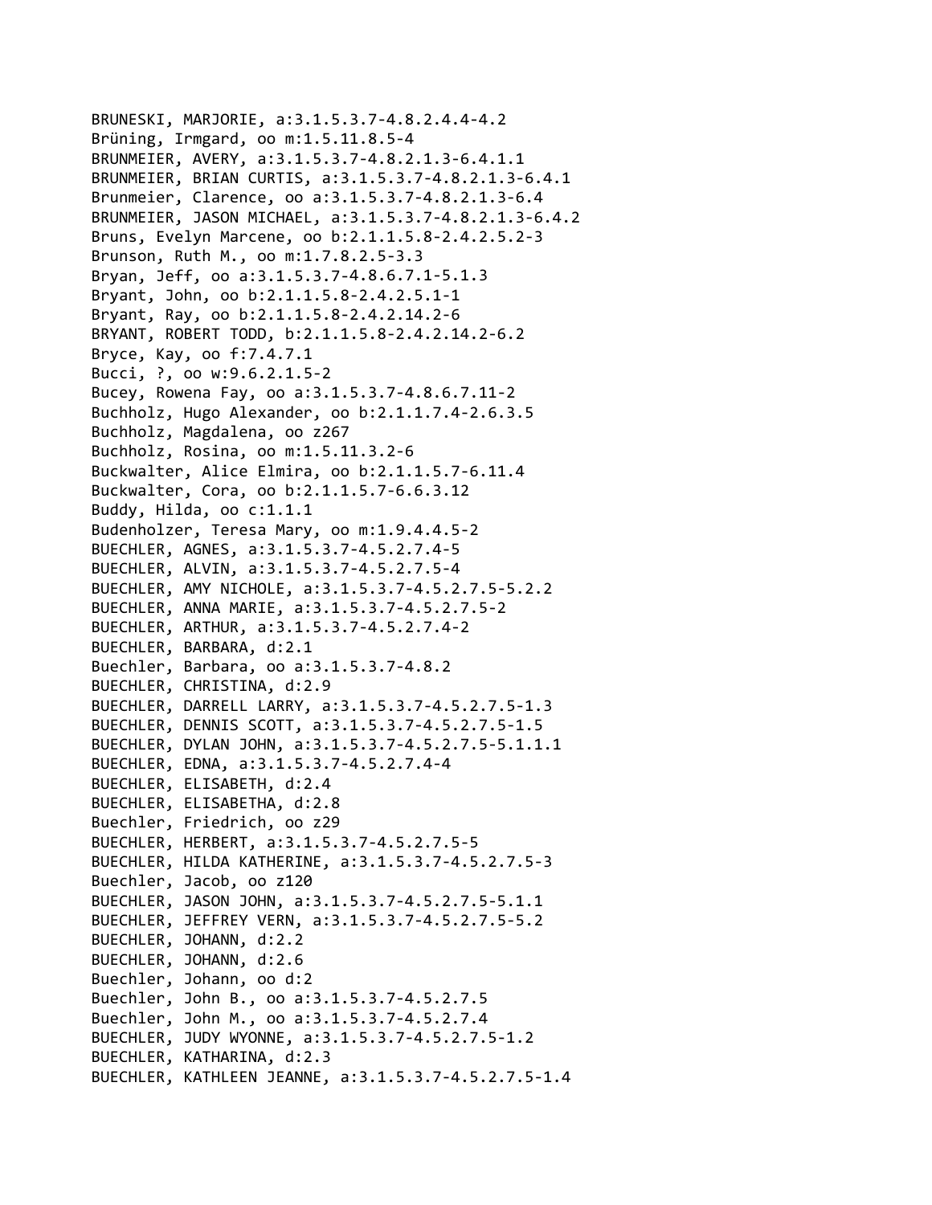BRUNESKI, MARJORIE, a:3.1.5.3.7-4.8.2.4.4-4.2
Brüning, Irmgard, oo m:1.5.11.8.5-4
BRUNMEIER, AVERY, a:3.1.5.3.7-4.8.2.1.3-6.4.1.1
BRUNMEIER, BRIAN CURTIS, a:3.1.5.3.7-4.8.2.1.3-6.4.1
Brunmeier, Clarence, oo a:3.1.5.3.7-4.8.2.1.3-6.4
BRUNMEIER, JASON MICHAEL, a:3.1.5.3.7-4.8.2.1.3-6.4.2
Bruns, Evelyn Marcene, oo b:2.1.1.5.8-2.4.2.5.2-3
Brunson, Ruth M., oo m:1.7.8.2.5-3.3
Bryan, Jeff, oo a:3.1.5.3.7-4.8.6.7.1-5.1.3
Bryant, John, oo b:2.1.1.5.8-2.4.2.5.1-1
Bryant, Ray, oo b:2.1.1.5.8-2.4.2.14.2-6
BRYANT, ROBERT TODD, b:2.1.1.5.8-2.4.2.14.2-6.2
Bryce, Kay, oo f:7.4.7.1
Bucci, ?, oo w:9.6.2.1.5-2
Bucey, Rowena Fay, oo a:3.1.5.3.7-4.8.6.7.11-2
Buchholz, Hugo Alexander, oo b:2.1.1.7.4-2.6.3.5
Buchholz, Magdalena, oo z267
Buchholz, Rosina, oo m:1.5.11.3.2-6
Buckwalter, Alice Elmira, oo b:2.1.1.5.7-6.11.4
Buckwalter, Cora, oo b:2.1.1.5.7-6.6.3.12
Buddy, Hilda, oo c:1.1.1
Budenholzer, Teresa Mary, oo m:1.9.4.4.5-2
BUECHLER, AGNES, a:3.1.5.3.7-4.5.2.7.4-5
BUECHLER, ALVIN, a:3.1.5.3.7-4.5.2.7.5-4
BUECHLER, AMY NICHOLE, a:3.1.5.3.7-4.5.2.7.5-5.2.2
BUECHLER, ANNA MARIE, a:3.1.5.3.7-4.5.2.7.5-2
BUECHLER, ARTHUR, a:3.1.5.3.7-4.5.2.7.4-2
BUECHLER, BARBARA, d:2.1
Buechler, Barbara, oo a:3.1.5.3.7-4.8.2
BUECHLER, CHRISTINA, d:2.9
BUECHLER, DARRELL LARRY, a:3.1.5.3.7-4.5.2.7.5-1.3
BUECHLER, DENNIS SCOTT, a:3.1.5.3.7-4.5.2.7.5-1.5
BUECHLER, DYLAN JOHN, a:3.1.5.3.7-4.5.2.7.5-5.1.1.1
BUECHLER, EDNA, a:3.1.5.3.7-4.5.2.7.4-4
BUECHLER, ELISABETH, d:2.4
BUECHLER, ELISABETHA, d:2.8
Buechler, Friedrich, oo z29
BUECHLER, HERBERT, a:3.1.5.3.7-4.5.2.7.5-5
BUECHLER, HILDA KATHERINE, a:3.1.5.3.7-4.5.2.7.5-3
Buechler, Jacob, oo z120
BUECHLER, JASON JOHN, a:3.1.5.3.7-4.5.2.7.5-5.1.1
BUECHLER, JEFFREY VERN, a:3.1.5.3.7-4.5.2.7.5-5.2
BUECHLER, JOHANN, d:2.2
BUECHLER, JOHANN, d:2.6
Buechler, Johann, oo d:2
Buechler, John B., oo a:3.1.5.3.7-4.5.2.7.5
Buechler, John M., oo a:3.1.5.3.7-4.5.2.7.4
BUECHLER, JUDY WYONNE, a:3.1.5.3.7-4.5.2.7.5-1.2
BUECHLER, KATHARINA, d:2.3
BUECHLER, KATHLEEN JEANNE, a:3.1.5.3.7-4.5.2.7.5-1.4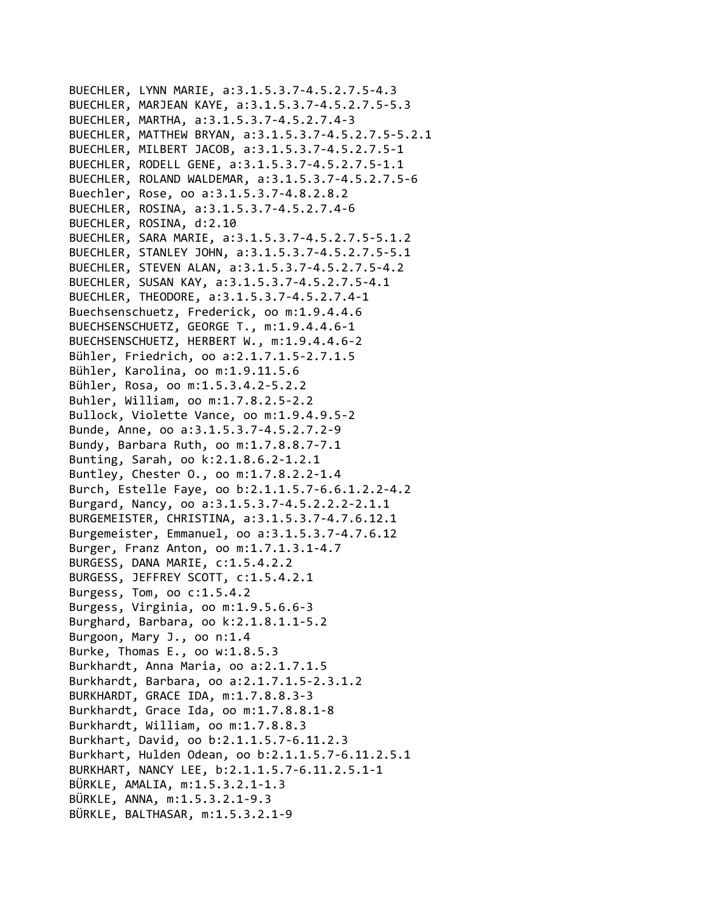BUECHLER, LYNN MARIE, a:3.1.5.3.7-4.5.2.7.5-4.3
BUECHLER, MARJEAN KAYE, a:3.1.5.3.7-4.5.2.7.5-5.3
BUECHLER, MARTHA, a:3.1.5.3.7-4.5.2.7.4-3
BUECHLER, MATTHEW BRYAN, a:3.1.5.3.7-4.5.2.7.5-5.2.1
BUECHLER, MILBERT JACOB, a:3.1.5.3.7-4.5.2.7.5-1
BUECHLER, RODELL GENE, a:3.1.5.3.7-4.5.2.7.5-1.1
BUECHLER, ROLAND WALDEMAR, a:3.1.5.3.7-4.5.2.7.5-6
Buechler, Rose, oo a:3.1.5.3.7-4.8.2.8.2
BUECHLER, ROSINA, a:3.1.5.3.7-4.5.2.7.4-6
BUECHLER, ROSINA, d:2.10
BUECHLER, SARA MARIE, a:3.1.5.3.7-4.5.2.7.5-5.1.2
BUECHLER, STANLEY JOHN, a:3.1.5.3.7-4.5.2.7.5-5.1
BUECHLER, STEVEN ALAN, a:3.1.5.3.7-4.5.2.7.5-4.2
BUECHLER, SUSAN KAY, a:3.1.5.3.7-4.5.2.7.5-4.1
BUECHLER, THEODORE, a:3.1.5.3.7-4.5.2.7.4-1
Buechsenschuetz, Frederick, oo m:1.9.4.4.6
BUECHSENSCHUETZ, GEORGE T., m:1.9.4.4.6-1
BUECHSENSCHUETZ, HERBERT W., m:1.9.4.4.6-2
Bühler, Friedrich, oo a:2.1.7.1.5-2.7.1.5
Bühler, Karolina, oo m:1.9.11.5.6
Bühler, Rosa, oo m:1.5.3.4.2-5.2.2
Buhler, William, oo m:1.7.8.2.5-2.2
Bullock, Violette Vance, oo m:1.9.4.9.5-2
Bunde, Anne, oo a:3.1.5.3.7-4.5.2.7.2-9
Bundy, Barbara Ruth, oo m:1.7.8.8.7-7.1
Bunting, Sarah, oo k:2.1.8.6.2-1.2.1
Buntley, Chester O., oo m:1.7.8.2.2-1.4
Burch, Estelle Faye, oo b:2.1.1.5.7-6.6.1.2.2-4.2
Burgard, Nancy, oo a:3.1.5.3.7-4.5.2.2.2-2.1.1
BURGEMEISTER, CHRISTINA, a:3.1.5.3.7-4.7.6.12.1
Burgemeister, Emmanuel, oo a:3.1.5.3.7-4.7.6.12
Burger, Franz Anton, oo m:1.7.1.3.1-4.7
BURGESS, DANA MARIE, c:1.5.4.2.2
BURGESS, JEFFREY SCOTT, c:1.5.4.2.1
Burgess, Tom, oo c:1.5.4.2
Burgess, Virginia, oo m:1.9.5.6.6-3
Burghard, Barbara, oo k:2.1.8.1.1-5.2
Burgoon, Mary J., oo n:1.4
Burke, Thomas E., oo w:1.8.5.3
Burkhardt, Anna Maria, oo a:2.1.7.1.5
Burkhardt, Barbara, oo a:2.1.7.1.5-2.3.1.2
BURKHARDT, GRACE IDA, m:1.7.8.8.3-3
Burkhardt, Grace Ida, oo m:1.7.8.8.1-8
Burkhardt, William, oo m:1.7.8.8.3
Burkhart, David, oo b:2.1.1.5.7-6.11.2.3
Burkhart, Hulden Odean, oo b:2.1.1.5.7-6.11.2.5.1
BURKHART, NANCY LEE, b:2.1.1.5.7-6.11.2.5.1-1
BÜRKLE, AMALIA, m:1.5.3.2.1-1.3
BÜRKLE, ANNA, m:1.5.3.2.1-9.3
BÜRKLE, BALTHASAR, m:1.5.3.2.1-9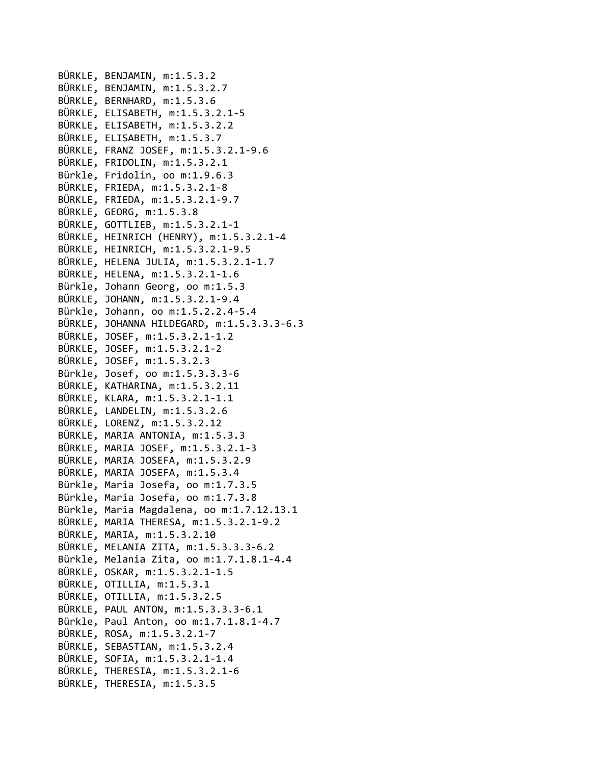BÜRKLE, BENJAMIN, m:1.5.3.2
BÜRKLE, BENJAMIN, m:1.5.3.2.7
BÜRKLE, BERNHARD, m:1.5.3.6
BÜRKLE, ELISABETH, m:1.5.3.2.1-5
BÜRKLE, ELISABETH, m:1.5.3.2.2
BÜRKLE, ELISABETH, m:1.5.3.7
BÜRKLE, FRANZ JOSEF, m:1.5.3.2.1-9.6
BÜRKLE, FRIDOLIN, m:1.5.3.2.1
Bürkle, Fridolin, oo m:1.9.6.3
BÜRKLE, FRIEDA, m:1.5.3.2.1-8
BÜRKLE, FRIEDA, m:1.5.3.2.1-9.7
BÜRKLE, GEORG, m:1.5.3.8
BÜRKLE, GOTTLIEB, m:1.5.3.2.1-1
BÜRKLE, HEINRICH (HENRY), m:1.5.3.2.1-4
BÜRKLE, HEINRICH, m:1.5.3.2.1-9.5
BÜRKLE, HELENA JULIA, m:1.5.3.2.1-1.7
BÜRKLE, HELENA, m:1.5.3.2.1-1.6
Bürkle, Johann Georg, oo m:1.5.3
BÜRKLE, JOHANN, m:1.5.3.2.1-9.4
Bürkle, Johann, oo m:1.5.2.2.4-5.4
BÜRKLE, JOHANNA HILDEGARD, m:1.5.3.3.3-6.3
BÜRKLE, JOSEF, m:1.5.3.2.1-1.2
BÜRKLE, JOSEF, m:1.5.3.2.1-2
BÜRKLE, JOSEF, m:1.5.3.2.3
Bürkle, Josef, oo m:1.5.3.3.3-6
BÜRKLE, KATHARINA, m:1.5.3.2.11
BÜRKLE, KLARA, m:1.5.3.2.1-1.1
BÜRKLE, LANDELIN, m:1.5.3.2.6
BÜRKLE, LORENZ, m:1.5.3.2.12
BÜRKLE, MARIA ANTONIA, m:1.5.3.3
BÜRKLE, MARIA JOSEF, m:1.5.3.2.1-3
BÜRKLE, MARIA JOSEFA, m:1.5.3.2.9
BÜRKLE, MARIA JOSEFA, m:1.5.3.4
Bürkle, Maria Josefa, oo m:1.7.3.5
Bürkle, Maria Josefa, oo m:1.7.3.8
Bürkle, Maria Magdalena, oo m:1.7.12.13.1
BÜRKLE, MARIA THERESA, m:1.5.3.2.1-9.2
BÜRKLE, MARIA, m:1.5.3.2.10
BÜRKLE, MELANIA ZITA, m:1.5.3.3.3-6.2
Bürkle, Melania Zita, oo m:1.7.1.8.1-4.4
BÜRKLE, OSKAR, m:1.5.3.2.1-1.5
BÜRKLE, OTILLIA, m:1.5.3.1
BÜRKLE, OTILLIA, m:1.5.3.2.5
BÜRKLE, PAUL ANTON, m:1.5.3.3.3-6.1
Bürkle, Paul Anton, oo m:1.7.1.8.1-4.7
BÜRKLE, ROSA, m:1.5.3.2.1-7
BÜRKLE, SEBASTIAN, m:1.5.3.2.4
BÜRKLE, SOFIA, m:1.5.3.2.1-1.4
BÜRKLE, THERESIA, m:1.5.3.2.1-6
BÜRKLE, THERESIA, m:1.5.3.5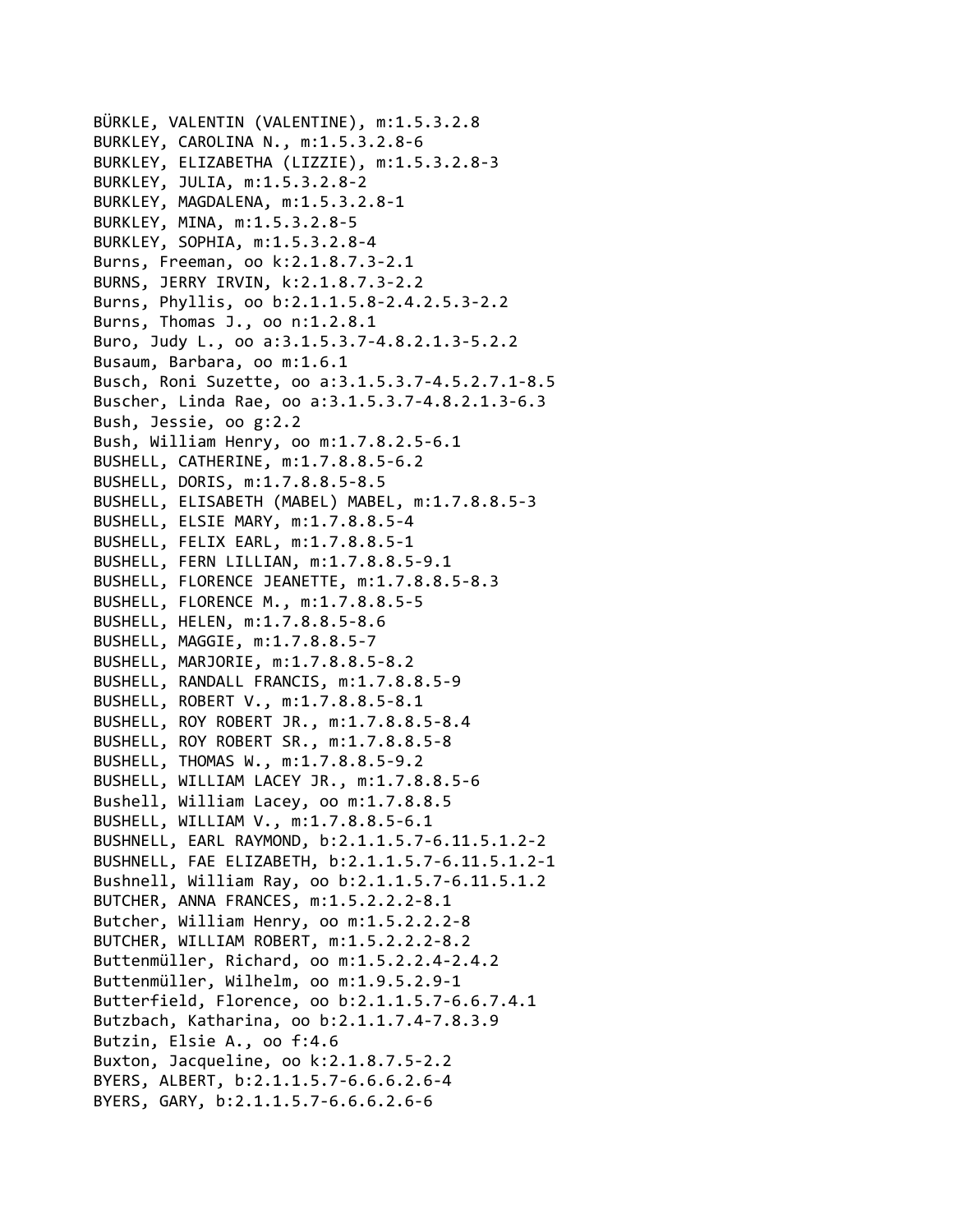BÜRKLE, VALENTIN (VALENTINE), m:1.5.3.2.8
BURKLEY, CAROLINA N., m:1.5.3.2.8-6
BURKLEY, ELIZABETHA (LIZZIE), m:1.5.3.2.8-3
BURKLEY, JULIA, m:1.5.3.2.8-2
BURKLEY, MAGDALENA, m:1.5.3.2.8-1
BURKLEY, MINA, m:1.5.3.2.8-5
BURKLEY, SOPHIA, m:1.5.3.2.8-4
Burns, Freeman, oo k:2.1.8.7.3-2.1
BURNS, JERRY IRVIN, k:2.1.8.7.3-2.2
Burns, Phyllis, oo b:2.1.1.5.8-2.4.2.5.3-2.2
Burns, Thomas J., oo n:1.2.8.1
Buro, Judy L., oo a:3.1.5.3.7-4.8.2.1.3-5.2.2
Busaum, Barbara, oo m:1.6.1
Busch, Roni Suzette, oo a:3.1.5.3.7-4.5.2.7.1-8.5
Buscher, Linda Rae, oo a:3.1.5.3.7-4.8.2.1.3-6.3
Bush, Jessie, oo g:2.2
Bush, William Henry, oo m:1.7.8.2.5-6.1
BUSHELL, CATHERINE, m:1.7.8.8.5-6.2
BUSHELL, DORIS, m:1.7.8.8.5-8.5
BUSHELL, ELISABETH (MABEL) MABEL, m:1.7.8.8.5-3
BUSHELL, ELSIE MARY, m:1.7.8.8.5-4
BUSHELL, FELIX EARL, m:1.7.8.8.5-1
BUSHELL, FERN LILLIAN, m:1.7.8.8.5-9.1
BUSHELL, FLORENCE JEANETTE, m:1.7.8.8.5-8.3
BUSHELL, FLORENCE M., m:1.7.8.8.5-5
BUSHELL, HELEN, m:1.7.8.8.5-8.6
BUSHELL, MAGGIE, m:1.7.8.8.5-7
BUSHELL, MARJORIE, m:1.7.8.8.5-8.2
BUSHELL, RANDALL FRANCIS, m:1.7.8.8.5-9
BUSHELL, ROBERT V., m:1.7.8.8.5-8.1
BUSHELL, ROY ROBERT JR., m:1.7.8.8.5-8.4
BUSHELL, ROY ROBERT SR., m:1.7.8.8.5-8
BUSHELL, THOMAS W., m:1.7.8.8.5-9.2
BUSHELL, WILLIAM LACEY JR., m:1.7.8.8.5-6
Bushell, William Lacey, oo m:1.7.8.8.5
BUSHELL, WILLIAM V., m:1.7.8.8.5-6.1
BUSHNELL, EARL RAYMOND, b:2.1.1.5.7-6.11.5.1.2-2
BUSHNELL, FAE ELIZABETH, b:2.1.1.5.7-6.11.5.1.2-1
Bushnell, William Ray, oo b:2.1.1.5.7-6.11.5.1.2
BUTCHER, ANNA FRANCES, m:1.5.2.2.2-8.1
Butcher, William Henry, oo m:1.5.2.2.2-8
BUTCHER, WILLIAM ROBERT, m:1.5.2.2.2-8.2
Buttenmüller, Richard, oo m:1.5.2.2.4-2.4.2
Buttenmüller, Wilhelm, oo m:1.9.5.2.9-1
Butterfield, Florence, oo b:2.1.1.5.7-6.6.7.4.1
Butzbach, Katharina, oo b:2.1.1.7.4-7.8.3.9
Butzin, Elsie A., oo f:4.6
Buxton, Jacqueline, oo k:2.1.8.7.5-2.2
BYERS, ALBERT, b:2.1.1.5.7-6.6.6.2.6-4
BYERS, GARY, b:2.1.1.5.7-6.6.6.2.6-6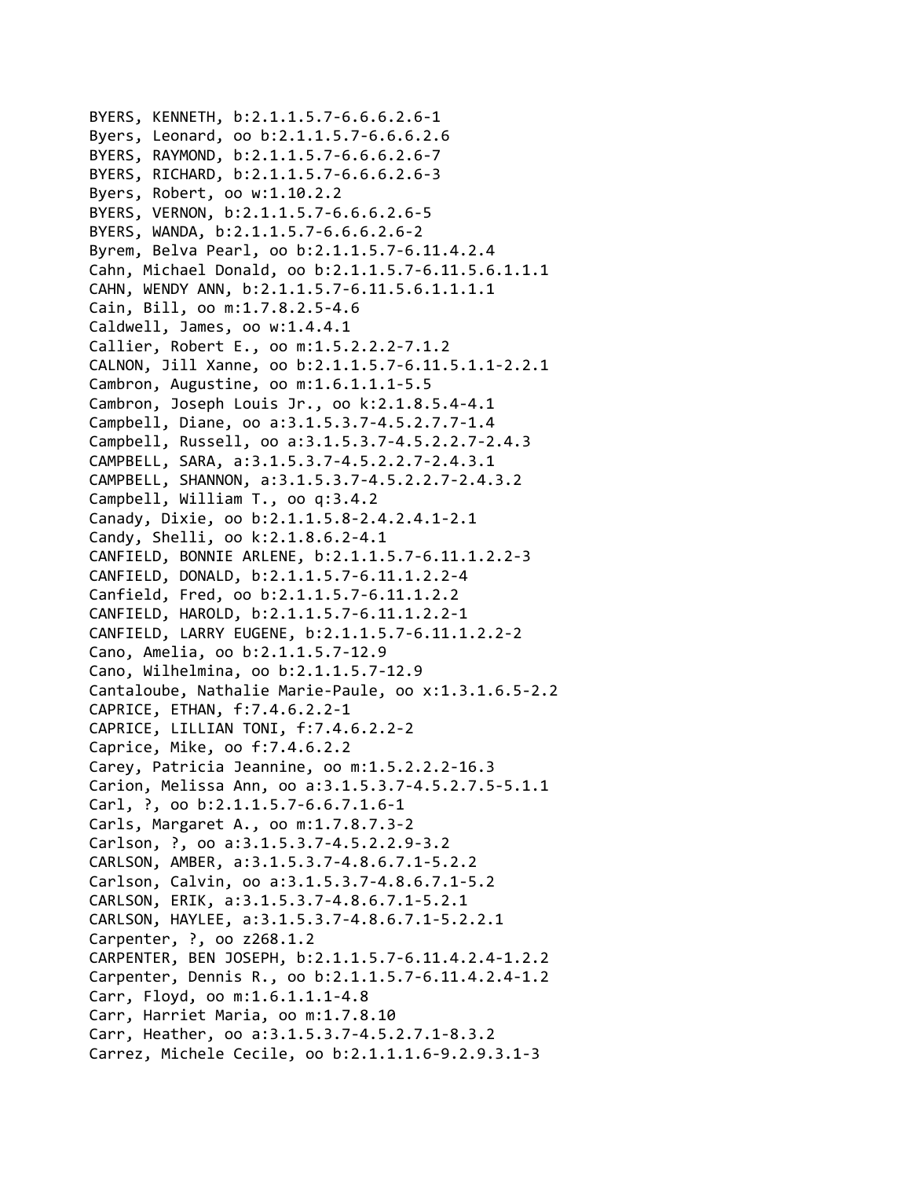BYERS, KENNETH, b:2.1.1.5.7-6.6.6.2.6-1
Byers, Leonard, oo b:2.1.1.5.7-6.6.6.2.6
BYERS, RAYMOND, b:2.1.1.5.7-6.6.6.2.6-7
BYERS, RICHARD, b:2.1.1.5.7-6.6.6.2.6-3
Byers, Robert, oo w:1.10.2.2
BYERS, VERNON, b:2.1.1.5.7-6.6.6.2.6-5
BYERS, WANDA, b:2.1.1.5.7-6.6.6.2.6-2
Byrem, Belva Pearl, oo b:2.1.1.5.7-6.11.4.2.4
Cahn, Michael Donald, oo b:2.1.1.5.7-6.11.5.6.1.1.1
CAHN, WENDY ANN, b:2.1.1.5.7-6.11.5.6.1.1.1.1
Cain, Bill, oo m:1.7.8.2.5-4.6
Caldwell, James, oo w:1.4.4.1
Callier, Robert E., oo m:1.5.2.2.2-7.1.2
CALNON, Jill Xanne, oo b:2.1.1.5.7-6.11.5.1.1-2.2.1
Cambron, Augustine, oo m:1.6.1.1.1-5.5
Cambron, Joseph Louis Jr., oo k:2.1.8.5.4-4.1
Campbell, Diane, oo a:3.1.5.3.7-4.5.2.7.7-1.4
Campbell, Russell, oo a:3.1.5.3.7-4.5.2.2.7-2.4.3
CAMPBELL, SARA, a:3.1.5.3.7-4.5.2.2.7-2.4.3.1
CAMPBELL, SHANNON, a:3.1.5.3.7-4.5.2.2.7-2.4.3.2
Campbell, William T., oo q:3.4.2
Canady, Dixie, oo b:2.1.1.5.8-2.4.2.4.1-2.1
Candy, Shelli, oo k:2.1.8.6.2-4.1
CANFIELD, BONNIE ARLENE, b:2.1.1.5.7-6.11.1.2.2-3
CANFIELD, DONALD, b:2.1.1.5.7-6.11.1.2.2-4
Canfield, Fred, oo b:2.1.1.5.7-6.11.1.2.2
CANFIELD, HAROLD, b:2.1.1.5.7-6.11.1.2.2-1
CANFIELD, LARRY EUGENE, b:2.1.1.5.7-6.11.1.2.2-2
Cano, Amelia, oo b:2.1.1.5.7-12.9
Cano, Wilhelmina, oo b:2.1.1.5.7-12.9
Cantaloube, Nathalie Marie-Paule, oo x:1.3.1.6.5-2.2
CAPRICE, ETHAN, f:7.4.6.2.2-1
CAPRICE, LILLIAN TONI, f:7.4.6.2.2-2
Caprice, Mike, oo f:7.4.6.2.2
Carey, Patricia Jeannine, oo m:1.5.2.2.2-16.3
Carion, Melissa Ann, oo a:3.1.5.3.7-4.5.2.7.5-5.1.1
Carl, ?, oo b:2.1.1.5.7-6.6.7.1.6-1
Carls, Margaret A., oo m:1.7.8.7.3-2
Carlson, ?, oo a:3.1.5.3.7-4.5.2.2.9-3.2
CARLSON, AMBER, a:3.1.5.3.7-4.8.6.7.1-5.2.2
Carlson, Calvin, oo a:3.1.5.3.7-4.8.6.7.1-5.2
CARLSON, ERIK, a:3.1.5.3.7-4.8.6.7.1-5.2.1
CARLSON, HAYLEE, a:3.1.5.3.7-4.8.6.7.1-5.2.2.1
Carpenter, ?, oo z268.1.2
CARPENTER, BEN JOSEPH, b:2.1.1.5.7-6.11.4.2.4-1.2.2
Carpenter, Dennis R., oo b:2.1.1.5.7-6.11.4.2.4-1.2
Carr, Floyd, oo m:1.6.1.1.1-4.8
Carr, Harriet Maria, oo m:1.7.8.10
Carr, Heather, oo a:3.1.5.3.7-4.5.2.7.1-8.3.2
Carrez, Michele Cecile, oo b:2.1.1.1.6-9.2.9.3.1-3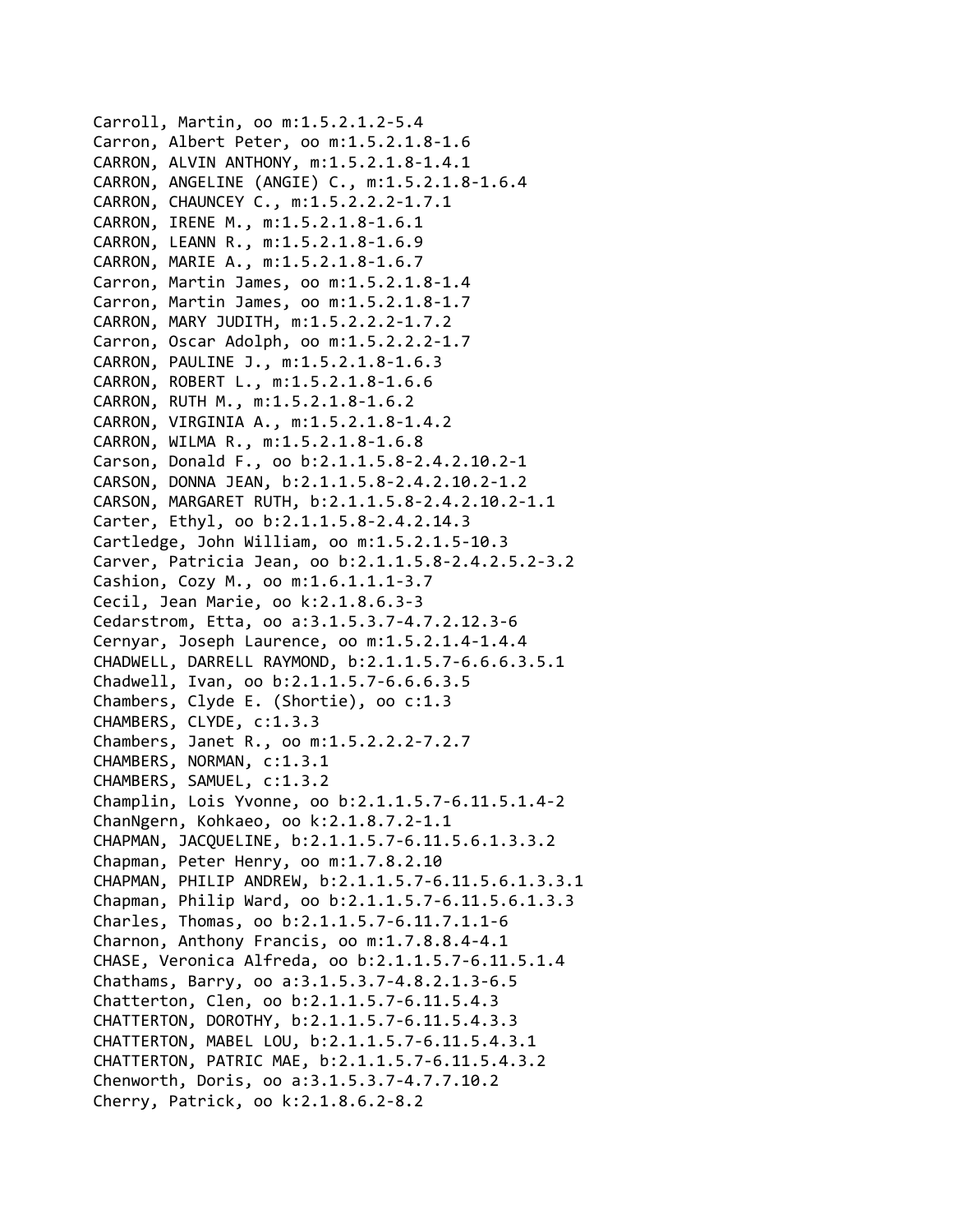Carroll, Martin, oo m:1.5.2.1.2-5.4
Carron, Albert Peter, oo m:1.5.2.1.8-1.6
CARRON, ALVIN ANTHONY, m:1.5.2.1.8-1.4.1
CARRON, ANGELINE (ANGIE) C., m:1.5.2.1.8-1.6.4
CARRON, CHAUNCEY C., m:1.5.2.2.2-1.7.1
CARRON, IRENE M., m:1.5.2.1.8-1.6.1
CARRON, LEANN R., m:1.5.2.1.8-1.6.9
CARRON, MARIE A., m:1.5.2.1.8-1.6.7
Carron, Martin James, oo m:1.5.2.1.8-1.4
Carron, Martin James, oo m:1.5.2.1.8-1.7
CARRON, MARY JUDITH, m:1.5.2.2.2-1.7.2
Carron, Oscar Adolph, oo m:1.5.2.2.2-1.7
CARRON, PAULINE J., m:1.5.2.1.8-1.6.3
CARRON, ROBERT L., m:1.5.2.1.8-1.6.6
CARRON, RUTH M., m:1.5.2.1.8-1.6.2
CARRON, VIRGINIA A., m:1.5.2.1.8-1.4.2
CARRON, WILMA R., m:1.5.2.1.8-1.6.8
Carson, Donald F., oo b:2.1.1.5.8-2.4.2.10.2-1
CARSON, DONNA JEAN, b:2.1.1.5.8-2.4.2.10.2-1.2
CARSON, MARGARET RUTH, b:2.1.1.5.8-2.4.2.10.2-1.1
Carter, Ethyl, oo b:2.1.1.5.8-2.4.2.14.3
Cartledge, John William, oo m:1.5.2.1.5-10.3
Carver, Patricia Jean, oo b:2.1.1.5.8-2.4.2.5.2-3.2
Cashion, Cozy M., oo m:1.6.1.1.1-3.7
Cecil, Jean Marie, oo k:2.1.8.6.3-3
Cedarstrom, Etta, oo a:3.1.5.3.7-4.7.2.12.3-6
Cernyar, Joseph Laurence, oo m:1.5.2.1.4-1.4.4
CHADWELL, DARRELL RAYMOND, b:2.1.1.5.7-6.6.6.3.5.1
Chadwell, Ivan, oo b:2.1.1.5.7-6.6.6.3.5
Chambers, Clyde E. (Shortie), oo c:1.3
CHAMBERS, CLYDE, c:1.3.3
Chambers, Janet R., oo m:1.5.2.2.2-7.2.7
CHAMBERS, NORMAN, c:1.3.1
CHAMBERS, SAMUEL, c:1.3.2
Champlin, Lois Yvonne, oo b:2.1.1.5.7-6.11.5.1.4-2
ChanNgern, Kohkaeo, oo k:2.1.8.7.2-1.1
CHAPMAN, JACQUELINE, b:2.1.1.5.7-6.11.5.6.1.3.3.2
Chapman, Peter Henry, oo m:1.7.8.2.10
CHAPMAN, PHILIP ANDREW, b:2.1.1.5.7-6.11.5.6.1.3.3.1
Chapman, Philip Ward, oo b:2.1.1.5.7-6.11.5.6.1.3.3
Charles, Thomas, oo b:2.1.1.5.7-6.11.7.1.1-6
Charnon, Anthony Francis, oo m:1.7.8.8.4-4.1
CHASE, Veronica Alfreda, oo b:2.1.1.5.7-6.11.5.1.4
Chathams, Barry, oo a:3.1.5.3.7-4.8.2.1.3-6.5
Chatterton, Clen, oo b:2.1.1.5.7-6.11.5.4.3
CHATTERTON, DOROTHY, b:2.1.1.5.7-6.11.5.4.3.3
CHATTERTON, MABEL LOU, b:2.1.1.5.7-6.11.5.4.3.1
CHATTERTON, PATRIC MAE, b:2.1.1.5.7-6.11.5.4.3.2
Chenworth, Doris, oo a:3.1.5.3.7-4.7.7.10.2
Cherry, Patrick, oo k:2.1.8.6.2-8.2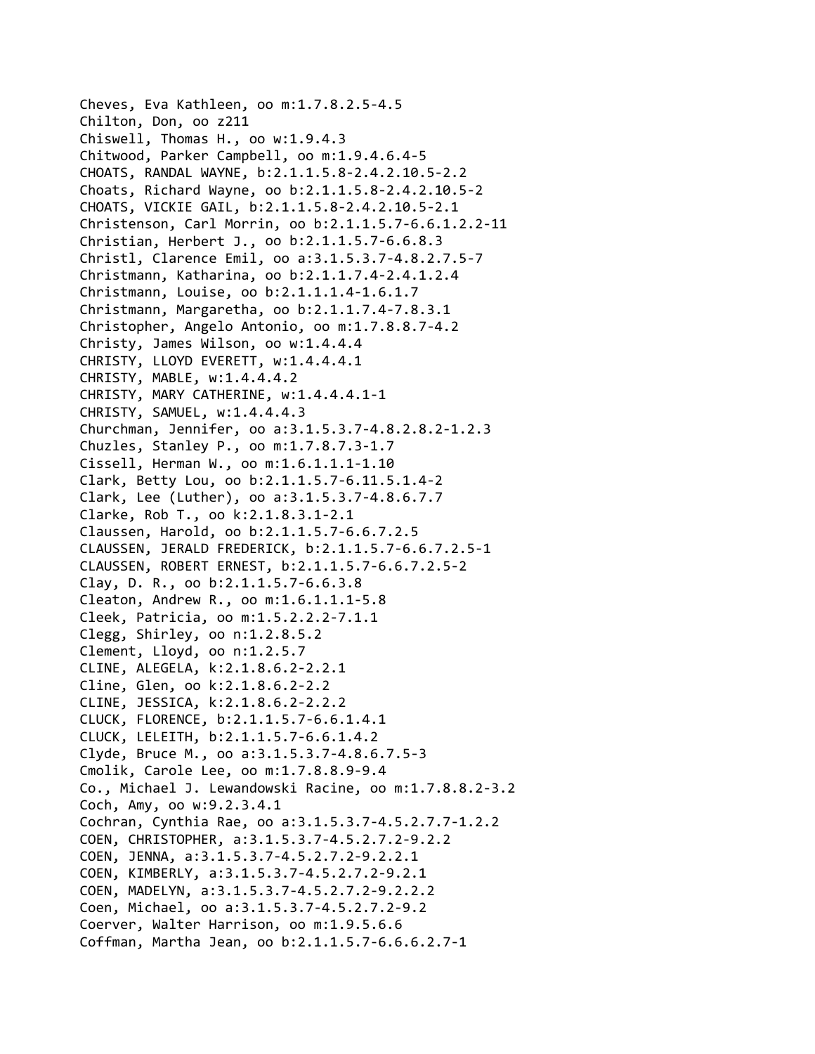Cheves, Eva Kathleen, oo m:1.7.8.2.5-4.5
Chilton, Don, oo z211
Chiswell, Thomas H., oo w:1.9.4.3
Chitwood, Parker Campbell, oo m:1.9.4.6.4-5
CHOATS, RANDAL WAYNE, b:2.1.1.5.8-2.4.2.10.5-2.2
Choats, Richard Wayne, oo b:2.1.1.5.8-2.4.2.10.5-2
CHOATS, VICKIE GAIL, b:2.1.1.5.8-2.4.2.10.5-2.1
Christenson, Carl Morrin, oo b:2.1.1.5.7-6.6.1.2.2-11
Christian, Herbert J., oo b:2.1.1.5.7-6.6.8.3
Christl, Clarence Emil, oo a:3.1.5.3.7-4.8.2.7.5-7
Christmann, Katharina, oo b:2.1.1.7.4-2.4.1.2.4
Christmann, Louise, oo b:2.1.1.1.4-1.6.1.7
Christmann, Margaretha, oo b:2.1.1.7.4-7.8.3.1
Christopher, Angelo Antonio, oo m:1.7.8.8.7-4.2
Christy, James Wilson, oo w:1.4.4.4
CHRISTY, LLOYD EVERETT, w:1.4.4.4.1
CHRISTY, MABLE, w:1.4.4.4.2
CHRISTY, MARY CATHERINE, w:1.4.4.4.1-1
CHRISTY, SAMUEL, w:1.4.4.4.3
Churchman, Jennifer, oo a:3.1.5.3.7-4.8.2.8.2-1.2.3
Chuzles, Stanley P., oo m:1.7.8.7.3-1.7
Cissell, Herman W., oo m:1.6.1.1.1-1.10
Clark, Betty Lou, oo b:2.1.1.5.7-6.11.5.1.4-2
Clark, Lee (Luther), oo a:3.1.5.3.7-4.8.6.7.7
Clarke, Rob T., oo k:2.1.8.3.1-2.1
Claussen, Harold, oo b:2.1.1.5.7-6.6.7.2.5
CLAUSSEN, JERALD FREDERICK, b:2.1.1.5.7-6.6.7.2.5-1
CLAUSSEN, ROBERT ERNEST, b:2.1.1.5.7-6.6.7.2.5-2
Clay, D. R., oo b:2.1.1.5.7-6.6.3.8
Cleaton, Andrew R., oo m:1.6.1.1.1-5.8
Cleek, Patricia, oo m:1.5.2.2.2-7.1.1
Clegg, Shirley, oo n:1.2.8.5.2
Clement, Lloyd, oo n:1.2.5.7
CLINE, ALEGELA, k:2.1.8.6.2-2.2.1
Cline, Glen, oo k:2.1.8.6.2-2.2
CLINE, JESSICA, k:2.1.8.6.2-2.2.2
CLUCK, FLORENCE, b:2.1.1.5.7-6.6.1.4.1
CLUCK, LELEITH, b:2.1.1.5.7-6.6.1.4.2
Clyde, Bruce M., oo a:3.1.5.3.7-4.8.6.7.5-3
Cmolik, Carole Lee, oo m:1.7.8.8.9-9.4
Co., Michael J. Lewandowski Racine, oo m:1.7.8.8.2-3.2
Coch, Amy, oo w:9.2.3.4.1
Cochran, Cynthia Rae, oo a:3.1.5.3.7-4.5.2.7.7-1.2.2
COEN, CHRISTOPHER, a:3.1.5.3.7-4.5.2.7.2-9.2.2
COEN, JENNA, a:3.1.5.3.7-4.5.2.7.2-9.2.2.1
COEN, KIMBERLY, a:3.1.5.3.7-4.5.2.7.2-9.2.1
COEN, MADELYN, a:3.1.5.3.7-4.5.2.7.2-9.2.2.2
Coen, Michael, oo a:3.1.5.3.7-4.5.2.7.2-9.2
Coerver, Walter Harrison, oo m:1.9.5.6.6
Coffman, Martha Jean, oo b:2.1.1.5.7-6.6.6.2.7-1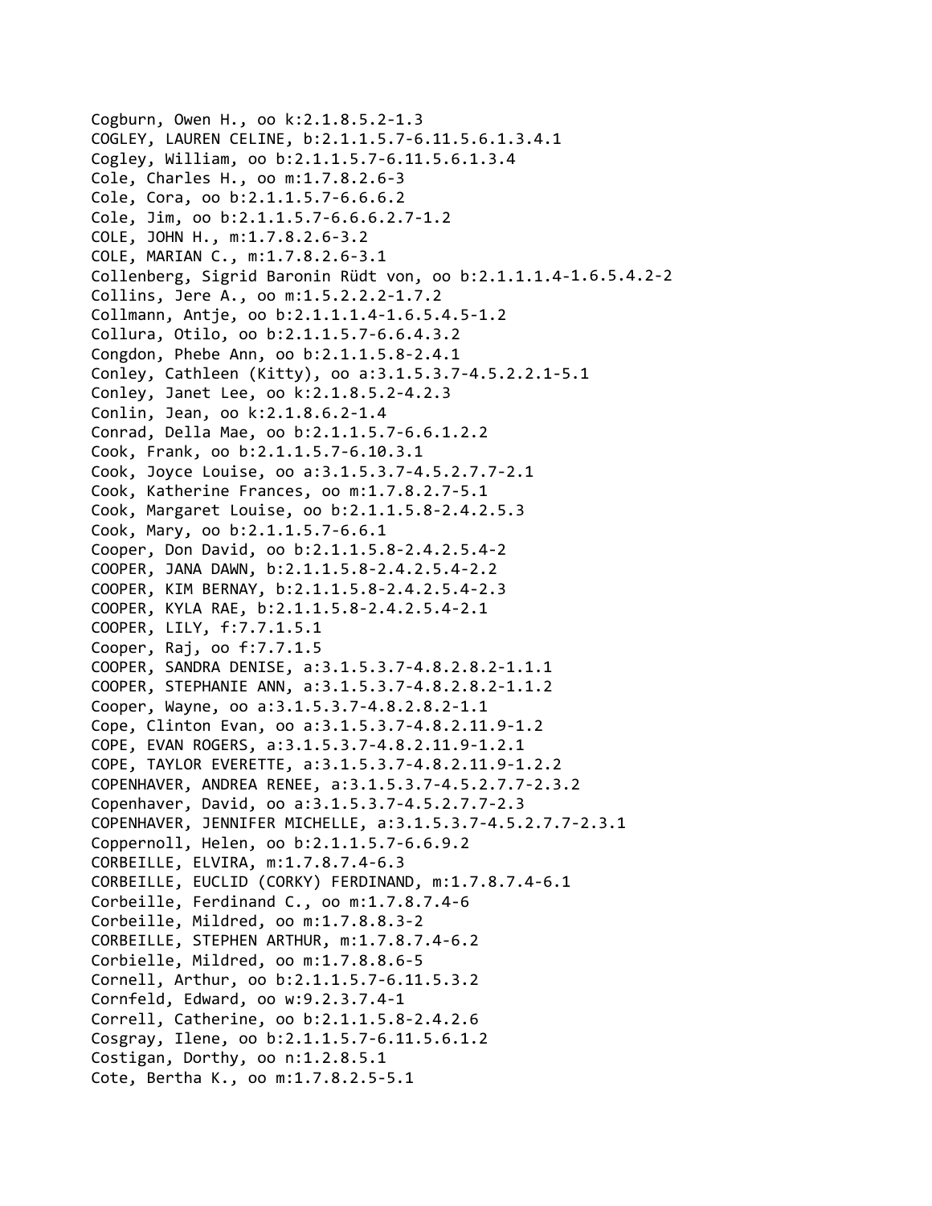Cogburn, Owen H., oo k:2.1.8.5.2-1.3
COGLEY, LAUREN CELINE, b:2.1.1.5.7-6.11.5.6.1.3.4.1
Cogley, William, oo b:2.1.1.5.7-6.11.5.6.1.3.4
Cole, Charles H., oo m:1.7.8.2.6-3
Cole, Cora, oo b:2.1.1.5.7-6.6.6.2
Cole, Jim, oo b:2.1.1.5.7-6.6.6.2.7-1.2
COLE, JOHN H., m:1.7.8.2.6-3.2
COLE, MARIAN C., m:1.7.8.2.6-3.1
Collenberg, Sigrid Baronin Rüdt von, oo b:2.1.1.1.4-1.6.5.4.2-2
Collins, Jere A., oo m:1.5.2.2.2-1.7.2
Collmann, Antje, oo b:2.1.1.1.4-1.6.5.4.5-1.2
Collura, Otilo, oo b:2.1.1.5.7-6.6.4.3.2
Congdon, Phebe Ann, oo b:2.1.1.5.8-2.4.1
Conley, Cathleen (Kitty), oo a:3.1.5.3.7-4.5.2.2.1-5.1
Conley, Janet Lee, oo k:2.1.8.5.2-4.2.3
Conlin, Jean, oo k:2.1.8.6.2-1.4
Conrad, Della Mae, oo b:2.1.1.5.7-6.6.1.2.2
Cook, Frank, oo b:2.1.1.5.7-6.10.3.1
Cook, Joyce Louise, oo a:3.1.5.3.7-4.5.2.7.7-2.1
Cook, Katherine Frances, oo m:1.7.8.2.7-5.1
Cook, Margaret Louise, oo b:2.1.1.5.8-2.4.2.5.3
Cook, Mary, oo b:2.1.1.5.7-6.6.1
Cooper, Don David, oo b:2.1.1.5.8-2.4.2.5.4-2
COOPER, JANA DAWN, b:2.1.1.5.8-2.4.2.5.4-2.2
COOPER, KIM BERNAY, b:2.1.1.5.8-2.4.2.5.4-2.3
COOPER, KYLA RAE, b:2.1.1.5.8-2.4.2.5.4-2.1
COOPER, LILY, f:7.7.1.5.1
Cooper, Raj, oo f:7.7.1.5
COOPER, SANDRA DENISE, a:3.1.5.3.7-4.8.2.8.2-1.1.1
COOPER, STEPHANIE ANN, a:3.1.5.3.7-4.8.2.8.2-1.1.2
Cooper, Wayne, oo a:3.1.5.3.7-4.8.2.8.2-1.1
Cope, Clinton Evan, oo a:3.1.5.3.7-4.8.2.11.9-1.2
COPE, EVAN ROGERS, a:3.1.5.3.7-4.8.2.11.9-1.2.1
COPE, TAYLOR EVERETTE, a:3.1.5.3.7-4.8.2.11.9-1.2.2
COPENHAVER, ANDREA RENEE, a:3.1.5.3.7-4.5.2.7.7-2.3.2
Copenhaver, David, oo a:3.1.5.3.7-4.5.2.7.7-2.3
COPENHAVER, JENNIFER MICHELLE, a:3.1.5.3.7-4.5.2.7.7-2.3.1
Coppernoll, Helen, oo b:2.1.1.5.7-6.6.9.2
CORBEILLE, ELVIRA, m:1.7.8.7.4-6.3
CORBEILLE, EUCLID (CORKY) FERDINAND, m:1.7.8.7.4-6.1
Corbeille, Ferdinand C., oo m:1.7.8.7.4-6
Corbeille, Mildred, oo m:1.7.8.8.3-2
CORBEILLE, STEPHEN ARTHUR, m:1.7.8.7.4-6.2
Corbielle, Mildred, oo m:1.7.8.8.6-5
Cornell, Arthur, oo b:2.1.1.5.7-6.11.5.3.2
Cornfeld, Edward, oo w:9.2.3.7.4-1
Correll, Catherine, oo b:2.1.1.5.8-2.4.2.6
Cosgray, Ilene, oo b:2.1.1.5.7-6.11.5.6.1.2
Costigan, Dorthy, oo n:1.2.8.5.1
Cote, Bertha K., oo m:1.7.8.2.5-5.1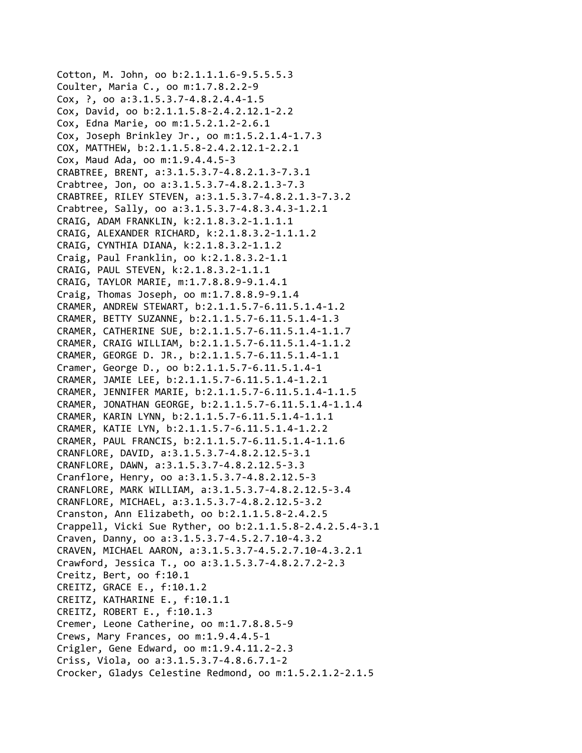Cotton, M. John, oo b:2.1.1.1.6-9.5.5.5.3
Coulter, Maria C., oo m:1.7.8.2.2-9
Cox, ?, oo a:3.1.5.3.7-4.8.2.4.4-1.5
Cox, David, oo b:2.1.1.5.8-2.4.2.12.1-2.2
Cox, Edna Marie, oo m:1.5.2.1.2-2.6.1
Cox, Joseph Brinkley Jr., oo m:1.5.2.1.4-1.7.3
COX, MATTHEW, b:2.1.1.5.8-2.4.2.12.1-2.2.1
Cox, Maud Ada, oo m:1.9.4.4.5-3
CRABTREE, BRENT, a:3.1.5.3.7-4.8.2.1.3-7.3.1
Crabtree, Jon, oo a:3.1.5.3.7-4.8.2.1.3-7.3
CRABTREE, RILEY STEVEN, a:3.1.5.3.7-4.8.2.1.3-7.3.2
Crabtree, Sally, oo a:3.1.5.3.7-4.8.3.4.3-1.2.1
CRAIG, ADAM FRANKLIN, k:2.1.8.3.2-1.1.1.1
CRAIG, ALEXANDER RICHARD, k:2.1.8.3.2-1.1.1.2
CRAIG, CYNTHIA DIANA, k:2.1.8.3.2-1.1.2
Craig, Paul Franklin, oo k:2.1.8.3.2-1.1
CRAIG, PAUL STEVEN, k:2.1.8.3.2-1.1.1
CRAIG, TAYLOR MARIE, m:1.7.8.8.9-9.1.4.1
Craig, Thomas Joseph, oo m:1.7.8.8.9-9.1.4
CRAMER, ANDREW STEWART, b:2.1.1.5.7-6.11.5.1.4-1.2
CRAMER, BETTY SUZANNE, b:2.1.1.5.7-6.11.5.1.4-1.3
CRAMER, CATHERINE SUE, b:2.1.1.5.7-6.11.5.1.4-1.1.7
CRAMER, CRAIG WILLIAM, b:2.1.1.5.7-6.11.5.1.4-1.1.2
CRAMER, GEORGE D. JR., b:2.1.1.5.7-6.11.5.1.4-1.1
Cramer, George D., oo b:2.1.1.5.7-6.11.5.1.4-1
CRAMER, JAMIE LEE, b:2.1.1.5.7-6.11.5.1.4-1.2.1
CRAMER, JENNIFER MARIE, b:2.1.1.5.7-6.11.5.1.4-1.1.5
CRAMER, JONATHAN GEORGE, b:2.1.1.5.7-6.11.5.1.4-1.1.4
CRAMER, KARIN LYNN, b:2.1.1.5.7-6.11.5.1.4-1.1.1
CRAMER, KATIE LYN, b:2.1.1.5.7-6.11.5.1.4-1.2.2
CRAMER, PAUL FRANCIS, b:2.1.1.5.7-6.11.5.1.4-1.1.6
CRANFLORE, DAVID, a:3.1.5.3.7-4.8.2.12.5-3.1
CRANFLORE, DAWN, a:3.1.5.3.7-4.8.2.12.5-3.3
Cranflore, Henry, oo a:3.1.5.3.7-4.8.2.12.5-3
CRANFLORE, MARK WILLIAM, a:3.1.5.3.7-4.8.2.12.5-3.4
CRANFLORE, MICHAEL, a:3.1.5.3.7-4.8.2.12.5-3.2
Cranston, Ann Elizabeth, oo b:2.1.1.5.8-2.4.2.5
Crappell, Vicki Sue Ryther, oo b:2.1.1.5.8-2.4.2.5.4-3.1
Craven, Danny, oo a:3.1.5.3.7-4.5.2.7.10-4.3.2
CRAVEN, MICHAEL AARON, a:3.1.5.3.7-4.5.2.7.10-4.3.2.1
Crawford, Jessica T., oo a:3.1.5.3.7-4.8.2.7.2-2.3
Creitz, Bert, oo f:10.1
CREITZ, GRACE E., f:10.1.2
CREITZ, KATHARINE E., f:10.1.1
CREITZ, ROBERT E., f:10.1.3
Cremer, Leone Catherine, oo m:1.7.8.8.5-9
Crews, Mary Frances, oo m:1.9.4.4.5-1
Crigler, Gene Edward, oo m:1.9.4.11.2-2.3
Criss, Viola, oo a:3.1.5.3.7-4.8.6.7.1-2
Crocker, Gladys Celestine Redmond, oo m:1.5.2.1.2-2.1.5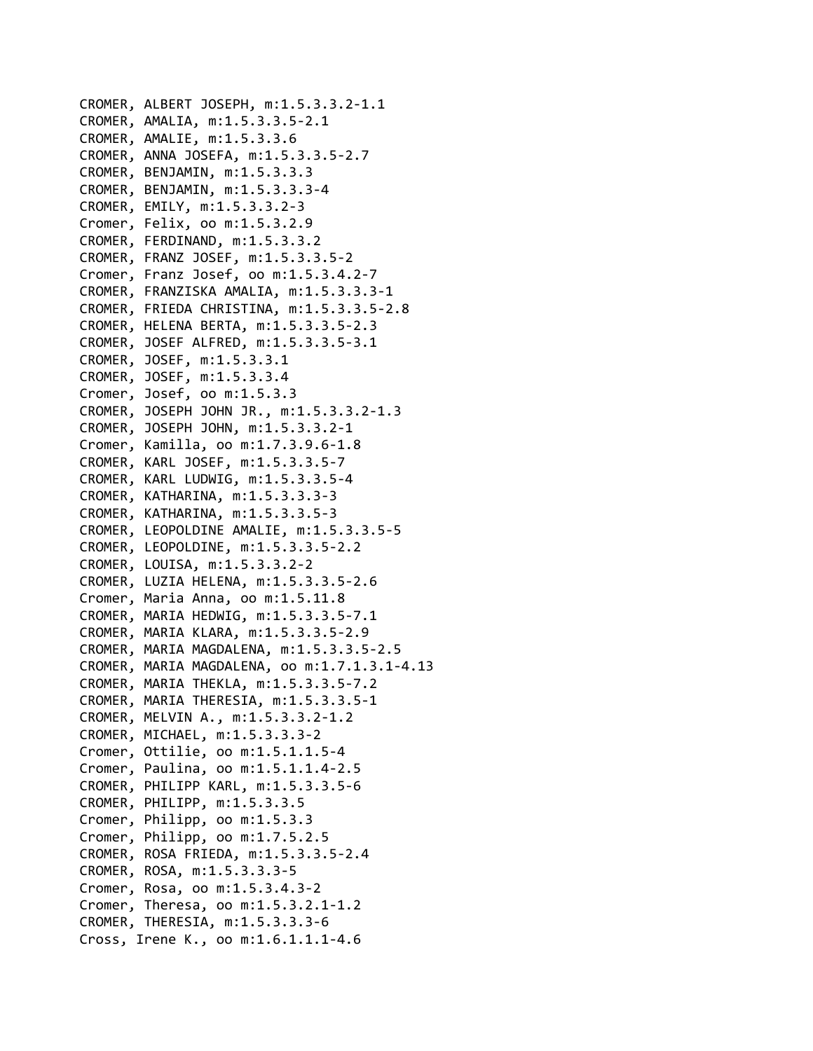CROMER, ALBERT JOSEPH, m:1.5.3.3.2-1.1
CROMER, AMALIA, m:1.5.3.3.5-2.1
CROMER, AMALIE, m:1.5.3.3.6
CROMER, ANNA JOSEFA, m:1.5.3.3.5-2.7
CROMER, BENJAMIN, m:1.5.3.3.3
CROMER, BENJAMIN, m:1.5.3.3.3-4
CROMER, EMILY, m:1.5.3.3.2-3
Cromer, Felix, oo m:1.5.3.2.9
CROMER, FERDINAND, m:1.5.3.3.2
CROMER, FRANZ JOSEF, m:1.5.3.3.5-2
Cromer, Franz Josef, oo m:1.5.3.4.2-7
CROMER, FRANZISKA AMALIA, m:1.5.3.3.3-1
CROMER, FRIEDA CHRISTINA, m:1.5.3.3.5-2.8
CROMER, HELENA BERTA, m:1.5.3.3.5-2.3
CROMER, JOSEF ALFRED, m:1.5.3.3.5-3.1
CROMER, JOSEF, m:1.5.3.3.1
CROMER, JOSEF, m:1.5.3.3.4
Cromer, Josef, oo m:1.5.3.3
CROMER, JOSEPH JOHN JR., m:1.5.3.3.2-1.3
CROMER, JOSEPH JOHN, m:1.5.3.3.2-1
Cromer, Kamilla, oo m:1.7.3.9.6-1.8
CROMER, KARL JOSEF, m:1.5.3.3.5-7
CROMER, KARL LUDWIG, m:1.5.3.3.5-4
CROMER, KATHARINA, m:1.5.3.3.3-3
CROMER, KATHARINA, m:1.5.3.3.5-3
CROMER, LEOPOLDINE AMALIE, m:1.5.3.3.5-5
CROMER, LEOPOLDINE, m:1.5.3.3.5-2.2
CROMER, LOUISA, m:1.5.3.3.2-2
CROMER, LUZIA HELENA, m:1.5.3.3.5-2.6
Cromer, Maria Anna, oo m:1.5.11.8
CROMER, MARIA HEDWIG, m:1.5.3.3.5-7.1
CROMER, MARIA KLARA, m:1.5.3.3.5-2.9
CROMER, MARIA MAGDALENA, m:1.5.3.3.5-2.5
CROMER, MARIA MAGDALENA, oo m:1.7.1.3.1-4.13
CROMER, MARIA THEKLA, m:1.5.3.3.5-7.2
CROMER, MARIA THERESIA, m:1.5.3.3.5-1
CROMER, MELVIN A., m:1.5.3.3.2-1.2
CROMER, MICHAEL, m:1.5.3.3.3-2
Cromer, Ottilie, oo m:1.5.1.1.5-4
Cromer, Paulina, oo m:1.5.1.1.4-2.5
CROMER, PHILIPP KARL, m:1.5.3.3.5-6
CROMER, PHILIPP, m:1.5.3.3.5
Cromer, Philipp, oo m:1.5.3.3
Cromer, Philipp, oo m:1.7.5.2.5
CROMER, ROSA FRIEDA, m:1.5.3.3.5-2.4
CROMER, ROSA, m:1.5.3.3.3-5
Cromer, Rosa, oo m:1.5.3.4.3-2
Cromer, Theresa, oo m:1.5.3.2.1-1.2
CROMER, THERESIA, m:1.5.3.3.3-6
Cross, Irene K., oo m:1.6.1.1.1-4.6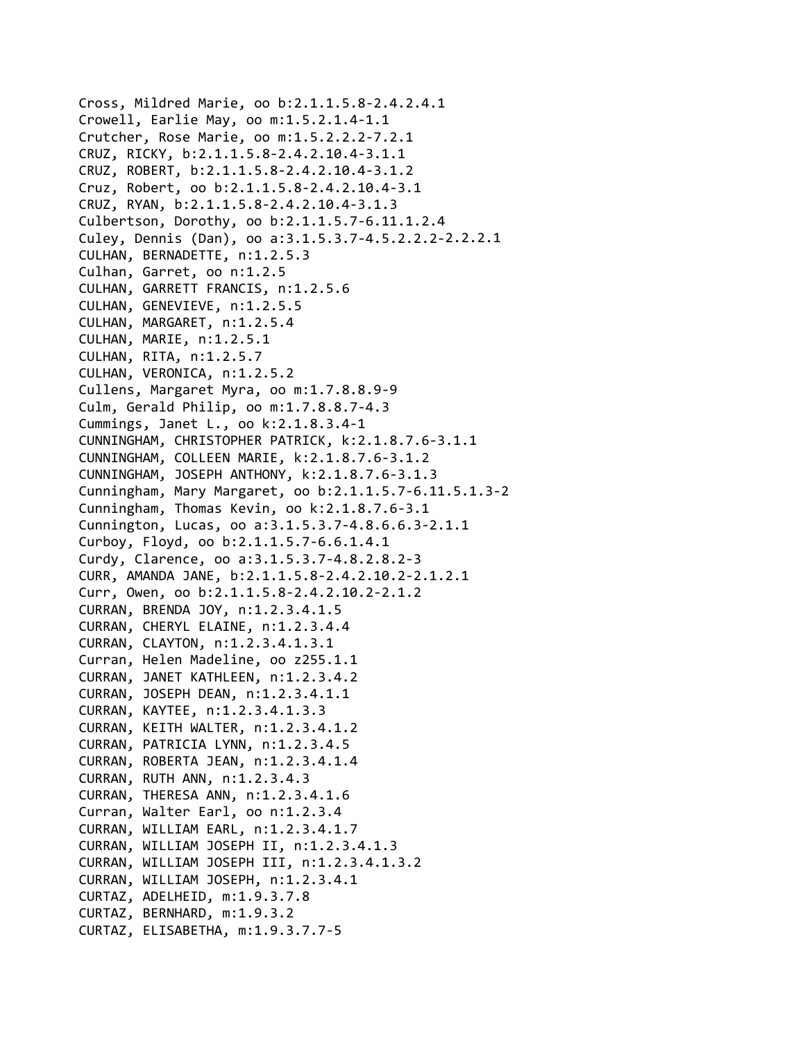Cross, Mildred Marie, oo b:2.1.1.5.8-2.4.2.4.1
Crowell, Earlie May, oo m:1.5.2.1.4-1.1
Crutcher, Rose Marie, oo m:1.5.2.2.2-7.2.1
CRUZ, RICKY, b:2.1.1.5.8-2.4.2.10.4-3.1.1
CRUZ, ROBERT, b:2.1.1.5.8-2.4.2.10.4-3.1.2
Cruz, Robert, oo b:2.1.1.5.8-2.4.2.10.4-3.1
CRUZ, RYAN, b:2.1.1.5.8-2.4.2.10.4-3.1.3
Culbertson, Dorothy, oo b:2.1.1.5.7-6.11.1.2.4
Culey, Dennis (Dan), oo a:3.1.5.3.7-4.5.2.2.2-2.2.2.1
CULHAN, BERNADETTE, n:1.2.5.3
Culhan, Garret, oo n:1.2.5
CULHAN, GARRETT FRANCIS, n:1.2.5.6
CULHAN, GENEVIEVE, n:1.2.5.5
CULHAN, MARGARET, n:1.2.5.4
CULHAN, MARIE, n:1.2.5.1
CULHAN, RITA, n:1.2.5.7
CULHAN, VERONICA, n:1.2.5.2
Cullens, Margaret Myra, oo m:1.7.8.8.9-9
Culm, Gerald Philip, oo m:1.7.8.8.7-4.3
Cummings, Janet L., oo k:2.1.8.3.4-1
CUNNINGHAM, CHRISTOPHER PATRICK, k:2.1.8.7.6-3.1.1
CUNNINGHAM, COLLEEN MARIE, k:2.1.8.7.6-3.1.2
CUNNINGHAM, JOSEPH ANTHONY, k:2.1.8.7.6-3.1.3
Cunningham, Mary Margaret, oo b:2.1.1.5.7-6.11.5.1.3-2
Cunningham, Thomas Kevin, oo k:2.1.8.7.6-3.1
Cunnington, Lucas, oo a:3.1.5.3.7-4.8.6.6.3-2.1.1
Curboy, Floyd, oo b:2.1.1.5.7-6.6.1.4.1
Curdy, Clarence, oo a:3.1.5.3.7-4.8.2.8.2-3
CURR, AMANDA JANE, b:2.1.1.5.8-2.4.2.10.2-2.1.2.1
Curr, Owen, oo b:2.1.1.5.8-2.4.2.10.2-2.1.2
CURRAN, BRENDA JOY, n:1.2.3.4.1.5
CURRAN, CHERYL ELAINE, n:1.2.3.4.4
CURRAN, CLAYTON, n:1.2.3.4.1.3.1
Curran, Helen Madeline, oo z255.1.1
CURRAN, JANET KATHLEEN, n:1.2.3.4.2
CURRAN, JOSEPH DEAN, n:1.2.3.4.1.1
CURRAN, KAYTEE, n:1.2.3.4.1.3.3
CURRAN, KEITH WALTER, n:1.2.3.4.1.2
CURRAN, PATRICIA LYNN, n:1.2.3.4.5
CURRAN, ROBERTA JEAN, n:1.2.3.4.1.4
CURRAN, RUTH ANN, n:1.2.3.4.3
CURRAN, THERESA ANN, n:1.2.3.4.1.6
Curran, Walter Earl, oo n:1.2.3.4
CURRAN, WILLIAM EARL, n:1.2.3.4.1.7
CURRAN, WILLIAM JOSEPH II, n:1.2.3.4.1.3
CURRAN, WILLIAM JOSEPH III, n:1.2.3.4.1.3.2
CURRAN, WILLIAM JOSEPH, n:1.2.3.4.1
CURTAZ, ADELHEID, m:1.9.3.7.8
CURTAZ, BERNHARD, m:1.9.3.2
CURTAZ, ELISABETHA, m:1.9.3.7.7-5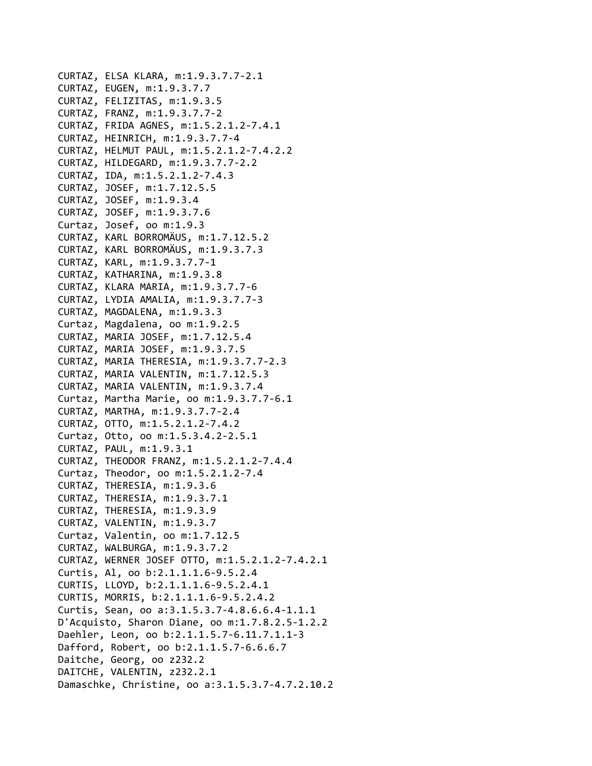CURTAZ, ELSA KLARA, m:1.9.3.7.7-2.1
CURTAZ, EUGEN, m:1.9.3.7.7
CURTAZ, FELIZITAS, m:1.9.3.5
CURTAZ, FRANZ, m:1.9.3.7.7-2
CURTAZ, FRIDA AGNES, m:1.5.2.1.2-7.4.1
CURTAZ, HEINRICH, m:1.9.3.7.7-4
CURTAZ, HELMUT PAUL, m:1.5.2.1.2-7.4.2.2
CURTAZ, HILDEGARD, m:1.9.3.7.7-2.2
CURTAZ, IDA, m:1.5.2.1.2-7.4.3
CURTAZ, JOSEF, m:1.7.12.5.5
CURTAZ, JOSEF, m:1.9.3.4
CURTAZ, JOSEF, m:1.9.3.7.6
Curtaz, Josef, oo m:1.9.3
CURTAZ, KARL BORROMÄUS, m:1.7.12.5.2
CURTAZ, KARL BORROMÄUS, m:1.9.3.7.3
CURTAZ, KARL, m:1.9.3.7.7-1
CURTAZ, KATHARINA, m:1.9.3.8
CURTAZ, KLARA MARIA, m:1.9.3.7.7-6
CURTAZ, LYDIA AMALIA, m:1.9.3.7.7-3
CURTAZ, MAGDALENA, m:1.9.3.3
Curtaz, Magdalena, oo m:1.9.2.5
CURTAZ, MARIA JOSEF, m:1.7.12.5.4
CURTAZ, MARIA JOSEF, m:1.9.3.7.5
CURTAZ, MARIA THERESIA, m:1.9.3.7.7-2.3
CURTAZ, MARIA VALENTIN, m:1.7.12.5.3
CURTAZ, MARIA VALENTIN, m:1.9.3.7.4
Curtaz, Martha Marie, oo m:1.9.3.7.7-6.1
CURTAZ, MARTHA, m:1.9.3.7.7-2.4
CURTAZ, OTTO, m:1.5.2.1.2-7.4.2
Curtaz, Otto, oo m:1.5.3.4.2-2.5.1
CURTAZ, PAUL, m:1.9.3.1
CURTAZ, THEODOR FRANZ, m:1.5.2.1.2-7.4.4
Curtaz, Theodor, oo m:1.5.2.1.2-7.4
CURTAZ, THERESIA, m:1.9.3.6
CURTAZ, THERESIA, m:1.9.3.7.1
CURTAZ, THERESIA, m:1.9.3.9
CURTAZ, VALENTIN, m:1.9.3.7
Curtaz, Valentin, oo m:1.7.12.5
CURTAZ, WALBURGA, m:1.9.3.7.2
CURTAZ, WERNER JOSEF OTTO, m:1.5.2.1.2-7.4.2.1
Curtis, Al, oo b:2.1.1.1.6-9.5.2.4
CURTIS, LLOYD, b:2.1.1.1.6-9.5.2.4.1
CURTIS, MORRIS, b:2.1.1.1.6-9.5.2.4.2
Curtis, Sean, oo a:3.1.5.3.7-4.8.6.6.4-1.1.1
D'Acquisto, Sharon Diane, oo m:1.7.8.2.5-1.2.2
Daehler, Leon, oo b:2.1.1.5.7-6.11.7.1.1-3
Dafford, Robert, oo b:2.1.1.5.7-6.6.6.7
Daitche, Georg, oo z232.2
DAITCHE, VALENTIN, z232.2.1
Damaschke, Christine, oo a:3.1.5.3.7-4.7.2.10.2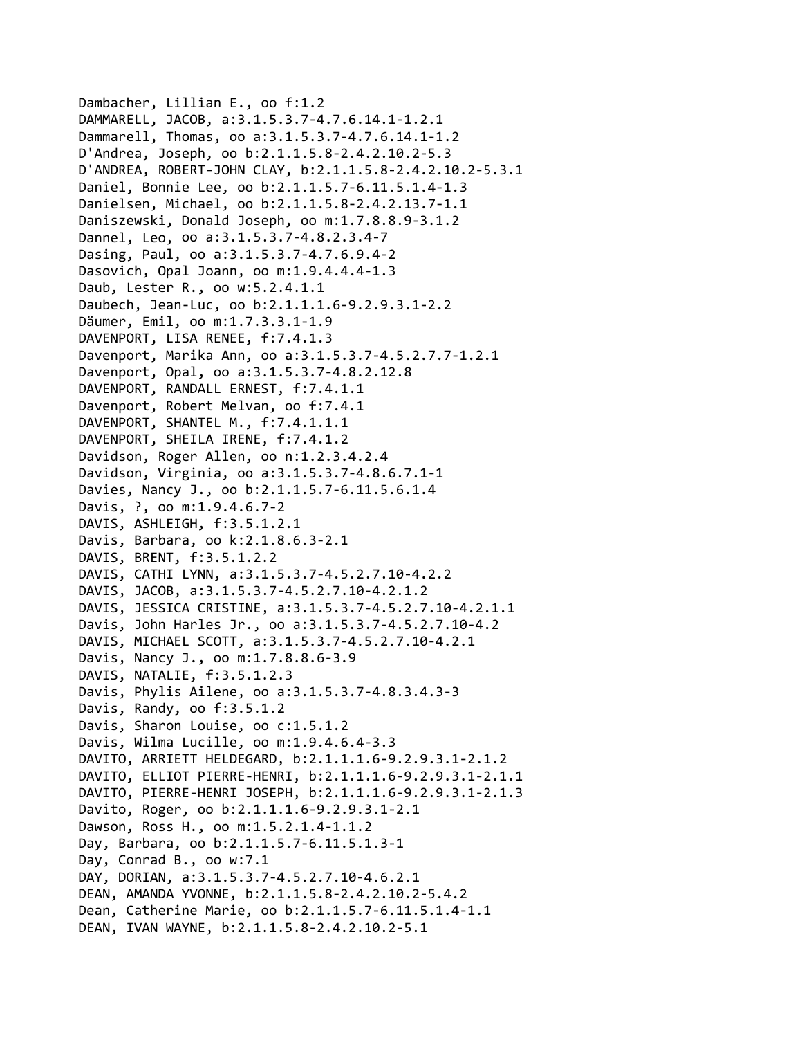Dambacher, Lillian E., oo f:1.2
DAMMARELL, JACOB, a:3.1.5.3.7-4.7.6.14.1-1.2.1
Dammarell, Thomas, oo a:3.1.5.3.7-4.7.6.14.1-1.2
D'Andrea, Joseph, oo b:2.1.1.5.8-2.4.2.10.2-5.3
D'ANDREA, ROBERT-JOHN CLAY, b:2.1.1.5.8-2.4.2.10.2-5.3.1
Daniel, Bonnie Lee, oo b:2.1.1.5.7-6.11.5.1.4-1.3
Danielsen, Michael, oo b:2.1.1.5.8-2.4.2.13.7-1.1
Daniszewski, Donald Joseph, oo m:1.7.8.8.9-3.1.2
Dannel, Leo, oo a:3.1.5.3.7-4.8.2.3.4-7
Dasing, Paul, oo a:3.1.5.3.7-4.7.6.9.4-2
Dasovich, Opal Joann, oo m:1.9.4.4.4-1.3
Daub, Lester R., oo w:5.2.4.1.1
Daubech, Jean-Luc, oo b:2.1.1.1.6-9.2.9.3.1-2.2
Däumer, Emil, oo m:1.7.3.3.1-1.9
DAVENPORT, LISA RENEE, f:7.4.1.3
Davenport, Marika Ann, oo a:3.1.5.3.7-4.5.2.7.7-1.2.1
Davenport, Opal, oo a:3.1.5.3.7-4.8.2.12.8
DAVENPORT, RANDALL ERNEST, f:7.4.1.1
Davenport, Robert Melvan, oo f:7.4.1
DAVENPORT, SHANTEL M., f:7.4.1.1.1
DAVENPORT, SHEILA IRENE, f:7.4.1.2
Davidson, Roger Allen, oo n:1.2.3.4.2.4
Davidson, Virginia, oo a:3.1.5.3.7-4.8.6.7.1-1
Davies, Nancy J., oo b:2.1.1.5.7-6.11.5.6.1.4
Davis, ?, oo m:1.9.4.6.7-2
DAVIS, ASHLEIGH, f:3.5.1.2.1
Davis, Barbara, oo k:2.1.8.6.3-2.1
DAVIS, BRENT, f:3.5.1.2.2
DAVIS, CATHI LYNN, a:3.1.5.3.7-4.5.2.7.10-4.2.2
DAVIS, JACOB, a:3.1.5.3.7-4.5.2.7.10-4.2.1.2
DAVIS, JESSICA CRISTINE, a:3.1.5.3.7-4.5.2.7.10-4.2.1.1
Davis, John Harles Jr., oo a:3.1.5.3.7-4.5.2.7.10-4.2
DAVIS, MICHAEL SCOTT, a:3.1.5.3.7-4.5.2.7.10-4.2.1
Davis, Nancy J., oo m:1.7.8.8.6-3.9
DAVIS, NATALIE, f:3.5.1.2.3
Davis, Phylis Ailene, oo a:3.1.5.3.7-4.8.3.4.3-3
Davis, Randy, oo f:3.5.1.2
Davis, Sharon Louise, oo c:1.5.1.2
Davis, Wilma Lucille, oo m:1.9.4.6.4-3.3
DAVITO, ARRIETT HELDEGARD, b:2.1.1.1.6-9.2.9.3.1-2.1.2
DAVITO, ELLIOT PIERRE-HENRI, b:2.1.1.1.6-9.2.9.3.1-2.1.1
DAVITO, PIERRE-HENRI JOSEPH, b:2.1.1.1.6-9.2.9.3.1-2.1.3
Davito, Roger, oo b:2.1.1.1.6-9.2.9.3.1-2.1
Dawson, Ross H., oo m:1.5.2.1.4-1.1.2
Day, Barbara, oo b:2.1.1.5.7-6.11.5.1.3-1
Day, Conrad B., oo w:7.1
DAY, DORIAN, a:3.1.5.3.7-4.5.2.7.10-4.6.2.1
DEAN, AMANDA YVONNE, b:2.1.1.5.8-2.4.2.10.2-5.4.2
Dean, Catherine Marie, oo b:2.1.1.5.7-6.11.5.1.4-1.1
DEAN, IVAN WAYNE, b:2.1.1.5.8-2.4.2.10.2-5.1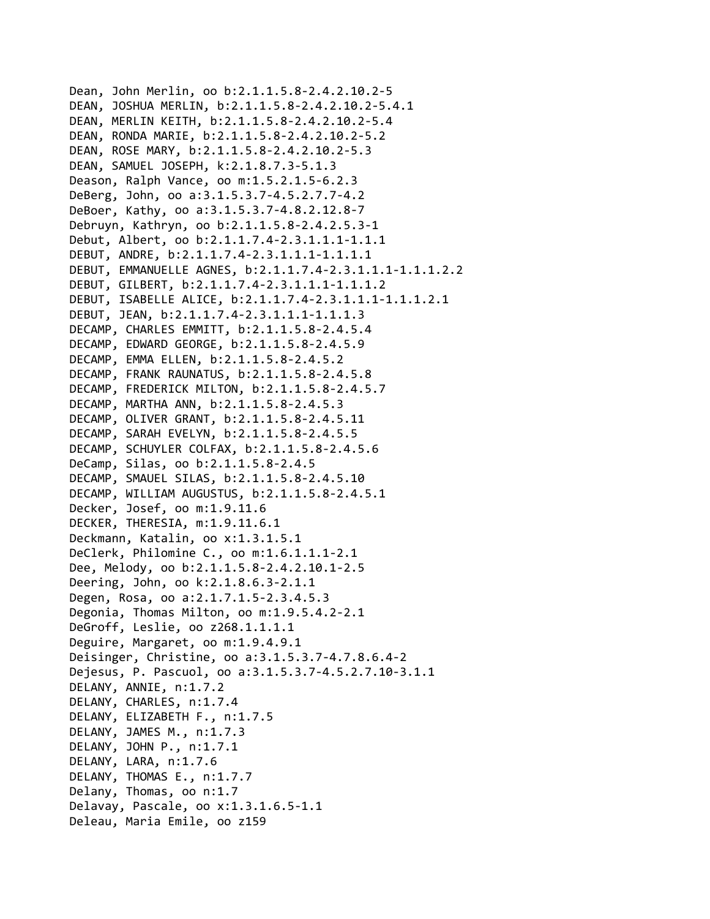Dean, John Merlin, oo b:2.1.1.5.8-2.4.2.10.2-5
DEAN, JOSHUA MERLIN, b:2.1.1.5.8-2.4.2.10.2-5.4.1
DEAN, MERLIN KEITH, b:2.1.1.5.8-2.4.2.10.2-5.4
DEAN, RONDA MARIE, b:2.1.1.5.8-2.4.2.10.2-5.2
DEAN, ROSE MARY, b:2.1.1.5.8-2.4.2.10.2-5.3
DEAN, SAMUEL JOSEPH, k:2.1.8.7.3-5.1.3
Deason, Ralph Vance, oo m:1.5.2.1.5-6.2.3
DeBerg, John, oo a:3.1.5.3.7-4.5.2.7.7-4.2
DeBoer, Kathy, oo a:3.1.5.3.7-4.8.2.12.8-7
Debruyn, Kathryn, oo b:2.1.1.5.8-2.4.2.5.3-1
Debut, Albert, oo b:2.1.1.7.4-2.3.1.1.1-1.1.1
DEBUT, ANDRE, b:2.1.1.7.4-2.3.1.1.1-1.1.1.1
DEBUT, EMMANUELLE AGNES, b:2.1.1.7.4-2.3.1.1.1-1.1.1.2.2
DEBUT, GILBERT, b:2.1.1.7.4-2.3.1.1.1-1.1.1.2
DEBUT, ISABELLE ALICE, b:2.1.1.7.4-2.3.1.1.1-1.1.1.2.1
DEBUT, JEAN, b:2.1.1.7.4-2.3.1.1.1-1.1.1.3
DECAMP, CHARLES EMMITT, b:2.1.1.5.8-2.4.5.4
DECAMP, EDWARD GEORGE, b:2.1.1.5.8-2.4.5.9
DECAMP, EMMA ELLEN, b:2.1.1.5.8-2.4.5.2
DECAMP, FRANK RAUNATUS, b:2.1.1.5.8-2.4.5.8
DECAMP, FREDERICK MILTON, b:2.1.1.5.8-2.4.5.7
DECAMP, MARTHA ANN, b:2.1.1.5.8-2.4.5.3
DECAMP, OLIVER GRANT, b:2.1.1.5.8-2.4.5.11
DECAMP, SARAH EVELYN, b:2.1.1.5.8-2.4.5.5
DECAMP, SCHUYLER COLFAX, b:2.1.1.5.8-2.4.5.6
DeCamp, Silas, oo b:2.1.1.5.8-2.4.5
DECAMP, SMAUEL SILAS, b:2.1.1.5.8-2.4.5.10
DECAMP, WILLIAM AUGUSTUS, b:2.1.1.5.8-2.4.5.1
Decker, Josef, oo m:1.9.11.6
DECKER, THERESIA, m:1.9.11.6.1
Deckmann, Katalin, oo x:1.3.1.5.1
DeClerk, Philomine C., oo m:1.6.1.1.1-2.1
Dee, Melody, oo b:2.1.1.5.8-2.4.2.10.1-2.5
Deering, John, oo k:2.1.8.6.3-2.1.1
Degen, Rosa, oo a:2.1.7.1.5-2.3.4.5.3
Degonia, Thomas Milton, oo m:1.9.5.4.2-2.1
DeGroff, Leslie, oo z268.1.1.1.1
Deguire, Margaret, oo m:1.9.4.9.1
Deisinger, Christine, oo a:3.1.5.3.7-4.7.8.6.4-2
Dejesus, P. Pascuol, oo a:3.1.5.3.7-4.5.2.7.10-3.1.1
DELANY, ANNIE, n:1.7.2
DELANY, CHARLES, n:1.7.4
DELANY, ELIZABETH F., n:1.7.5
DELANY, JAMES M., n:1.7.3
DELANY, JOHN P., n:1.7.1
DELANY, LARA, n:1.7.6
DELANY, THOMAS E., n:1.7.7
Delany, Thomas, oo n:1.7
Delavay, Pascale, oo x:1.3.1.6.5-1.1
Deleau, Maria Emile, oo z159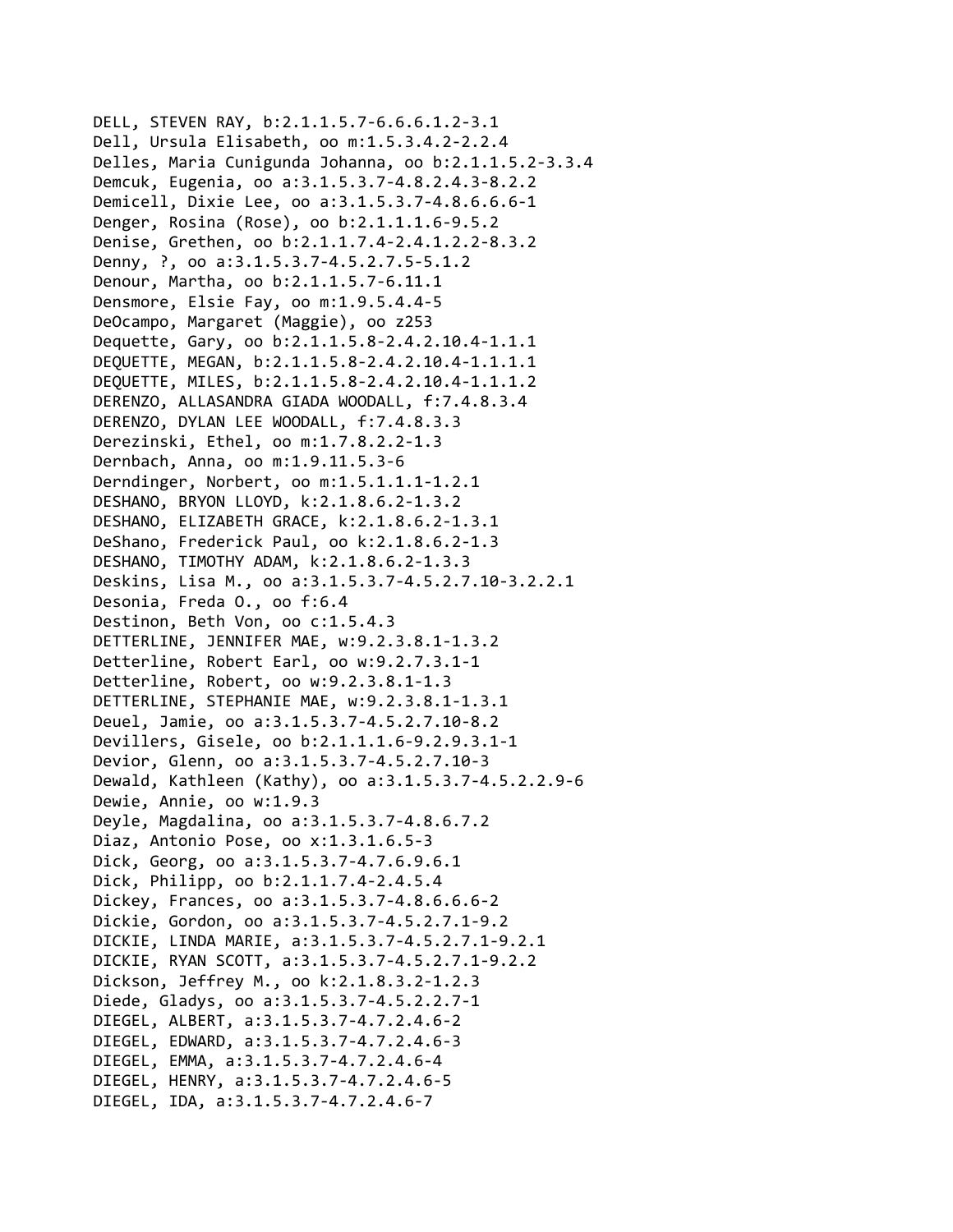DELL, STEVEN RAY, b:2.1.1.5.7-6.6.6.1.2-3.1
Dell, Ursula Elisabeth, oo m:1.5.3.4.2-2.2.4
Delles, Maria Cunigunda Johanna, oo b:2.1.1.5.2-3.3.4
Demcuk, Eugenia, oo a:3.1.5.3.7-4.8.2.4.3-8.2.2
Demicell, Dixie Lee, oo a:3.1.5.3.7-4.8.6.6.6-1
Denger, Rosina (Rose), oo b:2.1.1.1.6-9.5.2
Denise, Grethen, oo b:2.1.1.7.4-2.4.1.2.2-8.3.2
Denny, ?, oo a:3.1.5.3.7-4.5.2.7.5-5.1.2
Denour, Martha, oo b:2.1.1.5.7-6.11.1
Densmore, Elsie Fay, oo m:1.9.5.4.4-5
DeOcampo, Margaret (Maggie), oo z253
Dequette, Gary, oo b:2.1.1.5.8-2.4.2.10.4-1.1.1
DEQUETTE, MEGAN, b:2.1.1.5.8-2.4.2.10.4-1.1.1.1
DEQUETTE, MILES, b:2.1.1.5.8-2.4.2.10.4-1.1.1.2
DERENZO, ALLASANDRA GIADA WOODALL, f:7.4.8.3.4
DERENZO, DYLAN LEE WOODALL, f:7.4.8.3.3
Derezinski, Ethel, oo m:1.7.8.2.2-1.3
Dernbach, Anna, oo m:1.9.11.5.3-6
Derndinger, Norbert, oo m:1.5.1.1.1-1.2.1
DESHANO, BRYON LLOYD, k:2.1.8.6.2-1.3.2
DESHANO, ELIZABETH GRACE, k:2.1.8.6.2-1.3.1
DeShano, Frederick Paul, oo k:2.1.8.6.2-1.3
DESHANO, TIMOTHY ADAM, k:2.1.8.6.2-1.3.3
Deskins, Lisa M., oo a:3.1.5.3.7-4.5.2.7.10-3.2.2.1
Desonia, Freda O., oo f:6.4
Destinon, Beth Von, oo c:1.5.4.3
DETTERLINE, JENNIFER MAE, w:9.2.3.8.1-1.3.2
Detterline, Robert Earl, oo w:9.2.7.3.1-1
Detterline, Robert, oo w:9.2.3.8.1-1.3
DETTERLINE, STEPHANIE MAE, w:9.2.3.8.1-1.3.1
Deuel, Jamie, oo a:3.1.5.3.7-4.5.2.7.10-8.2
Devillers, Gisele, oo b:2.1.1.1.6-9.2.9.3.1-1
Devior, Glenn, oo a:3.1.5.3.7-4.5.2.7.10-3
Dewald, Kathleen (Kathy), oo a:3.1.5.3.7-4.5.2.2.9-6
Dewie, Annie, oo w:1.9.3
Deyle, Magdalina, oo a:3.1.5.3.7-4.8.6.7.2
Diaz, Antonio Pose, oo x:1.3.1.6.5-3
Dick, Georg, oo a:3.1.5.3.7-4.7.6.9.6.1
Dick, Philipp, oo b:2.1.1.7.4-2.4.5.4
Dickey, Frances, oo a:3.1.5.3.7-4.8.6.6.6-2
Dickie, Gordon, oo a:3.1.5.3.7-4.5.2.7.1-9.2
DICKIE, LINDA MARIE, a:3.1.5.3.7-4.5.2.7.1-9.2.1
DICKIE, RYAN SCOTT, a:3.1.5.3.7-4.5.2.7.1-9.2.2
Dickson, Jeffrey M., oo k:2.1.8.3.2-1.2.3
Diede, Gladys, oo a:3.1.5.3.7-4.5.2.2.7-1
DIEGEL, ALBERT, a:3.1.5.3.7-4.7.2.4.6-2
DIEGEL, EDWARD, a:3.1.5.3.7-4.7.2.4.6-3
DIEGEL, EMMA, a:3.1.5.3.7-4.7.2.4.6-4
DIEGEL, HENRY, a:3.1.5.3.7-4.7.2.4.6-5
DIEGEL, IDA, a:3.1.5.3.7-4.7.2.4.6-7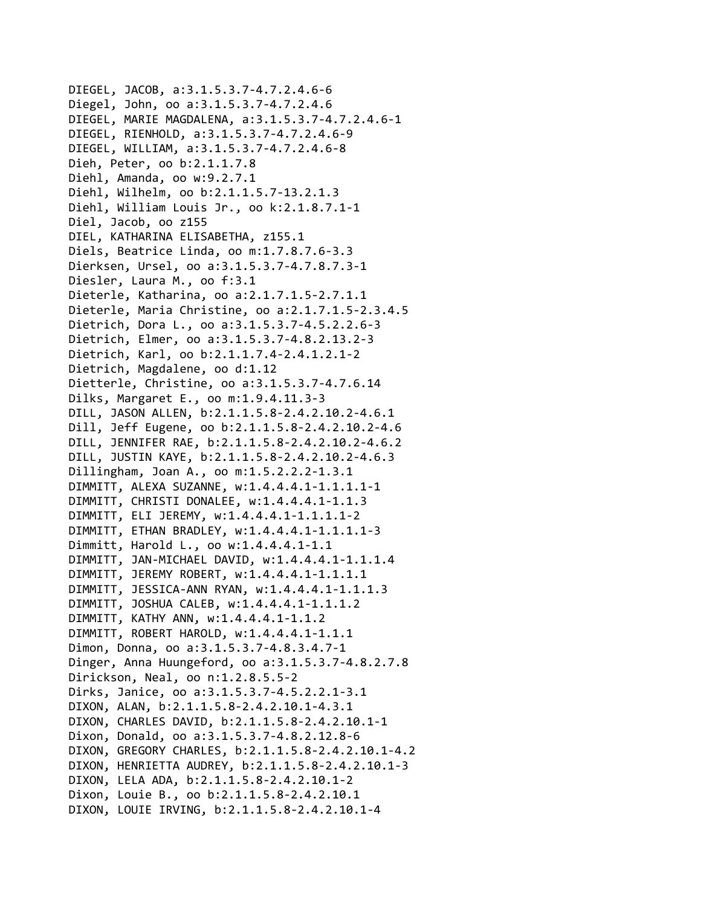DIEGEL, JACOB, a:3.1.5.3.7-4.7.2.4.6-6
Diegel, John, oo a:3.1.5.3.7-4.7.2.4.6
DIEGEL, MARIE MAGDALENA, a:3.1.5.3.7-4.7.2.4.6-1
DIEGEL, RIENHOLD, a:3.1.5.3.7-4.7.2.4.6-9
DIEGEL, WILLIAM, a:3.1.5.3.7-4.7.2.4.6-8
Dieh, Peter, oo b:2.1.1.7.8
Diehl, Amanda, oo w:9.2.7.1
Diehl, Wilhelm, oo b:2.1.1.5.7-13.2.1.3
Diehl, William Louis Jr., oo k:2.1.8.7.1-1
Diel, Jacob, oo z155
DIEL, KATHARINA ELISABETHA, z155.1
Diels, Beatrice Linda, oo m:1.7.8.7.6-3.3
Dierksen, Ursel, oo a:3.1.5.3.7-4.7.8.7.3-1
Diesler, Laura M., oo f:3.1
Dieterle, Katharina, oo a:2.1.7.1.5-2.7.1.1
Dieterle, Maria Christine, oo a:2.1.7.1.5-2.3.4.5
Dietrich, Dora L., oo a:3.1.5.3.7-4.5.2.2.6-3
Dietrich, Elmer, oo a:3.1.5.3.7-4.8.2.13.2-3
Dietrich, Karl, oo b:2.1.1.7.4-2.4.1.2.1-2
Dietrich, Magdalene, oo d:1.12
Dietterle, Christine, oo a:3.1.5.3.7-4.7.6.14
Dilks, Margaret E., oo m:1.9.4.11.3-3
DILL, JASON ALLEN, b:2.1.1.5.8-2.4.2.10.2-4.6.1
Dill, Jeff Eugene, oo b:2.1.1.5.8-2.4.2.10.2-4.6
DILL, JENNIFER RAE, b:2.1.1.5.8-2.4.2.10.2-4.6.2
DILL, JUSTIN KAYE, b:2.1.1.5.8-2.4.2.10.2-4.6.3
Dillingham, Joan A., oo m:1.5.2.2.2-1.3.1
DIMMITT, ALEXA SUZANNE, w:1.4.4.4.1-1.1.1.1-1
DIMMITT, CHRISTI DONALEE, w:1.4.4.4.1-1.1.3
DIMMITT, ELI JEREMY, w:1.4.4.4.1-1.1.1.1-2
DIMMITT, ETHAN BRADLEY, w:1.4.4.4.1-1.1.1.1-3
Dimmitt, Harold L., oo w:1.4.4.4.1-1.1
DIMMITT, JAN-MICHAEL DAVID, w:1.4.4.4.1-1.1.1.4
DIMMITT, JEREMY ROBERT, w:1.4.4.4.1-1.1.1.1
DIMMITT, JESSICA-ANN RYAN, w:1.4.4.4.1-1.1.1.3
DIMMITT, JOSHUA CALEB, w:1.4.4.4.1-1.1.1.2
DIMMITT, KATHY ANN, w:1.4.4.4.1-1.1.2
DIMMITT, ROBERT HAROLD, w:1.4.4.4.1-1.1.1
Dimon, Donna, oo a:3.1.5.3.7-4.8.3.4.7-1
Dinger, Anna Huungeford, oo a:3.1.5.3.7-4.8.2.7.8
Dirickson, Neal, oo n:1.2.8.5.5-2
Dirks, Janice, oo a:3.1.5.3.7-4.5.2.2.1-3.1
DIXON, ALAN, b:2.1.1.5.8-2.4.2.10.1-4.3.1
DIXON, CHARLES DAVID, b:2.1.1.5.8-2.4.2.10.1-1
Dixon, Donald, oo a:3.1.5.3.7-4.8.2.12.8-6
DIXON, GREGORY CHARLES, b:2.1.1.5.8-2.4.2.10.1-4.2
DIXON, HENRIETTA AUDREY, b:2.1.1.5.8-2.4.2.10.1-3
DIXON, LELA ADA, b:2.1.1.5.8-2.4.2.10.1-2
Dixon, Louie B., oo b:2.1.1.5.8-2.4.2.10.1
DIXON, LOUIE IRVING, b:2.1.1.5.8-2.4.2.10.1-4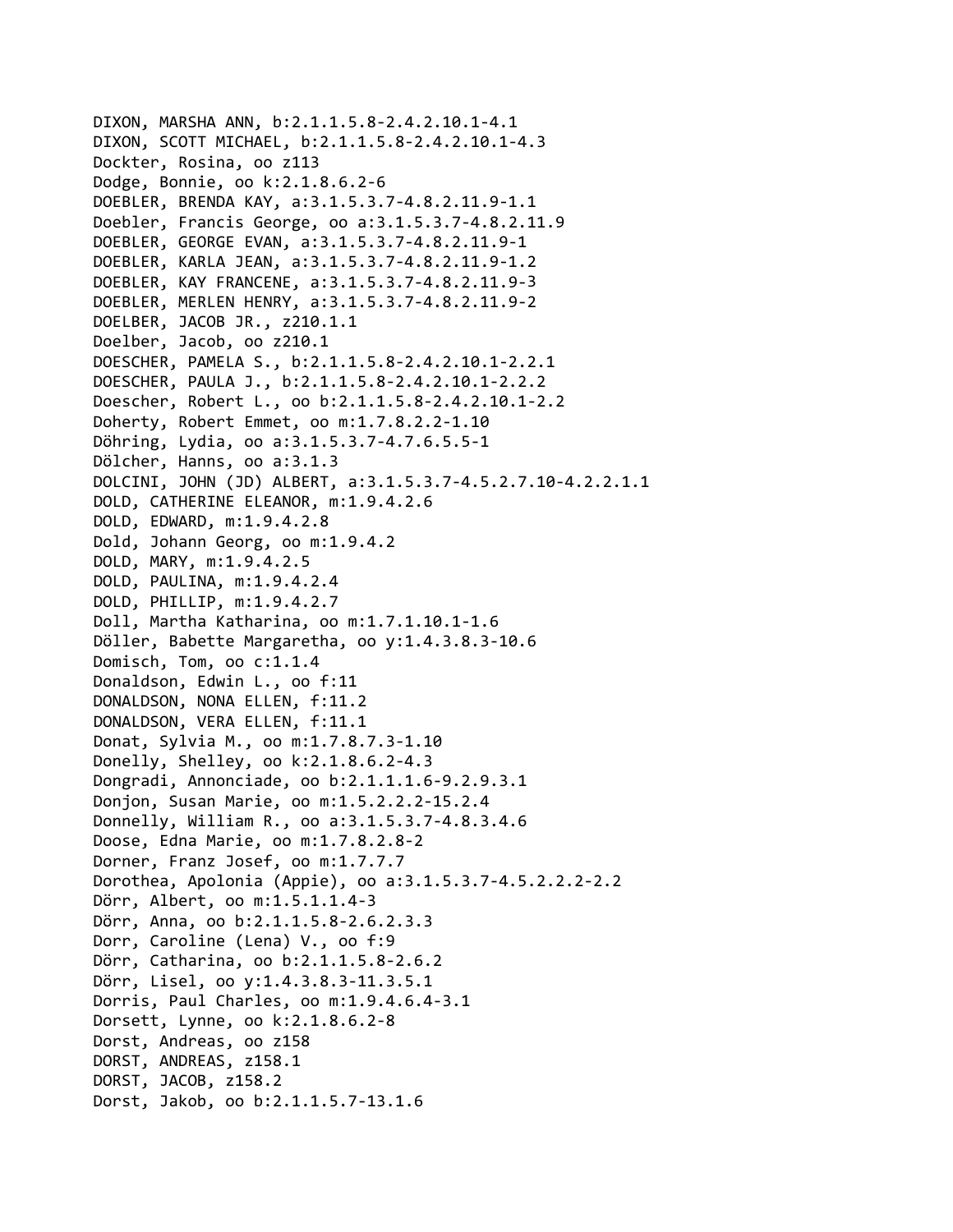DIXON, MARSHA ANN, b:2.1.1.5.8-2.4.2.10.1-4.1
DIXON, SCOTT MICHAEL, b:2.1.1.5.8-2.4.2.10.1-4.3
Dockter, Rosina, oo z113
Dodge, Bonnie, oo k:2.1.8.6.2-6
DOEBLER, BRENDA KAY, a:3.1.5.3.7-4.8.2.11.9-1.1
Doebler, Francis George, oo a:3.1.5.3.7-4.8.2.11.9
DOEBLER, GEORGE EVAN, a:3.1.5.3.7-4.8.2.11.9-1
DOEBLER, KARLA JEAN, a:3.1.5.3.7-4.8.2.11.9-1.2
DOEBLER, KAY FRANCENE, a:3.1.5.3.7-4.8.2.11.9-3
DOEBLER, MERLEN HENRY, a:3.1.5.3.7-4.8.2.11.9-2
DOELBER, JACOB JR., z210.1.1
Doelber, Jacob, oo z210.1
DOESCHER, PAMELA S., b:2.1.1.5.8-2.4.2.10.1-2.2.1
DOESCHER, PAULA J., b:2.1.1.5.8-2.4.2.10.1-2.2.2
Doescher, Robert L., oo b:2.1.1.5.8-2.4.2.10.1-2.2
Doherty, Robert Emmet, oo m:1.7.8.2.2-1.10
Döhring, Lydia, oo a:3.1.5.3.7-4.7.6.5.5-1
Dölcher, Hanns, oo a:3.1.3
DOLCINI, JOHN (JD) ALBERT, a:3.1.5.3.7-4.5.2.7.10-4.2.2.1.1
DOLD, CATHERINE ELEANOR, m:1.9.4.2.6
DOLD, EDWARD, m:1.9.4.2.8
Dold, Johann Georg, oo m:1.9.4.2
DOLD, MARY, m:1.9.4.2.5
DOLD, PAULINA, m:1.9.4.2.4
DOLD, PHILLIP, m:1.9.4.2.7
Doll, Martha Katharina, oo m:1.7.1.10.1-1.6
Döller, Babette Margaretha, oo y:1.4.3.8.3-10.6
Domisch, Tom, oo c:1.1.4
Donaldson, Edwin L., oo f:11
DONALDSON, NONA ELLEN, f:11.2
DONALDSON, VERA ELLEN, f:11.1
Donat, Sylvia M., oo m:1.7.8.7.3-1.10
Donelly, Shelley, oo k:2.1.8.6.2-4.3
Dongradi, Annonciade, oo b:2.1.1.1.6-9.2.9.3.1
Donjon, Susan Marie, oo m:1.5.2.2.2-15.2.4
Donnelly, William R., oo a:3.1.5.3.7-4.8.3.4.6
Doose, Edna Marie, oo m:1.7.8.2.8-2
Dorner, Franz Josef, oo m:1.7.7.7
Dorothea, Apolonia (Appie), oo a:3.1.5.3.7-4.5.2.2.2-2.2
Dörr, Albert, oo m:1.5.1.1.4-3
Dörr, Anna, oo b:2.1.1.5.8-2.6.2.3.3
Dorr, Caroline (Lena) V., oo f:9
Dörr, Catharina, oo b:2.1.1.5.8-2.6.2
Dörr, Lisel, oo y:1.4.3.8.3-11.3.5.1
Dorris, Paul Charles, oo m:1.9.4.6.4-3.1
Dorsett, Lynne, oo k:2.1.8.6.2-8
Dorst, Andreas, oo z158
DORST, ANDREAS, z158.1
DORST, JACOB, z158.2
Dorst, Jakob, oo b:2.1.1.5.7-13.1.6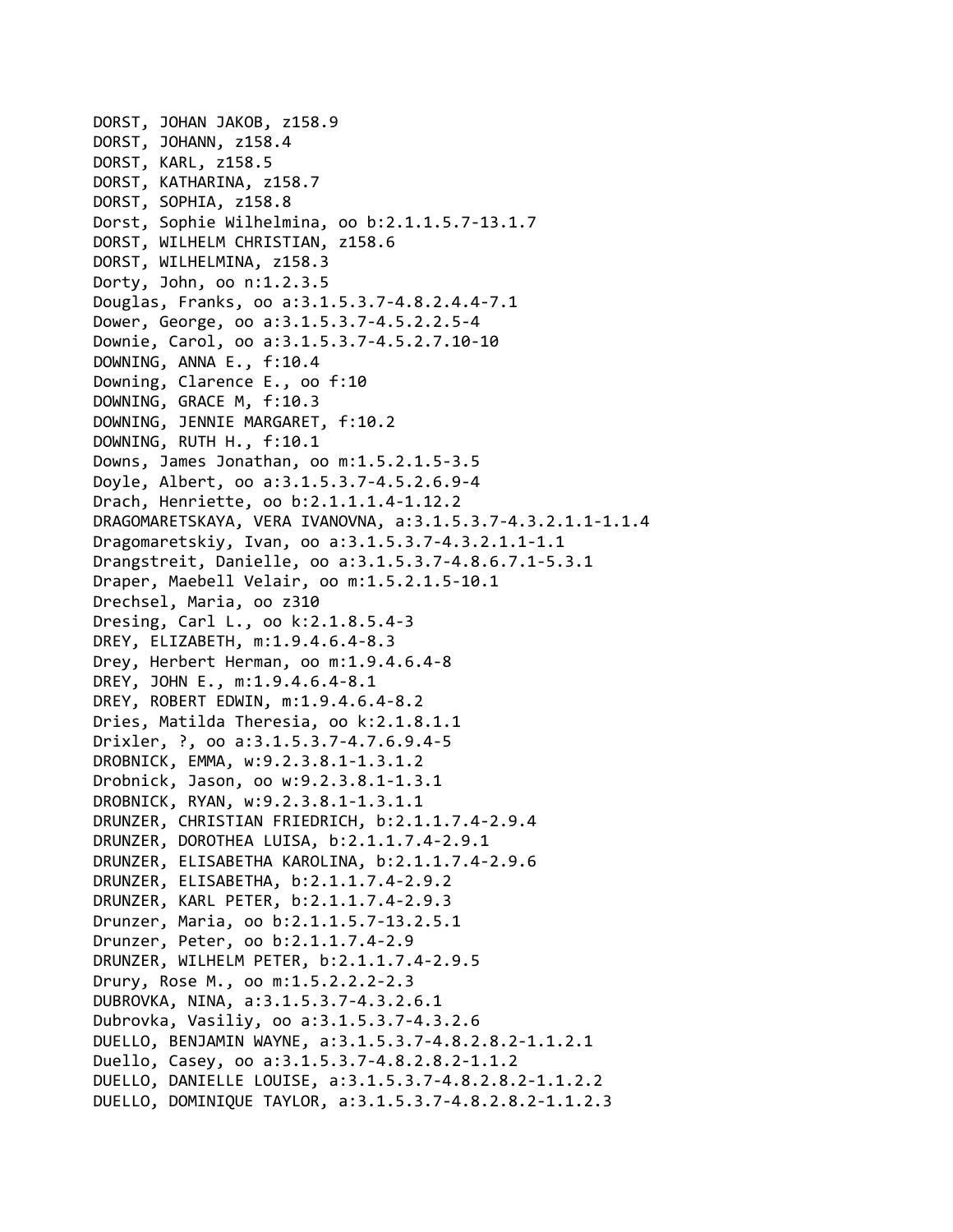DORST, JOHAN JAKOB, z158.9
DORST, JOHANN, z158.4
DORST, KARL, z158.5
DORST, KATHARINA, z158.7
DORST, SOPHIA, z158.8
Dorst, Sophie Wilhelmina, oo b:2.1.1.5.7-13.1.7
DORST, WILHELM CHRISTIAN, z158.6
DORST, WILHELMINA, z158.3
Dorty, John, oo n:1.2.3.5
Douglas, Franks, oo a:3.1.5.3.7-4.8.2.4.4-7.1
Dower, George, oo a:3.1.5.3.7-4.5.2.2.5-4
Downie, Carol, oo a:3.1.5.3.7-4.5.2.7.10-10
DOWNING, ANNA E., f:10.4
Downing, Clarence E., oo f:10
DOWNING, GRACE M, f:10.3
DOWNING, JENNIE MARGARET, f:10.2
DOWNING, RUTH H., f:10.1
Downs, James Jonathan, oo m:1.5.2.1.5-3.5
Doyle, Albert, oo a:3.1.5.3.7-4.5.2.6.9-4
Drach, Henriette, oo b:2.1.1.1.4-1.12.2
DRAGOMARETSKAYA, VERA IVANOVNA, a:3.1.5.3.7-4.3.2.1.1-1.1.4
Dragomaretskiy, Ivan, oo a:3.1.5.3.7-4.3.2.1.1-1.1
Drangstreit, Danielle, oo a:3.1.5.3.7-4.8.6.7.1-5.3.1
Draper, Maebell Velair, oo m:1.5.2.1.5-10.1
Drechsel, Maria, oo z310
Dresing, Carl L., oo k:2.1.8.5.4-3
DREY, ELIZABETH, m:1.9.4.6.4-8.3
Drey, Herbert Herman, oo m:1.9.4.6.4-8
DREY, JOHN E., m:1.9.4.6.4-8.1
DREY, ROBERT EDWIN, m:1.9.4.6.4-8.2
Dries, Matilda Theresia, oo k:2.1.8.1.1
Drixler, ?, oo a:3.1.5.3.7-4.7.6.9.4-5
DROBNICK, EMMA, w:9.2.3.8.1-1.3.1.2
Drobnick, Jason, oo w:9.2.3.8.1-1.3.1
DROBNICK, RYAN, w:9.2.3.8.1-1.3.1.1
DRUNZER, CHRISTIAN FRIEDRICH, b:2.1.1.7.4-2.9.4
DRUNZER, DOROTHEA LUISA, b:2.1.1.7.4-2.9.1
DRUNZER, ELISABETHA KAROLINA, b:2.1.1.7.4-2.9.6
DRUNZER, ELISABETHA, b:2.1.1.7.4-2.9.2
DRUNZER, KARL PETER, b:2.1.1.7.4-2.9.3
Drunzer, Maria, oo b:2.1.1.5.7-13.2.5.1
Drunzer, Peter, oo b:2.1.1.7.4-2.9
DRUNZER, WILHELM PETER, b:2.1.1.7.4-2.9.5
Drury, Rose M., oo m:1.5.2.2.2-2.3
DUBROVKA, NINA, a:3.1.5.3.7-4.3.2.6.1
Dubrovka, Vasiliy, oo a:3.1.5.3.7-4.3.2.6
DUELLO, BENJAMIN WAYNE, a:3.1.5.3.7-4.8.2.8.2-1.1.2.1
Duello, Casey, oo a:3.1.5.3.7-4.8.2.8.2-1.1.2
DUELLO, DANIELLE LOUISE, a:3.1.5.3.7-4.8.2.8.2-1.1.2.2
DUELLO, DOMINIQUE TAYLOR, a:3.1.5.3.7-4.8.2.8.2-1.1.2.3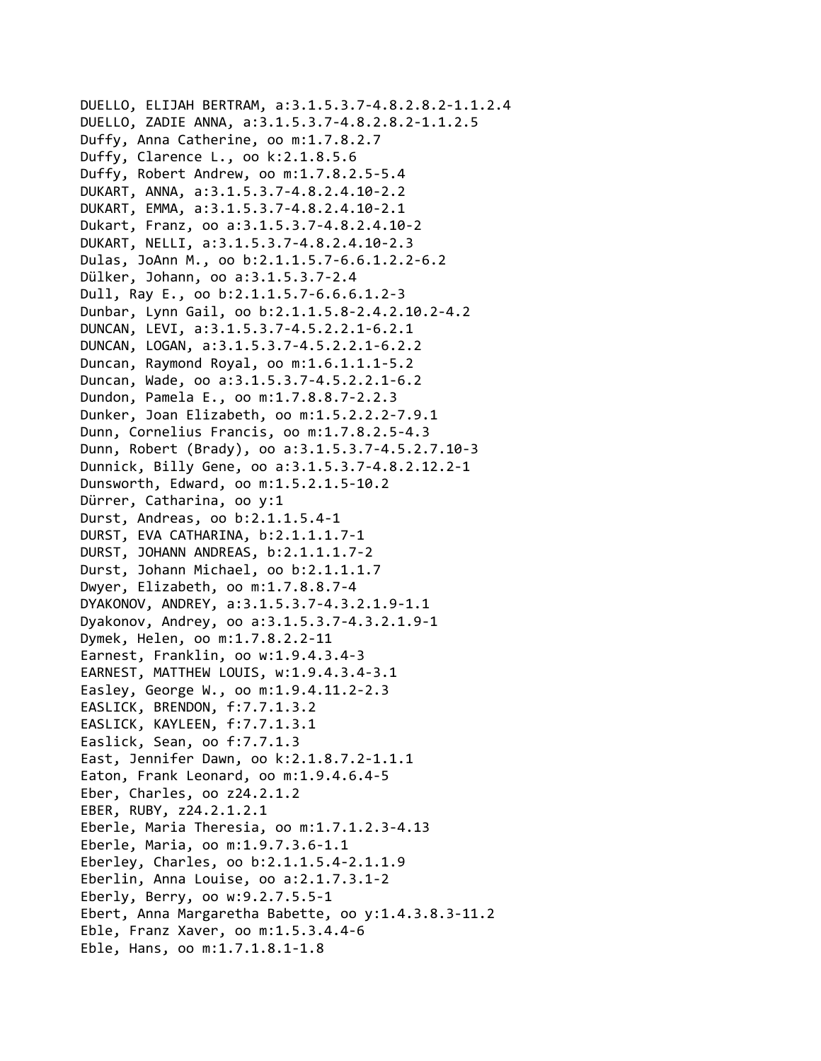DUELLO, ELIJAH BERTRAM, a:3.1.5.3.7-4.8.2.8.2-1.1.2.4
DUELLO, ZADIE ANNA, a:3.1.5.3.7-4.8.2.8.2-1.1.2.5
Duffy, Anna Catherine, oo m:1.7.8.2.7
Duffy, Clarence L., oo k:2.1.8.5.6
Duffy, Robert Andrew, oo m:1.7.8.2.5-5.4
DUKART, ANNA, a:3.1.5.3.7-4.8.2.4.10-2.2
DUKART, EMMA, a:3.1.5.3.7-4.8.2.4.10-2.1
Dukart, Franz, oo a:3.1.5.3.7-4.8.2.4.10-2
DUKART, NELLI, a:3.1.5.3.7-4.8.2.4.10-2.3
Dulas, JoAnn M., oo b:2.1.1.5.7-6.6.1.2.2-6.2
Dülker, Johann, oo a:3.1.5.3.7-2.4
Dull, Ray E., oo b:2.1.1.5.7-6.6.6.1.2-3
Dunbar, Lynn Gail, oo b:2.1.1.5.8-2.4.2.10.2-4.2
DUNCAN, LEVI, a:3.1.5.3.7-4.5.2.2.1-6.2.1
DUNCAN, LOGAN, a:3.1.5.3.7-4.5.2.2.1-6.2.2
Duncan, Raymond Royal, oo m:1.6.1.1.1-5.2
Duncan, Wade, oo a:3.1.5.3.7-4.5.2.2.1-6.2
Dundon, Pamela E., oo m:1.7.8.8.7-2.2.3
Dunker, Joan Elizabeth, oo m:1.5.2.2.2-7.9.1
Dunn, Cornelius Francis, oo m:1.7.8.2.5-4.3
Dunn, Robert (Brady), oo a:3.1.5.3.7-4.5.2.7.10-3
Dunnick, Billy Gene, oo a:3.1.5.3.7-4.8.2.12.2-1
Dunsworth, Edward, oo m:1.5.2.1.5-10.2
Dürrer, Catharina, oo y:1
Durst, Andreas, oo b:2.1.1.5.4-1
DURST, EVA CATHARINA, b:2.1.1.1.7-1
DURST, JOHANN ANDREAS, b:2.1.1.1.7-2
Durst, Johann Michael, oo b:2.1.1.1.7
Dwyer, Elizabeth, oo m:1.7.8.8.7-4
DYAKONOV, ANDREY, a:3.1.5.3.7-4.3.2.1.9-1.1
Dyakonov, Andrey, oo a:3.1.5.3.7-4.3.2.1.9-1
Dymek, Helen, oo m:1.7.8.2.2-11
Earnest, Franklin, oo w:1.9.4.3.4-3
EARNEST, MATTHEW LOUIS, w:1.9.4.3.4-3.1
Easley, George W., oo m:1.9.4.11.2-2.3
EASLICK, BRENDON, f:7.7.1.3.2
EASLICK, KAYLEEN, f:7.7.1.3.1
Easlick, Sean, oo f:7.7.1.3
East, Jennifer Dawn, oo k:2.1.8.7.2-1.1.1
Eaton, Frank Leonard, oo m:1.9.4.6.4-5
Eber, Charles, oo z24.2.1.2
EBER, RUBY, z24.2.1.2.1
Eberle, Maria Theresia, oo m:1.7.1.2.3-4.13
Eberle, Maria, oo m:1.9.7.3.6-1.1
Eberley, Charles, oo b:2.1.1.5.4-2.1.1.9
Eberlin, Anna Louise, oo a:2.1.7.3.1-2
Eberly, Berry, oo w:9.2.7.5.5-1
Ebert, Anna Margaretha Babette, oo y:1.4.3.8.3-11.2
Eble, Franz Xaver, oo m:1.5.3.4.4-6
Eble, Hans, oo m:1.7.1.8.1-1.8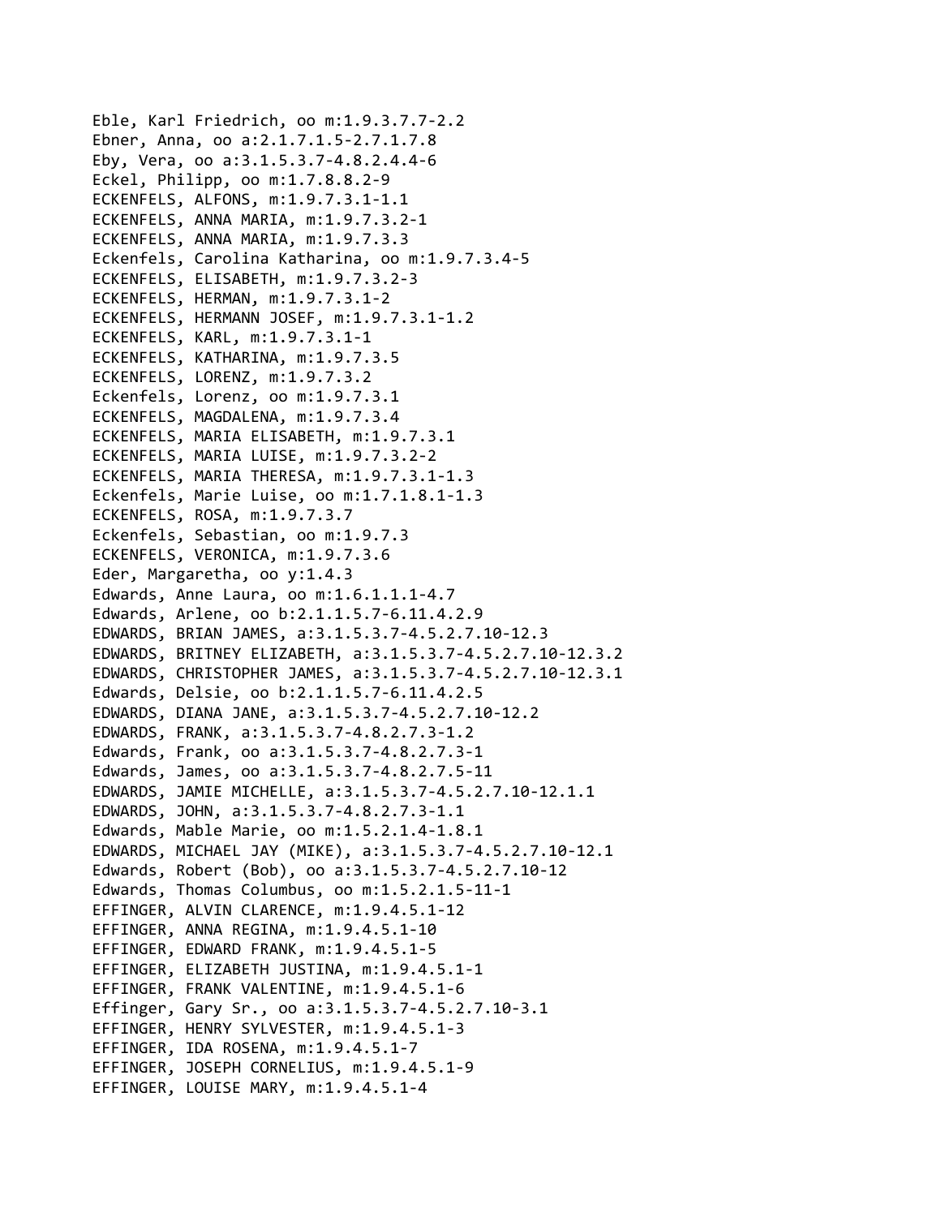Eble, Karl Friedrich, oo m:1.9.3.7.7-2.2
Ebner, Anna, oo a:2.1.7.1.5-2.7.1.7.8
Eby, Vera, oo a:3.1.5.3.7-4.8.2.4.4-6
Eckel, Philipp, oo m:1.7.8.8.2-9
ECKENFELS, ALFONS, m:1.9.7.3.1-1.1
ECKENFELS, ANNA MARIA, m:1.9.7.3.2-1
ECKENFELS, ANNA MARIA, m:1.9.7.3.3
Eckenfels, Carolina Katharina, oo m:1.9.7.3.4-5
ECKENFELS, ELISABETH, m:1.9.7.3.2-3
ECKENFELS, HERMAN, m:1.9.7.3.1-2
ECKENFELS, HERMANN JOSEF, m:1.9.7.3.1-1.2
ECKENFELS, KARL, m:1.9.7.3.1-1
ECKENFELS, KATHARINA, m:1.9.7.3.5
ECKENFELS, LORENZ, m:1.9.7.3.2
Eckenfels, Lorenz, oo m:1.9.7.3.1
ECKENFELS, MAGDALENA, m:1.9.7.3.4
ECKENFELS, MARIA ELISABETH, m:1.9.7.3.1
ECKENFELS, MARIA LUISE, m:1.9.7.3.2-2
ECKENFELS, MARIA THERESA, m:1.9.7.3.1-1.3
Eckenfels, Marie Luise, oo m:1.7.1.8.1-1.3
ECKENFELS, ROSA, m:1.9.7.3.7
Eckenfels, Sebastian, oo m:1.9.7.3
ECKENFELS, VERONICA, m:1.9.7.3.6
Eder, Margaretha, oo y:1.4.3
Edwards, Anne Laura, oo m:1.6.1.1.1-4.7
Edwards, Arlene, oo b:2.1.1.5.7-6.11.4.2.9
EDWARDS, BRIAN JAMES, a:3.1.5.3.7-4.5.2.7.10-12.3
EDWARDS, BRITNEY ELIZABETH, a:3.1.5.3.7-4.5.2.7.10-12.3.2
EDWARDS, CHRISTOPHER JAMES, a:3.1.5.3.7-4.5.2.7.10-12.3.1
Edwards, Delsie, oo b:2.1.1.5.7-6.11.4.2.5
EDWARDS, DIANA JANE, a:3.1.5.3.7-4.5.2.7.10-12.2
EDWARDS, FRANK, a:3.1.5.3.7-4.8.2.7.3-1.2
Edwards, Frank, oo a:3.1.5.3.7-4.8.2.7.3-1
Edwards, James, oo a:3.1.5.3.7-4.8.2.7.5-11
EDWARDS, JAMIE MICHELLE, a:3.1.5.3.7-4.5.2.7.10-12.1.1
EDWARDS, JOHN, a:3.1.5.3.7-4.8.2.7.3-1.1
Edwards, Mable Marie, oo m:1.5.2.1.4-1.8.1
EDWARDS, MICHAEL JAY (MIKE), a:3.1.5.3.7-4.5.2.7.10-12.1
Edwards, Robert (Bob), oo a:3.1.5.3.7-4.5.2.7.10-12
Edwards, Thomas Columbus, oo m:1.5.2.1.5-11-1
EFFINGER, ALVIN CLARENCE, m:1.9.4.5.1-12
EFFINGER, ANNA REGINA, m:1.9.4.5.1-10
EFFINGER, EDWARD FRANK, m:1.9.4.5.1-5
EFFINGER, ELIZABETH JUSTINA, m:1.9.4.5.1-1
EFFINGER, FRANK VALENTINE, m:1.9.4.5.1-6
Effinger, Gary Sr., oo a:3.1.5.3.7-4.5.2.7.10-3.1
EFFINGER, HENRY SYLVESTER, m:1.9.4.5.1-3
EFFINGER, IDA ROSENA, m:1.9.4.5.1-7
EFFINGER, JOSEPH CORNELIUS, m:1.9.4.5.1-9
EFFINGER, LOUISE MARY, m:1.9.4.5.1-4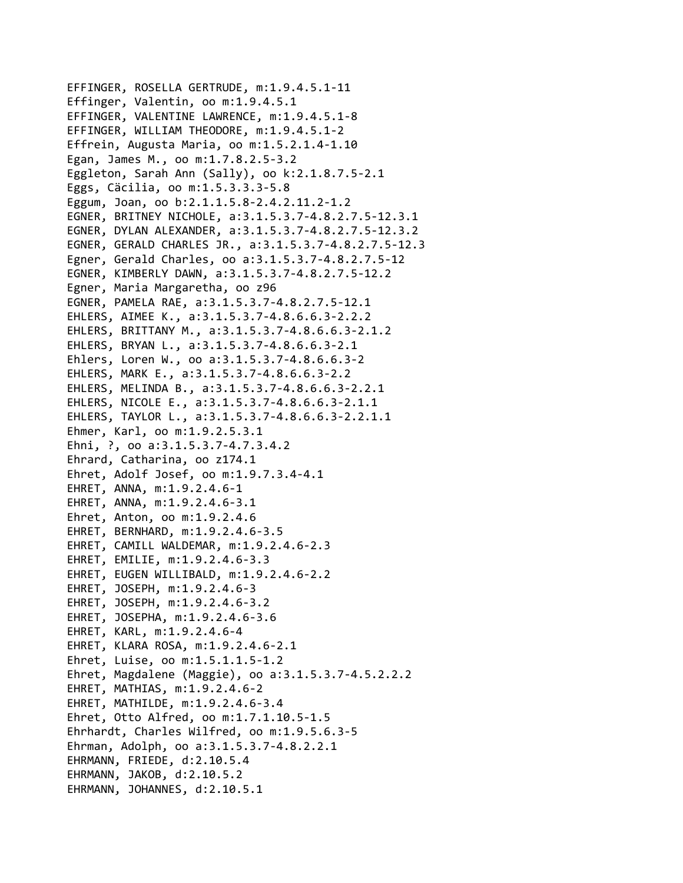EFFINGER, ROSELLA GERTRUDE, m:1.9.4.5.1-11
Effinger, Valentin, oo m:1.9.4.5.1
EFFINGER, VALENTINE LAWRENCE, m:1.9.4.5.1-8
EFFINGER, WILLIAM THEODORE, m:1.9.4.5.1-2
Effrein, Augusta Maria, oo m:1.5.2.1.4-1.10
Egan, James M., oo m:1.7.8.2.5-3.2
Eggleton, Sarah Ann (Sally), oo k:2.1.8.7.5-2.1
Eggs, Cäcilia, oo m:1.5.3.3.3-5.8
Eggum, Joan, oo b:2.1.1.5.8-2.4.2.11.2-1.2
EGNER, BRITNEY NICHOLE, a:3.1.5.3.7-4.8.2.7.5-12.3.1
EGNER, DYLAN ALEXANDER, a:3.1.5.3.7-4.8.2.7.5-12.3.2
EGNER, GERALD CHARLES JR., a:3.1.5.3.7-4.8.2.7.5-12.3
Egner, Gerald Charles, oo a:3.1.5.3.7-4.8.2.7.5-12
EGNER, KIMBERLY DAWN, a:3.1.5.3.7-4.8.2.7.5-12.2
Egner, Maria Margaretha, oo z96
EGNER, PAMELA RAE, a:3.1.5.3.7-4.8.2.7.5-12.1
EHLERS, AIMEE K., a:3.1.5.3.7-4.8.6.6.3-2.2.2
EHLERS, BRITTANY M., a:3.1.5.3.7-4.8.6.6.3-2.1.2
EHLERS, BRYAN L., a:3.1.5.3.7-4.8.6.6.3-2.1
Ehlers, Loren W., oo a:3.1.5.3.7-4.8.6.6.3-2
EHLERS, MARK E., a:3.1.5.3.7-4.8.6.6.3-2.2
EHLERS, MELINDA B., a:3.1.5.3.7-4.8.6.6.3-2.2.1
EHLERS, NICOLE E., a:3.1.5.3.7-4.8.6.6.3-2.1.1
EHLERS, TAYLOR L., a:3.1.5.3.7-4.8.6.6.3-2.2.1.1
Ehmer, Karl, oo m:1.9.2.5.3.1
Ehni, ?, oo a:3.1.5.3.7-4.7.3.4.2
Ehrard, Catharina, oo z174.1
Ehret, Adolf Josef, oo m:1.9.7.3.4-4.1
EHRET, ANNA, m:1.9.2.4.6-1
EHRET, ANNA, m:1.9.2.4.6-3.1
Ehret, Anton, oo m:1.9.2.4.6
EHRET, BERNHARD, m:1.9.2.4.6-3.5
EHRET, CAMILL WALDEMAR, m:1.9.2.4.6-2.3
EHRET, EMILIE, m:1.9.2.4.6-3.3
EHRET, EUGEN WILLIBALD, m:1.9.2.4.6-2.2
EHRET, JOSEPH, m:1.9.2.4.6-3
EHRET, JOSEPH, m:1.9.2.4.6-3.2
EHRET, JOSEPHA, m:1.9.2.4.6-3.6
EHRET, KARL, m:1.9.2.4.6-4
EHRET, KLARA ROSA, m:1.9.2.4.6-2.1
Ehret, Luise, oo m:1.5.1.1.5-1.2
Ehret, Magdalene (Maggie), oo a:3.1.5.3.7-4.5.2.2.2
EHRET, MATHIAS, m:1.9.2.4.6-2
EHRET, MATHILDE, m:1.9.2.4.6-3.4
Ehret, Otto Alfred, oo m:1.7.1.10.5-1.5
Ehrhardt, Charles Wilfred, oo m:1.9.5.6.3-5
Ehrman, Adolph, oo a:3.1.5.3.7-4.8.2.2.1
EHRMANN, FRIEDE, d:2.10.5.4
EHRMANN, JAKOB, d:2.10.5.2
EHRMANN, JOHANNES, d:2.10.5.1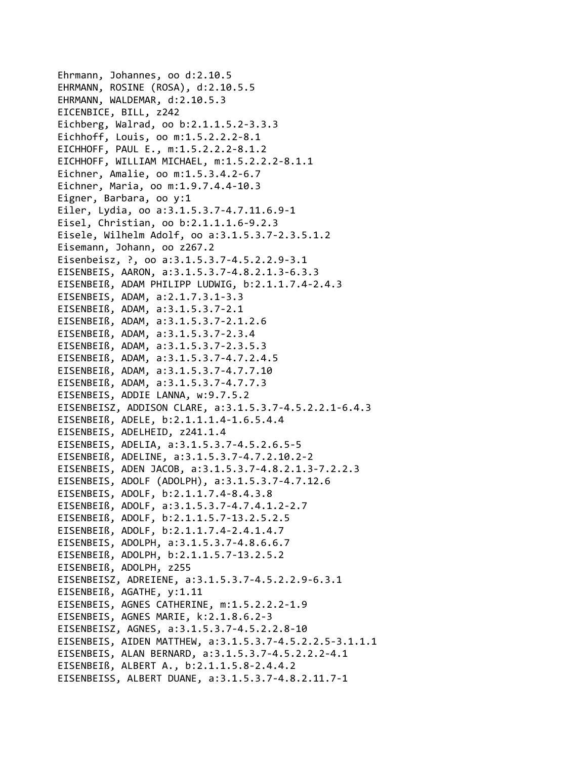Ehrmann, Johannes, oo d:2.10.5
EHRMANN, ROSINE (ROSA), d:2.10.5.5
EHRMANN, WALDEMAR, d:2.10.5.3
EICENBICE, BILL, z242
Eichberg, Walrad, oo b:2.1.1.5.2-3.3.3
Eichhoff, Louis, oo m:1.5.2.2.2-8.1
EICHHOFF, PAUL E., m:1.5.2.2.2-8.1.2
EICHHOFF, WILLIAM MICHAEL, m:1.5.2.2.2-8.1.1
Eichner, Amalie, oo m:1.5.3.4.2-6.7
Eichner, Maria, oo m:1.9.7.4.4-10.3
Eigner, Barbara, oo y:1
Eiler, Lydia, oo a:3.1.5.3.7-4.7.11.6.9-1
Eisel, Christian, oo b:2.1.1.1.6-9.2.3
Eisele, Wilhelm Adolf, oo a:3.1.5.3.7-2.3.5.1.2
Eisemann, Johann, oo z267.2
Eisenbeisz, ?, oo a:3.1.5.3.7-4.5.2.2.9-3.1
EISENBEIS, AARON, a:3.1.5.3.7-4.8.2.1.3-6.3.3
EISENBEIß, ADAM PHILIPP LUDWIG, b:2.1.1.7.4-2.4.3
EISENBEIS, ADAM, a:2.1.7.3.1-3.3
EISENBEIß, ADAM, a:3.1.5.3.7-2.1
EISENBEIß, ADAM, a:3.1.5.3.7-2.1.2.6
EISENBEIß, ADAM, a:3.1.5.3.7-2.3.4
EISENBEIß, ADAM, a:3.1.5.3.7-2.3.5.3
EISENBEIß, ADAM, a:3.1.5.3.7-4.7.2.4.5
EISENBEIß, ADAM, a:3.1.5.3.7-4.7.7.10
EISENBEIß, ADAM, a:3.1.5.3.7-4.7.7.3
EISENBEIS, ADDIE LANNA, w:9.7.5.2
EISENBEISZ, ADDISON CLARE, a:3.1.5.3.7-4.5.2.2.1-6.4.3
EISENBEIß, ADELE, b:2.1.1.1.4-1.6.5.4.4
EISENBEIS, ADELHEID, z241.1.4
EISENBEIS, ADELIA, a:3.1.5.3.7-4.5.2.6.5-5
EISENBEIß, ADELINE, a:3.1.5.3.7-4.7.2.10.2-2
EISENBEIS, ADEN JACOB, a:3.1.5.3.7-4.8.2.1.3-7.2.2.3
EISENBEIS, ADOLF (ADOLPH), a:3.1.5.3.7-4.7.12.6
EISENBEIS, ADOLF, b:2.1.1.7.4-8.4.3.8
EISENBEIß, ADOLF, a:3.1.5.3.7-4.7.4.1.2-2.7
EISENBEIß, ADOLF, b:2.1.1.5.7-13.2.5.2.5
EISENBEIß, ADOLF, b:2.1.1.7.4-2.4.1.4.7
EISENBEIS, ADOLPH, a:3.1.5.3.7-4.8.6.6.7
EISENBEIß, ADOLPH, b:2.1.1.5.7-13.2.5.2
EISENBEIß, ADOLPH, z255
EISENBEISZ, ADREIENE, a:3.1.5.3.7-4.5.2.2.9-6.3.1
EISENBEIß, AGATHE, y:1.11
EISENBEIS, AGNES CATHERINE, m:1.5.2.2.2-1.9
EISENBEIS, AGNES MARIE, k:2.1.8.6.2-3
EISENBEISZ, AGNES, a:3.1.5.3.7-4.5.2.2.8-10
EISENBEIS, AIDEN MATTHEW, a:3.1.5.3.7-4.5.2.2.5-3.1.1.1
EISENBEIS, ALAN BERNARD, a:3.1.5.3.7-4.5.2.2.2-4.1
EISENBEIß, ALBERT A., b:2.1.1.5.8-2.4.4.2
EISENBEISS, ALBERT DUANE, a:3.1.5.3.7-4.8.2.11.7-1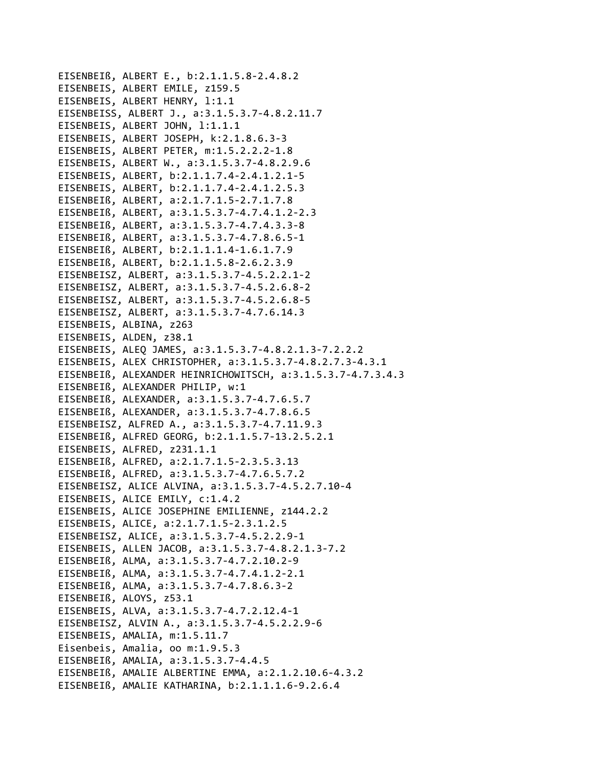EISENBEIß, ALBERT E., b:2.1.1.5.8-2.4.8.2
EISENBEIS, ALBERT EMILE, z159.5
EISENBEIS, ALBERT HENRY, l:1.1
EISENBEISS, ALBERT J., a:3.1.5.3.7-4.8.2.11.7
EISENBEIS, ALBERT JOHN, l:1.1.1
EISENBEIS, ALBERT JOSEPH, k:2.1.8.6.3-3
EISENBEIS, ALBERT PETER, m:1.5.2.2.2-1.8
EISENBEIS, ALBERT W., a:3.1.5.3.7-4.8.2.9.6
EISENBEIS, ALBERT, b:2.1.1.7.4-2.4.1.2.1-5
EISENBEIS, ALBERT, b:2.1.1.7.4-2.4.1.2.5.3
EISENBEIß, ALBERT, a:2.1.7.1.5-2.7.1.7.8
EISENBEIß, ALBERT, a:3.1.5.3.7-4.7.4.1.2-2.3
EISENBEIß, ALBERT, a:3.1.5.3.7-4.7.4.3.3-8
EISENBEIß, ALBERT, a:3.1.5.3.7-4.7.8.6.5-1
EISENBEIß, ALBERT, b:2.1.1.1.4-1.6.1.7.9
EISENBEIß, ALBERT, b:2.1.1.5.8-2.6.2.3.9
EISENBEISZ, ALBERT, a:3.1.5.3.7-4.5.2.2.1-2
EISENBEISZ, ALBERT, a:3.1.5.3.7-4.5.2.6.8-2
EISENBEISZ, ALBERT, a:3.1.5.3.7-4.5.2.6.8-5
EISENBEISZ, ALBERT, a:3.1.5.3.7-4.7.6.14.3
EISENBEIS, ALBINA, z263
EISENBEIS, ALDEN, z38.1
EISENBEIS, ALEQ JAMES, a:3.1.5.3.7-4.8.2.1.3-7.2.2.2
EISENBEIS, ALEX CHRISTOPHER, a:3.1.5.3.7-4.8.2.7.3-4.3.1
EISENBEIß, ALEXANDER HEINRICHOWITSCH, a:3.1.5.3.7-4.7.3.4.3
EISENBEIß, ALEXANDER PHILIP, w:1
EISENBEIß, ALEXANDER, a:3.1.5.3.7-4.7.6.5.7
EISENBEIß, ALEXANDER, a:3.1.5.3.7-4.7.8.6.5
EISENBEISZ, ALFRED A., a:3.1.5.3.7-4.7.11.9.3
EISENBEIß, ALFRED GEORG, b:2.1.1.5.7-13.2.5.2.1
EISENBEIS, ALFRED, z231.1.1
EISENBEIß, ALFRED, a:2.1.7.1.5-2.3.5.3.13
EISENBEIß, ALFRED, a:3.1.5.3.7-4.7.6.5.7.2
EISENBEISZ, ALICE ALVINA, a:3.1.5.3.7-4.5.2.7.10-4
EISENBEIS, ALICE EMILY, c:1.4.2
EISENBEIS, ALICE JOSEPHINE EMILIENNE, z144.2.2
EISENBEIS, ALICE, a:2.1.7.1.5-2.3.1.2.5
EISENBEISZ, ALICE, a:3.1.5.3.7-4.5.2.2.9-1
EISENBEIS, ALLEN JACOB, a:3.1.5.3.7-4.8.2.1.3-7.2
EISENBEIß, ALMA, a:3.1.5.3.7-4.7.2.10.2-9
EISENBEIß, ALMA, a:3.1.5.3.7-4.7.4.1.2-2.1
EISENBEIß, ALMA, a:3.1.5.3.7-4.7.8.6.3-2
EISENBEIß, ALOYS, z53.1
EISENBEIS, ALVA, a:3.1.5.3.7-4.7.2.12.4-1
EISENBEISZ, ALVIN A., a:3.1.5.3.7-4.5.2.2.9-6
EISENBEIS, AMALIA, m:1.5.11.7
Eisenbeis, Amalia, oo m:1.9.5.3
EISENBEIß, AMALIA, a:3.1.5.3.7-4.4.5
EISENBEIß, AMALIE ALBERTINE EMMA, a:2.1.2.10.6-4.3.2
EISENBEIß, AMALIE KATHARINA, b:2.1.1.1.6-9.2.6.4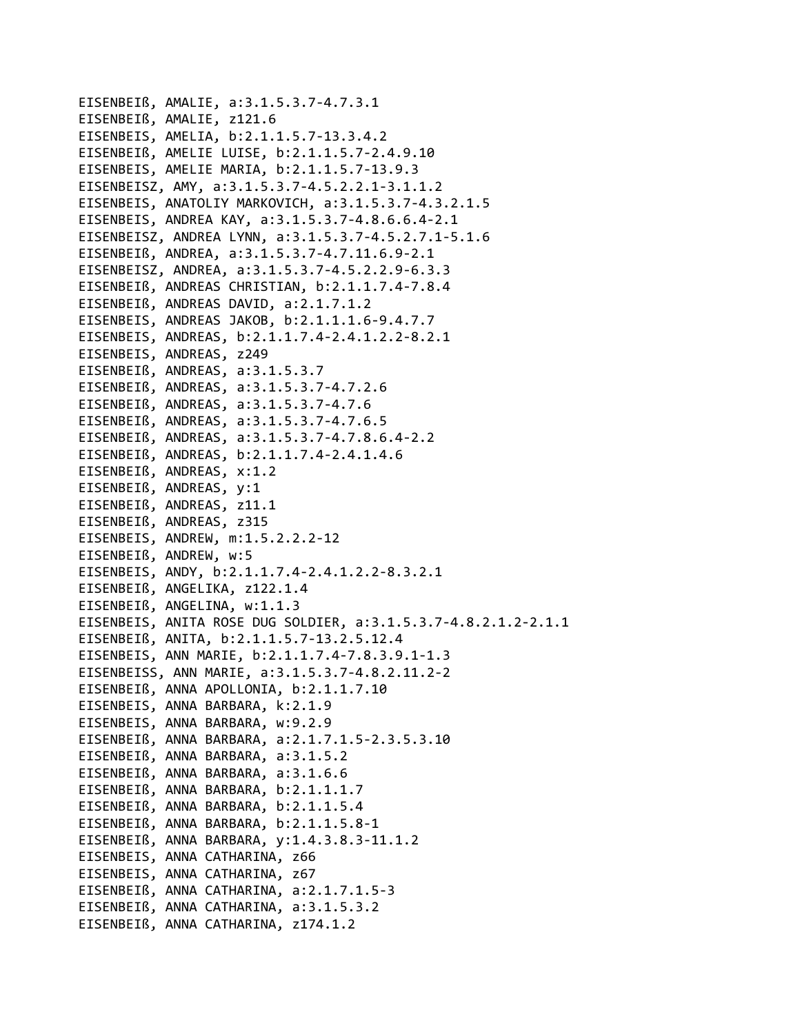EISENBEIß, AMALIE, a:3.1.5.3.7-4.7.3.1
EISENBEIß, AMALIE, z121.6
EISENBEIS, AMELIA, b:2.1.1.5.7-13.3.4.2
EISENBEIß, AMELIE LUISE, b:2.1.1.5.7-2.4.9.10
EISENBEIS, AMELIE MARIA, b:2.1.1.5.7-13.9.3
EISENBEISZ, AMY, a:3.1.5.3.7-4.5.2.2.1-3.1.1.2
EISENBEIS, ANATOLIY MARKOVICH, a:3.1.5.3.7-4.3.2.1.5
EISENBEIS, ANDREA KAY, a:3.1.5.3.7-4.8.6.6.4-2.1
EISENBEISZ, ANDREA LYNN, a:3.1.5.3.7-4.5.2.7.1-5.1.6
EISENBEIß, ANDREA, a:3.1.5.3.7-4.7.11.6.9-2.1
EISENBEISZ, ANDREA, a:3.1.5.3.7-4.5.2.2.9-6.3.3
EISENBEIß, ANDREAS CHRISTIAN, b:2.1.1.7.4-7.8.4
EISENBEIß, ANDREAS DAVID, a:2.1.7.1.2
EISENBEIS, ANDREAS JAKOB, b:2.1.1.1.6-9.4.7.7
EISENBEIS, ANDREAS, b:2.1.1.7.4-2.4.1.2.2-8.2.1
EISENBEIS, ANDREAS, z249
EISENBEIß, ANDREAS, a:3.1.5.3.7
EISENBEIß, ANDREAS, a:3.1.5.3.7-4.7.2.6
EISENBEIß, ANDREAS, a:3.1.5.3.7-4.7.6
EISENBEIß, ANDREAS, a:3.1.5.3.7-4.7.6.5
EISENBEIß, ANDREAS, a:3.1.5.3.7-4.7.8.6.4-2.2
EISENBEIß, ANDREAS, b:2.1.1.7.4-2.4.1.4.6
EISENBEIß, ANDREAS, x:1.2
EISENBEIß, ANDREAS, y:1
EISENBEIß, ANDREAS, z11.1
EISENBEIß, ANDREAS, z315
EISENBEIS, ANDREW, m:1.5.2.2.2-12
EISENBEIß, ANDREW, w:5
EISENBEIS, ANDY, b:2.1.1.7.4-2.4.1.2.2-8.3.2.1
EISENBEIß, ANGELIKA, z122.1.4
EISENBEIß, ANGELINA, w:1.1.3
EISENBEIS, ANITA ROSE DUG SOLDIER, a:3.1.5.3.7-4.8.2.1.2-2.1.1
EISENBEIß, ANITA, b:2.1.1.5.7-13.2.5.12.4
EISENBEIS, ANN MARIE, b:2.1.1.7.4-7.8.3.9.1-1.3
EISENBEISS, ANN MARIE, a:3.1.5.3.7-4.8.2.11.2-2
EISENBEIß, ANNA APOLLONIA, b:2.1.1.7.10
EISENBEIS, ANNA BARBARA, k:2.1.9
EISENBEIS, ANNA BARBARA, w:9.2.9
EISENBEIß, ANNA BARBARA, a:2.1.7.1.5-2.3.5.3.10
EISENBEIß, ANNA BARBARA, a:3.1.5.2
EISENBEIß, ANNA BARBARA, a:3.1.6.6
EISENBEIß, ANNA BARBARA, b:2.1.1.1.7
EISENBEIß, ANNA BARBARA, b:2.1.1.5.4
EISENBEIß, ANNA BARBARA, b:2.1.1.5.8-1
EISENBEIß, ANNA BARBARA, y:1.4.3.8.3-11.1.2
EISENBEIS, ANNA CATHARINA, z66
EISENBEIS, ANNA CATHARINA, z67
EISENBEIß, ANNA CATHARINA, a:2.1.7.1.5-3
EISENBEIß, ANNA CATHARINA, a:3.1.5.3.2
EISENBEIß, ANNA CATHARINA, z174.1.2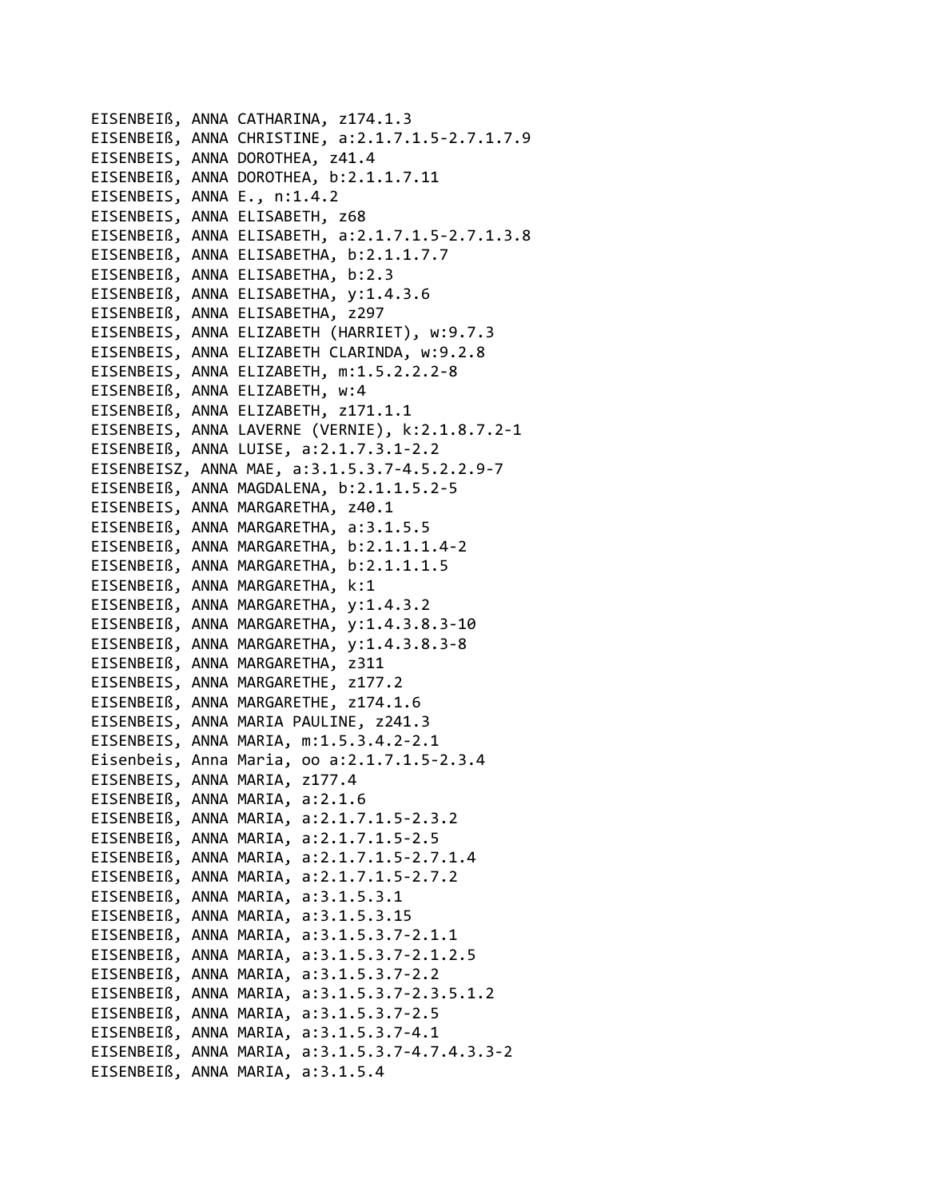EISENBEIß, ANNA CATHARINA, z174.1.3
EISENBEIß, ANNA CHRISTINE, a:2.1.7.1.5-2.7.1.7.9
EISENBEIS, ANNA DOROTHEA, z41.4
EISENBEIß, ANNA DOROTHEA, b:2.1.1.7.11
EISENBEIS, ANNA E., n:1.4.2
EISENBEIS, ANNA ELISABETH, z68
EISENBEIß, ANNA ELISABETH, a:2.1.7.1.5-2.7.1.3.8
EISENBEIß, ANNA ELISABETHA, b:2.1.1.7.7
EISENBEIß, ANNA ELISABETHA, b:2.3
EISENBEIß, ANNA ELISABETHA, y:1.4.3.6
EISENBEIß, ANNA ELISABETHA, z297
EISENBEIS, ANNA ELIZABETH (HARRIET), w:9.7.3
EISENBEIS, ANNA ELIZABETH CLARINDA, w:9.2.8
EISENBEIS, ANNA ELIZABETH, m:1.5.2.2.2-8
EISENBEIß, ANNA ELIZABETH, w:4
EISENBEIß, ANNA ELIZABETH, z171.1.1
EISENBEIS, ANNA LAVERNE (VERNIE), k:2.1.8.7.2-1
EISENBEIß, ANNA LUISE, a:2.1.7.3.1-2.2
EISENBEISZ, ANNA MAE, a:3.1.5.3.7-4.5.2.2.9-7
EISENBEIß, ANNA MAGDALENA, b:2.1.1.5.2-5
EISENBEIS, ANNA MARGARETHA, z40.1
EISENBEIß, ANNA MARGARETHA, a:3.1.5.5
EISENBEIß, ANNA MARGARETHA, b:2.1.1.1.4-2
EISENBEIß, ANNA MARGARETHA, b:2.1.1.1.5
EISENBEIß, ANNA MARGARETHA, k:1
EISENBEIß, ANNA MARGARETHA, y:1.4.3.2
EISENBEIß, ANNA MARGARETHA, y:1.4.3.8.3-10
EISENBEIß, ANNA MARGARETHA, y:1.4.3.8.3-8
EISENBEIß, ANNA MARGARETHA, z311
EISENBEIS, ANNA MARGARETHE, z177.2
EISENBEIß, ANNA MARGARETHE, z174.1.6
EISENBEIS, ANNA MARIA PAULINE, z241.3
EISENBEIS, ANNA MARIA, m:1.5.3.4.2-2.1
Eisenbeis, Anna Maria, oo a:2.1.7.1.5-2.3.4
EISENBEIS, ANNA MARIA, z177.4
EISENBEIß, ANNA MARIA, a:2.1.6
EISENBEIß, ANNA MARIA, a:2.1.7.1.5-2.3.2
EISENBEIß, ANNA MARIA, a:2.1.7.1.5-2.5
EISENBEIß, ANNA MARIA, a:2.1.7.1.5-2.7.1.4
EISENBEIß, ANNA MARIA, a:2.1.7.1.5-2.7.2
EISENBEIß, ANNA MARIA, a:3.1.5.3.1
EISENBEIß, ANNA MARIA, a:3.1.5.3.15
EISENBEIß, ANNA MARIA, a:3.1.5.3.7-2.1.1
EISENBEIß, ANNA MARIA, a:3.1.5.3.7-2.1.2.5
EISENBEIß, ANNA MARIA, a:3.1.5.3.7-2.2
EISENBEIß, ANNA MARIA, a:3.1.5.3.7-2.3.5.1.2
EISENBEIß, ANNA MARIA, a:3.1.5.3.7-2.5
EISENBEIß, ANNA MARIA, a:3.1.5.3.7-4.1
EISENBEIß, ANNA MARIA, a:3.1.5.3.7-4.7.4.3.3-2
EISENBEIß, ANNA MARIA, a:3.1.5.4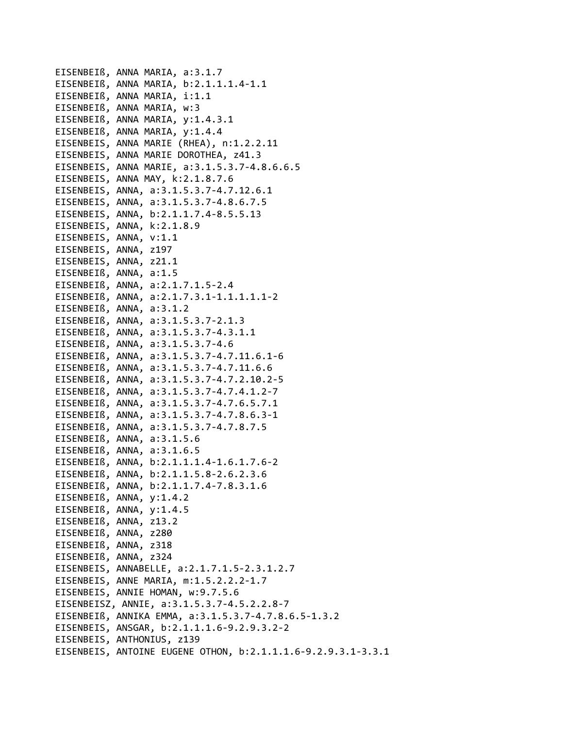EISENBEIß, ANNA MARIA, a:3.1.7
EISENBEIß, ANNA MARIA, b:2.1.1.1.4-1.1
EISENBEIß, ANNA MARIA, i:1.1
EISENBEIß, ANNA MARIA, w:3
EISENBEIß, ANNA MARIA, y:1.4.3.1
EISENBEIß, ANNA MARIA, y:1.4.4
EISENBEIS, ANNA MARIE (RHEA), n:1.2.2.11
EISENBEIS, ANNA MARIE DOROTHEA, z41.3
EISENBEIS, ANNA MARIE, a:3.1.5.3.7-4.8.6.6.5
EISENBEIS, ANNA MAY, k:2.1.8.7.6
EISENBEIS, ANNA, a:3.1.5.3.7-4.7.12.6.1
EISENBEIS, ANNA, a:3.1.5.3.7-4.8.6.7.5
EISENBEIS, ANNA, b:2.1.1.7.4-8.5.5.13
EISENBEIS, ANNA, k:2.1.8.9
EISENBEIS, ANNA, v:1.1
EISENBEIS, ANNA, z197
EISENBEIS, ANNA, z21.1
EISENBEIß, ANNA, a:1.5
EISENBEIß, ANNA, a:2.1.7.1.5-2.4
EISENBEIß, ANNA, a:2.1.7.3.1-1.1.1.1.1-2
EISENBEIß, ANNA, a:3.1.2
EISENBEIß, ANNA, a:3.1.5.3.7-2.1.3
EISENBEIß, ANNA, a:3.1.5.3.7-4.3.1.1
EISENBEIß, ANNA, a:3.1.5.3.7-4.6
EISENBEIß, ANNA, a:3.1.5.3.7-4.7.11.6.1-6
EISENBEIß, ANNA, a:3.1.5.3.7-4.7.11.6.6
EISENBEIß, ANNA, a:3.1.5.3.7-4.7.2.10.2-5
EISENBEIß, ANNA, a:3.1.5.3.7-4.7.4.1.2-7
EISENBEIß, ANNA, a:3.1.5.3.7-4.7.6.5.7.1
EISENBEIß, ANNA, a:3.1.5.3.7-4.7.8.6.3-1
EISENBEIß, ANNA, a:3.1.5.3.7-4.7.8.7.5
EISENBEIß, ANNA, a:3.1.5.6
EISENBEIß, ANNA, a:3.1.6.5
EISENBEIß, ANNA, b:2.1.1.1.4-1.6.1.7.6-2
EISENBEIß, ANNA, b:2.1.1.5.8-2.6.2.3.6
EISENBEIß, ANNA, b:2.1.1.7.4-7.8.3.1.6
EISENBEIß, ANNA, y:1.4.2
EISENBEIß, ANNA, y:1.4.5
EISENBEIß, ANNA, z13.2
EISENBEIß, ANNA, z280
EISENBEIß, ANNA, z318
EISENBEIß, ANNA, z324
EISENBEIS, ANNABELLE, a:2.1.7.1.5-2.3.1.2.7
EISENBEIS, ANNE MARIA, m:1.5.2.2.2-1.7
EISENBEIS, ANNIE HOMAN, w:9.7.5.6
EISENBEISZ, ANNIE, a:3.1.5.3.7-4.5.2.2.8-7
EISENBEIß, ANNIKA EMMA, a:3.1.5.3.7-4.7.8.6.5-1.3.2
EISENBEIS, ANSGAR, b:2.1.1.1.6-9.2.9.3.2-2
EISENBEIS, ANTHONIUS, z139
EISENBEIS, ANTOINE EUGENE OTHON, b:2.1.1.1.6-9.2.9.3.1-3.3.1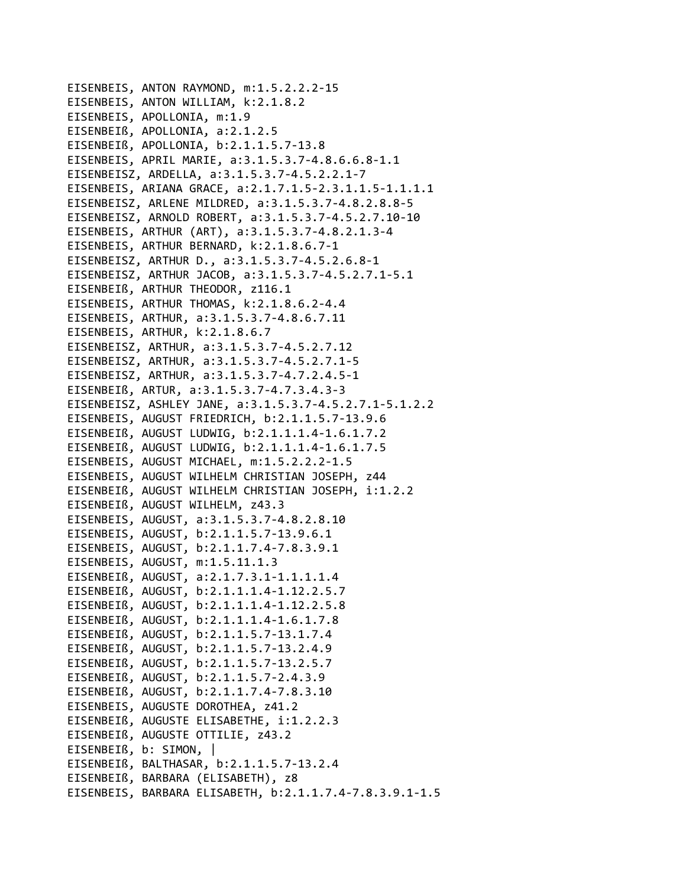EISENBEIS, ANTON RAYMOND, m:1.5.2.2.2-15
EISENBEIS, ANTON WILLIAM, k:2.1.8.2
EISENBEIS, APOLLONIA, m:1.9
EISENBEIß, APOLLONIA, a:2.1.2.5
EISENBEIß, APOLLONIA, b:2.1.1.5.7-13.8
EISENBEIS, APRIL MARIE, a:3.1.5.3.7-4.8.6.6.8-1.1
EISENBEISZ, ARDELLA, a:3.1.5.3.7-4.5.2.2.1-7
EISENBEIS, ARIANA GRACE, a:2.1.7.1.5-2.3.1.1.5-1.1.1.1
EISENBEISZ, ARLENE MILDRED, a:3.1.5.3.7-4.8.2.8.8-5
EISENBEISZ, ARNOLD ROBERT, a:3.1.5.3.7-4.5.2.7.10-10
EISENBEIS, ARTHUR (ART), a:3.1.5.3.7-4.8.2.1.3-4
EISENBEIS, ARTHUR BERNARD, k:2.1.8.6.7-1
EISENBEISZ, ARTHUR D., a:3.1.5.3.7-4.5.2.6.8-1
EISENBEISZ, ARTHUR JACOB, a:3.1.5.3.7-4.5.2.7.1-5.1
EISENBEIß, ARTHUR THEODOR, z116.1
EISENBEIS, ARTHUR THOMAS, k:2.1.8.6.2-4.4
EISENBEIS, ARTHUR, a:3.1.5.3.7-4.8.6.7.11
EISENBEIS, ARTHUR, k:2.1.8.6.7
EISENBEISZ, ARTHUR, a:3.1.5.3.7-4.5.2.7.12
EISENBEISZ, ARTHUR, a:3.1.5.3.7-4.5.2.7.1-5
EISENBEISZ, ARTHUR, a:3.1.5.3.7-4.7.2.4.5-1
EISENBEIß, ARTUR, a:3.1.5.3.7-4.7.3.4.3-3
EISENBEISZ, ASHLEY JANE, a:3.1.5.3.7-4.5.2.7.1-5.1.2.2
EISENBEIS, AUGUST FRIEDRICH, b:2.1.1.5.7-13.9.6
EISENBEIß, AUGUST LUDWIG, b:2.1.1.1.4-1.6.1.7.2
EISENBEIß, AUGUST LUDWIG, b:2.1.1.1.4-1.6.1.7.5
EISENBEIS, AUGUST MICHAEL, m:1.5.2.2.2-1.5
EISENBEIS, AUGUST WILHELM CHRISTIAN JOSEPH, z44
EISENBEIß, AUGUST WILHELM CHRISTIAN JOSEPH, i:1.2.2
EISENBEIß, AUGUST WILHELM, z43.3
EISENBEIS, AUGUST, a:3.1.5.3.7-4.8.2.8.10
EISENBEIS, AUGUST, b:2.1.1.5.7-13.9.6.1
EISENBEIS, AUGUST, b:2.1.1.7.4-7.8.3.9.1
EISENBEIS, AUGUST, m:1.5.11.1.3
EISENBEIß, AUGUST, a:2.1.7.3.1-1.1.1.1.4
EISENBEIß, AUGUST, b:2.1.1.1.4-1.12.2.5.7
EISENBEIß, AUGUST, b:2.1.1.1.4-1.12.2.5.8
EISENBEIß, AUGUST, b:2.1.1.1.4-1.6.1.7.8
EISENBEIß, AUGUST, b:2.1.1.5.7-13.1.7.4
EISENBEIß, AUGUST, b:2.1.1.5.7-13.2.4.9
EISENBEIß, AUGUST, b:2.1.1.5.7-13.2.5.7
EISENBEIß, AUGUST, b:2.1.1.5.7-2.4.3.9
EISENBEIß, AUGUST, b:2.1.1.7.4-7.8.3.10
EISENBEIS, AUGUSTE DOROTHEA, z41.2
EISENBEIß, AUGUSTE ELISABETHE, i:1.2.2.3
EISENBEIß, AUGUSTE OTTILIE, z43.2
EISENBEIß, b: SIMON, |
EISENBEIß, BALTHASAR, b:2.1.1.5.7-13.2.4
EISENBEIß, BARBARA (ELISABETH), z8
EISENBEIS, BARBARA ELISABETH, b:2.1.1.7.4-7.8.3.9.1-1.5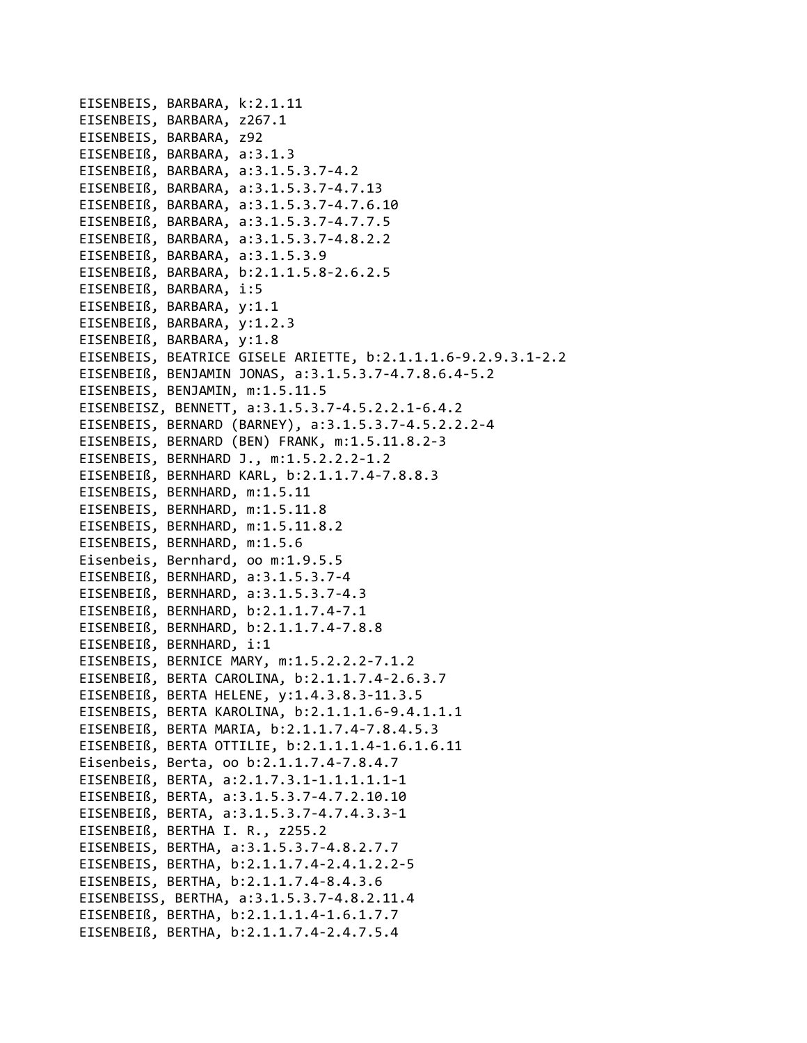EISENBEIS, BARBARA, k:2.1.11
EISENBEIS, BARBARA, z267.1
EISENBEIS, BARBARA, z92
EISENBEIß, BARBARA, a:3.1.3
EISENBEIß, BARBARA, a:3.1.5.3.7-4.2
EISENBEIß, BARBARA, a:3.1.5.3.7-4.7.13
EISENBEIß, BARBARA, a:3.1.5.3.7-4.7.6.10
EISENBEIß, BARBARA, a:3.1.5.3.7-4.7.7.5
EISENBEIß, BARBARA, a:3.1.5.3.7-4.8.2.2
EISENBEIß, BARBARA, a:3.1.5.3.9
EISENBEIß, BARBARA, b:2.1.1.5.8-2.6.2.5
EISENBEIß, BARBARA, i:5
EISENBEIß, BARBARA, y:1.1
EISENBEIß, BARBARA, y:1.2.3
EISENBEIß, BARBARA, y:1.8
EISENBEIS, BEATRICE GISELE ARIETTE, b:2.1.1.1.6-9.2.9.3.1-2.2
EISENBEIß, BENJAMIN JONAS, a:3.1.5.3.7-4.7.8.6.4-5.2
EISENBEIS, BENJAMIN, m:1.5.11.5
EISENBEISZ, BENNETT, a:3.1.5.3.7-4.5.2.2.1-6.4.2
EISENBEIS, BERNARD (BARNEY), a:3.1.5.3.7-4.5.2.2.2-4
EISENBEIS, BERNARD (BEN) FRANK, m:1.5.11.8.2-3
EISENBEIS, BERNHARD J., m:1.5.2.2.2-1.2
EISENBEIß, BERNHARD KARL, b:2.1.1.7.4-7.8.8.3
EISENBEIS, BERNHARD, m:1.5.11
EISENBEIS, BERNHARD, m:1.5.11.8
EISENBEIS, BERNHARD, m:1.5.11.8.2
EISENBEIS, BERNHARD, m:1.5.6
Eisenbeis, Bernhard, oo m:1.9.5.5
EISENBEIß, BERNHARD, a:3.1.5.3.7-4
EISENBEIß, BERNHARD, a:3.1.5.3.7-4.3
EISENBEIß, BERNHARD, b:2.1.1.7.4-7.1
EISENBEIß, BERNHARD, b:2.1.1.7.4-7.8.8
EISENBEIß, BERNHARD, i:1
EISENBEIS, BERNICE MARY, m:1.5.2.2.2-7.1.2
EISENBEIß, BERTA CAROLINA, b:2.1.1.7.4-2.6.3.7
EISENBEIß, BERTA HELENE, y:1.4.3.8.3-11.3.5
EISENBEIS, BERTA KAROLINA, b:2.1.1.1.6-9.4.1.1.1
EISENBEIß, BERTA MARIA, b:2.1.1.7.4-7.8.4.5.3
EISENBEIß, BERTA OTTILIE, b:2.1.1.1.4-1.6.1.6.11
Eisenbeis, Berta, oo b:2.1.1.7.4-7.8.4.7
EISENBEIß, BERTA, a:2.1.7.3.1-1.1.1.1.1-1
EISENBEIß, BERTA, a:3.1.5.3.7-4.7.2.10.10
EISENBEIß, BERTA, a:3.1.5.3.7-4.7.4.3.3-1
EISENBEIß, BERTHA I. R., z255.2
EISENBEIS, BERTHA, a:3.1.5.3.7-4.8.2.7.7
EISENBEIS, BERTHA, b:2.1.1.7.4-2.4.1.2.2-5
EISENBEIS, BERTHA, b:2.1.1.7.4-8.4.3.6
EISENBEISS, BERTHA, a:3.1.5.3.7-4.8.2.11.4
EISENBEIß, BERTHA, b:2.1.1.1.4-1.6.1.7.7
EISENBEIß, BERTHA, b:2.1.1.7.4-2.4.7.5.4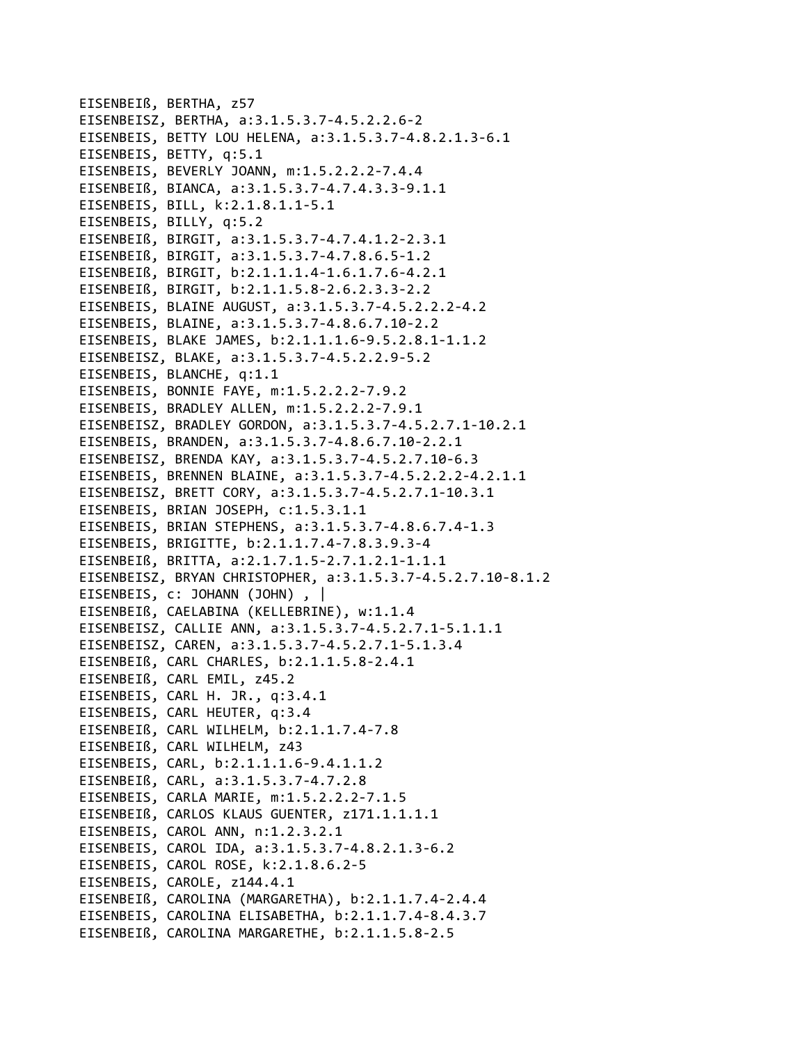EISENBEIß, BERTHA, z57
EISENBEISZ, BERTHA, a:3.1.5.3.7-4.5.2.2.6-2
EISENBEIS, BETTY LOU HELENA, a:3.1.5.3.7-4.8.2.1.3-6.1
EISENBEIS, BETTY, q:5.1
EISENBEIS, BEVERLY JOANN, m:1.5.2.2.2-7.4.4
EISENBEIß, BIANCA, a:3.1.5.3.7-4.7.4.3.3-9.1.1
EISENBEIS, BILL, k:2.1.8.1.1-5.1
EISENBEIS, BILLY, q:5.2
EISENBEIß, BIRGIT, a:3.1.5.3.7-4.7.4.1.2-2.3.1
EISENBEIß, BIRGIT, a:3.1.5.3.7-4.7.8.6.5-1.2
EISENBEIß, BIRGIT, b:2.1.1.1.4-1.6.1.7.6-4.2.1
EISENBEIß, BIRGIT, b:2.1.1.5.8-2.6.2.3.3-2.2
EISENBEIS, BLAINE AUGUST, a:3.1.5.3.7-4.5.2.2.2-4.2
EISENBEIS, BLAINE, a:3.1.5.3.7-4.8.6.7.10-2.2
EISENBEIS, BLAKE JAMES, b:2.1.1.1.6-9.5.2.8.1-1.1.2
EISENBEISZ, BLAKE, a:3.1.5.3.7-4.5.2.2.9-5.2
EISENBEIS, BLANCHE, q:1.1
EISENBEIS, BONNIE FAYE, m:1.5.2.2.2-7.9.2
EISENBEIS, BRADLEY ALLEN, m:1.5.2.2.2-7.9.1
EISENBEISZ, BRADLEY GORDON, a:3.1.5.3.7-4.5.2.7.1-10.2.1
EISENBEIS, BRANDEN, a:3.1.5.3.7-4.8.6.7.10-2.2.1
EISENBEISZ, BRENDA KAY, a:3.1.5.3.7-4.5.2.7.10-6.3
EISENBEIS, BRENNEN BLAINE, a:3.1.5.3.7-4.5.2.2.2-4.2.1.1
EISENBEISZ, BRETT CORY, a:3.1.5.3.7-4.5.2.7.1-10.3.1
EISENBEIS, BRIAN JOSEPH, c:1.5.3.1.1
EISENBEIS, BRIAN STEPHENS, a:3.1.5.3.7-4.8.6.7.4-1.3
EISENBEIS, BRIGITTE, b:2.1.1.7.4-7.8.3.9.3-4
EISENBEIß, BRITTA, a:2.1.7.1.5-2.7.1.2.1-1.1.1
EISENBEISZ, BRYAN CHRISTOPHER, a:3.1.5.3.7-4.5.2.7.10-8.1.2
EISENBEIS, c: JOHANN (JOHN) , |
EISENBEIß, CAELABINA (KELLEBRINE), w:1.1.4
EISENBEISZ, CALLIE ANN, a:3.1.5.3.7-4.5.2.7.1-5.1.1.1
EISENBEISZ, CAREN, a:3.1.5.3.7-4.5.2.7.1-5.1.3.4
EISENBEIß, CARL CHARLES, b:2.1.1.5.8-2.4.1
EISENBEIß, CARL EMIL, z45.2
EISENBEIS, CARL H. JR., q:3.4.1
EISENBEIS, CARL HEUTER, q:3.4
EISENBEIß, CARL WILHELM, b:2.1.1.7.4-7.8
EISENBEIß, CARL WILHELM, z43
EISENBEIS, CARL, b:2.1.1.1.6-9.4.1.1.2
EISENBEIß, CARL, a:3.1.5.3.7-4.7.2.8
EISENBEIS, CARLA MARIE, m:1.5.2.2.2-7.1.5
EISENBEIß, CARLOS KLAUS GUENTER, z171.1.1.1.1
EISENBEIS, CAROL ANN, n:1.2.3.2.1
EISENBEIS, CAROL IDA, a:3.1.5.3.7-4.8.2.1.3-6.2
EISENBEIS, CAROL ROSE, k:2.1.8.6.2-5
EISENBEIS, CAROLE, z144.4.1
EISENBEIß, CAROLINA (MARGARETHA), b:2.1.1.7.4-2.4.4
EISENBEIS, CAROLINA ELISABETHA, b:2.1.1.7.4-8.4.3.7
EISENBEIß, CAROLINA MARGARETHE, b:2.1.1.5.8-2.5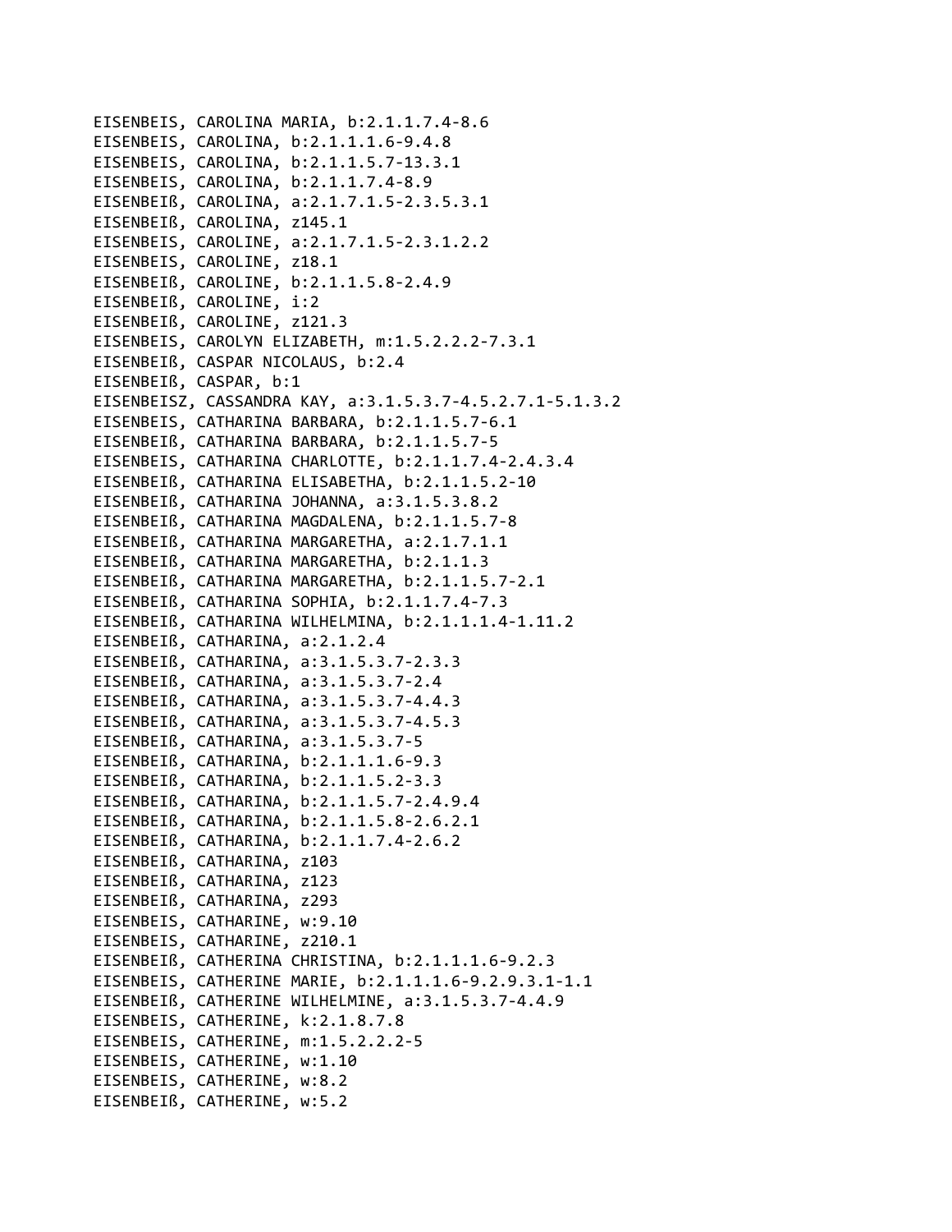EISENBEIS, CAROLINA MARIA, b:2.1.1.7.4-8.6
EISENBEIS, CAROLINA, b:2.1.1.1.6-9.4.8
EISENBEIS, CAROLINA, b:2.1.1.5.7-13.3.1
EISENBEIS, CAROLINA, b:2.1.1.7.4-8.9
EISENBEIß, CAROLINA, a:2.1.7.1.5-2.3.5.3.1
EISENBEIß, CAROLINA, z145.1
EISENBEIS, CAROLINE, a:2.1.7.1.5-2.3.1.2.2
EISENBEIS, CAROLINE, z18.1
EISENBEIß, CAROLINE, b:2.1.1.5.8-2.4.9
EISENBEIß, CAROLINE, i:2
EISENBEIß, CAROLINE, z121.3
EISENBEIS, CAROLYN ELIZABETH, m:1.5.2.2.2-7.3.1
EISENBEIß, CASPAR NICOLAUS, b:2.4
EISENBEIß, CASPAR, b:1
EISENBEISZ, CASSANDRA KAY, a:3.1.5.3.7-4.5.2.7.1-5.1.3.2
EISENBEIS, CATHARINA BARBARA, b:2.1.1.5.7-6.1
EISENBEIß, CATHARINA BARBARA, b:2.1.1.5.7-5
EISENBEIS, CATHARINA CHARLOTTE, b:2.1.1.7.4-2.4.3.4
EISENBEIß, CATHARINA ELISABETHA, b:2.1.1.5.2-10
EISENBEIß, CATHARINA JOHANNA, a:3.1.5.3.8.2
EISENBEIß, CATHARINA MAGDALENA, b:2.1.1.5.7-8
EISENBEIß, CATHARINA MARGARETHA, a:2.1.7.1.1
EISENBEIß, CATHARINA MARGARETHA, b:2.1.1.3
EISENBEIß, CATHARINA MARGARETHA, b:2.1.1.5.7-2.1
EISENBEIß, CATHARINA SOPHIA, b:2.1.1.7.4-7.3
EISENBEIß, CATHARINA WILHELMINA, b:2.1.1.1.4-1.11.2
EISENBEIß, CATHARINA, a:2.1.2.4
EISENBEIß, CATHARINA, a:3.1.5.3.7-2.3.3
EISENBEIß, CATHARINA, a:3.1.5.3.7-2.4
EISENBEIß, CATHARINA, a:3.1.5.3.7-4.4.3
EISENBEIß, CATHARINA, a:3.1.5.3.7-4.5.3
EISENBEIß, CATHARINA, a:3.1.5.3.7-5
EISENBEIß, CATHARINA, b:2.1.1.1.6-9.3
EISENBEIß, CATHARINA, b:2.1.1.5.2-3.3
EISENBEIß, CATHARINA, b:2.1.1.5.7-2.4.9.4
EISENBEIß, CATHARINA, b:2.1.1.5.8-2.6.2.1
EISENBEIß, CATHARINA, b:2.1.1.7.4-2.6.2
EISENBEIß, CATHARINA, z103
EISENBEIß, CATHARINA, z123
EISENBEIß, CATHARINA, z293
EISENBEIS, CATHARINE, w:9.10
EISENBEIS, CATHARINE, z210.1
EISENBEIß, CATHERINA CHRISTINA, b:2.1.1.1.6-9.2.3
EISENBEIS, CATHERINE MARIE, b:2.1.1.1.6-9.2.9.3.1-1.1
EISENBEIß, CATHERINE WILHELMINE, a:3.1.5.3.7-4.4.9
EISENBEIS, CATHERINE, k:2.1.8.7.8
EISENBEIS, CATHERINE, m:1.5.2.2.2-5
EISENBEIS, CATHERINE, w:1.10
EISENBEIS, CATHERINE, w:8.2
EISENBEIß, CATHERINE, w:5.2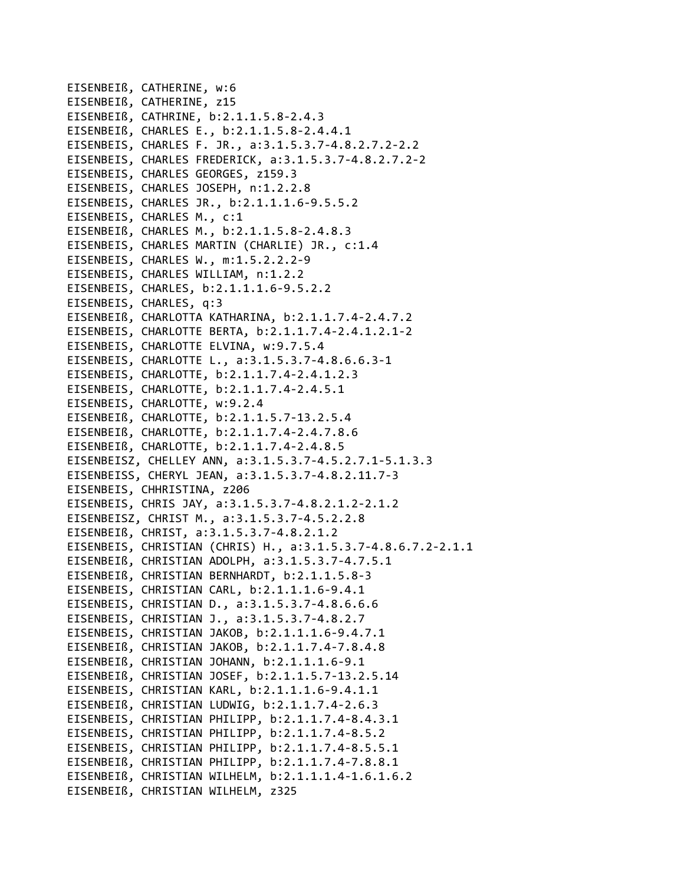EISENBEIß, CATHERINE, w:6
EISENBEIß, CATHERINE, z15
EISENBEIß, CATHRINE, b:2.1.1.5.8-2.4.3
EISENBEIß, CHARLES E., b:2.1.1.5.8-2.4.4.1
EISENBEIS, CHARLES F. JR., a:3.1.5.3.7-4.8.2.7.2-2.2
EISENBEIS, CHARLES FREDERICK, a:3.1.5.3.7-4.8.2.7.2-2
EISENBEIS, CHARLES GEORGES, z159.3
EISENBEIS, CHARLES JOSEPH, n:1.2.2.8
EISENBEIS, CHARLES JR., b:2.1.1.1.6-9.5.5.2
EISENBEIS, CHARLES M., c:1
EISENBEIß, CHARLES M., b:2.1.1.5.8-2.4.8.3
EISENBEIS, CHARLES MARTIN (CHARLIE) JR., c:1.4
EISENBEIS, CHARLES W., m:1.5.2.2.2-9
EISENBEIS, CHARLES WILLIAM, n:1.2.2
EISENBEIS, CHARLES, b:2.1.1.1.6-9.5.2.2
EISENBEIS, CHARLES, q:3
EISENBEIß, CHARLOTTA KATHARINA, b:2.1.1.7.4-2.4.7.2
EISENBEIS, CHARLOTTE BERTA, b:2.1.1.7.4-2.4.1.2.1-2
EISENBEIS, CHARLOTTE ELVINA, w:9.7.5.4
EISENBEIS, CHARLOTTE L., a:3.1.5.3.7-4.8.6.6.3-1
EISENBEIS, CHARLOTTE, b:2.1.1.7.4-2.4.1.2.3
EISENBEIS, CHARLOTTE, b:2.1.1.7.4-2.4.5.1
EISENBEIS, CHARLOTTE, w:9.2.4
EISENBEIß, CHARLOTTE, b:2.1.1.5.7-13.2.5.4
EISENBEIß, CHARLOTTE, b:2.1.1.7.4-2.4.7.8.6
EISENBEIß, CHARLOTTE, b:2.1.1.7.4-2.4.8.5
EISENBEISZ, CHELLEY ANN, a:3.1.5.3.7-4.5.2.7.1-5.1.3.3
EISENBEISS, CHERYL JEAN, a:3.1.5.3.7-4.8.2.11.7-3
EISENBEIS, CHHRISTINA, z206
EISENBEIS, CHRIS JAY, a:3.1.5.3.7-4.8.2.1.2-2.1.2
EISENBEISZ, CHRIST M., a:3.1.5.3.7-4.5.2.2.8
EISENBEIß, CHRIST, a:3.1.5.3.7-4.8.2.1.2
EISENBEIS, CHRISTIAN (CHRIS) H., a:3.1.5.3.7-4.8.6.7.2-2.1.1
EISENBEIß, CHRISTIAN ADOLPH, a:3.1.5.3.7-4.7.5.1
EISENBEIß, CHRISTIAN BERNHARDT, b:2.1.1.5.8-3
EISENBEIS, CHRISTIAN CARL, b:2.1.1.1.6-9.4.1
EISENBEIS, CHRISTIAN D., a:3.1.5.3.7-4.8.6.6.6
EISENBEIS, CHRISTIAN J., a:3.1.5.3.7-4.8.2.7
EISENBEIS, CHRISTIAN JAKOB, b:2.1.1.1.6-9.4.7.1
EISENBEIß, CHRISTIAN JAKOB, b:2.1.1.7.4-7.8.4.8
EISENBEIß, CHRISTIAN JOHANN, b:2.1.1.1.6-9.1
EISENBEIß, CHRISTIAN JOSEF, b:2.1.1.5.7-13.2.5.14
EISENBEIS, CHRISTIAN KARL, b:2.1.1.1.6-9.4.1.1
EISENBEIß, CHRISTIAN LUDWIG, b:2.1.1.7.4-2.6.3
EISENBEIS, CHRISTIAN PHILIPP, b:2.1.1.7.4-8.4.3.1
EISENBEIS, CHRISTIAN PHILIPP, b:2.1.1.7.4-8.5.2
EISENBEIS, CHRISTIAN PHILIPP, b:2.1.1.7.4-8.5.5.1
EISENBEIß, CHRISTIAN PHILIPP, b:2.1.1.7.4-7.8.8.1
EISENBEIß, CHRISTIAN WILHELM, b:2.1.1.1.4-1.6.1.6.2
EISENBEIß, CHRISTIAN WILHELM, z325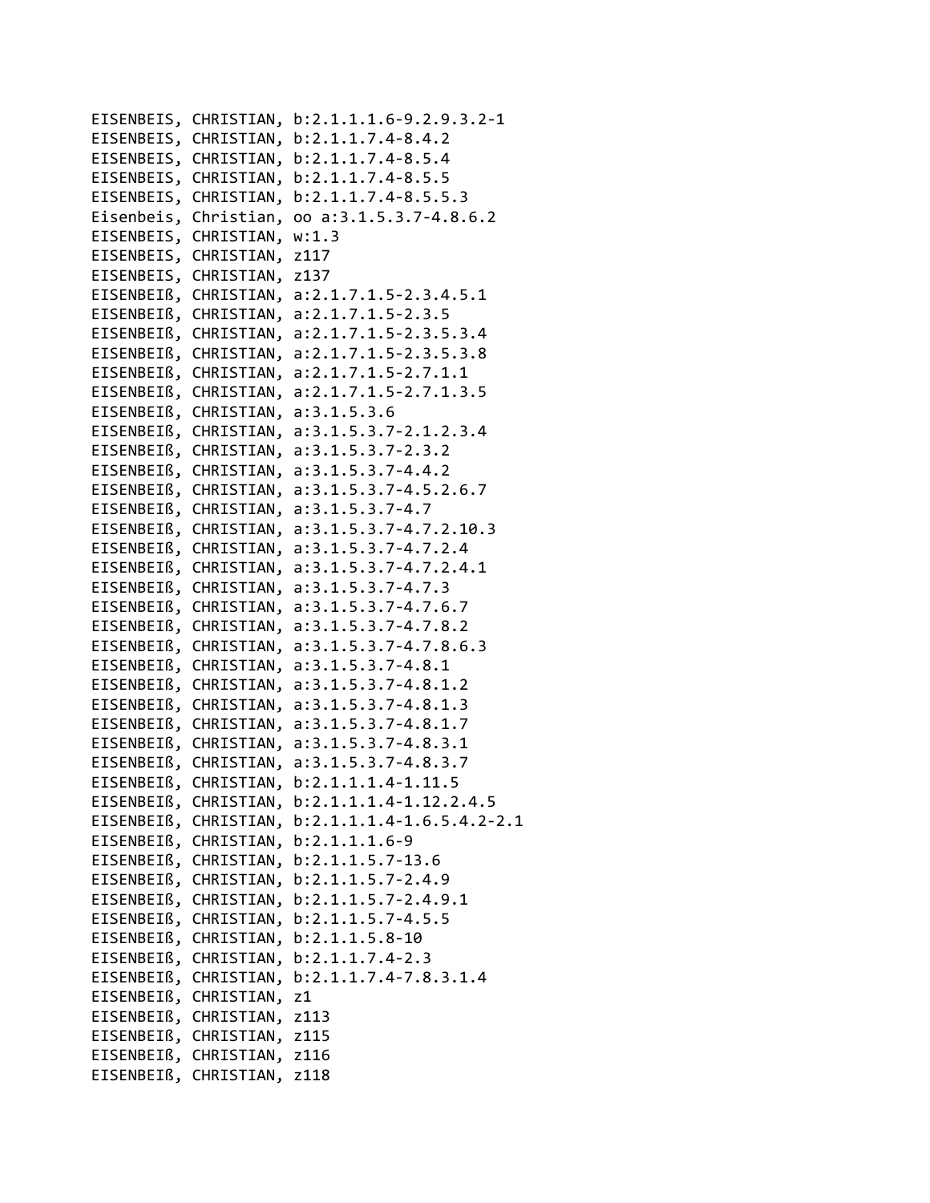EISENBEIS, CHRISTIAN, b:2.1.1.1.6-9.2.9.3.2-1
EISENBEIS, CHRISTIAN, b:2.1.1.7.4-8.4.2
EISENBEIS, CHRISTIAN, b:2.1.1.7.4-8.5.4
EISENBEIS, CHRISTIAN, b:2.1.1.7.4-8.5.5
EISENBEIS, CHRISTIAN, b:2.1.1.7.4-8.5.5.3
Eisenbeis, Christian, oo a:3.1.5.3.7-4.8.6.2
EISENBEIS, CHRISTIAN, w:1.3
EISENBEIS, CHRISTIAN, z117
EISENBEIS, CHRISTIAN, z137
EISENBEIß, CHRISTIAN, a:2.1.7.1.5-2.3.4.5.1
EISENBEIß, CHRISTIAN, a:2.1.7.1.5-2.3.5
EISENBEIß, CHRISTIAN, a:2.1.7.1.5-2.3.5.3.4
EISENBEIß, CHRISTIAN, a:2.1.7.1.5-2.3.5.3.8
EISENBEIß, CHRISTIAN, a:2.1.7.1.5-2.7.1.1
EISENBEIß, CHRISTIAN, a:2.1.7.1.5-2.7.1.3.5
EISENBEIß, CHRISTIAN, a:3.1.5.3.6
EISENBEIß, CHRISTIAN, a:3.1.5.3.7-2.1.2.3.4
EISENBEIß, CHRISTIAN, a:3.1.5.3.7-2.3.2
EISENBEIß, CHRISTIAN, a:3.1.5.3.7-4.4.2
EISENBEIß, CHRISTIAN, a:3.1.5.3.7-4.5.2.6.7
EISENBEIß, CHRISTIAN, a:3.1.5.3.7-4.7
EISENBEIß, CHRISTIAN, a:3.1.5.3.7-4.7.2.10.3
EISENBEIß, CHRISTIAN, a:3.1.5.3.7-4.7.2.4
EISENBEIß, CHRISTIAN, a:3.1.5.3.7-4.7.2.4.1
EISENBEIß, CHRISTIAN, a:3.1.5.3.7-4.7.3
EISENBEIß, CHRISTIAN, a:3.1.5.3.7-4.7.6.7
EISENBEIß, CHRISTIAN, a:3.1.5.3.7-4.7.8.2
EISENBEIß, CHRISTIAN, a:3.1.5.3.7-4.7.8.6.3
EISENBEIß, CHRISTIAN, a:3.1.5.3.7-4.8.1
EISENBEIß, CHRISTIAN, a:3.1.5.3.7-4.8.1.2
EISENBEIß, CHRISTIAN, a:3.1.5.3.7-4.8.1.3
EISENBEIß, CHRISTIAN, a:3.1.5.3.7-4.8.1.7
EISENBEIß, CHRISTIAN, a:3.1.5.3.7-4.8.3.1
EISENBEIß, CHRISTIAN, a:3.1.5.3.7-4.8.3.7
EISENBEIß, CHRISTIAN, b:2.1.1.1.4-1.11.5
EISENBEIß, CHRISTIAN, b:2.1.1.1.4-1.12.2.4.5
EISENBEIß, CHRISTIAN, b:2.1.1.1.4-1.6.5.4.2-2.1
EISENBEIß, CHRISTIAN, b:2.1.1.1.6-9
EISENBEIß, CHRISTIAN, b:2.1.1.5.7-13.6
EISENBEIß, CHRISTIAN, b:2.1.1.5.7-2.4.9
EISENBEIß, CHRISTIAN, b:2.1.1.5.7-2.4.9.1
EISENBEIß, CHRISTIAN, b:2.1.1.5.7-4.5.5
EISENBEIß, CHRISTIAN, b:2.1.1.5.8-10
EISENBEIß, CHRISTIAN, b:2.1.1.7.4-2.3
EISENBEIß, CHRISTIAN, b:2.1.1.7.4-7.8.3.1.4
EISENBEIß, CHRISTIAN, z1
EISENBEIß, CHRISTIAN, z113
EISENBEIß, CHRISTIAN, z115
EISENBEIß, CHRISTIAN, z116
EISENBEIß, CHRISTIAN, z118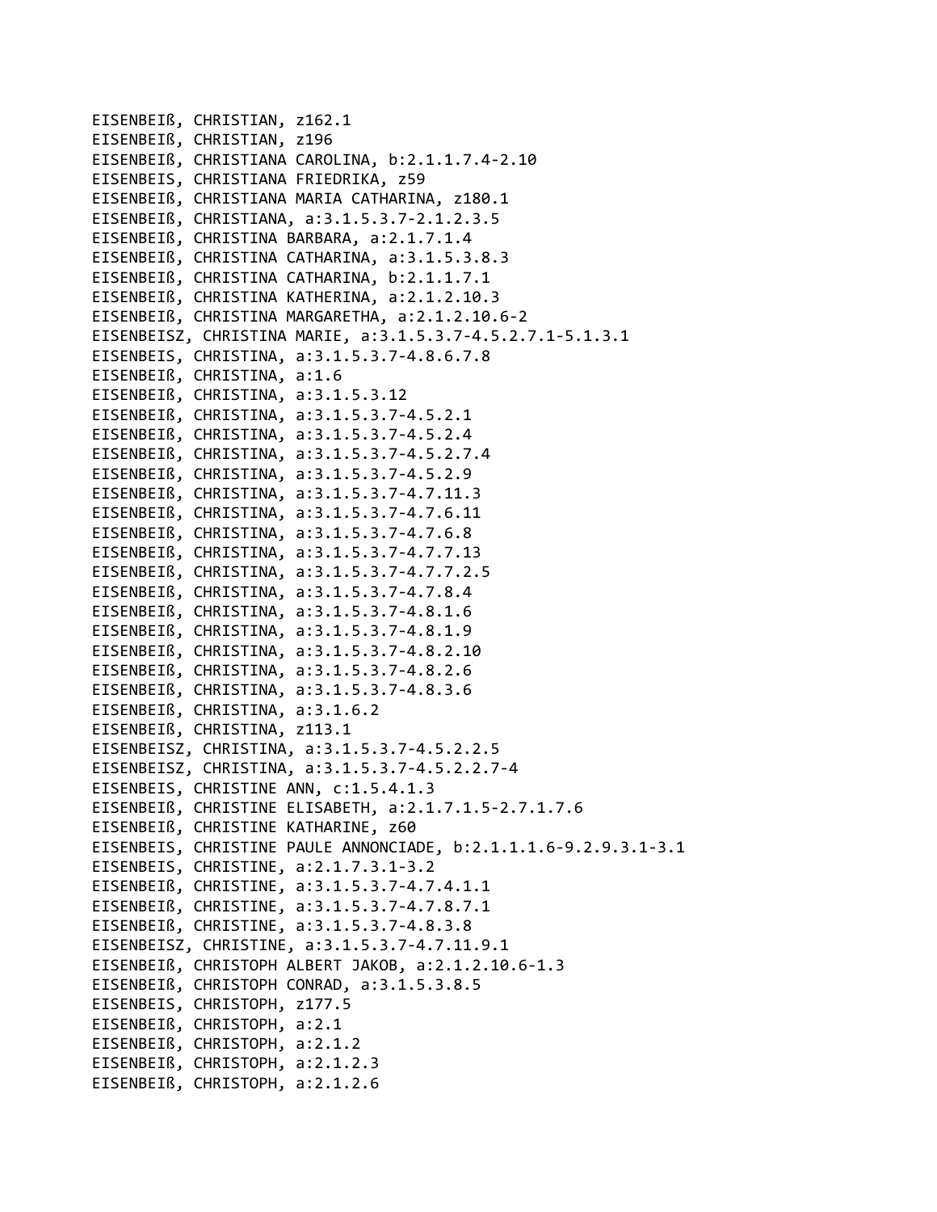EISENBEIß, CHRISTIAN, z162.1
EISENBEIß, CHRISTIAN, z196
EISENBEIß, CHRISTIANA CAROLINA, b:2.1.1.7.4-2.10
EISENBEIS, CHRISTIANA FRIEDRIKA, z59
EISENBEIß, CHRISTIANA MARIA CATHARINA, z180.1
EISENBEIß, CHRISTIANA, a:3.1.5.3.7-2.1.2.3.5
EISENBEIß, CHRISTINA BARBARA, a:2.1.7.1.4
EISENBEIß, CHRISTINA CATHARINA, a:3.1.5.3.8.3
EISENBEIß, CHRISTINA CATHARINA, b:2.1.1.7.1
EISENBEIß, CHRISTINA KATHERINA, a:2.1.2.10.3
EISENBEIß, CHRISTINA MARGARETHA, a:2.1.2.10.6-2
EISENBEISZ, CHRISTINA MARIE, a:3.1.5.3.7-4.5.2.7.1-5.1.3.1
EISENBEIS, CHRISTINA, a:3.1.5.3.7-4.8.6.7.8
EISENBEIß, CHRISTINA, a:1.6
EISENBEIß, CHRISTINA, a:3.1.5.3.12
EISENBEIß, CHRISTINA, a:3.1.5.3.7-4.5.2.1
EISENBEIß, CHRISTINA, a:3.1.5.3.7-4.5.2.4
EISENBEIß, CHRISTINA, a:3.1.5.3.7-4.5.2.7.4
EISENBEIß, CHRISTINA, a:3.1.5.3.7-4.5.2.9
EISENBEIß, CHRISTINA, a:3.1.5.3.7-4.7.11.3
EISENBEIß, CHRISTINA, a:3.1.5.3.7-4.7.6.11
EISENBEIß, CHRISTINA, a:3.1.5.3.7-4.7.6.8
EISENBEIß, CHRISTINA, a:3.1.5.3.7-4.7.7.13
EISENBEIß, CHRISTINA, a:3.1.5.3.7-4.7.7.2.5
EISENBEIß, CHRISTINA, a:3.1.5.3.7-4.7.8.4
EISENBEIß, CHRISTINA, a:3.1.5.3.7-4.8.1.6
EISENBEIß, CHRISTINA, a:3.1.5.3.7-4.8.1.9
EISENBEIß, CHRISTINA, a:3.1.5.3.7-4.8.2.10
EISENBEIß, CHRISTINA, a:3.1.5.3.7-4.8.2.6
EISENBEIß, CHRISTINA, a:3.1.5.3.7-4.8.3.6
EISENBEIß, CHRISTINA, a:3.1.6.2
EISENBEIß, CHRISTINA, z113.1
EISENBEISZ, CHRISTINA, a:3.1.5.3.7-4.5.2.2.5
EISENBEISZ, CHRISTINA, a:3.1.5.3.7-4.5.2.2.7-4
EISENBEIS, CHRISTINE ANN, c:1.5.4.1.3
EISENBEIß, CHRISTINE ELISABETH, a:2.1.7.1.5-2.7.1.7.6
EISENBEIß, CHRISTINE KATHARINE, z60
EISENBEIS, CHRISTINE PAULE ANNONCIADE, b:2.1.1.1.6-9.2.9.3.1-3.1
EISENBEIS, CHRISTINE, a:2.1.7.3.1-3.2
EISENBEIß, CHRISTINE, a:3.1.5.3.7-4.7.4.1.1
EISENBEIß, CHRISTINE, a:3.1.5.3.7-4.7.8.7.1
EISENBEIß, CHRISTINE, a:3.1.5.3.7-4.8.3.8
EISENBEISZ, CHRISTINE, a:3.1.5.3.7-4.7.11.9.1
EISENBEIß, CHRISTOPH ALBERT JAKOB, a:2.1.2.10.6-1.3
EISENBEIß, CHRISTOPH CONRAD, a:3.1.5.3.8.5
EISENBEIS, CHRISTOPH, z177.5
EISENBEIß, CHRISTOPH, a:2.1
EISENBEIß, CHRISTOPH, a:2.1.2
EISENBEIß, CHRISTOPH, a:2.1.2.3
EISENBEIß, CHRISTOPH, a:2.1.2.6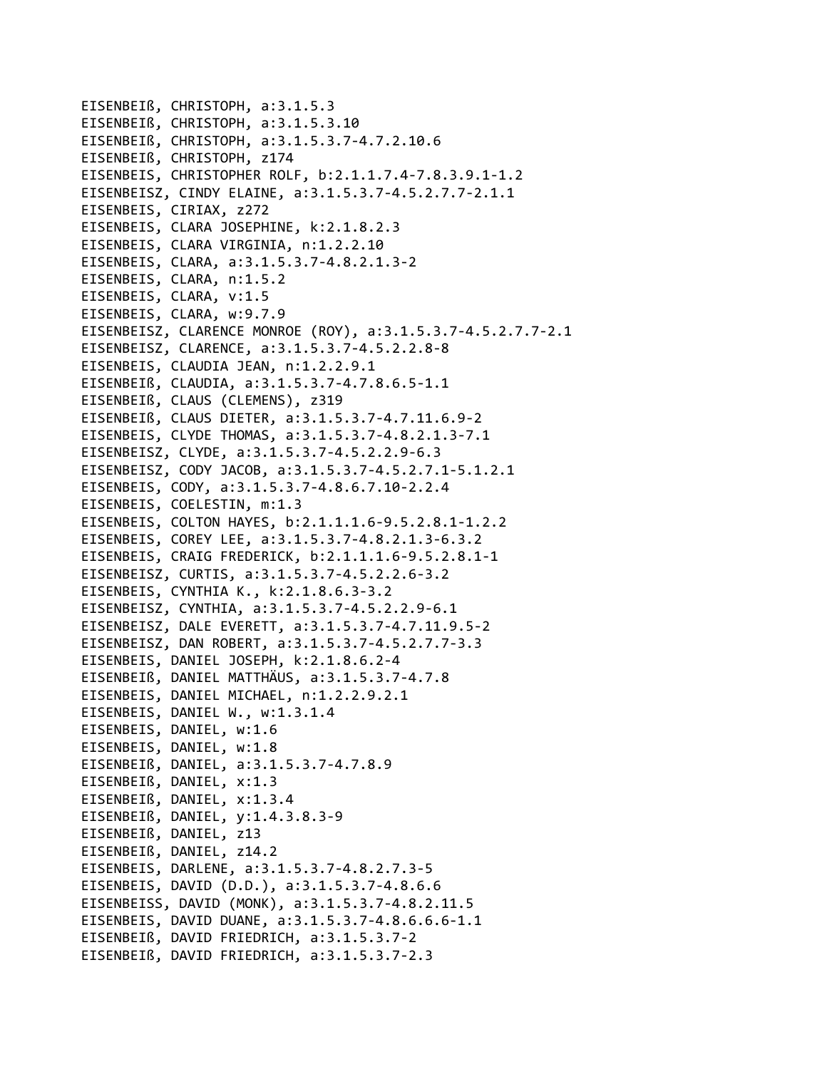EISENBEIß, CHRISTOPH, a:3.1.5.3
EISENBEIß, CHRISTOPH, a:3.1.5.3.10
EISENBEIß, CHRISTOPH, a:3.1.5.3.7-4.7.2.10.6
EISENBEIß, CHRISTOPH, z174
EISENBEIS, CHRISTOPHER ROLF, b:2.1.1.7.4-7.8.3.9.1-1.2
EISENBEISZ, CINDY ELAINE, a:3.1.5.3.7-4.5.2.7.7-2.1.1
EISENBEIS, CIRIAX, z272
EISENBEIS, CLARA JOSEPHINE, k:2.1.8.2.3
EISENBEIS, CLARA VIRGINIA, n:1.2.2.10
EISENBEIS, CLARA, a:3.1.5.3.7-4.8.2.1.3-2
EISENBEIS, CLARA, n:1.5.2
EISENBEIS, CLARA, v:1.5
EISENBEIS, CLARA, w:9.7.9
EISENBEISZ, CLARENCE MONROE (ROY), a:3.1.5.3.7-4.5.2.7.7-2.1
EISENBEISZ, CLARENCE, a:3.1.5.3.7-4.5.2.2.8-8
EISENBEIS, CLAUDIA JEAN, n:1.2.2.9.1
EISENBEIß, CLAUDIA, a:3.1.5.3.7-4.7.8.6.5-1.1
EISENBEIß, CLAUS (CLEMENS), z319
EISENBEIß, CLAUS DIETER, a:3.1.5.3.7-4.7.11.6.9-2
EISENBEIS, CLYDE THOMAS, a:3.1.5.3.7-4.8.2.1.3-7.1
EISENBEISZ, CLYDE, a:3.1.5.3.7-4.5.2.2.9-6.3
EISENBEISZ, CODY JACOB, a:3.1.5.3.7-4.5.2.7.1-5.1.2.1
EISENBEIS, CODY, a:3.1.5.3.7-4.8.6.7.10-2.2.4
EISENBEIS, COELESTIN, m:1.3
EISENBEIS, COLTON HAYES, b:2.1.1.1.6-9.5.2.8.1-1.2.2
EISENBEIS, COREY LEE, a:3.1.5.3.7-4.8.2.1.3-6.3.2
EISENBEIS, CRAIG FREDERICK, b:2.1.1.1.6-9.5.2.8.1-1
EISENBEISZ, CURTIS, a:3.1.5.3.7-4.5.2.2.6-3.2
EISENBEIS, CYNTHIA K., k:2.1.8.6.3-3.2
EISENBEISZ, CYNTHIA, a:3.1.5.3.7-4.5.2.2.9-6.1
EISENBEISZ, DALE EVERETT, a:3.1.5.3.7-4.7.11.9.5-2
EISENBEISZ, DAN ROBERT, a:3.1.5.3.7-4.5.2.7.7-3.3
EISENBEIS, DANIEL JOSEPH, k:2.1.8.6.2-4
EISENBEIß, DANIEL MATTHÄUS, a:3.1.5.3.7-4.7.8
EISENBEIS, DANIEL MICHAEL, n:1.2.2.9.2.1
EISENBEIS, DANIEL W., w:1.3.1.4
EISENBEIS, DANIEL, w:1.6
EISENBEIS, DANIEL, w:1.8
EISENBEIß, DANIEL, a:3.1.5.3.7-4.7.8.9
EISENBEIß, DANIEL, x:1.3
EISENBEIß, DANIEL, x:1.3.4
EISENBEIß, DANIEL, y:1.4.3.8.3-9
EISENBEIß, DANIEL, z13
EISENBEIß, DANIEL, z14.2
EISENBEIS, DARLENE, a:3.1.5.3.7-4.8.2.7.3-5
EISENBEIS, DAVID (D.D.), a:3.1.5.3.7-4.8.6.6
EISENBEISS, DAVID (MONK), a:3.1.5.3.7-4.8.2.11.5
EISENBEIS, DAVID DUANE, a:3.1.5.3.7-4.8.6.6.6-1.1
EISENBEIß, DAVID FRIEDRICH, a:3.1.5.3.7-2
EISENBEIß, DAVID FRIEDRICH, a:3.1.5.3.7-2.3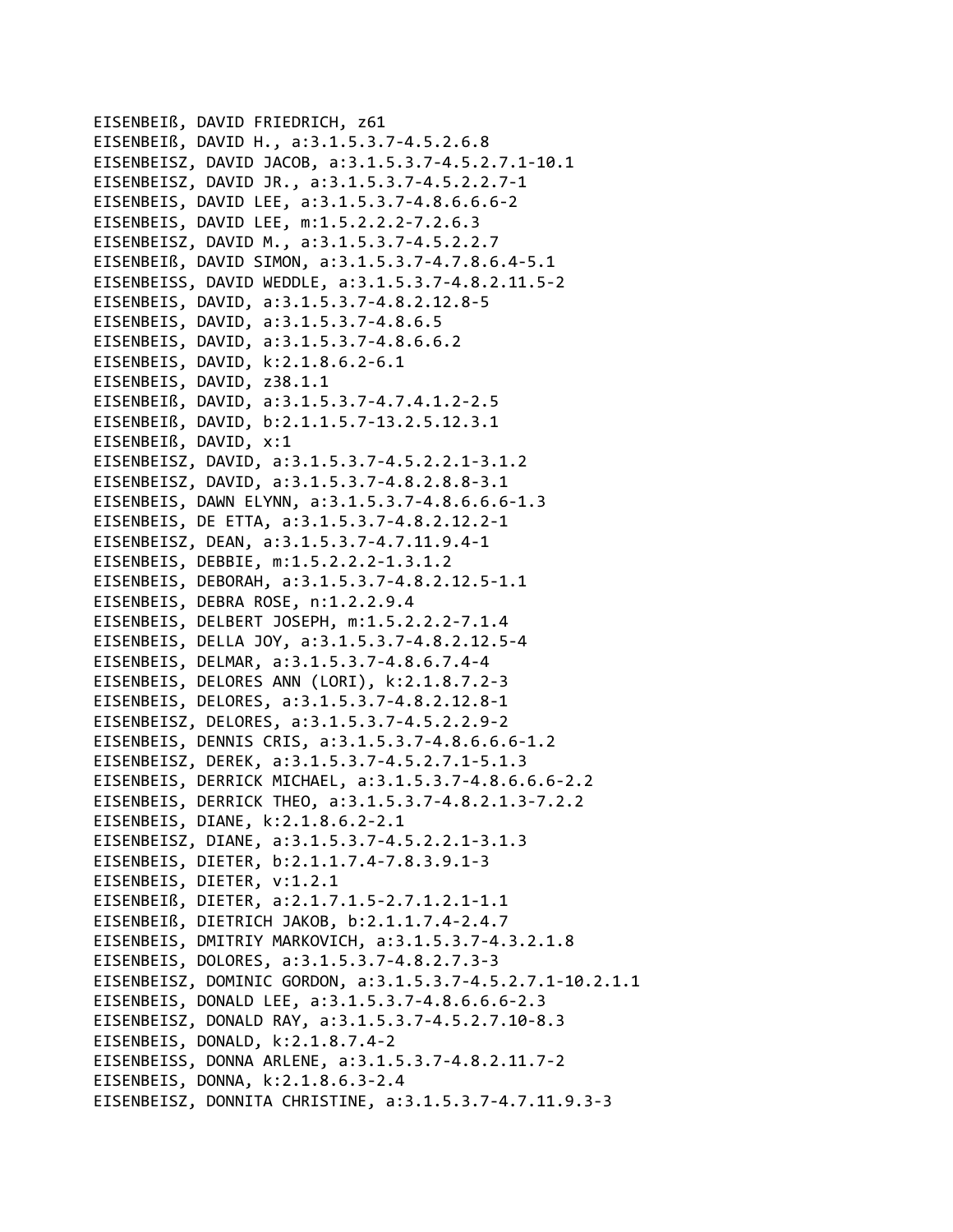EISENBEIß, DAVID FRIEDRICH, z61
EISENBEIß, DAVID H., a:3.1.5.3.7-4.5.2.6.8
EISENBEISZ, DAVID JACOB, a:3.1.5.3.7-4.5.2.7.1-10.1
EISENBEISZ, DAVID JR., a:3.1.5.3.7-4.5.2.2.7-1
EISENBEIS, DAVID LEE, a:3.1.5.3.7-4.8.6.6.6-2
EISENBEIS, DAVID LEE, m:1.5.2.2.2-7.2.6.3
EISENBEISZ, DAVID M., a:3.1.5.3.7-4.5.2.2.7
EISENBEIß, DAVID SIMON, a:3.1.5.3.7-4.7.8.6.4-5.1
EISENBEISS, DAVID WEDDLE, a:3.1.5.3.7-4.8.2.11.5-2
EISENBEIS, DAVID, a:3.1.5.3.7-4.8.2.12.8-5
EISENBEIS, DAVID, a:3.1.5.3.7-4.8.6.5
EISENBEIS, DAVID, a:3.1.5.3.7-4.8.6.6.2
EISENBEIS, DAVID, k:2.1.8.6.2-6.1
EISENBEIS, DAVID, z38.1.1
EISENBEIß, DAVID, a:3.1.5.3.7-4.7.4.1.2-2.5
EISENBEIß, DAVID, b:2.1.1.5.7-13.2.5.12.3.1
EISENBEIß, DAVID, x:1
EISENBEISZ, DAVID, a:3.1.5.3.7-4.5.2.2.1-3.1.2
EISENBEISZ, DAVID, a:3.1.5.3.7-4.8.2.8.8-3.1
EISENBEIS, DAWN ELYNN, a:3.1.5.3.7-4.8.6.6.6-1.3
EISENBEIS, DE ETTA, a:3.1.5.3.7-4.8.2.12.2-1
EISENBEISZ, DEAN, a:3.1.5.3.7-4.7.11.9.4-1
EISENBEIS, DEBBIE, m:1.5.2.2.2-1.3.1.2
EISENBEIS, DEBORAH, a:3.1.5.3.7-4.8.2.12.5-1.1
EISENBEIS, DEBRA ROSE, n:1.2.2.9.4
EISENBEIS, DELBERT JOSEPH, m:1.5.2.2.2-7.1.4
EISENBEIS, DELLA JOY, a:3.1.5.3.7-4.8.2.12.5-4
EISENBEIS, DELMAR, a:3.1.5.3.7-4.8.6.7.4-4
EISENBEIS, DELORES ANN (LORI), k:2.1.8.7.2-3
EISENBEIS, DELORES, a:3.1.5.3.7-4.8.2.12.8-1
EISENBEISZ, DELORES, a:3.1.5.3.7-4.5.2.2.9-2
EISENBEIS, DENNIS CRIS, a:3.1.5.3.7-4.8.6.6.6-1.2
EISENBEISZ, DEREK, a:3.1.5.3.7-4.5.2.7.1-5.1.3
EISENBEIS, DERRICK MICHAEL, a:3.1.5.3.7-4.8.6.6.6-2.2
EISENBEIS, DERRICK THEO, a:3.1.5.3.7-4.8.2.1.3-7.2.2
EISENBEIS, DIANE, k:2.1.8.6.2-2.1
EISENBEISZ, DIANE, a:3.1.5.3.7-4.5.2.2.1-3.1.3
EISENBEIS, DIETER, b:2.1.1.7.4-7.8.3.9.1-3
EISENBEIS, DIETER, v:1.2.1
EISENBEIß, DIETER, a:2.1.7.1.5-2.7.1.2.1-1.1
EISENBEIß, DIETRICH JAKOB, b:2.1.1.7.4-2.4.7
EISENBEIS, DMITRIY MARKOVICH, a:3.1.5.3.7-4.3.2.1.8
EISENBEIS, DOLORES, a:3.1.5.3.7-4.8.2.7.3-3
EISENBEISZ, DOMINIC GORDON, a:3.1.5.3.7-4.5.2.7.1-10.2.1.1
EISENBEIS, DONALD LEE, a:3.1.5.3.7-4.8.6.6.6-2.3
EISENBEISZ, DONALD RAY, a:3.1.5.3.7-4.5.2.7.10-8.3
EISENBEIS, DONALD, k:2.1.8.7.4-2
EISENBEISS, DONNA ARLENE, a:3.1.5.3.7-4.8.2.11.7-2
EISENBEIS, DONNA, k:2.1.8.6.3-2.4
EISENBEISZ, DONNITA CHRISTINE, a:3.1.5.3.7-4.7.11.9.3-3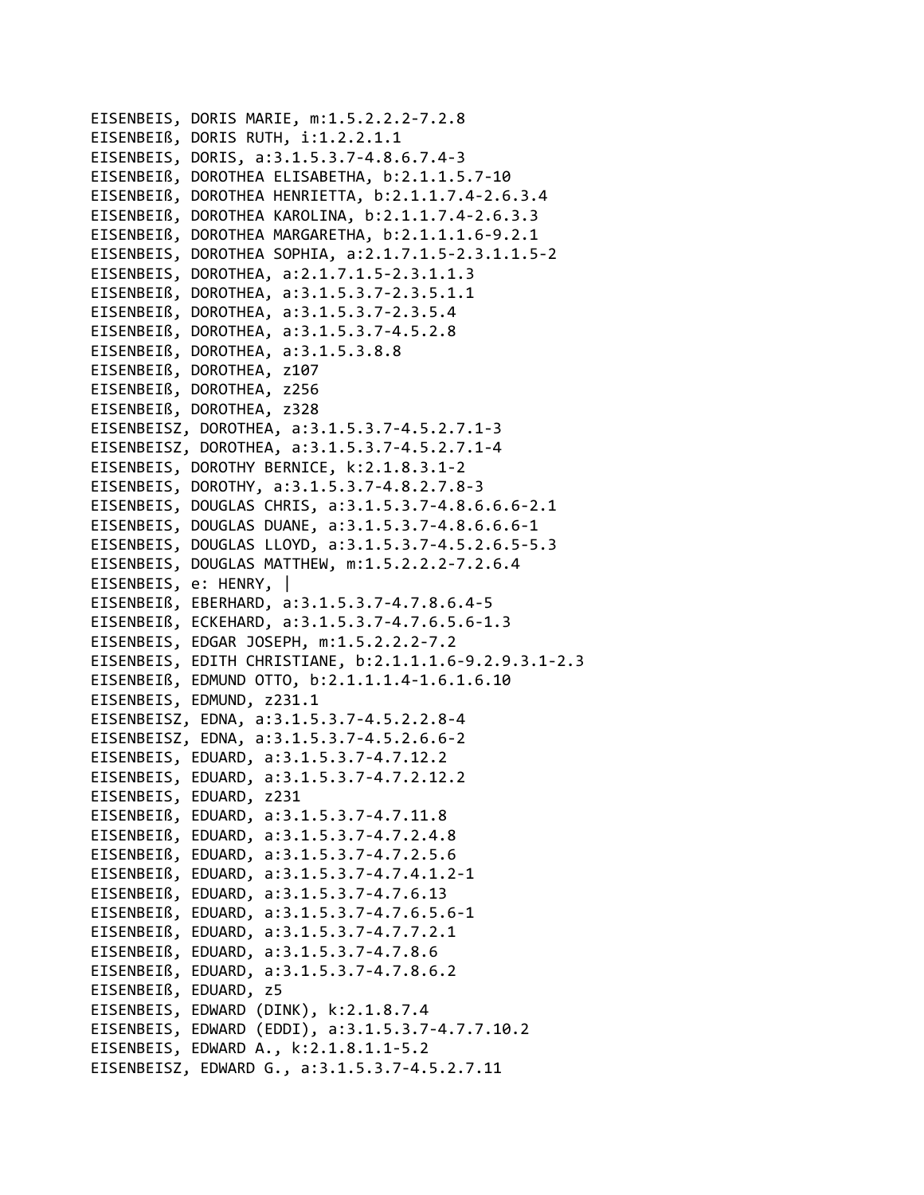EISENBEIS, DORIS MARIE, m:1.5.2.2.2-7.2.8
EISENBEIß, DORIS RUTH, i:1.2.2.1.1
EISENBEIS, DORIS, a:3.1.5.3.7-4.8.6.7.4-3
EISENBEIß, DOROTHEA ELISABETHA, b:2.1.1.5.7-10
EISENBEIß, DOROTHEA HENRIETTA, b:2.1.1.7.4-2.6.3.4
EISENBEIß, DOROTHEA KAROLINA, b:2.1.1.7.4-2.6.3.3
EISENBEIß, DOROTHEA MARGARETHA, b:2.1.1.1.6-9.2.1
EISENBEIS, DOROTHEA SOPHIA, a:2.1.7.1.5-2.3.1.1.5-2
EISENBEIS, DOROTHEA, a:2.1.7.1.5-2.3.1.1.3
EISENBEIß, DOROTHEA, a:3.1.5.3.7-2.3.5.1.1
EISENBEIß, DOROTHEA, a:3.1.5.3.7-2.3.5.4
EISENBEIß, DOROTHEA, a:3.1.5.3.7-4.5.2.8
EISENBEIß, DOROTHEA, a:3.1.5.3.8.8
EISENBEIß, DOROTHEA, z107
EISENBEIß, DOROTHEA, z256
EISENBEIß, DOROTHEA, z328
EISENBEISZ, DOROTHEA, a:3.1.5.3.7-4.5.2.7.1-3
EISENBEISZ, DOROTHEA, a:3.1.5.3.7-4.5.2.7.1-4
EISENBEIS, DOROTHY BERNICE, k:2.1.8.3.1-2
EISENBEIS, DOROTHY, a:3.1.5.3.7-4.8.2.7.8-3
EISENBEIS, DOUGLAS CHRIS, a:3.1.5.3.7-4.8.6.6.6-2.1
EISENBEIS, DOUGLAS DUANE, a:3.1.5.3.7-4.8.6.6.6-1
EISENBEIS, DOUGLAS LLOYD, a:3.1.5.3.7-4.5.2.6.5-5.3
EISENBEIS, DOUGLAS MATTHEW, m:1.5.2.2.2-7.2.6.4
EISENBEIS, e: HENRY, |
EISENBEIß, EBERHARD, a:3.1.5.3.7-4.7.8.6.4-5
EISENBEIß, ECKEHARD, a:3.1.5.3.7-4.7.6.5.6-1.3
EISENBEIS, EDGAR JOSEPH, m:1.5.2.2.2-7.2
EISENBEIS, EDITH CHRISTIANE, b:2.1.1.1.6-9.2.9.3.1-2.3
EISENBEIß, EDMUND OTTO, b:2.1.1.1.4-1.6.1.6.10
EISENBEIS, EDMUND, z231.1
EISENBEISZ, EDNA, a:3.1.5.3.7-4.5.2.2.8-4
EISENBEISZ, EDNA, a:3.1.5.3.7-4.5.2.6.6-2
EISENBEIS, EDUARD, a:3.1.5.3.7-4.7.12.2
EISENBEIS, EDUARD, a:3.1.5.3.7-4.7.2.12.2
EISENBEIS, EDUARD, z231
EISENBEIß, EDUARD, a:3.1.5.3.7-4.7.11.8
EISENBEIß, EDUARD, a:3.1.5.3.7-4.7.2.4.8
EISENBEIß, EDUARD, a:3.1.5.3.7-4.7.2.5.6
EISENBEIß, EDUARD, a:3.1.5.3.7-4.7.4.1.2-1
EISENBEIß, EDUARD, a:3.1.5.3.7-4.7.6.13
EISENBEIß, EDUARD, a:3.1.5.3.7-4.7.6.5.6-1
EISENBEIß, EDUARD, a:3.1.5.3.7-4.7.7.2.1
EISENBEIß, EDUARD, a:3.1.5.3.7-4.7.8.6
EISENBEIß, EDUARD, a:3.1.5.3.7-4.7.8.6.2
EISENBEIß, EDUARD, z5
EISENBEIS, EDWARD (DINK), k:2.1.8.7.4
EISENBEIS, EDWARD (EDDI), a:3.1.5.3.7-4.7.7.10.2
EISENBEIS, EDWARD A., k:2.1.8.1.1-5.2
EISENBEISZ, EDWARD G., a:3.1.5.3.7-4.5.2.7.11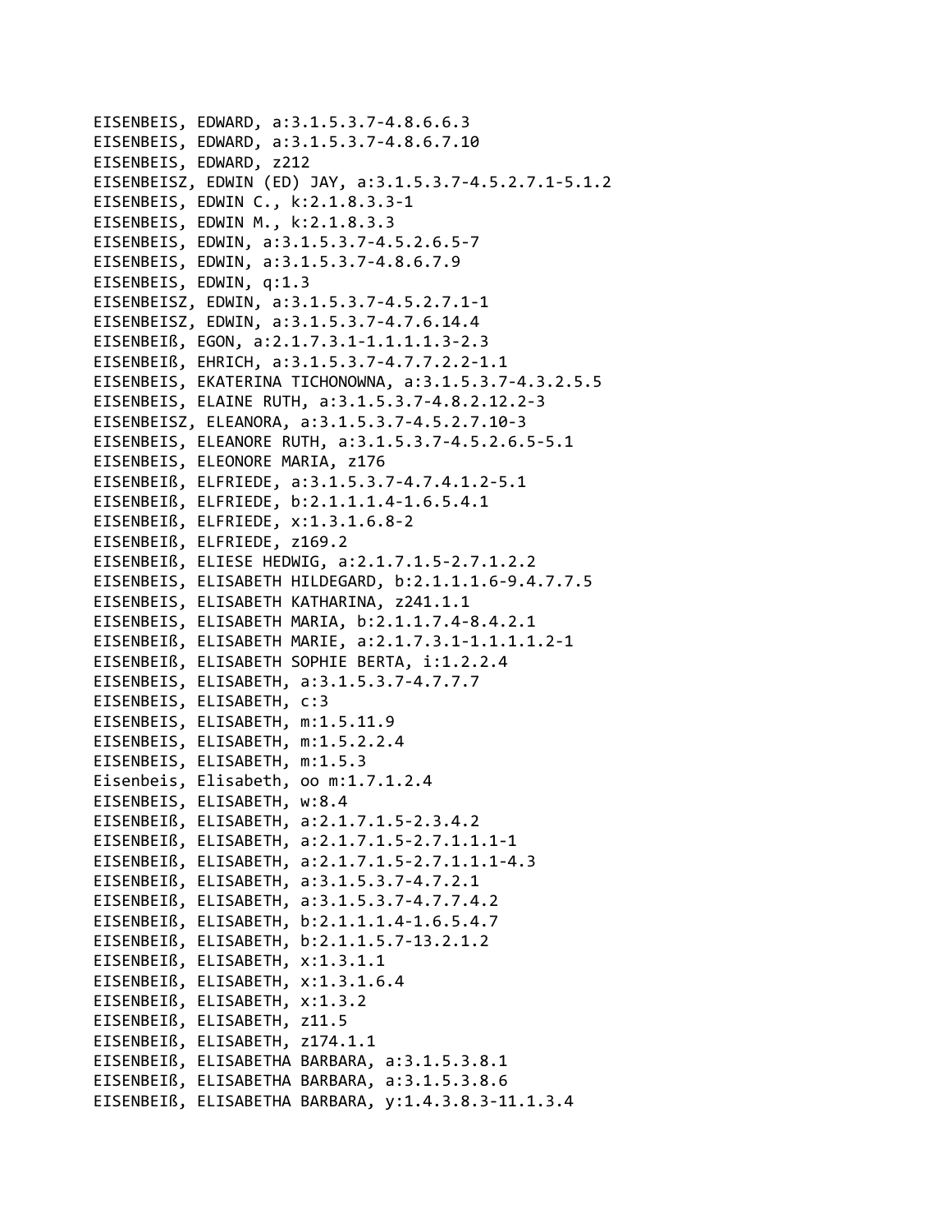EISENBEIS, EDWARD, a:3.1.5.3.7-4.8.6.6.3
EISENBEIS, EDWARD, a:3.1.5.3.7-4.8.6.7.10
EISENBEIS, EDWARD, z212
EISENBEISZ, EDWIN (ED) JAY, a:3.1.5.3.7-4.5.2.7.1-5.1.2
EISENBEIS, EDWIN C., k:2.1.8.3.3-1
EISENBEIS, EDWIN M., k:2.1.8.3.3
EISENBEIS, EDWIN, a:3.1.5.3.7-4.5.2.6.5-7
EISENBEIS, EDWIN, a:3.1.5.3.7-4.8.6.7.9
EISENBEIS, EDWIN, q:1.3
EISENBEISZ, EDWIN, a:3.1.5.3.7-4.5.2.7.1-1
EISENBEISZ, EDWIN, a:3.1.5.3.7-4.7.6.14.4
EISENBEIß, EGON, a:2.1.7.3.1-1.1.1.1.3-2.3
EISENBEIß, EHRICH, a:3.1.5.3.7-4.7.7.2.2-1.1
EISENBEIS, EKATERINA TICHONOWNA, a:3.1.5.3.7-4.3.2.5.5
EISENBEIS, ELAINE RUTH, a:3.1.5.3.7-4.8.2.12.2-3
EISENBEISZ, ELEANORA, a:3.1.5.3.7-4.5.2.7.10-3
EISENBEIS, ELEANORE RUTH, a:3.1.5.3.7-4.5.2.6.5-5.1
EISENBEIS, ELEONORE MARIA, z176
EISENBEIß, ELFRIEDE, a:3.1.5.3.7-4.7.4.1.2-5.1
EISENBEIß, ELFRIEDE, b:2.1.1.1.4-1.6.5.4.1
EISENBEIß, ELFRIEDE, x:1.3.1.6.8-2
EISENBEIß, ELFRIEDE, z169.2
EISENBEIß, ELIESE HEDWIG, a:2.1.7.1.5-2.7.1.2.2
EISENBEIS, ELISABETH HILDEGARD, b:2.1.1.1.6-9.4.7.7.5
EISENBEIS, ELISABETH KATHARINA, z241.1.1
EISENBEIS, ELISABETH MARIA, b:2.1.1.7.4-8.4.2.1
EISENBEIß, ELISABETH MARIE, a:2.1.7.3.1-1.1.1.1.2-1
EISENBEIß, ELISABETH SOPHIE BERTA, i:1.2.2.4
EISENBEIS, ELISABETH, a:3.1.5.3.7-4.7.7.7
EISENBEIS, ELISABETH, c:3
EISENBEIS, ELISABETH, m:1.5.11.9
EISENBEIS, ELISABETH, m:1.5.2.2.4
EISENBEIS, ELISABETH, m:1.5.3
Eisenbeis, Elisabeth, oo m:1.7.1.2.4
EISENBEIS, ELISABETH, w:8.4
EISENBEIß, ELISABETH, a:2.1.7.1.5-2.3.4.2
EISENBEIß, ELISABETH, a:2.1.7.1.5-2.7.1.1.1-1
EISENBEIß, ELISABETH, a:2.1.7.1.5-2.7.1.1.1-4.3
EISENBEIß, ELISABETH, a:3.1.5.3.7-4.7.2.1
EISENBEIß, ELISABETH, a:3.1.5.3.7-4.7.7.4.2
EISENBEIß, ELISABETH, b:2.1.1.1.4-1.6.5.4.7
EISENBEIß, ELISABETH, b:2.1.1.5.7-13.2.1.2
EISENBEIß, ELISABETH, x:1.3.1.1
EISENBEIß, ELISABETH, x:1.3.1.6.4
EISENBEIß, ELISABETH, x:1.3.2
EISENBEIß, ELISABETH, z11.5
EISENBEIß, ELISABETH, z174.1.1
EISENBEIß, ELISABETHA BARBARA, a:3.1.5.3.8.1
EISENBEIß, ELISABETHA BARBARA, a:3.1.5.3.8.6
EISENBEIß, ELISABETHA BARBARA, y:1.4.3.8.3-11.1.3.4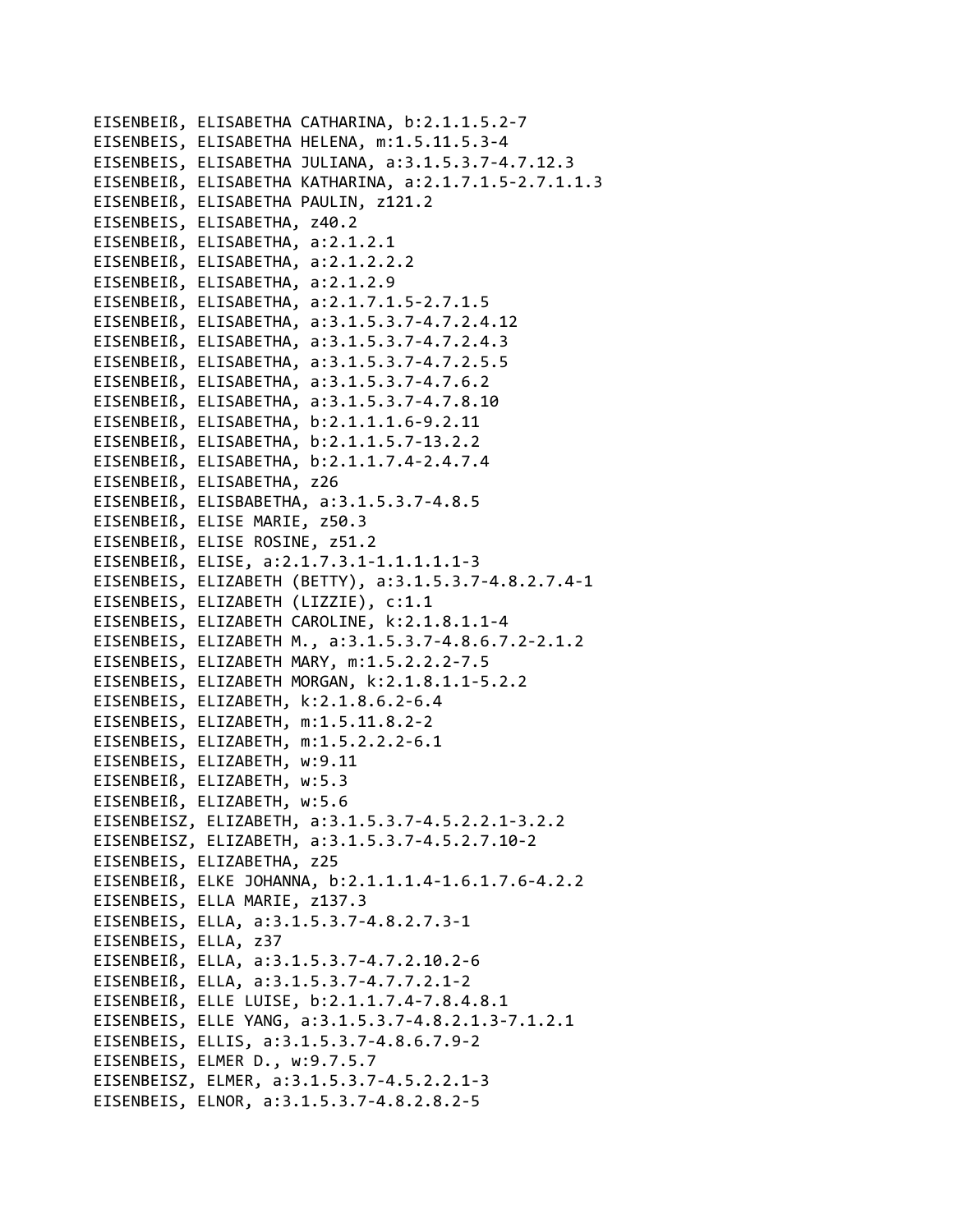EISENBEIß, ELISABETHA CATHARINA, b:2.1.1.5.2-7
EISENBEIS, ELISABETHA HELENA, m:1.5.11.5.3-4
EISENBEIS, ELISABETHA JULIANA, a:3.1.5.3.7-4.7.12.3
EISENBEIß, ELISABETHA KATHARINA, a:2.1.7.1.5-2.7.1.1.3
EISENBEIß, ELISABETHA PAULIN, z121.2
EISENBEIS, ELISABETHA, z40.2
EISENBEIß, ELISABETHA, a:2.1.2.1
EISENBEIß, ELISABETHA, a:2.1.2.2.2
EISENBEIß, ELISABETHA, a:2.1.2.9
EISENBEIß, ELISABETHA, a:2.1.7.1.5-2.7.1.5
EISENBEIß, ELISABETHA, a:3.1.5.3.7-4.7.2.4.12
EISENBEIß, ELISABETHA, a:3.1.5.3.7-4.7.2.4.3
EISENBEIß, ELISABETHA, a:3.1.5.3.7-4.7.2.5.5
EISENBEIß, ELISABETHA, a:3.1.5.3.7-4.7.6.2
EISENBEIß, ELISABETHA, a:3.1.5.3.7-4.7.8.10
EISENBEIß, ELISABETHA, b:2.1.1.1.6-9.2.11
EISENBEIß, ELISABETHA, b:2.1.1.5.7-13.2.2
EISENBEIß, ELISABETHA, b:2.1.1.7.4-2.4.7.4
EISENBEIß, ELISABETHA, z26
EISENBEIß, ELISBABETHA, a:3.1.5.3.7-4.8.5
EISENBEIß, ELISE MARIE, z50.3
EISENBEIß, ELISE ROSINE, z51.2
EISENBEIß, ELISE, a:2.1.7.3.1-1.1.1.1.1-3
EISENBEIS, ELIZABETH (BETTY), a:3.1.5.3.7-4.8.2.7.4-1
EISENBEIS, ELIZABETH (LIZZIE), c:1.1
EISENBEIS, ELIZABETH CAROLINE, k:2.1.8.1.1-4
EISENBEIS, ELIZABETH M., a:3.1.5.3.7-4.8.6.7.2-2.1.2
EISENBEIS, ELIZABETH MARY, m:1.5.2.2.2-7.5
EISENBEIS, ELIZABETH MORGAN, k:2.1.8.1.1-5.2.2
EISENBEIS, ELIZABETH, k:2.1.8.6.2-6.4
EISENBEIS, ELIZABETH, m:1.5.11.8.2-2
EISENBEIS, ELIZABETH, m:1.5.2.2.2-6.1
EISENBEIS, ELIZABETH, w:9.11
EISENBEIß, ELIZABETH, w:5.3
EISENBEIß, ELIZABETH, w:5.6
EISENBEISZ, ELIZABETH, a:3.1.5.3.7-4.5.2.2.1-3.2.2
EISENBEISZ, ELIZABETH, a:3.1.5.3.7-4.5.2.7.10-2
EISENBEIS, ELIZABETHA, z25
EISENBEIß, ELKE JOHANNA, b:2.1.1.1.4-1.6.1.7.6-4.2.2
EISENBEIS, ELLA MARIE, z137.3
EISENBEIS, ELLA, a:3.1.5.3.7-4.8.2.7.3-1
EISENBEIS, ELLA, z37
EISENBEIß, ELLA, a:3.1.5.3.7-4.7.2.10.2-6
EISENBEIß, ELLA, a:3.1.5.3.7-4.7.7.2.1-2
EISENBEIß, ELLE LUISE, b:2.1.1.7.4-7.8.4.8.1
EISENBEIS, ELLE YANG, a:3.1.5.3.7-4.8.2.1.3-7.1.2.1
EISENBEIS, ELLIS, a:3.1.5.3.7-4.8.6.7.9-2
EISENBEIS, ELMER D., w:9.7.5.7
EISENBEISZ, ELMER, a:3.1.5.3.7-4.5.2.2.1-3
EISENBEIS, ELNOR, a:3.1.5.3.7-4.8.2.8.2-5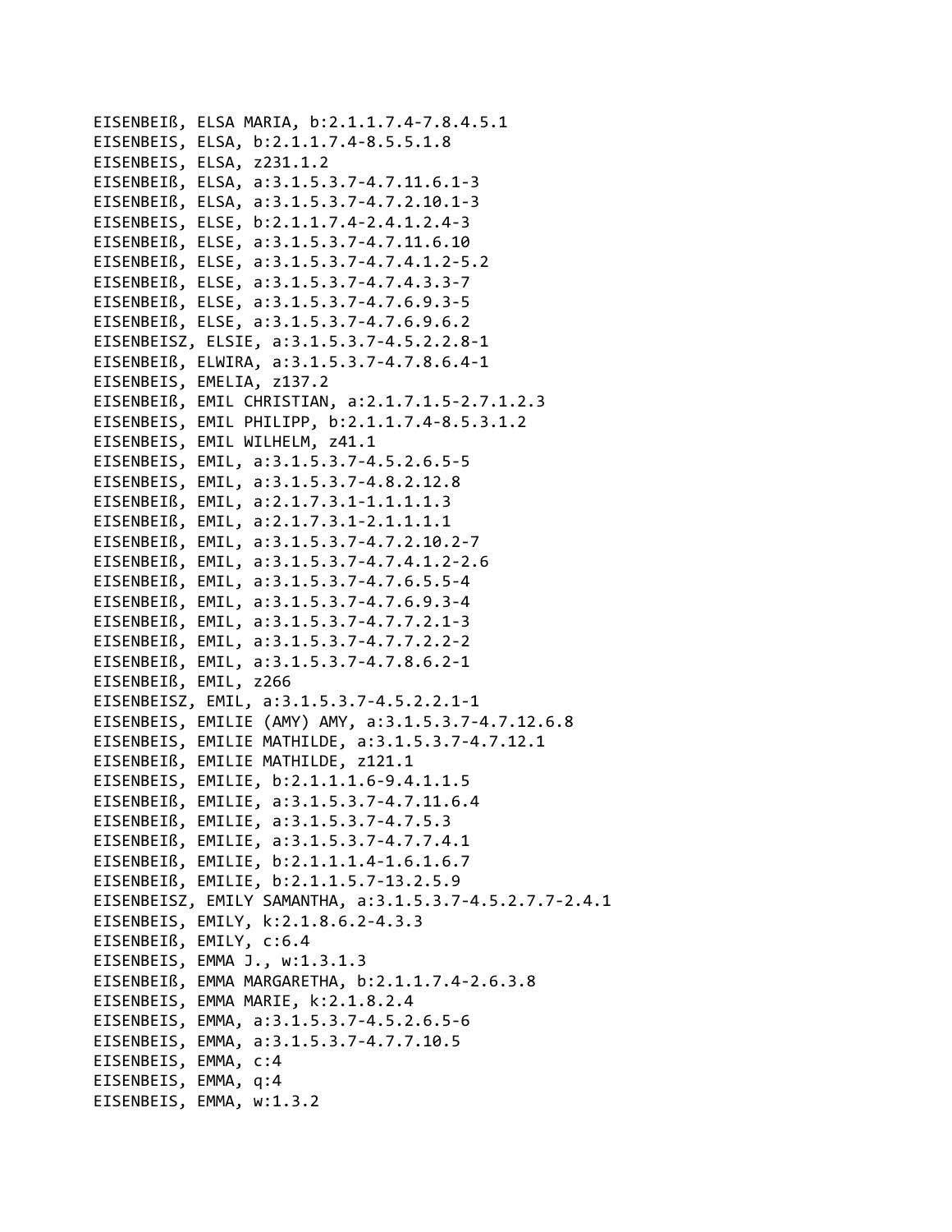EISENBEIß, ELSA MARIA, b:2.1.1.7.4-7.8.4.5.1
EISENBEIS, ELSA, b:2.1.1.7.4-8.5.5.1.8
EISENBEIS, ELSA, z231.1.2
EISENBEIß, ELSA, a:3.1.5.3.7-4.7.11.6.1-3
EISENBEIß, ELSA, a:3.1.5.3.7-4.7.2.10.1-3
EISENBEIS, ELSE, b:2.1.1.7.4-2.4.1.2.4-3
EISENBEIß, ELSE, a:3.1.5.3.7-4.7.11.6.10
EISENBEIß, ELSE, a:3.1.5.3.7-4.7.4.1.2-5.2
EISENBEIß, ELSE, a:3.1.5.3.7-4.7.4.3.3-7
EISENBEIß, ELSE, a:3.1.5.3.7-4.7.6.9.3-5
EISENBEIß, ELSE, a:3.1.5.3.7-4.7.6.9.6.2
EISENBEISZ, ELSIE, a:3.1.5.3.7-4.5.2.2.8-1
EISENBEIß, ELWIRA, a:3.1.5.3.7-4.7.8.6.4-1
EISENBEIS, EMELIA, z137.2
EISENBEIß, EMIL CHRISTIAN, a:2.1.7.1.5-2.7.1.2.3
EISENBEIS, EMIL PHILIPP, b:2.1.1.7.4-8.5.3.1.2
EISENBEIS, EMIL WILHELM, z41.1
EISENBEIS, EMIL, a:3.1.5.3.7-4.5.2.6.5-5
EISENBEIS, EMIL, a:3.1.5.3.7-4.8.2.12.8
EISENBEIß, EMIL, a:2.1.7.3.1-1.1.1.1.3
EISENBEIß, EMIL, a:2.1.7.3.1-2.1.1.1.1
EISENBEIß, EMIL, a:3.1.5.3.7-4.7.2.10.2-7
EISENBEIß, EMIL, a:3.1.5.3.7-4.7.4.1.2-2.6
EISENBEIß, EMIL, a:3.1.5.3.7-4.7.6.5.5-4
EISENBEIß, EMIL, a:3.1.5.3.7-4.7.6.9.3-4
EISENBEIß, EMIL, a:3.1.5.3.7-4.7.7.2.1-3
EISENBEIß, EMIL, a:3.1.5.3.7-4.7.7.2.2-2
EISENBEIß, EMIL, a:3.1.5.3.7-4.7.8.6.2-1
EISENBEIß, EMIL, z266
EISENBEISZ, EMIL, a:3.1.5.3.7-4.5.2.2.1-1
EISENBEIS, EMILIE (AMY) AMY, a:3.1.5.3.7-4.7.12.6.8
EISENBEIS, EMILIE MATHILDE, a:3.1.5.3.7-4.7.12.1
EISENBEIß, EMILIE MATHILDE, z121.1
EISENBEIS, EMILIE, b:2.1.1.1.6-9.4.1.1.5
EISENBEIß, EMILIE, a:3.1.5.3.7-4.7.11.6.4
EISENBEIß, EMILIE, a:3.1.5.3.7-4.7.5.3
EISENBEIß, EMILIE, a:3.1.5.3.7-4.7.7.4.1
EISENBEIß, EMILIE, b:2.1.1.1.4-1.6.1.6.7
EISENBEIß, EMILIE, b:2.1.1.5.7-13.2.5.9
EISENBEISZ, EMILY SAMANTHA, a:3.1.5.3.7-4.5.2.7.7-2.4.1
EISENBEIS, EMILY, k:2.1.8.6.2-4.3.3
EISENBEIß, EMILY, c:6.4
EISENBEIS, EMMA J., w:1.3.1.3
EISENBEIß, EMMA MARGARETHA, b:2.1.1.7.4-2.6.3.8
EISENBEIS, EMMA MARIE, k:2.1.8.2.4
EISENBEIS, EMMA, a:3.1.5.3.7-4.5.2.6.5-6
EISENBEIS, EMMA, a:3.1.5.3.7-4.7.7.10.5
EISENBEIS, EMMA, c:4
EISENBEIS, EMMA, q:4
EISENBEIS, EMMA, w:1.3.2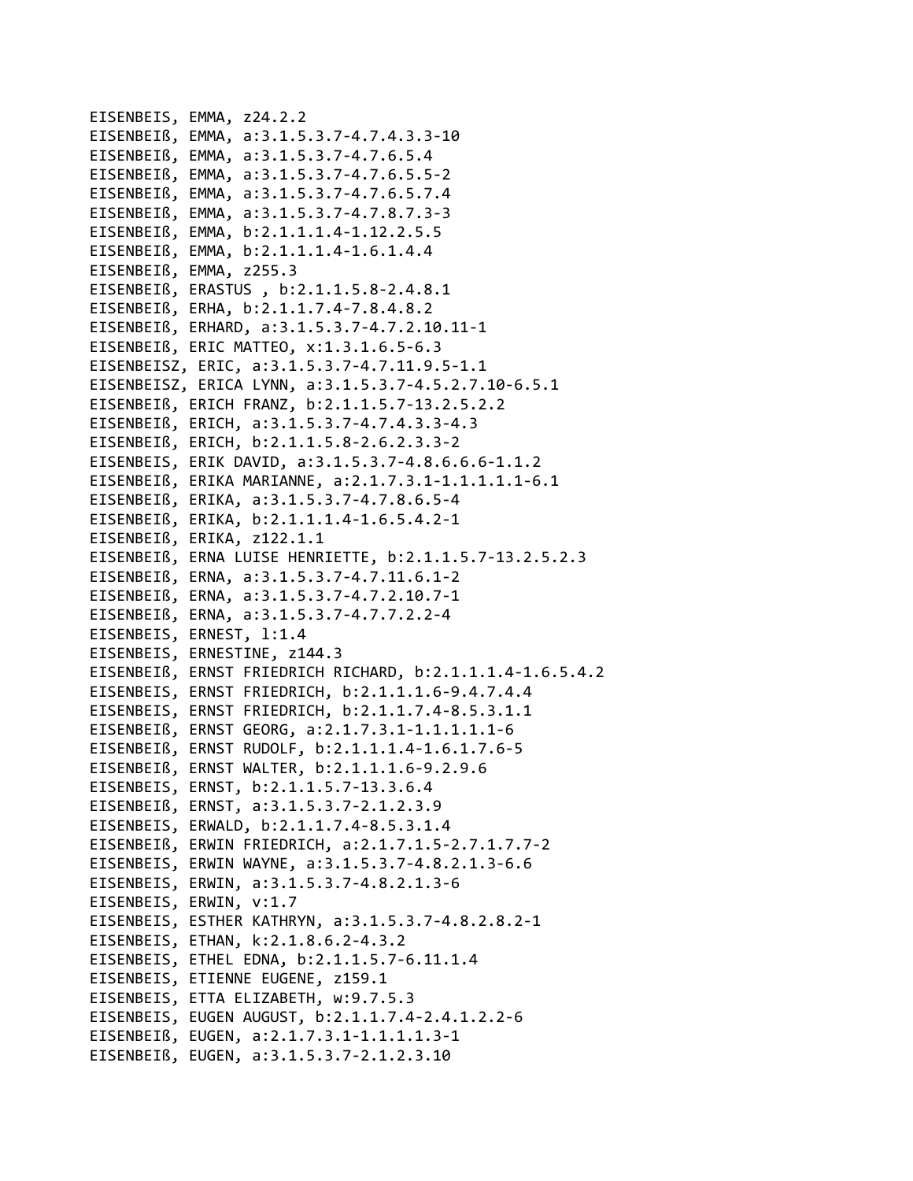EISENBEIS, EMMA, z24.2.2
EISENBEIß, EMMA, a:3.1.5.3.7-4.7.4.3.3-10
EISENBEIß, EMMA, a:3.1.5.3.7-4.7.6.5.4
EISENBEIß, EMMA, a:3.1.5.3.7-4.7.6.5.5-2
EISENBEIß, EMMA, a:3.1.5.3.7-4.7.6.5.7.4
EISENBEIß, EMMA, a:3.1.5.3.7-4.7.8.7.3-3
EISENBEIß, EMMA, b:2.1.1.1.4-1.12.2.5.5
EISENBEIß, EMMA, b:2.1.1.1.4-1.6.1.4.4
EISENBEIß, EMMA, z255.3
EISENBEIß, ERASTUS , b:2.1.1.5.8-2.4.8.1
EISENBEIß, ERHA, b:2.1.1.7.4-7.8.4.8.2
EISENBEIß, ERHARD, a:3.1.5.3.7-4.7.2.10.11-1
EISENBEIß, ERIC MATTEO, x:1.3.1.6.5-6.3
EISENBEISZ, ERIC, a:3.1.5.3.7-4.7.11.9.5-1.1
EISENBEISZ, ERICA LYNN, a:3.1.5.3.7-4.5.2.7.10-6.5.1
EISENBEIß, ERICH FRANZ, b:2.1.1.5.7-13.2.5.2.2
EISENBEIß, ERICH, a:3.1.5.3.7-4.7.4.3.3-4.3
EISENBEIß, ERICH, b:2.1.1.5.8-2.6.2.3.3-2
EISENBEIS, ERIK DAVID, a:3.1.5.3.7-4.8.6.6.6-1.1.2
EISENBEIß, ERIKA MARIANNE, a:2.1.7.3.1-1.1.1.1.1-6.1
EISENBEIß, ERIKA, a:3.1.5.3.7-4.7.8.6.5-4
EISENBEIß, ERIKA, b:2.1.1.1.4-1.6.5.4.2-1
EISENBEIß, ERIKA, z122.1.1
EISENBEIß, ERNA LUISE HENRIETTE, b:2.1.1.5.7-13.2.5.2.3
EISENBEIß, ERNA, a:3.1.5.3.7-4.7.11.6.1-2
EISENBEIß, ERNA, a:3.1.5.3.7-4.7.2.10.7-1
EISENBEIß, ERNA, a:3.1.5.3.7-4.7.7.2.2-4
EISENBEIS, ERNEST, l:1.4
EISENBEIS, ERNESTINE, z144.3
EISENBEIß, ERNST FRIEDRICH RICHARD, b:2.1.1.1.4-1.6.5.4.2
EISENBEIS, ERNST FRIEDRICH, b:2.1.1.1.6-9.4.7.4.4
EISENBEIS, ERNST FRIEDRICH, b:2.1.1.7.4-8.5.3.1.1
EISENBEIß, ERNST GEORG, a:2.1.7.3.1-1.1.1.1.1-6
EISENBEIß, ERNST RUDOLF, b:2.1.1.1.4-1.6.1.7.6-5
EISENBEIß, ERNST WALTER, b:2.1.1.1.6-9.2.9.6
EISENBEIS, ERNST, b:2.1.1.5.7-13.3.6.4
EISENBEIß, ERNST, a:3.1.5.3.7-2.1.2.3.9
EISENBEIS, ERWALD, b:2.1.1.7.4-8.5.3.1.4
EISENBEIß, ERWIN FRIEDRICH, a:2.1.7.1.5-2.7.1.7.7-2
EISENBEIS, ERWIN WAYNE, a:3.1.5.3.7-4.8.2.1.3-6.6
EISENBEIS, ERWIN, a:3.1.5.3.7-4.8.2.1.3-6
EISENBEIS, ERWIN, v:1.7
EISENBEIS, ESTHER KATHRYN, a:3.1.5.3.7-4.8.2.8.2-1
EISENBEIS, ETHAN, k:2.1.8.6.2-4.3.2
EISENBEIS, ETHEL EDNA, b:2.1.1.5.7-6.11.1.4
EISENBEIS, ETIENNE EUGENE, z159.1
EISENBEIS, ETTA ELIZABETH, w:9.7.5.3
EISENBEIS, EUGEN AUGUST, b:2.1.1.7.4-2.4.1.2.2-6
EISENBEIß, EUGEN, a:2.1.7.3.1-1.1.1.1.3-1
EISENBEIß, EUGEN, a:3.1.5.3.7-2.1.2.3.10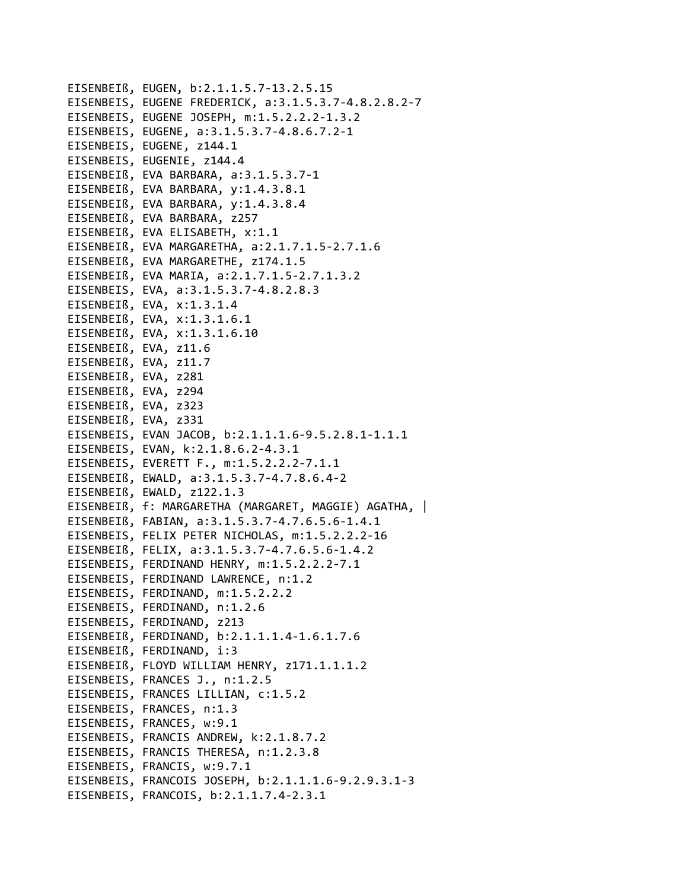EISENBEIß, EUGEN, b:2.1.1.5.7-13.2.5.15
EISENBEIS, EUGENE FREDERICK, a:3.1.5.3.7-4.8.2.8.2-7
EISENBEIS, EUGENE JOSEPH, m:1.5.2.2.2-1.3.2
EISENBEIS, EUGENE, a:3.1.5.3.7-4.8.6.7.2-1
EISENBEIS, EUGENE, z144.1
EISENBEIS, EUGENIE, z144.4
EISENBEIß, EVA BARBARA, a:3.1.5.3.7-1
EISENBEIß, EVA BARBARA, y:1.4.3.8.1
EISENBEIß, EVA BARBARA, y:1.4.3.8.4
EISENBEIß, EVA BARBARA, z257
EISENBEIß, EVA ELISABETH, x:1.1
EISENBEIß, EVA MARGARETHA, a:2.1.7.1.5-2.7.1.6
EISENBEIß, EVA MARGARETHE, z174.1.5
EISENBEIß, EVA MARIA, a:2.1.7.1.5-2.7.1.3.2
EISENBEIS, EVA, a:3.1.5.3.7-4.8.2.8.3
EISENBEIß, EVA, x:1.3.1.4
EISENBEIß, EVA, x:1.3.1.6.1
EISENBEIß, EVA, x:1.3.1.6.10
EISENBEIß, EVA, z11.6
EISENBEIß, EVA, z11.7
EISENBEIß, EVA, z281
EISENBEIß, EVA, z294
EISENBEIß, EVA, z323
EISENBEIß, EVA, z331
EISENBEIS, EVAN JACOB, b:2.1.1.1.6-9.5.2.8.1-1.1.1
EISENBEIS, EVAN, k:2.1.8.6.2-4.3.1
EISENBEIS, EVERETT F., m:1.5.2.2.2-7.1.1
EISENBEIß, EWALD, a:3.1.5.3.7-4.7.8.6.4-2
EISENBEIß, EWALD, z122.1.3
EISENBEIß, f: MARGARETHA (MARGARET, MAGGIE) AGATHA, |
EISENBEIß, FABIAN, a:3.1.5.3.7-4.7.6.5.6-1.4.1
EISENBEIS, FELIX PETER NICHOLAS, m:1.5.2.2.2-16
EISENBEIß, FELIX, a:3.1.5.3.7-4.7.6.5.6-1.4.2
EISENBEIS, FERDINAND HENRY, m:1.5.2.2.2-7.1
EISENBEIS, FERDINAND LAWRENCE, n:1.2
EISENBEIS, FERDINAND, m:1.5.2.2.2
EISENBEIS, FERDINAND, n:1.2.6
EISENBEIS, FERDINAND, z213
EISENBEIß, FERDINAND, b:2.1.1.1.4-1.6.1.7.6
EISENBEIß, FERDINAND, i:3
EISENBEIß, FLOYD WILLIAM HENRY, z171.1.1.1.2
EISENBEIS, FRANCES J., n:1.2.5
EISENBEIS, FRANCES LILLIAN, c:1.5.2
EISENBEIS, FRANCES, n:1.3
EISENBEIS, FRANCES, w:9.1
EISENBEIS, FRANCIS ANDREW, k:2.1.8.7.2
EISENBEIS, FRANCIS THERESA, n:1.2.3.8
EISENBEIS, FRANCIS, w:9.7.1
EISENBEIS, FRANCOIS JOSEPH, b:2.1.1.1.6-9.2.9.3.1-3
EISENBEIS, FRANCOIS, b:2.1.1.7.4-2.3.1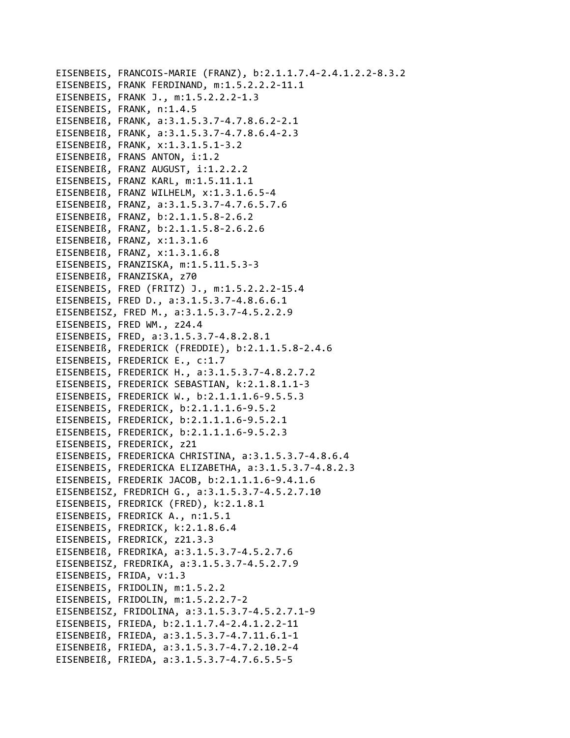EISENBEIS, FRANCOIS-MARIE (FRANZ), b:2.1.1.7.4-2.4.1.2.2-8.3.2
EISENBEIS, FRANK FERDINAND, m:1.5.2.2.2-11.1
EISENBEIS, FRANK J., m:1.5.2.2.2-1.3
EISENBEIS, FRANK, n:1.4.5
EISENBEIß, FRANK, a:3.1.5.3.7-4.7.8.6.2-2.1
EISENBEIß, FRANK, a:3.1.5.3.7-4.7.8.6.4-2.3
EISENBEIß, FRANK, x:1.3.1.5.1-3.2
EISENBEIß, FRANS ANTON, i:1.2
EISENBEIß, FRANZ AUGUST, i:1.2.2.2
EISENBEIS, FRANZ KARL, m:1.5.11.1.1
EISENBEIß, FRANZ WILHELM, x:1.3.1.6.5-4
EISENBEIß, FRANZ, a:3.1.5.3.7-4.7.6.5.7.6
EISENBEIß, FRANZ, b:2.1.1.5.8-2.6.2
EISENBEIß, FRANZ, b:2.1.1.5.8-2.6.2.6
EISENBEIß, FRANZ, x:1.3.1.6
EISENBEIß, FRANZ, x:1.3.1.6.8
EISENBEIS, FRANZISKA, m:1.5.11.5.3-3
EISENBEIß, FRANZISKA, z70
EISENBEIS, FRED (FRITZ) J., m:1.5.2.2.2-15.4
EISENBEIS, FRED D., a:3.1.5.3.7-4.8.6.6.1
EISENBEISZ, FRED M., a:3.1.5.3.7-4.5.2.2.9
EISENBEIS, FRED WM., z24.4
EISENBEIS, FRED, a:3.1.5.3.7-4.8.2.8.1
EISENBEIß, FREDERICK (FREDDIE), b:2.1.1.5.8-2.4.6
EISENBEIS, FREDERICK E., c:1.7
EISENBEIS, FREDERICK H., a:3.1.5.3.7-4.8.2.7.2
EISENBEIS, FREDERICK SEBASTIAN, k:2.1.8.1.1-3
EISENBEIS, FREDERICK W., b:2.1.1.1.6-9.5.5.3
EISENBEIS, FREDERICK, b:2.1.1.1.6-9.5.2
EISENBEIS, FREDERICK, b:2.1.1.1.6-9.5.2.1
EISENBEIS, FREDERICK, b:2.1.1.1.6-9.5.2.3
EISENBEIS, FREDERICK, z21
EISENBEIS, FREDERICKA CHRISTINA, a:3.1.5.3.7-4.8.6.4
EISENBEIS, FREDERICKA ELIZABETHA, a:3.1.5.3.7-4.8.2.3
EISENBEIS, FREDERIK JACOB, b:2.1.1.1.6-9.4.1.6
EISENBEISZ, FREDRICH G., a:3.1.5.3.7-4.5.2.7.10
EISENBEIS, FREDRICK (FRED), k:2.1.8.1
EISENBEIS, FREDRICK A., n:1.5.1
EISENBEIS, FREDRICK, k:2.1.8.6.4
EISENBEIS, FREDRICK, z21.3.3
EISENBEIß, FREDRIKA, a:3.1.5.3.7-4.5.2.7.6
EISENBEISZ, FREDRIKA, a:3.1.5.3.7-4.5.2.7.9
EISENBEIS, FRIDA, v:1.3
EISENBEIS, FRIDOLIN, m:1.5.2.2
EISENBEIS, FRIDOLIN, m:1.5.2.2.7-2
EISENBEISZ, FRIDOLINA, a:3.1.5.3.7-4.5.2.7.1-9
EISENBEIS, FRIEDA, b:2.1.1.7.4-2.4.1.2.2-11
EISENBEIß, FRIEDA, a:3.1.5.3.7-4.7.11.6.1-1
EISENBEIß, FRIEDA, a:3.1.5.3.7-4.7.2.10.2-4
EISENBEIß, FRIEDA, a:3.1.5.3.7-4.7.6.5.5-5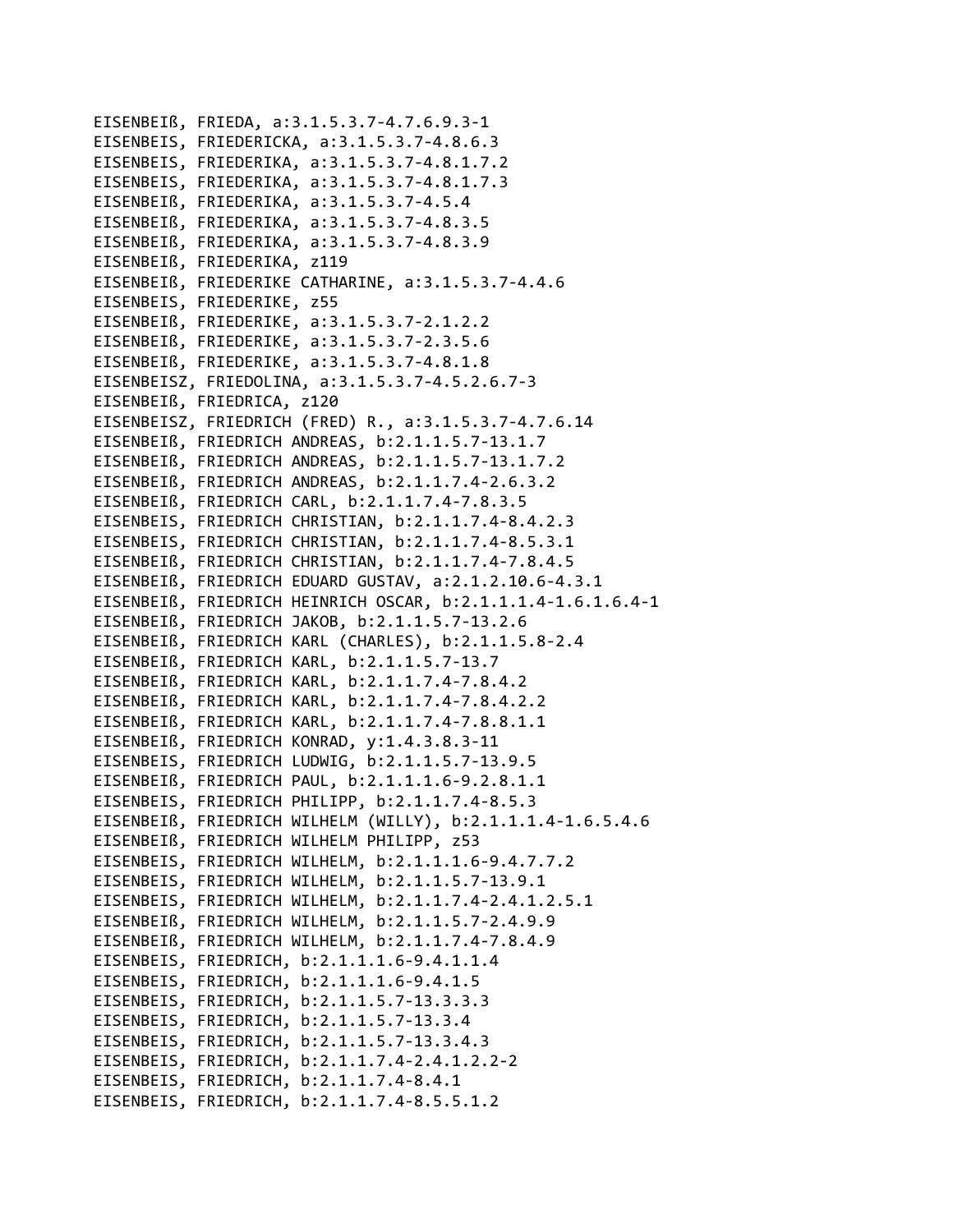EISENBEIß, FRIEDA, a:3.1.5.3.7-4.7.6.9.3-1
EISENBEIS, FRIEDERICKA, a:3.1.5.3.7-4.8.6.3
EISENBEIS, FRIEDERIKA, a:3.1.5.3.7-4.8.1.7.2
EISENBEIS, FRIEDERIKA, a:3.1.5.3.7-4.8.1.7.3
EISENBEIß, FRIEDERIKA, a:3.1.5.3.7-4.5.4
EISENBEIß, FRIEDERIKA, a:3.1.5.3.7-4.8.3.5
EISENBEIß, FRIEDERIKA, a:3.1.5.3.7-4.8.3.9
EISENBEIß, FRIEDERIKA, z119
EISENBEIß, FRIEDERIKE CATHARINE, a:3.1.5.3.7-4.4.6
EISENBEIS, FRIEDERIKE, z55
EISENBEIß, FRIEDERIKE, a:3.1.5.3.7-2.1.2.2
EISENBEIß, FRIEDERIKE, a:3.1.5.3.7-2.3.5.6
EISENBEIß, FRIEDERIKE, a:3.1.5.3.7-4.8.1.8
EISENBEISZ, FRIEDOLINA, a:3.1.5.3.7-4.5.2.6.7-3
EISENBEIß, FRIEDRICA, z120
EISENBEISZ, FRIEDRICH (FRED) R., a:3.1.5.3.7-4.7.6.14
EISENBEIß, FRIEDRICH ANDREAS, b:2.1.1.5.7-13.1.7
EISENBEIß, FRIEDRICH ANDREAS, b:2.1.1.5.7-13.1.7.2
EISENBEIß, FRIEDRICH ANDREAS, b:2.1.1.7.4-2.6.3.2
EISENBEIß, FRIEDRICH CARL, b:2.1.1.7.4-7.8.3.5
EISENBEIS, FRIEDRICH CHRISTIAN, b:2.1.1.7.4-8.4.2.3
EISENBEIS, FRIEDRICH CHRISTIAN, b:2.1.1.7.4-8.5.3.1
EISENBEIß, FRIEDRICH CHRISTIAN, b:2.1.1.7.4-7.8.4.5
EISENBEIß, FRIEDRICH EDUARD GUSTAV, a:2.1.2.10.6-4.3.1
EISENBEIß, FRIEDRICH HEINRICH OSCAR, b:2.1.1.1.4-1.6.1.6.4-1
EISENBEIß, FRIEDRICH JAKOB, b:2.1.1.5.7-13.2.6
EISENBEIß, FRIEDRICH KARL (CHARLES), b:2.1.1.5.8-2.4
EISENBEIß, FRIEDRICH KARL, b:2.1.1.5.7-13.7
EISENBEIß, FRIEDRICH KARL, b:2.1.1.7.4-7.8.4.2
EISENBEIß, FRIEDRICH KARL, b:2.1.1.7.4-7.8.4.2.2
EISENBEIß, FRIEDRICH KARL, b:2.1.1.7.4-7.8.8.1.1
EISENBEIß, FRIEDRICH KONRAD, y:1.4.3.8.3-11
EISENBEIS, FRIEDRICH LUDWIG, b:2.1.1.5.7-13.9.5
EISENBEIß, FRIEDRICH PAUL, b:2.1.1.1.6-9.2.8.1.1
EISENBEIS, FRIEDRICH PHILIPP, b:2.1.1.7.4-8.5.3
EISENBEIß, FRIEDRICH WILHELM (WILLY), b:2.1.1.1.4-1.6.5.4.6
EISENBEIß, FRIEDRICH WILHELM PHILIPP, z53
EISENBEIS, FRIEDRICH WILHELM, b:2.1.1.1.6-9.4.7.7.2
EISENBEIS, FRIEDRICH WILHELM, b:2.1.1.5.7-13.9.1
EISENBEIS, FRIEDRICH WILHELM, b:2.1.1.7.4-2.4.1.2.5.1
EISENBEIß, FRIEDRICH WILHELM, b:2.1.1.5.7-2.4.9.9
EISENBEIß, FRIEDRICH WILHELM, b:2.1.1.7.4-7.8.4.9
EISENBEIS, FRIEDRICH, b:2.1.1.1.6-9.4.1.1.4
EISENBEIS, FRIEDRICH, b:2.1.1.1.6-9.4.1.5
EISENBEIS, FRIEDRICH, b:2.1.1.5.7-13.3.3.3
EISENBEIS, FRIEDRICH, b:2.1.1.5.7-13.3.4
EISENBEIS, FRIEDRICH, b:2.1.1.5.7-13.3.4.3
EISENBEIS, FRIEDRICH, b:2.1.1.7.4-2.4.1.2.2-2
EISENBEIS, FRIEDRICH, b:2.1.1.7.4-8.4.1
EISENBEIS, FRIEDRICH, b:2.1.1.7.4-8.5.5.1.2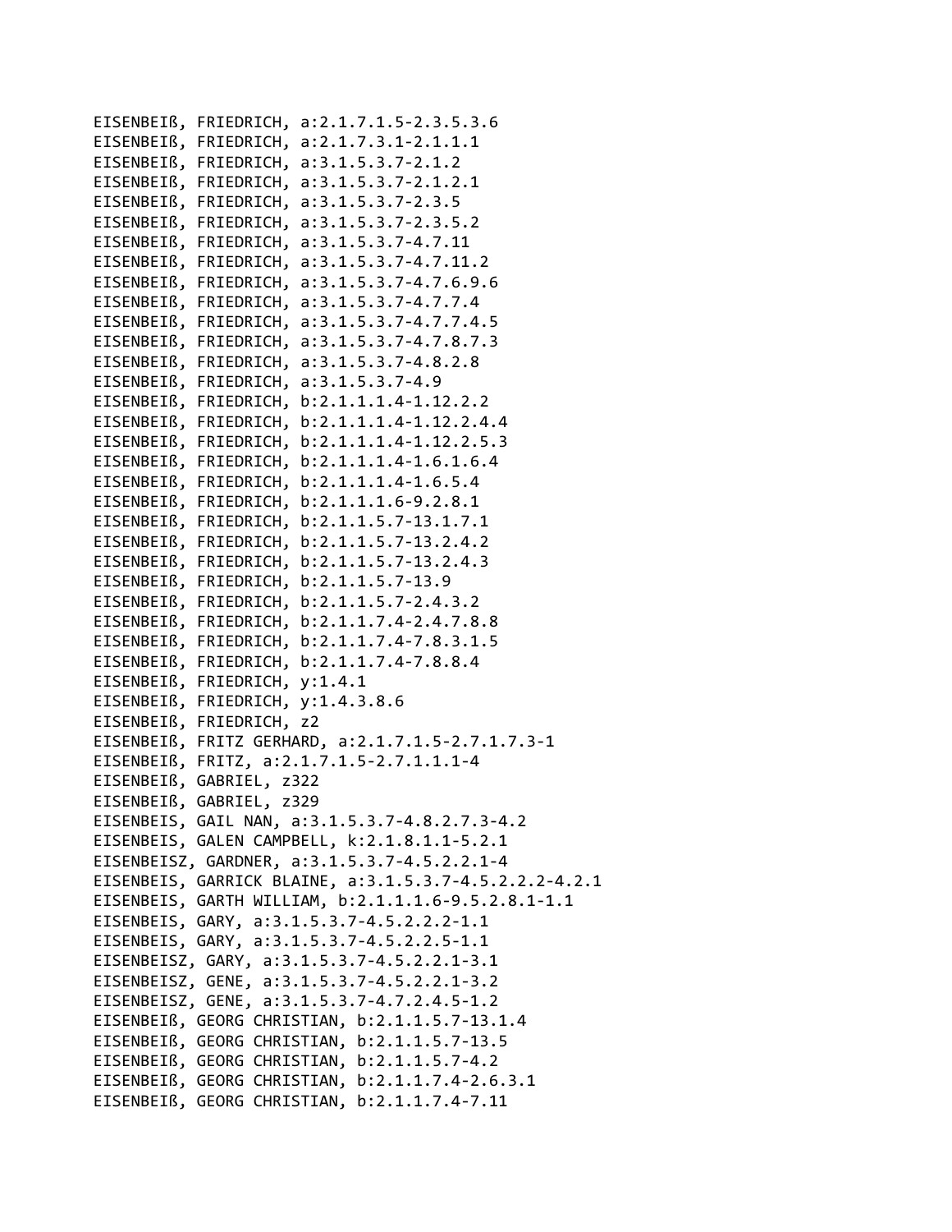EISENBEIß, FRIEDRICH, a:2.1.7.1.5-2.3.5.3.6
EISENBEIß, FRIEDRICH, a:2.1.7.3.1-2.1.1.1
EISENBEIß, FRIEDRICH, a:3.1.5.3.7-2.1.2
EISENBEIß, FRIEDRICH, a:3.1.5.3.7-2.1.2.1
EISENBEIß, FRIEDRICH, a:3.1.5.3.7-2.3.5
EISENBEIß, FRIEDRICH, a:3.1.5.3.7-2.3.5.2
EISENBEIß, FRIEDRICH, a:3.1.5.3.7-4.7.11
EISENBEIß, FRIEDRICH, a:3.1.5.3.7-4.7.11.2
EISENBEIß, FRIEDRICH, a:3.1.5.3.7-4.7.6.9.6
EISENBEIß, FRIEDRICH, a:3.1.5.3.7-4.7.7.4
EISENBEIß, FRIEDRICH, a:3.1.5.3.7-4.7.7.4.5
EISENBEIß, FRIEDRICH, a:3.1.5.3.7-4.7.8.7.3
EISENBEIß, FRIEDRICH, a:3.1.5.3.7-4.8.2.8
EISENBEIß, FRIEDRICH, a:3.1.5.3.7-4.9
EISENBEIß, FRIEDRICH, b:2.1.1.1.4-1.12.2.2
EISENBEIß, FRIEDRICH, b:2.1.1.1.4-1.12.2.4.4
EISENBEIß, FRIEDRICH, b:2.1.1.1.4-1.12.2.5.3
EISENBEIß, FRIEDRICH, b:2.1.1.1.4-1.6.1.6.4
EISENBEIß, FRIEDRICH, b:2.1.1.1.4-1.6.5.4
EISENBEIß, FRIEDRICH, b:2.1.1.1.6-9.2.8.1
EISENBEIß, FRIEDRICH, b:2.1.1.5.7-13.1.7.1
EISENBEIß, FRIEDRICH, b:2.1.1.5.7-13.2.4.2
EISENBEIß, FRIEDRICH, b:2.1.1.5.7-13.2.4.3
EISENBEIß, FRIEDRICH, b:2.1.1.5.7-13.9
EISENBEIß, FRIEDRICH, b:2.1.1.5.7-2.4.3.2
EISENBEIß, FRIEDRICH, b:2.1.1.7.4-2.4.7.8.8
EISENBEIß, FRIEDRICH, b:2.1.1.7.4-7.8.3.1.5
EISENBEIß, FRIEDRICH, b:2.1.1.7.4-7.8.8.4
EISENBEIß, FRIEDRICH, y:1.4.1
EISENBEIß, FRIEDRICH, y:1.4.3.8.6
EISENBEIß, FRIEDRICH, z2
EISENBEIß, FRITZ GERHARD, a:2.1.7.1.5-2.7.1.7.3-1
EISENBEIß, FRITZ, a:2.1.7.1.5-2.7.1.1.1-4
EISENBEIß, GABRIEL, z322
EISENBEIß, GABRIEL, z329
EISENBEIS, GAIL NAN, a:3.1.5.3.7-4.8.2.7.3-4.2
EISENBEIS, GALEN CAMPBELL, k:2.1.8.1.1-5.2.1
EISENBEISZ, GARDNER, a:3.1.5.3.7-4.5.2.2.1-4
EISENBEIS, GARRICK BLAINE, a:3.1.5.3.7-4.5.2.2.2-4.2.1
EISENBEIS, GARTH WILLIAM, b:2.1.1.1.6-9.5.2.8.1-1.1
EISENBEIS, GARY, a:3.1.5.3.7-4.5.2.2.2-1.1
EISENBEIS, GARY, a:3.1.5.3.7-4.5.2.2.5-1.1
EISENBEISZ, GARY, a:3.1.5.3.7-4.5.2.2.1-3.1
EISENBEISZ, GENE, a:3.1.5.3.7-4.5.2.2.1-3.2
EISENBEISZ, GENE, a:3.1.5.3.7-4.7.2.4.5-1.2
EISENBEIß, GEORG CHRISTIAN, b:2.1.1.5.7-13.1.4
EISENBEIß, GEORG CHRISTIAN, b:2.1.1.5.7-13.5
EISENBEIß, GEORG CHRISTIAN, b:2.1.1.5.7-4.2
EISENBEIß, GEORG CHRISTIAN, b:2.1.1.7.4-2.6.3.1
EISENBEIß, GEORG CHRISTIAN, b:2.1.1.7.4-7.11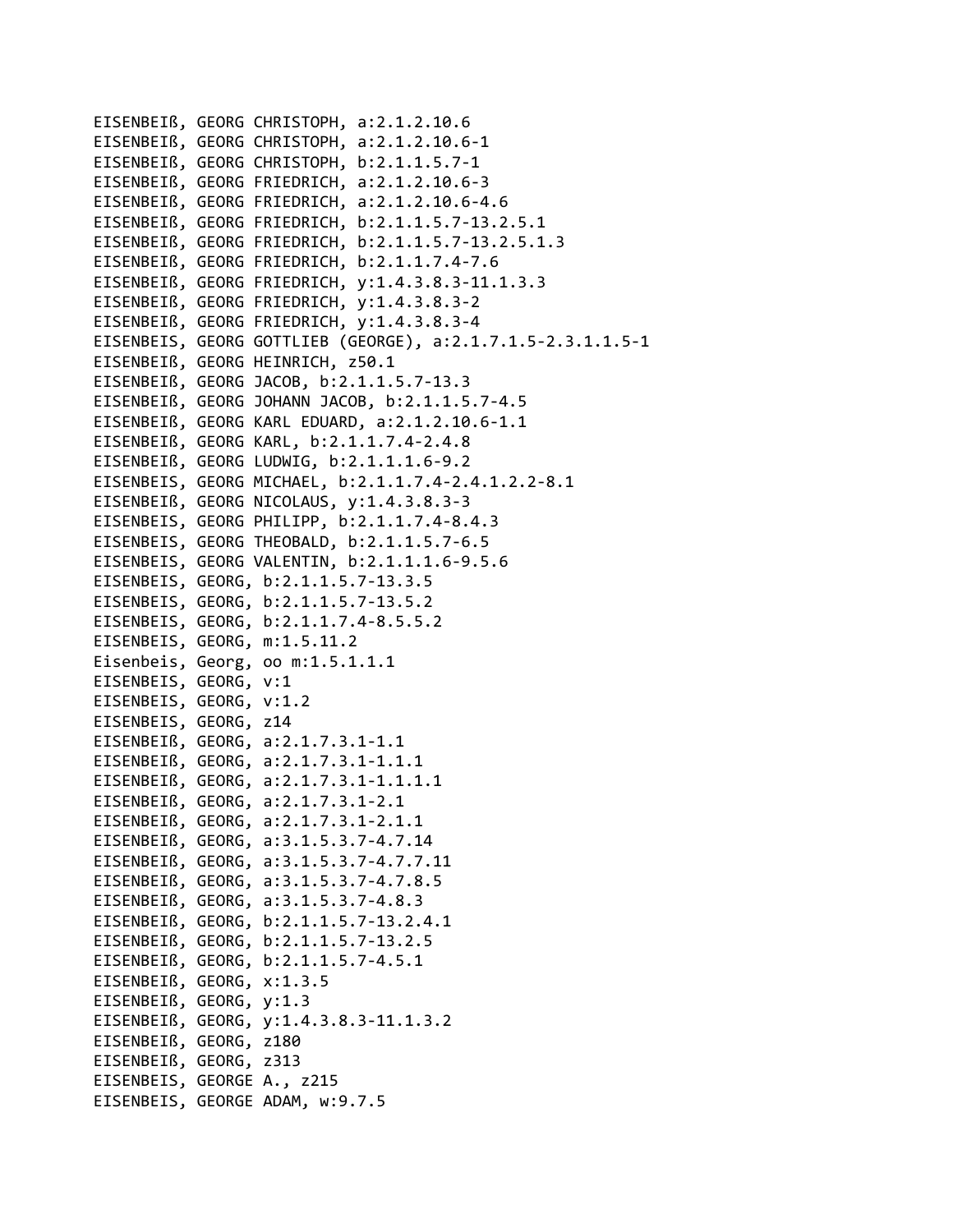EISENBEIß, GEORG CHRISTOPH, a:2.1.2.10.6
EISENBEIß, GEORG CHRISTOPH, a:2.1.2.10.6-1
EISENBEIß, GEORG CHRISTOPH, b:2.1.1.5.7-1
EISENBEIß, GEORG FRIEDRICH, a:2.1.2.10.6-3
EISENBEIß, GEORG FRIEDRICH, a:2.1.2.10.6-4.6
EISENBEIß, GEORG FRIEDRICH, b:2.1.1.5.7-13.2.5.1
EISENBEIß, GEORG FRIEDRICH, b:2.1.1.5.7-13.2.5.1.3
EISENBEIß, GEORG FRIEDRICH, b:2.1.1.7.4-7.6
EISENBEIß, GEORG FRIEDRICH, y:1.4.3.8.3-11.1.3.3
EISENBEIß, GEORG FRIEDRICH, y:1.4.3.8.3-2
EISENBEIß, GEORG FRIEDRICH, y:1.4.3.8.3-4
EISENBEIS, GEORG GOTTLIEB (GEORGE), a:2.1.7.1.5-2.3.1.1.5-1
EISENBEIß, GEORG HEINRICH, z50.1
EISENBEIß, GEORG JACOB, b:2.1.1.5.7-13.3
EISENBEIß, GEORG JOHANN JACOB, b:2.1.1.5.7-4.5
EISENBEIß, GEORG KARL EDUARD, a:2.1.2.10.6-1.1
EISENBEIß, GEORG KARL, b:2.1.1.7.4-2.4.8
EISENBEIß, GEORG LUDWIG, b:2.1.1.1.6-9.2
EISENBEIS, GEORG MICHAEL, b:2.1.1.7.4-2.4.1.2.2-8.1
EISENBEIß, GEORG NICOLAUS, y:1.4.3.8.3-3
EISENBEIS, GEORG PHILIPP, b:2.1.1.7.4-8.4.3
EISENBEIS, GEORG THEOBALD, b:2.1.1.5.7-6.5
EISENBEIS, GEORG VALENTIN, b:2.1.1.1.6-9.5.6
EISENBEIS, GEORG, b:2.1.1.5.7-13.3.5
EISENBEIS, GEORG, b:2.1.1.5.7-13.5.2
EISENBEIS, GEORG, b:2.1.1.7.4-8.5.5.2
EISENBEIS, GEORG, m:1.5.11.2
Eisenbeis, Georg, oo m:1.5.1.1.1
EISENBEIS, GEORG, v:1
EISENBEIS, GEORG, v:1.2
EISENBEIS, GEORG, z14
EISENBEIß, GEORG, a:2.1.7.3.1-1.1
EISENBEIß, GEORG, a:2.1.7.3.1-1.1.1
EISENBEIß, GEORG, a:2.1.7.3.1-1.1.1.1
EISENBEIß, GEORG, a:2.1.7.3.1-2.1
EISENBEIß, GEORG, a:2.1.7.3.1-2.1.1
EISENBEIß, GEORG, a:3.1.5.3.7-4.7.14
EISENBEIß, GEORG, a:3.1.5.3.7-4.7.7.11
EISENBEIß, GEORG, a:3.1.5.3.7-4.7.8.5
EISENBEIß, GEORG, a:3.1.5.3.7-4.8.3
EISENBEIß, GEORG, b:2.1.1.5.7-13.2.4.1
EISENBEIß, GEORG, b:2.1.1.5.7-13.2.5
EISENBEIß, GEORG, b:2.1.1.5.7-4.5.1
EISENBEIß, GEORG, x:1.3.5
EISENBEIß, GEORG, y:1.3
EISENBEIß, GEORG, y:1.4.3.8.3-11.1.3.2
EISENBEIß, GEORG, z180
EISENBEIß, GEORG, z313
EISENBEIS, GEORGE A., z215
EISENBEIS, GEORGE ADAM, w:9.7.5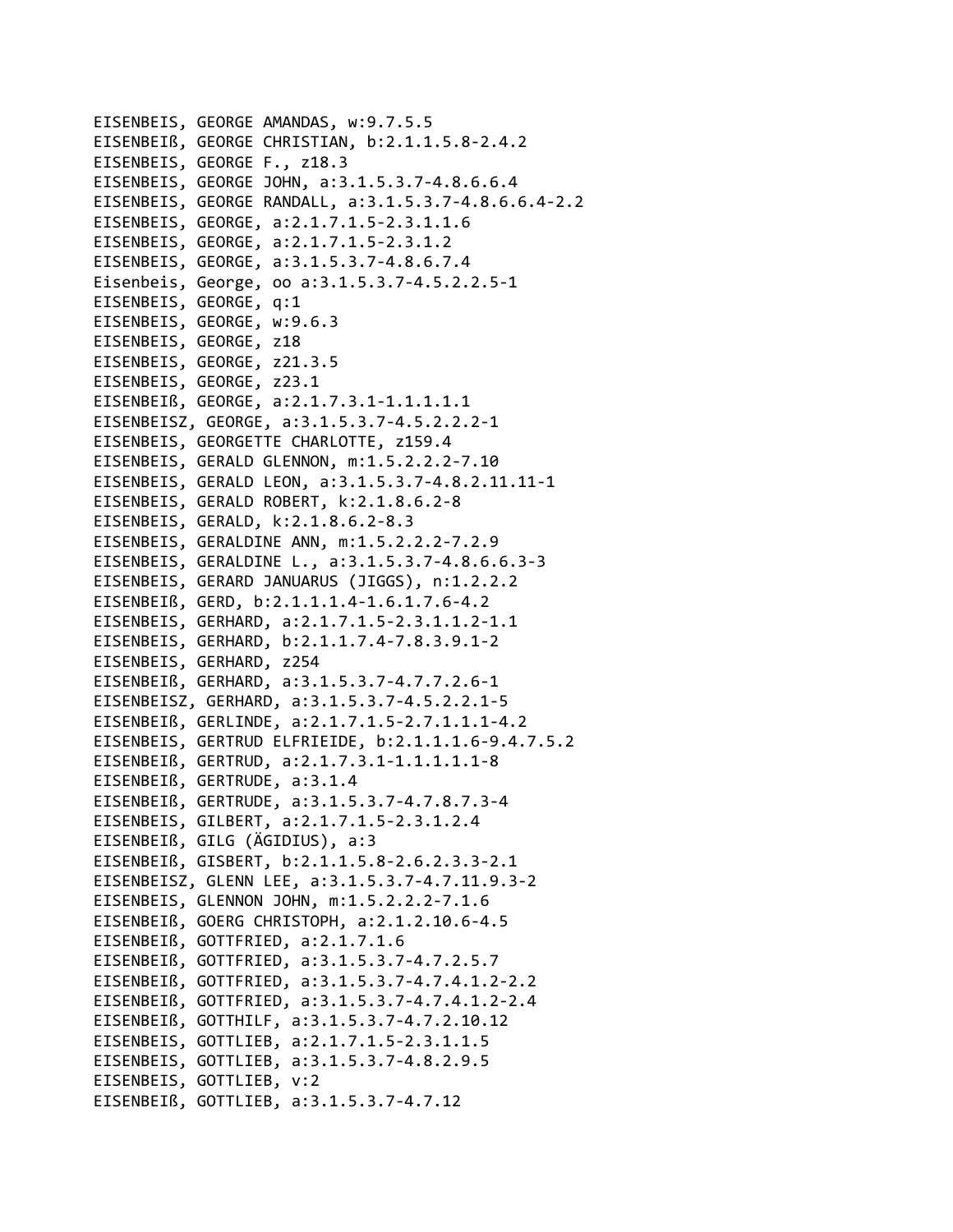EISENBEIS, GEORGE AMANDAS, w:9.7.5.5
EISENBEIß, GEORGE CHRISTIAN, b:2.1.1.5.8-2.4.2
EISENBEIS, GEORGE F., z18.3
EISENBEIS, GEORGE JOHN, a:3.1.5.3.7-4.8.6.6.4
EISENBEIS, GEORGE RANDALL, a:3.1.5.3.7-4.8.6.6.4-2.2
EISENBEIS, GEORGE, a:2.1.7.1.5-2.3.1.1.6
EISENBEIS, GEORGE, a:2.1.7.1.5-2.3.1.2
EISENBEIS, GEORGE, a:3.1.5.3.7-4.8.6.7.4
Eisenbeis, George, oo a:3.1.5.3.7-4.5.2.2.5-1
EISENBEIS, GEORGE, q:1
EISENBEIS, GEORGE, w:9.6.3
EISENBEIS, GEORGE, z18
EISENBEIS, GEORGE, z21.3.5
EISENBEIS, GEORGE, z23.1
EISENBEIß, GEORGE, a:2.1.7.3.1-1.1.1.1.1
EISENBEISZ, GEORGE, a:3.1.5.3.7-4.5.2.2.2-1
EISENBEIS, GEORGETTE CHARLOTTE, z159.4
EISENBEIS, GERALD GLENNON, m:1.5.2.2.2-7.10
EISENBEIS, GERALD LEON, a:3.1.5.3.7-4.8.2.11.11-1
EISENBEIS, GERALD ROBERT, k:2.1.8.6.2-8
EISENBEIS, GERALD, k:2.1.8.6.2-8.3
EISENBEIS, GERALDINE ANN, m:1.5.2.2.2-7.2.9
EISENBEIS, GERALDINE L., a:3.1.5.3.7-4.8.6.6.3-3
EISENBEIS, GERARD JANUARUS (JIGGS), n:1.2.2.2
EISENBEIß, GERD, b:2.1.1.1.4-1.6.1.7.6-4.2
EISENBEIS, GERHARD, a:2.1.7.1.5-2.3.1.1.2-1.1
EISENBEIS, GERHARD, b:2.1.1.7.4-7.8.3.9.1-2
EISENBEIS, GERHARD, z254
EISENBEIß, GERHARD, a:3.1.5.3.7-4.7.7.2.6-1
EISENBEISZ, GERHARD, a:3.1.5.3.7-4.5.2.2.1-5
EISENBEIß, GERLINDE, a:2.1.7.1.5-2.7.1.1.1-4.2
EISENBEIS, GERTRUD ELFRIEIDE, b:2.1.1.1.6-9.4.7.5.2
EISENBEIß, GERTRUD, a:2.1.7.3.1-1.1.1.1.1-8
EISENBEIß, GERTRUDE, a:3.1.4
EISENBEIß, GERTRUDE, a:3.1.5.3.7-4.7.8.7.3-4
EISENBEIS, GILBERT, a:2.1.7.1.5-2.3.1.2.4
EISENBEIß, GILG (ÄGIDIUS), a:3
EISENBEIß, GISBERT, b:2.1.1.5.8-2.6.2.3.3-2.1
EISENBEISZ, GLENN LEE, a:3.1.5.3.7-4.7.11.9.3-2
EISENBEIS, GLENNON JOHN, m:1.5.2.2.2-7.1.6
EISENBEIß, GOERG CHRISTOPH, a:2.1.2.10.6-4.5
EISENBEIß, GOTTFRIED, a:2.1.7.1.6
EISENBEIß, GOTTFRIED, a:3.1.5.3.7-4.7.2.5.7
EISENBEIß, GOTTFRIED, a:3.1.5.3.7-4.7.4.1.2-2.2
EISENBEIß, GOTTFRIED, a:3.1.5.3.7-4.7.4.1.2-2.4
EISENBEIß, GOTTHILF, a:3.1.5.3.7-4.7.2.10.12
EISENBEIS, GOTTLIEB, a:2.1.7.1.5-2.3.1.1.5
EISENBEIS, GOTTLIEB, a:3.1.5.3.7-4.8.2.9.5
EISENBEIS, GOTTLIEB, v:2
EISENBEIß, GOTTLIEB, a:3.1.5.3.7-4.7.12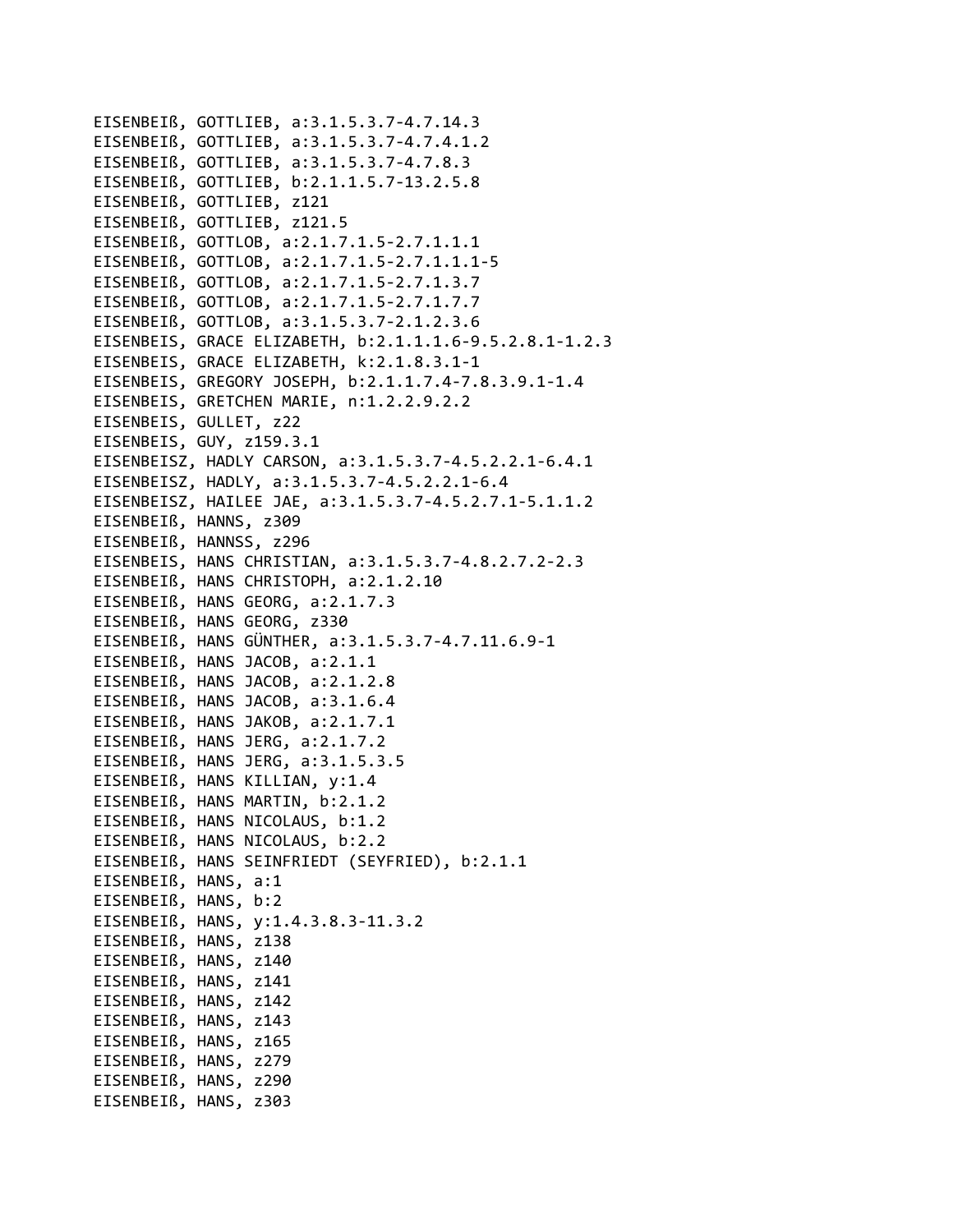EISENBEIß, GOTTLIEB, a:3.1.5.3.7-4.7.14.3
EISENBEIß, GOTTLIEB, a:3.1.5.3.7-4.7.4.1.2
EISENBEIß, GOTTLIEB, a:3.1.5.3.7-4.7.8.3
EISENBEIß, GOTTLIEB, b:2.1.1.5.7-13.2.5.8
EISENBEIß, GOTTLIEB, z121
EISENBEIß, GOTTLIEB, z121.5
EISENBEIß, GOTTLOB, a:2.1.7.1.5-2.7.1.1.1
EISENBEIß, GOTTLOB, a:2.1.7.1.5-2.7.1.1.1-5
EISENBEIß, GOTTLOB, a:2.1.7.1.5-2.7.1.3.7
EISENBEIß, GOTTLOB, a:2.1.7.1.5-2.7.1.7.7
EISENBEIß, GOTTLOB, a:3.1.5.3.7-2.1.2.3.6
EISENBEIS, GRACE ELIZABETH, b:2.1.1.1.6-9.5.2.8.1-1.2.3
EISENBEIS, GRACE ELIZABETH, k:2.1.8.3.1-1
EISENBEIS, GREGORY JOSEPH, b:2.1.1.7.4-7.8.3.9.1-1.4
EISENBEIS, GRETCHEN MARIE, n:1.2.2.9.2.2
EISENBEIS, GULLET, z22
EISENBEIS, GUY, z159.3.1
EISENBEISZ, HADLY CARSON, a:3.1.5.3.7-4.5.2.2.1-6.4.1
EISENBEISZ, HADLY, a:3.1.5.3.7-4.5.2.2.1-6.4
EISENBEISZ, HAILEE JAE, a:3.1.5.3.7-4.5.2.7.1-5.1.1.2
EISENBEIß, HANNS, z309
EISENBEIß, HANNSS, z296
EISENBEIS, HANS CHRISTIAN, a:3.1.5.3.7-4.8.2.7.2-2.3
EISENBEIß, HANS CHRISTOPH, a:2.1.2.10
EISENBEIß, HANS GEORG, a:2.1.7.3
EISENBEIß, HANS GEORG, z330
EISENBEIß, HANS GÜNTHER, a:3.1.5.3.7-4.7.11.6.9-1
EISENBEIß, HANS JACOB, a:2.1.1
EISENBEIß, HANS JACOB, a:2.1.2.8
EISENBEIß, HANS JACOB, a:3.1.6.4
EISENBEIß, HANS JAKOB, a:2.1.7.1
EISENBEIß, HANS JERG, a:2.1.7.2
EISENBEIß, HANS JERG, a:3.1.5.3.5
EISENBEIß, HANS KILLIAN, y:1.4
EISENBEIß, HANS MARTIN, b:2.1.2
EISENBEIß, HANS NICOLAUS, b:1.2
EISENBEIß, HANS NICOLAUS, b:2.2
EISENBEIß, HANS SEINFRIEDT (SEYFRIED), b:2.1.1
EISENBEIß, HANS, a:1
EISENBEIß, HANS, b:2
EISENBEIß, HANS, y:1.4.3.8.3-11.3.2
EISENBEIß, HANS, z138
EISENBEIß, HANS, z140
EISENBEIß, HANS, z141
EISENBEIß, HANS, z142
EISENBEIß, HANS, z143
EISENBEIß, HANS, z165
EISENBEIß, HANS, z279
EISENBEIß, HANS, z290
EISENBEIß, HANS, z303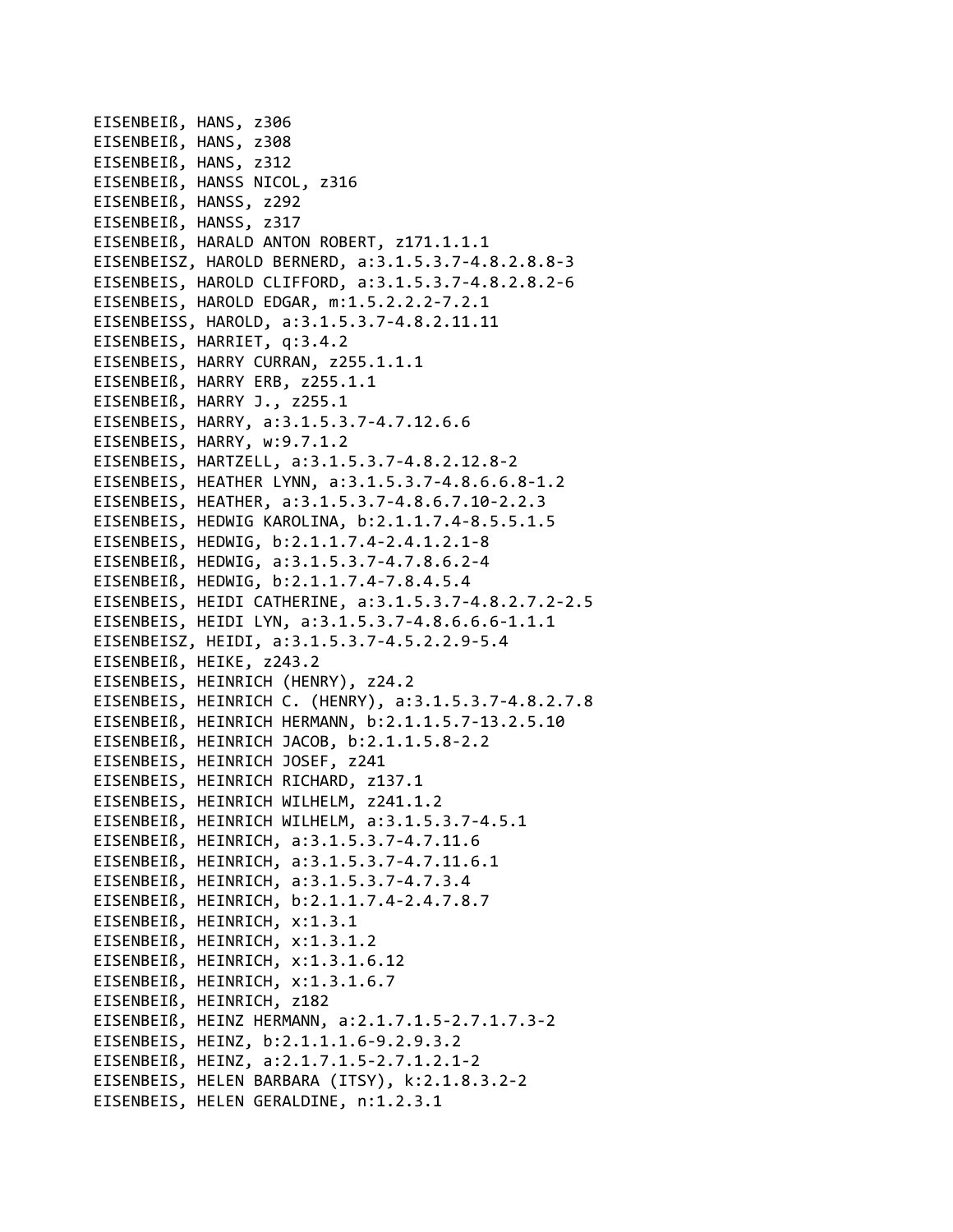EISENBEIß, HANS, z306
EISENBEIß, HANS, z308
EISENBEIß, HANS, z312
EISENBEIß, HANSS NICOL, z316
EISENBEIß, HANSS, z292
EISENBEIß, HANSS, z317
EISENBEIß, HARALD ANTON ROBERT, z171.1.1.1
EISENBEISZ, HAROLD BERNERD, a:3.1.5.3.7-4.8.2.8.8-3
EISENBEIS, HAROLD CLIFFORD, a:3.1.5.3.7-4.8.2.8.2-6
EISENBEIS, HAROLD EDGAR, m:1.5.2.2.2-7.2.1
EISENBEISS, HAROLD, a:3.1.5.3.7-4.8.2.11.11
EISENBEIS, HARRIET, q:3.4.2
EISENBEIS, HARRY CURRAN, z255.1.1.1
EISENBEIß, HARRY ERB, z255.1.1
EISENBEIß, HARRY J., z255.1
EISENBEIS, HARRY, a:3.1.5.3.7-4.7.12.6.6
EISENBEIS, HARRY, w:9.7.1.2
EISENBEIS, HARTZELL, a:3.1.5.3.7-4.8.2.12.8-2
EISENBEIS, HEATHER LYNN, a:3.1.5.3.7-4.8.6.6.8-1.2
EISENBEIS, HEATHER, a:3.1.5.3.7-4.8.6.7.10-2.2.3
EISENBEIS, HEDWIG KAROLINA, b:2.1.1.7.4-8.5.5.1.5
EISENBEIS, HEDWIG, b:2.1.1.7.4-2.4.1.2.1-8
EISENBEIß, HEDWIG, a:3.1.5.3.7-4.7.8.6.2-4
EISENBEIß, HEDWIG, b:2.1.1.7.4-7.8.4.5.4
EISENBEIS, HEIDI CATHERINE, a:3.1.5.3.7-4.8.2.7.2-2.5
EISENBEIS, HEIDI LYN, a:3.1.5.3.7-4.8.6.6.6-1.1.1
EISENBEISZ, HEIDI, a:3.1.5.3.7-4.5.2.2.9-5.4
EISENBEIß, HEIKE, z243.2
EISENBEIS, HEINRICH (HENRY), z24.2
EISENBEIS, HEINRICH C. (HENRY), a:3.1.5.3.7-4.8.2.7.8
EISENBEIß, HEINRICH HERMANN, b:2.1.1.5.7-13.2.5.10
EISENBEIß, HEINRICH JACOB, b:2.1.1.5.8-2.2
EISENBEIS, HEINRICH JOSEF, z241
EISENBEIS, HEINRICH RICHARD, z137.1
EISENBEIS, HEINRICH WILHELM, z241.1.2
EISENBEIß, HEINRICH WILHELM, a:3.1.5.3.7-4.5.1
EISENBEIß, HEINRICH, a:3.1.5.3.7-4.7.11.6
EISENBEIß, HEINRICH, a:3.1.5.3.7-4.7.11.6.1
EISENBEIß, HEINRICH, a:3.1.5.3.7-4.7.3.4
EISENBEIß, HEINRICH, b:2.1.1.7.4-2.4.7.8.7
EISENBEIß, HEINRICH, x:1.3.1
EISENBEIß, HEINRICH, x:1.3.1.2
EISENBEIß, HEINRICH, x:1.3.1.6.12
EISENBEIß, HEINRICH, x:1.3.1.6.7
EISENBEIß, HEINRICH, z182
EISENBEIß, HEINZ HERMANN, a:2.1.7.1.5-2.7.1.7.3-2
EISENBEIS, HEINZ, b:2.1.1.1.6-9.2.9.3.2
EISENBEIß, HEINZ, a:2.1.7.1.5-2.7.1.2.1-2
EISENBEIS, HELEN BARBARA (ITSY), k:2.1.8.3.2-2
EISENBEIS, HELEN GERALDINE, n:1.2.3.1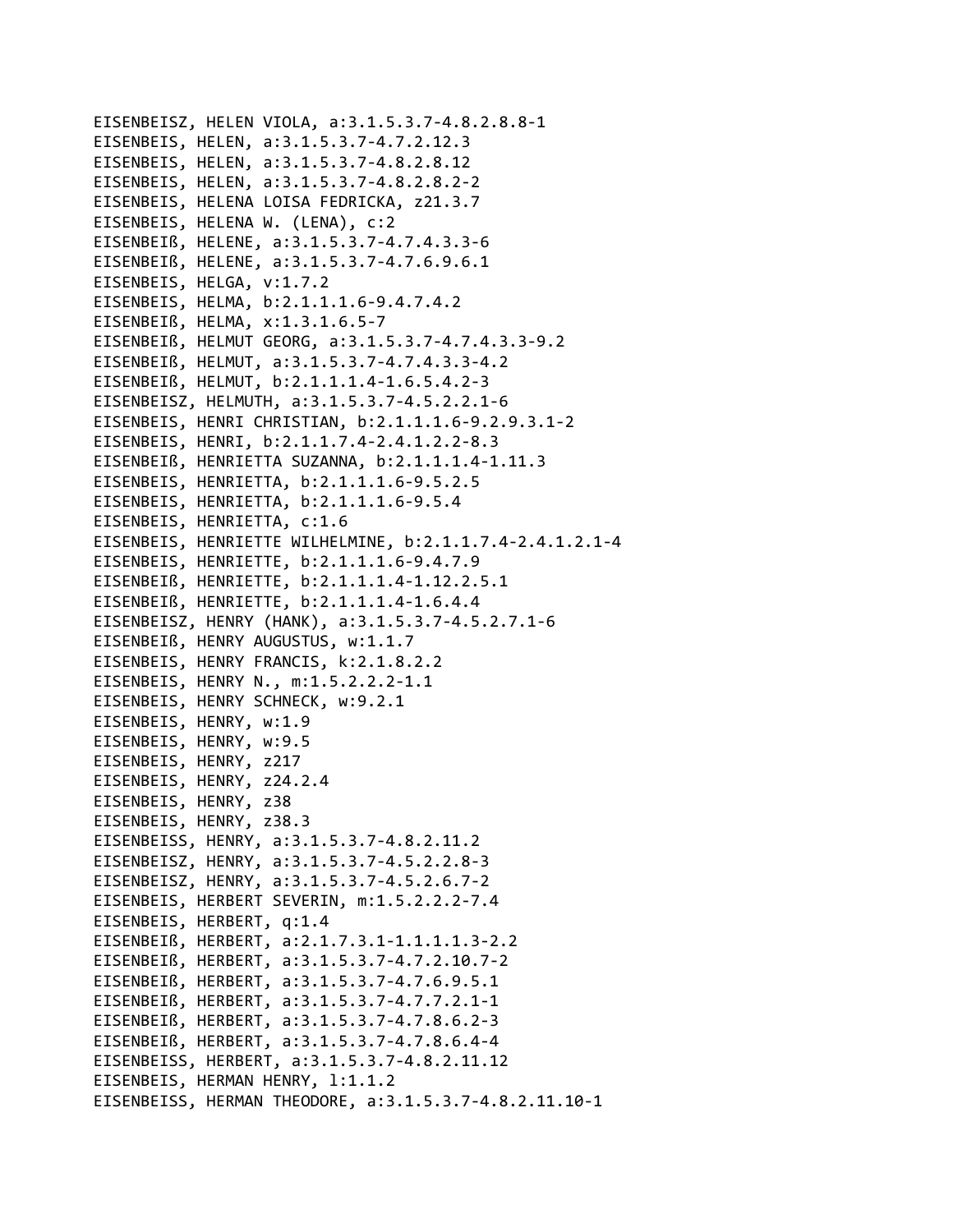EISENBEISZ, HELEN VIOLA, a:3.1.5.3.7-4.8.2.8.8-1
EISENBEIS, HELEN, a:3.1.5.3.7-4.7.2.12.3
EISENBEIS, HELEN, a:3.1.5.3.7-4.8.2.8.12
EISENBEIS, HELEN, a:3.1.5.3.7-4.8.2.8.2-2
EISENBEIS, HELENA LOISA FEDRICKA, z21.3.7
EISENBEIS, HELENA W. (LENA), c:2
EISENBEIß, HELENE, a:3.1.5.3.7-4.7.4.3.3-6
EISENBEIß, HELENE, a:3.1.5.3.7-4.7.6.9.6.1
EISENBEIS, HELGA, v:1.7.2
EISENBEIS, HELMA, b:2.1.1.1.6-9.4.7.4.2
EISENBEIß, HELMA, x:1.3.1.6.5-7
EISENBEIß, HELMUT GEORG, a:3.1.5.3.7-4.7.4.3.3-9.2
EISENBEIß, HELMUT, a:3.1.5.3.7-4.7.4.3.3-4.2
EISENBEIß, HELMUT, b:2.1.1.1.4-1.6.5.4.2-3
EISENBEISZ, HELMUTH, a:3.1.5.3.7-4.5.2.2.1-6
EISENBEIS, HENRI CHRISTIAN, b:2.1.1.1.6-9.2.9.3.1-2
EISENBEIS, HENRI, b:2.1.1.7.4-2.4.1.2.2-8.3
EISENBEIß, HENRIETTA SUZANNA, b:2.1.1.1.4-1.11.3
EISENBEIS, HENRIETTA, b:2.1.1.1.6-9.5.2.5
EISENBEIS, HENRIETTA, b:2.1.1.1.6-9.5.4
EISENBEIS, HENRIETTA, c:1.6
EISENBEIS, HENRIETTE WILHELMINE, b:2.1.1.7.4-2.4.1.2.1-4
EISENBEIS, HENRIETTE, b:2.1.1.1.6-9.4.7.9
EISENBEIß, HENRIETTE, b:2.1.1.1.4-1.12.2.5.1
EISENBEIß, HENRIETTE, b:2.1.1.1.4-1.6.4.4
EISENBEISZ, HENRY (HANK), a:3.1.5.3.7-4.5.2.7.1-6
EISENBEIß, HENRY AUGUSTUS, w:1.1.7
EISENBEIS, HENRY FRANCIS, k:2.1.8.2.2
EISENBEIS, HENRY N., m:1.5.2.2.2-1.1
EISENBEIS, HENRY SCHNECK, w:9.2.1
EISENBEIS, HENRY, w:1.9
EISENBEIS, HENRY, w:9.5
EISENBEIS, HENRY, z217
EISENBEIS, HENRY, z24.2.4
EISENBEIS, HENRY, z38
EISENBEIS, HENRY, z38.3
EISENBEISS, HENRY, a:3.1.5.3.7-4.8.2.11.2
EISENBEISZ, HENRY, a:3.1.5.3.7-4.5.2.2.8-3
EISENBEISZ, HENRY, a:3.1.5.3.7-4.5.2.6.7-2
EISENBEIS, HERBERT SEVERIN, m:1.5.2.2.2-7.4
EISENBEIS, HERBERT, q:1.4
EISENBEIß, HERBERT, a:2.1.7.3.1-1.1.1.1.3-2.2
EISENBEIß, HERBERT, a:3.1.5.3.7-4.7.2.10.7-2
EISENBEIß, HERBERT, a:3.1.5.3.7-4.7.6.9.5.1
EISENBEIß, HERBERT, a:3.1.5.3.7-4.7.7.2.1-1
EISENBEIß, HERBERT, a:3.1.5.3.7-4.7.8.6.2-3
EISENBEIß, HERBERT, a:3.1.5.3.7-4.7.8.6.4-4
EISENBEISS, HERBERT, a:3.1.5.3.7-4.8.2.11.12
EISENBEIS, HERMAN HENRY, l:1.1.2
EISENBEISS, HERMAN THEODORE, a:3.1.5.3.7-4.8.2.11.10-1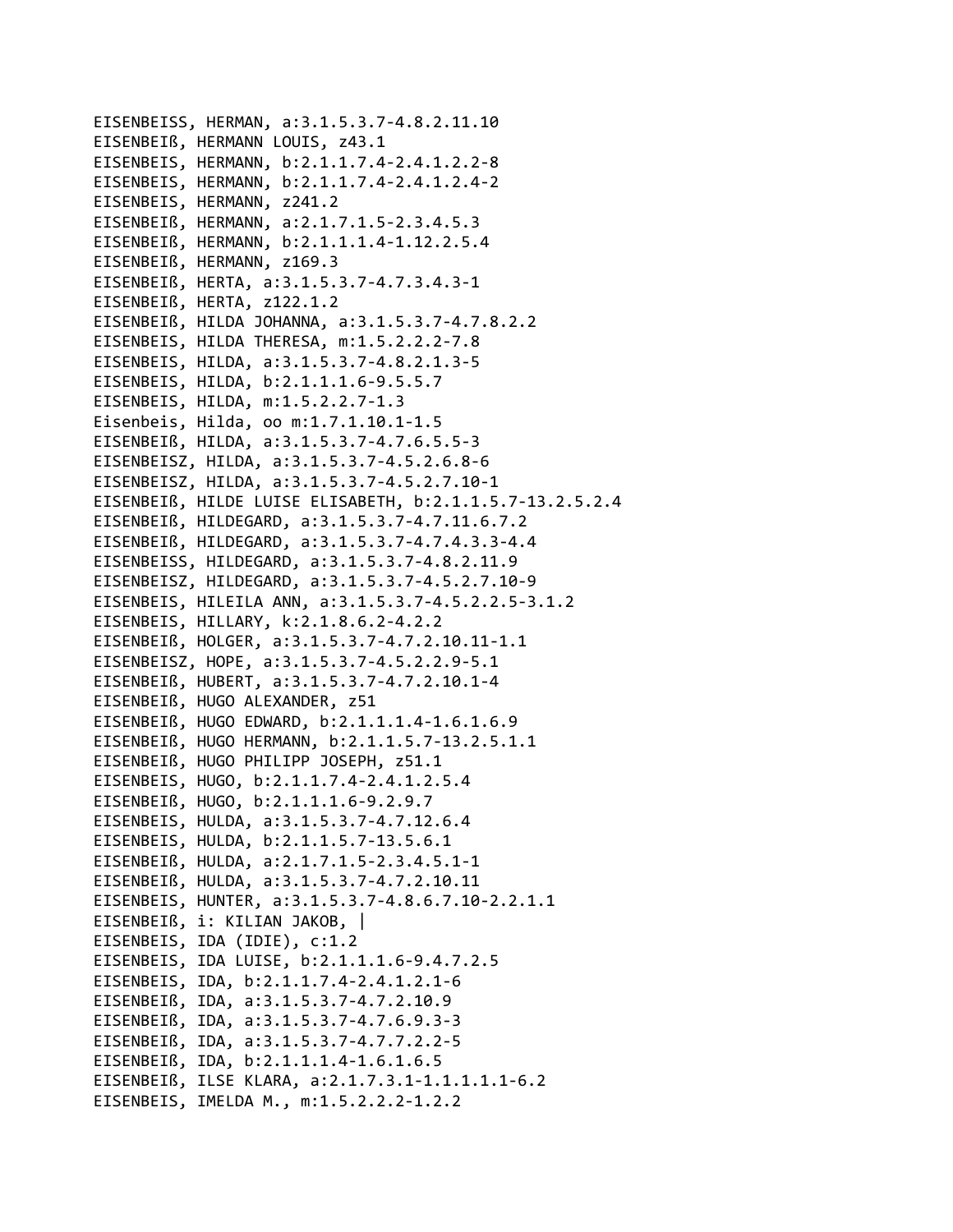EISENBEISS, HERMAN, a:3.1.5.3.7-4.8.2.11.10
EISENBEIß, HERMANN LOUIS, z43.1
EISENBEIS, HERMANN, b:2.1.1.7.4-2.4.1.2.2-8
EISENBEIS, HERMANN, b:2.1.1.7.4-2.4.1.2.4-2
EISENBEIS, HERMANN, z241.2
EISENBEIß, HERMANN, a:2.1.7.1.5-2.3.4.5.3
EISENBEIß, HERMANN, b:2.1.1.1.4-1.12.2.5.4
EISENBEIß, HERMANN, z169.3
EISENBEIß, HERTA, a:3.1.5.3.7-4.7.3.4.3-1
EISENBEIß, HERTA, z122.1.2
EISENBEIß, HILDA JOHANNA, a:3.1.5.3.7-4.7.8.2.2
EISENBEIS, HILDA THERESA, m:1.5.2.2.2-7.8
EISENBEIS, HILDA, a:3.1.5.3.7-4.8.2.1.3-5
EISENBEIS, HILDA, b:2.1.1.1.6-9.5.5.7
EISENBEIS, HILDA, m:1.5.2.2.7-1.3
Eisenbeis, Hilda, oo m:1.7.1.10.1-1.5
EISENBEIß, HILDA, a:3.1.5.3.7-4.7.6.5.5-3
EISENBEISZ, HILDA, a:3.1.5.3.7-4.5.2.6.8-6
EISENBEISZ, HILDA, a:3.1.5.3.7-4.5.2.7.10-1
EISENBEIß, HILDE LUISE ELISABETH, b:2.1.1.5.7-13.2.5.2.4
EISENBEIß, HILDEGARD, a:3.1.5.3.7-4.7.11.6.7.2
EISENBEIß, HILDEGARD, a:3.1.5.3.7-4.7.4.3.3-4.4
EISENBEISS, HILDEGARD, a:3.1.5.3.7-4.8.2.11.9
EISENBEISZ, HILDEGARD, a:3.1.5.3.7-4.5.2.7.10-9
EISENBEIS, HILEILA ANN, a:3.1.5.3.7-4.5.2.2.5-3.1.2
EISENBEIS, HILLARY, k:2.1.8.6.2-4.2.2
EISENBEIß, HOLGER, a:3.1.5.3.7-4.7.2.10.11-1.1
EISENBEISZ, HOPE, a:3.1.5.3.7-4.5.2.2.9-5.1
EISENBEIß, HUBERT, a:3.1.5.3.7-4.7.2.10.1-4
EISENBEIß, HUGO ALEXANDER, z51
EISENBEIß, HUGO EDWARD, b:2.1.1.1.4-1.6.1.6.9
EISENBEIß, HUGO HERMANN, b:2.1.1.5.7-13.2.5.1.1
EISENBEIß, HUGO PHILIPP JOSEPH, z51.1
EISENBEIS, HUGO, b:2.1.1.7.4-2.4.1.2.5.4
EISENBEIß, HUGO, b:2.1.1.1.6-9.2.9.7
EISENBEIS, HULDA, a:3.1.5.3.7-4.7.12.6.4
EISENBEIS, HULDA, b:2.1.1.5.7-13.5.6.1
EISENBEIß, HULDA, a:2.1.7.1.5-2.3.4.5.1-1
EISENBEIß, HULDA, a:3.1.5.3.7-4.7.2.10.11
EISENBEIS, HUNTER, a:3.1.5.3.7-4.8.6.7.10-2.2.1.1
EISENBEIß, i: KILIAN JAKOB, |
EISENBEIS, IDA (IDIE), c:1.2
EISENBEIS, IDA LUISE, b:2.1.1.1.6-9.4.7.2.5
EISENBEIS, IDA, b:2.1.1.7.4-2.4.1.2.1-6
EISENBEIß, IDA, a:3.1.5.3.7-4.7.2.10.9
EISENBEIß, IDA, a:3.1.5.3.7-4.7.6.9.3-3
EISENBEIß, IDA, a:3.1.5.3.7-4.7.7.2.2-5
EISENBEIß, IDA, b:2.1.1.1.4-1.6.1.6.5
EISENBEIß, ILSE KLARA, a:2.1.7.3.1-1.1.1.1.1-6.2
EISENBEIS, IMELDA M., m:1.5.2.2.2-1.2.2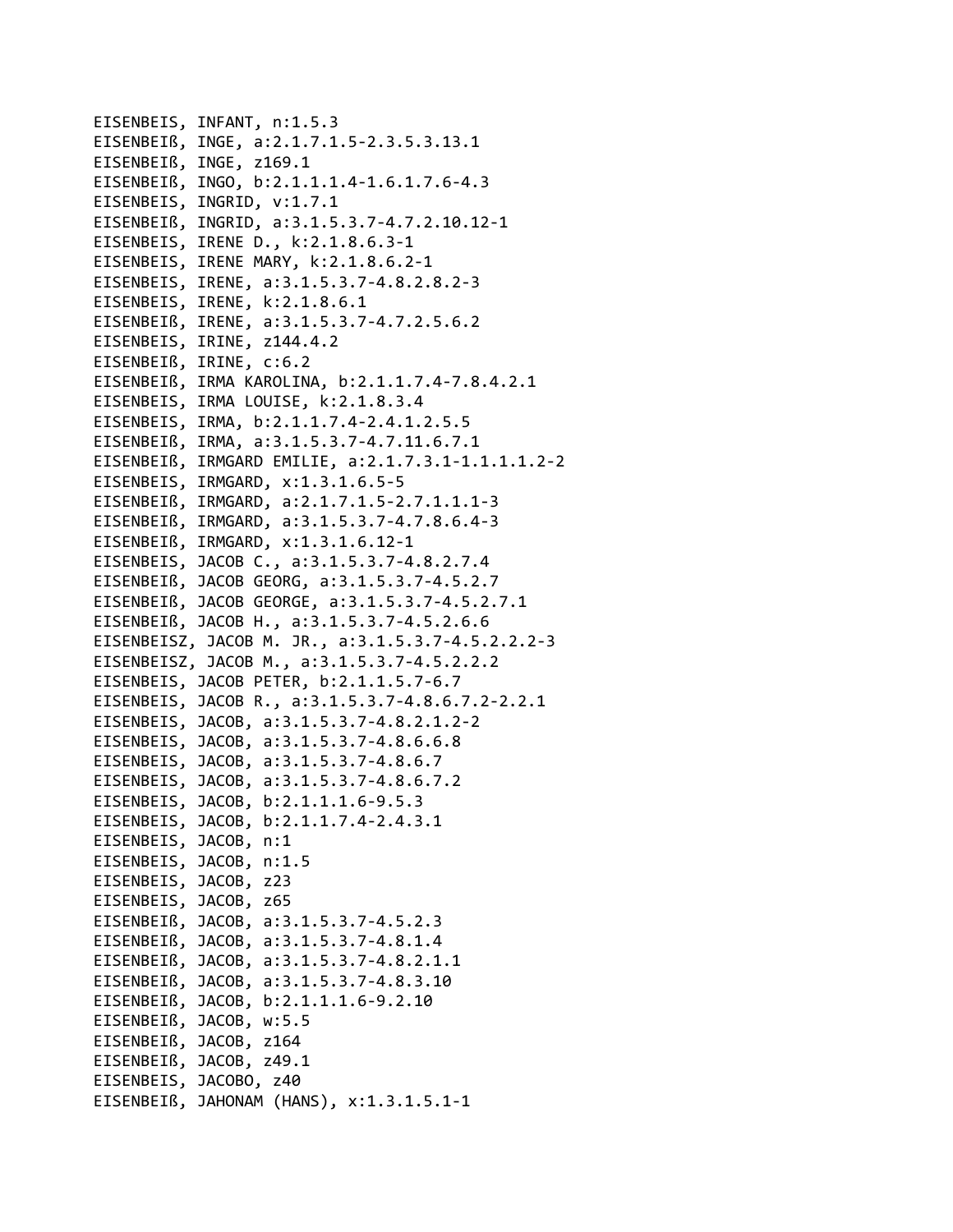EISENBEIS, INFANT, n:1.5.3
EISENBEIß, INGE, a:2.1.7.1.5-2.3.5.3.13.1
EISENBEIß, INGE, z169.1
EISENBEIß, INGO, b:2.1.1.1.4-1.6.1.7.6-4.3
EISENBEIS, INGRID, v:1.7.1
EISENBEIß, INGRID, a:3.1.5.3.7-4.7.2.10.12-1
EISENBEIS, IRENE D., k:2.1.8.6.3-1
EISENBEIS, IRENE MARY, k:2.1.8.6.2-1
EISENBEIS, IRENE, a:3.1.5.3.7-4.8.2.8.2-3
EISENBEIS, IRENE, k:2.1.8.6.1
EISENBEIß, IRENE, a:3.1.5.3.7-4.7.2.5.6.2
EISENBEIS, IRINE, z144.4.2
EISENBEIß, IRINE, c:6.2
EISENBEIß, IRMA KAROLINA, b:2.1.1.7.4-7.8.4.2.1
EISENBEIS, IRMA LOUISE, k:2.1.8.3.4
EISENBEIS, IRMA, b:2.1.1.7.4-2.4.1.2.5.5
EISENBEIß, IRMA, a:3.1.5.3.7-4.7.11.6.7.1
EISENBEIß, IRMGARD EMILIE, a:2.1.7.3.1-1.1.1.1.2-2
EISENBEIS, IRMGARD, x:1.3.1.6.5-5
EISENBEIß, IRMGARD, a:2.1.7.1.5-2.7.1.1.1-3
EISENBEIß, IRMGARD, a:3.1.5.3.7-4.7.8.6.4-3
EISENBEIß, IRMGARD, x:1.3.1.6.12-1
EISENBEIS, JACOB C., a:3.1.5.3.7-4.8.2.7.4
EISENBEIß, JACOB GEORG, a:3.1.5.3.7-4.5.2.7
EISENBEIß, JACOB GEORGE, a:3.1.5.3.7-4.5.2.7.1
EISENBEIß, JACOB H., a:3.1.5.3.7-4.5.2.6.6
EISENBEISZ, JACOB M. JR., a:3.1.5.3.7-4.5.2.2.2-3
EISENBEISZ, JACOB M., a:3.1.5.3.7-4.5.2.2.2
EISENBEIS, JACOB PETER, b:2.1.1.5.7-6.7
EISENBEIS, JACOB R., a:3.1.5.3.7-4.8.6.7.2-2.2.1
EISENBEIS, JACOB, a:3.1.5.3.7-4.8.2.1.2-2
EISENBEIS, JACOB, a:3.1.5.3.7-4.8.6.6.8
EISENBEIS, JACOB, a:3.1.5.3.7-4.8.6.7
EISENBEIS, JACOB, a:3.1.5.3.7-4.8.6.7.2
EISENBEIS, JACOB, b:2.1.1.1.6-9.5.3
EISENBEIS, JACOB, b:2.1.1.7.4-2.4.3.1
EISENBEIS, JACOB, n:1
EISENBEIS, JACOB, n:1.5
EISENBEIS, JACOB, z23
EISENBEIS, JACOB, z65
EISENBEIß, JACOB, a:3.1.5.3.7-4.5.2.3
EISENBEIß, JACOB, a:3.1.5.3.7-4.8.1.4
EISENBEIß, JACOB, a:3.1.5.3.7-4.8.2.1.1
EISENBEIß, JACOB, a:3.1.5.3.7-4.8.3.10
EISENBEIß, JACOB, b:2.1.1.1.6-9.2.10
EISENBEIß, JACOB, w:5.5
EISENBEIß, JACOB, z164
EISENBEIß, JACOB, z49.1
EISENBEIS, JACOBO, z40
EISENBEIß, JAHONAM (HANS), x:1.3.1.5.1-1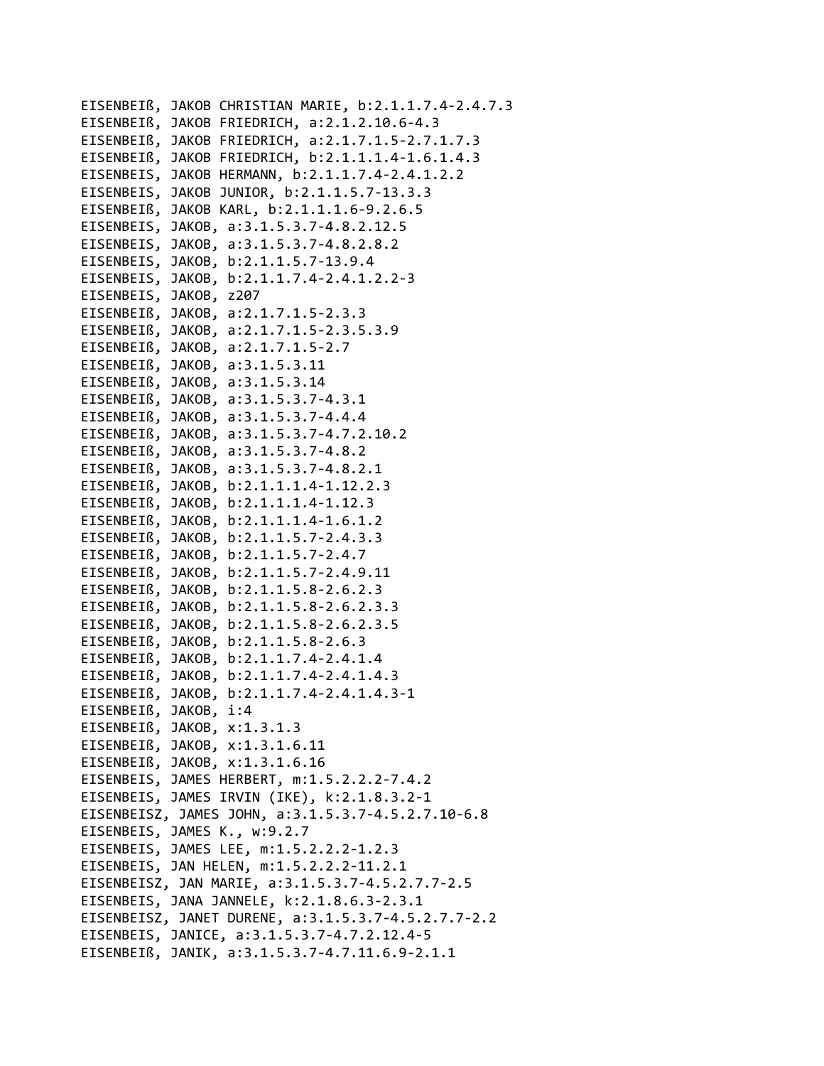EISENBEIß, JAKOB CHRISTIAN MARIE, b:2.1.1.7.4-2.4.7.3
EISENBEIß, JAKOB FRIEDRICH, a:2.1.2.10.6-4.3
EISENBEIß, JAKOB FRIEDRICH, a:2.1.7.1.5-2.7.1.7.3
EISENBEIß, JAKOB FRIEDRICH, b:2.1.1.1.4-1.6.1.4.3
EISENBEIS, JAKOB HERMANN, b:2.1.1.7.4-2.4.1.2.2
EISENBEIS, JAKOB JUNIOR, b:2.1.1.5.7-13.3.3
EISENBEIß, JAKOB KARL, b:2.1.1.1.6-9.2.6.5
EISENBEIS, JAKOB, a:3.1.5.3.7-4.8.2.12.5
EISENBEIS, JAKOB, a:3.1.5.3.7-4.8.2.8.2
EISENBEIS, JAKOB, b:2.1.1.5.7-13.9.4
EISENBEIS, JAKOB, b:2.1.1.7.4-2.4.1.2.2-3
EISENBEIS, JAKOB, z207
EISENBEIß, JAKOB, a:2.1.7.1.5-2.3.3
EISENBEIß, JAKOB, a:2.1.7.1.5-2.3.5.3.9
EISENBEIß, JAKOB, a:2.1.7.1.5-2.7
EISENBEIß, JAKOB, a:3.1.5.3.11
EISENBEIß, JAKOB, a:3.1.5.3.14
EISENBEIß, JAKOB, a:3.1.5.3.7-4.3.1
EISENBEIß, JAKOB, a:3.1.5.3.7-4.4.4
EISENBEIß, JAKOB, a:3.1.5.3.7-4.7.2.10.2
EISENBEIß, JAKOB, a:3.1.5.3.7-4.8.2
EISENBEIß, JAKOB, a:3.1.5.3.7-4.8.2.1
EISENBEIß, JAKOB, b:2.1.1.1.4-1.12.2.3
EISENBEIß, JAKOB, b:2.1.1.1.4-1.12.3
EISENBEIß, JAKOB, b:2.1.1.1.4-1.6.1.2
EISENBEIß, JAKOB, b:2.1.1.5.7-2.4.3.3
EISENBEIß, JAKOB, b:2.1.1.5.7-2.4.7
EISENBEIß, JAKOB, b:2.1.1.5.7-2.4.9.11
EISENBEIß, JAKOB, b:2.1.1.5.8-2.6.2.3
EISENBEIß, JAKOB, b:2.1.1.5.8-2.6.2.3.3
EISENBEIß, JAKOB, b:2.1.1.5.8-2.6.2.3.5
EISENBEIß, JAKOB, b:2.1.1.5.8-2.6.3
EISENBEIß, JAKOB, b:2.1.1.7.4-2.4.1.4
EISENBEIß, JAKOB, b:2.1.1.7.4-2.4.1.4.3
EISENBEIß, JAKOB, b:2.1.1.7.4-2.4.1.4.3-1
EISENBEIß, JAKOB, i:4
EISENBEIß, JAKOB, x:1.3.1.3
EISENBEIß, JAKOB, x:1.3.1.6.11
EISENBEIß, JAKOB, x:1.3.1.6.16
EISENBEIS, JAMES HERBERT, m:1.5.2.2.2-7.4.2
EISENBEIS, JAMES IRVIN (IKE), k:2.1.8.3.2-1
EISENBEISZ, JAMES JOHN, a:3.1.5.3.7-4.5.2.7.10-6.8
EISENBEIS, JAMES K., w:9.2.7
EISENBEIS, JAMES LEE, m:1.5.2.2.2-1.2.3
EISENBEIS, JAN HELEN, m:1.5.2.2.2-11.2.1
EISENBEISZ, JAN MARIE, a:3.1.5.3.7-4.5.2.7.7-2.5
EISENBEIS, JANA JANNELE, k:2.1.8.6.3-2.3.1
EISENBEISZ, JANET DURENE, a:3.1.5.3.7-4.5.2.7.7-2.2
EISENBEIS, JANICE, a:3.1.5.3.7-4.7.2.12.4-5
EISENBEIß, JANIK, a:3.1.5.3.7-4.7.11.6.9-2.1.1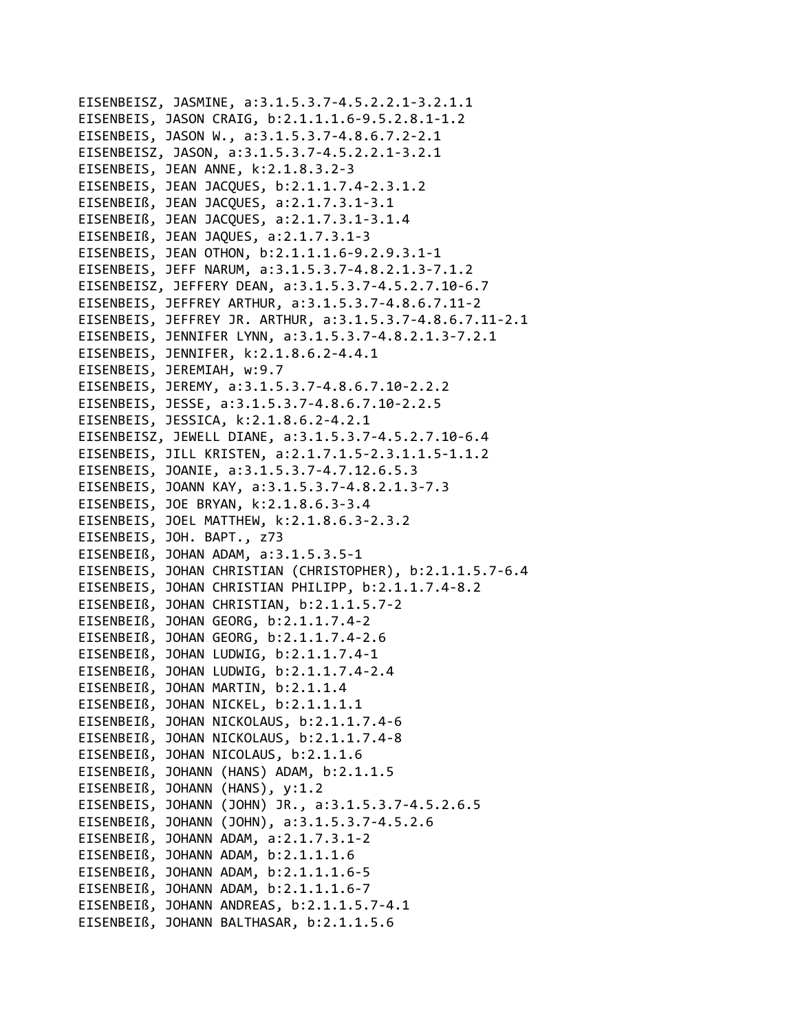EISENBEISZ, JASMINE, a:3.1.5.3.7-4.5.2.2.1-3.2.1.1
EISENBEIS, JASON CRAIG, b:2.1.1.1.6-9.5.2.8.1-1.2
EISENBEIS, JASON W., a:3.1.5.3.7-4.8.6.7.2-2.1
EISENBEISZ, JASON, a:3.1.5.3.7-4.5.2.2.1-3.2.1
EISENBEIS, JEAN ANNE, k:2.1.8.3.2-3
EISENBEIS, JEAN JACQUES, b:2.1.1.7.4-2.3.1.2
EISENBEIß, JEAN JACQUES, a:2.1.7.3.1-3.1
EISENBEIß, JEAN JACQUES, a:2.1.7.3.1-3.1.4
EISENBEIß, JEAN JAQUES, a:2.1.7.3.1-3
EISENBEIS, JEAN OTHON, b:2.1.1.1.6-9.2.9.3.1-1
EISENBEIS, JEFF NARUM, a:3.1.5.3.7-4.8.2.1.3-7.1.2
EISENBEISZ, JEFFERY DEAN, a:3.1.5.3.7-4.5.2.7.10-6.7
EISENBEIS, JEFFREY ARTHUR, a:3.1.5.3.7-4.8.6.7.11-2
EISENBEIS, JEFFREY JR. ARTHUR, a:3.1.5.3.7-4.8.6.7.11-2.1
EISENBEIS, JENNIFER LYNN, a:3.1.5.3.7-4.8.2.1.3-7.2.1
EISENBEIS, JENNIFER, k:2.1.8.6.2-4.4.1
EISENBEIS, JEREMIAH, w:9.7
EISENBEIS, JEREMY, a:3.1.5.3.7-4.8.6.7.10-2.2.2
EISENBEIS, JESSE, a:3.1.5.3.7-4.8.6.7.10-2.2.5
EISENBEIS, JESSICA, k:2.1.8.6.2-4.2.1
EISENBEISZ, JEWELL DIANE, a:3.1.5.3.7-4.5.2.7.10-6.4
EISENBEIS, JILL KRISTEN, a:2.1.7.1.5-2.3.1.1.5-1.1.2
EISENBEIS, JOANIE, a:3.1.5.3.7-4.7.12.6.5.3
EISENBEIS, JOANN KAY, a:3.1.5.3.7-4.8.2.1.3-7.3
EISENBEIS, JOE BRYAN, k:2.1.8.6.3-3.4
EISENBEIS, JOEL MATTHEW, k:2.1.8.6.3-2.3.2
EISENBEIS, JOH. BAPT., z73
EISENBEIß, JOHAN ADAM, a:3.1.5.3.5-1
EISENBEIS, JOHAN CHRISTIAN (CHRISTOPHER), b:2.1.1.5.7-6.4
EISENBEIS, JOHAN CHRISTIAN PHILIPP, b:2.1.1.7.4-8.2
EISENBEIß, JOHAN CHRISTIAN, b:2.1.1.5.7-2
EISENBEIß, JOHAN GEORG, b:2.1.1.7.4-2
EISENBEIß, JOHAN GEORG, b:2.1.1.7.4-2.6
EISENBEIß, JOHAN LUDWIG, b:2.1.1.7.4-1
EISENBEIß, JOHAN LUDWIG, b:2.1.1.7.4-2.4
EISENBEIß, JOHAN MARTIN, b:2.1.1.4
EISENBEIß, JOHAN NICKEL, b:2.1.1.1.1
EISENBEIß, JOHAN NICKOLAUS, b:2.1.1.7.4-6
EISENBEIß, JOHAN NICKOLAUS, b:2.1.1.7.4-8
EISENBEIß, JOHAN NICOLAUS, b:2.1.1.6
EISENBEIß, JOHANN (HANS) ADAM, b:2.1.1.5
EISENBEIß, JOHANN (HANS), y:1.2
EISENBEIS, JOHANN (JOHN) JR., a:3.1.5.3.7-4.5.2.6.5
EISENBEIß, JOHANN (JOHN), a:3.1.5.3.7-4.5.2.6
EISENBEIß, JOHANN ADAM, a:2.1.7.3.1-2
EISENBEIß, JOHANN ADAM, b:2.1.1.1.6
EISENBEIß, JOHANN ADAM, b:2.1.1.1.6-5
EISENBEIß, JOHANN ADAM, b:2.1.1.1.6-7
EISENBEIß, JOHANN ANDREAS, b:2.1.1.5.7-4.1
EISENBEIß, JOHANN BALTHASAR, b:2.1.1.5.6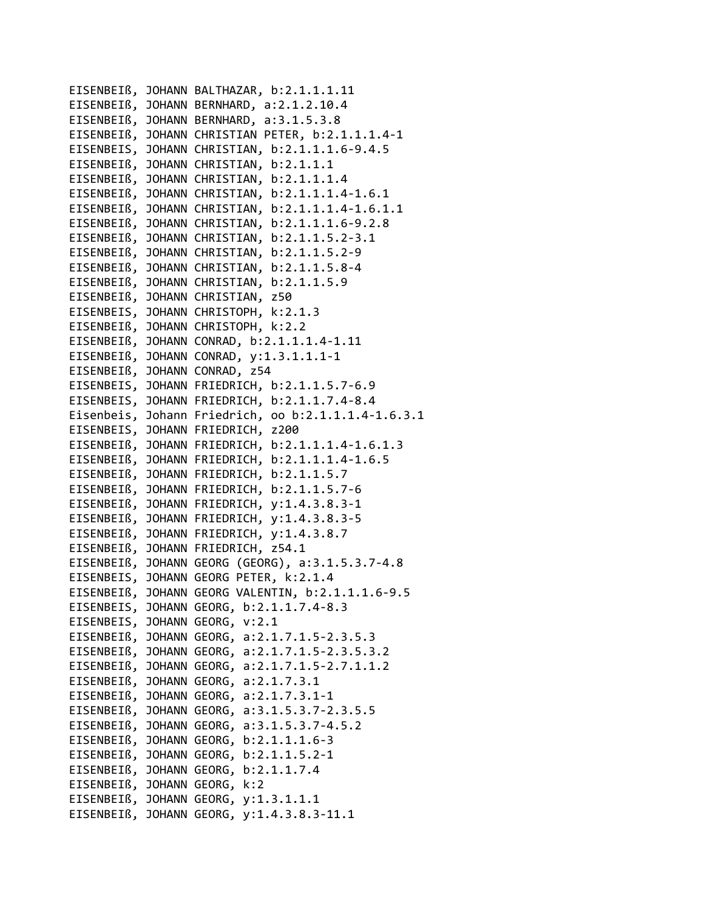EISENBEIß, JOHANN BALTHAZAR, b:2.1.1.1.11
EISENBEIß, JOHANN BERNHARD, a:2.1.2.10.4
EISENBEIß, JOHANN BERNHARD, a:3.1.5.3.8
EISENBEIß, JOHANN CHRISTIAN PETER, b:2.1.1.1.4-1
EISENBEIS, JOHANN CHRISTIAN, b:2.1.1.1.6-9.4.5
EISENBEIß, JOHANN CHRISTIAN, b:2.1.1.1
EISENBEIß, JOHANN CHRISTIAN, b:2.1.1.1.4
EISENBEIß, JOHANN CHRISTIAN, b:2.1.1.1.4-1.6.1
EISENBEIß, JOHANN CHRISTIAN, b:2.1.1.1.4-1.6.1.1
EISENBEIß, JOHANN CHRISTIAN, b:2.1.1.1.6-9.2.8
EISENBEIß, JOHANN CHRISTIAN, b:2.1.1.5.2-3.1
EISENBEIß, JOHANN CHRISTIAN, b:2.1.1.5.2-9
EISENBEIß, JOHANN CHRISTIAN, b:2.1.1.5.8-4
EISENBEIß, JOHANN CHRISTIAN, b:2.1.1.5.9
EISENBEIß, JOHANN CHRISTIAN, z50
EISENBEIS, JOHANN CHRISTOPH, k:2.1.3
EISENBEIß, JOHANN CHRISTOPH, k:2.2
EISENBEIß, JOHANN CONRAD, b:2.1.1.1.4-1.11
EISENBEIß, JOHANN CONRAD, y:1.3.1.1.1-1
EISENBEIß, JOHANN CONRAD, z54
EISENBEIS, JOHANN FRIEDRICH, b:2.1.1.5.7-6.9
EISENBEIS, JOHANN FRIEDRICH, b:2.1.1.7.4-8.4
Eisenbeis, Johann Friedrich, oo b:2.1.1.1.4-1.6.3.1
EISENBEIS, JOHANN FRIEDRICH, z200
EISENBEIß, JOHANN FRIEDRICH, b:2.1.1.1.4-1.6.1.3
EISENBEIß, JOHANN FRIEDRICH, b:2.1.1.1.4-1.6.5
EISENBEIß, JOHANN FRIEDRICH, b:2.1.1.5.7
EISENBEIß, JOHANN FRIEDRICH, b:2.1.1.5.7-6
EISENBEIß, JOHANN FRIEDRICH, y:1.4.3.8.3-1
EISENBEIß, JOHANN FRIEDRICH, y:1.4.3.8.3-5
EISENBEIß, JOHANN FRIEDRICH, y:1.4.3.8.7
EISENBEIß, JOHANN FRIEDRICH, z54.1
EISENBEIß, JOHANN GEORG (GEORG), a:3.1.5.3.7-4.8
EISENBEIS, JOHANN GEORG PETER, k:2.1.4
EISENBEIß, JOHANN GEORG VALENTIN, b:2.1.1.1.6-9.5
EISENBEIS, JOHANN GEORG, b:2.1.1.7.4-8.3
EISENBEIS, JOHANN GEORG, v:2.1
EISENBEIß, JOHANN GEORG, a:2.1.7.1.5-2.3.5.3
EISENBEIß, JOHANN GEORG, a:2.1.7.1.5-2.3.5.3.2
EISENBEIß, JOHANN GEORG, a:2.1.7.1.5-2.7.1.1.2
EISENBEIß, JOHANN GEORG, a:2.1.7.3.1
EISENBEIß, JOHANN GEORG, a:2.1.7.3.1-1
EISENBEIß, JOHANN GEORG, a:3.1.5.3.7-2.3.5.5
EISENBEIß, JOHANN GEORG, a:3.1.5.3.7-4.5.2
EISENBEIß, JOHANN GEORG, b:2.1.1.1.6-3
EISENBEIß, JOHANN GEORG, b:2.1.1.5.2-1
EISENBEIß, JOHANN GEORG, b:2.1.1.7.4
EISENBEIß, JOHANN GEORG, k:2
EISENBEIß, JOHANN GEORG, y:1.3.1.1.1
EISENBEIß, JOHANN GEORG, y:1.4.3.8.3-11.1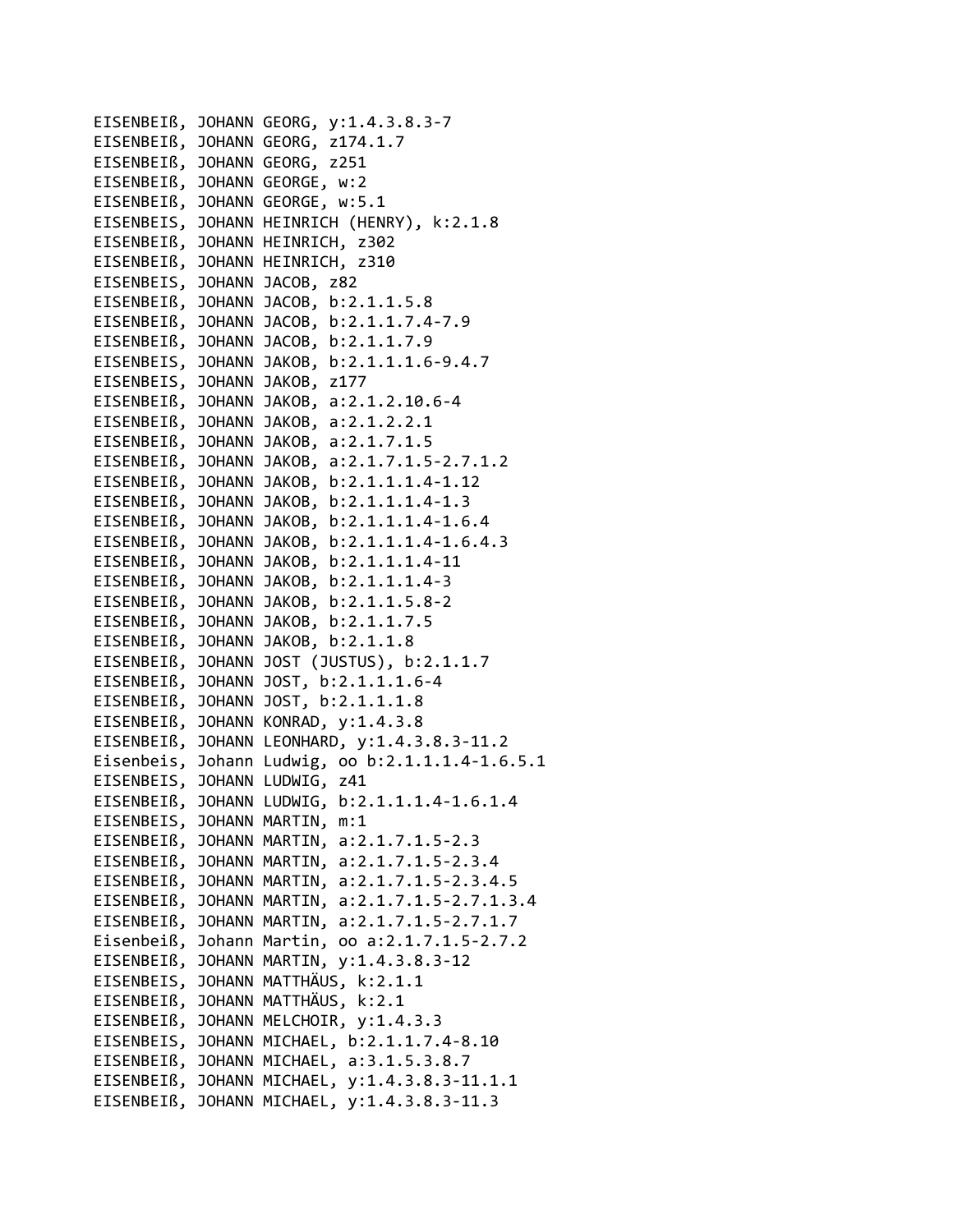EISENBEIß, JOHANN GEORG, y:1.4.3.8.3-7
EISENBEIß, JOHANN GEORG, z174.1.7
EISENBEIß, JOHANN GEORG, z251
EISENBEIß, JOHANN GEORGE, w:2
EISENBEIß, JOHANN GEORGE, w:5.1
EISENBEIS, JOHANN HEINRICH (HENRY), k:2.1.8
EISENBEIß, JOHANN HEINRICH, z302
EISENBEIß, JOHANN HEINRICH, z310
EISENBEIS, JOHANN JACOB, z82
EISENBEIß, JOHANN JACOB, b:2.1.1.5.8
EISENBEIß, JOHANN JACOB, b:2.1.1.7.4-7.9
EISENBEIß, JOHANN JACOB, b:2.1.1.7.9
EISENBEIS, JOHANN JAKOB, b:2.1.1.1.6-9.4.7
EISENBEIS, JOHANN JAKOB, z177
EISENBEIß, JOHANN JAKOB, a:2.1.2.10.6-4
EISENBEIß, JOHANN JAKOB, a:2.1.2.2.1
EISENBEIß, JOHANN JAKOB, a:2.1.7.1.5
EISENBEIß, JOHANN JAKOB, a:2.1.7.1.5-2.7.1.2
EISENBEIß, JOHANN JAKOB, b:2.1.1.1.4-1.12
EISENBEIß, JOHANN JAKOB, b:2.1.1.1.4-1.3
EISENBEIß, JOHANN JAKOB, b:2.1.1.1.4-1.6.4
EISENBEIß, JOHANN JAKOB, b:2.1.1.1.4-1.6.4.3
EISENBEIß, JOHANN JAKOB, b:2.1.1.1.4-11
EISENBEIß, JOHANN JAKOB, b:2.1.1.1.4-3
EISENBEIß, JOHANN JAKOB, b:2.1.1.5.8-2
EISENBEIß, JOHANN JAKOB, b:2.1.1.7.5
EISENBEIß, JOHANN JAKOB, b:2.1.1.8
EISENBEIß, JOHANN JOST (JUSTUS), b:2.1.1.7
EISENBEIß, JOHANN JOST, b:2.1.1.1.6-4
EISENBEIß, JOHANN JOST, b:2.1.1.1.8
EISENBEIß, JOHANN KONRAD, y:1.4.3.8
EISENBEIß, JOHANN LEONHARD, y:1.4.3.8.3-11.2
Eisenbeis, Johann Ludwig, oo b:2.1.1.1.4-1.6.5.1
EISENBEIS, JOHANN LUDWIG, z41
EISENBEIß, JOHANN LUDWIG, b:2.1.1.1.4-1.6.1.4
EISENBEIS, JOHANN MARTIN, m:1
EISENBEIß, JOHANN MARTIN, a:2.1.7.1.5-2.3
EISENBEIß, JOHANN MARTIN, a:2.1.7.1.5-2.3.4
EISENBEIß, JOHANN MARTIN, a:2.1.7.1.5-2.3.4.5
EISENBEIß, JOHANN MARTIN, a:2.1.7.1.5-2.7.1.3.4
EISENBEIß, JOHANN MARTIN, a:2.1.7.1.5-2.7.1.7
Eisenbeiß, Johann Martin, oo a:2.1.7.1.5-2.7.2
EISENBEIß, JOHANN MARTIN, y:1.4.3.8.3-12
EISENBEIS, JOHANN MATTHÄUS, k:2.1.1
EISENBEIß, JOHANN MATTHÄUS, k:2.1
EISENBEIß, JOHANN MELCHOIR, y:1.4.3.3
EISENBEIS, JOHANN MICHAEL, b:2.1.1.7.4-8.10
EISENBEIß, JOHANN MICHAEL, a:3.1.5.3.8.7
EISENBEIß, JOHANN MICHAEL, y:1.4.3.8.3-11.1.1
EISENBEIß, JOHANN MICHAEL, y:1.4.3.8.3-11.3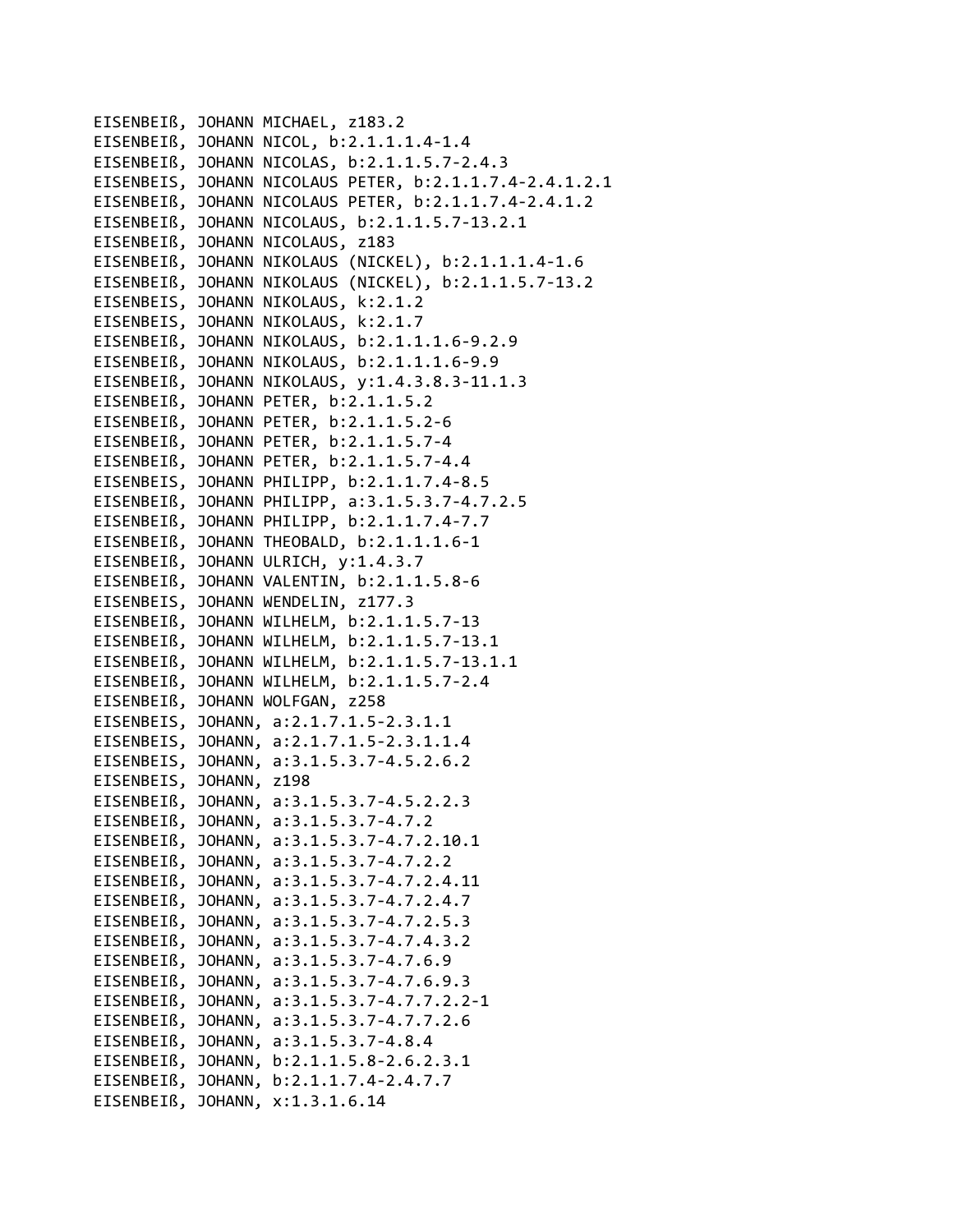EISENBEIß, JOHANN MICHAEL, z183.2
EISENBEIß, JOHANN NICOL, b:2.1.1.1.4-1.4
EISENBEIß, JOHANN NICOLAS, b:2.1.1.5.7-2.4.3
EISENBEIS, JOHANN NICOLAUS PETER, b:2.1.1.7.4-2.4.1.2.1
EISENBEIß, JOHANN NICOLAUS PETER, b:2.1.1.7.4-2.4.1.2
EISENBEIß, JOHANN NICOLAUS, b:2.1.1.5.7-13.2.1
EISENBEIß, JOHANN NICOLAUS, z183
EISENBEIß, JOHANN NIKOLAUS (NICKEL), b:2.1.1.1.4-1.6
EISENBEIß, JOHANN NIKOLAUS (NICKEL), b:2.1.1.5.7-13.2
EISENBEIS, JOHANN NIKOLAUS, k:2.1.2
EISENBEIS, JOHANN NIKOLAUS, k:2.1.7
EISENBEIß, JOHANN NIKOLAUS, b:2.1.1.1.6-9.2.9
EISENBEIß, JOHANN NIKOLAUS, b:2.1.1.1.6-9.9
EISENBEIß, JOHANN NIKOLAUS, y:1.4.3.8.3-11.1.3
EISENBEIß, JOHANN PETER, b:2.1.1.5.2
EISENBEIß, JOHANN PETER, b:2.1.1.5.2-6
EISENBEIß, JOHANN PETER, b:2.1.1.5.7-4
EISENBEIß, JOHANN PETER, b:2.1.1.5.7-4.4
EISENBEIS, JOHANN PHILIPP, b:2.1.1.7.4-8.5
EISENBEIß, JOHANN PHILIPP, a:3.1.5.3.7-4.7.2.5
EISENBEIß, JOHANN PHILIPP, b:2.1.1.7.4-7.7
EISENBEIß, JOHANN THEOBALD, b:2.1.1.1.6-1
EISENBEIß, JOHANN ULRICH, y:1.4.3.7
EISENBEIß, JOHANN VALENTIN, b:2.1.1.5.8-6
EISENBEIS, JOHANN WENDELIN, z177.3
EISENBEIß, JOHANN WILHELM, b:2.1.1.5.7-13
EISENBEIß, JOHANN WILHELM, b:2.1.1.5.7-13.1
EISENBEIß, JOHANN WILHELM, b:2.1.1.5.7-13.1.1
EISENBEIß, JOHANN WILHELM, b:2.1.1.5.7-2.4
EISENBEIß, JOHANN WOLFGAN, z258
EISENBEIS, JOHANN, a:2.1.7.1.5-2.3.1.1
EISENBEIS, JOHANN, a:2.1.7.1.5-2.3.1.1.4
EISENBEIS, JOHANN, a:3.1.5.3.7-4.5.2.6.2
EISENBEIS, JOHANN, z198
EISENBEIß, JOHANN, a:3.1.5.3.7-4.5.2.2.3
EISENBEIß, JOHANN, a:3.1.5.3.7-4.7.2
EISENBEIß, JOHANN, a:3.1.5.3.7-4.7.2.10.1
EISENBEIß, JOHANN, a:3.1.5.3.7-4.7.2.2
EISENBEIß, JOHANN, a:3.1.5.3.7-4.7.2.4.11
EISENBEIß, JOHANN, a:3.1.5.3.7-4.7.2.4.7
EISENBEIß, JOHANN, a:3.1.5.3.7-4.7.2.5.3
EISENBEIß, JOHANN, a:3.1.5.3.7-4.7.4.3.2
EISENBEIß, JOHANN, a:3.1.5.3.7-4.7.6.9
EISENBEIß, JOHANN, a:3.1.5.3.7-4.7.6.9.3
EISENBEIß, JOHANN, a:3.1.5.3.7-4.7.7.2.2-1
EISENBEIß, JOHANN, a:3.1.5.3.7-4.7.7.2.6
EISENBEIß, JOHANN, a:3.1.5.3.7-4.8.4
EISENBEIß, JOHANN, b:2.1.1.5.8-2.6.2.3.1
EISENBEIß, JOHANN, b:2.1.1.7.4-2.4.7.7
EISENBEIß, JOHANN, x:1.3.1.6.14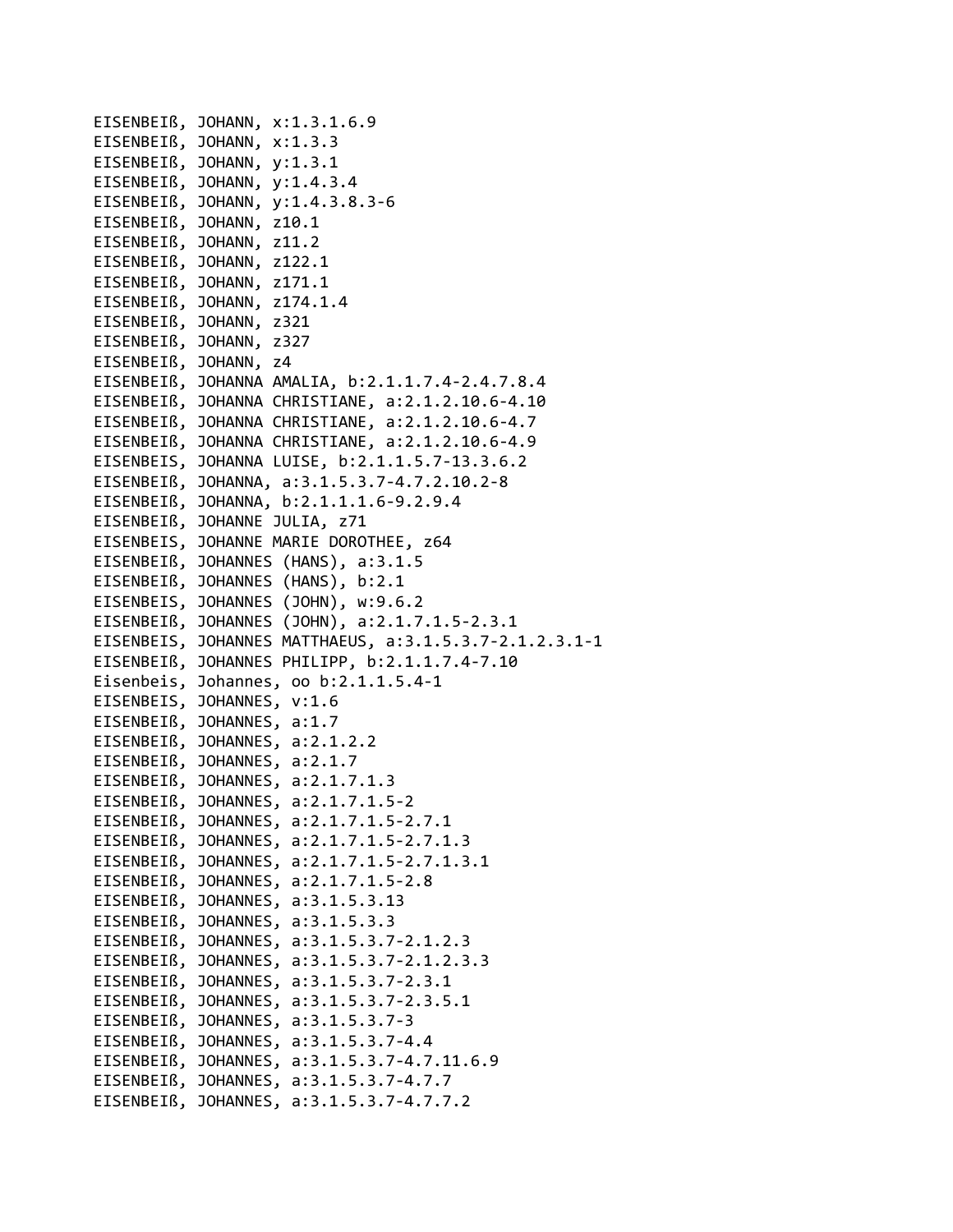EISENBEIß, JOHANN, x:1.3.1.6.9
EISENBEIß, JOHANN, x:1.3.3
EISENBEIß, JOHANN, y:1.3.1
EISENBEIß, JOHANN, y:1.4.3.4
EISENBEIß, JOHANN, y:1.4.3.8.3-6
EISENBEIß, JOHANN, z10.1
EISENBEIß, JOHANN, z11.2
EISENBEIß, JOHANN, z122.1
EISENBEIß, JOHANN, z171.1
EISENBEIß, JOHANN, z174.1.4
EISENBEIß, JOHANN, z321
EISENBEIß, JOHANN, z327
EISENBEIß, JOHANN, z4
EISENBEIß, JOHANNA AMALIA, b:2.1.1.7.4-2.4.7.8.4
EISENBEIß, JOHANNA CHRISTIANE, a:2.1.2.10.6-4.10
EISENBEIß, JOHANNA CHRISTIANE, a:2.1.2.10.6-4.7
EISENBEIß, JOHANNA CHRISTIANE, a:2.1.2.10.6-4.9
EISENBEIS, JOHANNA LUISE, b:2.1.1.5.7-13.3.6.2
EISENBEIß, JOHANNA, a:3.1.5.3.7-4.7.2.10.2-8
EISENBEIß, JOHANNA, b:2.1.1.1.6-9.2.9.4
EISENBEIß, JOHANNE JULIA, z71
EISENBEIS, JOHANNE MARIE DOROTHEE, z64
EISENBEIß, JOHANNES (HANS), a:3.1.5
EISENBEIß, JOHANNES (HANS), b:2.1
EISENBEIS, JOHANNES (JOHN), w:9.6.2
EISENBEIß, JOHANNES (JOHN), a:2.1.7.1.5-2.3.1
EISENBEIS, JOHANNES MATTHAEUS, a:3.1.5.3.7-2.1.2.3.1-1
EISENBEIß, JOHANNES PHILIPP, b:2.1.1.7.4-7.10
Eisenbeis, Johannes, oo b:2.1.1.5.4-1
EISENBEIS, JOHANNES, v:1.6
EISENBEIß, JOHANNES, a:1.7
EISENBEIß, JOHANNES, a:2.1.2.2
EISENBEIß, JOHANNES, a:2.1.7
EISENBEIß, JOHANNES, a:2.1.7.1.3
EISENBEIß, JOHANNES, a:2.1.7.1.5-2
EISENBEIß, JOHANNES, a:2.1.7.1.5-2.7.1
EISENBEIß, JOHANNES, a:2.1.7.1.5-2.7.1.3
EISENBEIß, JOHANNES, a:2.1.7.1.5-2.7.1.3.1
EISENBEIß, JOHANNES, a:2.1.7.1.5-2.8
EISENBEIß, JOHANNES, a:3.1.5.3.13
EISENBEIß, JOHANNES, a:3.1.5.3.3
EISENBEIß, JOHANNES, a:3.1.5.3.7-2.1.2.3
EISENBEIß, JOHANNES, a:3.1.5.3.7-2.1.2.3.3
EISENBEIß, JOHANNES, a:3.1.5.3.7-2.3.1
EISENBEIß, JOHANNES, a:3.1.5.3.7-2.3.5.1
EISENBEIß, JOHANNES, a:3.1.5.3.7-3
EISENBEIß, JOHANNES, a:3.1.5.3.7-4.4
EISENBEIß, JOHANNES, a:3.1.5.3.7-4.7.11.6.9
EISENBEIß, JOHANNES, a:3.1.5.3.7-4.7.7
EISENBEIß, JOHANNES, a:3.1.5.3.7-4.7.7.2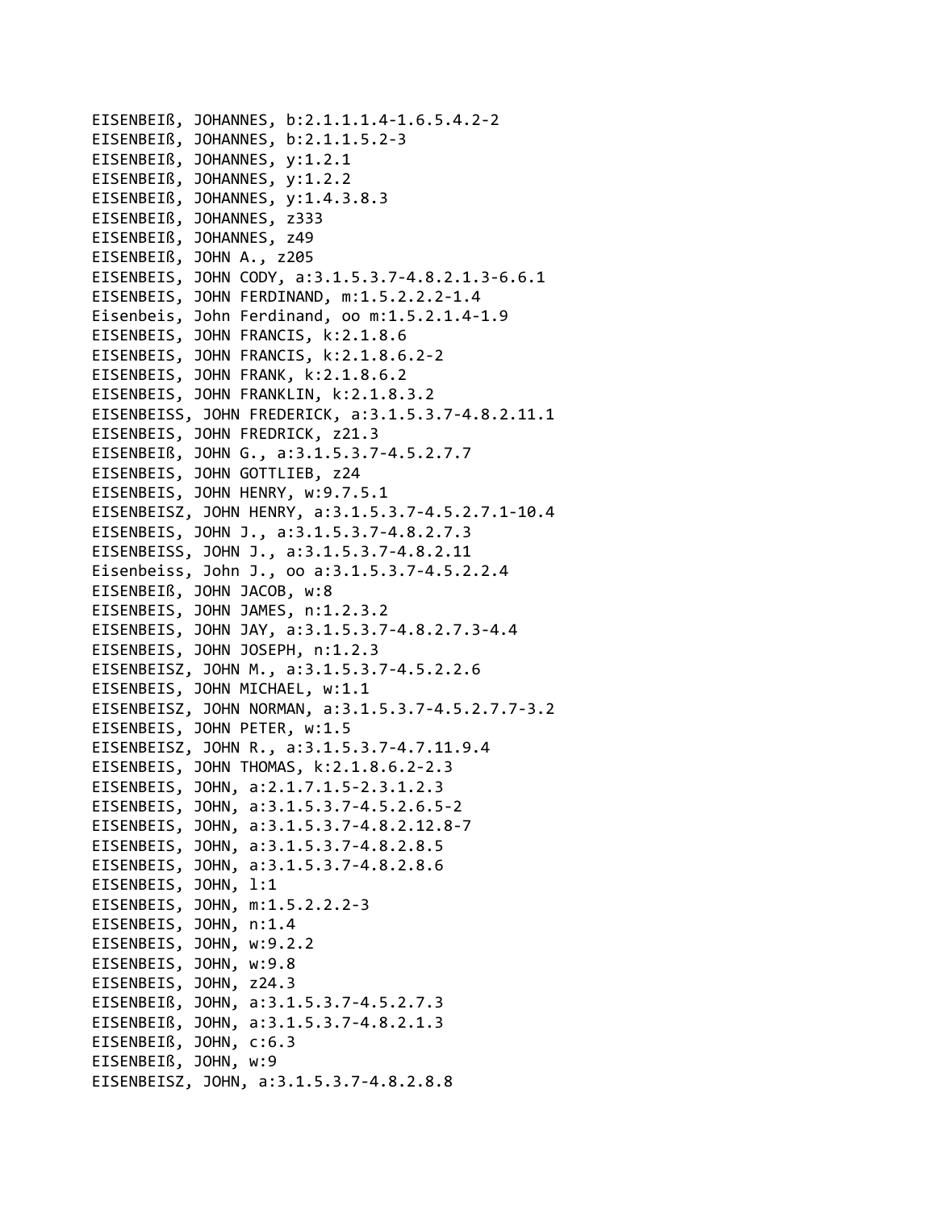EISENBEIß, JOHANNES, b:2.1.1.1.4-1.6.5.4.2-2
EISENBEIß, JOHANNES, b:2.1.1.5.2-3
EISENBEIß, JOHANNES, y:1.2.1
EISENBEIß, JOHANNES, y:1.2.2
EISENBEIß, JOHANNES, y:1.4.3.8.3
EISENBEIß, JOHANNES, z333
EISENBEIß, JOHANNES, z49
EISENBEIß, JOHN A., z205
EISENBEIS, JOHN CODY, a:3.1.5.3.7-4.8.2.1.3-6.6.1
EISENBEIS, JOHN FERDINAND, m:1.5.2.2.2-1.4
Eisenbeis, John Ferdinand, oo m:1.5.2.1.4-1.9
EISENBEIS, JOHN FRANCIS, k:2.1.8.6
EISENBEIS, JOHN FRANCIS, k:2.1.8.6.2-2
EISENBEIS, JOHN FRANK, k:2.1.8.6.2
EISENBEIS, JOHN FRANKLIN, k:2.1.8.3.2
EISENBEISS, JOHN FREDERICK, a:3.1.5.3.7-4.8.2.11.1
EISENBEIS, JOHN FREDRICK, z21.3
EISENBEIß, JOHN G., a:3.1.5.3.7-4.5.2.7.7
EISENBEIS, JOHN GOTTLIEB, z24
EISENBEIS, JOHN HENRY, w:9.7.5.1
EISENBEISZ, JOHN HENRY, a:3.1.5.3.7-4.5.2.7.1-10.4
EISENBEIS, JOHN J., a:3.1.5.3.7-4.8.2.7.3
EISENBEISS, JOHN J., a:3.1.5.3.7-4.8.2.11
Eisenbeiss, John J., oo a:3.1.5.3.7-4.5.2.2.4
EISENBEIß, JOHN JACOB, w:8
EISENBEIS, JOHN JAMES, n:1.2.3.2
EISENBEIS, JOHN JAY, a:3.1.5.3.7-4.8.2.7.3-4.4
EISENBEIS, JOHN JOSEPH, n:1.2.3
EISENBEISZ, JOHN M., a:3.1.5.3.7-4.5.2.2.6
EISENBEIS, JOHN MICHAEL, w:1.1
EISENBEISZ, JOHN NORMAN, a:3.1.5.3.7-4.5.2.7.7-3.2
EISENBEIS, JOHN PETER, w:1.5
EISENBEISZ, JOHN R., a:3.1.5.3.7-4.7.11.9.4
EISENBEIS, JOHN THOMAS, k:2.1.8.6.2-2.3
EISENBEIS, JOHN, a:2.1.7.1.5-2.3.1.2.3
EISENBEIS, JOHN, a:3.1.5.3.7-4.5.2.6.5-2
EISENBEIS, JOHN, a:3.1.5.3.7-4.8.2.12.8-7
EISENBEIS, JOHN, a:3.1.5.3.7-4.8.2.8.5
EISENBEIS, JOHN, a:3.1.5.3.7-4.8.2.8.6
EISENBEIS, JOHN, l:1
EISENBEIS, JOHN, m:1.5.2.2.2-3
EISENBEIS, JOHN, n:1.4
EISENBEIS, JOHN, w:9.2.2
EISENBEIS, JOHN, w:9.8
EISENBEIS, JOHN, z24.3
EISENBEIß, JOHN, a:3.1.5.3.7-4.5.2.7.3
EISENBEIß, JOHN, a:3.1.5.3.7-4.8.2.1.3
EISENBEIß, JOHN, c:6.3
EISENBEIß, JOHN, w:9
EISENBEISZ, JOHN, a:3.1.5.3.7-4.8.2.8.8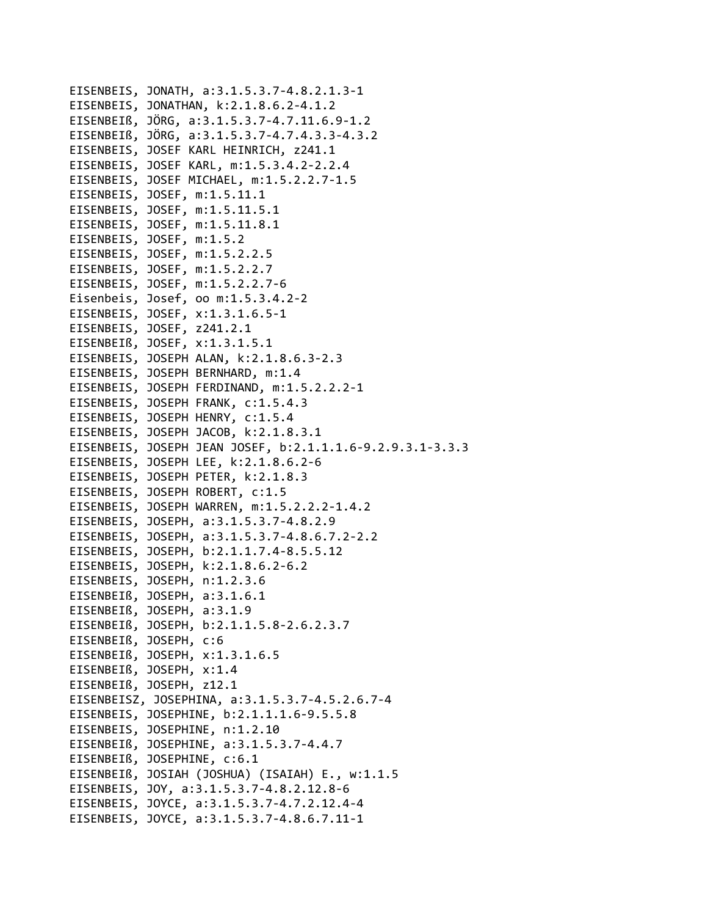EISENBEIS, JONATH, a:3.1.5.3.7-4.8.2.1.3-1
EISENBEIS, JONATHAN, k:2.1.8.6.2-4.1.2
EISENBEIß, JÖRG, a:3.1.5.3.7-4.7.11.6.9-1.2
EISENBEIß, JÖRG, a:3.1.5.3.7-4.7.4.3.3-4.3.2
EISENBEIS, JOSEF KARL HEINRICH, z241.1
EISENBEIS, JOSEF KARL, m:1.5.3.4.2-2.2.4
EISENBEIS, JOSEF MICHAEL, m:1.5.2.2.7-1.5
EISENBEIS, JOSEF, m:1.5.11.1
EISENBEIS, JOSEF, m:1.5.11.5.1
EISENBEIS, JOSEF, m:1.5.11.8.1
EISENBEIS, JOSEF, m:1.5.2
EISENBEIS, JOSEF, m:1.5.2.2.5
EISENBEIS, JOSEF, m:1.5.2.2.7
EISENBEIS, JOSEF, m:1.5.2.2.7-6
Eisenbeis, Josef, oo m:1.5.3.4.2-2
EISENBEIS, JOSEF, x:1.3.1.6.5-1
EISENBEIS, JOSEF, z241.2.1
EISENBEIß, JOSEF, x:1.3.1.5.1
EISENBEIS, JOSEPH ALAN, k:2.1.8.6.3-2.3
EISENBEIS, JOSEPH BERNHARD, m:1.4
EISENBEIS, JOSEPH FERDINAND, m:1.5.2.2.2-1
EISENBEIS, JOSEPH FRANK, c:1.5.4.3
EISENBEIS, JOSEPH HENRY, c:1.5.4
EISENBEIS, JOSEPH JACOB, k:2.1.8.3.1
EISENBEIS, JOSEPH JEAN JOSEF, b:2.1.1.1.6-9.2.9.3.1-3.3.3
EISENBEIS, JOSEPH LEE, k:2.1.8.6.2-6
EISENBEIS, JOSEPH PETER, k:2.1.8.3
EISENBEIS, JOSEPH ROBERT, c:1.5
EISENBEIS, JOSEPH WARREN, m:1.5.2.2.2-1.4.2
EISENBEIS, JOSEPH, a:3.1.5.3.7-4.8.2.9
EISENBEIS, JOSEPH, a:3.1.5.3.7-4.8.6.7.2-2.2
EISENBEIS, JOSEPH, b:2.1.1.7.4-8.5.5.12
EISENBEIS, JOSEPH, k:2.1.8.6.2-6.2
EISENBEIS, JOSEPH, n:1.2.3.6
EISENBEIß, JOSEPH, a:3.1.6.1
EISENBEIß, JOSEPH, a:3.1.9
EISENBEIß, JOSEPH, b:2.1.1.5.8-2.6.2.3.7
EISENBEIß, JOSEPH, c:6
EISENBEIß, JOSEPH, x:1.3.1.6.5
EISENBEIß, JOSEPH, x:1.4
EISENBEIß, JOSEPH, z12.1
EISENBEISZ, JOSEPHINA, a:3.1.5.3.7-4.5.2.6.7-4
EISENBEIS, JOSEPHINE, b:2.1.1.1.6-9.5.5.8
EISENBEIS, JOSEPHINE, n:1.2.10
EISENBEIß, JOSEPHINE, a:3.1.5.3.7-4.4.7
EISENBEIß, JOSEPHINE, c:6.1
EISENBEIß, JOSIAH (JOSHUA) (ISAIAH) E., w:1.1.5
EISENBEIS, JOY, a:3.1.5.3.7-4.8.2.12.8-6
EISENBEIS, JOYCE, a:3.1.5.3.7-4.7.2.12.4-4
EISENBEIS, JOYCE, a:3.1.5.3.7-4.8.6.7.11-1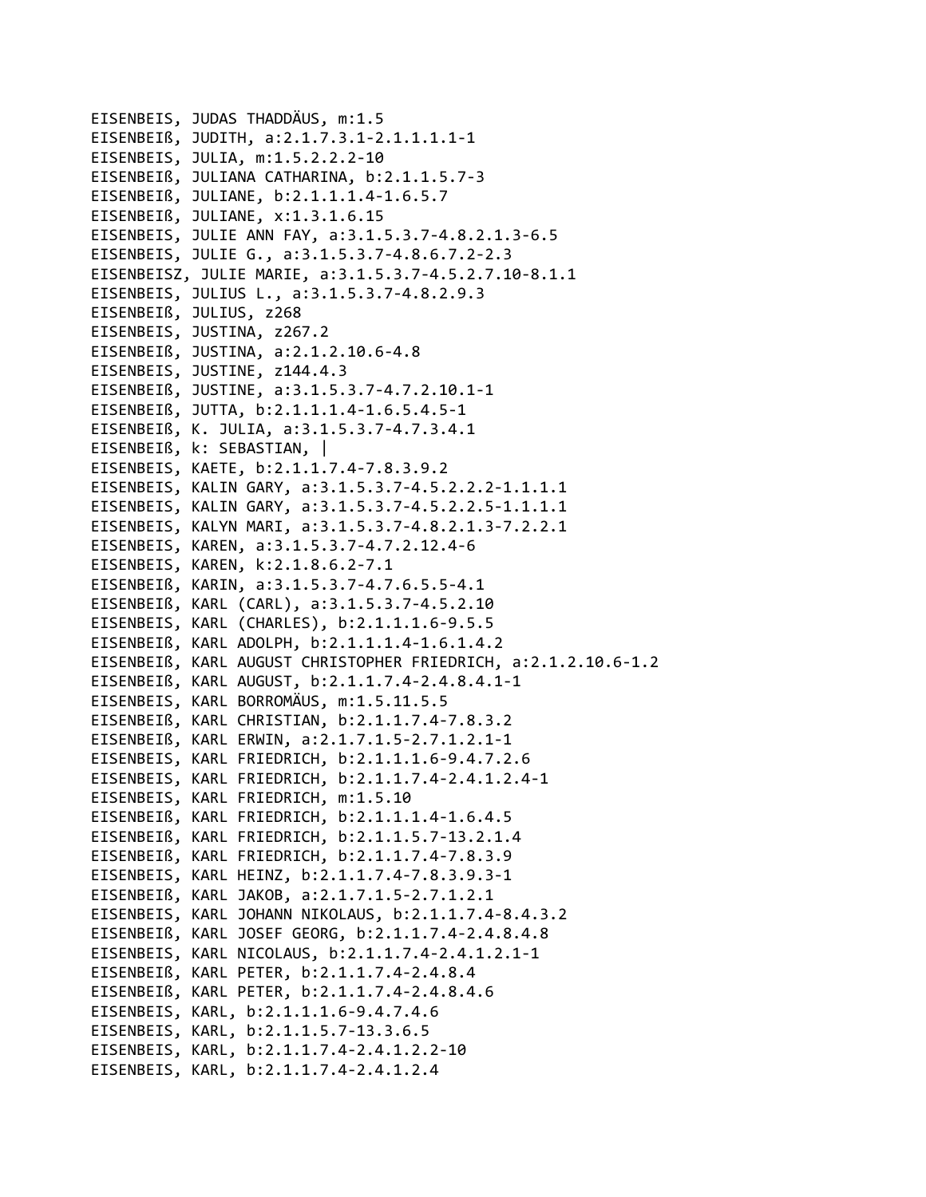EISENBEIS, JUDAS THADDÄUS, m:1.5
EISENBEIß, JUDITH, a:2.1.7.3.1-2.1.1.1.1-1
EISENBEIS, JULIA, m:1.5.2.2.2-10
EISENBEIß, JULIANA CATHARINA, b:2.1.1.5.7-3
EISENBEIß, JULIANE, b:2.1.1.1.4-1.6.5.7
EISENBEIß, JULIANE, x:1.3.1.6.15
EISENBEIS, JULIE ANN FAY, a:3.1.5.3.7-4.8.2.1.3-6.5
EISENBEIS, JULIE G., a:3.1.5.3.7-4.8.6.7.2-2.3
EISENBEISZ, JULIE MARIE, a:3.1.5.3.7-4.5.2.7.10-8.1.1
EISENBEIS, JULIUS L., a:3.1.5.3.7-4.8.2.9.3
EISENBEIß, JULIUS, z268
EISENBEIS, JUSTINA, z267.2
EISENBEIß, JUSTINA, a:2.1.2.10.6-4.8
EISENBEIS, JUSTINE, z144.4.3
EISENBEIß, JUSTINE, a:3.1.5.3.7-4.7.2.10.1-1
EISENBEIß, JUTTA, b:2.1.1.1.4-1.6.5.4.5-1
EISENBEIß, K. JULIA, a:3.1.5.3.7-4.7.3.4.1
EISENBEIß, k: SEBASTIAN, |
EISENBEIS, KAETE, b:2.1.1.7.4-7.8.3.9.2
EISENBEIS, KALIN GARY, a:3.1.5.3.7-4.5.2.2.2-1.1.1.1
EISENBEIS, KALIN GARY, a:3.1.5.3.7-4.5.2.2.5-1.1.1.1
EISENBEIS, KALYN MARI, a:3.1.5.3.7-4.8.2.1.3-7.2.2.1
EISENBEIS, KAREN, a:3.1.5.3.7-4.7.2.12.4-6
EISENBEIS, KAREN, k:2.1.8.6.2-7.1
EISENBEIß, KARIN, a:3.1.5.3.7-4.7.6.5.5-4.1
EISENBEIß, KARL (CARL), a:3.1.5.3.7-4.5.2.10
EISENBEIS, KARL (CHARLES), b:2.1.1.1.6-9.5.5
EISENBEIß, KARL ADOLPH, b:2.1.1.1.4-1.6.1.4.2
EISENBEIß, KARL AUGUST CHRISTOPHER FRIEDRICH, a:2.1.2.10.6-1.2
EISENBEIß, KARL AUGUST, b:2.1.1.7.4-2.4.8.4.1-1
EISENBEIS, KARL BORROMÄUS, m:1.5.11.5.5
EISENBEIß, KARL CHRISTIAN, b:2.1.1.7.4-7.8.3.2
EISENBEIß, KARL ERWIN, a:2.1.7.1.5-2.7.1.2.1-1
EISENBEIS, KARL FRIEDRICH, b:2.1.1.1.6-9.4.7.2.6
EISENBEIS, KARL FRIEDRICH, b:2.1.1.7.4-2.4.1.2.4-1
EISENBEIS, KARL FRIEDRICH, m:1.5.10
EISENBEIß, KARL FRIEDRICH, b:2.1.1.1.4-1.6.4.5
EISENBEIß, KARL FRIEDRICH, b:2.1.1.5.7-13.2.1.4
EISENBEIß, KARL FRIEDRICH, b:2.1.1.7.4-7.8.3.9
EISENBEIS, KARL HEINZ, b:2.1.1.7.4-7.8.3.9.3-1
EISENBEIß, KARL JAKOB, a:2.1.7.1.5-2.7.1.2.1
EISENBEIS, KARL JOHANN NIKOLAUS, b:2.1.1.7.4-8.4.3.2
EISENBEIß, KARL JOSEF GEORG, b:2.1.1.7.4-2.4.8.4.8
EISENBEIS, KARL NICOLAUS, b:2.1.1.7.4-2.4.1.2.1-1
EISENBEIß, KARL PETER, b:2.1.1.7.4-2.4.8.4
EISENBEIß, KARL PETER, b:2.1.1.7.4-2.4.8.4.6
EISENBEIS, KARL, b:2.1.1.1.6-9.4.7.4.6
EISENBEIS, KARL, b:2.1.1.5.7-13.3.6.5
EISENBEIS, KARL, b:2.1.1.7.4-2.4.1.2.2-10
EISENBEIS, KARL, b:2.1.1.7.4-2.4.1.2.4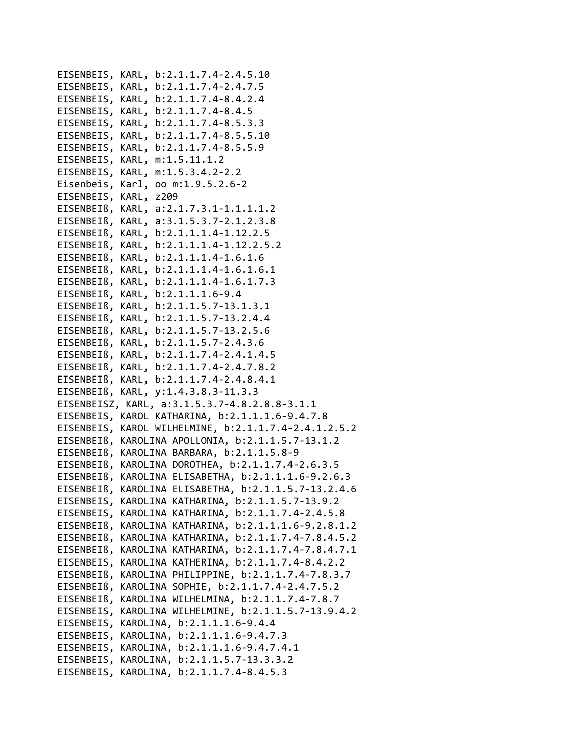EISENBEIS, KARL, b:2.1.1.7.4-2.4.5.10
EISENBEIS, KARL, b:2.1.1.7.4-2.4.7.5
EISENBEIS, KARL, b:2.1.1.7.4-8.4.2.4
EISENBEIS, KARL, b:2.1.1.7.4-8.4.5
EISENBEIS, KARL, b:2.1.1.7.4-8.5.3.3
EISENBEIS, KARL, b:2.1.1.7.4-8.5.5.10
EISENBEIS, KARL, b:2.1.1.7.4-8.5.5.9
EISENBEIS, KARL, m:1.5.11.1.2
EISENBEIS, KARL, m:1.5.3.4.2-2.2
Eisenbeis, Karl, oo m:1.9.5.2.6-2
EISENBEIS, KARL, z209
EISENBEIß, KARL, a:2.1.7.3.1-1.1.1.1.2
EISENBEIß, KARL, a:3.1.5.3.7-2.1.2.3.8
EISENBEIß, KARL, b:2.1.1.1.4-1.12.2.5
EISENBEIß, KARL, b:2.1.1.1.4-1.12.2.5.2
EISENBEIß, KARL, b:2.1.1.1.4-1.6.1.6
EISENBEIß, KARL, b:2.1.1.1.4-1.6.1.6.1
EISENBEIß, KARL, b:2.1.1.1.4-1.6.1.7.3
EISENBEIß, KARL, b:2.1.1.1.6-9.4
EISENBEIß, KARL, b:2.1.1.5.7-13.1.3.1
EISENBEIß, KARL, b:2.1.1.5.7-13.2.4.4
EISENBEIß, KARL, b:2.1.1.5.7-13.2.5.6
EISENBEIß, KARL, b:2.1.1.5.7-2.4.3.6
EISENBEIß, KARL, b:2.1.1.7.4-2.4.1.4.5
EISENBEIß, KARL, b:2.1.1.7.4-2.4.7.8.2
EISENBEIß, KARL, b:2.1.1.7.4-2.4.8.4.1
EISENBEIß, KARL, y:1.4.3.8.3-11.3.3
EISENBEISZ, KARL, a:3.1.5.3.7-4.8.2.8.8-3.1.1
EISENBEIS, KAROL KATHARINA, b:2.1.1.1.6-9.4.7.8
EISENBEIS, KAROL WILHELMINE, b:2.1.1.7.4-2.4.1.2.5.2
EISENBEIß, KAROLINA APOLLONIA, b:2.1.1.5.7-13.1.2
EISENBEIß, KAROLINA BARBARA, b:2.1.1.5.8-9
EISENBEIß, KAROLINA DOROTHEA, b:2.1.1.7.4-2.6.3.5
EISENBEIß, KAROLINA ELISABETHA, b:2.1.1.1.6-9.2.6.3
EISENBEIß, KAROLINA ELISABETHA, b:2.1.1.5.7-13.2.4.6
EISENBEIS, KAROLINA KATHARINA, b:2.1.1.5.7-13.9.2
EISENBEIS, KAROLINA KATHARINA, b:2.1.1.7.4-2.4.5.8
EISENBEIß, KAROLINA KATHARINA, b:2.1.1.1.6-9.2.8.1.2
EISENBEIß, KAROLINA KATHARINA, b:2.1.1.7.4-7.8.4.5.2
EISENBEIß, KAROLINA KATHARINA, b:2.1.1.7.4-7.8.4.7.1
EISENBEIS, KAROLINA KATHERINA, b:2.1.1.7.4-8.4.2.2
EISENBEIß, KAROLINA PHILIPPINE, b:2.1.1.7.4-7.8.3.7
EISENBEIß, KAROLINA SOPHIE, b:2.1.1.7.4-2.4.7.5.2
EISENBEIß, KAROLINA WILHELMINA, b:2.1.1.7.4-7.8.7
EISENBEIS, KAROLINA WILHELMINE, b:2.1.1.5.7-13.9.4.2
EISENBEIS, KAROLINA, b:2.1.1.1.6-9.4.4
EISENBEIS, KAROLINA, b:2.1.1.1.6-9.4.7.3
EISENBEIS, KAROLINA, b:2.1.1.1.6-9.4.7.4.1
EISENBEIS, KAROLINA, b:2.1.1.5.7-13.3.3.2
EISENBEIS, KAROLINA, b:2.1.1.7.4-8.4.5.3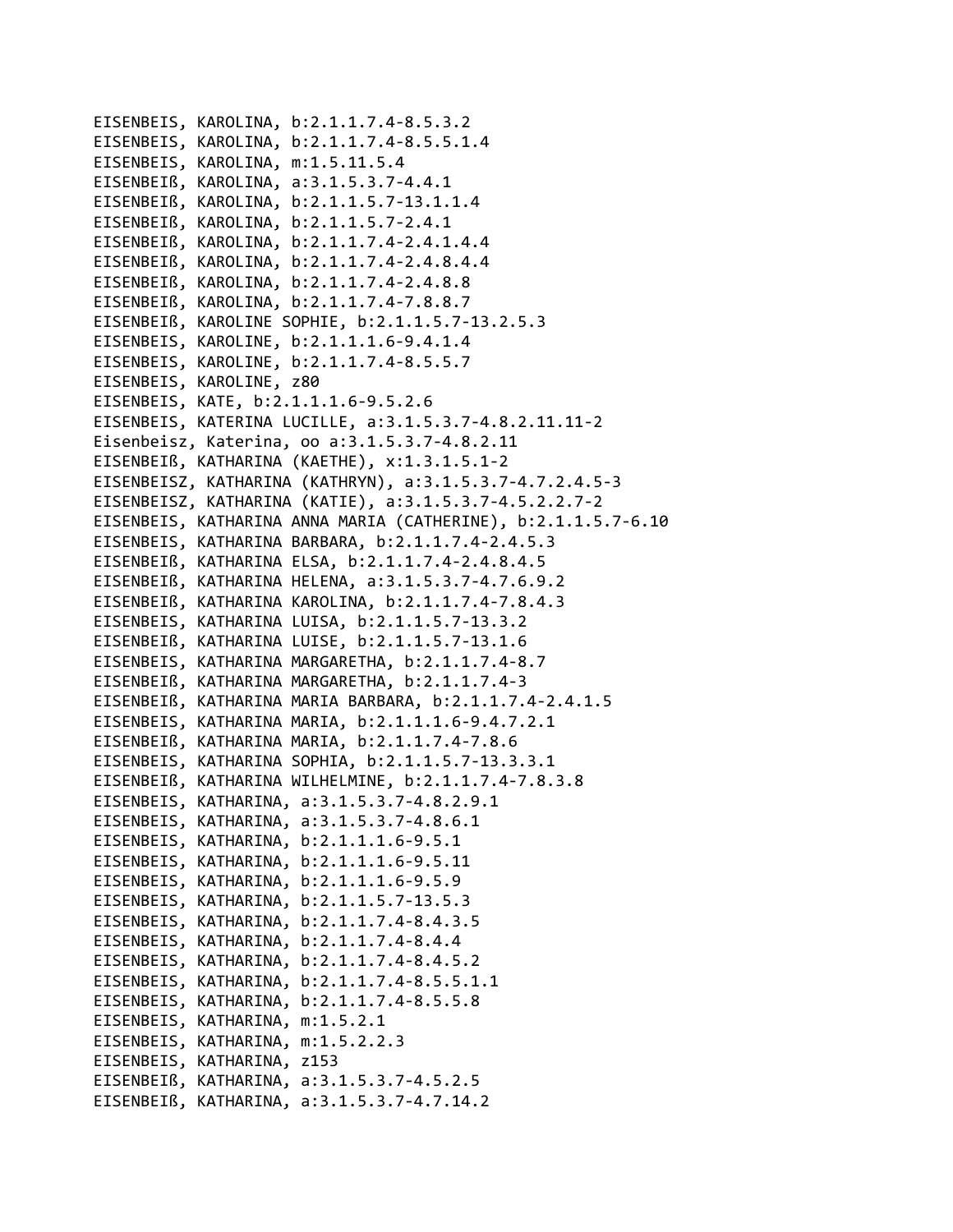EISENBEIS, KAROLINA, b:2.1.1.7.4-8.5.3.2
EISENBEIS, KAROLINA, b:2.1.1.7.4-8.5.5.1.4
EISENBEIS, KAROLINA, m:1.5.11.5.4
EISENBEIß, KAROLINA, a:3.1.5.3.7-4.4.1
EISENBEIß, KAROLINA, b:2.1.1.5.7-13.1.1.4
EISENBEIß, KAROLINA, b:2.1.1.5.7-2.4.1
EISENBEIß, KAROLINA, b:2.1.1.7.4-2.4.1.4.4
EISENBEIß, KAROLINA, b:2.1.1.7.4-2.4.8.4.4
EISENBEIß, KAROLINA, b:2.1.1.7.4-2.4.8.8
EISENBEIß, KAROLINA, b:2.1.1.7.4-7.8.8.7
EISENBEIß, KAROLINE SOPHIE, b:2.1.1.5.7-13.2.5.3
EISENBEIS, KAROLINE, b:2.1.1.1.6-9.4.1.4
EISENBEIS, KAROLINE, b:2.1.1.7.4-8.5.5.7
EISENBEIS, KAROLINE, z80
EISENBEIS, KATE, b:2.1.1.1.6-9.5.2.6
EISENBEIS, KATERINA LUCILLE, a:3.1.5.3.7-4.8.2.11.11-2
Eisenbeisz, Katerina, oo a:3.1.5.3.7-4.8.2.11
EISENBEIß, KATHARINA (KAETHE), x:1.3.1.5.1-2
EISENBEISZ, KATHARINA (KATHRYN), a:3.1.5.3.7-4.7.2.4.5-3
EISENBEISZ, KATHARINA (KATIE), a:3.1.5.3.7-4.5.2.2.7-2
EISENBEIS, KATHARINA ANNA MARIA (CATHERINE), b:2.1.1.5.7-6.10
EISENBEIS, KATHARINA BARBARA, b:2.1.1.7.4-2.4.5.3
EISENBEIß, KATHARINA ELSA, b:2.1.1.7.4-2.4.8.4.5
EISENBEIß, KATHARINA HELENA, a:3.1.5.3.7-4.7.6.9.2
EISENBEIß, KATHARINA KAROLINA, b:2.1.1.7.4-7.8.4.3
EISENBEIS, KATHARINA LUISA, b:2.1.1.5.7-13.3.2
EISENBEIß, KATHARINA LUISE, b:2.1.1.5.7-13.1.6
EISENBEIS, KATHARINA MARGARETHA, b:2.1.1.7.4-8.7
EISENBEIß, KATHARINA MARGARETHA, b:2.1.1.7.4-3
EISENBEIß, KATHARINA MARIA BARBARA, b:2.1.1.7.4-2.4.1.5
EISENBEIS, KATHARINA MARIA, b:2.1.1.1.6-9.4.7.2.1
EISENBEIß, KATHARINA MARIA, b:2.1.1.7.4-7.8.6
EISENBEIS, KATHARINA SOPHIA, b:2.1.1.5.7-13.3.3.1
EISENBEIß, KATHARINA WILHELMINE, b:2.1.1.7.4-7.8.3.8
EISENBEIS, KATHARINA, a:3.1.5.3.7-4.8.2.9.1
EISENBEIS, KATHARINA, a:3.1.5.3.7-4.8.6.1
EISENBEIS, KATHARINA, b:2.1.1.1.6-9.5.1
EISENBEIS, KATHARINA, b:2.1.1.1.6-9.5.11
EISENBEIS, KATHARINA, b:2.1.1.1.6-9.5.9
EISENBEIS, KATHARINA, b:2.1.1.5.7-13.5.3
EISENBEIS, KATHARINA, b:2.1.1.7.4-8.4.3.5
EISENBEIS, KATHARINA, b:2.1.1.7.4-8.4.4
EISENBEIS, KATHARINA, b:2.1.1.7.4-8.4.5.2
EISENBEIS, KATHARINA, b:2.1.1.7.4-8.5.5.1.1
EISENBEIS, KATHARINA, b:2.1.1.7.4-8.5.5.8
EISENBEIS, KATHARINA, m:1.5.2.1
EISENBEIS, KATHARINA, m:1.5.2.2.3
EISENBEIS, KATHARINA, z153
EISENBEIß, KATHARINA, a:3.1.5.3.7-4.5.2.5
EISENBEIß, KATHARINA, a:3.1.5.3.7-4.7.14.2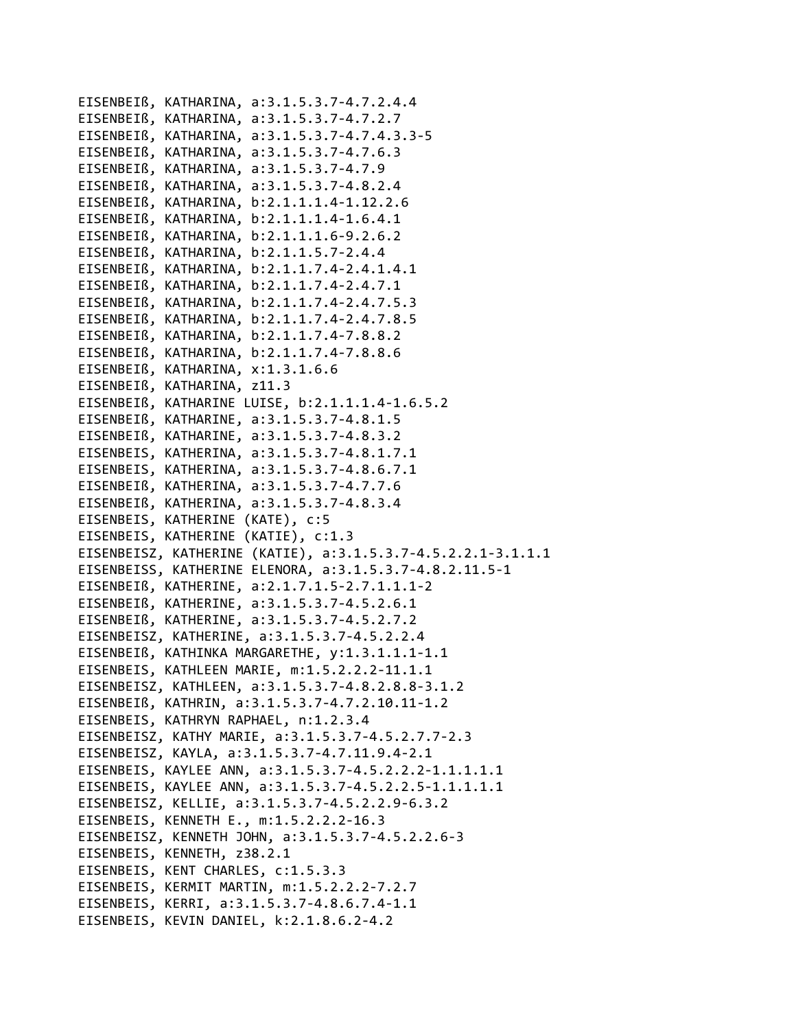EISENBEIß, KATHARINA, a:3.1.5.3.7-4.7.2.4.4
EISENBEIß, KATHARINA, a:3.1.5.3.7-4.7.2.7
EISENBEIß, KATHARINA, a:3.1.5.3.7-4.7.4.3.3-5
EISENBEIß, KATHARINA, a:3.1.5.3.7-4.7.6.3
EISENBEIß, KATHARINA, a:3.1.5.3.7-4.7.9
EISENBEIß, KATHARINA, a:3.1.5.3.7-4.8.2.4
EISENBEIß, KATHARINA, b:2.1.1.1.4-1.12.2.6
EISENBEIß, KATHARINA, b:2.1.1.1.4-1.6.4.1
EISENBEIß, KATHARINA, b:2.1.1.1.6-9.2.6.2
EISENBEIß, KATHARINA, b:2.1.1.5.7-2.4.4
EISENBEIß, KATHARINA, b:2.1.1.7.4-2.4.1.4.1
EISENBEIß, KATHARINA, b:2.1.1.7.4-2.4.7.1
EISENBEIß, KATHARINA, b:2.1.1.7.4-2.4.7.5.3
EISENBEIß, KATHARINA, b:2.1.1.7.4-2.4.7.8.5
EISENBEIß, KATHARINA, b:2.1.1.7.4-7.8.8.2
EISENBEIß, KATHARINA, b:2.1.1.7.4-7.8.8.6
EISENBEIß, KATHARINA, x:1.3.1.6.6
EISENBEIß, KATHARINA, z11.3
EISENBEIß, KATHARINE LUISE, b:2.1.1.1.4-1.6.5.2
EISENBEIß, KATHARINE, a:3.1.5.3.7-4.8.1.5
EISENBEIß, KATHARINE, a:3.1.5.3.7-4.8.3.2
EISENBEIS, KATHERINA, a:3.1.5.3.7-4.8.1.7.1
EISENBEIS, KATHERINA, a:3.1.5.3.7-4.8.6.7.1
EISENBEIß, KATHERINA, a:3.1.5.3.7-4.7.7.6
EISENBEIß, KATHERINA, a:3.1.5.3.7-4.8.3.4
EISENBEIS, KATHERINE (KATE), c:5
EISENBEIS, KATHERINE (KATIE), c:1.3
EISENBEISZ, KATHERINE (KATIE), a:3.1.5.3.7-4.5.2.2.1-3.1.1.1
EISENBEISS, KATHERINE ELENORA, a:3.1.5.3.7-4.8.2.11.5-1
EISENBEIß, KATHERINE, a:2.1.7.1.5-2.7.1.1.1-2
EISENBEIß, KATHERINE, a:3.1.5.3.7-4.5.2.6.1
EISENBEIß, KATHERINE, a:3.1.5.3.7-4.5.2.7.2
EISENBEISZ, KATHERINE, a:3.1.5.3.7-4.5.2.2.4
EISENBEIß, KATHINKA MARGARETHE, y:1.3.1.1.1-1.1
EISENBEIS, KATHLEEN MARIE, m:1.5.2.2.2-11.1.1
EISENBEISZ, KATHLEEN, a:3.1.5.3.7-4.8.2.8.8-3.1.2
EISENBEIß, KATHRIN, a:3.1.5.3.7-4.7.2.10.11-1.2
EISENBEIS, KATHRYN RAPHAEL, n:1.2.3.4
EISENBEISZ, KATHY MARIE, a:3.1.5.3.7-4.5.2.7.7-2.3
EISENBEISZ, KAYLA, a:3.1.5.3.7-4.7.11.9.4-2.1
EISENBEIS, KAYLEE ANN, a:3.1.5.3.7-4.5.2.2.2-1.1.1.1.1
EISENBEIS, KAYLEE ANN, a:3.1.5.3.7-4.5.2.2.5-1.1.1.1.1
EISENBEISZ, KELLIE, a:3.1.5.3.7-4.5.2.2.9-6.3.2
EISENBEIS, KENNETH E., m:1.5.2.2.2-16.3
EISENBEISZ, KENNETH JOHN, a:3.1.5.3.7-4.5.2.2.6-3
EISENBEIS, KENNETH, z38.2.1
EISENBEIS, KENT CHARLES, c:1.5.3.3
EISENBEIS, KERMIT MARTIN, m:1.5.2.2.2-7.2.7
EISENBEIS, KERRI, a:3.1.5.3.7-4.8.6.7.4-1.1
EISENBEIS, KEVIN DANIEL, k:2.1.8.6.2-4.2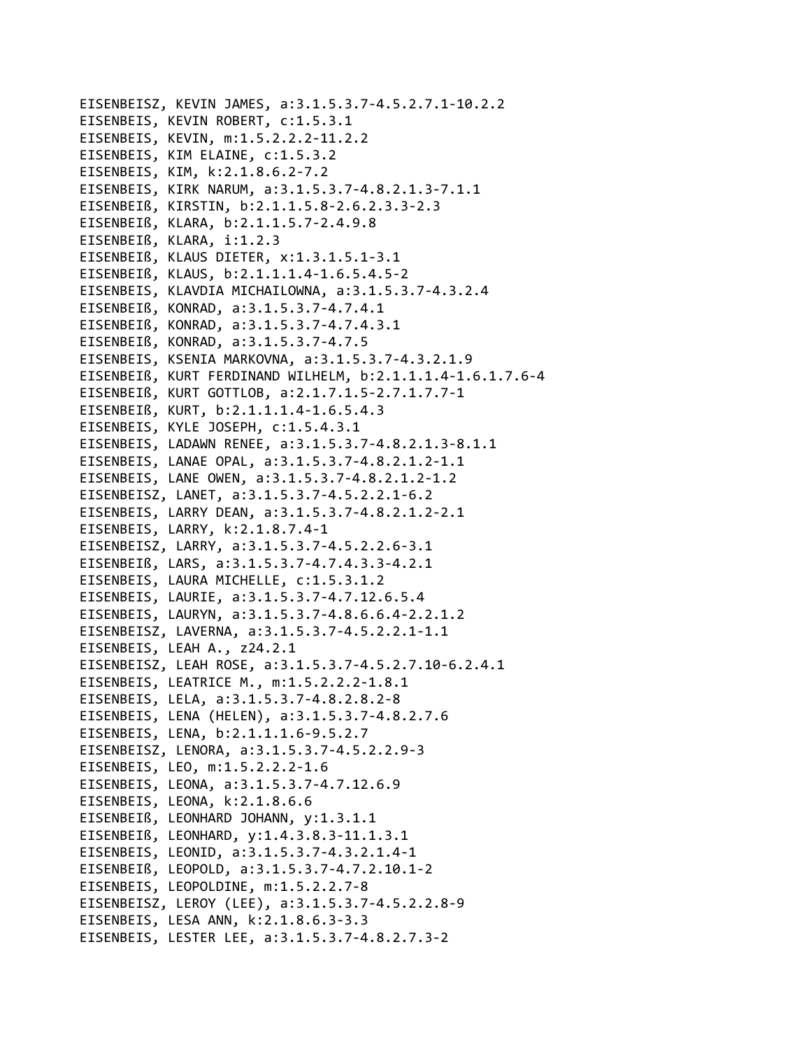EISENBEISZ, KEVIN JAMES, a:3.1.5.3.7-4.5.2.7.1-10.2.2
EISENBEIS, KEVIN ROBERT, c:1.5.3.1
EISENBEIS, KEVIN, m:1.5.2.2.2-11.2.2
EISENBEIS, KIM ELAINE, c:1.5.3.2
EISENBEIS, KIM, k:2.1.8.6.2-7.2
EISENBEIS, KIRK NARUM, a:3.1.5.3.7-4.8.2.1.3-7.1.1
EISENBEIß, KIRSTIN, b:2.1.1.5.8-2.6.2.3.3-2.3
EISENBEIß, KLARA, b:2.1.1.5.7-2.4.9.8
EISENBEIß, KLARA, i:1.2.3
EISENBEIß, KLAUS DIETER, x:1.3.1.5.1-3.1
EISENBEIß, KLAUS, b:2.1.1.1.4-1.6.5.4.5-2
EISENBEIS, KLAVDIA MICHAILOWNA, a:3.1.5.3.7-4.3.2.4
EISENBEIß, KONRAD, a:3.1.5.3.7-4.7.4.1
EISENBEIß, KONRAD, a:3.1.5.3.7-4.7.4.3.1
EISENBEIß, KONRAD, a:3.1.5.3.7-4.7.5
EISENBEIS, KSENIA MARKOVNA, a:3.1.5.3.7-4.3.2.1.9
EISENBEIß, KURT FERDINAND WILHELM, b:2.1.1.1.4-1.6.1.7.6-4
EISENBEIß, KURT GOTTLOB, a:2.1.7.1.5-2.7.1.7.7-1
EISENBEIß, KURT, b:2.1.1.1.4-1.6.5.4.3
EISENBEIS, KYLE JOSEPH, c:1.5.4.3.1
EISENBEIS, LADAWN RENEE, a:3.1.5.3.7-4.8.2.1.3-8.1.1
EISENBEIS, LANAE OPAL, a:3.1.5.3.7-4.8.2.1.2-1.1
EISENBEIS, LANE OWEN, a:3.1.5.3.7-4.8.2.1.2-1.2
EISENBEISZ, LANET, a:3.1.5.3.7-4.5.2.2.1-6.2
EISENBEIS, LARRY DEAN, a:3.1.5.3.7-4.8.2.1.2-2.1
EISENBEIS, LARRY, k:2.1.8.7.4-1
EISENBEISZ, LARRY, a:3.1.5.3.7-4.5.2.2.6-3.1
EISENBEIß, LARS, a:3.1.5.3.7-4.7.4.3.3-4.2.1
EISENBEIS, LAURA MICHELLE, c:1.5.3.1.2
EISENBEIS, LAURIE, a:3.1.5.3.7-4.7.12.6.5.4
EISENBEIS, LAURYN, a:3.1.5.3.7-4.8.6.6.4-2.2.1.2
EISENBEISZ, LAVERNA, a:3.1.5.3.7-4.5.2.2.1-1.1
EISENBEIS, LEAH A., z24.2.1
EISENBEISZ, LEAH ROSE, a:3.1.5.3.7-4.5.2.7.10-6.2.4.1
EISENBEIS, LEATRICE M., m:1.5.2.2.2-1.8.1
EISENBEIS, LELA, a:3.1.5.3.7-4.8.2.8.2-8
EISENBEIS, LENA (HELEN), a:3.1.5.3.7-4.8.2.7.6
EISENBEIS, LENA, b:2.1.1.1.6-9.5.2.7
EISENBEISZ, LENORA, a:3.1.5.3.7-4.5.2.2.9-3
EISENBEIS, LEO, m:1.5.2.2.2-1.6
EISENBEIS, LEONA, a:3.1.5.3.7-4.7.12.6.9
EISENBEIS, LEONA, k:2.1.8.6.6
EISENBEIß, LEONHARD JOHANN, y:1.3.1.1
EISENBEIß, LEONHARD, y:1.4.3.8.3-11.1.3.1
EISENBEIS, LEONID, a:3.1.5.3.7-4.3.2.1.4-1
EISENBEIß, LEOPOLD, a:3.1.5.3.7-4.7.2.10.1-2
EISENBEIS, LEOPOLDINE, m:1.5.2.2.7-8
EISENBEISZ, LEROY (LEE), a:3.1.5.3.7-4.5.2.2.8-9
EISENBEIS, LESA ANN, k:2.1.8.6.3-3.3
EISENBEIS, LESTER LEE, a:3.1.5.3.7-4.8.2.7.3-2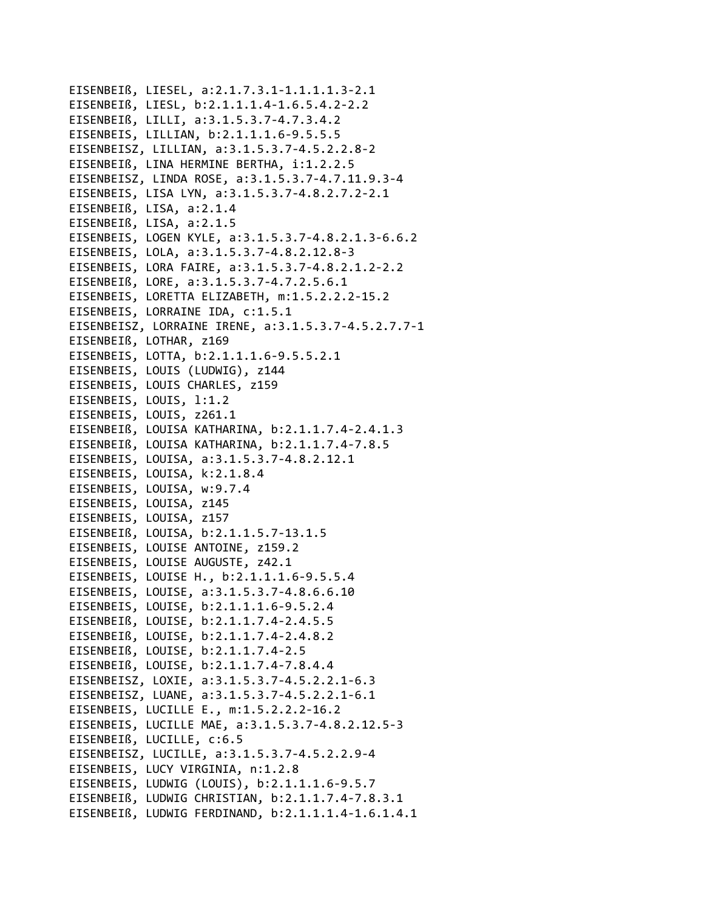EISENBEIß, LIESEL, a:2.1.7.3.1-1.1.1.1.3-2.1
EISENBEIß, LIESL, b:2.1.1.1.4-1.6.5.4.2-2.2
EISENBEIß, LILLI, a:3.1.5.3.7-4.7.3.4.2
EISENBEIS, LILLIAN, b:2.1.1.1.6-9.5.5.5
EISENBEISZ, LILLIAN, a:3.1.5.3.7-4.5.2.2.8-2
EISENBEIß, LINA HERMINE BERTHA, i:1.2.2.5
EISENBEISZ, LINDA ROSE, a:3.1.5.3.7-4.7.11.9.3-4
EISENBEIS, LISA LYN, a:3.1.5.3.7-4.8.2.7.2-2.1
EISENBEIß, LISA, a:2.1.4
EISENBEIß, LISA, a:2.1.5
EISENBEIS, LOGEN KYLE, a:3.1.5.3.7-4.8.2.1.3-6.6.2
EISENBEIS, LOLA, a:3.1.5.3.7-4.8.2.12.8-3
EISENBEIS, LORA FAIRE, a:3.1.5.3.7-4.8.2.1.2-2.2
EISENBEIß, LORE, a:3.1.5.3.7-4.7.2.5.6.1
EISENBEIS, LORETTA ELIZABETH, m:1.5.2.2.2-15.2
EISENBEIS, LORRAINE IDA, c:1.5.1
EISENBEISZ, LORRAINE IRENE, a:3.1.5.3.7-4.5.2.7.7-1
EISENBEIß, LOTHAR, z169
EISENBEIS, LOTTA, b:2.1.1.1.6-9.5.5.2.1
EISENBEIS, LOUIS (LUDWIG), z144
EISENBEIS, LOUIS CHARLES, z159
EISENBEIS, LOUIS, l:1.2
EISENBEIS, LOUIS, z261.1
EISENBEIß, LOUISA KATHARINA, b:2.1.1.7.4-2.4.1.3
EISENBEIß, LOUISA KATHARINA, b:2.1.1.7.4-7.8.5
EISENBEIS, LOUISA, a:3.1.5.3.7-4.8.2.12.1
EISENBEIS, LOUISA, k:2.1.8.4
EISENBEIS, LOUISA, w:9.7.4
EISENBEIS, LOUISA, z145
EISENBEIS, LOUISA, z157
EISENBEIß, LOUISA, b:2.1.1.5.7-13.1.5
EISENBEIS, LOUISE ANTOINE, z159.2
EISENBEIS, LOUISE AUGUSTE, z42.1
EISENBEIS, LOUISE H., b:2.1.1.1.6-9.5.5.4
EISENBEIS, LOUISE, a:3.1.5.3.7-4.8.6.6.10
EISENBEIS, LOUISE, b:2.1.1.1.6-9.5.2.4
EISENBEIß, LOUISE, b:2.1.1.7.4-2.4.5.5
EISENBEIß, LOUISE, b:2.1.1.7.4-2.4.8.2
EISENBEIß, LOUISE, b:2.1.1.7.4-2.5
EISENBEIß, LOUISE, b:2.1.1.7.4-7.8.4.4
EISENBEISZ, LOXIE, a:3.1.5.3.7-4.5.2.2.1-6.3
EISENBEISZ, LUANE, a:3.1.5.3.7-4.5.2.2.1-6.1
EISENBEIS, LUCILLE E., m:1.5.2.2.2-16.2
EISENBEIS, LUCILLE MAE, a:3.1.5.3.7-4.8.2.12.5-3
EISENBEIß, LUCILLE, c:6.5
EISENBEISZ, LUCILLE, a:3.1.5.3.7-4.5.2.2.9-4
EISENBEIS, LUCY VIRGINIA, n:1.2.8
EISENBEIS, LUDWIG (LOUIS), b:2.1.1.1.6-9.5.7
EISENBEIß, LUDWIG CHRISTIAN, b:2.1.1.7.4-7.8.3.1
EISENBEIß, LUDWIG FERDINAND, b:2.1.1.1.4-1.6.1.4.1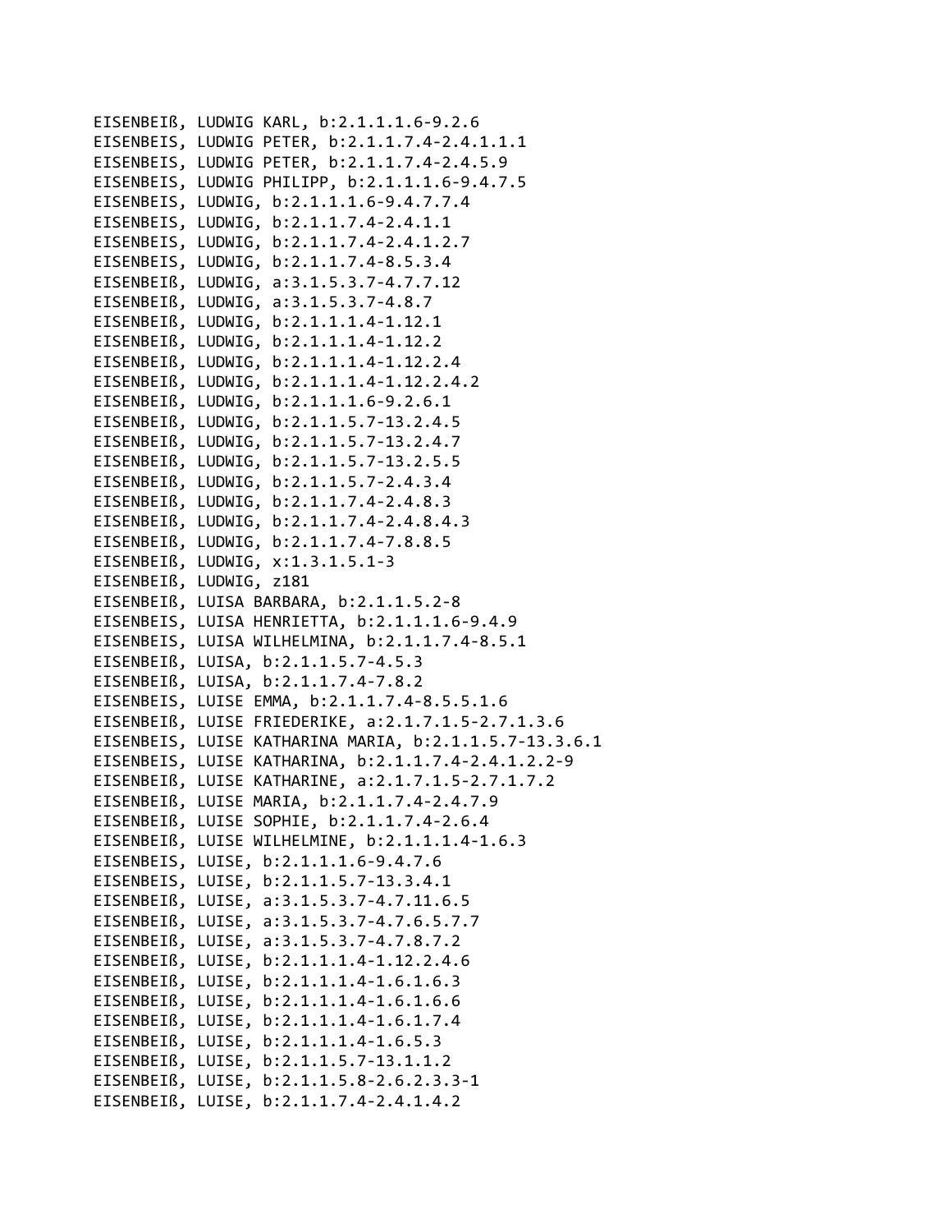EISENBEIß, LUDWIG KARL, b:2.1.1.1.6-9.2.6
EISENBEIS, LUDWIG PETER, b:2.1.1.7.4-2.4.1.1.1
EISENBEIS, LUDWIG PETER, b:2.1.1.7.4-2.4.5.9
EISENBEIS, LUDWIG PHILIPP, b:2.1.1.1.6-9.4.7.5
EISENBEIS, LUDWIG, b:2.1.1.1.6-9.4.7.7.4
EISENBEIS, LUDWIG, b:2.1.1.7.4-2.4.1.1
EISENBEIS, LUDWIG, b:2.1.1.7.4-2.4.1.2.7
EISENBEIS, LUDWIG, b:2.1.1.7.4-8.5.3.4
EISENBEIß, LUDWIG, a:3.1.5.3.7-4.7.7.12
EISENBEIß, LUDWIG, a:3.1.5.3.7-4.8.7
EISENBEIß, LUDWIG, b:2.1.1.1.4-1.12.1
EISENBEIß, LUDWIG, b:2.1.1.1.4-1.12.2
EISENBEIß, LUDWIG, b:2.1.1.1.4-1.12.2.4
EISENBEIß, LUDWIG, b:2.1.1.1.4-1.12.2.4.2
EISENBEIß, LUDWIG, b:2.1.1.1.6-9.2.6.1
EISENBEIß, LUDWIG, b:2.1.1.5.7-13.2.4.5
EISENBEIß, LUDWIG, b:2.1.1.5.7-13.2.4.7
EISENBEIß, LUDWIG, b:2.1.1.5.7-13.2.5.5
EISENBEIß, LUDWIG, b:2.1.1.5.7-2.4.3.4
EISENBEIß, LUDWIG, b:2.1.1.7.4-2.4.8.3
EISENBEIß, LUDWIG, b:2.1.1.7.4-2.4.8.4.3
EISENBEIß, LUDWIG, b:2.1.1.7.4-7.8.8.5
EISENBEIß, LUDWIG, x:1.3.1.5.1-3
EISENBEIß, LUDWIG, z181
EISENBEIß, LUISA BARBARA, b:2.1.1.5.2-8
EISENBEIS, LUISA HENRIETTA, b:2.1.1.1.6-9.4.9
EISENBEIS, LUISA WILHELMINA, b:2.1.1.7.4-8.5.1
EISENBEIß, LUISA, b:2.1.1.5.7-4.5.3
EISENBEIß, LUISA, b:2.1.1.7.4-7.8.2
EISENBEIS, LUISE EMMA, b:2.1.1.7.4-8.5.5.1.6
EISENBEIß, LUISE FRIEDERIKE, a:2.1.7.1.5-2.7.1.3.6
EISENBEIS, LUISE KATHARINA MARIA, b:2.1.1.5.7-13.3.6.1
EISENBEIS, LUISE KATHARINA, b:2.1.1.7.4-2.4.1.2.2-9
EISENBEIß, LUISE KATHARINE, a:2.1.7.1.5-2.7.1.7.2
EISENBEIß, LUISE MARIA, b:2.1.1.7.4-2.4.7.9
EISENBEIß, LUISE SOPHIE, b:2.1.1.7.4-2.6.4
EISENBEIß, LUISE WILHELMINE, b:2.1.1.1.4-1.6.3
EISENBEIS, LUISE, b:2.1.1.1.6-9.4.7.6
EISENBEIS, LUISE, b:2.1.1.5.7-13.3.4.1
EISENBEIß, LUISE, a:3.1.5.3.7-4.7.11.6.5
EISENBEIß, LUISE, a:3.1.5.3.7-4.7.6.5.7.7
EISENBEIß, LUISE, a:3.1.5.3.7-4.7.8.7.2
EISENBEIß, LUISE, b:2.1.1.1.4-1.12.2.4.6
EISENBEIß, LUISE, b:2.1.1.1.4-1.6.1.6.3
EISENBEIß, LUISE, b:2.1.1.1.4-1.6.1.6.6
EISENBEIß, LUISE, b:2.1.1.1.4-1.6.1.7.4
EISENBEIß, LUISE, b:2.1.1.1.4-1.6.5.3
EISENBEIß, LUISE, b:2.1.1.5.7-13.1.1.2
EISENBEIß, LUISE, b:2.1.1.5.8-2.6.2.3.3-1
EISENBEIß, LUISE, b:2.1.1.7.4-2.4.1.4.2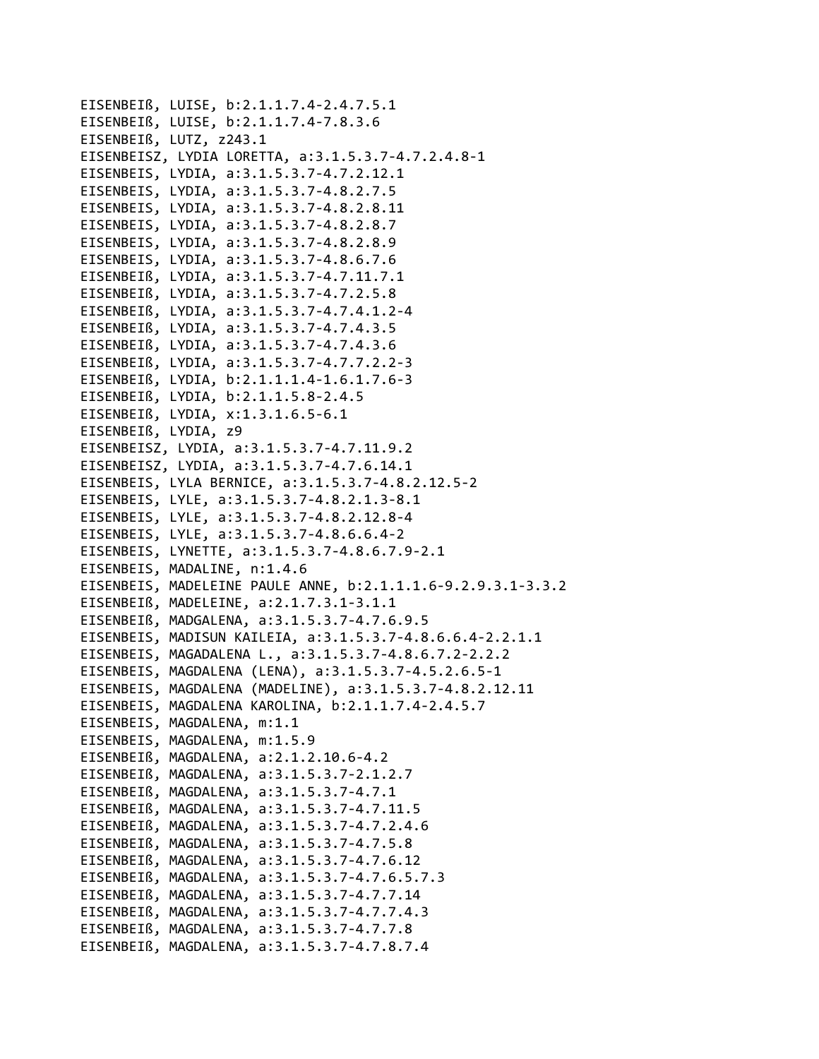EISENBEIß, LUISE, b:2.1.1.7.4-2.4.7.5.1
EISENBEIß, LUISE, b:2.1.1.7.4-7.8.3.6
EISENBEIß, LUTZ, z243.1
EISENBEISZ, LYDIA LORETTA, a:3.1.5.3.7-4.7.2.4.8-1
EISENBEIS, LYDIA, a:3.1.5.3.7-4.7.2.12.1
EISENBEIS, LYDIA, a:3.1.5.3.7-4.8.2.7.5
EISENBEIS, LYDIA, a:3.1.5.3.7-4.8.2.8.11
EISENBEIS, LYDIA, a:3.1.5.3.7-4.8.2.8.7
EISENBEIS, LYDIA, a:3.1.5.3.7-4.8.2.8.9
EISENBEIS, LYDIA, a:3.1.5.3.7-4.8.6.7.6
EISENBEIß, LYDIA, a:3.1.5.3.7-4.7.11.7.1
EISENBEIß, LYDIA, a:3.1.5.3.7-4.7.2.5.8
EISENBEIß, LYDIA, a:3.1.5.3.7-4.7.4.1.2-4
EISENBEIß, LYDIA, a:3.1.5.3.7-4.7.4.3.5
EISENBEIß, LYDIA, a:3.1.5.3.7-4.7.4.3.6
EISENBEIß, LYDIA, a:3.1.5.3.7-4.7.7.2.2-3
EISENBEIß, LYDIA, b:2.1.1.1.4-1.6.1.7.6-3
EISENBEIß, LYDIA, b:2.1.1.5.8-2.4.5
EISENBEIß, LYDIA, x:1.3.1.6.5-6.1
EISENBEIß, LYDIA, z9
EISENBEISZ, LYDIA, a:3.1.5.3.7-4.7.11.9.2
EISENBEISZ, LYDIA, a:3.1.5.3.7-4.7.6.14.1
EISENBEIS, LYLA BERNICE, a:3.1.5.3.7-4.8.2.12.5-2
EISENBEIS, LYLE, a:3.1.5.3.7-4.8.2.1.3-8.1
EISENBEIS, LYLE, a:3.1.5.3.7-4.8.2.12.8-4
EISENBEIS, LYLE, a:3.1.5.3.7-4.8.6.6.4-2
EISENBEIS, LYNETTE, a:3.1.5.3.7-4.8.6.7.9-2.1
EISENBEIS, MADALINE, n:1.4.6
EISENBEIS, MADELEINE PAULE ANNE, b:2.1.1.1.6-9.2.9.3.1-3.3.2
EISENBEIß, MADELEINE, a:2.1.7.3.1-3.1.1
EISENBEIß, MADGALENA, a:3.1.5.3.7-4.7.6.9.5
EISENBEIS, MADISUN KAILEIA, a:3.1.5.3.7-4.8.6.6.4-2.2.1.1
EISENBEIS, MAGADALENA L., a:3.1.5.3.7-4.8.6.7.2-2.2.2
EISENBEIS, MAGDALENA (LENA), a:3.1.5.3.7-4.5.2.6.5-1
EISENBEIS, MAGDALENA (MADELINE), a:3.1.5.3.7-4.8.2.12.11
EISENBEIS, MAGDALENA KAROLINA, b:2.1.1.7.4-2.4.5.7
EISENBEIS, MAGDALENA, m:1.1
EISENBEIS, MAGDALENA, m:1.5.9
EISENBEIß, MAGDALENA, a:2.1.2.10.6-4.2
EISENBEIß, MAGDALENA, a:3.1.5.3.7-2.1.2.7
EISENBEIß, MAGDALENA, a:3.1.5.3.7-4.7.1
EISENBEIß, MAGDALENA, a:3.1.5.3.7-4.7.11.5
EISENBEIß, MAGDALENA, a:3.1.5.3.7-4.7.2.4.6
EISENBEIß, MAGDALENA, a:3.1.5.3.7-4.7.5.8
EISENBEIß, MAGDALENA, a:3.1.5.3.7-4.7.6.12
EISENBEIß, MAGDALENA, a:3.1.5.3.7-4.7.6.5.7.3
EISENBEIß, MAGDALENA, a:3.1.5.3.7-4.7.7.14
EISENBEIß, MAGDALENA, a:3.1.5.3.7-4.7.7.4.3
EISENBEIß, MAGDALENA, a:3.1.5.3.7-4.7.7.8
EISENBEIß, MAGDALENA, a:3.1.5.3.7-4.7.8.7.4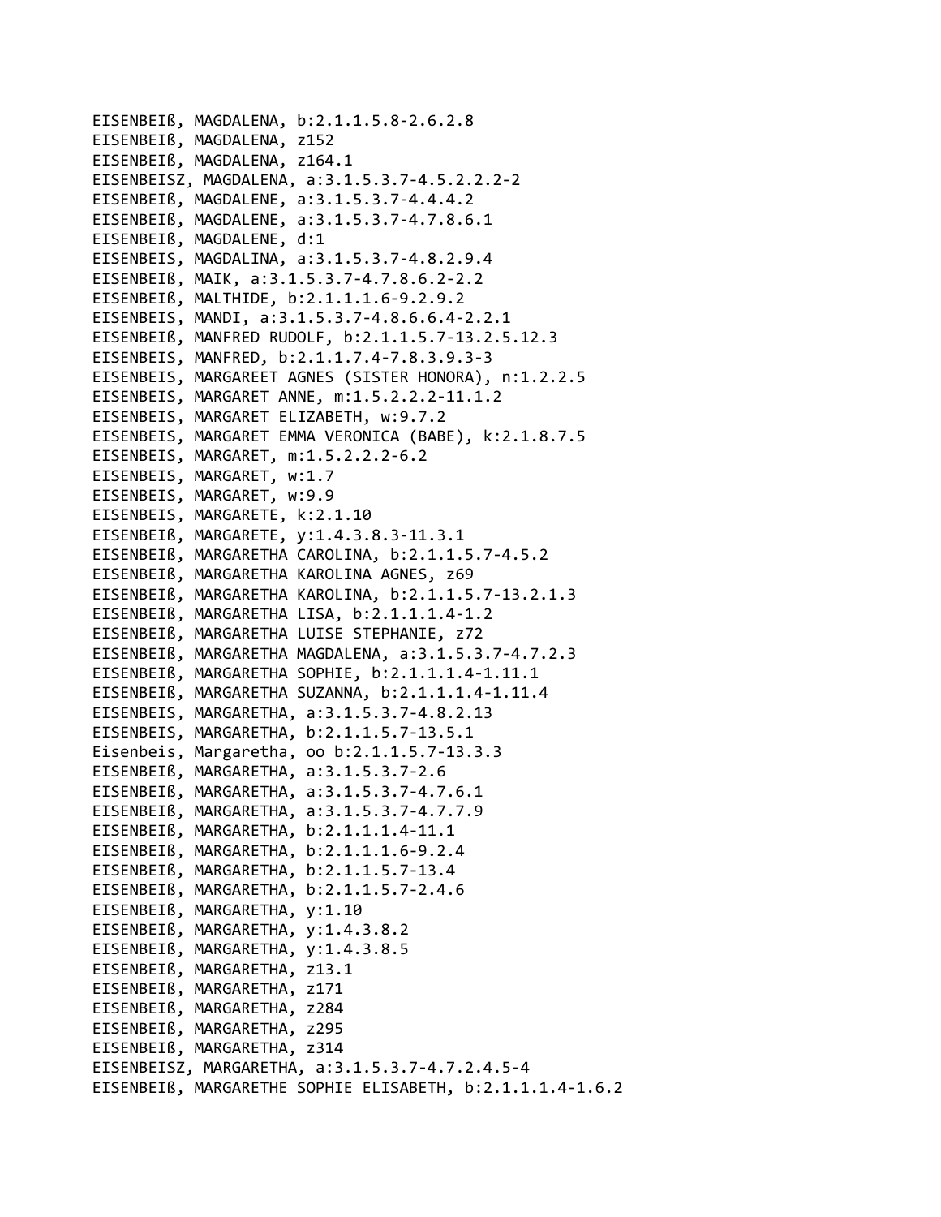EISENBEIß, MAGDALENA, b:2.1.1.5.8-2.6.2.8
EISENBEIß, MAGDALENA, z152
EISENBEIß, MAGDALENA, z164.1
EISENBEISZ, MAGDALENA, a:3.1.5.3.7-4.5.2.2.2-2
EISENBEIß, MAGDALENE, a:3.1.5.3.7-4.4.4.2
EISENBEIß, MAGDALENE, a:3.1.5.3.7-4.7.8.6.1
EISENBEIß, MAGDALENE, d:1
EISENBEIS, MAGDALINA, a:3.1.5.3.7-4.8.2.9.4
EISENBEIß, MAIK, a:3.1.5.3.7-4.7.8.6.2-2.2
EISENBEIß, MALTHIDE, b:2.1.1.1.6-9.2.9.2
EISENBEIS, MANDI, a:3.1.5.3.7-4.8.6.6.4-2.2.1
EISENBEIß, MANFRED RUDOLF, b:2.1.1.5.7-13.2.5.12.3
EISENBEIS, MANFRED, b:2.1.1.7.4-7.8.3.9.3-3
EISENBEIS, MARGAREET AGNES (SISTER HONORA), n:1.2.2.5
EISENBEIS, MARGARET ANNE, m:1.5.2.2.2-11.1.2
EISENBEIS, MARGARET ELIZABETH, w:9.7.2
EISENBEIS, MARGARET EMMA VERONICA (BABE), k:2.1.8.7.5
EISENBEIS, MARGARET, m:1.5.2.2.2-6.2
EISENBEIS, MARGARET, w:1.7
EISENBEIS, MARGARET, w:9.9
EISENBEIS, MARGARETE, k:2.1.10
EISENBEIß, MARGARETE, y:1.4.3.8.3-11.3.1
EISENBEIß, MARGARETHA CAROLINA, b:2.1.1.5.7-4.5.2
EISENBEIß, MARGARETHA KAROLINA AGNES, z69
EISENBEIß, MARGARETHA KAROLINA, b:2.1.1.5.7-13.2.1.3
EISENBEIß, MARGARETHA LISA, b:2.1.1.1.4-1.2
EISENBEIß, MARGARETHA LUISE STEPHANIE, z72
EISENBEIß, MARGARETHA MAGDALENA, a:3.1.5.3.7-4.7.2.3
EISENBEIß, MARGARETHA SOPHIE, b:2.1.1.1.4-1.11.1
EISENBEIß, MARGARETHA SUZANNA, b:2.1.1.1.4-1.11.4
EISENBEIS, MARGARETHA, a:3.1.5.3.7-4.8.2.13
EISENBEIS, MARGARETHA, b:2.1.1.5.7-13.5.1
Eisenbeis, Margaretha, oo b:2.1.1.5.7-13.3.3
EISENBEIß, MARGARETHA, a:3.1.5.3.7-2.6
EISENBEIß, MARGARETHA, a:3.1.5.3.7-4.7.6.1
EISENBEIß, MARGARETHA, a:3.1.5.3.7-4.7.7.9
EISENBEIß, MARGARETHA, b:2.1.1.1.4-11.1
EISENBEIß, MARGARETHA, b:2.1.1.1.6-9.2.4
EISENBEIß, MARGARETHA, b:2.1.1.5.7-13.4
EISENBEIß, MARGARETHA, b:2.1.1.5.7-2.4.6
EISENBEIß, MARGARETHA, y:1.10
EISENBEIß, MARGARETHA, y:1.4.3.8.2
EISENBEIß, MARGARETHA, y:1.4.3.8.5
EISENBEIß, MARGARETHA, z13.1
EISENBEIß, MARGARETHA, z171
EISENBEIß, MARGARETHA, z284
EISENBEIß, MARGARETHA, z295
EISENBEIß, MARGARETHA, z314
EISENBEISZ, MARGARETHA, a:3.1.5.3.7-4.7.2.4.5-4
EISENBEIß, MARGARETHE SOPHIE ELISABETH, b:2.1.1.1.4-1.6.2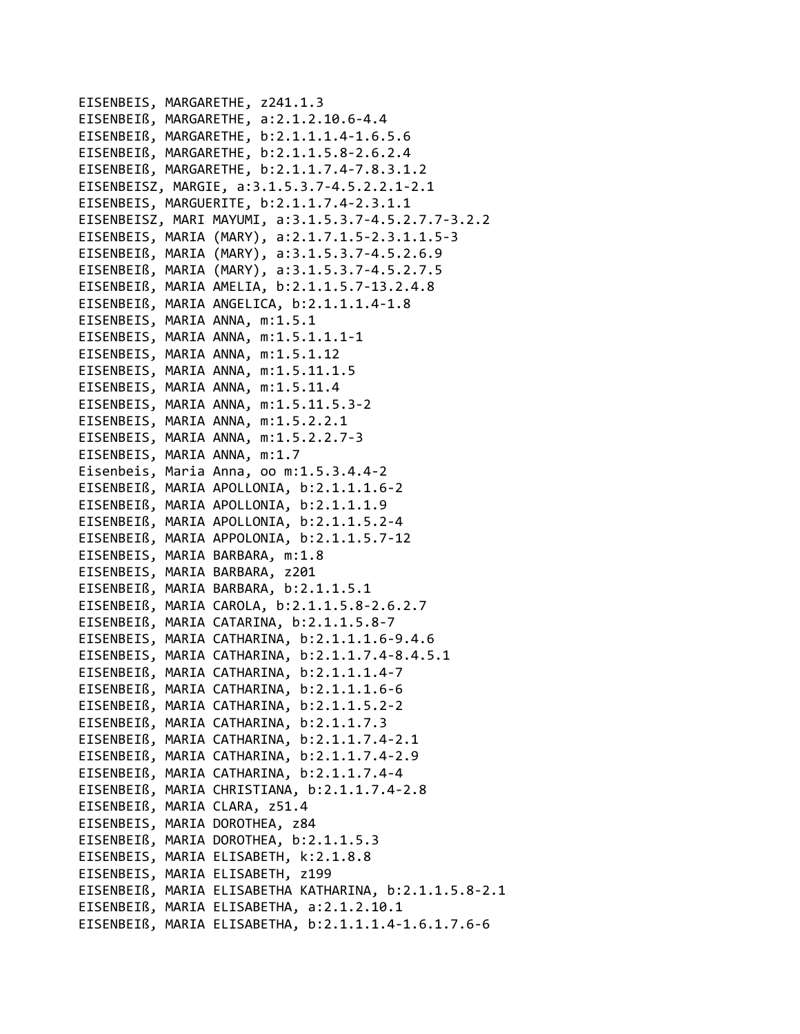EISENBEIS, MARGARETHE, z241.1.3
EISENBEIß, MARGARETHE, a:2.1.2.10.6-4.4
EISENBEIß, MARGARETHE, b:2.1.1.1.4-1.6.5.6
EISENBEIß, MARGARETHE, b:2.1.1.5.8-2.6.2.4
EISENBEIß, MARGARETHE, b:2.1.1.7.4-7.8.3.1.2
EISENBEISZ, MARGIE, a:3.1.5.3.7-4.5.2.2.1-2.1
EISENBEIS, MARGUERITE, b:2.1.1.7.4-2.3.1.1
EISENBEISZ, MARI MAYUMI, a:3.1.5.3.7-4.5.2.7.7-3.2.2
EISENBEIS, MARIA (MARY), a:2.1.7.1.5-2.3.1.1.5-3
EISENBEIß, MARIA (MARY), a:3.1.5.3.7-4.5.2.6.9
EISENBEIß, MARIA (MARY), a:3.1.5.3.7-4.5.2.7.5
EISENBEIß, MARIA AMELIA, b:2.1.1.5.7-13.2.4.8
EISENBEIß, MARIA ANGELICA, b:2.1.1.1.4-1.8
EISENBEIS, MARIA ANNA, m:1.5.1
EISENBEIS, MARIA ANNA, m:1.5.1.1.1-1
EISENBEIS, MARIA ANNA, m:1.5.1.12
EISENBEIS, MARIA ANNA, m:1.5.11.1.5
EISENBEIS, MARIA ANNA, m:1.5.11.4
EISENBEIS, MARIA ANNA, m:1.5.11.5.3-2
EISENBEIS, MARIA ANNA, m:1.5.2.2.1
EISENBEIS, MARIA ANNA, m:1.5.2.2.7-3
EISENBEIS, MARIA ANNA, m:1.7
Eisenbeis, Maria Anna, oo m:1.5.3.4.4-2
EISENBEIß, MARIA APOLLONIA, b:2.1.1.1.6-2
EISENBEIß, MARIA APOLLONIA, b:2.1.1.1.9
EISENBEIß, MARIA APOLLONIA, b:2.1.1.5.2-4
EISENBEIß, MARIA APPOLONIA, b:2.1.1.5.7-12
EISENBEIS, MARIA BARBARA, m:1.8
EISENBEIS, MARIA BARBARA, z201
EISENBEIß, MARIA BARBARA, b:2.1.1.5.1
EISENBEIß, MARIA CAROLA, b:2.1.1.5.8-2.6.2.7
EISENBEIß, MARIA CATARINA, b:2.1.1.5.8-7
EISENBEIS, MARIA CATHARINA, b:2.1.1.1.6-9.4.6
EISENBEIS, MARIA CATHARINA, b:2.1.1.7.4-8.4.5.1
EISENBEIß, MARIA CATHARINA, b:2.1.1.1.4-7
EISENBEIß, MARIA CATHARINA, b:2.1.1.1.6-6
EISENBEIß, MARIA CATHARINA, b:2.1.1.5.2-2
EISENBEIß, MARIA CATHARINA, b:2.1.1.7.3
EISENBEIß, MARIA CATHARINA, b:2.1.1.7.4-2.1
EISENBEIß, MARIA CATHARINA, b:2.1.1.7.4-2.9
EISENBEIß, MARIA CATHARINA, b:2.1.1.7.4-4
EISENBEIß, MARIA CHRISTIANA, b:2.1.1.7.4-2.8
EISENBEIß, MARIA CLARA, z51.4
EISENBEIS, MARIA DOROTHEA, z84
EISENBEIß, MARIA DOROTHEA, b:2.1.1.5.3
EISENBEIS, MARIA ELISABETH, k:2.1.8.8
EISENBEIS, MARIA ELISABETH, z199
EISENBEIß, MARIA ELISABETHA KATHARINA, b:2.1.1.5.8-2.1
EISENBEIß, MARIA ELISABETHA, a:2.1.2.10.1
EISENBEIß, MARIA ELISABETHA, b:2.1.1.1.4-1.6.1.7.6-6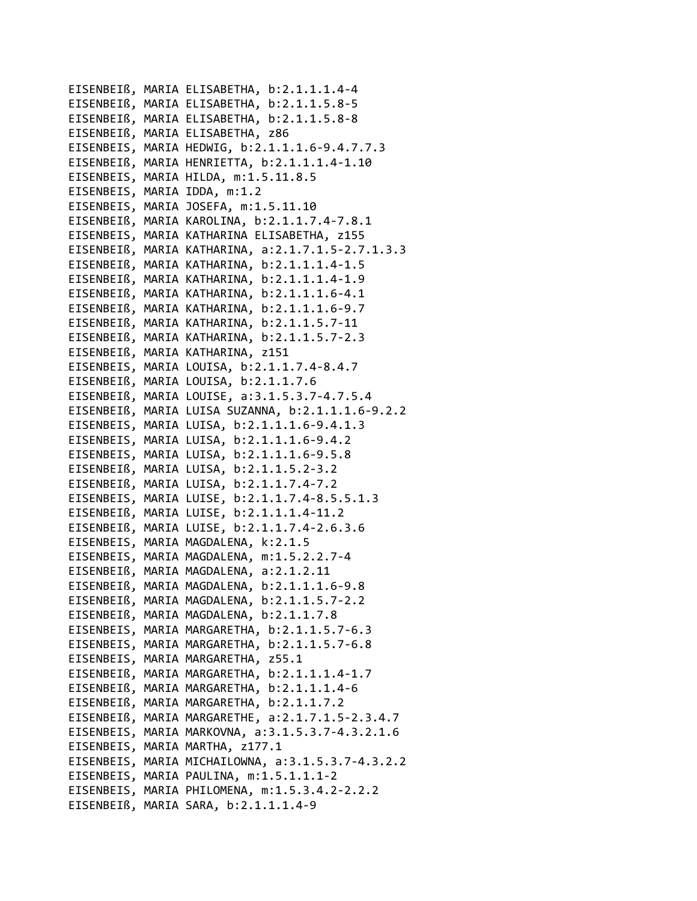EISENBEIß, MARIA ELISABETHA, b:2.1.1.1.4-4
EISENBEIß, MARIA ELISABETHA, b:2.1.1.5.8-5
EISENBEIß, MARIA ELISABETHA, b:2.1.1.5.8-8
EISENBEIß, MARIA ELISABETHA, z86
EISENBEIS, MARIA HEDWIG, b:2.1.1.1.6-9.4.7.7.3
EISENBEIß, MARIA HENRIETTA, b:2.1.1.1.4-1.10
EISENBEIS, MARIA HILDA, m:1.5.11.8.5
EISENBEIS, MARIA IDDA, m:1.2
EISENBEIS, MARIA JOSEFA, m:1.5.11.10
EISENBEIß, MARIA KAROLINA, b:2.1.1.7.4-7.8.1
EISENBEIS, MARIA KATHARINA ELISABETHA, z155
EISENBEIß, MARIA KATHARINA, a:2.1.7.1.5-2.7.1.3.3
EISENBEIß, MARIA KATHARINA, b:2.1.1.1.4-1.5
EISENBEIß, MARIA KATHARINA, b:2.1.1.1.4-1.9
EISENBEIß, MARIA KATHARINA, b:2.1.1.1.6-4.1
EISENBEIß, MARIA KATHARINA, b:2.1.1.1.6-9.7
EISENBEIß, MARIA KATHARINA, b:2.1.1.5.7-11
EISENBEIß, MARIA KATHARINA, b:2.1.1.5.7-2.3
EISENBEIß, MARIA KATHARINA, z151
EISENBEIS, MARIA LOUISA, b:2.1.1.7.4-8.4.7
EISENBEIß, MARIA LOUISA, b:2.1.1.7.6
EISENBEIß, MARIA LOUISE, a:3.1.5.3.7-4.7.5.4
EISENBEIß, MARIA LUISA SUZANNA, b:2.1.1.1.6-9.2.2
EISENBEIS, MARIA LUISA, b:2.1.1.1.6-9.4.1.3
EISENBEIS, MARIA LUISA, b:2.1.1.1.6-9.4.2
EISENBEIS, MARIA LUISA, b:2.1.1.1.6-9.5.8
EISENBEIß, MARIA LUISA, b:2.1.1.5.2-3.2
EISENBEIß, MARIA LUISA, b:2.1.1.7.4-7.2
EISENBEIS, MARIA LUISE, b:2.1.1.7.4-8.5.5.1.3
EISENBEIß, MARIA LUISE, b:2.1.1.1.4-11.2
EISENBEIß, MARIA LUISE, b:2.1.1.7.4-2.6.3.6
EISENBEIS, MARIA MAGDALENA, k:2.1.5
EISENBEIS, MARIA MAGDALENA, m:1.5.2.2.7-4
EISENBEIß, MARIA MAGDALENA, a:2.1.2.11
EISENBEIß, MARIA MAGDALENA, b:2.1.1.1.6-9.8
EISENBEIß, MARIA MAGDALENA, b:2.1.1.5.7-2.2
EISENBEIß, MARIA MAGDALENA, b:2.1.1.7.8
EISENBEIS, MARIA MARGARETHA, b:2.1.1.5.7-6.3
EISENBEIS, MARIA MARGARETHA, b:2.1.1.5.7-6.8
EISENBEIS, MARIA MARGARETHA, z55.1
EISENBEIß, MARIA MARGARETHA, b:2.1.1.1.4-1.7
EISENBEIß, MARIA MARGARETHA, b:2.1.1.1.4-6
EISENBEIß, MARIA MARGARETHA, b:2.1.1.7.2
EISENBEIß, MARIA MARGARETHE, a:2.1.7.1.5-2.3.4.7
EISENBEIS, MARIA MARKOVNA, a:3.1.5.3.7-4.3.2.1.6
EISENBEIS, MARIA MARTHA, z177.1
EISENBEIS, MARIA MICHAILOWNA, a:3.1.5.3.7-4.3.2.2
EISENBEIS, MARIA PAULINA, m:1.5.1.1.1-2
EISENBEIS, MARIA PHILOMENA, m:1.5.3.4.2-2.2.2
EISENBEIß, MARIA SARA, b:2.1.1.1.4-9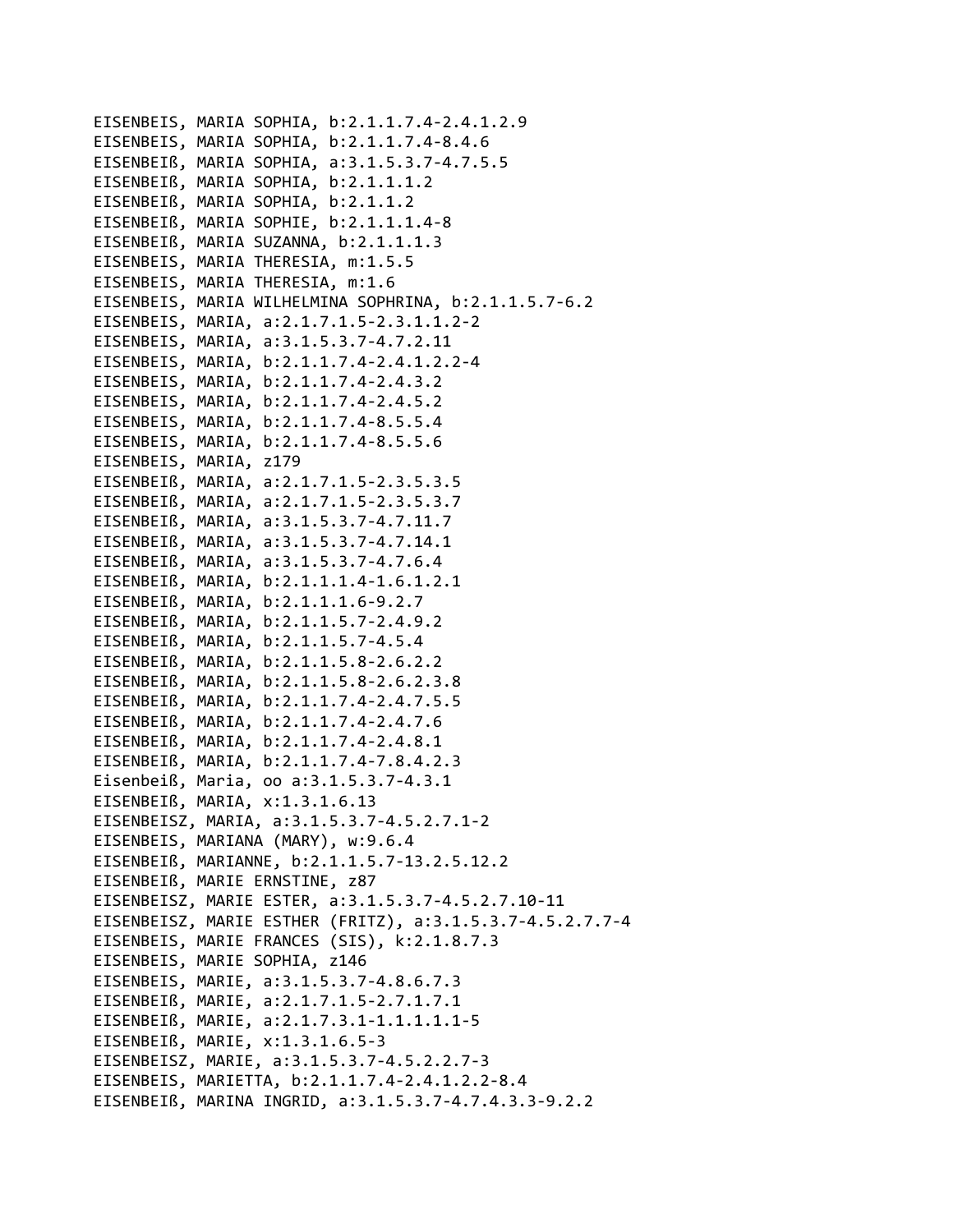EISENBEIS, MARIA SOPHIA, b:2.1.1.7.4-2.4.1.2.9
EISENBEIS, MARIA SOPHIA, b:2.1.1.7.4-8.4.6
EISENBEIß, MARIA SOPHIA, a:3.1.5.3.7-4.7.5.5
EISENBEIß, MARIA SOPHIA, b:2.1.1.1.2
EISENBEIß, MARIA SOPHIA, b:2.1.1.2
EISENBEIß, MARIA SOPHIE, b:2.1.1.1.4-8
EISENBEIß, MARIA SUZANNA, b:2.1.1.1.3
EISENBEIS, MARIA THERESIA, m:1.5.5
EISENBEIS, MARIA THERESIA, m:1.6
EISENBEIS, MARIA WILHELMINA SOPHRINA, b:2.1.1.5.7-6.2
EISENBEIS, MARIA, a:2.1.7.1.5-2.3.1.1.2-2
EISENBEIS, MARIA, a:3.1.5.3.7-4.7.2.11
EISENBEIS, MARIA, b:2.1.1.7.4-2.4.1.2.2-4
EISENBEIS, MARIA, b:2.1.1.7.4-2.4.3.2
EISENBEIS, MARIA, b:2.1.1.7.4-2.4.5.2
EISENBEIS, MARIA, b:2.1.1.7.4-8.5.5.4
EISENBEIS, MARIA, b:2.1.1.7.4-8.5.5.6
EISENBEIS, MARIA, z179
EISENBEIß, MARIA, a:2.1.7.1.5-2.3.5.3.5
EISENBEIß, MARIA, a:2.1.7.1.5-2.3.5.3.7
EISENBEIß, MARIA, a:3.1.5.3.7-4.7.11.7
EISENBEIß, MARIA, a:3.1.5.3.7-4.7.14.1
EISENBEIß, MARIA, a:3.1.5.3.7-4.7.6.4
EISENBEIß, MARIA, b:2.1.1.1.4-1.6.1.2.1
EISENBEIß, MARIA, b:2.1.1.1.6-9.2.7
EISENBEIß, MARIA, b:2.1.1.5.7-2.4.9.2
EISENBEIß, MARIA, b:2.1.1.5.7-4.5.4
EISENBEIß, MARIA, b:2.1.1.5.8-2.6.2.2
EISENBEIß, MARIA, b:2.1.1.5.8-2.6.2.3.8
EISENBEIß, MARIA, b:2.1.1.7.4-2.4.7.5.5
EISENBEIß, MARIA, b:2.1.1.7.4-2.4.7.6
EISENBEIß, MARIA, b:2.1.1.7.4-2.4.8.1
EISENBEIß, MARIA, b:2.1.1.7.4-7.8.4.2.3
Eisenbeiß, Maria, oo a:3.1.5.3.7-4.3.1
EISENBEIß, MARIA, x:1.3.1.6.13
EISENBEISZ, MARIA, a:3.1.5.3.7-4.5.2.7.1-2
EISENBEIS, MARIANA (MARY), w:9.6.4
EISENBEIß, MARIANNE, b:2.1.1.5.7-13.2.5.12.2
EISENBEIß, MARIE ERNSTINE, z87
EISENBEISZ, MARIE ESTER, a:3.1.5.3.7-4.5.2.7.10-11
EISENBEISZ, MARIE ESTHER (FRITZ), a:3.1.5.3.7-4.5.2.7.7-4
EISENBEIS, MARIE FRANCES (SIS), k:2.1.8.7.3
EISENBEIS, MARIE SOPHIA, z146
EISENBEIS, MARIE, a:3.1.5.3.7-4.8.6.7.3
EISENBEIß, MARIE, a:2.1.7.1.5-2.7.1.7.1
EISENBEIß, MARIE, a:2.1.7.3.1-1.1.1.1.1-5
EISENBEIß, MARIE, x:1.3.1.6.5-3
EISENBEISZ, MARIE, a:3.1.5.3.7-4.5.2.2.7-3
EISENBEIS, MARIETTA, b:2.1.1.7.4-2.4.1.2.2-8.4
EISENBEIß, MARINA INGRID, a:3.1.5.3.7-4.7.4.3.3-9.2.2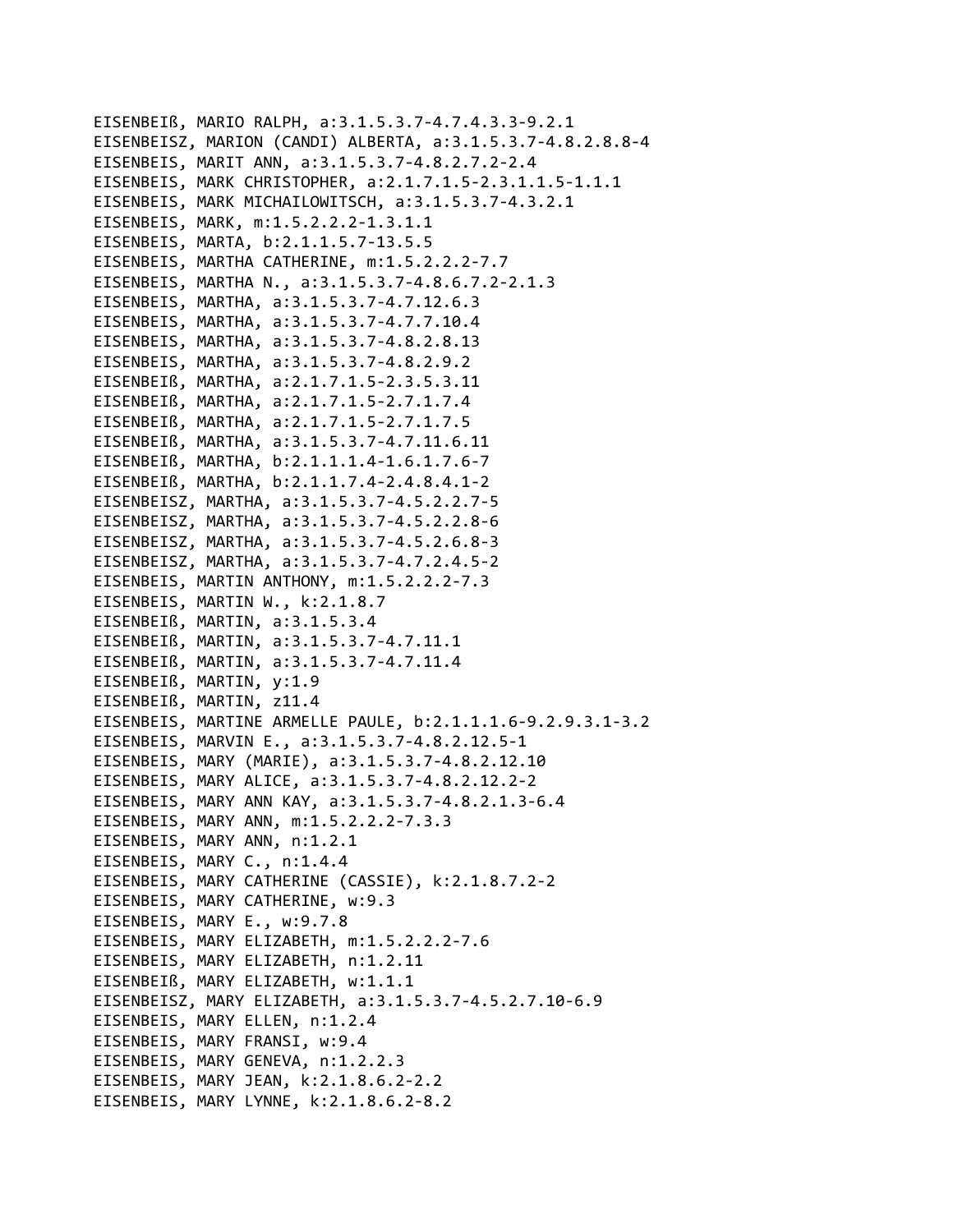EISENBEIß, MARIO RALPH, a:3.1.5.3.7-4.7.4.3.3-9.2.1
EISENBEISZ, MARION (CANDI) ALBERTA, a:3.1.5.3.7-4.8.2.8.8-4
EISENBEIS, MARIT ANN, a:3.1.5.3.7-4.8.2.7.2-2.4
EISENBEIS, MARK CHRISTOPHER, a:2.1.7.1.5-2.3.1.1.5-1.1.1
EISENBEIS, MARK MICHAILOWITSCH, a:3.1.5.3.7-4.3.2.1
EISENBEIS, MARK, m:1.5.2.2.2-1.3.1.1
EISENBEIS, MARTA, b:2.1.1.5.7-13.5.5
EISENBEIS, MARTHA CATHERINE, m:1.5.2.2.2-7.7
EISENBEIS, MARTHA N., a:3.1.5.3.7-4.8.6.7.2-2.1.3
EISENBEIS, MARTHA, a:3.1.5.3.7-4.7.12.6.3
EISENBEIS, MARTHA, a:3.1.5.3.7-4.7.7.10.4
EISENBEIS, MARTHA, a:3.1.5.3.7-4.8.2.8.13
EISENBEIS, MARTHA, a:3.1.5.3.7-4.8.2.9.2
EISENBEIß, MARTHA, a:2.1.7.1.5-2.3.5.3.11
EISENBEIß, MARTHA, a:2.1.7.1.5-2.7.1.7.4
EISENBEIß, MARTHA, a:2.1.7.1.5-2.7.1.7.5
EISENBEIß, MARTHA, a:3.1.5.3.7-4.7.11.6.11
EISENBEIß, MARTHA, b:2.1.1.1.4-1.6.1.7.6-7
EISENBEIß, MARTHA, b:2.1.1.7.4-2.4.8.4.1-2
EISENBEISZ, MARTHA, a:3.1.5.3.7-4.5.2.2.7-5
EISENBEISZ, MARTHA, a:3.1.5.3.7-4.5.2.2.8-6
EISENBEISZ, MARTHA, a:3.1.5.3.7-4.5.2.6.8-3
EISENBEISZ, MARTHA, a:3.1.5.3.7-4.7.2.4.5-2
EISENBEIS, MARTIN ANTHONY, m:1.5.2.2.2-7.3
EISENBEIS, MARTIN W., k:2.1.8.7
EISENBEIß, MARTIN, a:3.1.5.3.4
EISENBEIß, MARTIN, a:3.1.5.3.7-4.7.11.1
EISENBEIß, MARTIN, a:3.1.5.3.7-4.7.11.4
EISENBEIß, MARTIN, y:1.9
EISENBEIß, MARTIN, z11.4
EISENBEIS, MARTINE ARMELLE PAULE, b:2.1.1.1.6-9.2.9.3.1-3.2
EISENBEIS, MARVIN E., a:3.1.5.3.7-4.8.2.12.5-1
EISENBEIS, MARY (MARIE), a:3.1.5.3.7-4.8.2.12.10
EISENBEIS, MARY ALICE, a:3.1.5.3.7-4.8.2.12.2-2
EISENBEIS, MARY ANN KAY, a:3.1.5.3.7-4.8.2.1.3-6.4
EISENBEIS, MARY ANN, m:1.5.2.2.2-7.3.3
EISENBEIS, MARY ANN, n:1.2.1
EISENBEIS, MARY C., n:1.4.4
EISENBEIS, MARY CATHERINE (CASSIE), k:2.1.8.7.2-2
EISENBEIS, MARY CATHERINE, w:9.3
EISENBEIS, MARY E., w:9.7.8
EISENBEIS, MARY ELIZABETH, m:1.5.2.2.2-7.6
EISENBEIS, MARY ELIZABETH, n:1.2.11
EISENBEIß, MARY ELIZABETH, w:1.1.1
EISENBEISZ, MARY ELIZABETH, a:3.1.5.3.7-4.5.2.7.10-6.9
EISENBEIS, MARY ELLEN, n:1.2.4
EISENBEIS, MARY FRANSI, w:9.4
EISENBEIS, MARY GENEVA, n:1.2.2.3
EISENBEIS, MARY JEAN, k:2.1.8.6.2-2.2
EISENBEIS, MARY LYNNE, k:2.1.8.6.2-8.2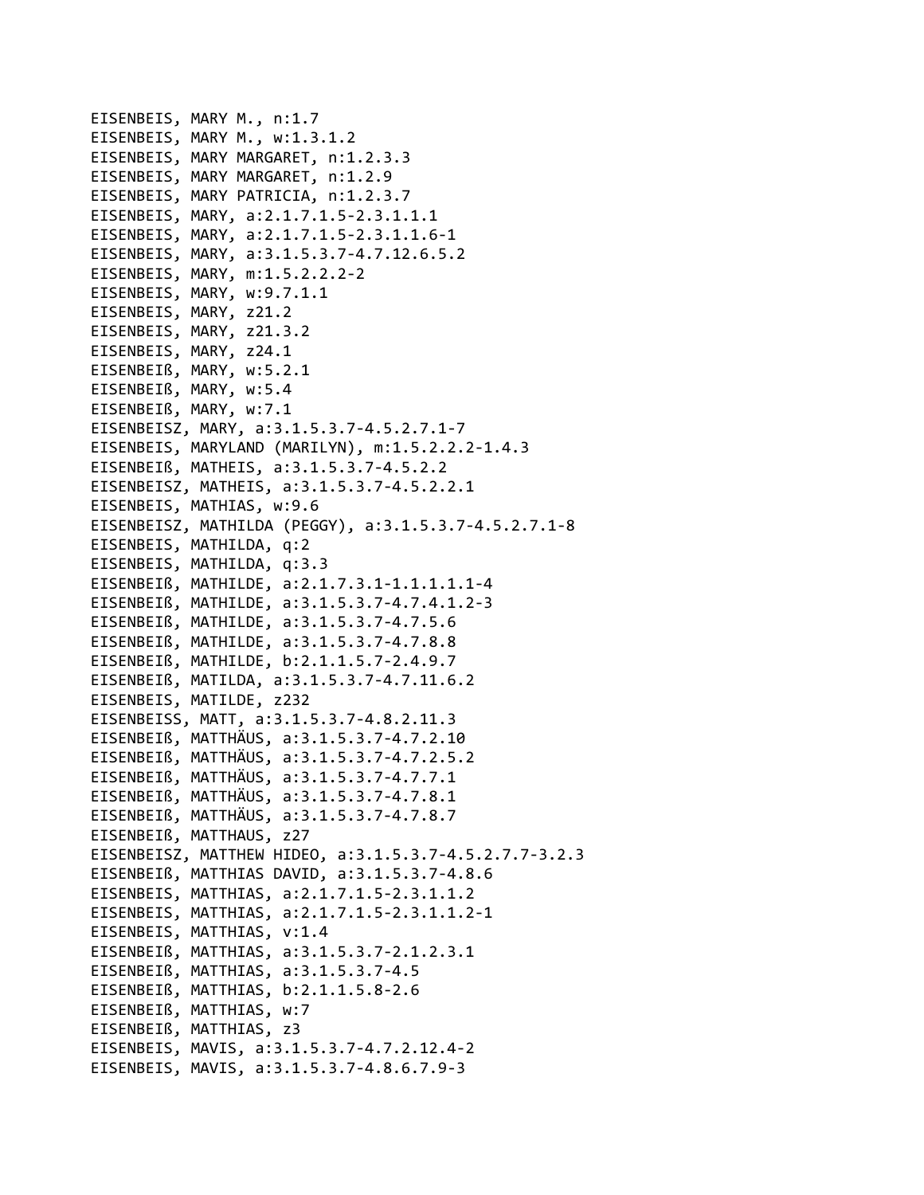EISENBEIS, MARY M., n:1.7
EISENBEIS, MARY M., w:1.3.1.2
EISENBEIS, MARY MARGARET, n:1.2.3.3
EISENBEIS, MARY MARGARET, n:1.2.9
EISENBEIS, MARY PATRICIA, n:1.2.3.7
EISENBEIS, MARY, a:2.1.7.1.5-2.3.1.1.1
EISENBEIS, MARY, a:2.1.7.1.5-2.3.1.1.6-1
EISENBEIS, MARY, a:3.1.5.3.7-4.7.12.6.5.2
EISENBEIS, MARY, m:1.5.2.2.2-2
EISENBEIS, MARY, w:9.7.1.1
EISENBEIS, MARY, z21.2
EISENBEIS, MARY, z21.3.2
EISENBEIS, MARY, z24.1
EISENBEIß, MARY, w:5.2.1
EISENBEIß, MARY, w:5.4
EISENBEIß, MARY, w:7.1
EISENBEISZ, MARY, a:3.1.5.3.7-4.5.2.7.1-7
EISENBEIS, MARYLAND (MARILYN), m:1.5.2.2.2-1.4.3
EISENBEIß, MATHEIS, a:3.1.5.3.7-4.5.2.2
EISENBEISZ, MATHEIS, a:3.1.5.3.7-4.5.2.2.1
EISENBEIS, MATHIAS, w:9.6
EISENBEISZ, MATHILDA (PEGGY), a:3.1.5.3.7-4.5.2.7.1-8
EISENBEIS, MATHILDA, q:2
EISENBEIS, MATHILDA, q:3.3
EISENBEIß, MATHILDE, a:2.1.7.3.1-1.1.1.1.1-4
EISENBEIß, MATHILDE, a:3.1.5.3.7-4.7.4.1.2-3
EISENBEIß, MATHILDE, a:3.1.5.3.7-4.7.5.6
EISENBEIß, MATHILDE, a:3.1.5.3.7-4.7.8.8
EISENBEIß, MATHILDE, b:2.1.1.5.7-2.4.9.7
EISENBEIß, MATILDA, a:3.1.5.3.7-4.7.11.6.2
EISENBEIS, MATILDE, z232
EISENBEISS, MATT, a:3.1.5.3.7-4.8.2.11.3
EISENBEIß, MATTHÄUS, a:3.1.5.3.7-4.7.2.10
EISENBEIß, MATTHÄUS, a:3.1.5.3.7-4.7.2.5.2
EISENBEIß, MATTHÄUS, a:3.1.5.3.7-4.7.7.1
EISENBEIß, MATTHÄUS, a:3.1.5.3.7-4.7.8.1
EISENBEIß, MATTHÄUS, a:3.1.5.3.7-4.7.8.7
EISENBEIß, MATTHAUS, z27
EISENBEISZ, MATTHEW HIDEO, a:3.1.5.3.7-4.5.2.7.7-3.2.3
EISENBEIß, MATTHIAS DAVID, a:3.1.5.3.7-4.8.6
EISENBEIS, MATTHIAS, a:2.1.7.1.5-2.3.1.1.2
EISENBEIS, MATTHIAS, a:2.1.7.1.5-2.3.1.1.2-1
EISENBEIS, MATTHIAS, v:1.4
EISENBEIß, MATTHIAS, a:3.1.5.3.7-2.1.2.3.1
EISENBEIß, MATTHIAS, a:3.1.5.3.7-4.5
EISENBEIß, MATTHIAS, b:2.1.1.5.8-2.6
EISENBEIß, MATTHIAS, w:7
EISENBEIß, MATTHIAS, z3
EISENBEIS, MAVIS, a:3.1.5.3.7-4.7.2.12.4-2
EISENBEIS, MAVIS, a:3.1.5.3.7-4.8.6.7.9-3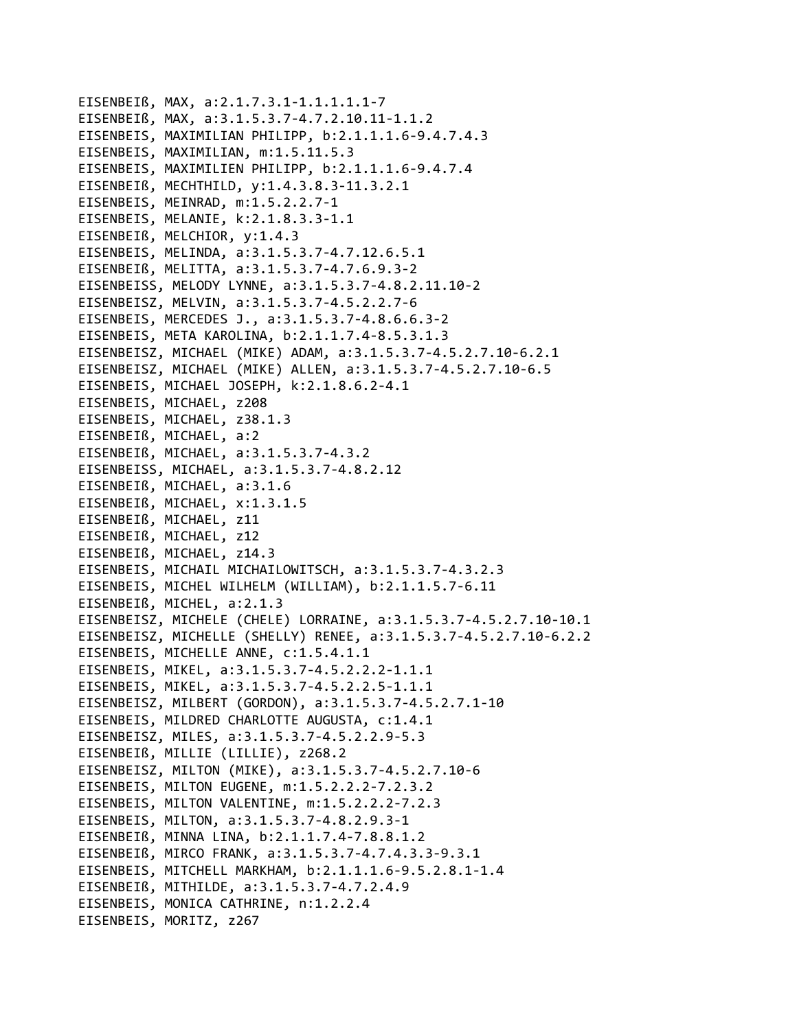EISENBEIß, MAX, a:2.1.7.3.1-1.1.1.1.1-7
EISENBEIß, MAX, a:3.1.5.3.7-4.7.2.10.11-1.1.2
EISENBEIS, MAXIMILIAN PHILIPP, b:2.1.1.1.6-9.4.7.4.3
EISENBEIS, MAXIMILIAN, m:1.5.11.5.3
EISENBEIS, MAXIMILIEN PHILIPP, b:2.1.1.1.6-9.4.7.4
EISENBEIß, MECHTHILD, y:1.4.3.8.3-11.3.2.1
EISENBEIS, MEINRAD, m:1.5.2.2.7-1
EISENBEIS, MELANIE, k:2.1.8.3.3-1.1
EISENBEIß, MELCHIOR, y:1.4.3
EISENBEIS, MELINDA, a:3.1.5.3.7-4.7.12.6.5.1
EISENBEIß, MELITTA, a:3.1.5.3.7-4.7.6.9.3-2
EISENBEISS, MELODY LYNNE, a:3.1.5.3.7-4.8.2.11.10-2
EISENBEISZ, MELVIN, a:3.1.5.3.7-4.5.2.2.7-6
EISENBEIS, MERCEDES J., a:3.1.5.3.7-4.8.6.6.3-2
EISENBEIS, META KAROLINA, b:2.1.1.7.4-8.5.3.1.3
EISENBEISZ, MICHAEL (MIKE) ADAM, a:3.1.5.3.7-4.5.2.7.10-6.2.1
EISENBEISZ, MICHAEL (MIKE) ALLEN, a:3.1.5.3.7-4.5.2.7.10-6.5
EISENBEIS, MICHAEL JOSEPH, k:2.1.8.6.2-4.1
EISENBEIS, MICHAEL, z208
EISENBEIS, MICHAEL, z38.1.3
EISENBEIß, MICHAEL, a:2
EISENBEIß, MICHAEL, a:3.1.5.3.7-4.3.2
EISENBEISS, MICHAEL, a:3.1.5.3.7-4.8.2.12
EISENBEIß, MICHAEL, a:3.1.6
EISENBEIß, MICHAEL, x:1.3.1.5
EISENBEIß, MICHAEL, z11
EISENBEIß, MICHAEL, z12
EISENBEIß, MICHAEL, z14.3
EISENBEIS, MICHAIL MICHAILOWITSCH, a:3.1.5.3.7-4.3.2.3
EISENBEIS, MICHEL WILHELM (WILLIAM), b:2.1.1.5.7-6.11
EISENBEIß, MICHEL, a:2.1.3
EISENBEISZ, MICHELE (CHELE) LORRAINE, a:3.1.5.3.7-4.5.2.7.10-10.1
EISENBEISZ, MICHELLE (SHELLY) RENEE, a:3.1.5.3.7-4.5.2.7.10-6.2.2
EISENBEIS, MICHELLE ANNE, c:1.5.4.1.1
EISENBEIS, MIKEL, a:3.1.5.3.7-4.5.2.2.2-1.1.1
EISENBEIS, MIKEL, a:3.1.5.3.7-4.5.2.2.5-1.1.1
EISENBEISZ, MILBERT (GORDON), a:3.1.5.3.7-4.5.2.7.1-10
EISENBEIS, MILDRED CHARLOTTE AUGUSTA, c:1.4.1
EISENBEISZ, MILES, a:3.1.5.3.7-4.5.2.2.9-5.3
EISENBEIß, MILLIE (LILLIE), z268.2
EISENBEISZ, MILTON (MIKE), a:3.1.5.3.7-4.5.2.7.10-6
EISENBEIS, MILTON EUGENE, m:1.5.2.2.2-7.2.3.2
EISENBEIS, MILTON VALENTINE, m:1.5.2.2.2-7.2.3
EISENBEIS, MILTON, a:3.1.5.3.7-4.8.2.9.3-1
EISENBEIß, MINNA LINA, b:2.1.1.7.4-7.8.8.1.2
EISENBEIß, MIRCO FRANK, a:3.1.5.3.7-4.7.4.3.3-9.3.1
EISENBEIS, MITCHELL MARKHAM, b:2.1.1.1.6-9.5.2.8.1-1.4
EISENBEIß, MITHILDE, a:3.1.5.3.7-4.7.2.4.9
EISENBEIS, MONICA CATHRINE, n:1.2.2.4
EISENBEIS, MORITZ, z267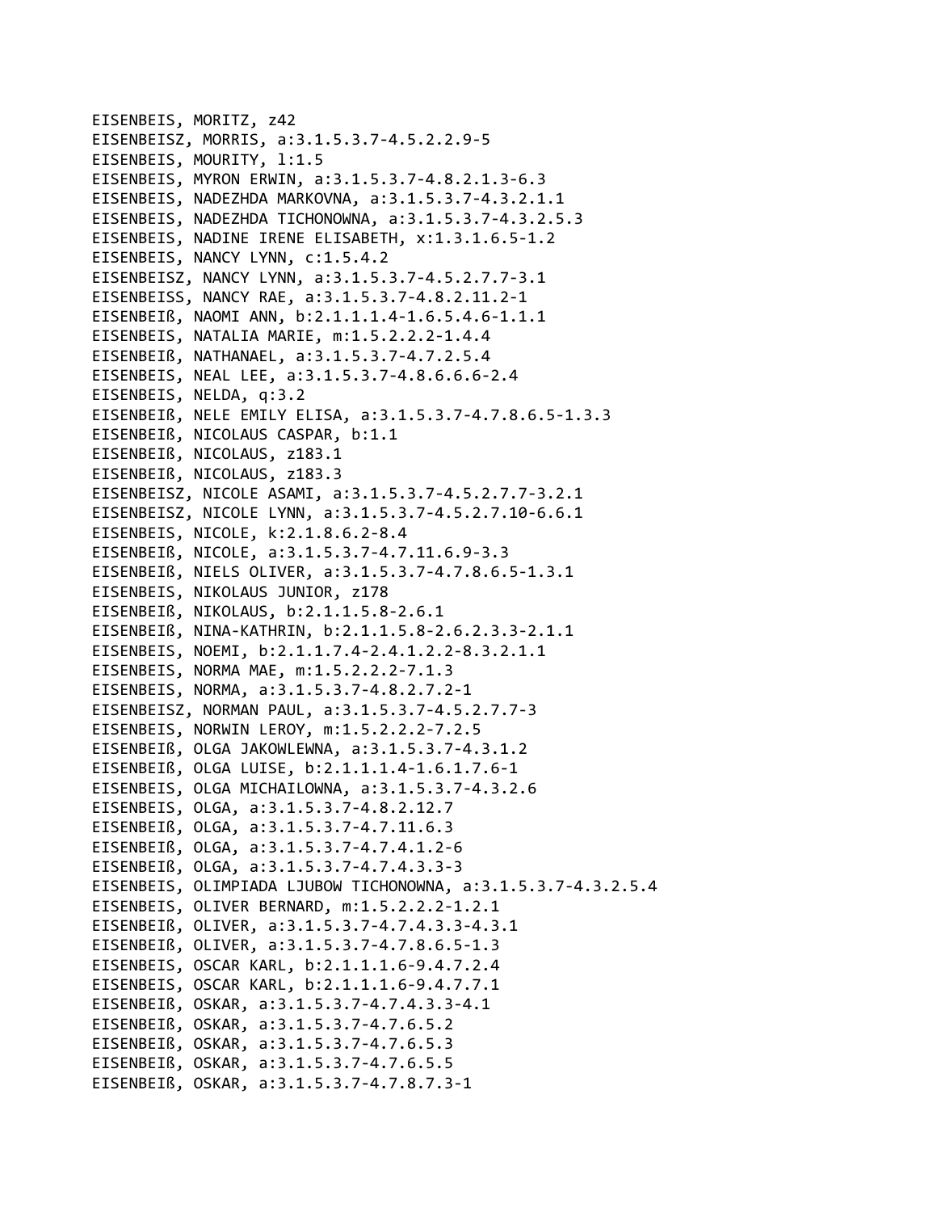EISENBEIS, MORITZ, z42
EISENBEISZ, MORRIS, a:3.1.5.3.7-4.5.2.2.9-5
EISENBEIS, MOURITY, l:1.5
EISENBEIS, MYRON ERWIN, a:3.1.5.3.7-4.8.2.1.3-6.3
EISENBEIS, NADEZHDA MARKOVNA, a:3.1.5.3.7-4.3.2.1.1
EISENBEIS, NADEZHDA TICHONOWNA, a:3.1.5.3.7-4.3.2.5.3
EISENBEIS, NADINE IRENE ELISABETH, x:1.3.1.6.5-1.2
EISENBEIS, NANCY LYNN, c:1.5.4.2
EISENBEISZ, NANCY LYNN, a:3.1.5.3.7-4.5.2.7.7-3.1
EISENBEISS, NANCY RAE, a:3.1.5.3.7-4.8.2.11.2-1
EISENBEIß, NAOMI ANN, b:2.1.1.1.4-1.6.5.4.6-1.1.1
EISENBEIS, NATALIA MARIE, m:1.5.2.2.2-1.4.4
EISENBEIß, NATHANAEL, a:3.1.5.3.7-4.7.2.5.4
EISENBEIS, NEAL LEE, a:3.1.5.3.7-4.8.6.6.6-2.4
EISENBEIS, NELDA, q:3.2
EISENBEIß, NELE EMILY ELISA, a:3.1.5.3.7-4.7.8.6.5-1.3.3
EISENBEIß, NICOLAUS CASPAR, b:1.1
EISENBEIß, NICOLAUS, z183.1
EISENBEIß, NICOLAUS, z183.3
EISENBEISZ, NICOLE ASAMI, a:3.1.5.3.7-4.5.2.7.7-3.2.1
EISENBEISZ, NICOLE LYNN, a:3.1.5.3.7-4.5.2.7.10-6.6.1
EISENBEIS, NICOLE, k:2.1.8.6.2-8.4
EISENBEIß, NICOLE, a:3.1.5.3.7-4.7.11.6.9-3.3
EISENBEIß, NIELS OLIVER, a:3.1.5.3.7-4.7.8.6.5-1.3.1
EISENBEIS, NIKOLAUS JUNIOR, z178
EISENBEIß, NIKOLAUS, b:2.1.1.5.8-2.6.1
EISENBEIß, NINA-KATHRIN, b:2.1.1.5.8-2.6.2.3.3-2.1.1
EISENBEIS, NOEMI, b:2.1.1.7.4-2.4.1.2.2-8.3.2.1.1
EISENBEIS, NORMA MAE, m:1.5.2.2.2-7.1.3
EISENBEIS, NORMA, a:3.1.5.3.7-4.8.2.7.2-1
EISENBEISZ, NORMAN PAUL, a:3.1.5.3.7-4.5.2.7.7-3
EISENBEIS, NORWIN LEROY, m:1.5.2.2.2-7.2.5
EISENBEIß, OLGA JAKOWLEWNA, a:3.1.5.3.7-4.3.1.2
EISENBEIß, OLGA LUISE, b:2.1.1.1.4-1.6.1.7.6-1
EISENBEIS, OLGA MICHAILOWNA, a:3.1.5.3.7-4.3.2.6
EISENBEIS, OLGA, a:3.1.5.3.7-4.8.2.12.7
EISENBEIß, OLGA, a:3.1.5.3.7-4.7.11.6.3
EISENBEIß, OLGA, a:3.1.5.3.7-4.7.4.1.2-6
EISENBEIß, OLGA, a:3.1.5.3.7-4.7.4.3.3-3
EISENBEIS, OLIMPIADA LJUBOW TICHONOWNA, a:3.1.5.3.7-4.3.2.5.4
EISENBEIS, OLIVER BERNARD, m:1.5.2.2.2-1.2.1
EISENBEIß, OLIVER, a:3.1.5.3.7-4.7.4.3.3-4.3.1
EISENBEIß, OLIVER, a:3.1.5.3.7-4.7.8.6.5-1.3
EISENBEIS, OSCAR KARL, b:2.1.1.1.6-9.4.7.2.4
EISENBEIS, OSCAR KARL, b:2.1.1.1.6-9.4.7.7.1
EISENBEIß, OSKAR, a:3.1.5.3.7-4.7.4.3.3-4.1
EISENBEIß, OSKAR, a:3.1.5.3.7-4.7.6.5.2
EISENBEIß, OSKAR, a:3.1.5.3.7-4.7.6.5.3
EISENBEIß, OSKAR, a:3.1.5.3.7-4.7.6.5.5
EISENBEIß, OSKAR, a:3.1.5.3.7-4.7.8.7.3-1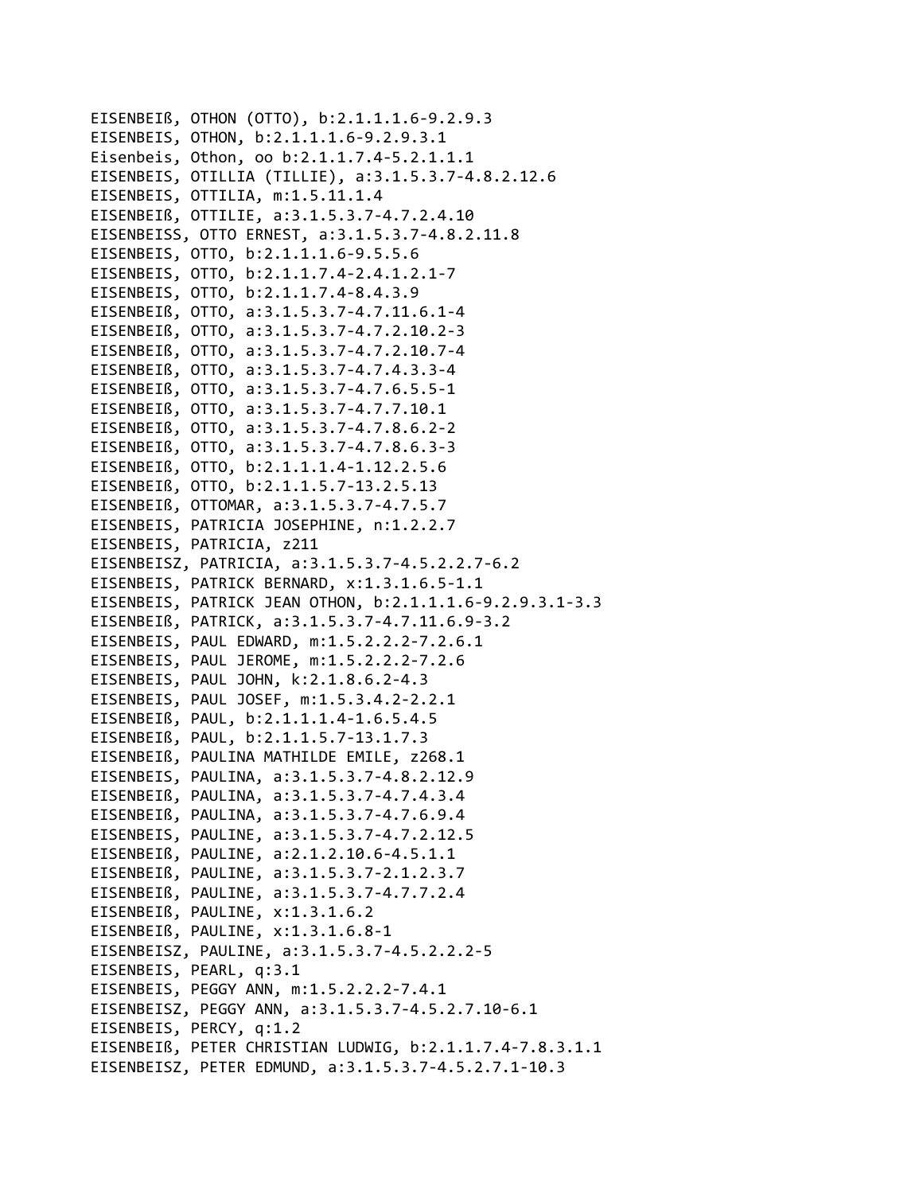EISENBEIß, OTHON (OTTO), b:2.1.1.1.6-9.2.9.3
EISENBEIS, OTHON, b:2.1.1.1.6-9.2.9.3.1
Eisenbeis, Othon, oo b:2.1.1.7.4-5.2.1.1.1
EISENBEIS, OTILLIA (TILLIE), a:3.1.5.3.7-4.8.2.12.6
EISENBEIS, OTTILIA, m:1.5.11.1.4
EISENBEIß, OTTILIE, a:3.1.5.3.7-4.7.2.4.10
EISENBEISS, OTTO ERNEST, a:3.1.5.3.7-4.8.2.11.8
EISENBEIS, OTTO, b:2.1.1.1.6-9.5.5.6
EISENBEIS, OTTO, b:2.1.1.7.4-2.4.1.2.1-7
EISENBEIS, OTTO, b:2.1.1.7.4-8.4.3.9
EISENBEIß, OTTO, a:3.1.5.3.7-4.7.11.6.1-4
EISENBEIß, OTTO, a:3.1.5.3.7-4.7.2.10.2-3
EISENBEIß, OTTO, a:3.1.5.3.7-4.7.2.10.7-4
EISENBEIß, OTTO, a:3.1.5.3.7-4.7.4.3.3-4
EISENBEIß, OTTO, a:3.1.5.3.7-4.7.6.5.5-1
EISENBEIß, OTTO, a:3.1.5.3.7-4.7.7.10.1
EISENBEIß, OTTO, a:3.1.5.3.7-4.7.8.6.2-2
EISENBEIß, OTTO, a:3.1.5.3.7-4.7.8.6.3-3
EISENBEIß, OTTO, b:2.1.1.1.4-1.12.2.5.6
EISENBEIß, OTTO, b:2.1.1.5.7-13.2.5.13
EISENBEIß, OTTOMAR, a:3.1.5.3.7-4.7.5.7
EISENBEIS, PATRICIA JOSEPHINE, n:1.2.2.7
EISENBEIS, PATRICIA, z211
EISENBEISZ, PATRICIA, a:3.1.5.3.7-4.5.2.2.7-6.2
EISENBEIS, PATRICK BERNARD, x:1.3.1.6.5-1.1
EISENBEIS, PATRICK JEAN OTHON, b:2.1.1.1.6-9.2.9.3.1-3.3
EISENBEIß, PATRICK, a:3.1.5.3.7-4.7.11.6.9-3.2
EISENBEIS, PAUL EDWARD, m:1.5.2.2.2-7.2.6.1
EISENBEIS, PAUL JEROME, m:1.5.2.2.2-7.2.6
EISENBEIS, PAUL JOHN, k:2.1.8.6.2-4.3
EISENBEIS, PAUL JOSEF, m:1.5.3.4.2-2.2.1
EISENBEIß, PAUL, b:2.1.1.1.4-1.6.5.4.5
EISENBEIß, PAUL, b:2.1.1.5.7-13.1.7.3
EISENBEIß, PAULINA MATHILDE EMILE, z268.1
EISENBEIS, PAULINA, a:3.1.5.3.7-4.8.2.12.9
EISENBEIß, PAULINA, a:3.1.5.3.7-4.7.4.3.4
EISENBEIß, PAULINA, a:3.1.5.3.7-4.7.6.9.4
EISENBEIS, PAULINE, a:3.1.5.3.7-4.7.2.12.5
EISENBEIß, PAULINE, a:2.1.2.10.6-4.5.1.1
EISENBEIß, PAULINE, a:3.1.5.3.7-2.1.2.3.7
EISENBEIß, PAULINE, a:3.1.5.3.7-4.7.7.2.4
EISENBEIß, PAULINE, x:1.3.1.6.2
EISENBEIß, PAULINE, x:1.3.1.6.8-1
EISENBEISZ, PAULINE, a:3.1.5.3.7-4.5.2.2.2-5
EISENBEIS, PEARL, q:3.1
EISENBEIS, PEGGY ANN, m:1.5.2.2.2-7.4.1
EISENBEISZ, PEGGY ANN, a:3.1.5.3.7-4.5.2.7.10-6.1
EISENBEIS, PERCY, q:1.2
EISENBEIß, PETER CHRISTIAN LUDWIG, b:2.1.1.7.4-7.8.3.1.1
EISENBEISZ, PETER EDMUND, a:3.1.5.3.7-4.5.2.7.1-10.3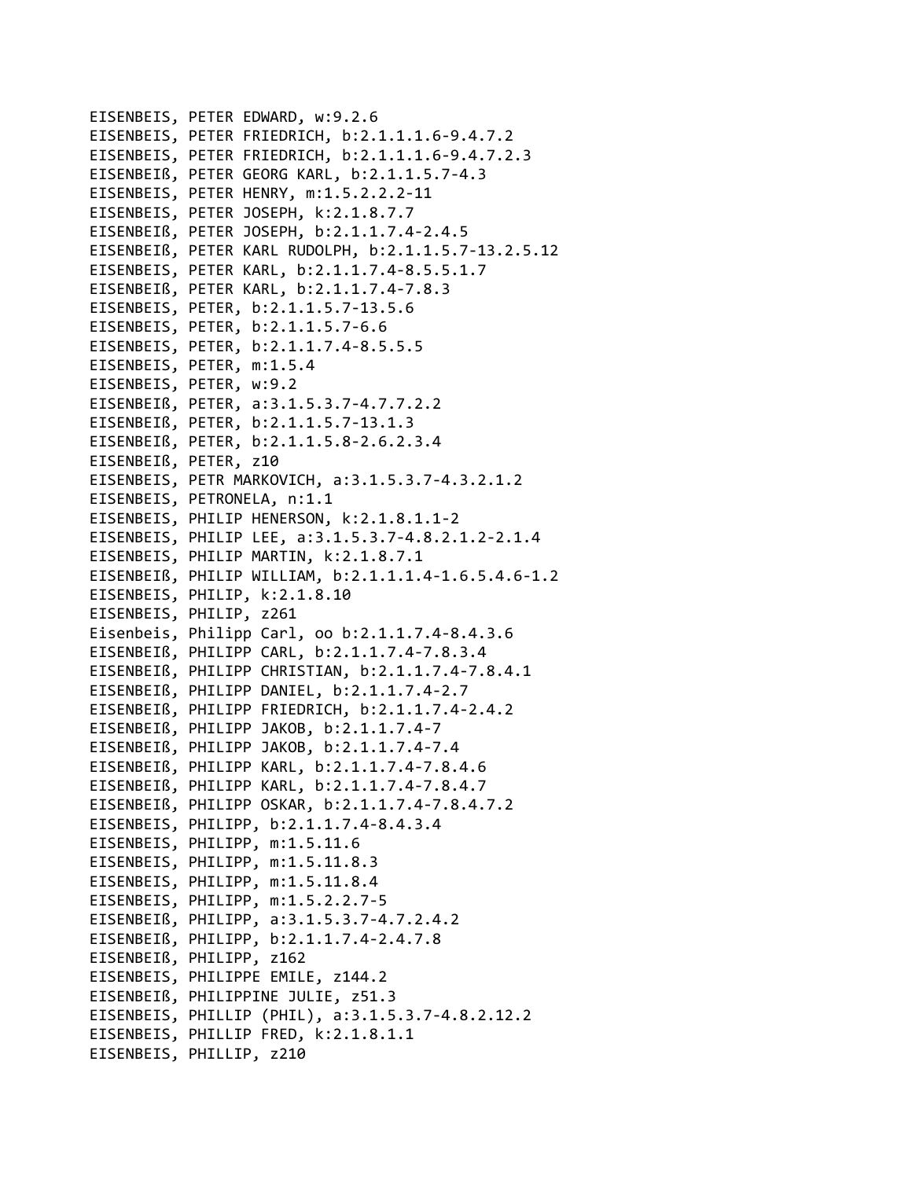EISENBEIS, PETER EDWARD, w:9.2.6
EISENBEIS, PETER FRIEDRICH, b:2.1.1.1.6-9.4.7.2
EISENBEIS, PETER FRIEDRICH, b:2.1.1.1.6-9.4.7.2.3
EISENBEIß, PETER GEORG KARL, b:2.1.1.5.7-4.3
EISENBEIS, PETER HENRY, m:1.5.2.2.2-11
EISENBEIS, PETER JOSEPH, k:2.1.8.7.7
EISENBEIß, PETER JOSEPH, b:2.1.1.7.4-2.4.5
EISENBEIß, PETER KARL RUDOLPH, b:2.1.1.5.7-13.2.5.12
EISENBEIS, PETER KARL, b:2.1.1.7.4-8.5.5.1.7
EISENBEIß, PETER KARL, b:2.1.1.7.4-7.8.3
EISENBEIS, PETER, b:2.1.1.5.7-13.5.6
EISENBEIS, PETER, b:2.1.1.5.7-6.6
EISENBEIS, PETER, b:2.1.1.7.4-8.5.5.5
EISENBEIS, PETER, m:1.5.4
EISENBEIS, PETER, w:9.2
EISENBEIß, PETER, a:3.1.5.3.7-4.7.7.2.2
EISENBEIß, PETER, b:2.1.1.5.7-13.1.3
EISENBEIß, PETER, b:2.1.1.5.8-2.6.2.3.4
EISENBEIß, PETER, z10
EISENBEIS, PETR MARKOVICH, a:3.1.5.3.7-4.3.2.1.2
EISENBEIS, PETRONELA, n:1.1
EISENBEIS, PHILIP HENERSON, k:2.1.8.1.1-2
EISENBEIS, PHILIP LEE, a:3.1.5.3.7-4.8.2.1.2-2.1.4
EISENBEIS, PHILIP MARTIN, k:2.1.8.7.1
EISENBEIß, PHILIP WILLIAM, b:2.1.1.1.4-1.6.5.4.6-1.2
EISENBEIS, PHILIP, k:2.1.8.10
EISENBEIS, PHILIP, z261
Eisenbeis, Philipp Carl, oo b:2.1.1.7.4-8.4.3.6
EISENBEIß, PHILIPP CARL, b:2.1.1.7.4-7.8.3.4
EISENBEIß, PHILIPP CHRISTIAN, b:2.1.1.7.4-7.8.4.1
EISENBEIß, PHILIPP DANIEL, b:2.1.1.7.4-2.7
EISENBEIß, PHILIPP FRIEDRICH, b:2.1.1.7.4-2.4.2
EISENBEIß, PHILIPP JAKOB, b:2.1.1.7.4-7
EISENBEIß, PHILIPP JAKOB, b:2.1.1.7.4-7.4
EISENBEIß, PHILIPP KARL, b:2.1.1.7.4-7.8.4.6
EISENBEIß, PHILIPP KARL, b:2.1.1.7.4-7.8.4.7
EISENBEIß, PHILIPP OSKAR, b:2.1.1.7.4-7.8.4.7.2
EISENBEIS, PHILIPP, b:2.1.1.7.4-8.4.3.4
EISENBEIS, PHILIPP, m:1.5.11.6
EISENBEIS, PHILIPP, m:1.5.11.8.3
EISENBEIS, PHILIPP, m:1.5.11.8.4
EISENBEIS, PHILIPP, m:1.5.2.2.7-5
EISENBEIß, PHILIPP, a:3.1.5.3.7-4.7.2.4.2
EISENBEIß, PHILIPP, b:2.1.1.7.4-2.4.7.8
EISENBEIß, PHILIPP, z162
EISENBEIS, PHILIPPE EMILE, z144.2
EISENBEIß, PHILIPPINE JULIE, z51.3
EISENBEIS, PHILLIP (PHIL), a:3.1.5.3.7-4.8.2.12.2
EISENBEIS, PHILLIP FRED, k:2.1.8.1.1
EISENBEIS, PHILLIP, z210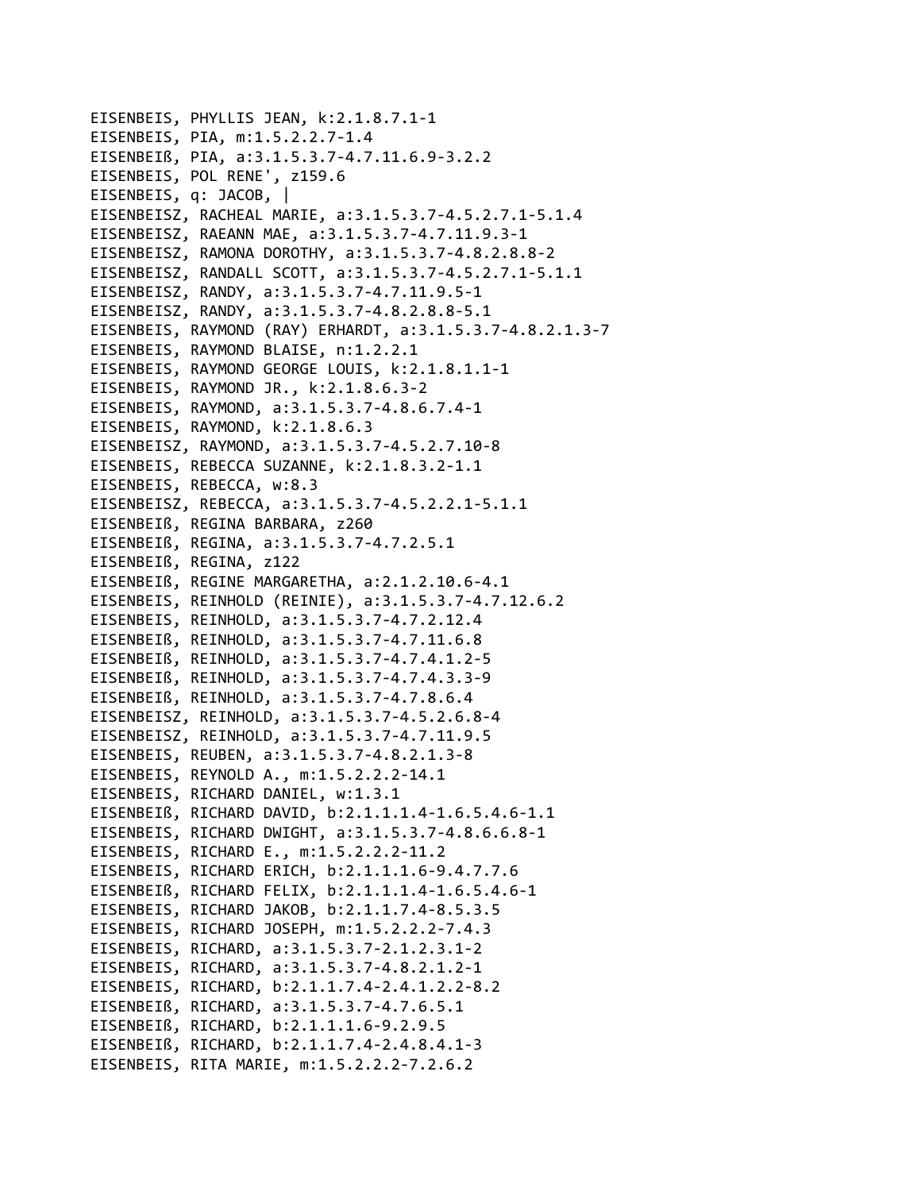EISENBEIS, PHYLLIS JEAN, k:2.1.8.7.1-1
EISENBEIS, PIA, m:1.5.2.2.7-1.4
EISENBEIß, PIA, a:3.1.5.3.7-4.7.11.6.9-3.2.2
EISENBEIS, POL RENE', z159.6
EISENBEIS, q: JACOB, |
EISENBEISZ, RACHEAL MARIE, a:3.1.5.3.7-4.5.2.7.1-5.1.4
EISENBEISZ, RAEANN MAE, a:3.1.5.3.7-4.7.11.9.3-1
EISENBEISZ, RAMONA DOROTHY, a:3.1.5.3.7-4.8.2.8.8-2
EISENBEISZ, RANDALL SCOTT, a:3.1.5.3.7-4.5.2.7.1-5.1.1
EISENBEISZ, RANDY, a:3.1.5.3.7-4.7.11.9.5-1
EISENBEISZ, RANDY, a:3.1.5.3.7-4.8.2.8.8-5.1
EISENBEIS, RAYMOND (RAY) ERHARDT, a:3.1.5.3.7-4.8.2.1.3-7
EISENBEIS, RAYMOND BLAISE, n:1.2.2.1
EISENBEIS, RAYMOND GEORGE LOUIS, k:2.1.8.1.1-1
EISENBEIS, RAYMOND JR., k:2.1.8.6.3-2
EISENBEIS, RAYMOND, a:3.1.5.3.7-4.8.6.7.4-1
EISENBEIS, RAYMOND, k:2.1.8.6.3
EISENBEISZ, RAYMOND, a:3.1.5.3.7-4.5.2.7.10-8
EISENBEIS, REBECCA SUZANNE, k:2.1.8.3.2-1.1
EISENBEIS, REBECCA, w:8.3
EISENBEISZ, REBECCA, a:3.1.5.3.7-4.5.2.2.1-5.1.1
EISENBEIß, REGINA BARBARA, z260
EISENBEIß, REGINA, a:3.1.5.3.7-4.7.2.5.1
EISENBEIß, REGINA, z122
EISENBEIß, REGINE MARGARETHA, a:2.1.2.10.6-4.1
EISENBEIS, REINHOLD (REINIE), a:3.1.5.3.7-4.7.12.6.2
EISENBEIS, REINHOLD, a:3.1.5.3.7-4.7.2.12.4
EISENBEIß, REINHOLD, a:3.1.5.3.7-4.7.11.6.8
EISENBEIß, REINHOLD, a:3.1.5.3.7-4.7.4.1.2-5
EISENBEIß, REINHOLD, a:3.1.5.3.7-4.7.4.3.3-9
EISENBEIß, REINHOLD, a:3.1.5.3.7-4.7.8.6.4
EISENBEISZ, REINHOLD, a:3.1.5.3.7-4.5.2.6.8-4
EISENBEISZ, REINHOLD, a:3.1.5.3.7-4.7.11.9.5
EISENBEIS, REUBEN, a:3.1.5.3.7-4.8.2.1.3-8
EISENBEIS, REYNOLD A., m:1.5.2.2.2-14.1
EISENBEIS, RICHARD DANIEL, w:1.3.1
EISENBEIß, RICHARD DAVID, b:2.1.1.1.4-1.6.5.4.6-1.1
EISENBEIS, RICHARD DWIGHT, a:3.1.5.3.7-4.8.6.6.8-1
EISENBEIS, RICHARD E., m:1.5.2.2.2-11.2
EISENBEIS, RICHARD ERICH, b:2.1.1.1.6-9.4.7.7.6
EISENBEIß, RICHARD FELIX, b:2.1.1.1.4-1.6.5.4.6-1
EISENBEIS, RICHARD JAKOB, b:2.1.1.7.4-8.5.3.5
EISENBEIS, RICHARD JOSEPH, m:1.5.2.2.2-7.4.3
EISENBEIS, RICHARD, a:3.1.5.3.7-2.1.2.3.1-2
EISENBEIS, RICHARD, a:3.1.5.3.7-4.8.2.1.2-1
EISENBEIS, RICHARD, b:2.1.1.7.4-2.4.1.2.2-8.2
EISENBEIß, RICHARD, a:3.1.5.3.7-4.7.6.5.1
EISENBEIß, RICHARD, b:2.1.1.1.6-9.2.9.5
EISENBEIß, RICHARD, b:2.1.1.7.4-2.4.8.4.1-3
EISENBEIS, RITA MARIE, m:1.5.2.2.2-7.2.6.2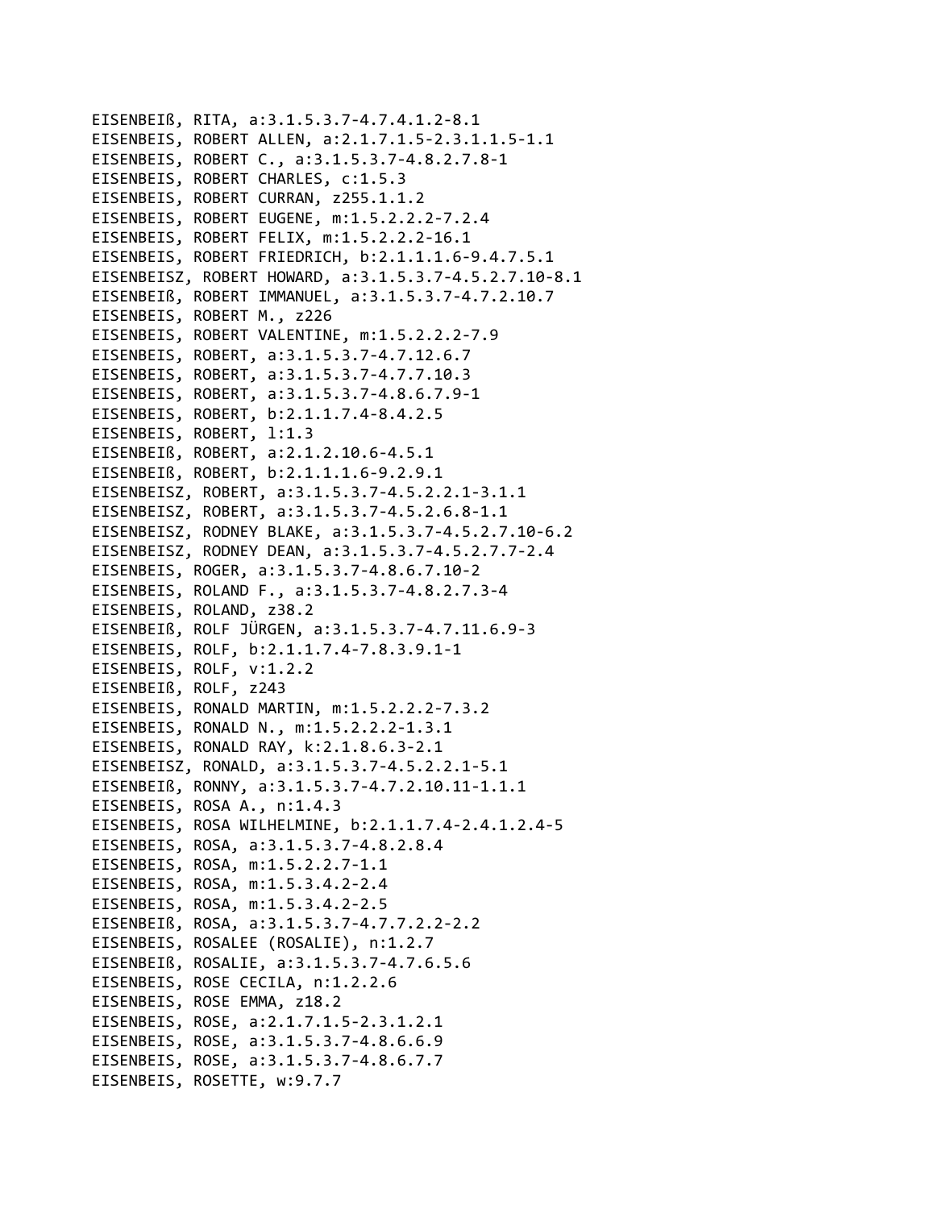EISENBEIß, RITA, a:3.1.5.3.7-4.7.4.1.2-8.1
EISENBEIS, ROBERT ALLEN, a:2.1.7.1.5-2.3.1.1.5-1.1
EISENBEIS, ROBERT C., a:3.1.5.3.7-4.8.2.7.8-1
EISENBEIS, ROBERT CHARLES, c:1.5.3
EISENBEIS, ROBERT CURRAN, z255.1.1.2
EISENBEIS, ROBERT EUGENE, m:1.5.2.2.2-7.2.4
EISENBEIS, ROBERT FELIX, m:1.5.2.2.2-16.1
EISENBEIS, ROBERT FRIEDRICH, b:2.1.1.1.6-9.4.7.5.1
EISENBEISZ, ROBERT HOWARD, a:3.1.5.3.7-4.5.2.7.10-8.1
EISENBEIß, ROBERT IMMANUEL, a:3.1.5.3.7-4.7.2.10.7
EISENBEIS, ROBERT M., z226
EISENBEIS, ROBERT VALENTINE, m:1.5.2.2.2-7.9
EISENBEIS, ROBERT, a:3.1.5.3.7-4.7.12.6.7
EISENBEIS, ROBERT, a:3.1.5.3.7-4.7.7.10.3
EISENBEIS, ROBERT, a:3.1.5.3.7-4.8.6.7.9-1
EISENBEIS, ROBERT, b:2.1.1.7.4-8.4.2.5
EISENBEIS, ROBERT, l:1.3
EISENBEIß, ROBERT, a:2.1.2.10.6-4.5.1
EISENBEIß, ROBERT, b:2.1.1.1.6-9.2.9.1
EISENBEISZ, ROBERT, a:3.1.5.3.7-4.5.2.2.1-3.1.1
EISENBEISZ, ROBERT, a:3.1.5.3.7-4.5.2.6.8-1.1
EISENBEISZ, RODNEY BLAKE, a:3.1.5.3.7-4.5.2.7.10-6.2
EISENBEISZ, RODNEY DEAN, a:3.1.5.3.7-4.5.2.7.7-2.4
EISENBEIS, ROGER, a:3.1.5.3.7-4.8.6.7.10-2
EISENBEIS, ROLAND F., a:3.1.5.3.7-4.8.2.7.3-4
EISENBEIS, ROLAND, z38.2
EISENBEIß, ROLF JÜRGEN, a:3.1.5.3.7-4.7.11.6.9-3
EISENBEIS, ROLF, b:2.1.1.7.4-7.8.3.9.1-1
EISENBEIS, ROLF, v:1.2.2
EISENBEIß, ROLF, z243
EISENBEIS, RONALD MARTIN, m:1.5.2.2.2-7.3.2
EISENBEIS, RONALD N., m:1.5.2.2.2-1.3.1
EISENBEIS, RONALD RAY, k:2.1.8.6.3-2.1
EISENBEISZ, RONALD, a:3.1.5.3.7-4.5.2.2.1-5.1
EISENBEIß, RONNY, a:3.1.5.3.7-4.7.2.10.11-1.1.1
EISENBEIS, ROSA A., n:1.4.3
EISENBEIS, ROSA WILHELMINE, b:2.1.1.7.4-2.4.1.2.4-5
EISENBEIS, ROSA, a:3.1.5.3.7-4.8.2.8.4
EISENBEIS, ROSA, m:1.5.2.2.7-1.1
EISENBEIS, ROSA, m:1.5.3.4.2-2.4
EISENBEIS, ROSA, m:1.5.3.4.2-2.5
EISENBEIß, ROSA, a:3.1.5.3.7-4.7.7.2.2-2.2
EISENBEIS, ROSALEE (ROSALIE), n:1.2.7
EISENBEIß, ROSALIE, a:3.1.5.3.7-4.7.6.5.6
EISENBEIS, ROSE CECILA, n:1.2.2.6
EISENBEIS, ROSE EMMA, z18.2
EISENBEIS, ROSE, a:2.1.7.1.5-2.3.1.2.1
EISENBEIS, ROSE, a:3.1.5.3.7-4.8.6.6.9
EISENBEIS, ROSE, a:3.1.5.3.7-4.8.6.7.7
EISENBEIS, ROSETTE, w:9.7.7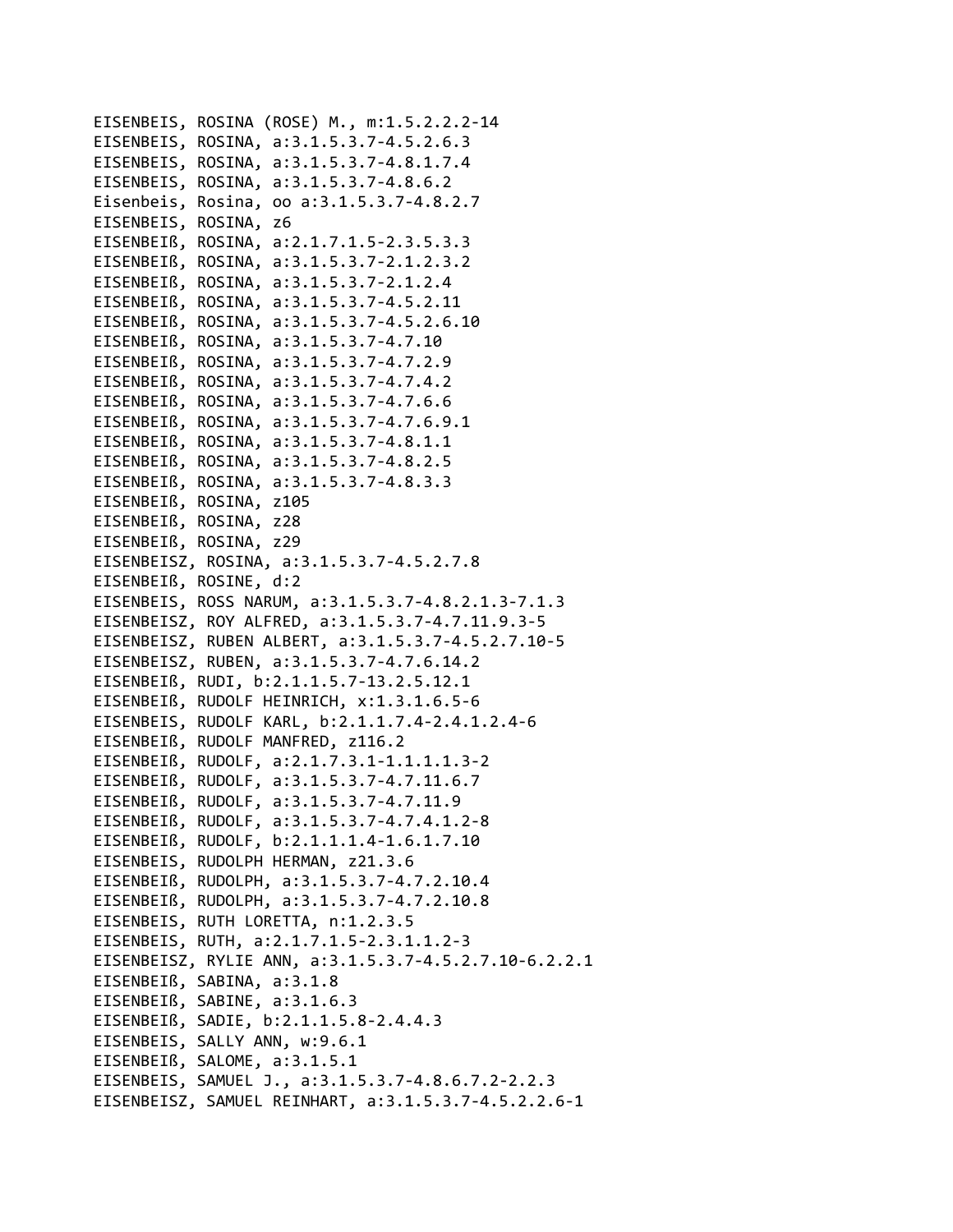EISENBEIS, ROSINA (ROSE) M., m:1.5.2.2.2-14
EISENBEIS, ROSINA, a:3.1.5.3.7-4.5.2.6.3
EISENBEIS, ROSINA, a:3.1.5.3.7-4.8.1.7.4
EISENBEIS, ROSINA, a:3.1.5.3.7-4.8.6.2
Eisenbeis, Rosina, oo a:3.1.5.3.7-4.8.2.7
EISENBEIS, ROSINA, z6
EISENBEIß, ROSINA, a:2.1.7.1.5-2.3.5.3.3
EISENBEIß, ROSINA, a:3.1.5.3.7-2.1.2.3.2
EISENBEIß, ROSINA, a:3.1.5.3.7-2.1.2.4
EISENBEIß, ROSINA, a:3.1.5.3.7-4.5.2.11
EISENBEIß, ROSINA, a:3.1.5.3.7-4.5.2.6.10
EISENBEIß, ROSINA, a:3.1.5.3.7-4.7.10
EISENBEIß, ROSINA, a:3.1.5.3.7-4.7.2.9
EISENBEIß, ROSINA, a:3.1.5.3.7-4.7.4.2
EISENBEIß, ROSINA, a:3.1.5.3.7-4.7.6.6
EISENBEIß, ROSINA, a:3.1.5.3.7-4.7.6.9.1
EISENBEIß, ROSINA, a:3.1.5.3.7-4.8.1.1
EISENBEIß, ROSINA, a:3.1.5.3.7-4.8.2.5
EISENBEIß, ROSINA, a:3.1.5.3.7-4.8.3.3
EISENBEIß, ROSINA, z105
EISENBEIß, ROSINA, z28
EISENBEIß, ROSINA, z29
EISENBEISZ, ROSINA, a:3.1.5.3.7-4.5.2.7.8
EISENBEIß, ROSINE, d:2
EISENBEIS, ROSS NARUM, a:3.1.5.3.7-4.8.2.1.3-7.1.3
EISENBEISZ, ROY ALFRED, a:3.1.5.3.7-4.7.11.9.3-5
EISENBEISZ, RUBEN ALBERT, a:3.1.5.3.7-4.5.2.7.10-5
EISENBEISZ, RUBEN, a:3.1.5.3.7-4.7.6.14.2
EISENBEIß, RUDI, b:2.1.1.5.7-13.2.5.12.1
EISENBEIß, RUDOLF HEINRICH, x:1.3.1.6.5-6
EISENBEIS, RUDOLF KARL, b:2.1.1.7.4-2.4.1.2.4-6
EISENBEIß, RUDOLF MANFRED, z116.2
EISENBEIß, RUDOLF, a:2.1.7.3.1-1.1.1.1.3-2
EISENBEIß, RUDOLF, a:3.1.5.3.7-4.7.11.6.7
EISENBEIß, RUDOLF, a:3.1.5.3.7-4.7.11.9
EISENBEIß, RUDOLF, a:3.1.5.3.7-4.7.4.1.2-8
EISENBEIß, RUDOLF, b:2.1.1.1.4-1.6.1.7.10
EISENBEIS, RUDOLPH HERMAN, z21.3.6
EISENBEIß, RUDOLPH, a:3.1.5.3.7-4.7.2.10.4
EISENBEIß, RUDOLPH, a:3.1.5.3.7-4.7.2.10.8
EISENBEIS, RUTH LORETTA, n:1.2.3.5
EISENBEIS, RUTH, a:2.1.7.1.5-2.3.1.1.2-3
EISENBEISZ, RYLIE ANN, a:3.1.5.3.7-4.5.2.7.10-6.2.2.1
EISENBEIß, SABINA, a:3.1.8
EISENBEIß, SABINE, a:3.1.6.3
EISENBEIß, SADIE, b:2.1.1.5.8-2.4.4.3
EISENBEIS, SALLY ANN, w:9.6.1
EISENBEIß, SALOME, a:3.1.5.1
EISENBEIS, SAMUEL J., a:3.1.5.3.7-4.8.6.7.2-2.2.3
EISENBEISZ, SAMUEL REINHART, a:3.1.5.3.7-4.5.2.2.6-1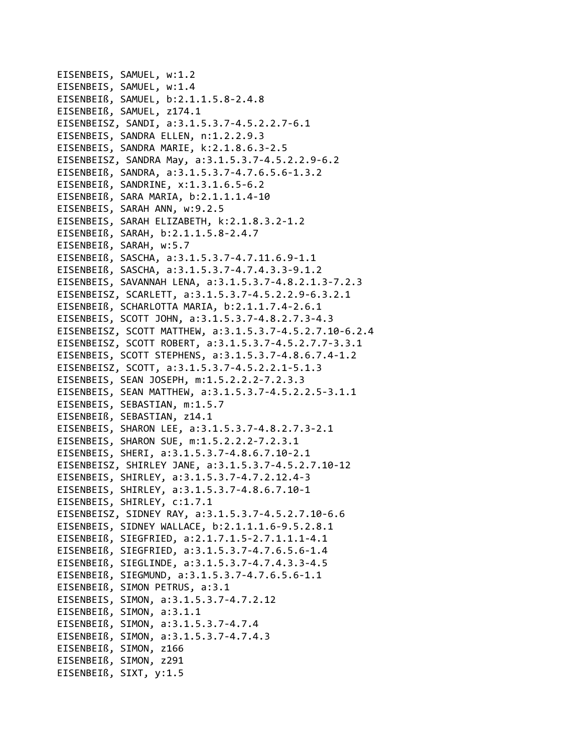EISENBEIS, SAMUEL, w:1.2
EISENBEIS, SAMUEL, w:1.4
EISENBEIß, SAMUEL, b:2.1.1.5.8-2.4.8
EISENBEIß, SAMUEL, z174.1
EISENBEISZ, SANDI, a:3.1.5.3.7-4.5.2.2.7-6.1
EISENBEIS, SANDRA ELLEN, n:1.2.2.9.3
EISENBEIS, SANDRA MARIE, k:2.1.8.6.3-2.5
EISENBEISZ, SANDRA May, a:3.1.5.3.7-4.5.2.2.9-6.2
EISENBEIß, SANDRA, a:3.1.5.3.7-4.7.6.5.6-1.3.2
EISENBEIß, SANDRINE, x:1.3.1.6.5-6.2
EISENBEIß, SARA MARIA, b:2.1.1.1.4-10
EISENBEIS, SARAH ANN, w:9.2.5
EISENBEIS, SARAH ELIZABETH, k:2.1.8.3.2-1.2
EISENBEIß, SARAH, b:2.1.1.5.8-2.4.7
EISENBEIß, SARAH, w:5.7
EISENBEIß, SASCHA, a:3.1.5.3.7-4.7.11.6.9-1.1
EISENBEIß, SASCHA, a:3.1.5.3.7-4.7.4.3.3-9.1.2
EISENBEIS, SAVANNAH LENA, a:3.1.5.3.7-4.8.2.1.3-7.2.3
EISENBEISZ, SCARLETT, a:3.1.5.3.7-4.5.2.2.9-6.3.2.1
EISENBEIß, SCHARLOTTA MARIA, b:2.1.1.7.4-2.6.1
EISENBEIS, SCOTT JOHN, a:3.1.5.3.7-4.8.2.7.3-4.3
EISENBEISZ, SCOTT MATTHEW, a:3.1.5.3.7-4.5.2.7.10-6.2.4
EISENBEISZ, SCOTT ROBERT, a:3.1.5.3.7-4.5.2.7.7-3.3.1
EISENBEIS, SCOTT STEPHENS, a:3.1.5.3.7-4.8.6.7.4-1.2
EISENBEISZ, SCOTT, a:3.1.5.3.7-4.5.2.2.1-5.1.3
EISENBEIS, SEAN JOSEPH, m:1.5.2.2.2-7.2.3.3
EISENBEIS, SEAN MATTHEW, a:3.1.5.3.7-4.5.2.2.5-3.1.1
EISENBEIS, SEBASTIAN, m:1.5.7
EISENBEIß, SEBASTIAN, z14.1
EISENBEIS, SHARON LEE, a:3.1.5.3.7-4.8.2.7.3-2.1
EISENBEIS, SHARON SUE, m:1.5.2.2.2-7.2.3.1
EISENBEIS, SHERI, a:3.1.5.3.7-4.8.6.7.10-2.1
EISENBEISZ, SHIRLEY JANE, a:3.1.5.3.7-4.5.2.7.10-12
EISENBEIS, SHIRLEY, a:3.1.5.3.7-4.7.2.12.4-3
EISENBEIS, SHIRLEY, a:3.1.5.3.7-4.8.6.7.10-1
EISENBEIS, SHIRLEY, c:1.7.1
EISENBEISZ, SIDNEY RAY, a:3.1.5.3.7-4.5.2.7.10-6.6
EISENBEIS, SIDNEY WALLACE, b:2.1.1.1.6-9.5.2.8.1
EISENBEIß, SIEGFRIED, a:2.1.7.1.5-2.7.1.1.1-4.1
EISENBEIß, SIEGFRIED, a:3.1.5.3.7-4.7.6.5.6-1.4
EISENBEIß, SIEGLINDE, a:3.1.5.3.7-4.7.4.3.3-4.5
EISENBEIß, SIEGMUND, a:3.1.5.3.7-4.7.6.5.6-1.1
EISENBEIß, SIMON PETRUS, a:3.1
EISENBEIS, SIMON, a:3.1.5.3.7-4.7.2.12
EISENBEIß, SIMON, a:3.1.1
EISENBEIß, SIMON, a:3.1.5.3.7-4.7.4
EISENBEIß, SIMON, a:3.1.5.3.7-4.7.4.3
EISENBEIß, SIMON, z166
EISENBEIß, SIMON, z291
EISENBEIß, SIXT, y:1.5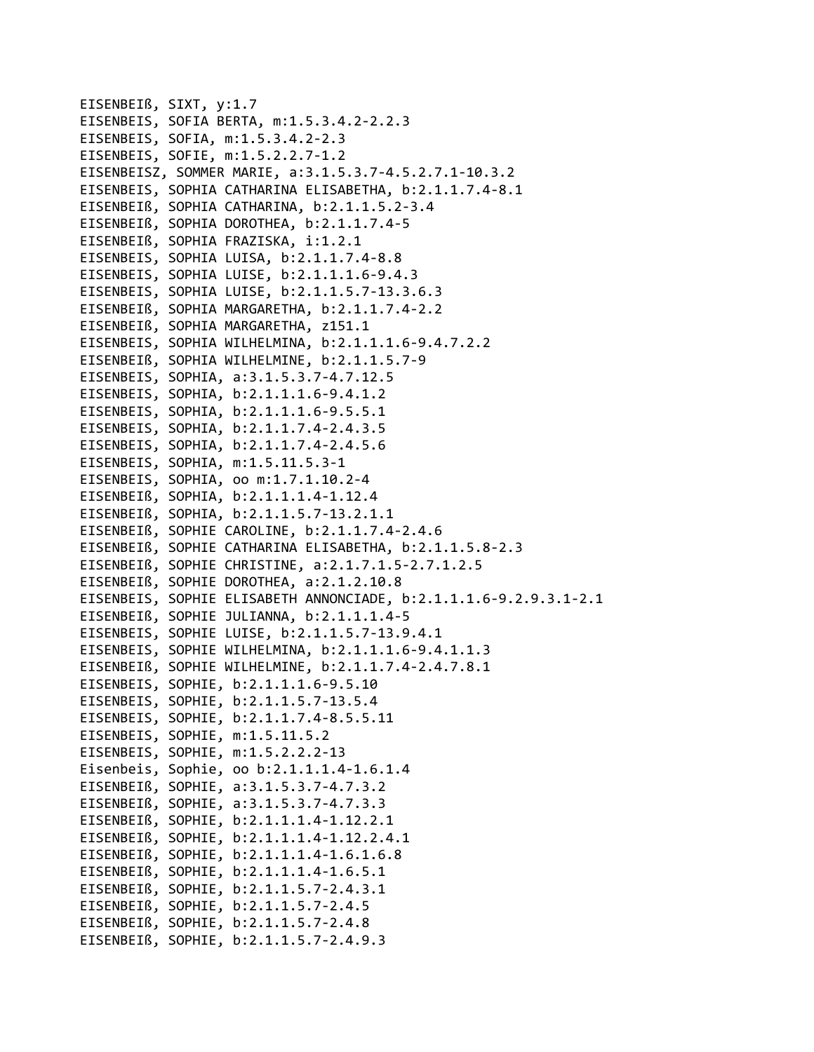EISENBEIß, SIXT, y:1.7
EISENBEIS, SOFIA BERTA, m:1.5.3.4.2-2.2.3
EISENBEIS, SOFIA, m:1.5.3.4.2-2.3
EISENBEIS, SOFIE, m:1.5.2.2.7-1.2
EISENBEISZ, SOMMER MARIE, a:3.1.5.3.7-4.5.2.7.1-10.3.2
EISENBEIS, SOPHIA CATHARINA ELISABETHA, b:2.1.1.7.4-8.1
EISENBEIß, SOPHIA CATHARINA, b:2.1.1.5.2-3.4
EISENBEIß, SOPHIA DOROTHEA, b:2.1.1.7.4-5
EISENBEIß, SOPHIA FRAZISKA, i:1.2.1
EISENBEIS, SOPHIA LUISA, b:2.1.1.7.4-8.8
EISENBEIS, SOPHIA LUISE, b:2.1.1.1.6-9.4.3
EISENBEIS, SOPHIA LUISE, b:2.1.1.5.7-13.3.6.3
EISENBEIß, SOPHIA MARGARETHA, b:2.1.1.7.4-2.2
EISENBEIß, SOPHIA MARGARETHA, z151.1
EISENBEIS, SOPHIA WILHELMINA, b:2.1.1.1.6-9.4.7.2.2
EISENBEIß, SOPHIA WILHELMINE, b:2.1.1.5.7-9
EISENBEIS, SOPHIA, a:3.1.5.3.7-4.7.12.5
EISENBEIS, SOPHIA, b:2.1.1.1.6-9.4.1.2
EISENBEIS, SOPHIA, b:2.1.1.1.6-9.5.5.1
EISENBEIS, SOPHIA, b:2.1.1.7.4-2.4.3.5
EISENBEIS, SOPHIA, b:2.1.1.7.4-2.4.5.6
EISENBEIS, SOPHIA, m:1.5.11.5.3-1
EISENBEIS, SOPHIA, oo m:1.7.1.10.2-4
EISENBEIß, SOPHIA, b:2.1.1.1.4-1.12.4
EISENBEIß, SOPHIA, b:2.1.1.5.7-13.2.1.1
EISENBEIß, SOPHIE CAROLINE, b:2.1.1.7.4-2.4.6
EISENBEIß, SOPHIE CATHARINA ELISABETHA, b:2.1.1.5.8-2.3
EISENBEIß, SOPHIE CHRISTINE, a:2.1.7.1.5-2.7.1.2.5
EISENBEIß, SOPHIE DOROTHEA, a:2.1.2.10.8
EISENBEIS, SOPHIE ELISABETH ANNONCIADE, b:2.1.1.1.6-9.2.9.3.1-2.1
EISENBEIß, SOPHIE JULIANNA, b:2.1.1.1.4-5
EISENBEIS, SOPHIE LUISE, b:2.1.1.5.7-13.9.4.1
EISENBEIS, SOPHIE WILHELMINA, b:2.1.1.1.6-9.4.1.1.3
EISENBEIß, SOPHIE WILHELMINE, b:2.1.1.7.4-2.4.7.8.1
EISENBEIS, SOPHIE, b:2.1.1.1.6-9.5.10
EISENBEIS, SOPHIE, b:2.1.1.5.7-13.5.4
EISENBEIS, SOPHIE, b:2.1.1.7.4-8.5.5.11
EISENBEIS, SOPHIE, m:1.5.11.5.2
EISENBEIS, SOPHIE, m:1.5.2.2.2-13
Eisenbeis, Sophie, oo b:2.1.1.1.4-1.6.1.4
EISENBEIß, SOPHIE, a:3.1.5.3.7-4.7.3.2
EISENBEIß, SOPHIE, a:3.1.5.3.7-4.7.3.3
EISENBEIß, SOPHIE, b:2.1.1.1.4-1.12.2.1
EISENBEIß, SOPHIE, b:2.1.1.1.4-1.12.2.4.1
EISENBEIß, SOPHIE, b:2.1.1.1.4-1.6.1.6.8
EISENBEIß, SOPHIE, b:2.1.1.1.4-1.6.5.1
EISENBEIß, SOPHIE, b:2.1.1.5.7-2.4.3.1
EISENBEIß, SOPHIE, b:2.1.1.5.7-2.4.5
EISENBEIß, SOPHIE, b:2.1.1.5.7-2.4.8
EISENBEIß, SOPHIE, b:2.1.1.5.7-2.4.9.3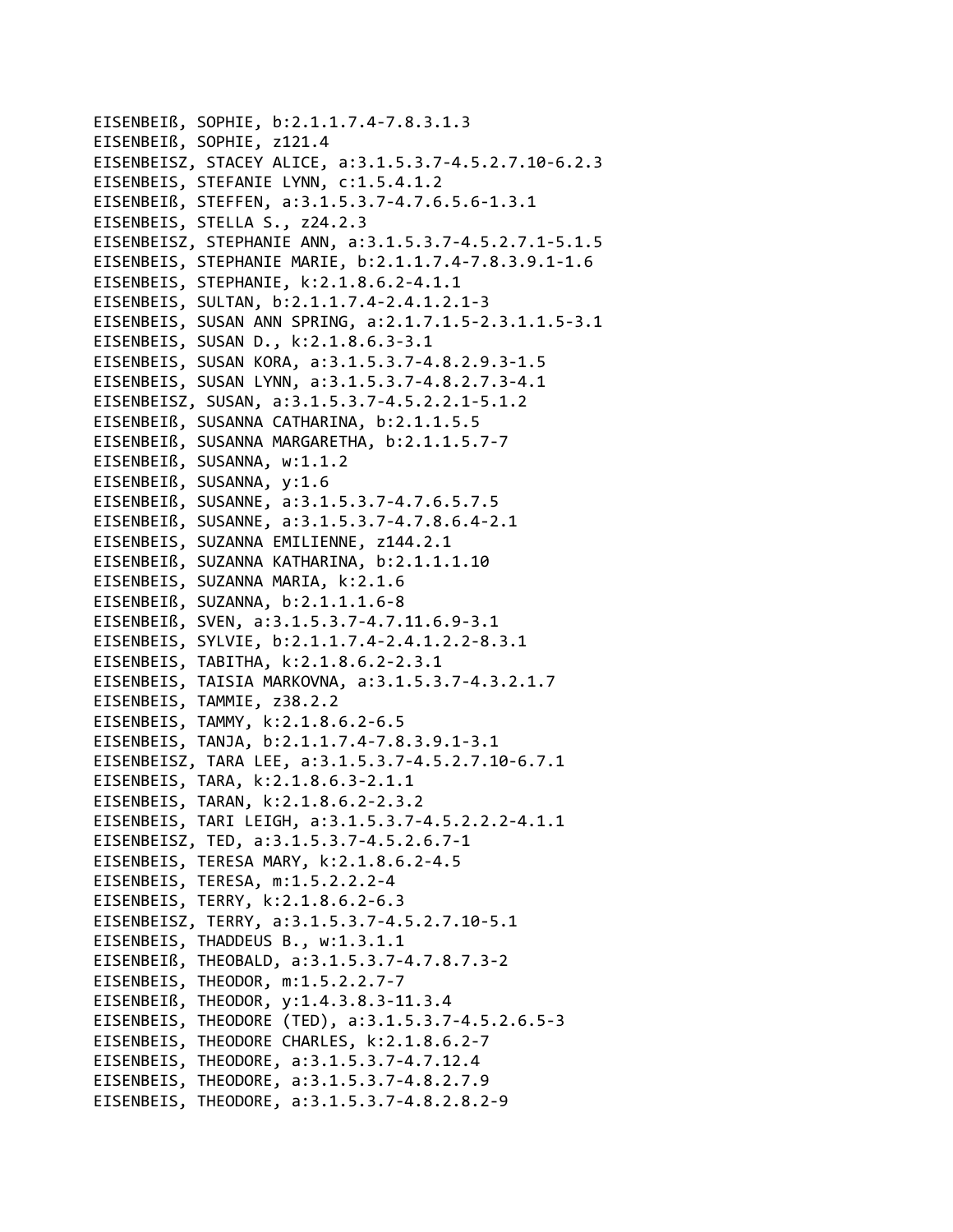EISENBEIß, SOPHIE, b:2.1.1.7.4-7.8.3.1.3
EISENBEIß, SOPHIE, z121.4
EISENBEISZ, STACEY ALICE, a:3.1.5.3.7-4.5.2.7.10-6.2.3
EISENBEIS, STEFANIE LYNN, c:1.5.4.1.2
EISENBEIß, STEFFEN, a:3.1.5.3.7-4.7.6.5.6-1.3.1
EISENBEIS, STELLA S., z24.2.3
EISENBEISZ, STEPHANIE ANN, a:3.1.5.3.7-4.5.2.7.1-5.1.5
EISENBEIS, STEPHANIE MARIE, b:2.1.1.7.4-7.8.3.9.1-1.6
EISENBEIS, STEPHANIE, k:2.1.8.6.2-4.1.1
EISENBEIS, SULTAN, b:2.1.1.7.4-2.4.1.2.1-3
EISENBEIS, SUSAN ANN SPRING, a:2.1.7.1.5-2.3.1.1.5-3.1
EISENBEIS, SUSAN D., k:2.1.8.6.3-3.1
EISENBEIS, SUSAN KORA, a:3.1.5.3.7-4.8.2.9.3-1.5
EISENBEIS, SUSAN LYNN, a:3.1.5.3.7-4.8.2.7.3-4.1
EISENBEISZ, SUSAN, a:3.1.5.3.7-4.5.2.2.1-5.1.2
EISENBEIß, SUSANNA CATHARINA, b:2.1.1.5.5
EISENBEIß, SUSANNA MARGARETHA, b:2.1.1.5.7-7
EISENBEIß, SUSANNA, w:1.1.2
EISENBEIß, SUSANNA, y:1.6
EISENBEIß, SUSANNE, a:3.1.5.3.7-4.7.6.5.7.5
EISENBEIß, SUSANNE, a:3.1.5.3.7-4.7.8.6.4-2.1
EISENBEIS, SUZANNA EMILIENNE, z144.2.1
EISENBEIß, SUZANNA KATHARINA, b:2.1.1.1.10
EISENBEIS, SUZANNA MARIA, k:2.1.6
EISENBEIß, SUZANNA, b:2.1.1.1.6-8
EISENBEIß, SVEN, a:3.1.5.3.7-4.7.11.6.9-3.1
EISENBEIS, SYLVIE, b:2.1.1.7.4-2.4.1.2.2-8.3.1
EISENBEIS, TABITHA, k:2.1.8.6.2-2.3.1
EISENBEIS, TAISIA MARKOVNA, a:3.1.5.3.7-4.3.2.1.7
EISENBEIS, TAMMIE, z38.2.2
EISENBEIS, TAMMY, k:2.1.8.6.2-6.5
EISENBEIS, TANJA, b:2.1.1.7.4-7.8.3.9.1-3.1
EISENBEISZ, TARA LEE, a:3.1.5.3.7-4.5.2.7.10-6.7.1
EISENBEIS, TARA, k:2.1.8.6.3-2.1.1
EISENBEIS, TARAN, k:2.1.8.6.2-2.3.2
EISENBEIS, TARI LEIGH, a:3.1.5.3.7-4.5.2.2.2-4.1.1
EISENBEISZ, TED, a:3.1.5.3.7-4.5.2.6.7-1
EISENBEIS, TERESA MARY, k:2.1.8.6.2-4.5
EISENBEIS, TERESA, m:1.5.2.2.2-4
EISENBEIS, TERRY, k:2.1.8.6.2-6.3
EISENBEISZ, TERRY, a:3.1.5.3.7-4.5.2.7.10-5.1
EISENBEIS, THADDEUS B., w:1.3.1.1
EISENBEIß, THEOBALD, a:3.1.5.3.7-4.7.8.7.3-2
EISENBEIS, THEODOR, m:1.5.2.2.7-7
EISENBEIß, THEODOR, y:1.4.3.8.3-11.3.4
EISENBEIS, THEODORE (TED), a:3.1.5.3.7-4.5.2.6.5-3
EISENBEIS, THEODORE CHARLES, k:2.1.8.6.2-7
EISENBEIS, THEODORE, a:3.1.5.3.7-4.7.12.4
EISENBEIS, THEODORE, a:3.1.5.3.7-4.8.2.7.9
EISENBEIS, THEODORE, a:3.1.5.3.7-4.8.2.8.2-9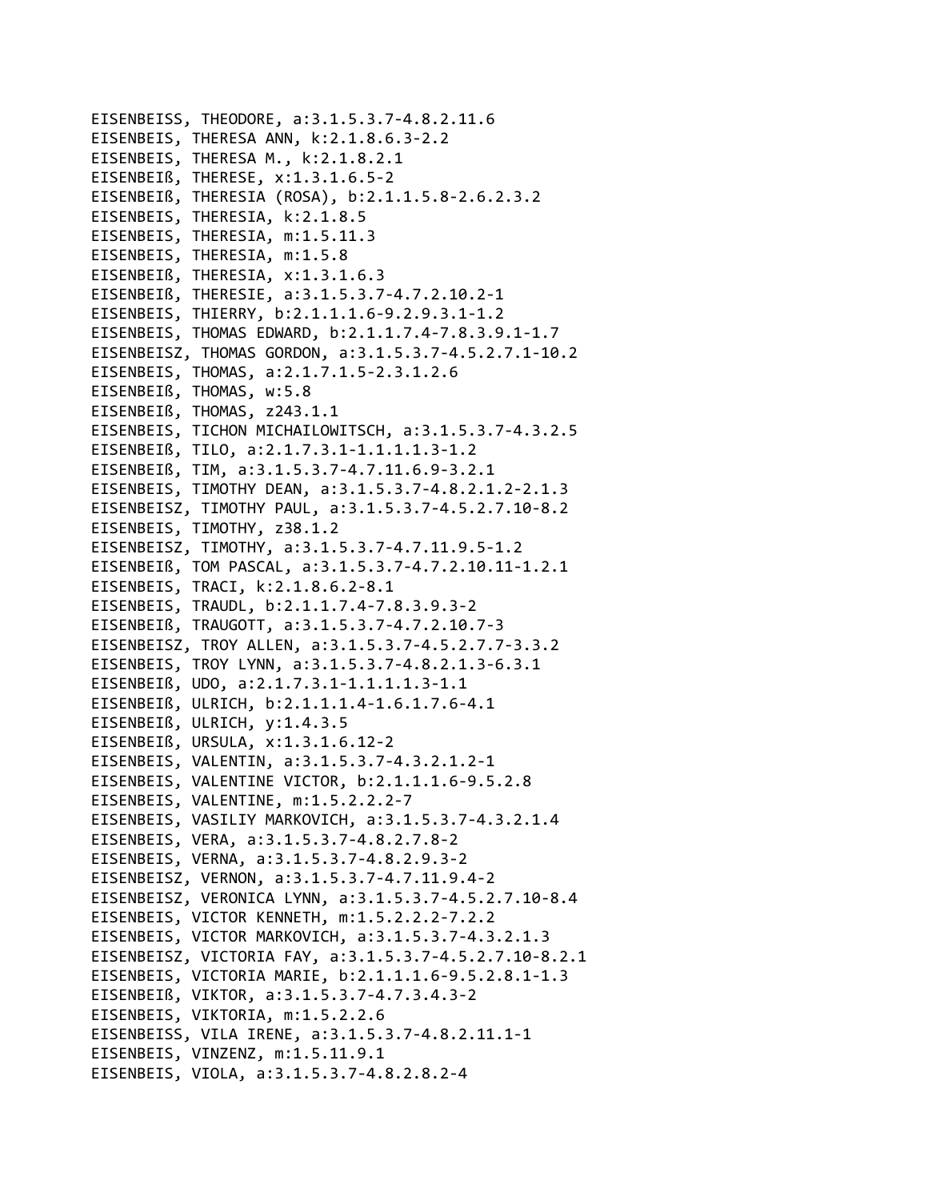EISENBEISS, THEODORE, a:3.1.5.3.7-4.8.2.11.6
EISENBEIS, THERESA ANN, k:2.1.8.6.3-2.2
EISENBEIS, THERESA M., k:2.1.8.2.1
EISENBEIß, THERESE, x:1.3.1.6.5-2
EISENBEIß, THERESIA (ROSA), b:2.1.1.5.8-2.6.2.3.2
EISENBEIS, THERESIA, k:2.1.8.5
EISENBEIS, THERESIA, m:1.5.11.3
EISENBEIS, THERESIA, m:1.5.8
EISENBEIß, THERESIA, x:1.3.1.6.3
EISENBEIß, THERESIE, a:3.1.5.3.7-4.7.2.10.2-1
EISENBEIS, THIERRY, b:2.1.1.1.6-9.2.9.3.1-1.2
EISENBEIS, THOMAS EDWARD, b:2.1.1.7.4-7.8.3.9.1-1.7
EISENBEISZ, THOMAS GORDON, a:3.1.5.3.7-4.5.2.7.1-10.2
EISENBEIS, THOMAS, a:2.1.7.1.5-2.3.1.2.6
EISENBEIß, THOMAS, w:5.8
EISENBEIß, THOMAS, z243.1.1
EISENBEIS, TICHON MICHAILOWITSCH, a:3.1.5.3.7-4.3.2.5
EISENBEIß, TILO, a:2.1.7.3.1-1.1.1.1.3-1.2
EISENBEIß, TIM, a:3.1.5.3.7-4.7.11.6.9-3.2.1
EISENBEIS, TIMOTHY DEAN, a:3.1.5.3.7-4.8.2.1.2-2.1.3
EISENBEISZ, TIMOTHY PAUL, a:3.1.5.3.7-4.5.2.7.10-8.2
EISENBEIS, TIMOTHY, z38.1.2
EISENBEISZ, TIMOTHY, a:3.1.5.3.7-4.7.11.9.5-1.2
EISENBEIß, TOM PASCAL, a:3.1.5.3.7-4.7.2.10.11-1.2.1
EISENBEIS, TRACI, k:2.1.8.6.2-8.1
EISENBEIS, TRAUDL, b:2.1.1.7.4-7.8.3.9.3-2
EISENBEIß, TRAUGOTT, a:3.1.5.3.7-4.7.2.10.7-3
EISENBEISZ, TROY ALLEN, a:3.1.5.3.7-4.5.2.7.7-3.3.2
EISENBEIS, TROY LYNN, a:3.1.5.3.7-4.8.2.1.3-6.3.1
EISENBEIß, UDO, a:2.1.7.3.1-1.1.1.1.3-1.1
EISENBEIß, ULRICH, b:2.1.1.1.4-1.6.1.7.6-4.1
EISENBEIß, ULRICH, y:1.4.3.5
EISENBEIß, URSULA, x:1.3.1.6.12-2
EISENBEIS, VALENTIN, a:3.1.5.3.7-4.3.2.1.2-1
EISENBEIS, VALENTINE VICTOR, b:2.1.1.1.6-9.5.2.8
EISENBEIS, VALENTINE, m:1.5.2.2.2-7
EISENBEIS, VASILIY MARKOVICH, a:3.1.5.3.7-4.3.2.1.4
EISENBEIS, VERA, a:3.1.5.3.7-4.8.2.7.8-2
EISENBEIS, VERNA, a:3.1.5.3.7-4.8.2.9.3-2
EISENBEISZ, VERNON, a:3.1.5.3.7-4.7.11.9.4-2
EISENBEISZ, VERONICA LYNN, a:3.1.5.3.7-4.5.2.7.10-8.4
EISENBEIS, VICTOR KENNETH, m:1.5.2.2.2-7.2.2
EISENBEIS, VICTOR MARKOVICH, a:3.1.5.3.7-4.3.2.1.3
EISENBEISZ, VICTORIA FAY, a:3.1.5.3.7-4.5.2.7.10-8.2.1
EISENBEIS, VICTORIA MARIE, b:2.1.1.1.6-9.5.2.8.1-1.3
EISENBEIß, VIKTOR, a:3.1.5.3.7-4.7.3.4.3-2
EISENBEIS, VIKTORIA, m:1.5.2.2.6
EISENBEISS, VILA IRENE, a:3.1.5.3.7-4.8.2.11.1-1
EISENBEIS, VINZENZ, m:1.5.11.9.1
EISENBEIS, VIOLA, a:3.1.5.3.7-4.8.2.8.2-4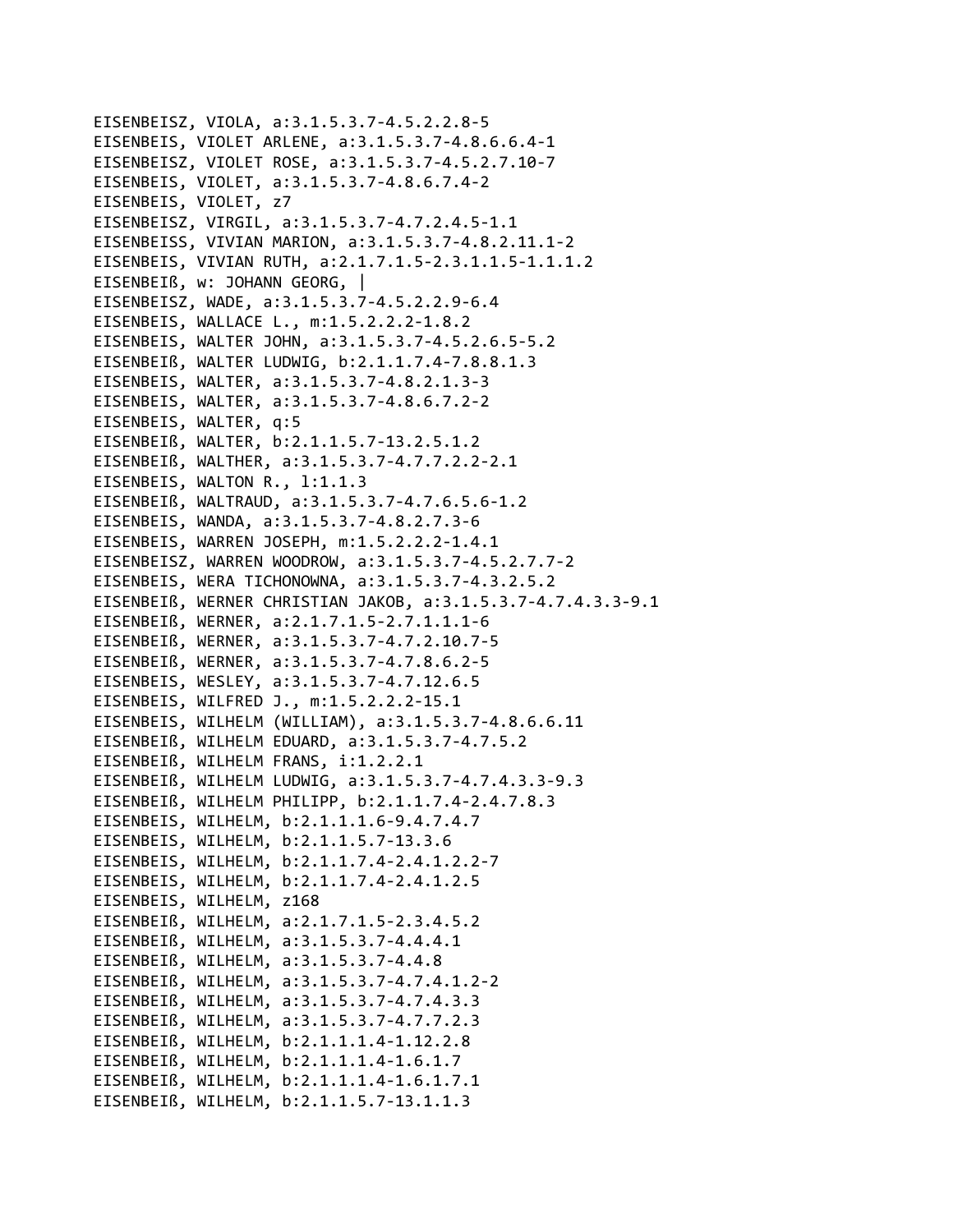EISENBEISZ, VIOLA, a:3.1.5.3.7-4.5.2.2.8-5
EISENBEIS, VIOLET ARLENE, a:3.1.5.3.7-4.8.6.6.4-1
EISENBEISZ, VIOLET ROSE, a:3.1.5.3.7-4.5.2.7.10-7
EISENBEIS, VIOLET, a:3.1.5.3.7-4.8.6.7.4-2
EISENBEIS, VIOLET, z7
EISENBEISZ, VIRGIL, a:3.1.5.3.7-4.7.2.4.5-1.1
EISENBEISS, VIVIAN MARION, a:3.1.5.3.7-4.8.2.11.1-2
EISENBEIS, VIVIAN RUTH, a:2.1.7.1.5-2.3.1.1.5-1.1.1.2
EISENBEIß, w: JOHANN GEORG, |
EISENBEISZ, WADE, a:3.1.5.3.7-4.5.2.2.9-6.4
EISENBEIS, WALLACE L., m:1.5.2.2.2-1.8.2
EISENBEIS, WALTER JOHN, a:3.1.5.3.7-4.5.2.6.5-5.2
EISENBEIß, WALTER LUDWIG, b:2.1.1.7.4-7.8.8.1.3
EISENBEIS, WALTER, a:3.1.5.3.7-4.8.2.1.3-3
EISENBEIS, WALTER, a:3.1.5.3.7-4.8.6.7.2-2
EISENBEIS, WALTER, q:5
EISENBEIß, WALTER, b:2.1.1.5.7-13.2.5.1.2
EISENBEIß, WALTHER, a:3.1.5.3.7-4.7.7.2.2-2.1
EISENBEIS, WALTON R., l:1.1.3
EISENBEIß, WALTRAUD, a:3.1.5.3.7-4.7.6.5.6-1.2
EISENBEIS, WANDA, a:3.1.5.3.7-4.8.2.7.3-6
EISENBEIS, WARREN JOSEPH, m:1.5.2.2.2-1.4.1
EISENBEISZ, WARREN WOODROW, a:3.1.5.3.7-4.5.2.7.7-2
EISENBEIS, WERA TICHONOWNA, a:3.1.5.3.7-4.3.2.5.2
EISENBEIß, WERNER CHRISTIAN JAKOB, a:3.1.5.3.7-4.7.4.3.3-9.1
EISENBEIß, WERNER, a:2.1.7.1.5-2.7.1.1.1-6
EISENBEIß, WERNER, a:3.1.5.3.7-4.7.2.10.7-5
EISENBEIß, WERNER, a:3.1.5.3.7-4.7.8.6.2-5
EISENBEIS, WESLEY, a:3.1.5.3.7-4.7.12.6.5
EISENBEIS, WILFRED J., m:1.5.2.2.2-15.1
EISENBEIS, WILHELM (WILLIAM), a:3.1.5.3.7-4.8.6.6.11
EISENBEIß, WILHELM EDUARD, a:3.1.5.3.7-4.7.5.2
EISENBEIß, WILHELM FRANS, i:1.2.2.1
EISENBEIß, WILHELM LUDWIG, a:3.1.5.3.7-4.7.4.3.3-9.3
EISENBEIß, WILHELM PHILIPP, b:2.1.1.7.4-2.4.7.8.3
EISENBEIS, WILHELM, b:2.1.1.1.6-9.4.7.4.7
EISENBEIS, WILHELM, b:2.1.1.5.7-13.3.6
EISENBEIS, WILHELM, b:2.1.1.7.4-2.4.1.2.2-7
EISENBEIS, WILHELM, b:2.1.1.7.4-2.4.1.2.5
EISENBEIS, WILHELM, z168
EISENBEIß, WILHELM, a:2.1.7.1.5-2.3.4.5.2
EISENBEIß, WILHELM, a:3.1.5.3.7-4.4.4.1
EISENBEIß, WILHELM, a:3.1.5.3.7-4.4.8
EISENBEIß, WILHELM, a:3.1.5.3.7-4.7.4.1.2-2
EISENBEIß, WILHELM, a:3.1.5.3.7-4.7.4.3.3
EISENBEIß, WILHELM, a:3.1.5.3.7-4.7.7.2.3
EISENBEIß, WILHELM, b:2.1.1.1.4-1.12.2.8
EISENBEIß, WILHELM, b:2.1.1.1.4-1.6.1.7
EISENBEIß, WILHELM, b:2.1.1.1.4-1.6.1.7.1
EISENBEIß, WILHELM, b:2.1.1.5.7-13.1.1.3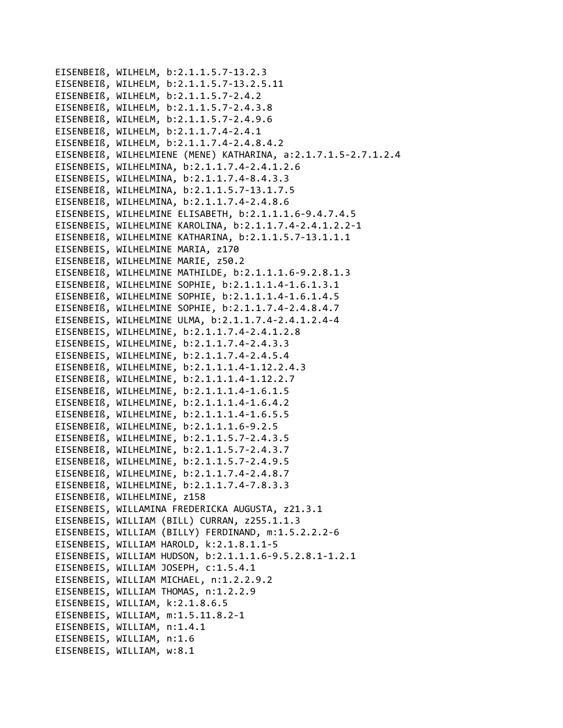EISENBEIß, WILHELM, b:2.1.1.5.7-13.2.3
EISENBEIß, WILHELM, b:2.1.1.5.7-13.2.5.11
EISENBEIß, WILHELM, b:2.1.1.5.7-2.4.2
EISENBEIß, WILHELM, b:2.1.1.5.7-2.4.3.8
EISENBEIß, WILHELM, b:2.1.1.5.7-2.4.9.6
EISENBEIß, WILHELM, b:2.1.1.7.4-2.4.1
EISENBEIß, WILHELM, b:2.1.1.7.4-2.4.8.4.2
EISENBEIß, WILHELMIENE (MENE) KATHARINA, a:2.1.7.1.5-2.7.1.2.4
EISENBEIS, WILHELMINA, b:2.1.1.7.4-2.4.1.2.6
EISENBEIS, WILHELMINA, b:2.1.1.7.4-8.4.3.3
EISENBEIß, WILHELMINA, b:2.1.1.5.7-13.1.7.5
EISENBEIß, WILHELMINA, b:2.1.1.7.4-2.4.8.6
EISENBEIS, WILHELMINE ELISABETH, b:2.1.1.1.6-9.4.7.4.5
EISENBEIS, WILHELMINE KAROLINA, b:2.1.1.7.4-2.4.1.2.2-1
EISENBEIß, WILHELMINE KATHARINA, b:2.1.1.5.7-13.1.1.1
EISENBEIS, WILHELMINE MARIA, z170
EISENBEIß, WILHELMINE MARIE, z50.2
EISENBEIß, WILHELMINE MATHILDE, b:2.1.1.1.6-9.2.8.1.3
EISENBEIß, WILHELMINE SOPHIE, b:2.1.1.1.4-1.6.1.3.1
EISENBEIß, WILHELMINE SOPHIE, b:2.1.1.1.4-1.6.1.4.5
EISENBEIß, WILHELMINE SOPHIE, b:2.1.1.7.4-2.4.8.4.7
EISENBEIS, WILHELMINE ULMA, b:2.1.1.7.4-2.4.1.2.4-4
EISENBEIS, WILHELMINE, b:2.1.1.7.4-2.4.1.2.8
EISENBEIS, WILHELMINE, b:2.1.1.7.4-2.4.3.3
EISENBEIS, WILHELMINE, b:2.1.1.7.4-2.4.5.4
EISENBEIß, WILHELMINE, b:2.1.1.1.4-1.12.2.4.3
EISENBEIß, WILHELMINE, b:2.1.1.1.4-1.12.2.7
EISENBEIß, WILHELMINE, b:2.1.1.1.4-1.6.1.5
EISENBEIß, WILHELMINE, b:2.1.1.1.4-1.6.4.2
EISENBEIß, WILHELMINE, b:2.1.1.1.4-1.6.5.5
EISENBEIß, WILHELMINE, b:2.1.1.1.6-9.2.5
EISENBEIß, WILHELMINE, b:2.1.1.5.7-2.4.3.5
EISENBEIß, WILHELMINE, b:2.1.1.5.7-2.4.3.7
EISENBEIß, WILHELMINE, b:2.1.1.5.7-2.4.9.5
EISENBEIß, WILHELMINE, b:2.1.1.7.4-2.4.8.7
EISENBEIß, WILHELMINE, b:2.1.1.7.4-7.8.3.3
EISENBEIß, WILHELMINE, z158
EISENBEIS, WILLAMINA FREDERICKA AUGUSTA, z21.3.1
EISENBEIS, WILLIAM (BILL) CURRAN, z255.1.1.3
EISENBEIS, WILLIAM (BILLY) FERDINAND, m:1.5.2.2.2-6
EISENBEIS, WILLIAM HAROLD, k:2.1.8.1.1-5
EISENBEIS, WILLIAM HUDSON, b:2.1.1.1.6-9.5.2.8.1-1.2.1
EISENBEIS, WILLIAM JOSEPH, c:1.5.4.1
EISENBEIS, WILLIAM MICHAEL, n:1.2.2.9.2
EISENBEIS, WILLIAM THOMAS, n:1.2.2.9
EISENBEIS, WILLIAM, k:2.1.8.6.5
EISENBEIS, WILLIAM, m:1.5.11.8.2-1
EISENBEIS, WILLIAM, n:1.4.1
EISENBEIS, WILLIAM, n:1.6
EISENBEIS, WILLIAM, w:8.1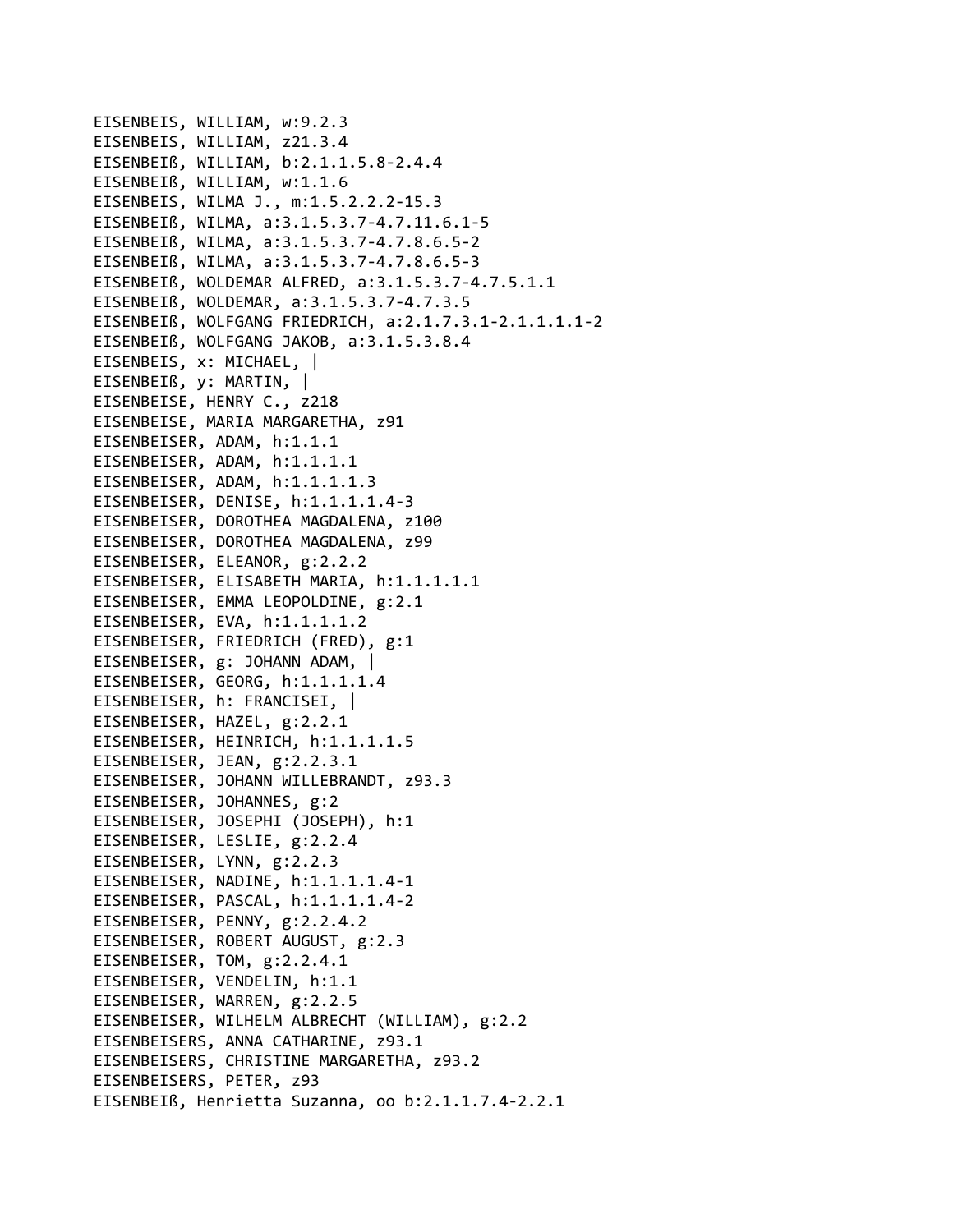EISENBEIS, WILLIAM, w:9.2.3
EISENBEIS, WILLIAM, z21.3.4
EISENBEIß, WILLIAM, b:2.1.1.5.8-2.4.4
EISENBEIß, WILLIAM, w:1.1.6
EISENBEIS, WILMA J., m:1.5.2.2.2-15.3
EISENBEIß, WILMA, a:3.1.5.3.7-4.7.11.6.1-5
EISENBEIß, WILMA, a:3.1.5.3.7-4.7.8.6.5-2
EISENBEIß, WILMA, a:3.1.5.3.7-4.7.8.6.5-3
EISENBEIß, WOLDEMAR ALFRED, a:3.1.5.3.7-4.7.5.1.1
EISENBEIß, WOLDEMAR, a:3.1.5.3.7-4.7.3.5
EISENBEIß, WOLFGANG FRIEDRICH, a:2.1.7.3.1-2.1.1.1.1-2
EISENBEIß, WOLFGANG JAKOB, a:3.1.5.3.8.4
EISENBEIS, x: MICHAEL, |
EISENBEIß, y: MARTIN, |
EISENBEISE, HENRY C., z218
EISENBEISE, MARIA MARGARETHA, z91
EISENBEISER, ADAM, h:1.1.1
EISENBEISER, ADAM, h:1.1.1.1
EISENBEISER, ADAM, h:1.1.1.1.3
EISENBEISER, DENISE, h:1.1.1.1.4-3
EISENBEISER, DOROTHEA MAGDALENA, z100
EISENBEISER, DOROTHEA MAGDALENA, z99
EISENBEISER, ELEANOR, g:2.2.2
EISENBEISER, ELISABETH MARIA, h:1.1.1.1.1
EISENBEISER, EMMA LEOPOLDINE, g:2.1
EISENBEISER, EVA, h:1.1.1.1.2
EISENBEISER, FRIEDRICH (FRED), g:1
EISENBEISER, g: JOHANN ADAM, |
EISENBEISER, GEORG, h:1.1.1.1.4
EISENBEISER, h: FRANCISEI, |
EISENBEISER, HAZEL, g:2.2.1
EISENBEISER, HEINRICH, h:1.1.1.1.5
EISENBEISER, JEAN, g:2.2.3.1
EISENBEISER, JOHANN WILLEBRANDT, z93.3
EISENBEISER, JOHANNES, g:2
EISENBEISER, JOSEPHI (JOSEPH), h:1
EISENBEISER, LESLIE, g:2.2.4
EISENBEISER, LYNN, g:2.2.3
EISENBEISER, NADINE, h:1.1.1.1.4-1
EISENBEISER, PASCAL, h:1.1.1.1.4-2
EISENBEISER, PENNY, g:2.2.4.2
EISENBEISER, ROBERT AUGUST, g:2.3
EISENBEISER, TOM, g:2.2.4.1
EISENBEISER, VENDELIN, h:1.1
EISENBEISER, WARREN, g:2.2.5
EISENBEISER, WILHELM ALBRECHT (WILLIAM), g:2.2
EISENBEISERS, ANNA CATHARINE, z93.1
EISENBEISERS, CHRISTINE MARGARETHA, z93.2
EISENBEISERS, PETER, z93
EISENBEIß, Henrietta Suzanna, oo b:2.1.1.7.4-2.2.1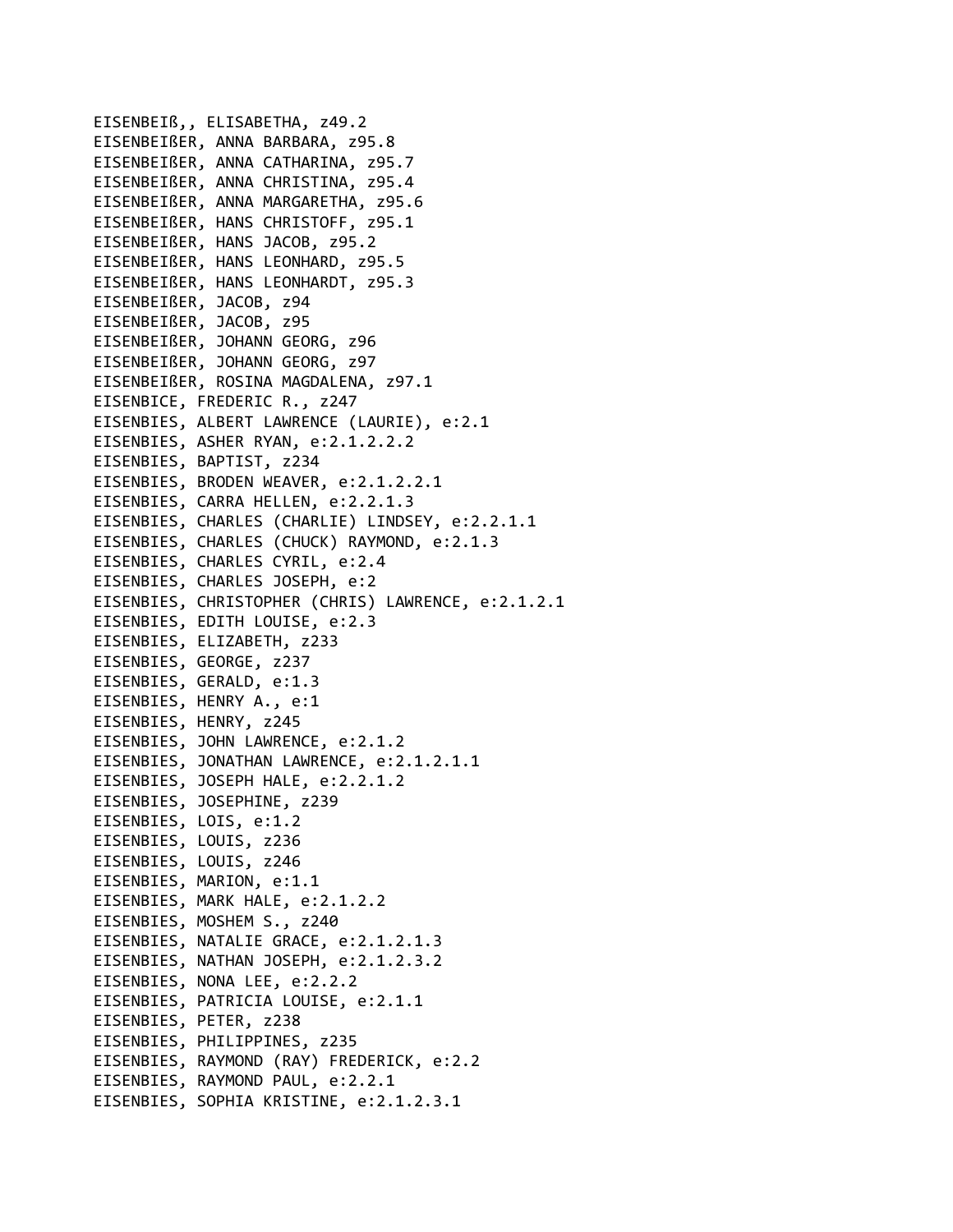EISENBEIß,, ELISABETHA, z49.2
EISENBEIßER, ANNA BARBARA, z95.8
EISENBEIßER, ANNA CATHARINA, z95.7
EISENBEIßER, ANNA CHRISTINA, z95.4
EISENBEIßER, ANNA MARGARETHA, z95.6
EISENBEIßER, HANS CHRISTOFF, z95.1
EISENBEIßER, HANS JACOB, z95.2
EISENBEIßER, HANS LEONHARD, z95.5
EISENBEIßER, HANS LEONHARDT, z95.3
EISENBEIßER, JACOB, z94
EISENBEIßER, JACOB, z95
EISENBEIßER, JOHANN GEORG, z96
EISENBEIßER, JOHANN GEORG, z97
EISENBEIßER, ROSINA MAGDALENA, z97.1
EISENBICE, FREDERIC R., z247
EISENBIES, ALBERT LAWRENCE (LAURIE), e:2.1
EISENBIES, ASHER RYAN, e:2.1.2.2.2
EISENBIES, BAPTIST, z234
EISENBIES, BRODEN WEAVER, e:2.1.2.2.1
EISENBIES, CARRA HELLEN, e:2.2.1.3
EISENBIES, CHARLES (CHARLIE) LINDSEY, e:2.2.1.1
EISENBIES, CHARLES (CHUCK) RAYMOND, e:2.1.3
EISENBIES, CHARLES CYRIL, e:2.4
EISENBIES, CHARLES JOSEPH, e:2
EISENBIES, CHRISTOPHER (CHRIS) LAWRENCE, e:2.1.2.1
EISENBIES, EDITH LOUISE, e:2.3
EISENBIES, ELIZABETH, z233
EISENBIES, GEORGE, z237
EISENBIES, GERALD, e:1.3
EISENBIES, HENRY A., e:1
EISENBIES, HENRY, z245
EISENBIES, JOHN LAWRENCE, e:2.1.2
EISENBIES, JONATHAN LAWRENCE, e:2.1.2.1.1
EISENBIES, JOSEPH HALE, e:2.2.1.2
EISENBIES, JOSEPHINE, z239
EISENBIES, LOIS, e:1.2
EISENBIES, LOUIS, z236
EISENBIES, LOUIS, z246
EISENBIES, MARION, e:1.1
EISENBIES, MARK HALE, e:2.1.2.2
EISENBIES, MOSHEM S., z240
EISENBIES, NATALIE GRACE, e:2.1.2.1.3
EISENBIES, NATHAN JOSEPH, e:2.1.2.3.2
EISENBIES, NONA LEE, e:2.2.2
EISENBIES, PATRICIA LOUISE, e:2.1.1
EISENBIES, PETER, z238
EISENBIES, PHILIPPINES, z235
EISENBIES, RAYMOND (RAY) FREDERICK, e:2.2
EISENBIES, RAYMOND PAUL, e:2.2.1
EISENBIES, SOPHIA KRISTINE, e:2.1.2.3.1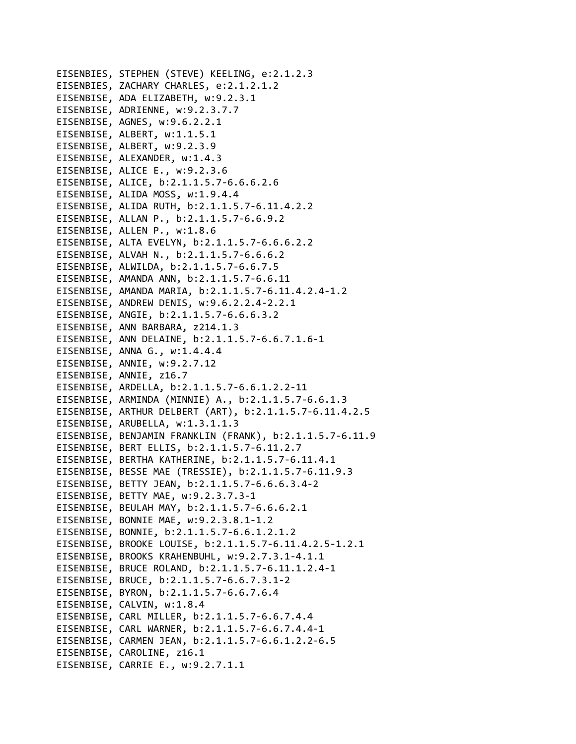EISENBIES, STEPHEN (STEVE) KEELING, e:2.1.2.3
EISENBIES, ZACHARY CHARLES, e:2.1.2.1.2
EISENBISE, ADA ELIZABETH, w:9.2.3.1
EISENBISE, ADRIENNE, w:9.2.3.7.7
EISENBISE, AGNES, w:9.6.2.2.1
EISENBISE, ALBERT, w:1.1.5.1
EISENBISE, ALBERT, w:9.2.3.9
EISENBISE, ALEXANDER, w:1.4.3
EISENBISE, ALICE E., w:9.2.3.6
EISENBISE, ALICE, b:2.1.1.5.7-6.6.6.2.6
EISENBISE, ALIDA MOSS, w:1.9.4.4
EISENBISE, ALIDA RUTH, b:2.1.1.5.7-6.11.4.2.2
EISENBISE, ALLAN P., b:2.1.1.5.7-6.6.9.2
EISENBISE, ALLEN P., w:1.8.6
EISENBISE, ALTA EVELYN, b:2.1.1.5.7-6.6.6.2.2
EISENBISE, ALVAH N., b:2.1.1.5.7-6.6.6.2
EISENBISE, ALWILDA, b:2.1.1.5.7-6.6.7.5
EISENBISE, AMANDA ANN, b:2.1.1.5.7-6.6.11
EISENBISE, AMANDA MARIA, b:2.1.1.5.7-6.11.4.2.4-1.2
EISENBISE, ANDREW DENIS, w:9.6.2.2.4-2.2.1
EISENBISE, ANGIE, b:2.1.1.5.7-6.6.6.3.2
EISENBISE, ANN BARBARA, z214.1.3
EISENBISE, ANN DELAINE, b:2.1.1.5.7-6.6.7.1.6-1
EISENBISE, ANNA G., w:1.4.4.4
EISENBISE, ANNIE, w:9.2.7.12
EISENBISE, ANNIE, z16.7
EISENBISE, ARDELLA, b:2.1.1.5.7-6.6.1.2.2-11
EISENBISE, ARMINDA (MINNIE) A., b:2.1.1.5.7-6.6.1.3
EISENBISE, ARTHUR DELBERT (ART), b:2.1.1.5.7-6.11.4.2.5
EISENBISE, ARUBELLA, w:1.3.1.1.3
EISENBISE, BENJAMIN FRANKLIN (FRANK), b:2.1.1.5.7-6.11.9
EISENBISE, BERT ELLIS, b:2.1.1.5.7-6.11.2.7
EISENBISE, BERTHA KATHERINE, b:2.1.1.5.7-6.11.4.1
EISENBISE, BESSE MAE (TRESSIE), b:2.1.1.5.7-6.11.9.3
EISENBISE, BETTY JEAN, b:2.1.1.5.7-6.6.6.3.4-2
EISENBISE, BETTY MAE, w:9.2.3.7.3-1
EISENBISE, BEULAH MAY, b:2.1.1.5.7-6.6.6.2.1
EISENBISE, BONNIE MAE, w:9.2.3.8.1-1.2
EISENBISE, BONNIE, b:2.1.1.5.7-6.6.1.2.1.2
EISENBISE, BROOKE LOUISE, b:2.1.1.5.7-6.11.4.2.5-1.2.1
EISENBISE, BROOKS KRAHENBUHL, w:9.2.7.3.1-4.1.1
EISENBISE, BRUCE ROLAND, b:2.1.1.5.7-6.11.1.2.4-1
EISENBISE, BRUCE, b:2.1.1.5.7-6.6.7.3.1-2
EISENBISE, BYRON, b:2.1.1.5.7-6.6.7.6.4
EISENBISE, CALVIN, w:1.8.4
EISENBISE, CARL MILLER, b:2.1.1.5.7-6.6.7.4.4
EISENBISE, CARL WARNER, b:2.1.1.5.7-6.6.7.4.4-1
EISENBISE, CARMEN JEAN, b:2.1.1.5.7-6.6.1.2.2-6.5
EISENBISE, CAROLINE, z16.1
EISENBISE, CARRIE E., w:9.2.7.1.1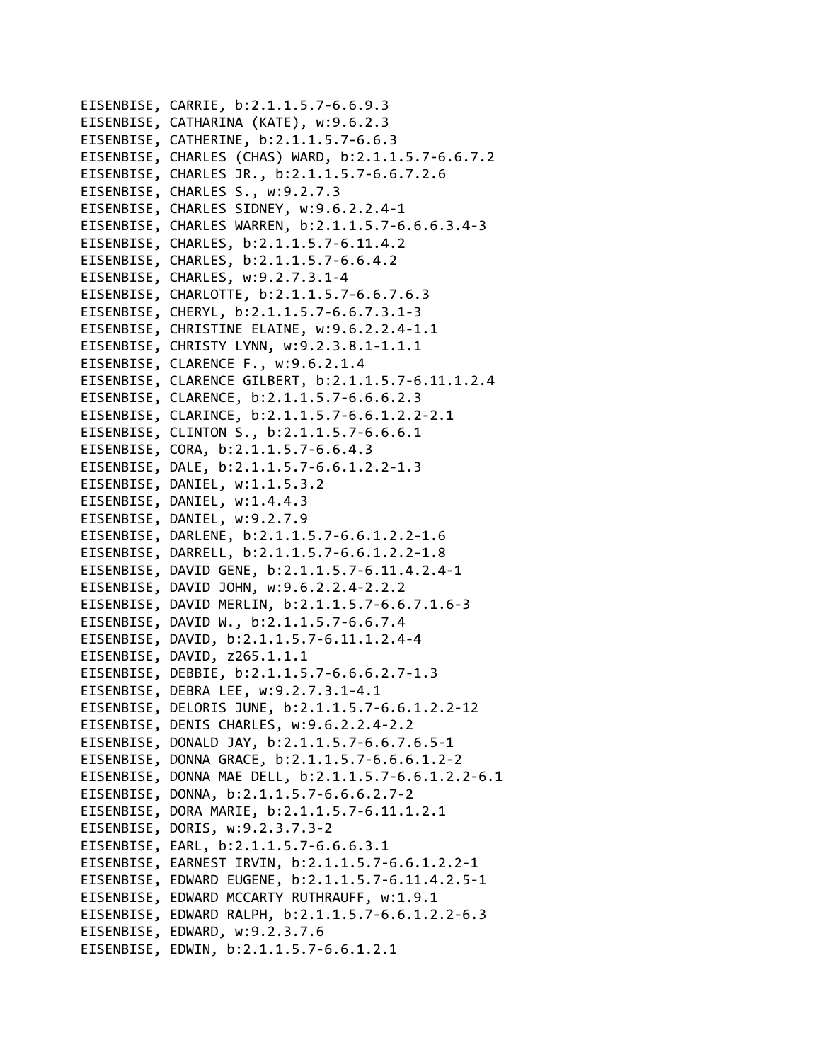EISENBISE, CARRIE, b:2.1.1.5.7-6.6.9.3
EISENBISE, CATHARINA (KATE), w:9.6.2.3
EISENBISE, CATHERINE, b:2.1.1.5.7-6.6.3
EISENBISE, CHARLES (CHAS) WARD, b:2.1.1.5.7-6.6.7.2
EISENBISE, CHARLES JR., b:2.1.1.5.7-6.6.7.2.6
EISENBISE, CHARLES S., w:9.2.7.3
EISENBISE, CHARLES SIDNEY, w:9.6.2.2.4-1
EISENBISE, CHARLES WARREN, b:2.1.1.5.7-6.6.6.3.4-3
EISENBISE, CHARLES, b:2.1.1.5.7-6.11.4.2
EISENBISE, CHARLES, b:2.1.1.5.7-6.6.4.2
EISENBISE, CHARLES, w:9.2.7.3.1-4
EISENBISE, CHARLOTTE, b:2.1.1.5.7-6.6.7.6.3
EISENBISE, CHERYL, b:2.1.1.5.7-6.6.7.3.1-3
EISENBISE, CHRISTINE ELAINE, w:9.6.2.2.4-1.1
EISENBISE, CHRISTY LYNN, w:9.2.3.8.1-1.1.1
EISENBISE, CLARENCE F., w:9.6.2.1.4
EISENBISE, CLARENCE GILBERT, b:2.1.1.5.7-6.11.1.2.4
EISENBISE, CLARENCE, b:2.1.1.5.7-6.6.6.2.3
EISENBISE, CLARINCE, b:2.1.1.5.7-6.6.1.2.2-2.1
EISENBISE, CLINTON S., b:2.1.1.5.7-6.6.6.1
EISENBISE, CORA, b:2.1.1.5.7-6.6.4.3
EISENBISE, DALE, b:2.1.1.5.7-6.6.1.2.2-1.3
EISENBISE, DANIEL, w:1.1.5.3.2
EISENBISE, DANIEL, w:1.4.4.3
EISENBISE, DANIEL, w:9.2.7.9
EISENBISE, DARLENE, b:2.1.1.5.7-6.6.1.2.2-1.6
EISENBISE, DARRELL, b:2.1.1.5.7-6.6.1.2.2-1.8
EISENBISE, DAVID GENE, b:2.1.1.5.7-6.11.4.2.4-1
EISENBISE, DAVID JOHN, w:9.6.2.2.4-2.2.2
EISENBISE, DAVID MERLIN, b:2.1.1.5.7-6.6.7.1.6-3
EISENBISE, DAVID W., b:2.1.1.5.7-6.6.7.4
EISENBISE, DAVID, b:2.1.1.5.7-6.11.1.2.4-4
EISENBISE, DAVID, z265.1.1.1
EISENBISE, DEBBIE, b:2.1.1.5.7-6.6.6.2.7-1.3
EISENBISE, DEBRA LEE, w:9.2.7.3.1-4.1
EISENBISE, DELORIS JUNE, b:2.1.1.5.7-6.6.1.2.2-12
EISENBISE, DENIS CHARLES, w:9.6.2.2.4-2.2
EISENBISE, DONALD JAY, b:2.1.1.5.7-6.6.7.6.5-1
EISENBISE, DONNA GRACE, b:2.1.1.5.7-6.6.6.1.2-2
EISENBISE, DONNA MAE DELL, b:2.1.1.5.7-6.6.1.2.2-6.1
EISENBISE, DONNA, b:2.1.1.5.7-6.6.6.2.7-2
EISENBISE, DORA MARIE, b:2.1.1.5.7-6.11.1.2.1
EISENBISE, DORIS, w:9.2.3.7.3-2
EISENBISE, EARL, b:2.1.1.5.7-6.6.6.3.1
EISENBISE, EARNEST IRVIN, b:2.1.1.5.7-6.6.1.2.2-1
EISENBISE, EDWARD EUGENE, b:2.1.1.5.7-6.11.4.2.5-1
EISENBISE, EDWARD MCCARTY RUTHRAUFF, w:1.9.1
EISENBISE, EDWARD RALPH, b:2.1.1.5.7-6.6.1.2.2-6.3
EISENBISE, EDWARD, w:9.2.3.7.6
EISENBISE, EDWIN, b:2.1.1.5.7-6.6.1.2.1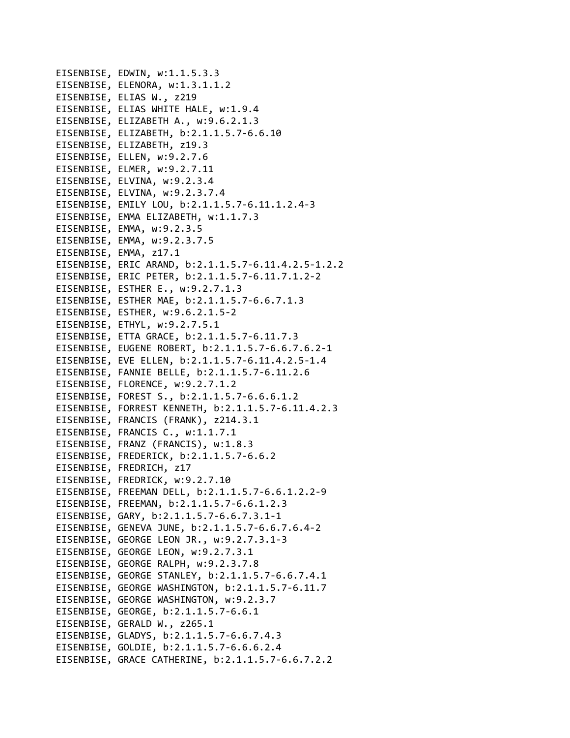EISENBISE, EDWIN, w:1.1.5.3.3
EISENBISE, ELENORA, w:1.3.1.1.2
EISENBISE, ELIAS W., z219
EISENBISE, ELIAS WHITE HALE, w:1.9.4
EISENBISE, ELIZABETH A., w:9.6.2.1.3
EISENBISE, ELIZABETH, b:2.1.1.5.7-6.6.10
EISENBISE, ELIZABETH, z19.3
EISENBISE, ELLEN, w:9.2.7.6
EISENBISE, ELMER, w:9.2.7.11
EISENBISE, ELVINA, w:9.2.3.4
EISENBISE, ELVINA, w:9.2.3.7.4
EISENBISE, EMILY LOU, b:2.1.1.5.7-6.11.1.2.4-3
EISENBISE, EMMA ELIZABETH, w:1.1.7.3
EISENBISE, EMMA, w:9.2.3.5
EISENBISE, EMMA, w:9.2.3.7.5
EISENBISE, EMMA, z17.1
EISENBISE, ERIC ARAND, b:2.1.1.5.7-6.11.4.2.5-1.2.2
EISENBISE, ERIC PETER, b:2.1.1.5.7-6.11.7.1.2-2
EISENBISE, ESTHER E., w:9.2.7.1.3
EISENBISE, ESTHER MAE, b:2.1.1.5.7-6.6.7.1.3
EISENBISE, ESTHER, w:9.6.2.1.5-2
EISENBISE, ETHYL, w:9.2.7.5.1
EISENBISE, ETTA GRACE, b:2.1.1.5.7-6.11.7.3
EISENBISE, EUGENE ROBERT, b:2.1.1.5.7-6.6.7.6.2-1
EISENBISE, EVE ELLEN, b:2.1.1.5.7-6.11.4.2.5-1.4
EISENBISE, FANNIE BELLE, b:2.1.1.5.7-6.11.2.6
EISENBISE, FLORENCE, w:9.2.7.1.2
EISENBISE, FOREST S., b:2.1.1.5.7-6.6.6.1.2
EISENBISE, FORREST KENNETH, b:2.1.1.5.7-6.11.4.2.3
EISENBISE, FRANCIS (FRANK), z214.3.1
EISENBISE, FRANCIS C., w:1.1.7.1
EISENBISE, FRANZ (FRANCIS), w:1.8.3
EISENBISE, FREDERICK, b:2.1.1.5.7-6.6.2
EISENBISE, FREDRICH, z17
EISENBISE, FREDRICK, w:9.2.7.10
EISENBISE, FREEMAN DELL, b:2.1.1.5.7-6.6.1.2.2-9
EISENBISE, FREEMAN, b:2.1.1.5.7-6.6.1.2.3
EISENBISE, GARY, b:2.1.1.5.7-6.6.7.3.1-1
EISENBISE, GENEVA JUNE, b:2.1.1.5.7-6.6.7.6.4-2
EISENBISE, GEORGE LEON JR., w:9.2.7.3.1-3
EISENBISE, GEORGE LEON, w:9.2.7.3.1
EISENBISE, GEORGE RALPH, w:9.2.3.7.8
EISENBISE, GEORGE STANLEY, b:2.1.1.5.7-6.6.7.4.1
EISENBISE, GEORGE WASHINGTON, b:2.1.1.5.7-6.11.7
EISENBISE, GEORGE WASHINGTON, w:9.2.3.7
EISENBISE, GEORGE, b:2.1.1.5.7-6.6.1
EISENBISE, GERALD W., z265.1
EISENBISE, GLADYS, b:2.1.1.5.7-6.6.7.4.3
EISENBISE, GOLDIE, b:2.1.1.5.7-6.6.6.2.4
EISENBISE, GRACE CATHERINE, b:2.1.1.5.7-6.6.7.2.2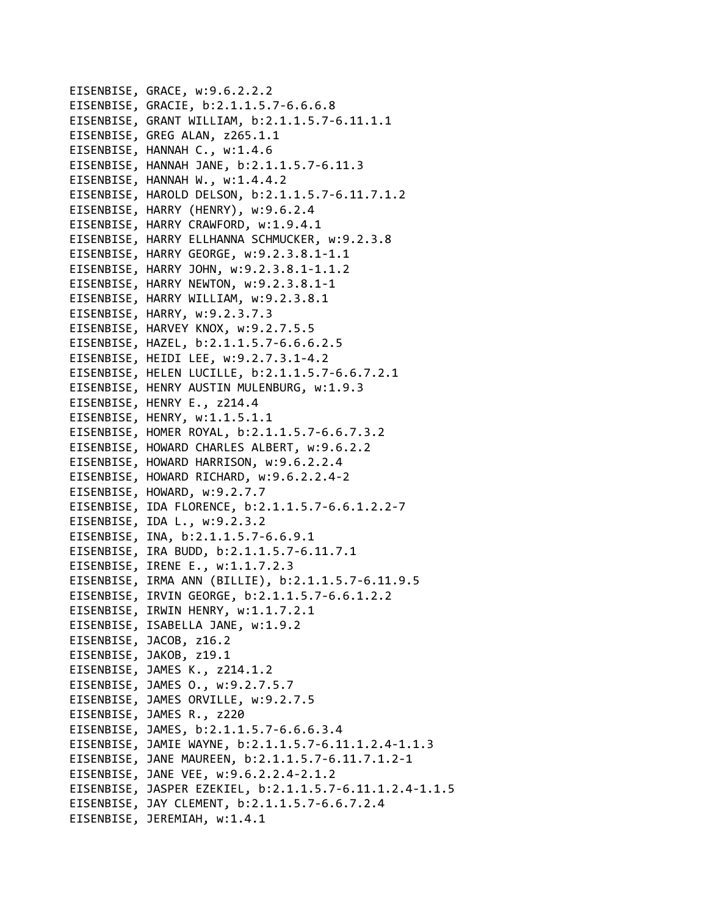EISENBISE, GRACE, w:9.6.2.2.2
EISENBISE, GRACIE, b:2.1.1.5.7-6.6.6.8
EISENBISE, GRANT WILLIAM, b:2.1.1.5.7-6.11.1.1
EISENBISE, GREG ALAN, z265.1.1
EISENBISE, HANNAH C., w:1.4.6
EISENBISE, HANNAH JANE, b:2.1.1.5.7-6.11.3
EISENBISE, HANNAH W., w:1.4.4.2
EISENBISE, HAROLD DELSON, b:2.1.1.5.7-6.11.7.1.2
EISENBISE, HARRY (HENRY), w:9.6.2.4
EISENBISE, HARRY CRAWFORD, w:1.9.4.1
EISENBISE, HARRY ELLHANNA SCHMUCKER, w:9.2.3.8
EISENBISE, HARRY GEORGE, w:9.2.3.8.1-1.1
EISENBISE, HARRY JOHN, w:9.2.3.8.1-1.1.2
EISENBISE, HARRY NEWTON, w:9.2.3.8.1-1
EISENBISE, HARRY WILLIAM, w:9.2.3.8.1
EISENBISE, HARRY, w:9.2.3.7.3
EISENBISE, HARVEY KNOX, w:9.2.7.5.5
EISENBISE, HAZEL, b:2.1.1.5.7-6.6.6.2.5
EISENBISE, HEIDI LEE, w:9.2.7.3.1-4.2
EISENBISE, HELEN LUCILLE, b:2.1.1.5.7-6.6.7.2.1
EISENBISE, HENRY AUSTIN MULENBURG, w:1.9.3
EISENBISE, HENRY E., z214.4
EISENBISE, HENRY, w:1.1.5.1.1
EISENBISE, HOMER ROYAL, b:2.1.1.5.7-6.6.7.3.2
EISENBISE, HOWARD CHARLES ALBERT, w:9.6.2.2
EISENBISE, HOWARD HARRISON, w:9.6.2.2.4
EISENBISE, HOWARD RICHARD, w:9.6.2.2.4-2
EISENBISE, HOWARD, w:9.2.7.7
EISENBISE, IDA FLORENCE, b:2.1.1.5.7-6.6.1.2.2-7
EISENBISE, IDA L., w:9.2.3.2
EISENBISE, INA, b:2.1.1.5.7-6.6.9.1
EISENBISE, IRA BUDD, b:2.1.1.5.7-6.11.7.1
EISENBISE, IRENE E., w:1.1.7.2.3
EISENBISE, IRMA ANN (BILLIE), b:2.1.1.5.7-6.11.9.5
EISENBISE, IRVIN GEORGE, b:2.1.1.5.7-6.6.1.2.2
EISENBISE, IRWIN HENRY, w:1.1.7.2.1
EISENBISE, ISABELLA JANE, w:1.9.2
EISENBISE, JACOB, z16.2
EISENBISE, JAKOB, z19.1
EISENBISE, JAMES K., z214.1.2
EISENBISE, JAMES O., w:9.2.7.5.7
EISENBISE, JAMES ORVILLE, w:9.2.7.5
EISENBISE, JAMES R., z220
EISENBISE, JAMES, b:2.1.1.5.7-6.6.6.3.4
EISENBISE, JAMIE WAYNE, b:2.1.1.5.7-6.11.1.2.4-1.1.3
EISENBISE, JANE MAUREEN, b:2.1.1.5.7-6.11.7.1.2-1
EISENBISE, JANE VEE, w:9.6.2.2.4-2.1.2
EISENBISE, JASPER EZEKIEL, b:2.1.1.5.7-6.11.1.2.4-1.1.5
EISENBISE, JAY CLEMENT, b:2.1.1.5.7-6.6.7.2.4
EISENBISE, JEREMIAH, w:1.4.1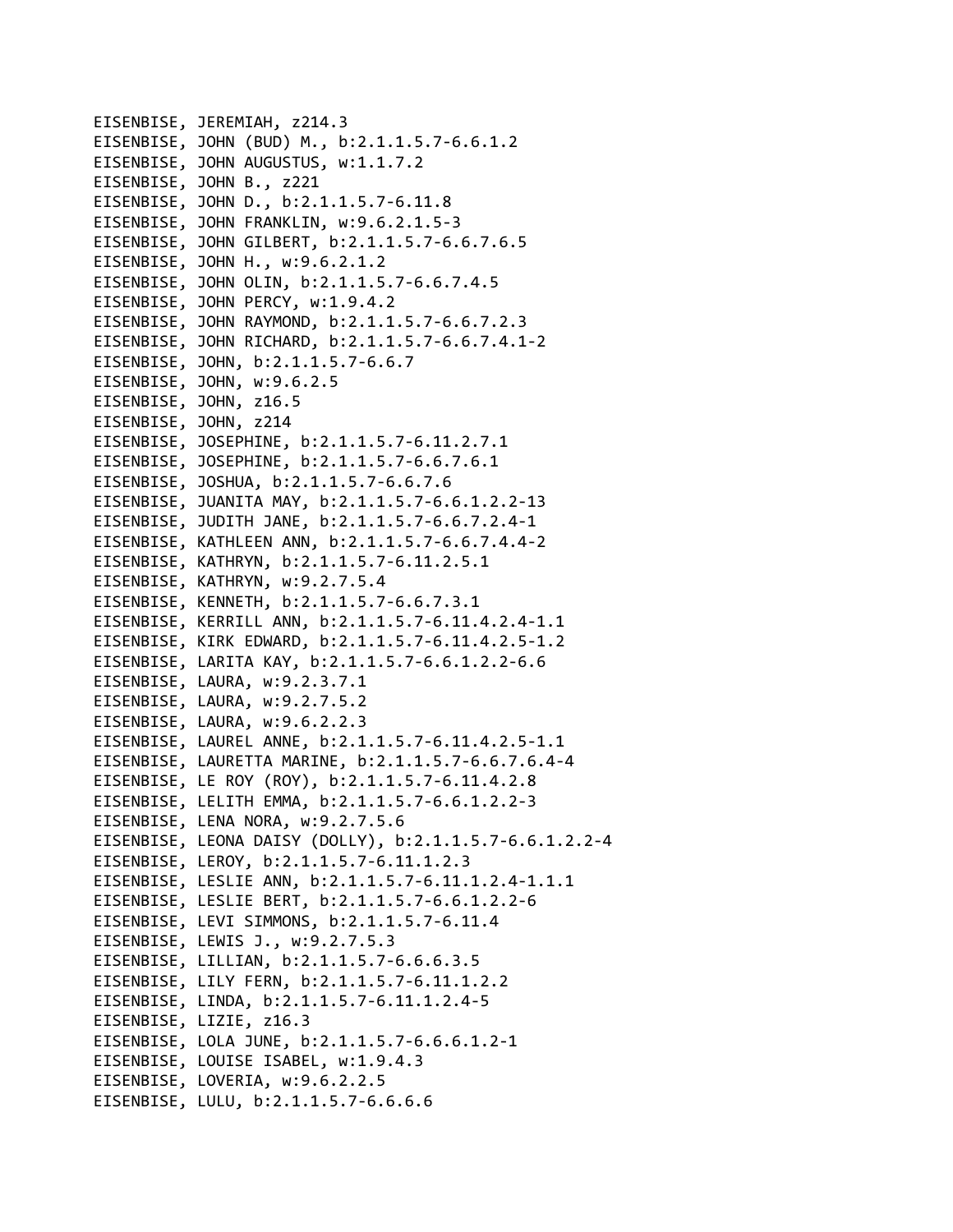EISENBISE, JEREMIAH, z214.3
EISENBISE, JOHN (BUD) M., b:2.1.1.5.7-6.6.1.2
EISENBISE, JOHN AUGUSTUS, w:1.1.7.2
EISENBISE, JOHN B., z221
EISENBISE, JOHN D., b:2.1.1.5.7-6.11.8
EISENBISE, JOHN FRANKLIN, w:9.6.2.1.5-3
EISENBISE, JOHN GILBERT, b:2.1.1.5.7-6.6.7.6.5
EISENBISE, JOHN H., w:9.6.2.1.2
EISENBISE, JOHN OLIN, b:2.1.1.5.7-6.6.7.4.5
EISENBISE, JOHN PERCY, w:1.9.4.2
EISENBISE, JOHN RAYMOND, b:2.1.1.5.7-6.6.7.2.3
EISENBISE, JOHN RICHARD, b:2.1.1.5.7-6.6.7.4.1-2
EISENBISE, JOHN, b:2.1.1.5.7-6.6.7
EISENBISE, JOHN, w:9.6.2.5
EISENBISE, JOHN, z16.5
EISENBISE, JOHN, z214
EISENBISE, JOSEPHINE, b:2.1.1.5.7-6.11.2.7.1
EISENBISE, JOSEPHINE, b:2.1.1.5.7-6.6.7.6.1
EISENBISE, JOSHUA, b:2.1.1.5.7-6.6.7.6
EISENBISE, JUANITA MAY, b:2.1.1.5.7-6.6.1.2.2-13
EISENBISE, JUDITH JANE, b:2.1.1.5.7-6.6.7.2.4-1
EISENBISE, KATHLEEN ANN, b:2.1.1.5.7-6.6.7.4.4-2
EISENBISE, KATHRYN, b:2.1.1.5.7-6.11.2.5.1
EISENBISE, KATHRYN, w:9.2.7.5.4
EISENBISE, KENNETH, b:2.1.1.5.7-6.6.7.3.1
EISENBISE, KERRILL ANN, b:2.1.1.5.7-6.11.4.2.4-1.1
EISENBISE, KIRK EDWARD, b:2.1.1.5.7-6.11.4.2.5-1.2
EISENBISE, LARITA KAY, b:2.1.1.5.7-6.6.1.2.2-6.6
EISENBISE, LAURA, w:9.2.3.7.1
EISENBISE, LAURA, w:9.2.7.5.2
EISENBISE, LAURA, w:9.6.2.2.3
EISENBISE, LAUREL ANNE, b:2.1.1.5.7-6.11.4.2.5-1.1
EISENBISE, LAURETTA MARINE, b:2.1.1.5.7-6.6.7.6.4-4
EISENBISE, LE ROY (ROY), b:2.1.1.5.7-6.11.4.2.8
EISENBISE, LELITH EMMA, b:2.1.1.5.7-6.6.1.2.2-3
EISENBISE, LENA NORA, w:9.2.7.5.6
EISENBISE, LEONA DAISY (DOLLY), b:2.1.1.5.7-6.6.1.2.2-4
EISENBISE, LEROY, b:2.1.1.5.7-6.11.1.2.3
EISENBISE, LESLIE ANN, b:2.1.1.5.7-6.11.1.2.4-1.1.1
EISENBISE, LESLIE BERT, b:2.1.1.5.7-6.6.1.2.2-6
EISENBISE, LEVI SIMMONS, b:2.1.1.5.7-6.11.4
EISENBISE, LEWIS J., w:9.2.7.5.3
EISENBISE, LILLIAN, b:2.1.1.5.7-6.6.6.3.5
EISENBISE, LILY FERN, b:2.1.1.5.7-6.11.1.2.2
EISENBISE, LINDA, b:2.1.1.5.7-6.11.1.2.4-5
EISENBISE, LIZIE, z16.3
EISENBISE, LOLA JUNE, b:2.1.1.5.7-6.6.6.1.2-1
EISENBISE, LOUISE ISABEL, w:1.9.4.3
EISENBISE, LOVERIA, w:9.6.2.2.5
EISENBISE, LULU, b:2.1.1.5.7-6.6.6.6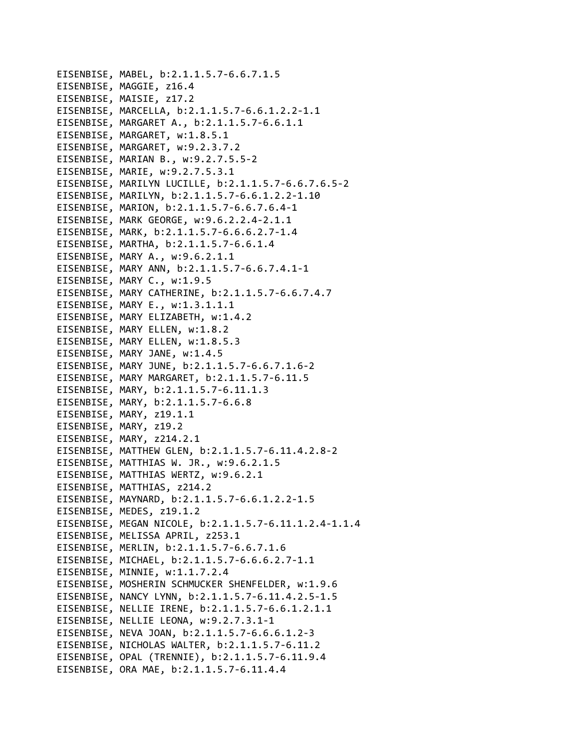EISENBISE, MABEL, b:2.1.1.5.7-6.6.7.1.5
EISENBISE, MAGGIE, z16.4
EISENBISE, MAISIE, z17.2
EISENBISE, MARCELLA, b:2.1.1.5.7-6.6.1.2.2-1.1
EISENBISE, MARGARET A., b:2.1.1.5.7-6.6.1.1
EISENBISE, MARGARET, w:1.8.5.1
EISENBISE, MARGARET, w:9.2.3.7.2
EISENBISE, MARIAN B., w:9.2.7.5.5-2
EISENBISE, MARIE, w:9.2.7.5.3.1
EISENBISE, MARILYN LUCILLE, b:2.1.1.5.7-6.6.7.6.5-2
EISENBISE, MARILYN, b:2.1.1.5.7-6.6.1.2.2-1.10
EISENBISE, MARION, b:2.1.1.5.7-6.6.7.6.4-1
EISENBISE, MARK GEORGE, w:9.6.2.2.4-2.1.1
EISENBISE, MARK, b:2.1.1.5.7-6.6.6.2.7-1.4
EISENBISE, MARTHA, b:2.1.1.5.7-6.6.1.4
EISENBISE, MARY A., w:9.6.2.1.1
EISENBISE, MARY ANN, b:2.1.1.5.7-6.6.7.4.1-1
EISENBISE, MARY C., w:1.9.5
EISENBISE, MARY CATHERINE, b:2.1.1.5.7-6.6.7.4.7
EISENBISE, MARY E., w:1.3.1.1.1
EISENBISE, MARY ELIZABETH, w:1.4.2
EISENBISE, MARY ELLEN, w:1.8.2
EISENBISE, MARY ELLEN, w:1.8.5.3
EISENBISE, MARY JANE, w:1.4.5
EISENBISE, MARY JUNE, b:2.1.1.5.7-6.6.7.1.6-2
EISENBISE, MARY MARGARET, b:2.1.1.5.7-6.11.5
EISENBISE, MARY, b:2.1.1.5.7-6.11.1.3
EISENBISE, MARY, b:2.1.1.5.7-6.6.8
EISENBISE, MARY, z19.1.1
EISENBISE, MARY, z19.2
EISENBISE, MARY, z214.2.1
EISENBISE, MATTHEW GLEN, b:2.1.1.5.7-6.11.4.2.8-2
EISENBISE, MATTHIAS W. JR., w:9.6.2.1.5
EISENBISE, MATTHIAS WERTZ, w:9.6.2.1
EISENBISE, MATTHIAS, z214.2
EISENBISE, MAYNARD, b:2.1.1.5.7-6.6.1.2.2-1.5
EISENBISE, MEDES, z19.1.2
EISENBISE, MEGAN NICOLE, b:2.1.1.5.7-6.11.1.2.4-1.1.4
EISENBISE, MELISSA APRIL, z253.1
EISENBISE, MERLIN, b:2.1.1.5.7-6.6.7.1.6
EISENBISE, MICHAEL, b:2.1.1.5.7-6.6.6.2.7-1.1
EISENBISE, MINNIE, w:1.1.7.2.4
EISENBISE, MOSHERIN SCHMUCKER SHENFELDER, w:1.9.6
EISENBISE, NANCY LYNN, b:2.1.1.5.7-6.11.4.2.5-1.5
EISENBISE, NELLIE IRENE, b:2.1.1.5.7-6.6.1.2.1.1
EISENBISE, NELLIE LEONA, w:9.2.7.3.1-1
EISENBISE, NEVA JOAN, b:2.1.1.5.7-6.6.6.1.2-3
EISENBISE, NICHOLAS WALTER, b:2.1.1.5.7-6.11.2
EISENBISE, OPAL (TRENNIE), b:2.1.1.5.7-6.11.9.4
EISENBISE, ORA MAE, b:2.1.1.5.7-6.11.4.4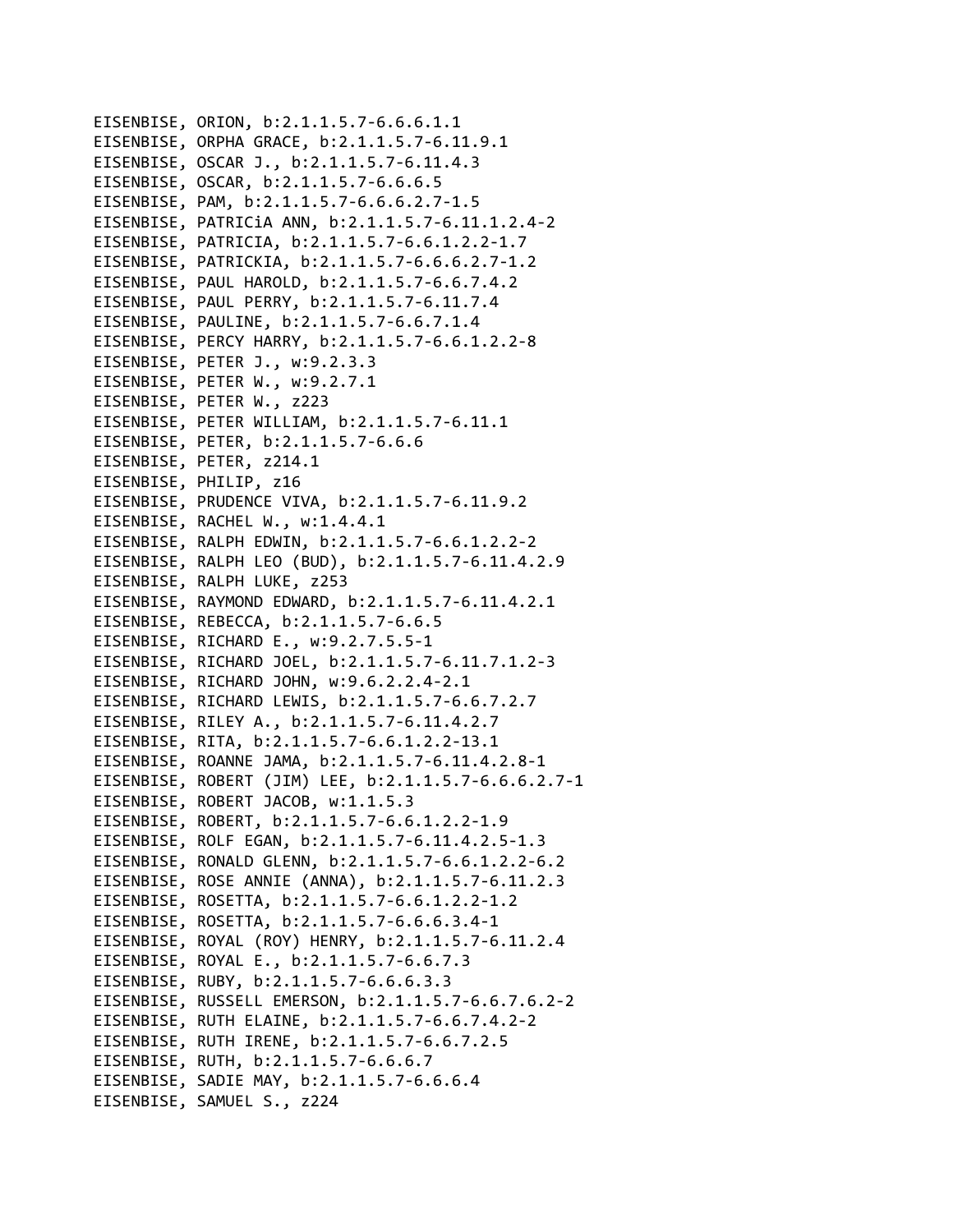EISENBISE, ORION, b:2.1.1.5.7-6.6.6.1.1
EISENBISE, ORPHA GRACE, b:2.1.1.5.7-6.11.9.1
EISENBISE, OSCAR J., b:2.1.1.5.7-6.11.4.3
EISENBISE, OSCAR, b:2.1.1.5.7-6.6.6.5
EISENBISE, PAM, b:2.1.1.5.7-6.6.6.2.7-1.5
EISENBISE, PATRICiA ANN, b:2.1.1.5.7-6.11.1.2.4-2
EISENBISE, PATRICIA, b:2.1.1.5.7-6.6.1.2.2-1.7
EISENBISE, PATRICKIA, b:2.1.1.5.7-6.6.6.2.7-1.2
EISENBISE, PAUL HAROLD, b:2.1.1.5.7-6.6.7.4.2
EISENBISE, PAUL PERRY, b:2.1.1.5.7-6.11.7.4
EISENBISE, PAULINE, b:2.1.1.5.7-6.6.7.1.4
EISENBISE, PERCY HARRY, b:2.1.1.5.7-6.6.1.2.2-8
EISENBISE, PETER J., w:9.2.3.3
EISENBISE, PETER W., w:9.2.7.1
EISENBISE, PETER W., z223
EISENBISE, PETER WILLIAM, b:2.1.1.5.7-6.11.1
EISENBISE, PETER, b:2.1.1.5.7-6.6.6
EISENBISE, PETER, z214.1
EISENBISE, PHILIP, z16
EISENBISE, PRUDENCE VIVA, b:2.1.1.5.7-6.11.9.2
EISENBISE, RACHEL W., w:1.4.4.1
EISENBISE, RALPH EDWIN, b:2.1.1.5.7-6.6.1.2.2-2
EISENBISE, RALPH LEO (BUD), b:2.1.1.5.7-6.11.4.2.9
EISENBISE, RALPH LUKE, z253
EISENBISE, RAYMOND EDWARD, b:2.1.1.5.7-6.11.4.2.1
EISENBISE, REBECCA, b:2.1.1.5.7-6.6.5
EISENBISE, RICHARD E., w:9.2.7.5.5-1
EISENBISE, RICHARD JOEL, b:2.1.1.5.7-6.11.7.1.2-3
EISENBISE, RICHARD JOHN, w:9.6.2.2.4-2.1
EISENBISE, RICHARD LEWIS, b:2.1.1.5.7-6.6.7.2.7
EISENBISE, RILEY A., b:2.1.1.5.7-6.11.4.2.7
EISENBISE, RITA, b:2.1.1.5.7-6.6.1.2.2-13.1
EISENBISE, ROANNE JAMA, b:2.1.1.5.7-6.11.4.2.8-1
EISENBISE, ROBERT (JIM) LEE, b:2.1.1.5.7-6.6.6.2.7-1
EISENBISE, ROBERT JACOB, w:1.1.5.3
EISENBISE, ROBERT, b:2.1.1.5.7-6.6.1.2.2-1.9
EISENBISE, ROLF EGAN, b:2.1.1.5.7-6.11.4.2.5-1.3
EISENBISE, RONALD GLENN, b:2.1.1.5.7-6.6.1.2.2-6.2
EISENBISE, ROSE ANNIE (ANNA), b:2.1.1.5.7-6.11.2.3
EISENBISE, ROSETTA, b:2.1.1.5.7-6.6.1.2.2-1.2
EISENBISE, ROSETTA, b:2.1.1.5.7-6.6.6.3.4-1
EISENBISE, ROYAL (ROY) HENRY, b:2.1.1.5.7-6.11.2.4
EISENBISE, ROYAL E., b:2.1.1.5.7-6.6.7.3
EISENBISE, RUBY, b:2.1.1.5.7-6.6.6.3.3
EISENBISE, RUSSELL EMERSON, b:2.1.1.5.7-6.6.7.6.2-2
EISENBISE, RUTH ELAINE, b:2.1.1.5.7-6.6.7.4.2-2
EISENBISE, RUTH IRENE, b:2.1.1.5.7-6.6.7.2.5
EISENBISE, RUTH, b:2.1.1.5.7-6.6.6.7
EISENBISE, SADIE MAY, b:2.1.1.5.7-6.6.6.4
EISENBISE, SAMUEL S., z224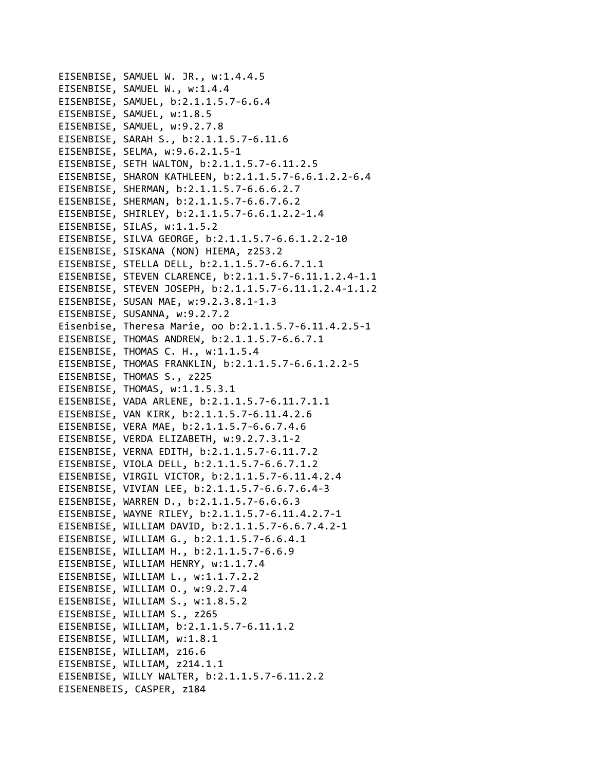EISENBISE, SAMUEL W. JR., w:1.4.4.5
EISENBISE, SAMUEL W., w:1.4.4
EISENBISE, SAMUEL, b:2.1.1.5.7-6.6.4
EISENBISE, SAMUEL, w:1.8.5
EISENBISE, SAMUEL, w:9.2.7.8
EISENBISE, SARAH S., b:2.1.1.5.7-6.11.6
EISENBISE, SELMA, w:9.6.2.1.5-1
EISENBISE, SETH WALTON, b:2.1.1.5.7-6.11.2.5
EISENBISE, SHARON KATHLEEN, b:2.1.1.5.7-6.6.1.2.2-6.4
EISENBISE, SHERMAN, b:2.1.1.5.7-6.6.6.2.7
EISENBISE, SHERMAN, b:2.1.1.5.7-6.6.7.6.2
EISENBISE, SHIRLEY, b:2.1.1.5.7-6.6.1.2.2-1.4
EISENBISE, SILAS, w:1.1.5.2
EISENBISE, SILVA GEORGE, b:2.1.1.5.7-6.6.1.2.2-10
EISENBISE, SISKANA (NON) HIEMA, z253.2
EISENBISE, STELLA DELL, b:2.1.1.5.7-6.6.7.1.1
EISENBISE, STEVEN CLARENCE, b:2.1.1.5.7-6.11.1.2.4-1.1
EISENBISE, STEVEN JOSEPH, b:2.1.1.5.7-6.11.1.2.4-1.1.2
EISENBISE, SUSAN MAE, w:9.2.3.8.1-1.3
EISENBISE, SUSANNA, w:9.2.7.2
Eisenbise, Theresa Marie, oo b:2.1.1.5.7-6.11.4.2.5-1
EISENBISE, THOMAS ANDREW, b:2.1.1.5.7-6.6.7.1
EISENBISE, THOMAS C. H., w:1.1.5.4
EISENBISE, THOMAS FRANKLIN, b:2.1.1.5.7-6.6.1.2.2-5
EISENBISE, THOMAS S., z225
EISENBISE, THOMAS, w:1.1.5.3.1
EISENBISE, VADA ARLENE, b:2.1.1.5.7-6.11.7.1.1
EISENBISE, VAN KIRK, b:2.1.1.5.7-6.11.4.2.6
EISENBISE, VERA MAE, b:2.1.1.5.7-6.6.7.4.6
EISENBISE, VERDA ELIZABETH, w:9.2.7.3.1-2
EISENBISE, VERNA EDITH, b:2.1.1.5.7-6.11.7.2
EISENBISE, VIOLA DELL, b:2.1.1.5.7-6.6.7.1.2
EISENBISE, VIRGIL VICTOR, b:2.1.1.5.7-6.11.4.2.4
EISENBISE, VIVIAN LEE, b:2.1.1.5.7-6.6.7.6.4-3
EISENBISE, WARREN D., b:2.1.1.5.7-6.6.6.3
EISENBISE, WAYNE RILEY, b:2.1.1.5.7-6.11.4.2.7-1
EISENBISE, WILLIAM DAVID, b:2.1.1.5.7-6.6.7.4.2-1
EISENBISE, WILLIAM G., b:2.1.1.5.7-6.6.4.1
EISENBISE, WILLIAM H., b:2.1.1.5.7-6.6.9
EISENBISE, WILLIAM HENRY, w:1.1.7.4
EISENBISE, WILLIAM L., w:1.1.7.2.2
EISENBISE, WILLIAM O., w:9.2.7.4
EISENBISE, WILLIAM S., w:1.8.5.2
EISENBISE, WILLIAM S., z265
EISENBISE, WILLIAM, b:2.1.1.5.7-6.11.1.2
EISENBISE, WILLIAM, w:1.8.1
EISENBISE, WILLIAM, z16.6
EISENBISE, WILLIAM, z214.1.1
EISENBISE, WILLY WALTER, b:2.1.1.5.7-6.11.2.2
EISENENBEIS, CASPER, z184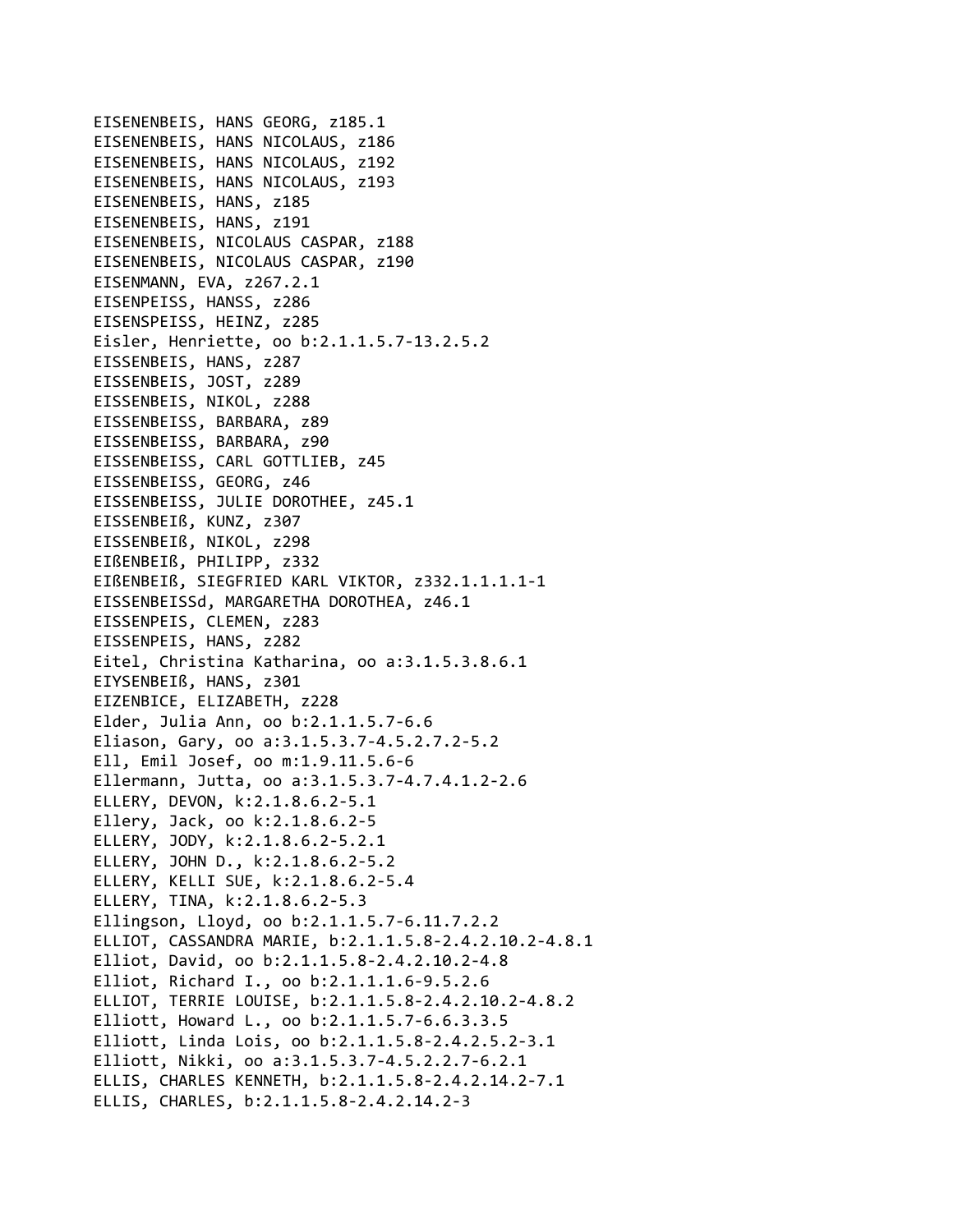EISENENBEIS, HANS GEORG, z185.1
EISENENBEIS, HANS NICOLAUS, z186
EISENENBEIS, HANS NICOLAUS, z192
EISENENBEIS, HANS NICOLAUS, z193
EISENENBEIS, HANS, z185
EISENENBEIS, HANS, z191
EISENENBEIS, NICOLAUS CASPAR, z188
EISENENBEIS, NICOLAUS CASPAR, z190
EISENMANN, EVA, z267.2.1
EISENPEISS, HANSS, z286
EISENSPEISS, HEINZ, z285
Eisler, Henriette, oo b:2.1.1.5.7-13.2.5.2
EISSENBEIS, HANS, z287
EISSENBEIS, JOST, z289
EISSENBEIS, NIKOL, z288
EISSENBEISS, BARBARA, z89
EISSENBEISS, BARBARA, z90
EISSENBEISS, CARL GOTTLIEB, z45
EISSENBEISS, GEORG, z46
EISSENBEISS, JULIE DOROTHEE, z45.1
EISSENBEIß, KUNZ, z307
EISSENBEIß, NIKOL, z298
EIßENBEIß, PHILIPP, z332
EIßENBEIß, SIEGFRIED KARL VIKTOR, z332.1.1.1.1-1
EISSENBEISSd, MARGARETHA DOROTHEA, z46.1
EISSENPEIS, CLEMEN, z283
EISSENPEIS, HANS, z282
Eitel, Christina Katharina, oo a:3.1.5.3.8.6.1
EIYSENBEIß, HANS, z301
EIZENBICE, ELIZABETH, z228
Elder, Julia Ann, oo b:2.1.1.5.7-6.6
Eliason, Gary, oo a:3.1.5.3.7-4.5.2.7.2-5.2
Ell, Emil Josef, oo m:1.9.11.5.6-6
Ellermann, Jutta, oo a:3.1.5.3.7-4.7.4.1.2-2.6
ELLERY, DEVON, k:2.1.8.6.2-5.1
Ellery, Jack, oo k:2.1.8.6.2-5
ELLERY, JODY, k:2.1.8.6.2-5.2.1
ELLERY, JOHN D., k:2.1.8.6.2-5.2
ELLERY, KELLI SUE, k:2.1.8.6.2-5.4
ELLERY, TINA, k:2.1.8.6.2-5.3
Ellingson, Lloyd, oo b:2.1.1.5.7-6.11.7.2.2
ELLIOT, CASSANDRA MARIE, b:2.1.1.5.8-2.4.2.10.2-4.8.1
Elliot, David, oo b:2.1.1.5.8-2.4.2.10.2-4.8
Elliot, Richard I., oo b:2.1.1.1.6-9.5.2.6
ELLIOT, TERRIE LOUISE, b:2.1.1.5.8-2.4.2.10.2-4.8.2
Elliott, Howard L., oo b:2.1.1.5.7-6.6.3.3.5
Elliott, Linda Lois, oo b:2.1.1.5.8-2.4.2.5.2-3.1
Elliott, Nikki, oo a:3.1.5.3.7-4.5.2.2.7-6.2.1
ELLIS, CHARLES KENNETH, b:2.1.1.5.8-2.4.2.14.2-7.1
ELLIS, CHARLES, b:2.1.1.5.8-2.4.2.14.2-3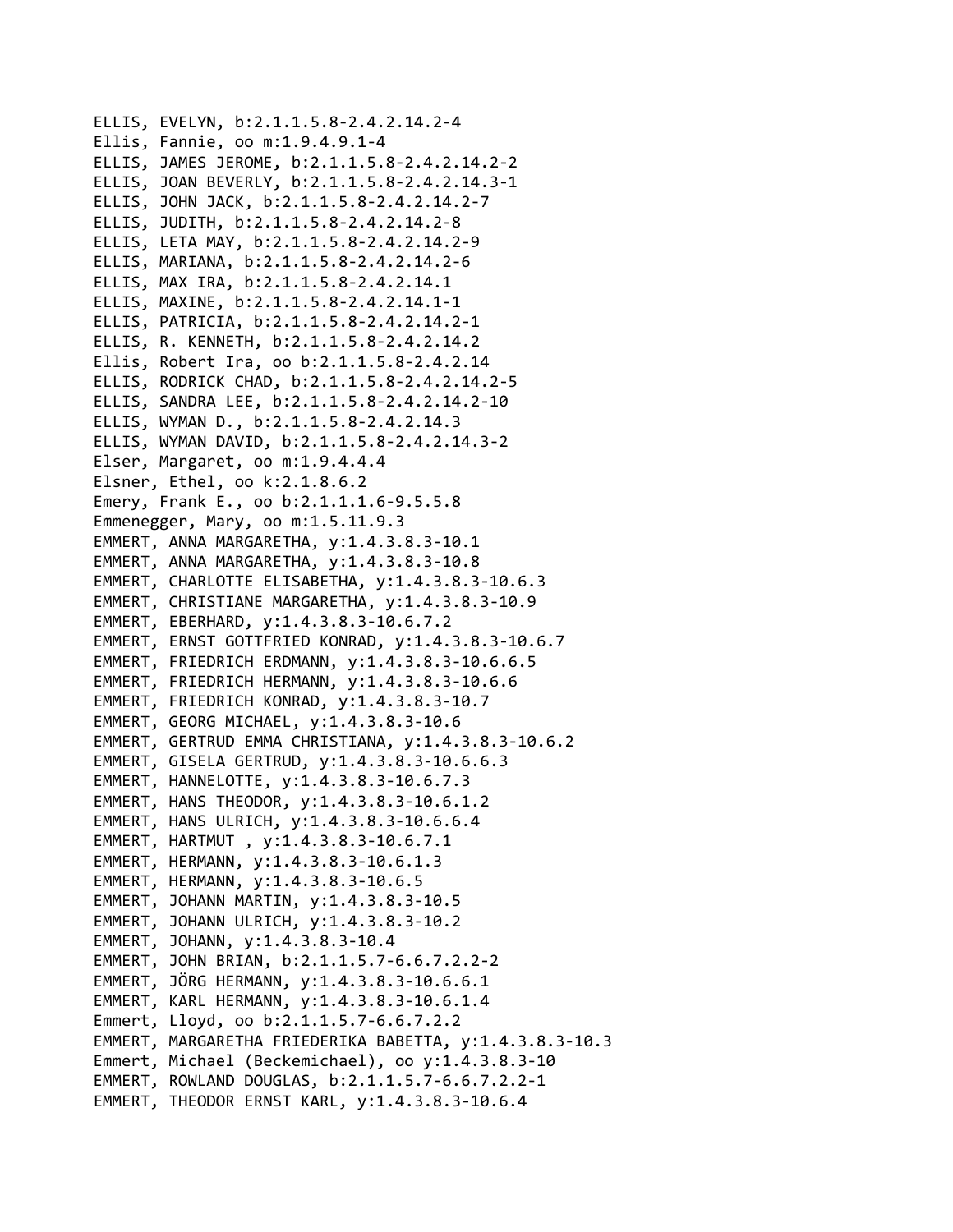ELLIS, EVELYN, b:2.1.1.5.8-2.4.2.14.2-4
Ellis, Fannie, oo m:1.9.4.9.1-4
ELLIS, JAMES JEROME, b:2.1.1.5.8-2.4.2.14.2-2
ELLIS, JOAN BEVERLY, b:2.1.1.5.8-2.4.2.14.3-1
ELLIS, JOHN JACK, b:2.1.1.5.8-2.4.2.14.2-7
ELLIS, JUDITH, b:2.1.1.5.8-2.4.2.14.2-8
ELLIS, LETA MAY, b:2.1.1.5.8-2.4.2.14.2-9
ELLIS, MARIANA, b:2.1.1.5.8-2.4.2.14.2-6
ELLIS, MAX IRA, b:2.1.1.5.8-2.4.2.14.1
ELLIS, MAXINE, b:2.1.1.5.8-2.4.2.14.1-1
ELLIS, PATRICIA, b:2.1.1.5.8-2.4.2.14.2-1
ELLIS, R. KENNETH, b:2.1.1.5.8-2.4.2.14.2
Ellis, Robert Ira, oo b:2.1.1.5.8-2.4.2.14
ELLIS, RODRICK CHAD, b:2.1.1.5.8-2.4.2.14.2-5
ELLIS, SANDRA LEE, b:2.1.1.5.8-2.4.2.14.2-10
ELLIS, WYMAN D., b:2.1.1.5.8-2.4.2.14.3
ELLIS, WYMAN DAVID, b:2.1.1.5.8-2.4.2.14.3-2
Elser, Margaret, oo m:1.9.4.4.4
Elsner, Ethel, oo k:2.1.8.6.2
Emery, Frank E., oo b:2.1.1.1.6-9.5.5.8
Emmenegger, Mary, oo m:1.5.11.9.3
EMMERT, ANNA MARGARETHA, y:1.4.3.8.3-10.1
EMMERT, ANNA MARGARETHA, y:1.4.3.8.3-10.8
EMMERT, CHARLOTTE ELISABETHA, y:1.4.3.8.3-10.6.3
EMMERT, CHRISTIANE MARGARETHA, y:1.4.3.8.3-10.9
EMMERT, EBERHARD, y:1.4.3.8.3-10.6.7.2
EMMERT, ERNST GOTTFRIED KONRAD, y:1.4.3.8.3-10.6.7
EMMERT, FRIEDRICH ERDMANN, y:1.4.3.8.3-10.6.6.5
EMMERT, FRIEDRICH HERMANN, y:1.4.3.8.3-10.6.6
EMMERT, FRIEDRICH KONRAD, y:1.4.3.8.3-10.7
EMMERT, GEORG MICHAEL, y:1.4.3.8.3-10.6
EMMERT, GERTRUD EMMA CHRISTIANA, y:1.4.3.8.3-10.6.2
EMMERT, GISELA GERTRUD, y:1.4.3.8.3-10.6.6.3
EMMERT, HANNELOTTE, y:1.4.3.8.3-10.6.7.3
EMMERT, HANS THEODOR, y:1.4.3.8.3-10.6.1.2
EMMERT, HANS ULRICH, y:1.4.3.8.3-10.6.6.4
EMMERT, HARTMUT , y:1.4.3.8.3-10.6.7.1
EMMERT, HERMANN, y:1.4.3.8.3-10.6.1.3
EMMERT, HERMANN, y:1.4.3.8.3-10.6.5
EMMERT, JOHANN MARTIN, y:1.4.3.8.3-10.5
EMMERT, JOHANN ULRICH, y:1.4.3.8.3-10.2
EMMERT, JOHANN, y:1.4.3.8.3-10.4
EMMERT, JOHN BRIAN, b:2.1.1.5.7-6.6.7.2.2-2
EMMERT, JÖRG HERMANN, y:1.4.3.8.3-10.6.6.1
EMMERT, KARL HERMANN, y:1.4.3.8.3-10.6.1.4
Emmert, Lloyd, oo b:2.1.1.5.7-6.6.7.2.2
EMMERT, MARGARETHA FRIEDERIKA BABETTA, y:1.4.3.8.3-10.3
Emmert, Michael (Beckemichael), oo y:1.4.3.8.3-10
EMMERT, ROWLAND DOUGLAS, b:2.1.1.5.7-6.6.7.2.2-1
EMMERT, THEODOR ERNST KARL, y:1.4.3.8.3-10.6.4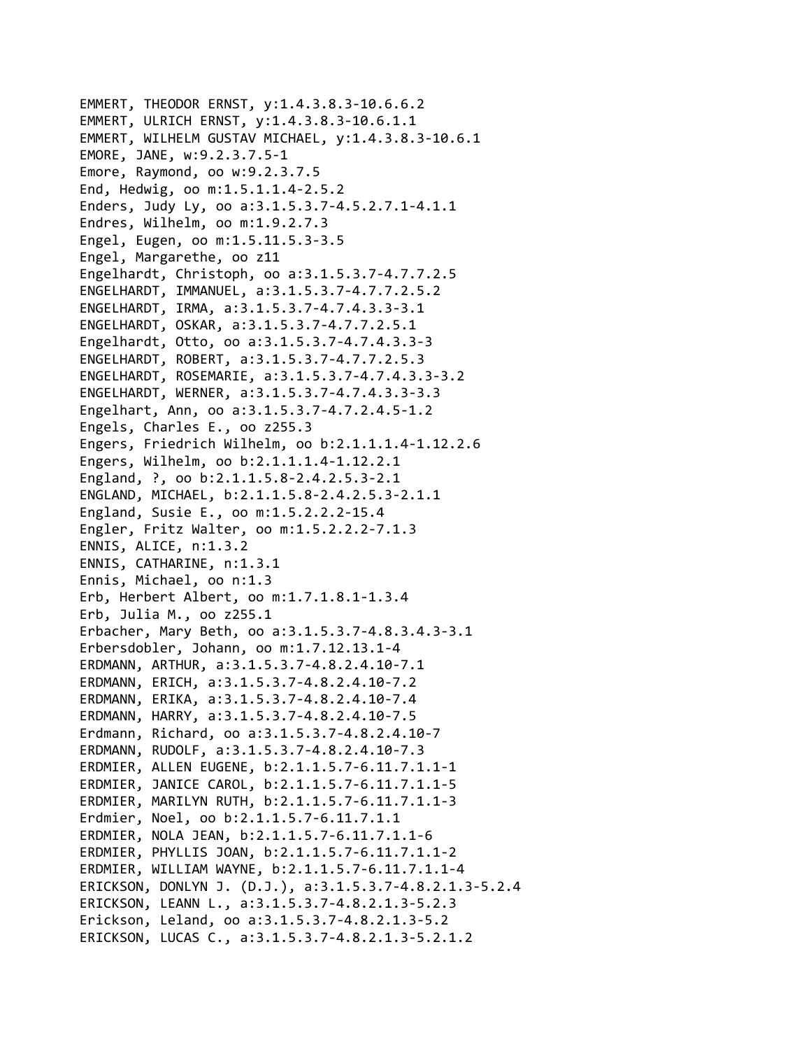EMMERT, THEODOR ERNST, y:1.4.3.8.3-10.6.6.2
EMMERT, ULRICH ERNST, y:1.4.3.8.3-10.6.1.1
EMMERT, WILHELM GUSTAV MICHAEL, y:1.4.3.8.3-10.6.1
EMORE, JANE, w:9.2.3.7.5-1
Emore, Raymond, oo w:9.2.3.7.5
End, Hedwig, oo m:1.5.1.1.4-2.5.2
Enders, Judy Ly, oo a:3.1.5.3.7-4.5.2.7.1-4.1.1
Endres, Wilhelm, oo m:1.9.2.7.3
Engel, Eugen, oo m:1.5.11.5.3-3.5
Engel, Margarethe, oo z11
Engelhardt, Christoph, oo a:3.1.5.3.7-4.7.7.2.5
ENGELHARDT, IMMANUEL, a:3.1.5.3.7-4.7.7.2.5.2
ENGELHARDT, IRMA, a:3.1.5.3.7-4.7.4.3.3-3.1
ENGELHARDT, OSKAR, a:3.1.5.3.7-4.7.7.2.5.1
Engelhardt, Otto, oo a:3.1.5.3.7-4.7.4.3.3-3
ENGELHARDT, ROBERT, a:3.1.5.3.7-4.7.7.2.5.3
ENGELHARDT, ROSEMARIE, a:3.1.5.3.7-4.7.4.3.3-3.2
ENGELHARDT, WERNER, a:3.1.5.3.7-4.7.4.3.3-3.3
Engelhart, Ann, oo a:3.1.5.3.7-4.7.2.4.5-1.2
Engels, Charles E., oo z255.3
Engers, Friedrich Wilhelm, oo b:2.1.1.1.4-1.12.2.6
Engers, Wilhelm, oo b:2.1.1.1.4-1.12.2.1
England, ?, oo b:2.1.1.5.8-2.4.2.5.3-2.1
ENGLAND, MICHAEL, b:2.1.1.5.8-2.4.2.5.3-2.1.1
England, Susie E., oo m:1.5.2.2.2-15.4
Engler, Fritz Walter, oo m:1.5.2.2.2-7.1.3
ENNIS, ALICE, n:1.3.2
ENNIS, CATHARINE, n:1.3.1
Ennis, Michael, oo n:1.3
Erb, Herbert Albert, oo m:1.7.1.8.1-1.3.4
Erb, Julia M., oo z255.1
Erbacher, Mary Beth, oo a:3.1.5.3.7-4.8.3.4.3-3.1
Erbersdobler, Johann, oo m:1.7.12.13.1-4
ERDMANN, ARTHUR, a:3.1.5.3.7-4.8.2.4.10-7.1
ERDMANN, ERICH, a:3.1.5.3.7-4.8.2.4.10-7.2
ERDMANN, ERIKA, a:3.1.5.3.7-4.8.2.4.10-7.4
ERDMANN, HARRY, a:3.1.5.3.7-4.8.2.4.10-7.5
Erdmann, Richard, oo a:3.1.5.3.7-4.8.2.4.10-7
ERDMANN, RUDOLF, a:3.1.5.3.7-4.8.2.4.10-7.3
ERDMIER, ALLEN EUGENE, b:2.1.1.5.7-6.11.7.1.1-1
ERDMIER, JANICE CAROL, b:2.1.1.5.7-6.11.7.1.1-5
ERDMIER, MARILYN RUTH, b:2.1.1.5.7-6.11.7.1.1-3
Erdmier, Noel, oo b:2.1.1.5.7-6.11.7.1.1
ERDMIER, NOLA JEAN, b:2.1.1.5.7-6.11.7.1.1-6
ERDMIER, PHYLLIS JOAN, b:2.1.1.5.7-6.11.7.1.1-2
ERDMIER, WILLIAM WAYNE, b:2.1.1.5.7-6.11.7.1.1-4
ERICKSON, DONLYN J. (D.J.), a:3.1.5.3.7-4.8.2.1.3-5.2.4
ERICKSON, LEANN L., a:3.1.5.3.7-4.8.2.1.3-5.2.3
Erickson, Leland, oo a:3.1.5.3.7-4.8.2.1.3-5.2
ERICKSON, LUCAS C., a:3.1.5.3.7-4.8.2.1.3-5.2.1.2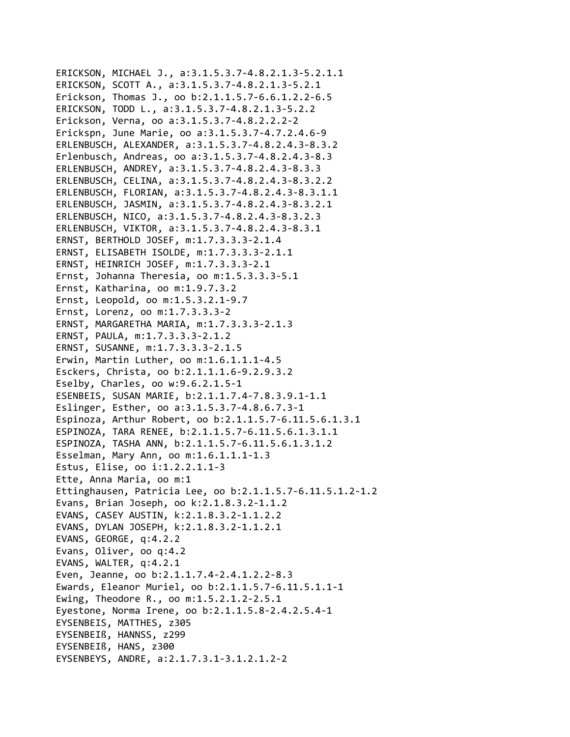ERICKSON, MICHAEL J., a:3.1.5.3.7-4.8.2.1.3-5.2.1.1
ERICKSON, SCOTT A., a:3.1.5.3.7-4.8.2.1.3-5.2.1
Erickson, Thomas J., oo b:2.1.1.5.7-6.6.1.2.2-6.5
ERICKSON, TODD L., a:3.1.5.3.7-4.8.2.1.3-5.2.2
Erickson, Verna, oo a:3.1.5.3.7-4.8.2.2.2-2
Erickspn, June Marie, oo a:3.1.5.3.7-4.7.2.4.6-9
ERLENBUSCH, ALEXANDER, a:3.1.5.3.7-4.8.2.4.3-8.3.2
Erlenbusch, Andreas, oo a:3.1.5.3.7-4.8.2.4.3-8.3
ERLENBUSCH, ANDREY, a:3.1.5.3.7-4.8.2.4.3-8.3.3
ERLENBUSCH, CELINA, a:3.1.5.3.7-4.8.2.4.3-8.3.2.2
ERLENBUSCH, FLORIAN, a:3.1.5.3.7-4.8.2.4.3-8.3.1.1
ERLENBUSCH, JASMIN, a:3.1.5.3.7-4.8.2.4.3-8.3.2.1
ERLENBUSCH, NICO, a:3.1.5.3.7-4.8.2.4.3-8.3.2.3
ERLENBUSCH, VIKTOR, a:3.1.5.3.7-4.8.2.4.3-8.3.1
ERNST, BERTHOLD JOSEF, m:1.7.3.3.3-2.1.4
ERNST, ELISABETH ISOLDE, m:1.7.3.3.3-2.1.1
ERNST, HEINRICH JOSEF, m:1.7.3.3.3-2.1
Ernst, Johanna Theresia, oo m:1.5.3.3.3-5.1
Ernst, Katharina, oo m:1.9.7.3.2
Ernst, Leopold, oo m:1.5.3.2.1-9.7
Ernst, Lorenz, oo m:1.7.3.3.3-2
ERNST, MARGARETHA MARIA, m:1.7.3.3.3-2.1.3
ERNST, PAULA, m:1.7.3.3.3-2.1.2
ERNST, SUSANNE, m:1.7.3.3.3-2.1.5
Erwin, Martin Luther, oo m:1.6.1.1.1-4.5
Esckers, Christa, oo b:2.1.1.1.6-9.2.9.3.2
Eselby, Charles, oo w:9.6.2.1.5-1
ESENBEIS, SUSAN MARIE, b:2.1.1.7.4-7.8.3.9.1-1.1
Eslinger, Esther, oo a:3.1.5.3.7-4.8.6.7.3-1
Espinoza, Arthur Robert, oo b:2.1.1.5.7-6.11.5.6.1.3.1
ESPINOZA, TARA RENEE, b:2.1.1.5.7-6.11.5.6.1.3.1.1
ESPINOZA, TASHA ANN, b:2.1.1.5.7-6.11.5.6.1.3.1.2
Esselman, Mary Ann, oo m:1.6.1.1.1-1.3
Estus, Elise, oo i:1.2.2.1.1-3
Ette, Anna Maria, oo m:1
Ettinghausen, Patricia Lee, oo b:2.1.1.5.7-6.11.5.1.2-1.2
Evans, Brian Joseph, oo k:2.1.8.3.2-1.1.2
EVANS, CASEY AUSTIN, k:2.1.8.3.2-1.1.2.2
EVANS, DYLAN JOSEPH, k:2.1.8.3.2-1.1.2.1
EVANS, GEORGE, q:4.2.2
Evans, Oliver, oo q:4.2
EVANS, WALTER, q:4.2.1
Even, Jeanne, oo b:2.1.1.7.4-2.4.1.2.2-8.3
Ewards, Eleanor Muriel, oo b:2.1.1.5.7-6.11.5.1.1-1
Ewing, Theodore R., oo m:1.5.2.1.2-2.5.1
Eyestone, Norma Irene, oo b:2.1.1.5.8-2.4.2.5.4-1
EYSENBEIS, MATTHES, z305
EYSENBEIß, HANNSS, z299
EYSENBEIß, HANS, z300
EYSENBEYS, ANDRE, a:2.1.7.3.1-3.1.2.1.2-2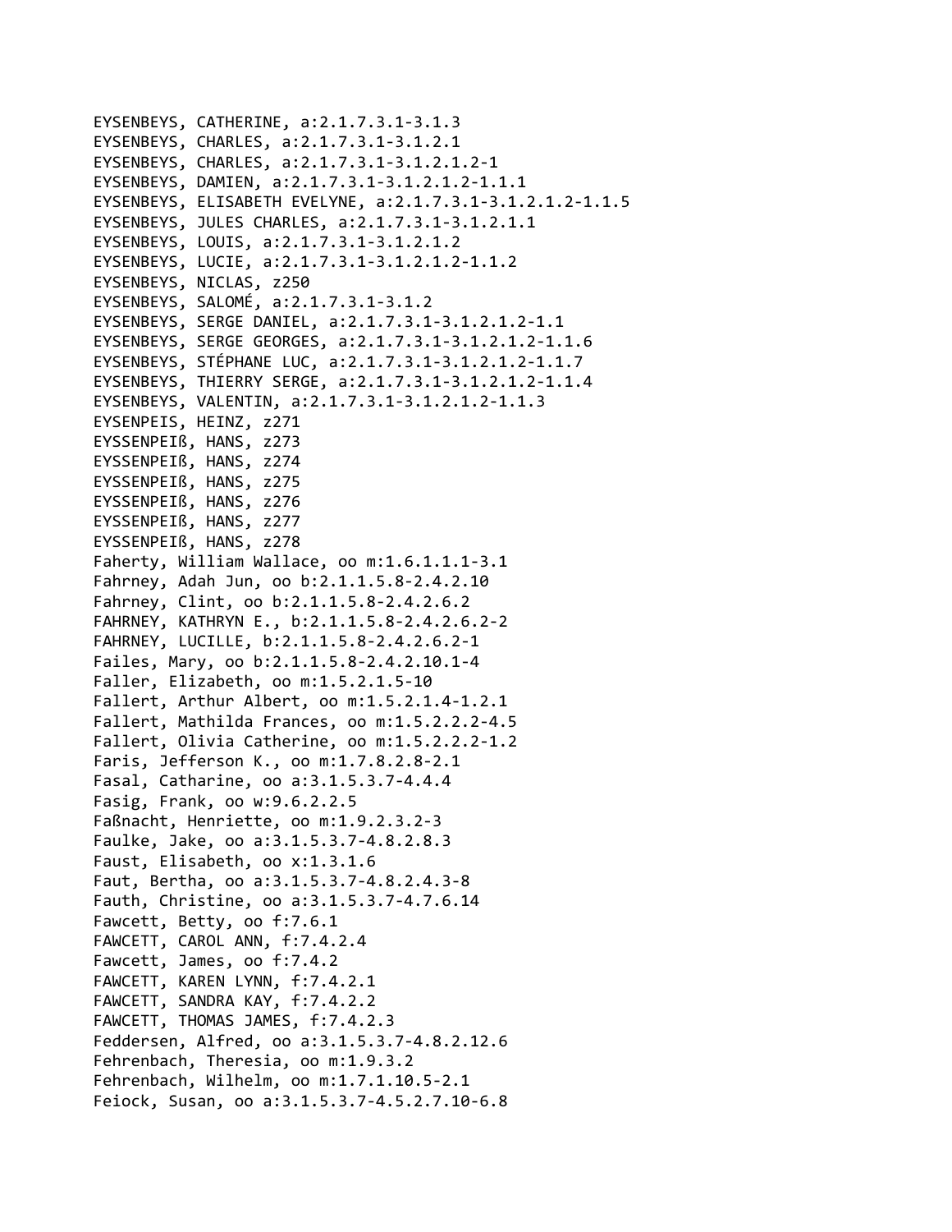EYSENBEYS, CATHERINE, a:2.1.7.3.1-3.1.3
EYSENBEYS, CHARLES, a:2.1.7.3.1-3.1.2.1
EYSENBEYS, CHARLES, a:2.1.7.3.1-3.1.2.1.2-1
EYSENBEYS, DAMIEN, a:2.1.7.3.1-3.1.2.1.2-1.1.1
EYSENBEYS, ELISABETH EVELYNE, a:2.1.7.3.1-3.1.2.1.2-1.1.5
EYSENBEYS, JULES CHARLES, a:2.1.7.3.1-3.1.2.1.1
EYSENBEYS, LOUIS, a:2.1.7.3.1-3.1.2.1.2
EYSENBEYS, LUCIE, a:2.1.7.3.1-3.1.2.1.2-1.1.2
EYSENBEYS, NICLAS, z250
EYSENBEYS, SALOMÉ, a:2.1.7.3.1-3.1.2
EYSENBEYS, SERGE DANIEL, a:2.1.7.3.1-3.1.2.1.2-1.1
EYSENBEYS, SERGE GEORGES, a:2.1.7.3.1-3.1.2.1.2-1.1.6
EYSENBEYS, STÉPHANE LUC, a:2.1.7.3.1-3.1.2.1.2-1.1.7
EYSENBEYS, THIERRY SERGE, a:2.1.7.3.1-3.1.2.1.2-1.1.4
EYSENBEYS, VALENTIN, a:2.1.7.3.1-3.1.2.1.2-1.1.3
EYSENPEIS, HEINZ, z271
EYSSENPEIß, HANS, z273
EYSSENPEIß, HANS, z274
EYSSENPEIß, HANS, z275
EYSSENPEIß, HANS, z276
EYSSENPEIß, HANS, z277
EYSSENPEIß, HANS, z278
Faherty, William Wallace, oo m:1.6.1.1.1-3.1
Fahrney, Adah Jun, oo b:2.1.1.5.8-2.4.2.10
Fahrney, Clint, oo b:2.1.1.5.8-2.4.2.6.2
FAHRNEY, KATHRYN E., b:2.1.1.5.8-2.4.2.6.2-2
FAHRNEY, LUCILLE, b:2.1.1.5.8-2.4.2.6.2-1
Failes, Mary, oo b:2.1.1.5.8-2.4.2.10.1-4
Faller, Elizabeth, oo m:1.5.2.1.5-10
Fallert, Arthur Albert, oo m:1.5.2.1.4-1.2.1
Fallert, Mathilda Frances, oo m:1.5.2.2.2-4.5
Fallert, Olivia Catherine, oo m:1.5.2.2.2-1.2
Faris, Jefferson K., oo m:1.7.8.2.8-2.1
Fasal, Catharine, oo a:3.1.5.3.7-4.4.4
Fasig, Frank, oo w:9.6.2.2.5
Faßnacht, Henriette, oo m:1.9.2.3.2-3
Faulke, Jake, oo a:3.1.5.3.7-4.8.2.8.3
Faust, Elisabeth, oo x:1.3.1.6
Faut, Bertha, oo a:3.1.5.3.7-4.8.2.4.3-8
Fauth, Christine, oo a:3.1.5.3.7-4.7.6.14
Fawcett, Betty, oo f:7.6.1
FAWCETT, CAROL ANN, f:7.4.2.4
Fawcett, James, oo f:7.4.2
FAWCETT, KAREN LYNN, f:7.4.2.1
FAWCETT, SANDRA KAY, f:7.4.2.2
FAWCETT, THOMAS JAMES, f:7.4.2.3
Feddersen, Alfred, oo a:3.1.5.3.7-4.8.2.12.6
Fehrenbach, Theresia, oo m:1.9.3.2
Fehrenbach, Wilhelm, oo m:1.7.1.10.5-2.1
Feiock, Susan, oo a:3.1.5.3.7-4.5.2.7.10-6.8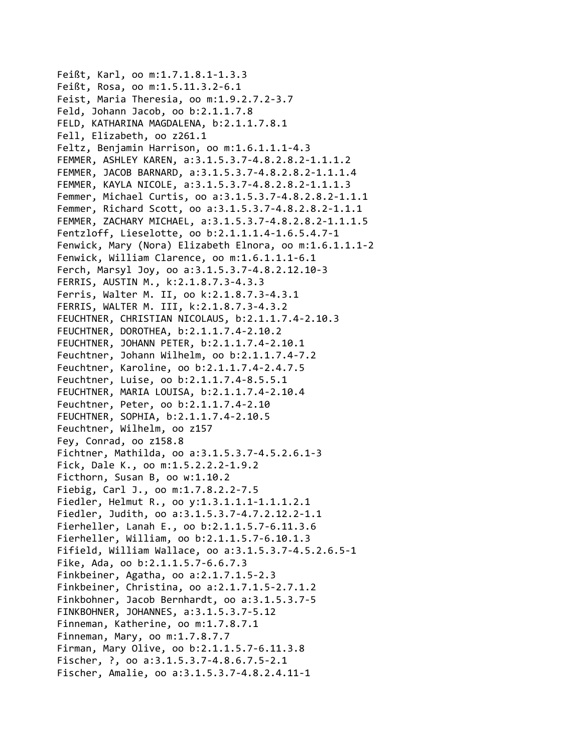Feißt, Karl, oo m:1.7.1.8.1-1.3.3
Feißt, Rosa, oo m:1.5.11.3.2-6.1
Feist, Maria Theresia, oo m:1.9.2.7.2-3.7
Feld, Johann Jacob, oo b:2.1.1.7.8
FELD, KATHARINA MAGDALENA, b:2.1.1.7.8.1
Fell, Elizabeth, oo z261.1
Feltz, Benjamin Harrison, oo m:1.6.1.1.1-4.3
FEMMER, ASHLEY KAREN, a:3.1.5.3.7-4.8.2.8.2-1.1.1.2
FEMMER, JACOB BARNARD, a:3.1.5.3.7-4.8.2.8.2-1.1.1.4
FEMMER, KAYLA NICOLE, a:3.1.5.3.7-4.8.2.8.2-1.1.1.3
Femmer, Michael Curtis, oo a:3.1.5.3.7-4.8.2.8.2-1.1.1
Femmer, Richard Scott, oo a:3.1.5.3.7-4.8.2.8.2-1.1.1
FEMMER, ZACHARY MICHAEL, a:3.1.5.3.7-4.8.2.8.2-1.1.1.5
Fentzloff, Lieselotte, oo b:2.1.1.1.4-1.6.5.4.7-1
Fenwick, Mary (Nora) Elizabeth Elnora, oo m:1.6.1.1.1-2
Fenwick, William Clarence, oo m:1.6.1.1.1-6.1
Ferch, Marsyl Joy, oo a:3.1.5.3.7-4.8.2.12.10-3
FERRIS, AUSTIN M., k:2.1.8.7.3-4.3.3
Ferris, Walter M. II, oo k:2.1.8.7.3-4.3.1
FERRIS, WALTER M. III, k:2.1.8.7.3-4.3.2
FEUCHTNER, CHRISTIAN NICOLAUS, b:2.1.1.7.4-2.10.3
FEUCHTNER, DOROTHEA, b:2.1.1.7.4-2.10.2
FEUCHTNER, JOHANN PETER, b:2.1.1.7.4-2.10.1
Feuchtner, Johann Wilhelm, oo b:2.1.1.7.4-7.2
Feuchtner, Karoline, oo b:2.1.1.7.4-2.4.7.5
Feuchtner, Luise, oo b:2.1.1.7.4-8.5.5.1
FEUCHTNER, MARIA LOUISA, b:2.1.1.7.4-2.10.4
Feuchtner, Peter, oo b:2.1.1.7.4-2.10
FEUCHTNER, SOPHIA, b:2.1.1.7.4-2.10.5
Feuchtner, Wilhelm, oo z157
Fey, Conrad, oo z158.8
Fichtner, Mathilda, oo a:3.1.5.3.7-4.5.2.6.1-3
Fick, Dale K., oo m:1.5.2.2.2-1.9.2
Ficthorn, Susan B, oo w:1.10.2
Fiebig, Carl J., oo m:1.7.8.2.2-7.5
Fiedler, Helmut R., oo y:1.3.1.1.1-1.1.1.2.1
Fiedler, Judith, oo a:3.1.5.3.7-4.7.2.12.2-1.1
Fierheller, Lanah E., oo b:2.1.1.5.7-6.11.3.6
Fierheller, William, oo b:2.1.1.5.7-6.10.1.3
Fifield, William Wallace, oo a:3.1.5.3.7-4.5.2.6.5-1
Fike, Ada, oo b:2.1.1.5.7-6.6.7.3
Finkbeiner, Agatha, oo a:2.1.7.1.5-2.3
Finkbeiner, Christina, oo a:2.1.7.1.5-2.7.1.2
Finkbohner, Jacob Bernhardt, oo a:3.1.5.3.7-5
FINKBOHNER, JOHANNES, a:3.1.5.3.7-5.12
Finneman, Katherine, oo m:1.7.8.7.1
Finneman, Mary, oo m:1.7.8.7.7
Firman, Mary Olive, oo b:2.1.1.5.7-6.11.3.8
Fischer, ?, oo a:3.1.5.3.7-4.8.6.7.5-2.1
Fischer, Amalie, oo a:3.1.5.3.7-4.8.2.4.11-1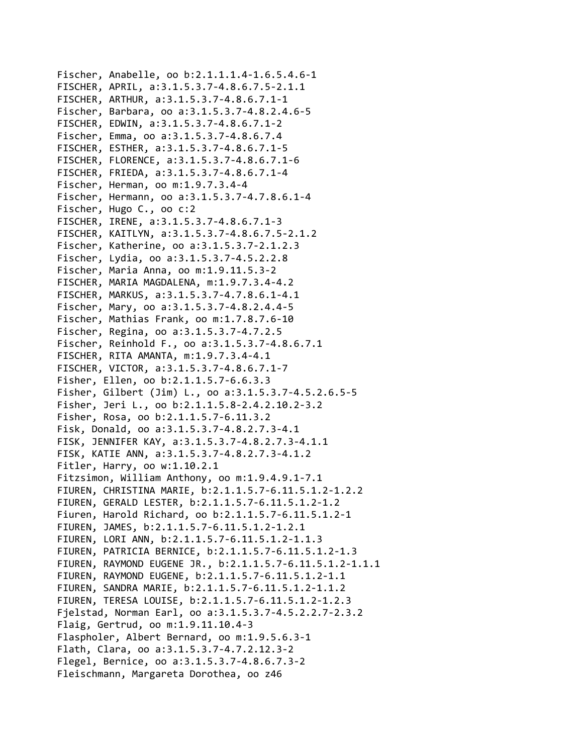Fischer, Anabelle, oo b:2.1.1.1.4-1.6.5.4.6-1
FISCHER, APRIL, a:3.1.5.3.7-4.8.6.7.5-2.1.1
FISCHER, ARTHUR, a:3.1.5.3.7-4.8.6.7.1-1
Fischer, Barbara, oo a:3.1.5.3.7-4.8.2.4.6-5
FISCHER, EDWIN, a:3.1.5.3.7-4.8.6.7.1-2
Fischer, Emma, oo a:3.1.5.3.7-4.8.6.7.4
FISCHER, ESTHER, a:3.1.5.3.7-4.8.6.7.1-5
FISCHER, FLORENCE, a:3.1.5.3.7-4.8.6.7.1-6
FISCHER, FRIEDA, a:3.1.5.3.7-4.8.6.7.1-4
Fischer, Herman, oo m:1.9.7.3.4-4
Fischer, Hermann, oo a:3.1.5.3.7-4.7.8.6.1-4
Fischer, Hugo C., oo c:2
FISCHER, IRENE, a:3.1.5.3.7-4.8.6.7.1-3
FISCHER, KAITLYN, a:3.1.5.3.7-4.8.6.7.5-2.1.2
Fischer, Katherine, oo a:3.1.5.3.7-2.1.2.3
Fischer, Lydia, oo a:3.1.5.3.7-4.5.2.2.8
Fischer, Maria Anna, oo m:1.9.11.5.3-2
FISCHER, MARIA MAGDALENA, m:1.9.7.3.4-4.2
FISCHER, MARKUS, a:3.1.5.3.7-4.7.8.6.1-4.1
Fischer, Mary, oo a:3.1.5.3.7-4.8.2.4.4-5
Fischer, Mathias Frank, oo m:1.7.8.7.6-10
Fischer, Regina, oo a:3.1.5.3.7-4.7.2.5
Fischer, Reinhold F., oo a:3.1.5.3.7-4.8.6.7.1
FISCHER, RITA AMANTA, m:1.9.7.3.4-4.1
FISCHER, VICTOR, a:3.1.5.3.7-4.8.6.7.1-7
Fisher, Ellen, oo b:2.1.1.5.7-6.6.3.3
Fisher, Gilbert (Jim) L., oo a:3.1.5.3.7-4.5.2.6.5-5
Fisher, Jeri L., oo b:2.1.1.5.8-2.4.2.10.2-3.2
Fisher, Rosa, oo b:2.1.1.5.7-6.11.3.2
Fisk, Donald, oo a:3.1.5.3.7-4.8.2.7.3-4.1
FISK, JENNIFER KAY, a:3.1.5.3.7-4.8.2.7.3-4.1.1
FISK, KATIE ANN, a:3.1.5.3.7-4.8.2.7.3-4.1.2
Fitler, Harry, oo w:1.10.2.1
Fitzsimon, William Anthony, oo m:1.9.4.9.1-7.1
FIUREN, CHRISTINA MARIE, b:2.1.1.5.7-6.11.5.1.2-1.2.2
FIUREN, GERALD LESTER, b:2.1.1.5.7-6.11.5.1.2-1.2
Fiuren, Harold Richard, oo b:2.1.1.5.7-6.11.5.1.2-1
FIUREN, JAMES, b:2.1.1.5.7-6.11.5.1.2-1.2.1
FIUREN, LORI ANN, b:2.1.1.5.7-6.11.5.1.2-1.1.3
FIUREN, PATRICIA BERNICE, b:2.1.1.5.7-6.11.5.1.2-1.3
FIUREN, RAYMOND EUGENE JR., b:2.1.1.5.7-6.11.5.1.2-1.1.1
FIUREN, RAYMOND EUGENE, b:2.1.1.5.7-6.11.5.1.2-1.1
FIUREN, SANDRA MARIE, b:2.1.1.5.7-6.11.5.1.2-1.1.2
FIUREN, TERESA LOUISE, b:2.1.1.5.7-6.11.5.1.2-1.2.3
Fjelstad, Norman Earl, oo a:3.1.5.3.7-4.5.2.2.7-2.3.2
Flaig, Gertrud, oo m:1.9.11.10.4-3
Flaspholer, Albert Bernard, oo m:1.9.5.6.3-1
Flath, Clara, oo a:3.1.5.3.7-4.7.2.12.3-2
Flegel, Bernice, oo a:3.1.5.3.7-4.8.6.7.3-2
Fleischmann, Margareta Dorothea, oo z46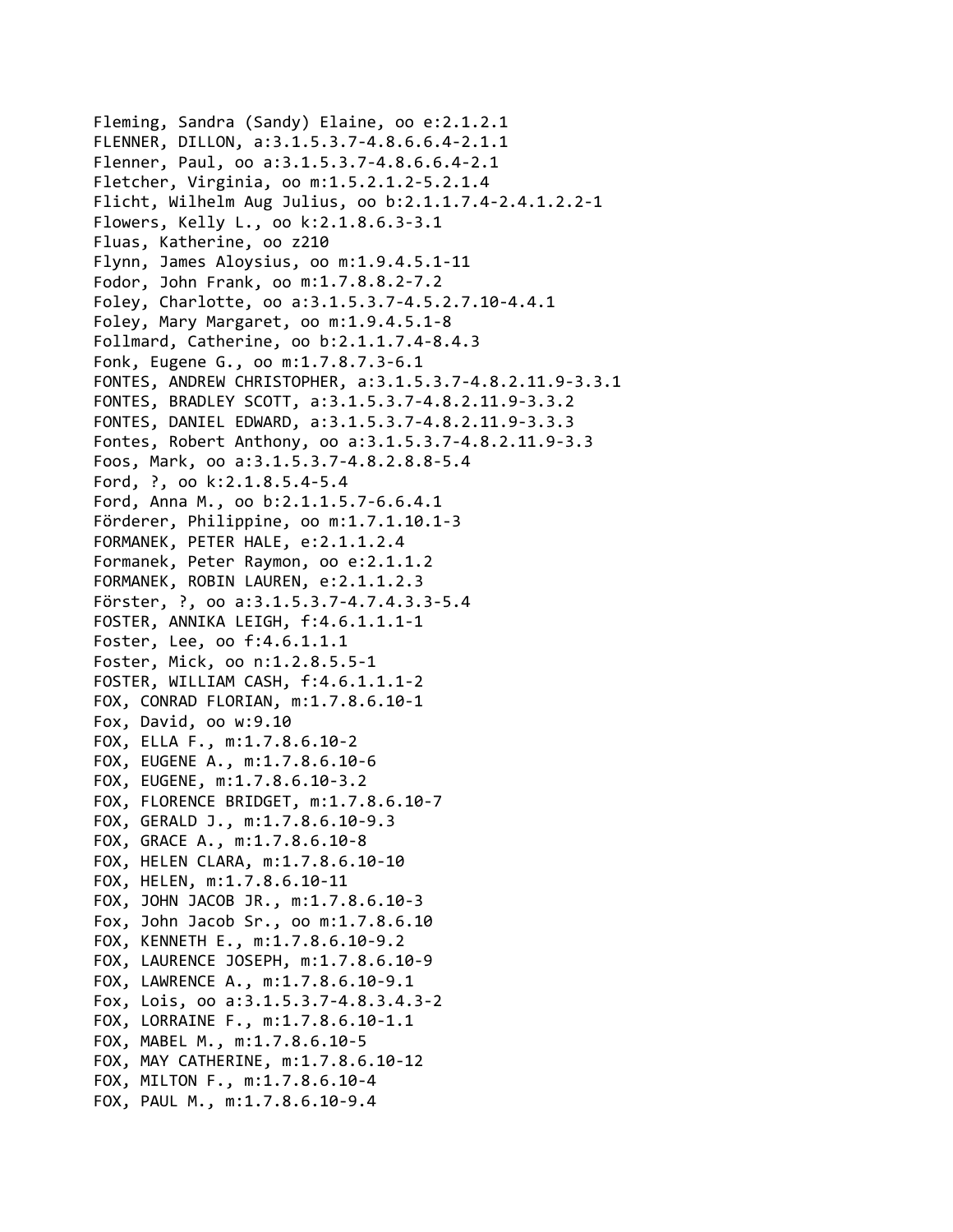Fleming, Sandra (Sandy) Elaine, oo e:2.1.2.1
FLENNER, DILLON, a:3.1.5.3.7-4.8.6.6.4-2.1.1
Flenner, Paul, oo a:3.1.5.3.7-4.8.6.6.4-2.1
Fletcher, Virginia, oo m:1.5.2.1.2-5.2.1.4
Flicht, Wilhelm Aug Julius, oo b:2.1.1.7.4-2.4.1.2.2-1
Flowers, Kelly L., oo k:2.1.8.6.3-3.1
Fluas, Katherine, oo z210
Flynn, James Aloysius, oo m:1.9.4.5.1-11
Fodor, John Frank, oo m:1.7.8.8.2-7.2
Foley, Charlotte, oo a:3.1.5.3.7-4.5.2.7.10-4.4.1
Foley, Mary Margaret, oo m:1.9.4.5.1-8
Follmard, Catherine, oo b:2.1.1.7.4-8.4.3
Fonk, Eugene G., oo m:1.7.8.7.3-6.1
FONTES, ANDREW CHRISTOPHER, a:3.1.5.3.7-4.8.2.11.9-3.3.1
FONTES, BRADLEY SCOTT, a:3.1.5.3.7-4.8.2.11.9-3.3.2
FONTES, DANIEL EDWARD, a:3.1.5.3.7-4.8.2.11.9-3.3.3
Fontes, Robert Anthony, oo a:3.1.5.3.7-4.8.2.11.9-3.3
Foos, Mark, oo a:3.1.5.3.7-4.8.2.8.8-5.4
Ford, ?, oo k:2.1.8.5.4-5.4
Ford, Anna M., oo b:2.1.1.5.7-6.6.4.1
Förderer, Philippine, oo m:1.7.1.10.1-3
FORMANEK, PETER HALE, e:2.1.1.2.4
Formanek, Peter Raymon, oo e:2.1.1.2
FORMANEK, ROBIN LAUREN, e:2.1.1.2.3
Förster, ?, oo a:3.1.5.3.7-4.7.4.3.3-5.4
FOSTER, ANNIKA LEIGH, f:4.6.1.1.1-1
Foster, Lee, oo f:4.6.1.1.1
Foster, Mick, oo n:1.2.8.5.5-1
FOSTER, WILLIAM CASH, f:4.6.1.1.1-2
FOX, CONRAD FLORIAN, m:1.7.8.6.10-1
Fox, David, oo w:9.10
FOX, ELLA F., m:1.7.8.6.10-2
FOX, EUGENE A., m:1.7.8.6.10-6
FOX, EUGENE, m:1.7.8.6.10-3.2
FOX, FLORENCE BRIDGET, m:1.7.8.6.10-7
FOX, GERALD J., m:1.7.8.6.10-9.3
FOX, GRACE A., m:1.7.8.6.10-8
FOX, HELEN CLARA, m:1.7.8.6.10-10
FOX, HELEN, m:1.7.8.6.10-11
FOX, JOHN JACOB JR., m:1.7.8.6.10-3
Fox, John Jacob Sr., oo m:1.7.8.6.10
FOX, KENNETH E., m:1.7.8.6.10-9.2
FOX, LAURENCE JOSEPH, m:1.7.8.6.10-9
FOX, LAWRENCE A., m:1.7.8.6.10-9.1
Fox, Lois, oo a:3.1.5.3.7-4.8.3.4.3-2
FOX, LORRAINE F., m:1.7.8.6.10-1.1
FOX, MABEL M., m:1.7.8.6.10-5
FOX, MAY CATHERINE, m:1.7.8.6.10-12
FOX, MILTON F., m:1.7.8.6.10-4
FOX, PAUL M., m:1.7.8.6.10-9.4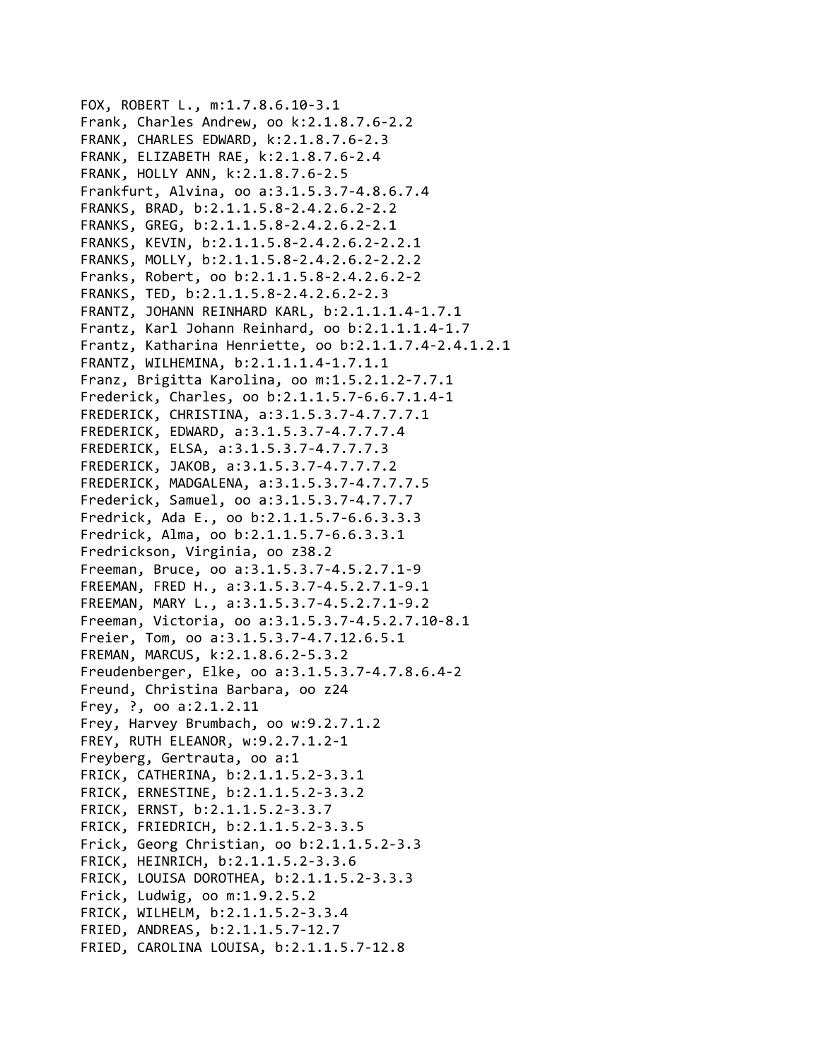FOX, ROBERT L., m:1.7.8.6.10-3.1
Frank, Charles Andrew, oo k:2.1.8.7.6-2.2
FRANK, CHARLES EDWARD, k:2.1.8.7.6-2.3
FRANK, ELIZABETH RAE, k:2.1.8.7.6-2.4
FRANK, HOLLY ANN, k:2.1.8.7.6-2.5
Frankfurt, Alvina, oo a:3.1.5.3.7-4.8.6.7.4
FRANKS, BRAD, b:2.1.1.5.8-2.4.2.6.2-2.2
FRANKS, GREG, b:2.1.1.5.8-2.4.2.6.2-2.1
FRANKS, KEVIN, b:2.1.1.5.8-2.4.2.6.2-2.2.1
FRANKS, MOLLY, b:2.1.1.5.8-2.4.2.6.2-2.2.2
Franks, Robert, oo b:2.1.1.5.8-2.4.2.6.2-2
FRANKS, TED, b:2.1.1.5.8-2.4.2.6.2-2.3
FRANTZ, JOHANN REINHARD KARL, b:2.1.1.1.4-1.7.1
Frantz, Karl Johann Reinhard, oo b:2.1.1.1.4-1.7
Frantz, Katharina Henriette, oo b:2.1.1.7.4-2.4.1.2.1
FRANTZ, WILHEMINA, b:2.1.1.1.4-1.7.1.1
Franz, Brigitta Karolina, oo m:1.5.2.1.2-7.7.1
Frederick, Charles, oo b:2.1.1.5.7-6.6.7.1.4-1
FREDERICK, CHRISTINA, a:3.1.5.3.7-4.7.7.7.1
FREDERICK, EDWARD, a:3.1.5.3.7-4.7.7.7.4
FREDERICK, ELSA, a:3.1.5.3.7-4.7.7.7.3
FREDERICK, JAKOB, a:3.1.5.3.7-4.7.7.7.2
FREDERICK, MADGALENA, a:3.1.5.3.7-4.7.7.7.5
Frederick, Samuel, oo a:3.1.5.3.7-4.7.7.7
Fredrick, Ada E., oo b:2.1.1.5.7-6.6.3.3.3
Fredrick, Alma, oo b:2.1.1.5.7-6.6.3.3.1
Fredrickson, Virginia, oo z38.2
Freeman, Bruce, oo a:3.1.5.3.7-4.5.2.7.1-9
FREEMAN, FRED H., a:3.1.5.3.7-4.5.2.7.1-9.1
FREEMAN, MARY L., a:3.1.5.3.7-4.5.2.7.1-9.2
Freeman, Victoria, oo a:3.1.5.3.7-4.5.2.7.10-8.1
Freier, Tom, oo a:3.1.5.3.7-4.7.12.6.5.1
FREMAN, MARCUS, k:2.1.8.6.2-5.3.2
Freudenberger, Elke, oo a:3.1.5.3.7-4.7.8.6.4-2
Freund, Christina Barbara, oo z24
Frey, ?, oo a:2.1.2.11
Frey, Harvey Brumbach, oo w:9.2.7.1.2
FREY, RUTH ELEANOR, w:9.2.7.1.2-1
Freyberg, Gertrauta, oo a:1
FRICK, CATHERINA, b:2.1.1.5.2-3.3.1
FRICK, ERNESTINE, b:2.1.1.5.2-3.3.2
FRICK, ERNST, b:2.1.1.5.2-3.3.7
FRICK, FRIEDRICH, b:2.1.1.5.2-3.3.5
Frick, Georg Christian, oo b:2.1.1.5.2-3.3
FRICK, HEINRICH, b:2.1.1.5.2-3.3.6
FRICK, LOUISA DOROTHEA, b:2.1.1.5.2-3.3.3
Frick, Ludwig, oo m:1.9.2.5.2
FRICK, WILHELM, b:2.1.1.5.2-3.3.4
FRIED, ANDREAS, b:2.1.1.5.7-12.7
FRIED, CAROLINA LOUISA, b:2.1.1.5.7-12.8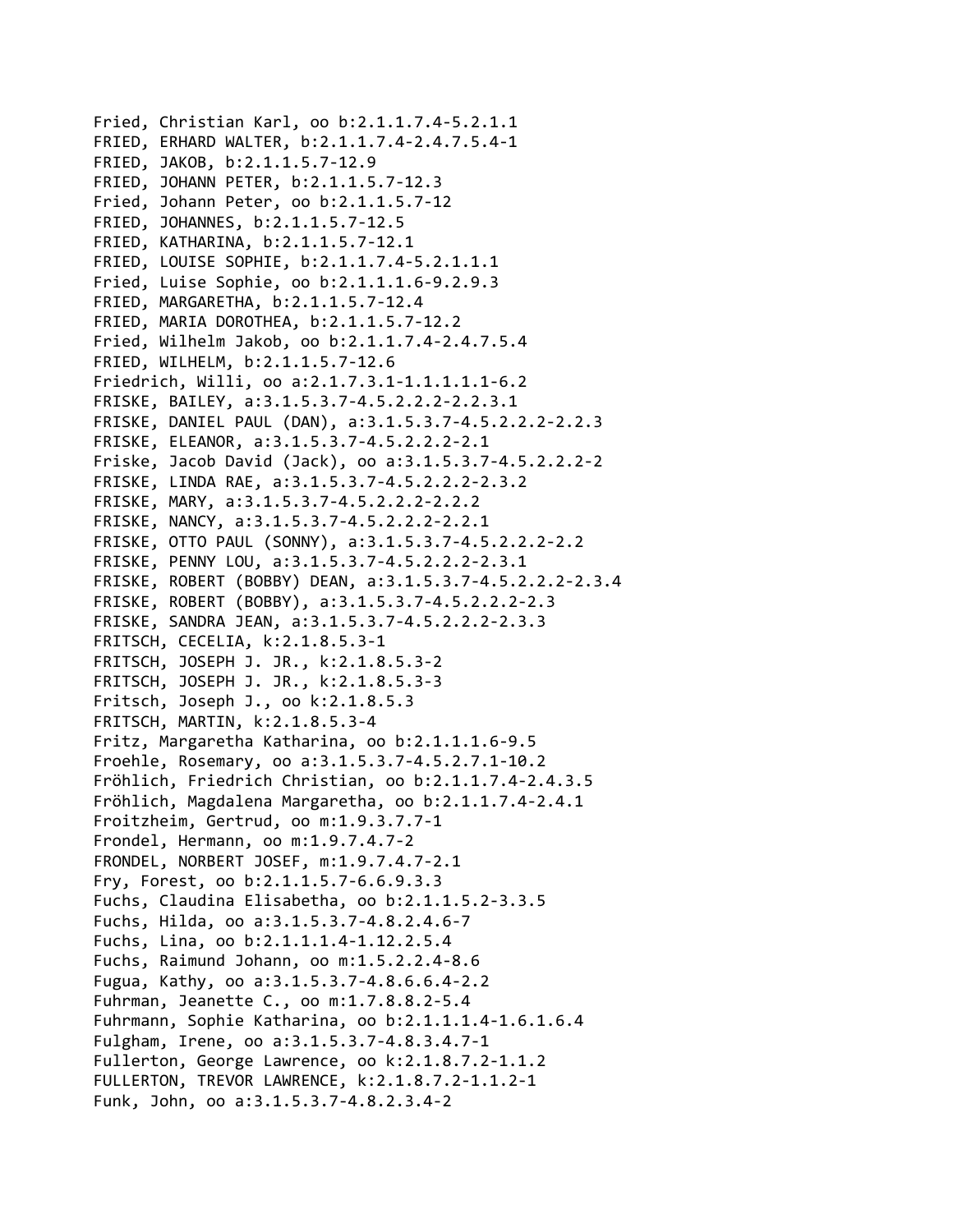Fried, Christian Karl, oo b:2.1.1.7.4-5.2.1.1
FRIED, ERHARD WALTER, b:2.1.1.7.4-2.4.7.5.4-1
FRIED, JAKOB, b:2.1.1.5.7-12.9
FRIED, JOHANN PETER, b:2.1.1.5.7-12.3
Fried, Johann Peter, oo b:2.1.1.5.7-12
FRIED, JOHANNES, b:2.1.1.5.7-12.5
FRIED, KATHARINA, b:2.1.1.5.7-12.1
FRIED, LOUISE SOPHIE, b:2.1.1.7.4-5.2.1.1.1
Fried, Luise Sophie, oo b:2.1.1.1.6-9.2.9.3
FRIED, MARGARETHA, b:2.1.1.5.7-12.4
FRIED, MARIA DOROTHEA, b:2.1.1.5.7-12.2
Fried, Wilhelm Jakob, oo b:2.1.1.7.4-2.4.7.5.4
FRIED, WILHELM, b:2.1.1.5.7-12.6
Friedrich, Willi, oo a:2.1.7.3.1-1.1.1.1.1-6.2
FRISKE, BAILEY, a:3.1.5.3.7-4.5.2.2.2-2.2.3.1
FRISKE, DANIEL PAUL (DAN), a:3.1.5.3.7-4.5.2.2.2-2.2.3
FRISKE, ELEANOR, a:3.1.5.3.7-4.5.2.2.2-2.1
Friske, Jacob David (Jack), oo a:3.1.5.3.7-4.5.2.2.2-2
FRISKE, LINDA RAE, a:3.1.5.3.7-4.5.2.2.2-2.3.2
FRISKE, MARY, a:3.1.5.3.7-4.5.2.2.2-2.2.2
FRISKE, NANCY, a:3.1.5.3.7-4.5.2.2.2-2.2.1
FRISKE, OTTO PAUL (SONNY), a:3.1.5.3.7-4.5.2.2.2-2.2
FRISKE, PENNY LOU, a:3.1.5.3.7-4.5.2.2.2-2.3.1
FRISKE, ROBERT (BOBBY) DEAN, a:3.1.5.3.7-4.5.2.2.2-2.3.4
FRISKE, ROBERT (BOBBY), a:3.1.5.3.7-4.5.2.2.2-2.3
FRISKE, SANDRA JEAN, a:3.1.5.3.7-4.5.2.2.2-2.3.3
FRITSCH, CECELIA, k:2.1.8.5.3-1
FRITSCH, JOSEPH J. JR., k:2.1.8.5.3-2
FRITSCH, JOSEPH J. JR., k:2.1.8.5.3-3
Fritsch, Joseph J., oo k:2.1.8.5.3
FRITSCH, MARTIN, k:2.1.8.5.3-4
Fritz, Margaretha Katharina, oo b:2.1.1.1.6-9.5
Froehle, Rosemary, oo a:3.1.5.3.7-4.5.2.7.1-10.2
Fröhlich, Friedrich Christian, oo b:2.1.1.7.4-2.4.3.5
Fröhlich, Magdalena Margaretha, oo b:2.1.1.7.4-2.4.1
Froitzheim, Gertrud, oo m:1.9.3.7.7-1
Frondel, Hermann, oo m:1.9.7.4.7-2
FRONDEL, NORBERT JOSEF, m:1.9.7.4.7-2.1
Fry, Forest, oo b:2.1.1.5.7-6.6.9.3.3
Fuchs, Claudina Elisabetha, oo b:2.1.1.5.2-3.3.5
Fuchs, Hilda, oo a:3.1.5.3.7-4.8.2.4.6-7
Fuchs, Lina, oo b:2.1.1.1.4-1.12.2.5.4
Fuchs, Raimund Johann, oo m:1.5.2.2.4-8.6
Fugua, Kathy, oo a:3.1.5.3.7-4.8.6.6.4-2.2
Fuhrman, Jeanette C., oo m:1.7.8.8.2-5.4
Fuhrmann, Sophie Katharina, oo b:2.1.1.1.4-1.6.1.6.4
Fulgham, Irene, oo a:3.1.5.3.7-4.8.3.4.7-1
Fullerton, George Lawrence, oo k:2.1.8.7.2-1.1.2
FULLERTON, TREVOR LAWRENCE, k:2.1.8.7.2-1.1.2-1
Funk, John, oo a:3.1.5.3.7-4.8.2.3.4-2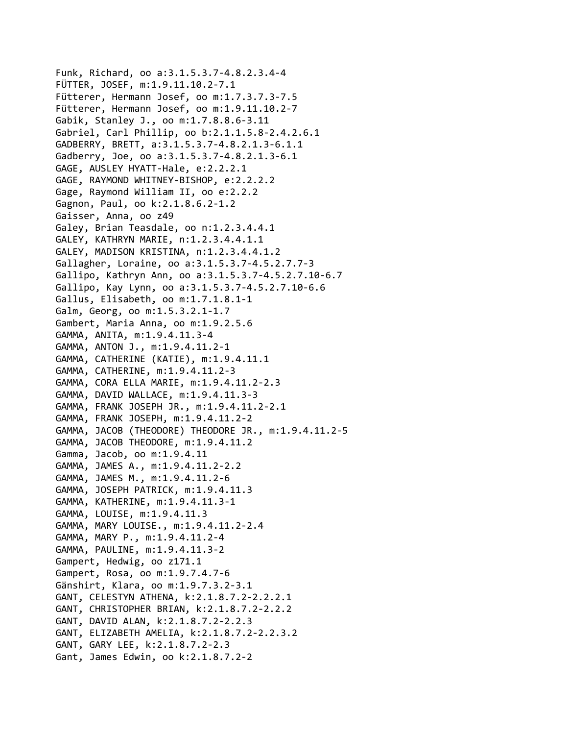Funk, Richard, oo a:3.1.5.3.7-4.8.2.3.4-4
FÜTTER, JOSEF, m:1.9.11.10.2-7.1
Fütterer, Hermann Josef, oo m:1.7.3.7.3-7.5
Fütterer, Hermann Josef, oo m:1.9.11.10.2-7
Gabik, Stanley J., oo m:1.7.8.8.6-3.11
Gabriel, Carl Phillip, oo b:2.1.1.5.8-2.4.2.6.1
GADBERRY, BRETT, a:3.1.5.3.7-4.8.2.1.3-6.1.1
Gadberry, Joe, oo a:3.1.5.3.7-4.8.2.1.3-6.1
GAGE, AUSLEY HYATT-Hale, e:2.2.2.1
GAGE, RAYMOND WHITNEY-BISHOP, e:2.2.2.2
Gage, Raymond William II, oo e:2.2.2
Gagnon, Paul, oo k:2.1.8.6.2-1.2
Gaisser, Anna, oo z49
Galey, Brian Teasdale, oo n:1.2.3.4.4.1
GALEY, KATHRYN MARIE, n:1.2.3.4.4.1.1
GALEY, MADISON KRISTINA, n:1.2.3.4.4.1.2
Gallagher, Loraine, oo a:3.1.5.3.7-4.5.2.7.7-3
Gallipo, Kathryn Ann, oo a:3.1.5.3.7-4.5.2.7.10-6.7
Gallipo, Kay Lynn, oo a:3.1.5.3.7-4.5.2.7.10-6.6
Gallus, Elisabeth, oo m:1.7.1.8.1-1
Galm, Georg, oo m:1.5.3.2.1-1.7
Gambert, Maria Anna, oo m:1.9.2.5.6
GAMMA, ANITA, m:1.9.4.11.3-4
GAMMA, ANTON J., m:1.9.4.11.2-1
GAMMA, CATHERINE (KATIE), m:1.9.4.11.1
GAMMA, CATHERINE, m:1.9.4.11.2-3
GAMMA, CORA ELLA MARIE, m:1.9.4.11.2-2.3
GAMMA, DAVID WALLACE, m:1.9.4.11.3-3
GAMMA, FRANK JOSEPH JR., m:1.9.4.11.2-2.1
GAMMA, FRANK JOSEPH, m:1.9.4.11.2-2
GAMMA, JACOB (THEODORE) THEODORE JR., m:1.9.4.11.2-5
GAMMA, JACOB THEODORE, m:1.9.4.11.2
Gamma, Jacob, oo m:1.9.4.11
GAMMA, JAMES A., m:1.9.4.11.2-2.2
GAMMA, JAMES M., m:1.9.4.11.2-6
GAMMA, JOSEPH PATRICK, m:1.9.4.11.3
GAMMA, KATHERINE, m:1.9.4.11.3-1
GAMMA, LOUISE, m:1.9.4.11.3
GAMMA, MARY LOUISE., m:1.9.4.11.2-2.4
GAMMA, MARY P., m:1.9.4.11.2-4
GAMMA, PAULINE, m:1.9.4.11.3-2
Gampert, Hedwig, oo z171.1
Gampert, Rosa, oo m:1.9.7.4.7-6
Gänshirt, Klara, oo m:1.9.7.3.2-3.1
GANT, CELESTYN ATHENA, k:2.1.8.7.2-2.2.2.1
GANT, CHRISTOPHER BRIAN, k:2.1.8.7.2-2.2.2
GANT, DAVID ALAN, k:2.1.8.7.2-2.2.3
GANT, ELIZABETH AMELIA, k:2.1.8.7.2-2.2.3.2
GANT, GARY LEE, k:2.1.8.7.2-2.3
Gant, James Edwin, oo k:2.1.8.7.2-2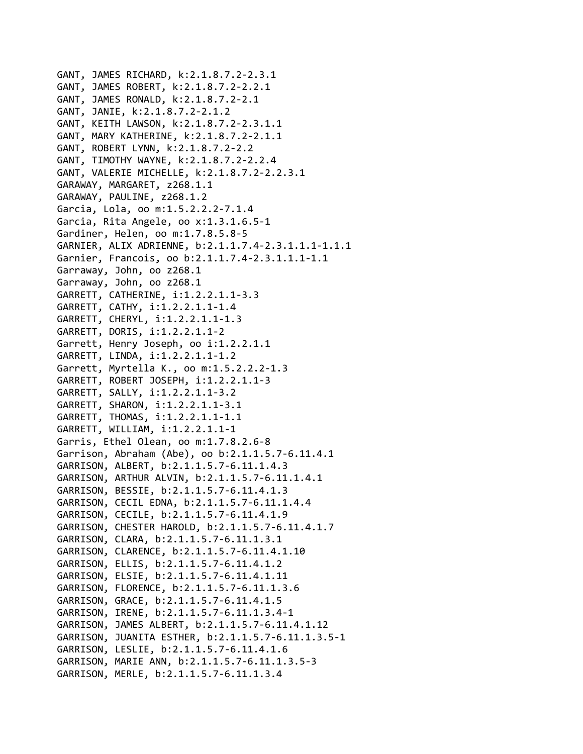GANT, JAMES RICHARD, k:2.1.8.7.2-2.3.1
GANT, JAMES ROBERT, k:2.1.8.7.2-2.2.1
GANT, JAMES RONALD, k:2.1.8.7.2-2.1
GANT, JANIE, k:2.1.8.7.2-2.1.2
GANT, KEITH LAWSON, k:2.1.8.7.2-2.3.1.1
GANT, MARY KATHERINE, k:2.1.8.7.2-2.1.1
GANT, ROBERT LYNN, k:2.1.8.7.2-2.2
GANT, TIMOTHY WAYNE, k:2.1.8.7.2-2.2.4
GANT, VALERIE MICHELLE, k:2.1.8.7.2-2.2.3.1
GARAWAY, MARGARET, z268.1.1
GARAWAY, PAULINE, z268.1.2
Garcia, Lola, oo m:1.5.2.2.2-7.1.4
Garcia, Rita Angele, oo x:1.3.1.6.5-1
Gardiner, Helen, oo m:1.7.8.5.8-5
GARNIER, ALIX ADRIENNE, b:2.1.1.7.4-2.3.1.1.1-1.1.1
Garnier, Francois, oo b:2.1.1.7.4-2.3.1.1.1-1.1
Garraway, John, oo z268.1
Garraway, John, oo z268.1
GARRETT, CATHERINE, i:1.2.2.1.1-3.3
GARRETT, CATHY, i:1.2.2.1.1-1.4
GARRETT, CHERYL, i:1.2.2.1.1-1.3
GARRETT, DORIS, i:1.2.2.1.1-2
Garrett, Henry Joseph, oo i:1.2.2.1.1
GARRETT, LINDA, i:1.2.2.1.1-1.2
Garrett, Myrtella K., oo m:1.5.2.2.2-1.3
GARRETT, ROBERT JOSEPH, i:1.2.2.1.1-3
GARRETT, SALLY, i:1.2.2.1.1-3.2
GARRETT, SHARON, i:1.2.2.1.1-3.1
GARRETT, THOMAS, i:1.2.2.1.1-1.1
GARRETT, WILLIAM, i:1.2.2.1.1-1
Garris, Ethel Olean, oo m:1.7.8.2.6-8
Garrison, Abraham (Abe), oo b:2.1.1.5.7-6.11.4.1
GARRISON, ALBERT, b:2.1.1.5.7-6.11.1.4.3
GARRISON, ARTHUR ALVIN, b:2.1.1.5.7-6.11.1.4.1
GARRISON, BESSIE, b:2.1.1.5.7-6.11.4.1.3
GARRISON, CECIL EDNA, b:2.1.1.5.7-6.11.1.4.4
GARRISON, CECILE, b:2.1.1.5.7-6.11.4.1.9
GARRISON, CHESTER HAROLD, b:2.1.1.5.7-6.11.4.1.7
GARRISON, CLARA, b:2.1.1.5.7-6.11.1.3.1
GARRISON, CLARENCE, b:2.1.1.5.7-6.11.4.1.10
GARRISON, ELLIS, b:2.1.1.5.7-6.11.4.1.2
GARRISON, ELSIE, b:2.1.1.5.7-6.11.4.1.11
GARRISON, FLORENCE, b:2.1.1.5.7-6.11.1.3.6
GARRISON, GRACE, b:2.1.1.5.7-6.11.4.1.5
GARRISON, IRENE, b:2.1.1.5.7-6.11.1.3.4-1
GARRISON, JAMES ALBERT, b:2.1.1.5.7-6.11.4.1.12
GARRISON, JUANITA ESTHER, b:2.1.1.5.7-6.11.1.3.5-1
GARRISON, LESLIE, b:2.1.1.5.7-6.11.4.1.6
GARRISON, MARIE ANN, b:2.1.1.5.7-6.11.1.3.5-3
GARRISON, MERLE, b:2.1.1.5.7-6.11.1.3.4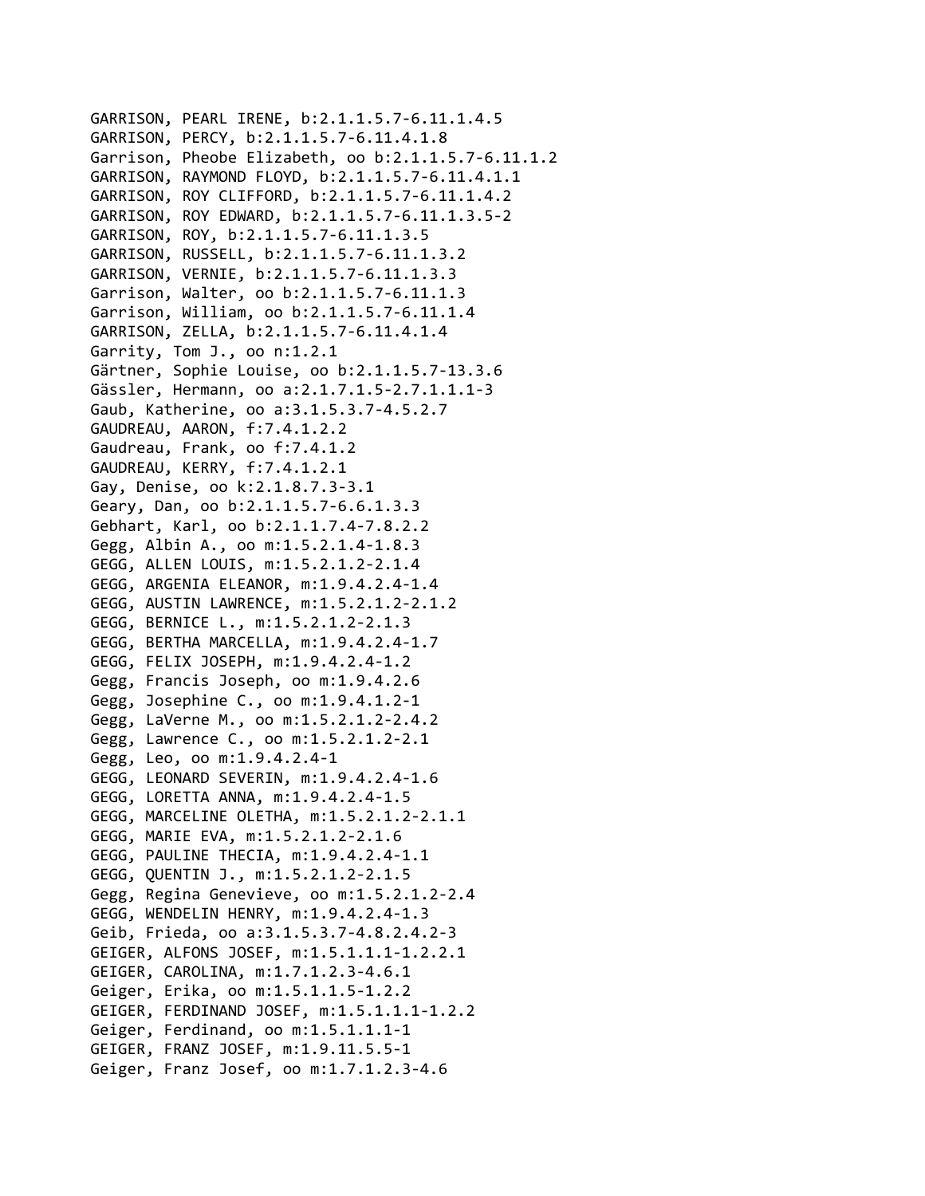GARRISON, PEARL IRENE, b:2.1.1.5.7-6.11.1.4.5
GARRISON, PERCY, b:2.1.1.5.7-6.11.4.1.8
Garrison, Pheobe Elizabeth, oo b:2.1.1.5.7-6.11.1.2
GARRISON, RAYMOND FLOYD, b:2.1.1.5.7-6.11.4.1.1
GARRISON, ROY CLIFFORD, b:2.1.1.5.7-6.11.1.4.2
GARRISON, ROY EDWARD, b:2.1.1.5.7-6.11.1.3.5-2
GARRISON, ROY, b:2.1.1.5.7-6.11.1.3.5
GARRISON, RUSSELL, b:2.1.1.5.7-6.11.1.3.2
GARRISON, VERNIE, b:2.1.1.5.7-6.11.1.3.3
Garrison, Walter, oo b:2.1.1.5.7-6.11.1.3
Garrison, William, oo b:2.1.1.5.7-6.11.1.4
GARRISON, ZELLA, b:2.1.1.5.7-6.11.4.1.4
Garrity, Tom J., oo n:1.2.1
Gärtner, Sophie Louise, oo b:2.1.1.5.7-13.3.6
Gässler, Hermann, oo a:2.1.7.1.5-2.7.1.1.1-3
Gaub, Katherine, oo a:3.1.5.3.7-4.5.2.7
GAUDREAU, AARON, f:7.4.1.2.2
Gaudreau, Frank, oo f:7.4.1.2
GAUDREAU, KERRY, f:7.4.1.2.1
Gay, Denise, oo k:2.1.8.7.3-3.1
Geary, Dan, oo b:2.1.1.5.7-6.6.1.3.3
Gebhart, Karl, oo b:2.1.1.7.4-7.8.2.2
Gegg, Albin A., oo m:1.5.2.1.4-1.8.3
GEGG, ALLEN LOUIS, m:1.5.2.1.2-2.1.4
GEGG, ARGENIA ELEANOR, m:1.9.4.2.4-1.4
GEGG, AUSTIN LAWRENCE, m:1.5.2.1.2-2.1.2
GEGG, BERNICE L., m:1.5.2.1.2-2.1.3
GEGG, BERTHA MARCELLA, m:1.9.4.2.4-1.7
GEGG, FELIX JOSEPH, m:1.9.4.2.4-1.2
Gegg, Francis Joseph, oo m:1.9.4.2.6
Gegg, Josephine C., oo m:1.9.4.1.2-1
Gegg, LaVerne M., oo m:1.5.2.1.2-2.4.2
Gegg, Lawrence C., oo m:1.5.2.1.2-2.1
Gegg, Leo, oo m:1.9.4.2.4-1
GEGG, LEONARD SEVERIN, m:1.9.4.2.4-1.6
GEGG, LORETTA ANNA, m:1.9.4.2.4-1.5
GEGG, MARCELINE OLETHA, m:1.5.2.1.2-2.1.1
GEGG, MARIE EVA, m:1.5.2.1.2-2.1.6
GEGG, PAULINE THECIA, m:1.9.4.2.4-1.1
GEGG, QUENTIN J., m:1.5.2.1.2-2.1.5
Gegg, Regina Genevieve, oo m:1.5.2.1.2-2.4
GEGG, WENDELIN HENRY, m:1.9.4.2.4-1.3
Geib, Frieda, oo a:3.1.5.3.7-4.8.2.4.2-3
GEIGER, ALFONS JOSEF, m:1.5.1.1.1-1.2.2.1
GEIGER, CAROLINA, m:1.7.1.2.3-4.6.1
Geiger, Erika, oo m:1.5.1.1.5-1.2.2
GEIGER, FERDINAND JOSEF, m:1.5.1.1.1-1.2.2
Geiger, Ferdinand, oo m:1.5.1.1.1-1
GEIGER, FRANZ JOSEF, m:1.9.11.5.5-1
Geiger, Franz Josef, oo m:1.7.1.2.3-4.6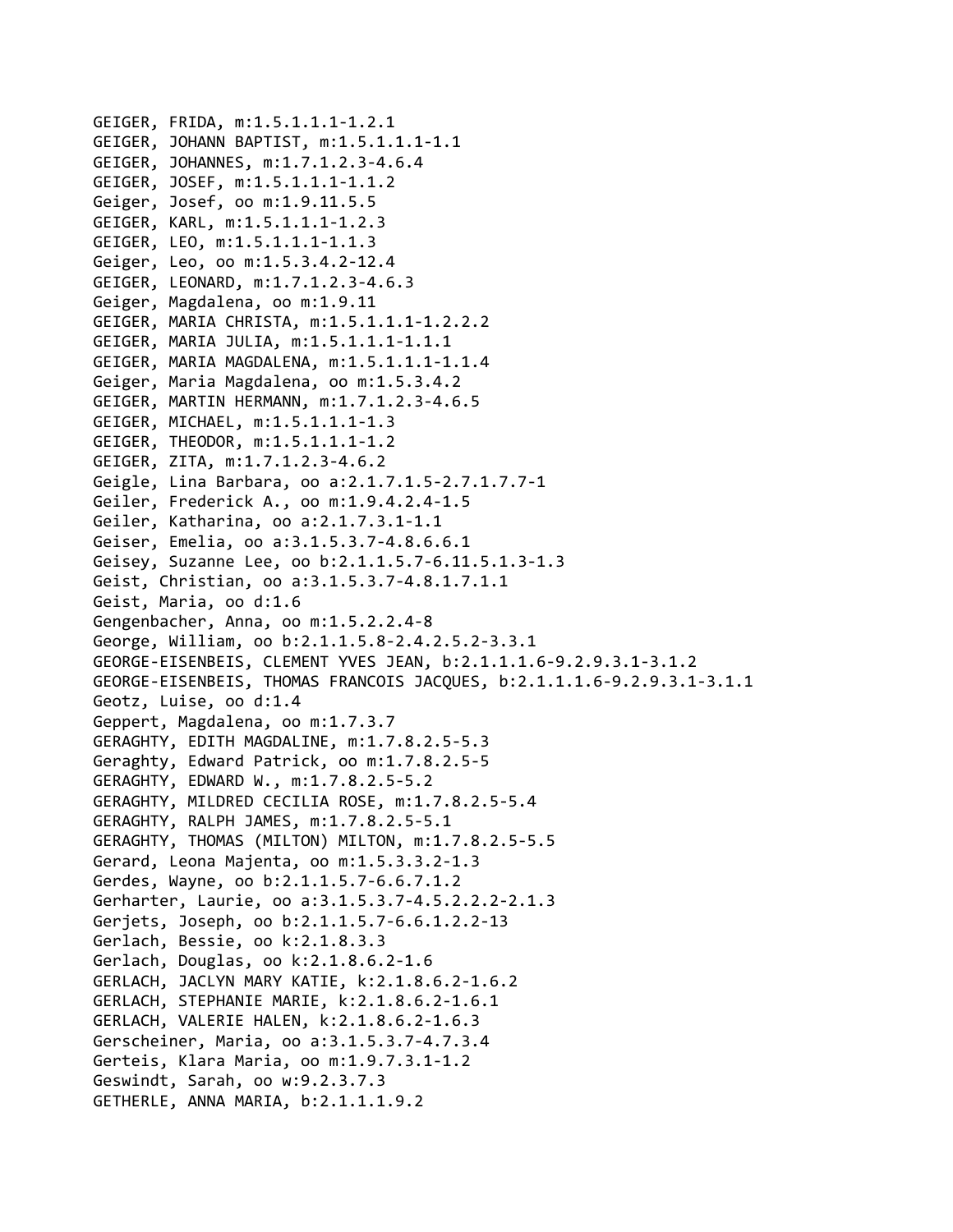GEIGER, FRIDA, m:1.5.1.1.1-1.2.1
GEIGER, JOHANN BAPTIST, m:1.5.1.1.1-1.1
GEIGER, JOHANNES, m:1.7.1.2.3-4.6.4
GEIGER, JOSEF, m:1.5.1.1.1-1.1.2
Geiger, Josef, oo m:1.9.11.5.5
GEIGER, KARL, m:1.5.1.1.1-1.2.3
GEIGER, LEO, m:1.5.1.1.1-1.1.3
Geiger, Leo, oo m:1.5.3.4.2-12.4
GEIGER, LEONARD, m:1.7.1.2.3-4.6.3
Geiger, Magdalena, oo m:1.9.11
GEIGER, MARIA CHRISTA, m:1.5.1.1.1-1.2.2.2
GEIGER, MARIA JULIA, m:1.5.1.1.1-1.1.1
GEIGER, MARIA MAGDALENA, m:1.5.1.1.1-1.1.4
Geiger, Maria Magdalena, oo m:1.5.3.4.2
GEIGER, MARTIN HERMANN, m:1.7.1.2.3-4.6.5
GEIGER, MICHAEL, m:1.5.1.1.1-1.3
GEIGER, THEODOR, m:1.5.1.1.1-1.2
GEIGER, ZITA, m:1.7.1.2.3-4.6.2
Geigle, Lina Barbara, oo a:2.1.7.1.5-2.7.1.7.7-1
Geiler, Frederick A., oo m:1.9.4.2.4-1.5
Geiler, Katharina, oo a:2.1.7.3.1-1.1
Geiser, Emelia, oo a:3.1.5.3.7-4.8.6.6.1
Geisey, Suzanne Lee, oo b:2.1.1.5.7-6.11.5.1.3-1.3
Geist, Christian, oo a:3.1.5.3.7-4.8.1.7.1.1
Geist, Maria, oo d:1.6
Gengenbacher, Anna, oo m:1.5.2.2.4-8
George, William, oo b:2.1.1.5.8-2.4.2.5.2-3.3.1
GEORGE-EISENBEIS, CLEMENT YVES JEAN, b:2.1.1.1.6-9.2.9.3.1-3.1.2
GEORGE-EISENBEIS, THOMAS FRANCOIS JACQUES, b:2.1.1.1.6-9.2.9.3.1-3.1.1
Geotz, Luise, oo d:1.4
Geppert, Magdalena, oo m:1.7.3.7
GERAGHTY, EDITH MAGDALINE, m:1.7.8.2.5-5.3
Geraghty, Edward Patrick, oo m:1.7.8.2.5-5
GERAGHTY, EDWARD W., m:1.7.8.2.5-5.2
GERAGHTY, MILDRED CECILIA ROSE, m:1.7.8.2.5-5.4
GERAGHTY, RALPH JAMES, m:1.7.8.2.5-5.1
GERAGHTY, THOMAS (MILTON) MILTON, m:1.7.8.2.5-5.5
Gerard, Leona Majenta, oo m:1.5.3.3.2-1.3
Gerdes, Wayne, oo b:2.1.1.5.7-6.6.7.1.2
Gerharter, Laurie, oo a:3.1.5.3.7-4.5.2.2.2-2.1.3
Gerjets, Joseph, oo b:2.1.1.5.7-6.6.1.2.2-13
Gerlach, Bessie, oo k:2.1.8.3.3
Gerlach, Douglas, oo k:2.1.8.6.2-1.6
GERLACH, JACLYN MARY KATIE, k:2.1.8.6.2-1.6.2
GERLACH, STEPHANIE MARIE, k:2.1.8.6.2-1.6.1
GERLACH, VALERIE HALEN, k:2.1.8.6.2-1.6.3
Gerscheiner, Maria, oo a:3.1.5.3.7-4.7.3.4
Gerteis, Klara Maria, oo m:1.9.7.3.1-1.2
Geswindt, Sarah, oo w:9.2.3.7.3
GETHERLE, ANNA MARIA, b:2.1.1.1.9.2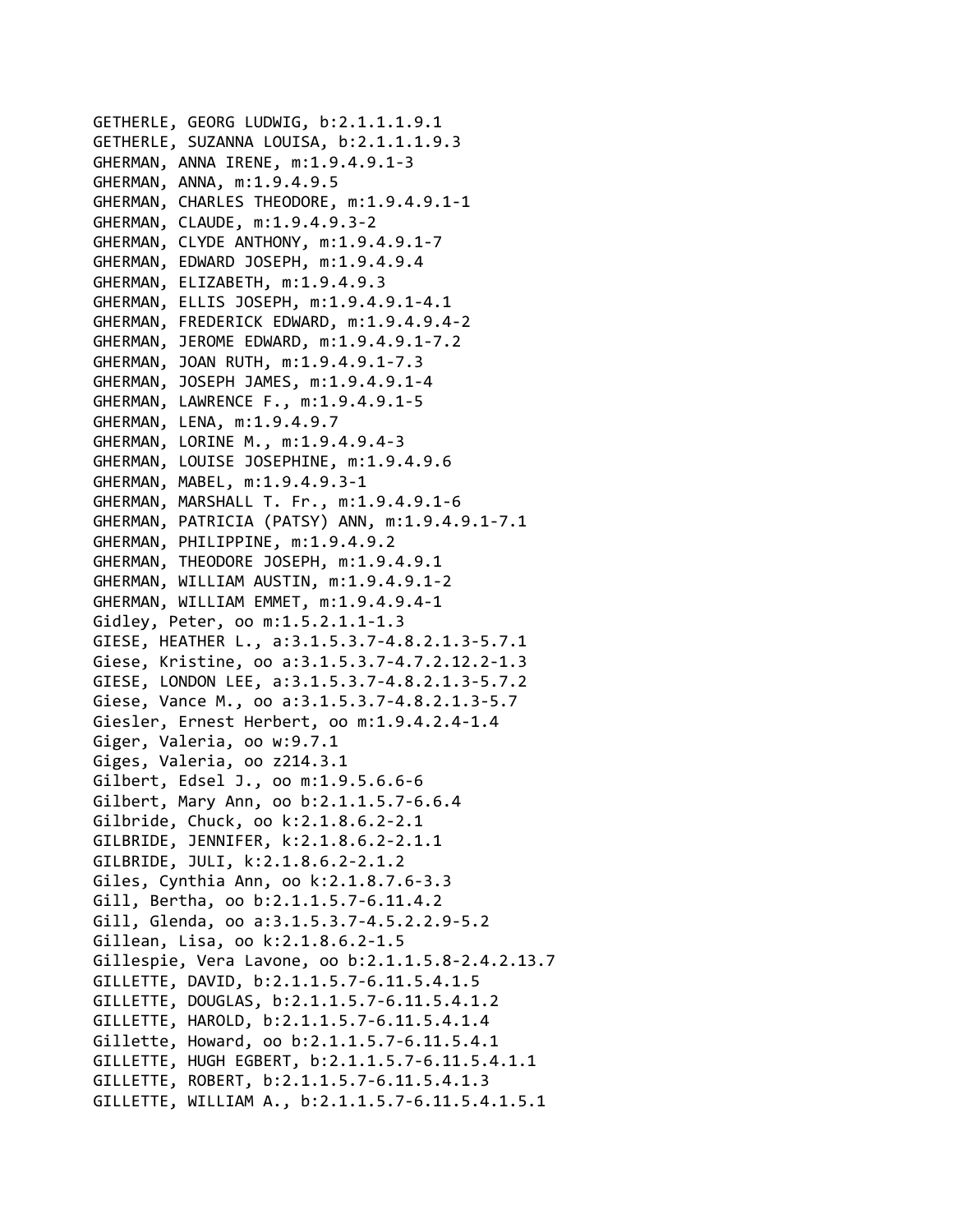GETHERLE, GEORG LUDWIG, b:2.1.1.1.9.1
GETHERLE, SUZANNA LOUISA, b:2.1.1.1.9.3
GHERMAN, ANNA IRENE, m:1.9.4.9.1-3
GHERMAN, ANNA, m:1.9.4.9.5
GHERMAN, CHARLES THEODORE, m:1.9.4.9.1-1
GHERMAN, CLAUDE, m:1.9.4.9.3-2
GHERMAN, CLYDE ANTHONY, m:1.9.4.9.1-7
GHERMAN, EDWARD JOSEPH, m:1.9.4.9.4
GHERMAN, ELIZABETH, m:1.9.4.9.3
GHERMAN, ELLIS JOSEPH, m:1.9.4.9.1-4.1
GHERMAN, FREDERICK EDWARD, m:1.9.4.9.4-2
GHERMAN, JEROME EDWARD, m:1.9.4.9.1-7.2
GHERMAN, JOAN RUTH, m:1.9.4.9.1-7.3
GHERMAN, JOSEPH JAMES, m:1.9.4.9.1-4
GHERMAN, LAWRENCE F., m:1.9.4.9.1-5
GHERMAN, LENA, m:1.9.4.9.7
GHERMAN, LORINE M., m:1.9.4.9.4-3
GHERMAN, LOUISE JOSEPHINE, m:1.9.4.9.6
GHERMAN, MABEL, m:1.9.4.9.3-1
GHERMAN, MARSHALL T. Fr., m:1.9.4.9.1-6
GHERMAN, PATRICIA (PATSY) ANN, m:1.9.4.9.1-7.1
GHERMAN, PHILIPPINE, m:1.9.4.9.2
GHERMAN, THEODORE JOSEPH, m:1.9.4.9.1
GHERMAN, WILLIAM AUSTIN, m:1.9.4.9.1-2
GHERMAN, WILLIAM EMMET, m:1.9.4.9.4-1
Gidley, Peter, oo m:1.5.2.1.1-1.3
GIESE, HEATHER L., a:3.1.5.3.7-4.8.2.1.3-5.7.1
Giese, Kristine, oo a:3.1.5.3.7-4.7.2.12.2-1.3
GIESE, LONDON LEE, a:3.1.5.3.7-4.8.2.1.3-5.7.2
Giese, Vance M., oo a:3.1.5.3.7-4.8.2.1.3-5.7
Giesler, Ernest Herbert, oo m:1.9.4.2.4-1.4
Giger, Valeria, oo w:9.7.1
Giges, Valeria, oo z214.3.1
Gilbert, Edsel J., oo m:1.9.5.6.6-6
Gilbert, Mary Ann, oo b:2.1.1.5.7-6.6.4
Gilbride, Chuck, oo k:2.1.8.6.2-2.1
GILBRIDE, JENNIFER, k:2.1.8.6.2-2.1.1
GILBRIDE, JULI, k:2.1.8.6.2-2.1.2
Giles, Cynthia Ann, oo k:2.1.8.7.6-3.3
Gill, Bertha, oo b:2.1.1.5.7-6.11.4.2
Gill, Glenda, oo a:3.1.5.3.7-4.5.2.2.9-5.2
Gillean, Lisa, oo k:2.1.8.6.2-1.5
Gillespie, Vera Lavone, oo b:2.1.1.5.8-2.4.2.13.7
GILLETTE, DAVID, b:2.1.1.5.7-6.11.5.4.1.5
GILLETTE, DOUGLAS, b:2.1.1.5.7-6.11.5.4.1.2
GILLETTE, HAROLD, b:2.1.1.5.7-6.11.5.4.1.4
Gillette, Howard, oo b:2.1.1.5.7-6.11.5.4.1
GILLETTE, HUGH EGBERT, b:2.1.1.5.7-6.11.5.4.1.1
GILLETTE, ROBERT, b:2.1.1.5.7-6.11.5.4.1.3
GILLETTE, WILLIAM A., b:2.1.1.5.7-6.11.5.4.1.5.1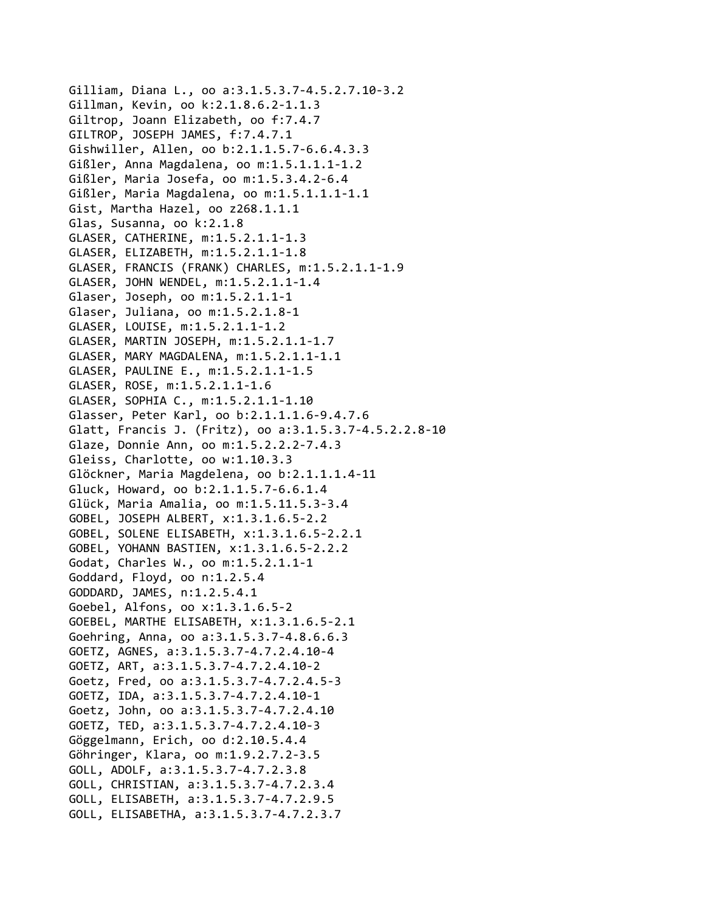Gilliam, Diana L., oo a:3.1.5.3.7-4.5.2.7.10-3.2
Gillman, Kevin, oo k:2.1.8.6.2-1.1.3
Giltrop, Joann Elizabeth, oo f:7.4.7
GILTROP, JOSEPH JAMES, f:7.4.7.1
Gishwiller, Allen, oo b:2.1.1.5.7-6.6.4.3.3
Gißler, Anna Magdalena, oo m:1.5.1.1.1-1.2
Gißler, Maria Josefa, oo m:1.5.3.4.2-6.4
Gißler, Maria Magdalena, oo m:1.5.1.1.1-1.1
Gist, Martha Hazel, oo z268.1.1.1
Glas, Susanna, oo k:2.1.8
GLASER, CATHERINE, m:1.5.2.1.1-1.3
GLASER, ELIZABETH, m:1.5.2.1.1-1.8
GLASER, FRANCIS (FRANK) CHARLES, m:1.5.2.1.1-1.9
GLASER, JOHN WENDEL, m:1.5.2.1.1-1.4
Glaser, Joseph, oo m:1.5.2.1.1-1
Glaser, Juliana, oo m:1.5.2.1.8-1
GLASER, LOUISE, m:1.5.2.1.1-1.2
GLASER, MARTIN JOSEPH, m:1.5.2.1.1-1.7
GLASER, MARY MAGDALENA, m:1.5.2.1.1-1.1
GLASER, PAULINE E., m:1.5.2.1.1-1.5
GLASER, ROSE, m:1.5.2.1.1-1.6
GLASER, SOPHIA C., m:1.5.2.1.1-1.10
Glasser, Peter Karl, oo b:2.1.1.1.6-9.4.7.6
Glatt, Francis J. (Fritz), oo a:3.1.5.3.7-4.5.2.2.8-10
Glaze, Donnie Ann, oo m:1.5.2.2.2-7.4.3
Gleiss, Charlotte, oo w:1.10.3.3
Glöckner, Maria Magdelena, oo b:2.1.1.1.4-11
Gluck, Howard, oo b:2.1.1.5.7-6.6.1.4
Glück, Maria Amalia, oo m:1.5.11.5.3-3.4
GOBEL, JOSEPH ALBERT, x:1.3.1.6.5-2.2
GOBEL, SOLENE ELISABETH, x:1.3.1.6.5-2.2.1
GOBEL, YOHANN BASTIEN, x:1.3.1.6.5-2.2.2
Godat, Charles W., oo m:1.5.2.1.1-1
Goddard, Floyd, oo n:1.2.5.4
GODDARD, JAMES, n:1.2.5.4.1
Goebel, Alfons, oo x:1.3.1.6.5-2
GOEBEL, MARTHE ELISABETH, x:1.3.1.6.5-2.1
Goehring, Anna, oo a:3.1.5.3.7-4.8.6.6.3
GOETZ, AGNES, a:3.1.5.3.7-4.7.2.4.10-4
GOETZ, ART, a:3.1.5.3.7-4.7.2.4.10-2
Goetz, Fred, oo a:3.1.5.3.7-4.7.2.4.5-3
GOETZ, IDA, a:3.1.5.3.7-4.7.2.4.10-1
Goetz, John, oo a:3.1.5.3.7-4.7.2.4.10
GOETZ, TED, a:3.1.5.3.7-4.7.2.4.10-3
Göggelmann, Erich, oo d:2.10.5.4.4
Göhringer, Klara, oo m:1.9.2.7.2-3.5
GOLL, ADOLF, a:3.1.5.3.7-4.7.2.3.8
GOLL, CHRISTIAN, a:3.1.5.3.7-4.7.2.3.4
GOLL, ELISABETH, a:3.1.5.3.7-4.7.2.9.5
GOLL, ELISABETHA, a:3.1.5.3.7-4.7.2.3.7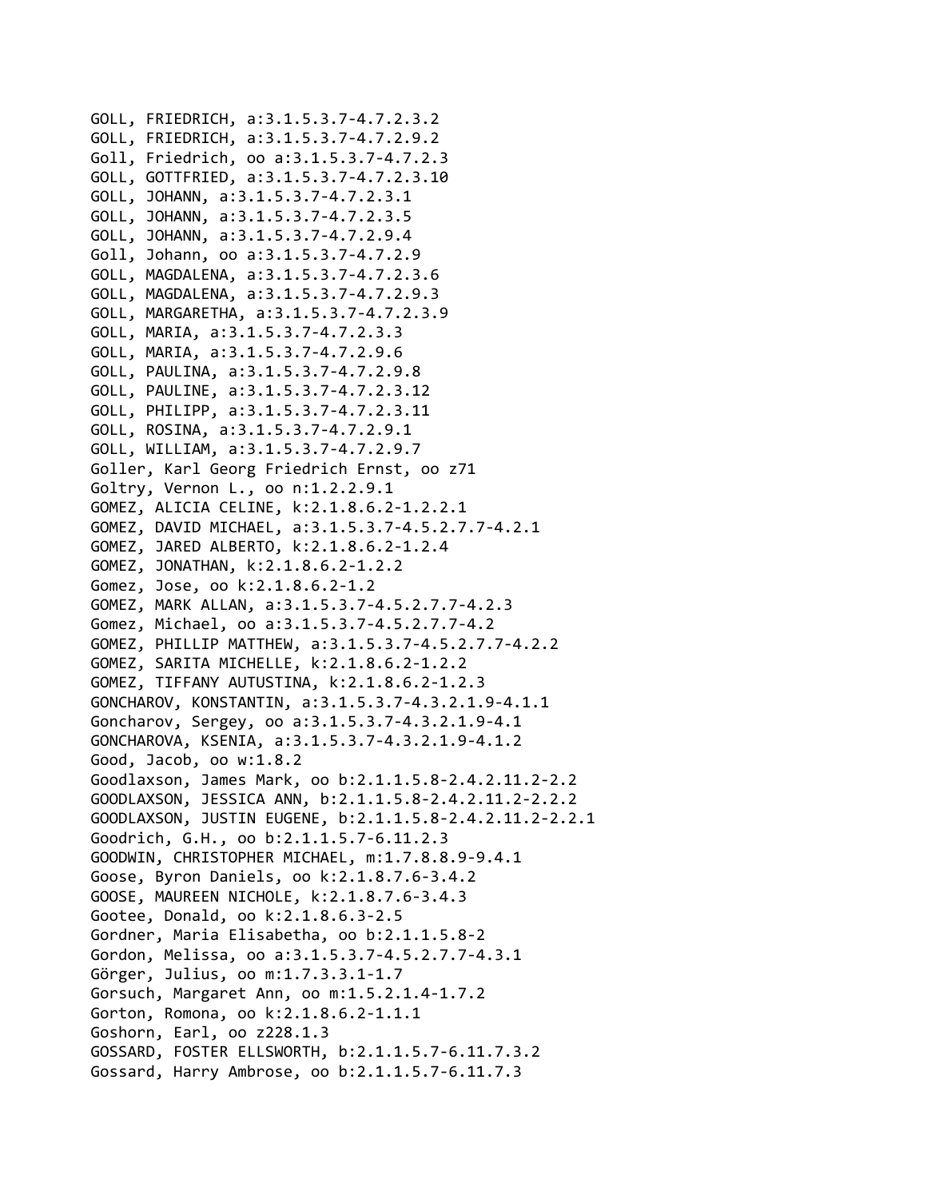GOLL, FRIEDRICH, a:3.1.5.3.7-4.7.2.3.2
GOLL, FRIEDRICH, a:3.1.5.3.7-4.7.2.9.2
Goll, Friedrich, oo a:3.1.5.3.7-4.7.2.3
GOLL, GOTTFRIED, a:3.1.5.3.7-4.7.2.3.10
GOLL, JOHANN, a:3.1.5.3.7-4.7.2.3.1
GOLL, JOHANN, a:3.1.5.3.7-4.7.2.3.5
GOLL, JOHANN, a:3.1.5.3.7-4.7.2.9.4
Goll, Johann, oo a:3.1.5.3.7-4.7.2.9
GOLL, MAGDALENA, a:3.1.5.3.7-4.7.2.3.6
GOLL, MAGDALENA, a:3.1.5.3.7-4.7.2.9.3
GOLL, MARGARETHA, a:3.1.5.3.7-4.7.2.3.9
GOLL, MARIA, a:3.1.5.3.7-4.7.2.3.3
GOLL, MARIA, a:3.1.5.3.7-4.7.2.9.6
GOLL, PAULINA, a:3.1.5.3.7-4.7.2.9.8
GOLL, PAULINE, a:3.1.5.3.7-4.7.2.3.12
GOLL, PHILIPP, a:3.1.5.3.7-4.7.2.3.11
GOLL, ROSINA, a:3.1.5.3.7-4.7.2.9.1
GOLL, WILLIAM, a:3.1.5.3.7-4.7.2.9.7
Goller, Karl Georg Friedrich Ernst, oo z71
Goltry, Vernon L., oo n:1.2.2.9.1
GOMEZ, ALICIA CELINE, k:2.1.8.6.2-1.2.2.1
GOMEZ, DAVID MICHAEL, a:3.1.5.3.7-4.5.2.7.7-4.2.1
GOMEZ, JARED ALBERTO, k:2.1.8.6.2-1.2.4
GOMEZ, JONATHAN, k:2.1.8.6.2-1.2.2
Gomez, Jose, oo k:2.1.8.6.2-1.2
GOMEZ, MARK ALLAN, a:3.1.5.3.7-4.5.2.7.7-4.2.3
Gomez, Michael, oo a:3.1.5.3.7-4.5.2.7.7-4.2
GOMEZ, PHILLIP MATTHEW, a:3.1.5.3.7-4.5.2.7.7-4.2.2
GOMEZ, SARITA MICHELLE, k:2.1.8.6.2-1.2.2
GOMEZ, TIFFANY AUTUSTINA, k:2.1.8.6.2-1.2.3
GONCHAROV, KONSTANTIN, a:3.1.5.3.7-4.3.2.1.9-4.1.1
Goncharov, Sergey, oo a:3.1.5.3.7-4.3.2.1.9-4.1
GONCHAROVA, KSENIA, a:3.1.5.3.7-4.3.2.1.9-4.1.2
Good, Jacob, oo w:1.8.2
Goodlaxson, James Mark, oo b:2.1.1.5.8-2.4.2.11.2-2.2
GOODLAXSON, JESSICA ANN, b:2.1.1.5.8-2.4.2.11.2-2.2.2
GOODLAXSON, JUSTIN EUGENE, b:2.1.1.5.8-2.4.2.11.2-2.2.1
Goodrich, G.H., oo b:2.1.1.5.7-6.11.2.3
GOODWIN, CHRISTOPHER MICHAEL, m:1.7.8.8.9-9.4.1
Goose, Byron Daniels, oo k:2.1.8.7.6-3.4.2
GOOSE, MAUREEN NICHOLE, k:2.1.8.7.6-3.4.3
Gootee, Donald, oo k:2.1.8.6.3-2.5
Gordner, Maria Elisabetha, oo b:2.1.1.5.8-2
Gordon, Melissa, oo a:3.1.5.3.7-4.5.2.7.7-4.3.1
Görger, Julius, oo m:1.7.3.3.1-1.7
Gorsuch, Margaret Ann, oo m:1.5.2.1.4-1.7.2
Gorton, Romona, oo k:2.1.8.6.2-1.1.1
Goshorn, Earl, oo z228.1.3
GOSSARD, FOSTER ELLSWORTH, b:2.1.1.5.7-6.11.7.3.2
Gossard, Harry Ambrose, oo b:2.1.1.5.7-6.11.7.3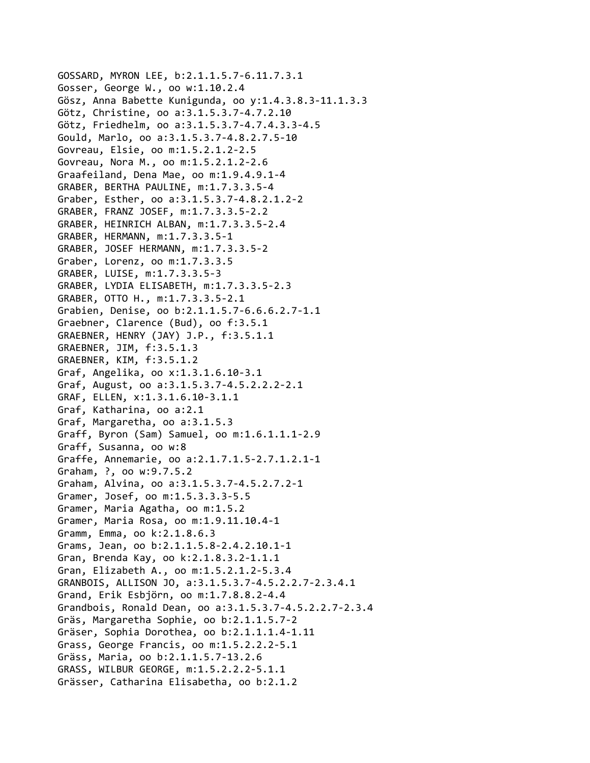GOSSARD, MYRON LEE, b:2.1.1.5.7-6.11.7.3.1
Gosser, George W., oo w:1.10.2.4
Gösz, Anna Babette Kunigunda, oo y:1.4.3.8.3-11.1.3.3
Götz, Christine, oo a:3.1.5.3.7-4.7.2.10
Götz, Friedhelm, oo a:3.1.5.3.7-4.7.4.3.3-4.5
Gould, Marlo, oo a:3.1.5.3.7-4.8.2.7.5-10
Govreau, Elsie, oo m:1.5.2.1.2-2.5
Govreau, Nora M., oo m:1.5.2.1.2-2.6
Graafeiland, Dena Mae, oo m:1.9.4.9.1-4
GRABER, BERTHA PAULINE, m:1.7.3.3.5-4
Graber, Esther, oo a:3.1.5.3.7-4.8.2.1.2-2
GRABER, FRANZ JOSEF, m:1.7.3.3.5-2.2
GRABER, HEINRICH ALBAN, m:1.7.3.3.5-2.4
GRABER, HERMANN, m:1.7.3.3.5-1
GRABER, JOSEF HERMANN, m:1.7.3.3.5-2
Graber, Lorenz, oo m:1.7.3.3.5
GRABER, LUISE, m:1.7.3.3.5-3
GRABER, LYDIA ELISABETH, m:1.7.3.3.5-2.3
GRABER, OTTO H., m:1.7.3.3.5-2.1
Grabien, Denise, oo b:2.1.1.5.7-6.6.6.2.7-1.1
Graebner, Clarence (Bud), oo f:3.5.1
GRAEBNER, HENRY (JAY) J.P., f:3.5.1.1
GRAEBNER, JIM, f:3.5.1.3
GRAEBNER, KIM, f:3.5.1.2
Graf, Angelika, oo x:1.3.1.6.10-3.1
Graf, August, oo a:3.1.5.3.7-4.5.2.2.2-2.1
GRAF, ELLEN, x:1.3.1.6.10-3.1.1
Graf, Katharina, oo a:2.1
Graf, Margaretha, oo a:3.1.5.3
Graff, Byron (Sam) Samuel, oo m:1.6.1.1.1-2.9
Graff, Susanna, oo w:8
Graffe, Annemarie, oo a:2.1.7.1.5-2.7.1.2.1-1
Graham, ?, oo w:9.7.5.2
Graham, Alvina, oo a:3.1.5.3.7-4.5.2.7.2-1
Gramer, Josef, oo m:1.5.3.3.3-5.5
Gramer, Maria Agatha, oo m:1.5.2
Gramer, Maria Rosa, oo m:1.9.11.10.4-1
Gramm, Emma, oo k:2.1.8.6.3
Grams, Jean, oo b:2.1.1.5.8-2.4.2.10.1-1
Gran, Brenda Kay, oo k:2.1.8.3.2-1.1.1
Gran, Elizabeth A., oo m:1.5.2.1.2-5.3.4
GRANBOIS, ALLISON JO, a:3.1.5.3.7-4.5.2.2.7-2.3.4.1
Grand, Erik Esbjörn, oo m:1.7.8.8.2-4.4
Grandbois, Ronald Dean, oo a:3.1.5.3.7-4.5.2.2.7-2.3.4
Gräs, Margaretha Sophie, oo b:2.1.1.5.7-2
Gräser, Sophia Dorothea, oo b:2.1.1.1.4-1.11
Grass, George Francis, oo m:1.5.2.2.2-5.1
Gräss, Maria, oo b:2.1.1.5.7-13.2.6
GRASS, WILBUR GEORGE, m:1.5.2.2.2-5.1.1
Grässer, Catharina Elisabetha, oo b:2.1.2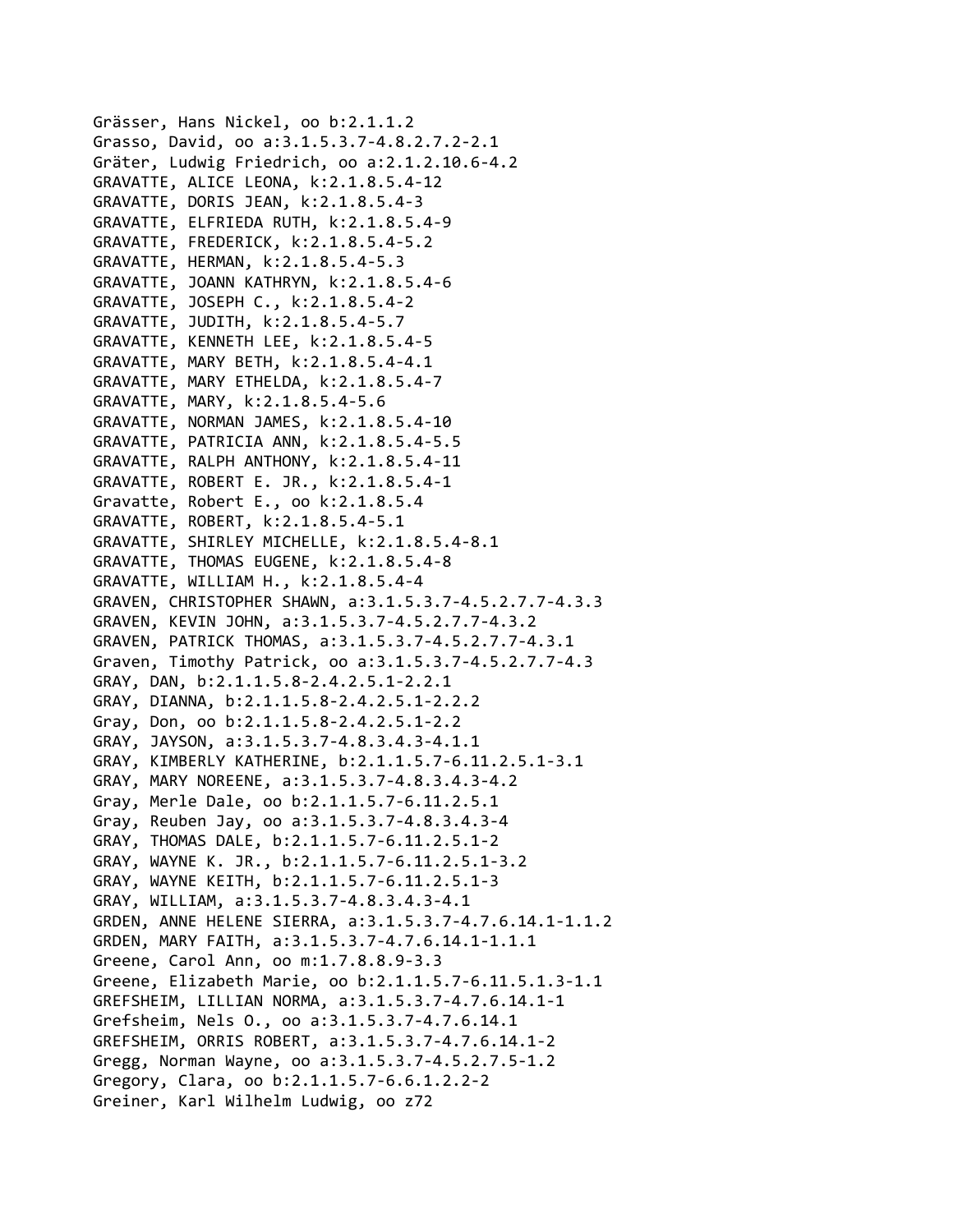Grässer, Hans Nickel, oo b:2.1.1.2
Grasso, David, oo a:3.1.5.3.7-4.8.2.7.2-2.1
Gräter, Ludwig Friedrich, oo a:2.1.2.10.6-4.2
GRAVATTE, ALICE LEONA, k:2.1.8.5.4-12
GRAVATTE, DORIS JEAN, k:2.1.8.5.4-3
GRAVATTE, ELFRIEDA RUTH, k:2.1.8.5.4-9
GRAVATTE, FREDERICK, k:2.1.8.5.4-5.2
GRAVATTE, HERMAN, k:2.1.8.5.4-5.3
GRAVATTE, JOANN KATHRYN, k:2.1.8.5.4-6
GRAVATTE, JOSEPH C., k:2.1.8.5.4-2
GRAVATTE, JUDITH, k:2.1.8.5.4-5.7
GRAVATTE, KENNETH LEE, k:2.1.8.5.4-5
GRAVATTE, MARY BETH, k:2.1.8.5.4-4.1
GRAVATTE, MARY ETHELDA, k:2.1.8.5.4-7
GRAVATTE, MARY, k:2.1.8.5.4-5.6
GRAVATTE, NORMAN JAMES, k:2.1.8.5.4-10
GRAVATTE, PATRICIA ANN, k:2.1.8.5.4-5.5
GRAVATTE, RALPH ANTHONY, k:2.1.8.5.4-11
GRAVATTE, ROBERT E. JR., k:2.1.8.5.4-1
Gravatte, Robert E., oo k:2.1.8.5.4
GRAVATTE, ROBERT, k:2.1.8.5.4-5.1
GRAVATTE, SHIRLEY MICHELLE, k:2.1.8.5.4-8.1
GRAVATTE, THOMAS EUGENE, k:2.1.8.5.4-8
GRAVATTE, WILLIAM H., k:2.1.8.5.4-4
GRAVEN, CHRISTOPHER SHAWN, a:3.1.5.3.7-4.5.2.7.7-4.3.3
GRAVEN, KEVIN JOHN, a:3.1.5.3.7-4.5.2.7.7-4.3.2
GRAVEN, PATRICK THOMAS, a:3.1.5.3.7-4.5.2.7.7-4.3.1
Graven, Timothy Patrick, oo a:3.1.5.3.7-4.5.2.7.7-4.3
GRAY, DAN, b:2.1.1.5.8-2.4.2.5.1-2.2.1
GRAY, DIANNA, b:2.1.1.5.8-2.4.2.5.1-2.2.2
Gray, Don, oo b:2.1.1.5.8-2.4.2.5.1-2.2
GRAY, JAYSON, a:3.1.5.3.7-4.8.3.4.3-4.1.1
GRAY, KIMBERLY KATHERINE, b:2.1.1.5.7-6.11.2.5.1-3.1
GRAY, MARY NOREENE, a:3.1.5.3.7-4.8.3.4.3-4.2
Gray, Merle Dale, oo b:2.1.1.5.7-6.11.2.5.1
Gray, Reuben Jay, oo a:3.1.5.3.7-4.8.3.4.3-4
GRAY, THOMAS DALE, b:2.1.1.5.7-6.11.2.5.1-2
GRAY, WAYNE K. JR., b:2.1.1.5.7-6.11.2.5.1-3.2
GRAY, WAYNE KEITH, b:2.1.1.5.7-6.11.2.5.1-3
GRAY, WILLIAM, a:3.1.5.3.7-4.8.3.4.3-4.1
GRDEN, ANNE HELENE SIERRA, a:3.1.5.3.7-4.7.6.14.1-1.1.2
GRDEN, MARY FAITH, a:3.1.5.3.7-4.7.6.14.1-1.1.1
Greene, Carol Ann, oo m:1.7.8.8.9-3.3
Greene, Elizabeth Marie, oo b:2.1.1.5.7-6.11.5.1.3-1.1
GREFSHEIM, LILLIAN NORMA, a:3.1.5.3.7-4.7.6.14.1-1
Grefsheim, Nels O., oo a:3.1.5.3.7-4.7.6.14.1
GREFSHEIM, ORRIS ROBERT, a:3.1.5.3.7-4.7.6.14.1-2
Gregg, Norman Wayne, oo a:3.1.5.3.7-4.5.2.7.5-1.2
Gregory, Clara, oo b:2.1.1.5.7-6.6.1.2.2-2
Greiner, Karl Wilhelm Ludwig, oo z72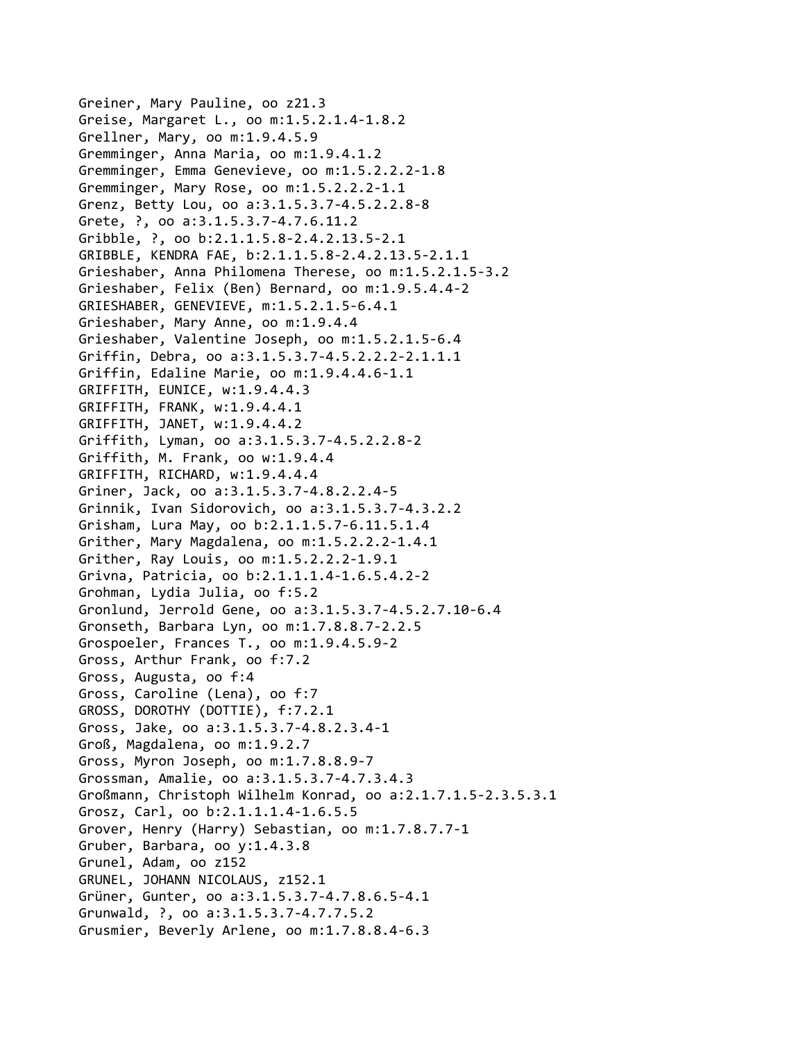Greiner, Mary Pauline, oo z21.3
Greise, Margaret L., oo m:1.5.2.1.4-1.8.2
Grellner, Mary, oo m:1.9.4.5.9
Gremminger, Anna Maria, oo m:1.9.4.1.2
Gremminger, Emma Genevieve, oo m:1.5.2.2.2-1.8
Gremminger, Mary Rose, oo m:1.5.2.2.2-1.1
Grenz, Betty Lou, oo a:3.1.5.3.7-4.5.2.2.8-8
Grete, ?, oo a:3.1.5.3.7-4.7.6.11.2
Gribble, ?, oo b:2.1.1.5.8-2.4.2.13.5-2.1
GRIBBLE, KENDRA FAE, b:2.1.1.5.8-2.4.2.13.5-2.1.1
Grieshaber, Anna Philomena Therese, oo m:1.5.2.1.5-3.2
Grieshaber, Felix (Ben) Bernard, oo m:1.9.5.4.4-2
GRIESHABER, GENEVIEVE, m:1.5.2.1.5-6.4.1
Grieshaber, Mary Anne, oo m:1.9.4.4
Grieshaber, Valentine Joseph, oo m:1.5.2.1.5-6.4
Griffin, Debra, oo a:3.1.5.3.7-4.5.2.2.2-2.1.1.1
Griffin, Edaline Marie, oo m:1.9.4.4.6-1.1
GRIFFITH, EUNICE, w:1.9.4.4.3
GRIFFITH, FRANK, w:1.9.4.4.1
GRIFFITH, JANET, w:1.9.4.4.2
Griffith, Lyman, oo a:3.1.5.3.7-4.5.2.2.8-2
Griffith, M. Frank, oo w:1.9.4.4
GRIFFITH, RICHARD, w:1.9.4.4.4
Griner, Jack, oo a:3.1.5.3.7-4.8.2.2.4-5
Grinnik, Ivan Sidorovich, oo a:3.1.5.3.7-4.3.2.2
Grisham, Lura May, oo b:2.1.1.5.7-6.11.5.1.4
Grither, Mary Magdalena, oo m:1.5.2.2.2-1.4.1
Grither, Ray Louis, oo m:1.5.2.2.2-1.9.1
Grivna, Patricia, oo b:2.1.1.1.4-1.6.5.4.2-2
Grohman, Lydia Julia, oo f:5.2
Gronlund, Jerrold Gene, oo a:3.1.5.3.7-4.5.2.7.10-6.4
Gronseth, Barbara Lyn, oo m:1.7.8.8.7-2.2.5
Grospoeler, Frances T., oo m:1.9.4.5.9-2
Gross, Arthur Frank, oo f:7.2
Gross, Augusta, oo f:4
Gross, Caroline (Lena), oo f:7
GROSS, DOROTHY (DOTTIE), f:7.2.1
Gross, Jake, oo a:3.1.5.3.7-4.8.2.3.4-1
Groß, Magdalena, oo m:1.9.2.7
Gross, Myron Joseph, oo m:1.7.8.8.9-7
Grossman, Amalie, oo a:3.1.5.3.7-4.7.3.4.3
Großmann, Christoph Wilhelm Konrad, oo a:2.1.7.1.5-2.3.5.3.1
Grosz, Carl, oo b:2.1.1.1.4-1.6.5.5
Grover, Henry (Harry) Sebastian, oo m:1.7.8.7.7-1
Gruber, Barbara, oo y:1.4.3.8
Grunel, Adam, oo z152
GRUNEL, JOHANN NICOLAUS, z152.1
Grüner, Gunter, oo a:3.1.5.3.7-4.7.8.6.5-4.1
Grunwald, ?, oo a:3.1.5.3.7-4.7.7.5.2
Grusmier, Beverly Arlene, oo m:1.7.8.8.4-6.3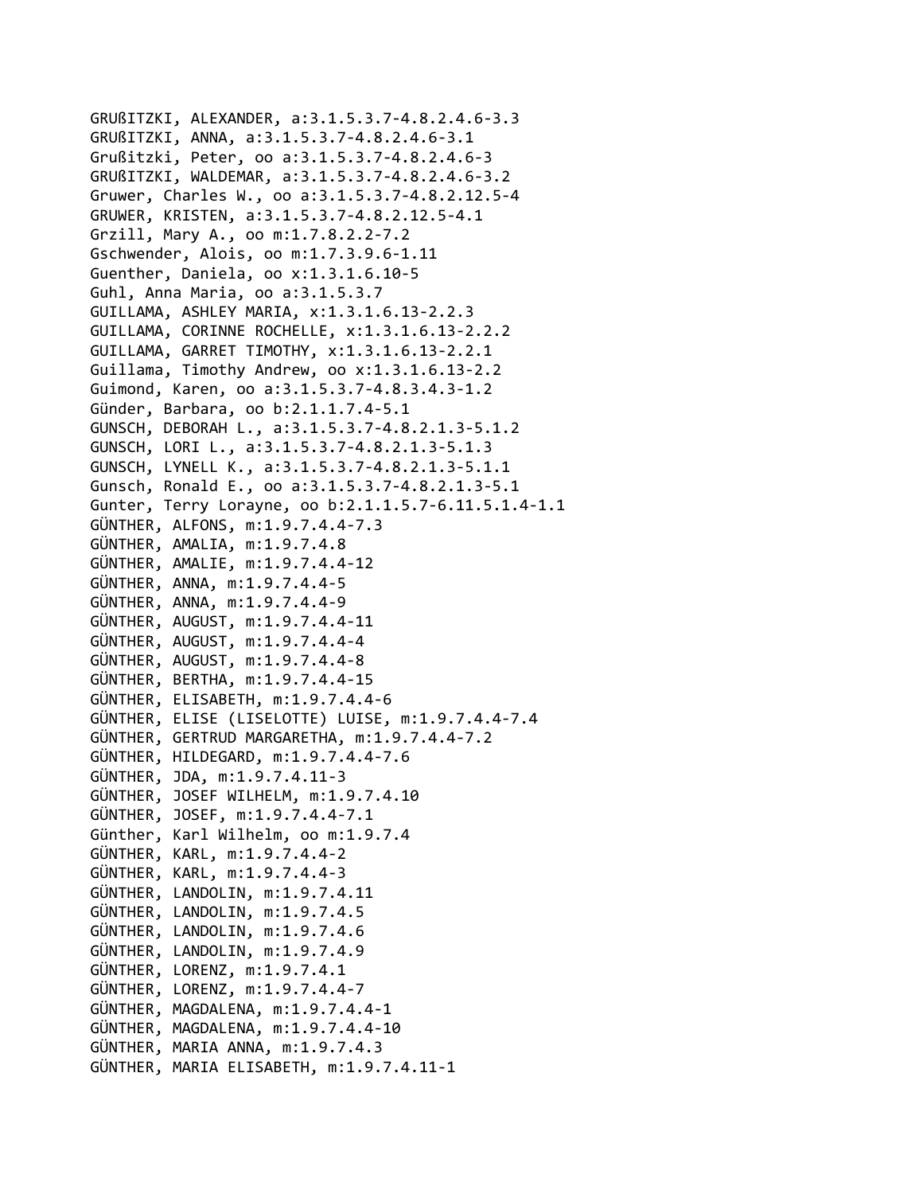GRUßITZKI, ALEXANDER, a:3.1.5.3.7-4.8.2.4.6-3.3
GRUßITZKI, ANNA, a:3.1.5.3.7-4.8.2.4.6-3.1
Grußitzki, Peter, oo a:3.1.5.3.7-4.8.2.4.6-3
GRUßITZKI, WALDEMAR, a:3.1.5.3.7-4.8.2.4.6-3.2
Gruwer, Charles W., oo a:3.1.5.3.7-4.8.2.12.5-4
GRUWER, KRISTEN, a:3.1.5.3.7-4.8.2.12.5-4.1
Grzill, Mary A., oo m:1.7.8.2.2-7.2
Gschwender, Alois, oo m:1.7.3.9.6-1.11
Guenther, Daniela, oo x:1.3.1.6.10-5
Guhl, Anna Maria, oo a:3.1.5.3.7
GUILLAMA, ASHLEY MARIA, x:1.3.1.6.13-2.2.3
GUILLAMA, CORINNE ROCHELLE, x:1.3.1.6.13-2.2.2
GUILLAMA, GARRET TIMOTHY, x:1.3.1.6.13-2.2.1
Guillama, Timothy Andrew, oo x:1.3.1.6.13-2.2
Guimond, Karen, oo a:3.1.5.3.7-4.8.3.4.3-1.2
Günder, Barbara, oo b:2.1.1.7.4-5.1
GUNSCH, DEBORAH L., a:3.1.5.3.7-4.8.2.1.3-5.1.2
GUNSCH, LORI L., a:3.1.5.3.7-4.8.2.1.3-5.1.3
GUNSCH, LYNELL K., a:3.1.5.3.7-4.8.2.1.3-5.1.1
Gunsch, Ronald E., oo a:3.1.5.3.7-4.8.2.1.3-5.1
Gunter, Terry Lorayne, oo b:2.1.1.5.7-6.11.5.1.4-1.1
GÜNTHER, ALFONS, m:1.9.7.4.4-7.3
GÜNTHER, AMALIA, m:1.9.7.4.8
GÜNTHER, AMALIE, m:1.9.7.4.4-12
GÜNTHER, ANNA, m:1.9.7.4.4-5
GÜNTHER, ANNA, m:1.9.7.4.4-9
GÜNTHER, AUGUST, m:1.9.7.4.4-11
GÜNTHER, AUGUST, m:1.9.7.4.4-4
GÜNTHER, AUGUST, m:1.9.7.4.4-8
GÜNTHER, BERTHA, m:1.9.7.4.4-15
GÜNTHER, ELISABETH, m:1.9.7.4.4-6
GÜNTHER, ELISE (LISELOTTE) LUISE, m:1.9.7.4.4-7.4
GÜNTHER, GERTRUD MARGARETHA, m:1.9.7.4.4-7.2
GÜNTHER, HILDEGARD, m:1.9.7.4.4-7.6
GÜNTHER, JDA, m:1.9.7.4.11-3
GÜNTHER, JOSEF WILHELM, m:1.9.7.4.10
GÜNTHER, JOSEF, m:1.9.7.4.4-7.1
Günther, Karl Wilhelm, oo m:1.9.7.4
GÜNTHER, KARL, m:1.9.7.4.4-2
GÜNTHER, KARL, m:1.9.7.4.4-3
GÜNTHER, LANDOLIN, m:1.9.7.4.11
GÜNTHER, LANDOLIN, m:1.9.7.4.5
GÜNTHER, LANDOLIN, m:1.9.7.4.6
GÜNTHER, LANDOLIN, m:1.9.7.4.9
GÜNTHER, LORENZ, m:1.9.7.4.1
GÜNTHER, LORENZ, m:1.9.7.4.4-7
GÜNTHER, MAGDALENA, m:1.9.7.4.4-1
GÜNTHER, MAGDALENA, m:1.9.7.4.4-10
GÜNTHER, MARIA ANNA, m:1.9.7.4.3
GÜNTHER, MARIA ELISABETH, m:1.9.7.4.11-1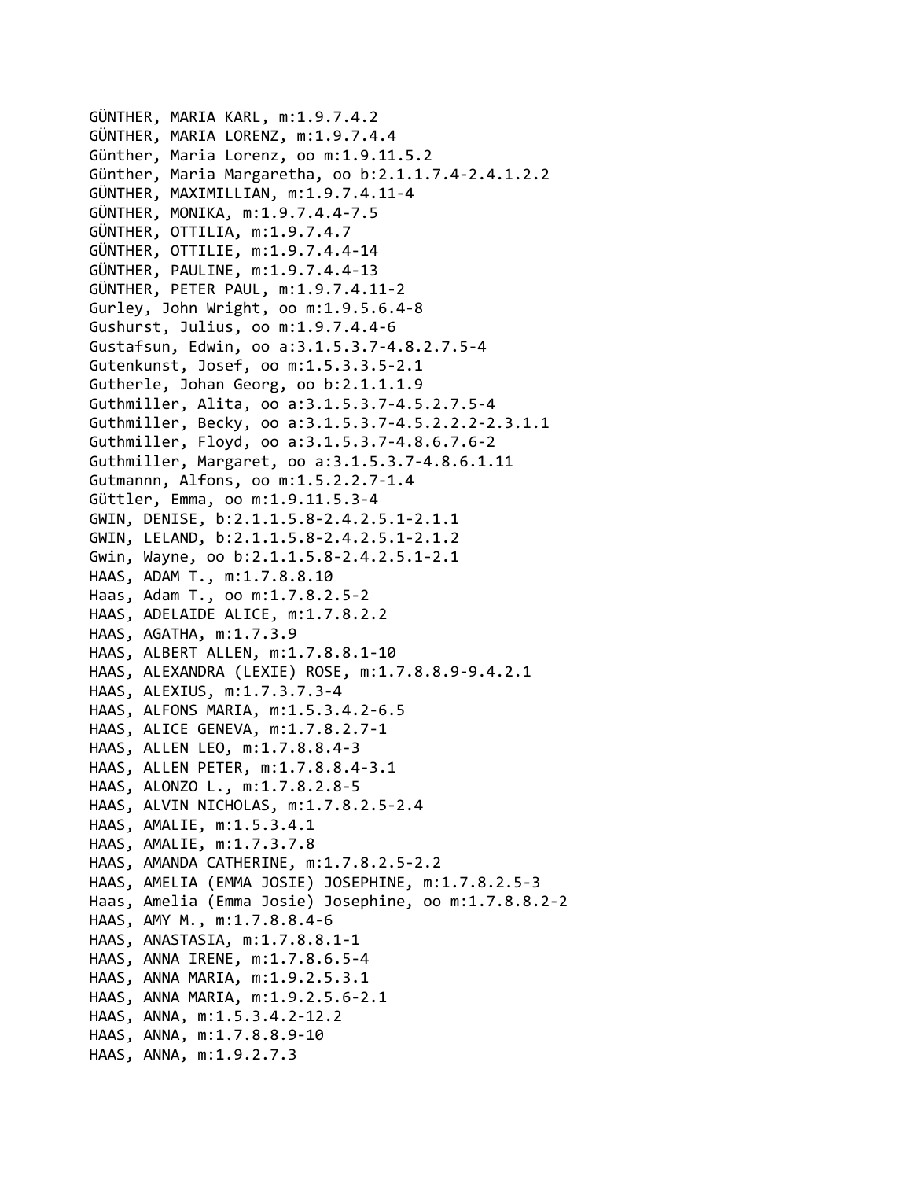GÜNTHER, MARIA KARL, m:1.9.7.4.2
GÜNTHER, MARIA LORENZ, m:1.9.7.4.4
Günther, Maria Lorenz, oo m:1.9.11.5.2
Günther, Maria Margaretha, oo b:2.1.1.7.4-2.4.1.2.2
GÜNTHER, MAXIMILLIAN, m:1.9.7.4.11-4
GÜNTHER, MONIKA, m:1.9.7.4.4-7.5
GÜNTHER, OTTILIA, m:1.9.7.4.7
GÜNTHER, OTTILIE, m:1.9.7.4.4-14
GÜNTHER, PAULINE, m:1.9.7.4.4-13
GÜNTHER, PETER PAUL, m:1.9.7.4.11-2
Gurley, John Wright, oo m:1.9.5.6.4-8
Gushurst, Julius, oo m:1.9.7.4.4-6
Gustafsun, Edwin, oo a:3.1.5.3.7-4.8.2.7.5-4
Gutenkunst, Josef, oo m:1.5.3.3.5-2.1
Gutherle, Johan Georg, oo b:2.1.1.1.9
Guthmiller, Alita, oo a:3.1.5.3.7-4.5.2.7.5-4
Guthmiller, Becky, oo a:3.1.5.3.7-4.5.2.2.2-2.3.1.1
Guthmiller, Floyd, oo a:3.1.5.3.7-4.8.6.7.6-2
Guthmiller, Margaret, oo a:3.1.5.3.7-4.8.6.1.11
Gutmannn, Alfons, oo m:1.5.2.2.7-1.4
Güttler, Emma, oo m:1.9.11.5.3-4
GWIN, DENISE, b:2.1.1.5.8-2.4.2.5.1-2.1.1
GWIN, LELAND, b:2.1.1.5.8-2.4.2.5.1-2.1.2
Gwin, Wayne, oo b:2.1.1.5.8-2.4.2.5.1-2.1
HAAS, ADAM T., m:1.7.8.8.10
Haas, Adam T., oo m:1.7.8.2.5-2
HAAS, ADELAIDE ALICE, m:1.7.8.2.2
HAAS, AGATHA, m:1.7.3.9
HAAS, ALBERT ALLEN, m:1.7.8.8.1-10
HAAS, ALEXANDRA (LEXIE) ROSE, m:1.7.8.8.9-9.4.2.1
HAAS, ALEXIUS, m:1.7.3.7.3-4
HAAS, ALFONS MARIA, m:1.5.3.4.2-6.5
HAAS, ALICE GENEVA, m:1.7.8.2.7-1
HAAS, ALLEN LEO, m:1.7.8.8.4-3
HAAS, ALLEN PETER, m:1.7.8.8.4-3.1
HAAS, ALONZO L., m:1.7.8.2.8-5
HAAS, ALVIN NICHOLAS, m:1.7.8.2.5-2.4
HAAS, AMALIE, m:1.5.3.4.1
HAAS, AMALIE, m:1.7.3.7.8
HAAS, AMANDA CATHERINE, m:1.7.8.2.5-2.2
HAAS, AMELIA (EMMA JOSIE) JOSEPHINE, m:1.7.8.2.5-3
Haas, Amelia (Emma Josie) Josephine, oo m:1.7.8.8.2-2
HAAS, AMY M., m:1.7.8.8.4-6
HAAS, ANASTASIA, m:1.7.8.8.1-1
HAAS, ANNA IRENE, m:1.7.8.6.5-4
HAAS, ANNA MARIA, m:1.9.2.5.3.1
HAAS, ANNA MARIA, m:1.9.2.5.6-2.1
HAAS, ANNA, m:1.5.3.4.2-12.2
HAAS, ANNA, m:1.7.8.8.9-10
HAAS, ANNA, m:1.9.2.7.3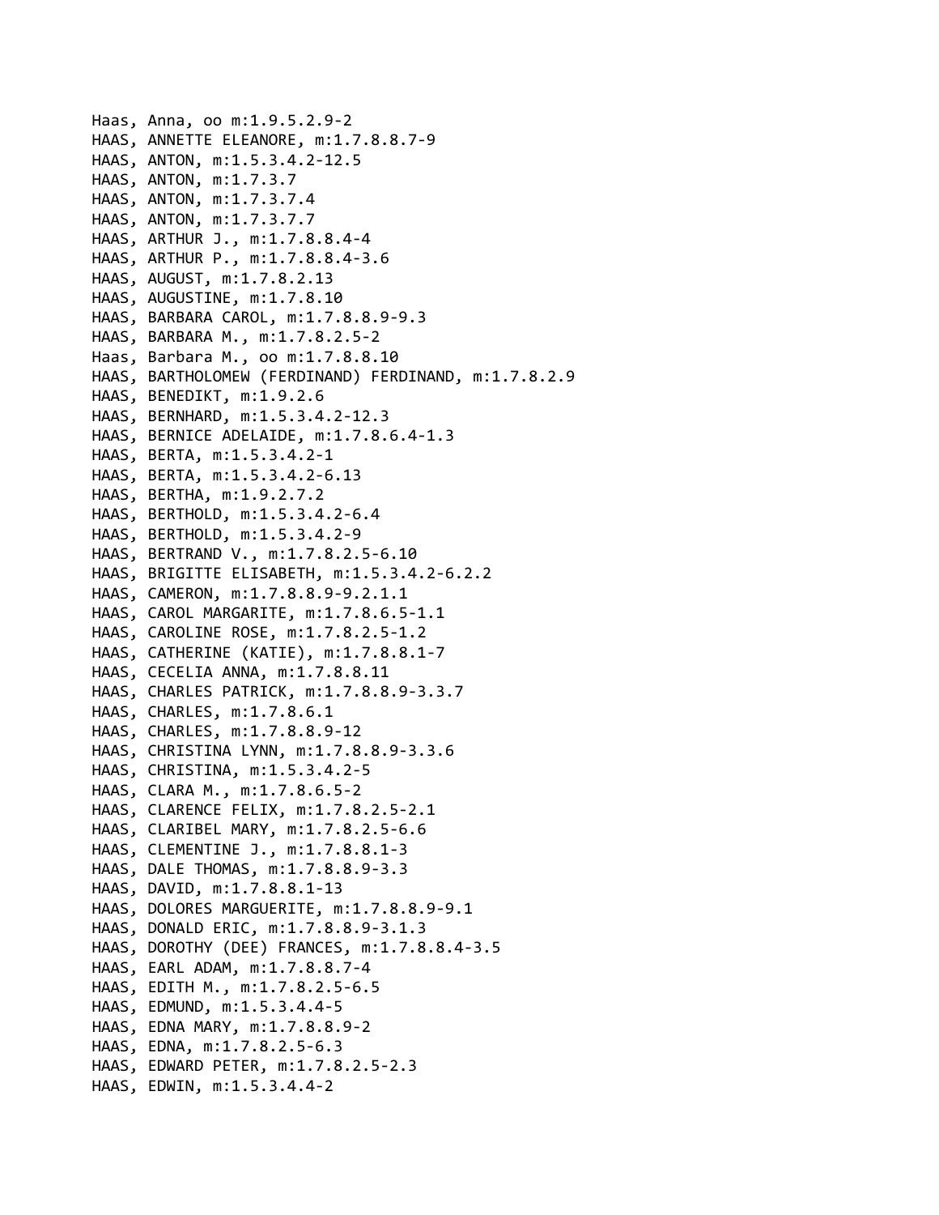Haas, Anna, oo m:1.9.5.2.9-2
HAAS, ANNETTE ELEANORE, m:1.7.8.8.7-9
HAAS, ANTON, m:1.5.3.4.2-12.5
HAAS, ANTON, m:1.7.3.7
HAAS, ANTON, m:1.7.3.7.4
HAAS, ANTON, m:1.7.3.7.7
HAAS, ARTHUR J., m:1.7.8.8.4-4
HAAS, ARTHUR P., m:1.7.8.8.4-3.6
HAAS, AUGUST, m:1.7.8.2.13
HAAS, AUGUSTINE, m:1.7.8.10
HAAS, BARBARA CAROL, m:1.7.8.8.9-9.3
HAAS, BARBARA M., m:1.7.8.2.5-2
Haas, Barbara M., oo m:1.7.8.8.10
HAAS, BARTHOLOMEW (FERDINAND) FERDINAND, m:1.7.8.2.9
HAAS, BENEDIKT, m:1.9.2.6
HAAS, BERNHARD, m:1.5.3.4.2-12.3
HAAS, BERNICE ADELAIDE, m:1.7.8.6.4-1.3
HAAS, BERTA, m:1.5.3.4.2-1
HAAS, BERTA, m:1.5.3.4.2-6.13
HAAS, BERTHA, m:1.9.2.7.2
HAAS, BERTHOLD, m:1.5.3.4.2-6.4
HAAS, BERTHOLD, m:1.5.3.4.2-9
HAAS, BERTRAND V., m:1.7.8.2.5-6.10
HAAS, BRIGITTE ELISABETH, m:1.5.3.4.2-6.2.2
HAAS, CAMERON, m:1.7.8.8.9-9.2.1.1
HAAS, CAROL MARGARITE, m:1.7.8.6.5-1.1
HAAS, CAROLINE ROSE, m:1.7.8.2.5-1.2
HAAS, CATHERINE (KATIE), m:1.7.8.8.1-7
HAAS, CECELIA ANNA, m:1.7.8.8.11
HAAS, CHARLES PATRICK, m:1.7.8.8.9-3.3.7
HAAS, CHARLES, m:1.7.8.6.1
HAAS, CHARLES, m:1.7.8.8.9-12
HAAS, CHRISTINA LYNN, m:1.7.8.8.9-3.3.6
HAAS, CHRISTINA, m:1.5.3.4.2-5
HAAS, CLARA M., m:1.7.8.6.5-2
HAAS, CLARENCE FELIX, m:1.7.8.2.5-2.1
HAAS, CLARIBEL MARY, m:1.7.8.2.5-6.6
HAAS, CLEMENTINE J., m:1.7.8.8.1-3
HAAS, DALE THOMAS, m:1.7.8.8.9-3.3
HAAS, DAVID, m:1.7.8.8.1-13
HAAS, DOLORES MARGUERITE, m:1.7.8.8.9-9.1
HAAS, DONALD ERIC, m:1.7.8.8.9-3.1.3
HAAS, DOROTHY (DEE) FRANCES, m:1.7.8.8.4-3.5
HAAS, EARL ADAM, m:1.7.8.8.7-4
HAAS, EDITH M., m:1.7.8.2.5-6.5
HAAS, EDMUND, m:1.5.3.4.4-5
HAAS, EDNA MARY, m:1.7.8.8.9-2
HAAS, EDNA, m:1.7.8.2.5-6.3
HAAS, EDWARD PETER, m:1.7.8.2.5-2.3
HAAS, EDWIN, m:1.5.3.4.4-2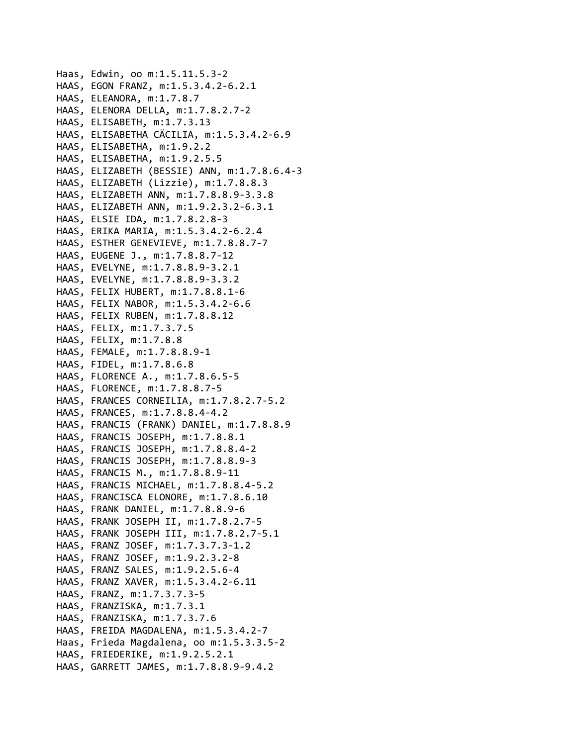Haas, Edwin, oo m:1.5.11.5.3-2
HAAS, EGON FRANZ, m:1.5.3.4.2-6.2.1
HAAS, ELEANORA, m:1.7.8.7
HAAS, ELENORA DELLA, m:1.7.8.2.7-2
HAAS, ELISABETH, m:1.7.3.13
HAAS, ELISABETHA CÄCILIA, m:1.5.3.4.2-6.9
HAAS, ELISABETHA, m:1.9.2.2
HAAS, ELISABETHA, m:1.9.2.5.5
HAAS, ELIZABETH (BESSIE) ANN, m:1.7.8.6.4-3
HAAS, ELIZABETH (Lizzie), m:1.7.8.8.3
HAAS, ELIZABETH ANN, m:1.7.8.8.9-3.3.8
HAAS, ELIZABETH ANN, m:1.9.2.3.2-6.3.1
HAAS, ELSIE IDA, m:1.7.8.2.8-3
HAAS, ERIKA MARIA, m:1.5.3.4.2-6.2.4
HAAS, ESTHER GENEVIEVE, m:1.7.8.8.7-7
HAAS, EUGENE J., m:1.7.8.8.7-12
HAAS, EVELYNE, m:1.7.8.8.9-3.2.1
HAAS, EVELYNE, m:1.7.8.8.9-3.3.2
HAAS, FELIX HUBERT, m:1.7.8.8.1-6
HAAS, FELIX NABOR, m:1.5.3.4.2-6.6
HAAS, FELIX RUBEN, m:1.7.8.8.12
HAAS, FELIX, m:1.7.3.7.5
HAAS, FELIX, m:1.7.8.8
HAAS, FEMALE, m:1.7.8.8.9-1
HAAS, FIDEL, m:1.7.8.6.8
HAAS, FLORENCE A., m:1.7.8.6.5-5
HAAS, FLORENCE, m:1.7.8.8.7-5
HAAS, FRANCES CORNEILIA, m:1.7.8.2.7-5.2
HAAS, FRANCES, m:1.7.8.8.4-4.2
HAAS, FRANCIS (FRANK) DANIEL, m:1.7.8.8.9
HAAS, FRANCIS JOSEPH, m:1.7.8.8.1
HAAS, FRANCIS JOSEPH, m:1.7.8.8.4-2
HAAS, FRANCIS JOSEPH, m:1.7.8.8.9-3
HAAS, FRANCIS M., m:1.7.8.8.9-11
HAAS, FRANCIS MICHAEL, m:1.7.8.8.4-5.2
HAAS, FRANCISCA ELONORE, m:1.7.8.6.10
HAAS, FRANK DANIEL, m:1.7.8.8.9-6
HAAS, FRANK JOSEPH II, m:1.7.8.2.7-5
HAAS, FRANK JOSEPH III, m:1.7.8.2.7-5.1
HAAS, FRANZ JOSEF, m:1.7.3.7.3-1.2
HAAS, FRANZ JOSEF, m:1.9.2.3.2-8
HAAS, FRANZ SALES, m:1.9.2.5.6-4
HAAS, FRANZ XAVER, m:1.5.3.4.2-6.11
HAAS, FRANZ, m:1.7.3.7.3-5
HAAS, FRANZISKA, m:1.7.3.1
HAAS, FRANZISKA, m:1.7.3.7.6
HAAS, FREIDA MAGDALENA, m:1.5.3.4.2-7
Haas, Frieda Magdalena, oo m:1.5.3.3.5-2
HAAS, FRIEDERIKE, m:1.9.2.5.2.1
HAAS, GARRETT JAMES, m:1.7.8.8.9-9.4.2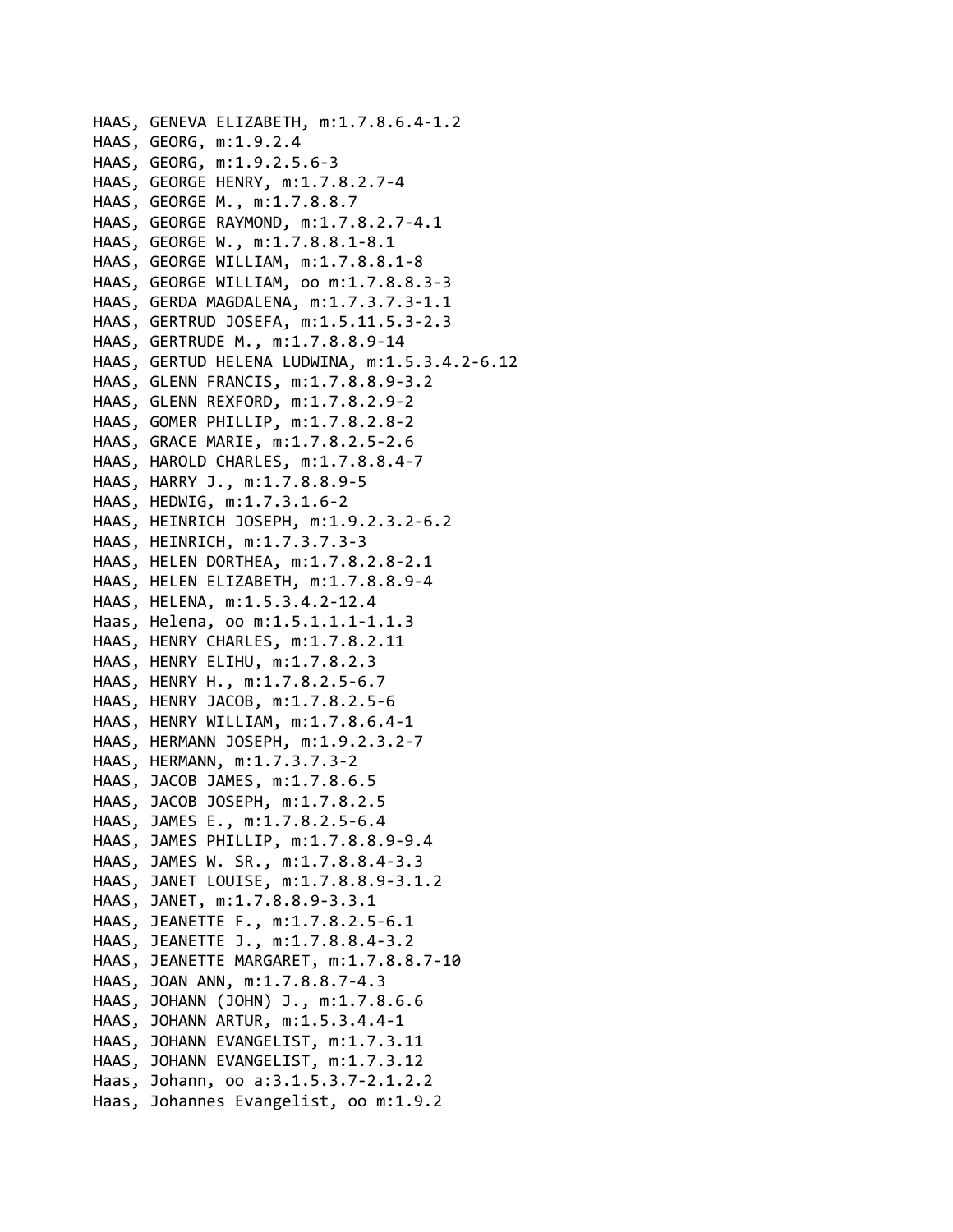HAAS, GENEVA ELIZABETH, m:1.7.8.6.4-1.2
HAAS, GEORG, m:1.9.2.4
HAAS, GEORG, m:1.9.2.5.6-3
HAAS, GEORGE HENRY, m:1.7.8.2.7-4
HAAS, GEORGE M., m:1.7.8.8.7
HAAS, GEORGE RAYMOND, m:1.7.8.2.7-4.1
HAAS, GEORGE W., m:1.7.8.8.1-8.1
HAAS, GEORGE WILLIAM, m:1.7.8.8.1-8
HAAS, GEORGE WILLIAM, oo m:1.7.8.8.3-3
HAAS, GERDA MAGDALENA, m:1.7.3.7.3-1.1
HAAS, GERTRUD JOSEFA, m:1.5.11.5.3-2.3
HAAS, GERTRUDE M., m:1.7.8.8.9-14
HAAS, GERTUD HELENA LUDWINA, m:1.5.3.4.2-6.12
HAAS, GLENN FRANCIS, m:1.7.8.8.9-3.2
HAAS, GLENN REXFORD, m:1.7.8.2.9-2
HAAS, GOMER PHILLIP, m:1.7.8.2.8-2
HAAS, GRACE MARIE, m:1.7.8.2.5-2.6
HAAS, HAROLD CHARLES, m:1.7.8.8.4-7
HAAS, HARRY J., m:1.7.8.8.9-5
HAAS, HEDWIG, m:1.7.3.1.6-2
HAAS, HEINRICH JOSEPH, m:1.9.2.3.2-6.2
HAAS, HEINRICH, m:1.7.3.7.3-3
HAAS, HELEN DORTHEA, m:1.7.8.2.8-2.1
HAAS, HELEN ELIZABETH, m:1.7.8.8.9-4
HAAS, HELENA, m:1.5.3.4.2-12.4
Haas, Helena, oo m:1.5.1.1.1-1.1.3
HAAS, HENRY CHARLES, m:1.7.8.2.11
HAAS, HENRY ELIHU, m:1.7.8.2.3
HAAS, HENRY H., m:1.7.8.2.5-6.7
HAAS, HENRY JACOB, m:1.7.8.2.5-6
HAAS, HENRY WILLIAM, m:1.7.8.6.4-1
HAAS, HERMANN JOSEPH, m:1.9.2.3.2-7
HAAS, HERMANN, m:1.7.3.7.3-2
HAAS, JACOB JAMES, m:1.7.8.6.5
HAAS, JACOB JOSEPH, m:1.7.8.2.5
HAAS, JAMES E., m:1.7.8.2.5-6.4
HAAS, JAMES PHILLIP, m:1.7.8.8.9-9.4
HAAS, JAMES W. SR., m:1.7.8.8.4-3.3
HAAS, JANET LOUISE, m:1.7.8.8.9-3.1.2
HAAS, JANET, m:1.7.8.8.9-3.3.1
HAAS, JEANETTE F., m:1.7.8.2.5-6.1
HAAS, JEANETTE J., m:1.7.8.8.4-3.2
HAAS, JEANETTE MARGARET, m:1.7.8.8.7-10
HAAS, JOAN ANN, m:1.7.8.8.7-4.3
HAAS, JOHANN (JOHN) J., m:1.7.8.6.6
HAAS, JOHANN ARTUR, m:1.5.3.4.4-1
HAAS, JOHANN EVANGELIST, m:1.7.3.11
HAAS, JOHANN EVANGELIST, m:1.7.3.12
Haas, Johann, oo a:3.1.5.3.7-2.1.2.2
Haas, Johannes Evangelist, oo m:1.9.2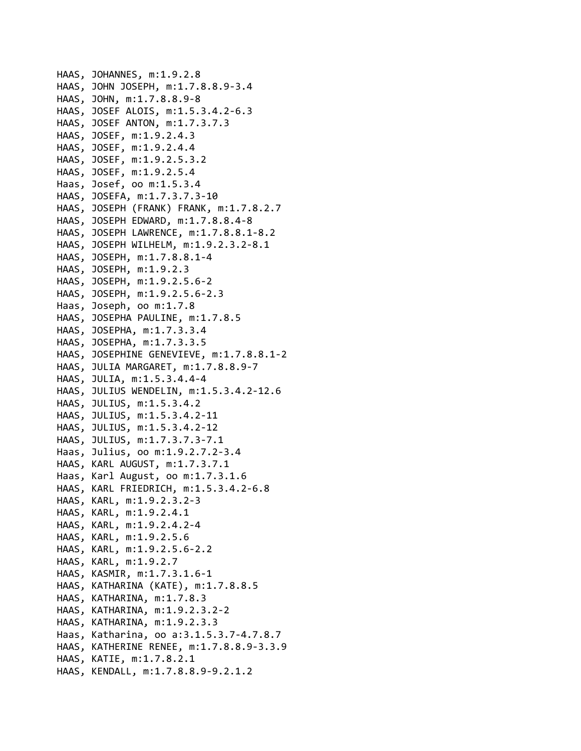HAAS, JOHANNES, m:1.9.2.8
HAAS, JOHN JOSEPH, m:1.7.8.8.9-3.4
HAAS, JOHN, m:1.7.8.8.9-8
HAAS, JOSEF ALOIS, m:1.5.3.4.2-6.3
HAAS, JOSEF ANTON, m:1.7.3.7.3
HAAS, JOSEF, m:1.9.2.4.3
HAAS, JOSEF, m:1.9.2.4.4
HAAS, JOSEF, m:1.9.2.5.3.2
HAAS, JOSEF, m:1.9.2.5.4
Haas, Josef, oo m:1.5.3.4
HAAS, JOSEFA, m:1.7.3.7.3-10
HAAS, JOSEPH (FRANK) FRANK, m:1.7.8.2.7
HAAS, JOSEPH EDWARD, m:1.7.8.8.4-8
HAAS, JOSEPH LAWRENCE, m:1.7.8.8.1-8.2
HAAS, JOSEPH WILHELM, m:1.9.2.3.2-8.1
HAAS, JOSEPH, m:1.7.8.8.1-4
HAAS, JOSEPH, m:1.9.2.3
HAAS, JOSEPH, m:1.9.2.5.6-2
HAAS, JOSEPH, m:1.9.2.5.6-2.3
Haas, Joseph, oo m:1.7.8
HAAS, JOSEPHA PAULINE, m:1.7.8.5
HAAS, JOSEPHA, m:1.7.3.3.4
HAAS, JOSEPHA, m:1.7.3.3.5
HAAS, JOSEPHINE GENEVIEVE, m:1.7.8.8.1-2
HAAS, JULIA MARGARET, m:1.7.8.8.9-7
HAAS, JULIA, m:1.5.3.4.4-4
HAAS, JULIUS WENDELIN, m:1.5.3.4.2-12.6
HAAS, JULIUS, m:1.5.3.4.2
HAAS, JULIUS, m:1.5.3.4.2-11
HAAS, JULIUS, m:1.5.3.4.2-12
HAAS, JULIUS, m:1.7.3.7.3-7.1
Haas, Julius, oo m:1.9.2.7.2-3.4
HAAS, KARL AUGUST, m:1.7.3.7.1
Haas, Karl August, oo m:1.7.3.1.6
HAAS, KARL FRIEDRICH, m:1.5.3.4.2-6.8
HAAS, KARL, m:1.9.2.3.2-3
HAAS, KARL, m:1.9.2.4.1
HAAS, KARL, m:1.9.2.4.2-4
HAAS, KARL, m:1.9.2.5.6
HAAS, KARL, m:1.9.2.5.6-2.2
HAAS, KARL, m:1.9.2.7
HAAS, KASMIR, m:1.7.3.1.6-1
HAAS, KATHARINA (KATE), m:1.7.8.8.5
HAAS, KATHARINA, m:1.7.8.3
HAAS, KATHARINA, m:1.9.2.3.2-2
HAAS, KATHARINA, m:1.9.2.3.3
Haas, Katharina, oo a:3.1.5.3.7-4.7.8.7
HAAS, KATHERINE RENEE, m:1.7.8.8.9-3.3.9
HAAS, KATIE, m:1.7.8.2.1
HAAS, KENDALL, m:1.7.8.8.9-9.2.1.2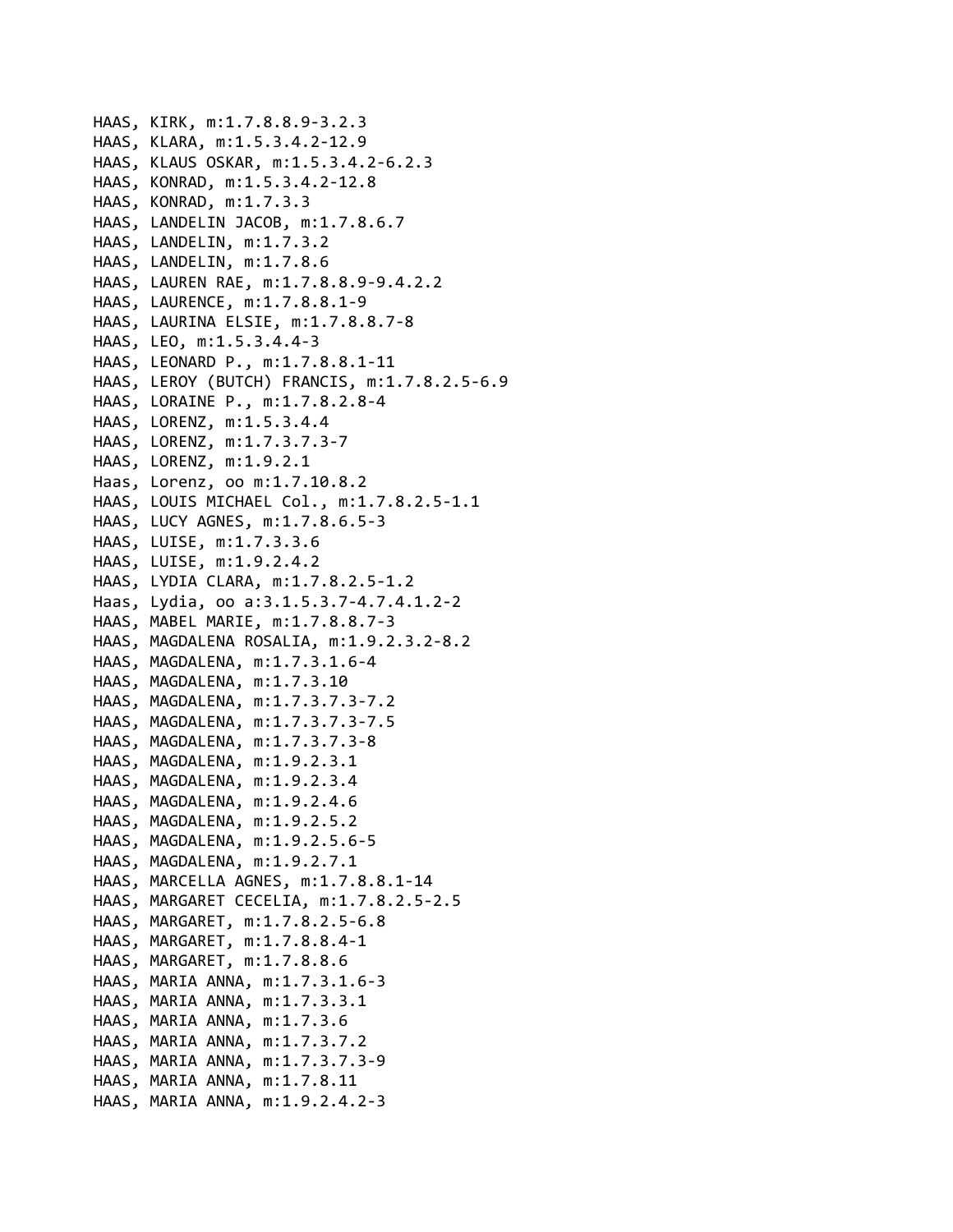HAAS, KIRK, m:1.7.8.8.9-3.2.3
HAAS, KLARA, m:1.5.3.4.2-12.9
HAAS, KLAUS OSKAR, m:1.5.3.4.2-6.2.3
HAAS, KONRAD, m:1.5.3.4.2-12.8
HAAS, KONRAD, m:1.7.3.3
HAAS, LANDELIN JACOB, m:1.7.8.6.7
HAAS, LANDELIN, m:1.7.3.2
HAAS, LANDELIN, m:1.7.8.6
HAAS, LAUREN RAE, m:1.7.8.8.9-9.4.2.2
HAAS, LAURENCE, m:1.7.8.8.1-9
HAAS, LAURINA ELSIE, m:1.7.8.8.7-8
HAAS, LEO, m:1.5.3.4.4-3
HAAS, LEONARD P., m:1.7.8.8.1-11
HAAS, LEROY (BUTCH) FRANCIS, m:1.7.8.2.5-6.9
HAAS, LORAINE P., m:1.7.8.2.8-4
HAAS, LORENZ, m:1.5.3.4.4
HAAS, LORENZ, m:1.7.3.7.3-7
HAAS, LORENZ, m:1.9.2.1
Haas, Lorenz, oo m:1.7.10.8.2
HAAS, LOUIS MICHAEL Col., m:1.7.8.2.5-1.1
HAAS, LUCY AGNES, m:1.7.8.6.5-3
HAAS, LUISE, m:1.7.3.3.6
HAAS, LUISE, m:1.9.2.4.2
HAAS, LYDIA CLARA, m:1.7.8.2.5-1.2
Haas, Lydia, oo a:3.1.5.3.7-4.7.4.1.2-2
HAAS, MABEL MARIE, m:1.7.8.8.7-3
HAAS, MAGDALENA ROSALIA, m:1.9.2.3.2-8.2
HAAS, MAGDALENA, m:1.7.3.1.6-4
HAAS, MAGDALENA, m:1.7.3.10
HAAS, MAGDALENA, m:1.7.3.7.3-7.2
HAAS, MAGDALENA, m:1.7.3.7.3-7.5
HAAS, MAGDALENA, m:1.7.3.7.3-8
HAAS, MAGDALENA, m:1.9.2.3.1
HAAS, MAGDALENA, m:1.9.2.3.4
HAAS, MAGDALENA, m:1.9.2.4.6
HAAS, MAGDALENA, m:1.9.2.5.2
HAAS, MAGDALENA, m:1.9.2.5.6-5
HAAS, MAGDALENA, m:1.9.2.7.1
HAAS, MARCELLA AGNES, m:1.7.8.8.1-14
HAAS, MARGARET CECELIA, m:1.7.8.2.5-2.5
HAAS, MARGARET, m:1.7.8.2.5-6.8
HAAS, MARGARET, m:1.7.8.8.4-1
HAAS, MARGARET, m:1.7.8.8.6
HAAS, MARIA ANNA, m:1.7.3.1.6-3
HAAS, MARIA ANNA, m:1.7.3.3.1
HAAS, MARIA ANNA, m:1.7.3.6
HAAS, MARIA ANNA, m:1.7.3.7.2
HAAS, MARIA ANNA, m:1.7.3.7.3-9
HAAS, MARIA ANNA, m:1.7.8.11
HAAS, MARIA ANNA, m:1.9.2.4.2-3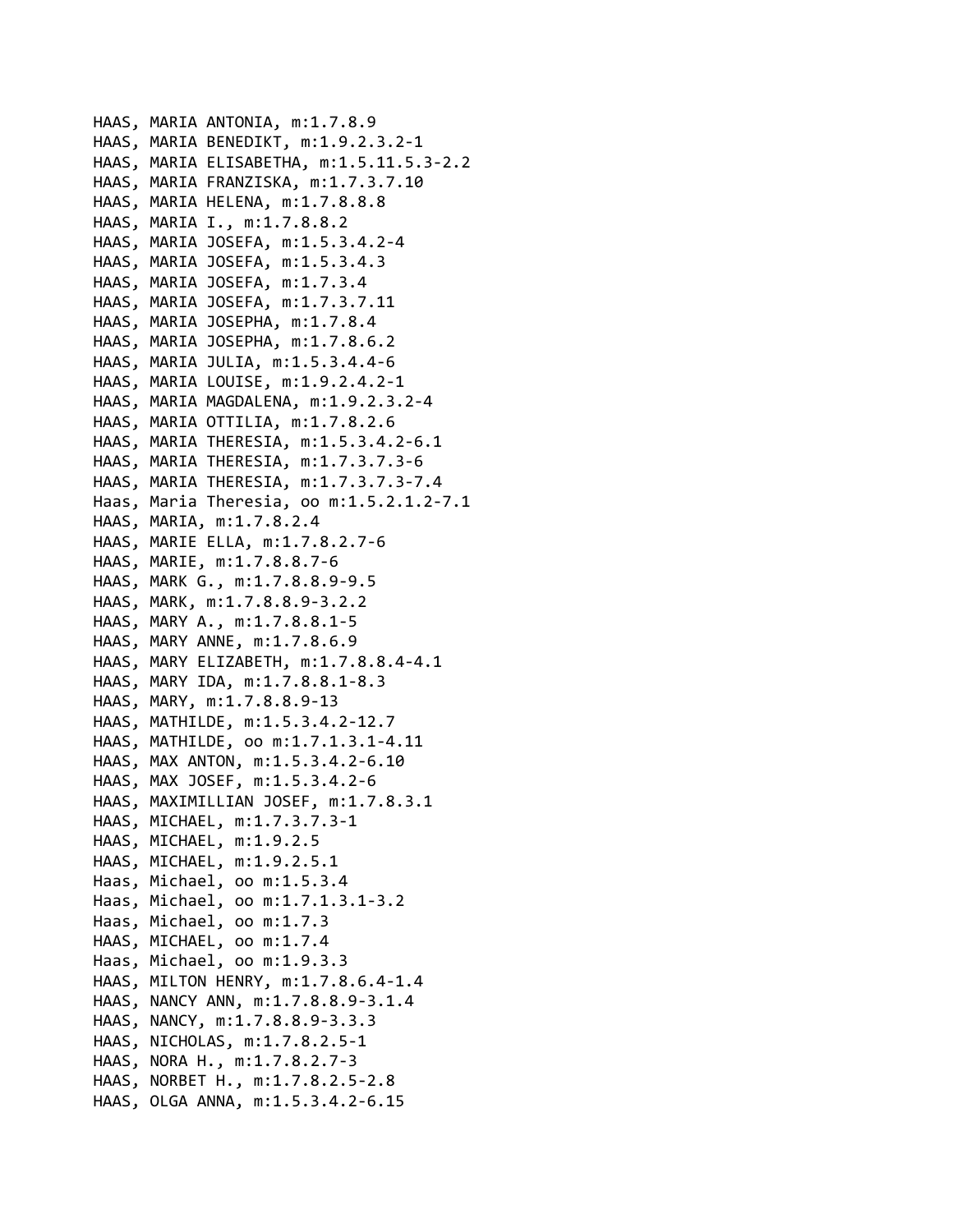HAAS, MARIA ANTONIA, m:1.7.8.9
HAAS, MARIA BENEDIKT, m:1.9.2.3.2-1
HAAS, MARIA ELISABETHA, m:1.5.11.5.3-2.2
HAAS, MARIA FRANZISKA, m:1.7.3.7.10
HAAS, MARIA HELENA, m:1.7.8.8.8
HAAS, MARIA I., m:1.7.8.8.2
HAAS, MARIA JOSEFA, m:1.5.3.4.2-4
HAAS, MARIA JOSEFA, m:1.5.3.4.3
HAAS, MARIA JOSEFA, m:1.7.3.4
HAAS, MARIA JOSEFA, m:1.7.3.7.11
HAAS, MARIA JOSEPHA, m:1.7.8.4
HAAS, MARIA JOSEPHA, m:1.7.8.6.2
HAAS, MARIA JULIA, m:1.5.3.4.4-6
HAAS, MARIA LOUISE, m:1.9.2.4.2-1
HAAS, MARIA MAGDALENA, m:1.9.2.3.2-4
HAAS, MARIA OTTILIA, m:1.7.8.2.6
HAAS, MARIA THERESIA, m:1.5.3.4.2-6.1
HAAS, MARIA THERESIA, m:1.7.3.7.3-6
HAAS, MARIA THERESIA, m:1.7.3.7.3-7.4
Haas, Maria Theresia, oo m:1.5.2.1.2-7.1
HAAS, MARIA, m:1.7.8.2.4
HAAS, MARIE ELLA, m:1.7.8.2.7-6
HAAS, MARIE, m:1.7.8.8.7-6
HAAS, MARK G., m:1.7.8.8.9-9.5
HAAS, MARK, m:1.7.8.8.9-3.2.2
HAAS, MARY A., m:1.7.8.8.1-5
HAAS, MARY ANNE, m:1.7.8.6.9
HAAS, MARY ELIZABETH, m:1.7.8.8.4-4.1
HAAS, MARY IDA, m:1.7.8.8.1-8.3
HAAS, MARY, m:1.7.8.8.9-13
HAAS, MATHILDE, m:1.5.3.4.2-12.7
HAAS, MATHILDE, oo m:1.7.1.3.1-4.11
HAAS, MAX ANTON, m:1.5.3.4.2-6.10
HAAS, MAX JOSEF, m:1.5.3.4.2-6
HAAS, MAXIMILLIAN JOSEF, m:1.7.8.3.1
HAAS, MICHAEL, m:1.7.3.7.3-1
HAAS, MICHAEL, m:1.9.2.5
HAAS, MICHAEL, m:1.9.2.5.1
Haas, Michael, oo m:1.5.3.4
Haas, Michael, oo m:1.7.1.3.1-3.2
Haas, Michael, oo m:1.7.3
HAAS, MICHAEL, oo m:1.7.4
Haas, Michael, oo m:1.9.3.3
HAAS, MILTON HENRY, m:1.7.8.6.4-1.4
HAAS, NANCY ANN, m:1.7.8.8.9-3.1.4
HAAS, NANCY, m:1.7.8.8.9-3.3.3
HAAS, NICHOLAS, m:1.7.8.2.5-1
HAAS, NORA H., m:1.7.8.2.7-3
HAAS, NORBET H., m:1.7.8.2.5-2.8
HAAS, OLGA ANNA, m:1.5.3.4.2-6.15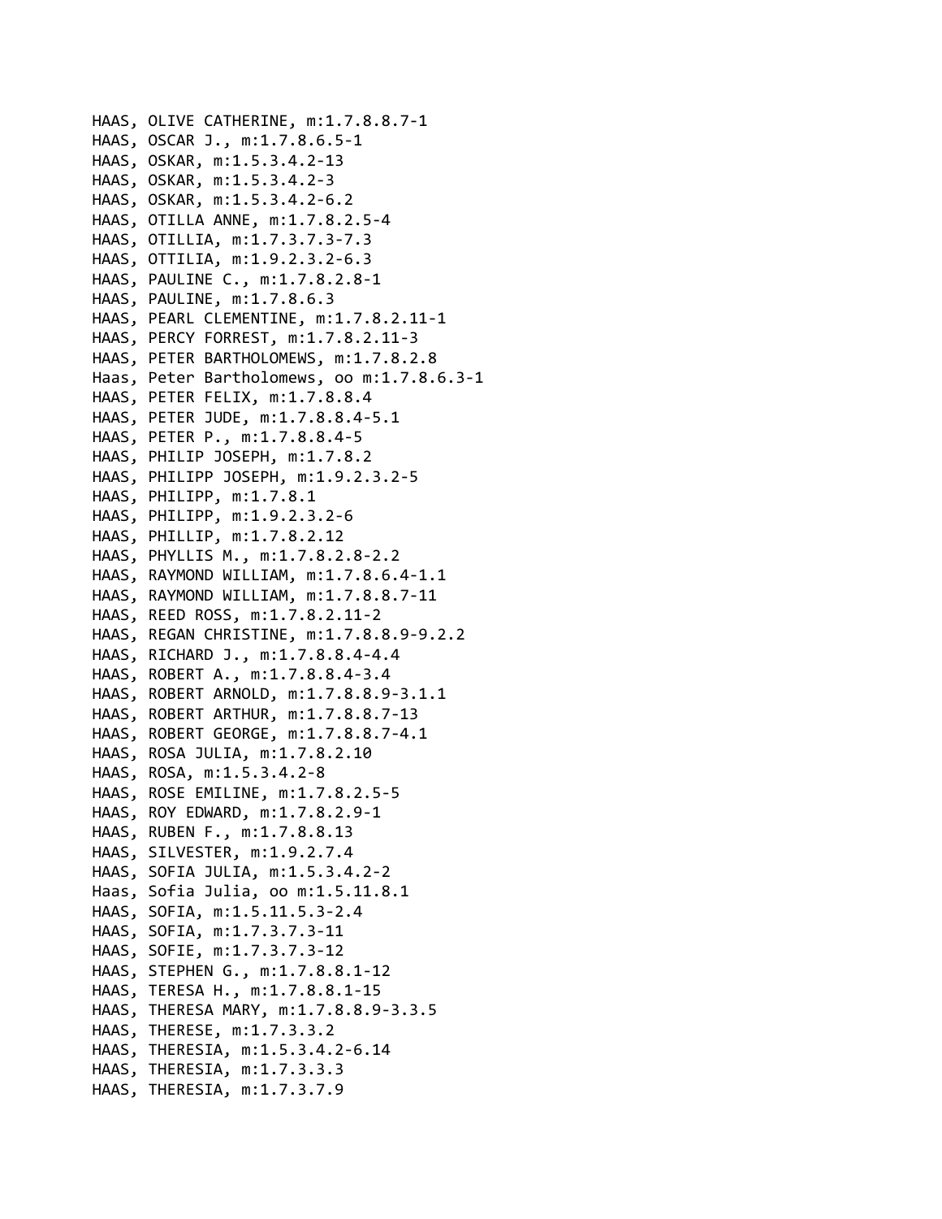HAAS, OLIVE CATHERINE, m:1.7.8.8.7-1
HAAS, OSCAR J., m:1.7.8.6.5-1
HAAS, OSKAR, m:1.5.3.4.2-13
HAAS, OSKAR, m:1.5.3.4.2-3
HAAS, OSKAR, m:1.5.3.4.2-6.2
HAAS, OTILLA ANNE, m:1.7.8.2.5-4
HAAS, OTILLIA, m:1.7.3.7.3-7.3
HAAS, OTTILIA, m:1.9.2.3.2-6.3
HAAS, PAULINE C., m:1.7.8.2.8-1
HAAS, PAULINE, m:1.7.8.6.3
HAAS, PEARL CLEMENTINE, m:1.7.8.2.11-1
HAAS, PERCY FORREST, m:1.7.8.2.11-3
HAAS, PETER BARTHOLOMEWS, m:1.7.8.2.8
Haas, Peter Bartholomews, oo m:1.7.8.6.3-1
HAAS, PETER FELIX, m:1.7.8.8.4
HAAS, PETER JUDE, m:1.7.8.8.4-5.1
HAAS, PETER P., m:1.7.8.8.4-5
HAAS, PHILIP JOSEPH, m:1.7.8.2
HAAS, PHILIPP JOSEPH, m:1.9.2.3.2-5
HAAS, PHILIPP, m:1.7.8.1
HAAS, PHILIPP, m:1.9.2.3.2-6
HAAS, PHILLIP, m:1.7.8.2.12
HAAS, PHYLLIS M., m:1.7.8.2.8-2.2
HAAS, RAYMOND WILLIAM, m:1.7.8.6.4-1.1
HAAS, RAYMOND WILLIAM, m:1.7.8.8.7-11
HAAS, REED ROSS, m:1.7.8.2.11-2
HAAS, REGAN CHRISTINE, m:1.7.8.8.9-9.2.2
HAAS, RICHARD J., m:1.7.8.8.4-4.4
HAAS, ROBERT A., m:1.7.8.8.4-3.4
HAAS, ROBERT ARNOLD, m:1.7.8.8.9-3.1.1
HAAS, ROBERT ARTHUR, m:1.7.8.8.7-13
HAAS, ROBERT GEORGE, m:1.7.8.8.7-4.1
HAAS, ROSA JULIA, m:1.7.8.2.10
HAAS, ROSA, m:1.5.3.4.2-8
HAAS, ROSE EMILINE, m:1.7.8.2.5-5
HAAS, ROY EDWARD, m:1.7.8.2.9-1
HAAS, RUBEN F., m:1.7.8.8.13
HAAS, SILVESTER, m:1.9.2.7.4
HAAS, SOFIA JULIA, m:1.5.3.4.2-2
Haas, Sofia Julia, oo m:1.5.11.8.1
HAAS, SOFIA, m:1.5.11.5.3-2.4
HAAS, SOFIA, m:1.7.3.7.3-11
HAAS, SOFIE, m:1.7.3.7.3-12
HAAS, STEPHEN G., m:1.7.8.8.1-12
HAAS, TERESA H., m:1.7.8.8.1-15
HAAS, THERESA MARY, m:1.7.8.8.9-3.3.5
HAAS, THERESE, m:1.7.3.3.2
HAAS, THERESIA, m:1.5.3.4.2-6.14
HAAS, THERESIA, m:1.7.3.3.3
HAAS, THERESIA, m:1.7.3.7.9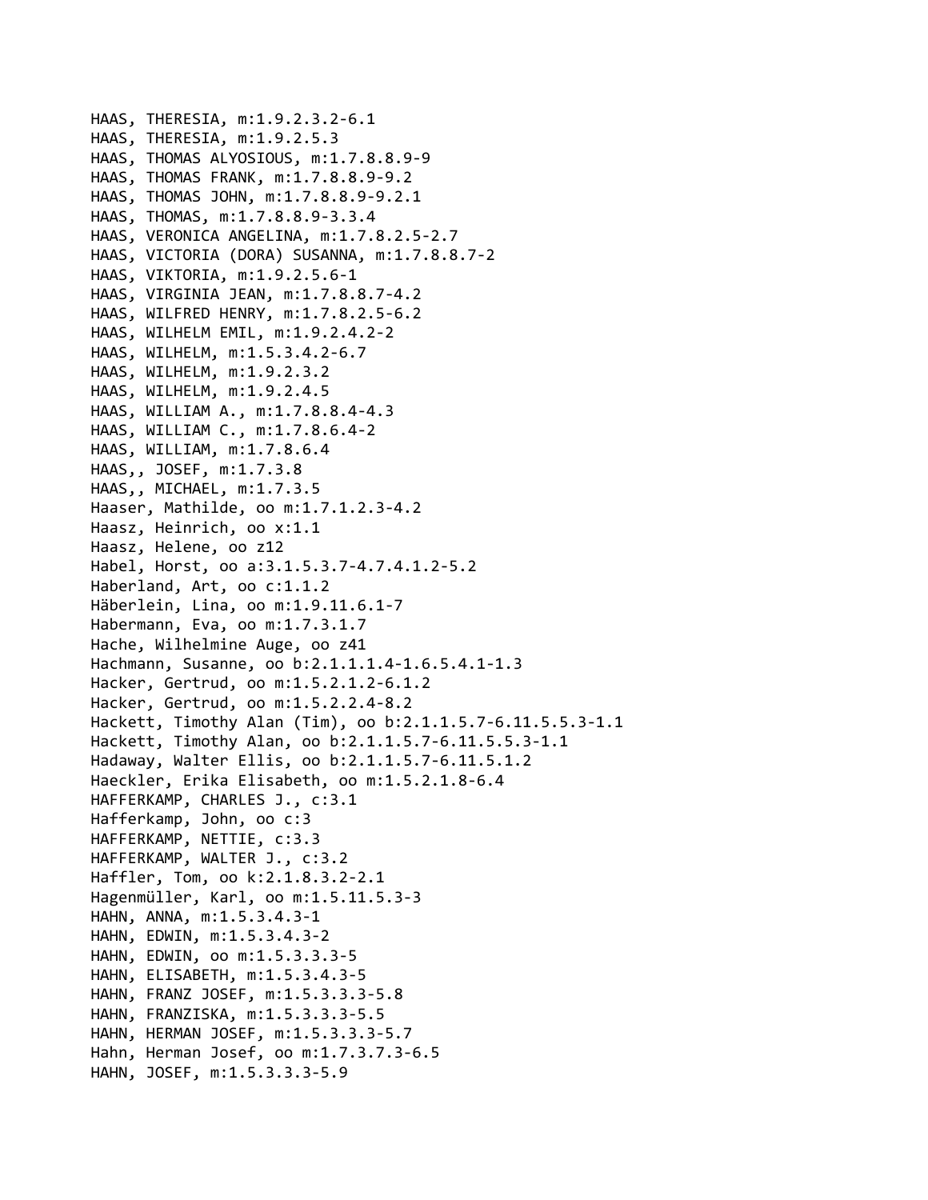HAAS, THERESIA, m:1.9.2.3.2-6.1
HAAS, THERESIA, m:1.9.2.5.3
HAAS, THOMAS ALYOSIOUS, m:1.7.8.8.9-9
HAAS, THOMAS FRANK, m:1.7.8.8.9-9.2
HAAS, THOMAS JOHN, m:1.7.8.8.9-9.2.1
HAAS, THOMAS, m:1.7.8.8.9-3.3.4
HAAS, VERONICA ANGELINA, m:1.7.8.2.5-2.7
HAAS, VICTORIA (DORA) SUSANNA, m:1.7.8.8.7-2
HAAS, VIKTORIA, m:1.9.2.5.6-1
HAAS, VIRGINIA JEAN, m:1.7.8.8.7-4.2
HAAS, WILFRED HENRY, m:1.7.8.2.5-6.2
HAAS, WILHELM EMIL, m:1.9.2.4.2-2
HAAS, WILHELM, m:1.5.3.4.2-6.7
HAAS, WILHELM, m:1.9.2.3.2
HAAS, WILHELM, m:1.9.2.4.5
HAAS, WILLIAM A., m:1.7.8.8.4-4.3
HAAS, WILLIAM C., m:1.7.8.6.4-2
HAAS, WILLIAM, m:1.7.8.6.4
HAAS,, JOSEF, m:1.7.3.8
HAAS,, MICHAEL, m:1.7.3.5
Haaser, Mathilde, oo m:1.7.1.2.3-4.2
Haasz, Heinrich, oo x:1.1
Haasz, Helene, oo z12
Habel, Horst, oo a:3.1.5.3.7-4.7.4.1.2-5.2
Haberland, Art, oo c:1.1.2
Häberlein, Lina, oo m:1.9.11.6.1-7
Habermann, Eva, oo m:1.7.3.1.7
Hache, Wilhelmine Auge, oo z41
Hachmann, Susanne, oo b:2.1.1.1.4-1.6.5.4.1-1.3
Hacker, Gertrud, oo m:1.5.2.1.2-6.1.2
Hacker, Gertrud, oo m:1.5.2.2.4-8.2
Hackett, Timothy Alan (Tim), oo b:2.1.1.5.7-6.11.5.5.3-1.1
Hackett, Timothy Alan, oo b:2.1.1.5.7-6.11.5.5.3-1.1
Hadaway, Walter Ellis, oo b:2.1.1.5.7-6.11.5.1.2
Haeckler, Erika Elisabeth, oo m:1.5.2.1.8-6.4
HAFFERKAMP, CHARLES J., c:3.1
Hafferkamp, John, oo c:3
HAFFERKAMP, NETTIE, c:3.3
HAFFERKAMP, WALTER J., c:3.2
Haffler, Tom, oo k:2.1.8.3.2-2.1
Hagenmüller, Karl, oo m:1.5.11.5.3-3
HAHN, ANNA, m:1.5.3.4.3-1
HAHN, EDWIN, m:1.5.3.4.3-2
HAHN, EDWIN, oo m:1.5.3.3.3-5
HAHN, ELISABETH, m:1.5.3.4.3-5
HAHN, FRANZ JOSEF, m:1.5.3.3.3-5.8
HAHN, FRANZISKA, m:1.5.3.3.3-5.5
HAHN, HERMAN JOSEF, m:1.5.3.3.3-5.7
Hahn, Herman Josef, oo m:1.7.3.7.3-6.5
HAHN, JOSEF, m:1.5.3.3.3-5.9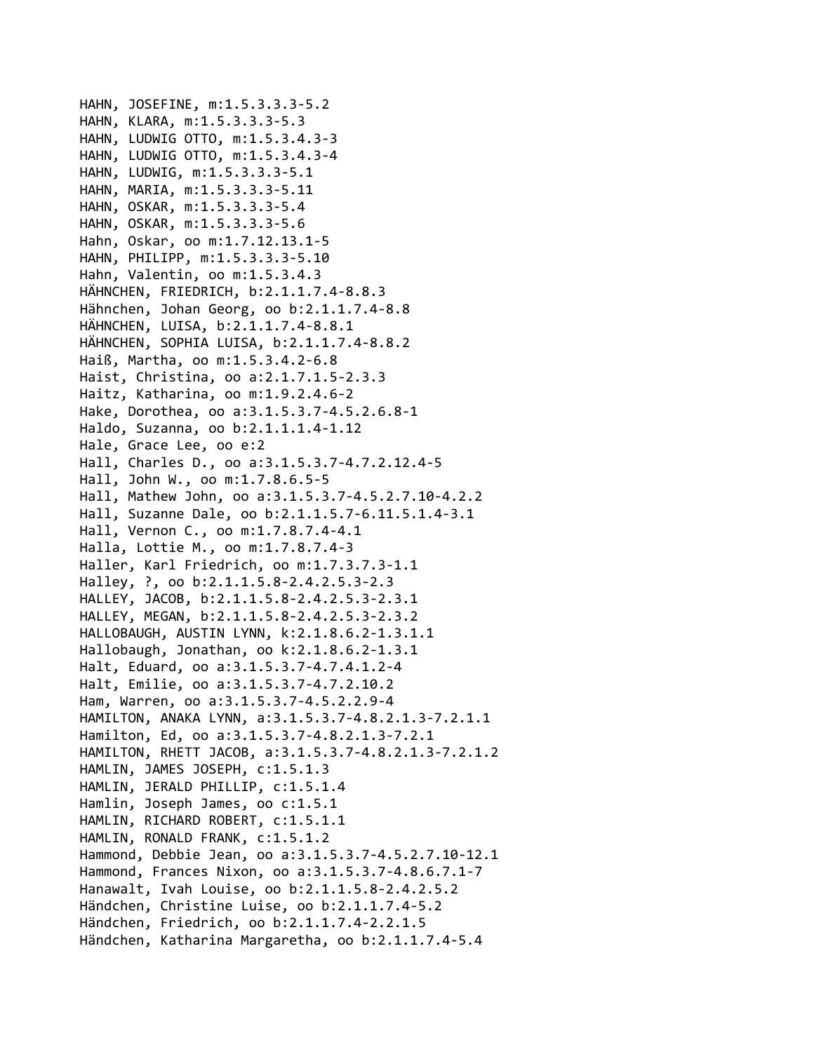HAHN, JOSEFINE, m:1.5.3.3.3-5.2
HAHN, KLARA, m:1.5.3.3.3-5.3
HAHN, LUDWIG OTTO, m:1.5.3.4.3-3
HAHN, LUDWIG OTTO, m:1.5.3.4.3-4
HAHN, LUDWIG, m:1.5.3.3.3-5.1
HAHN, MARIA, m:1.5.3.3.3-5.11
HAHN, OSKAR, m:1.5.3.3.3-5.4
HAHN, OSKAR, m:1.5.3.3.3-5.6
Hahn, Oskar, oo m:1.7.12.13.1-5
HAHN, PHILIPP, m:1.5.3.3.3-5.10
Hahn, Valentin, oo m:1.5.3.4.3
HÄHNCHEN, FRIEDRICH, b:2.1.1.7.4-8.8.3
Hähnchen, Johan Georg, oo b:2.1.1.7.4-8.8
HÄHNCHEN, LUISA, b:2.1.1.7.4-8.8.1
HÄHNCHEN, SOPHIA LUISA, b:2.1.1.7.4-8.8.2
Haiß, Martha, oo m:1.5.3.4.2-6.8
Haist, Christina, oo a:2.1.7.1.5-2.3.3
Haitz, Katharina, oo m:1.9.2.4.6-2
Hake, Dorothea, oo a:3.1.5.3.7-4.5.2.6.8-1
Haldo, Suzanna, oo b:2.1.1.1.4-1.12
Hale, Grace Lee, oo e:2
Hall, Charles D., oo a:3.1.5.3.7-4.7.2.12.4-5
Hall, John W., oo m:1.7.8.6.5-5
Hall, Mathew John, oo a:3.1.5.3.7-4.5.2.7.10-4.2.2
Hall, Suzanne Dale, oo b:2.1.1.5.7-6.11.5.1.4-3.1
Hall, Vernon C., oo m:1.7.8.7.4-4.1
Halla, Lottie M., oo m:1.7.8.7.4-3
Haller, Karl Friedrich, oo m:1.7.3.7.3-1.1
Halley, ?, oo b:2.1.1.5.8-2.4.2.5.3-2.3
HALLEY, JACOB, b:2.1.1.5.8-2.4.2.5.3-2.3.1
HALLEY, MEGAN, b:2.1.1.5.8-2.4.2.5.3-2.3.2
HALLOBAUGH, AUSTIN LYNN, k:2.1.8.6.2-1.3.1.1
Hallobaugh, Jonathan, oo k:2.1.8.6.2-1.3.1
Halt, Eduard, oo a:3.1.5.3.7-4.7.4.1.2-4
Halt, Emilie, oo a:3.1.5.3.7-4.7.2.10.2
Ham, Warren, oo a:3.1.5.3.7-4.5.2.2.9-4
HAMILTON, ANAKA LYNN, a:3.1.5.3.7-4.8.2.1.3-7.2.1.1
Hamilton, Ed, oo a:3.1.5.3.7-4.8.2.1.3-7.2.1
HAMILTON, RHETT JACOB, a:3.1.5.3.7-4.8.2.1.3-7.2.1.2
HAMLIN, JAMES JOSEPH, c:1.5.1.3
HAMLIN, JERALD PHILLIP, c:1.5.1.4
Hamlin, Joseph James, oo c:1.5.1
HAMLIN, RICHARD ROBERT, c:1.5.1.1
HAMLIN, RONALD FRANK, c:1.5.1.2
Hammond, Debbie Jean, oo a:3.1.5.3.7-4.5.2.7.10-12.1
Hammond, Frances Nixon, oo a:3.1.5.3.7-4.8.6.7.1-7
Hanawalt, Ivah Louise, oo b:2.1.1.5.8-2.4.2.5.2
Händchen, Christine Luise, oo b:2.1.1.7.4-5.2
Händchen, Friedrich, oo b:2.1.1.7.4-2.2.1.5
Händchen, Katharina Margaretha, oo b:2.1.1.7.4-5.4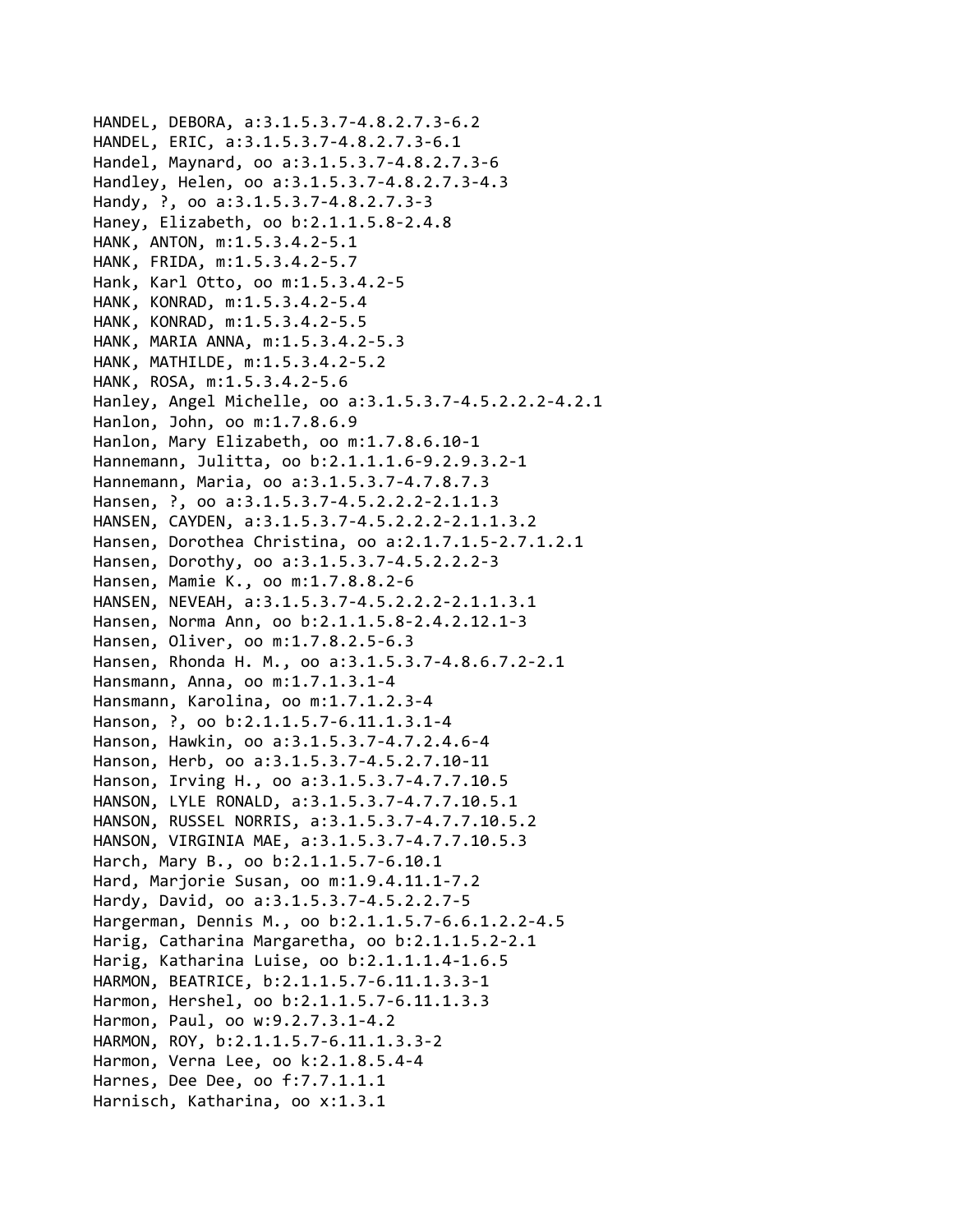HANDEL, DEBORA, a:3.1.5.3.7-4.8.2.7.3-6.2
HANDEL, ERIC, a:3.1.5.3.7-4.8.2.7.3-6.1
Handel, Maynard, oo a:3.1.5.3.7-4.8.2.7.3-6
Handley, Helen, oo a:3.1.5.3.7-4.8.2.7.3-4.3
Handy, ?, oo a:3.1.5.3.7-4.8.2.7.3-3
Haney, Elizabeth, oo b:2.1.1.5.8-2.4.8
HANK, ANTON, m:1.5.3.4.2-5.1
HANK, FRIDA, m:1.5.3.4.2-5.7
Hank, Karl Otto, oo m:1.5.3.4.2-5
HANK, KONRAD, m:1.5.3.4.2-5.4
HANK, KONRAD, m:1.5.3.4.2-5.5
HANK, MARIA ANNA, m:1.5.3.4.2-5.3
HANK, MATHILDE, m:1.5.3.4.2-5.2
HANK, ROSA, m:1.5.3.4.2-5.6
Hanley, Angel Michelle, oo a:3.1.5.3.7-4.5.2.2.2-4.2.1
Hanlon, John, oo m:1.7.8.6.9
Hanlon, Mary Elizabeth, oo m:1.7.8.6.10-1
Hannemann, Julitta, oo b:2.1.1.1.6-9.2.9.3.2-1
Hannemann, Maria, oo a:3.1.5.3.7-4.7.8.7.3
Hansen, ?, oo a:3.1.5.3.7-4.5.2.2.2-2.1.1.3
HANSEN, CAYDEN, a:3.1.5.3.7-4.5.2.2.2-2.1.1.3.2
Hansen, Dorothea Christina, oo a:2.1.7.1.5-2.7.1.2.1
Hansen, Dorothy, oo a:3.1.5.3.7-4.5.2.2.2-3
Hansen, Mamie K., oo m:1.7.8.8.2-6
HANSEN, NEVEAH, a:3.1.5.3.7-4.5.2.2.2-2.1.1.3.1
Hansen, Norma Ann, oo b:2.1.1.5.8-2.4.2.12.1-3
Hansen, Oliver, oo m:1.7.8.2.5-6.3
Hansen, Rhonda H. M., oo a:3.1.5.3.7-4.8.6.7.2-2.1
Hansmann, Anna, oo m:1.7.1.3.1-4
Hansmann, Karolina, oo m:1.7.1.2.3-4
Hanson, ?, oo b:2.1.1.5.7-6.11.1.3.1-4
Hanson, Hawkin, oo a:3.1.5.3.7-4.7.2.4.6-4
Hanson, Herb, oo a:3.1.5.3.7-4.5.2.7.10-11
Hanson, Irving H., oo a:3.1.5.3.7-4.7.7.10.5
HANSON, LYLE RONALD, a:3.1.5.3.7-4.7.7.10.5.1
HANSON, RUSSEL NORRIS, a:3.1.5.3.7-4.7.7.10.5.2
HANSON, VIRGINIA MAE, a:3.1.5.3.7-4.7.7.10.5.3
Harch, Mary B., oo b:2.1.1.5.7-6.10.1
Hard, Marjorie Susan, oo m:1.9.4.11.1-7.2
Hardy, David, oo a:3.1.5.3.7-4.5.2.2.7-5
Hargerman, Dennis M., oo b:2.1.1.5.7-6.6.1.2.2-4.5
Harig, Catharina Margaretha, oo b:2.1.1.5.2-2.1
Harig, Katharina Luise, oo b:2.1.1.1.4-1.6.5
HARMON, BEATRICE, b:2.1.1.5.7-6.11.1.3.3-1
Harmon, Hershel, oo b:2.1.1.5.7-6.11.1.3.3
Harmon, Paul, oo w:9.2.7.3.1-4.2
HARMON, ROY, b:2.1.1.5.7-6.11.1.3.3-2
Harmon, Verna Lee, oo k:2.1.8.5.4-4
Harnes, Dee Dee, oo f:7.7.1.1.1
Harnisch, Katharina, oo x:1.3.1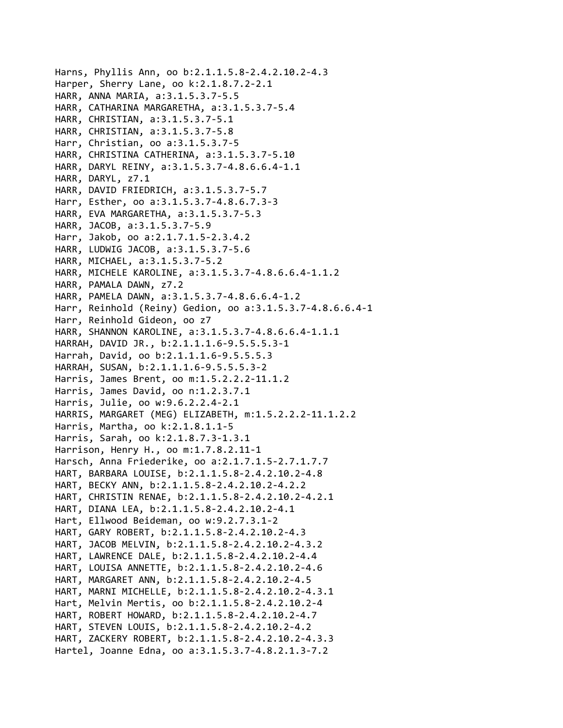Harns, Phyllis Ann, oo b:2.1.1.5.8-2.4.2.10.2-4.3
Harper, Sherry Lane, oo k:2.1.8.7.2-2.1
HARR, ANNA MARIA, a:3.1.5.3.7-5.5
HARR, CATHARINA MARGARETHA, a:3.1.5.3.7-5.4
HARR, CHRISTIAN, a:3.1.5.3.7-5.1
HARR, CHRISTIAN, a:3.1.5.3.7-5.8
Harr, Christian, oo a:3.1.5.3.7-5
HARR, CHRISTINA CATHERINA, a:3.1.5.3.7-5.10
HARR, DARYL REINY, a:3.1.5.3.7-4.8.6.6.4-1.1
HARR, DARYL, z7.1
HARR, DAVID FRIEDRICH, a:3.1.5.3.7-5.7
Harr, Esther, oo a:3.1.5.3.7-4.8.6.7.3-3
HARR, EVA MARGARETHA, a:3.1.5.3.7-5.3
HARR, JACOB, a:3.1.5.3.7-5.9
Harr, Jakob, oo a:2.1.7.1.5-2.3.4.2
HARR, LUDWIG JACOB, a:3.1.5.3.7-5.6
HARR, MICHAEL, a:3.1.5.3.7-5.2
HARR, MICHELE KAROLINE, a:3.1.5.3.7-4.8.6.6.4-1.1.2
HARR, PAMALA DAWN, z7.2
HARR, PAMELA DAWN, a:3.1.5.3.7-4.8.6.6.4-1.2
Harr, Reinhold (Reiny) Gedion, oo a:3.1.5.3.7-4.8.6.6.4-1
Harr, Reinhold Gideon, oo z7
HARR, SHANNON KAROLINE, a:3.1.5.3.7-4.8.6.6.4-1.1.1
HARRAH, DAVID JR., b:2.1.1.1.6-9.5.5.5.3-1
Harrah, David, oo b:2.1.1.1.6-9.5.5.5.3
HARRAH, SUSAN, b:2.1.1.1.6-9.5.5.5.3-2
Harris, James Brent, oo m:1.5.2.2.2-11.1.2
Harris, James David, oo n:1.2.3.7.1
Harris, Julie, oo w:9.6.2.2.4-2.1
HARRIS, MARGARET (MEG) ELIZABETH, m:1.5.2.2.2-11.1.2.2
Harris, Martha, oo k:2.1.8.1.1-5
Harris, Sarah, oo k:2.1.8.7.3-1.3.1
Harrison, Henry H., oo m:1.7.8.2.11-1
Harsch, Anna Friederike, oo a:2.1.7.1.5-2.7.1.7.7
HART, BARBARA LOUISE, b:2.1.1.5.8-2.4.2.10.2-4.8
HART, BECKY ANN, b:2.1.1.5.8-2.4.2.10.2-4.2.2
HART, CHRISTIN RENAE, b:2.1.1.5.8-2.4.2.10.2-4.2.1
HART, DIANA LEA, b:2.1.1.5.8-2.4.2.10.2-4.1
Hart, Ellwood Beideman, oo w:9.2.7.3.1-2
HART, GARY ROBERT, b:2.1.1.5.8-2.4.2.10.2-4.3
HART, JACOB MELVIN, b:2.1.1.5.8-2.4.2.10.2-4.3.2
HART, LAWRENCE DALE, b:2.1.1.5.8-2.4.2.10.2-4.4
HART, LOUISA ANNETTE, b:2.1.1.5.8-2.4.2.10.2-4.6
HART, MARGARET ANN, b:2.1.1.5.8-2.4.2.10.2-4.5
HART, MARNI MICHELLE, b:2.1.1.5.8-2.4.2.10.2-4.3.1
Hart, Melvin Mertis, oo b:2.1.1.5.8-2.4.2.10.2-4
HART, ROBERT HOWARD, b:2.1.1.5.8-2.4.2.10.2-4.7
HART, STEVEN LOUIS, b:2.1.1.5.8-2.4.2.10.2-4.2
HART, ZACKERY ROBERT, b:2.1.1.5.8-2.4.2.10.2-4.3.3
Hartel, Joanne Edna, oo a:3.1.5.3.7-4.8.2.1.3-7.2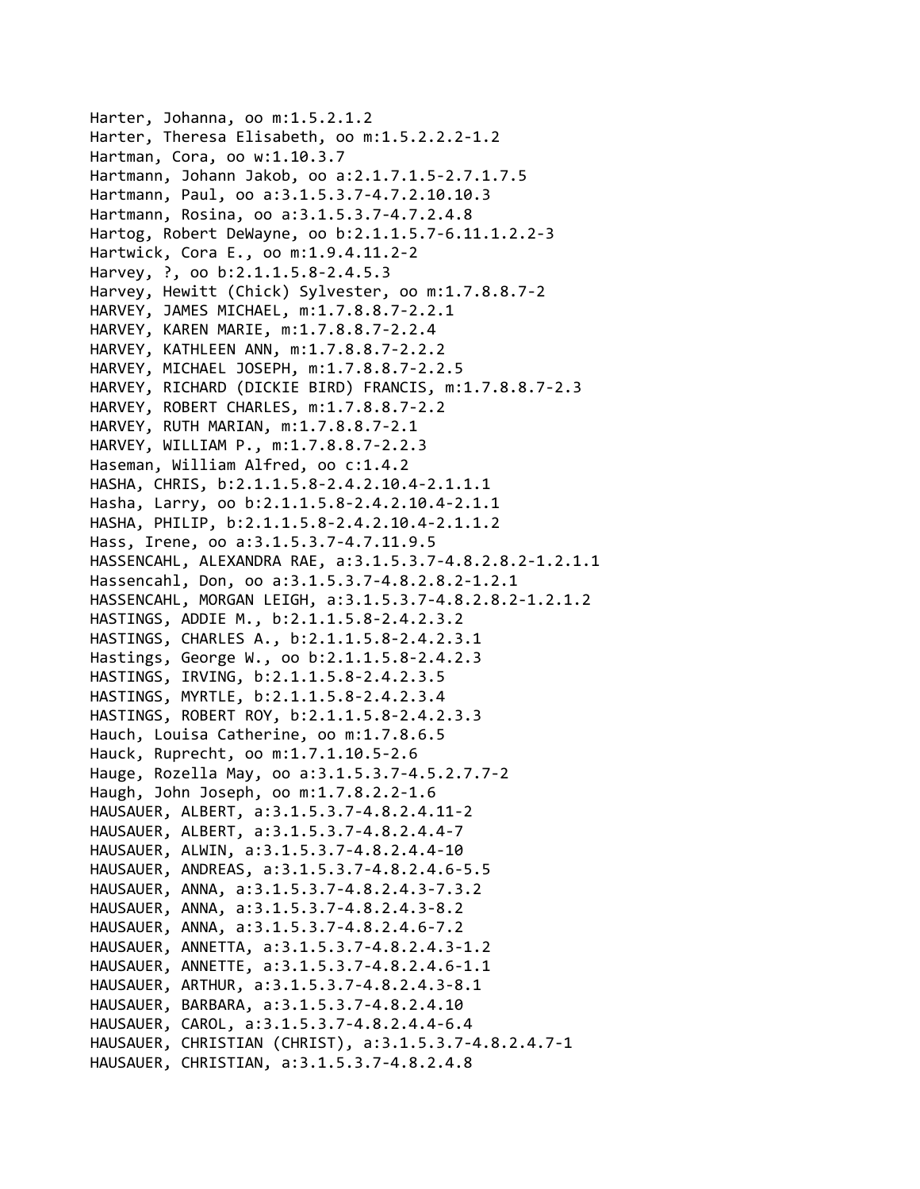Harter, Johanna, oo m:1.5.2.1.2
Harter, Theresa Elisabeth, oo m:1.5.2.2.2-1.2
Hartman, Cora, oo w:1.10.3.7
Hartmann, Johann Jakob, oo a:2.1.7.1.5-2.7.1.7.5
Hartmann, Paul, oo a:3.1.5.3.7-4.7.2.10.10.3
Hartmann, Rosina, oo a:3.1.5.3.7-4.7.2.4.8
Hartog, Robert DeWayne, oo b:2.1.1.5.7-6.11.1.2.2-3
Hartwick, Cora E., oo m:1.9.4.11.2-2
Harvey, ?, oo b:2.1.1.5.8-2.4.5.3
Harvey, Hewitt (Chick) Sylvester, oo m:1.7.8.8.7-2
HARVEY, JAMES MICHAEL, m:1.7.8.8.7-2.2.1
HARVEY, KAREN MARIE, m:1.7.8.8.7-2.2.4
HARVEY, KATHLEEN ANN, m:1.7.8.8.7-2.2.2
HARVEY, MICHAEL JOSEPH, m:1.7.8.8.7-2.2.5
HARVEY, RICHARD (DICKIE BIRD) FRANCIS, m:1.7.8.8.7-2.3
HARVEY, ROBERT CHARLES, m:1.7.8.8.7-2.2
HARVEY, RUTH MARIAN, m:1.7.8.8.7-2.1
HARVEY, WILLIAM P., m:1.7.8.8.7-2.2.3
Haseman, William Alfred, oo c:1.4.2
HASHA, CHRIS, b:2.1.1.5.8-2.4.2.10.4-2.1.1.1
Hasha, Larry, oo b:2.1.1.5.8-2.4.2.10.4-2.1.1
HASHA, PHILIP, b:2.1.1.5.8-2.4.2.10.4-2.1.1.2
Hass, Irene, oo a:3.1.5.3.7-4.7.11.9.5
HASSENCAHL, ALEXANDRA RAE, a:3.1.5.3.7-4.8.2.8.2-1.2.1.1
Hassencahl, Don, oo a:3.1.5.3.7-4.8.2.8.2-1.2.1
HASSENCAHL, MORGAN LEIGH, a:3.1.5.3.7-4.8.2.8.2-1.2.1.2
HASTINGS, ADDIE M., b:2.1.1.5.8-2.4.2.3.2
HASTINGS, CHARLES A., b:2.1.1.5.8-2.4.2.3.1
Hastings, George W., oo b:2.1.1.5.8-2.4.2.3
HASTINGS, IRVING, b:2.1.1.5.8-2.4.2.3.5
HASTINGS, MYRTLE, b:2.1.1.5.8-2.4.2.3.4
HASTINGS, ROBERT ROY, b:2.1.1.5.8-2.4.2.3.3
Hauch, Louisa Catherine, oo m:1.7.8.6.5
Hauck, Ruprecht, oo m:1.7.1.10.5-2.6
Hauge, Rozella May, oo a:3.1.5.3.7-4.5.2.7.7-2
Haugh, John Joseph, oo m:1.7.8.2.2-1.6
HAUSAUER, ALBERT, a:3.1.5.3.7-4.8.2.4.11-2
HAUSAUER, ALBERT, a:3.1.5.3.7-4.8.2.4.4-7
HAUSAUER, ALWIN, a:3.1.5.3.7-4.8.2.4.4-10
HAUSAUER, ANDREAS, a:3.1.5.3.7-4.8.2.4.6-5.5
HAUSAUER, ANNA, a:3.1.5.3.7-4.8.2.4.3-7.3.2
HAUSAUER, ANNA, a:3.1.5.3.7-4.8.2.4.3-8.2
HAUSAUER, ANNA, a:3.1.5.3.7-4.8.2.4.6-7.2
HAUSAUER, ANNETTA, a:3.1.5.3.7-4.8.2.4.3-1.2
HAUSAUER, ANNETTE, a:3.1.5.3.7-4.8.2.4.6-1.1
HAUSAUER, ARTHUR, a:3.1.5.3.7-4.8.2.4.3-8.1
HAUSAUER, BARBARA, a:3.1.5.3.7-4.8.2.4.10
HAUSAUER, CAROL, a:3.1.5.3.7-4.8.2.4.4-6.4
HAUSAUER, CHRISTIAN (CHRIST), a:3.1.5.3.7-4.8.2.4.7-1
HAUSAUER, CHRISTIAN, a:3.1.5.3.7-4.8.2.4.8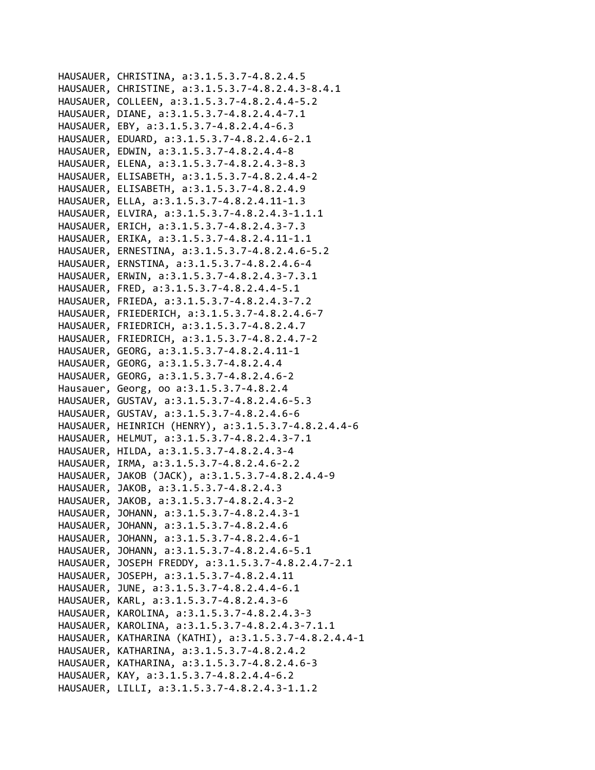HAUSAUER, CHRISTINA, a:3.1.5.3.7-4.8.2.4.5
HAUSAUER, CHRISTINE, a:3.1.5.3.7-4.8.2.4.3-8.4.1
HAUSAUER, COLLEEN, a:3.1.5.3.7-4.8.2.4.4-5.2
HAUSAUER, DIANE, a:3.1.5.3.7-4.8.2.4.4-7.1
HAUSAUER, EBY, a:3.1.5.3.7-4.8.2.4.4-6.3
HAUSAUER, EDUARD, a:3.1.5.3.7-4.8.2.4.6-2.1
HAUSAUER, EDWIN, a:3.1.5.3.7-4.8.2.4.4-8
HAUSAUER, ELENA, a:3.1.5.3.7-4.8.2.4.3-8.3
HAUSAUER, ELISABETH, a:3.1.5.3.7-4.8.2.4.4-2
HAUSAUER, ELISABETH, a:3.1.5.3.7-4.8.2.4.9
HAUSAUER, ELLA, a:3.1.5.3.7-4.8.2.4.11-1.3
HAUSAUER, ELVIRA, a:3.1.5.3.7-4.8.2.4.3-1.1.1
HAUSAUER, ERICH, a:3.1.5.3.7-4.8.2.4.3-7.3
HAUSAUER, ERIKA, a:3.1.5.3.7-4.8.2.4.11-1.1
HAUSAUER, ERNESTINA, a:3.1.5.3.7-4.8.2.4.6-5.2
HAUSAUER, ERNSTINA, a:3.1.5.3.7-4.8.2.4.6-4
HAUSAUER, ERWIN, a:3.1.5.3.7-4.8.2.4.3-7.3.1
HAUSAUER, FRED, a:3.1.5.3.7-4.8.2.4.4-5.1
HAUSAUER, FRIEDA, a:3.1.5.3.7-4.8.2.4.3-7.2
HAUSAUER, FRIEDERICH, a:3.1.5.3.7-4.8.2.4.6-7
HAUSAUER, FRIEDRICH, a:3.1.5.3.7-4.8.2.4.7
HAUSAUER, FRIEDRICH, a:3.1.5.3.7-4.8.2.4.7-2
HAUSAUER, GEORG, a:3.1.5.3.7-4.8.2.4.11-1
HAUSAUER, GEORG, a:3.1.5.3.7-4.8.2.4.4
HAUSAUER, GEORG, a:3.1.5.3.7-4.8.2.4.6-2
Hausauer, Georg, oo a:3.1.5.3.7-4.8.2.4
HAUSAUER, GUSTAV, a:3.1.5.3.7-4.8.2.4.6-5.3
HAUSAUER, GUSTAV, a:3.1.5.3.7-4.8.2.4.6-6
HAUSAUER, HEINRICH (HENRY), a:3.1.5.3.7-4.8.2.4.4-6
HAUSAUER, HELMUT, a:3.1.5.3.7-4.8.2.4.3-7.1
HAUSAUER, HILDA, a:3.1.5.3.7-4.8.2.4.3-4
HAUSAUER, IRMA, a:3.1.5.3.7-4.8.2.4.6-2.2
HAUSAUER, JAKOB (JACK), a:3.1.5.3.7-4.8.2.4.4-9
HAUSAUER, JAKOB, a:3.1.5.3.7-4.8.2.4.3
HAUSAUER, JAKOB, a:3.1.5.3.7-4.8.2.4.3-2
HAUSAUER, JOHANN, a:3.1.5.3.7-4.8.2.4.3-1
HAUSAUER, JOHANN, a:3.1.5.3.7-4.8.2.4.6
HAUSAUER, JOHANN, a:3.1.5.3.7-4.8.2.4.6-1
HAUSAUER, JOHANN, a:3.1.5.3.7-4.8.2.4.6-5.1
HAUSAUER, JOSEPH FREDDY, a:3.1.5.3.7-4.8.2.4.7-2.1
HAUSAUER, JOSEPH, a:3.1.5.3.7-4.8.2.4.11
HAUSAUER, JUNE, a:3.1.5.3.7-4.8.2.4.4-6.1
HAUSAUER, KARL, a:3.1.5.3.7-4.8.2.4.3-6
HAUSAUER, KAROLINA, a:3.1.5.3.7-4.8.2.4.3-3
HAUSAUER, KAROLINA, a:3.1.5.3.7-4.8.2.4.3-7.1.1
HAUSAUER, KATHARINA (KATHI), a:3.1.5.3.7-4.8.2.4.4-1
HAUSAUER, KATHARINA, a:3.1.5.3.7-4.8.2.4.2
HAUSAUER, KATHARINA, a:3.1.5.3.7-4.8.2.4.6-3
HAUSAUER, KAY, a:3.1.5.3.7-4.8.2.4.4-6.2
HAUSAUER, LILLI, a:3.1.5.3.7-4.8.2.4.3-1.1.2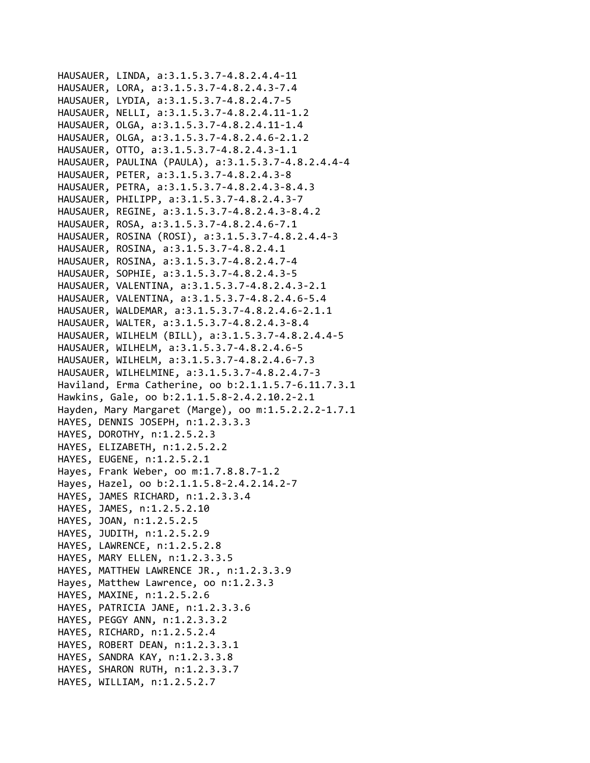HAUSAUER, LINDA, a:3.1.5.3.7-4.8.2.4.4-11
HAUSAUER, LORA, a:3.1.5.3.7-4.8.2.4.3-7.4
HAUSAUER, LYDIA, a:3.1.5.3.7-4.8.2.4.7-5
HAUSAUER, NELLI, a:3.1.5.3.7-4.8.2.4.11-1.2
HAUSAUER, OLGA, a:3.1.5.3.7-4.8.2.4.11-1.4
HAUSAUER, OLGA, a:3.1.5.3.7-4.8.2.4.6-2.1.2
HAUSAUER, OTTO, a:3.1.5.3.7-4.8.2.4.3-1.1
HAUSAUER, PAULINA (PAULA), a:3.1.5.3.7-4.8.2.4.4-4
HAUSAUER, PETER, a:3.1.5.3.7-4.8.2.4.3-8
HAUSAUER, PETRA, a:3.1.5.3.7-4.8.2.4.3-8.4.3
HAUSAUER, PHILIPP, a:3.1.5.3.7-4.8.2.4.3-7
HAUSAUER, REGINE, a:3.1.5.3.7-4.8.2.4.3-8.4.2
HAUSAUER, ROSA, a:3.1.5.3.7-4.8.2.4.6-7.1
HAUSAUER, ROSINA (ROSI), a:3.1.5.3.7-4.8.2.4.4-3
HAUSAUER, ROSINA, a:3.1.5.3.7-4.8.2.4.1
HAUSAUER, ROSINA, a:3.1.5.3.7-4.8.2.4.7-4
HAUSAUER, SOPHIE, a:3.1.5.3.7-4.8.2.4.3-5
HAUSAUER, VALENTINA, a:3.1.5.3.7-4.8.2.4.3-2.1
HAUSAUER, VALENTINA, a:3.1.5.3.7-4.8.2.4.6-5.4
HAUSAUER, WALDEMAR, a:3.1.5.3.7-4.8.2.4.6-2.1.1
HAUSAUER, WALTER, a:3.1.5.3.7-4.8.2.4.3-8.4
HAUSAUER, WILHELM (BILL), a:3.1.5.3.7-4.8.2.4.4-5
HAUSAUER, WILHELM, a:3.1.5.3.7-4.8.2.4.6-5
HAUSAUER, WILHELM, a:3.1.5.3.7-4.8.2.4.6-7.3
HAUSAUER, WILHELMINE, a:3.1.5.3.7-4.8.2.4.7-3
Haviland, Erma Catherine, oo b:2.1.1.5.7-6.11.7.3.1
Hawkins, Gale, oo b:2.1.1.5.8-2.4.2.10.2-2.1
Hayden, Mary Margaret (Marge), oo m:1.5.2.2.2-1.7.1
HAYES, DENNIS JOSEPH, n:1.2.3.3.3
HAYES, DOROTHY, n:1.2.5.2.3
HAYES, ELIZABETH, n:1.2.5.2.2
HAYES, EUGENE, n:1.2.5.2.1
Hayes, Frank Weber, oo m:1.7.8.8.7-1.2
Hayes, Hazel, oo b:2.1.1.5.8-2.4.2.14.2-7
HAYES, JAMES RICHARD, n:1.2.3.3.4
HAYES, JAMES, n:1.2.5.2.10
HAYES, JOAN, n:1.2.5.2.5
HAYES, JUDITH, n:1.2.5.2.9
HAYES, LAWRENCE, n:1.2.5.2.8
HAYES, MARY ELLEN, n:1.2.3.3.5
HAYES, MATTHEW LAWRENCE JR., n:1.2.3.3.9
Hayes, Matthew Lawrence, oo n:1.2.3.3
HAYES, MAXINE, n:1.2.5.2.6
HAYES, PATRICIA JANE, n:1.2.3.3.6
HAYES, PEGGY ANN, n:1.2.3.3.2
HAYES, RICHARD, n:1.2.5.2.4
HAYES, ROBERT DEAN, n:1.2.3.3.1
HAYES, SANDRA KAY, n:1.2.3.3.8
HAYES, SHARON RUTH, n:1.2.3.3.7
HAYES, WILLIAM, n:1.2.5.2.7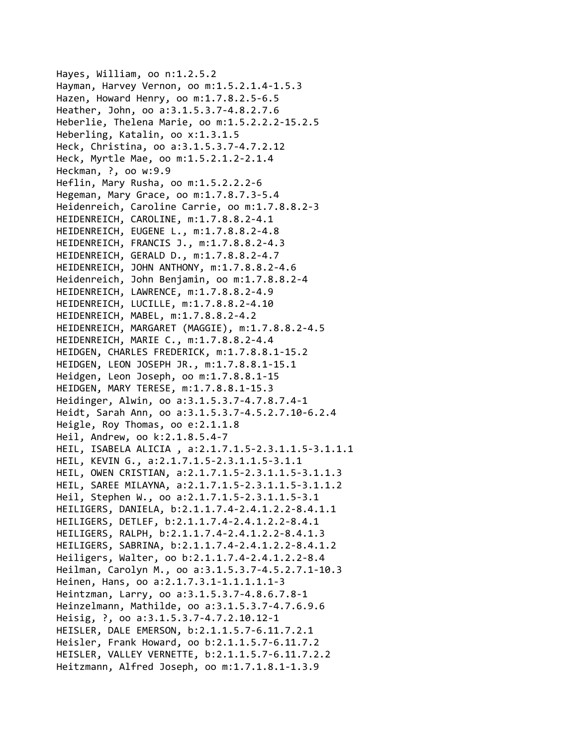Hayes, William, oo n:1.2.5.2
Hayman, Harvey Vernon, oo m:1.5.2.1.4-1.5.3
Hazen, Howard Henry, oo m:1.7.8.2.5-6.5
Heather, John, oo a:3.1.5.3.7-4.8.2.7.6
Heberlie, Thelena Marie, oo m:1.5.2.2.2-15.2.5
Heberling, Katalin, oo x:1.3.1.5
Heck, Christina, oo a:3.1.5.3.7-4.7.2.12
Heck, Myrtle Mae, oo m:1.5.2.1.2-2.1.4
Heckman, ?, oo w:9.9
Heflin, Mary Rusha, oo m:1.5.2.2.2-6
Hegeman, Mary Grace, oo m:1.7.8.7.3-5.4
Heidenreich, Caroline Carrie, oo m:1.7.8.8.2-3
HEIDENREICH, CAROLINE, m:1.7.8.8.2-4.1
HEIDENREICH, EUGENE L., m:1.7.8.8.2-4.8
HEIDENREICH, FRANCIS J., m:1.7.8.8.2-4.3
HEIDENREICH, GERALD D., m:1.7.8.8.2-4.7
HEIDENREICH, JOHN ANTHONY, m:1.7.8.8.2-4.6
Heidenreich, John Benjamin, oo m:1.7.8.8.2-4
HEIDENREICH, LAWRENCE, m:1.7.8.8.2-4.9
HEIDENREICH, LUCILLE, m:1.7.8.8.2-4.10
HEIDENREICH, MABEL, m:1.7.8.8.2-4.2
HEIDENREICH, MARGARET (MAGGIE), m:1.7.8.8.2-4.5
HEIDENREICH, MARIE C., m:1.7.8.8.2-4.4
HEIDGEN, CHARLES FREDERICK, m:1.7.8.8.1-15.2
HEIDGEN, LEON JOSEPH JR., m:1.7.8.8.1-15.1
Heidgen, Leon Joseph, oo m:1.7.8.8.1-15
HEIDGEN, MARY TERESE, m:1.7.8.8.1-15.3
Heidinger, Alwin, oo a:3.1.5.3.7-4.7.8.7.4-1
Heidt, Sarah Ann, oo a:3.1.5.3.7-4.5.2.7.10-6.2.4
Heigle, Roy Thomas, oo e:2.1.1.8
Heil, Andrew, oo k:2.1.8.5.4-7
HEIL, ISABELA ALICIA , a:2.1.7.1.5-2.3.1.1.5-3.1.1.1
HEIL, KEVIN G., a:2.1.7.1.5-2.3.1.1.5-3.1.1
HEIL, OWEN CRISTIAN, a:2.1.7.1.5-2.3.1.1.5-3.1.1.3
HEIL, SAREE MILAYNA, a:2.1.7.1.5-2.3.1.1.5-3.1.1.2
Heil, Stephen W., oo a:2.1.7.1.5-2.3.1.1.5-3.1
HEILIGERS, DANIELA, b:2.1.1.7.4-2.4.1.2.2-8.4.1.1
HEILIGERS, DETLEF, b:2.1.1.7.4-2.4.1.2.2-8.4.1
HEILIGERS, RALPH, b:2.1.1.7.4-2.4.1.2.2-8.4.1.3
HEILIGERS, SABRINA, b:2.1.1.7.4-2.4.1.2.2-8.4.1.2
Heiligers, Walter, oo b:2.1.1.7.4-2.4.1.2.2-8.4
Heilman, Carolyn M., oo a:3.1.5.3.7-4.5.2.7.1-10.3
Heinen, Hans, oo a:2.1.7.3.1-1.1.1.1.1-3
Heintzman, Larry, oo a:3.1.5.3.7-4.8.6.7.8-1
Heinzelmann, Mathilde, oo a:3.1.5.3.7-4.7.6.9.6
Heisig, ?, oo a:3.1.5.3.7-4.7.2.10.12-1
HEISLER, DALE EMERSON, b:2.1.1.5.7-6.11.7.2.1
Heisler, Frank Howard, oo b:2.1.1.5.7-6.11.7.2
HEISLER, VALLEY VERNETTE, b:2.1.1.5.7-6.11.7.2.2
Heitzmann, Alfred Joseph, oo m:1.7.1.8.1-1.3.9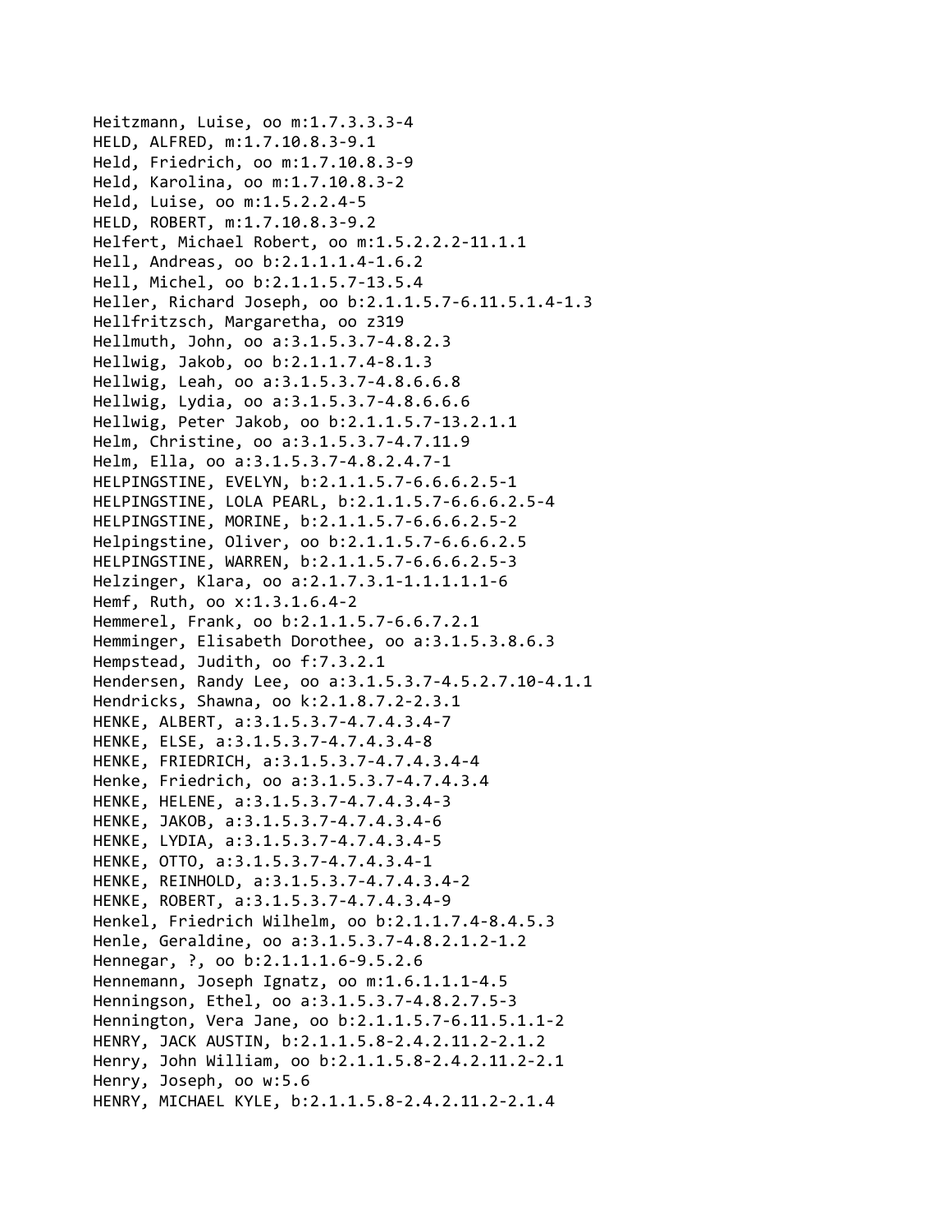Heitzmann, Luise, oo m:1.7.3.3.3-4
HELD, ALFRED, m:1.7.10.8.3-9.1
Held, Friedrich, oo m:1.7.10.8.3-9
Held, Karolina, oo m:1.7.10.8.3-2
Held, Luise, oo m:1.5.2.2.4-5
HELD, ROBERT, m:1.7.10.8.3-9.2
Helfert, Michael Robert, oo m:1.5.2.2.2-11.1.1
Hell, Andreas, oo b:2.1.1.1.4-1.6.2
Hell, Michel, oo b:2.1.1.5.7-13.5.4
Heller, Richard Joseph, oo b:2.1.1.5.7-6.11.5.1.4-1.3
Hellfritzsch, Margaretha, oo z319
Hellmuth, John, oo a:3.1.5.3.7-4.8.2.3
Hellwig, Jakob, oo b:2.1.1.7.4-8.1.3
Hellwig, Leah, oo a:3.1.5.3.7-4.8.6.6.8
Hellwig, Lydia, oo a:3.1.5.3.7-4.8.6.6.6
Hellwig, Peter Jakob, oo b:2.1.1.5.7-13.2.1.1
Helm, Christine, oo a:3.1.5.3.7-4.7.11.9
Helm, Ella, oo a:3.1.5.3.7-4.8.2.4.7-1
HELPINGSTINE, EVELYN, b:2.1.1.5.7-6.6.6.2.5-1
HELPINGSTINE, LOLA PEARL, b:2.1.1.5.7-6.6.6.2.5-4
HELPINGSTINE, MORINE, b:2.1.1.5.7-6.6.6.2.5-2
Helpingstine, Oliver, oo b:2.1.1.5.7-6.6.6.2.5
HELPINGSTINE, WARREN, b:2.1.1.5.7-6.6.6.2.5-3
Helzinger, Klara, oo a:2.1.7.3.1-1.1.1.1.1-6
Hemf, Ruth, oo x:1.3.1.6.4-2
Hemmerel, Frank, oo b:2.1.1.5.7-6.6.7.2.1
Hemminger, Elisabeth Dorothee, oo a:3.1.5.3.8.6.3
Hempstead, Judith, oo f:7.3.2.1
Hendersen, Randy Lee, oo a:3.1.5.3.7-4.5.2.7.10-4.1.1
Hendricks, Shawna, oo k:2.1.8.7.2-2.3.1
HENKE, ALBERT, a:3.1.5.3.7-4.7.4.3.4-7
HENKE, ELSE, a:3.1.5.3.7-4.7.4.3.4-8
HENKE, FRIEDRICH, a:3.1.5.3.7-4.7.4.3.4-4
Henke, Friedrich, oo a:3.1.5.3.7-4.7.4.3.4
HENKE, HELENE, a:3.1.5.3.7-4.7.4.3.4-3
HENKE, JAKOB, a:3.1.5.3.7-4.7.4.3.4-6
HENKE, LYDIA, a:3.1.5.3.7-4.7.4.3.4-5
HENKE, OTTO, a:3.1.5.3.7-4.7.4.3.4-1
HENKE, REINHOLD, a:3.1.5.3.7-4.7.4.3.4-2
HENKE, ROBERT, a:3.1.5.3.7-4.7.4.3.4-9
Henkel, Friedrich Wilhelm, oo b:2.1.1.7.4-8.4.5.3
Henle, Geraldine, oo a:3.1.5.3.7-4.8.2.1.2-1.2
Hennegar, ?, oo b:2.1.1.1.6-9.5.2.6
Hennemann, Joseph Ignatz, oo m:1.6.1.1.1-4.5
Henningson, Ethel, oo a:3.1.5.3.7-4.8.2.7.5-3
Hennington, Vera Jane, oo b:2.1.1.5.7-6.11.5.1.1-2
HENRY, JACK AUSTIN, b:2.1.1.5.8-2.4.2.11.2-2.1.2
Henry, John William, oo b:2.1.1.5.8-2.4.2.11.2-2.1
Henry, Joseph, oo w:5.6
HENRY, MICHAEL KYLE, b:2.1.1.5.8-2.4.2.11.2-2.1.4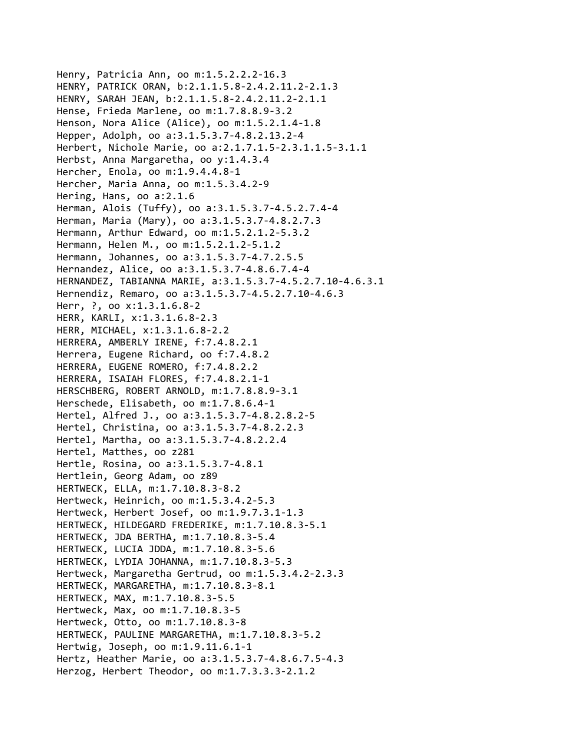Henry, Patricia Ann, oo m:1.5.2.2.2-16.3
HENRY, PATRICK ORAN, b:2.1.1.5.8-2.4.2.11.2-2.1.3
HENRY, SARAH JEAN, b:2.1.1.5.8-2.4.2.11.2-2.1.1
Hense, Frieda Marlene, oo m:1.7.8.8.9-3.2
Henson, Nora Alice (Alice), oo m:1.5.2.1.4-1.8
Hepper, Adolph, oo a:3.1.5.3.7-4.8.2.13.2-4
Herbert, Nichole Marie, oo a:2.1.7.1.5-2.3.1.1.5-3.1.1
Herbst, Anna Margaretha, oo y:1.4.3.4
Hercher, Enola, oo m:1.9.4.4.8-1
Hercher, Maria Anna, oo m:1.5.3.4.2-9
Hering, Hans, oo a:2.1.6
Herman, Alois (Tuffy), oo a:3.1.5.3.7-4.5.2.7.4-4
Herman, Maria (Mary), oo a:3.1.5.3.7-4.8.2.7.3
Hermann, Arthur Edward, oo m:1.5.2.1.2-5.3.2
Hermann, Helen M., oo m:1.5.2.1.2-5.1.2
Hermann, Johannes, oo a:3.1.5.3.7-4.7.2.5.5
Hernandez, Alice, oo a:3.1.5.3.7-4.8.6.7.4-4
HERNANDEZ, TABIANNA MARIE, a:3.1.5.3.7-4.5.2.7.10-4.6.3.1
Hernendiz, Remaro, oo a:3.1.5.3.7-4.5.2.7.10-4.6.3
Herr, ?, oo x:1.3.1.6.8-2
HERR, KARLI, x:1.3.1.6.8-2.3
HERR, MICHAEL, x:1.3.1.6.8-2.2
HERRERA, AMBERLY IRENE, f:7.4.8.2.1
Herrera, Eugene Richard, oo f:7.4.8.2
HERRERA, EUGENE ROMERO, f:7.4.8.2.2
HERRERA, ISAIAH FLORES, f:7.4.8.2.1-1
HERSCHBERG, ROBERT ARNOLD, m:1.7.8.8.9-3.1
Herschede, Elisabeth, oo m:1.7.8.6.4-1
Hertel, Alfred J., oo a:3.1.5.3.7-4.8.2.8.2-5
Hertel, Christina, oo a:3.1.5.3.7-4.8.2.2.3
Hertel, Martha, oo a:3.1.5.3.7-4.8.2.2.4
Hertel, Matthes, oo z281
Hertle, Rosina, oo a:3.1.5.3.7-4.8.1
Hertlein, Georg Adam, oo z89
HERTWECK, ELLA, m:1.7.10.8.3-8.2
Hertweck, Heinrich, oo m:1.5.3.4.2-5.3
Hertweck, Herbert Josef, oo m:1.9.7.3.1-1.3
HERTWECK, HILDEGARD FREDERIKE, m:1.7.10.8.3-5.1
HERTWECK, JDA BERTHA, m:1.7.10.8.3-5.4
HERTWECK, LUCIA JDDA, m:1.7.10.8.3-5.6
HERTWECK, LYDIA JOHANNA, m:1.7.10.8.3-5.3
Hertweck, Margaretha Gertrud, oo m:1.5.3.4.2-2.3.3
HERTWECK, MARGARETHA, m:1.7.10.8.3-8.1
HERTWECK, MAX, m:1.7.10.8.3-5.5
Hertweck, Max, oo m:1.7.10.8.3-5
Hertweck, Otto, oo m:1.7.10.8.3-8
HERTWECK, PAULINE MARGARETHA, m:1.7.10.8.3-5.2
Hertwig, Joseph, oo m:1.9.11.6.1-1
Hertz, Heather Marie, oo a:3.1.5.3.7-4.8.6.7.5-4.3
Herzog, Herbert Theodor, oo m:1.7.3.3.3-2.1.2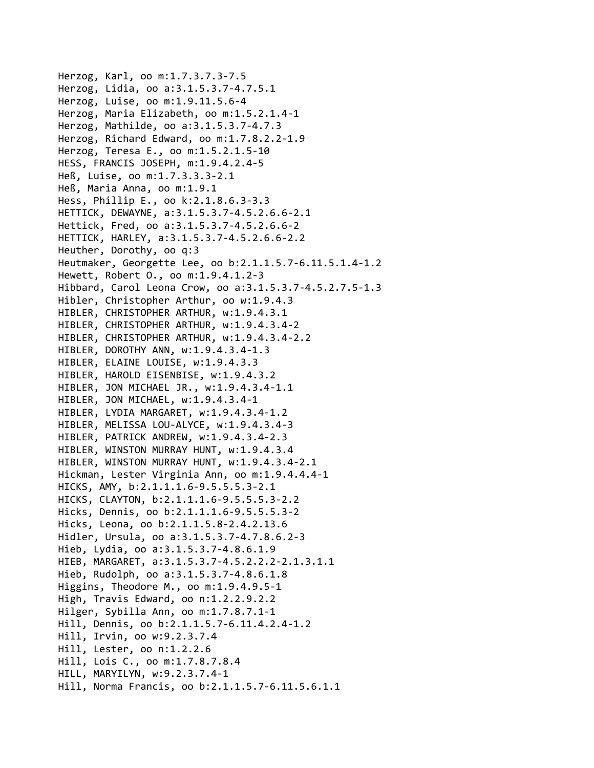Herzog, Karl, oo m:1.7.3.7.3-7.5
Herzog, Lidia, oo a:3.1.5.3.7-4.7.5.1
Herzog, Luise, oo m:1.9.11.5.6-4
Herzog, Maria Elizabeth, oo m:1.5.2.1.4-1
Herzog, Mathilde, oo a:3.1.5.3.7-4.7.3
Herzog, Richard Edward, oo m:1.7.8.2.2-1.9
Herzog, Teresa E., oo m:1.5.2.1.5-10
HESS, FRANCIS JOSEPH, m:1.9.4.2.4-5
Heß, Luise, oo m:1.7.3.3.3-2.1
Heß, Maria Anna, oo m:1.9.1
Hess, Phillip E., oo k:2.1.8.6.3-3.3
HETTICK, DEWAYNE, a:3.1.5.3.7-4.5.2.6.6-2.1
Hettick, Fred, oo a:3.1.5.3.7-4.5.2.6.6-2
HETTICK, HARLEY, a:3.1.5.3.7-4.5.2.6.6-2.2
Heuther, Dorothy, oo q:3
Heutmaker, Georgette Lee, oo b:2.1.1.5.7-6.11.5.1.4-1.2
Hewett, Robert O., oo m:1.9.4.1.2-3
Hibbard, Carol Leona Crow, oo a:3.1.5.3.7-4.5.2.7.5-1.3
Hibler, Christopher Arthur, oo w:1.9.4.3
HIBLER, CHRISTOPHER ARTHUR, w:1.9.4.3.1
HIBLER, CHRISTOPHER ARTHUR, w:1.9.4.3.4-2
HIBLER, CHRISTOPHER ARTHUR, w:1.9.4.3.4-2.2
HIBLER, DOROTHY ANN, w:1.9.4.3.4-1.3
HIBLER, ELAINE LOUISE, w:1.9.4.3.3
HIBLER, HAROLD EISENBISE, w:1.9.4.3.2
HIBLER, JON MICHAEL JR., w:1.9.4.3.4-1.1
HIBLER, JON MICHAEL, w:1.9.4.3.4-1
HIBLER, LYDIA MARGARET, w:1.9.4.3.4-1.2
HIBLER, MELISSA LOU-ALYCE, w:1.9.4.3.4-3
HIBLER, PATRICK ANDREW, w:1.9.4.3.4-2.3
HIBLER, WINSTON MURRAY HUNT, w:1.9.4.3.4
HIBLER, WINSTON MURRAY HUNT, w:1.9.4.3.4-2.1
Hickman, Lester Virginia Ann, oo m:1.9.4.4.4-1
HICKS, AMY, b:2.1.1.1.6-9.5.5.5.3-2.1
HICKS, CLAYTON, b:2.1.1.1.6-9.5.5.5.3-2.2
Hicks, Dennis, oo b:2.1.1.1.6-9.5.5.5.3-2
Hicks, Leona, oo b:2.1.1.5.8-2.4.2.13.6
Hidler, Ursula, oo a:3.1.5.3.7-4.7.8.6.2-3
Hieb, Lydia, oo a:3.1.5.3.7-4.8.6.1.9
HIEB, MARGARET, a:3.1.5.3.7-4.5.2.2.2-2.1.3.1.1
Hieb, Rudolph, oo a:3.1.5.3.7-4.8.6.1.8
Higgins, Theodore M., oo m:1.9.4.9.5-1
High, Travis Edward, oo n:1.2.2.9.2.2
Hilger, Sybilla Ann, oo m:1.7.8.7.1-1
Hill, Dennis, oo b:2.1.1.5.7-6.11.4.2.4-1.2
Hill, Irvin, oo w:9.2.3.7.4
Hill, Lester, oo n:1.2.2.6
Hill, Lois C., oo m:1.7.8.7.8.4
HILL, MARYILYN, w:9.2.3.7.4-1
Hill, Norma Francis, oo b:2.1.1.5.7-6.11.5.6.1.1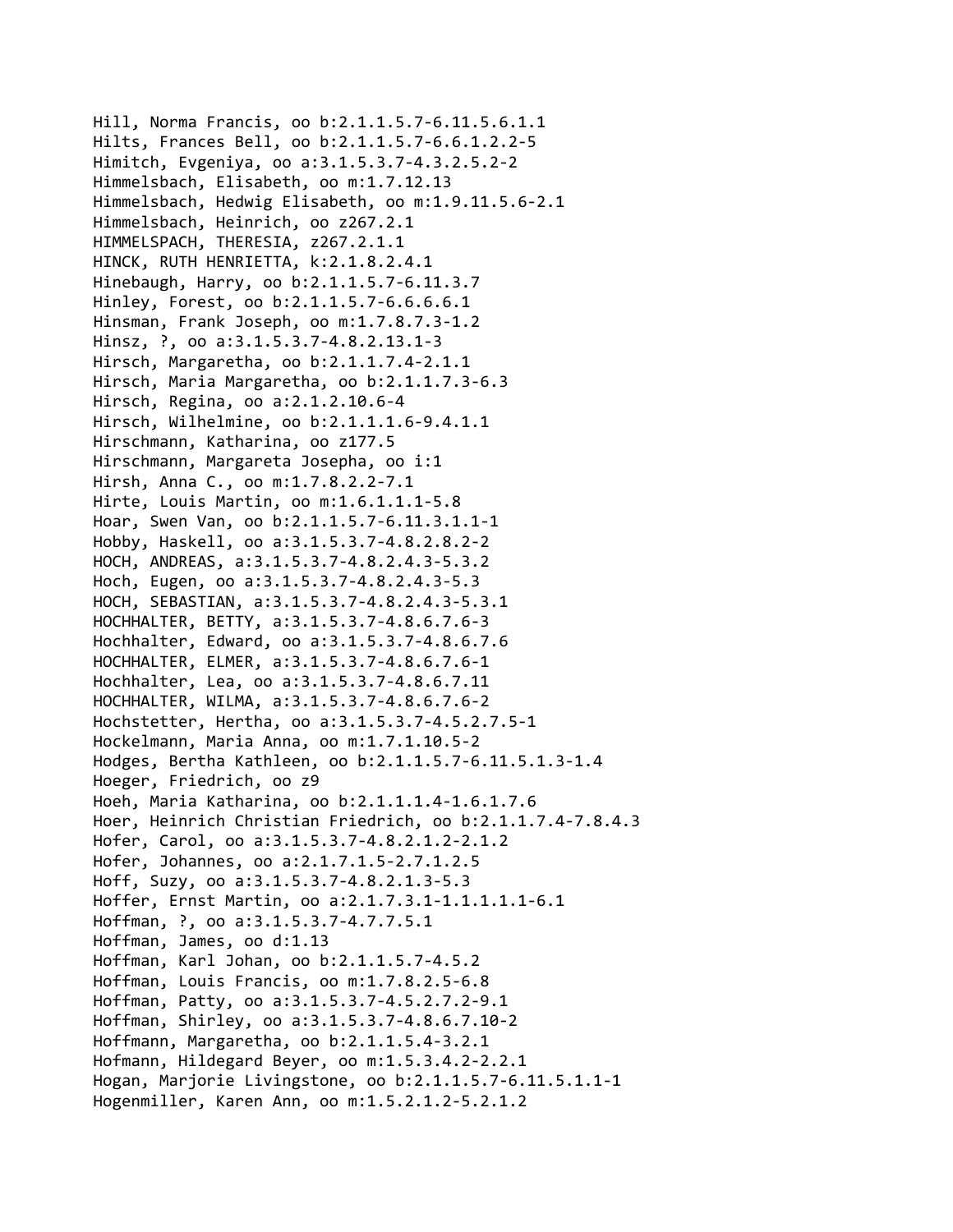Hill, Norma Francis, oo b:2.1.1.5.7-6.11.5.6.1.1
Hilts, Frances Bell, oo b:2.1.1.5.7-6.6.1.2.2-5
Himitch, Evgeniya, oo a:3.1.5.3.7-4.3.2.5.2-2
Himmelsbach, Elisabeth, oo m:1.7.12.13
Himmelsbach, Hedwig Elisabeth, oo m:1.9.11.5.6-2.1
Himmelsbach, Heinrich, oo z267.2.1
HIMMELSPACH, THERESIA, z267.2.1.1
HINCK, RUTH HENRIETTA, k:2.1.8.2.4.1
Hinebaugh, Harry, oo b:2.1.1.5.7-6.11.3.7
Hinley, Forest, oo b:2.1.1.5.7-6.6.6.6.1
Hinsman, Frank Joseph, oo m:1.7.8.7.3-1.2
Hinsz, ?, oo a:3.1.5.3.7-4.8.2.13.1-3
Hirsch, Margaretha, oo b:2.1.1.7.4-2.1.1
Hirsch, Maria Margaretha, oo b:2.1.1.7.3-6.3
Hirsch, Regina, oo a:2.1.2.10.6-4
Hirsch, Wilhelmine, oo b:2.1.1.1.6-9.4.1.1
Hirschmann, Katharina, oo z177.5
Hirschmann, Margareta Josepha, oo i:1
Hirsh, Anna C., oo m:1.7.8.2.2-7.1
Hirte, Louis Martin, oo m:1.6.1.1.1-5.8
Hoar, Swen Van, oo b:2.1.1.5.7-6.11.3.1.1-1
Hobby, Haskell, oo a:3.1.5.3.7-4.8.2.8.2-2
HOCH, ANDREAS, a:3.1.5.3.7-4.8.2.4.3-5.3.2
Hoch, Eugen, oo a:3.1.5.3.7-4.8.2.4.3-5.3
HOCH, SEBASTIAN, a:3.1.5.3.7-4.8.2.4.3-5.3.1
HOCHHALTER, BETTY, a:3.1.5.3.7-4.8.6.7.6-3
Hochhalter, Edward, oo a:3.1.5.3.7-4.8.6.7.6
HOCHHALTER, ELMER, a:3.1.5.3.7-4.8.6.7.6-1
Hochhalter, Lea, oo a:3.1.5.3.7-4.8.6.7.11
HOCHHALTER, WILMA, a:3.1.5.3.7-4.8.6.7.6-2
Hochstetter, Hertha, oo a:3.1.5.3.7-4.5.2.7.5-1
Hockelmann, Maria Anna, oo m:1.7.1.10.5-2
Hodges, Bertha Kathleen, oo b:2.1.1.5.7-6.11.5.1.3-1.4
Hoeger, Friedrich, oo z9
Hoeh, Maria Katharina, oo b:2.1.1.1.4-1.6.1.7.6
Hoer, Heinrich Christian Friedrich, oo b:2.1.1.7.4-7.8.4.3
Hofer, Carol, oo a:3.1.5.3.7-4.8.2.1.2-2.1.2
Hofer, Johannes, oo a:2.1.7.1.5-2.7.1.2.5
Hoff, Suzy, oo a:3.1.5.3.7-4.8.2.1.3-5.3
Hoffer, Ernst Martin, oo a:2.1.7.3.1-1.1.1.1.1-6.1
Hoffman, ?, oo a:3.1.5.3.7-4.7.7.5.1
Hoffman, James, oo d:1.13
Hoffman, Karl Johan, oo b:2.1.1.5.7-4.5.2
Hoffman, Louis Francis, oo m:1.7.8.2.5-6.8
Hoffman, Patty, oo a:3.1.5.3.7-4.5.2.7.2-9.1
Hoffman, Shirley, oo a:3.1.5.3.7-4.8.6.7.10-2
Hoffmann, Margaretha, oo b:2.1.1.5.4-3.2.1
Hofmann, Hildegard Beyer, oo m:1.5.3.4.2-2.2.1
Hogan, Marjorie Livingstone, oo b:2.1.1.5.7-6.11.5.1.1-1
Hogenmiller, Karen Ann, oo m:1.5.2.1.2-5.2.1.2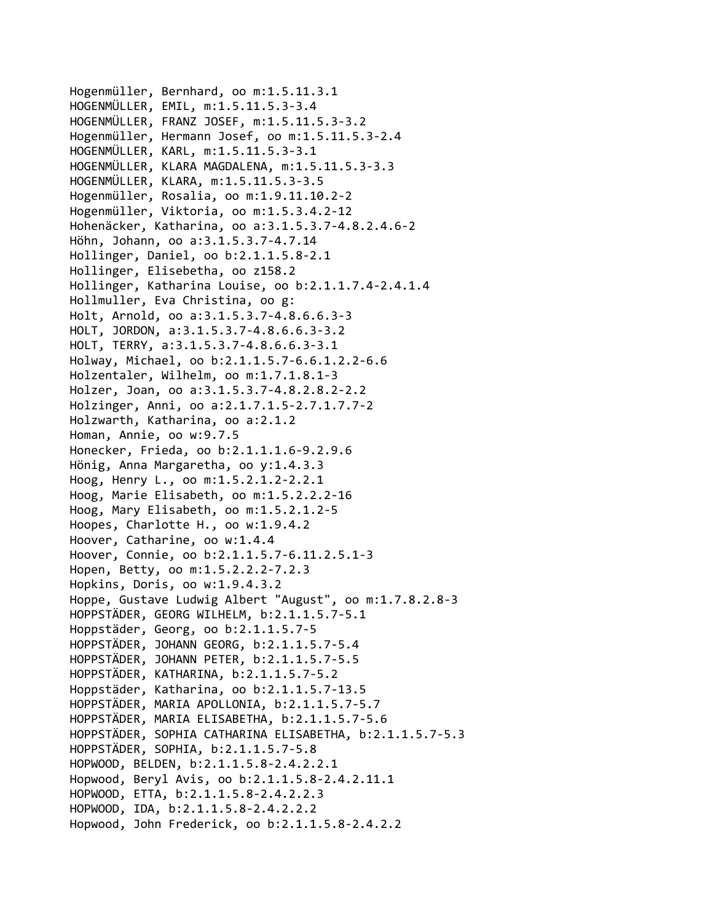Hogenmüller, Bernhard, oo m:1.5.11.3.1
HOGENMÜLLER, EMIL, m:1.5.11.5.3-3.4
HOGENMÜLLER, FRANZ JOSEF, m:1.5.11.5.3-3.2
Hogenmüller, Hermann Josef, oo m:1.5.11.5.3-2.4
HOGENMÜLLER, KARL, m:1.5.11.5.3-3.1
HOGENMÜLLER, KLARA MAGDALENA, m:1.5.11.5.3-3.3
HOGENMÜLLER, KLARA, m:1.5.11.5.3-3.5
Hogenmüller, Rosalia, oo m:1.9.11.10.2-2
Hogenmüller, Viktoria, oo m:1.5.3.4.2-12
Hohenäcker, Katharina, oo a:3.1.5.3.7-4.8.2.4.6-2
Höhn, Johann, oo a:3.1.5.3.7-4.7.14
Hollinger, Daniel, oo b:2.1.1.5.8-2.1
Hollinger, Elisebetha, oo z158.2
Hollinger, Katharina Louise, oo b:2.1.1.7.4-2.4.1.4
Hollmuller, Eva Christina, oo g:
Holt, Arnold, oo a:3.1.5.3.7-4.8.6.6.3-3
HOLT, JORDON, a:3.1.5.3.7-4.8.6.6.3-3.2
HOLT, TERRY, a:3.1.5.3.7-4.8.6.6.3-3.1
Holway, Michael, oo b:2.1.1.5.7-6.6.1.2.2-6.6
Holzentaler, Wilhelm, oo m:1.7.1.8.1-3
Holzer, Joan, oo a:3.1.5.3.7-4.8.2.8.2-2.2
Holzinger, Anni, oo a:2.1.7.1.5-2.7.1.7.7-2
Holzwarth, Katharina, oo a:2.1.2
Homan, Annie, oo w:9.7.5
Honecker, Frieda, oo b:2.1.1.1.6-9.2.9.6
Hönig, Anna Margaretha, oo y:1.4.3.3
Hoog, Henry L., oo m:1.5.2.1.2-2.2.1
Hoog, Marie Elisabeth, oo m:1.5.2.2.2-16
Hoog, Mary Elisabeth, oo m:1.5.2.1.2-5
Hoopes, Charlotte H., oo w:1.9.4.2
Hoover, Catharine, oo w:1.4.4
Hoover, Connie, oo b:2.1.1.5.7-6.11.2.5.1-3
Hopen, Betty, oo m:1.5.2.2.2-7.2.3
Hopkins, Doris, oo w:1.9.4.3.2
Hoppe, Gustave Ludwig Albert "August", oo m:1.7.8.2.8-3
HOPPSTÄDER, GEORG WILHELM, b:2.1.1.5.7-5.1
Hoppstäder, Georg, oo b:2.1.1.5.7-5
HOPPSTÄDER, JOHANN GEORG, b:2.1.1.5.7-5.4
HOPPSTÄDER, JOHANN PETER, b:2.1.1.5.7-5.5
HOPPSTÄDER, KATHARINA, b:2.1.1.5.7-5.2
Hoppstäder, Katharina, oo b:2.1.1.5.7-13.5
HOPPSTÄDER, MARIA APOLLONIA, b:2.1.1.5.7-5.7
HOPPSTÄDER, MARIA ELISABETHA, b:2.1.1.5.7-5.6
HOPPSTÄDER, SOPHIA CATHARINA ELISABETHA, b:2.1.1.5.7-5.3
HOPPSTÄDER, SOPHIA, b:2.1.1.5.7-5.8
HOPWOOD, BELDEN, b:2.1.1.5.8-2.4.2.2.1
Hopwood, Beryl Avis, oo b:2.1.1.5.8-2.4.2.11.1
HOPWOOD, ETTA, b:2.1.1.5.8-2.4.2.2.3
HOPWOOD, IDA, b:2.1.1.5.8-2.4.2.2.2
Hopwood, John Frederick, oo b:2.1.1.5.8-2.4.2.2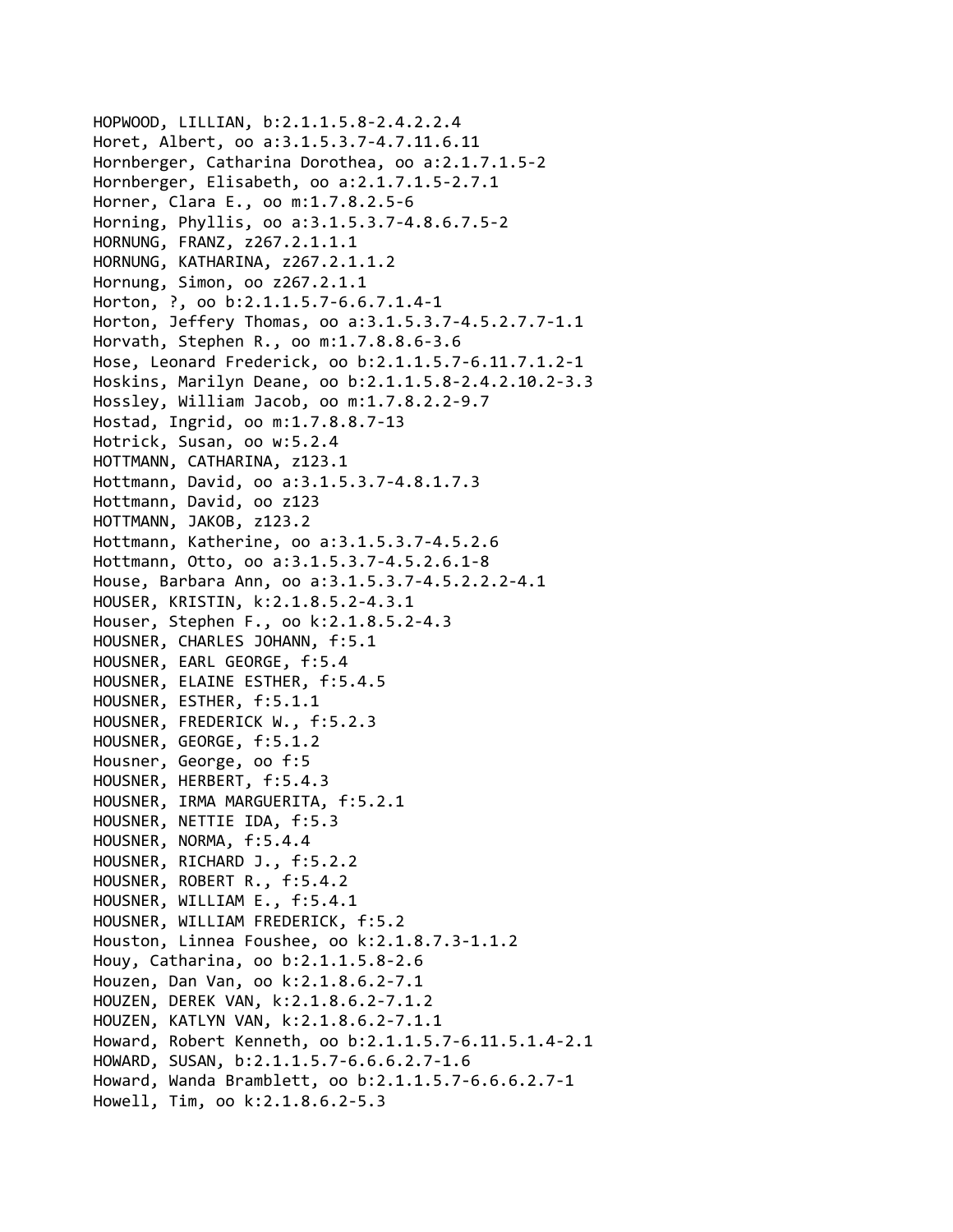HOPWOOD, LILLIAN, b:2.1.1.5.8-2.4.2.2.4
Horet, Albert, oo a:3.1.5.3.7-4.7.11.6.11
Hornberger, Catharina Dorothea, oo a:2.1.7.1.5-2
Hornberger, Elisabeth, oo a:2.1.7.1.5-2.7.1
Horner, Clara E., oo m:1.7.8.2.5-6
Horning, Phyllis, oo a:3.1.5.3.7-4.8.6.7.5-2
HORNUNG, FRANZ, z267.2.1.1.1
HORNUNG, KATHARINA, z267.2.1.1.2
Hornung, Simon, oo z267.2.1.1
Horton, ?, oo b:2.1.1.5.7-6.6.7.1.4-1
Horton, Jeffery Thomas, oo a:3.1.5.3.7-4.5.2.7.7-1.1
Horvath, Stephen R., oo m:1.7.8.8.6-3.6
Hose, Leonard Frederick, oo b:2.1.1.5.7-6.11.7.1.2-1
Hoskins, Marilyn Deane, oo b:2.1.1.5.8-2.4.2.10.2-3.3
Hossley, William Jacob, oo m:1.7.8.2.2-9.7
Hostad, Ingrid, oo m:1.7.8.8.7-13
Hotrick, Susan, oo w:5.2.4
HOTTMANN, CATHARINA, z123.1
Hottmann, David, oo a:3.1.5.3.7-4.8.1.7.3
Hottmann, David, oo z123
HOTTMANN, JAKOB, z123.2
Hottmann, Katherine, oo a:3.1.5.3.7-4.5.2.6
Hottmann, Otto, oo a:3.1.5.3.7-4.5.2.6.1-8
House, Barbara Ann, oo a:3.1.5.3.7-4.5.2.2.2-4.1
HOUSER, KRISTIN, k:2.1.8.5.2-4.3.1
Houser, Stephen F., oo k:2.1.8.5.2-4.3
HOUSNER, CHARLES JOHANN, f:5.1
HOUSNER, EARL GEORGE, f:5.4
HOUSNER, ELAINE ESTHER, f:5.4.5
HOUSNER, ESTHER, f:5.1.1
HOUSNER, FREDERICK W., f:5.2.3
HOUSNER, GEORGE, f:5.1.2
Housner, George, oo f:5
HOUSNER, HERBERT, f:5.4.3
HOUSNER, IRMA MARGUERITA, f:5.2.1
HOUSNER, NETTIE IDA, f:5.3
HOUSNER, NORMA, f:5.4.4
HOUSNER, RICHARD J., f:5.2.2
HOUSNER, ROBERT R., f:5.4.2
HOUSNER, WILLIAM E., f:5.4.1
HOUSNER, WILLIAM FREDERICK, f:5.2
Houston, Linnea Foushee, oo k:2.1.8.7.3-1.1.2
Houy, Catharina, oo b:2.1.1.5.8-2.6
Houzen, Dan Van, oo k:2.1.8.6.2-7.1
HOUZEN, DEREK VAN, k:2.1.8.6.2-7.1.2
HOUZEN, KATLYN VAN, k:2.1.8.6.2-7.1.1
Howard, Robert Kenneth, oo b:2.1.1.5.7-6.11.5.1.4-2.1
HOWARD, SUSAN, b:2.1.1.5.7-6.6.6.2.7-1.6
Howard, Wanda Bramblett, oo b:2.1.1.5.7-6.6.6.2.7-1
Howell, Tim, oo k:2.1.8.6.2-5.3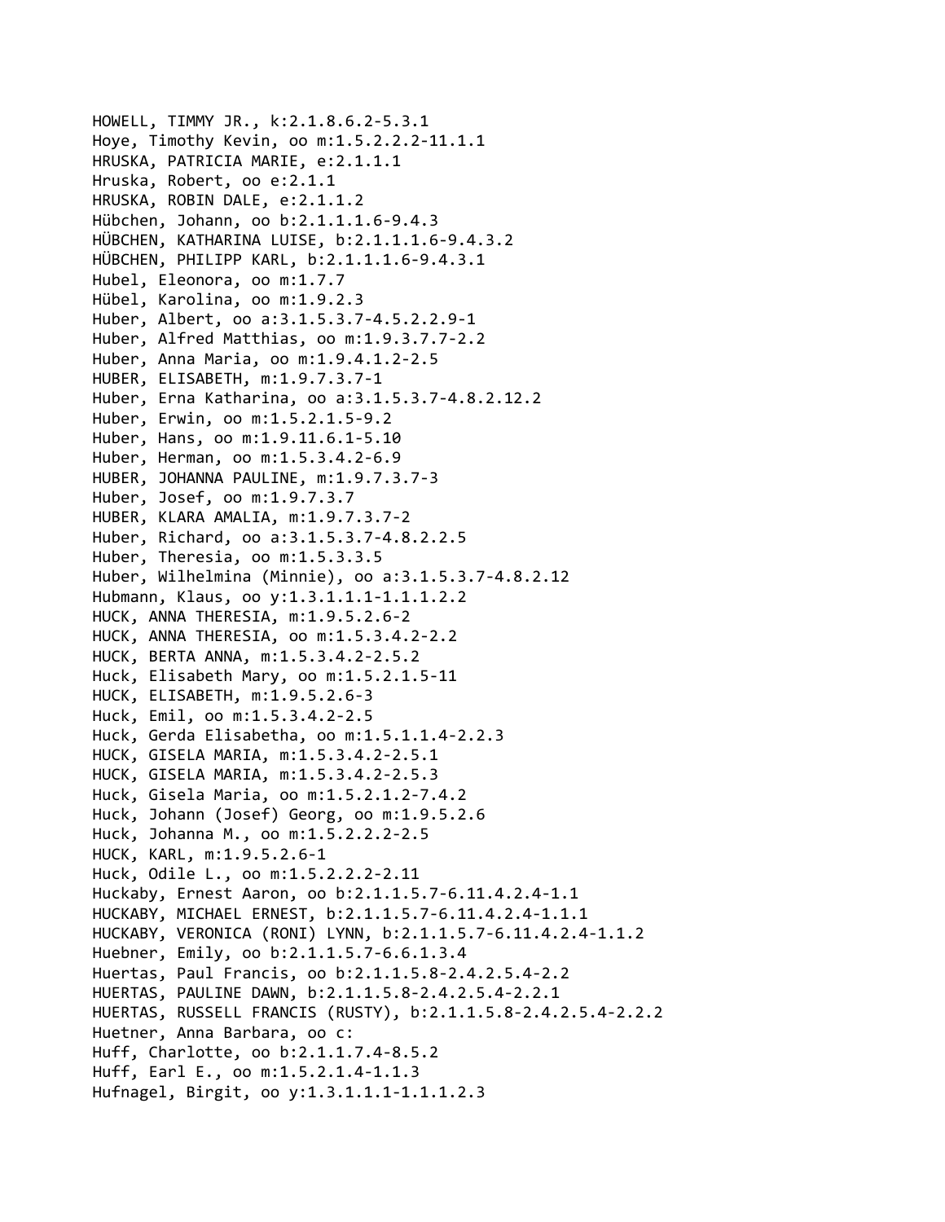HOWELL, TIMMY JR., k:2.1.8.6.2-5.3.1
Hoye, Timothy Kevin, oo m:1.5.2.2.2-11.1.1
HRUSKA, PATRICIA MARIE, e:2.1.1.1
Hruska, Robert, oo e:2.1.1
HRUSKA, ROBIN DALE, e:2.1.1.2
Hübchen, Johann, oo b:2.1.1.1.6-9.4.3
HÜBCHEN, KATHARINA LUISE, b:2.1.1.1.6-9.4.3.2
HÜBCHEN, PHILIPP KARL, b:2.1.1.1.6-9.4.3.1
Hubel, Eleonora, oo m:1.7.7
Hübel, Karolina, oo m:1.9.2.3
Huber, Albert, oo a:3.1.5.3.7-4.5.2.2.9-1
Huber, Alfred Matthias, oo m:1.9.3.7.7-2.2
Huber, Anna Maria, oo m:1.9.4.1.2-2.5
HUBER, ELISABETH, m:1.9.7.3.7-1
Huber, Erna Katharina, oo a:3.1.5.3.7-4.8.2.12.2
Huber, Erwin, oo m:1.5.2.1.5-9.2
Huber, Hans, oo m:1.9.11.6.1-5.10
Huber, Herman, oo m:1.5.3.4.2-6.9
HUBER, JOHANNA PAULINE, m:1.9.7.3.7-3
Huber, Josef, oo m:1.9.7.3.7
HUBER, KLARA AMALIA, m:1.9.7.3.7-2
Huber, Richard, oo a:3.1.5.3.7-4.8.2.2.5
Huber, Theresia, oo m:1.5.3.3.5
Huber, Wilhelmina (Minnie), oo a:3.1.5.3.7-4.8.2.12
Hubmann, Klaus, oo y:1.3.1.1.1-1.1.1.2.2
HUCK, ANNA THERESIA, m:1.9.5.2.6-2
HUCK, ANNA THERESIA, oo m:1.5.3.4.2-2.2
HUCK, BERTA ANNA, m:1.5.3.4.2-2.5.2
Huck, Elisabeth Mary, oo m:1.5.2.1.5-11
HUCK, ELISABETH, m:1.9.5.2.6-3
Huck, Emil, oo m:1.5.3.4.2-2.5
Huck, Gerda Elisabetha, oo m:1.5.1.1.4-2.2.3
HUCK, GISELA MARIA, m:1.5.3.4.2-2.5.1
HUCK, GISELA MARIA, m:1.5.3.4.2-2.5.3
Huck, Gisela Maria, oo m:1.5.2.1.2-7.4.2
Huck, Johann (Josef) Georg, oo m:1.9.5.2.6
Huck, Johanna M., oo m:1.5.2.2.2-2.5
HUCK, KARL, m:1.9.5.2.6-1
Huck, Odile L., oo m:1.5.2.2.2-2.11
Huckaby, Ernest Aaron, oo b:2.1.1.5.7-6.11.4.2.4-1.1
HUCKABY, MICHAEL ERNEST, b:2.1.1.5.7-6.11.4.2.4-1.1.1
HUCKABY, VERONICA (RONI) LYNN, b:2.1.1.5.7-6.11.4.2.4-1.1.2
Huebner, Emily, oo b:2.1.1.5.7-6.6.1.3.4
Huertas, Paul Francis, oo b:2.1.1.5.8-2.4.2.5.4-2.2
HUERTAS, PAULINE DAWN, b:2.1.1.5.8-2.4.2.5.4-2.2.1
HUERTAS, RUSSELL FRANCIS (RUSTY), b:2.1.1.5.8-2.4.2.5.4-2.2.2
Huetner, Anna Barbara, oo c:
Huff, Charlotte, oo b:2.1.1.7.4-8.5.2
Huff, Earl E., oo m:1.5.2.1.4-1.1.3
Hufnagel, Birgit, oo y:1.3.1.1.1-1.1.1.2.3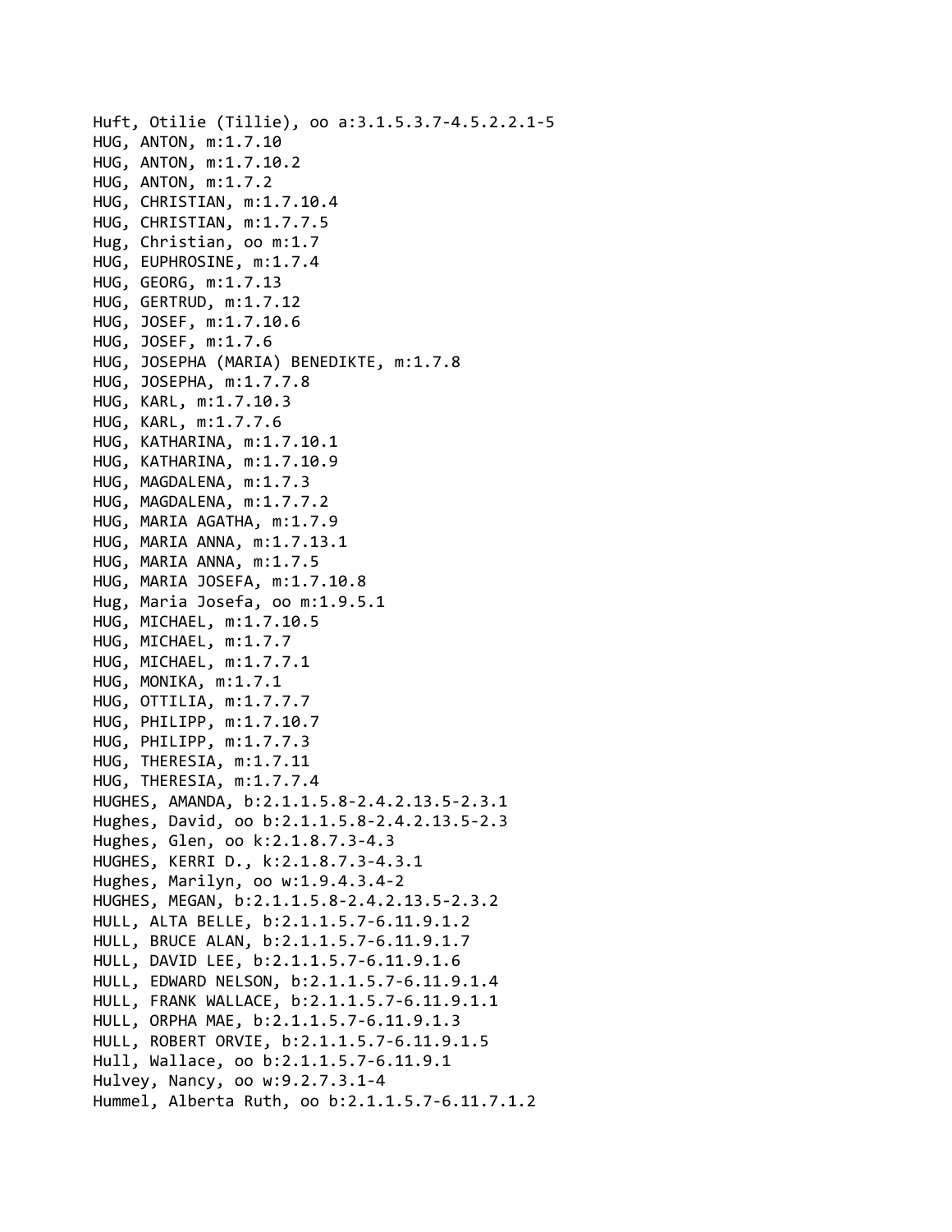Huft, Otilie (Tillie), oo a:3.1.5.3.7-4.5.2.2.1-5
HUG, ANTON, m:1.7.10
HUG, ANTON, m:1.7.10.2
HUG, ANTON, m:1.7.2
HUG, CHRISTIAN, m:1.7.10.4
HUG, CHRISTIAN, m:1.7.7.5
Hug, Christian, oo m:1.7
HUG, EUPHROSINE, m:1.7.4
HUG, GEORG, m:1.7.13
HUG, GERTRUD, m:1.7.12
HUG, JOSEF, m:1.7.10.6
HUG, JOSEF, m:1.7.6
HUG, JOSEPHA (MARIA) BENEDIKTE, m:1.7.8
HUG, JOSEPHA, m:1.7.7.8
HUG, KARL, m:1.7.10.3
HUG, KARL, m:1.7.7.6
HUG, KATHARINA, m:1.7.10.1
HUG, KATHARINA, m:1.7.10.9
HUG, MAGDALENA, m:1.7.3
HUG, MAGDALENA, m:1.7.7.2
HUG, MARIA AGATHA, m:1.7.9
HUG, MARIA ANNA, m:1.7.13.1
HUG, MARIA ANNA, m:1.7.5
HUG, MARIA JOSEFA, m:1.7.10.8
Hug, Maria Josefa, oo m:1.9.5.1
HUG, MICHAEL, m:1.7.10.5
HUG, MICHAEL, m:1.7.7
HUG, MICHAEL, m:1.7.7.1
HUG, MONIKA, m:1.7.1
HUG, OTTILIA, m:1.7.7.7
HUG, PHILIPP, m:1.7.10.7
HUG, PHILIPP, m:1.7.7.3
HUG, THERESIA, m:1.7.11
HUG, THERESIA, m:1.7.7.4
HUGHES, AMANDA, b:2.1.1.5.8-2.4.2.13.5-2.3.1
Hughes, David, oo b:2.1.1.5.8-2.4.2.13.5-2.3
Hughes, Glen, oo k:2.1.8.7.3-4.3
HUGHES, KERRI D., k:2.1.8.7.3-4.3.1
Hughes, Marilyn, oo w:1.9.4.3.4-2
HUGHES, MEGAN, b:2.1.1.5.8-2.4.2.13.5-2.3.2
HULL, ALTA BELLE, b:2.1.1.5.7-6.11.9.1.2
HULL, BRUCE ALAN, b:2.1.1.5.7-6.11.9.1.7
HULL, DAVID LEE, b:2.1.1.5.7-6.11.9.1.6
HULL, EDWARD NELSON, b:2.1.1.5.7-6.11.9.1.4
HULL, FRANK WALLACE, b:2.1.1.5.7-6.11.9.1.1
HULL, ORPHA MAE, b:2.1.1.5.7-6.11.9.1.3
HULL, ROBERT ORVIE, b:2.1.1.5.7-6.11.9.1.5
Hull, Wallace, oo b:2.1.1.5.7-6.11.9.1
Hulvey, Nancy, oo w:9.2.7.3.1-4
Hummel, Alberta Ruth, oo b:2.1.1.5.7-6.11.7.1.2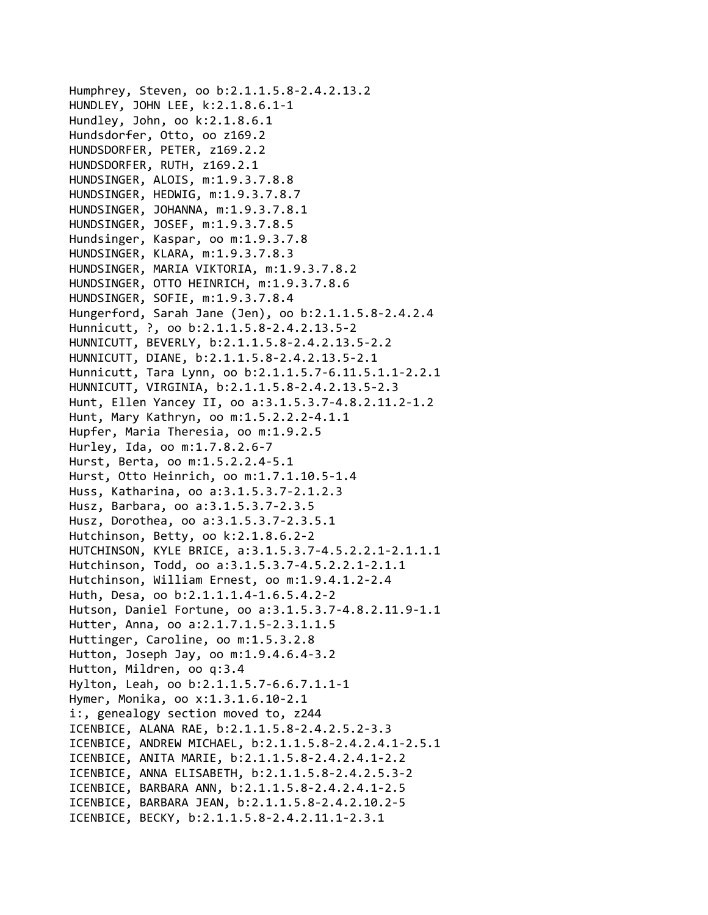Humphrey, Steven, oo b:2.1.1.5.8-2.4.2.13.2
HUNDLEY, JOHN LEE, k:2.1.8.6.1-1
Hundley, John, oo k:2.1.8.6.1
Hundsdorfer, Otto, oo z169.2
HUNDSDORFER, PETER, z169.2.2
HUNDSDORFER, RUTH, z169.2.1
HUNDSINGER, ALOIS, m:1.9.3.7.8.8
HUNDSINGER, HEDWIG, m:1.9.3.7.8.7
HUNDSINGER, JOHANNA, m:1.9.3.7.8.1
HUNDSINGER, JOSEF, m:1.9.3.7.8.5
Hundsinger, Kaspar, oo m:1.9.3.7.8
HUNDSINGER, KLARA, m:1.9.3.7.8.3
HUNDSINGER, MARIA VIKTORIA, m:1.9.3.7.8.2
HUNDSINGER, OTTO HEINRICH, m:1.9.3.7.8.6
HUNDSINGER, SOFIE, m:1.9.3.7.8.4
Hungerford, Sarah Jane (Jen), oo b:2.1.1.5.8-2.4.2.4
Hunnicutt, ?, oo b:2.1.1.5.8-2.4.2.13.5-2
HUNNICUTT, BEVERLY, b:2.1.1.5.8-2.4.2.13.5-2.2
HUNNICUTT, DIANE, b:2.1.1.5.8-2.4.2.13.5-2.1
Hunnicutt, Tara Lynn, oo b:2.1.1.5.7-6.11.5.1.1-2.2.1
HUNNICUTT, VIRGINIA, b:2.1.1.5.8-2.4.2.13.5-2.3
Hunt, Ellen Yancey II, oo a:3.1.5.3.7-4.8.2.11.2-1.2
Hunt, Mary Kathryn, oo m:1.5.2.2.2-4.1.1
Hupfer, Maria Theresia, oo m:1.9.2.5
Hurley, Ida, oo m:1.7.8.2.6-7
Hurst, Berta, oo m:1.5.2.2.4-5.1
Hurst, Otto Heinrich, oo m:1.7.1.10.5-1.4
Huss, Katharina, oo a:3.1.5.3.7-2.1.2.3
Husz, Barbara, oo a:3.1.5.3.7-2.3.5
Husz, Dorothea, oo a:3.1.5.3.7-2.3.5.1
Hutchinson, Betty, oo k:2.1.8.6.2-2
HUTCHINSON, KYLE BRICE, a:3.1.5.3.7-4.5.2.2.1-2.1.1.1
Hutchinson, Todd, oo a:3.1.5.3.7-4.5.2.2.1-2.1.1
Hutchinson, William Ernest, oo m:1.9.4.1.2-2.4
Huth, Desa, oo b:2.1.1.1.4-1.6.5.4.2-2
Hutson, Daniel Fortune, oo a:3.1.5.3.7-4.8.2.11.9-1.1
Hutter, Anna, oo a:2.1.7.1.5-2.3.1.1.5
Huttinger, Caroline, oo m:1.5.3.2.8
Hutton, Joseph Jay, oo m:1.9.4.6.4-3.2
Hutton, Mildren, oo q:3.4
Hylton, Leah, oo b:2.1.1.5.7-6.6.7.1.1-1
Hymer, Monika, oo x:1.3.1.6.10-2.1
i:, genealogy section moved to, z244
ICENBICE, ALANA RAE, b:2.1.1.5.8-2.4.2.5.2-3.3
ICENBICE, ANDREW MICHAEL, b:2.1.1.5.8-2.4.2.4.1-2.5.1
ICENBICE, ANITA MARIE, b:2.1.1.5.8-2.4.2.4.1-2.2
ICENBICE, ANNA ELISABETH, b:2.1.1.5.8-2.4.2.5.3-2
ICENBICE, BARBARA ANN, b:2.1.1.5.8-2.4.2.4.1-2.5
ICENBICE, BARBARA JEAN, b:2.1.1.5.8-2.4.2.10.2-5
ICENBICE, BECKY, b:2.1.1.5.8-2.4.2.11.1-2.3.1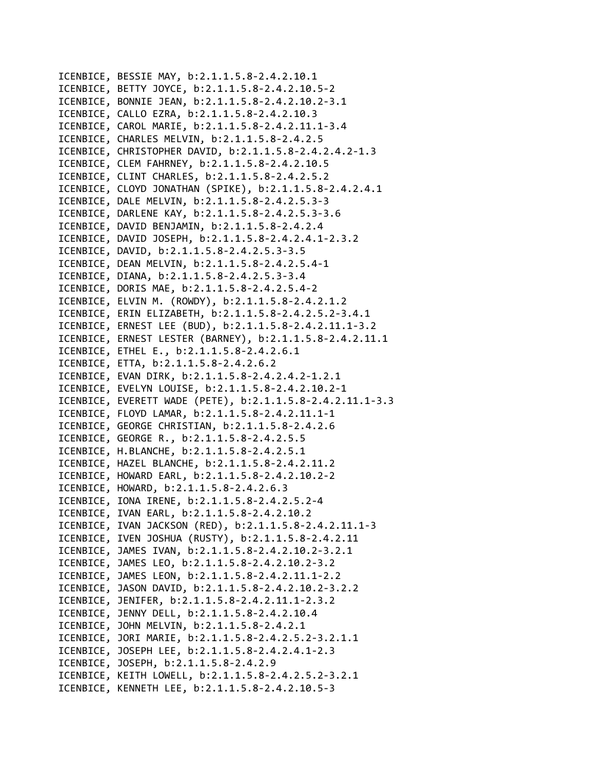ICENBICE, BESSIE MAY, b:2.1.1.5.8-2.4.2.10.1
ICENBICE, BETTY JOYCE, b:2.1.1.5.8-2.4.2.10.5-2
ICENBICE, BONNIE JEAN, b:2.1.1.5.8-2.4.2.10.2-3.1
ICENBICE, CALLO EZRA, b:2.1.1.5.8-2.4.2.10.3
ICENBICE, CAROL MARIE, b:2.1.1.5.8-2.4.2.11.1-3.4
ICENBICE, CHARLES MELVIN, b:2.1.1.5.8-2.4.2.5
ICENBICE, CHRISTOPHER DAVID, b:2.1.1.5.8-2.4.2.4.2-1.3
ICENBICE, CLEM FAHRNEY, b:2.1.1.5.8-2.4.2.10.5
ICENBICE, CLINT CHARLES, b:2.1.1.5.8-2.4.2.5.2
ICENBICE, CLOYD JONATHAN (SPIKE), b:2.1.1.5.8-2.4.2.4.1
ICENBICE, DALE MELVIN, b:2.1.1.5.8-2.4.2.5.3-3
ICENBICE, DARLENE KAY, b:2.1.1.5.8-2.4.2.5.3-3.6
ICENBICE, DAVID BENJAMIN, b:2.1.1.5.8-2.4.2.4
ICENBICE, DAVID JOSEPH, b:2.1.1.5.8-2.4.2.4.1-2.3.2
ICENBICE, DAVID, b:2.1.1.5.8-2.4.2.5.3-3.5
ICENBICE, DEAN MELVIN, b:2.1.1.5.8-2.4.2.5.4-1
ICENBICE, DIANA, b:2.1.1.5.8-2.4.2.5.3-3.4
ICENBICE, DORIS MAE, b:2.1.1.5.8-2.4.2.5.4-2
ICENBICE, ELVIN M. (ROWDY), b:2.1.1.5.8-2.4.2.1.2
ICENBICE, ERIN ELIZABETH, b:2.1.1.5.8-2.4.2.5.2-3.4.1
ICENBICE, ERNEST LEE (BUD), b:2.1.1.5.8-2.4.2.11.1-3.2
ICENBICE, ERNEST LESTER (BARNEY), b:2.1.1.5.8-2.4.2.11.1
ICENBICE, ETHEL E., b:2.1.1.5.8-2.4.2.6.1
ICENBICE, ETTA, b:2.1.1.5.8-2.4.2.6.2
ICENBICE, EVAN DIRK, b:2.1.1.5.8-2.4.2.4.2-1.2.1
ICENBICE, EVELYN LOUISE, b:2.1.1.5.8-2.4.2.10.2-1
ICENBICE, EVERETT WADE (PETE), b:2.1.1.5.8-2.4.2.11.1-3.3
ICENBICE, FLOYD LAMAR, b:2.1.1.5.8-2.4.2.11.1-1
ICENBICE, GEORGE CHRISTIAN, b:2.1.1.5.8-2.4.2.6
ICENBICE, GEORGE R., b:2.1.1.5.8-2.4.2.5.5
ICENBICE, H.BLANCHE, b:2.1.1.5.8-2.4.2.5.1
ICENBICE, HAZEL BLANCHE, b:2.1.1.5.8-2.4.2.11.2
ICENBICE, HOWARD EARL, b:2.1.1.5.8-2.4.2.10.2-2
ICENBICE, HOWARD, b:2.1.1.5.8-2.4.2.6.3
ICENBICE, IONA IRENE, b:2.1.1.5.8-2.4.2.5.2-4
ICENBICE, IVAN EARL, b:2.1.1.5.8-2.4.2.10.2
ICENBICE, IVAN JACKSON (RED), b:2.1.1.5.8-2.4.2.11.1-3
ICENBICE, IVEN JOSHUA (RUSTY), b:2.1.1.5.8-2.4.2.11
ICENBICE, JAMES IVAN, b:2.1.1.5.8-2.4.2.10.2-3.2.1
ICENBICE, JAMES LEO, b:2.1.1.5.8-2.4.2.10.2-3.2
ICENBICE, JAMES LEON, b:2.1.1.5.8-2.4.2.11.1-2.2
ICENBICE, JASON DAVID, b:2.1.1.5.8-2.4.2.10.2-3.2.2
ICENBICE, JENIFER, b:2.1.1.5.8-2.4.2.11.1-2.3.2
ICENBICE, JENNY DELL, b:2.1.1.5.8-2.4.2.10.4
ICENBICE, JOHN MELVIN, b:2.1.1.5.8-2.4.2.1
ICENBICE, JORI MARIE, b:2.1.1.5.8-2.4.2.5.2-3.2.1.1
ICENBICE, JOSEPH LEE, b:2.1.1.5.8-2.4.2.4.1-2.3
ICENBICE, JOSEPH, b:2.1.1.5.8-2.4.2.9
ICENBICE, KEITH LOWELL, b:2.1.1.5.8-2.4.2.5.2-3.2.1
ICENBICE, KENNETH LEE, b:2.1.1.5.8-2.4.2.10.5-3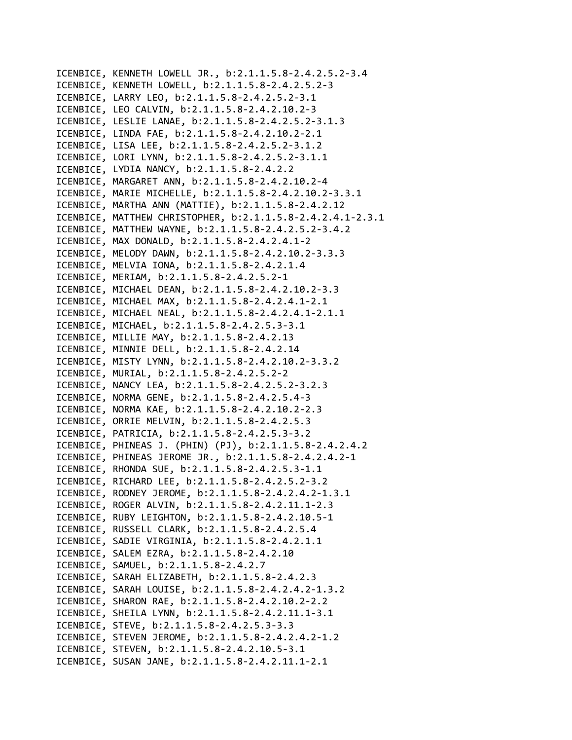ICENBICE, KENNETH LOWELL JR., b:2.1.1.5.8-2.4.2.5.2-3.4
ICENBICE, KENNETH LOWELL, b:2.1.1.5.8-2.4.2.5.2-3
ICENBICE, LARRY LEO, b:2.1.1.5.8-2.4.2.5.2-3.1
ICENBICE, LEO CALVIN, b:2.1.1.5.8-2.4.2.10.2-3
ICENBICE, LESLIE LANAE, b:2.1.1.5.8-2.4.2.5.2-3.1.3
ICENBICE, LINDA FAE, b:2.1.1.5.8-2.4.2.10.2-2.1
ICENBICE, LISA LEE, b:2.1.1.5.8-2.4.2.5.2-3.1.2
ICENBICE, LORI LYNN, b:2.1.1.5.8-2.4.2.5.2-3.1.1
ICENBICE, LYDIA NANCY, b:2.1.1.5.8-2.4.2.2
ICENBICE, MARGARET ANN, b:2.1.1.5.8-2.4.2.10.2-4
ICENBICE, MARIE MICHELLE, b:2.1.1.5.8-2.4.2.10.2-3.3.1
ICENBICE, MARTHA ANN (MATTIE), b:2.1.1.5.8-2.4.2.12
ICENBICE, MATTHEW CHRISTOPHER, b:2.1.1.5.8-2.4.2.4.1-2.3.1
ICENBICE, MATTHEW WAYNE, b:2.1.1.5.8-2.4.2.5.2-3.4.2
ICENBICE, MAX DONALD, b:2.1.1.5.8-2.4.2.4.1-2
ICENBICE, MELODY DAWN, b:2.1.1.5.8-2.4.2.10.2-3.3.3
ICENBICE, MELVIA IONA, b:2.1.1.5.8-2.4.2.1.4
ICENBICE, MERIAM, b:2.1.1.5.8-2.4.2.5.2-1
ICENBICE, MICHAEL DEAN, b:2.1.1.5.8-2.4.2.10.2-3.3
ICENBICE, MICHAEL MAX, b:2.1.1.5.8-2.4.2.4.1-2.1
ICENBICE, MICHAEL NEAL, b:2.1.1.5.8-2.4.2.4.1-2.1.1
ICENBICE, MICHAEL, b:2.1.1.5.8-2.4.2.5.3-3.1
ICENBICE, MILLIE MAY, b:2.1.1.5.8-2.4.2.13
ICENBICE, MINNIE DELL, b:2.1.1.5.8-2.4.2.14
ICENBICE, MISTY LYNN, b:2.1.1.5.8-2.4.2.10.2-3.3.2
ICENBICE, MURIAL, b:2.1.1.5.8-2.4.2.5.2-2
ICENBICE, NANCY LEA, b:2.1.1.5.8-2.4.2.5.2-3.2.3
ICENBICE, NORMA GENE, b:2.1.1.5.8-2.4.2.5.4-3
ICENBICE, NORMA KAE, b:2.1.1.5.8-2.4.2.10.2-2.3
ICENBICE, ORRIE MELVIN, b:2.1.1.5.8-2.4.2.5.3
ICENBICE, PATRICIA, b:2.1.1.5.8-2.4.2.5.3-3.2
ICENBICE, PHINEAS J. (PHIN) (PJ), b:2.1.1.5.8-2.4.2.4.2
ICENBICE, PHINEAS JEROME JR., b:2.1.1.5.8-2.4.2.4.2-1
ICENBICE, RHONDA SUE, b:2.1.1.5.8-2.4.2.5.3-1.1
ICENBICE, RICHARD LEE, b:2.1.1.5.8-2.4.2.5.2-3.2
ICENBICE, RODNEY JEROME, b:2.1.1.5.8-2.4.2.4.2-1.3.1
ICENBICE, ROGER ALVIN, b:2.1.1.5.8-2.4.2.11.1-2.3
ICENBICE, RUBY LEIGHTON, b:2.1.1.5.8-2.4.2.10.5-1
ICENBICE, RUSSELL CLARK, b:2.1.1.5.8-2.4.2.5.4
ICENBICE, SADIE VIRGINIA, b:2.1.1.5.8-2.4.2.1.1
ICENBICE, SALEM EZRA, b:2.1.1.5.8-2.4.2.10
ICENBICE, SAMUEL, b:2.1.1.5.8-2.4.2.7
ICENBICE, SARAH ELIZABETH, b:2.1.1.5.8-2.4.2.3
ICENBICE, SARAH LOUISE, b:2.1.1.5.8-2.4.2.4.2-1.3.2
ICENBICE, SHARON RAE, b:2.1.1.5.8-2.4.2.10.2-2.2
ICENBICE, SHEILA LYNN, b:2.1.1.5.8-2.4.2.11.1-3.1
ICENBICE, STEVE, b:2.1.1.5.8-2.4.2.5.3-3.3
ICENBICE, STEVEN JEROME, b:2.1.1.5.8-2.4.2.4.2-1.2
ICENBICE, STEVEN, b:2.1.1.5.8-2.4.2.10.5-3.1
ICENBICE, SUSAN JANE, b:2.1.1.5.8-2.4.2.11.1-2.1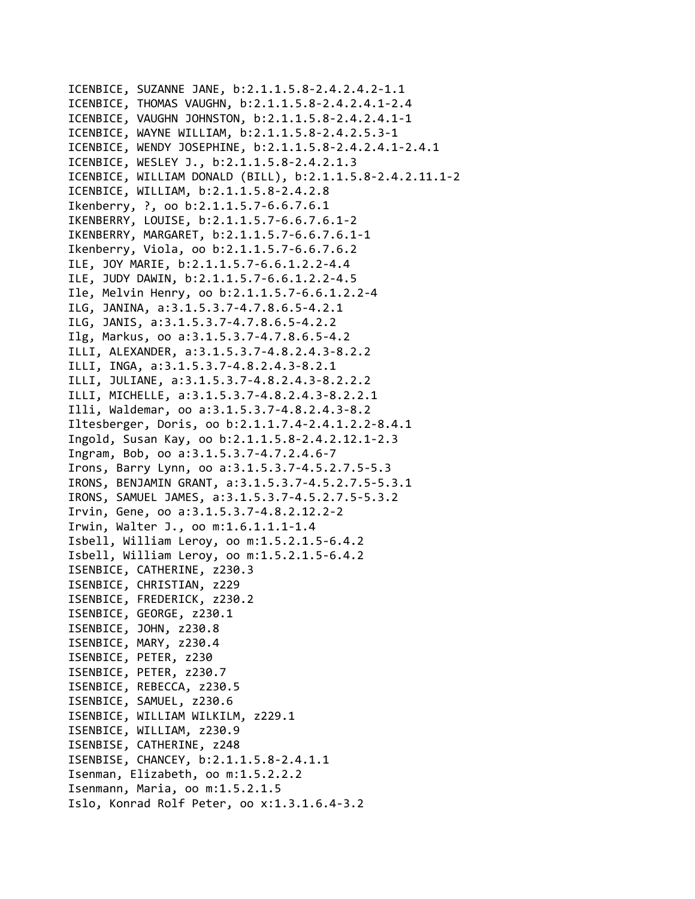ICENBICE, SUZANNE JANE, b:2.1.1.5.8-2.4.2.4.2-1.1
ICENBICE, THOMAS VAUGHN, b:2.1.1.5.8-2.4.2.4.1-2.4
ICENBICE, VAUGHN JOHNSTON, b:2.1.1.5.8-2.4.2.4.1-1
ICENBICE, WAYNE WILLIAM, b:2.1.1.5.8-2.4.2.5.3-1
ICENBICE, WENDY JOSEPHINE, b:2.1.1.5.8-2.4.2.4.1-2.4.1
ICENBICE, WESLEY J., b:2.1.1.5.8-2.4.2.1.3
ICENBICE, WILLIAM DONALD (BILL), b:2.1.1.5.8-2.4.2.11.1-2
ICENBICE, WILLIAM, b:2.1.1.5.8-2.4.2.8
Ikenberry, ?, oo b:2.1.1.5.7-6.6.7.6.1
IKENBERRY, LOUISE, b:2.1.1.5.7-6.6.7.6.1-2
IKENBERRY, MARGARET, b:2.1.1.5.7-6.6.7.6.1-1
Ikenberry, Viola, oo b:2.1.1.5.7-6.6.7.6.2
ILE, JOY MARIE, b:2.1.1.5.7-6.6.1.2.2-4.4
ILE, JUDY DAWIN, b:2.1.1.5.7-6.6.1.2.2-4.5
Ile, Melvin Henry, oo b:2.1.1.5.7-6.6.1.2.2-4
ILG, JANINA, a:3.1.5.3.7-4.7.8.6.5-4.2.1
ILG, JANIS, a:3.1.5.3.7-4.7.8.6.5-4.2.2
Ilg, Markus, oo a:3.1.5.3.7-4.7.8.6.5-4.2
ILLI, ALEXANDER, a:3.1.5.3.7-4.8.2.4.3-8.2.2
ILLI, INGA, a:3.1.5.3.7-4.8.2.4.3-8.2.1
ILLI, JULIANE, a:3.1.5.3.7-4.8.2.4.3-8.2.2.2
ILLI, MICHELLE, a:3.1.5.3.7-4.8.2.4.3-8.2.2.1
Illi, Waldemar, oo a:3.1.5.3.7-4.8.2.4.3-8.2
Iltesberger, Doris, oo b:2.1.1.7.4-2.4.1.2.2-8.4.1
Ingold, Susan Kay, oo b:2.1.1.5.8-2.4.2.12.1-2.3
Ingram, Bob, oo a:3.1.5.3.7-4.7.2.4.6-7
Irons, Barry Lynn, oo a:3.1.5.3.7-4.5.2.7.5-5.3
IRONS, BENJAMIN GRANT, a:3.1.5.3.7-4.5.2.7.5-5.3.1
IRONS, SAMUEL JAMES, a:3.1.5.3.7-4.5.2.7.5-5.3.2
Irvin, Gene, oo a:3.1.5.3.7-4.8.2.12.2-2
Irwin, Walter J., oo m:1.6.1.1.1-1.4
Isbell, William Leroy, oo m:1.5.2.1.5-6.4.2
Isbell, William Leroy, oo m:1.5.2.1.5-6.4.2
ISENBICE, CATHERINE, z230.3
ISENBICE, CHRISTIAN, z229
ISENBICE, FREDERICK, z230.2
ISENBICE, GEORGE, z230.1
ISENBICE, JOHN, z230.8
ISENBICE, MARY, z230.4
ISENBICE, PETER, z230
ISENBICE, PETER, z230.7
ISENBICE, REBECCA, z230.5
ISENBICE, SAMUEL, z230.6
ISENBICE, WILLIAM WILKILM, z229.1
ISENBICE, WILLIAM, z230.9
ISENBISE, CATHERINE, z248
ISENBISE, CHANCEY, b:2.1.1.5.8-2.4.1.1
Isenman, Elizabeth, oo m:1.5.2.2.2
Isenmann, Maria, oo m:1.5.2.1.5
Islo, Konrad Rolf Peter, oo x:1.3.1.6.4-3.2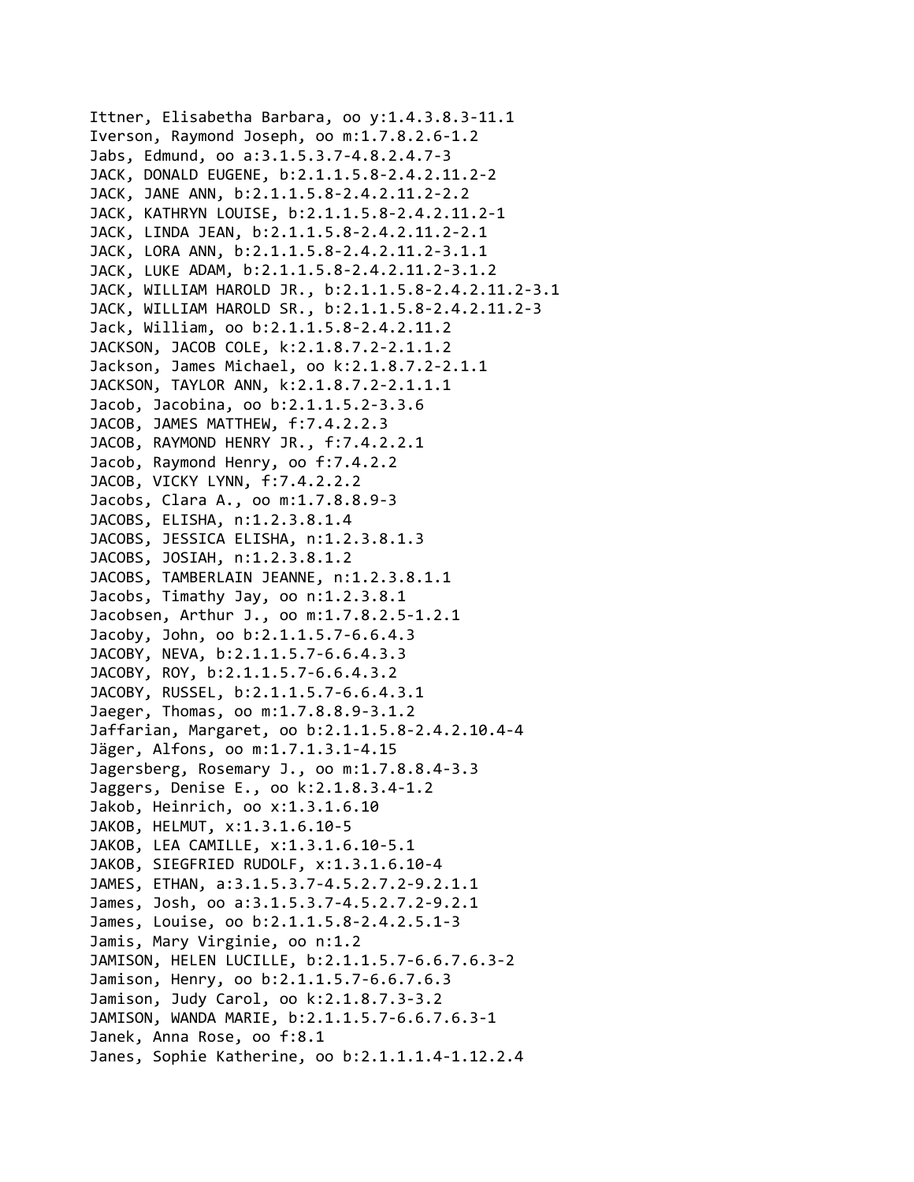Ittner, Elisabetha Barbara, oo y:1.4.3.8.3-11.1
Iverson, Raymond Joseph, oo m:1.7.8.2.6-1.2
Jabs, Edmund, oo a:3.1.5.3.7-4.8.2.4.7-3
JACK, DONALD EUGENE, b:2.1.1.5.8-2.4.2.11.2-2
JACK, JANE ANN, b:2.1.1.5.8-2.4.2.11.2-2.2
JACK, KATHRYN LOUISE, b:2.1.1.5.8-2.4.2.11.2-1
JACK, LINDA JEAN, b:2.1.1.5.8-2.4.2.11.2-2.1
JACK, LORA ANN, b:2.1.1.5.8-2.4.2.11.2-3.1.1
JACK, LUKE ADAM, b:2.1.1.5.8-2.4.2.11.2-3.1.2
JACK, WILLIAM HAROLD JR., b:2.1.1.5.8-2.4.2.11.2-3.1
JACK, WILLIAM HAROLD SR., b:2.1.1.5.8-2.4.2.11.2-3
Jack, William, oo b:2.1.1.5.8-2.4.2.11.2
JACKSON, JACOB COLE, k:2.1.8.7.2-2.1.1.2
Jackson, James Michael, oo k:2.1.8.7.2-2.1.1
JACKSON, TAYLOR ANN, k:2.1.8.7.2-2.1.1.1
Jacob, Jacobina, oo b:2.1.1.5.2-3.3.6
JACOB, JAMES MATTHEW, f:7.4.2.2.3
JACOB, RAYMOND HENRY JR., f:7.4.2.2.1
Jacob, Raymond Henry, oo f:7.4.2.2
JACOB, VICKY LYNN, f:7.4.2.2.2
Jacobs, Clara A., oo m:1.7.8.8.9-3
JACOBS, ELISHA, n:1.2.3.8.1.4
JACOBS, JESSICA ELISHA, n:1.2.3.8.1.3
JACOBS, JOSIAH, n:1.2.3.8.1.2
JACOBS, TAMBERLAIN JEANNE, n:1.2.3.8.1.1
Jacobs, Timathy Jay, oo n:1.2.3.8.1
Jacobsen, Arthur J., oo m:1.7.8.2.5-1.2.1
Jacoby, John, oo b:2.1.1.5.7-6.6.4.3
JACOBY, NEVA, b:2.1.1.5.7-6.6.4.3.3
JACOBY, ROY, b:2.1.1.5.7-6.6.4.3.2
JACOBY, RUSSEL, b:2.1.1.5.7-6.6.4.3.1
Jaeger, Thomas, oo m:1.7.8.8.9-3.1.2
Jaffarian, Margaret, oo b:2.1.1.5.8-2.4.2.10.4-4
Jäger, Alfons, oo m:1.7.1.3.1-4.15
Jagersberg, Rosemary J., oo m:1.7.8.8.4-3.3
Jaggers, Denise E., oo k:2.1.8.3.4-1.2
Jakob, Heinrich, oo x:1.3.1.6.10
JAKOB, HELMUT, x:1.3.1.6.10-5
JAKOB, LEA CAMILLE, x:1.3.1.6.10-5.1
JAKOB, SIEGFRIED RUDOLF, x:1.3.1.6.10-4
JAMES, ETHAN, a:3.1.5.3.7-4.5.2.7.2-9.2.1.1
James, Josh, oo a:3.1.5.3.7-4.5.2.7.2-9.2.1
James, Louise, oo b:2.1.1.5.8-2.4.2.5.1-3
Jamis, Mary Virginie, oo n:1.2
JAMISON, HELEN LUCILLE, b:2.1.1.5.7-6.6.7.6.3-2
Jamison, Henry, oo b:2.1.1.5.7-6.6.7.6.3
Jamison, Judy Carol, oo k:2.1.8.7.3-3.2
JAMISON, WANDA MARIE, b:2.1.1.5.7-6.6.7.6.3-1
Janek, Anna Rose, oo f:8.1
Janes, Sophie Katherine, oo b:2.1.1.1.4-1.12.2.4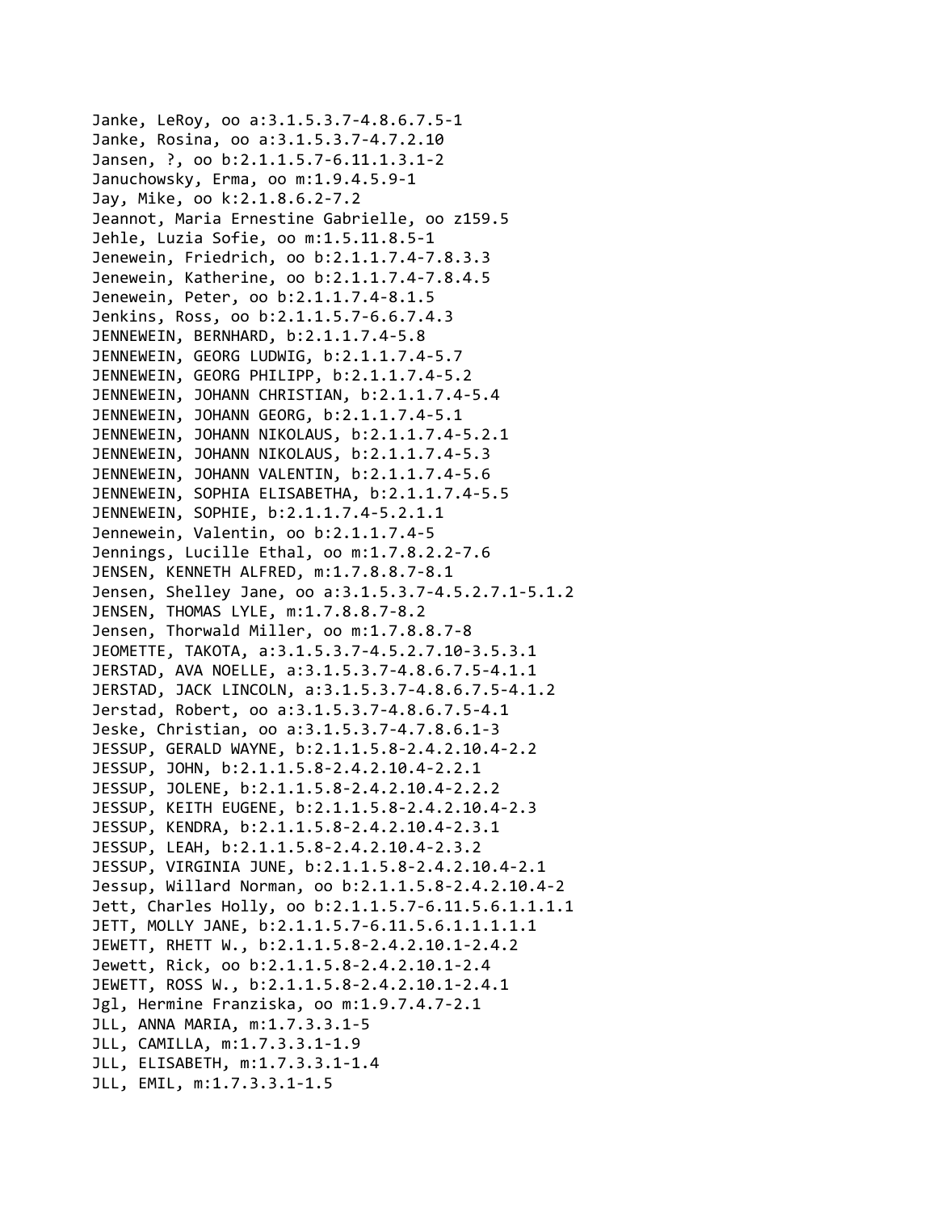Janke, LeRoy, oo a:3.1.5.3.7-4.8.6.7.5-1
Janke, Rosina, oo a:3.1.5.3.7-4.7.2.10
Jansen, ?, oo b:2.1.1.5.7-6.11.1.3.1-2
Januchowsky, Erma, oo m:1.9.4.5.9-1
Jay, Mike, oo k:2.1.8.6.2-7.2
Jeannot, Maria Ernestine Gabrielle, oo z159.5
Jehle, Luzia Sofie, oo m:1.5.11.8.5-1
Jenewein, Friedrich, oo b:2.1.1.7.4-7.8.3.3
Jenewein, Katherine, oo b:2.1.1.7.4-7.8.4.5
Jenewein, Peter, oo b:2.1.1.7.4-8.1.5
Jenkins, Ross, oo b:2.1.1.5.7-6.6.7.4.3
JENNEWEIN, BERNHARD, b:2.1.1.7.4-5.8
JENNEWEIN, GEORG LUDWIG, b:2.1.1.7.4-5.7
JENNEWEIN, GEORG PHILIPP, b:2.1.1.7.4-5.2
JENNEWEIN, JOHANN CHRISTIAN, b:2.1.1.7.4-5.4
JENNEWEIN, JOHANN GEORG, b:2.1.1.7.4-5.1
JENNEWEIN, JOHANN NIKOLAUS, b:2.1.1.7.4-5.2.1
JENNEWEIN, JOHANN NIKOLAUS, b:2.1.1.7.4-5.3
JENNEWEIN, JOHANN VALENTIN, b:2.1.1.7.4-5.6
JENNEWEIN, SOPHIA ELISABETHA, b:2.1.1.7.4-5.5
JENNEWEIN, SOPHIE, b:2.1.1.7.4-5.2.1.1
Jennewein, Valentin, oo b:2.1.1.7.4-5
Jennings, Lucille Ethal, oo m:1.7.8.2.2-7.6
JENSEN, KENNETH ALFRED, m:1.7.8.8.7-8.1
Jensen, Shelley Jane, oo a:3.1.5.3.7-4.5.2.7.1-5.1.2
JENSEN, THOMAS LYLE, m:1.7.8.8.7-8.2
Jensen, Thorwald Miller, oo m:1.7.8.8.7-8
JEOMETTE, TAKOTA, a:3.1.5.3.7-4.5.2.7.10-3.5.3.1
JERSTAD, AVA NOELLE, a:3.1.5.3.7-4.8.6.7.5-4.1.1
JERSTAD, JACK LINCOLN, a:3.1.5.3.7-4.8.6.7.5-4.1.2
Jerstad, Robert, oo a:3.1.5.3.7-4.8.6.7.5-4.1
Jeske, Christian, oo a:3.1.5.3.7-4.7.8.6.1-3
JESSUP, GERALD WAYNE, b:2.1.1.5.8-2.4.2.10.4-2.2
JESSUP, JOHN, b:2.1.1.5.8-2.4.2.10.4-2.2.1
JESSUP, JOLENE, b:2.1.1.5.8-2.4.2.10.4-2.2.2
JESSUP, KEITH EUGENE, b:2.1.1.5.8-2.4.2.10.4-2.3
JESSUP, KENDRA, b:2.1.1.5.8-2.4.2.10.4-2.3.1
JESSUP, LEAH, b:2.1.1.5.8-2.4.2.10.4-2.3.2
JESSUP, VIRGINIA JUNE, b:2.1.1.5.8-2.4.2.10.4-2.1
Jessup, Willard Norman, oo b:2.1.1.5.8-2.4.2.10.4-2
Jett, Charles Holly, oo b:2.1.1.5.7-6.11.5.6.1.1.1.1
JETT, MOLLY JANE, b:2.1.1.5.7-6.11.5.6.1.1.1.1.1
JEWETT, RHETT W., b:2.1.1.5.8-2.4.2.10.1-2.4.2
Jewett, Rick, oo b:2.1.1.5.8-2.4.2.10.1-2.4
JEWETT, ROSS W., b:2.1.1.5.8-2.4.2.10.1-2.4.1
Jgl, Hermine Franziska, oo m:1.9.7.4.7-2.1
JLL, ANNA MARIA, m:1.7.3.3.1-5
JLL, CAMILLA, m:1.7.3.3.1-1.9
JLL, ELISABETH, m:1.7.3.3.1-1.4
JLL, EMIL, m:1.7.3.3.1-1.5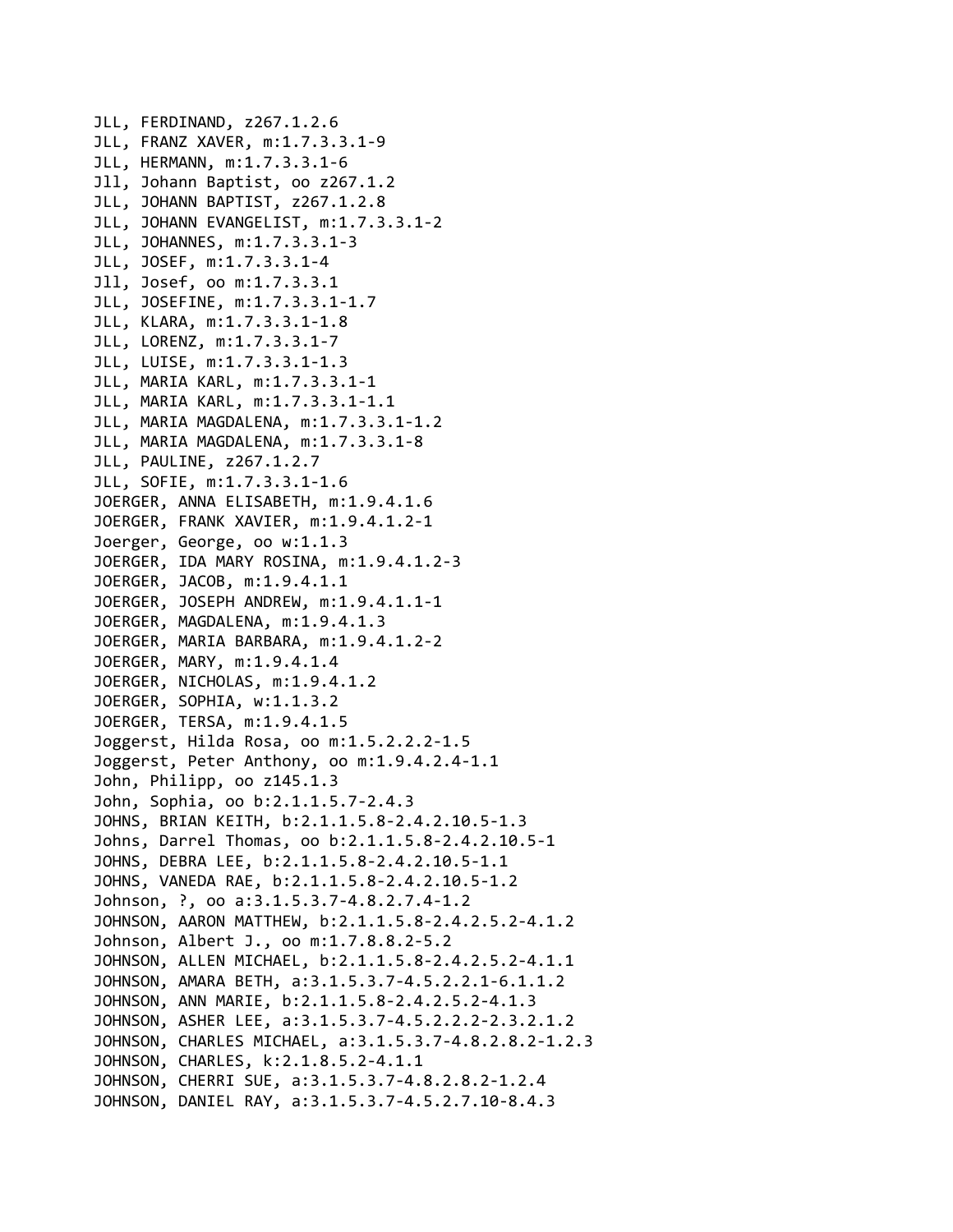JLL, FERDINAND, z267.1.2.6
JLL, FRANZ XAVER, m:1.7.3.3.1-9
JLL, HERMANN, m:1.7.3.3.1-6
Jll, Johann Baptist, oo z267.1.2
JLL, JOHANN BAPTIST, z267.1.2.8
JLL, JOHANN EVANGELIST, m:1.7.3.3.1-2
JLL, JOHANNES, m:1.7.3.3.1-3
JLL, JOSEF, m:1.7.3.3.1-4
Jll, Josef, oo m:1.7.3.3.1
JLL, JOSEFINE, m:1.7.3.3.1-1.7
JLL, KLARA, m:1.7.3.3.1-1.8
JLL, LORENZ, m:1.7.3.3.1-7
JLL, LUISE, m:1.7.3.3.1-1.3
JLL, MARIA KARL, m:1.7.3.3.1-1
JLL, MARIA KARL, m:1.7.3.3.1-1.1
JLL, MARIA MAGDALENA, m:1.7.3.3.1-1.2
JLL, MARIA MAGDALENA, m:1.7.3.3.1-8
JLL, PAULINE, z267.1.2.7
JLL, SOFIE, m:1.7.3.3.1-1.6
JOERGER, ANNA ELISABETH, m:1.9.4.1.6
JOERGER, FRANK XAVIER, m:1.9.4.1.2-1
Joerger, George, oo w:1.1.3
JOERGER, IDA MARY ROSINA, m:1.9.4.1.2-3
JOERGER, JACOB, m:1.9.4.1.1
JOERGER, JOSEPH ANDREW, m:1.9.4.1.1-1
JOERGER, MAGDALENA, m:1.9.4.1.3
JOERGER, MARIA BARBARA, m:1.9.4.1.2-2
JOERGER, MARY, m:1.9.4.1.4
JOERGER, NICHOLAS, m:1.9.4.1.2
JOERGER, SOPHIA, w:1.1.3.2
JOERGER, TERSA, m:1.9.4.1.5
Joggerst, Hilda Rosa, oo m:1.5.2.2.2-1.5
Joggerst, Peter Anthony, oo m:1.9.4.2.4-1.1
John, Philipp, oo z145.1.3
John, Sophia, oo b:2.1.1.5.7-2.4.3
JOHNS, BRIAN KEITH, b:2.1.1.5.8-2.4.2.10.5-1.3
Johns, Darrel Thomas, oo b:2.1.1.5.8-2.4.2.10.5-1
JOHNS, DEBRA LEE, b:2.1.1.5.8-2.4.2.10.5-1.1
JOHNS, VANEDA RAE, b:2.1.1.5.8-2.4.2.10.5-1.2
Johnson, ?, oo a:3.1.5.3.7-4.8.2.7.4-1.2
JOHNSON, AARON MATTHEW, b:2.1.1.5.8-2.4.2.5.2-4.1.2
Johnson, Albert J., oo m:1.7.8.8.2-5.2
JOHNSON, ALLEN MICHAEL, b:2.1.1.5.8-2.4.2.5.2-4.1.1
JOHNSON, AMARA BETH, a:3.1.5.3.7-4.5.2.2.1-6.1.1.2
JOHNSON, ANN MARIE, b:2.1.1.5.8-2.4.2.5.2-4.1.3
JOHNSON, ASHER LEE, a:3.1.5.3.7-4.5.2.2.2-2.3.2.1.2
JOHNSON, CHARLES MICHAEL, a:3.1.5.3.7-4.8.2.8.2-1.2.3
JOHNSON, CHARLES, k:2.1.8.5.2-4.1.1
JOHNSON, CHERRI SUE, a:3.1.5.3.7-4.8.2.8.2-1.2.4
JOHNSON, DANIEL RAY, a:3.1.5.3.7-4.5.2.7.10-8.4.3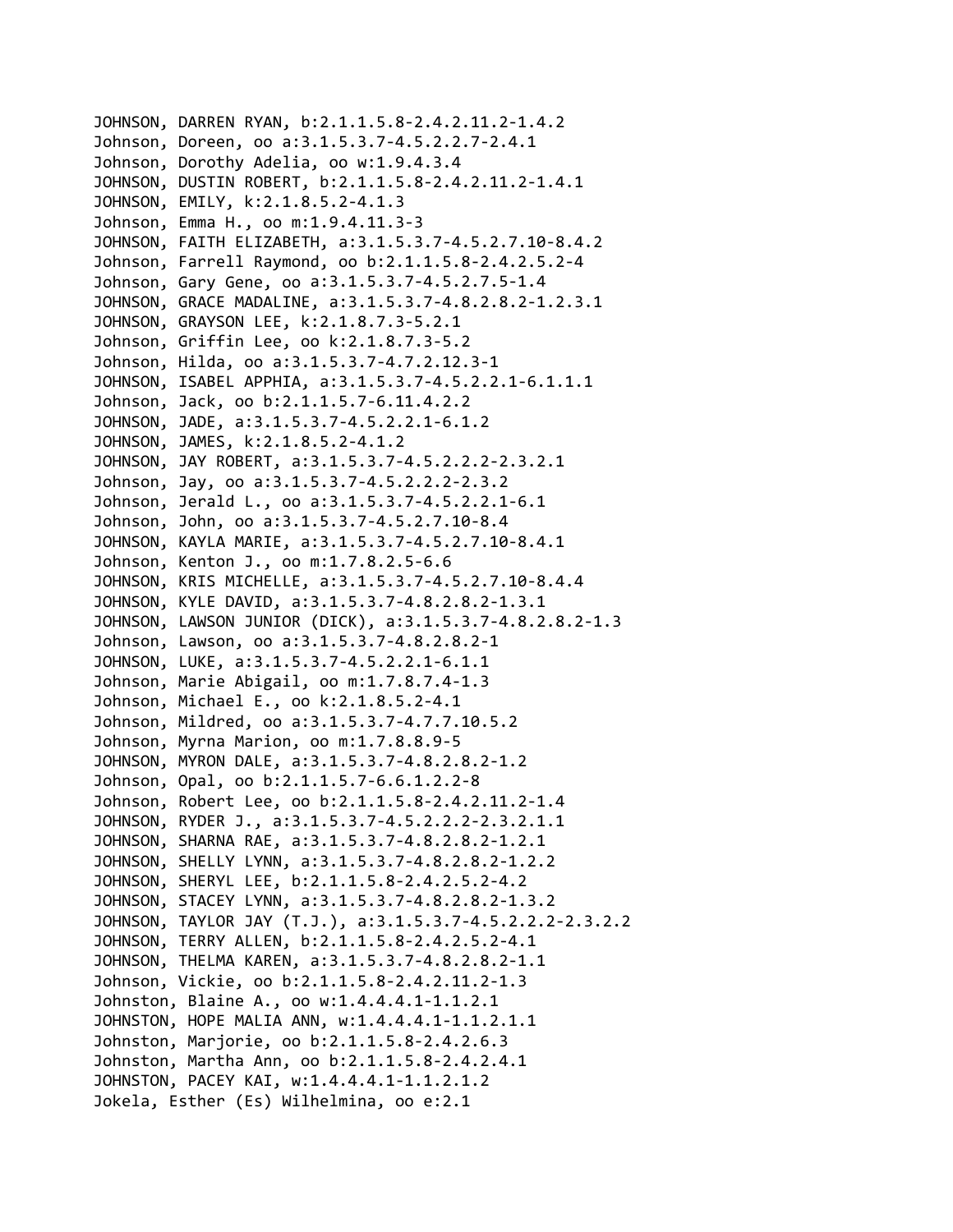JOHNSON, DARREN RYAN, b:2.1.1.5.8-2.4.2.11.2-1.4.2
Johnson, Doreen, oo a:3.1.5.3.7-4.5.2.2.7-2.4.1
Johnson, Dorothy Adelia, oo w:1.9.4.3.4
JOHNSON, DUSTIN ROBERT, b:2.1.1.5.8-2.4.2.11.2-1.4.1
JOHNSON, EMILY, k:2.1.8.5.2-4.1.3
Johnson, Emma H., oo m:1.9.4.11.3-3
JOHNSON, FAITH ELIZABETH, a:3.1.5.3.7-4.5.2.7.10-8.4.2
Johnson, Farrell Raymond, oo b:2.1.1.5.8-2.4.2.5.2-4
Johnson, Gary Gene, oo a:3.1.5.3.7-4.5.2.7.5-1.4
JOHNSON, GRACE MADALINE, a:3.1.5.3.7-4.8.2.8.2-1.2.3.1
JOHNSON, GRAYSON LEE, k:2.1.8.7.3-5.2.1
Johnson, Griffin Lee, oo k:2.1.8.7.3-5.2
Johnson, Hilda, oo a:3.1.5.3.7-4.7.2.12.3-1
JOHNSON, ISABEL APPHIA, a:3.1.5.3.7-4.5.2.2.1-6.1.1.1
Johnson, Jack, oo b:2.1.1.5.7-6.11.4.2.2
JOHNSON, JADE, a:3.1.5.3.7-4.5.2.2.1-6.1.2
JOHNSON, JAMES, k:2.1.8.5.2-4.1.2
JOHNSON, JAY ROBERT, a:3.1.5.3.7-4.5.2.2.2-2.3.2.1
Johnson, Jay, oo a:3.1.5.3.7-4.5.2.2.2-2.3.2
Johnson, Jerald L., oo a:3.1.5.3.7-4.5.2.2.1-6.1
Johnson, John, oo a:3.1.5.3.7-4.5.2.7.10-8.4
JOHNSON, KAYLA MARIE, a:3.1.5.3.7-4.5.2.7.10-8.4.1
Johnson, Kenton J., oo m:1.7.8.2.5-6.6
JOHNSON, KRIS MICHELLE, a:3.1.5.3.7-4.5.2.7.10-8.4.4
JOHNSON, KYLE DAVID, a:3.1.5.3.7-4.8.2.8.2-1.3.1
JOHNSON, LAWSON JUNIOR (DICK), a:3.1.5.3.7-4.8.2.8.2-1.3
Johnson, Lawson, oo a:3.1.5.3.7-4.8.2.8.2-1
JOHNSON, LUKE, a:3.1.5.3.7-4.5.2.2.1-6.1.1
Johnson, Marie Abigail, oo m:1.7.8.7.4-1.3
Johnson, Michael E., oo k:2.1.8.5.2-4.1
Johnson, Mildred, oo a:3.1.5.3.7-4.7.7.10.5.2
Johnson, Myrna Marion, oo m:1.7.8.8.9-5
JOHNSON, MYRON DALE, a:3.1.5.3.7-4.8.2.8.2-1.2
Johnson, Opal, oo b:2.1.1.5.7-6.6.1.2.2-8
Johnson, Robert Lee, oo b:2.1.1.5.8-2.4.2.11.2-1.4
JOHNSON, RYDER J., a:3.1.5.3.7-4.5.2.2.2-2.3.2.1.1
JOHNSON, SHARNA RAE, a:3.1.5.3.7-4.8.2.8.2-1.2.1
JOHNSON, SHELLY LYNN, a:3.1.5.3.7-4.8.2.8.2-1.2.2
JOHNSON, SHERYL LEE, b:2.1.1.5.8-2.4.2.5.2-4.2
JOHNSON, STACEY LYNN, a:3.1.5.3.7-4.8.2.8.2-1.3.2
JOHNSON, TAYLOR JAY (T.J.), a:3.1.5.3.7-4.5.2.2.2-2.3.2.2
JOHNSON, TERRY ALLEN, b:2.1.1.5.8-2.4.2.5.2-4.1
JOHNSON, THELMA KAREN, a:3.1.5.3.7-4.8.2.8.2-1.1
Johnson, Vickie, oo b:2.1.1.5.8-2.4.2.11.2-1.3
Johnston, Blaine A., oo w:1.4.4.4.1-1.1.2.1
JOHNSTON, HOPE MALIA ANN, w:1.4.4.4.1-1.1.2.1.1
Johnston, Marjorie, oo b:2.1.1.5.8-2.4.2.6.3
Johnston, Martha Ann, oo b:2.1.1.5.8-2.4.2.4.1
JOHNSTON, PACEY KAI, w:1.4.4.4.1-1.1.2.1.2
Jokela, Esther (Es) Wilhelmina, oo e:2.1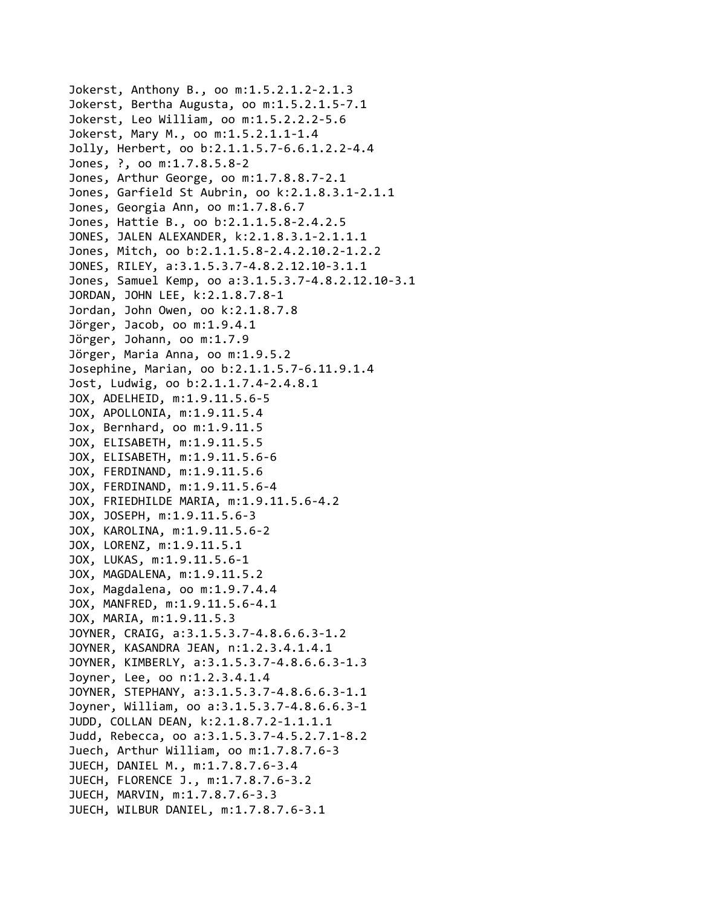Jokerst, Anthony B., oo m:1.5.2.1.2-2.1.3
Jokerst, Bertha Augusta, oo m:1.5.2.1.5-7.1
Jokerst, Leo William, oo m:1.5.2.2.2-5.6
Jokerst, Mary M., oo m:1.5.2.1.1-1.4
Jolly, Herbert, oo b:2.1.1.5.7-6.6.1.2.2-4.4
Jones, ?, oo m:1.7.8.5.8-2
Jones, Arthur George, oo m:1.7.8.8.7-2.1
Jones, Garfield St Aubrin, oo k:2.1.8.3.1-2.1.1
Jones, Georgia Ann, oo m:1.7.8.6.7
Jones, Hattie B., oo b:2.1.1.5.8-2.4.2.5
JONES, JALEN ALEXANDER, k:2.1.8.3.1-2.1.1.1
Jones, Mitch, oo b:2.1.1.5.8-2.4.2.10.2-1.2.2
JONES, RILEY, a:3.1.5.3.7-4.8.2.12.10-3.1.1
Jones, Samuel Kemp, oo a:3.1.5.3.7-4.8.2.12.10-3.1
JORDAN, JOHN LEE, k:2.1.8.7.8-1
Jordan, John Owen, oo k:2.1.8.7.8
Jörger, Jacob, oo m:1.9.4.1
Jörger, Johann, oo m:1.7.9
Jörger, Maria Anna, oo m:1.9.5.2
Josephine, Marian, oo b:2.1.1.5.7-6.11.9.1.4
Jost, Ludwig, oo b:2.1.1.7.4-2.4.8.1
JOX, ADELHEID, m:1.9.11.5.6-5
JOX, APOLLONIA, m:1.9.11.5.4
Jox, Bernhard, oo m:1.9.11.5
JOX, ELISABETH, m:1.9.11.5.5
JOX, ELISABETH, m:1.9.11.5.6-6
JOX, FERDINAND, m:1.9.11.5.6
JOX, FERDINAND, m:1.9.11.5.6-4
JOX, FRIEDHILDE MARIA, m:1.9.11.5.6-4.2
JOX, JOSEPH, m:1.9.11.5.6-3
JOX, KAROLINA, m:1.9.11.5.6-2
JOX, LORENZ, m:1.9.11.5.1
JOX, LUKAS, m:1.9.11.5.6-1
JOX, MAGDALENA, m:1.9.11.5.2
Jox, Magdalena, oo m:1.9.7.4.4
JOX, MANFRED, m:1.9.11.5.6-4.1
JOX, MARIA, m:1.9.11.5.3
JOYNER, CRAIG, a:3.1.5.3.7-4.8.6.6.3-1.2
JOYNER, KASANDRA JEAN, n:1.2.3.4.1.4.1
JOYNER, KIMBERLY, a:3.1.5.3.7-4.8.6.6.3-1.3
Joyner, Lee, oo n:1.2.3.4.1.4
JOYNER, STEPHANY, a:3.1.5.3.7-4.8.6.6.3-1.1
Joyner, William, oo a:3.1.5.3.7-4.8.6.6.3-1
JUDD, COLLAN DEAN, k:2.1.8.7.2-1.1.1.1
Judd, Rebecca, oo a:3.1.5.3.7-4.5.2.7.1-8.2
Juech, Arthur William, oo m:1.7.8.7.6-3
JUECH, DANIEL M., m:1.7.8.7.6-3.4
JUECH, FLORENCE J., m:1.7.8.7.6-3.2
JUECH, MARVIN, m:1.7.8.7.6-3.3
JUECH, WILBUR DANIEL, m:1.7.8.7.6-3.1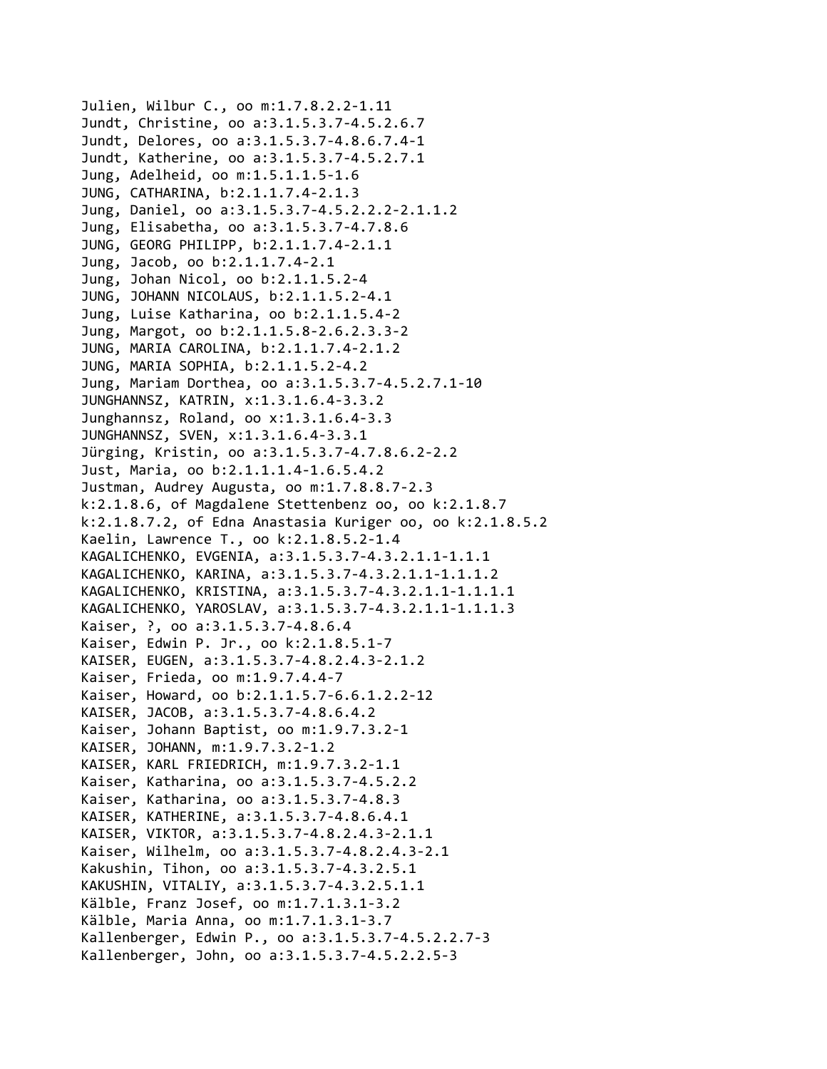Julien, Wilbur C., oo m:1.7.8.2.2-1.11
Jundt, Christine, oo a:3.1.5.3.7-4.5.2.6.7
Jundt, Delores, oo a:3.1.5.3.7-4.8.6.7.4-1
Jundt, Katherine, oo a:3.1.5.3.7-4.5.2.7.1
Jung, Adelheid, oo m:1.5.1.1.5-1.6
JUNG, CATHARINA, b:2.1.1.7.4-2.1.3
Jung, Daniel, oo a:3.1.5.3.7-4.5.2.2.2-2.1.1.2
Jung, Elisabetha, oo a:3.1.5.3.7-4.7.8.6
JUNG, GEORG PHILIPP, b:2.1.1.7.4-2.1.1
Jung, Jacob, oo b:2.1.1.7.4-2.1
Jung, Johan Nicol, oo b:2.1.1.5.2-4
JUNG, JOHANN NICOLAUS, b:2.1.1.5.2-4.1
Jung, Luise Katharina, oo b:2.1.1.5.4-2
Jung, Margot, oo b:2.1.1.5.8-2.6.2.3.3-2
JUNG, MARIA CAROLINA, b:2.1.1.7.4-2.1.2
JUNG, MARIA SOPHIA, b:2.1.1.5.2-4.2
Jung, Mariam Dorthea, oo a:3.1.5.3.7-4.5.2.7.1-10
JUNGHANNSZ, KATRIN, x:1.3.1.6.4-3.3.2
Junghannsz, Roland, oo x:1.3.1.6.4-3.3
JUNGHANNSZ, SVEN, x:1.3.1.6.4-3.3.1
Jürging, Kristin, oo a:3.1.5.3.7-4.7.8.6.2-2.2
Just, Maria, oo b:2.1.1.1.4-1.6.5.4.2
Justman, Audrey Augusta, oo m:1.7.8.8.7-2.3
k:2.1.8.6, of Magdalene Stettenbenz oo, oo k:2.1.8.7
k:2.1.8.7.2, of Edna Anastasia Kuriger oo, oo k:2.1.8.5.2
Kaelin, Lawrence T., oo k:2.1.8.5.2-1.4
KAGALICHENKO, EVGENIA, a:3.1.5.3.7-4.3.2.1.1-1.1.1
KAGALICHENKO, KARINA, a:3.1.5.3.7-4.3.2.1.1-1.1.1.2
KAGALICHENKO, KRISTINA, a:3.1.5.3.7-4.3.2.1.1-1.1.1.1
KAGALICHENKO, YAROSLAV, a:3.1.5.3.7-4.3.2.1.1-1.1.1.3
Kaiser, ?, oo a:3.1.5.3.7-4.8.6.4
Kaiser, Edwin P. Jr., oo k:2.1.8.5.1-7
KAISER, EUGEN, a:3.1.5.3.7-4.8.2.4.3-2.1.2
Kaiser, Frieda, oo m:1.9.7.4.4-7
Kaiser, Howard, oo b:2.1.1.5.7-6.6.1.2.2-12
KAISER, JACOB, a:3.1.5.3.7-4.8.6.4.2
Kaiser, Johann Baptist, oo m:1.9.7.3.2-1
KAISER, JOHANN, m:1.9.7.3.2-1.2
KAISER, KARL FRIEDRICH, m:1.9.7.3.2-1.1
Kaiser, Katharina, oo a:3.1.5.3.7-4.5.2.2
Kaiser, Katharina, oo a:3.1.5.3.7-4.8.3
KAISER, KATHERINE, a:3.1.5.3.7-4.8.6.4.1
KAISER, VIKTOR, a:3.1.5.3.7-4.8.2.4.3-2.1.1
Kaiser, Wilhelm, oo a:3.1.5.3.7-4.8.2.4.3-2.1
Kakushin, Tihon, oo a:3.1.5.3.7-4.3.2.5.1
KAKUSHIN, VITALIY, a:3.1.5.3.7-4.3.2.5.1.1
Kälble, Franz Josef, oo m:1.7.1.3.1-3.2
Kälble, Maria Anna, oo m:1.7.1.3.1-3.7
Kallenberger, Edwin P., oo a:3.1.5.3.7-4.5.2.2.7-3
Kallenberger, John, oo a:3.1.5.3.7-4.5.2.2.5-3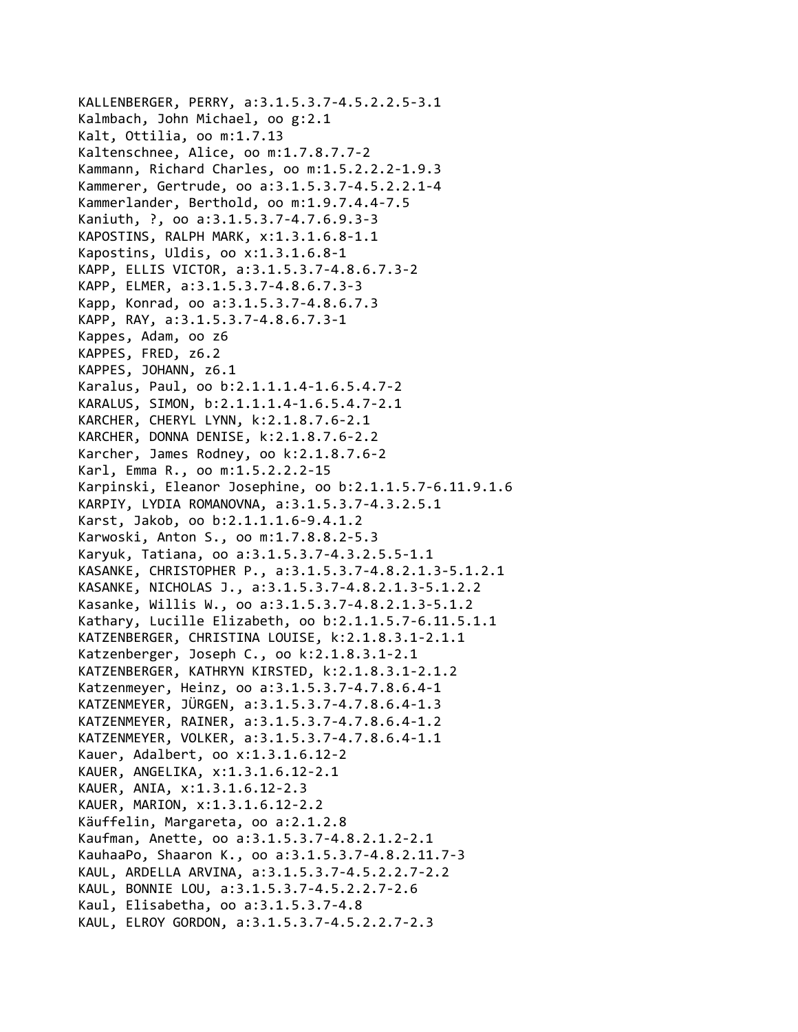KALLENBERGER, PERRY, a:3.1.5.3.7-4.5.2.2.5-3.1
Kalmbach, John Michael, oo g:2.1
Kalt, Ottilia, oo m:1.7.13
Kaltenschnee, Alice, oo m:1.7.8.7.7-2
Kammann, Richard Charles, oo m:1.5.2.2.2-1.9.3
Kammerer, Gertrude, oo a:3.1.5.3.7-4.5.2.2.1-4
Kammerlander, Berthold, oo m:1.9.7.4.4-7.5
Kaniuth, ?, oo a:3.1.5.3.7-4.7.6.9.3-3
KAPOSTINS, RALPH MARK, x:1.3.1.6.8-1.1
Kapostins, Uldis, oo x:1.3.1.6.8-1
KAPP, ELLIS VICTOR, a:3.1.5.3.7-4.8.6.7.3-2
KAPP, ELMER, a:3.1.5.3.7-4.8.6.7.3-3
Kapp, Konrad, oo a:3.1.5.3.7-4.8.6.7.3
KAPP, RAY, a:3.1.5.3.7-4.8.6.7.3-1
Kappes, Adam, oo z6
KAPPES, FRED, z6.2
KAPPES, JOHANN, z6.1
Karalus, Paul, oo b:2.1.1.1.4-1.6.5.4.7-2
KARALUS, SIMON, b:2.1.1.1.4-1.6.5.4.7-2.1
KARCHER, CHERYL LYNN, k:2.1.8.7.6-2.1
KARCHER, DONNA DENISE, k:2.1.8.7.6-2.2
Karcher, James Rodney, oo k:2.1.8.7.6-2
Karl, Emma R., oo m:1.5.2.2.2-15
Karpinski, Eleanor Josephine, oo b:2.1.1.5.7-6.11.9.1.6
KARPIY, LYDIA ROMANOVNA, a:3.1.5.3.7-4.3.2.5.1
Karst, Jakob, oo b:2.1.1.1.6-9.4.1.2
Karwoski, Anton S., oo m:1.7.8.8.2-5.3
Karyuk, Tatiana, oo a:3.1.5.3.7-4.3.2.5.5-1.1
KASANKE, CHRISTOPHER P., a:3.1.5.3.7-4.8.2.1.3-5.1.2.1
KASANKE, NICHOLAS J., a:3.1.5.3.7-4.8.2.1.3-5.1.2.2
Kasanke, Willis W., oo a:3.1.5.3.7-4.8.2.1.3-5.1.2
Kathary, Lucille Elizabeth, oo b:2.1.1.5.7-6.11.5.1.1
KATZENBERGER, CHRISTINA LOUISE, k:2.1.8.3.1-2.1.1
Katzenberger, Joseph C., oo k:2.1.8.3.1-2.1
KATZENBERGER, KATHRYN KIRSTED, k:2.1.8.3.1-2.1.2
Katzenmeyer, Heinz, oo a:3.1.5.3.7-4.7.8.6.4-1
KATZENMEYER, JÜRGEN, a:3.1.5.3.7-4.7.8.6.4-1.3
KATZENMEYER, RAINER, a:3.1.5.3.7-4.7.8.6.4-1.2
KATZENMEYER, VOLKER, a:3.1.5.3.7-4.7.8.6.4-1.1
Kauer, Adalbert, oo x:1.3.1.6.12-2
KAUER, ANGELIKA, x:1.3.1.6.12-2.1
KAUER, ANIA, x:1.3.1.6.12-2.3
KAUER, MARION, x:1.3.1.6.12-2.2
Käuffelin, Margareta, oo a:2.1.2.8
Kaufman, Anette, oo a:3.1.5.3.7-4.8.2.1.2-2.1
KauhaaPo, Shaaron K., oo a:3.1.5.3.7-4.8.2.11.7-3
KAUL, ARDELLA ARVINA, a:3.1.5.3.7-4.5.2.2.7-2.2
KAUL, BONNIE LOU, a:3.1.5.3.7-4.5.2.2.7-2.6
Kaul, Elisabetha, oo a:3.1.5.3.7-4.8
KAUL, ELROY GORDON, a:3.1.5.3.7-4.5.2.2.7-2.3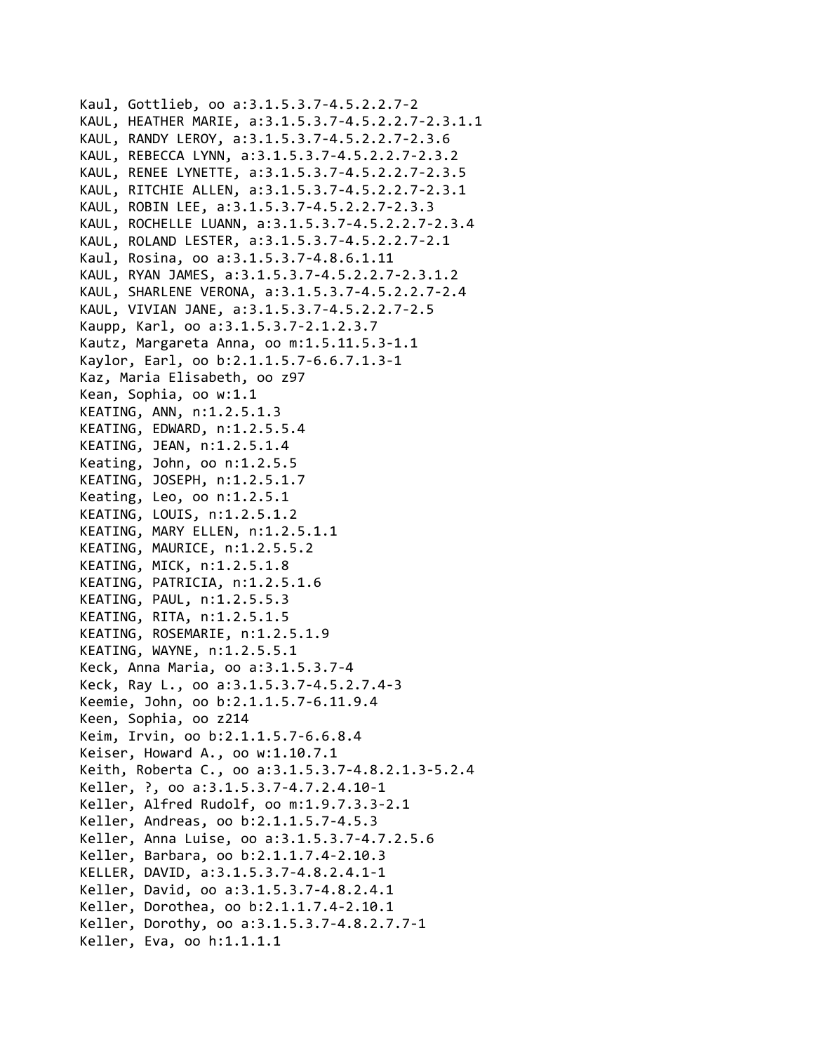Kaul, Gottlieb, oo a:3.1.5.3.7-4.5.2.2.7-2
KAUL, HEATHER MARIE, a:3.1.5.3.7-4.5.2.2.7-2.3.1.1
KAUL, RANDY LEROY, a:3.1.5.3.7-4.5.2.2.7-2.3.6
KAUL, REBECCA LYNN, a:3.1.5.3.7-4.5.2.2.7-2.3.2
KAUL, RENEE LYNETTE, a:3.1.5.3.7-4.5.2.2.7-2.3.5
KAUL, RITCHIE ALLEN, a:3.1.5.3.7-4.5.2.2.7-2.3.1
KAUL, ROBIN LEE, a:3.1.5.3.7-4.5.2.2.7-2.3.3
KAUL, ROCHELLE LUANN, a:3.1.5.3.7-4.5.2.2.7-2.3.4
KAUL, ROLAND LESTER, a:3.1.5.3.7-4.5.2.2.7-2.1
Kaul, Rosina, oo a:3.1.5.3.7-4.8.6.1.11
KAUL, RYAN JAMES, a:3.1.5.3.7-4.5.2.2.7-2.3.1.2
KAUL, SHARLENE VERONA, a:3.1.5.3.7-4.5.2.2.7-2.4
KAUL, VIVIAN JANE, a:3.1.5.3.7-4.5.2.2.7-2.5
Kaupp, Karl, oo a:3.1.5.3.7-2.1.2.3.7
Kautz, Margareta Anna, oo m:1.5.11.5.3-1.1
Kaylor, Earl, oo b:2.1.1.5.7-6.6.7.1.3-1
Kaz, Maria Elisabeth, oo z97
Kean, Sophia, oo w:1.1
KEATING, ANN, n:1.2.5.1.3
KEATING, EDWARD, n:1.2.5.5.4
KEATING, JEAN, n:1.2.5.1.4
Keating, John, oo n:1.2.5.5
KEATING, JOSEPH, n:1.2.5.1.7
Keating, Leo, oo n:1.2.5.1
KEATING, LOUIS, n:1.2.5.1.2
KEATING, MARY ELLEN, n:1.2.5.1.1
KEATING, MAURICE, n:1.2.5.5.2
KEATING, MICK, n:1.2.5.1.8
KEATING, PATRICIA, n:1.2.5.1.6
KEATING, PAUL, n:1.2.5.5.3
KEATING, RITA, n:1.2.5.1.5
KEATING, ROSEMARIE, n:1.2.5.1.9
KEATING, WAYNE, n:1.2.5.5.1
Keck, Anna Maria, oo a:3.1.5.3.7-4
Keck, Ray L., oo a:3.1.5.3.7-4.5.2.7.4-3
Keemie, John, oo b:2.1.1.5.7-6.11.9.4
Keen, Sophia, oo z214
Keim, Irvin, oo b:2.1.1.5.7-6.6.8.4
Keiser, Howard A., oo w:1.10.7.1
Keith, Roberta C., oo a:3.1.5.3.7-4.8.2.1.3-5.2.4
Keller, ?, oo a:3.1.5.3.7-4.7.2.4.10-1
Keller, Alfred Rudolf, oo m:1.9.7.3.3-2.1
Keller, Andreas, oo b:2.1.1.5.7-4.5.3
Keller, Anna Luise, oo a:3.1.5.3.7-4.7.2.5.6
Keller, Barbara, oo b:2.1.1.7.4-2.10.3
KELLER, DAVID, a:3.1.5.3.7-4.8.2.4.1-1
Keller, David, oo a:3.1.5.3.7-4.8.2.4.1
Keller, Dorothea, oo b:2.1.1.7.4-2.10.1
Keller, Dorothy, oo a:3.1.5.3.7-4.8.2.7.7-1
Keller, Eva, oo h:1.1.1.1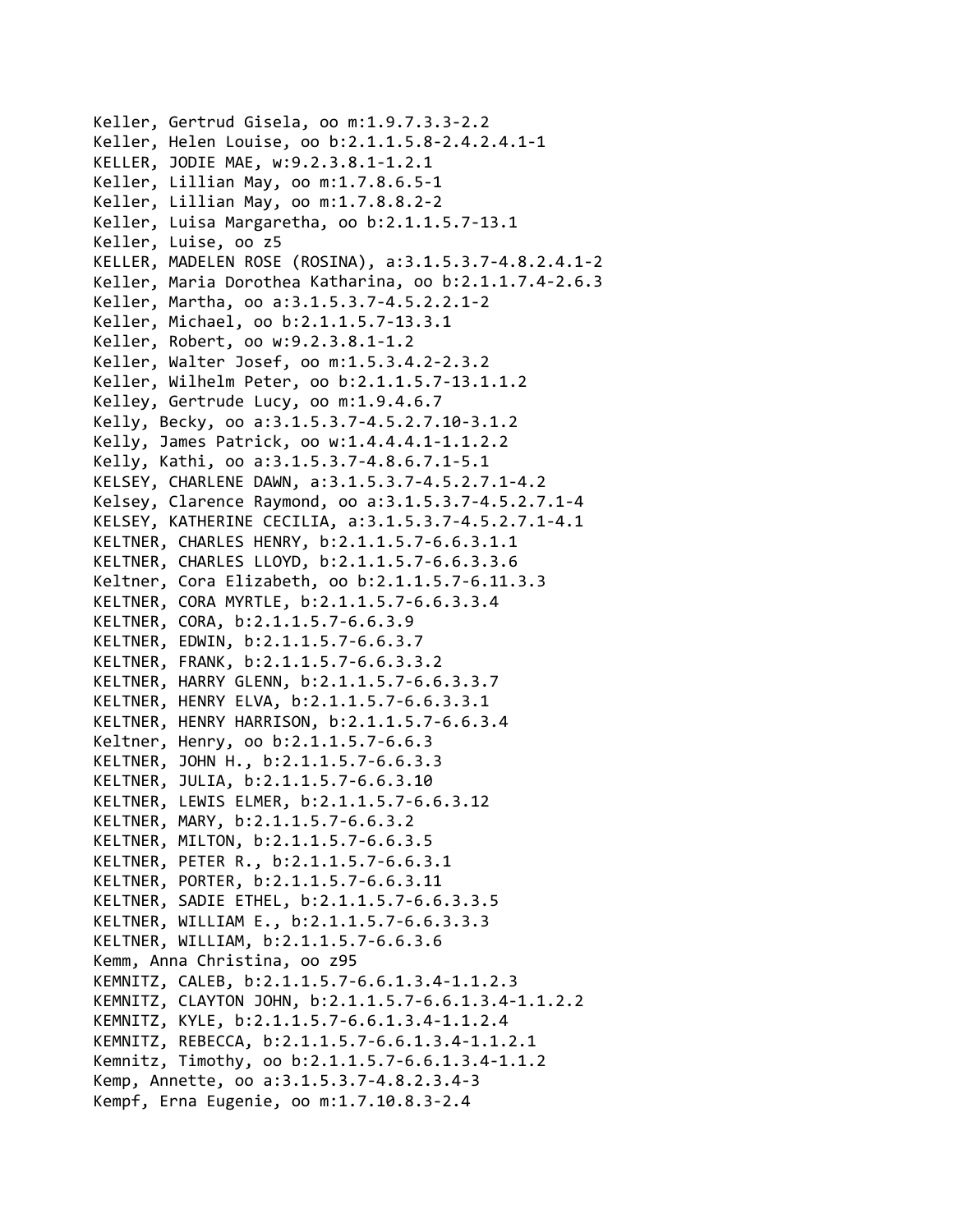Keller, Gertrud Gisela, oo m:1.9.7.3.3-2.2
Keller, Helen Louise, oo b:2.1.1.5.8-2.4.2.4.1-1
KELLER, JODIE MAE, w:9.2.3.8.1-1.2.1
Keller, Lillian May, oo m:1.7.8.6.5-1
Keller, Lillian May, oo m:1.7.8.8.2-2
Keller, Luisa Margaretha, oo b:2.1.1.5.7-13.1
Keller, Luise, oo z5
KELLER, MADELEN ROSE (ROSINA), a:3.1.5.3.7-4.8.2.4.1-2
Keller, Maria Dorothea Katharina, oo b:2.1.1.7.4-2.6.3
Keller, Martha, oo a:3.1.5.3.7-4.5.2.2.1-2
Keller, Michael, oo b:2.1.1.5.7-13.3.1
Keller, Robert, oo w:9.2.3.8.1-1.2
Keller, Walter Josef, oo m:1.5.3.4.2-2.3.2
Keller, Wilhelm Peter, oo b:2.1.1.5.7-13.1.1.2
Kelley, Gertrude Lucy, oo m:1.9.4.6.7
Kelly, Becky, oo a:3.1.5.3.7-4.5.2.7.10-3.1.2
Kelly, James Patrick, oo w:1.4.4.4.1-1.1.2.2
Kelly, Kathi, oo a:3.1.5.3.7-4.8.6.7.1-5.1
KELSEY, CHARLENE DAWN, a:3.1.5.3.7-4.5.2.7.1-4.2
Kelsey, Clarence Raymond, oo a:3.1.5.3.7-4.5.2.7.1-4
KELSEY, KATHERINE CECILIA, a:3.1.5.3.7-4.5.2.7.1-4.1
KELTNER, CHARLES HENRY, b:2.1.1.5.7-6.6.3.1.1
KELTNER, CHARLES LLOYD, b:2.1.1.5.7-6.6.3.3.6
Keltner, Cora Elizabeth, oo b:2.1.1.5.7-6.11.3.3
KELTNER, CORA MYRTLE, b:2.1.1.5.7-6.6.3.3.4
KELTNER, CORA, b:2.1.1.5.7-6.6.3.9
KELTNER, EDWIN, b:2.1.1.5.7-6.6.3.7
KELTNER, FRANK, b:2.1.1.5.7-6.6.3.3.2
KELTNER, HARRY GLENN, b:2.1.1.5.7-6.6.3.3.7
KELTNER, HENRY ELVA, b:2.1.1.5.7-6.6.3.3.1
KELTNER, HENRY HARRISON, b:2.1.1.5.7-6.6.3.4
Keltner, Henry, oo b:2.1.1.5.7-6.6.3
KELTNER, JOHN H., b:2.1.1.5.7-6.6.3.3
KELTNER, JULIA, b:2.1.1.5.7-6.6.3.10
KELTNER, LEWIS ELMER, b:2.1.1.5.7-6.6.3.12
KELTNER, MARY, b:2.1.1.5.7-6.6.3.2
KELTNER, MILTON, b:2.1.1.5.7-6.6.3.5
KELTNER, PETER R., b:2.1.1.5.7-6.6.3.1
KELTNER, PORTER, b:2.1.1.5.7-6.6.3.11
KELTNER, SADIE ETHEL, b:2.1.1.5.7-6.6.3.3.5
KELTNER, WILLIAM E., b:2.1.1.5.7-6.6.3.3.3
KELTNER, WILLIAM, b:2.1.1.5.7-6.6.3.6
Kemm, Anna Christina, oo z95
KEMNITZ, CALEB, b:2.1.1.5.7-6.6.1.3.4-1.1.2.3
KEMNITZ, CLAYTON JOHN, b:2.1.1.5.7-6.6.1.3.4-1.1.2.2
KEMNITZ, KYLE, b:2.1.1.5.7-6.6.1.3.4-1.1.2.4
KEMNITZ, REBECCA, b:2.1.1.5.7-6.6.1.3.4-1.1.2.1
Kemnitz, Timothy, oo b:2.1.1.5.7-6.6.1.3.4-1.1.2
Kemp, Annette, oo a:3.1.5.3.7-4.8.2.3.4-3
Kempf, Erna Eugenie, oo m:1.7.10.8.3-2.4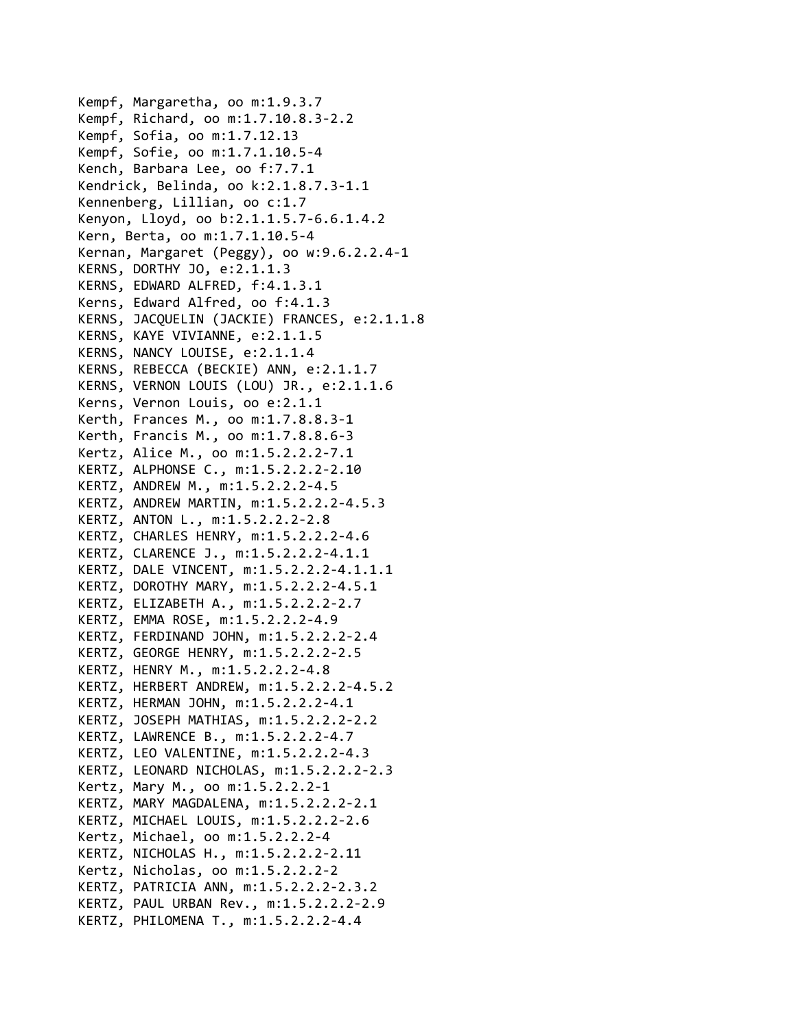Kempf, Margaretha, oo m:1.9.3.7
Kempf, Richard, oo m:1.7.10.8.3-2.2
Kempf, Sofia, oo m:1.7.12.13
Kempf, Sofie, oo m:1.7.1.10.5-4
Kench, Barbara Lee, oo f:7.7.1
Kendrick, Belinda, oo k:2.1.8.7.3-1.1
Kennenberg, Lillian, oo c:1.7
Kenyon, Lloyd, oo b:2.1.1.5.7-6.6.1.4.2
Kern, Berta, oo m:1.7.1.10.5-4
Kernan, Margaret (Peggy), oo w:9.6.2.2.4-1
KERNS, DORTHY JO, e:2.1.1.3
KERNS, EDWARD ALFRED, f:4.1.3.1
Kerns, Edward Alfred, oo f:4.1.3
KERNS, JACQUELIN (JACKIE) FRANCES, e:2.1.1.8
KERNS, KAYE VIVIANNE, e:2.1.1.5
KERNS, NANCY LOUISE, e:2.1.1.4
KERNS, REBECCA (BECKIE) ANN, e:2.1.1.7
KERNS, VERNON LOUIS (LOU) JR., e:2.1.1.6
Kerns, Vernon Louis, oo e:2.1.1
Kerth, Frances M., oo m:1.7.8.8.3-1
Kerth, Francis M., oo m:1.7.8.8.6-3
Kertz, Alice M., oo m:1.5.2.2.2-7.1
KERTZ, ALPHONSE C., m:1.5.2.2.2-2.10
KERTZ, ANDREW M., m:1.5.2.2.2-4.5
KERTZ, ANDREW MARTIN, m:1.5.2.2.2-4.5.3
KERTZ, ANTON L., m:1.5.2.2.2-2.8
KERTZ, CHARLES HENRY, m:1.5.2.2.2-4.6
KERTZ, CLARENCE J., m:1.5.2.2.2-4.1.1
KERTZ, DALE VINCENT, m:1.5.2.2.2-4.1.1.1
KERTZ, DOROTHY MARY, m:1.5.2.2.2-4.5.1
KERTZ, ELIZABETH A., m:1.5.2.2.2-2.7
KERTZ, EMMA ROSE, m:1.5.2.2.2-4.9
KERTZ, FERDINAND JOHN, m:1.5.2.2.2-2.4
KERTZ, GEORGE HENRY, m:1.5.2.2.2-2.5
KERTZ, HENRY M., m:1.5.2.2.2-4.8
KERTZ, HERBERT ANDREW, m:1.5.2.2.2-4.5.2
KERTZ, HERMAN JOHN, m:1.5.2.2.2-4.1
KERTZ, JOSEPH MATHIAS, m:1.5.2.2.2-2.2
KERTZ, LAWRENCE B., m:1.5.2.2.2-4.7
KERTZ, LEO VALENTINE, m:1.5.2.2.2-4.3
KERTZ, LEONARD NICHOLAS, m:1.5.2.2.2-2.3
Kertz, Mary M., oo m:1.5.2.2.2-1
KERTZ, MARY MAGDALENA, m:1.5.2.2.2-2.1
KERTZ, MICHAEL LOUIS, m:1.5.2.2.2-2.6
Kertz, Michael, oo m:1.5.2.2.2-4
KERTZ, NICHOLAS H., m:1.5.2.2.2-2.11
Kertz, Nicholas, oo m:1.5.2.2.2-2
KERTZ, PATRICIA ANN, m:1.5.2.2.2-2.3.2
KERTZ, PAUL URBAN Rev., m:1.5.2.2.2-2.9
KERTZ, PHILOMENA T., m:1.5.2.2.2-4.4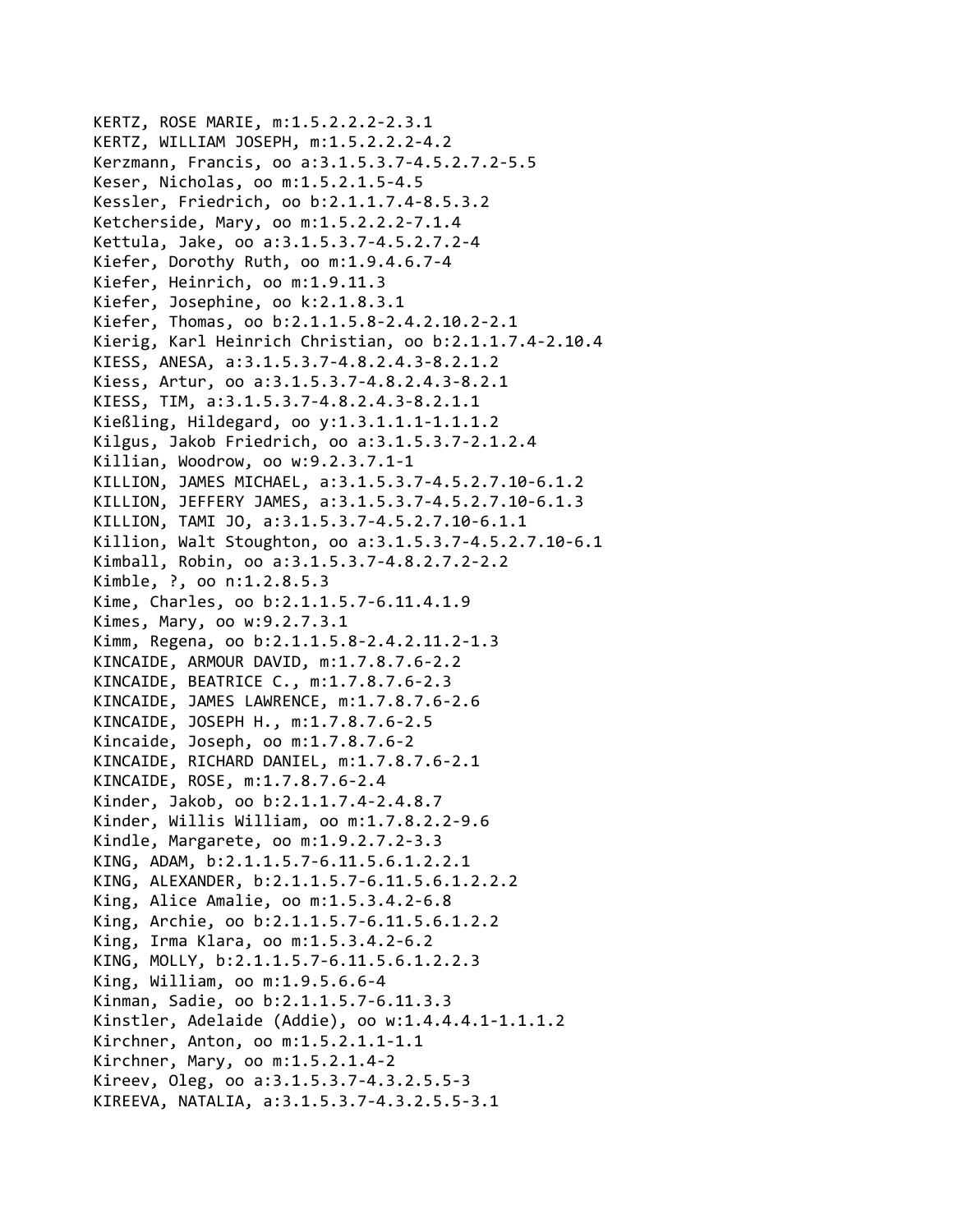KERTZ, ROSE MARIE, m:1.5.2.2.2-2.3.1
KERTZ, WILLIAM JOSEPH, m:1.5.2.2.2-4.2
Kerzmann, Francis, oo a:3.1.5.3.7-4.5.2.7.2-5.5
Keser, Nicholas, oo m:1.5.2.1.5-4.5
Kessler, Friedrich, oo b:2.1.1.7.4-8.5.3.2
Ketcherside, Mary, oo m:1.5.2.2.2-7.1.4
Kettula, Jake, oo a:3.1.5.3.7-4.5.2.7.2-4
Kiefer, Dorothy Ruth, oo m:1.9.4.6.7-4
Kiefer, Heinrich, oo m:1.9.11.3
Kiefer, Josephine, oo k:2.1.8.3.1
Kiefer, Thomas, oo b:2.1.1.5.8-2.4.2.10.2-2.1
Kierig, Karl Heinrich Christian, oo b:2.1.1.7.4-2.10.4
KIESS, ANESA, a:3.1.5.3.7-4.8.2.4.3-8.2.1.2
Kiess, Artur, oo a:3.1.5.3.7-4.8.2.4.3-8.2.1
KIESS, TIM, a:3.1.5.3.7-4.8.2.4.3-8.2.1.1
Kießling, Hildegard, oo y:1.3.1.1.1-1.1.1.2
Kilgus, Jakob Friedrich, oo a:3.1.5.3.7-2.1.2.4
Killian, Woodrow, oo w:9.2.3.7.1-1
KILLION, JAMES MICHAEL, a:3.1.5.3.7-4.5.2.7.10-6.1.2
KILLION, JEFFERY JAMES, a:3.1.5.3.7-4.5.2.7.10-6.1.3
KILLION, TAMI JO, a:3.1.5.3.7-4.5.2.7.10-6.1.1
Killion, Walt Stoughton, oo a:3.1.5.3.7-4.5.2.7.10-6.1
Kimball, Robin, oo a:3.1.5.3.7-4.8.2.7.2-2.2
Kimble, ?, oo n:1.2.8.5.3
Kime, Charles, oo b:2.1.1.5.7-6.11.4.1.9
Kimes, Mary, oo w:9.2.7.3.1
Kimm, Regena, oo b:2.1.1.5.8-2.4.2.11.2-1.3
KINCAIDE, ARMOUR DAVID, m:1.7.8.7.6-2.2
KINCAIDE, BEATRICE C., m:1.7.8.7.6-2.3
KINCAIDE, JAMES LAWRENCE, m:1.7.8.7.6-2.6
KINCAIDE, JOSEPH H., m:1.7.8.7.6-2.5
Kincaide, Joseph, oo m:1.7.8.7.6-2
KINCAIDE, RICHARD DANIEL, m:1.7.8.7.6-2.1
KINCAIDE, ROSE, m:1.7.8.7.6-2.4
Kinder, Jakob, oo b:2.1.1.7.4-2.4.8.7
Kinder, Willis William, oo m:1.7.8.2.2-9.6
Kindle, Margarete, oo m:1.9.2.7.2-3.3
KING, ADAM, b:2.1.1.5.7-6.11.5.6.1.2.2.1
KING, ALEXANDER, b:2.1.1.5.7-6.11.5.6.1.2.2.2
King, Alice Amalie, oo m:1.5.3.4.2-6.8
King, Archie, oo b:2.1.1.5.7-6.11.5.6.1.2.2
King, Irma Klara, oo m:1.5.3.4.2-6.2
KING, MOLLY, b:2.1.1.5.7-6.11.5.6.1.2.2.3
King, William, oo m:1.9.5.6.6-4
Kinman, Sadie, oo b:2.1.1.5.7-6.11.3.3
Kinstler, Adelaide (Addie), oo w:1.4.4.4.1-1.1.1.2
Kirchner, Anton, oo m:1.5.2.1.1-1.1
Kirchner, Mary, oo m:1.5.2.1.4-2
Kireev, Oleg, oo a:3.1.5.3.7-4.3.2.5.5-3
KIREEVA, NATALIA, a:3.1.5.3.7-4.3.2.5.5-3.1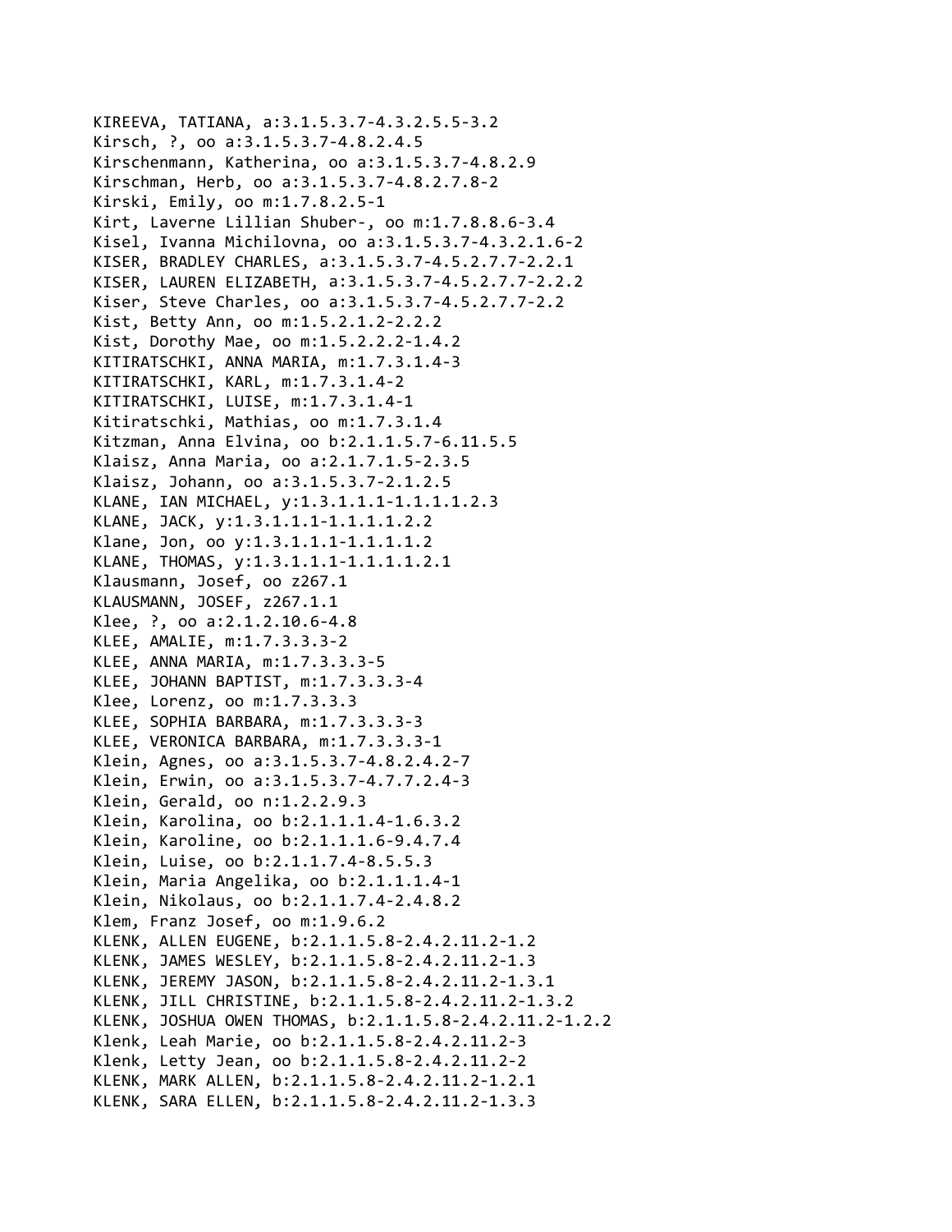KIREEVA, TATIANA, a:3.1.5.3.7-4.3.2.5.5-3.2
Kirsch, ?, oo a:3.1.5.3.7-4.8.2.4.5
Kirschenmann, Katherina, oo a:3.1.5.3.7-4.8.2.9
Kirschman, Herb, oo a:3.1.5.3.7-4.8.2.7.8-2
Kirski, Emily, oo m:1.7.8.2.5-1
Kirt, Laverne Lillian Shuber-, oo m:1.7.8.8.6-3.4
Kisel, Ivanna Michilovna, oo a:3.1.5.3.7-4.3.2.1.6-2
KISER, BRADLEY CHARLES, a:3.1.5.3.7-4.5.2.7.7-2.2.1
KISER, LAUREN ELIZABETH, a:3.1.5.3.7-4.5.2.7.7-2.2.2
Kiser, Steve Charles, oo a:3.1.5.3.7-4.5.2.7.7-2.2
Kist, Betty Ann, oo m:1.5.2.1.2-2.2.2
Kist, Dorothy Mae, oo m:1.5.2.2.2-1.4.2
KITIRATSCHKI, ANNA MARIA, m:1.7.3.1.4-3
KITIRATSCHKI, KARL, m:1.7.3.1.4-2
KITIRATSCHKI, LUISE, m:1.7.3.1.4-1
Kitiratschki, Mathias, oo m:1.7.3.1.4
Kitzman, Anna Elvina, oo b:2.1.1.5.7-6.11.5.5
Klaisz, Anna Maria, oo a:2.1.7.1.5-2.3.5
Klaisz, Johann, oo a:3.1.5.3.7-2.1.2.5
KLANE, IAN MICHAEL, y:1.3.1.1.1-1.1.1.1.2.3
KLANE, JACK, y:1.3.1.1.1-1.1.1.1.2.2
Klane, Jon, oo y:1.3.1.1.1-1.1.1.1.2
KLANE, THOMAS, y:1.3.1.1.1-1.1.1.1.2.1
Klausmann, Josef, oo z267.1
KLAUSMANN, JOSEF, z267.1.1
Klee, ?, oo a:2.1.2.10.6-4.8
KLEE, AMALIE, m:1.7.3.3.3-2
KLEE, ANNA MARIA, m:1.7.3.3.3-5
KLEE, JOHANN BAPTIST, m:1.7.3.3.3-4
Klee, Lorenz, oo m:1.7.3.3.3
KLEE, SOPHIA BARBARA, m:1.7.3.3.3-3
KLEE, VERONICA BARBARA, m:1.7.3.3.3-1
Klein, Agnes, oo a:3.1.5.3.7-4.8.2.4.2-7
Klein, Erwin, oo a:3.1.5.3.7-4.7.7.2.4-3
Klein, Gerald, oo n:1.2.2.9.3
Klein, Karolina, oo b:2.1.1.1.4-1.6.3.2
Klein, Karoline, oo b:2.1.1.1.6-9.4.7.4
Klein, Luise, oo b:2.1.1.7.4-8.5.5.3
Klein, Maria Angelika, oo b:2.1.1.1.4-1
Klein, Nikolaus, oo b:2.1.1.7.4-2.4.8.2
Klem, Franz Josef, oo m:1.9.6.2
KLENK, ALLEN EUGENE, b:2.1.1.5.8-2.4.2.11.2-1.2
KLENK, JAMES WESLEY, b:2.1.1.5.8-2.4.2.11.2-1.3
KLENK, JEREMY JASON, b:2.1.1.5.8-2.4.2.11.2-1.3.1
KLENK, JILL CHRISTINE, b:2.1.1.5.8-2.4.2.11.2-1.3.2
KLENK, JOSHUA OWEN THOMAS, b:2.1.1.5.8-2.4.2.11.2-1.2.2
Klenk, Leah Marie, oo b:2.1.1.5.8-2.4.2.11.2-3
Klenk, Letty Jean, oo b:2.1.1.5.8-2.4.2.11.2-2
KLENK, MARK ALLEN, b:2.1.1.5.8-2.4.2.11.2-1.2.1
KLENK, SARA ELLEN, b:2.1.1.5.8-2.4.2.11.2-1.3.3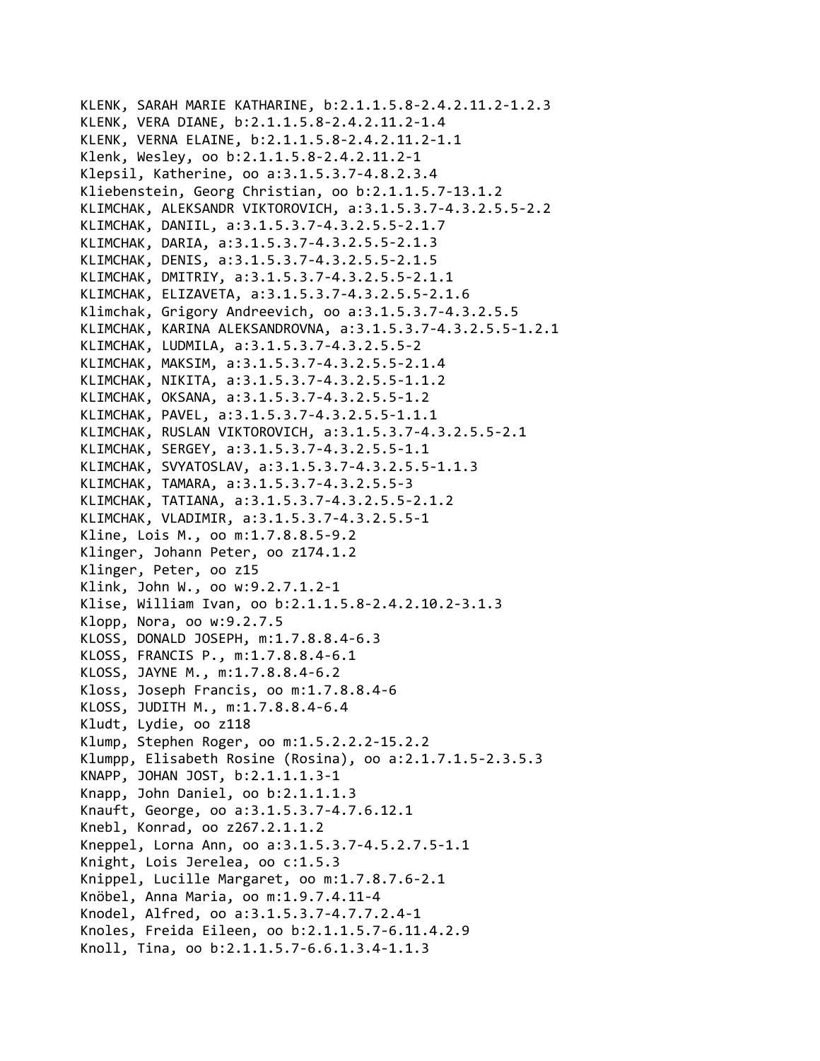KLENK, SARAH MARIE KATHARINE, b:2.1.1.5.8-2.4.2.11.2-1.2.3
KLENK, VERA DIANE, b:2.1.1.5.8-2.4.2.11.2-1.4
KLENK, VERNA ELAINE, b:2.1.1.5.8-2.4.2.11.2-1.1
Klenk, Wesley, oo b:2.1.1.5.8-2.4.2.11.2-1
Klepsil, Katherine, oo a:3.1.5.3.7-4.8.2.3.4
Kliebenstein, Georg Christian, oo b:2.1.1.5.7-13.1.2
KLIMCHAK, ALEKSANDR VIKTOROVICH, a:3.1.5.3.7-4.3.2.5.5-2.2
KLIMCHAK, DANIIL, a:3.1.5.3.7-4.3.2.5.5-2.1.7
KLIMCHAK, DARIA, a:3.1.5.3.7-4.3.2.5.5-2.1.3
KLIMCHAK, DENIS, a:3.1.5.3.7-4.3.2.5.5-2.1.5
KLIMCHAK, DMITRIY, a:3.1.5.3.7-4.3.2.5.5-2.1.1
KLIMCHAK, ELIZAVETA, a:3.1.5.3.7-4.3.2.5.5-2.1.6
Klimchak, Grigory Andreevich, oo a:3.1.5.3.7-4.3.2.5.5
KLIMCHAK, KARINA ALEKSANDROVNA, a:3.1.5.3.7-4.3.2.5.5-1.2.1
KLIMCHAK, LUDMILA, a:3.1.5.3.7-4.3.2.5.5-2
KLIMCHAK, MAKSIM, a:3.1.5.3.7-4.3.2.5.5-2.1.4
KLIMCHAK, NIKITA, a:3.1.5.3.7-4.3.2.5.5-1.1.2
KLIMCHAK, OKSANA, a:3.1.5.3.7-4.3.2.5.5-1.2
KLIMCHAK, PAVEL, a:3.1.5.3.7-4.3.2.5.5-1.1.1
KLIMCHAK, RUSLAN VIKTOROVICH, a:3.1.5.3.7-4.3.2.5.5-2.1
KLIMCHAK, SERGEY, a:3.1.5.3.7-4.3.2.5.5-1.1
KLIMCHAK, SVYATOSLAV, a:3.1.5.3.7-4.3.2.5.5-1.1.3
KLIMCHAK, TAMARA, a:3.1.5.3.7-4.3.2.5.5-3
KLIMCHAK, TATIANA, a:3.1.5.3.7-4.3.2.5.5-2.1.2
KLIMCHAK, VLADIMIR, a:3.1.5.3.7-4.3.2.5.5-1
Kline, Lois M., oo m:1.7.8.8.5-9.2
Klinger, Johann Peter, oo z174.1.2
Klinger, Peter, oo z15
Klink, John W., oo w:9.2.7.1.2-1
Klise, William Ivan, oo b:2.1.1.5.8-2.4.2.10.2-3.1.3
Klopp, Nora, oo w:9.2.7.5
KLOSS, DONALD JOSEPH, m:1.7.8.8.4-6.3
KLOSS, FRANCIS P., m:1.7.8.8.4-6.1
KLOSS, JAYNE M., m:1.7.8.8.4-6.2
Kloss, Joseph Francis, oo m:1.7.8.8.4-6
KLOSS, JUDITH M., m:1.7.8.8.4-6.4
Kludt, Lydie, oo z118
Klump, Stephen Roger, oo m:1.5.2.2.2-15.2.2
Klumpp, Elisabeth Rosine (Rosina), oo a:2.1.7.1.5-2.3.5.3
KNAPP, JOHAN JOST, b:2.1.1.1.3-1
Knapp, John Daniel, oo b:2.1.1.1.3
Knauft, George, oo a:3.1.5.3.7-4.7.6.12.1
Knebl, Konrad, oo z267.2.1.1.2
Kneppel, Lorna Ann, oo a:3.1.5.3.7-4.5.2.7.5-1.1
Knight, Lois Jerelea, oo c:1.5.3
Knippel, Lucille Margaret, oo m:1.7.8.7.6-2.1
Knöbel, Anna Maria, oo m:1.9.7.4.11-4
Knodel, Alfred, oo a:3.1.5.3.7-4.7.7.2.4-1
Knoles, Freida Eileen, oo b:2.1.1.5.7-6.11.4.2.9
Knoll, Tina, oo b:2.1.1.5.7-6.6.1.3.4-1.1.3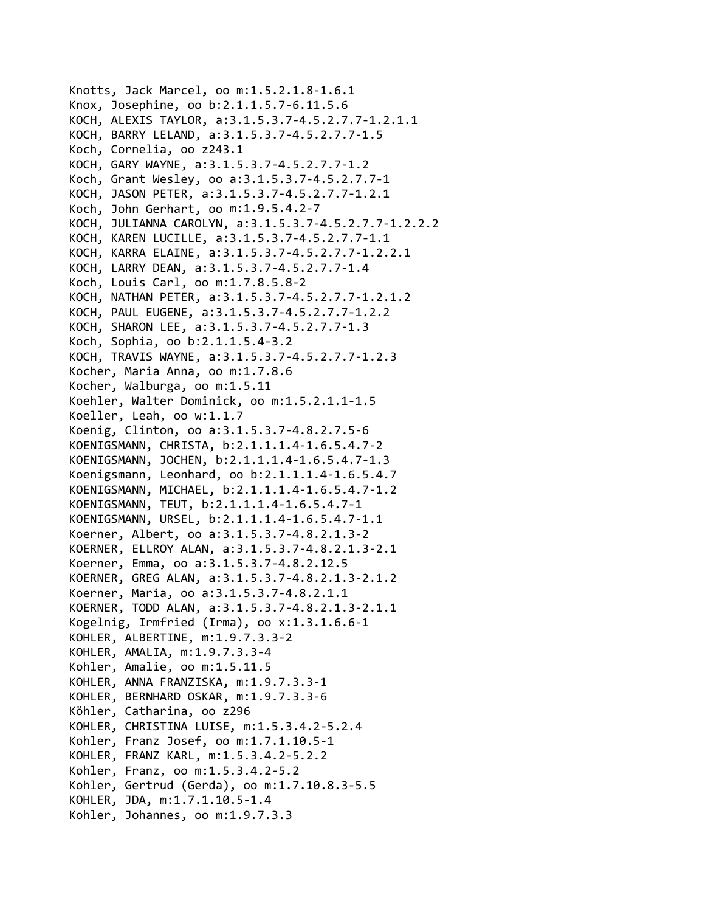Knotts, Jack Marcel, oo m:1.5.2.1.8-1.6.1
Knox, Josephine, oo b:2.1.1.5.7-6.11.5.6
KOCH, ALEXIS TAYLOR, a:3.1.5.3.7-4.5.2.7.7-1.2.1.1
KOCH, BARRY LELAND, a:3.1.5.3.7-4.5.2.7.7-1.5
Koch, Cornelia, oo z243.1
KOCH, GARY WAYNE, a:3.1.5.3.7-4.5.2.7.7-1.2
Koch, Grant Wesley, oo a:3.1.5.3.7-4.5.2.7.7-1
KOCH, JASON PETER, a:3.1.5.3.7-4.5.2.7.7-1.2.1
Koch, John Gerhart, oo m:1.9.5.4.2-7
KOCH, JULIANNA CAROLYN, a:3.1.5.3.7-4.5.2.7.7-1.2.2.2
KOCH, KAREN LUCILLE, a:3.1.5.3.7-4.5.2.7.7-1.1
KOCH, KARRA ELAINE, a:3.1.5.3.7-4.5.2.7.7-1.2.2.1
KOCH, LARRY DEAN, a:3.1.5.3.7-4.5.2.7.7-1.4
Koch, Louis Carl, oo m:1.7.8.5.8-2
KOCH, NATHAN PETER, a:3.1.5.3.7-4.5.2.7.7-1.2.1.2
KOCH, PAUL EUGENE, a:3.1.5.3.7-4.5.2.7.7-1.2.2
KOCH, SHARON LEE, a:3.1.5.3.7-4.5.2.7.7-1.3
Koch, Sophia, oo b:2.1.1.5.4-3.2
KOCH, TRAVIS WAYNE, a:3.1.5.3.7-4.5.2.7.7-1.2.3
Kocher, Maria Anna, oo m:1.7.8.6
Kocher, Walburga, oo m:1.5.11
Koehler, Walter Dominick, oo m:1.5.2.1.1-1.5
Koeller, Leah, oo w:1.1.7
Koenig, Clinton, oo a:3.1.5.3.7-4.8.2.7.5-6
KOENIGSMANN, CHRISTA, b:2.1.1.1.4-1.6.5.4.7-2
KOENIGSMANN, JOCHEN, b:2.1.1.1.4-1.6.5.4.7-1.3
Koenigsmann, Leonhard, oo b:2.1.1.1.4-1.6.5.4.7
KOENIGSMANN, MICHAEL, b:2.1.1.1.4-1.6.5.4.7-1.2
KOENIGSMANN, TEUT, b:2.1.1.1.4-1.6.5.4.7-1
KOENIGSMANN, URSEL, b:2.1.1.1.4-1.6.5.4.7-1.1
Koerner, Albert, oo a:3.1.5.3.7-4.8.2.1.3-2
KOERNER, ELLROY ALAN, a:3.1.5.3.7-4.8.2.1.3-2.1
Koerner, Emma, oo a:3.1.5.3.7-4.8.2.12.5
KOERNER, GREG ALAN, a:3.1.5.3.7-4.8.2.1.3-2.1.2
Koerner, Maria, oo a:3.1.5.3.7-4.8.2.1.1
KOERNER, TODD ALAN, a:3.1.5.3.7-4.8.2.1.3-2.1.1
Kogelnig, Irmfried (Irma), oo x:1.3.1.6.6-1
KOHLER, ALBERTINE, m:1.9.7.3.3-2
KOHLER, AMALIA, m:1.9.7.3.3-4
Kohler, Amalie, oo m:1.5.11.5
KOHLER, ANNA FRANZISKA, m:1.9.7.3.3-1
KOHLER, BERNHARD OSKAR, m:1.9.7.3.3-6
Köhler, Catharina, oo z296
KOHLER, CHRISTINA LUISE, m:1.5.3.4.2-5.2.4
Kohler, Franz Josef, oo m:1.7.1.10.5-1
KOHLER, FRANZ KARL, m:1.5.3.4.2-5.2.2
Kohler, Franz, oo m:1.5.3.4.2-5.2
Kohler, Gertrud (Gerda), oo m:1.7.10.8.3-5.5
KOHLER, JDA, m:1.7.1.10.5-1.4
Kohler, Johannes, oo m:1.9.7.3.3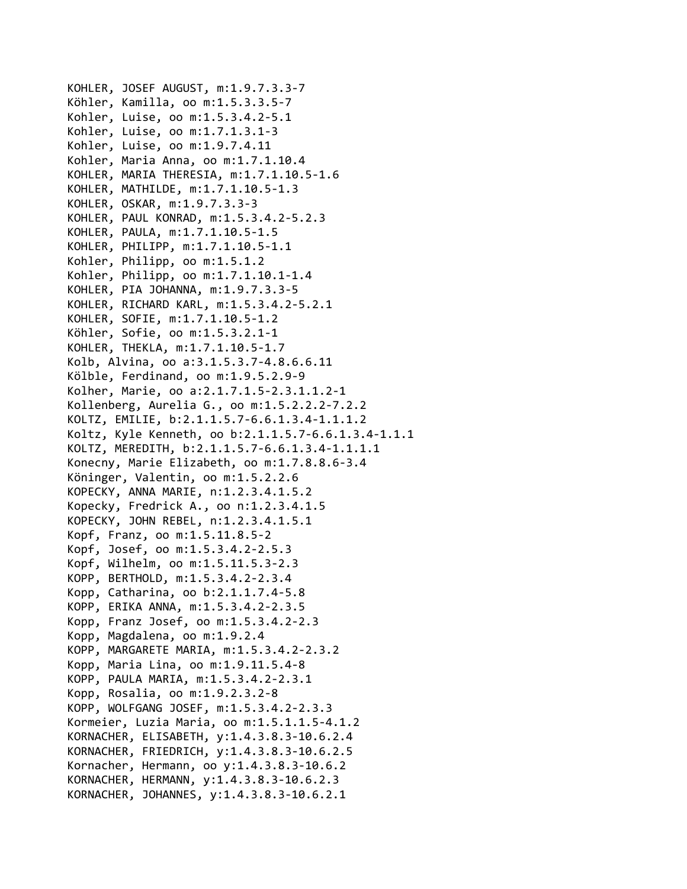KOHLER, JOSEF AUGUST, m:1.9.7.3.3-7
Köhler, Kamilla, oo m:1.5.3.3.5-7
Kohler, Luise, oo m:1.5.3.4.2-5.1
Kohler, Luise, oo m:1.7.1.3.1-3
Kohler, Luise, oo m:1.9.7.4.11
Kohler, Maria Anna, oo m:1.7.1.10.4
KOHLER, MARIA THERESIA, m:1.7.1.10.5-1.6
KOHLER, MATHILDE, m:1.7.1.10.5-1.3
KOHLER, OSKAR, m:1.9.7.3.3-3
KOHLER, PAUL KONRAD, m:1.5.3.4.2-5.2.3
KOHLER, PAULA, m:1.7.1.10.5-1.5
KOHLER, PHILIPP, m:1.7.1.10.5-1.1
Kohler, Philipp, oo m:1.5.1.2
Kohler, Philipp, oo m:1.7.1.10.1-1.4
KOHLER, PIA JOHANNA, m:1.9.7.3.3-5
KOHLER, RICHARD KARL, m:1.5.3.4.2-5.2.1
KOHLER, SOFIE, m:1.7.1.10.5-1.2
Köhler, Sofie, oo m:1.5.3.2.1-1
KOHLER, THEKLA, m:1.7.1.10.5-1.7
Kolb, Alvina, oo a:3.1.5.3.7-4.8.6.6.11
Kölble, Ferdinand, oo m:1.9.5.2.9-9
Kolher, Marie, oo a:2.1.7.1.5-2.3.1.1.2-1
Kollenberg, Aurelia G., oo m:1.5.2.2.2-7.2.2
KOLTZ, EMILIE, b:2.1.1.5.7-6.6.1.3.4-1.1.1.2
Koltz, Kyle Kenneth, oo b:2.1.1.5.7-6.6.1.3.4-1.1.1
KOLTZ, MEREDITH, b:2.1.1.5.7-6.6.1.3.4-1.1.1.1
Konecny, Marie Elizabeth, oo m:1.7.8.8.6-3.4
Köninger, Valentin, oo m:1.5.2.2.6
KOPECKY, ANNA MARIE, n:1.2.3.4.1.5.2
Kopecky, Fredrick A., oo n:1.2.3.4.1.5
KOPECKY, JOHN REBEL, n:1.2.3.4.1.5.1
Kopf, Franz, oo m:1.5.11.8.5-2
Kopf, Josef, oo m:1.5.3.4.2-2.5.3
Kopf, Wilhelm, oo m:1.5.11.5.3-2.3
KOPP, BERTHOLD, m:1.5.3.4.2-2.3.4
Kopp, Catharina, oo b:2.1.1.7.4-5.8
KOPP, ERIKA ANNA, m:1.5.3.4.2-2.3.5
Kopp, Franz Josef, oo m:1.5.3.4.2-2.3
Kopp, Magdalena, oo m:1.9.2.4
KOPP, MARGARETE MARIA, m:1.5.3.4.2-2.3.2
Kopp, Maria Lina, oo m:1.9.11.5.4-8
KOPP, PAULA MARIA, m:1.5.3.4.2-2.3.1
Kopp, Rosalia, oo m:1.9.2.3.2-8
KOPP, WOLFGANG JOSEF, m:1.5.3.4.2-2.3.3
Kormeier, Luzia Maria, oo m:1.5.1.1.5-4.1.2
KORNACHER, ELISABETH, y:1.4.3.8.3-10.6.2.4
KORNACHER, FRIEDRICH, y:1.4.3.8.3-10.6.2.5
Kornacher, Hermann, oo y:1.4.3.8.3-10.6.2
KORNACHER, HERMANN, y:1.4.3.8.3-10.6.2.3
KORNACHER, JOHANNES, y:1.4.3.8.3-10.6.2.1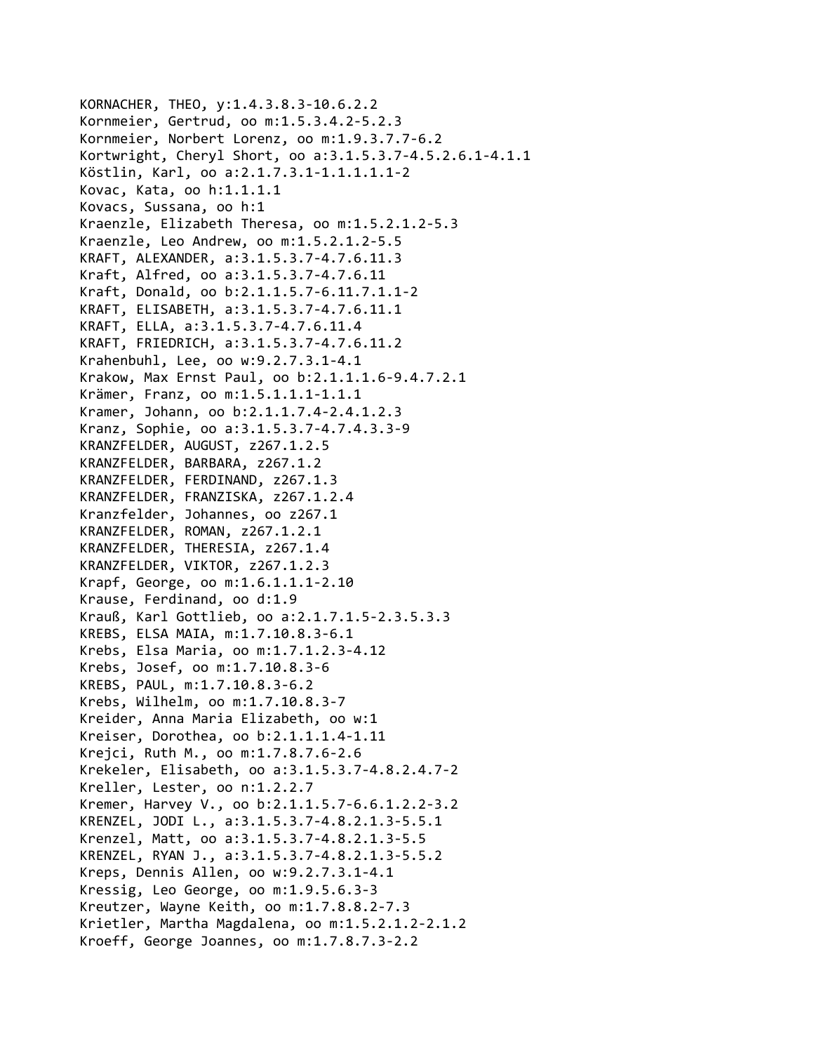KORNACHER, THEO, y:1.4.3.8.3-10.6.2.2
Kornmeier, Gertrud, oo m:1.5.3.4.2-5.2.3
Kornmeier, Norbert Lorenz, oo m:1.9.3.7.7-6.2
Kortwright, Cheryl Short, oo a:3.1.5.3.7-4.5.2.6.1-4.1.1
Köstlin, Karl, oo a:2.1.7.3.1-1.1.1.1.1-2
Kovac, Kata, oo h:1.1.1.1
Kovacs, Sussana, oo h:1
Kraenzle, Elizabeth Theresa, oo m:1.5.2.1.2-5.3
Kraenzle, Leo Andrew, oo m:1.5.2.1.2-5.5
KRAFT, ALEXANDER, a:3.1.5.3.7-4.7.6.11.3
Kraft, Alfred, oo a:3.1.5.3.7-4.7.6.11
Kraft, Donald, oo b:2.1.1.5.7-6.11.7.1.1-2
KRAFT, ELISABETH, a:3.1.5.3.7-4.7.6.11.1
KRAFT, ELLA, a:3.1.5.3.7-4.7.6.11.4
KRAFT, FRIEDRICH, a:3.1.5.3.7-4.7.6.11.2
Krahenbuhl, Lee, oo w:9.2.7.3.1-4.1
Krakow, Max Ernst Paul, oo b:2.1.1.1.6-9.4.7.2.1
Krämer, Franz, oo m:1.5.1.1.1-1.1.1
Kramer, Johann, oo b:2.1.1.7.4-2.4.1.2.3
Kranz, Sophie, oo a:3.1.5.3.7-4.7.4.3.3-9
KRANZFELDER, AUGUST, z267.1.2.5
KRANZFELDER, BARBARA, z267.1.2
KRANZFELDER, FERDINAND, z267.1.3
KRANZFELDER, FRANZISKA, z267.1.2.4
Kranzfelder, Johannes, oo z267.1
KRANZFELDER, ROMAN, z267.1.2.1
KRANZFELDER, THERESIA, z267.1.4
KRANZFELDER, VIKTOR, z267.1.2.3
Krapf, George, oo m:1.6.1.1.1-2.10
Krause, Ferdinand, oo d:1.9
Krauß, Karl Gottlieb, oo a:2.1.7.1.5-2.3.5.3.3
KREBS, ELSA MAIA, m:1.7.10.8.3-6.1
Krebs, Elsa Maria, oo m:1.7.1.2.3-4.12
Krebs, Josef, oo m:1.7.10.8.3-6
KREBS, PAUL, m:1.7.10.8.3-6.2
Krebs, Wilhelm, oo m:1.7.10.8.3-7
Kreider, Anna Maria Elizabeth, oo w:1
Kreiser, Dorothea, oo b:2.1.1.1.4-1.11
Krejci, Ruth M., oo m:1.7.8.7.6-2.6
Krekeler, Elisabeth, oo a:3.1.5.3.7-4.8.2.4.7-2
Kreller, Lester, oo n:1.2.2.7
Kremer, Harvey V., oo b:2.1.1.5.7-6.6.1.2.2-3.2
KRENZEL, JODI L., a:3.1.5.3.7-4.8.2.1.3-5.5.1
Krenzel, Matt, oo a:3.1.5.3.7-4.8.2.1.3-5.5
KRENZEL, RYAN J., a:3.1.5.3.7-4.8.2.1.3-5.5.2
Kreps, Dennis Allen, oo w:9.2.7.3.1-4.1
Kressig, Leo George, oo m:1.9.5.6.3-3
Kreutzer, Wayne Keith, oo m:1.7.8.8.2-7.3
Krietler, Martha Magdalena, oo m:1.5.2.1.2-2.1.2
Kroeff, George Joannes, oo m:1.7.8.7.3-2.2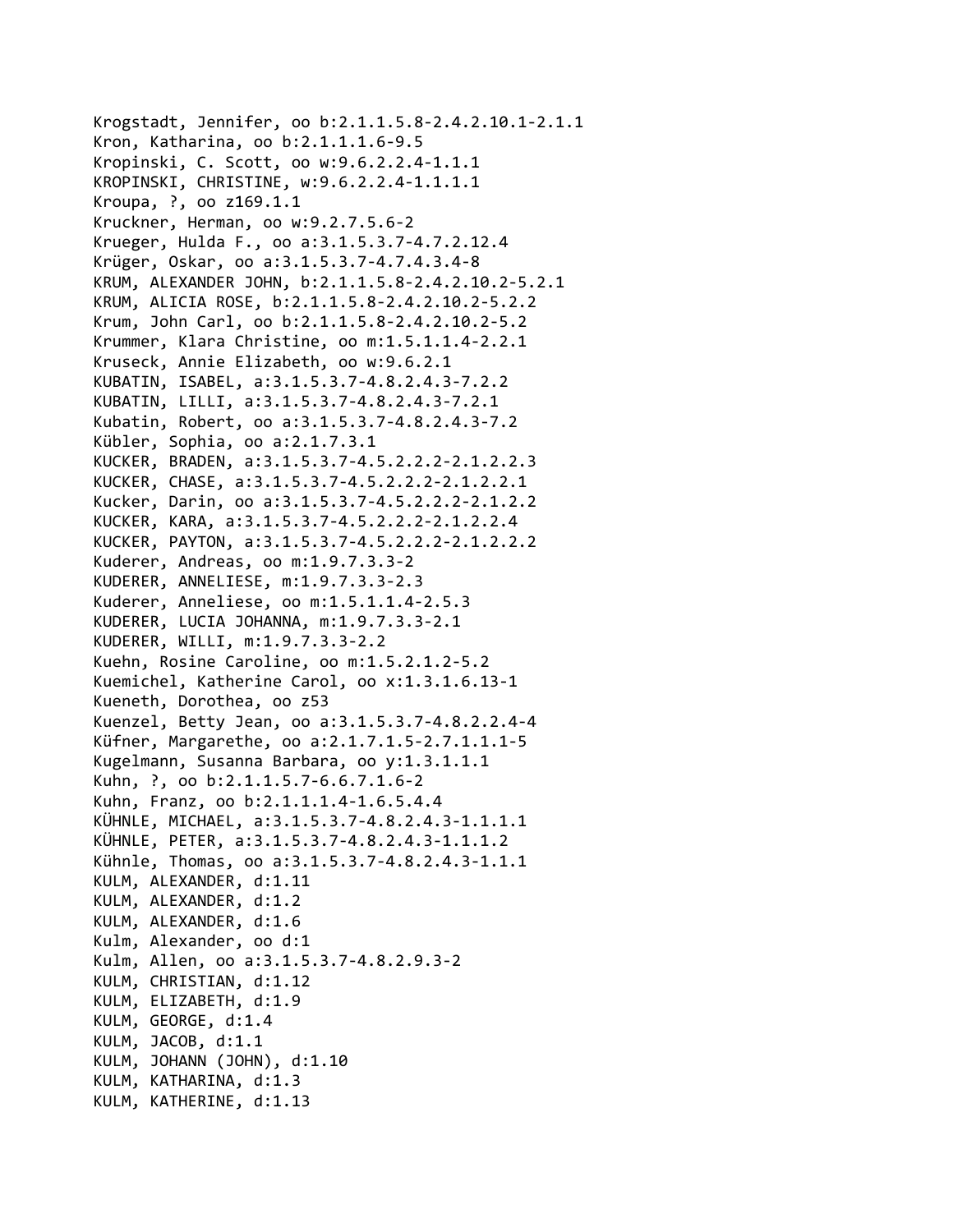Krogstadt, Jennifer, oo b:2.1.1.5.8-2.4.2.10.1-2.1.1
Kron, Katharina, oo b:2.1.1.1.6-9.5
Kropinski, C. Scott, oo w:9.6.2.2.4-1.1.1
KROPINSKI, CHRISTINE, w:9.6.2.2.4-1.1.1.1
Kroupa, ?, oo z169.1.1
Kruckner, Herman, oo w:9.2.7.5.6-2
Krueger, Hulda F., oo a:3.1.5.3.7-4.7.2.12.4
Krüger, Oskar, oo a:3.1.5.3.7-4.7.4.3.4-8
KRUM, ALEXANDER JOHN, b:2.1.1.5.8-2.4.2.10.2-5.2.1
KRUM, ALICIA ROSE, b:2.1.1.5.8-2.4.2.10.2-5.2.2
Krum, John Carl, oo b:2.1.1.5.8-2.4.2.10.2-5.2
Krummer, Klara Christine, oo m:1.5.1.1.4-2.2.1
Kruseck, Annie Elizabeth, oo w:9.6.2.1
KUBATIN, ISABEL, a:3.1.5.3.7-4.8.2.4.3-7.2.2
KUBATIN, LILLI, a:3.1.5.3.7-4.8.2.4.3-7.2.1
Kubatin, Robert, oo a:3.1.5.3.7-4.8.2.4.3-7.2
Kübler, Sophia, oo a:2.1.7.3.1
KUCKER, BRADEN, a:3.1.5.3.7-4.5.2.2.2-2.1.2.2.3
KUCKER, CHASE, a:3.1.5.3.7-4.5.2.2.2-2.1.2.2.1
Kucker, Darin, oo a:3.1.5.3.7-4.5.2.2.2-2.1.2.2
KUCKER, KARA, a:3.1.5.3.7-4.5.2.2.2-2.1.2.2.4
KUCKER, PAYTON, a:3.1.5.3.7-4.5.2.2.2-2.1.2.2.2
Kuderer, Andreas, oo m:1.9.7.3.3-2
KUDERER, ANNELIESE, m:1.9.7.3.3-2.3
Kuderer, Anneliese, oo m:1.5.1.1.4-2.5.3
KUDERER, LUCIA JOHANNA, m:1.9.7.3.3-2.1
KUDERER, WILLI, m:1.9.7.3.3-2.2
Kuehn, Rosine Caroline, oo m:1.5.2.1.2-5.2
Kuemichel, Katherine Carol, oo x:1.3.1.6.13-1
Kueneth, Dorothea, oo z53
Kuenzel, Betty Jean, oo a:3.1.5.3.7-4.8.2.2.4-4
Küfner, Margarethe, oo a:2.1.7.1.5-2.7.1.1.1-5
Kugelmann, Susanna Barbara, oo y:1.3.1.1.1
Kuhn, ?, oo b:2.1.1.5.7-6.6.7.1.6-2
Kuhn, Franz, oo b:2.1.1.1.4-1.6.5.4.4
KÜHNLE, MICHAEL, a:3.1.5.3.7-4.8.2.4.3-1.1.1.1
KÜHNLE, PETER, a:3.1.5.3.7-4.8.2.4.3-1.1.1.2
Kühnle, Thomas, oo a:3.1.5.3.7-4.8.2.4.3-1.1.1
KULM, ALEXANDER, d:1.11
KULM, ALEXANDER, d:1.2
KULM, ALEXANDER, d:1.6
Kulm, Alexander, oo d:1
Kulm, Allen, oo a:3.1.5.3.7-4.8.2.9.3-2
KULM, CHRISTIAN, d:1.12
KULM, ELIZABETH, d:1.9
KULM, GEORGE, d:1.4
KULM, JACOB, d:1.1
KULM, JOHANN (JOHN), d:1.10
KULM, KATHARINA, d:1.3
KULM, KATHERINE, d:1.13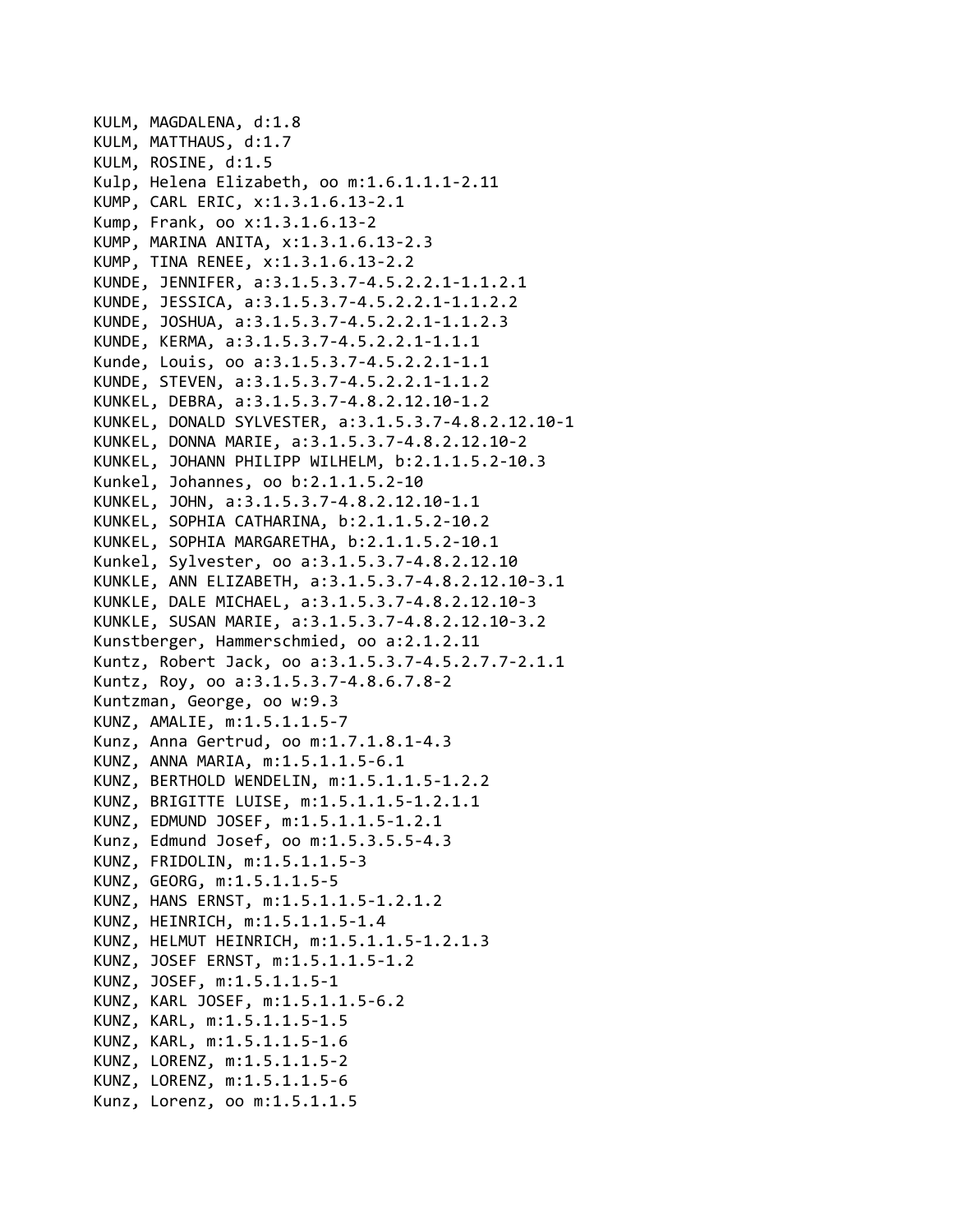KULM, MAGDALENA, d:1.8
KULM, MATTHAUS, d:1.7
KULM, ROSINE, d:1.5
Kulp, Helena Elizabeth, oo m:1.6.1.1.1-2.11
KUMP, CARL ERIC, x:1.3.1.6.13-2.1
Kump, Frank, oo x:1.3.1.6.13-2
KUMP, MARINA ANITA, x:1.3.1.6.13-2.3
KUMP, TINA RENEE, x:1.3.1.6.13-2.2
KUNDE, JENNIFER, a:3.1.5.3.7-4.5.2.2.1-1.1.2.1
KUNDE, JESSICA, a:3.1.5.3.7-4.5.2.2.1-1.1.2.2
KUNDE, JOSHUA, a:3.1.5.3.7-4.5.2.2.1-1.1.2.3
KUNDE, KERMA, a:3.1.5.3.7-4.5.2.2.1-1.1.1
Kunde, Louis, oo a:3.1.5.3.7-4.5.2.2.1-1.1
KUNDE, STEVEN, a:3.1.5.3.7-4.5.2.2.1-1.1.2
KUNKEL, DEBRA, a:3.1.5.3.7-4.8.2.12.10-1.2
KUNKEL, DONALD SYLVESTER, a:3.1.5.3.7-4.8.2.12.10-1
KUNKEL, DONNA MARIE, a:3.1.5.3.7-4.8.2.12.10-2
KUNKEL, JOHANN PHILIPP WILHELM, b:2.1.1.5.2-10.3
Kunkel, Johannes, oo b:2.1.1.5.2-10
KUNKEL, JOHN, a:3.1.5.3.7-4.8.2.12.10-1.1
KUNKEL, SOPHIA CATHARINA, b:2.1.1.5.2-10.2
KUNKEL, SOPHIA MARGARETHA, b:2.1.1.5.2-10.1
Kunkel, Sylvester, oo a:3.1.5.3.7-4.8.2.12.10
KUNKLE, ANN ELIZABETH, a:3.1.5.3.7-4.8.2.12.10-3.1
KUNKLE, DALE MICHAEL, a:3.1.5.3.7-4.8.2.12.10-3
KUNKLE, SUSAN MARIE, a:3.1.5.3.7-4.8.2.12.10-3.2
Kunstberger, Hammerschmied, oo a:2.1.2.11
Kuntz, Robert Jack, oo a:3.1.5.3.7-4.5.2.7.7-2.1.1
Kuntz, Roy, oo a:3.1.5.3.7-4.8.6.7.8-2
Kuntzman, George, oo w:9.3
KUNZ, AMALIE, m:1.5.1.1.5-7
Kunz, Anna Gertrud, oo m:1.7.1.8.1-4.3
KUNZ, ANNA MARIA, m:1.5.1.1.5-6.1
KUNZ, BERTHOLD WENDELIN, m:1.5.1.1.5-1.2.2
KUNZ, BRIGITTE LUISE, m:1.5.1.1.5-1.2.1.1
KUNZ, EDMUND JOSEF, m:1.5.1.1.5-1.2.1
Kunz, Edmund Josef, oo m:1.5.3.5.5-4.3
KUNZ, FRIDOLIN, m:1.5.1.1.5-3
KUNZ, GEORG, m:1.5.1.1.5-5
KUNZ, HANS ERNST, m:1.5.1.1.5-1.2.1.2
KUNZ, HEINRICH, m:1.5.1.1.5-1.4
KUNZ, HELMUT HEINRICH, m:1.5.1.1.5-1.2.1.3
KUNZ, JOSEF ERNST, m:1.5.1.1.5-1.2
KUNZ, JOSEF, m:1.5.1.1.5-1
KUNZ, KARL JOSEF, m:1.5.1.1.5-6.2
KUNZ, KARL, m:1.5.1.1.5-1.5
KUNZ, KARL, m:1.5.1.1.5-1.6
KUNZ, LORENZ, m:1.5.1.1.5-2
KUNZ, LORENZ, m:1.5.1.1.5-6
Kunz, Lorenz, oo m:1.5.1.1.5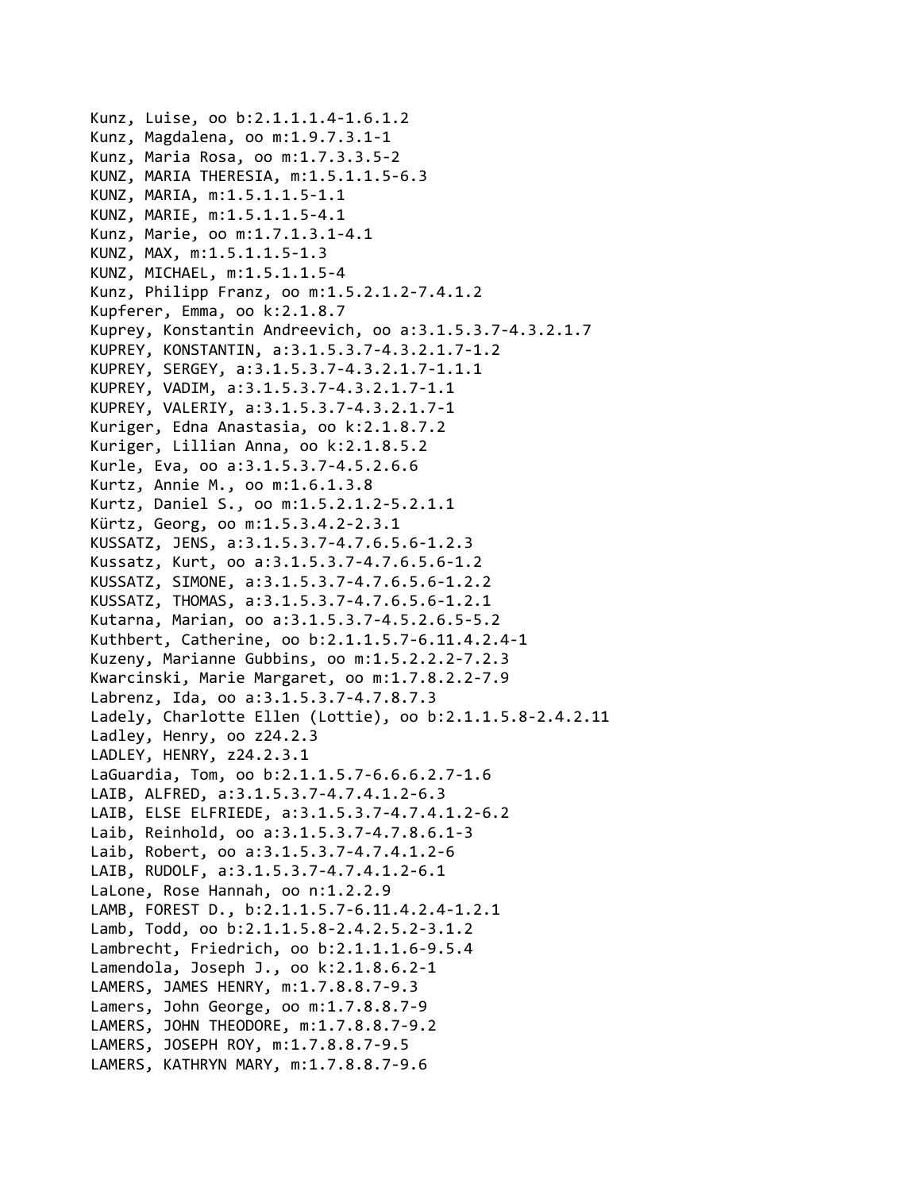Kunz, Luise, oo b:2.1.1.1.4-1.6.1.2
Kunz, Magdalena, oo m:1.9.7.3.1-1
Kunz, Maria Rosa, oo m:1.7.3.3.5-2
KUNZ, MARIA THERESIA, m:1.5.1.1.5-6.3
KUNZ, MARIA, m:1.5.1.1.5-1.1
KUNZ, MARIE, m:1.5.1.1.5-4.1
Kunz, Marie, oo m:1.7.1.3.1-4.1
KUNZ, MAX, m:1.5.1.1.5-1.3
KUNZ, MICHAEL, m:1.5.1.1.5-4
Kunz, Philipp Franz, oo m:1.5.2.1.2-7.4.1.2
Kupferer, Emma, oo k:2.1.8.7
Kuprey, Konstantin Andreevich, oo a:3.1.5.3.7-4.3.2.1.7
KUPREY, KONSTANTIN, a:3.1.5.3.7-4.3.2.1.7-1.2
KUPREY, SERGEY, a:3.1.5.3.7-4.3.2.1.7-1.1.1
KUPREY, VADIM, a:3.1.5.3.7-4.3.2.1.7-1.1
KUPREY, VALERIY, a:3.1.5.3.7-4.3.2.1.7-1
Kuriger, Edna Anastasia, oo k:2.1.8.7.2
Kuriger, Lillian Anna, oo k:2.1.8.5.2
Kurle, Eva, oo a:3.1.5.3.7-4.5.2.6.6
Kurtz, Annie M., oo m:1.6.1.3.8
Kurtz, Daniel S., oo m:1.5.2.1.2-5.2.1.1
Kürtz, Georg, oo m:1.5.3.4.2-2.3.1
KUSSATZ, JENS, a:3.1.5.3.7-4.7.6.5.6-1.2.3
Kussatz, Kurt, oo a:3.1.5.3.7-4.7.6.5.6-1.2
KUSSATZ, SIMONE, a:3.1.5.3.7-4.7.6.5.6-1.2.2
KUSSATZ, THOMAS, a:3.1.5.3.7-4.7.6.5.6-1.2.1
Kutarna, Marian, oo a:3.1.5.3.7-4.5.2.6.5-5.2
Kuthbert, Catherine, oo b:2.1.1.5.7-6.11.4.2.4-1
Kuzeny, Marianne Gubbins, oo m:1.5.2.2.2-7.2.3
Kwarcinski, Marie Margaret, oo m:1.7.8.2.2-7.9
Labrenz, Ida, oo a:3.1.5.3.7-4.7.8.7.3
Ladely, Charlotte Ellen (Lottie), oo b:2.1.1.5.8-2.4.2.11
Ladley, Henry, oo z24.2.3
LADLEY, HENRY, z24.2.3.1
LaGuardia, Tom, oo b:2.1.1.5.7-6.6.6.2.7-1.6
LAIB, ALFRED, a:3.1.5.3.7-4.7.4.1.2-6.3
LAIB, ELSE ELFRIEDE, a:3.1.5.3.7-4.7.4.1.2-6.2
Laib, Reinhold, oo a:3.1.5.3.7-4.7.8.6.1-3
Laib, Robert, oo a:3.1.5.3.7-4.7.4.1.2-6
LAIB, RUDOLF, a:3.1.5.3.7-4.7.4.1.2-6.1
LaLone, Rose Hannah, oo n:1.2.2.9
LAMB, FOREST D., b:2.1.1.5.7-6.11.4.2.4-1.2.1
Lamb, Todd, oo b:2.1.1.5.8-2.4.2.5.2-3.1.2
Lambrecht, Friedrich, oo b:2.1.1.1.6-9.5.4
Lamendola, Joseph J., oo k:2.1.8.6.2-1
LAMERS, JAMES HENRY, m:1.7.8.8.7-9.3
Lamers, John George, oo m:1.7.8.8.7-9
LAMERS, JOHN THEODORE, m:1.7.8.8.7-9.2
LAMERS, JOSEPH ROY, m:1.7.8.8.7-9.5
LAMERS, KATHRYN MARY, m:1.7.8.8.7-9.6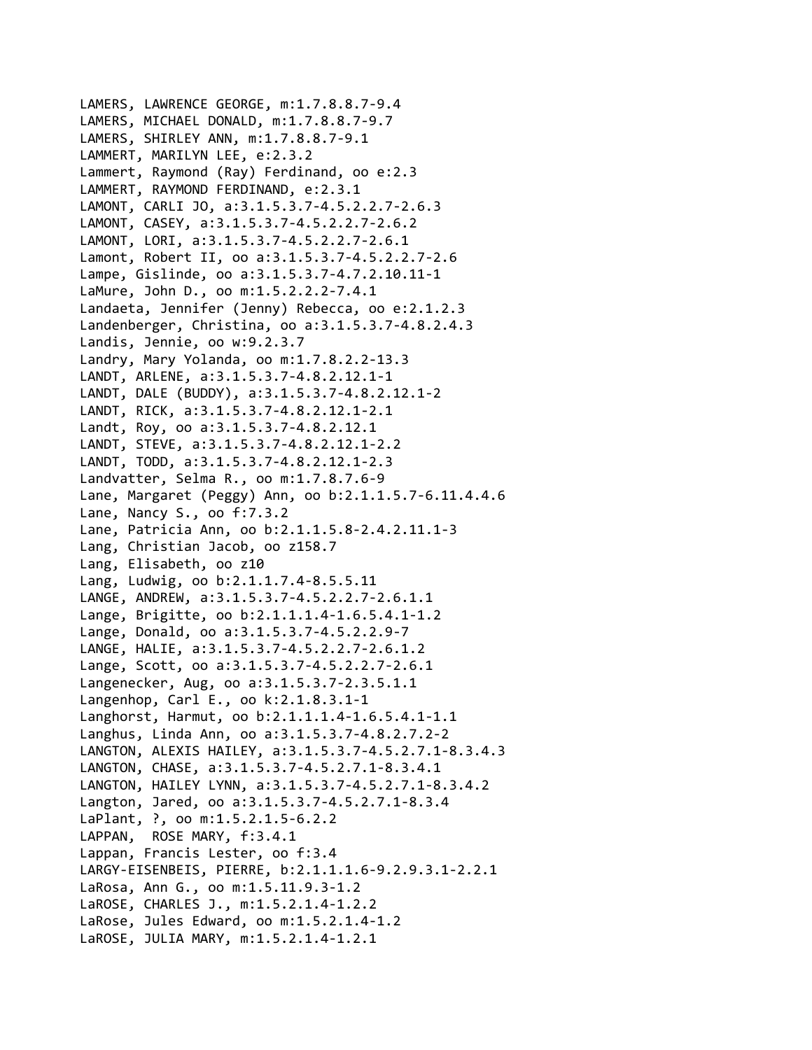LAMERS, LAWRENCE GEORGE, m:1.7.8.8.7-9.4
LAMERS, MICHAEL DONALD, m:1.7.8.8.7-9.7
LAMERS, SHIRLEY ANN, m:1.7.8.8.7-9.1
LAMMERT, MARILYN LEE, e:2.3.2
Lammert, Raymond (Ray) Ferdinand, oo e:2.3
LAMMERT, RAYMOND FERDINAND, e:2.3.1
LAMONT, CARLI JO, a:3.1.5.3.7-4.5.2.2.7-2.6.3
LAMONT, CASEY, a:3.1.5.3.7-4.5.2.2.7-2.6.2
LAMONT, LORI, a:3.1.5.3.7-4.5.2.2.7-2.6.1
Lamont, Robert II, oo a:3.1.5.3.7-4.5.2.2.7-2.6
Lampe, Gislinde, oo a:3.1.5.3.7-4.7.2.10.11-1
LaMure, John D., oo m:1.5.2.2.2-7.4.1
Landaeta, Jennifer (Jenny) Rebecca, oo e:2.1.2.3
Landenberger, Christina, oo a:3.1.5.3.7-4.8.2.4.3
Landis, Jennie, oo w:9.2.3.7
Landry, Mary Yolanda, oo m:1.7.8.2.2-13.3
LANDT, ARLENE, a:3.1.5.3.7-4.8.2.12.1-1
LANDT, DALE (BUDDY), a:3.1.5.3.7-4.8.2.12.1-2
LANDT, RICK, a:3.1.5.3.7-4.8.2.12.1-2.1
Landt, Roy, oo a:3.1.5.3.7-4.8.2.12.1
LANDT, STEVE, a:3.1.5.3.7-4.8.2.12.1-2.2
LANDT, TODD, a:3.1.5.3.7-4.8.2.12.1-2.3
Landvatter, Selma R., oo m:1.7.8.7.6-9
Lane, Margaret (Peggy) Ann, oo b:2.1.1.5.7-6.11.4.4.6
Lane, Nancy S., oo f:7.3.2
Lane, Patricia Ann, oo b:2.1.1.5.8-2.4.2.11.1-3
Lang, Christian Jacob, oo z158.7
Lang, Elisabeth, oo z10
Lang, Ludwig, oo b:2.1.1.7.4-8.5.5.11
LANGE, ANDREW, a:3.1.5.3.7-4.5.2.2.7-2.6.1.1
Lange, Brigitte, oo b:2.1.1.1.4-1.6.5.4.1-1.2
Lange, Donald, oo a:3.1.5.3.7-4.5.2.2.9-7
LANGE, HALIE, a:3.1.5.3.7-4.5.2.2.7-2.6.1.2
Lange, Scott, oo a:3.1.5.3.7-4.5.2.2.7-2.6.1
Langenecker, Aug, oo a:3.1.5.3.7-2.3.5.1.1
Langenhop, Carl E., oo k:2.1.8.3.1-1
Langhorst, Harmut, oo b:2.1.1.1.4-1.6.5.4.1-1.1
Langhus, Linda Ann, oo a:3.1.5.3.7-4.8.2.7.2-2
LANGTON, ALEXIS HAILEY, a:3.1.5.3.7-4.5.2.7.1-8.3.4.3
LANGTON, CHASE, a:3.1.5.3.7-4.5.2.7.1-8.3.4.1
LANGTON, HAILEY LYNN, a:3.1.5.3.7-4.5.2.7.1-8.3.4.2
Langton, Jared, oo a:3.1.5.3.7-4.5.2.7.1-8.3.4
LaPlant, ?, oo m:1.5.2.1.5-6.2.2
LAPPAN,  ROSE MARY, f:3.4.1
Lappan, Francis Lester, oo f:3.4
LARGY-EISENBEIS, PIERRE, b:2.1.1.1.6-9.2.9.3.1-2.2.1
LaRosa, Ann G., oo m:1.5.11.9.3-1.2
LaROSE, CHARLES J., m:1.5.2.1.4-1.2.2
LaRose, Jules Edward, oo m:1.5.2.1.4-1.2
LaROSE, JULIA MARY, m:1.5.2.1.4-1.2.1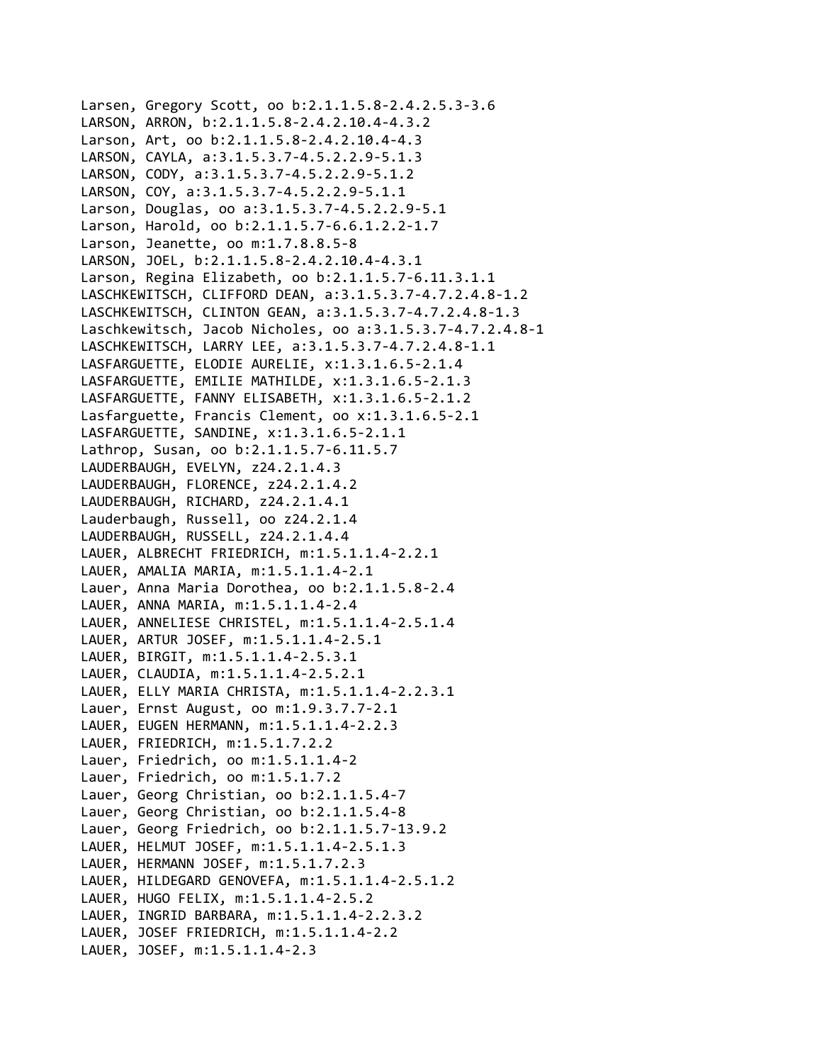Larsen, Gregory Scott, oo b:2.1.1.5.8-2.4.2.5.3-3.6
LARSON, ARRON, b:2.1.1.5.8-2.4.2.10.4-4.3.2
Larson, Art, oo b:2.1.1.5.8-2.4.2.10.4-4.3
LARSON, CAYLA, a:3.1.5.3.7-4.5.2.2.9-5.1.3
LARSON, CODY, a:3.1.5.3.7-4.5.2.2.9-5.1.2
LARSON, COY, a:3.1.5.3.7-4.5.2.2.9-5.1.1
Larson, Douglas, oo a:3.1.5.3.7-4.5.2.2.9-5.1
Larson, Harold, oo b:2.1.1.5.7-6.6.1.2.2-1.7
Larson, Jeanette, oo m:1.7.8.8.5-8
LARSON, JOEL, b:2.1.1.5.8-2.4.2.10.4-4.3.1
Larson, Regina Elizabeth, oo b:2.1.1.5.7-6.11.3.1.1
LASCHKEWITSCH, CLIFFORD DEAN, a:3.1.5.3.7-4.7.2.4.8-1.2
LASCHKEWITSCH, CLINTON GEAN, a:3.1.5.3.7-4.7.2.4.8-1.3
Laschkewitsch, Jacob Nicholes, oo a:3.1.5.3.7-4.7.2.4.8-1
LASCHKEWITSCH, LARRY LEE, a:3.1.5.3.7-4.7.2.4.8-1.1
LASFARGUETTE, ELODIE AURELIE, x:1.3.1.6.5-2.1.4
LASFARGUETTE, EMILIE MATHILDE, x:1.3.1.6.5-2.1.3
LASFARGUETTE, FANNY ELISABETH, x:1.3.1.6.5-2.1.2
Lasfarguette, Francis Clement, oo x:1.3.1.6.5-2.1
LASFARGUETTE, SANDINE, x:1.3.1.6.5-2.1.1
Lathrop, Susan, oo b:2.1.1.5.7-6.11.5.7
LAUDERBAUGH, EVELYN, z24.2.1.4.3
LAUDERBAUGH, FLORENCE, z24.2.1.4.2
LAUDERBAUGH, RICHARD, z24.2.1.4.1
Lauderbaugh, Russell, oo z24.2.1.4
LAUDERBAUGH, RUSSELL, z24.2.1.4.4
LAUER, ALBRECHT FRIEDRICH, m:1.5.1.1.4-2.2.1
LAUER, AMALIA MARIA, m:1.5.1.1.4-2.1
Lauer, Anna Maria Dorothea, oo b:2.1.1.5.8-2.4
LAUER, ANNA MARIA, m:1.5.1.1.4-2.4
LAUER, ANNELIESE CHRISTEL, m:1.5.1.1.4-2.5.1.4
LAUER, ARTUR JOSEF, m:1.5.1.1.4-2.5.1
LAUER, BIRGIT, m:1.5.1.1.4-2.5.3.1
LAUER, CLAUDIA, m:1.5.1.1.4-2.5.2.1
LAUER, ELLY MARIA CHRISTA, m:1.5.1.1.4-2.2.3.1
Lauer, Ernst August, oo m:1.9.3.7.7-2.1
LAUER, EUGEN HERMANN, m:1.5.1.1.4-2.2.3
LAUER, FRIEDRICH, m:1.5.1.7.2.2
Lauer, Friedrich, oo m:1.5.1.1.4-2
Lauer, Friedrich, oo m:1.5.1.7.2
Lauer, Georg Christian, oo b:2.1.1.5.4-7
Lauer, Georg Christian, oo b:2.1.1.5.4-8
Lauer, Georg Friedrich, oo b:2.1.1.5.7-13.9.2
LAUER, HELMUT JOSEF, m:1.5.1.1.4-2.5.1.3
LAUER, HERMANN JOSEF, m:1.5.1.7.2.3
LAUER, HILDEGARD GENOVEFA, m:1.5.1.1.4-2.5.1.2
LAUER, HUGO FELIX, m:1.5.1.1.4-2.5.2
LAUER, INGRID BARBARA, m:1.5.1.1.4-2.2.3.2
LAUER, JOSEF FRIEDRICH, m:1.5.1.1.4-2.2
LAUER, JOSEF, m:1.5.1.1.4-2.3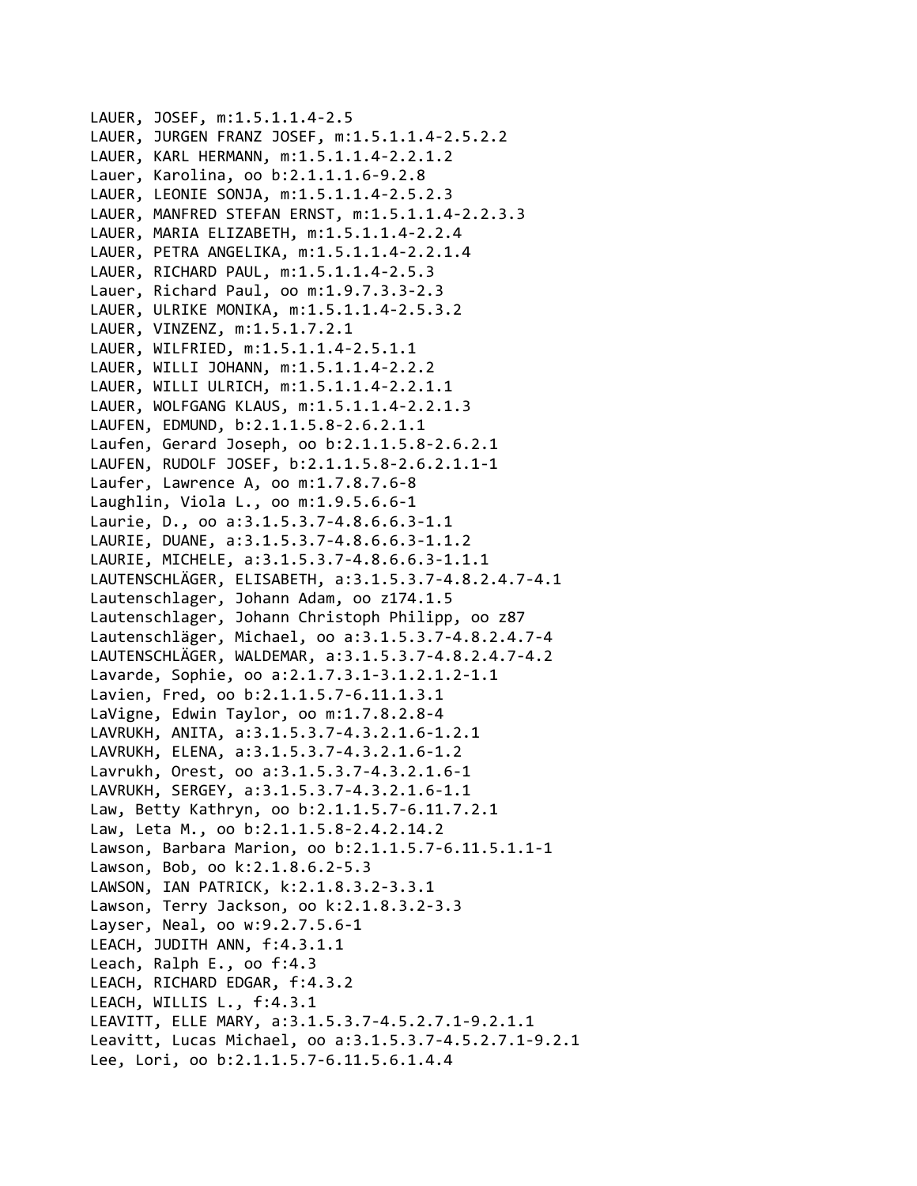LAUER, JOSEF, m:1.5.1.1.4-2.5
LAUER, JURGEN FRANZ JOSEF, m:1.5.1.1.4-2.5.2.2
LAUER, KARL HERMANN, m:1.5.1.1.4-2.2.1.2
Lauer, Karolina, oo b:2.1.1.1.6-9.2.8
LAUER, LEONIE SONJA, m:1.5.1.1.4-2.5.2.3
LAUER, MANFRED STEFAN ERNST, m:1.5.1.1.4-2.2.3.3
LAUER, MARIA ELIZABETH, m:1.5.1.1.4-2.2.4
LAUER, PETRA ANGELIKA, m:1.5.1.1.4-2.2.1.4
LAUER, RICHARD PAUL, m:1.5.1.1.4-2.5.3
Lauer, Richard Paul, oo m:1.9.7.3.3-2.3
LAUER, ULRIKE MONIKA, m:1.5.1.1.4-2.5.3.2
LAUER, VINZENZ, m:1.5.1.7.2.1
LAUER, WILFRIED, m:1.5.1.1.4-2.5.1.1
LAUER, WILLI JOHANN, m:1.5.1.1.4-2.2.2
LAUER, WILLI ULRICH, m:1.5.1.1.4-2.2.1.1
LAUER, WOLFGANG KLAUS, m:1.5.1.1.4-2.2.1.3
LAUFEN, EDMUND, b:2.1.1.5.8-2.6.2.1.1
Laufen, Gerard Joseph, oo b:2.1.1.5.8-2.6.2.1
LAUFEN, RUDOLF JOSEF, b:2.1.1.5.8-2.6.2.1.1-1
Laufer, Lawrence A, oo m:1.7.8.7.6-8
Laughlin, Viola L., oo m:1.9.5.6.6-1
Laurie, D., oo a:3.1.5.3.7-4.8.6.6.3-1.1
LAURIE, DUANE, a:3.1.5.3.7-4.8.6.6.3-1.1.2
LAURIE, MICHELE, a:3.1.5.3.7-4.8.6.6.3-1.1.1
LAUTENSCHLÄGER, ELISABETH, a:3.1.5.3.7-4.8.2.4.7-4.1
Lautenschlager, Johann Adam, oo z174.1.5
Lautenschlager, Johann Christoph Philipp, oo z87
Lautenschläger, Michael, oo a:3.1.5.3.7-4.8.2.4.7-4
LAUTENSCHLÄGER, WALDEMAR, a:3.1.5.3.7-4.8.2.4.7-4.2
Lavarde, Sophie, oo a:2.1.7.3.1-3.1.2.1.2-1.1
Lavien, Fred, oo b:2.1.1.5.7-6.11.1.3.1
LaVigne, Edwin Taylor, oo m:1.7.8.2.8-4
LAVRUKH, ANITA, a:3.1.5.3.7-4.3.2.1.6-1.2.1
LAVRUKH, ELENA, a:3.1.5.3.7-4.3.2.1.6-1.2
Lavrukh, Orest, oo a:3.1.5.3.7-4.3.2.1.6-1
LAVRUKH, SERGEY, a:3.1.5.3.7-4.3.2.1.6-1.1
Law, Betty Kathryn, oo b:2.1.1.5.7-6.11.7.2.1
Law, Leta M., oo b:2.1.1.5.8-2.4.2.14.2
Lawson, Barbara Marion, oo b:2.1.1.5.7-6.11.5.1.1-1
Lawson, Bob, oo k:2.1.8.6.2-5.3
LAWSON, IAN PATRICK, k:2.1.8.3.2-3.3.1
Lawson, Terry Jackson, oo k:2.1.8.3.2-3.3
Layser, Neal, oo w:9.2.7.5.6-1
LEACH, JUDITH ANN, f:4.3.1.1
Leach, Ralph E., oo f:4.3
LEACH, RICHARD EDGAR, f:4.3.2
LEACH, WILLIS L., f:4.3.1
LEAVITT, ELLE MARY, a:3.1.5.3.7-4.5.2.7.1-9.2.1.1
Leavitt, Lucas Michael, oo a:3.1.5.3.7-4.5.2.7.1-9.2.1
Lee, Lori, oo b:2.1.1.5.7-6.11.5.6.1.4.4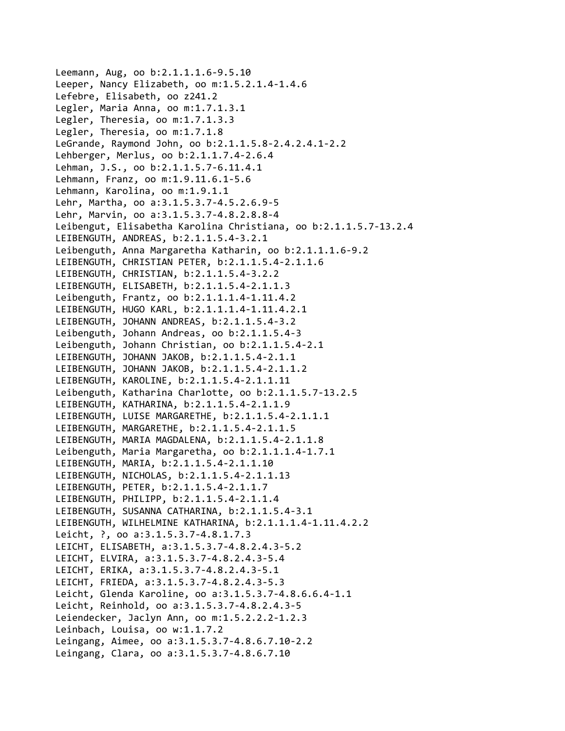Leemann, Aug, oo b:2.1.1.1.6-9.5.10
Leeper, Nancy Elizabeth, oo m:1.5.2.1.4-1.4.6
Lefebre, Elisabeth, oo z241.2
Legler, Maria Anna, oo m:1.7.1.3.1
Legler, Theresia, oo m:1.7.1.3.3
Legler, Theresia, oo m:1.7.1.8
LeGrande, Raymond John, oo b:2.1.1.5.8-2.4.2.4.1-2.2
Lehberger, Merlus, oo b:2.1.1.7.4-2.6.4
Lehman, J.S., oo b:2.1.1.5.7-6.11.4.1
Lehmann, Franz, oo m:1.9.11.6.1-5.6
Lehmann, Karolina, oo m:1.9.1.1
Lehr, Martha, oo a:3.1.5.3.7-4.5.2.6.9-5
Lehr, Marvin, oo a:3.1.5.3.7-4.8.2.8.8-4
Leibengut, Elisabetha Karolina Christiana, oo b:2.1.1.5.7-13.2.4
LEIBENGUTH, ANDREAS, b:2.1.1.5.4-3.2.1
Leibenguth, Anna Margaretha Katharin, oo b:2.1.1.1.6-9.2
LEIBENGUTH, CHRISTIAN PETER, b:2.1.1.5.4-2.1.1.6
LEIBENGUTH, CHRISTIAN, b:2.1.1.5.4-3.2.2
LEIBENGUTH, ELISABETH, b:2.1.1.5.4-2.1.1.3
Leibenguth, Frantz, oo b:2.1.1.1.4-1.11.4.2
LEIBENGUTH, HUGO KARL, b:2.1.1.1.4-1.11.4.2.1
LEIBENGUTH, JOHANN ANDREAS, b:2.1.1.5.4-3.2
Leibenguth, Johann Andreas, oo b:2.1.1.5.4-3
Leibenguth, Johann Christian, oo b:2.1.1.5.4-2.1
LEIBENGUTH, JOHANN JAKOB, b:2.1.1.5.4-2.1.1
LEIBENGUTH, JOHANN JAKOB, b:2.1.1.5.4-2.1.1.2
LEIBENGUTH, KAROLINE, b:2.1.1.5.4-2.1.1.11
Leibenguth, Katharina Charlotte, oo b:2.1.1.5.7-13.2.5
LEIBENGUTH, KATHARINA, b:2.1.1.5.4-2.1.1.9
LEIBENGUTH, LUISE MARGARETHE, b:2.1.1.5.4-2.1.1.1
LEIBENGUTH, MARGARETHE, b:2.1.1.5.4-2.1.1.5
LEIBENGUTH, MARIA MAGDALENA, b:2.1.1.5.4-2.1.1.8
Leibenguth, Maria Margaretha, oo b:2.1.1.1.4-1.7.1
LEIBENGUTH, MARIA, b:2.1.1.5.4-2.1.1.10
LEIBENGUTH, NICHOLAS, b:2.1.1.5.4-2.1.1.13
LEIBENGUTH, PETER, b:2.1.1.5.4-2.1.1.7
LEIBENGUTH, PHILIPP, b:2.1.1.5.4-2.1.1.4
LEIBENGUTH, SUSANNA CATHARINA, b:2.1.1.5.4-3.1
LEIBENGUTH, WILHELMINE KATHARINA, b:2.1.1.1.4-1.11.4.2.2
Leicht, ?, oo a:3.1.5.3.7-4.8.1.7.3
LEICHT, ELISABETH, a:3.1.5.3.7-4.8.2.4.3-5.2
LEICHT, ELVIRA, a:3.1.5.3.7-4.8.2.4.3-5.4
LEICHT, ERIKA, a:3.1.5.3.7-4.8.2.4.3-5.1
LEICHT, FRIEDA, a:3.1.5.3.7-4.8.2.4.3-5.3
Leicht, Glenda Karoline, oo a:3.1.5.3.7-4.8.6.6.4-1.1
Leicht, Reinhold, oo a:3.1.5.3.7-4.8.2.4.3-5
Leiendecker, Jaclyn Ann, oo m:1.5.2.2.2-1.2.3
Leinbach, Louisa, oo w:1.1.7.2
Leingang, Aimee, oo a:3.1.5.3.7-4.8.6.7.10-2.2
Leingang, Clara, oo a:3.1.5.3.7-4.8.6.7.10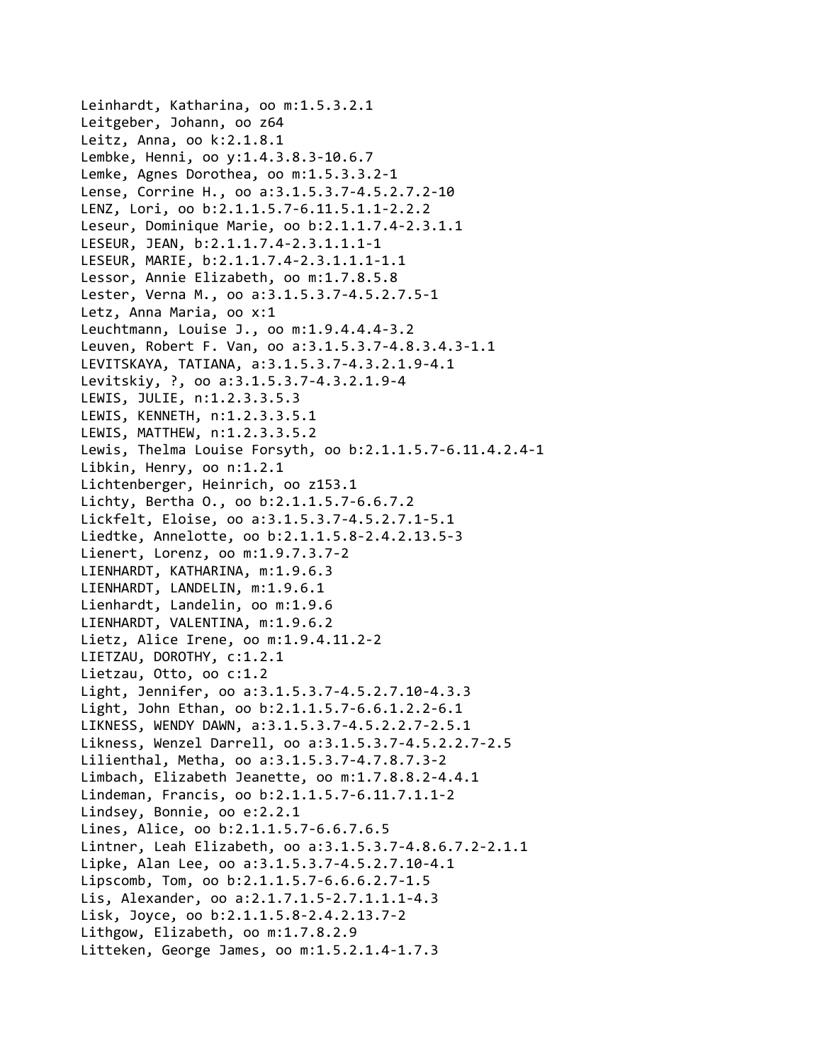Leinhardt, Katharina, oo m:1.5.3.2.1
Leitgeber, Johann, oo z64
Leitz, Anna, oo k:2.1.8.1
Lembke, Henni, oo y:1.4.3.8.3-10.6.7
Lemke, Agnes Dorothea, oo m:1.5.3.3.2-1
Lense, Corrine H., oo a:3.1.5.3.7-4.5.2.7.2-10
LENZ, Lori, oo b:2.1.1.5.7-6.11.5.1.1-2.2.2
Leseur, Dominique Marie, oo b:2.1.1.7.4-2.3.1.1
LESEUR, JEAN, b:2.1.1.7.4-2.3.1.1.1-1
LESEUR, MARIE, b:2.1.1.7.4-2.3.1.1.1-1.1
Lessor, Annie Elizabeth, oo m:1.7.8.5.8
Lester, Verna M., oo a:3.1.5.3.7-4.5.2.7.5-1
Letz, Anna Maria, oo x:1
Leuchtmann, Louise J., oo m:1.9.4.4.4-3.2
Leuven, Robert F. Van, oo a:3.1.5.3.7-4.8.3.4.3-1.1
LEVITSKAYA, TATIANA, a:3.1.5.3.7-4.3.2.1.9-4.1
Levitskiy, ?, oo a:3.1.5.3.7-4.3.2.1.9-4
LEWIS, JULIE, n:1.2.3.3.5.3
LEWIS, KENNETH, n:1.2.3.3.5.1
LEWIS, MATTHEW, n:1.2.3.3.5.2
Lewis, Thelma Louise Forsyth, oo b:2.1.1.5.7-6.11.4.2.4-1
Libkin, Henry, oo n:1.2.1
Lichtenberger, Heinrich, oo z153.1
Lichty, Bertha O., oo b:2.1.1.5.7-6.6.7.2
Lickfelt, Eloise, oo a:3.1.5.3.7-4.5.2.7.1-5.1
Liedtke, Annelotte, oo b:2.1.1.5.8-2.4.2.13.5-3
Lienert, Lorenz, oo m:1.9.7.3.7-2
LIENHARDT, KATHARINA, m:1.9.6.3
LIENHARDT, LANDELIN, m:1.9.6.1
Lienhardt, Landelin, oo m:1.9.6
LIENHARDT, VALENTINA, m:1.9.6.2
Lietz, Alice Irene, oo m:1.9.4.11.2-2
LIETZAU, DOROTHY, c:1.2.1
Lietzau, Otto, oo c:1.2
Light, Jennifer, oo a:3.1.5.3.7-4.5.2.7.10-4.3.3
Light, John Ethan, oo b:2.1.1.5.7-6.6.1.2.2-6.1
LIKNESS, WENDY DAWN, a:3.1.5.3.7-4.5.2.2.7-2.5.1
Likness, Wenzel Darrell, oo a:3.1.5.3.7-4.5.2.2.7-2.5
Lilienthal, Metha, oo a:3.1.5.3.7-4.7.8.7.3-2
Limbach, Elizabeth Jeanette, oo m:1.7.8.8.2-4.4.1
Lindeman, Francis, oo b:2.1.1.5.7-6.11.7.1.1-2
Lindsey, Bonnie, oo e:2.2.1
Lines, Alice, oo b:2.1.1.5.7-6.6.7.6.5
Lintner, Leah Elizabeth, oo a:3.1.5.3.7-4.8.6.7.2-2.1.1
Lipke, Alan Lee, oo a:3.1.5.3.7-4.5.2.7.10-4.1
Lipscomb, Tom, oo b:2.1.1.5.7-6.6.6.2.7-1.5
Lis, Alexander, oo a:2.1.7.1.5-2.7.1.1.1-4.3
Lisk, Joyce, oo b:2.1.1.5.8-2.4.2.13.7-2
Lithgow, Elizabeth, oo m:1.7.8.2.9
Litteken, George James, oo m:1.5.2.1.4-1.7.3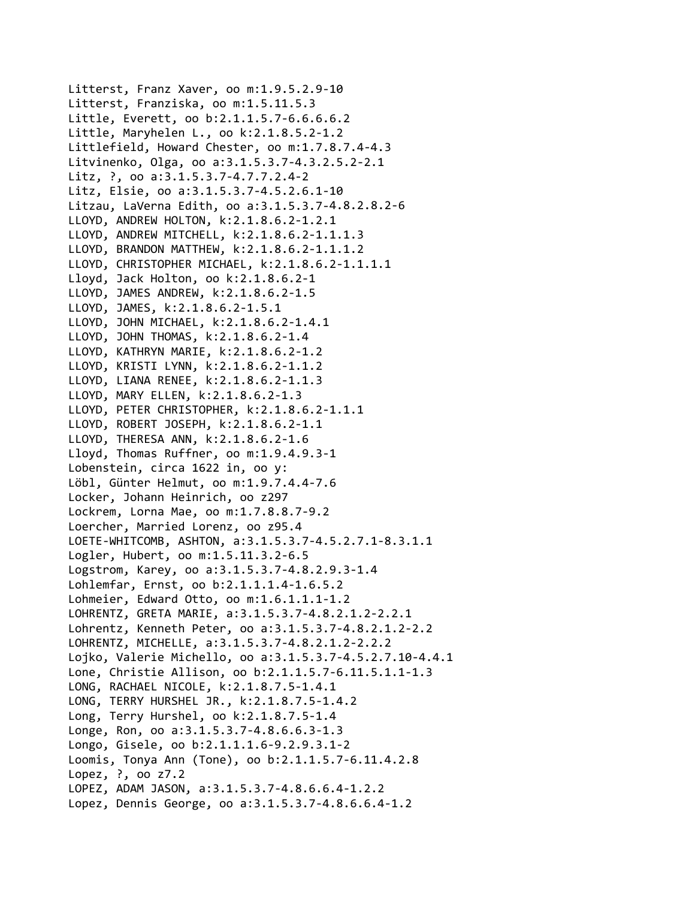Litterst, Franz Xaver, oo m:1.9.5.2.9-10
Litterst, Franziska, oo m:1.5.11.5.3
Little, Everett, oo b:2.1.1.5.7-6.6.6.6.2
Little, Maryhelen L., oo k:2.1.8.5.2-1.2
Littlefield, Howard Chester, oo m:1.7.8.7.4-4.3
Litvinenko, Olga, oo a:3.1.5.3.7-4.3.2.5.2-2.1
Litz, ?, oo a:3.1.5.3.7-4.7.7.2.4-2
Litz, Elsie, oo a:3.1.5.3.7-4.5.2.6.1-10
Litzau, LaVerna Edith, oo a:3.1.5.3.7-4.8.2.8.2-6
LLOYD, ANDREW HOLTON, k:2.1.8.6.2-1.2.1
LLOYD, ANDREW MITCHELL, k:2.1.8.6.2-1.1.1.3
LLOYD, BRANDON MATTHEW, k:2.1.8.6.2-1.1.1.2
LLOYD, CHRISTOPHER MICHAEL, k:2.1.8.6.2-1.1.1.1
Lloyd, Jack Holton, oo k:2.1.8.6.2-1
LLOYD, JAMES ANDREW, k:2.1.8.6.2-1.5
LLOYD, JAMES, k:2.1.8.6.2-1.5.1
LLOYD, JOHN MICHAEL, k:2.1.8.6.2-1.4.1
LLOYD, JOHN THOMAS, k:2.1.8.6.2-1.4
LLOYD, KATHRYN MARIE, k:2.1.8.6.2-1.2
LLOYD, KRISTI LYNN, k:2.1.8.6.2-1.1.2
LLOYD, LIANA RENEE, k:2.1.8.6.2-1.1.3
LLOYD, MARY ELLEN, k:2.1.8.6.2-1.3
LLOYD, PETER CHRISTOPHER, k:2.1.8.6.2-1.1.1
LLOYD, ROBERT JOSEPH, k:2.1.8.6.2-1.1
LLOYD, THERESA ANN, k:2.1.8.6.2-1.6
Lloyd, Thomas Ruffner, oo m:1.9.4.9.3-1
Lobenstein, circa 1622 in, oo y:
Löbl, Günter Helmut, oo m:1.9.7.4.4-7.6
Locker, Johann Heinrich, oo z297
Lockrem, Lorna Mae, oo m:1.7.8.8.7-9.2
Loercher, Married Lorenz, oo z95.4
LOETE-WHITCOMB, ASHTON, a:3.1.5.3.7-4.5.2.7.1-8.3.1.1
Logler, Hubert, oo m:1.5.11.3.2-6.5
Logstrom, Karey, oo a:3.1.5.3.7-4.8.2.9.3-1.4
Lohlemfar, Ernst, oo b:2.1.1.1.4-1.6.5.2
Lohmeier, Edward Otto, oo m:1.6.1.1.1-1.2
LOHRENTZ, GRETA MARIE, a:3.1.5.3.7-4.8.2.1.2-2.2.1
Lohrentz, Kenneth Peter, oo a:3.1.5.3.7-4.8.2.1.2-2.2
LOHRENTZ, MICHELLE, a:3.1.5.3.7-4.8.2.1.2-2.2.2
Lojko, Valerie Michello, oo a:3.1.5.3.7-4.5.2.7.10-4.4.1
Lone, Christie Allison, oo b:2.1.1.5.7-6.11.5.1.1-1.3
LONG, RACHAEL NICOLE, k:2.1.8.7.5-1.4.1
LONG, TERRY HURSHEL JR., k:2.1.8.7.5-1.4.2
Long, Terry Hurshel, oo k:2.1.8.7.5-1.4
Longe, Ron, oo a:3.1.5.3.7-4.8.6.6.3-1.3
Longo, Gisele, oo b:2.1.1.1.6-9.2.9.3.1-2
Loomis, Tonya Ann (Tone), oo b:2.1.1.5.7-6.11.4.2.8
Lopez, ?, oo z7.2
LOPEZ, ADAM JASON, a:3.1.5.3.7-4.8.6.6.4-1.2.2
Lopez, Dennis George, oo a:3.1.5.3.7-4.8.6.6.4-1.2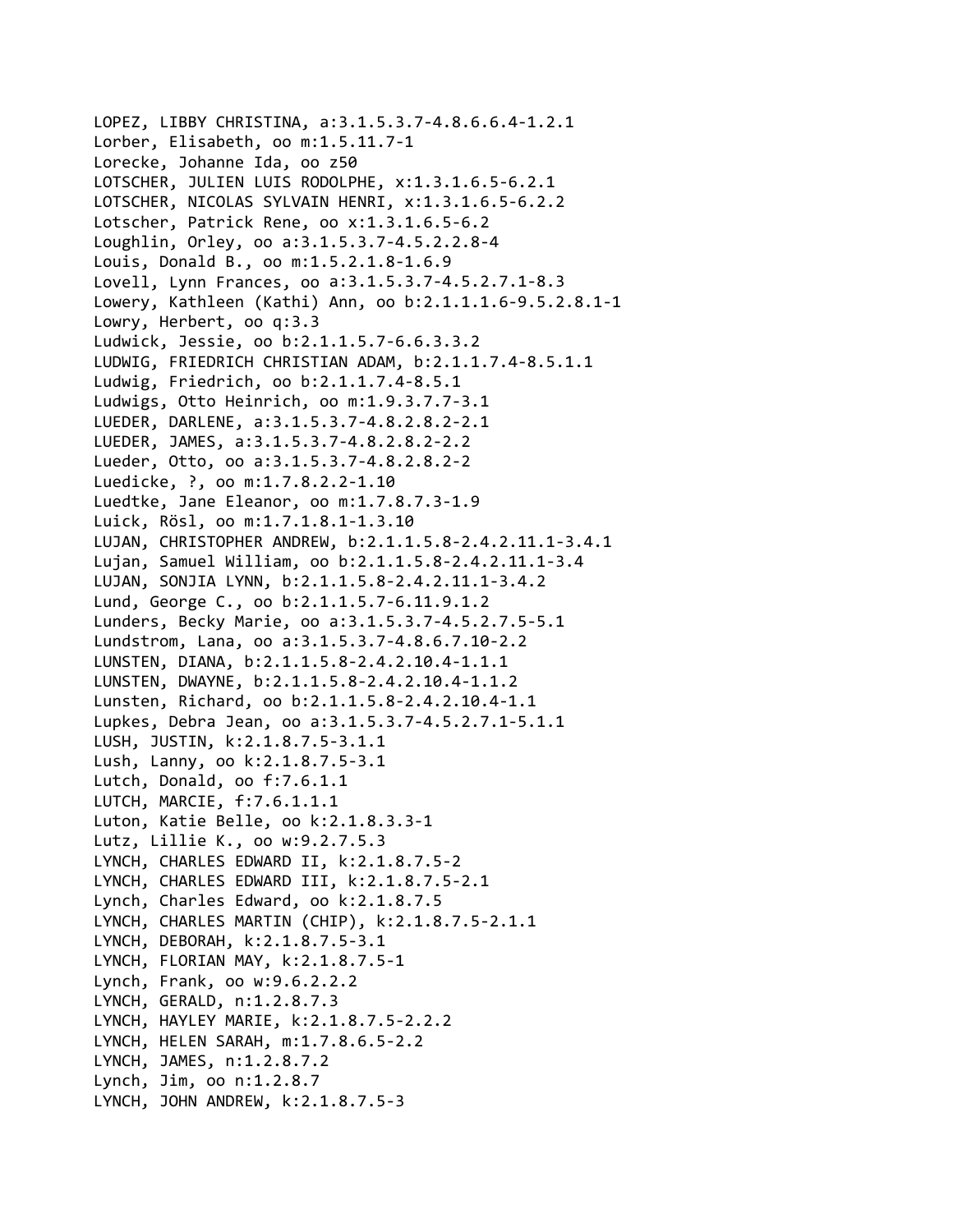LOPEZ, LIBBY CHRISTINA, a:3.1.5.3.7-4.8.6.6.4-1.2.1
Lorber, Elisabeth, oo m:1.5.11.7-1
Lorecke, Johanne Ida, oo z50
LOTSCHER, JULIEN LUIS RODOLPHE, x:1.3.1.6.5-6.2.1
LOTSCHER, NICOLAS SYLVAIN HENRI, x:1.3.1.6.5-6.2.2
Lotscher, Patrick Rene, oo x:1.3.1.6.5-6.2
Loughlin, Orley, oo a:3.1.5.3.7-4.5.2.2.8-4
Louis, Donald B., oo m:1.5.2.1.8-1.6.9
Lovell, Lynn Frances, oo a:3.1.5.3.7-4.5.2.7.1-8.3
Lowery, Kathleen (Kathi) Ann, oo b:2.1.1.1.6-9.5.2.8.1-1
Lowry, Herbert, oo q:3.3
Ludwick, Jessie, oo b:2.1.1.5.7-6.6.3.3.2
LUDWIG, FRIEDRICH CHRISTIAN ADAM, b:2.1.1.7.4-8.5.1.1
Ludwig, Friedrich, oo b:2.1.1.7.4-8.5.1
Ludwigs, Otto Heinrich, oo m:1.9.3.7.7-3.1
LUEDER, DARLENE, a:3.1.5.3.7-4.8.2.8.2-2.1
LUEDER, JAMES, a:3.1.5.3.7-4.8.2.8.2-2.2
Lueder, Otto, oo a:3.1.5.3.7-4.8.2.8.2-2
Luedicke, ?, oo m:1.7.8.2.2-1.10
Luedtke, Jane Eleanor, oo m:1.7.8.7.3-1.9
Luick, Rösl, oo m:1.7.1.8.1-1.3.10
LUJAN, CHRISTOPHER ANDREW, b:2.1.1.5.8-2.4.2.11.1-3.4.1
Lujan, Samuel William, oo b:2.1.1.5.8-2.4.2.11.1-3.4
LUJAN, SONJIA LYNN, b:2.1.1.5.8-2.4.2.11.1-3.4.2
Lund, George C., oo b:2.1.1.5.7-6.11.9.1.2
Lunders, Becky Marie, oo a:3.1.5.3.7-4.5.2.7.5-5.1
Lundstrom, Lana, oo a:3.1.5.3.7-4.8.6.7.10-2.2
LUNSTEN, DIANA, b:2.1.1.5.8-2.4.2.10.4-1.1.1
LUNSTEN, DWAYNE, b:2.1.1.5.8-2.4.2.10.4-1.1.2
Lunsten, Richard, oo b:2.1.1.5.8-2.4.2.10.4-1.1
Lupkes, Debra Jean, oo a:3.1.5.3.7-4.5.2.7.1-5.1.1
LUSH, JUSTIN, k:2.1.8.7.5-3.1.1
Lush, Lanny, oo k:2.1.8.7.5-3.1
Lutch, Donald, oo f:7.6.1.1
LUTCH, MARCIE, f:7.6.1.1.1
Luton, Katie Belle, oo k:2.1.8.3.3-1
Lutz, Lillie K., oo w:9.2.7.5.3
LYNCH, CHARLES EDWARD II, k:2.1.8.7.5-2
LYNCH, CHARLES EDWARD III, k:2.1.8.7.5-2.1
Lynch, Charles Edward, oo k:2.1.8.7.5
LYNCH, CHARLES MARTIN (CHIP), k:2.1.8.7.5-2.1.1
LYNCH, DEBORAH, k:2.1.8.7.5-3.1
LYNCH, FLORIAN MAY, k:2.1.8.7.5-1
Lynch, Frank, oo w:9.6.2.2.2
LYNCH, GERALD, n:1.2.8.7.3
LYNCH, HAYLEY MARIE, k:2.1.8.7.5-2.2.2
LYNCH, HELEN SARAH, m:1.7.8.6.5-2.2
LYNCH, JAMES, n:1.2.8.7.2
Lynch, Jim, oo n:1.2.8.7
LYNCH, JOHN ANDREW, k:2.1.8.7.5-3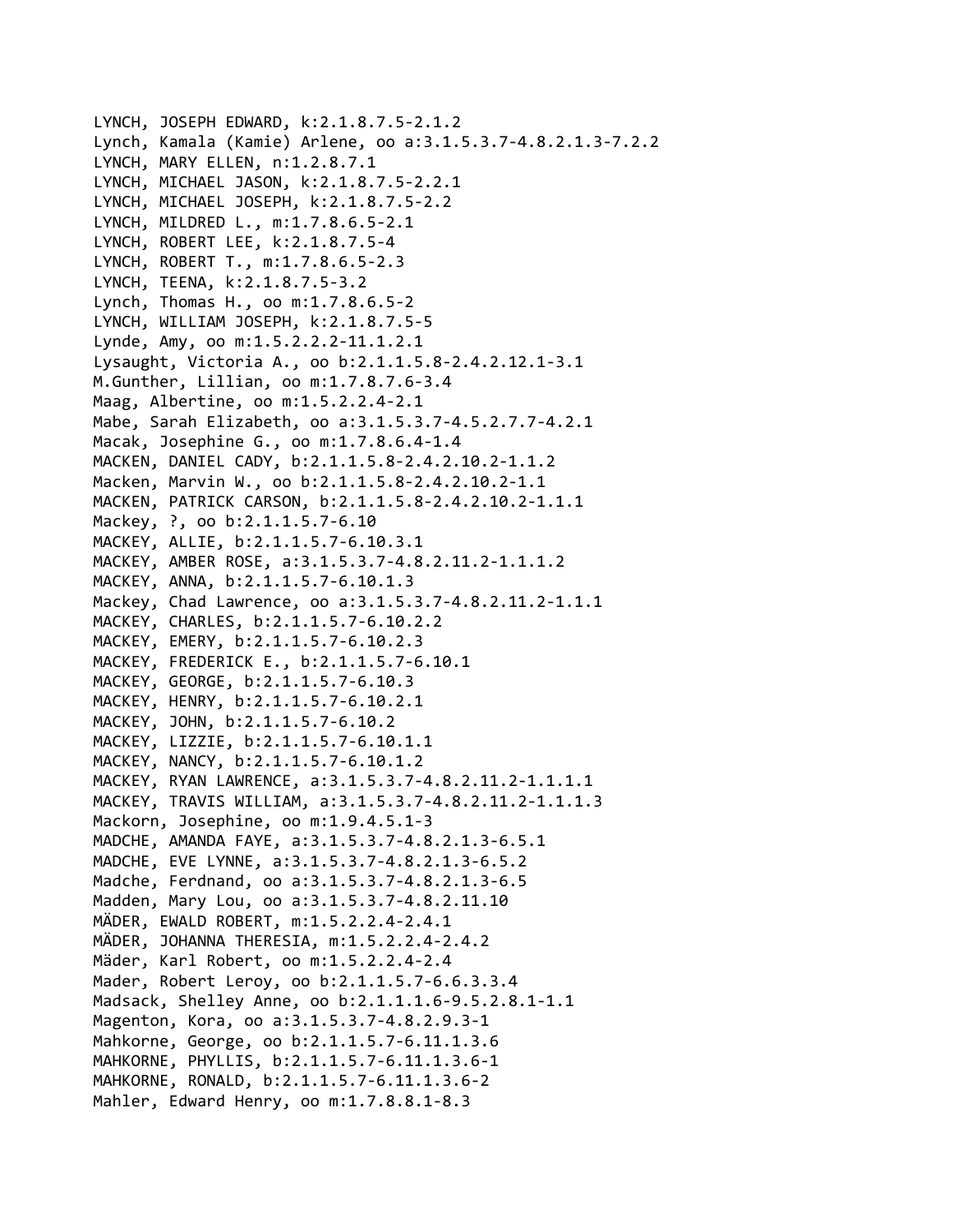LYNCH, JOSEPH EDWARD, k:2.1.8.7.5-2.1.2
Lynch, Kamala (Kamie) Arlene, oo a:3.1.5.3.7-4.8.2.1.3-7.2.2
LYNCH, MARY ELLEN, n:1.2.8.7.1
LYNCH, MICHAEL JASON, k:2.1.8.7.5-2.2.1
LYNCH, MICHAEL JOSEPH, k:2.1.8.7.5-2.2
LYNCH, MILDRED L., m:1.7.8.6.5-2.1
LYNCH, ROBERT LEE, k:2.1.8.7.5-4
LYNCH, ROBERT T., m:1.7.8.6.5-2.3
LYNCH, TEENA, k:2.1.8.7.5-3.2
Lynch, Thomas H., oo m:1.7.8.6.5-2
LYNCH, WILLIAM JOSEPH, k:2.1.8.7.5-5
Lynde, Amy, oo m:1.5.2.2.2-11.1.2.1
Lysaught, Victoria A., oo b:2.1.1.5.8-2.4.2.12.1-3.1
M.Gunther, Lillian, oo m:1.7.8.7.6-3.4
Maag, Albertine, oo m:1.5.2.2.4-2.1
Mabe, Sarah Elizabeth, oo a:3.1.5.3.7-4.5.2.7.7-4.2.1
Macak, Josephine G., oo m:1.7.8.6.4-1.4
MACKEN, DANIEL CADY, b:2.1.1.5.8-2.4.2.10.2-1.1.2
Macken, Marvin W., oo b:2.1.1.5.8-2.4.2.10.2-1.1
MACKEN, PATRICK CARSON, b:2.1.1.5.8-2.4.2.10.2-1.1.1
Mackey, ?, oo b:2.1.1.5.7-6.10
MACKEY, ALLIE, b:2.1.1.5.7-6.10.3.1
MACKEY, AMBER ROSE, a:3.1.5.3.7-4.8.2.11.2-1.1.1.2
MACKEY, ANNA, b:2.1.1.5.7-6.10.1.3
Mackey, Chad Lawrence, oo a:3.1.5.3.7-4.8.2.11.2-1.1.1
MACKEY, CHARLES, b:2.1.1.5.7-6.10.2.2
MACKEY, EMERY, b:2.1.1.5.7-6.10.2.3
MACKEY, FREDERICK E., b:2.1.1.5.7-6.10.1
MACKEY, GEORGE, b:2.1.1.5.7-6.10.3
MACKEY, HENRY, b:2.1.1.5.7-6.10.2.1
MACKEY, JOHN, b:2.1.1.5.7-6.10.2
MACKEY, LIZZIE, b:2.1.1.5.7-6.10.1.1
MACKEY, NANCY, b:2.1.1.5.7-6.10.1.2
MACKEY, RYAN LAWRENCE, a:3.1.5.3.7-4.8.2.11.2-1.1.1.1
MACKEY, TRAVIS WILLIAM, a:3.1.5.3.7-4.8.2.11.2-1.1.1.3
Mackorn, Josephine, oo m:1.9.4.5.1-3
MADCHE, AMANDA FAYE, a:3.1.5.3.7-4.8.2.1.3-6.5.1
MADCHE, EVE LYNNE, a:3.1.5.3.7-4.8.2.1.3-6.5.2
Madche, Ferdnand, oo a:3.1.5.3.7-4.8.2.1.3-6.5
Madden, Mary Lou, oo a:3.1.5.3.7-4.8.2.11.10
MÄDER, EWALD ROBERT, m:1.5.2.2.4-2.4.1
MÄDER, JOHANNA THERESIA, m:1.5.2.2.4-2.4.2
Mäder, Karl Robert, oo m:1.5.2.2.4-2.4
Mader, Robert Leroy, oo b:2.1.1.5.7-6.6.3.3.4
Madsack, Shelley Anne, oo b:2.1.1.1.6-9.5.2.8.1-1.1
Magenton, Kora, oo a:3.1.5.3.7-4.8.2.9.3-1
Mahkorne, George, oo b:2.1.1.5.7-6.11.1.3.6
MAHKORNE, PHYLLIS, b:2.1.1.5.7-6.11.1.3.6-1
MAHKORNE, RONALD, b:2.1.1.5.7-6.11.1.3.6-2
Mahler, Edward Henry, oo m:1.7.8.8.1-8.3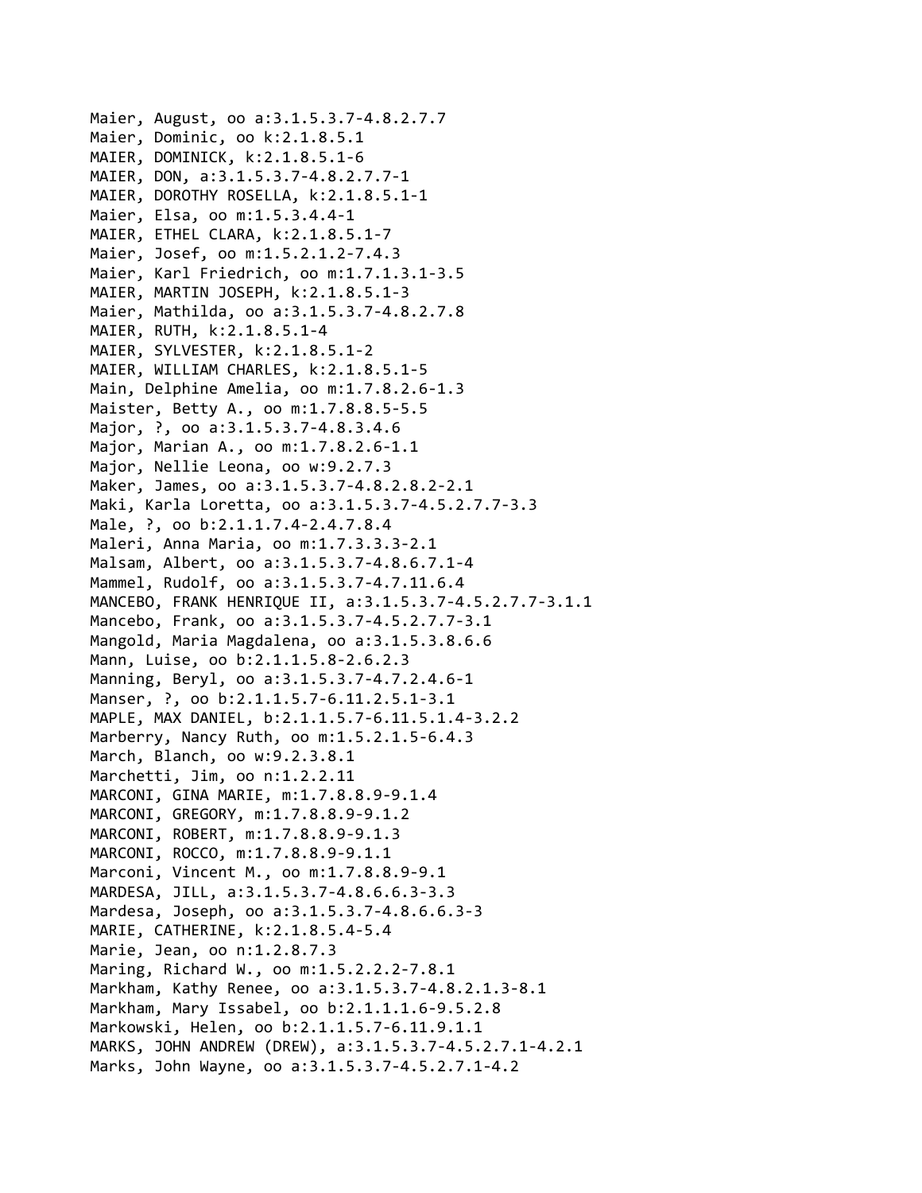Maier, August, oo a:3.1.5.3.7-4.8.2.7.7
Maier, Dominic, oo k:2.1.8.5.1
MAIER, DOMINICK, k:2.1.8.5.1-6
MAIER, DON, a:3.1.5.3.7-4.8.2.7.7-1
MAIER, DOROTHY ROSELLA, k:2.1.8.5.1-1
Maier, Elsa, oo m:1.5.3.4.4-1
MAIER, ETHEL CLARA, k:2.1.8.5.1-7
Maier, Josef, oo m:1.5.2.1.2-7.4.3
Maier, Karl Friedrich, oo m:1.7.1.3.1-3.5
MAIER, MARTIN JOSEPH, k:2.1.8.5.1-3
Maier, Mathilda, oo a:3.1.5.3.7-4.8.2.7.8
MAIER, RUTH, k:2.1.8.5.1-4
MAIER, SYLVESTER, k:2.1.8.5.1-2
MAIER, WILLIAM CHARLES, k:2.1.8.5.1-5
Main, Delphine Amelia, oo m:1.7.8.2.6-1.3
Maister, Betty A., oo m:1.7.8.8.5-5.5
Major, ?, oo a:3.1.5.3.7-4.8.3.4.6
Major, Marian A., oo m:1.7.8.2.6-1.1
Major, Nellie Leona, oo w:9.2.7.3
Maker, James, oo a:3.1.5.3.7-4.8.2.8.2-2.1
Maki, Karla Loretta, oo a:3.1.5.3.7-4.5.2.7.7-3.3
Male, ?, oo b:2.1.1.7.4-2.4.7.8.4
Maleri, Anna Maria, oo m:1.7.3.3.3-2.1
Malsam, Albert, oo a:3.1.5.3.7-4.8.6.7.1-4
Mammel, Rudolf, oo a:3.1.5.3.7-4.7.11.6.4
MANCEBO, FRANK HENRIQUE II, a:3.1.5.3.7-4.5.2.7.7-3.1.1
Mancebo, Frank, oo a:3.1.5.3.7-4.5.2.7.7-3.1
Mangold, Maria Magdalena, oo a:3.1.5.3.8.6.6
Mann, Luise, oo b:2.1.1.5.8-2.6.2.3
Manning, Beryl, oo a:3.1.5.3.7-4.7.2.4.6-1
Manser, ?, oo b:2.1.1.5.7-6.11.2.5.1-3.1
MAPLE, MAX DANIEL, b:2.1.1.5.7-6.11.5.1.4-3.2.2
Marberry, Nancy Ruth, oo m:1.5.2.1.5-6.4.3
March, Blanch, oo w:9.2.3.8.1
Marchetti, Jim, oo n:1.2.2.11
MARCONI, GINA MARIE, m:1.7.8.8.9-9.1.4
MARCONI, GREGORY, m:1.7.8.8.9-9.1.2
MARCONI, ROBERT, m:1.7.8.8.9-9.1.3
MARCONI, ROCCO, m:1.7.8.8.9-9.1.1
Marconi, Vincent M., oo m:1.7.8.8.9-9.1
MARDESA, JILL, a:3.1.5.3.7-4.8.6.6.3-3.3
Mardesa, Joseph, oo a:3.1.5.3.7-4.8.6.6.3-3
MARIE, CATHERINE, k:2.1.8.5.4-5.4
Marie, Jean, oo n:1.2.8.7.3
Maring, Richard W., oo m:1.5.2.2.2-7.8.1
Markham, Kathy Renee, oo a:3.1.5.3.7-4.8.2.1.3-8.1
Markham, Mary Issabel, oo b:2.1.1.1.6-9.5.2.8
Markowski, Helen, oo b:2.1.1.5.7-6.11.9.1.1
MARKS, JOHN ANDREW (DREW), a:3.1.5.3.7-4.5.2.7.1-4.2.1
Marks, John Wayne, oo a:3.1.5.3.7-4.5.2.7.1-4.2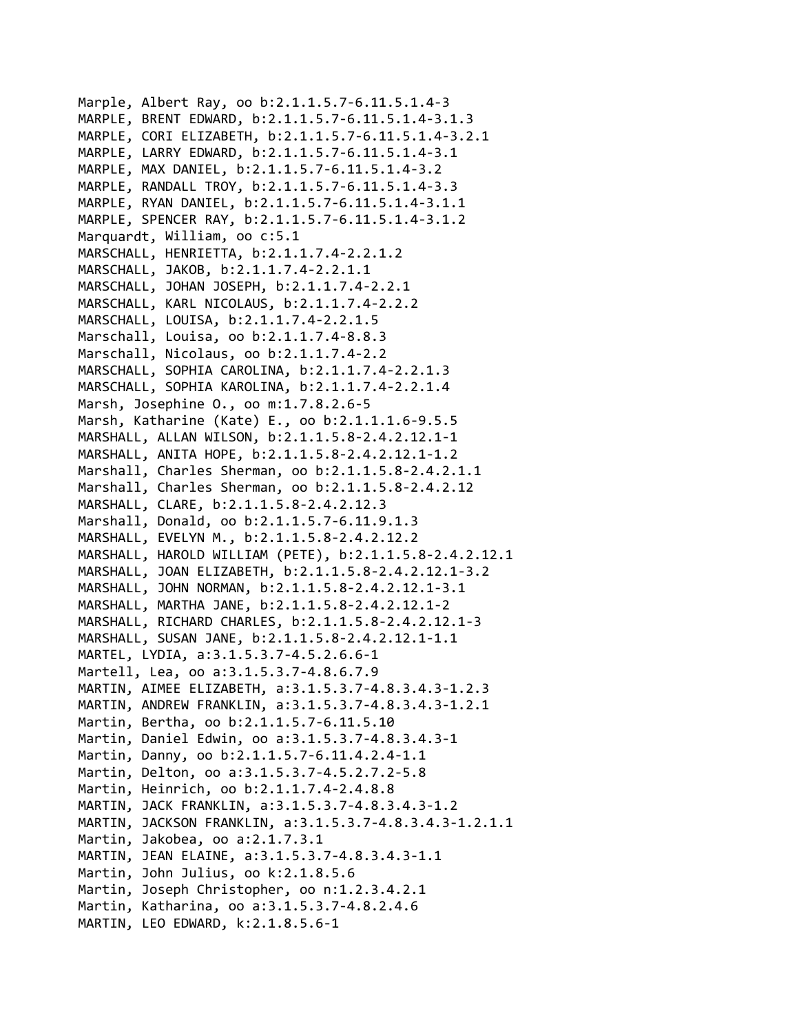Marple, Albert Ray, oo b:2.1.1.5.7-6.11.5.1.4-3
MARPLE, BRENT EDWARD, b:2.1.1.5.7-6.11.5.1.4-3.1.3
MARPLE, CORI ELIZABETH, b:2.1.1.5.7-6.11.5.1.4-3.2.1
MARPLE, LARRY EDWARD, b:2.1.1.5.7-6.11.5.1.4-3.1
MARPLE, MAX DANIEL, b:2.1.1.5.7-6.11.5.1.4-3.2
MARPLE, RANDALL TROY, b:2.1.1.5.7-6.11.5.1.4-3.3
MARPLE, RYAN DANIEL, b:2.1.1.5.7-6.11.5.1.4-3.1.1
MARPLE, SPENCER RAY, b:2.1.1.5.7-6.11.5.1.4-3.1.2
Marquardt, William, oo c:5.1
MARSCHALL, HENRIETTA, b:2.1.1.7.4-2.2.1.2
MARSCHALL, JAKOB, b:2.1.1.7.4-2.2.1.1
MARSCHALL, JOHAN JOSEPH, b:2.1.1.7.4-2.2.1
MARSCHALL, KARL NICOLAUS, b:2.1.1.7.4-2.2.2
MARSCHALL, LOUISA, b:2.1.1.7.4-2.2.1.5
Marschall, Louisa, oo b:2.1.1.7.4-8.8.3
Marschall, Nicolaus, oo b:2.1.1.7.4-2.2
MARSCHALL, SOPHIA CAROLINA, b:2.1.1.7.4-2.2.1.3
MARSCHALL, SOPHIA KAROLINA, b:2.1.1.7.4-2.2.1.4
Marsh, Josephine O., oo m:1.7.8.2.6-5
Marsh, Katharine (Kate) E., oo b:2.1.1.1.6-9.5.5
MARSHALL, ALLAN WILSON, b:2.1.1.5.8-2.4.2.12.1-1
MARSHALL, ANITA HOPE, b:2.1.1.5.8-2.4.2.12.1-1.2
Marshall, Charles Sherman, oo b:2.1.1.5.8-2.4.2.1.1
Marshall, Charles Sherman, oo b:2.1.1.5.8-2.4.2.12
MARSHALL, CLARE, b:2.1.1.5.8-2.4.2.12.3
Marshall, Donald, oo b:2.1.1.5.7-6.11.9.1.3
MARSHALL, EVELYN M., b:2.1.1.5.8-2.4.2.12.2
MARSHALL, HAROLD WILLIAM (PETE), b:2.1.1.5.8-2.4.2.12.1
MARSHALL, JOAN ELIZABETH, b:2.1.1.5.8-2.4.2.12.1-3.2
MARSHALL, JOHN NORMAN, b:2.1.1.5.8-2.4.2.12.1-3.1
MARSHALL, MARTHA JANE, b:2.1.1.5.8-2.4.2.12.1-2
MARSHALL, RICHARD CHARLES, b:2.1.1.5.8-2.4.2.12.1-3
MARSHALL, SUSAN JANE, b:2.1.1.5.8-2.4.2.12.1-1.1
MARTEL, LYDIA, a:3.1.5.3.7-4.5.2.6.6-1
Martell, Lea, oo a:3.1.5.3.7-4.8.6.7.9
MARTIN, AIMEE ELIZABETH, a:3.1.5.3.7-4.8.3.4.3-1.2.3
MARTIN, ANDREW FRANKLIN, a:3.1.5.3.7-4.8.3.4.3-1.2.1
Martin, Bertha, oo b:2.1.1.5.7-6.11.5.10
Martin, Daniel Edwin, oo a:3.1.5.3.7-4.8.3.4.3-1
Martin, Danny, oo b:2.1.1.5.7-6.11.4.2.4-1.1
Martin, Delton, oo a:3.1.5.3.7-4.5.2.7.2-5.8
Martin, Heinrich, oo b:2.1.1.7.4-2.4.8.8
MARTIN, JACK FRANKLIN, a:3.1.5.3.7-4.8.3.4.3-1.2
MARTIN, JACKSON FRANKLIN, a:3.1.5.3.7-4.8.3.4.3-1.2.1.1
Martin, Jakobea, oo a:2.1.7.3.1
MARTIN, JEAN ELAINE, a:3.1.5.3.7-4.8.3.4.3-1.1
Martin, John Julius, oo k:2.1.8.5.6
Martin, Joseph Christopher, oo n:1.2.3.4.2.1
Martin, Katharina, oo a:3.1.5.3.7-4.8.2.4.6
MARTIN, LEO EDWARD, k:2.1.8.5.6-1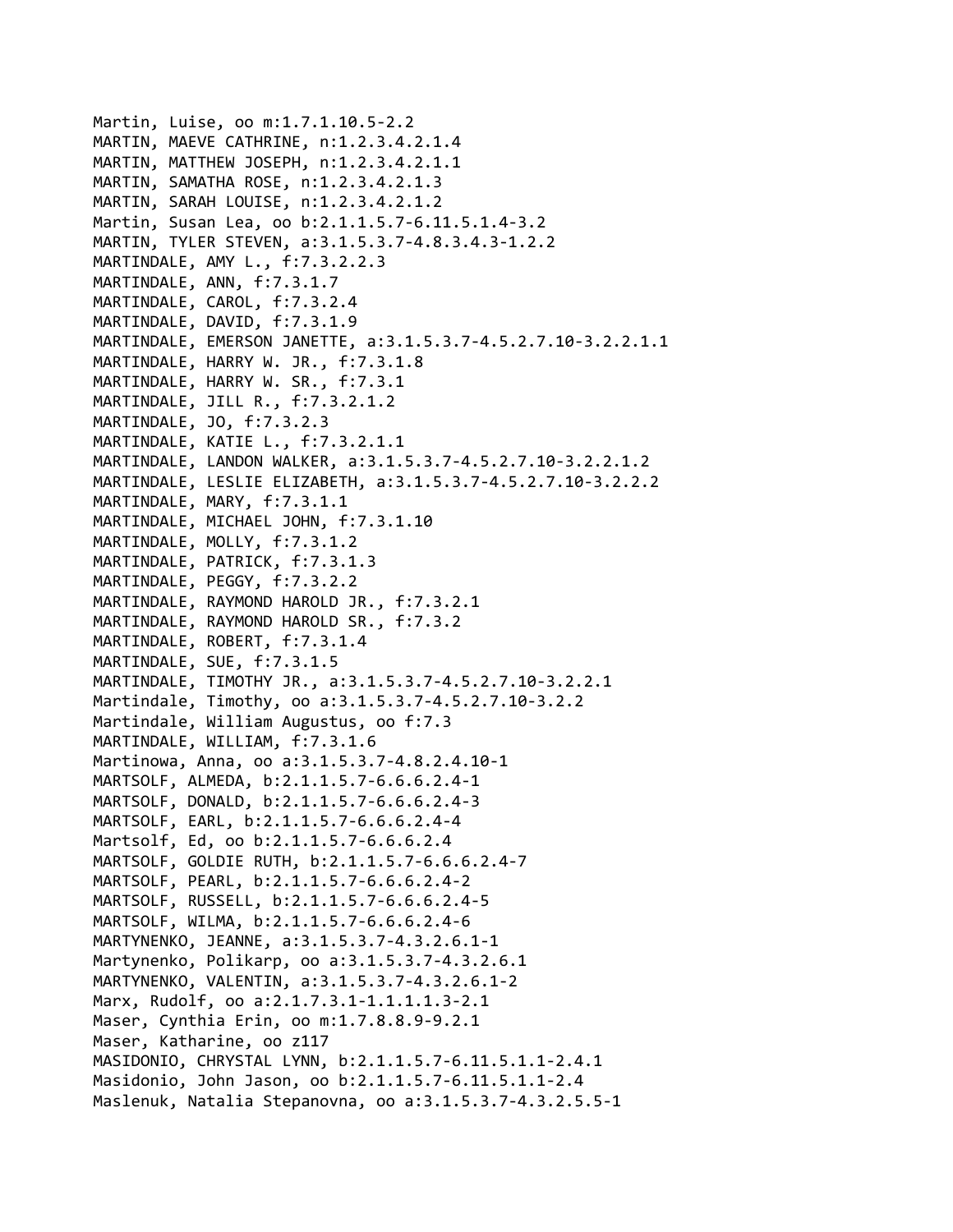Martin, Luise, oo m:1.7.1.10.5-2.2
MARTIN, MAEVE CATHRINE, n:1.2.3.4.2.1.4
MARTIN, MATTHEW JOSEPH, n:1.2.3.4.2.1.1
MARTIN, SAMATHA ROSE, n:1.2.3.4.2.1.3
MARTIN, SARAH LOUISE, n:1.2.3.4.2.1.2
Martin, Susan Lea, oo b:2.1.1.5.7-6.11.5.1.4-3.2
MARTIN, TYLER STEVEN, a:3.1.5.3.7-4.8.3.4.3-1.2.2
MARTINDALE, AMY L., f:7.3.2.2.3
MARTINDALE, ANN, f:7.3.1.7
MARTINDALE, CAROL, f:7.3.2.4
MARTINDALE, DAVID, f:7.3.1.9
MARTINDALE, EMERSON JANETTE, a:3.1.5.3.7-4.5.2.7.10-3.2.2.1.1
MARTINDALE, HARRY W. JR., f:7.3.1.8
MARTINDALE, HARRY W. SR., f:7.3.1
MARTINDALE, JILL R., f:7.3.2.1.2
MARTINDALE, JO, f:7.3.2.3
MARTINDALE, KATIE L., f:7.3.2.1.1
MARTINDALE, LANDON WALKER, a:3.1.5.3.7-4.5.2.7.10-3.2.2.1.2
MARTINDALE, LESLIE ELIZABETH, a:3.1.5.3.7-4.5.2.7.10-3.2.2.2
MARTINDALE, MARY, f:7.3.1.1
MARTINDALE, MICHAEL JOHN, f:7.3.1.10
MARTINDALE, MOLLY, f:7.3.1.2
MARTINDALE, PATRICK, f:7.3.1.3
MARTINDALE, PEGGY, f:7.3.2.2
MARTINDALE, RAYMOND HAROLD JR., f:7.3.2.1
MARTINDALE, RAYMOND HAROLD SR., f:7.3.2
MARTINDALE, ROBERT, f:7.3.1.4
MARTINDALE, SUE, f:7.3.1.5
MARTINDALE, TIMOTHY JR., a:3.1.5.3.7-4.5.2.7.10-3.2.2.1
Martindale, Timothy, oo a:3.1.5.3.7-4.5.2.7.10-3.2.2
Martindale, William Augustus, oo f:7.3
MARTINDALE, WILLIAM, f:7.3.1.6
Martinowa, Anna, oo a:3.1.5.3.7-4.8.2.4.10-1
MARTSOLF, ALMEDA, b:2.1.1.5.7-6.6.6.2.4-1
MARTSOLF, DONALD, b:2.1.1.5.7-6.6.6.2.4-3
MARTSOLF, EARL, b:2.1.1.5.7-6.6.6.2.4-4
Martsolf, Ed, oo b:2.1.1.5.7-6.6.6.2.4
MARTSOLF, GOLDIE RUTH, b:2.1.1.5.7-6.6.6.2.4-7
MARTSOLF, PEARL, b:2.1.1.5.7-6.6.6.2.4-2
MARTSOLF, RUSSELL, b:2.1.1.5.7-6.6.6.2.4-5
MARTSOLF, WILMA, b:2.1.1.5.7-6.6.6.2.4-6
MARTYNENKO, JEANNE, a:3.1.5.3.7-4.3.2.6.1-1
Martynenko, Polikarp, oo a:3.1.5.3.7-4.3.2.6.1
MARTYNENKO, VALENTIN, a:3.1.5.3.7-4.3.2.6.1-2
Marx, Rudolf, oo a:2.1.7.3.1-1.1.1.1.3-2.1
Maser, Cynthia Erin, oo m:1.7.8.8.9-9.2.1
Maser, Katharine, oo z117
MASIDONIO, CHRYSTAL LYNN, b:2.1.1.5.7-6.11.5.1.1-2.4.1
Masidonio, John Jason, oo b:2.1.1.5.7-6.11.5.1.1-2.4
Maslenuk, Natalia Stepanovna, oo a:3.1.5.3.7-4.3.2.5.5-1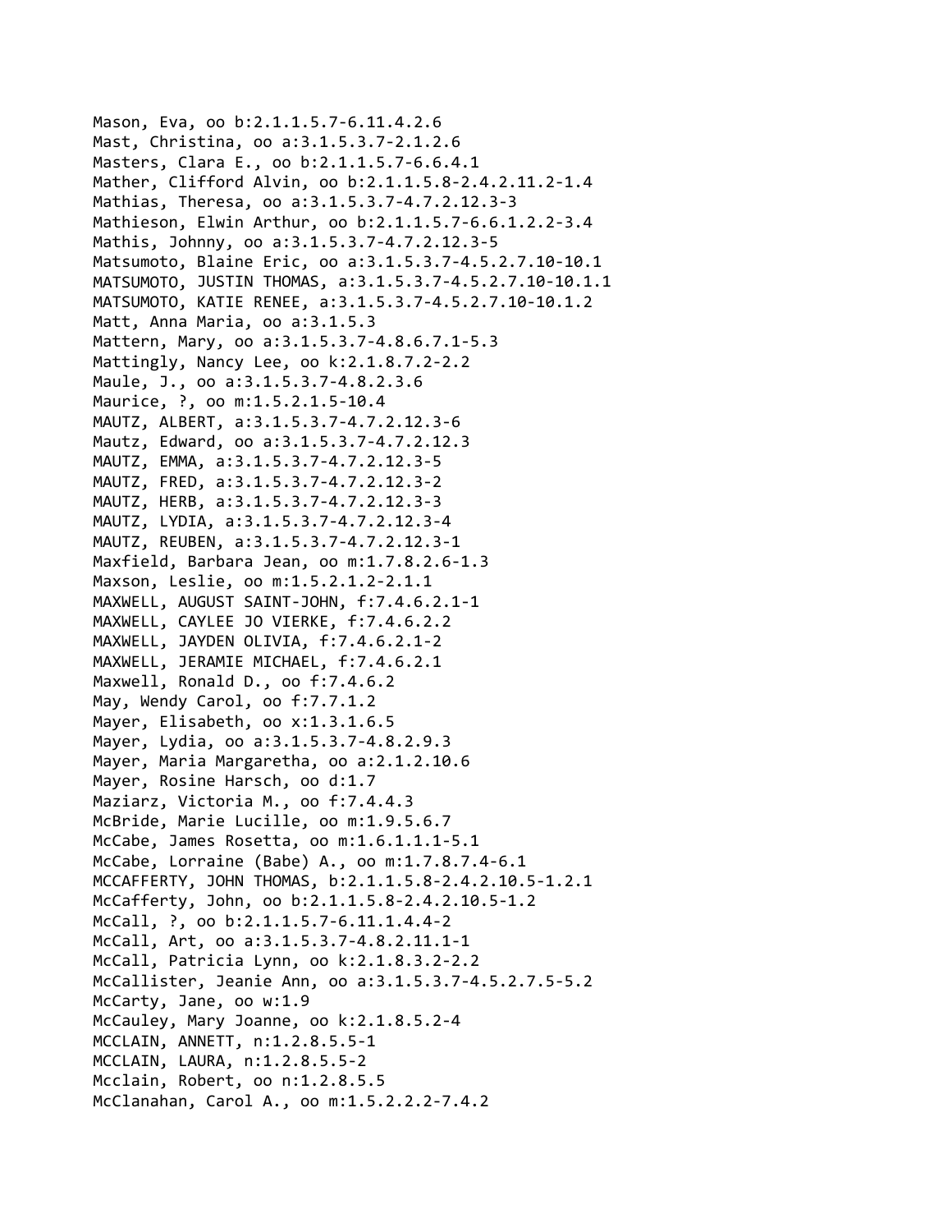Mason, Eva, oo b:2.1.1.5.7-6.11.4.2.6
Mast, Christina, oo a:3.1.5.3.7-2.1.2.6
Masters, Clara E., oo b:2.1.1.5.7-6.6.4.1
Mather, Clifford Alvin, oo b:2.1.1.5.8-2.4.2.11.2-1.4
Mathias, Theresa, oo a:3.1.5.3.7-4.7.2.12.3-3
Mathieson, Elwin Arthur, oo b:2.1.1.5.7-6.6.1.2.2-3.4
Mathis, Johnny, oo a:3.1.5.3.7-4.7.2.12.3-5
Matsumoto, Blaine Eric, oo a:3.1.5.3.7-4.5.2.7.10-10.1
MATSUMOTO, JUSTIN THOMAS, a:3.1.5.3.7-4.5.2.7.10-10.1.1
MATSUMOTO, KATIE RENEE, a:3.1.5.3.7-4.5.2.7.10-10.1.2
Matt, Anna Maria, oo a:3.1.5.3
Mattern, Mary, oo a:3.1.5.3.7-4.8.6.7.1-5.3
Mattingly, Nancy Lee, oo k:2.1.8.7.2-2.2
Maule, J., oo a:3.1.5.3.7-4.8.2.3.6
Maurice, ?, oo m:1.5.2.1.5-10.4
MAUTZ, ALBERT, a:3.1.5.3.7-4.7.2.12.3-6
Mautz, Edward, oo a:3.1.5.3.7-4.7.2.12.3
MAUTZ, EMMA, a:3.1.5.3.7-4.7.2.12.3-5
MAUTZ, FRED, a:3.1.5.3.7-4.7.2.12.3-2
MAUTZ, HERB, a:3.1.5.3.7-4.7.2.12.3-3
MAUTZ, LYDIA, a:3.1.5.3.7-4.7.2.12.3-4
MAUTZ, REUBEN, a:3.1.5.3.7-4.7.2.12.3-1
Maxfield, Barbara Jean, oo m:1.7.8.2.6-1.3
Maxson, Leslie, oo m:1.5.2.1.2-2.1.1
MAXWELL, AUGUST SAINT-JOHN, f:7.4.6.2.1-1
MAXWELL, CAYLEE JO VIERKE, f:7.4.6.2.2
MAXWELL, JAYDEN OLIVIA, f:7.4.6.2.1-2
MAXWELL, JERAMIE MICHAEL, f:7.4.6.2.1
Maxwell, Ronald D., oo f:7.4.6.2
May, Wendy Carol, oo f:7.7.1.2
Mayer, Elisabeth, oo x:1.3.1.6.5
Mayer, Lydia, oo a:3.1.5.3.7-4.8.2.9.3
Mayer, Maria Margaretha, oo a:2.1.2.10.6
Mayer, Rosine Harsch, oo d:1.7
Maziarz, Victoria M., oo f:7.4.4.3
McBride, Marie Lucille, oo m:1.9.5.6.7
McCabe, James Rosetta, oo m:1.6.1.1.1-5.1
McCabe, Lorraine (Babe) A., oo m:1.7.8.7.4-6.1
MCCAFFERTY, JOHN THOMAS, b:2.1.1.5.8-2.4.2.10.5-1.2.1
McCafferty, John, oo b:2.1.1.5.8-2.4.2.10.5-1.2
McCall, ?, oo b:2.1.1.5.7-6.11.1.4.4-2
McCall, Art, oo a:3.1.5.3.7-4.8.2.11.1-1
McCall, Patricia Lynn, oo k:2.1.8.3.2-2.2
McCallister, Jeanie Ann, oo a:3.1.5.3.7-4.5.2.7.5-5.2
McCarty, Jane, oo w:1.9
McCauley, Mary Joanne, oo k:2.1.8.5.2-4
MCCLAIN, ANNETT, n:1.2.8.5.5-1
MCCLAIN, LAURA, n:1.2.8.5.5-2
Mcclain, Robert, oo n:1.2.8.5.5
McClanahan, Carol A., oo m:1.5.2.2.2-7.4.2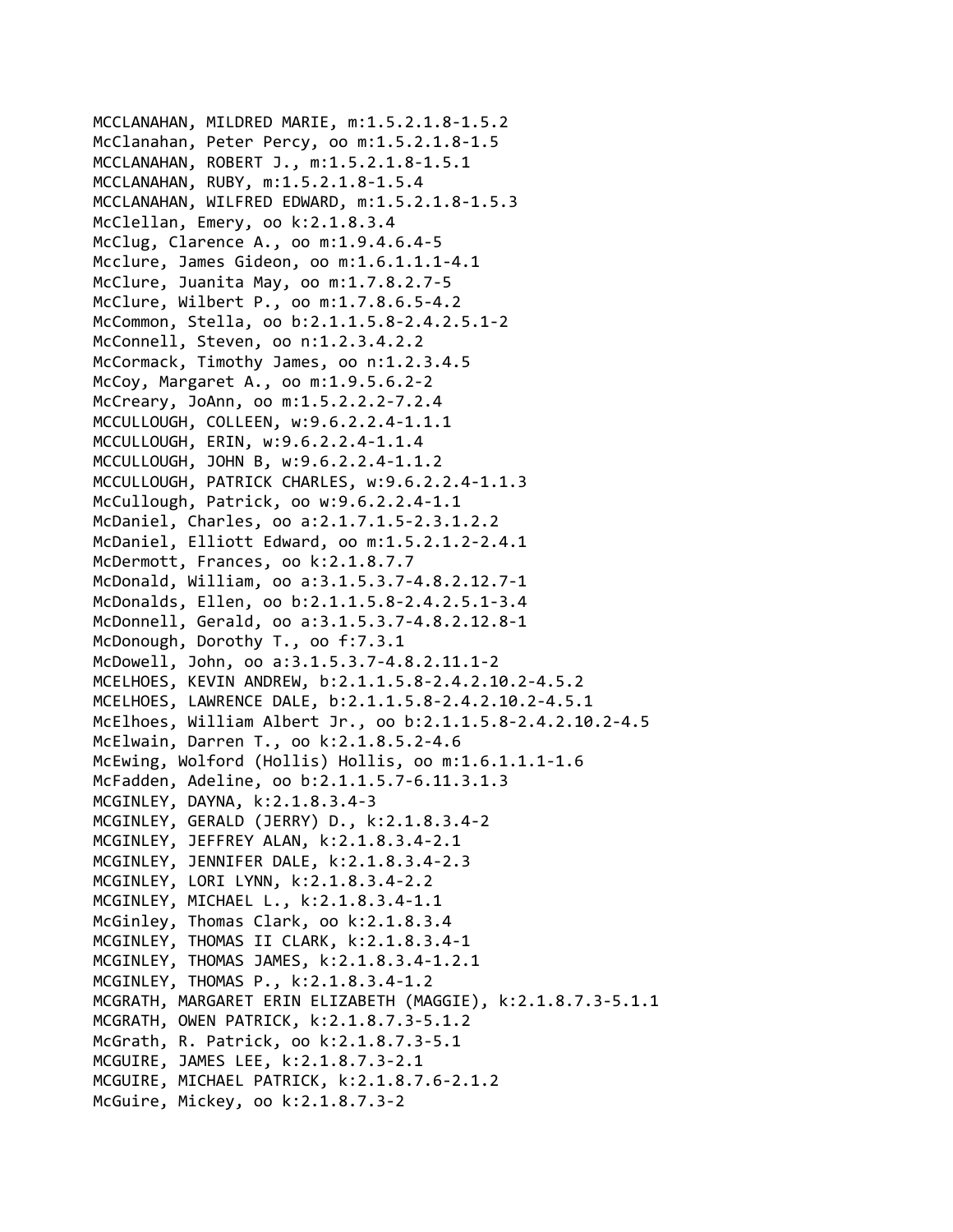MCCLANAHAN, MILDRED MARIE, m:1.5.2.1.8-1.5.2
McClanahan, Peter Percy, oo m:1.5.2.1.8-1.5
MCCLANAHAN, ROBERT J., m:1.5.2.1.8-1.5.1
MCCLANAHAN, RUBY, m:1.5.2.1.8-1.5.4
MCCLANAHAN, WILFRED EDWARD, m:1.5.2.1.8-1.5.3
McClellan, Emery, oo k:2.1.8.3.4
McClug, Clarence A., oo m:1.9.4.6.4-5
Mcclure, James Gideon, oo m:1.6.1.1.1-4.1
McClure, Juanita May, oo m:1.7.8.2.7-5
McClure, Wilbert P., oo m:1.7.8.6.5-4.2
McCommon, Stella, oo b:2.1.1.5.8-2.4.2.5.1-2
McConnell, Steven, oo n:1.2.3.4.2.2
McCormack, Timothy James, oo n:1.2.3.4.5
McCoy, Margaret A., oo m:1.9.5.6.2-2
McCreary, JoAnn, oo m:1.5.2.2.2-7.2.4
MCCULLOUGH, COLLEEN, w:9.6.2.2.4-1.1.1
MCCULLOUGH, ERIN, w:9.6.2.2.4-1.1.4
MCCULLOUGH, JOHN B, w:9.6.2.2.4-1.1.2
MCCULLOUGH, PATRICK CHARLES, w:9.6.2.2.4-1.1.3
McCullough, Patrick, oo w:9.6.2.2.4-1.1
McDaniel, Charles, oo a:2.1.7.1.5-2.3.1.2.2
McDaniel, Elliott Edward, oo m:1.5.2.1.2-2.4.1
McDermott, Frances, oo k:2.1.8.7.7
McDonald, William, oo a:3.1.5.3.7-4.8.2.12.7-1
McDonalds, Ellen, oo b:2.1.1.5.8-2.4.2.5.1-3.4
McDonnell, Gerald, oo a:3.1.5.3.7-4.8.2.12.8-1
McDonough, Dorothy T., oo f:7.3.1
McDowell, John, oo a:3.1.5.3.7-4.8.2.11.1-2
MCELHOES, KEVIN ANDREW, b:2.1.1.5.8-2.4.2.10.2-4.5.2
MCELHOES, LAWRENCE DALE, b:2.1.1.5.8-2.4.2.10.2-4.5.1
McElhoes, William Albert Jr., oo b:2.1.1.5.8-2.4.2.10.2-4.5
McElwain, Darren T., oo k:2.1.8.5.2-4.6
McEwing, Wolford (Hollis) Hollis, oo m:1.6.1.1.1-1.6
McFadden, Adeline, oo b:2.1.1.5.7-6.11.3.1.3
MCGINLEY, DAYNA, k:2.1.8.3.4-3
MCGINLEY, GERALD (JERRY) D., k:2.1.8.3.4-2
MCGINLEY, JEFFREY ALAN, k:2.1.8.3.4-2.1
MCGINLEY, JENNIFER DALE, k:2.1.8.3.4-2.3
MCGINLEY, LORI LYNN, k:2.1.8.3.4-2.2
MCGINLEY, MICHAEL L., k:2.1.8.3.4-1.1
McGinley, Thomas Clark, oo k:2.1.8.3.4
MCGINLEY, THOMAS II CLARK, k:2.1.8.3.4-1
MCGINLEY, THOMAS JAMES, k:2.1.8.3.4-1.2.1
MCGINLEY, THOMAS P., k:2.1.8.3.4-1.2
MCGRATH, MARGARET ERIN ELIZABETH (MAGGIE), k:2.1.8.7.3-5.1.1
MCGRATH, OWEN PATRICK, k:2.1.8.7.3-5.1.2
McGrath, R. Patrick, oo k:2.1.8.7.3-5.1
MCGUIRE, JAMES LEE, k:2.1.8.7.3-2.1
MCGUIRE, MICHAEL PATRICK, k:2.1.8.7.6-2.1.2
McGuire, Mickey, oo k:2.1.8.7.3-2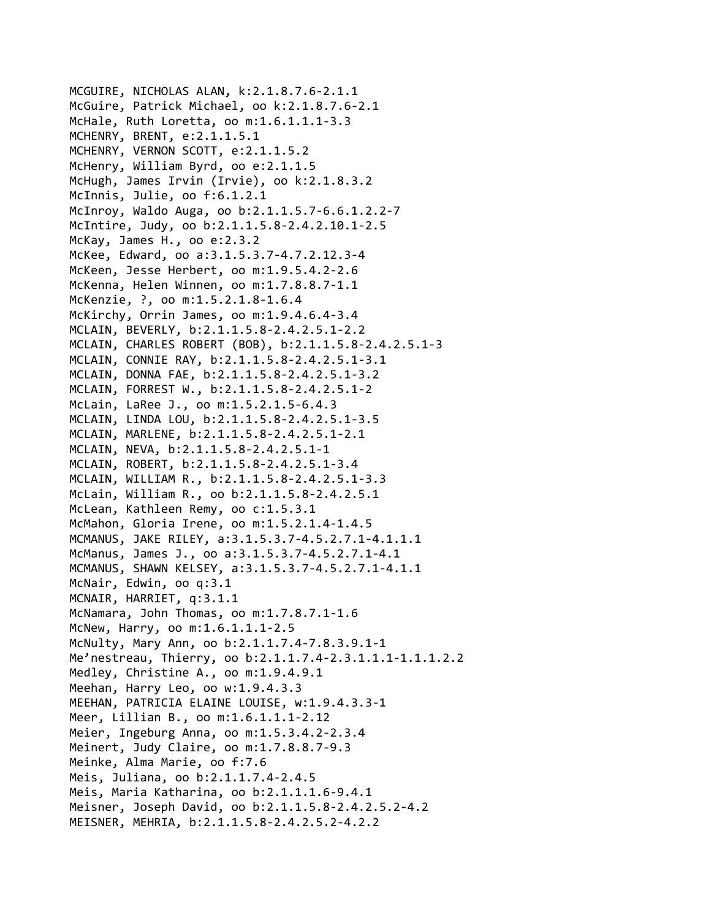MCGUIRE, NICHOLAS ALAN, k:2.1.8.7.6-2.1.1
McGuire, Patrick Michael, oo k:2.1.8.7.6-2.1
McHale, Ruth Loretta, oo m:1.6.1.1.1-3.3
MCHENRY, BRENT, e:2.1.1.5.1
MCHENRY, VERNON SCOTT, e:2.1.1.5.2
McHenry, William Byrd, oo e:2.1.1.5
McHugh, James Irvin (Irvie), oo k:2.1.8.3.2
McInnis, Julie, oo f:6.1.2.1
McInroy, Waldo Auga, oo b:2.1.1.5.7-6.6.1.2.2-7
McIntire, Judy, oo b:2.1.1.5.8-2.4.2.10.1-2.5
McKay, James H., oo e:2.3.2
McKee, Edward, oo a:3.1.5.3.7-4.7.2.12.3-4
McKeen, Jesse Herbert, oo m:1.9.5.4.2-2.6
McKenna, Helen Winnen, oo m:1.7.8.8.7-1.1
McKenzie, ?, oo m:1.5.2.1.8-1.6.4
McKirchy, Orrin James, oo m:1.9.4.6.4-3.4
MCLAIN, BEVERLY, b:2.1.1.5.8-2.4.2.5.1-2.2
MCLAIN, CHARLES ROBERT (BOB), b:2.1.1.5.8-2.4.2.5.1-3
MCLAIN, CONNIE RAY, b:2.1.1.5.8-2.4.2.5.1-3.1
MCLAIN, DONNA FAE, b:2.1.1.5.8-2.4.2.5.1-3.2
MCLAIN, FORREST W., b:2.1.1.5.8-2.4.2.5.1-2
McLain, LaRee J., oo m:1.5.2.1.5-6.4.3
MCLAIN, LINDA LOU, b:2.1.1.5.8-2.4.2.5.1-3.5
MCLAIN, MARLENE, b:2.1.1.5.8-2.4.2.5.1-2.1
MCLAIN, NEVA, b:2.1.1.5.8-2.4.2.5.1-1
MCLAIN, ROBERT, b:2.1.1.5.8-2.4.2.5.1-3.4
MCLAIN, WILLIAM R., b:2.1.1.5.8-2.4.2.5.1-3.3
McLain, William R., oo b:2.1.1.5.8-2.4.2.5.1
McLean, Kathleen Remy, oo c:1.5.3.1
McMahon, Gloria Irene, oo m:1.5.2.1.4-1.4.5
MCMANUS, JAKE RILEY, a:3.1.5.3.7-4.5.2.7.1-4.1.1.1
McManus, James J., oo a:3.1.5.3.7-4.5.2.7.1-4.1
MCMANUS, SHAWN KELSEY, a:3.1.5.3.7-4.5.2.7.1-4.1.1
McNair, Edwin, oo q:3.1
MCNAIR, HARRIET, q:3.1.1
McNamara, John Thomas, oo m:1.7.8.7.1-1.6
McNew, Harry, oo m:1.6.1.1.1-2.5
McNulty, Mary Ann, oo b:2.1.1.7.4-7.8.3.9.1-1
Me'nestreau, Thierry, oo b:2.1.1.7.4-2.3.1.1.1-1.1.1.2.2
Medley, Christine A., oo m:1.9.4.9.1
Meehan, Harry Leo, oo w:1.9.4.3.3
MEEHAN, PATRICIA ELAINE LOUISE, w:1.9.4.3.3-1
Meer, Lillian B., oo m:1.6.1.1.1-2.12
Meier, Ingeburg Anna, oo m:1.5.3.4.2-2.3.4
Meinert, Judy Claire, oo m:1.7.8.8.7-9.3
Meinke, Alma Marie, oo f:7.6
Meis, Juliana, oo b:2.1.1.7.4-2.4.5
Meis, Maria Katharina, oo b:2.1.1.1.6-9.4.1
Meisner, Joseph David, oo b:2.1.1.5.8-2.4.2.5.2-4.2
MEISNER, MEHRIA, b:2.1.1.5.8-2.4.2.5.2-4.2.2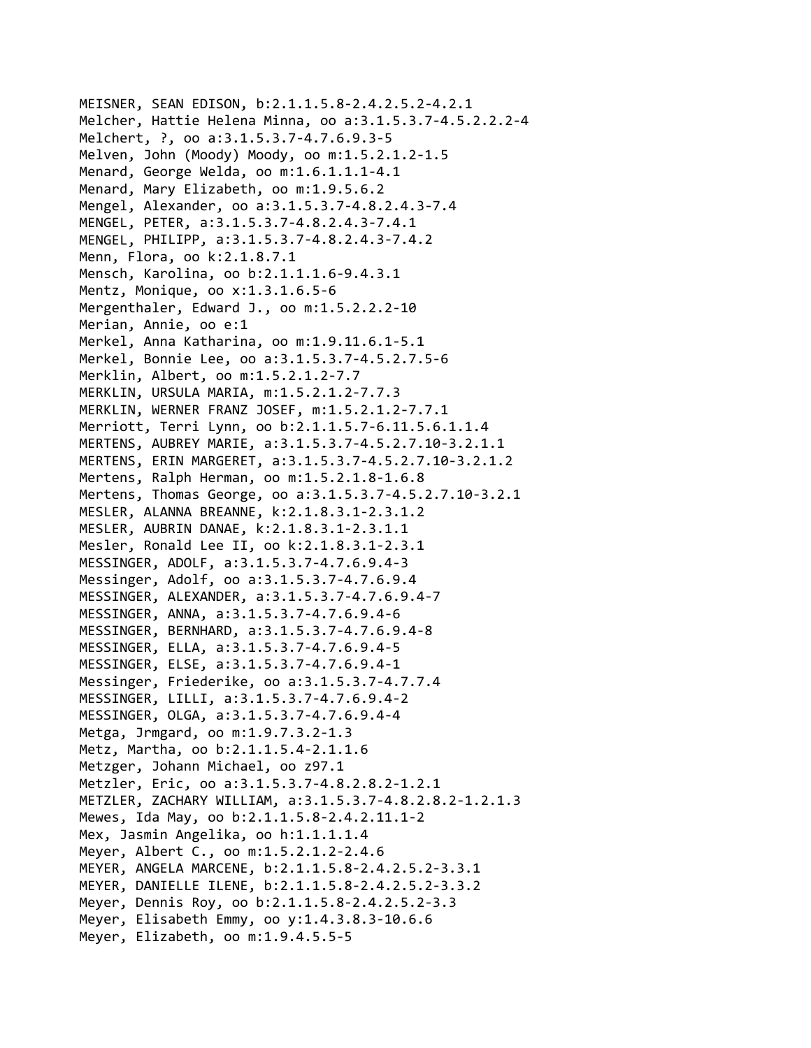MEISNER, SEAN EDISON, b:2.1.1.5.8-2.4.2.5.2-4.2.1
Melcher, Hattie Helena Minna, oo a:3.1.5.3.7-4.5.2.2.2-4
Melchert, ?, oo a:3.1.5.3.7-4.7.6.9.3-5
Melven, John (Moody) Moody, oo m:1.5.2.1.2-1.5
Menard, George Welda, oo m:1.6.1.1.1-4.1
Menard, Mary Elizabeth, oo m:1.9.5.6.2
Mengel, Alexander, oo a:3.1.5.3.7-4.8.2.4.3-7.4
MENGEL, PETER, a:3.1.5.3.7-4.8.2.4.3-7.4.1
MENGEL, PHILIPP, a:3.1.5.3.7-4.8.2.4.3-7.4.2
Menn, Flora, oo k:2.1.8.7.1
Mensch, Karolina, oo b:2.1.1.1.6-9.4.3.1
Mentz, Monique, oo x:1.3.1.6.5-6
Mergenthaler, Edward J., oo m:1.5.2.2.2-10
Merian, Annie, oo e:1
Merkel, Anna Katharina, oo m:1.9.11.6.1-5.1
Merkel, Bonnie Lee, oo a:3.1.5.3.7-4.5.2.7.5-6
Merklin, Albert, oo m:1.5.2.1.2-7.7
MERKLIN, URSULA MARIA, m:1.5.2.1.2-7.7.3
MERKLIN, WERNER FRANZ JOSEF, m:1.5.2.1.2-7.7.1
Merriott, Terri Lynn, oo b:2.1.1.5.7-6.11.5.6.1.1.4
MERTENS, AUBREY MARIE, a:3.1.5.3.7-4.5.2.7.10-3.2.1.1
MERTENS, ERIN MARGERET, a:3.1.5.3.7-4.5.2.7.10-3.2.1.2
Mertens, Ralph Herman, oo m:1.5.2.1.8-1.6.8
Mertens, Thomas George, oo a:3.1.5.3.7-4.5.2.7.10-3.2.1
MESLER, ALANNA BREANNE, k:2.1.8.3.1-2.3.1.2
MESLER, AUBRIN DANAE, k:2.1.8.3.1-2.3.1.1
Mesler, Ronald Lee II, oo k:2.1.8.3.1-2.3.1
MESSINGER, ADOLF, a:3.1.5.3.7-4.7.6.9.4-3
Messinger, Adolf, oo a:3.1.5.3.7-4.7.6.9.4
MESSINGER, ALEXANDER, a:3.1.5.3.7-4.7.6.9.4-7
MESSINGER, ANNA, a:3.1.5.3.7-4.7.6.9.4-6
MESSINGER, BERNHARD, a:3.1.5.3.7-4.7.6.9.4-8
MESSINGER, ELLA, a:3.1.5.3.7-4.7.6.9.4-5
MESSINGER, ELSE, a:3.1.5.3.7-4.7.6.9.4-1
Messinger, Friederike, oo a:3.1.5.3.7-4.7.7.4
MESSINGER, LILLI, a:3.1.5.3.7-4.7.6.9.4-2
MESSINGER, OLGA, a:3.1.5.3.7-4.7.6.9.4-4
Metga, Jrmgard, oo m:1.9.7.3.2-1.3
Metz, Martha, oo b:2.1.1.5.4-2.1.1.6
Metzger, Johann Michael, oo z97.1
Metzler, Eric, oo a:3.1.5.3.7-4.8.2.8.2-1.2.1
METZLER, ZACHARY WILLIAM, a:3.1.5.3.7-4.8.2.8.2-1.2.1.3
Mewes, Ida May, oo b:2.1.1.5.8-2.4.2.11.1-2
Mex, Jasmin Angelika, oo h:1.1.1.1.4
Meyer, Albert C., oo m:1.5.2.1.2-2.4.6
MEYER, ANGELA MARCENE, b:2.1.1.5.8-2.4.2.5.2-3.3.1
MEYER, DANIELLE ILENE, b:2.1.1.5.8-2.4.2.5.2-3.3.2
Meyer, Dennis Roy, oo b:2.1.1.5.8-2.4.2.5.2-3.3
Meyer, Elisabeth Emmy, oo y:1.4.3.8.3-10.6.6
Meyer, Elizabeth, oo m:1.9.4.5.5-5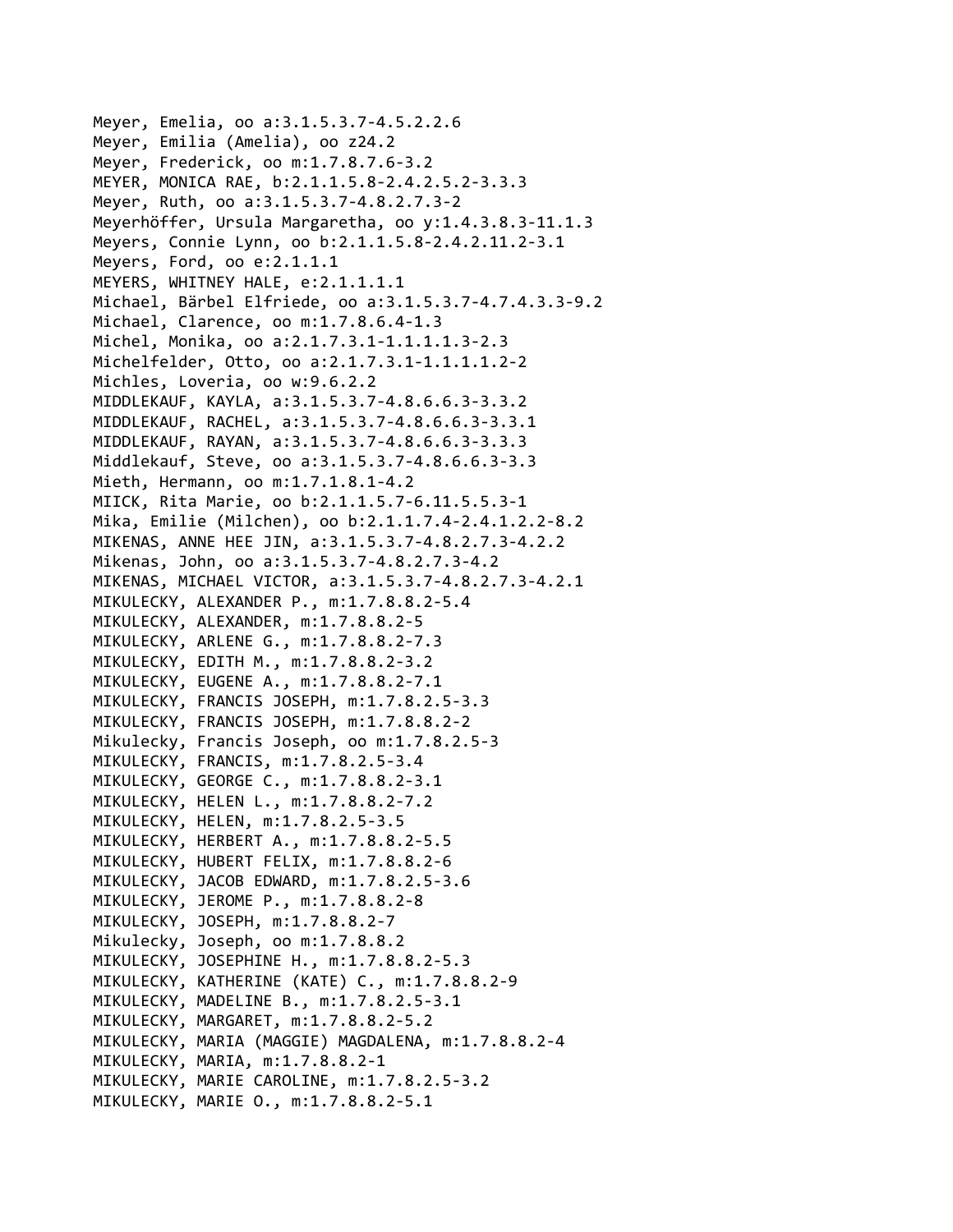Meyer, Emelia, oo a:3.1.5.3.7-4.5.2.2.6
Meyer, Emilia (Amelia), oo z24.2
Meyer, Frederick, oo m:1.7.8.7.6-3.2
MEYER, MONICA RAE, b:2.1.1.5.8-2.4.2.5.2-3.3.3
Meyer, Ruth, oo a:3.1.5.3.7-4.8.2.7.3-2
Meyerhöffer, Ursula Margaretha, oo y:1.4.3.8.3-11.1.3
Meyers, Connie Lynn, oo b:2.1.1.5.8-2.4.2.11.2-3.1
Meyers, Ford, oo e:2.1.1.1
MEYERS, WHITNEY HALE, e:2.1.1.1.1
Michael, Bärbel Elfriede, oo a:3.1.5.3.7-4.7.4.3.3-9.2
Michael, Clarence, oo m:1.7.8.6.4-1.3
Michel, Monika, oo a:2.1.7.3.1-1.1.1.1.3-2.3
Michelfelder, Otto, oo a:2.1.7.3.1-1.1.1.1.2-2
Michles, Loveria, oo w:9.6.2.2
MIDDLEKAUF, KAYLA, a:3.1.5.3.7-4.8.6.6.3-3.3.2
MIDDLEKAUF, RACHEL, a:3.1.5.3.7-4.8.6.6.3-3.3.1
MIDDLEKAUF, RAYAN, a:3.1.5.3.7-4.8.6.6.3-3.3.3
Middlekauf, Steve, oo a:3.1.5.3.7-4.8.6.6.3-3.3
Mieth, Hermann, oo m:1.7.1.8.1-4.2
MIICK, Rita Marie, oo b:2.1.1.5.7-6.11.5.5.3-1
Mika, Emilie (Milchen), oo b:2.1.1.7.4-2.4.1.2.2-8.2
MIKENAS, ANNE HEE JIN, a:3.1.5.3.7-4.8.2.7.3-4.2.2
Mikenas, John, oo a:3.1.5.3.7-4.8.2.7.3-4.2
MIKENAS, MICHAEL VICTOR, a:3.1.5.3.7-4.8.2.7.3-4.2.1
MIKULECKY, ALEXANDER P., m:1.7.8.8.2-5.4
MIKULECKY, ALEXANDER, m:1.7.8.8.2-5
MIKULECKY, ARLENE G., m:1.7.8.8.2-7.3
MIKULECKY, EDITH M., m:1.7.8.8.2-3.2
MIKULECKY, EUGENE A., m:1.7.8.8.2-7.1
MIKULECKY, FRANCIS JOSEPH, m:1.7.8.2.5-3.3
MIKULECKY, FRANCIS JOSEPH, m:1.7.8.8.2-2
Mikulecky, Francis Joseph, oo m:1.7.8.2.5-3
MIKULECKY, FRANCIS, m:1.7.8.2.5-3.4
MIKULECKY, GEORGE C., m:1.7.8.8.2-3.1
MIKULECKY, HELEN L., m:1.7.8.8.2-7.2
MIKULECKY, HELEN, m:1.7.8.2.5-3.5
MIKULECKY, HERBERT A., m:1.7.8.8.2-5.5
MIKULECKY, HUBERT FELIX, m:1.7.8.8.2-6
MIKULECKY, JACOB EDWARD, m:1.7.8.2.5-3.6
MIKULECKY, JEROME P., m:1.7.8.8.2-8
MIKULECKY, JOSEPH, m:1.7.8.8.2-7
Mikulecky, Joseph, oo m:1.7.8.8.2
MIKULECKY, JOSEPHINE H., m:1.7.8.8.2-5.3
MIKULECKY, KATHERINE (KATE) C., m:1.7.8.8.2-9
MIKULECKY, MADELINE B., m:1.7.8.2.5-3.1
MIKULECKY, MARGARET, m:1.7.8.8.2-5.2
MIKULECKY, MARIA (MAGGIE) MAGDALENA, m:1.7.8.8.2-4
MIKULECKY, MARIA, m:1.7.8.8.2-1
MIKULECKY, MARIE CAROLINE, m:1.7.8.2.5-3.2
MIKULECKY, MARIE O., m:1.7.8.8.2-5.1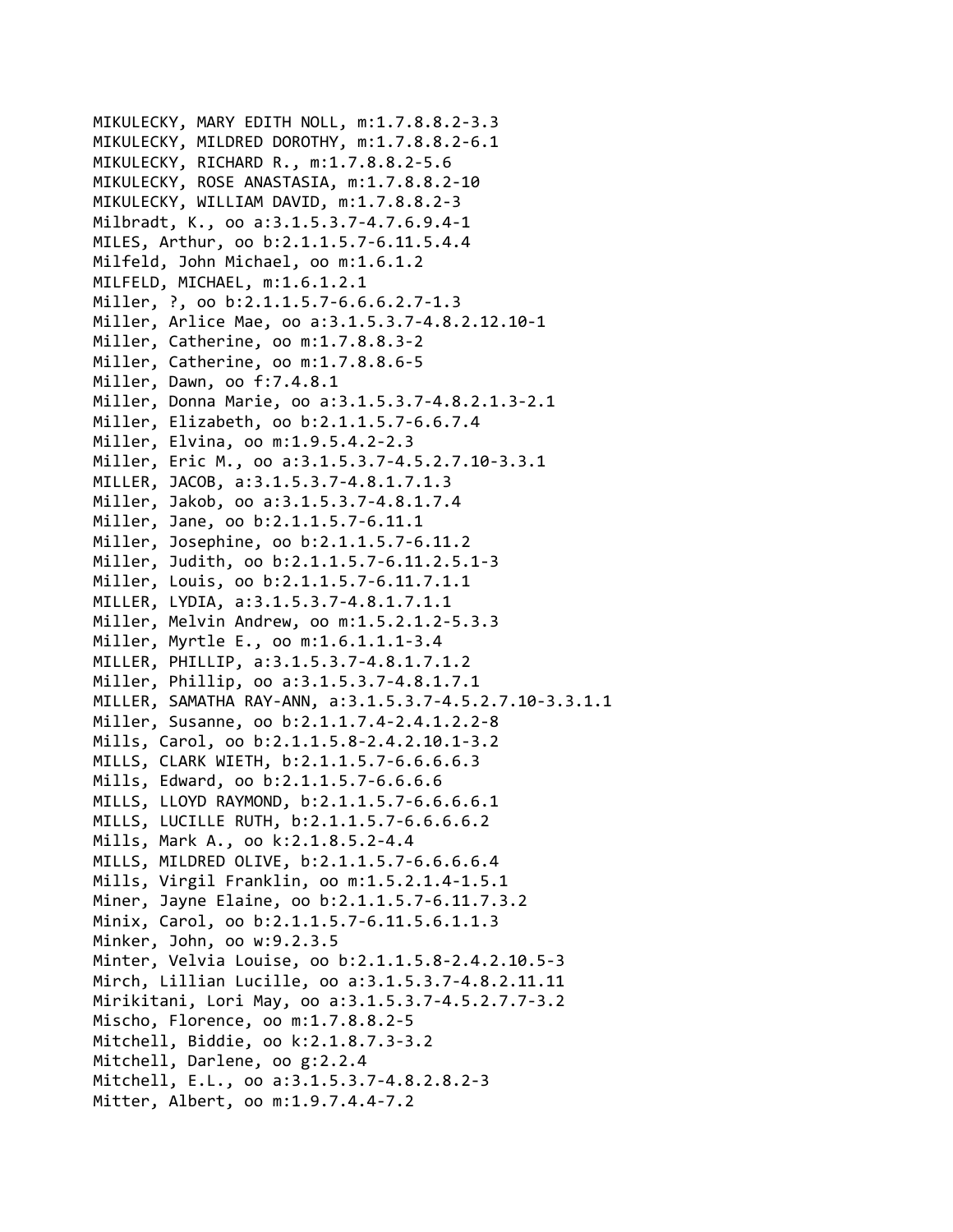MIKULECKY, MARY EDITH NOLL, m:1.7.8.8.2-3.3
MIKULECKY, MILDRED DOROTHY, m:1.7.8.8.2-6.1
MIKULECKY, RICHARD R., m:1.7.8.8.2-5.6
MIKULECKY, ROSE ANASTASIA, m:1.7.8.8.2-10
MIKULECKY, WILLIAM DAVID, m:1.7.8.8.2-3
Milbradt, K., oo a:3.1.5.3.7-4.7.6.9.4-1
MILES, Arthur, oo b:2.1.1.5.7-6.11.5.4.4
Milfeld, John Michael, oo m:1.6.1.2
MILFELD, MICHAEL, m:1.6.1.2.1
Miller, ?, oo b:2.1.1.5.7-6.6.6.2.7-1.3
Miller, Arlice Mae, oo a:3.1.5.3.7-4.8.2.12.10-1
Miller, Catherine, oo m:1.7.8.8.3-2
Miller, Catherine, oo m:1.7.8.8.6-5
Miller, Dawn, oo f:7.4.8.1
Miller, Donna Marie, oo a:3.1.5.3.7-4.8.2.1.3-2.1
Miller, Elizabeth, oo b:2.1.1.5.7-6.6.7.4
Miller, Elvina, oo m:1.9.5.4.2-2.3
Miller, Eric M., oo a:3.1.5.3.7-4.5.2.7.10-3.3.1
MILLER, JACOB, a:3.1.5.3.7-4.8.1.7.1.3
Miller, Jakob, oo a:3.1.5.3.7-4.8.1.7.4
Miller, Jane, oo b:2.1.1.5.7-6.11.1
Miller, Josephine, oo b:2.1.1.5.7-6.11.2
Miller, Judith, oo b:2.1.1.5.7-6.11.2.5.1-3
Miller, Louis, oo b:2.1.1.5.7-6.11.7.1.1
MILLER, LYDIA, a:3.1.5.3.7-4.8.1.7.1.1
Miller, Melvin Andrew, oo m:1.5.2.1.2-5.3.3
Miller, Myrtle E., oo m:1.6.1.1.1-3.4
MILLER, PHILLIP, a:3.1.5.3.7-4.8.1.7.1.2
Miller, Phillip, oo a:3.1.5.3.7-4.8.1.7.1
MILLER, SAMATHA RAY-ANN, a:3.1.5.3.7-4.5.2.7.10-3.3.1.1
Miller, Susanne, oo b:2.1.1.7.4-2.4.1.2.2-8
Mills, Carol, oo b:2.1.1.5.8-2.4.2.10.1-3.2
MILLS, CLARK WIETH, b:2.1.1.5.7-6.6.6.6.3
Mills, Edward, oo b:2.1.1.5.7-6.6.6.6
MILLS, LLOYD RAYMOND, b:2.1.1.5.7-6.6.6.6.1
MILLS, LUCILLE RUTH, b:2.1.1.5.7-6.6.6.6.2
Mills, Mark A., oo k:2.1.8.5.2-4.4
MILLS, MILDRED OLIVE, b:2.1.1.5.7-6.6.6.6.4
Mills, Virgil Franklin, oo m:1.5.2.1.4-1.5.1
Miner, Jayne Elaine, oo b:2.1.1.5.7-6.11.7.3.2
Minix, Carol, oo b:2.1.1.5.7-6.11.5.6.1.1.3
Minker, John, oo w:9.2.3.5
Minter, Velvia Louise, oo b:2.1.1.5.8-2.4.2.10.5-3
Mirch, Lillian Lucille, oo a:3.1.5.3.7-4.8.2.11.11
Mirikitani, Lori May, oo a:3.1.5.3.7-4.5.2.7.7-3.2
Mischo, Florence, oo m:1.7.8.8.2-5
Mitchell, Biddie, oo k:2.1.8.7.3-3.2
Mitchell, Darlene, oo g:2.2.4
Mitchell, E.L., oo a:3.1.5.3.7-4.8.2.8.2-3
Mitter, Albert, oo m:1.9.7.4.4-7.2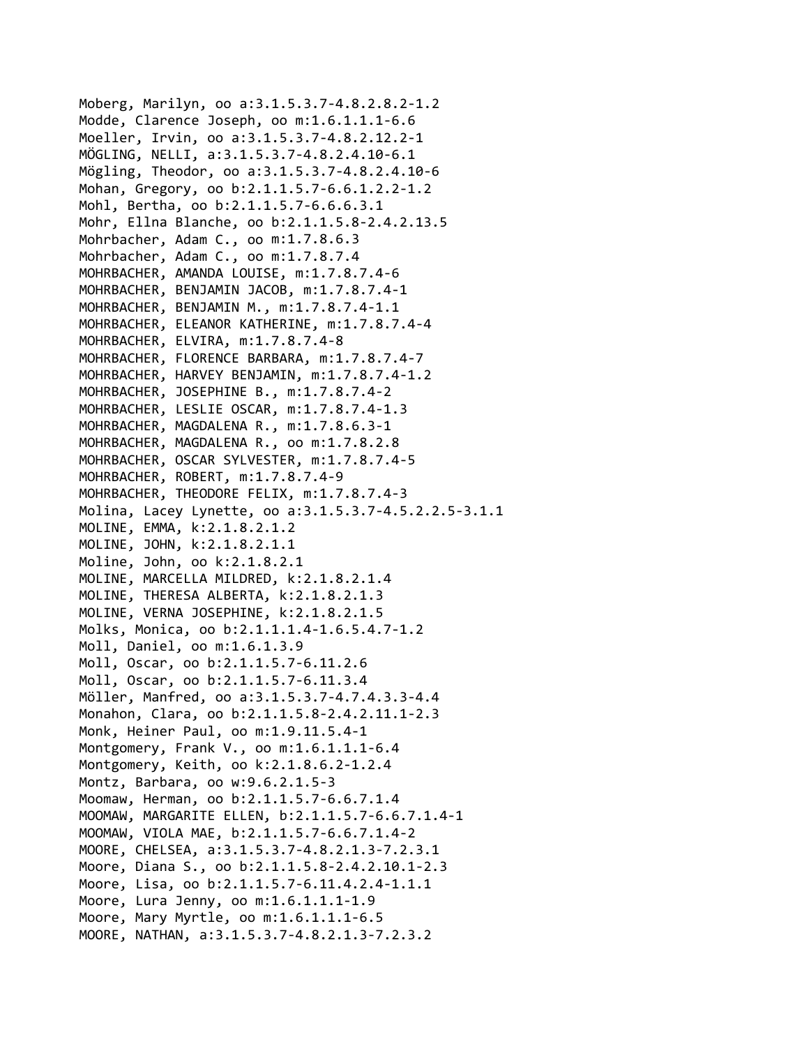Moberg, Marilyn, oo a:3.1.5.3.7-4.8.2.8.2-1.2
Modde, Clarence Joseph, oo m:1.6.1.1.1-6.6
Moeller, Irvin, oo a:3.1.5.3.7-4.8.2.12.2-1
MÖGLING, NELLI, a:3.1.5.3.7-4.8.2.4.10-6.1
Mögling, Theodor, oo a:3.1.5.3.7-4.8.2.4.10-6
Mohan, Gregory, oo b:2.1.1.5.7-6.6.1.2.2-1.2
Mohl, Bertha, oo b:2.1.1.5.7-6.6.6.3.1
Mohr, Ellna Blanche, oo b:2.1.1.5.8-2.4.2.13.5
Mohrbacher, Adam C., oo m:1.7.8.6.3
Mohrbacher, Adam C., oo m:1.7.8.7.4
MOHRBACHER, AMANDA LOUISE, m:1.7.8.7.4-6
MOHRBACHER, BENJAMIN JACOB, m:1.7.8.7.4-1
MOHRBACHER, BENJAMIN M., m:1.7.8.7.4-1.1
MOHRBACHER, ELEANOR KATHERINE, m:1.7.8.7.4-4
MOHRBACHER, ELVIRA, m:1.7.8.7.4-8
MOHRBACHER, FLORENCE BARBARA, m:1.7.8.7.4-7
MOHRBACHER, HARVEY BENJAMIN, m:1.7.8.7.4-1.2
MOHRBACHER, JOSEPHINE B., m:1.7.8.7.4-2
MOHRBACHER, LESLIE OSCAR, m:1.7.8.7.4-1.3
MOHRBACHER, MAGDALENA R., m:1.7.8.6.3-1
MOHRBACHER, MAGDALENA R., oo m:1.7.8.2.8
MOHRBACHER, OSCAR SYLVESTER, m:1.7.8.7.4-5
MOHRBACHER, ROBERT, m:1.7.8.7.4-9
MOHRBACHER, THEODORE FELIX, m:1.7.8.7.4-3
Molina, Lacey Lynette, oo a:3.1.5.3.7-4.5.2.2.5-3.1.1
MOLINE, EMMA, k:2.1.8.2.1.2
MOLINE, JOHN, k:2.1.8.2.1.1
Moline, John, oo k:2.1.8.2.1
MOLINE, MARCELLA MILDRED, k:2.1.8.2.1.4
MOLINE, THERESA ALBERTA, k:2.1.8.2.1.3
MOLINE, VERNA JOSEPHINE, k:2.1.8.2.1.5
Molks, Monica, oo b:2.1.1.1.4-1.6.5.4.7-1.2
Moll, Daniel, oo m:1.6.1.3.9
Moll, Oscar, oo b:2.1.1.5.7-6.11.2.6
Moll, Oscar, oo b:2.1.1.5.7-6.11.3.4
Möller, Manfred, oo a:3.1.5.3.7-4.7.4.3.3-4.4
Monahon, Clara, oo b:2.1.1.5.8-2.4.2.11.1-2.3
Monk, Heiner Paul, oo m:1.9.11.5.4-1
Montgomery, Frank V., oo m:1.6.1.1.1-6.4
Montgomery, Keith, oo k:2.1.8.6.2-1.2.4
Montz, Barbara, oo w:9.6.2.1.5-3
Moomaw, Herman, oo b:2.1.1.5.7-6.6.7.1.4
MOOMAW, MARGARITE ELLEN, b:2.1.1.5.7-6.6.7.1.4-1
MOOMAW, VIOLA MAE, b:2.1.1.5.7-6.6.7.1.4-2
MOORE, CHELSEA, a:3.1.5.3.7-4.8.2.1.3-7.2.3.1
Moore, Diana S., oo b:2.1.1.5.8-2.4.2.10.1-2.3
Moore, Lisa, oo b:2.1.1.5.7-6.11.4.2.4-1.1.1
Moore, Lura Jenny, oo m:1.6.1.1.1-1.9
Moore, Mary Myrtle, oo m:1.6.1.1.1-6.5
MOORE, NATHAN, a:3.1.5.3.7-4.8.2.1.3-7.2.3.2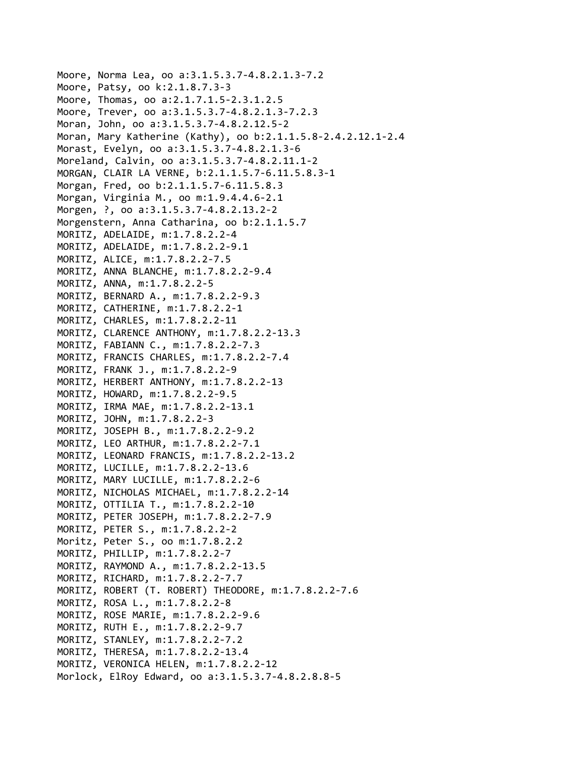Moore, Norma Lea, oo a:3.1.5.3.7-4.8.2.1.3-7.2
Moore, Patsy, oo k:2.1.8.7.3-3
Moore, Thomas, oo a:2.1.7.1.5-2.3.1.2.5
Moore, Trever, oo a:3.1.5.3.7-4.8.2.1.3-7.2.3
Moran, John, oo a:3.1.5.3.7-4.8.2.12.5-2
Moran, Mary Katherine (Kathy), oo b:2.1.1.5.8-2.4.2.12.1-2.4
Morast, Evelyn, oo a:3.1.5.3.7-4.8.2.1.3-6
Moreland, Calvin, oo a:3.1.5.3.7-4.8.2.11.1-2
MORGAN, CLAIR LA VERNE, b:2.1.1.5.7-6.11.5.8.3-1
Morgan, Fred, oo b:2.1.1.5.7-6.11.5.8.3
Morgan, Virginia M., oo m:1.9.4.4.6-2.1
Morgen, ?, oo a:3.1.5.3.7-4.8.2.13.2-2
Morgenstern, Anna Catharina, oo b:2.1.1.5.7
MORITZ, ADELAIDE, m:1.7.8.2.2-4
MORITZ, ADELAIDE, m:1.7.8.2.2-9.1
MORITZ, ALICE, m:1.7.8.2.2-7.5
MORITZ, ANNA BLANCHE, m:1.7.8.2.2-9.4
MORITZ, ANNA, m:1.7.8.2.2-5
MORITZ, BERNARD A., m:1.7.8.2.2-9.3
MORITZ, CATHERINE, m:1.7.8.2.2-1
MORITZ, CHARLES, m:1.7.8.2.2-11
MORITZ, CLARENCE ANTHONY, m:1.7.8.2.2-13.3
MORITZ, FABIANN C., m:1.7.8.2.2-7.3
MORITZ, FRANCIS CHARLES, m:1.7.8.2.2-7.4
MORITZ, FRANK J., m:1.7.8.2.2-9
MORITZ, HERBERT ANTHONY, m:1.7.8.2.2-13
MORITZ, HOWARD, m:1.7.8.2.2-9.5
MORITZ, IRMA MAE, m:1.7.8.2.2-13.1
MORITZ, JOHN, m:1.7.8.2.2-3
MORITZ, JOSEPH B., m:1.7.8.2.2-9.2
MORITZ, LEO ARTHUR, m:1.7.8.2.2-7.1
MORITZ, LEONARD FRANCIS, m:1.7.8.2.2-13.2
MORITZ, LUCILLE, m:1.7.8.2.2-13.6
MORITZ, MARY LUCILLE, m:1.7.8.2.2-6
MORITZ, NICHOLAS MICHAEL, m:1.7.8.2.2-14
MORITZ, OTTILIA T., m:1.7.8.2.2-10
MORITZ, PETER JOSEPH, m:1.7.8.2.2-7.9
MORITZ, PETER S., m:1.7.8.2.2-2
Moritz, Peter S., oo m:1.7.8.2.2
MORITZ, PHILLIP, m:1.7.8.2.2-7
MORITZ, RAYMOND A., m:1.7.8.2.2-13.5
MORITZ, RICHARD, m:1.7.8.2.2-7.7
MORITZ, ROBERT (T. ROBERT) THEODORE, m:1.7.8.2.2-7.6
MORITZ, ROSA L., m:1.7.8.2.2-8
MORITZ, ROSE MARIE, m:1.7.8.2.2-9.6
MORITZ, RUTH E., m:1.7.8.2.2-9.7
MORITZ, STANLEY, m:1.7.8.2.2-7.2
MORITZ, THERESA, m:1.7.8.2.2-13.4
MORITZ, VERONICA HELEN, m:1.7.8.2.2-12
Morlock, ElRoy Edward, oo a:3.1.5.3.7-4.8.2.8.8-5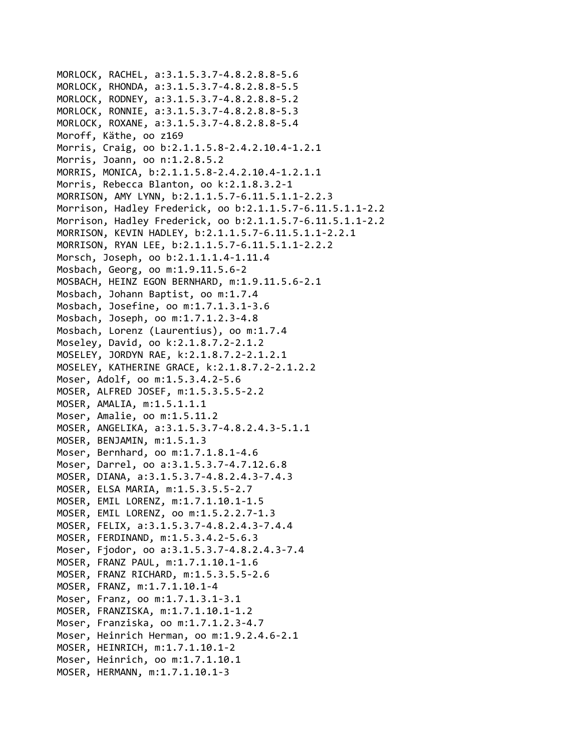MORLOCK, RACHEL, a:3.1.5.3.7-4.8.2.8.8-5.6
MORLOCK, RHONDA, a:3.1.5.3.7-4.8.2.8.8-5.5
MORLOCK, RODNEY, a:3.1.5.3.7-4.8.2.8.8-5.2
MORLOCK, RONNIE, a:3.1.5.3.7-4.8.2.8.8-5.3
MORLOCK, ROXANE, a:3.1.5.3.7-4.8.2.8.8-5.4
Moroff, Käthe, oo z169
Morris, Craig, oo b:2.1.1.5.8-2.4.2.10.4-1.2.1
Morris, Joann, oo n:1.2.8.5.2
MORRIS, MONICA, b:2.1.1.5.8-2.4.2.10.4-1.2.1.1
Morris, Rebecca Blanton, oo k:2.1.8.3.2-1
MORRISON, AMY LYNN, b:2.1.1.5.7-6.11.5.1.1-2.2.3
Morrison, Hadley Frederick, oo b:2.1.1.5.7-6.11.5.1.1-2.2
Morrison, Hadley Frederick, oo b:2.1.1.5.7-6.11.5.1.1-2.2
MORRISON, KEVIN HADLEY, b:2.1.1.5.7-6.11.5.1.1-2.2.1
MORRISON, RYAN LEE, b:2.1.1.5.7-6.11.5.1.1-2.2.2
Morsch, Joseph, oo b:2.1.1.1.4-1.11.4
Mosbach, Georg, oo m:1.9.11.5.6-2
MOSBACH, HEINZ EGON BERNHARD, m:1.9.11.5.6-2.1
Mosbach, Johann Baptist, oo m:1.7.4
Mosbach, Josefine, oo m:1.7.1.3.1-3.6
Mosbach, Joseph, oo m:1.7.1.2.3-4.8
Mosbach, Lorenz (Laurentius), oo m:1.7.4
Moseley, David, oo k:2.1.8.7.2-2.1.2
MOSELEY, JORDYN RAE, k:2.1.8.7.2-2.1.2.1
MOSELEY, KATHERINE GRACE, k:2.1.8.7.2-2.1.2.2
Moser, Adolf, oo m:1.5.3.4.2-5.6
MOSER, ALFRED JOSEF, m:1.5.3.5.5-2.2
MOSER, AMALIA, m:1.5.1.1.1
Moser, Amalie, oo m:1.5.11.2
MOSER, ANGELIKA, a:3.1.5.3.7-4.8.2.4.3-5.1.1
MOSER, BENJAMIN, m:1.5.1.3
Moser, Bernhard, oo m:1.7.1.8.1-4.6
Moser, Darrel, oo a:3.1.5.3.7-4.7.12.6.8
MOSER, DIANA, a:3.1.5.3.7-4.8.2.4.3-7.4.3
MOSER, ELSA MARIA, m:1.5.3.5.5-2.7
MOSER, EMIL LORENZ, m:1.7.1.10.1-1.5
MOSER, EMIL LORENZ, oo m:1.5.2.2.7-1.3
MOSER, FELIX, a:3.1.5.3.7-4.8.2.4.3-7.4.4
MOSER, FERDINAND, m:1.5.3.4.2-5.6.3
Moser, Fjodor, oo a:3.1.5.3.7-4.8.2.4.3-7.4
MOSER, FRANZ PAUL, m:1.7.1.10.1-1.6
MOSER, FRANZ RICHARD, m:1.5.3.5.5-2.6
MOSER, FRANZ, m:1.7.1.10.1-4
Moser, Franz, oo m:1.7.1.3.1-3.1
MOSER, FRANZISKA, m:1.7.1.10.1-1.2
Moser, Franziska, oo m:1.7.1.2.3-4.7
Moser, Heinrich Herman, oo m:1.9.2.4.6-2.1
MOSER, HEINRICH, m:1.7.1.10.1-2
Moser, Heinrich, oo m:1.7.1.10.1
MOSER, HERMANN, m:1.7.1.10.1-3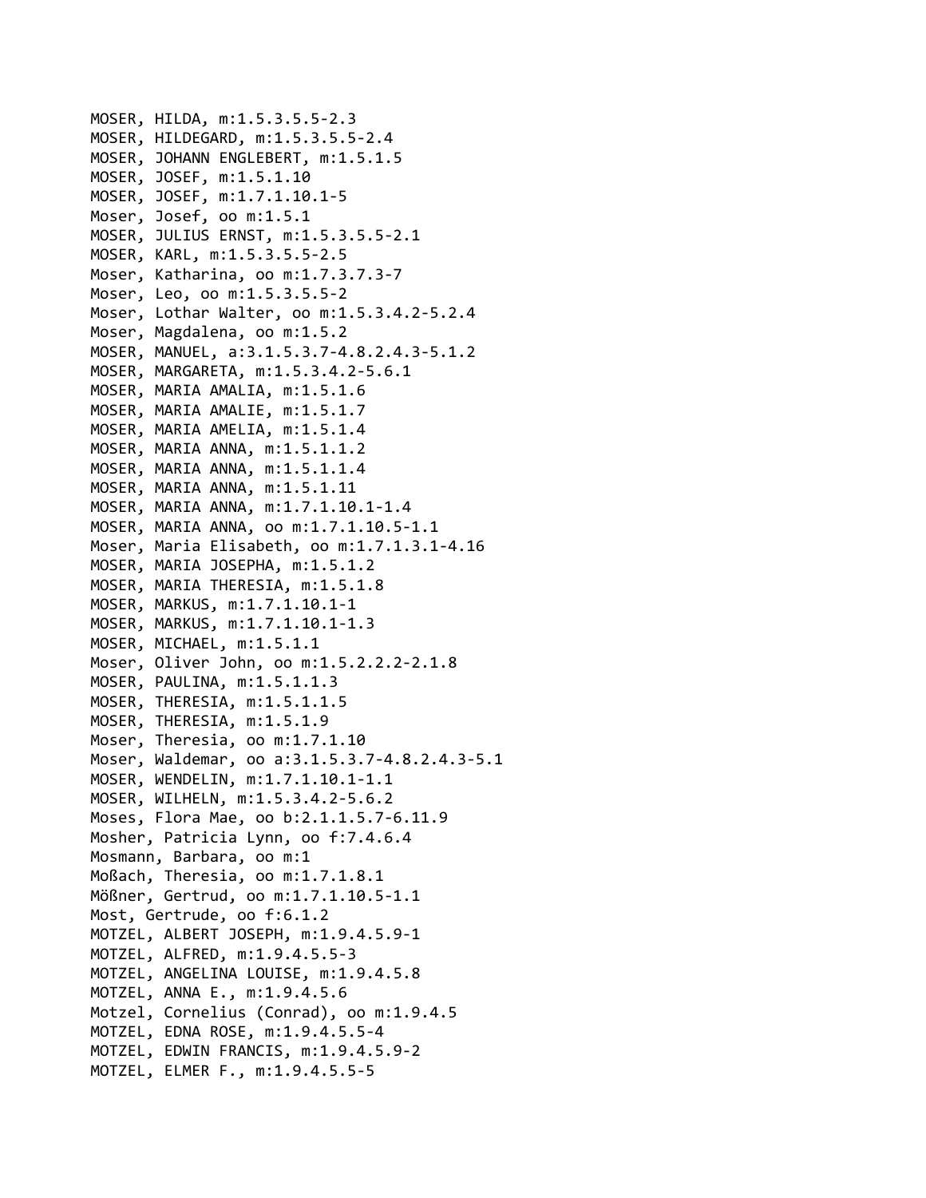MOSER, HILDA, m:1.5.3.5.5-2.3
MOSER, HILDEGARD, m:1.5.3.5.5-2.4
MOSER, JOHANN ENGLEBERT, m:1.5.1.5
MOSER, JOSEF, m:1.5.1.10
MOSER, JOSEF, m:1.7.1.10.1-5
Moser, Josef, oo m:1.5.1
MOSER, JULIUS ERNST, m:1.5.3.5.5-2.1
MOSER, KARL, m:1.5.3.5.5-2.5
Moser, Katharina, oo m:1.7.3.7.3-7
Moser, Leo, oo m:1.5.3.5.5-2
Moser, Lothar Walter, oo m:1.5.3.4.2-5.2.4
Moser, Magdalena, oo m:1.5.2
MOSER, MANUEL, a:3.1.5.3.7-4.8.2.4.3-5.1.2
MOSER, MARGARETA, m:1.5.3.4.2-5.6.1
MOSER, MARIA AMALIA, m:1.5.1.6
MOSER, MARIA AMALIE, m:1.5.1.7
MOSER, MARIA AMELIA, m:1.5.1.4
MOSER, MARIA ANNA, m:1.5.1.1.2
MOSER, MARIA ANNA, m:1.5.1.1.4
MOSER, MARIA ANNA, m:1.5.1.11
MOSER, MARIA ANNA, m:1.7.1.10.1-1.4
MOSER, MARIA ANNA, oo m:1.7.1.10.5-1.1
Moser, Maria Elisabeth, oo m:1.7.1.3.1-4.16
MOSER, MARIA JOSEPHA, m:1.5.1.2
MOSER, MARIA THERESIA, m:1.5.1.8
MOSER, MARKUS, m:1.7.1.10.1-1
MOSER, MARKUS, m:1.7.1.10.1-1.3
MOSER, MICHAEL, m:1.5.1.1
Moser, Oliver John, oo m:1.5.2.2.2-2.1.8
MOSER, PAULINA, m:1.5.1.1.3
MOSER, THERESIA, m:1.5.1.1.5
MOSER, THERESIA, m:1.5.1.9
Moser, Theresia, oo m:1.7.1.10
Moser, Waldemar, oo a:3.1.5.3.7-4.8.2.4.3-5.1
MOSER, WENDELIN, m:1.7.1.10.1-1.1
MOSER, WILHELN, m:1.5.3.4.2-5.6.2
Moses, Flora Mae, oo b:2.1.1.5.7-6.11.9
Mosher, Patricia Lynn, oo f:7.4.6.4
Mosmann, Barbara, oo m:1
Moßach, Theresia, oo m:1.7.1.8.1
Mößner, Gertrud, oo m:1.7.1.10.5-1.1
Most, Gertrude, oo f:6.1.2
MOTZEL, ALBERT JOSEPH, m:1.9.4.5.9-1
MOTZEL, ALFRED, m:1.9.4.5.5-3
MOTZEL, ANGELINA LOUISE, m:1.9.4.5.8
MOTZEL, ANNA E., m:1.9.4.5.6
Motzel, Cornelius (Conrad), oo m:1.9.4.5
MOTZEL, EDNA ROSE, m:1.9.4.5.5-4
MOTZEL, EDWIN FRANCIS, m:1.9.4.5.9-2
MOTZEL, ELMER F., m:1.9.4.5.5-5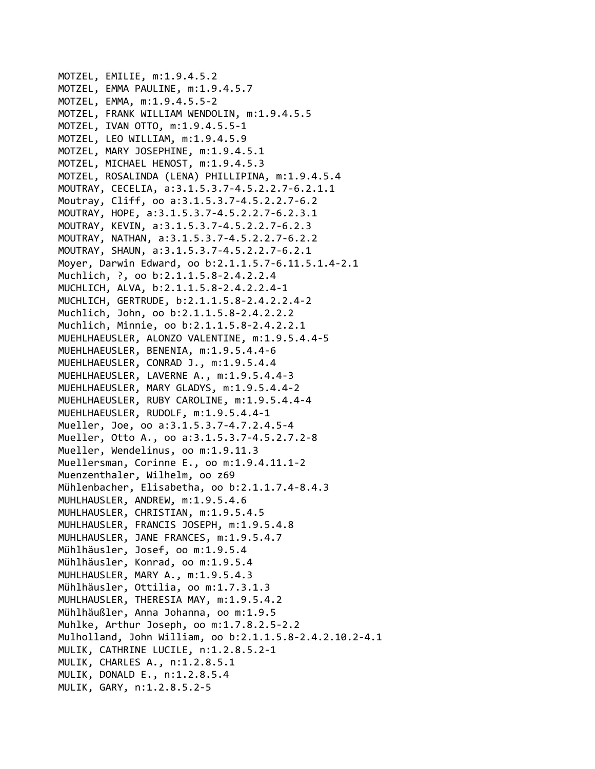MOTZEL, EMILIE, m:1.9.4.5.2
MOTZEL, EMMA PAULINE, m:1.9.4.5.7
MOTZEL, EMMA, m:1.9.4.5.5-2
MOTZEL, FRANK WILLIAM WENDOLIN, m:1.9.4.5.5
MOTZEL, IVAN OTTO, m:1.9.4.5.5-1
MOTZEL, LEO WILLIAM, m:1.9.4.5.9
MOTZEL, MARY JOSEPHINE, m:1.9.4.5.1
MOTZEL, MICHAEL HENOST, m:1.9.4.5.3
MOTZEL, ROSALINDA (LENA) PHILLIPINA, m:1.9.4.5.4
MOUTRAY, CECELIA, a:3.1.5.3.7-4.5.2.2.7-6.2.1.1
Moutray, Cliff, oo a:3.1.5.3.7-4.5.2.2.7-6.2
MOUTRAY, HOPE, a:3.1.5.3.7-4.5.2.2.7-6.2.3.1
MOUTRAY, KEVIN, a:3.1.5.3.7-4.5.2.2.7-6.2.3
MOUTRAY, NATHAN, a:3.1.5.3.7-4.5.2.2.7-6.2.2
MOUTRAY, SHAUN, a:3.1.5.3.7-4.5.2.2.7-6.2.1
Moyer, Darwin Edward, oo b:2.1.1.5.7-6.11.5.1.4-2.1
Muchlich, ?, oo b:2.1.1.5.8-2.4.2.2.4
MUCHLICH, ALVA, b:2.1.1.5.8-2.4.2.2.4-1
MUCHLICH, GERTRUDE, b:2.1.1.5.8-2.4.2.2.4-2
Muchlich, John, oo b:2.1.1.5.8-2.4.2.2.2
Muchlich, Minnie, oo b:2.1.1.5.8-2.4.2.2.1
MUEHLHAEUSLER, ALONZO VALENTINE, m:1.9.5.4.4-5
MUEHLHAEUSLER, BENENIA, m:1.9.5.4.4-6
MUEHLHAEUSLER, CONRAD J., m:1.9.5.4.4
MUEHLHAEUSLER, LAVERNE A., m:1.9.5.4.4-3
MUEHLHAEUSLER, MARY GLADYS, m:1.9.5.4.4-2
MUEHLHAEUSLER, RUBY CAROLINE, m:1.9.5.4.4-4
MUEHLHAEUSLER, RUDOLF, m:1.9.5.4.4-1
Mueller, Joe, oo a:3.1.5.3.7-4.7.2.4.5-4
Mueller, Otto A., oo a:3.1.5.3.7-4.5.2.7.2-8
Mueller, Wendelinus, oo m:1.9.11.3
Muellersman, Corinne E., oo m:1.9.4.11.1-2
Muenzenthaler, Wilhelm, oo z69
Mühlenbacher, Elisabetha, oo b:2.1.1.7.4-8.4.3
MUHLHAUSLER, ANDREW, m:1.9.5.4.6
MUHLHAUSLER, CHRISTIAN, m:1.9.5.4.5
MUHLHAUSLER, FRANCIS JOSEPH, m:1.9.5.4.8
MUHLHAUSLER, JANE FRANCES, m:1.9.5.4.7
Mühlhäusler, Josef, oo m:1.9.5.4
Mühlhäusler, Konrad, oo m:1.9.5.4
MUHLHAUSLER, MARY A., m:1.9.5.4.3
Mühlhäusler, Ottilia, oo m:1.7.3.1.3
MUHLHAUSLER, THERESIA MAY, m:1.9.5.4.2
Mühlhäußler, Anna Johanna, oo m:1.9.5
Muhlke, Arthur Joseph, oo m:1.7.8.2.5-2.2
Mulholland, John William, oo b:2.1.1.5.8-2.4.2.10.2-4.1
MULIK, CATHRINE LUCILE, n:1.2.8.5.2-1
MULIK, CHARLES A., n:1.2.8.5.1
MULIK, DONALD E., n:1.2.8.5.4
MULIK, GARY, n:1.2.8.5.2-5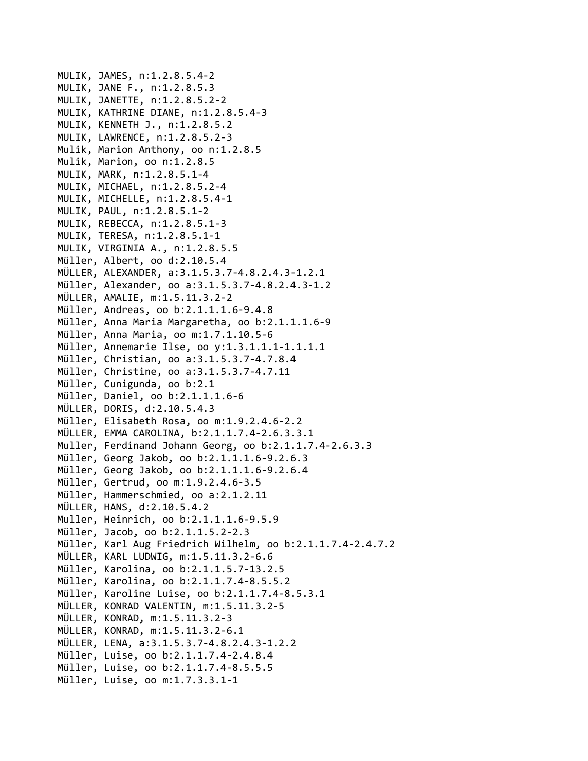MULIK, JAMES, n:1.2.8.5.4-2
MULIK, JANE F., n:1.2.8.5.3
MULIK, JANETTE, n:1.2.8.5.2-2
MULIK, KATHRINE DIANE, n:1.2.8.5.4-3
MULIK, KENNETH J., n:1.2.8.5.2
MULIK, LAWRENCE, n:1.2.8.5.2-3
Mulik, Marion Anthony, oo n:1.2.8.5
Mulik, Marion, oo n:1.2.8.5
MULIK, MARK, n:1.2.8.5.1-4
MULIK, MICHAEL, n:1.2.8.5.2-4
MULIK, MICHELLE, n:1.2.8.5.4-1
MULIK, PAUL, n:1.2.8.5.1-2
MULIK, REBECCA, n:1.2.8.5.1-3
MULIK, TERESA, n:1.2.8.5.1-1
MULIK, VIRGINIA A., n:1.2.8.5.5
Müller, Albert, oo d:2.10.5.4
MÜLLER, ALEXANDER, a:3.1.5.3.7-4.8.2.4.3-1.2.1
Müller, Alexander, oo a:3.1.5.3.7-4.8.2.4.3-1.2
MÜLLER, AMALIE, m:1.5.11.3.2-2
Müller, Andreas, oo b:2.1.1.1.6-9.4.8
Müller, Anna Maria Margaretha, oo b:2.1.1.1.6-9
Müller, Anna Maria, oo m:1.7.1.10.5-6
Müller, Annemarie Ilse, oo y:1.3.1.1.1-1.1.1.1
Müller, Christian, oo a:3.1.5.3.7-4.7.8.4
Müller, Christine, oo a:3.1.5.3.7-4.7.11
Müller, Cunigunda, oo b:2.1
Müller, Daniel, oo b:2.1.1.1.6-6
MÜLLER, DORIS, d:2.10.5.4.3
Müller, Elisabeth Rosa, oo m:1.9.2.4.6-2.2
MÜLLER, EMMA CAROLINA, b:2.1.1.7.4-2.6.3.3.1
Muller, Ferdinand Johann Georg, oo b:2.1.1.7.4-2.6.3.3
Müller, Georg Jakob, oo b:2.1.1.1.6-9.2.6.3
Müller, Georg Jakob, oo b:2.1.1.1.6-9.2.6.4
Müller, Gertrud, oo m:1.9.2.4.6-3.5
Müller, Hammerschmied, oo a:2.1.2.11
MÜLLER, HANS, d:2.10.5.4.2
Muller, Heinrich, oo b:2.1.1.1.6-9.5.9
Müller, Jacob, oo b:2.1.1.5.2-2.3
Müller, Karl Aug Friedrich Wilhelm, oo b:2.1.1.7.4-2.4.7.2
MÜLLER, KARL LUDWIG, m:1.5.11.3.2-6.6
Müller, Karolina, oo b:2.1.1.5.7-13.2.5
Müller, Karolina, oo b:2.1.1.7.4-8.5.5.2
Müller, Karoline Luise, oo b:2.1.1.7.4-8.5.3.1
MÜLLER, KONRAD VALENTIN, m:1.5.11.3.2-5
MÜLLER, KONRAD, m:1.5.11.3.2-3
MÜLLER, KONRAD, m:1.5.11.3.2-6.1
MÜLLER, LENA, a:3.1.5.3.7-4.8.2.4.3-1.2.2
Müller, Luise, oo b:2.1.1.7.4-2.4.8.4
Müller, Luise, oo b:2.1.1.7.4-8.5.5.5
Müller, Luise, oo m:1.7.3.3.1-1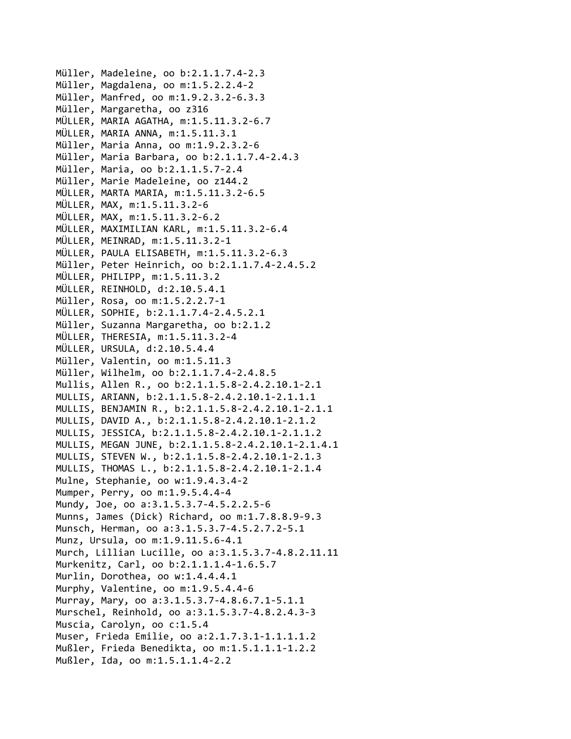Müller, Madeleine, oo b:2.1.1.7.4-2.3
Müller, Magdalena, oo m:1.5.2.2.4-2
Müller, Manfred, oo m:1.9.2.3.2-6.3.3
Müller, Margaretha, oo z316
MÜLLER, MARIA AGATHA, m:1.5.11.3.2-6.7
MÜLLER, MARIA ANNA, m:1.5.11.3.1
Müller, Maria Anna, oo m:1.9.2.3.2-6
Müller, Maria Barbara, oo b:2.1.1.7.4-2.4.3
Müller, Maria, oo b:2.1.1.5.7-2.4
Müller, Marie Madeleine, oo z144.2
MÜLLER, MARTA MARIA, m:1.5.11.3.2-6.5
MÜLLER, MAX, m:1.5.11.3.2-6
MÜLLER, MAX, m:1.5.11.3.2-6.2
MÜLLER, MAXIMILIAN KARL, m:1.5.11.3.2-6.4
MÜLLER, MEINRAD, m:1.5.11.3.2-1
MÜLLER, PAULA ELISABETH, m:1.5.11.3.2-6.3
Müller, Peter Heinrich, oo b:2.1.1.7.4-2.4.5.2
MÜLLER, PHILIPP, m:1.5.11.3.2
MÜLLER, REINHOLD, d:2.10.5.4.1
Müller, Rosa, oo m:1.5.2.2.7-1
MÜLLER, SOPHIE, b:2.1.1.7.4-2.4.5.2.1
Müller, Suzanna Margaretha, oo b:2.1.2
MÜLLER, THERESIA, m:1.5.11.3.2-4
MÜLLER, URSULA, d:2.10.5.4.4
Müller, Valentin, oo m:1.5.11.3
Müller, Wilhelm, oo b:2.1.1.7.4-2.4.8.5
Mullis, Allen R., oo b:2.1.1.5.8-2.4.2.10.1-2.1
MULLIS, ARIANN, b:2.1.1.5.8-2.4.2.10.1-2.1.1.1
MULLIS, BENJAMIN R., b:2.1.1.5.8-2.4.2.10.1-2.1.1
MULLIS, DAVID A., b:2.1.1.5.8-2.4.2.10.1-2.1.2
MULLIS, JESSICA, b:2.1.1.5.8-2.4.2.10.1-2.1.1.2
MULLIS, MEGAN JUNE, b:2.1.1.5.8-2.4.2.10.1-2.1.4.1
MULLIS, STEVEN W., b:2.1.1.5.8-2.4.2.10.1-2.1.3
MULLIS, THOMAS L., b:2.1.1.5.8-2.4.2.10.1-2.1.4
Mulne, Stephanie, oo w:1.9.4.3.4-2
Mumper, Perry, oo m:1.9.5.4.4-4
Mundy, Joe, oo a:3.1.5.3.7-4.5.2.2.5-6
Munns, James (Dick) Richard, oo m:1.7.8.8.9-9.3
Munsch, Herman, oo a:3.1.5.3.7-4.5.2.7.2-5.1
Munz, Ursula, oo m:1.9.11.5.6-4.1
Murch, Lillian Lucille, oo a:3.1.5.3.7-4.8.2.11.11
Murkenitz, Carl, oo b:2.1.1.1.4-1.6.5.7
Murlin, Dorothea, oo w:1.4.4.4.1
Murphy, Valentine, oo m:1.9.5.4.4-6
Murray, Mary, oo a:3.1.5.3.7-4.8.6.7.1-5.1.1
Murschel, Reinhold, oo a:3.1.5.3.7-4.8.2.4.3-3
Muscia, Carolyn, oo c:1.5.4
Muser, Frieda Emilie, oo a:2.1.7.3.1-1.1.1.1.2
Mußler, Frieda Benedikta, oo m:1.5.1.1.1-1.2.2
Mußler, Ida, oo m:1.5.1.1.4-2.2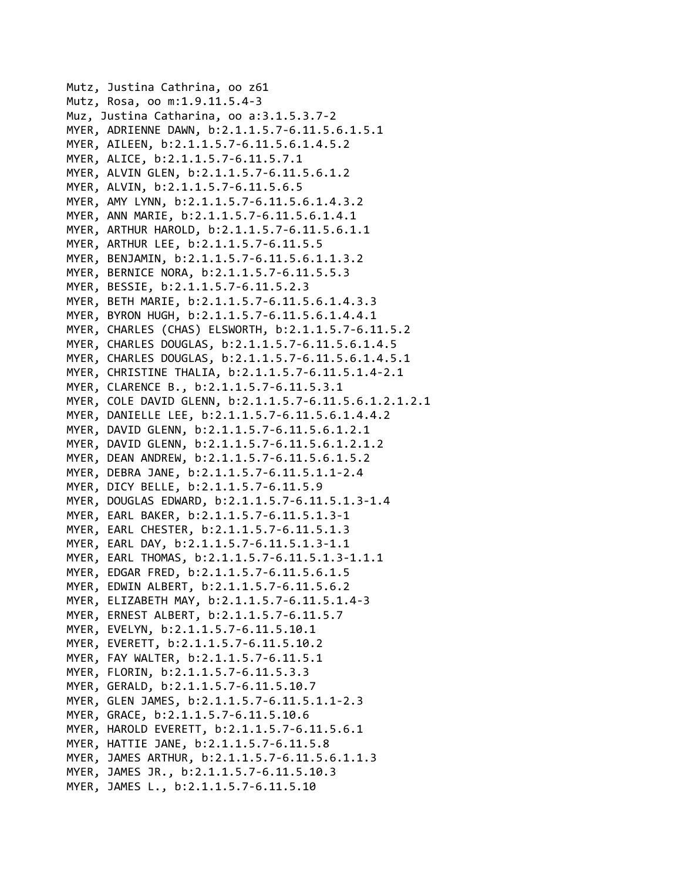Mutz, Justina Cathrina, oo z61
Mutz, Rosa, oo m:1.9.11.5.4-3
Muz, Justina Catharina, oo a:3.1.5.3.7-2
MYER, ADRIENNE DAWN, b:2.1.1.5.7-6.11.5.6.1.5.1
MYER, AILEEN, b:2.1.1.5.7-6.11.5.6.1.4.5.2
MYER, ALICE, b:2.1.1.5.7-6.11.5.7.1
MYER, ALVIN GLEN, b:2.1.1.5.7-6.11.5.6.1.2
MYER, ALVIN, b:2.1.1.5.7-6.11.5.6.5
MYER, AMY LYNN, b:2.1.1.5.7-6.11.5.6.1.4.3.2
MYER, ANN MARIE, b:2.1.1.5.7-6.11.5.6.1.4.1
MYER, ARTHUR HAROLD, b:2.1.1.5.7-6.11.5.6.1.1
MYER, ARTHUR LEE, b:2.1.1.5.7-6.11.5.5
MYER, BENJAMIN, b:2.1.1.5.7-6.11.5.6.1.1.3.2
MYER, BERNICE NORA, b:2.1.1.5.7-6.11.5.5.3
MYER, BESSIE, b:2.1.1.5.7-6.11.5.2.3
MYER, BETH MARIE, b:2.1.1.5.7-6.11.5.6.1.4.3.3
MYER, BYRON HUGH, b:2.1.1.5.7-6.11.5.6.1.4.4.1
MYER, CHARLES (CHAS) ELSWORTH, b:2.1.1.5.7-6.11.5.2
MYER, CHARLES DOUGLAS, b:2.1.1.5.7-6.11.5.6.1.4.5
MYER, CHARLES DOUGLAS, b:2.1.1.5.7-6.11.5.6.1.4.5.1
MYER, CHRISTINE THALIA, b:2.1.1.5.7-6.11.5.1.4-2.1
MYER, CLARENCE B., b:2.1.1.5.7-6.11.5.3.1
MYER, COLE DAVID GLENN, b:2.1.1.5.7-6.11.5.6.1.2.1.2.1
MYER, DANIELLE LEE, b:2.1.1.5.7-6.11.5.6.1.4.4.2
MYER, DAVID GLENN, b:2.1.1.5.7-6.11.5.6.1.2.1
MYER, DAVID GLENN, b:2.1.1.5.7-6.11.5.6.1.2.1.2
MYER, DEAN ANDREW, b:2.1.1.5.7-6.11.5.6.1.5.2
MYER, DEBRA JANE, b:2.1.1.5.7-6.11.5.1.1-2.4
MYER, DICY BELLE, b:2.1.1.5.7-6.11.5.9
MYER, DOUGLAS EDWARD, b:2.1.1.5.7-6.11.5.1.3-1.4
MYER, EARL BAKER, b:2.1.1.5.7-6.11.5.1.3-1
MYER, EARL CHESTER, b:2.1.1.5.7-6.11.5.1.3
MYER, EARL DAY, b:2.1.1.5.7-6.11.5.1.3-1.1
MYER, EARL THOMAS, b:2.1.1.5.7-6.11.5.1.3-1.1.1
MYER, EDGAR FRED, b:2.1.1.5.7-6.11.5.6.1.5
MYER, EDWIN ALBERT, b:2.1.1.5.7-6.11.5.6.2
MYER, ELIZABETH MAY, b:2.1.1.5.7-6.11.5.1.4-3
MYER, ERNEST ALBERT, b:2.1.1.5.7-6.11.5.7
MYER, EVELYN, b:2.1.1.5.7-6.11.5.10.1
MYER, EVERETT, b:2.1.1.5.7-6.11.5.10.2
MYER, FAY WALTER, b:2.1.1.5.7-6.11.5.1
MYER, FLORIN, b:2.1.1.5.7-6.11.5.3.3
MYER, GERALD, b:2.1.1.5.7-6.11.5.10.7
MYER, GLEN JAMES, b:2.1.1.5.7-6.11.5.1.1-2.3
MYER, GRACE, b:2.1.1.5.7-6.11.5.10.6
MYER, HAROLD EVERETT, b:2.1.1.5.7-6.11.5.6.1
MYER, HATTIE JANE, b:2.1.1.5.7-6.11.5.8
MYER, JAMES ARTHUR, b:2.1.1.5.7-6.11.5.6.1.1.3
MYER, JAMES JR., b:2.1.1.5.7-6.11.5.10.3
MYER, JAMES L., b:2.1.1.5.7-6.11.5.10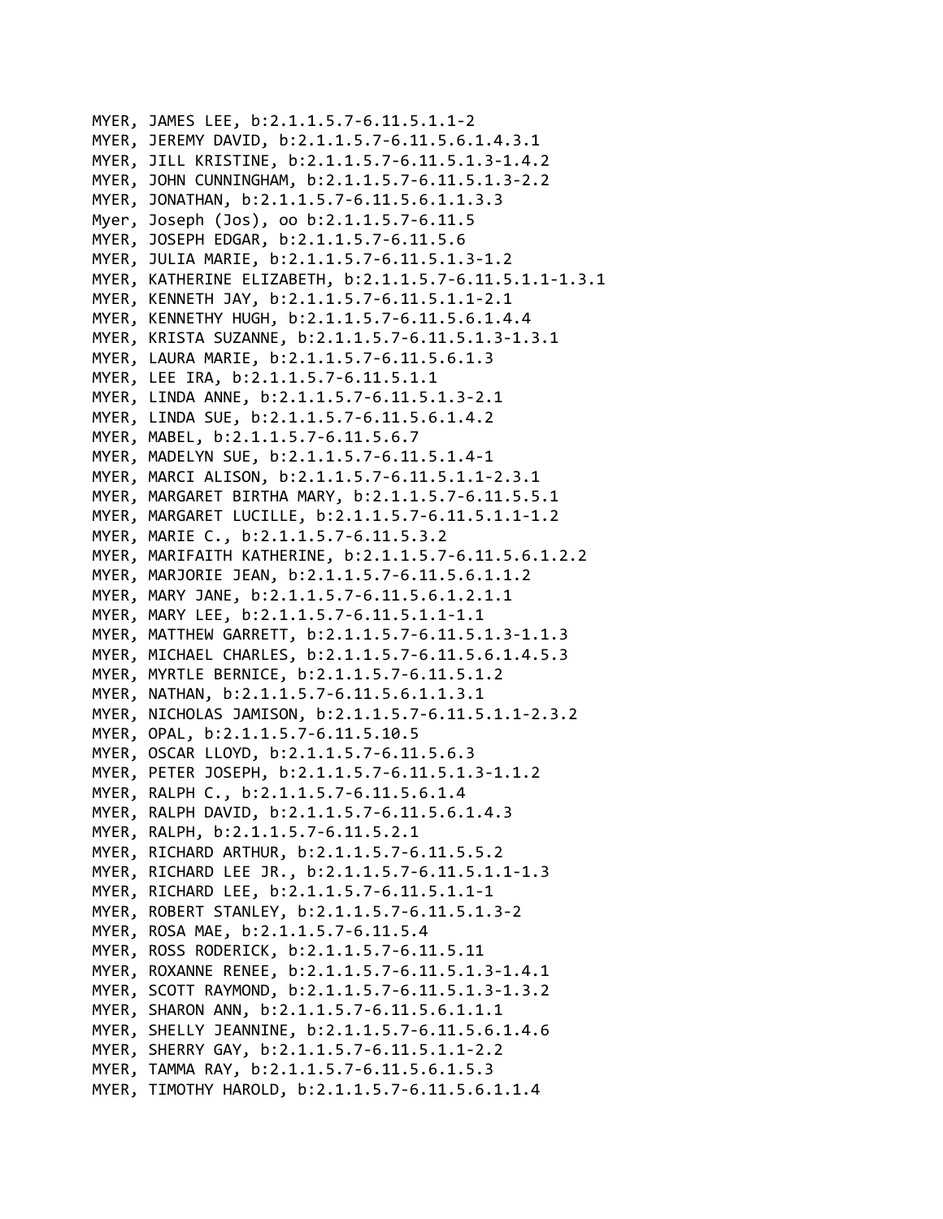MYER, JAMES LEE, b:2.1.1.5.7-6.11.5.1.1-2
MYER, JEREMY DAVID, b:2.1.1.5.7-6.11.5.6.1.4.3.1
MYER, JILL KRISTINE, b:2.1.1.5.7-6.11.5.1.3-1.4.2
MYER, JOHN CUNNINGHAM, b:2.1.1.5.7-6.11.5.1.3-2.2
MYER, JONATHAN, b:2.1.1.5.7-6.11.5.6.1.1.3.3
Myer, Joseph (Jos), oo b:2.1.1.5.7-6.11.5
MYER, JOSEPH EDGAR, b:2.1.1.5.7-6.11.5.6
MYER, JULIA MARIE, b:2.1.1.5.7-6.11.5.1.3-1.2
MYER, KATHERINE ELIZABETH, b:2.1.1.5.7-6.11.5.1.1-1.3.1
MYER, KENNETH JAY, b:2.1.1.5.7-6.11.5.1.1-2.1
MYER, KENNETHY HUGH, b:2.1.1.5.7-6.11.5.6.1.4.4
MYER, KRISTA SUZANNE, b:2.1.1.5.7-6.11.5.1.3-1.3.1
MYER, LAURA MARIE, b:2.1.1.5.7-6.11.5.6.1.3
MYER, LEE IRA, b:2.1.1.5.7-6.11.5.1.1
MYER, LINDA ANNE, b:2.1.1.5.7-6.11.5.1.3-2.1
MYER, LINDA SUE, b:2.1.1.5.7-6.11.5.6.1.4.2
MYER, MABEL, b:2.1.1.5.7-6.11.5.6.7
MYER, MADELYN SUE, b:2.1.1.5.7-6.11.5.1.4-1
MYER, MARCI ALISON, b:2.1.1.5.7-6.11.5.1.1-2.3.1
MYER, MARGARET BIRTHA MARY, b:2.1.1.5.7-6.11.5.5.1
MYER, MARGARET LUCILLE, b:2.1.1.5.7-6.11.5.1.1-1.2
MYER, MARIE C., b:2.1.1.5.7-6.11.5.3.2
MYER, MARIFAITH KATHERINE, b:2.1.1.5.7-6.11.5.6.1.2.2
MYER, MARJORIE JEAN, b:2.1.1.5.7-6.11.5.6.1.1.2
MYER, MARY JANE, b:2.1.1.5.7-6.11.5.6.1.2.1.1
MYER, MARY LEE, b:2.1.1.5.7-6.11.5.1.1-1.1
MYER, MATTHEW GARRETT, b:2.1.1.5.7-6.11.5.1.3-1.1.3
MYER, MICHAEL CHARLES, b:2.1.1.5.7-6.11.5.6.1.4.5.3
MYER, MYRTLE BERNICE, b:2.1.1.5.7-6.11.5.1.2
MYER, NATHAN, b:2.1.1.5.7-6.11.5.6.1.1.3.1
MYER, NICHOLAS JAMISON, b:2.1.1.5.7-6.11.5.1.1-2.3.2
MYER, OPAL, b:2.1.1.5.7-6.11.5.10.5
MYER, OSCAR LLOYD, b:2.1.1.5.7-6.11.5.6.3
MYER, PETER JOSEPH, b:2.1.1.5.7-6.11.5.1.3-1.1.2
MYER, RALPH C., b:2.1.1.5.7-6.11.5.6.1.4
MYER, RALPH DAVID, b:2.1.1.5.7-6.11.5.6.1.4.3
MYER, RALPH, b:2.1.1.5.7-6.11.5.2.1
MYER, RICHARD ARTHUR, b:2.1.1.5.7-6.11.5.5.2
MYER, RICHARD LEE JR., b:2.1.1.5.7-6.11.5.1.1-1.3
MYER, RICHARD LEE, b:2.1.1.5.7-6.11.5.1.1-1
MYER, ROBERT STANLEY, b:2.1.1.5.7-6.11.5.1.3-2
MYER, ROSA MAE, b:2.1.1.5.7-6.11.5.4
MYER, ROSS RODERICK, b:2.1.1.5.7-6.11.5.11
MYER, ROXANNE RENEE, b:2.1.1.5.7-6.11.5.1.3-1.4.1
MYER, SCOTT RAYMOND, b:2.1.1.5.7-6.11.5.1.3-1.3.2
MYER, SHARON ANN, b:2.1.1.5.7-6.11.5.6.1.1.1
MYER, SHELLY JEANNINE, b:2.1.1.5.7-6.11.5.6.1.4.6
MYER, SHERRY GAY, b:2.1.1.5.7-6.11.5.1.1-2.2
MYER, TAMMA RAY, b:2.1.1.5.7-6.11.5.6.1.5.3
MYER, TIMOTHY HAROLD, b:2.1.1.5.7-6.11.5.6.1.1.4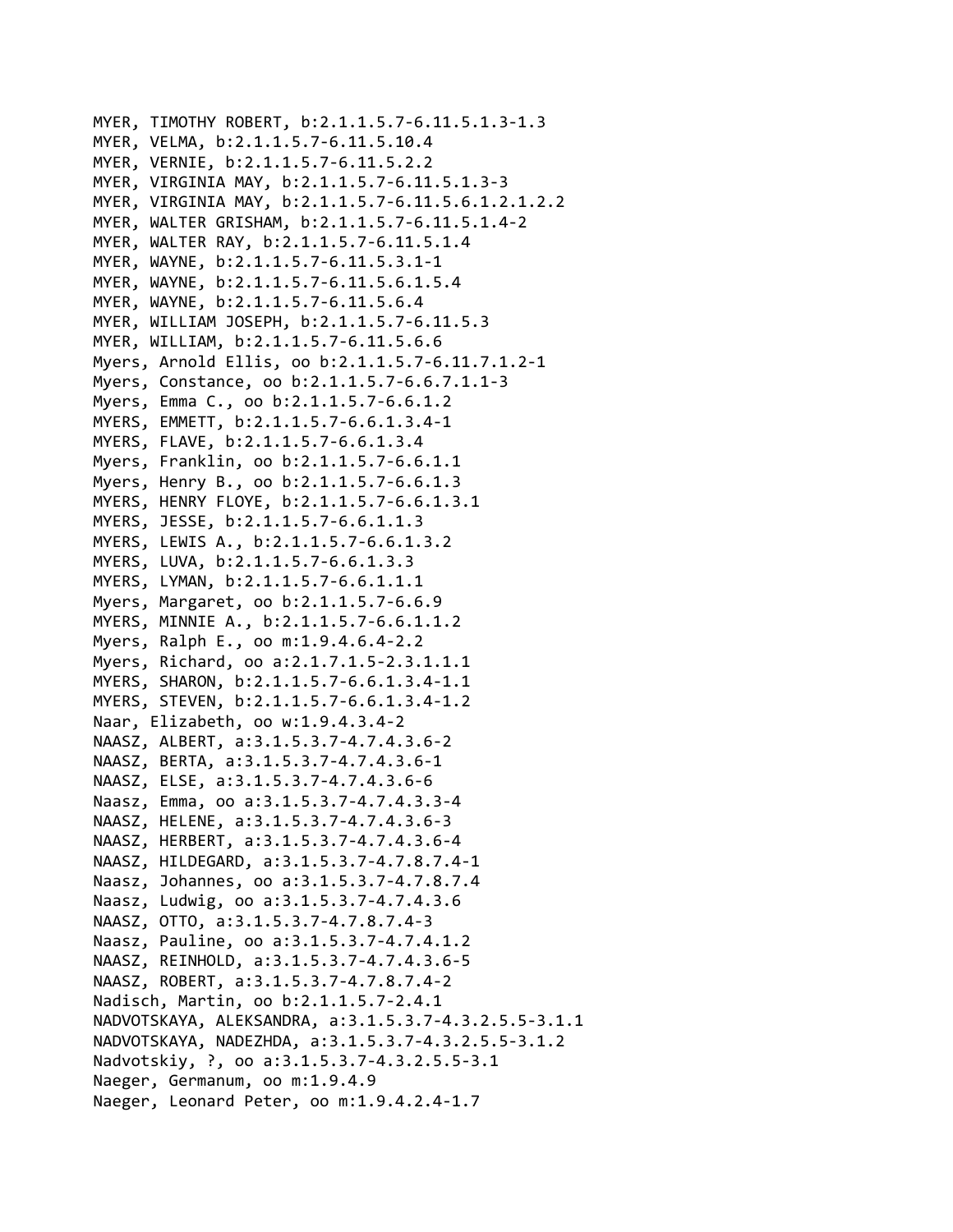MYER, TIMOTHY ROBERT, b:2.1.1.5.7-6.11.5.1.3-1.3
MYER, VELMA, b:2.1.1.5.7-6.11.5.10.4
MYER, VERNIE, b:2.1.1.5.7-6.11.5.2.2
MYER, VIRGINIA MAY, b:2.1.1.5.7-6.11.5.1.3-3
MYER, VIRGINIA MAY, b:2.1.1.5.7-6.11.5.6.1.2.1.2.2
MYER, WALTER GRISHAM, b:2.1.1.5.7-6.11.5.1.4-2
MYER, WALTER RAY, b:2.1.1.5.7-6.11.5.1.4
MYER, WAYNE, b:2.1.1.5.7-6.11.5.3.1-1
MYER, WAYNE, b:2.1.1.5.7-6.11.5.6.1.5.4
MYER, WAYNE, b:2.1.1.5.7-6.11.5.6.4
MYER, WILLIAM JOSEPH, b:2.1.1.5.7-6.11.5.3
MYER, WILLIAM, b:2.1.1.5.7-6.11.5.6.6
Myers, Arnold Ellis, oo b:2.1.1.5.7-6.11.7.1.2-1
Myers, Constance, oo b:2.1.1.5.7-6.6.7.1.1-3
Myers, Emma C., oo b:2.1.1.5.7-6.6.1.2
MYERS, EMMETT, b:2.1.1.5.7-6.6.1.3.4-1
MYERS, FLAVE, b:2.1.1.5.7-6.6.1.3.4
Myers, Franklin, oo b:2.1.1.5.7-6.6.1.1
Myers, Henry B., oo b:2.1.1.5.7-6.6.1.3
MYERS, HENRY FLOYE, b:2.1.1.5.7-6.6.1.3.1
MYERS, JESSE, b:2.1.1.5.7-6.6.1.1.3
MYERS, LEWIS A., b:2.1.1.5.7-6.6.1.3.2
MYERS, LUVA, b:2.1.1.5.7-6.6.1.3.3
MYERS, LYMAN, b:2.1.1.5.7-6.6.1.1.1
Myers, Margaret, oo b:2.1.1.5.7-6.6.9
MYERS, MINNIE A., b:2.1.1.5.7-6.6.1.1.2
Myers, Ralph E., oo m:1.9.4.6.4-2.2
Myers, Richard, oo a:2.1.7.1.5-2.3.1.1.1
MYERS, SHARON, b:2.1.1.5.7-6.6.1.3.4-1.1
MYERS, STEVEN, b:2.1.1.5.7-6.6.1.3.4-1.2
Naar, Elizabeth, oo w:1.9.4.3.4-2
NAASZ, ALBERT, a:3.1.5.3.7-4.7.4.3.6-2
NAASZ, BERTA, a:3.1.5.3.7-4.7.4.3.6-1
NAASZ, ELSE, a:3.1.5.3.7-4.7.4.3.6-6
Naasz, Emma, oo a:3.1.5.3.7-4.7.4.3.3-4
NAASZ, HELENE, a:3.1.5.3.7-4.7.4.3.6-3
NAASZ, HERBERT, a:3.1.5.3.7-4.7.4.3.6-4
NAASZ, HILDEGARD, a:3.1.5.3.7-4.7.8.7.4-1
Naasz, Johannes, oo a:3.1.5.3.7-4.7.8.7.4
Naasz, Ludwig, oo a:3.1.5.3.7-4.7.4.3.6
NAASZ, OTTO, a:3.1.5.3.7-4.7.8.7.4-3
Naasz, Pauline, oo a:3.1.5.3.7-4.7.4.1.2
NAASZ, REINHOLD, a:3.1.5.3.7-4.7.4.3.6-5
NAASZ, ROBERT, a:3.1.5.3.7-4.7.8.7.4-2
Nadisch, Martin, oo b:2.1.1.5.7-2.4.1
NADVOTSKAYA, ALEKSANDRA, a:3.1.5.3.7-4.3.2.5.5-3.1.1
NADVOTSKAYA, NADEZHDA, a:3.1.5.3.7-4.3.2.5.5-3.1.2
Nadvotskiy, ?, oo a:3.1.5.3.7-4.3.2.5.5-3.1
Naeger, Germanum, oo m:1.9.4.9
Naeger, Leonard Peter, oo m:1.9.4.2.4-1.7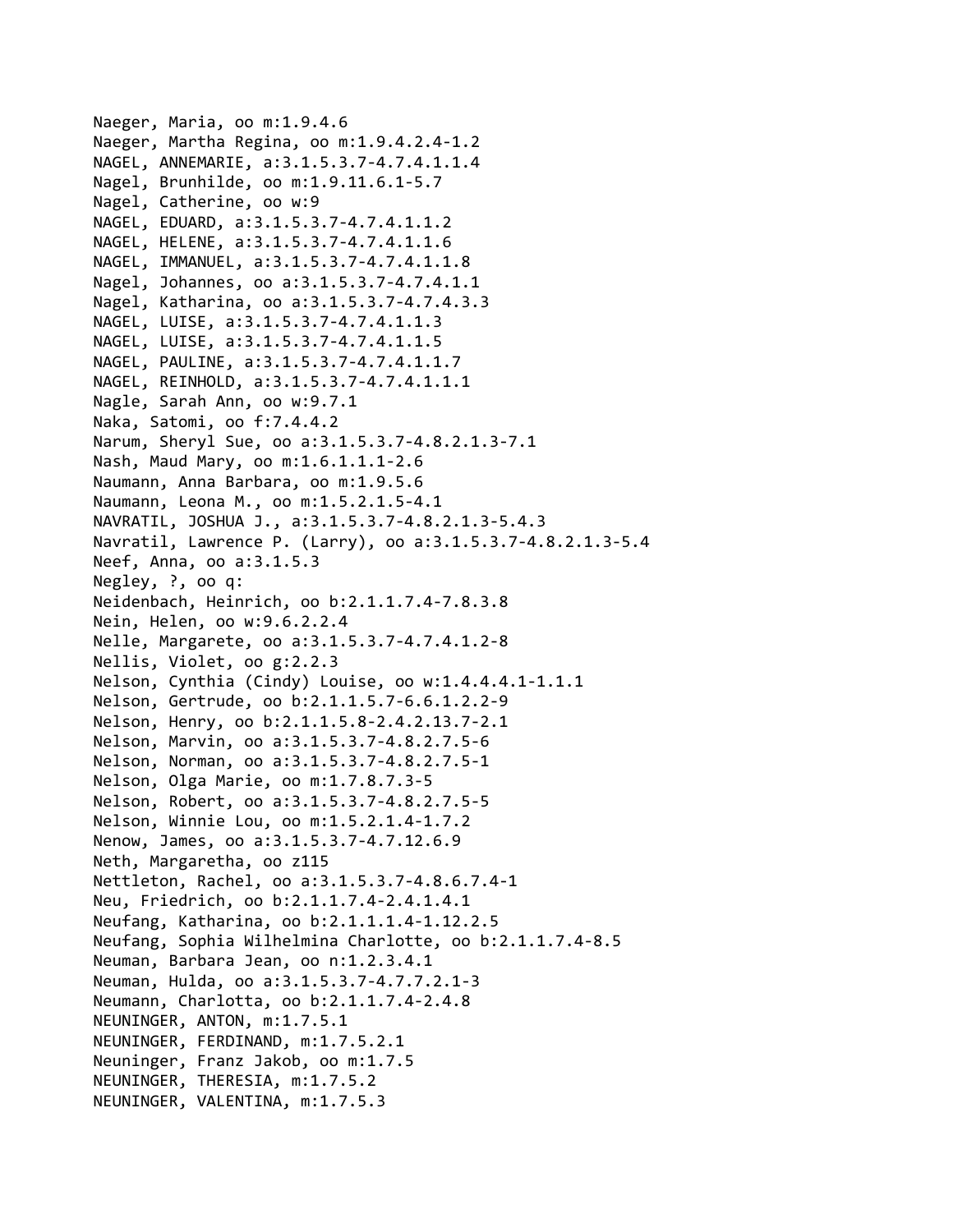Naeger, Maria, oo m:1.9.4.6
Naeger, Martha Regina, oo m:1.9.4.2.4-1.2
NAGEL, ANNEMARIE, a:3.1.5.3.7-4.7.4.1.1.4
Nagel, Brunhilde, oo m:1.9.11.6.1-5.7
Nagel, Catherine, oo w:9
NAGEL, EDUARD, a:3.1.5.3.7-4.7.4.1.1.2
NAGEL, HELENE, a:3.1.5.3.7-4.7.4.1.1.6
NAGEL, IMMANUEL, a:3.1.5.3.7-4.7.4.1.1.8
Nagel, Johannes, oo a:3.1.5.3.7-4.7.4.1.1
Nagel, Katharina, oo a:3.1.5.3.7-4.7.4.3.3
NAGEL, LUISE, a:3.1.5.3.7-4.7.4.1.1.3
NAGEL, LUISE, a:3.1.5.3.7-4.7.4.1.1.5
NAGEL, PAULINE, a:3.1.5.3.7-4.7.4.1.1.7
NAGEL, REINHOLD, a:3.1.5.3.7-4.7.4.1.1.1
Nagle, Sarah Ann, oo w:9.7.1
Naka, Satomi, oo f:7.4.4.2
Narum, Sheryl Sue, oo a:3.1.5.3.7-4.8.2.1.3-7.1
Nash, Maud Mary, oo m:1.6.1.1.1-2.6
Naumann, Anna Barbara, oo m:1.9.5.6
Naumann, Leona M., oo m:1.5.2.1.5-4.1
NAVRATIL, JOSHUA J., a:3.1.5.3.7-4.8.2.1.3-5.4.3
Navratil, Lawrence P. (Larry), oo a:3.1.5.3.7-4.8.2.1.3-5.4
Neef, Anna, oo a:3.1.5.3
Negley, ?, oo q:
Neidenbach, Heinrich, oo b:2.1.1.7.4-7.8.3.8
Nein, Helen, oo w:9.6.2.2.4
Nelle, Margarete, oo a:3.1.5.3.7-4.7.4.1.2-8
Nellis, Violet, oo g:2.2.3
Nelson, Cynthia (Cindy) Louise, oo w:1.4.4.4.1-1.1.1
Nelson, Gertrude, oo b:2.1.1.5.7-6.6.1.2.2-9
Nelson, Henry, oo b:2.1.1.5.8-2.4.2.13.7-2.1
Nelson, Marvin, oo a:3.1.5.3.7-4.8.2.7.5-6
Nelson, Norman, oo a:3.1.5.3.7-4.8.2.7.5-1
Nelson, Olga Marie, oo m:1.7.8.7.3-5
Nelson, Robert, oo a:3.1.5.3.7-4.8.2.7.5-5
Nelson, Winnie Lou, oo m:1.5.2.1.4-1.7.2
Nenow, James, oo a:3.1.5.3.7-4.7.12.6.9
Neth, Margaretha, oo z115
Nettleton, Rachel, oo a:3.1.5.3.7-4.8.6.7.4-1
Neu, Friedrich, oo b:2.1.1.7.4-2.4.1.4.1
Neufang, Katharina, oo b:2.1.1.1.4-1.12.2.5
Neufang, Sophia Wilhelmina Charlotte, oo b:2.1.1.7.4-8.5
Neuman, Barbara Jean, oo n:1.2.3.4.1
Neuman, Hulda, oo a:3.1.5.3.7-4.7.7.2.1-3
Neumann, Charlotta, oo b:2.1.1.7.4-2.4.8
NEUNINGER, ANTON, m:1.7.5.1
NEUNINGER, FERDINAND, m:1.7.5.2.1
Neuninger, Franz Jakob, oo m:1.7.5
NEUNINGER, THERESIA, m:1.7.5.2
NEUNINGER, VALENTINA, m:1.7.5.3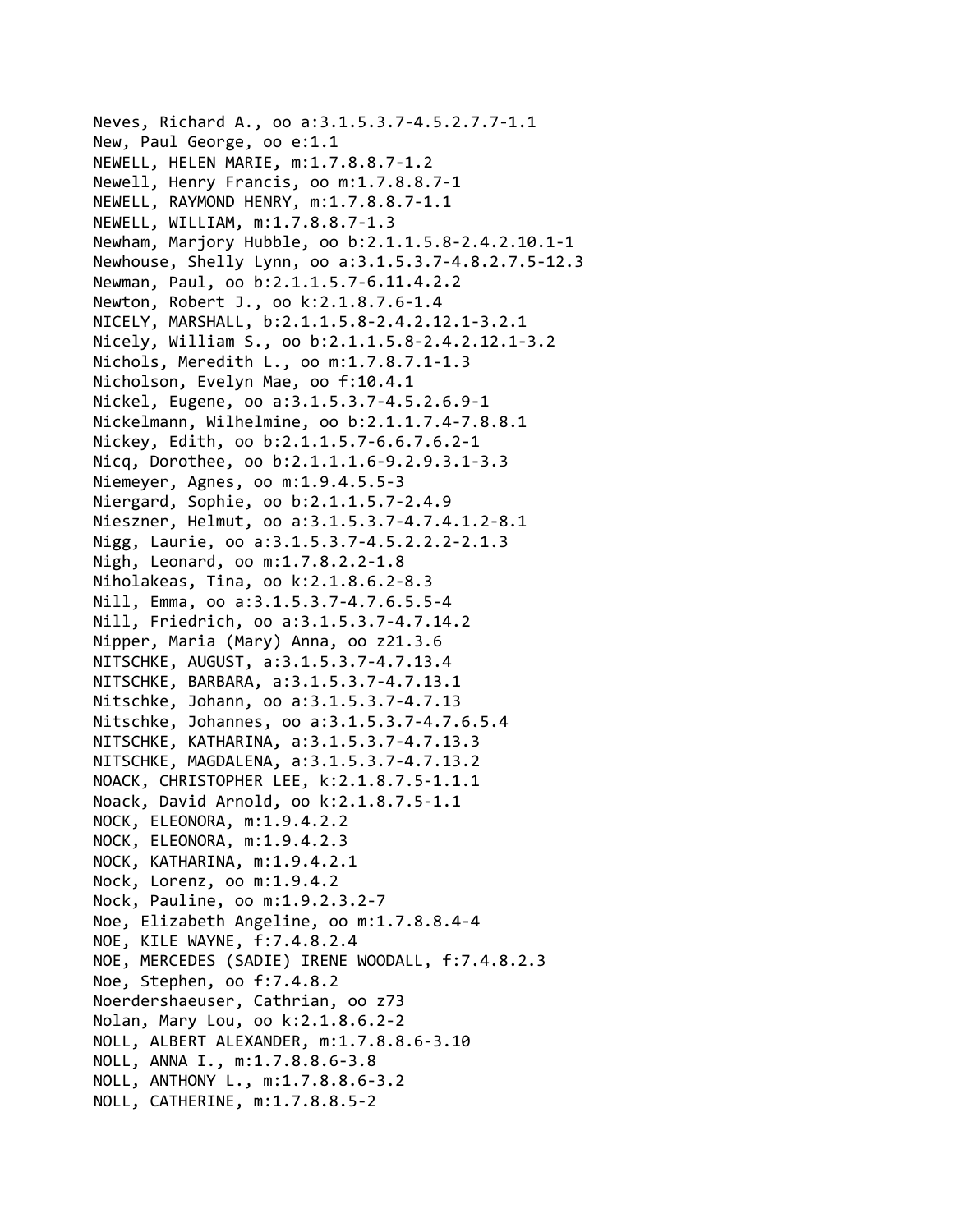Neves, Richard A., oo a:3.1.5.3.7-4.5.2.7.7-1.1
New, Paul George, oo e:1.1
NEWELL, HELEN MARIE, m:1.7.8.8.7-1.2
Newell, Henry Francis, oo m:1.7.8.8.7-1
NEWELL, RAYMOND HENRY, m:1.7.8.8.7-1.1
NEWELL, WILLIAM, m:1.7.8.8.7-1.3
Newham, Marjory Hubble, oo b:2.1.1.5.8-2.4.2.10.1-1
Newhouse, Shelly Lynn, oo a:3.1.5.3.7-4.8.2.7.5-12.3
Newman, Paul, oo b:2.1.1.5.7-6.11.4.2.2
Newton, Robert J., oo k:2.1.8.7.6-1.4
NICELY, MARSHALL, b:2.1.1.5.8-2.4.2.12.1-3.2.1
Nicely, William S., oo b:2.1.1.5.8-2.4.2.12.1-3.2
Nichols, Meredith L., oo m:1.7.8.7.1-1.3
Nicholson, Evelyn Mae, oo f:10.4.1
Nickel, Eugene, oo a:3.1.5.3.7-4.5.2.6.9-1
Nickelmann, Wilhelmine, oo b:2.1.1.7.4-7.8.8.1
Nickey, Edith, oo b:2.1.1.5.7-6.6.7.6.2-1
Nicq, Dorothee, oo b:2.1.1.1.6-9.2.9.3.1-3.3
Niemeyer, Agnes, oo m:1.9.4.5.5-3
Niergard, Sophie, oo b:2.1.1.5.7-2.4.9
Nieszner, Helmut, oo a:3.1.5.3.7-4.7.4.1.2-8.1
Nigg, Laurie, oo a:3.1.5.3.7-4.5.2.2.2-2.1.3
Nigh, Leonard, oo m:1.7.8.2.2-1.8
Niholakeas, Tina, oo k:2.1.8.6.2-8.3
Nill, Emma, oo a:3.1.5.3.7-4.7.6.5.5-4
Nill, Friedrich, oo a:3.1.5.3.7-4.7.14.2
Nipper, Maria (Mary) Anna, oo z21.3.6
NITSCHKE, AUGUST, a:3.1.5.3.7-4.7.13.4
NITSCHKE, BARBARA, a:3.1.5.3.7-4.7.13.1
Nitschke, Johann, oo a:3.1.5.3.7-4.7.13
Nitschke, Johannes, oo a:3.1.5.3.7-4.7.6.5.4
NITSCHKE, KATHARINA, a:3.1.5.3.7-4.7.13.3
NITSCHKE, MAGDALENA, a:3.1.5.3.7-4.7.13.2
NOACK, CHRISTOPHER LEE, k:2.1.8.7.5-1.1.1
Noack, David Arnold, oo k:2.1.8.7.5-1.1
NOCK, ELEONORA, m:1.9.4.2.2
NOCK, ELEONORA, m:1.9.4.2.3
NOCK, KATHARINA, m:1.9.4.2.1
Nock, Lorenz, oo m:1.9.4.2
Nock, Pauline, oo m:1.9.2.3.2-7
Noe, Elizabeth Angeline, oo m:1.7.8.8.4-4
NOE, KILE WAYNE, f:7.4.8.2.4
NOE, MERCEDES (SADIE) IRENE WOODALL, f:7.4.8.2.3
Noe, Stephen, oo f:7.4.8.2
Noerdershaeuser, Cathrian, oo z73
Nolan, Mary Lou, oo k:2.1.8.6.2-2
NOLL, ALBERT ALEXANDER, m:1.7.8.8.6-3.10
NOLL, ANNA I., m:1.7.8.8.6-3.8
NOLL, ANTHONY L., m:1.7.8.8.6-3.2
NOLL, CATHERINE, m:1.7.8.8.5-2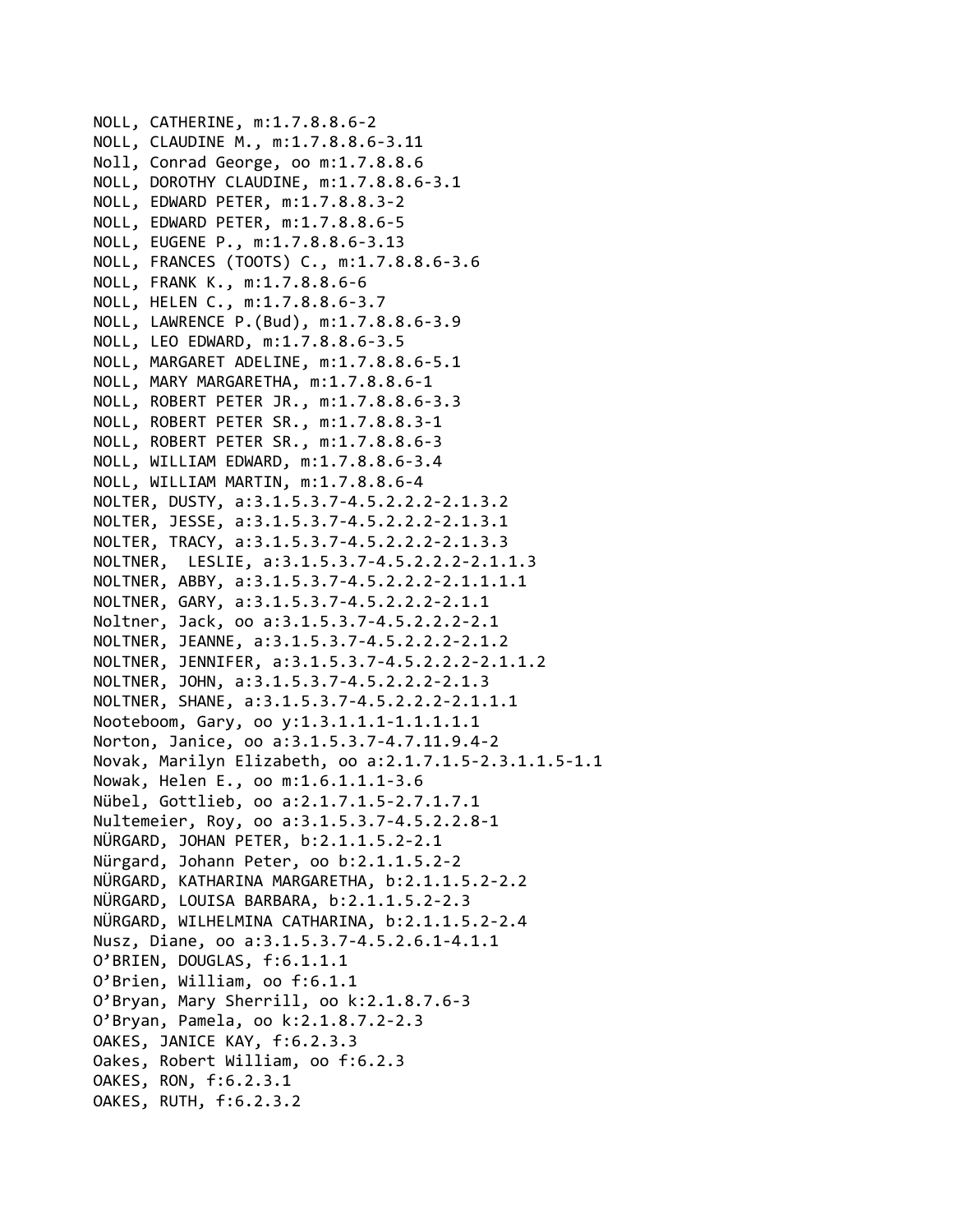NOLL, CATHERINE, m:1.7.8.8.6-2
NOLL, CLAUDINE M., m:1.7.8.8.6-3.11
Noll, Conrad George, oo m:1.7.8.8.6
NOLL, DOROTHY CLAUDINE, m:1.7.8.8.6-3.1
NOLL, EDWARD PETER, m:1.7.8.8.3-2
NOLL, EDWARD PETER, m:1.7.8.8.6-5
NOLL, EUGENE P., m:1.7.8.8.6-3.13
NOLL, FRANCES (TOOTS) C., m:1.7.8.8.6-3.6
NOLL, FRANK K., m:1.7.8.8.6-6
NOLL, HELEN C., m:1.7.8.8.6-3.7
NOLL, LAWRENCE P.(Bud), m:1.7.8.8.6-3.9
NOLL, LEO EDWARD, m:1.7.8.8.6-3.5
NOLL, MARGARET ADELINE, m:1.7.8.8.6-5.1
NOLL, MARY MARGARETHA, m:1.7.8.8.6-1
NOLL, ROBERT PETER JR., m:1.7.8.8.6-3.3
NOLL, ROBERT PETER SR., m:1.7.8.8.3-1
NOLL, ROBERT PETER SR., m:1.7.8.8.6-3
NOLL, WILLIAM EDWARD, m:1.7.8.8.6-3.4
NOLL, WILLIAM MARTIN, m:1.7.8.8.6-4
NOLTER, DUSTY, a:3.1.5.3.7-4.5.2.2.2-2.1.3.2
NOLTER, JESSE, a:3.1.5.3.7-4.5.2.2.2-2.1.3.1
NOLTER, TRACY, a:3.1.5.3.7-4.5.2.2.2-2.1.3.3
NOLTNER,  LESLIE, a:3.1.5.3.7-4.5.2.2.2-2.1.1.3
NOLTNER, ABBY, a:3.1.5.3.7-4.5.2.2.2-2.1.1.1.1
NOLTNER, GARY, a:3.1.5.3.7-4.5.2.2.2-2.1.1
Noltner, Jack, oo a:3.1.5.3.7-4.5.2.2.2-2.1
NOLTNER, JEANNE, a:3.1.5.3.7-4.5.2.2.2-2.1.2
NOLTNER, JENNIFER, a:3.1.5.3.7-4.5.2.2.2-2.1.1.2
NOLTNER, JOHN, a:3.1.5.3.7-4.5.2.2.2-2.1.3
NOLTNER, SHANE, a:3.1.5.3.7-4.5.2.2.2-2.1.1.1
Nooteboom, Gary, oo y:1.3.1.1.1-1.1.1.1.1
Norton, Janice, oo a:3.1.5.3.7-4.7.11.9.4-2
Novak, Marilyn Elizabeth, oo a:2.1.7.1.5-2.3.1.1.5-1.1
Nowak, Helen E., oo m:1.6.1.1.1-3.6
Nübel, Gottlieb, oo a:2.1.7.1.5-2.7.1.7.1
Nultemeier, Roy, oo a:3.1.5.3.7-4.5.2.2.8-1
NÜRGARD, JOHAN PETER, b:2.1.1.5.2-2.1
Nürgard, Johann Peter, oo b:2.1.1.5.2-2
NÜRGARD, KATHARINA MARGARETHA, b:2.1.1.5.2-2.2
NÜRGARD, LOUISA BARBARA, b:2.1.1.5.2-2.3
NÜRGARD, WILHELMINA CATHARINA, b:2.1.1.5.2-2.4
Nusz, Diane, oo a:3.1.5.3.7-4.5.2.6.1-4.1.1
O'BRIEN, DOUGLAS, f:6.1.1.1
O'Brien, William, oo f:6.1.1
O'Bryan, Mary Sherrill, oo k:2.1.8.7.6-3
O'Bryan, Pamela, oo k:2.1.8.7.2-2.3
OAKES, JANICE KAY, f:6.2.3.3
Oakes, Robert William, oo f:6.2.3
OAKES, RON, f:6.2.3.1
OAKES, RUTH, f:6.2.3.2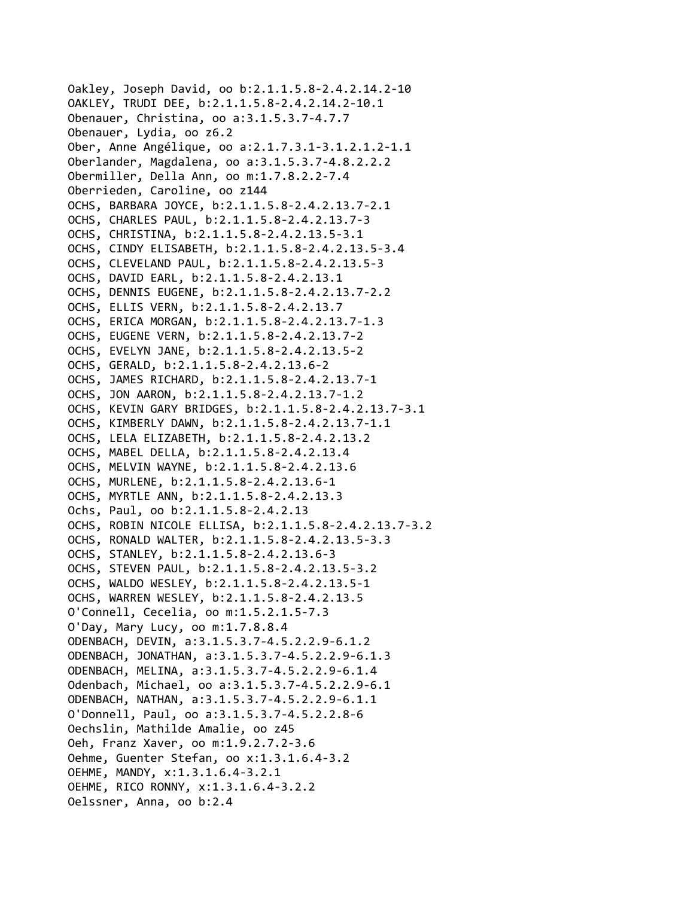Oakley, Joseph David, oo b:2.1.1.5.8-2.4.2.14.2-10
OAKLEY, TRUDI DEE, b:2.1.1.5.8-2.4.2.14.2-10.1
Obenauer, Christina, oo a:3.1.5.3.7-4.7.7
Obenauer, Lydia, oo z6.2
Ober, Anne Angélique, oo a:2.1.7.3.1-3.1.2.1.2-1.1
Oberlander, Magdalena, oo a:3.1.5.3.7-4.8.2.2.2
Obermiller, Della Ann, oo m:1.7.8.2.2-7.4
Oberrieden, Caroline, oo z144
OCHS, BARBARA JOYCE, b:2.1.1.5.8-2.4.2.13.7-2.1
OCHS, CHARLES PAUL, b:2.1.1.5.8-2.4.2.13.7-3
OCHS, CHRISTINA, b:2.1.1.5.8-2.4.2.13.5-3.1
OCHS, CINDY ELISABETH, b:2.1.1.5.8-2.4.2.13.5-3.4
OCHS, CLEVELAND PAUL, b:2.1.1.5.8-2.4.2.13.5-3
OCHS, DAVID EARL, b:2.1.1.5.8-2.4.2.13.1
OCHS, DENNIS EUGENE, b:2.1.1.5.8-2.4.2.13.7-2.2
OCHS, ELLIS VERN, b:2.1.1.5.8-2.4.2.13.7
OCHS, ERICA MORGAN, b:2.1.1.5.8-2.4.2.13.7-1.3
OCHS, EUGENE VERN, b:2.1.1.5.8-2.4.2.13.7-2
OCHS, EVELYN JANE, b:2.1.1.5.8-2.4.2.13.5-2
OCHS, GERALD, b:2.1.1.5.8-2.4.2.13.6-2
OCHS, JAMES RICHARD, b:2.1.1.5.8-2.4.2.13.7-1
OCHS, JON AARON, b:2.1.1.5.8-2.4.2.13.7-1.2
OCHS, KEVIN GARY BRIDGES, b:2.1.1.5.8-2.4.2.13.7-3.1
OCHS, KIMBERLY DAWN, b:2.1.1.5.8-2.4.2.13.7-1.1
OCHS, LELA ELIZABETH, b:2.1.1.5.8-2.4.2.13.2
OCHS, MABEL DELLA, b:2.1.1.5.8-2.4.2.13.4
OCHS, MELVIN WAYNE, b:2.1.1.5.8-2.4.2.13.6
OCHS, MURLENE, b:2.1.1.5.8-2.4.2.13.6-1
OCHS, MYRTLE ANN, b:2.1.1.5.8-2.4.2.13.3
Ochs, Paul, oo b:2.1.1.5.8-2.4.2.13
OCHS, ROBIN NICOLE ELLISA, b:2.1.1.5.8-2.4.2.13.7-3.2
OCHS, RONALD WALTER, b:2.1.1.5.8-2.4.2.13.5-3.3
OCHS, STANLEY, b:2.1.1.5.8-2.4.2.13.6-3
OCHS, STEVEN PAUL, b:2.1.1.5.8-2.4.2.13.5-3.2
OCHS, WALDO WESLEY, b:2.1.1.5.8-2.4.2.13.5-1
OCHS, WARREN WESLEY, b:2.1.1.5.8-2.4.2.13.5
O'Connell, Cecelia, oo m:1.5.2.1.5-7.3
O'Day, Mary Lucy, oo m:1.7.8.8.4
ODENBACH, DEVIN, a:3.1.5.3.7-4.5.2.2.9-6.1.2
ODENBACH, JONATHAN, a:3.1.5.3.7-4.5.2.2.9-6.1.3
ODENBACH, MELINA, a:3.1.5.3.7-4.5.2.2.9-6.1.4
Odenbach, Michael, oo a:3.1.5.3.7-4.5.2.2.9-6.1
ODENBACH, NATHAN, a:3.1.5.3.7-4.5.2.2.9-6.1.1
O'Donnell, Paul, oo a:3.1.5.3.7-4.5.2.2.8-6
Oechslin, Mathilde Amalie, oo z45
Oeh, Franz Xaver, oo m:1.9.2.7.2-3.6
Oehme, Guenter Stefan, oo x:1.3.1.6.4-3.2
OEHME, MANDY, x:1.3.1.6.4-3.2.1
OEHME, RICO RONNY, x:1.3.1.6.4-3.2.2
Oelssner, Anna, oo b:2.4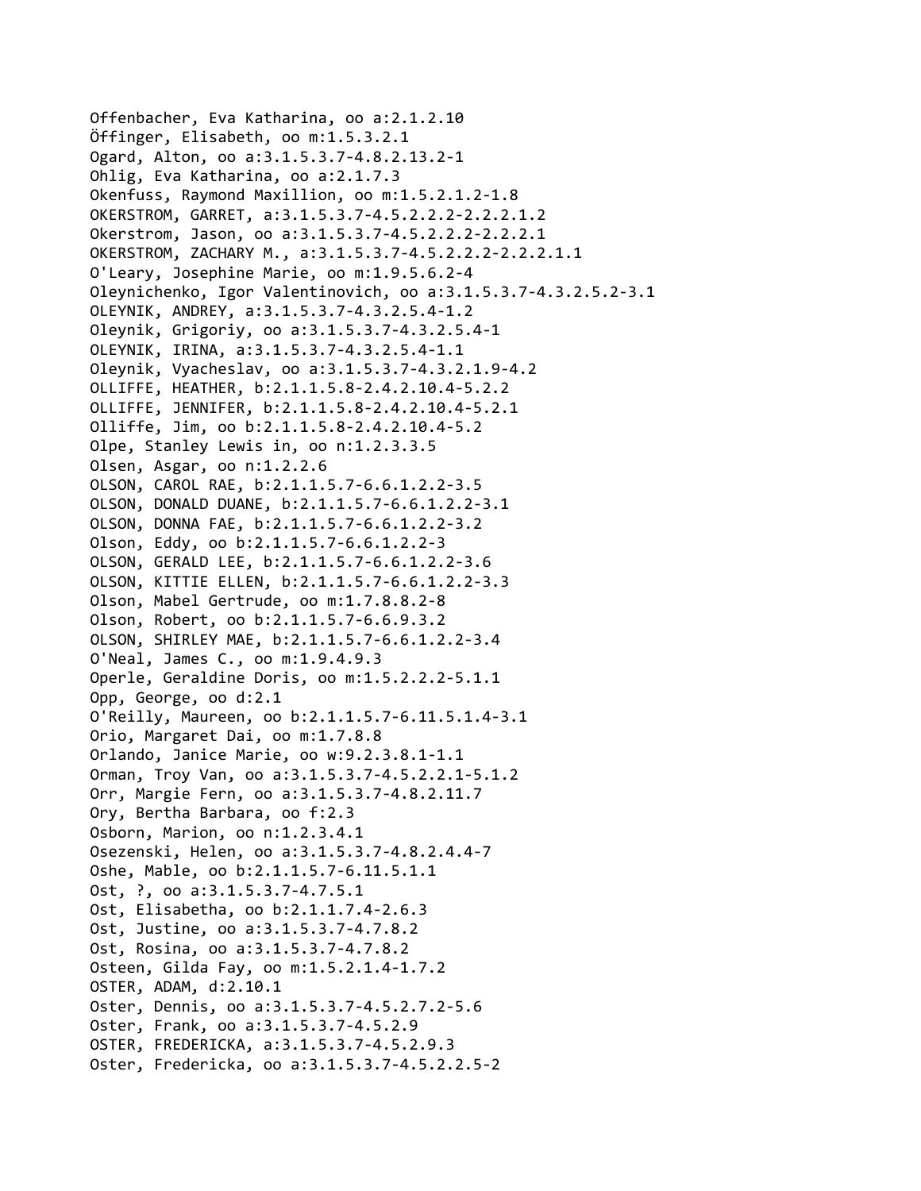Offenbacher, Eva Katharina, oo a:2.1.2.10
Öffinger, Elisabeth, oo m:1.5.3.2.1
Ogard, Alton, oo a:3.1.5.3.7-4.8.2.13.2-1
Ohlig, Eva Katharina, oo a:2.1.7.3
Okenfuss, Raymond Maxillion, oo m:1.5.2.1.2-1.8
OKERSTROM, GARRET, a:3.1.5.3.7-4.5.2.2.2-2.2.2.1.2
Okerstrom, Jason, oo a:3.1.5.3.7-4.5.2.2.2-2.2.2.1
OKERSTROM, ZACHARY M., a:3.1.5.3.7-4.5.2.2.2-2.2.2.1.1
O'Leary, Josephine Marie, oo m:1.9.5.6.2-4
Oleynichenko, Igor Valentinovich, oo a:3.1.5.3.7-4.3.2.5.2-3.1
OLEYNIK, ANDREY, a:3.1.5.3.7-4.3.2.5.4-1.2
Oleynik, Grigoriy, oo a:3.1.5.3.7-4.3.2.5.4-1
OLEYNIK, IRINA, a:3.1.5.3.7-4.3.2.5.4-1.1
Oleynik, Vyacheslav, oo a:3.1.5.3.7-4.3.2.1.9-4.2
OLLIFFE, HEATHER, b:2.1.1.5.8-2.4.2.10.4-5.2.2
OLLIFFE, JENNIFER, b:2.1.1.5.8-2.4.2.10.4-5.2.1
Olliffe, Jim, oo b:2.1.1.5.8-2.4.2.10.4-5.2
Olpe, Stanley Lewis in, oo n:1.2.3.3.5
Olsen, Asgar, oo n:1.2.2.6
OLSON, CAROL RAE, b:2.1.1.5.7-6.6.1.2.2-3.5
OLSON, DONALD DUANE, b:2.1.1.5.7-6.6.1.2.2-3.1
OLSON, DONNA FAE, b:2.1.1.5.7-6.6.1.2.2-3.2
Olson, Eddy, oo b:2.1.1.5.7-6.6.1.2.2-3
OLSON, GERALD LEE, b:2.1.1.5.7-6.6.1.2.2-3.6
OLSON, KITTIE ELLEN, b:2.1.1.5.7-6.6.1.2.2-3.3
Olson, Mabel Gertrude, oo m:1.7.8.8.2-8
Olson, Robert, oo b:2.1.1.5.7-6.6.9.3.2
OLSON, SHIRLEY MAE, b:2.1.1.5.7-6.6.1.2.2-3.4
O'Neal, James C., oo m:1.9.4.9.3
Operle, Geraldine Doris, oo m:1.5.2.2.2-5.1.1
Opp, George, oo d:2.1
O'Reilly, Maureen, oo b:2.1.1.5.7-6.11.5.1.4-3.1
Orio, Margaret Dai, oo m:1.7.8.8
Orlando, Janice Marie, oo w:9.2.3.8.1-1.1
Orman, Troy Van, oo a:3.1.5.3.7-4.5.2.2.1-5.1.2
Orr, Margie Fern, oo a:3.1.5.3.7-4.8.2.11.7
Ory, Bertha Barbara, oo f:2.3
Osborn, Marion, oo n:1.2.3.4.1
Osezenski, Helen, oo a:3.1.5.3.7-4.8.2.4.4-7
Oshe, Mable, oo b:2.1.1.5.7-6.11.5.1.1
Ost, ?, oo a:3.1.5.3.7-4.7.5.1
Ost, Elisabetha, oo b:2.1.1.7.4-2.6.3
Ost, Justine, oo a:3.1.5.3.7-4.7.8.2
Ost, Rosina, oo a:3.1.5.3.7-4.7.8.2
Osteen, Gilda Fay, oo m:1.5.2.1.4-1.7.2
OSTER, ADAM, d:2.10.1
Oster, Dennis, oo a:3.1.5.3.7-4.5.2.7.2-5.6
Oster, Frank, oo a:3.1.5.3.7-4.5.2.9
OSTER, FREDERICKA, a:3.1.5.3.7-4.5.2.9.3
Oster, Fredericka, oo a:3.1.5.3.7-4.5.2.2.5-2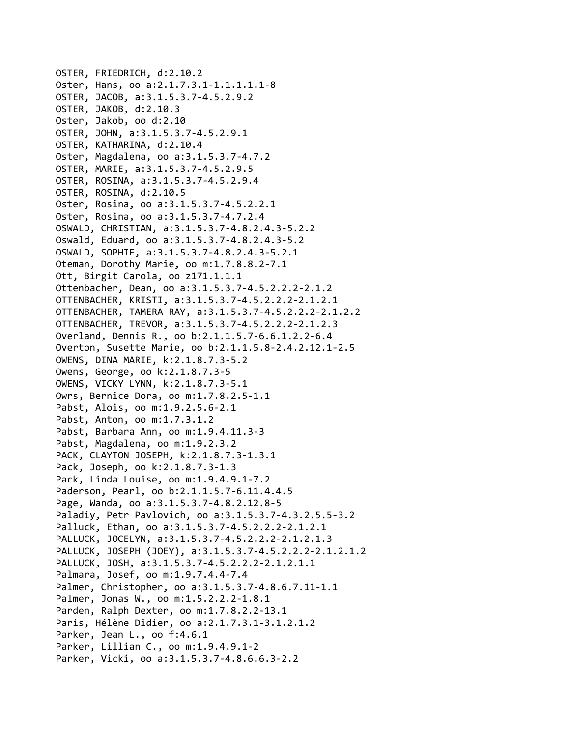OSTER, FRIEDRICH, d:2.10.2
Oster, Hans, oo a:2.1.7.3.1-1.1.1.1.1-8
OSTER, JACOB, a:3.1.5.3.7-4.5.2.9.2
OSTER, JAKOB, d:2.10.3
Oster, Jakob, oo d:2.10
OSTER, JOHN, a:3.1.5.3.7-4.5.2.9.1
OSTER, KATHARINA, d:2.10.4
Oster, Magdalena, oo a:3.1.5.3.7-4.7.2
OSTER, MARIE, a:3.1.5.3.7-4.5.2.9.5
OSTER, ROSINA, a:3.1.5.3.7-4.5.2.9.4
OSTER, ROSINA, d:2.10.5
Oster, Rosina, oo a:3.1.5.3.7-4.5.2.2.1
Oster, Rosina, oo a:3.1.5.3.7-4.7.2.4
OSWALD, CHRISTIAN, a:3.1.5.3.7-4.8.2.4.3-5.2.2
Oswald, Eduard, oo a:3.1.5.3.7-4.8.2.4.3-5.2
OSWALD, SOPHIE, a:3.1.5.3.7-4.8.2.4.3-5.2.1
Oteman, Dorothy Marie, oo m:1.7.8.8.2-7.1
Ott, Birgit Carola, oo z171.1.1.1
Ottenbacher, Dean, oo a:3.1.5.3.7-4.5.2.2.2-2.1.2
OTTENBACHER, KRISTI, a:3.1.5.3.7-4.5.2.2.2-2.1.2.1
OTTENBACHER, TAMERA RAY, a:3.1.5.3.7-4.5.2.2.2-2.1.2.2
OTTENBACHER, TREVOR, a:3.1.5.3.7-4.5.2.2.2-2.1.2.3
Overland, Dennis R., oo b:2.1.1.5.7-6.6.1.2.2-6.4
Overton, Susette Marie, oo b:2.1.1.5.8-2.4.2.12.1-2.5
OWENS, DINA MARIE, k:2.1.8.7.3-5.2
Owens, George, oo k:2.1.8.7.3-5
OWENS, VICKY LYNN, k:2.1.8.7.3-5.1
Owrs, Bernice Dora, oo m:1.7.8.2.5-1.1
Pabst, Alois, oo m:1.9.2.5.6-2.1
Pabst, Anton, oo m:1.7.3.1.2
Pabst, Barbara Ann, oo m:1.9.4.11.3-3
Pabst, Magdalena, oo m:1.9.2.3.2
PACK, CLAYTON JOSEPH, k:2.1.8.7.3-1.3.1
Pack, Joseph, oo k:2.1.8.7.3-1.3
Pack, Linda Louise, oo m:1.9.4.9.1-7.2
Paderson, Pearl, oo b:2.1.1.5.7-6.11.4.4.5
Page, Wanda, oo a:3.1.5.3.7-4.8.2.12.8-5
Paladiy, Petr Pavlovich, oo a:3.1.5.3.7-4.3.2.5.5-3.2
Palluck, Ethan, oo a:3.1.5.3.7-4.5.2.2.2-2.1.2.1
PALLUCK, JOCELYN, a:3.1.5.3.7-4.5.2.2.2-2.1.2.1.3
PALLUCK, JOSEPH (JOEY), a:3.1.5.3.7-4.5.2.2.2-2.1.2.1.2
PALLUCK, JOSH, a:3.1.5.3.7-4.5.2.2.2-2.1.2.1.1
Palmara, Josef, oo m:1.9.7.4.4-7.4
Palmer, Christopher, oo a:3.1.5.3.7-4.8.6.7.11-1.1
Palmer, Jonas W., oo m:1.5.2.2.2-1.8.1
Parden, Ralph Dexter, oo m:1.7.8.2.2-13.1
Paris, Hélène Didier, oo a:2.1.7.3.1-3.1.2.1.2
Parker, Jean L., oo f:4.6.1
Parker, Lillian C., oo m:1.9.4.9.1-2
Parker, Vicki, oo a:3.1.5.3.7-4.8.6.6.3-2.2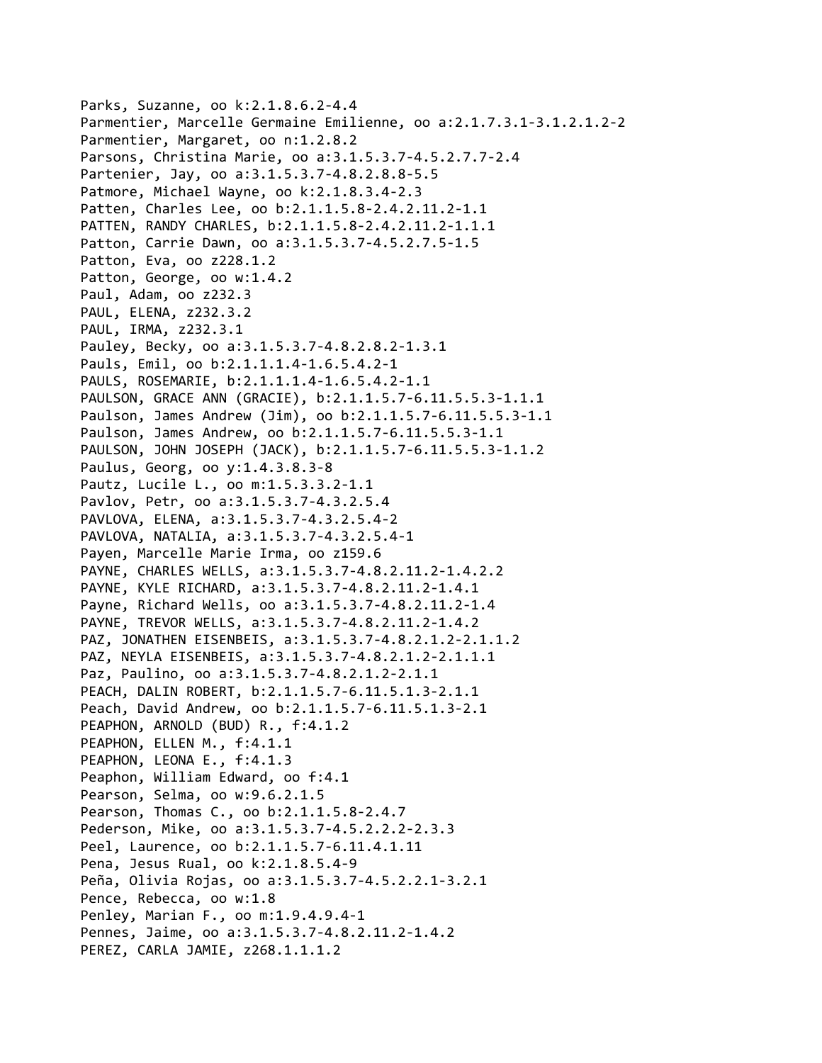Parks, Suzanne, oo k:2.1.8.6.2-4.4
Parmentier, Marcelle Germaine Emilienne, oo a:2.1.7.3.1-3.1.2.1.2-2
Parmentier, Margaret, oo n:1.2.8.2
Parsons, Christina Marie, oo a:3.1.5.3.7-4.5.2.7.7-2.4
Partenier, Jay, oo a:3.1.5.3.7-4.8.2.8.8-5.5
Patmore, Michael Wayne, oo k:2.1.8.3.4-2.3
Patten, Charles Lee, oo b:2.1.1.5.8-2.4.2.11.2-1.1
PATTEN, RANDY CHARLES, b:2.1.1.5.8-2.4.2.11.2-1.1.1
Patton, Carrie Dawn, oo a:3.1.5.3.7-4.5.2.7.5-1.5
Patton, Eva, oo z228.1.2
Patton, George, oo w:1.4.2
Paul, Adam, oo z232.3
PAUL, ELENA, z232.3.2
PAUL, IRMA, z232.3.1
Pauley, Becky, oo a:3.1.5.3.7-4.8.2.8.2-1.3.1
Pauls, Emil, oo b:2.1.1.1.4-1.6.5.4.2-1
PAULS, ROSEMARIE, b:2.1.1.1.4-1.6.5.4.2-1.1
PAULSON, GRACE ANN (GRACIE), b:2.1.1.5.7-6.11.5.5.3-1.1.1
Paulson, James Andrew (Jim), oo b:2.1.1.5.7-6.11.5.5.3-1.1
Paulson, James Andrew, oo b:2.1.1.5.7-6.11.5.5.3-1.1
PAULSON, JOHN JOSEPH (JACK), b:2.1.1.5.7-6.11.5.5.3-1.1.2
Paulus, Georg, oo y:1.4.3.8.3-8
Pautz, Lucile L., oo m:1.5.3.3.2-1.1
Pavlov, Petr, oo a:3.1.5.3.7-4.3.2.5.4
PAVLOVA, ELENA, a:3.1.5.3.7-4.3.2.5.4-2
PAVLOVA, NATALIA, a:3.1.5.3.7-4.3.2.5.4-1
Payen, Marcelle Marie Irma, oo z159.6
PAYNE, CHARLES WELLS, a:3.1.5.3.7-4.8.2.11.2-1.4.2.2
PAYNE, KYLE RICHARD, a:3.1.5.3.7-4.8.2.11.2-1.4.1
Payne, Richard Wells, oo a:3.1.5.3.7-4.8.2.11.2-1.4
PAYNE, TREVOR WELLS, a:3.1.5.3.7-4.8.2.11.2-1.4.2
PAZ, JONATHEN EISENBEIS, a:3.1.5.3.7-4.8.2.1.2-2.1.1.2
PAZ, NEYLA EISENBEIS, a:3.1.5.3.7-4.8.2.1.2-2.1.1.1
Paz, Paulino, oo a:3.1.5.3.7-4.8.2.1.2-2.1.1
PEACH, DALIN ROBERT, b:2.1.1.5.7-6.11.5.1.3-2.1.1
Peach, David Andrew, oo b:2.1.1.5.7-6.11.5.1.3-2.1
PEAPHON, ARNOLD (BUD) R., f:4.1.2
PEAPHON, ELLEN M., f:4.1.1
PEAPHON, LEONA E., f:4.1.3
Peaphon, William Edward, oo f:4.1
Pearson, Selma, oo w:9.6.2.1.5
Pearson, Thomas C., oo b:2.1.1.5.8-2.4.7
Pederson, Mike, oo a:3.1.5.3.7-4.5.2.2.2-2.3.3
Peel, Laurence, oo b:2.1.1.5.7-6.11.4.1.11
Pena, Jesus Rual, oo k:2.1.8.5.4-9
Peña, Olivia Rojas, oo a:3.1.5.3.7-4.5.2.2.1-3.2.1
Pence, Rebecca, oo w:1.8
Penley, Marian F., oo m:1.9.4.9.4-1
Pennes, Jaime, oo a:3.1.5.3.7-4.8.2.11.2-1.4.2
PEREZ, CARLA JAMIE, z268.1.1.1.2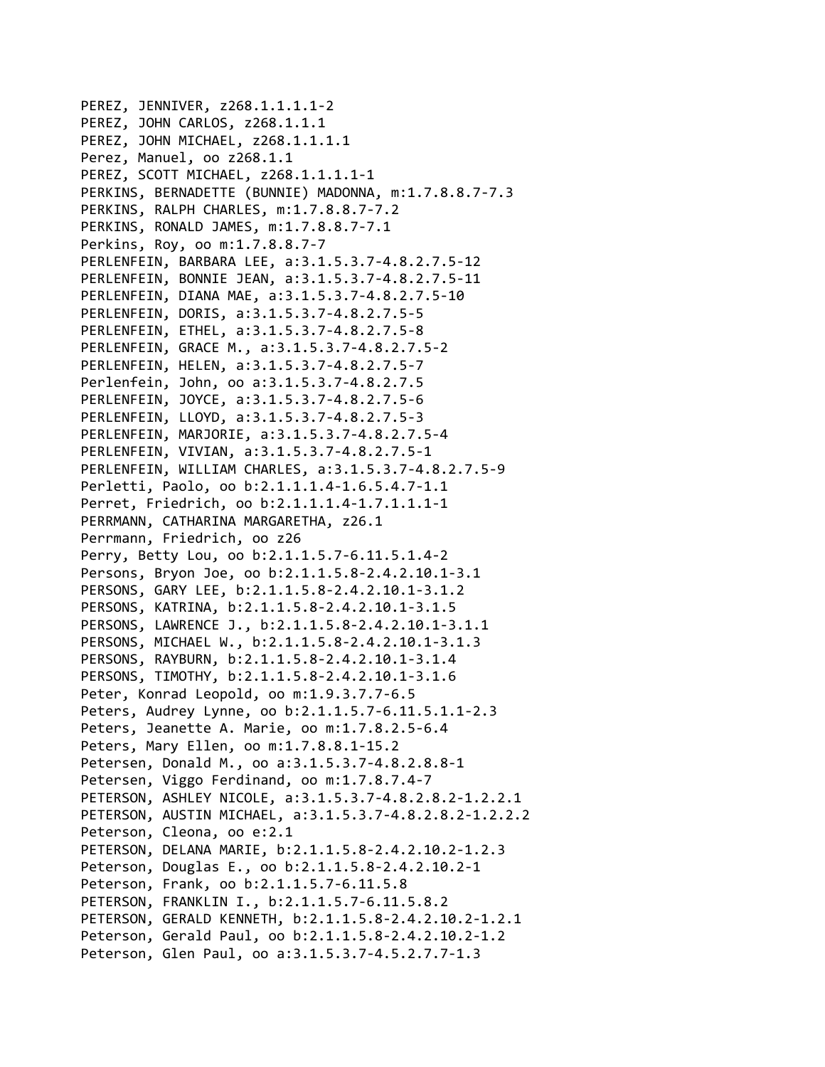PEREZ, JENNIVER, z268.1.1.1.1-2
PEREZ, JOHN CARLOS, z268.1.1.1
PEREZ, JOHN MICHAEL, z268.1.1.1.1
Perez, Manuel, oo z268.1.1
PEREZ, SCOTT MICHAEL, z268.1.1.1.1-1
PERKINS, BERNADETTE (BUNNIE) MADONNA, m:1.7.8.8.7-7.3
PERKINS, RALPH CHARLES, m:1.7.8.8.7-7.2
PERKINS, RONALD JAMES, m:1.7.8.8.7-7.1
Perkins, Roy, oo m:1.7.8.8.7-7
PERLENFEIN, BARBARA LEE, a:3.1.5.3.7-4.8.2.7.5-12
PERLENFEIN, BONNIE JEAN, a:3.1.5.3.7-4.8.2.7.5-11
PERLENFEIN, DIANA MAE, a:3.1.5.3.7-4.8.2.7.5-10
PERLENFEIN, DORIS, a:3.1.5.3.7-4.8.2.7.5-5
PERLENFEIN, ETHEL, a:3.1.5.3.7-4.8.2.7.5-8
PERLENFEIN, GRACE M., a:3.1.5.3.7-4.8.2.7.5-2
PERLENFEIN, HELEN, a:3.1.5.3.7-4.8.2.7.5-7
Perlenfein, John, oo a:3.1.5.3.7-4.8.2.7.5
PERLENFEIN, JOYCE, a:3.1.5.3.7-4.8.2.7.5-6
PERLENFEIN, LLOYD, a:3.1.5.3.7-4.8.2.7.5-3
PERLENFEIN, MARJORIE, a:3.1.5.3.7-4.8.2.7.5-4
PERLENFEIN, VIVIAN, a:3.1.5.3.7-4.8.2.7.5-1
PERLENFEIN, WILLIAM CHARLES, a:3.1.5.3.7-4.8.2.7.5-9
Perletti, Paolo, oo b:2.1.1.1.4-1.6.5.4.7-1.1
Perret, Friedrich, oo b:2.1.1.1.4-1.7.1.1.1-1
PERRMANN, CATHARINA MARGARETHA, z26.1
Perrmann, Friedrich, oo z26
Perry, Betty Lou, oo b:2.1.1.5.7-6.11.5.1.4-2
Persons, Bryon Joe, oo b:2.1.1.5.8-2.4.2.10.1-3.1
PERSONS, GARY LEE, b:2.1.1.5.8-2.4.2.10.1-3.1.2
PERSONS, KATRINA, b:2.1.1.5.8-2.4.2.10.1-3.1.5
PERSONS, LAWRENCE J., b:2.1.1.5.8-2.4.2.10.1-3.1.1
PERSONS, MICHAEL W., b:2.1.1.5.8-2.4.2.10.1-3.1.3
PERSONS, RAYBURN, b:2.1.1.5.8-2.4.2.10.1-3.1.4
PERSONS, TIMOTHY, b:2.1.1.5.8-2.4.2.10.1-3.1.6
Peter, Konrad Leopold, oo m:1.9.3.7.7-6.5
Peters, Audrey Lynne, oo b:2.1.1.5.7-6.11.5.1.1-2.3
Peters, Jeanette A. Marie, oo m:1.7.8.2.5-6.4
Peters, Mary Ellen, oo m:1.7.8.8.1-15.2
Petersen, Donald M., oo a:3.1.5.3.7-4.8.2.8.8-1
Petersen, Viggo Ferdinand, oo m:1.7.8.7.4-7
PETERSON, ASHLEY NICOLE, a:3.1.5.3.7-4.8.2.8.2-1.2.2.1
PETERSON, AUSTIN MICHAEL, a:3.1.5.3.7-4.8.2.8.2-1.2.2.2
Peterson, Cleona, oo e:2.1
PETERSON, DELANA MARIE, b:2.1.1.5.8-2.4.2.10.2-1.2.3
Peterson, Douglas E., oo b:2.1.1.5.8-2.4.2.10.2-1
Peterson, Frank, oo b:2.1.1.5.7-6.11.5.8
PETERSON, FRANKLIN I., b:2.1.1.5.7-6.11.5.8.2
PETERSON, GERALD KENNETH, b:2.1.1.5.8-2.4.2.10.2-1.2.1
Peterson, Gerald Paul, oo b:2.1.1.5.8-2.4.2.10.2-1.2
Peterson, Glen Paul, oo a:3.1.5.3.7-4.5.2.7.7-1.3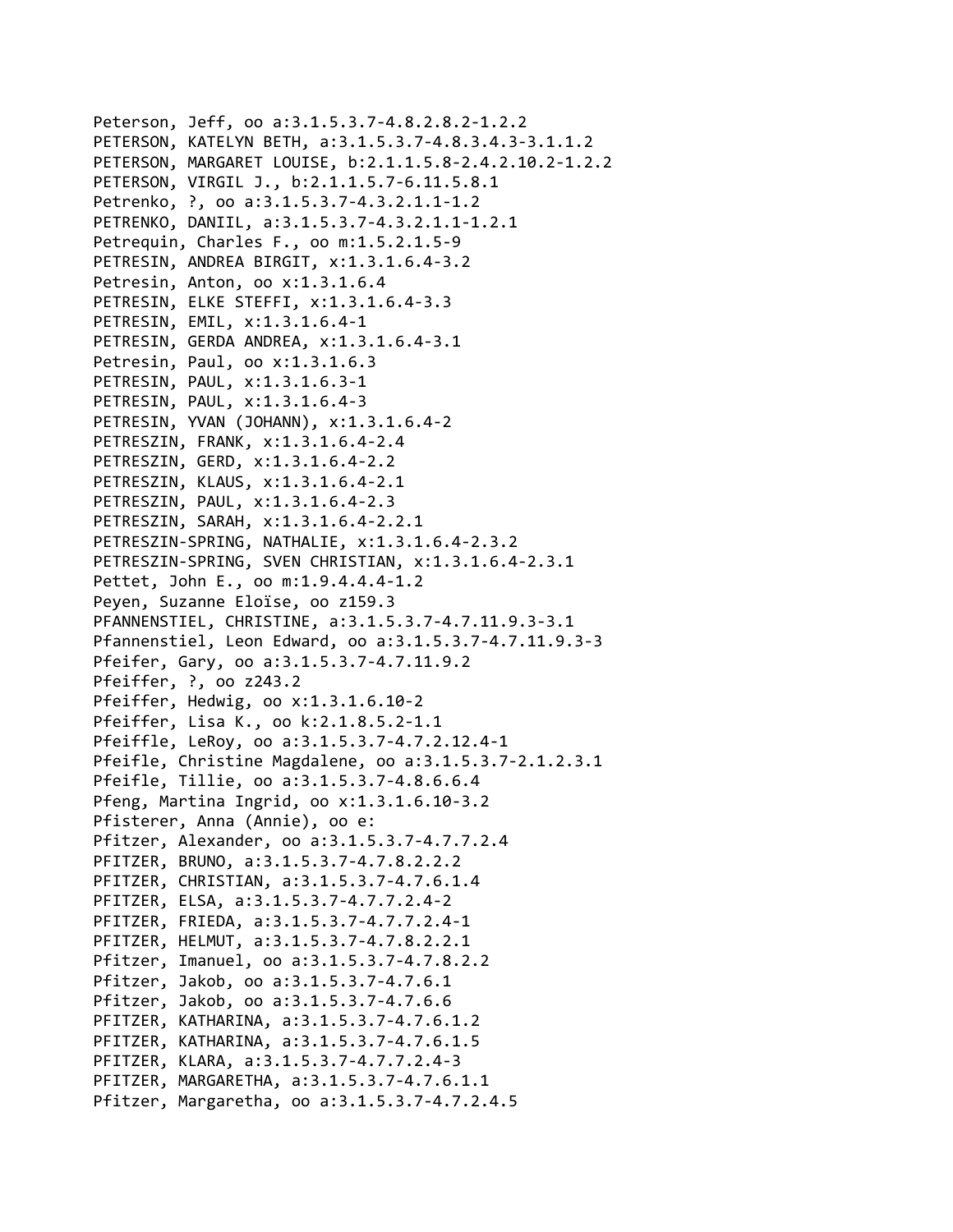Peterson, Jeff, oo a:3.1.5.3.7-4.8.2.8.2-1.2.2
PETERSON, KATELYN BETH, a:3.1.5.3.7-4.8.3.4.3-3.1.1.2
PETERSON, MARGARET LOUISE, b:2.1.1.5.8-2.4.2.10.2-1.2.2
PETERSON, VIRGIL J., b:2.1.1.5.7-6.11.5.8.1
Petrenko, ?, oo a:3.1.5.3.7-4.3.2.1.1-1.2
PETRENKO, DANIIL, a:3.1.5.3.7-4.3.2.1.1-1.2.1
Petrequin, Charles F., oo m:1.5.2.1.5-9
PETRESIN, ANDREA BIRGIT, x:1.3.1.6.4-3.2
Petresin, Anton, oo x:1.3.1.6.4
PETRESIN, ELKE STEFFI, x:1.3.1.6.4-3.3
PETRESIN, EMIL, x:1.3.1.6.4-1
PETRESIN, GERDA ANDREA, x:1.3.1.6.4-3.1
Petresin, Paul, oo x:1.3.1.6.3
PETRESIN, PAUL, x:1.3.1.6.3-1
PETRESIN, PAUL, x:1.3.1.6.4-3
PETRESIN, YVAN (JOHANN), x:1.3.1.6.4-2
PETRESZIN, FRANK, x:1.3.1.6.4-2.4
PETRESZIN, GERD, x:1.3.1.6.4-2.2
PETRESZIN, KLAUS, x:1.3.1.6.4-2.1
PETRESZIN, PAUL, x:1.3.1.6.4-2.3
PETRESZIN, SARAH, x:1.3.1.6.4-2.2.1
PETRESZIN-SPRING, NATHALIE, x:1.3.1.6.4-2.3.2
PETRESZIN-SPRING, SVEN CHRISTIAN, x:1.3.1.6.4-2.3.1
Pettet, John E., oo m:1.9.4.4.4-1.2
Peyen, Suzanne Eloïse, oo z159.3
PFANNENSTIEL, CHRISTINE, a:3.1.5.3.7-4.7.11.9.3-3.1
Pfannenstiel, Leon Edward, oo a:3.1.5.3.7-4.7.11.9.3-3
Pfeifer, Gary, oo a:3.1.5.3.7-4.7.11.9.2
Pfeiffer, ?, oo z243.2
Pfeiffer, Hedwig, oo x:1.3.1.6.10-2
Pfeiffer, Lisa K., oo k:2.1.8.5.2-1.1
Pfeiffle, LeRoy, oo a:3.1.5.3.7-4.7.2.12.4-1
Pfeifle, Christine Magdalene, oo a:3.1.5.3.7-2.1.2.3.1
Pfeifle, Tillie, oo a:3.1.5.3.7-4.8.6.6.4
Pfeng, Martina Ingrid, oo x:1.3.1.6.10-3.2
Pfisterer, Anna (Annie), oo e:
Pfitzer, Alexander, oo a:3.1.5.3.7-4.7.7.2.4
PFITZER, BRUNO, a:3.1.5.3.7-4.7.8.2.2.2
PFITZER, CHRISTIAN, a:3.1.5.3.7-4.7.6.1.4
PFITZER, ELSA, a:3.1.5.3.7-4.7.7.2.4-2
PFITZER, FRIEDA, a:3.1.5.3.7-4.7.7.2.4-1
PFITZER, HELMUT, a:3.1.5.3.7-4.7.8.2.2.1
Pfitzer, Imanuel, oo a:3.1.5.3.7-4.7.8.2.2
Pfitzer, Jakob, oo a:3.1.5.3.7-4.7.6.1
Pfitzer, Jakob, oo a:3.1.5.3.7-4.7.6.6
PFITZER, KATHARINA, a:3.1.5.3.7-4.7.6.1.2
PFITZER, KATHARINA, a:3.1.5.3.7-4.7.6.1.5
PFITZER, KLARA, a:3.1.5.3.7-4.7.7.2.4-3
PFITZER, MARGARETHA, a:3.1.5.3.7-4.7.6.1.1
Pfitzer, Margaretha, oo a:3.1.5.3.7-4.7.2.4.5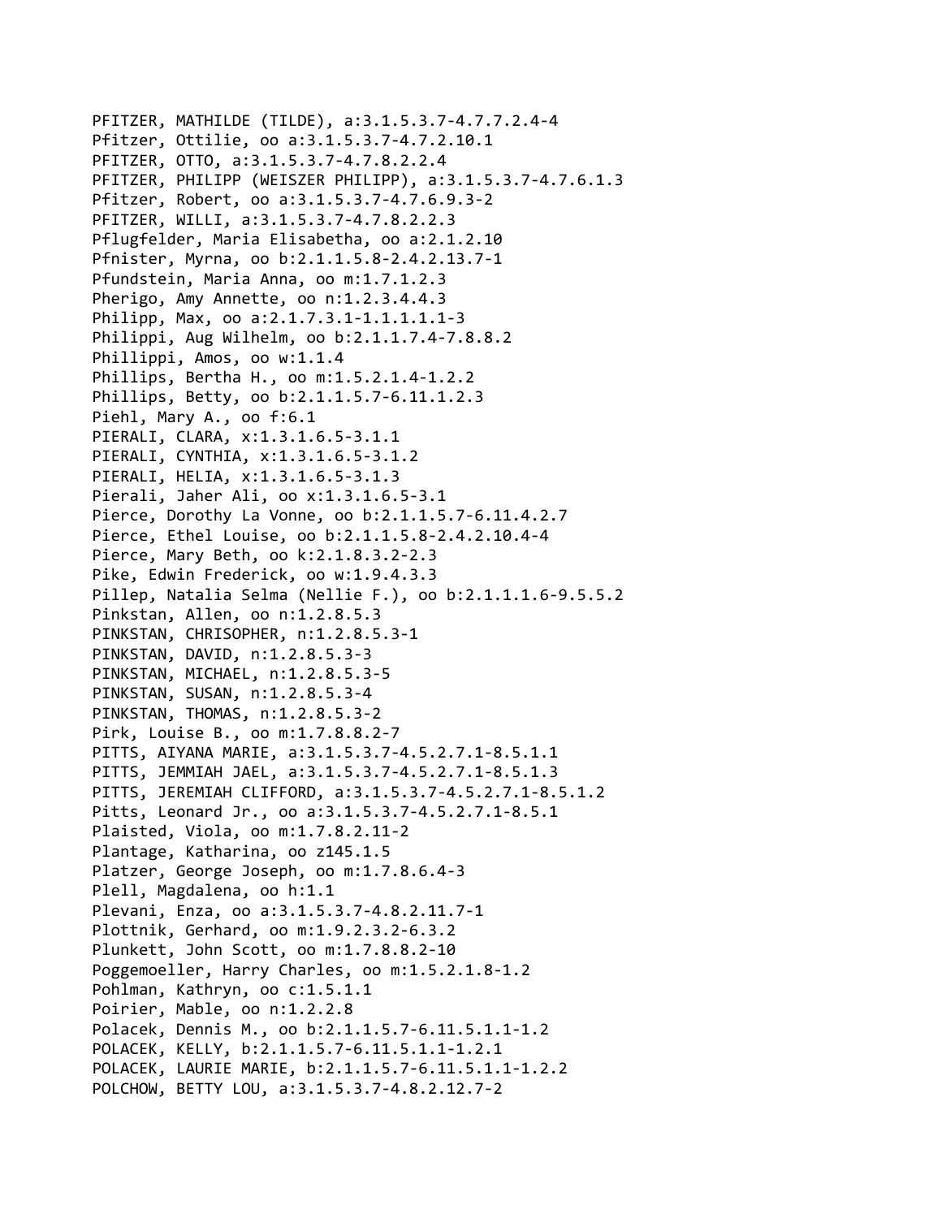PFITZER, MATHILDE (TILDE), a:3.1.5.3.7-4.7.7.2.4-4
Pfitzer, Ottilie, oo a:3.1.5.3.7-4.7.2.10.1
PFITZER, OTTO, a:3.1.5.3.7-4.7.8.2.2.4
PFITZER, PHILIPP (WEISZER PHILIPP), a:3.1.5.3.7-4.7.6.1.3
Pfitzer, Robert, oo a:3.1.5.3.7-4.7.6.9.3-2
PFITZER, WILLI, a:3.1.5.3.7-4.7.8.2.2.3
Pflugfelder, Maria Elisabetha, oo a:2.1.2.10
Pfnister, Myrna, oo b:2.1.1.5.8-2.4.2.13.7-1
Pfundstein, Maria Anna, oo m:1.7.1.2.3
Pherigo, Amy Annette, oo n:1.2.3.4.4.3
Philipp, Max, oo a:2.1.7.3.1-1.1.1.1.1-3
Philippi, Aug Wilhelm, oo b:2.1.1.7.4-7.8.8.2
Phillippi, Amos, oo w:1.1.4
Phillips, Bertha H., oo m:1.5.2.1.4-1.2.2
Phillips, Betty, oo b:2.1.1.5.7-6.11.1.2.3
Piehl, Mary A., oo f:6.1
PIERALI, CLARA, x:1.3.1.6.5-3.1.1
PIERALI, CYNTHIA, x:1.3.1.6.5-3.1.2
PIERALI, HELIA, x:1.3.1.6.5-3.1.3
Pierali, Jaher Ali, oo x:1.3.1.6.5-3.1
Pierce, Dorothy La Vonne, oo b:2.1.1.5.7-6.11.4.2.7
Pierce, Ethel Louise, oo b:2.1.1.5.8-2.4.2.10.4-4
Pierce, Mary Beth, oo k:2.1.8.3.2-2.3
Pike, Edwin Frederick, oo w:1.9.4.3.3
Pillep, Natalia Selma (Nellie F.), oo b:2.1.1.1.6-9.5.5.2
Pinkstan, Allen, oo n:1.2.8.5.3
PINKSTAN, CHRISOPHER, n:1.2.8.5.3-1
PINKSTAN, DAVID, n:1.2.8.5.3-3
PINKSTAN, MICHAEL, n:1.2.8.5.3-5
PINKSTAN, SUSAN, n:1.2.8.5.3-4
PINKSTAN, THOMAS, n:1.2.8.5.3-2
Pirk, Louise B., oo m:1.7.8.8.2-7
PITTS, AIYANA MARIE, a:3.1.5.3.7-4.5.2.7.1-8.5.1.1
PITTS, JEMMIAH JAEL, a:3.1.5.3.7-4.5.2.7.1-8.5.1.3
PITTS, JEREMIAH CLIFFORD, a:3.1.5.3.7-4.5.2.7.1-8.5.1.2
Pitts, Leonard Jr., oo a:3.1.5.3.7-4.5.2.7.1-8.5.1
Plaisted, Viola, oo m:1.7.8.2.11-2
Plantage, Katharina, oo z145.1.5
Platzer, George Joseph, oo m:1.7.8.6.4-3
Plell, Magdalena, oo h:1.1
Plevani, Enza, oo a:3.1.5.3.7-4.8.2.11.7-1
Plottnik, Gerhard, oo m:1.9.2.3.2-6.3.2
Plunkett, John Scott, oo m:1.7.8.8.2-10
Poggemoeller, Harry Charles, oo m:1.5.2.1.8-1.2
Pohlman, Kathryn, oo c:1.5.1.1
Poirier, Mable, oo n:1.2.2.8
Polacek, Dennis M., oo b:2.1.1.5.7-6.11.5.1.1-1.2
POLACEK, KELLY, b:2.1.1.5.7-6.11.5.1.1-1.2.1
POLACEK, LAURIE MARIE, b:2.1.1.5.7-6.11.5.1.1-1.2.2
POLCHOW, BETTY LOU, a:3.1.5.3.7-4.8.2.12.7-2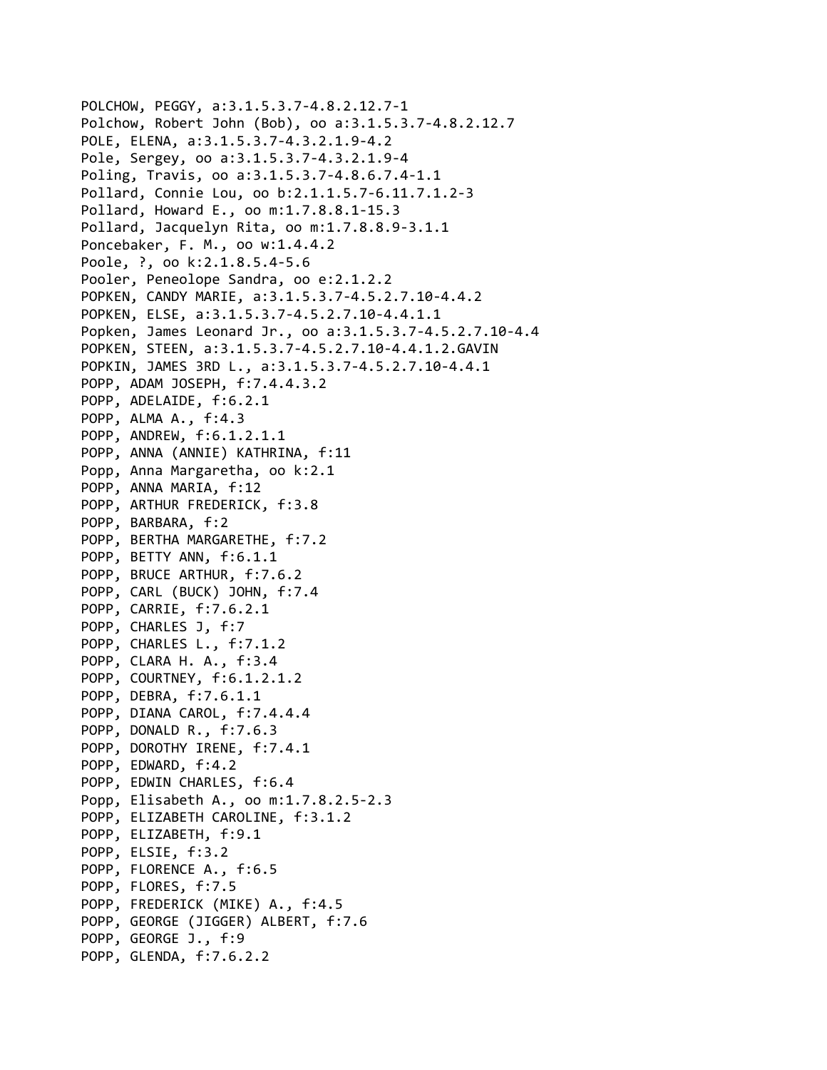POLCHOW, PEGGY, a:3.1.5.3.7-4.8.2.12.7-1
Polchow, Robert John (Bob), oo a:3.1.5.3.7-4.8.2.12.7
POLE, ELENA, a:3.1.5.3.7-4.3.2.1.9-4.2
Pole, Sergey, oo a:3.1.5.3.7-4.3.2.1.9-4
Poling, Travis, oo a:3.1.5.3.7-4.8.6.7.4-1.1
Pollard, Connie Lou, oo b:2.1.1.5.7-6.11.7.1.2-3
Pollard, Howard E., oo m:1.7.8.8.1-15.3
Pollard, Jacquelyn Rita, oo m:1.7.8.8.9-3.1.1
Poncebaker, F. M., oo w:1.4.4.2
Poole, ?, oo k:2.1.8.5.4-5.6
Pooler, Peneolope Sandra, oo e:2.1.2.2
POPKEN, CANDY MARIE, a:3.1.5.3.7-4.5.2.7.10-4.4.2
POPKEN, ELSE, a:3.1.5.3.7-4.5.2.7.10-4.4.1.1
Popken, James Leonard Jr., oo a:3.1.5.3.7-4.5.2.7.10-4.4
POPKEN, STEEN, a:3.1.5.3.7-4.5.2.7.10-4.4.1.2.GAVIN
POPKIN, JAMES 3RD L., a:3.1.5.3.7-4.5.2.7.10-4.4.1
POPP, ADAM JOSEPH, f:7.4.4.3.2
POPP, ADELAIDE, f:6.2.1
POPP, ALMA A., f:4.3
POPP, ANDREW, f:6.1.2.1.1
POPP, ANNA (ANNIE) KATHRINA, f:11
Popp, Anna Margaretha, oo k:2.1
POPP, ANNA MARIA, f:12
POPP, ARTHUR FREDERICK, f:3.8
POPP, BARBARA, f:2
POPP, BERTHA MARGARETHE, f:7.2
POPP, BETTY ANN, f:6.1.1
POPP, BRUCE ARTHUR, f:7.6.2
POPP, CARL (BUCK) JOHN, f:7.4
POPP, CARRIE, f:7.6.2.1
POPP, CHARLES J, f:7
POPP, CHARLES L., f:7.1.2
POPP, CLARA H. A., f:3.4
POPP, COURTNEY, f:6.1.2.1.2
POPP, DEBRA, f:7.6.1.1
POPP, DIANA CAROL, f:7.4.4.4
POPP, DONALD R., f:7.6.3
POPP, DOROTHY IRENE, f:7.4.1
POPP, EDWARD, f:4.2
POPP, EDWIN CHARLES, f:6.4
Popp, Elisabeth A., oo m:1.7.8.2.5-2.3
POPP, ELIZABETH CAROLINE, f:3.1.2
POPP, ELIZABETH, f:9.1
POPP, ELSIE, f:3.2
POPP, FLORENCE A., f:6.5
POPP, FLORES, f:7.5
POPP, FREDERICK (MIKE) A., f:4.5
POPP, GEORGE (JIGGER) ALBERT, f:7.6
POPP, GEORGE J., f:9
POPP, GLENDA, f:7.6.2.2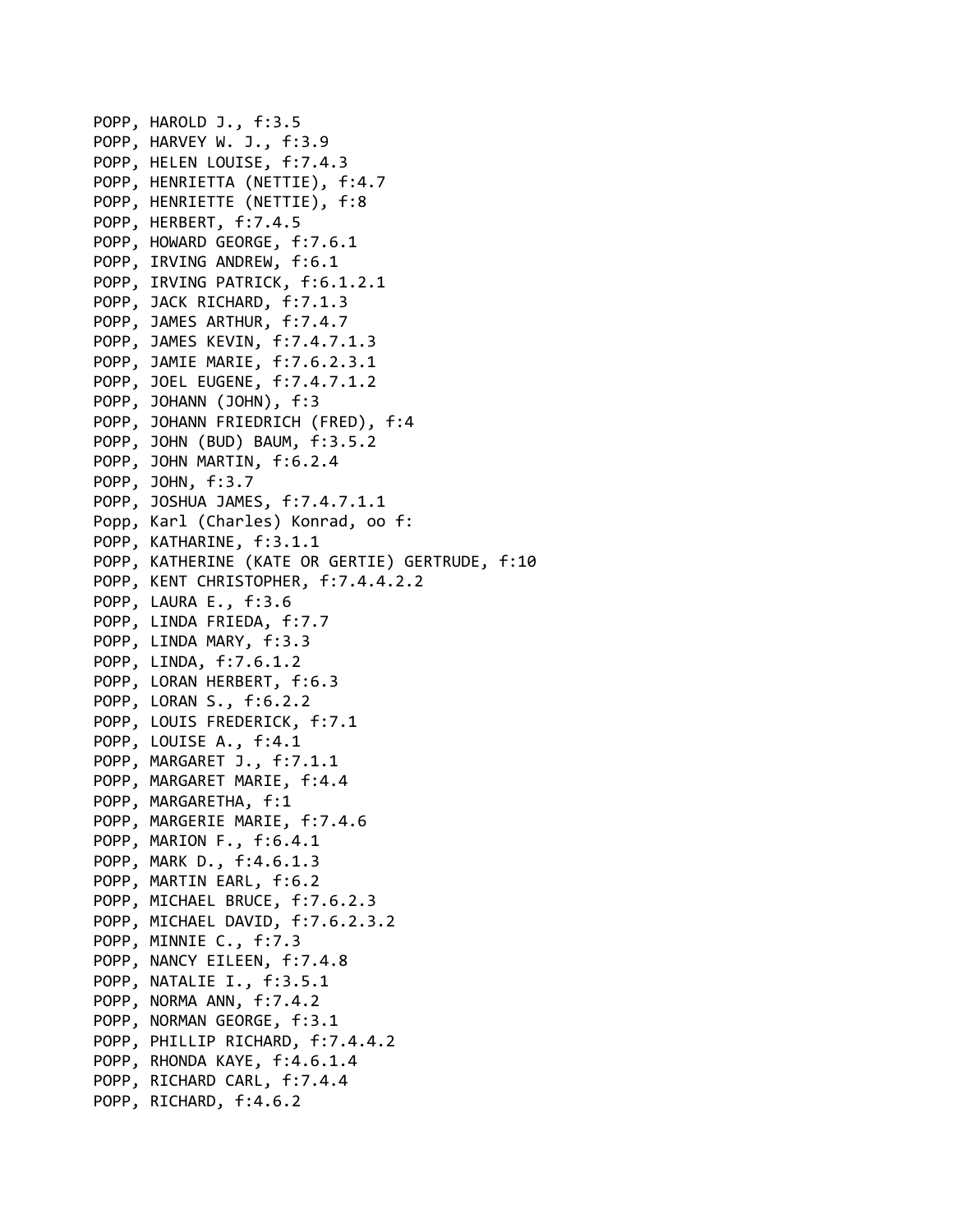POPP, HAROLD J., f:3.5
POPP, HARVEY W. J., f:3.9
POPP, HELEN LOUISE, f:7.4.3
POPP, HENRIETTA (NETTIE), f:4.7
POPP, HENRIETTE (NETTIE), f:8
POPP, HERBERT, f:7.4.5
POPP, HOWARD GEORGE, f:7.6.1
POPP, IRVING ANDREW, f:6.1
POPP, IRVING PATRICK, f:6.1.2.1
POPP, JACK RICHARD, f:7.1.3
POPP, JAMES ARTHUR, f:7.4.7
POPP, JAMES KEVIN, f:7.4.7.1.3
POPP, JAMIE MARIE, f:7.6.2.3.1
POPP, JOEL EUGENE, f:7.4.7.1.2
POPP, JOHANN (JOHN), f:3
POPP, JOHANN FRIEDRICH (FRED), f:4
POPP, JOHN (BUD) BAUM, f:3.5.2
POPP, JOHN MARTIN, f:6.2.4
POPP, JOHN, f:3.7
POPP, JOSHUA JAMES, f:7.4.7.1.1
Popp, Karl (Charles) Konrad, oo f:
POPP, KATHARINE, f:3.1.1
POPP, KATHERINE (KATE OR GERTIE) GERTRUDE, f:10
POPP, KENT CHRISTOPHER, f:7.4.4.2.2
POPP, LAURA E., f:3.6
POPP, LINDA FRIEDA, f:7.7
POPP, LINDA MARY, f:3.3
POPP, LINDA, f:7.6.1.2
POPP, LORAN HERBERT, f:6.3
POPP, LORAN S., f:6.2.2
POPP, LOUIS FREDERICK, f:7.1
POPP, LOUISE A., f:4.1
POPP, MARGARET J., f:7.1.1
POPP, MARGARET MARIE, f:4.4
POPP, MARGARETHA, f:1
POPP, MARGERIE MARIE, f:7.4.6
POPP, MARION F., f:6.4.1
POPP, MARK D., f:4.6.1.3
POPP, MARTIN EARL, f:6.2
POPP, MICHAEL BRUCE, f:7.6.2.3
POPP, MICHAEL DAVID, f:7.6.2.3.2
POPP, MINNIE C., f:7.3
POPP, NANCY EILEEN, f:7.4.8
POPP, NATALIE I., f:3.5.1
POPP, NORMA ANN, f:7.4.2
POPP, NORMAN GEORGE, f:3.1
POPP, PHILLIP RICHARD, f:7.4.4.2
POPP, RHONDA KAYE, f:4.6.1.4
POPP, RICHARD CARL, f:7.4.4
POPP, RICHARD, f:4.6.2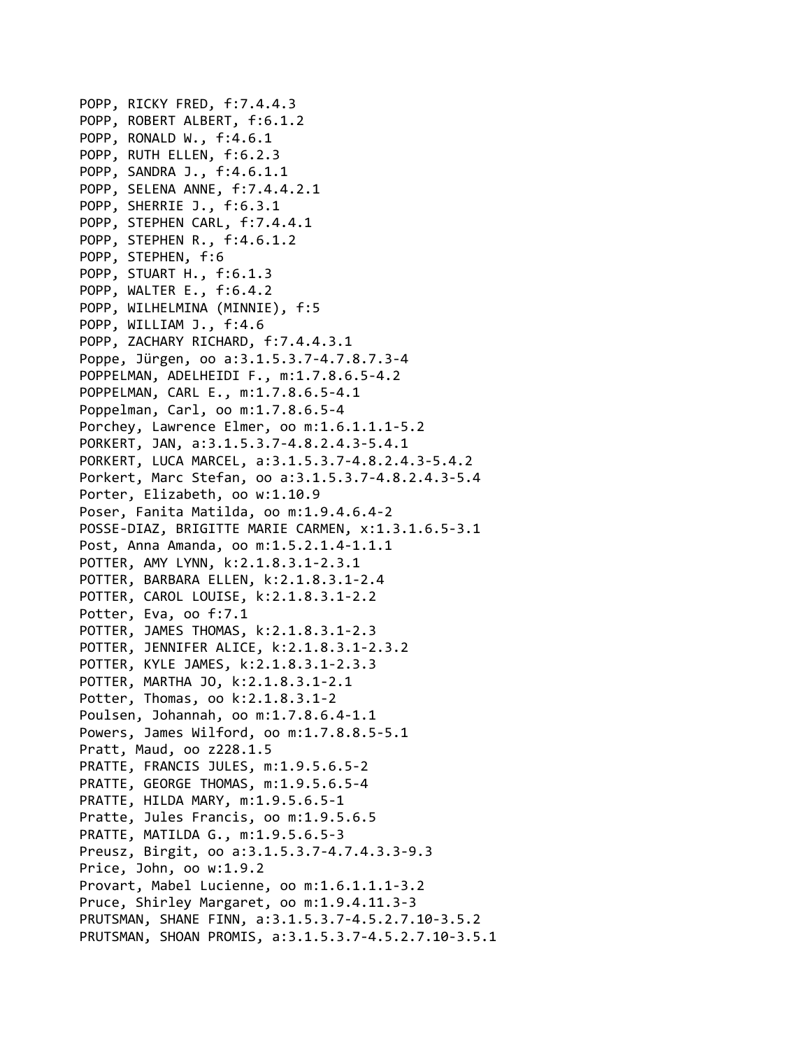POPP, RICKY FRED, f:7.4.4.3
POPP, ROBERT ALBERT, f:6.1.2
POPP, RONALD W., f:4.6.1
POPP, RUTH ELLEN, f:6.2.3
POPP, SANDRA J., f:4.6.1.1
POPP, SELENA ANNE, f:7.4.4.2.1
POPP, SHERRIE J., f:6.3.1
POPP, STEPHEN CARL, f:7.4.4.1
POPP, STEPHEN R., f:4.6.1.2
POPP, STEPHEN, f:6
POPP, STUART H., f:6.1.3
POPP, WALTER E., f:6.4.2
POPP, WILHELMINA (MINNIE), f:5
POPP, WILLIAM J., f:4.6
POPP, ZACHARY RICHARD, f:7.4.4.3.1
Poppe, Jürgen, oo a:3.1.5.3.7-4.7.8.7.3-4
POPPELMAN, ADELHEIDI F., m:1.7.8.6.5-4.2
POPPELMAN, CARL E., m:1.7.8.6.5-4.1
Poppelman, Carl, oo m:1.7.8.6.5-4
Porchey, Lawrence Elmer, oo m:1.6.1.1.1-5.2
PORKERT, JAN, a:3.1.5.3.7-4.8.2.4.3-5.4.1
PORKERT, LUCA MARCEL, a:3.1.5.3.7-4.8.2.4.3-5.4.2
Porkert, Marc Stefan, oo a:3.1.5.3.7-4.8.2.4.3-5.4
Porter, Elizabeth, oo w:1.10.9
Poser, Fanita Matilda, oo m:1.9.4.6.4-2
POSSE-DIAZ, BRIGITTE MARIE CARMEN, x:1.3.1.6.5-3.1
Post, Anna Amanda, oo m:1.5.2.1.4-1.1.1
POTTER, AMY LYNN, k:2.1.8.3.1-2.3.1
POTTER, BARBARA ELLEN, k:2.1.8.3.1-2.4
POTTER, CAROL LOUISE, k:2.1.8.3.1-2.2
Potter, Eva, oo f:7.1
POTTER, JAMES THOMAS, k:2.1.8.3.1-2.3
POTTER, JENNIFER ALICE, k:2.1.8.3.1-2.3.2
POTTER, KYLE JAMES, k:2.1.8.3.1-2.3.3
POTTER, MARTHA JO, k:2.1.8.3.1-2.1
Potter, Thomas, oo k:2.1.8.3.1-2
Poulsen, Johannah, oo m:1.7.8.6.4-1.1
Powers, James Wilford, oo m:1.7.8.8.5-5.1
Pratt, Maud, oo z228.1.5
PRATTE, FRANCIS JULES, m:1.9.5.6.5-2
PRATTE, GEORGE THOMAS, m:1.9.5.6.5-4
PRATTE, HILDA MARY, m:1.9.5.6.5-1
Pratte, Jules Francis, oo m:1.9.5.6.5
PRATTE, MATILDA G., m:1.9.5.6.5-3
Preusz, Birgit, oo a:3.1.5.3.7-4.7.4.3.3-9.3
Price, John, oo w:1.9.2
Provart, Mabel Lucienne, oo m:1.6.1.1.1-3.2
Pruce, Shirley Margaret, oo m:1.9.4.11.3-3
PRUTSMAN, SHANE FINN, a:3.1.5.3.7-4.5.2.7.10-3.5.2
PRUTSMAN, SHOAN PROMIS, a:3.1.5.3.7-4.5.2.7.10-3.5.1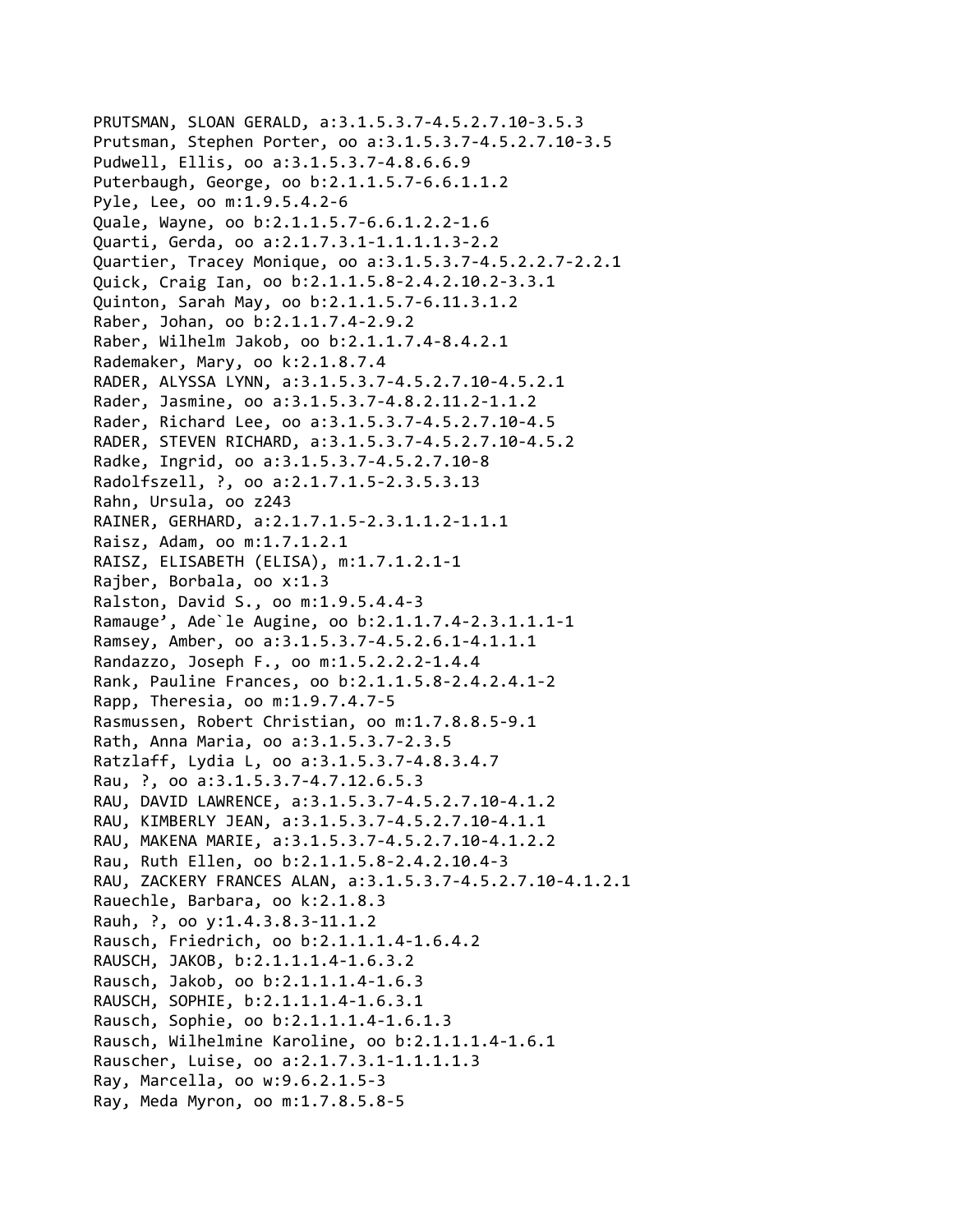PRUTSMAN, SLOAN GERALD, a:3.1.5.3.7-4.5.2.7.10-3.5.3
Prutsman, Stephen Porter, oo a:3.1.5.3.7-4.5.2.7.10-3.5
Pudwell, Ellis, oo a:3.1.5.3.7-4.8.6.6.9
Puterbaugh, George, oo b:2.1.1.5.7-6.6.1.1.2
Pyle, Lee, oo m:1.9.5.4.2-6
Quale, Wayne, oo b:2.1.1.5.7-6.6.1.2.2-1.6
Quarti, Gerda, oo a:2.1.7.3.1-1.1.1.1.3-2.2
Quartier, Tracey Monique, oo a:3.1.5.3.7-4.5.2.2.7-2.2.1
Quick, Craig Ian, oo b:2.1.1.5.8-2.4.2.10.2-3.3.1
Quinton, Sarah May, oo b:2.1.1.5.7-6.11.3.1.2
Raber, Johan, oo b:2.1.1.7.4-2.9.2
Raber, Wilhelm Jakob, oo b:2.1.1.7.4-8.4.2.1
Rademaker, Mary, oo k:2.1.8.7.4
RADER, ALYSSA LYNN, a:3.1.5.3.7-4.5.2.7.10-4.5.2.1
Rader, Jasmine, oo a:3.1.5.3.7-4.8.2.11.2-1.1.2
Rader, Richard Lee, oo a:3.1.5.3.7-4.5.2.7.10-4.5
RADER, STEVEN RICHARD, a:3.1.5.3.7-4.5.2.7.10-4.5.2
Radke, Ingrid, oo a:3.1.5.3.7-4.5.2.7.10-8
Radolfszell, ?, oo a:2.1.7.1.5-2.3.5.3.13
Rahn, Ursula, oo z243
RAINER, GERHARD, a:2.1.7.1.5-2.3.1.1.2-1.1.1
Raisz, Adam, oo m:1.7.1.2.1
RAISZ, ELISABETH (ELISA), m:1.7.1.2.1-1
Rajber, Borbala, oo x:1.3
Ralston, David S., oo m:1.9.5.4.4-3
Ramauge’, Ade`le Augine, oo b:2.1.1.7.4-2.3.1.1.1-1
Ramsey, Amber, oo a:3.1.5.3.7-4.5.2.6.1-4.1.1.1
Randazzo, Joseph F., oo m:1.5.2.2.2-1.4.4
Rank, Pauline Frances, oo b:2.1.1.5.8-2.4.2.4.1-2
Rapp, Theresia, oo m:1.9.7.4.7-5
Rasmussen, Robert Christian, oo m:1.7.8.8.5-9.1
Rath, Anna Maria, oo a:3.1.5.3.7-2.3.5
Ratzlaff, Lydia L, oo a:3.1.5.3.7-4.8.3.4.7
Rau, ?, oo a:3.1.5.3.7-4.7.12.6.5.3
RAU, DAVID LAWRENCE, a:3.1.5.3.7-4.5.2.7.10-4.1.2
RAU, KIMBERLY JEAN, a:3.1.5.3.7-4.5.2.7.10-4.1.1
RAU, MAKENA MARIE, a:3.1.5.3.7-4.5.2.7.10-4.1.2.2
Rau, Ruth Ellen, oo b:2.1.1.5.8-2.4.2.10.4-3
RAU, ZACKERY FRANCES ALAN, a:3.1.5.3.7-4.5.2.7.10-4.1.2.1
Rauechle, Barbara, oo k:2.1.8.3
Rauh, ?, oo y:1.4.3.8.3-11.1.2
Rausch, Friedrich, oo b:2.1.1.1.4-1.6.4.2
RAUSCH, JAKOB, b:2.1.1.1.4-1.6.3.2
Rausch, Jakob, oo b:2.1.1.1.4-1.6.3
RAUSCH, SOPHIE, b:2.1.1.1.4-1.6.3.1
Rausch, Sophie, oo b:2.1.1.1.4-1.6.1.3
Rausch, Wilhelmine Karoline, oo b:2.1.1.1.4-1.6.1
Rauscher, Luise, oo a:2.1.7.3.1-1.1.1.1.3
Ray, Marcella, oo w:9.6.2.1.5-3
Ray, Meda Myron, oo m:1.7.8.5.8-5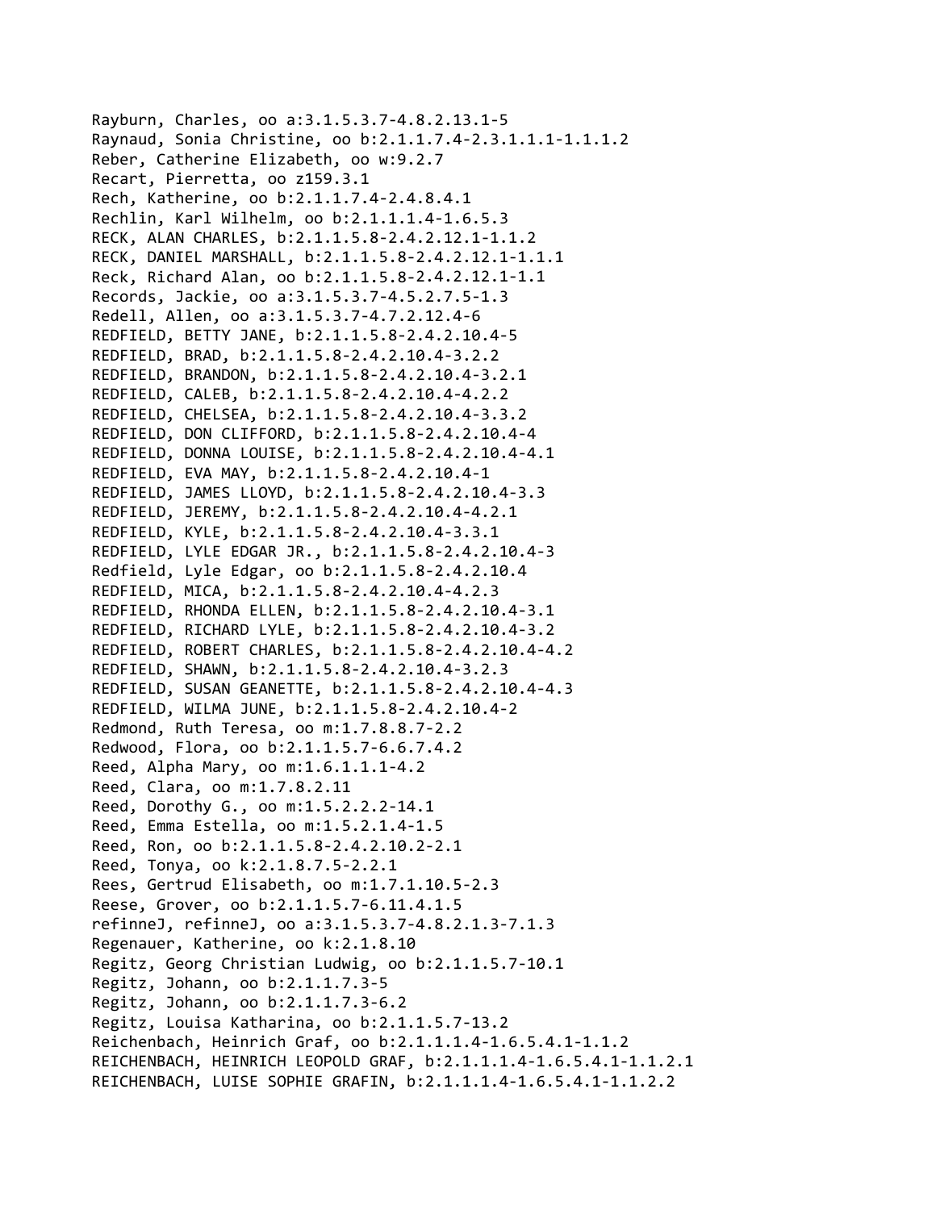Rayburn, Charles, oo a:3.1.5.3.7-4.8.2.13.1-5
Raynaud, Sonia Christine, oo b:2.1.1.7.4-2.3.1.1.1-1.1.1.2
Reber, Catherine Elizabeth, oo w:9.2.7
Recart, Pierretta, oo z159.3.1
Rech, Katherine, oo b:2.1.1.7.4-2.4.8.4.1
Rechlin, Karl Wilhelm, oo b:2.1.1.1.4-1.6.5.3
RECK, ALAN CHARLES, b:2.1.1.5.8-2.4.2.12.1-1.1.2
RECK, DANIEL MARSHALL, b:2.1.1.5.8-2.4.2.12.1-1.1.1
Reck, Richard Alan, oo b:2.1.1.5.8-2.4.2.12.1-1.1
Records, Jackie, oo a:3.1.5.3.7-4.5.2.7.5-1.3
Redell, Allen, oo a:3.1.5.3.7-4.7.2.12.4-6
REDFIELD, BETTY JANE, b:2.1.1.5.8-2.4.2.10.4-5
REDFIELD, BRAD, b:2.1.1.5.8-2.4.2.10.4-3.2.2
REDFIELD, BRANDON, b:2.1.1.5.8-2.4.2.10.4-3.2.1
REDFIELD, CALEB, b:2.1.1.5.8-2.4.2.10.4-4.2.2
REDFIELD, CHELSEA, b:2.1.1.5.8-2.4.2.10.4-3.3.2
REDFIELD, DON CLIFFORD, b:2.1.1.5.8-2.4.2.10.4-4
REDFIELD, DONNA LOUISE, b:2.1.1.5.8-2.4.2.10.4-4.1
REDFIELD, EVA MAY, b:2.1.1.5.8-2.4.2.10.4-1
REDFIELD, JAMES LLOYD, b:2.1.1.5.8-2.4.2.10.4-3.3
REDFIELD, JEREMY, b:2.1.1.5.8-2.4.2.10.4-4.2.1
REDFIELD, KYLE, b:2.1.1.5.8-2.4.2.10.4-3.3.1
REDFIELD, LYLE EDGAR JR., b:2.1.1.5.8-2.4.2.10.4-3
Redfield, Lyle Edgar, oo b:2.1.1.5.8-2.4.2.10.4
REDFIELD, MICA, b:2.1.1.5.8-2.4.2.10.4-4.2.3
REDFIELD, RHONDA ELLEN, b:2.1.1.5.8-2.4.2.10.4-3.1
REDFIELD, RICHARD LYLE, b:2.1.1.5.8-2.4.2.10.4-3.2
REDFIELD, ROBERT CHARLES, b:2.1.1.5.8-2.4.2.10.4-4.2
REDFIELD, SHAWN, b:2.1.1.5.8-2.4.2.10.4-3.2.3
REDFIELD, SUSAN GEANETTE, b:2.1.1.5.8-2.4.2.10.4-4.3
REDFIELD, WILMA JUNE, b:2.1.1.5.8-2.4.2.10.4-2
Redmond, Ruth Teresa, oo m:1.7.8.8.7-2.2
Redwood, Flora, oo b:2.1.1.5.7-6.6.7.4.2
Reed, Alpha Mary, oo m:1.6.1.1.1-4.2
Reed, Clara, oo m:1.7.8.2.11
Reed, Dorothy G., oo m:1.5.2.2.2-14.1
Reed, Emma Estella, oo m:1.5.2.1.4-1.5
Reed, Ron, oo b:2.1.1.5.8-2.4.2.10.2-2.1
Reed, Tonya, oo k:2.1.8.7.5-2.2.1
Rees, Gertrud Elisabeth, oo m:1.7.1.10.5-2.3
Reese, Grover, oo b:2.1.1.5.7-6.11.4.1.5
refinneJ, refinneJ, oo a:3.1.5.3.7-4.8.2.1.3-7.1.3
Regenauer, Katherine, oo k:2.1.8.10
Regitz, Georg Christian Ludwig, oo b:2.1.1.5.7-10.1
Regitz, Johann, oo b:2.1.1.7.3-5
Regitz, Johann, oo b:2.1.1.7.3-6.2
Regitz, Louisa Katharina, oo b:2.1.1.5.7-13.2
Reichenbach, Heinrich Graf, oo b:2.1.1.1.4-1.6.5.4.1-1.1.2
REICHENBACH, HEINRICH LEOPOLD GRAF, b:2.1.1.1.4-1.6.5.4.1-1.1.2.1
REICHENBACH, LUISE SOPHIE GRAFIN, b:2.1.1.1.4-1.6.5.4.1-1.1.2.2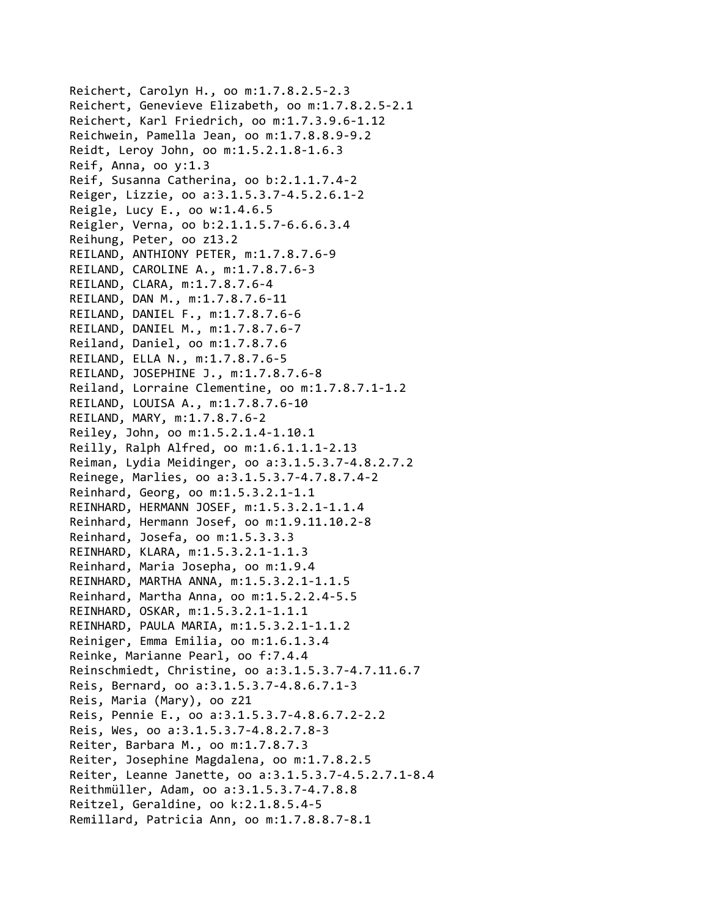Reichert, Carolyn H., oo m:1.7.8.2.5-2.3
Reichert, Genevieve Elizabeth, oo m:1.7.8.2.5-2.1
Reichert, Karl Friedrich, oo m:1.7.3.9.6-1.12
Reichwein, Pamella Jean, oo m:1.7.8.8.9-9.2
Reidt, Leroy John, oo m:1.5.2.1.8-1.6.3
Reif, Anna, oo y:1.3
Reif, Susanna Catherina, oo b:2.1.1.7.4-2
Reiger, Lizzie, oo a:3.1.5.3.7-4.5.2.6.1-2
Reigle, Lucy E., oo w:1.4.6.5
Reigler, Verna, oo b:2.1.1.5.7-6.6.6.3.4
Reihung, Peter, oo z13.2
REILAND, ANTHIONY PETER, m:1.7.8.7.6-9
REILAND, CAROLINE A., m:1.7.8.7.6-3
REILAND, CLARA, m:1.7.8.7.6-4
REILAND, DAN M., m:1.7.8.7.6-11
REILAND, DANIEL F., m:1.7.8.7.6-6
REILAND, DANIEL M., m:1.7.8.7.6-7
Reiland, Daniel, oo m:1.7.8.7.6
REILAND, ELLA N., m:1.7.8.7.6-5
REILAND, JOSEPHINE J., m:1.7.8.7.6-8
Reiland, Lorraine Clementine, oo m:1.7.8.7.1-1.2
REILAND, LOUISA A., m:1.7.8.7.6-10
REILAND, MARY, m:1.7.8.7.6-2
Reiley, John, oo m:1.5.2.1.4-1.10.1
Reilly, Ralph Alfred, oo m:1.6.1.1.1-2.13
Reiman, Lydia Meidinger, oo a:3.1.5.3.7-4.8.2.7.2
Reinege, Marlies, oo a:3.1.5.3.7-4.7.8.7.4-2
Reinhard, Georg, oo m:1.5.3.2.1-1.1
REINHARD, HERMANN JOSEF, m:1.5.3.2.1-1.1.4
Reinhard, Hermann Josef, oo m:1.9.11.10.2-8
Reinhard, Josefa, oo m:1.5.3.3.3
REINHARD, KLARA, m:1.5.3.2.1-1.1.3
Reinhard, Maria Josepha, oo m:1.9.4
REINHARD, MARTHA ANNA, m:1.5.3.2.1-1.1.5
Reinhard, Martha Anna, oo m:1.5.2.2.4-5.5
REINHARD, OSKAR, m:1.5.3.2.1-1.1.1
REINHARD, PAULA MARIA, m:1.5.3.2.1-1.1.2
Reiniger, Emma Emilia, oo m:1.6.1.3.4
Reinke, Marianne Pearl, oo f:7.4.4
Reinschmiedt, Christine, oo a:3.1.5.3.7-4.7.11.6.7
Reis, Bernard, oo a:3.1.5.3.7-4.8.6.7.1-3
Reis, Maria (Mary), oo z21
Reis, Pennie E., oo a:3.1.5.3.7-4.8.6.7.2-2.2
Reis, Wes, oo a:3.1.5.3.7-4.8.2.7.8-3
Reiter, Barbara M., oo m:1.7.8.7.3
Reiter, Josephine Magdalena, oo m:1.7.8.2.5
Reiter, Leanne Janette, oo a:3.1.5.3.7-4.5.2.7.1-8.4
Reithmüller, Adam, oo a:3.1.5.3.7-4.7.8.8
Reitzel, Geraldine, oo k:2.1.8.5.4-5
Remillard, Patricia Ann, oo m:1.7.8.8.7-8.1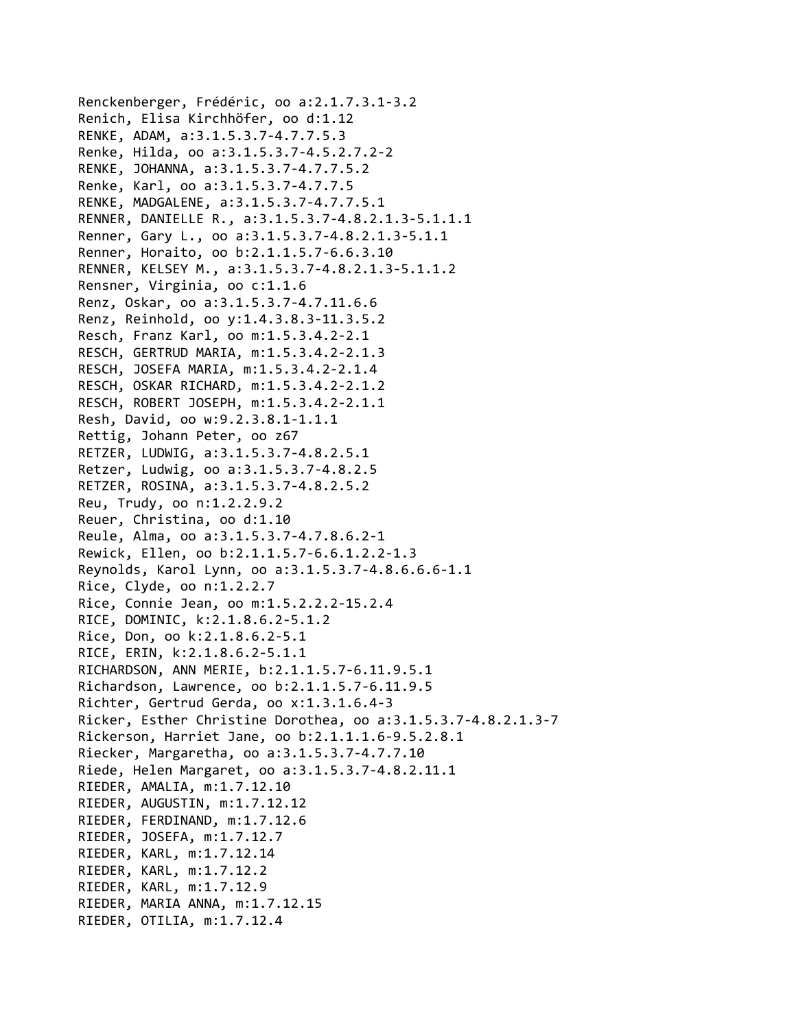Renckenberger, Frédéric, oo a:2.1.7.3.1-3.2
Renich, Elisa Kirchhöfer, oo d:1.12
RENKE, ADAM, a:3.1.5.3.7-4.7.7.5.3
Renke, Hilda, oo a:3.1.5.3.7-4.5.2.7.2-2
RENKE, JOHANNA, a:3.1.5.3.7-4.7.7.5.2
Renke, Karl, oo a:3.1.5.3.7-4.7.7.5
RENKE, MADGALENE, a:3.1.5.3.7-4.7.7.5.1
RENNER, DANIELLE R., a:3.1.5.3.7-4.8.2.1.3-5.1.1.1
Renner, Gary L., oo a:3.1.5.3.7-4.8.2.1.3-5.1.1
Renner, Horaito, oo b:2.1.1.5.7-6.6.3.10
RENNER, KELSEY M., a:3.1.5.3.7-4.8.2.1.3-5.1.1.2
Rensner, Virginia, oo c:1.1.6
Renz, Oskar, oo a:3.1.5.3.7-4.7.11.6.6
Renz, Reinhold, oo y:1.4.3.8.3-11.3.5.2
Resch, Franz Karl, oo m:1.5.3.4.2-2.1
RESCH, GERTRUD MARIA, m:1.5.3.4.2-2.1.3
RESCH, JOSEFA MARIA, m:1.5.3.4.2-2.1.4
RESCH, OSKAR RICHARD, m:1.5.3.4.2-2.1.2
RESCH, ROBERT JOSEPH, m:1.5.3.4.2-2.1.1
Resh, David, oo w:9.2.3.8.1-1.1.1
Rettig, Johann Peter, oo z67
RETZER, LUDWIG, a:3.1.5.3.7-4.8.2.5.1
Retzer, Ludwig, oo a:3.1.5.3.7-4.8.2.5
RETZER, ROSINA, a:3.1.5.3.7-4.8.2.5.2
Reu, Trudy, oo n:1.2.2.9.2
Reuer, Christina, oo d:1.10
Reule, Alma, oo a:3.1.5.3.7-4.7.8.6.2-1
Rewick, Ellen, oo b:2.1.1.5.7-6.6.1.2.2-1.3
Reynolds, Karol Lynn, oo a:3.1.5.3.7-4.8.6.6.6-1.1
Rice, Clyde, oo n:1.2.2.7
Rice, Connie Jean, oo m:1.5.2.2.2-15.2.4
RICE, DOMINIC, k:2.1.8.6.2-5.1.2
Rice, Don, oo k:2.1.8.6.2-5.1
RICE, ERIN, k:2.1.8.6.2-5.1.1
RICHARDSON, ANN MERIE, b:2.1.1.5.7-6.11.9.5.1
Richardson, Lawrence, oo b:2.1.1.5.7-6.11.9.5
Richter, Gertrud Gerda, oo x:1.3.1.6.4-3
Ricker, Esther Christine Dorothea, oo a:3.1.5.3.7-4.8.2.1.3-7
Rickerson, Harriet Jane, oo b:2.1.1.1.6-9.5.2.8.1
Riecker, Margaretha, oo a:3.1.5.3.7-4.7.7.10
Riede, Helen Margaret, oo a:3.1.5.3.7-4.8.2.11.1
RIEDER, AMALIA, m:1.7.12.10
RIEDER, AUGUSTIN, m:1.7.12.12
RIEDER, FERDINAND, m:1.7.12.6
RIEDER, JOSEFA, m:1.7.12.7
RIEDER, KARL, m:1.7.12.14
RIEDER, KARL, m:1.7.12.2
RIEDER, KARL, m:1.7.12.9
RIEDER, MARIA ANNA, m:1.7.12.15
RIEDER, OTILIA, m:1.7.12.4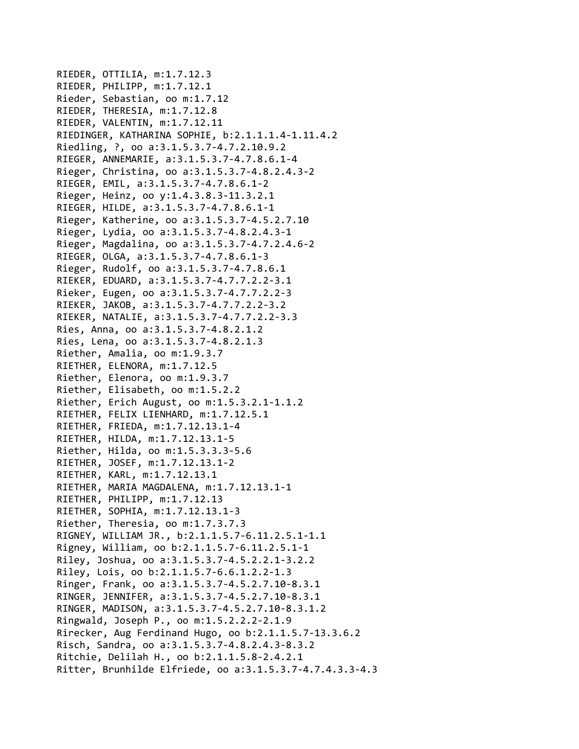RIEDER, OTTILIA, m:1.7.12.3
RIEDER, PHILIPP, m:1.7.12.1
Rieder, Sebastian, oo m:1.7.12
RIEDER, THERESIA, m:1.7.12.8
RIEDER, VALENTIN, m:1.7.12.11
RIEDINGER, KATHARINA SOPHIE, b:2.1.1.1.4-1.11.4.2
Riedling, ?, oo a:3.1.5.3.7-4.7.2.10.9.2
RIEGER, ANNEMARIE, a:3.1.5.3.7-4.7.8.6.1-4
Rieger, Christina, oo a:3.1.5.3.7-4.8.2.4.3-2
RIEGER, EMIL, a:3.1.5.3.7-4.7.8.6.1-2
Rieger, Heinz, oo y:1.4.3.8.3-11.3.2.1
RIEGER, HILDE, a:3.1.5.3.7-4.7.8.6.1-1
Rieger, Katherine, oo a:3.1.5.3.7-4.5.2.7.10
Rieger, Lydia, oo a:3.1.5.3.7-4.8.2.4.3-1
Rieger, Magdalina, oo a:3.1.5.3.7-4.7.2.4.6-2
RIEGER, OLGA, a:3.1.5.3.7-4.7.8.6.1-3
Rieger, Rudolf, oo a:3.1.5.3.7-4.7.8.6.1
RIEKER, EDUARD, a:3.1.5.3.7-4.7.7.2.2-3.1
Rieker, Eugen, oo a:3.1.5.3.7-4.7.7.2.2-3
RIEKER, JAKOB, a:3.1.5.3.7-4.7.7.2.2-3.2
RIEKER, NATALIE, a:3.1.5.3.7-4.7.7.2.2-3.3
Ries, Anna, oo a:3.1.5.3.7-4.8.2.1.2
Ries, Lena, oo a:3.1.5.3.7-4.8.2.1.3
Riether, Amalia, oo m:1.9.3.7
RIETHER, ELENORA, m:1.7.12.5
Riether, Elenora, oo m:1.9.3.7
Riether, Elisabeth, oo m:1.5.2.2
Riether, Erich August, oo m:1.5.3.2.1-1.1.2
RIETHER, FELIX LIENHARD, m:1.7.12.5.1
RIETHER, FRIEDA, m:1.7.12.13.1-4
RIETHER, HILDA, m:1.7.12.13.1-5
Riether, Hilda, oo m:1.5.3.3.3-5.6
RIETHER, JOSEF, m:1.7.12.13.1-2
RIETHER, KARL, m:1.7.12.13.1
RIETHER, MARIA MAGDALENA, m:1.7.12.13.1-1
RIETHER, PHILIPP, m:1.7.12.13
RIETHER, SOPHIA, m:1.7.12.13.1-3
Riether, Theresia, oo m:1.7.3.7.3
RIGNEY, WILLIAM JR., b:2.1.1.5.7-6.11.2.5.1-1.1
Rigney, William, oo b:2.1.1.5.7-6.11.2.5.1-1
Riley, Joshua, oo a:3.1.5.3.7-4.5.2.2.1-3.2.2
Riley, Lois, oo b:2.1.1.5.7-6.6.1.2.2-1.3
Ringer, Frank, oo a:3.1.5.3.7-4.5.2.7.10-8.3.1
RINGER, JENNIFER, a:3.1.5.3.7-4.5.2.7.10-8.3.1
RINGER, MADISON, a:3.1.5.3.7-4.5.2.7.10-8.3.1.2
Ringwald, Joseph P., oo m:1.5.2.2.2-2.1.9
Rirecker, Aug Ferdinand Hugo, oo b:2.1.1.5.7-13.3.6.2
Risch, Sandra, oo a:3.1.5.3.7-4.8.2.4.3-8.3.2
Ritchie, Delilah H., oo b:2.1.1.5.8-2.4.2.1
Ritter, Brunhilde Elfriede, oo a:3.1.5.3.7-4.7.4.3.3-4.3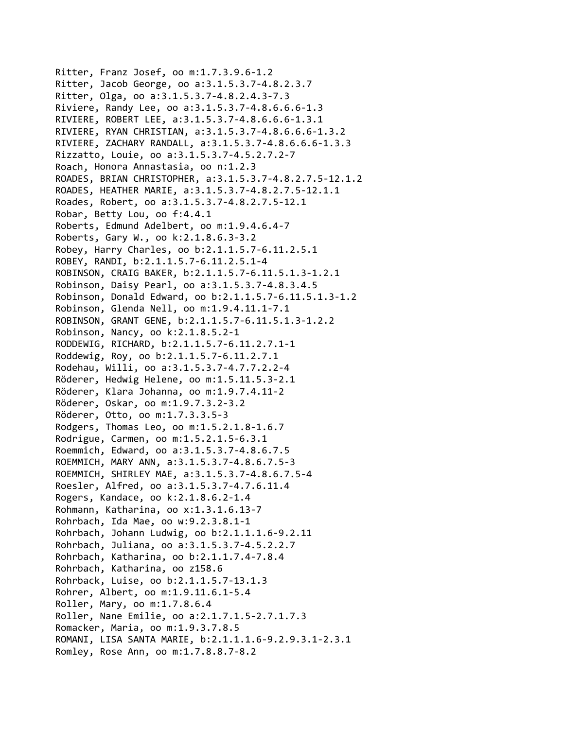Ritter, Franz Josef, oo m:1.7.3.9.6-1.2
Ritter, Jacob George, oo a:3.1.5.3.7-4.8.2.3.7
Ritter, Olga, oo a:3.1.5.3.7-4.8.2.4.3-7.3
Riviere, Randy Lee, oo a:3.1.5.3.7-4.8.6.6.6-1.3
RIVIERE, ROBERT LEE, a:3.1.5.3.7-4.8.6.6.6-1.3.1
RIVIERE, RYAN CHRISTIAN, a:3.1.5.3.7-4.8.6.6.6-1.3.2
RIVIERE, ZACHARY RANDALL, a:3.1.5.3.7-4.8.6.6.6-1.3.3
Rizzatto, Louie, oo a:3.1.5.3.7-4.5.2.7.2-7
Roach, Honora Annastasia, oo n:1.2.3
ROADES, BRIAN CHRISTOPHER, a:3.1.5.3.7-4.8.2.7.5-12.1.2
ROADES, HEATHER MARIE, a:3.1.5.3.7-4.8.2.7.5-12.1.1
Roades, Robert, oo a:3.1.5.3.7-4.8.2.7.5-12.1
Robar, Betty Lou, oo f:4.4.1
Roberts, Edmund Adelbert, oo m:1.9.4.6.4-7
Roberts, Gary W., oo k:2.1.8.6.3-3.2
Robey, Harry Charles, oo b:2.1.1.5.7-6.11.2.5.1
ROBEY, RANDI, b:2.1.1.5.7-6.11.2.5.1-4
ROBINSON, CRAIG BAKER, b:2.1.1.5.7-6.11.5.1.3-1.2.1
Robinson, Daisy Pearl, oo a:3.1.5.3.7-4.8.3.4.5
Robinson, Donald Edward, oo b:2.1.1.5.7-6.11.5.1.3-1.2
Robinson, Glenda Nell, oo m:1.9.4.11.1-7.1
ROBINSON, GRANT GENE, b:2.1.1.5.7-6.11.5.1.3-1.2.2
Robinson, Nancy, oo k:2.1.8.5.2-1
RODDEWIG, RICHARD, b:2.1.1.5.7-6.11.2.7.1-1
Roddewig, Roy, oo b:2.1.1.5.7-6.11.2.7.1
Rodehau, Willi, oo a:3.1.5.3.7-4.7.7.2.2-4
Röderer, Hedwig Helene, oo m:1.5.11.5.3-2.1
Röderer, Klara Johanna, oo m:1.9.7.4.11-2
Röderer, Oskar, oo m:1.9.7.3.2-3.2
Röderer, Otto, oo m:1.7.3.3.5-3
Rodgers, Thomas Leo, oo m:1.5.2.1.8-1.6.7
Rodrigue, Carmen, oo m:1.5.2.1.5-6.3.1
Roemmich, Edward, oo a:3.1.5.3.7-4.8.6.7.5
ROEMMICH, MARY ANN, a:3.1.5.3.7-4.8.6.7.5-3
ROEMMICH, SHIRLEY MAE, a:3.1.5.3.7-4.8.6.7.5-4
Roesler, Alfred, oo a:3.1.5.3.7-4.7.6.11.4
Rogers, Kandace, oo k:2.1.8.6.2-1.4
Rohmann, Katharina, oo x:1.3.1.6.13-7
Rohrbach, Ida Mae, oo w:9.2.3.8.1-1
Rohrbach, Johann Ludwig, oo b:2.1.1.1.6-9.2.11
Rohrbach, Juliana, oo a:3.1.5.3.7-4.5.2.2.7
Rohrbach, Katharina, oo b:2.1.1.7.4-7.8.4
Rohrbach, Katharina, oo z158.6
Rohrback, Luise, oo b:2.1.1.5.7-13.1.3
Rohrer, Albert, oo m:1.9.11.6.1-5.4
Roller, Mary, oo m:1.7.8.6.4
Roller, Nane Emilie, oo a:2.1.7.1.5-2.7.1.7.3
Romacker, Maria, oo m:1.9.3.7.8.5
ROMANI, LISA SANTA MARIE, b:2.1.1.1.6-9.2.9.3.1-2.3.1
Romley, Rose Ann, oo m:1.7.8.8.7-8.2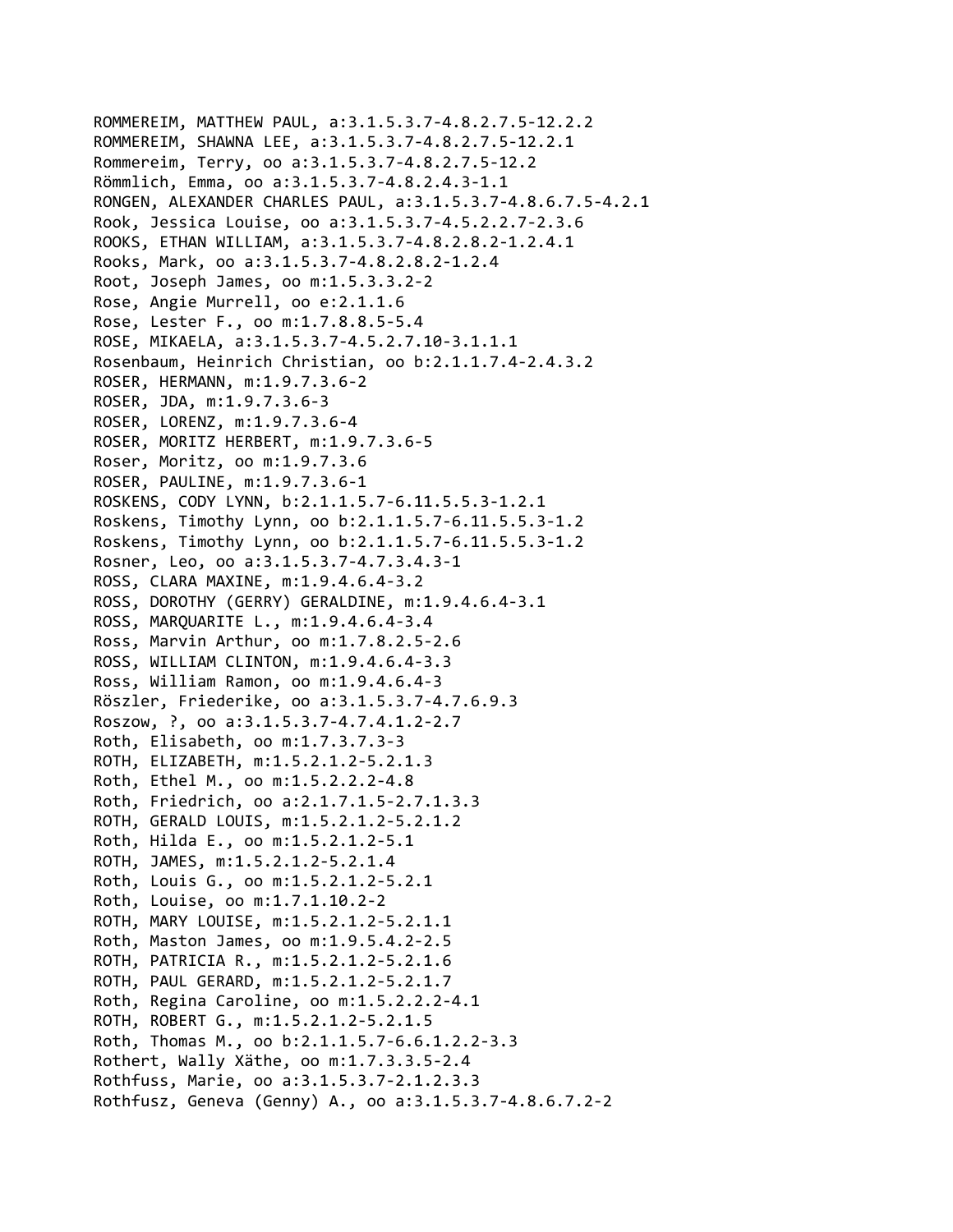ROMMEREIM, MATTHEW PAUL, a:3.1.5.3.7-4.8.2.7.5-12.2.2
ROMMEREIM, SHAWNA LEE, a:3.1.5.3.7-4.8.2.7.5-12.2.1
Rommereim, Terry, oo a:3.1.5.3.7-4.8.2.7.5-12.2
Römmlich, Emma, oo a:3.1.5.3.7-4.8.2.4.3-1.1
RONGEN, ALEXANDER CHARLES PAUL, a:3.1.5.3.7-4.8.6.7.5-4.2.1
Rook, Jessica Louise, oo a:3.1.5.3.7-4.5.2.2.7-2.3.6
ROOKS, ETHAN WILLIAM, a:3.1.5.3.7-4.8.2.8.2-1.2.4.1
Rooks, Mark, oo a:3.1.5.3.7-4.8.2.8.2-1.2.4
Root, Joseph James, oo m:1.5.3.3.2-2
Rose, Angie Murrell, oo e:2.1.1.6
Rose, Lester F., oo m:1.7.8.8.5-5.4
ROSE, MIKAELA, a:3.1.5.3.7-4.5.2.7.10-3.1.1.1
Rosenbaum, Heinrich Christian, oo b:2.1.1.7.4-2.4.3.2
ROSER, HERMANN, m:1.9.7.3.6-2
ROSER, JDA, m:1.9.7.3.6-3
ROSER, LORENZ, m:1.9.7.3.6-4
ROSER, MORITZ HERBERT, m:1.9.7.3.6-5
Roser, Moritz, oo m:1.9.7.3.6
ROSER, PAULINE, m:1.9.7.3.6-1
ROSKENS, CODY LYNN, b:2.1.1.5.7-6.11.5.5.3-1.2.1
Roskens, Timothy Lynn, oo b:2.1.1.5.7-6.11.5.5.3-1.2
Roskens, Timothy Lynn, oo b:2.1.1.5.7-6.11.5.5.3-1.2
Rosner, Leo, oo a:3.1.5.3.7-4.7.3.4.3-1
ROSS, CLARA MAXINE, m:1.9.4.6.4-3.2
ROSS, DOROTHY (GERRY) GERALDINE, m:1.9.4.6.4-3.1
ROSS, MARQUARITE L., m:1.9.4.6.4-3.4
Ross, Marvin Arthur, oo m:1.7.8.2.5-2.6
ROSS, WILLIAM CLINTON, m:1.9.4.6.4-3.3
Ross, William Ramon, oo m:1.9.4.6.4-3
Röszler, Friederike, oo a:3.1.5.3.7-4.7.6.9.3
Roszow, ?, oo a:3.1.5.3.7-4.7.4.1.2-2.7
Roth, Elisabeth, oo m:1.7.3.7.3-3
ROTH, ELIZABETH, m:1.5.2.1.2-5.2.1.3
Roth, Ethel M., oo m:1.5.2.2.2-4.8
Roth, Friedrich, oo a:2.1.7.1.5-2.7.1.3.3
ROTH, GERALD LOUIS, m:1.5.2.1.2-5.2.1.2
Roth, Hilda E., oo m:1.5.2.1.2-5.1
ROTH, JAMES, m:1.5.2.1.2-5.2.1.4
Roth, Louis G., oo m:1.5.2.1.2-5.2.1
Roth, Louise, oo m:1.7.1.10.2-2
ROTH, MARY LOUISE, m:1.5.2.1.2-5.2.1.1
Roth, Maston James, oo m:1.9.5.4.2-2.5
ROTH, PATRICIA R., m:1.5.2.1.2-5.2.1.6
ROTH, PAUL GERARD, m:1.5.2.1.2-5.2.1.7
Roth, Regina Caroline, oo m:1.5.2.2.2-4.1
ROTH, ROBERT G., m:1.5.2.1.2-5.2.1.5
Roth, Thomas M., oo b:2.1.1.5.7-6.6.1.2.2-3.3
Rothert, Wally Xäthe, oo m:1.7.3.3.5-2.4
Rothfuss, Marie, oo a:3.1.5.3.7-2.1.2.3.3
Rothfusz, Geneva (Genny) A., oo a:3.1.5.3.7-4.8.6.7.2-2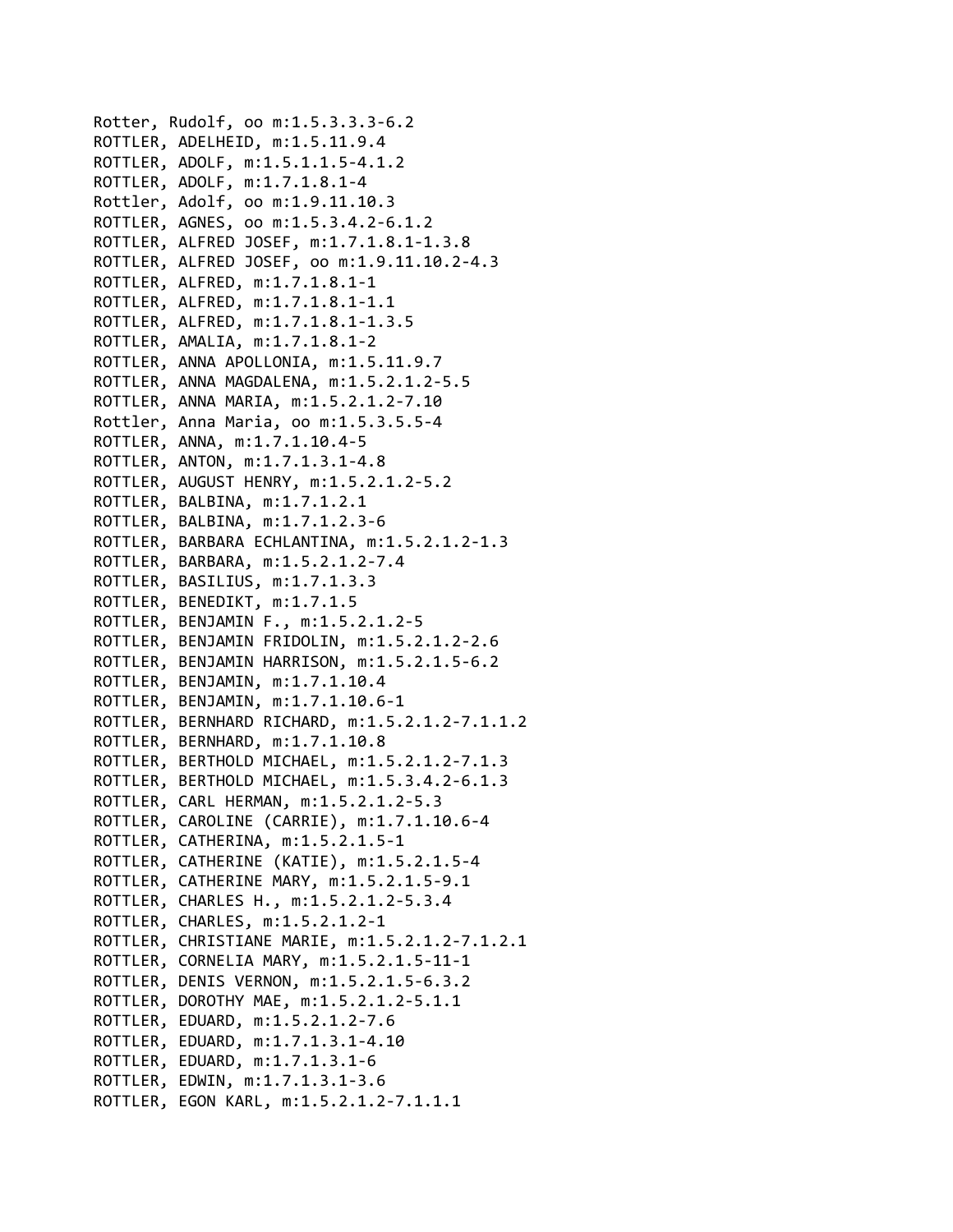Rotter, Rudolf, oo m:1.5.3.3.3-6.2
ROTTLER, ADELHEID, m:1.5.11.9.4
ROTTLER, ADOLF, m:1.5.1.1.5-4.1.2
ROTTLER, ADOLF, m:1.7.1.8.1-4
Rottler, Adolf, oo m:1.9.11.10.3
ROTTLER, AGNES, oo m:1.5.3.4.2-6.1.2
ROTTLER, ALFRED JOSEF, m:1.7.1.8.1-1.3.8
ROTTLER, ALFRED JOSEF, oo m:1.9.11.10.2-4.3
ROTTLER, ALFRED, m:1.7.1.8.1-1
ROTTLER, ALFRED, m:1.7.1.8.1-1.1
ROTTLER, ALFRED, m:1.7.1.8.1-1.3.5
ROTTLER, AMALIA, m:1.7.1.8.1-2
ROTTLER, ANNA APOLLONIA, m:1.5.11.9.7
ROTTLER, ANNA MAGDALENA, m:1.5.2.1.2-5.5
ROTTLER, ANNA MARIA, m:1.5.2.1.2-7.10
Rottler, Anna Maria, oo m:1.5.3.5.5-4
ROTTLER, ANNA, m:1.7.1.10.4-5
ROTTLER, ANTON, m:1.7.1.3.1-4.8
ROTTLER, AUGUST HENRY, m:1.5.2.1.2-5.2
ROTTLER, BALBINA, m:1.7.1.2.1
ROTTLER, BALBINA, m:1.7.1.2.3-6
ROTTLER, BARBARA ECHLANTINA, m:1.5.2.1.2-1.3
ROTTLER, BARBARA, m:1.5.2.1.2-7.4
ROTTLER, BASILIUS, m:1.7.1.3.3
ROTTLER, BENEDIKT, m:1.7.1.5
ROTTLER, BENJAMIN F., m:1.5.2.1.2-5
ROTTLER, BENJAMIN FRIDOLIN, m:1.5.2.1.2-2.6
ROTTLER, BENJAMIN HARRISON, m:1.5.2.1.5-6.2
ROTTLER, BENJAMIN, m:1.7.1.10.4
ROTTLER, BENJAMIN, m:1.7.1.10.6-1
ROTTLER, BERNHARD RICHARD, m:1.5.2.1.2-7.1.1.2
ROTTLER, BERNHARD, m:1.7.1.10.8
ROTTLER, BERTHOLD MICHAEL, m:1.5.2.1.2-7.1.3
ROTTLER, BERTHOLD MICHAEL, m:1.5.3.4.2-6.1.3
ROTTLER, CARL HERMAN, m:1.5.2.1.2-5.3
ROTTLER, CAROLINE (CARRIE), m:1.7.1.10.6-4
ROTTLER, CATHERINA, m:1.5.2.1.5-1
ROTTLER, CATHERINE (KATIE), m:1.5.2.1.5-4
ROTTLER, CATHERINE MARY, m:1.5.2.1.5-9.1
ROTTLER, CHARLES H., m:1.5.2.1.2-5.3.4
ROTTLER, CHARLES, m:1.5.2.1.2-1
ROTTLER, CHRISTIANE MARIE, m:1.5.2.1.2-7.1.2.1
ROTTLER, CORNELIA MARY, m:1.5.2.1.5-11-1
ROTTLER, DENIS VERNON, m:1.5.2.1.5-6.3.2
ROTTLER, DOROTHY MAE, m:1.5.2.1.2-5.1.1
ROTTLER, EDUARD, m:1.5.2.1.2-7.6
ROTTLER, EDUARD, m:1.7.1.3.1-4.10
ROTTLER, EDUARD, m:1.7.1.3.1-6
ROTTLER, EDWIN, m:1.7.1.3.1-3.6
ROTTLER, EGON KARL, m:1.5.2.1.2-7.1.1.1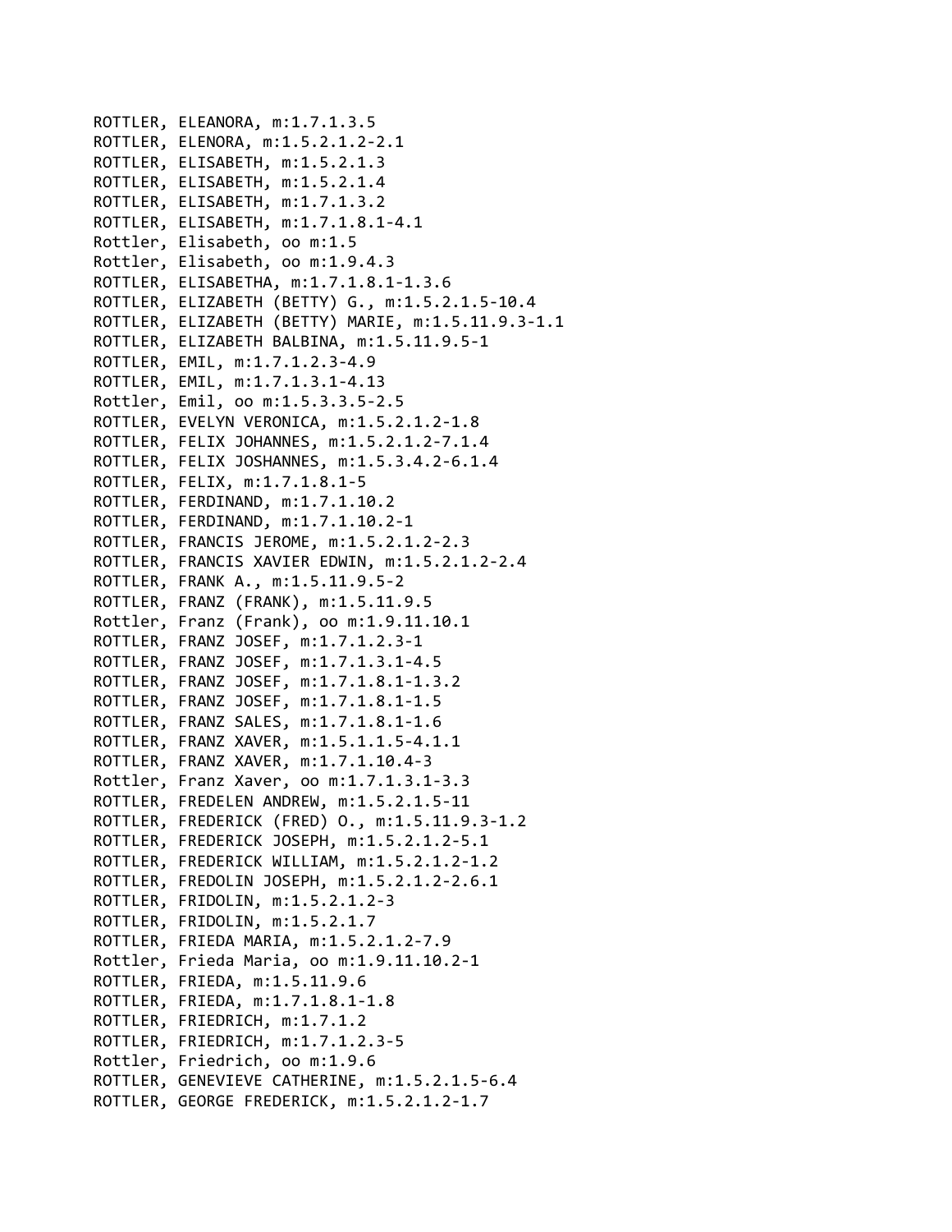ROTTLER, ELEANORA, m:1.7.1.3.5
ROTTLER, ELENORA, m:1.5.2.1.2-2.1
ROTTLER, ELISABETH, m:1.5.2.1.3
ROTTLER, ELISABETH, m:1.5.2.1.4
ROTTLER, ELISABETH, m:1.7.1.3.2
ROTTLER, ELISABETH, m:1.7.1.8.1-4.1
Rottler, Elisabeth, oo m:1.5
Rottler, Elisabeth, oo m:1.9.4.3
ROTTLER, ELISABETHA, m:1.7.1.8.1-1.3.6
ROTTLER, ELIZABETH (BETTY) G., m:1.5.2.1.5-10.4
ROTTLER, ELIZABETH (BETTY) MARIE, m:1.5.11.9.3-1.1
ROTTLER, ELIZABETH BALBINA, m:1.5.11.9.5-1
ROTTLER, EMIL, m:1.7.1.2.3-4.9
ROTTLER, EMIL, m:1.7.1.3.1-4.13
Rottler, Emil, oo m:1.5.3.3.5-2.5
ROTTLER, EVELYN VERONICA, m:1.5.2.1.2-1.8
ROTTLER, FELIX JOHANNES, m:1.5.2.1.2-7.1.4
ROTTLER, FELIX JOSHANNES, m:1.5.3.4.2-6.1.4
ROTTLER, FELIX, m:1.7.1.8.1-5
ROTTLER, FERDINAND, m:1.7.1.10.2
ROTTLER, FERDINAND, m:1.7.1.10.2-1
ROTTLER, FRANCIS JEROME, m:1.5.2.1.2-2.3
ROTTLER, FRANCIS XAVIER EDWIN, m:1.5.2.1.2-2.4
ROTTLER, FRANK A., m:1.5.11.9.5-2
ROTTLER, FRANZ (FRANK), m:1.5.11.9.5
Rottler, Franz (Frank), oo m:1.9.11.10.1
ROTTLER, FRANZ JOSEF, m:1.7.1.2.3-1
ROTTLER, FRANZ JOSEF, m:1.7.1.3.1-4.5
ROTTLER, FRANZ JOSEF, m:1.7.1.8.1-1.3.2
ROTTLER, FRANZ JOSEF, m:1.7.1.8.1-1.5
ROTTLER, FRANZ SALES, m:1.7.1.8.1-1.6
ROTTLER, FRANZ XAVER, m:1.5.1.1.5-4.1.1
ROTTLER, FRANZ XAVER, m:1.7.1.10.4-3
Rottler, Franz Xaver, oo m:1.7.1.3.1-3.3
ROTTLER, FREDELEN ANDREW, m:1.5.2.1.5-11
ROTTLER, FREDERICK (FRED) O., m:1.5.11.9.3-1.2
ROTTLER, FREDERICK JOSEPH, m:1.5.2.1.2-5.1
ROTTLER, FREDERICK WILLIAM, m:1.5.2.1.2-1.2
ROTTLER, FREDOLIN JOSEPH, m:1.5.2.1.2-2.6.1
ROTTLER, FRIDOLIN, m:1.5.2.1.2-3
ROTTLER, FRIDOLIN, m:1.5.2.1.7
ROTTLER, FRIEDA MARIA, m:1.5.2.1.2-7.9
Rottler, Frieda Maria, oo m:1.9.11.10.2-1
ROTTLER, FRIEDA, m:1.5.11.9.6
ROTTLER, FRIEDA, m:1.7.1.8.1-1.8
ROTTLER, FRIEDRICH, m:1.7.1.2
ROTTLER, FRIEDRICH, m:1.7.1.2.3-5
Rottler, Friedrich, oo m:1.9.6
ROTTLER, GENEVIEVE CATHERINE, m:1.5.2.1.5-6.4
ROTTLER, GEORGE FREDERICK, m:1.5.2.1.2-1.7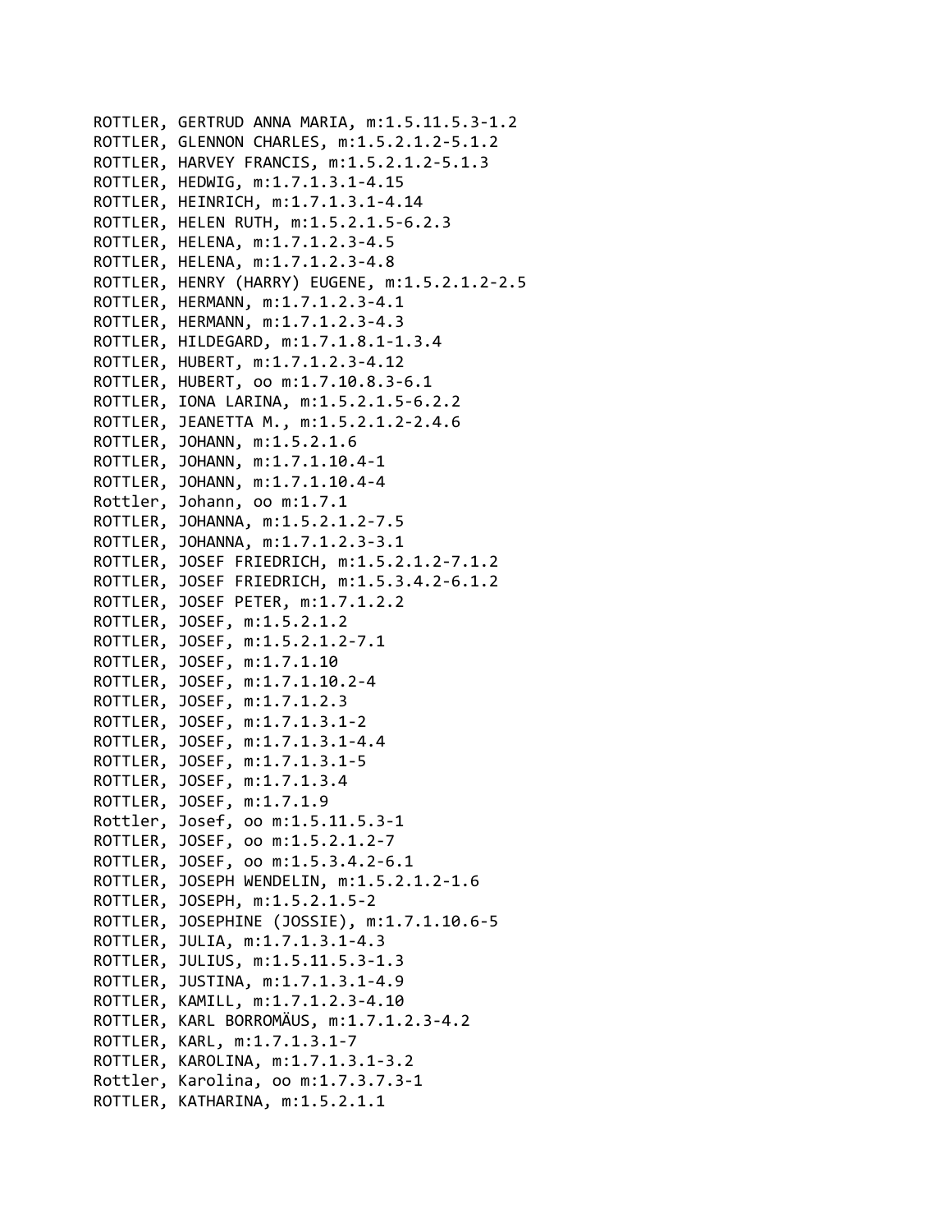ROTTLER, GERTRUD ANNA MARIA, m:1.5.11.5.3-1.2
ROTTLER, GLENNON CHARLES, m:1.5.2.1.2-5.1.2
ROTTLER, HARVEY FRANCIS, m:1.5.2.1.2-5.1.3
ROTTLER, HEDWIG, m:1.7.1.3.1-4.15
ROTTLER, HEINRICH, m:1.7.1.3.1-4.14
ROTTLER, HELEN RUTH, m:1.5.2.1.5-6.2.3
ROTTLER, HELENA, m:1.7.1.2.3-4.5
ROTTLER, HELENA, m:1.7.1.2.3-4.8
ROTTLER, HENRY (HARRY) EUGENE, m:1.5.2.1.2-2.5
ROTTLER, HERMANN, m:1.7.1.2.3-4.1
ROTTLER, HERMANN, m:1.7.1.2.3-4.3
ROTTLER, HILDEGARD, m:1.7.1.8.1-1.3.4
ROTTLER, HUBERT, m:1.7.1.2.3-4.12
ROTTLER, HUBERT, oo m:1.7.10.8.3-6.1
ROTTLER, IONA LARINA, m:1.5.2.1.5-6.2.2
ROTTLER, JEANETTA M., m:1.5.2.1.2-2.4.6
ROTTLER, JOHANN, m:1.5.2.1.6
ROTTLER, JOHANN, m:1.7.1.10.4-1
ROTTLER, JOHANN, m:1.7.1.10.4-4
Rottler, Johann, oo m:1.7.1
ROTTLER, JOHANNA, m:1.5.2.1.2-7.5
ROTTLER, JOHANNA, m:1.7.1.2.3-3.1
ROTTLER, JOSEF FRIEDRICH, m:1.5.2.1.2-7.1.2
ROTTLER, JOSEF FRIEDRICH, m:1.5.3.4.2-6.1.2
ROTTLER, JOSEF PETER, m:1.7.1.2.2
ROTTLER, JOSEF, m:1.5.2.1.2
ROTTLER, JOSEF, m:1.5.2.1.2-7.1
ROTTLER, JOSEF, m:1.7.1.10
ROTTLER, JOSEF, m:1.7.1.10.2-4
ROTTLER, JOSEF, m:1.7.1.2.3
ROTTLER, JOSEF, m:1.7.1.3.1-2
ROTTLER, JOSEF, m:1.7.1.3.1-4.4
ROTTLER, JOSEF, m:1.7.1.3.1-5
ROTTLER, JOSEF, m:1.7.1.3.4
ROTTLER, JOSEF, m:1.7.1.9
Rottler, Josef, oo m:1.5.11.5.3-1
ROTTLER, JOSEF, oo m:1.5.2.1.2-7
ROTTLER, JOSEF, oo m:1.5.3.4.2-6.1
ROTTLER, JOSEPH WENDELIN, m:1.5.2.1.2-1.6
ROTTLER, JOSEPH, m:1.5.2.1.5-2
ROTTLER, JOSEPHINE (JOSSIE), m:1.7.1.10.6-5
ROTTLER, JULIA, m:1.7.1.3.1-4.3
ROTTLER, JULIUS, m:1.5.11.5.3-1.3
ROTTLER, JUSTINA, m:1.7.1.3.1-4.9
ROTTLER, KAMILL, m:1.7.1.2.3-4.10
ROTTLER, KARL BORROMÄUS, m:1.7.1.2.3-4.2
ROTTLER, KARL, m:1.7.1.3.1-7
ROTTLER, KAROLINA, m:1.7.1.3.1-3.2
Rottler, Karolina, oo m:1.7.3.7.3-1
ROTTLER, KATHARINA, m:1.5.2.1.1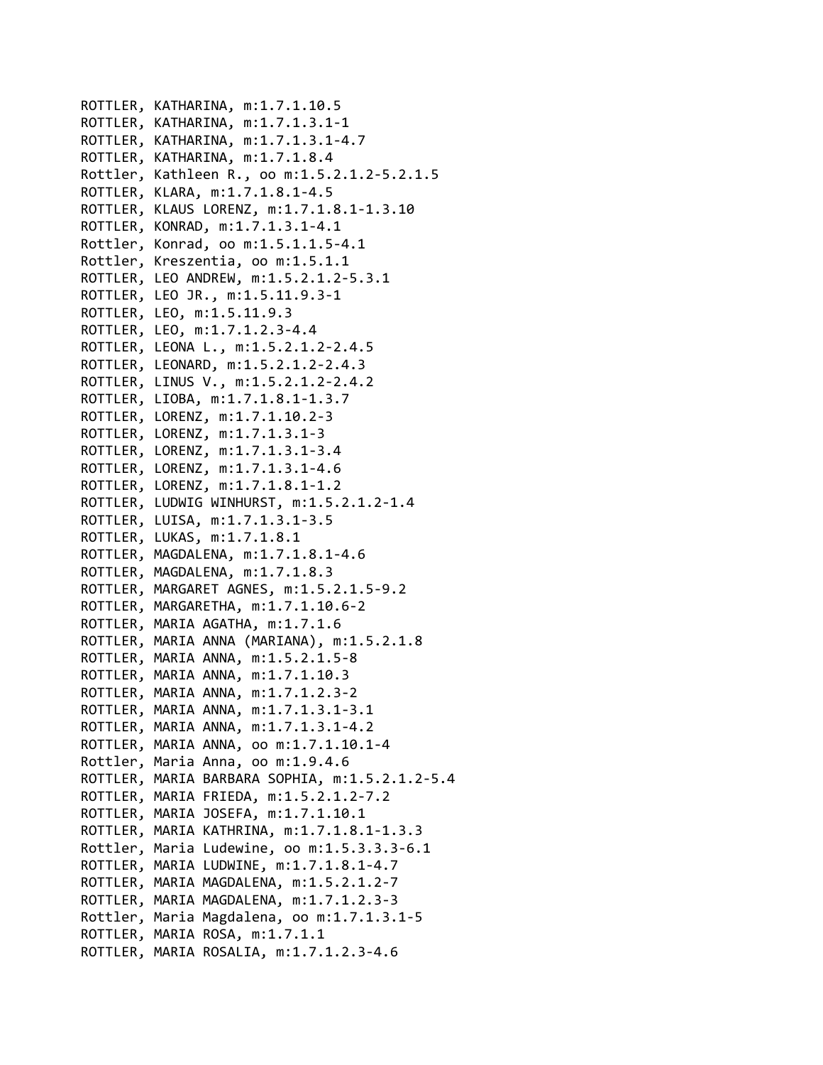ROTTLER, KATHARINA, m:1.7.1.10.5
ROTTLER, KATHARINA, m:1.7.1.3.1-1
ROTTLER, KATHARINA, m:1.7.1.3.1-4.7
ROTTLER, KATHARINA, m:1.7.1.8.4
Rottler, Kathleen R., oo m:1.5.2.1.2-5.2.1.5
ROTTLER, KLARA, m:1.7.1.8.1-4.5
ROTTLER, KLAUS LORENZ, m:1.7.1.8.1-1.3.10
ROTTLER, KONRAD, m:1.7.1.3.1-4.1
Rottler, Konrad, oo m:1.5.1.1.5-4.1
Rottler, Kreszentia, oo m:1.5.1.1
ROTTLER, LEO ANDREW, m:1.5.2.1.2-5.3.1
ROTTLER, LEO JR., m:1.5.11.9.3-1
ROTTLER, LEO, m:1.5.11.9.3
ROTTLER, LEO, m:1.7.1.2.3-4.4
ROTTLER, LEONA L., m:1.5.2.1.2-2.4.5
ROTTLER, LEONARD, m:1.5.2.1.2-2.4.3
ROTTLER, LINUS V., m:1.5.2.1.2-2.4.2
ROTTLER, LIOBA, m:1.7.1.8.1-1.3.7
ROTTLER, LORENZ, m:1.7.1.10.2-3
ROTTLER, LORENZ, m:1.7.1.3.1-3
ROTTLER, LORENZ, m:1.7.1.3.1-3.4
ROTTLER, LORENZ, m:1.7.1.3.1-4.6
ROTTLER, LORENZ, m:1.7.1.8.1-1.2
ROTTLER, LUDWIG WINHURST, m:1.5.2.1.2-1.4
ROTTLER, LUISA, m:1.7.1.3.1-3.5
ROTTLER, LUKAS, m:1.7.1.8.1
ROTTLER, MAGDALENA, m:1.7.1.8.1-4.6
ROTTLER, MAGDALENA, m:1.7.1.8.3
ROTTLER, MARGARET AGNES, m:1.5.2.1.5-9.2
ROTTLER, MARGARETHA, m:1.7.1.10.6-2
ROTTLER, MARIA AGATHA, m:1.7.1.6
ROTTLER, MARIA ANNA (MARIANA), m:1.5.2.1.8
ROTTLER, MARIA ANNA, m:1.5.2.1.5-8
ROTTLER, MARIA ANNA, m:1.7.1.10.3
ROTTLER, MARIA ANNA, m:1.7.1.2.3-2
ROTTLER, MARIA ANNA, m:1.7.1.3.1-3.1
ROTTLER, MARIA ANNA, m:1.7.1.3.1-4.2
ROTTLER, MARIA ANNA, oo m:1.7.1.10.1-4
Rottler, Maria Anna, oo m:1.9.4.6
ROTTLER, MARIA BARBARA SOPHIA, m:1.5.2.1.2-5.4
ROTTLER, MARIA FRIEDA, m:1.5.2.1.2-7.2
ROTTLER, MARIA JOSEFA, m:1.7.1.10.1
ROTTLER, MARIA KATHRINA, m:1.7.1.8.1-1.3.3
Rottler, Maria Ludewine, oo m:1.5.3.3.3-6.1
ROTTLER, MARIA LUDWINE, m:1.7.1.8.1-4.7
ROTTLER, MARIA MAGDALENA, m:1.5.2.1.2-7
ROTTLER, MARIA MAGDALENA, m:1.7.1.2.3-3
Rottler, Maria Magdalena, oo m:1.7.1.3.1-5
ROTTLER, MARIA ROSA, m:1.7.1.1
ROTTLER, MARIA ROSALIA, m:1.7.1.2.3-4.6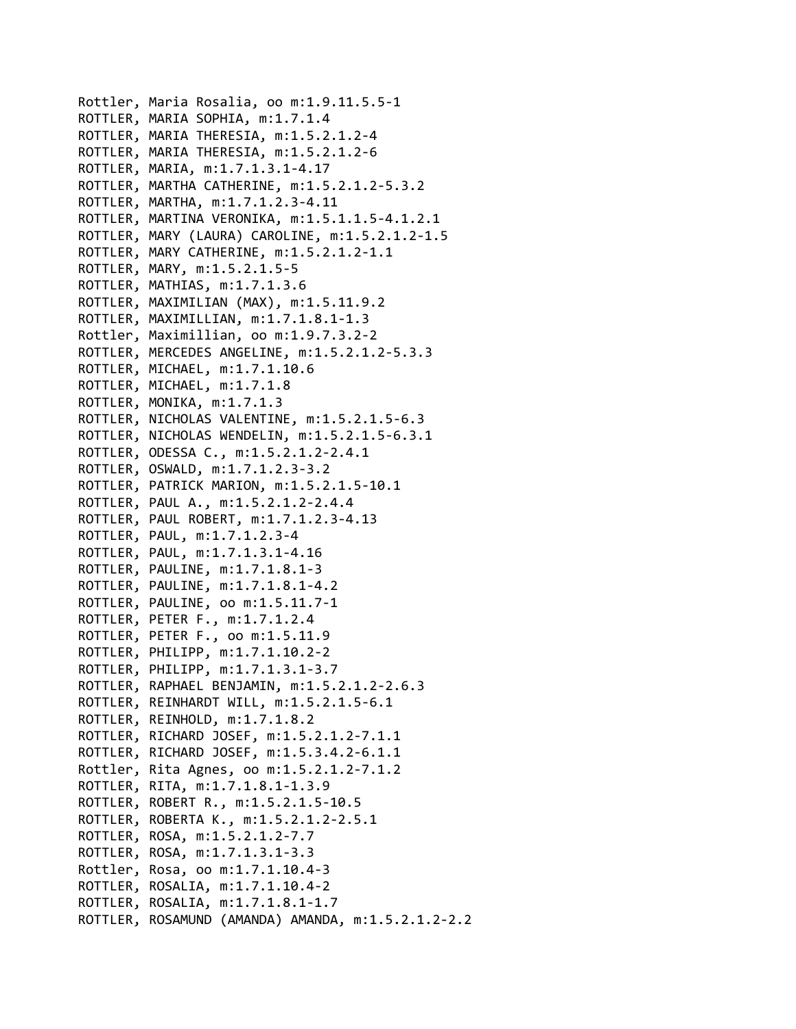Rottler, Maria Rosalia, oo m:1.9.11.5.5-1
ROTTLER, MARIA SOPHIA, m:1.7.1.4
ROTTLER, MARIA THERESIA, m:1.5.2.1.2-4
ROTTLER, MARIA THERESIA, m:1.5.2.1.2-6
ROTTLER, MARIA, m:1.7.1.3.1-4.17
ROTTLER, MARTHA CATHERINE, m:1.5.2.1.2-5.3.2
ROTTLER, MARTHA, m:1.7.1.2.3-4.11
ROTTLER, MARTINA VERONIKA, m:1.5.1.1.5-4.1.2.1
ROTTLER, MARY (LAURA) CAROLINE, m:1.5.2.1.2-1.5
ROTTLER, MARY CATHERINE, m:1.5.2.1.2-1.1
ROTTLER, MARY, m:1.5.2.1.5-5
ROTTLER, MATHIAS, m:1.7.1.3.6
ROTTLER, MAXIMILIAN (MAX), m:1.5.11.9.2
ROTTLER, MAXIMILLIAN, m:1.7.1.8.1-1.3
Rottler, Maximillian, oo m:1.9.7.3.2-2
ROTTLER, MERCEDES ANGELINE, m:1.5.2.1.2-5.3.3
ROTTLER, MICHAEL, m:1.7.1.10.6
ROTTLER, MICHAEL, m:1.7.1.8
ROTTLER, MONIKA, m:1.7.1.3
ROTTLER, NICHOLAS VALENTINE, m:1.5.2.1.5-6.3
ROTTLER, NICHOLAS WENDELIN, m:1.5.2.1.5-6.3.1
ROTTLER, ODESSA C., m:1.5.2.1.2-2.4.1
ROTTLER, OSWALD, m:1.7.1.2.3-3.2
ROTTLER, PATRICK MARION, m:1.5.2.1.5-10.1
ROTTLER, PAUL A., m:1.5.2.1.2-2.4.4
ROTTLER, PAUL ROBERT, m:1.7.1.2.3-4.13
ROTTLER, PAUL, m:1.7.1.2.3-4
ROTTLER, PAUL, m:1.7.1.3.1-4.16
ROTTLER, PAULINE, m:1.7.1.8.1-3
ROTTLER, PAULINE, m:1.7.1.8.1-4.2
ROTTLER, PAULINE, oo m:1.5.11.7-1
ROTTLER, PETER F., m:1.7.1.2.4
ROTTLER, PETER F., oo m:1.5.11.9
ROTTLER, PHILIPP, m:1.7.1.10.2-2
ROTTLER, PHILIPP, m:1.7.1.3.1-3.7
ROTTLER, RAPHAEL BENJAMIN, m:1.5.2.1.2-2.6.3
ROTTLER, REINHARDT WILL, m:1.5.2.1.5-6.1
ROTTLER, REINHOLD, m:1.7.1.8.2
ROTTLER, RICHARD JOSEF, m:1.5.2.1.2-7.1.1
ROTTLER, RICHARD JOSEF, m:1.5.3.4.2-6.1.1
Rottler, Rita Agnes, oo m:1.5.2.1.2-7.1.2
ROTTLER, RITA, m:1.7.1.8.1-1.3.9
ROTTLER, ROBERT R., m:1.5.2.1.5-10.5
ROTTLER, ROBERTA K., m:1.5.2.1.2-2.5.1
ROTTLER, ROSA, m:1.5.2.1.2-7.7
ROTTLER, ROSA, m:1.7.1.3.1-3.3
Rottler, Rosa, oo m:1.7.1.10.4-3
ROTTLER, ROSALIA, m:1.7.1.10.4-2
ROTTLER, ROSALIA, m:1.7.1.8.1-1.7
ROTTLER, ROSAMUND (AMANDA) AMANDA, m:1.5.2.1.2-2.2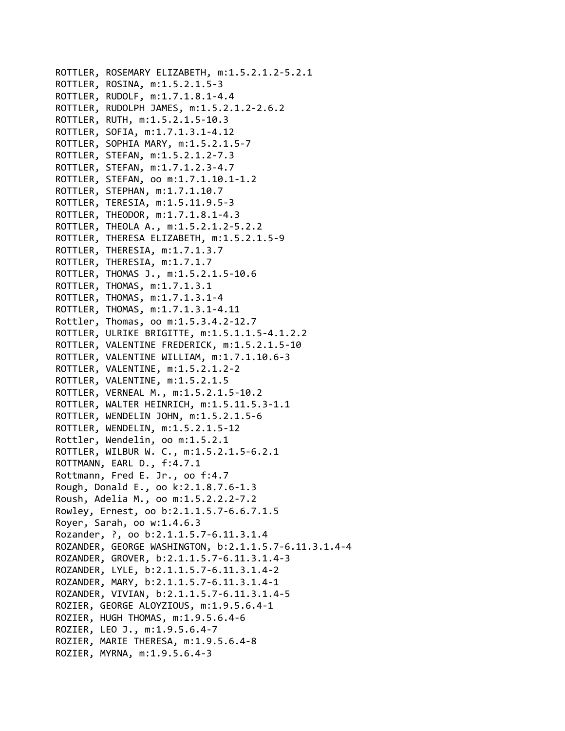ROTTLER, ROSEMARY ELIZABETH, m:1.5.2.1.2-5.2.1
ROTTLER, ROSINA, m:1.5.2.1.5-3
ROTTLER, RUDOLF, m:1.7.1.8.1-4.4
ROTTLER, RUDOLPH JAMES, m:1.5.2.1.2-2.6.2
ROTTLER, RUTH, m:1.5.2.1.5-10.3
ROTTLER, SOFIA, m:1.7.1.3.1-4.12
ROTTLER, SOPHIA MARY, m:1.5.2.1.5-7
ROTTLER, STEFAN, m:1.5.2.1.2-7.3
ROTTLER, STEFAN, m:1.7.1.2.3-4.7
ROTTLER, STEFAN, oo m:1.7.1.10.1-1.2
ROTTLER, STEPHAN, m:1.7.1.10.7
ROTTLER, TERESIA, m:1.5.11.9.5-3
ROTTLER, THEODOR, m:1.7.1.8.1-4.3
ROTTLER, THEOLA A., m:1.5.2.1.2-5.2.2
ROTTLER, THERESA ELIZABETH, m:1.5.2.1.5-9
ROTTLER, THERESIA, m:1.7.1.3.7
ROTTLER, THERESIA, m:1.7.1.7
ROTTLER, THOMAS J., m:1.5.2.1.5-10.6
ROTTLER, THOMAS, m:1.7.1.3.1
ROTTLER, THOMAS, m:1.7.1.3.1-4
ROTTLER, THOMAS, m:1.7.1.3.1-4.11
Rottler, Thomas, oo m:1.5.3.4.2-12.7
ROTTLER, ULRIKE BRIGITTE, m:1.5.1.1.5-4.1.2.2
ROTTLER, VALENTINE FREDERICK, m:1.5.2.1.5-10
ROTTLER, VALENTINE WILLIAM, m:1.7.1.10.6-3
ROTTLER, VALENTINE, m:1.5.2.1.2-2
ROTTLER, VALENTINE, m:1.5.2.1.5
ROTTLER, VERNEAL M., m:1.5.2.1.5-10.2
ROTTLER, WALTER HEINRICH, m:1.5.11.5.3-1.1
ROTTLER, WENDELIN JOHN, m:1.5.2.1.5-6
ROTTLER, WENDELIN, m:1.5.2.1.5-12
Rottler, Wendelin, oo m:1.5.2.1
ROTTLER, WILBUR W. C., m:1.5.2.1.5-6.2.1
ROTTMANN, EARL D., f:4.7.1
Rottmann, Fred E. Jr., oo f:4.7
Rough, Donald E., oo k:2.1.8.7.6-1.3
Roush, Adelia M., oo m:1.5.2.2.2-7.2
Rowley, Ernest, oo b:2.1.1.5.7-6.6.7.1.5
Royer, Sarah, oo w:1.4.6.3
Rozander, ?, oo b:2.1.1.5.7-6.11.3.1.4
ROZANDER, GEORGE WASHINGTON, b:2.1.1.5.7-6.11.3.1.4-4
ROZANDER, GROVER, b:2.1.1.5.7-6.11.3.1.4-3
ROZANDER, LYLE, b:2.1.1.5.7-6.11.3.1.4-2
ROZANDER, MARY, b:2.1.1.5.7-6.11.3.1.4-1
ROZANDER, VIVIAN, b:2.1.1.5.7-6.11.3.1.4-5
ROZIER, GEORGE ALOYZIOUS, m:1.9.5.6.4-1
ROZIER, HUGH THOMAS, m:1.9.5.6.4-6
ROZIER, LEO J., m:1.9.5.6.4-7
ROZIER, MARIE THERESA, m:1.9.5.6.4-8
ROZIER, MYRNA, m:1.9.5.6.4-3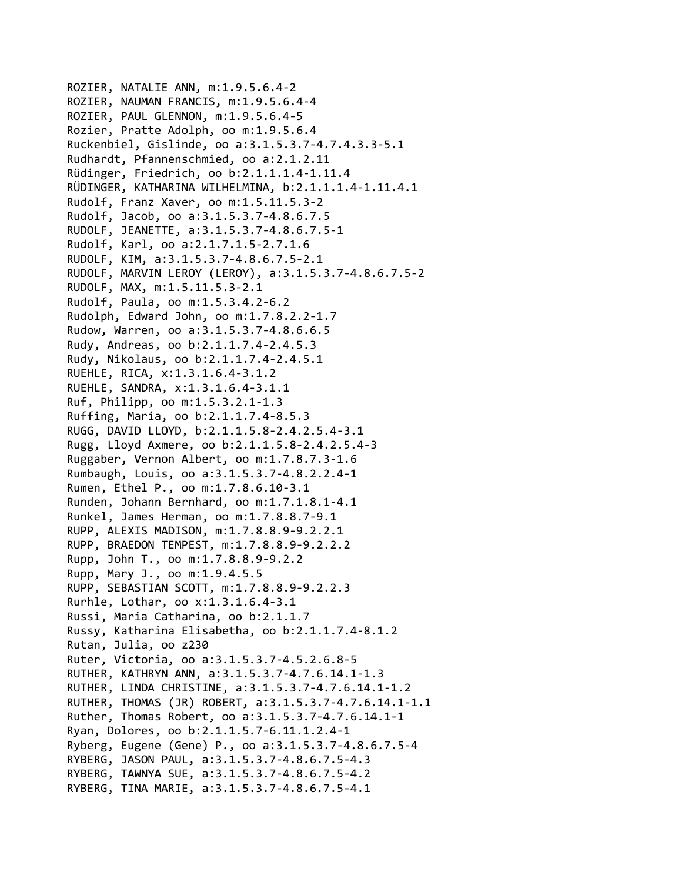ROZIER, NATALIE ANN, m:1.9.5.6.4-2
ROZIER, NAUMAN FRANCIS, m:1.9.5.6.4-4
ROZIER, PAUL GLENNON, m:1.9.5.6.4-5
Rozier, Pratte Adolph, oo m:1.9.5.6.4
Ruckenbiel, Gislinde, oo a:3.1.5.3.7-4.7.4.3.3-5.1
Rudhardt, Pfannenschmied, oo a:2.1.2.11
Rüdinger, Friedrich, oo b:2.1.1.1.4-1.11.4
RÜDINGER, KATHARINA WILHELMINA, b:2.1.1.1.4-1.11.4.1
Rudolf, Franz Xaver, oo m:1.5.11.5.3-2
Rudolf, Jacob, oo a:3.1.5.3.7-4.8.6.7.5
RUDOLF, JEANETTE, a:3.1.5.3.7-4.8.6.7.5-1
Rudolf, Karl, oo a:2.1.7.1.5-2.7.1.6
RUDOLF, KIM, a:3.1.5.3.7-4.8.6.7.5-2.1
RUDOLF, MARVIN LEROY (LEROY), a:3.1.5.3.7-4.8.6.7.5-2
RUDOLF, MAX, m:1.5.11.5.3-2.1
Rudolf, Paula, oo m:1.5.3.4.2-6.2
Rudolph, Edward John, oo m:1.7.8.2.2-1.7
Rudow, Warren, oo a:3.1.5.3.7-4.8.6.6.5
Rudy, Andreas, oo b:2.1.1.7.4-2.4.5.3
Rudy, Nikolaus, oo b:2.1.1.7.4-2.4.5.1
RUEHLE, RICA, x:1.3.1.6.4-3.1.2
RUEHLE, SANDRA, x:1.3.1.6.4-3.1.1
Ruf, Philipp, oo m:1.5.3.2.1-1.3
Ruffing, Maria, oo b:2.1.1.7.4-8.5.3
RUGG, DAVID LLOYD, b:2.1.1.5.8-2.4.2.5.4-3.1
Rugg, Lloyd Axmere, oo b:2.1.1.5.8-2.4.2.5.4-3
Ruggaber, Vernon Albert, oo m:1.7.8.7.3-1.6
Rumbaugh, Louis, oo a:3.1.5.3.7-4.8.2.2.4-1
Rumen, Ethel P., oo m:1.7.8.6.10-3.1
Runden, Johann Bernhard, oo m:1.7.1.8.1-4.1
Runkel, James Herman, oo m:1.7.8.8.7-9.1
RUPP, ALEXIS MADISON, m:1.7.8.8.9-9.2.2.1
RUPP, BRAEDON TEMPEST, m:1.7.8.8.9-9.2.2.2
Rupp, John T., oo m:1.7.8.8.9-9.2.2
Rupp, Mary J., oo m:1.9.4.5.5
RUPP, SEBASTIAN SCOTT, m:1.7.8.8.9-9.2.2.3
Rurhle, Lothar, oo x:1.3.1.6.4-3.1
Russi, Maria Catharina, oo b:2.1.1.7
Russy, Katharina Elisabetha, oo b:2.1.1.7.4-8.1.2
Rutan, Julia, oo z230
Ruter, Victoria, oo a:3.1.5.3.7-4.5.2.6.8-5
RUTHER, KATHRYN ANN, a:3.1.5.3.7-4.7.6.14.1-1.3
RUTHER, LINDA CHRISTINE, a:3.1.5.3.7-4.7.6.14.1-1.2
RUTHER, THOMAS (JR) ROBERT, a:3.1.5.3.7-4.7.6.14.1-1.1
Ruther, Thomas Robert, oo a:3.1.5.3.7-4.7.6.14.1-1
Ryan, Dolores, oo b:2.1.1.5.7-6.11.1.2.4-1
Ryberg, Eugene (Gene) P., oo a:3.1.5.3.7-4.8.6.7.5-4
RYBERG, JASON PAUL, a:3.1.5.3.7-4.8.6.7.5-4.3
RYBERG, TAWNYA SUE, a:3.1.5.3.7-4.8.6.7.5-4.2
RYBERG, TINA MARIE, a:3.1.5.3.7-4.8.6.7.5-4.1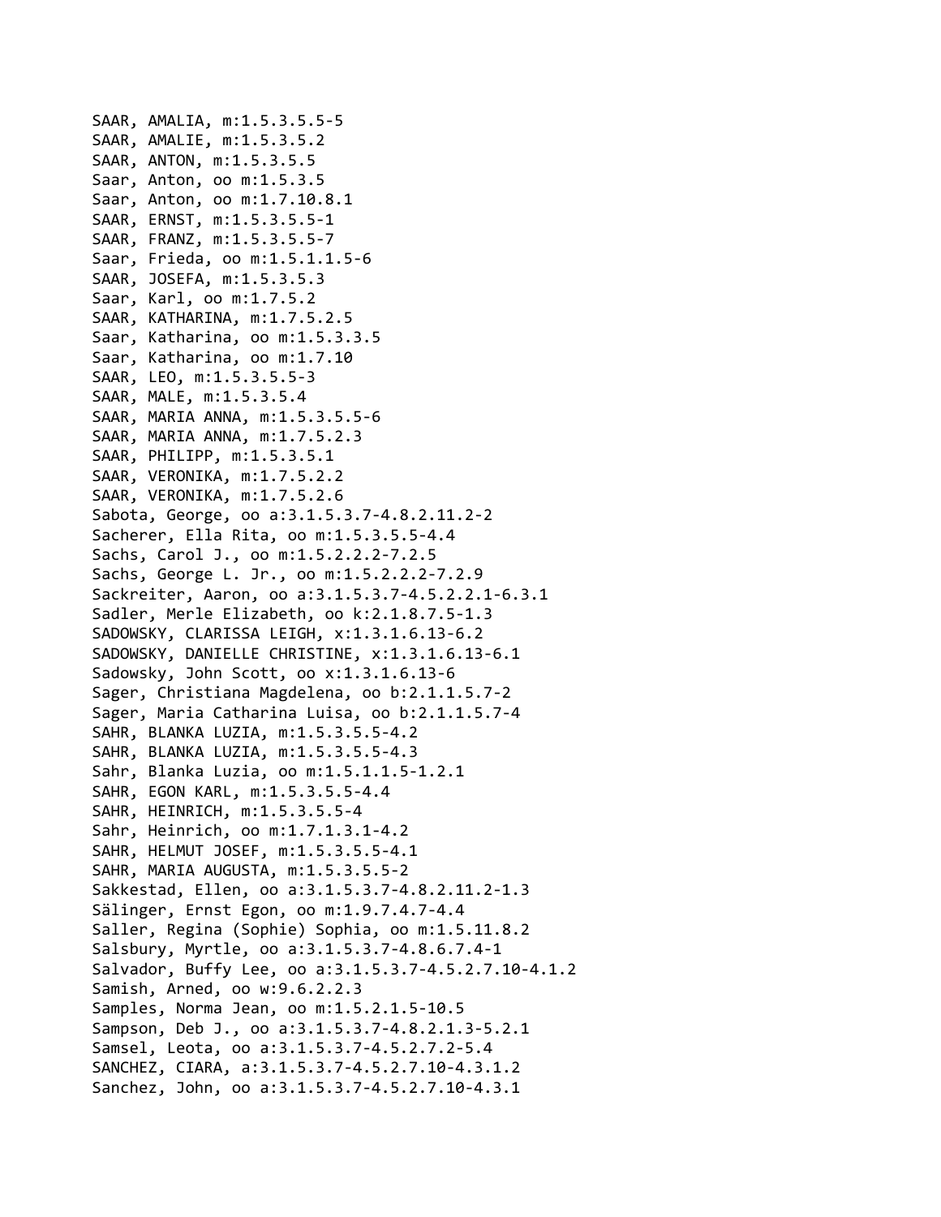SAAR, AMALIA, m:1.5.3.5.5-5  
SAAR, AMALIE, m:1.5.3.5.2  
SAAR, ANTON, m:1.5.3.5.5  
Saar, Anton, oo m:1.5.3.5  
Saar, Anton, oo m:1.7.10.8.1  
SAAR, ERNST, m:1.5.3.5.5-1  
SAAR, FRANZ, m:1.5.3.5.5-7  
Saar, Frieda, oo m:1.5.1.1.5-6  
SAAR, JOSEFA, m:1.5.3.5.3  
Saar, Karl, oo m:1.7.5.2  
SAAR, KATHARINA, m:1.7.5.2.5  
Saar, Katharina, oo m:1.5.3.3.5  
Saar, Katharina, oo m:1.7.10  
SAAR, LEO, m:1.5.3.5.5-3  
SAAR, MALE, m:1.5.3.5.4  
SAAR, MARIA ANNA, m:1.5.3.5.5-6  
SAAR, MARIA ANNA, m:1.7.5.2.3  
SAAR, PHILIPP, m:1.5.3.5.1  
SAAR, VERONIKA, m:1.7.5.2.2  
SAAR, VERONIKA, m:1.7.5.2.6  
Sabota, George, oo a:3.1.5.3.7-4.8.2.11.2-2  
Sacherer, Ella Rita, oo m:1.5.3.5.5-4.4  
Sachs, Carol J., oo m:1.5.2.2.2-7.2.5  
Sachs, George L. Jr., oo m:1.5.2.2.2-7.2.9  
Sackreiter, Aaron, oo a:3.1.5.3.7-4.5.2.2.1-6.3.1  
Sadler, Merle Elizabeth, oo k:2.1.8.7.5-1.3  
SADOWSKY, CLARISSA LEIGH, x:1.3.1.6.13-6.2  
SADOWSKY, DANIELLE CHRISTINE, x:1.3.1.6.13-6.1  
Sadowsky, John Scott, oo x:1.3.1.6.13-6  
Sager, Christiana Magdelena, oo b:2.1.1.5.7-2  
Sager, Maria Catharina Luisa, oo b:2.1.1.5.7-4  
SAHR, BLANKA LUZIA, m:1.5.3.5.5-4.2  
SAHR, BLANKA LUZIA, m:1.5.3.5.5-4.3  
Sahr, Blanka Luzia, oo m:1.5.1.1.5-1.2.1  
SAHR, EGON KARL, m:1.5.3.5.5-4.4  
SAHR, HEINRICH, m:1.5.3.5.5-4  
Sahr, Heinrich, oo m:1.7.1.3.1-4.2  
SAHR, HELMUT JOSEF, m:1.5.3.5.5-4.1  
SAHR, MARIA AUGUSTA, m:1.5.3.5.5-2  
Sakkestad, Ellen, oo a:3.1.5.3.7-4.8.2.11.2-1.3  
Sälinger, Ernst Egon, oo m:1.9.7.4.7-4.4  
Saller, Regina (Sophie) Sophia, oo m:1.5.11.8.2  
Salsbury, Myrtle, oo a:3.1.5.3.7-4.8.6.7.4-1  
Salvador, Buffy Lee, oo a:3.1.5.3.7-4.5.2.7.10-4.1.2  
Samish, Arned, oo w:9.6.2.2.3  
Samples, Norma Jean, oo m:1.5.2.1.5-10.5  
Sampson, Deb J., oo a:3.1.5.3.7-4.8.2.1.3-5.2.1  
Samsel, Leota, oo a:3.1.5.3.7-4.5.2.7.2-5.4  
SANCHEZ, CIARA, a:3.1.5.3.7-4.5.2.7.10-4.3.1.2  
Sanchez, John, oo a:3.1.5.3.7-4.5.2.7.10-4.3.1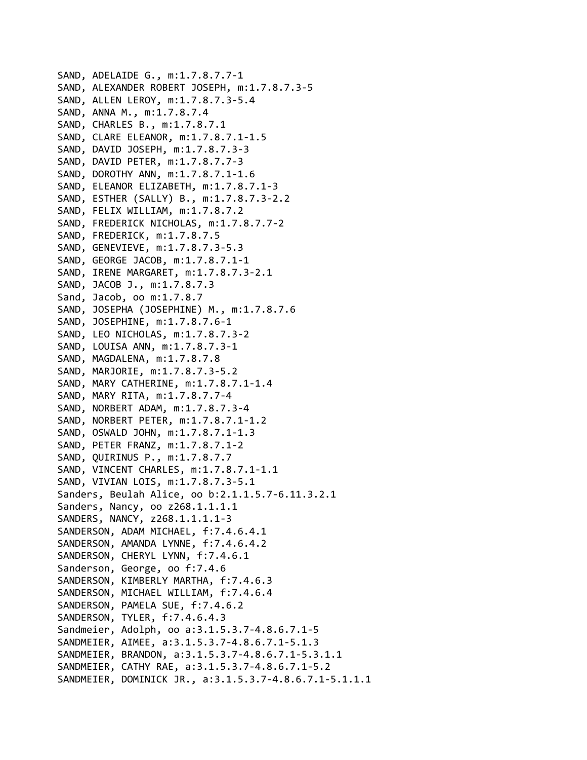SAND, ADELAIDE G., m:1.7.8.7.7-1
SAND, ALEXANDER ROBERT JOSEPH, m:1.7.8.7.3-5
SAND, ALLEN LEROY, m:1.7.8.7.3-5.4
SAND, ANNA M., m:1.7.8.7.4
SAND, CHARLES B., m:1.7.8.7.1
SAND, CLARE ELEANOR, m:1.7.8.7.1-1.5
SAND, DAVID JOSEPH, m:1.7.8.7.3-3
SAND, DAVID PETER, m:1.7.8.7.7-3
SAND, DOROTHY ANN, m:1.7.8.7.1-1.6
SAND, ELEANOR ELIZABETH, m:1.7.8.7.1-3
SAND, ESTHER (SALLY) B., m:1.7.8.7.3-2.2
SAND, FELIX WILLIAM, m:1.7.8.7.2
SAND, FREDERICK NICHOLAS, m:1.7.8.7.7-2
SAND, FREDERICK, m:1.7.8.7.5
SAND, GENEVIEVE, m:1.7.8.7.3-5.3
SAND, GEORGE JACOB, m:1.7.8.7.1-1
SAND, IRENE MARGARET, m:1.7.8.7.3-2.1
SAND, JACOB J., m:1.7.8.7.3
Sand, Jacob, oo m:1.7.8.7
SAND, JOSEPHA (JOSEPHINE) M., m:1.7.8.7.6
SAND, JOSEPHINE, m:1.7.8.7.6-1
SAND, LEO NICHOLAS, m:1.7.8.7.3-2
SAND, LOUISA ANN, m:1.7.8.7.3-1
SAND, MAGDALENA, m:1.7.8.7.8
SAND, MARJORIE, m:1.7.8.7.3-5.2
SAND, MARY CATHERINE, m:1.7.8.7.1-1.4
SAND, MARY RITA, m:1.7.8.7.7-4
SAND, NORBERT ADAM, m:1.7.8.7.3-4
SAND, NORBERT PETER, m:1.7.8.7.1-1.2
SAND, OSWALD JOHN, m:1.7.8.7.1-1.3
SAND, PETER FRANZ, m:1.7.8.7.1-2
SAND, QUIRINUS P., m:1.7.8.7.7
SAND, VINCENT CHARLES, m:1.7.8.7.1-1.1
SAND, VIVIAN LOIS, m:1.7.8.7.3-5.1
Sanders, Beulah Alice, oo b:2.1.1.5.7-6.11.3.2.1
Sanders, Nancy, oo z268.1.1.1.1
SANDERS, NANCY, z268.1.1.1.1-3
SANDERSON, ADAM MICHAEL, f:7.4.6.4.1
SANDERSON, AMANDA LYNNE, f:7.4.6.4.2
SANDERSON, CHERYL LYNN, f:7.4.6.1
Sanderson, George, oo f:7.4.6
SANDERSON, KIMBERLY MARTHA, f:7.4.6.3
SANDERSON, MICHAEL WILLIAM, f:7.4.6.4
SANDERSON, PAMELA SUE, f:7.4.6.2
SANDERSON, TYLER, f:7.4.6.4.3
Sandmeier, Adolph, oo a:3.1.5.3.7-4.8.6.7.1-5
SANDMEIER, AIMEE, a:3.1.5.3.7-4.8.6.7.1-5.1.3
SANDMEIER, BRANDON, a:3.1.5.3.7-4.8.6.7.1-5.3.1.1
SANDMEIER, CATHY RAE, a:3.1.5.3.7-4.8.6.7.1-5.2
SANDMEIER, DOMINICK JR., a:3.1.5.3.7-4.8.6.7.1-5.1.1.1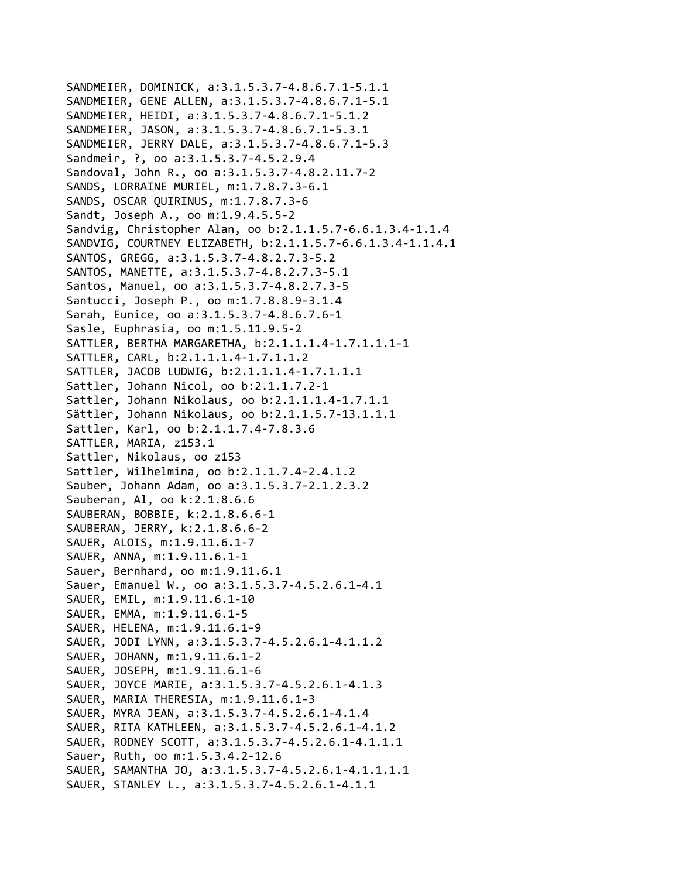SANDMEIER, DOMINICK, a:3.1.5.3.7-4.8.6.7.1-5.1.1
SANDMEIER, GENE ALLEN, a:3.1.5.3.7-4.8.6.7.1-5.1
SANDMEIER, HEIDI, a:3.1.5.3.7-4.8.6.7.1-5.1.2
SANDMEIER, JASON, a:3.1.5.3.7-4.8.6.7.1-5.3.1
SANDMEIER, JERRY DALE, a:3.1.5.3.7-4.8.6.7.1-5.3
Sandmeir, ?, oo a:3.1.5.3.7-4.5.2.9.4
Sandoval, John R., oo a:3.1.5.3.7-4.8.2.11.7-2
SANDS, LORRAINE MURIEL, m:1.7.8.7.3-6.1
SANDS, OSCAR QUIRINUS, m:1.7.8.7.3-6
Sandt, Joseph A., oo m:1.9.4.5.5-2
Sandvig, Christopher Alan, oo b:2.1.1.5.7-6.6.1.3.4-1.1.4
SANDVIG, COURTNEY ELIZABETH, b:2.1.1.5.7-6.6.1.3.4-1.1.4.1
SANTOS, GREGG, a:3.1.5.3.7-4.8.2.7.3-5.2
SANTOS, MANETTE, a:3.1.5.3.7-4.8.2.7.3-5.1
Santos, Manuel, oo a:3.1.5.3.7-4.8.2.7.3-5
Santucci, Joseph P., oo m:1.7.8.8.9-3.1.4
Sarah, Eunice, oo a:3.1.5.3.7-4.8.6.7.6-1
Sasle, Euphrasia, oo m:1.5.11.9.5-2
SATTLER, BERTHA MARGARETHA, b:2.1.1.1.4-1.7.1.1.1-1
SATTLER, CARL, b:2.1.1.1.4-1.7.1.1.2
SATTLER, JACOB LUDWIG, b:2.1.1.1.4-1.7.1.1.1
Sattler, Johann Nicol, oo b:2.1.1.7.2-1
Sattler, Johann Nikolaus, oo b:2.1.1.1.4-1.7.1.1
Sättler, Johann Nikolaus, oo b:2.1.1.5.7-13.1.1.1
Sattler, Karl, oo b:2.1.1.7.4-7.8.3.6
SATTLER, MARIA, z153.1
Sattler, Nikolaus, oo z153
Sattler, Wilhelmina, oo b:2.1.1.7.4-2.4.1.2
Sauber, Johann Adam, oo a:3.1.5.3.7-2.1.2.3.2
Sauberan, Al, oo k:2.1.8.6.6
SAUBERAN, BOBBIE, k:2.1.8.6.6-1
SAUBERAN, JERRY, k:2.1.8.6.6-2
SAUER, ALOIS, m:1.9.11.6.1-7
SAUER, ANNA, m:1.9.11.6.1-1
Sauer, Bernhard, oo m:1.9.11.6.1
Sauer, Emanuel W., oo a:3.1.5.3.7-4.5.2.6.1-4.1
SAUER, EMIL, m:1.9.11.6.1-10
SAUER, EMMA, m:1.9.11.6.1-5
SAUER, HELENA, m:1.9.11.6.1-9
SAUER, JODI LYNN, a:3.1.5.3.7-4.5.2.6.1-4.1.1.2
SAUER, JOHANN, m:1.9.11.6.1-2
SAUER, JOSEPH, m:1.9.11.6.1-6
SAUER, JOYCE MARIE, a:3.1.5.3.7-4.5.2.6.1-4.1.3
SAUER, MARIA THERESIA, m:1.9.11.6.1-3
SAUER, MYRA JEAN, a:3.1.5.3.7-4.5.2.6.1-4.1.4
SAUER, RITA KATHLEEN, a:3.1.5.3.7-4.5.2.6.1-4.1.2
SAUER, RODNEY SCOTT, a:3.1.5.3.7-4.5.2.6.1-4.1.1.1
Sauer, Ruth, oo m:1.5.3.4.2-12.6
SAUER, SAMANTHA JO, a:3.1.5.3.7-4.5.2.6.1-4.1.1.1.1
SAUER, STANLEY L., a:3.1.5.3.7-4.5.2.6.1-4.1.1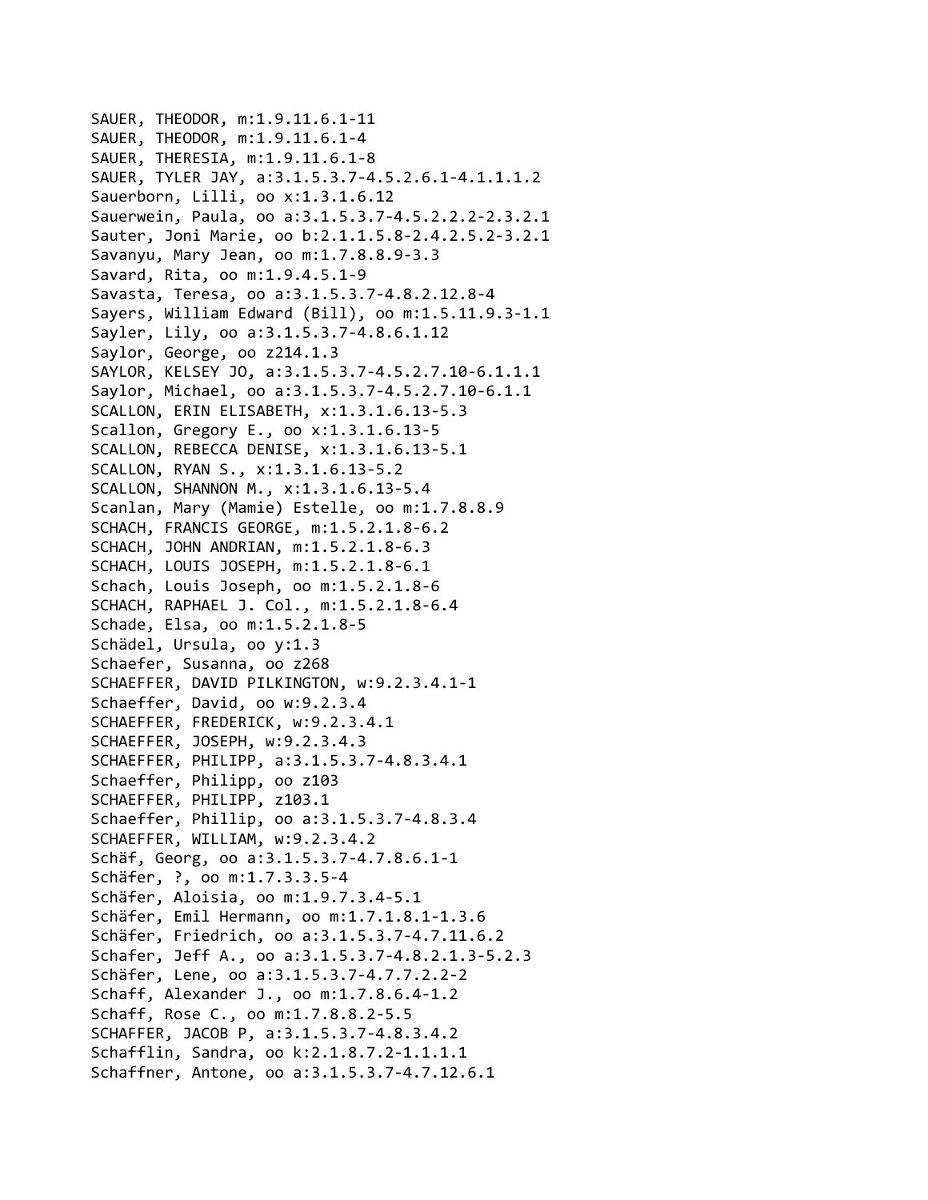SAUER, THEODOR, m:1.9.11.6.1-11
SAUER, THEODOR, m:1.9.11.6.1-4
SAUER, THERESIA, m:1.9.11.6.1-8
SAUER, TYLER JAY, a:3.1.5.3.7-4.5.2.6.1-4.1.1.1.2
Sauerborn, Lilli, oo x:1.3.1.6.12
Sauerwein, Paula, oo a:3.1.5.3.7-4.5.2.2.2-2.3.2.1
Sauter, Joni Marie, oo b:2.1.1.5.8-2.4.2.5.2-3.2.1
Savanyu, Mary Jean, oo m:1.7.8.8.9-3.3
Savard, Rita, oo m:1.9.4.5.1-9
Savasta, Teresa, oo a:3.1.5.3.7-4.8.2.12.8-4
Sayers, William Edward (Bill), oo m:1.5.11.9.3-1.1
Sayler, Lily, oo a:3.1.5.3.7-4.8.6.1.12
Saylor, George, oo z214.1.3
SAYLOR, KELSEY JO, a:3.1.5.3.7-4.5.2.7.10-6.1.1.1
Saylor, Michael, oo a:3.1.5.3.7-4.5.2.7.10-6.1.1
SCALLON, ERIN ELISABETH, x:1.3.1.6.13-5.3
Scallon, Gregory E., oo x:1.3.1.6.13-5
SCALLON, REBECCA DENISE, x:1.3.1.6.13-5.1
SCALLON, RYAN S., x:1.3.1.6.13-5.2
SCALLON, SHANNON M., x:1.3.1.6.13-5.4
Scanlan, Mary (Mamie) Estelle, oo m:1.7.8.8.9
SCHACH, FRANCIS GEORGE, m:1.5.2.1.8-6.2
SCHACH, JOHN ANDRIAN, m:1.5.2.1.8-6.3
SCHACH, LOUIS JOSEPH, m:1.5.2.1.8-6.1
Schach, Louis Joseph, oo m:1.5.2.1.8-6
SCHACH, RAPHAEL J. Col., m:1.5.2.1.8-6.4
Schade, Elsa, oo m:1.5.2.1.8-5
Schädel, Ursula, oo y:1.3
Schaefer, Susanna, oo z268
SCHAEFFER, DAVID PILKINGTON, w:9.2.3.4.1-1
Schaeffer, David, oo w:9.2.3.4
SCHAEFFER, FREDERICK, w:9.2.3.4.1
SCHAEFFER, JOSEPH, w:9.2.3.4.3
SCHAEFFER, PHILIPP, a:3.1.5.3.7-4.8.3.4.1
Schaeffer, Philipp, oo z103
SCHAEFFER, PHILIPP, z103.1
Schaeffer, Phillip, oo a:3.1.5.3.7-4.8.3.4
SCHAEFFER, WILLIAM, w:9.2.3.4.2
Schäf, Georg, oo a:3.1.5.3.7-4.7.8.6.1-1
Schäfer, ?, oo m:1.7.3.3.5-4
Schäfer, Aloisia, oo m:1.9.7.3.4-5.1
Schäfer, Emil Hermann, oo m:1.7.1.8.1-1.3.6
Schäfer, Friedrich, oo a:3.1.5.3.7-4.7.11.6.2
Schafer, Jeff A., oo a:3.1.5.3.7-4.8.2.1.3-5.2.3
Schäfer, Lene, oo a:3.1.5.3.7-4.7.7.2.2-2
Schaff, Alexander J., oo m:1.7.8.6.4-1.2
Schaff, Rose C., oo m:1.7.8.8.2-5.5
SCHAFFER, JACOB P, a:3.1.5.3.7-4.8.3.4.2
Schafflin, Sandra, oo k:2.1.8.7.2-1.1.1.1
Schaffner, Antone, oo a:3.1.5.3.7-4.7.12.6.1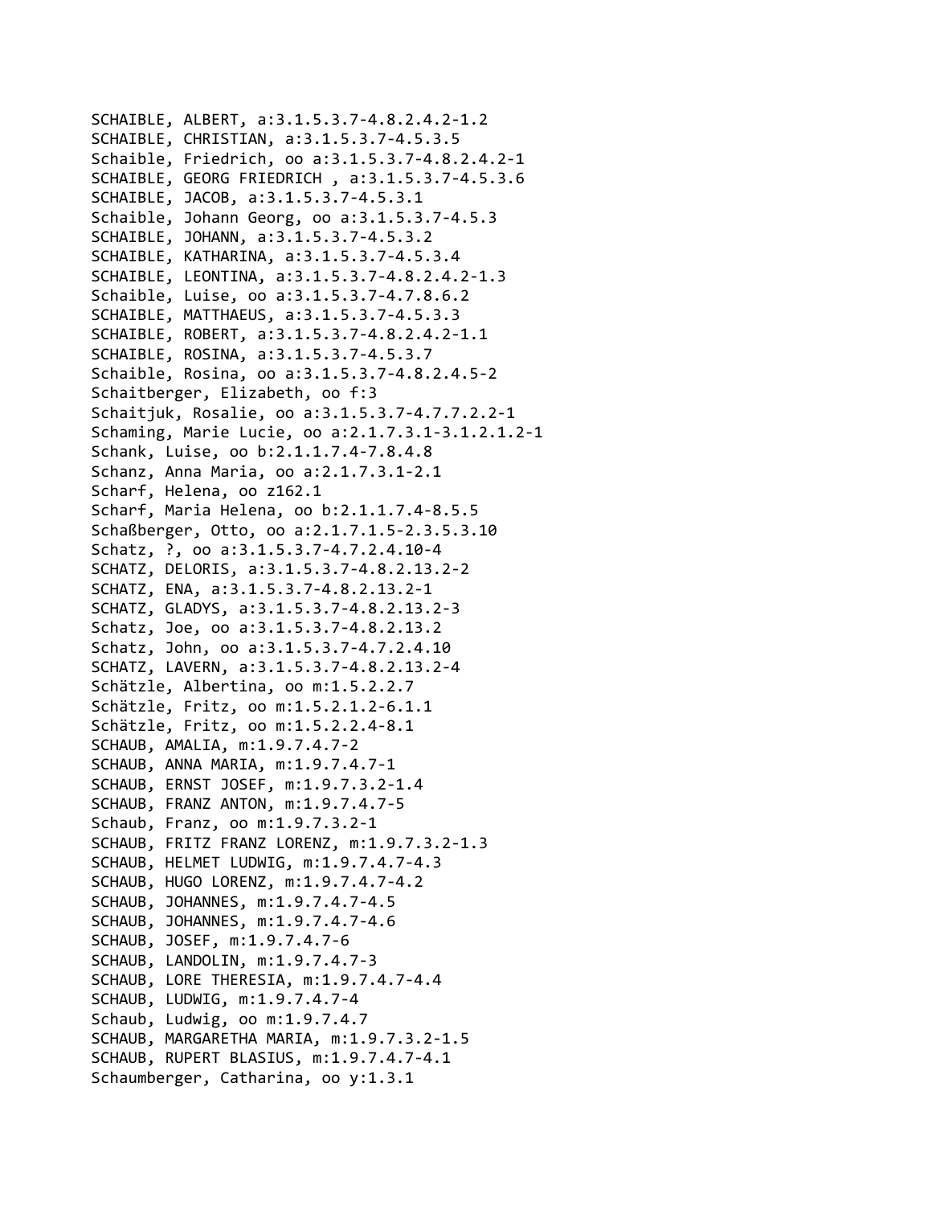SCHAIBLE, ALBERT, a:3.1.5.3.7-4.8.2.4.2-1.2
SCHAIBLE, CHRISTIAN, a:3.1.5.3.7-4.5.3.5
Schaible, Friedrich, oo a:3.1.5.3.7-4.8.2.4.2-1
SCHAIBLE, GEORG FRIEDRICH , a:3.1.5.3.7-4.5.3.6
SCHAIBLE, JACOB, a:3.1.5.3.7-4.5.3.1
Schaible, Johann Georg, oo a:3.1.5.3.7-4.5.3
SCHAIBLE, JOHANN, a:3.1.5.3.7-4.5.3.2
SCHAIBLE, KATHARINA, a:3.1.5.3.7-4.5.3.4
SCHAIBLE, LEONTINA, a:3.1.5.3.7-4.8.2.4.2-1.3
Schaible, Luise, oo a:3.1.5.3.7-4.7.8.6.2
SCHAIBLE, MATTHAEUS, a:3.1.5.3.7-4.5.3.3
SCHAIBLE, ROBERT, a:3.1.5.3.7-4.8.2.4.2-1.1
SCHAIBLE, ROSINA, a:3.1.5.3.7-4.5.3.7
Schaible, Rosina, oo a:3.1.5.3.7-4.8.2.4.5-2
Schaitberger, Elizabeth, oo f:3
Schaitjuk, Rosalie, oo a:3.1.5.3.7-4.7.7.2.2-1
Schaming, Marie Lucie, oo a:2.1.7.3.1-3.1.2.1.2-1
Schank, Luise, oo b:2.1.1.7.4-7.8.4.8
Schanz, Anna Maria, oo a:2.1.7.3.1-2.1
Scharf, Helena, oo z162.1
Scharf, Maria Helena, oo b:2.1.1.7.4-8.5.5
Schaßberger, Otto, oo a:2.1.7.1.5-2.3.5.3.10
Schatz, ?, oo a:3.1.5.3.7-4.7.2.4.10-4
SCHATZ, DELORIS, a:3.1.5.3.7-4.8.2.13.2-2
SCHATZ, ENA, a:3.1.5.3.7-4.8.2.13.2-1
SCHATZ, GLADYS, a:3.1.5.3.7-4.8.2.13.2-3
Schatz, Joe, oo a:3.1.5.3.7-4.8.2.13.2
Schatz, John, oo a:3.1.5.3.7-4.7.2.4.10
SCHATZ, LAVERN, a:3.1.5.3.7-4.8.2.13.2-4
Schätzle, Albertina, oo m:1.5.2.2.7
Schätzle, Fritz, oo m:1.5.2.1.2-6.1.1
Schätzle, Fritz, oo m:1.5.2.2.4-8.1
SCHAUB, AMALIA, m:1.9.7.4.7-2
SCHAUB, ANNA MARIA, m:1.9.7.4.7-1
SCHAUB, ERNST JOSEF, m:1.9.7.3.2-1.4
SCHAUB, FRANZ ANTON, m:1.9.7.4.7-5
Schaub, Franz, oo m:1.9.7.3.2-1
SCHAUB, FRITZ FRANZ LORENZ, m:1.9.7.3.2-1.3
SCHAUB, HELMET LUDWIG, m:1.9.7.4.7-4.3
SCHAUB, HUGO LORENZ, m:1.9.7.4.7-4.2
SCHAUB, JOHANNES, m:1.9.7.4.7-4.5
SCHAUB, JOHANNES, m:1.9.7.4.7-4.6
SCHAUB, JOSEF, m:1.9.7.4.7-6
SCHAUB, LANDOLIN, m:1.9.7.4.7-3
SCHAUB, LORE THERESIA, m:1.9.7.4.7-4.4
SCHAUB, LUDWIG, m:1.9.7.4.7-4
Schaub, Ludwig, oo m:1.9.7.4.7
SCHAUB, MARGARETHA MARIA, m:1.9.7.3.2-1.5
SCHAUB, RUPERT BLASIUS, m:1.9.7.4.7-4.1
Schaumberger, Catharina, oo y:1.3.1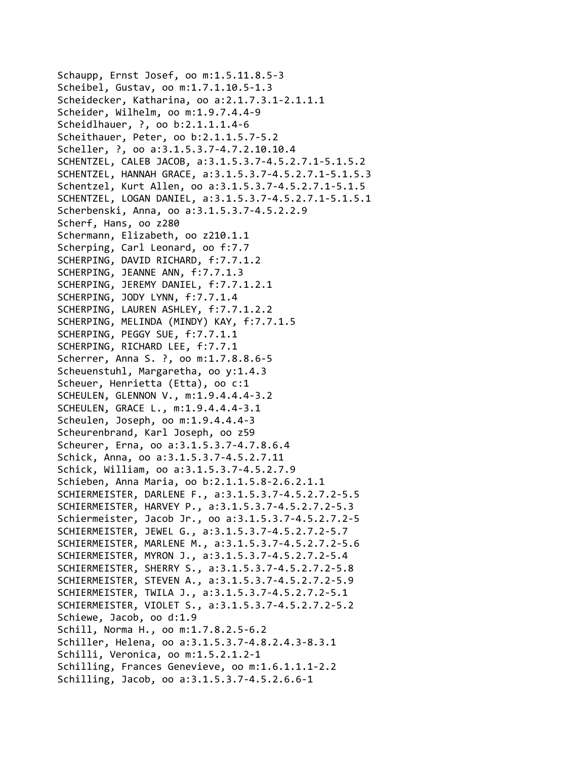Schaupp, Ernst Josef, oo m:1.5.11.8.5-3
Scheibel, Gustav, oo m:1.7.1.10.5-1.3
Scheidecker, Katharina, oo a:2.1.7.3.1-2.1.1.1
Scheider, Wilhelm, oo m:1.9.7.4.4-9
Scheidlhauer, ?, oo b:2.1.1.1.4-6
Scheithauer, Peter, oo b:2.1.1.5.7-5.2
Scheller, ?, oo a:3.1.5.3.7-4.7.2.10.10.4
SCHENTZEL, CALEB JACOB, a:3.1.5.3.7-4.5.2.7.1-5.1.5.2
SCHENTZEL, HANNAH GRACE, a:3.1.5.3.7-4.5.2.7.1-5.1.5.3
Schentzel, Kurt Allen, oo a:3.1.5.3.7-4.5.2.7.1-5.1.5
SCHENTZEL, LOGAN DANIEL, a:3.1.5.3.7-4.5.2.7.1-5.1.5.1
Scherbenski, Anna, oo a:3.1.5.3.7-4.5.2.2.9
Scherf, Hans, oo z280
Schermann, Elizabeth, oo z210.1.1
Scherping, Carl Leonard, oo f:7.7
SCHERPING, DAVID RICHARD, f:7.7.1.2
SCHERPING, JEANNE ANN, f:7.7.1.3
SCHERPING, JEREMY DANIEL, f:7.7.1.2.1
SCHERPING, JODY LYNN, f:7.7.1.4
SCHERPING, LAUREN ASHLEY, f:7.7.1.2.2
SCHERPING, MELINDA (MINDY) KAY, f:7.7.1.5
SCHERPING, PEGGY SUE, f:7.7.1.1
SCHERPING, RICHARD LEE, f:7.7.1
Scherrer, Anna S. ?, oo m:1.7.8.8.6-5
Scheuenstuhl, Margaretha, oo y:1.4.3
Scheuer, Henrietta (Etta), oo c:1
SCHEULEN, GLENNON V., m:1.9.4.4.4-3.2
SCHEULEN, GRACE L., m:1.9.4.4.4-3.1
Scheulen, Joseph, oo m:1.9.4.4.4-3
Scheurenbrand, Karl Joseph, oo z59
Scheurer, Erna, oo a:3.1.5.3.7-4.7.8.6.4
Schick, Anna, oo a:3.1.5.3.7-4.5.2.7.11
Schick, William, oo a:3.1.5.3.7-4.5.2.7.9
Schieben, Anna Maria, oo b:2.1.1.5.8-2.6.2.1.1
SCHIERMEISTER, DARLENE F., a:3.1.5.3.7-4.5.2.7.2-5.5
SCHIERMEISTER, HARVEY P., a:3.1.5.3.7-4.5.2.7.2-5.3
Schiermeister, Jacob Jr., oo a:3.1.5.3.7-4.5.2.7.2-5
SCHIERMEISTER, JEWEL G., a:3.1.5.3.7-4.5.2.7.2-5.7
SCHIERMEISTER, MARLENE M., a:3.1.5.3.7-4.5.2.7.2-5.6
SCHIERMEISTER, MYRON J., a:3.1.5.3.7-4.5.2.7.2-5.4
SCHIERMEISTER, SHERRY S., a:3.1.5.3.7-4.5.2.7.2-5.8
SCHIERMEISTER, STEVEN A., a:3.1.5.3.7-4.5.2.7.2-5.9
SCHIERMEISTER, TWILA J., a:3.1.5.3.7-4.5.2.7.2-5.1
SCHIERMEISTER, VIOLET S., a:3.1.5.3.7-4.5.2.7.2-5.2
Schiewe, Jacob, oo d:1.9
Schill, Norma H., oo m:1.7.8.2.5-6.2
Schiller, Helena, oo a:3.1.5.3.7-4.8.2.4.3-8.3.1
Schilli, Veronica, oo m:1.5.2.1.2-1
Schilling, Frances Genevieve, oo m:1.6.1.1.1-2.2
Schilling, Jacob, oo a:3.1.5.3.7-4.5.2.6.6-1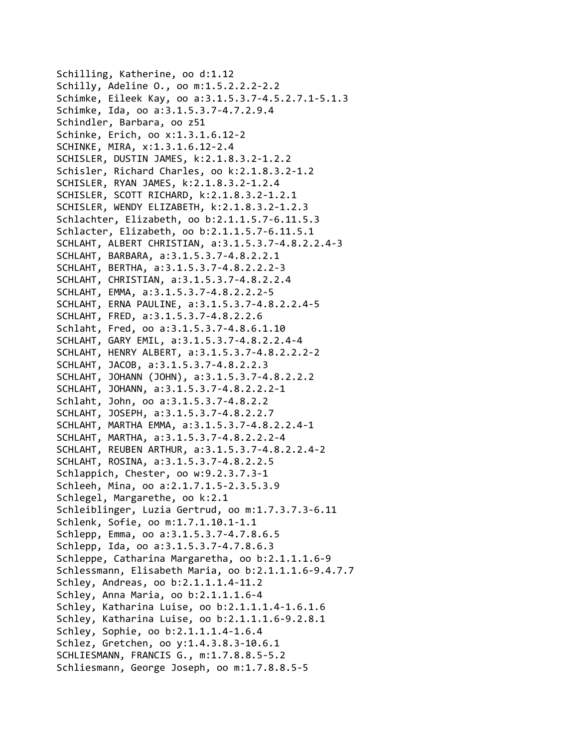Schilling, Katherine, oo d:1.12
Schilly, Adeline O., oo m:1.5.2.2.2-2.2
Schimke, Eileek Kay, oo a:3.1.5.3.7-4.5.2.7.1-5.1.3
Schimke, Ida, oo a:3.1.5.3.7-4.7.2.9.4
Schindler, Barbara, oo z51
Schinke, Erich, oo x:1.3.1.6.12-2
SCHINKE, MIRA, x:1.3.1.6.12-2.4
SCHISLER, DUSTIN JAMES, k:2.1.8.3.2-1.2.2
Schisler, Richard Charles, oo k:2.1.8.3.2-1.2
SCHISLER, RYAN JAMES, k:2.1.8.3.2-1.2.4
SCHISLER, SCOTT RICHARD, k:2.1.8.3.2-1.2.1
SCHISLER, WENDY ELIZABETH, k:2.1.8.3.2-1.2.3
Schlachter, Elizabeth, oo b:2.1.1.5.7-6.11.5.3
Schlacter, Elizabeth, oo b:2.1.1.5.7-6.11.5.1
SCHLAHT, ALBERT CHRISTIAN, a:3.1.5.3.7-4.8.2.2.4-3
SCHLAHT, BARBARA, a:3.1.5.3.7-4.8.2.2.1
SCHLAHT, BERTHA, a:3.1.5.3.7-4.8.2.2.2-3
SCHLAHT, CHRISTIAN, a:3.1.5.3.7-4.8.2.2.4
SCHLAHT, EMMA, a:3.1.5.3.7-4.8.2.2.2-5
SCHLAHT, ERNA PAULINE, a:3.1.5.3.7-4.8.2.2.4-5
SCHLAHT, FRED, a:3.1.5.3.7-4.8.2.2.6
Schlaht, Fred, oo a:3.1.5.3.7-4.8.6.1.10
SCHLAHT, GARY EMIL, a:3.1.5.3.7-4.8.2.2.4-4
SCHLAHT, HENRY ALBERT, a:3.1.5.3.7-4.8.2.2.2-2
SCHLAHT, JACOB, a:3.1.5.3.7-4.8.2.2.3
SCHLAHT, JOHANN (JOHN), a:3.1.5.3.7-4.8.2.2.2
SCHLAHT, JOHANN, a:3.1.5.3.7-4.8.2.2.2-1
Schlaht, John, oo a:3.1.5.3.7-4.8.2.2
SCHLAHT, JOSEPH, a:3.1.5.3.7-4.8.2.2.7
SCHLAHT, MARTHA EMMA, a:3.1.5.3.7-4.8.2.2.4-1
SCHLAHT, MARTHA, a:3.1.5.3.7-4.8.2.2.2-4
SCHLAHT, REUBEN ARTHUR, a:3.1.5.3.7-4.8.2.2.4-2
SCHLAHT, ROSINA, a:3.1.5.3.7-4.8.2.2.5
Schlappich, Chester, oo w:9.2.3.7.3-1
Schleeh, Mina, oo a:2.1.7.1.5-2.3.5.3.9
Schlegel, Margarethe, oo k:2.1
Schleiblinger, Luzia Gertrud, oo m:1.7.3.7.3-6.11
Schlenk, Sofie, oo m:1.7.1.10.1-1.1
Schlepp, Emma, oo a:3.1.5.3.7-4.7.8.6.5
Schlepp, Ida, oo a:3.1.5.3.7-4.7.8.6.3
Schleppe, Catharina Margaretha, oo b:2.1.1.1.6-9
Schlessmann, Elisabeth Maria, oo b:2.1.1.1.6-9.4.7.7
Schley, Andreas, oo b:2.1.1.1.4-11.2
Schley, Anna Maria, oo b:2.1.1.1.6-4
Schley, Katharina Luise, oo b:2.1.1.1.4-1.6.1.6
Schley, Katharina Luise, oo b:2.1.1.1.6-9.2.8.1
Schley, Sophie, oo b:2.1.1.1.4-1.6.4
Schlez, Gretchen, oo y:1.4.3.8.3-10.6.1
SCHLIESMANN, FRANCIS G., m:1.7.8.8.5-5.2
Schliesmann, George Joseph, oo m:1.7.8.8.5-5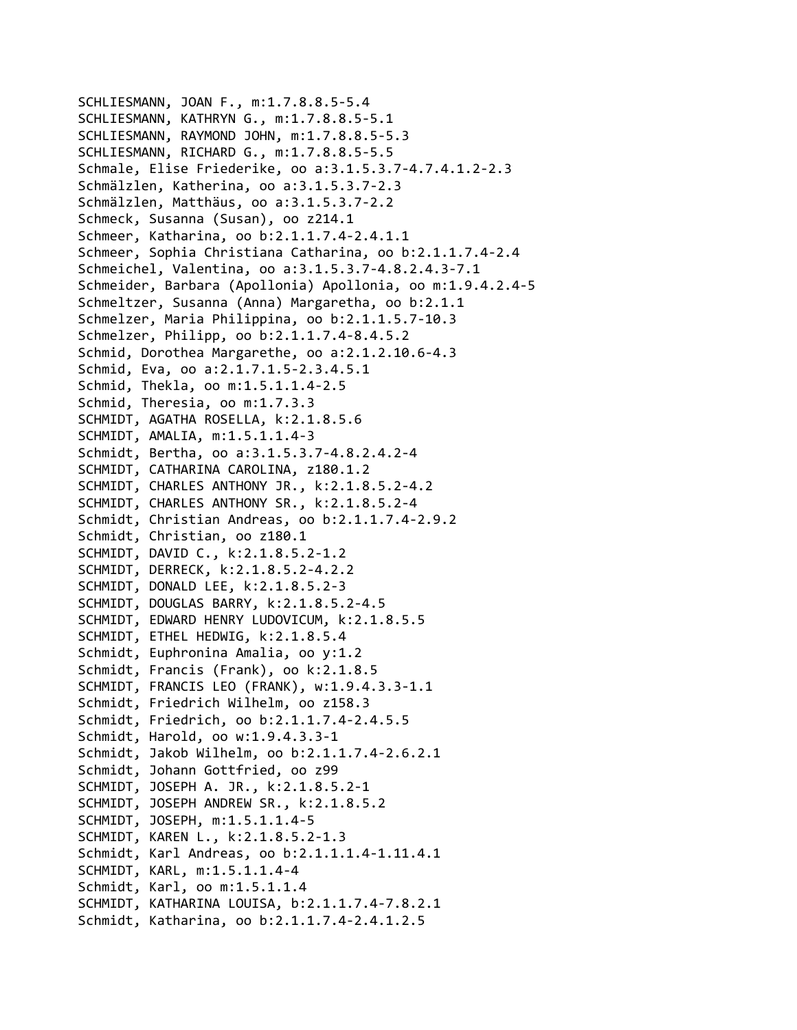SCHLIESMANN, JOAN F., m:1.7.8.8.5-5.4
SCHLIESMANN, KATHRYN G., m:1.7.8.8.5-5.1
SCHLIESMANN, RAYMOND JOHN, m:1.7.8.8.5-5.3
SCHLIESMANN, RICHARD G., m:1.7.8.8.5-5.5
Schmale, Elise Friederike, oo a:3.1.5.3.7-4.7.4.1.2-2.3
Schmälzlen, Katherina, oo a:3.1.5.3.7-2.3
Schmälzlen, Matthäus, oo a:3.1.5.3.7-2.2
Schmeck, Susanna (Susan), oo z214.1
Schmeer, Katharina, oo b:2.1.1.7.4-2.4.1.1
Schmeer, Sophia Christiana Catharina, oo b:2.1.1.7.4-2.4
Schmeichel, Valentina, oo a:3.1.5.3.7-4.8.2.4.3-7.1
Schmeider, Barbara (Apollonia) Apollonia, oo m:1.9.4.2.4-5
Schmeltzer, Susanna (Anna) Margaretha, oo b:2.1.1
Schmelzer, Maria Philippina, oo b:2.1.1.5.7-10.3
Schmelzer, Philipp, oo b:2.1.1.7.4-8.4.5.2
Schmid, Dorothea Margarethe, oo a:2.1.2.10.6-4.3
Schmid, Eva, oo a:2.1.7.1.5-2.3.4.5.1
Schmid, Thekla, oo m:1.5.1.1.4-2.5
Schmid, Theresia, oo m:1.7.3.3
SCHMIDT, AGATHA ROSELLA, k:2.1.8.5.6
SCHMIDT, AMALIA, m:1.5.1.1.4-3
Schmidt, Bertha, oo a:3.1.5.3.7-4.8.2.4.2-4
SCHMIDT, CATHARINA CAROLINA, z180.1.2
SCHMIDT, CHARLES ANTHONY JR., k:2.1.8.5.2-4.2
SCHMIDT, CHARLES ANTHONY SR., k:2.1.8.5.2-4
Schmidt, Christian Andreas, oo b:2.1.1.7.4-2.9.2
Schmidt, Christian, oo z180.1
SCHMIDT, DAVID C., k:2.1.8.5.2-1.2
SCHMIDT, DERRECK, k:2.1.8.5.2-4.2.2
SCHMIDT, DONALD LEE, k:2.1.8.5.2-3
SCHMIDT, DOUGLAS BARRY, k:2.1.8.5.2-4.5
SCHMIDT, EDWARD HENRY LUDOVICUM, k:2.1.8.5.5
SCHMIDT, ETHEL HEDWIG, k:2.1.8.5.4
Schmidt, Euphronina Amalia, oo y:1.2
Schmidt, Francis (Frank), oo k:2.1.8.5
SCHMIDT, FRANCIS LEO (FRANK), w:1.9.4.3.3-1.1
Schmidt, Friedrich Wilhelm, oo z158.3
Schmidt, Friedrich, oo b:2.1.1.7.4-2.4.5.5
Schmidt, Harold, oo w:1.9.4.3.3-1
Schmidt, Jakob Wilhelm, oo b:2.1.1.7.4-2.6.2.1
Schmidt, Johann Gottfried, oo z99
SCHMIDT, JOSEPH A. JR., k:2.1.8.5.2-1
SCHMIDT, JOSEPH ANDREW SR., k:2.1.8.5.2
SCHMIDT, JOSEPH, m:1.5.1.1.4-5
SCHMIDT, KAREN L., k:2.1.8.5.2-1.3
Schmidt, Karl Andreas, oo b:2.1.1.1.4-1.11.4.1
SCHMIDT, KARL, m:1.5.1.1.4-4
Schmidt, Karl, oo m:1.5.1.1.4
SCHMIDT, KATHARINA LOUISA, b:2.1.1.7.4-7.8.2.1
Schmidt, Katharina, oo b:2.1.1.7.4-2.4.1.2.5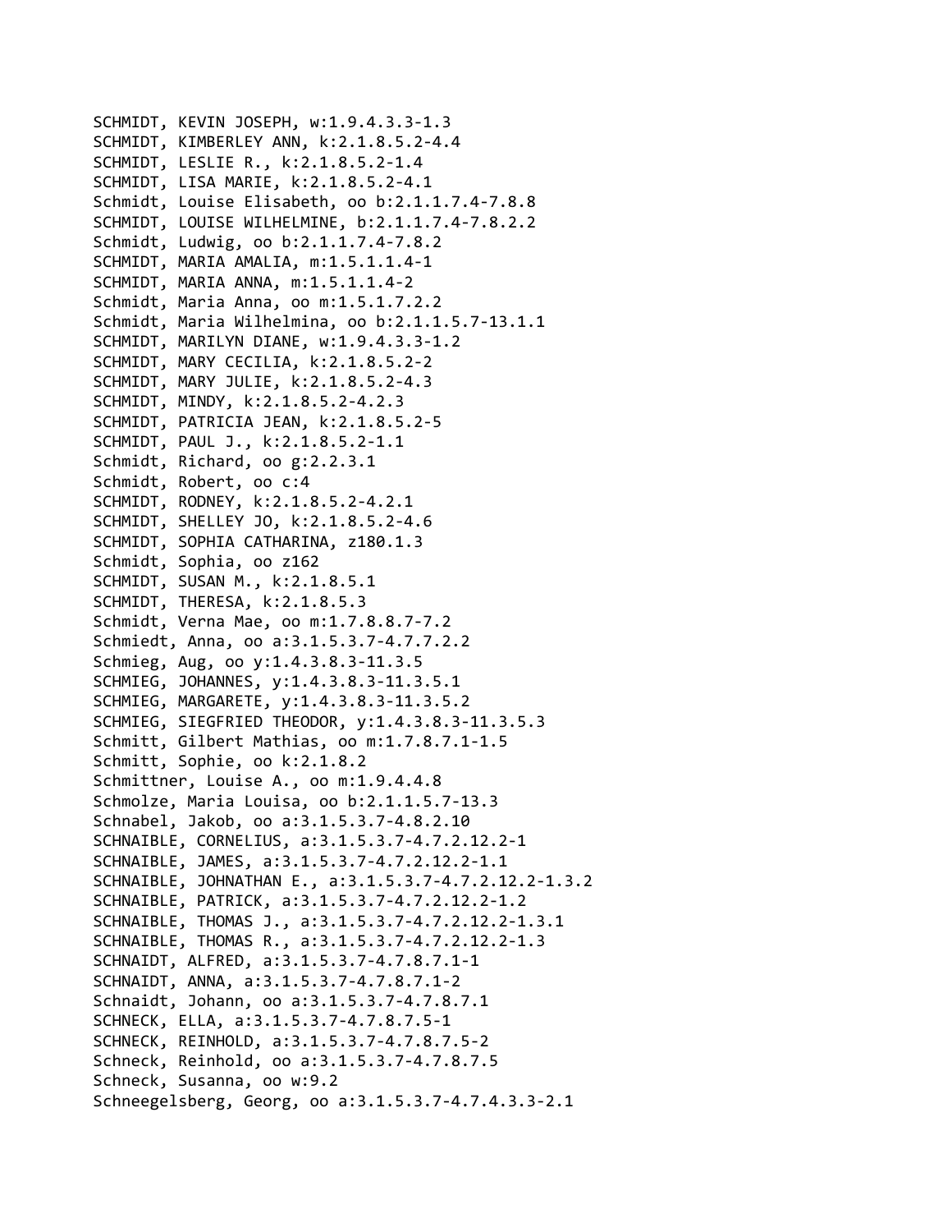SCHMIDT, KEVIN JOSEPH, w:1.9.4.3.3-1.3
SCHMIDT, KIMBERLEY ANN, k:2.1.8.5.2-4.4
SCHMIDT, LESLIE R., k:2.1.8.5.2-1.4
SCHMIDT, LISA MARIE, k:2.1.8.5.2-4.1
Schmidt, Louise Elisabeth, oo b:2.1.1.7.4-7.8.8
SCHMIDT, LOUISE WILHELMINE, b:2.1.1.7.4-7.8.2.2
Schmidt, Ludwig, oo b:2.1.1.7.4-7.8.2
SCHMIDT, MARIA AMALIA, m:1.5.1.1.4-1
SCHMIDT, MARIA ANNA, m:1.5.1.1.4-2
Schmidt, Maria Anna, oo m:1.5.1.7.2.2
Schmidt, Maria Wilhelmina, oo b:2.1.1.5.7-13.1.1
SCHMIDT, MARILYN DIANE, w:1.9.4.3.3-1.2
SCHMIDT, MARY CECILIA, k:2.1.8.5.2-2
SCHMIDT, MARY JULIE, k:2.1.8.5.2-4.3
SCHMIDT, MINDY, k:2.1.8.5.2-4.2.3
SCHMIDT, PATRICIA JEAN, k:2.1.8.5.2-5
SCHMIDT, PAUL J., k:2.1.8.5.2-1.1
Schmidt, Richard, oo g:2.2.3.1
Schmidt, Robert, oo c:4
SCHMIDT, RODNEY, k:2.1.8.5.2-4.2.1
SCHMIDT, SHELLEY JO, k:2.1.8.5.2-4.6
SCHMIDT, SOPHIA CATHARINA, z180.1.3
Schmidt, Sophia, oo z162
SCHMIDT, SUSAN M., k:2.1.8.5.1
SCHMIDT, THERESA, k:2.1.8.5.3
Schmidt, Verna Mae, oo m:1.7.8.8.7-7.2
Schmiedt, Anna, oo a:3.1.5.3.7-4.7.7.2.2
Schmieg, Aug, oo y:1.4.3.8.3-11.3.5
SCHMIEG, JOHANNES, y:1.4.3.8.3-11.3.5.1
SCHMIEG, MARGARETE, y:1.4.3.8.3-11.3.5.2
SCHMIEG, SIEGFRIED THEODOR, y:1.4.3.8.3-11.3.5.3
Schmitt, Gilbert Mathias, oo m:1.7.8.7.1-1.5
Schmitt, Sophie, oo k:2.1.8.2
Schmittner, Louise A., oo m:1.9.4.4.8
Schmolze, Maria Louisa, oo b:2.1.1.5.7-13.3
Schnabel, Jakob, oo a:3.1.5.3.7-4.8.2.10
SCHNAIBLE, CORNELIUS, a:3.1.5.3.7-4.7.2.12.2-1
SCHNAIBLE, JAMES, a:3.1.5.3.7-4.7.2.12.2-1.1
SCHNAIBLE, JOHNATHAN E., a:3.1.5.3.7-4.7.2.12.2-1.3.2
SCHNAIBLE, PATRICK, a:3.1.5.3.7-4.7.2.12.2-1.2
SCHNAIBLE, THOMAS J., a:3.1.5.3.7-4.7.2.12.2-1.3.1
SCHNAIBLE, THOMAS R., a:3.1.5.3.7-4.7.2.12.2-1.3
SCHNAIDT, ALFRED, a:3.1.5.3.7-4.7.8.7.1-1
SCHNAIDT, ANNA, a:3.1.5.3.7-4.7.8.7.1-2
Schnaidt, Johann, oo a:3.1.5.3.7-4.7.8.7.1
SCHNECK, ELLA, a:3.1.5.3.7-4.7.8.7.5-1
SCHNECK, REINHOLD, a:3.1.5.3.7-4.7.8.7.5-2
Schneck, Reinhold, oo a:3.1.5.3.7-4.7.8.7.5
Schneck, Susanna, oo w:9.2
Schneegelsberg, Georg, oo a:3.1.5.3.7-4.7.4.3.3-2.1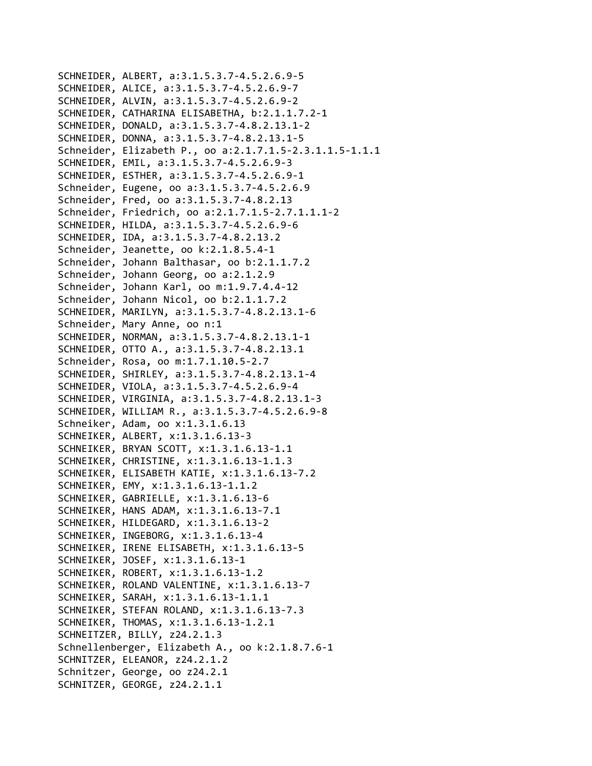SCHNEIDER, ALBERT, a:3.1.5.3.7-4.5.2.6.9-5
SCHNEIDER, ALICE, a:3.1.5.3.7-4.5.2.6.9-7
SCHNEIDER, ALVIN, a:3.1.5.3.7-4.5.2.6.9-2
SCHNEIDER, CATHARINA ELISABETHA, b:2.1.1.7.2-1
SCHNEIDER, DONALD, a:3.1.5.3.7-4.8.2.13.1-2
SCHNEIDER, DONNA, a:3.1.5.3.7-4.8.2.13.1-5
Schneider, Elizabeth P., oo a:2.1.7.1.5-2.3.1.1.5-1.1.1
SCHNEIDER, EMIL, a:3.1.5.3.7-4.5.2.6.9-3
SCHNEIDER, ESTHER, a:3.1.5.3.7-4.5.2.6.9-1
Schneider, Eugene, oo a:3.1.5.3.7-4.5.2.6.9
Schneider, Fred, oo a:3.1.5.3.7-4.8.2.13
Schneider, Friedrich, oo a:2.1.7.1.5-2.7.1.1.1-2
SCHNEIDER, HILDA, a:3.1.5.3.7-4.5.2.6.9-6
SCHNEIDER, IDA, a:3.1.5.3.7-4.8.2.13.2
Schneider, Jeanette, oo k:2.1.8.5.4-1
Schneider, Johann Balthasar, oo b:2.1.1.7.2
Schneider, Johann Georg, oo a:2.1.2.9
Schneider, Johann Karl, oo m:1.9.7.4.4-12
Schneider, Johann Nicol, oo b:2.1.1.7.2
SCHNEIDER, MARILYN, a:3.1.5.3.7-4.8.2.13.1-6
Schneider, Mary Anne, oo n:1
SCHNEIDER, NORMAN, a:3.1.5.3.7-4.8.2.13.1-1
SCHNEIDER, OTTO A., a:3.1.5.3.7-4.8.2.13.1
Schneider, Rosa, oo m:1.7.1.10.5-2.7
SCHNEIDER, SHIRLEY, a:3.1.5.3.7-4.8.2.13.1-4
SCHNEIDER, VIOLA, a:3.1.5.3.7-4.5.2.6.9-4
SCHNEIDER, VIRGINIA, a:3.1.5.3.7-4.8.2.13.1-3
SCHNEIDER, WILLIAM R., a:3.1.5.3.7-4.5.2.6.9-8
Schneiker, Adam, oo x:1.3.1.6.13
SCHNEIKER, ALBERT, x:1.3.1.6.13-3
SCHNEIKER, BRYAN SCOTT, x:1.3.1.6.13-1.1
SCHNEIKER, CHRISTINE, x:1.3.1.6.13-1.1.3
SCHNEIKER, ELISABETH KATIE, x:1.3.1.6.13-7.2
SCHNEIKER, EMY, x:1.3.1.6.13-1.1.2
SCHNEIKER, GABRIELLE, x:1.3.1.6.13-6
SCHNEIKER, HANS ADAM, x:1.3.1.6.13-7.1
SCHNEIKER, HILDEGARD, x:1.3.1.6.13-2
SCHNEIKER, INGEBORG, x:1.3.1.6.13-4
SCHNEIKER, IRENE ELISABETH, x:1.3.1.6.13-5
SCHNEIKER, JOSEF, x:1.3.1.6.13-1
SCHNEIKER, ROBERT, x:1.3.1.6.13-1.2
SCHNEIKER, ROLAND VALENTINE, x:1.3.1.6.13-7
SCHNEIKER, SARAH, x:1.3.1.6.13-1.1.1
SCHNEIKER, STEFAN ROLAND, x:1.3.1.6.13-7.3
SCHNEIKER, THOMAS, x:1.3.1.6.13-1.2.1
SCHNEITZER, BILLY, z24.2.1.3
Schnellenberger, Elizabeth A., oo k:2.1.8.7.6-1
SCHNITZER, ELEANOR, z24.2.1.2
Schnitzer, George, oo z24.2.1
SCHNITZER, GEORGE, z24.2.1.1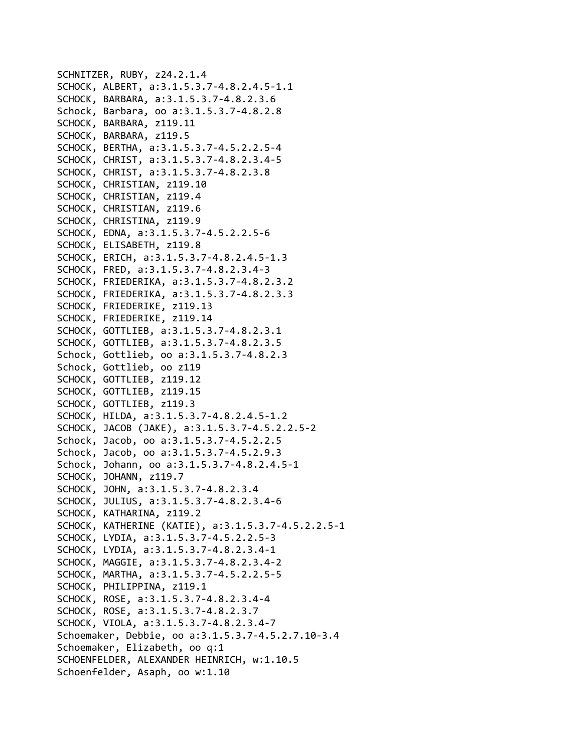SCHNITZER, RUBY, z24.2.1.4
SCHOCK, ALBERT, a:3.1.5.3.7-4.8.2.4.5-1.1
SCHOCK, BARBARA, a:3.1.5.3.7-4.8.2.3.6
Schock, Barbara, oo a:3.1.5.3.7-4.8.2.8
SCHOCK, BARBARA, z119.11
SCHOCK, BARBARA, z119.5
SCHOCK, BERTHA, a:3.1.5.3.7-4.5.2.2.5-4
SCHOCK, CHRIST, a:3.1.5.3.7-4.8.2.3.4-5
SCHOCK, CHRIST, a:3.1.5.3.7-4.8.2.3.8
SCHOCK, CHRISTIAN, z119.10
SCHOCK, CHRISTIAN, z119.4
SCHOCK, CHRISTIAN, z119.6
SCHOCK, CHRISTINA, z119.9
SCHOCK, EDNA, a:3.1.5.3.7-4.5.2.2.5-6
SCHOCK, ELISABETH, z119.8
SCHOCK, ERICH, a:3.1.5.3.7-4.8.2.4.5-1.3
SCHOCK, FRED, a:3.1.5.3.7-4.8.2.3.4-3
SCHOCK, FRIEDERIKA, a:3.1.5.3.7-4.8.2.3.2
SCHOCK, FRIEDERIKA, a:3.1.5.3.7-4.8.2.3.3
SCHOCK, FRIEDERIKE, z119.13
SCHOCK, FRIEDERIKE, z119.14
SCHOCK, GOTTLIEB, a:3.1.5.3.7-4.8.2.3.1
SCHOCK, GOTTLIEB, a:3.1.5.3.7-4.8.2.3.5
Schock, Gottlieb, oo a:3.1.5.3.7-4.8.2.3
Schock, Gottlieb, oo z119
SCHOCK, GOTTLIEB, z119.12
SCHOCK, GOTTLIEB, z119.15
SCHOCK, GOTTLIEB, z119.3
SCHOCK, HILDA, a:3.1.5.3.7-4.8.2.4.5-1.2
SCHOCK, JACOB (JAKE), a:3.1.5.3.7-4.5.2.2.5-2
Schock, Jacob, oo a:3.1.5.3.7-4.5.2.2.5
Schock, Jacob, oo a:3.1.5.3.7-4.5.2.9.3
Schock, Johann, oo a:3.1.5.3.7-4.8.2.4.5-1
SCHOCK, JOHANN, z119.7
SCHOCK, JOHN, a:3.1.5.3.7-4.8.2.3.4
SCHOCK, JULIUS, a:3.1.5.3.7-4.8.2.3.4-6
SCHOCK, KATHARINA, z119.2
SCHOCK, KATHERINE (KATIE), a:3.1.5.3.7-4.5.2.2.5-1
SCHOCK, LYDIA, a:3.1.5.3.7-4.5.2.2.5-3
SCHOCK, LYDIA, a:3.1.5.3.7-4.8.2.3.4-1
SCHOCK, MAGGIE, a:3.1.5.3.7-4.8.2.3.4-2
SCHOCK, MARTHA, a:3.1.5.3.7-4.5.2.2.5-5
SCHOCK, PHILIPPINA, z119.1
SCHOCK, ROSE, a:3.1.5.3.7-4.8.2.3.4-4
SCHOCK, ROSE, a:3.1.5.3.7-4.8.2.3.7
SCHOCK, VIOLA, a:3.1.5.3.7-4.8.2.3.4-7
Schoemaker, Debbie, oo a:3.1.5.3.7-4.5.2.7.10-3.4
Schoemaker, Elizabeth, oo q:1
SCHOENFELDER, ALEXANDER HEINRICH, w:1.10.5
Schoenfelder, Asaph, oo w:1.10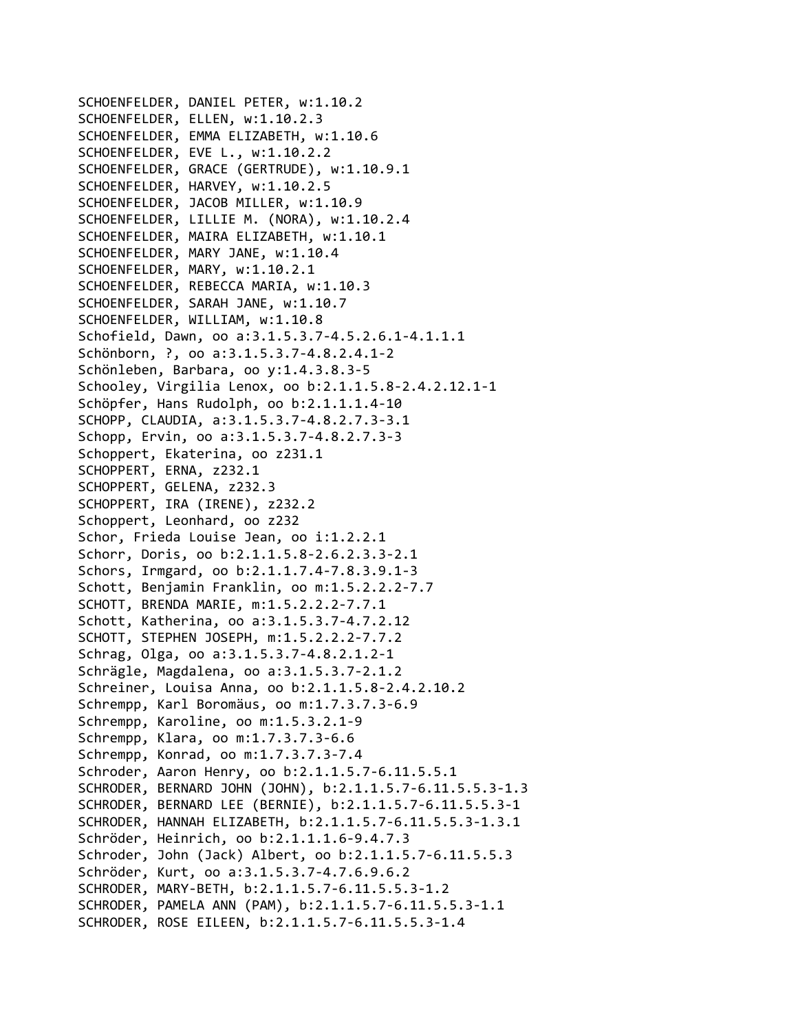SCHOENFELDER, DANIEL PETER, w:1.10.2
SCHOENFELDER, ELLEN, w:1.10.2.3
SCHOENFELDER, EMMA ELIZABETH, w:1.10.6
SCHOENFELDER, EVE L., w:1.10.2.2
SCHOENFELDER, GRACE (GERTRUDE), w:1.10.9.1
SCHOENFELDER, HARVEY, w:1.10.2.5
SCHOENFELDER, JACOB MILLER, w:1.10.9
SCHOENFELDER, LILLIE M. (NORA), w:1.10.2.4
SCHOENFELDER, MAIRA ELIZABETH, w:1.10.1
SCHOENFELDER, MARY JANE, w:1.10.4
SCHOENFELDER, MARY, w:1.10.2.1
SCHOENFELDER, REBECCA MARIA, w:1.10.3
SCHOENFELDER, SARAH JANE, w:1.10.7
SCHOENFELDER, WILLIAM, w:1.10.8
Schofield, Dawn, oo a:3.1.5.3.7-4.5.2.6.1-4.1.1.1
Schönborn, ?, oo a:3.1.5.3.7-4.8.2.4.1-2
Schönleben, Barbara, oo y:1.4.3.8.3-5
Schooley, Virgilia Lenox, oo b:2.1.1.5.8-2.4.2.12.1-1
Schöpfer, Hans Rudolph, oo b:2.1.1.1.4-10
SCHOPP, CLAUDIA, a:3.1.5.3.7-4.8.2.7.3-3.1
Schopp, Ervin, oo a:3.1.5.3.7-4.8.2.7.3-3
Schoppert, Ekaterina, oo z231.1
SCHOPPERT, ERNA, z232.1
SCHOPPERT, GELENA, z232.3
SCHOPPERT, IRA (IRENE), z232.2
Schoppert, Leonhard, oo z232
Schor, Frieda Louise Jean, oo i:1.2.2.1
Schorr, Doris, oo b:2.1.1.5.8-2.6.2.3.3-2.1
Schors, Irmgard, oo b:2.1.1.7.4-7.8.3.9.1-3
Schott, Benjamin Franklin, oo m:1.5.2.2.2-7.7
SCHOTT, BRENDA MARIE, m:1.5.2.2.2-7.7.1
Schott, Katherina, oo a:3.1.5.3.7-4.7.2.12
SCHOTT, STEPHEN JOSEPH, m:1.5.2.2.2-7.7.2
Schrag, Olga, oo a:3.1.5.3.7-4.8.2.1.2-1
Schrägle, Magdalena, oo a:3.1.5.3.7-2.1.2
Schreiner, Louisa Anna, oo b:2.1.1.5.8-2.4.2.10.2
Schrempp, Karl Boromäus, oo m:1.7.3.7.3-6.9
Schrempp, Karoline, oo m:1.5.3.2.1-9
Schrempp, Klara, oo m:1.7.3.7.3-6.6
Schrempp, Konrad, oo m:1.7.3.7.3-7.4
Schroder, Aaron Henry, oo b:2.1.1.5.7-6.11.5.5.1
SCHRODER, BERNARD JOHN (JOHN), b:2.1.1.5.7-6.11.5.5.3-1.3
SCHRODER, BERNARD LEE (BERNIE), b:2.1.1.5.7-6.11.5.5.3-1
SCHRODER, HANNAH ELIZABETH, b:2.1.1.5.7-6.11.5.5.3-1.3.1
Schröder, Heinrich, oo b:2.1.1.1.6-9.4.7.3
Schroder, John (Jack) Albert, oo b:2.1.1.5.7-6.11.5.5.3
Schröder, Kurt, oo a:3.1.5.3.7-4.7.6.9.6.2
SCHRODER, MARY-BETH, b:2.1.1.5.7-6.11.5.5.3-1.2
SCHRODER, PAMELA ANN (PAM), b:2.1.1.5.7-6.11.5.5.3-1.1
SCHRODER, ROSE EILEEN, b:2.1.1.5.7-6.11.5.5.3-1.4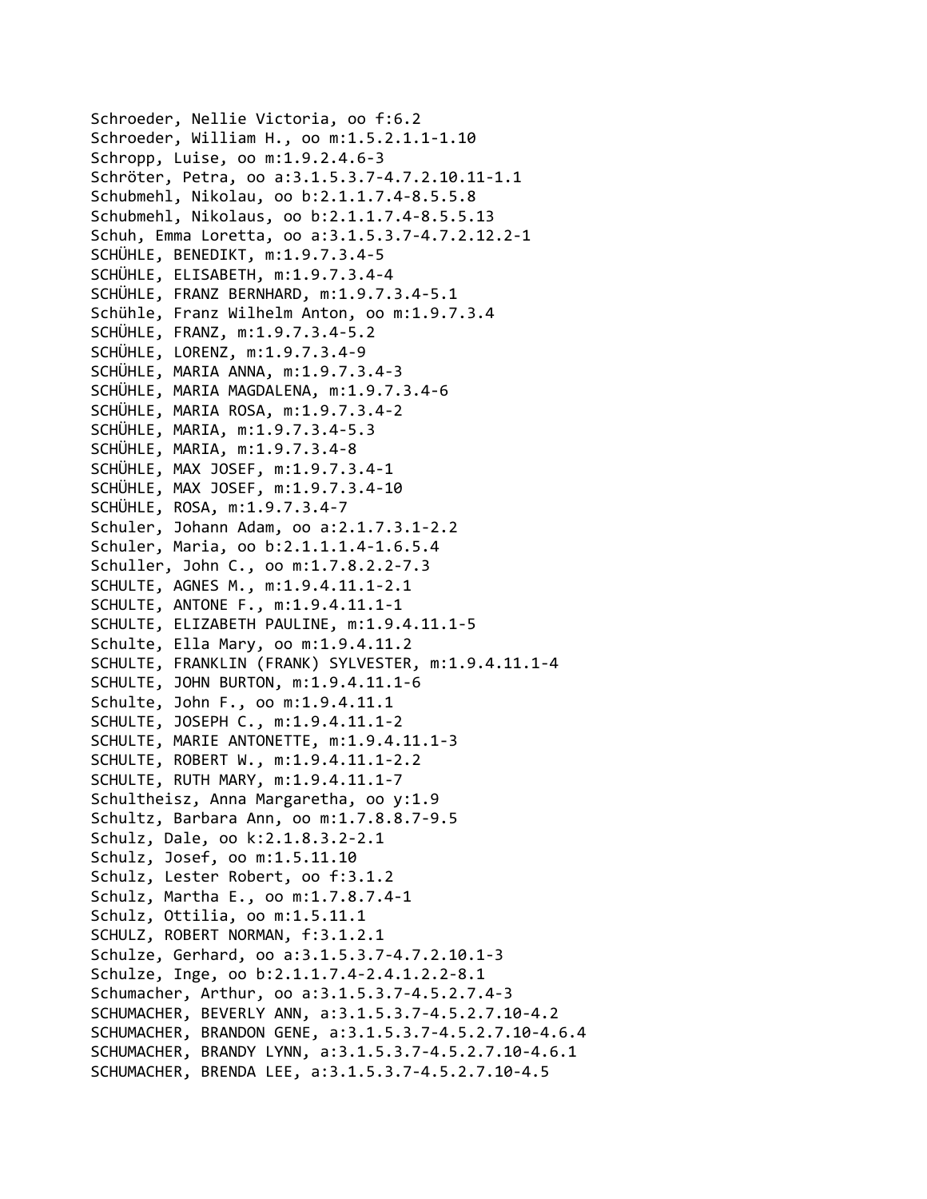Schroeder, Nellie Victoria, oo f:6.2
Schroeder, William H., oo m:1.5.2.1.1-1.10
Schropp, Luise, oo m:1.9.2.4.6-3
Schröter, Petra, oo a:3.1.5.3.7-4.7.2.10.11-1.1
Schubmehl, Nikolau, oo b:2.1.1.7.4-8.5.5.8
Schubmehl, Nikolaus, oo b:2.1.1.7.4-8.5.5.13
Schuh, Emma Loretta, oo a:3.1.5.3.7-4.7.2.12.2-1
SCHÜHLE, BENEDIKT, m:1.9.7.3.4-5
SCHÜHLE, ELISABETH, m:1.9.7.3.4-4
SCHÜHLE, FRANZ BERNHARD, m:1.9.7.3.4-5.1
Schühle, Franz Wilhelm Anton, oo m:1.9.7.3.4
SCHÜHLE, FRANZ, m:1.9.7.3.4-5.2
SCHÜHLE, LORENZ, m:1.9.7.3.4-9
SCHÜHLE, MARIA ANNA, m:1.9.7.3.4-3
SCHÜHLE, MARIA MAGDALENA, m:1.9.7.3.4-6
SCHÜHLE, MARIA ROSA, m:1.9.7.3.4-2
SCHÜHLE, MARIA, m:1.9.7.3.4-5.3
SCHÜHLE, MARIA, m:1.9.7.3.4-8
SCHÜHLE, MAX JOSEF, m:1.9.7.3.4-1
SCHÜHLE, MAX JOSEF, m:1.9.7.3.4-10
SCHÜHLE, ROSA, m:1.9.7.3.4-7
Schuler, Johann Adam, oo a:2.1.7.3.1-2.2
Schuler, Maria, oo b:2.1.1.1.4-1.6.5.4
Schuller, John C., oo m:1.7.8.2.2-7.3
SCHULTE, AGNES M., m:1.9.4.11.1-2.1
SCHULTE, ANTONE F., m:1.9.4.11.1-1
SCHULTE, ELIZABETH PAULINE, m:1.9.4.11.1-5
Schulte, Ella Mary, oo m:1.9.4.11.2
SCHULTE, FRANKLIN (FRANK) SYLVESTER, m:1.9.4.11.1-4
SCHULTE, JOHN BURTON, m:1.9.4.11.1-6
Schulte, John F., oo m:1.9.4.11.1
SCHULTE, JOSEPH C., m:1.9.4.11.1-2
SCHULTE, MARIE ANTONETTE, m:1.9.4.11.1-3
SCHULTE, ROBERT W., m:1.9.4.11.1-2.2
SCHULTE, RUTH MARY, m:1.9.4.11.1-7
Schultheisz, Anna Margaretha, oo y:1.9
Schultz, Barbara Ann, oo m:1.7.8.8.7-9.5
Schulz, Dale, oo k:2.1.8.3.2-2.1
Schulz, Josef, oo m:1.5.11.10
Schulz, Lester Robert, oo f:3.1.2
Schulz, Martha E., oo m:1.7.8.7.4-1
Schulz, Ottilia, oo m:1.5.11.1
SCHULZ, ROBERT NORMAN, f:3.1.2.1
Schulze, Gerhard, oo a:3.1.5.3.7-4.7.2.10.1-3
Schulze, Inge, oo b:2.1.1.7.4-2.4.1.2.2-8.1
Schumacher, Arthur, oo a:3.1.5.3.7-4.5.2.7.4-3
SCHUMACHER, BEVERLY ANN, a:3.1.5.3.7-4.5.2.7.10-4.2
SCHUMACHER, BRANDON GENE, a:3.1.5.3.7-4.5.2.7.10-4.6.4
SCHUMACHER, BRANDY LYNN, a:3.1.5.3.7-4.5.2.7.10-4.6.1
SCHUMACHER, BRENDA LEE, a:3.1.5.3.7-4.5.2.7.10-4.5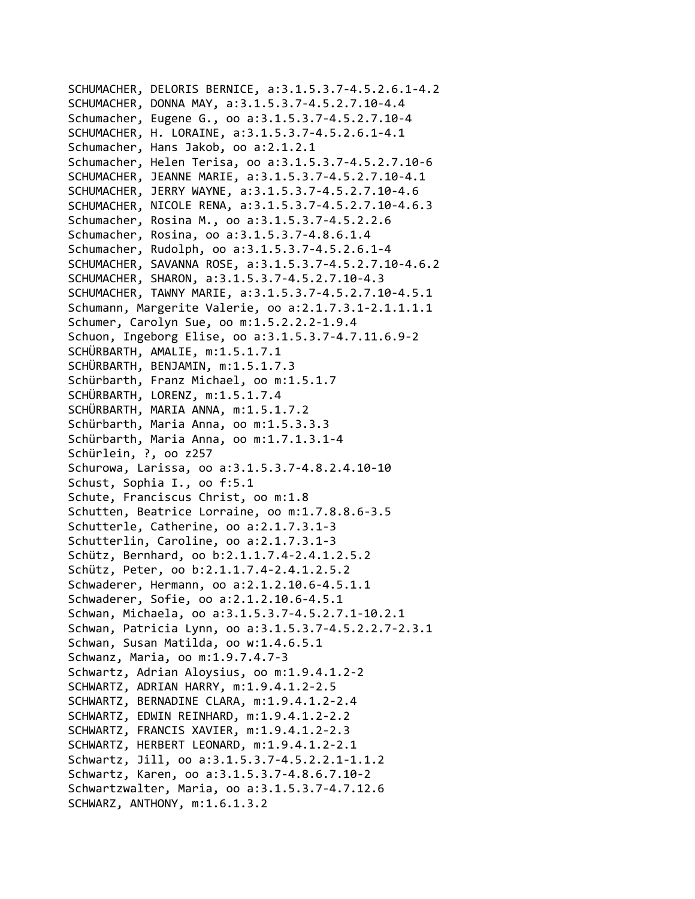SCHUMACHER, DELORIS BERNICE, a:3.1.5.3.7-4.5.2.6.1-4.2
SCHUMACHER, DONNA MAY, a:3.1.5.3.7-4.5.2.7.10-4.4
Schumacher, Eugene G., oo a:3.1.5.3.7-4.5.2.7.10-4
SCHUMACHER, H. LORAINE, a:3.1.5.3.7-4.5.2.6.1-4.1
Schumacher, Hans Jakob, oo a:2.1.2.1
Schumacher, Helen Terisa, oo a:3.1.5.3.7-4.5.2.7.10-6
SCHUMACHER, JEANNE MARIE, a:3.1.5.3.7-4.5.2.7.10-4.1
SCHUMACHER, JERRY WAYNE, a:3.1.5.3.7-4.5.2.7.10-4.6
SCHUMACHER, NICOLE RENA, a:3.1.5.3.7-4.5.2.7.10-4.6.3
Schumacher, Rosina M., oo a:3.1.5.3.7-4.5.2.2.6
Schumacher, Rosina, oo a:3.1.5.3.7-4.8.6.1.4
Schumacher, Rudolph, oo a:3.1.5.3.7-4.5.2.6.1-4
SCHUMACHER, SAVANNA ROSE, a:3.1.5.3.7-4.5.2.7.10-4.6.2
SCHUMACHER, SHARON, a:3.1.5.3.7-4.5.2.7.10-4.3
SCHUMACHER, TAWNY MARIE, a:3.1.5.3.7-4.5.2.7.10-4.5.1
Schumann, Margerite Valerie, oo a:2.1.7.3.1-2.1.1.1.1
Schumer, Carolyn Sue, oo m:1.5.2.2.2-1.9.4
Schuon, Ingeborg Elise, oo a:3.1.5.3.7-4.7.11.6.9-2
SCHÜRBARTH, AMALIE, m:1.5.1.7.1
SCHÜRBARTH, BENJAMIN, m:1.5.1.7.3
Schürbarth, Franz Michael, oo m:1.5.1.7
SCHÜRBARTH, LORENZ, m:1.5.1.7.4
SCHÜRBARTH, MARIA ANNA, m:1.5.1.7.2
Schürbarth, Maria Anna, oo m:1.5.3.3.3
Schürbarth, Maria Anna, oo m:1.7.1.3.1-4
Schürlein, ?, oo z257
Schurowa, Larissa, oo a:3.1.5.3.7-4.8.2.4.10-10
Schust, Sophia I., oo f:5.1
Schute, Franciscus Christ, oo m:1.8
Schutten, Beatrice Lorraine, oo m:1.7.8.8.6-3.5
Schutterle, Catherine, oo a:2.1.7.3.1-3
Schutterlin, Caroline, oo a:2.1.7.3.1-3
Schütz, Bernhard, oo b:2.1.1.7.4-2.4.1.2.5.2
Schütz, Peter, oo b:2.1.1.7.4-2.4.1.2.5.2
Schwaderer, Hermann, oo a:2.1.2.10.6-4.5.1.1
Schwaderer, Sofie, oo a:2.1.2.10.6-4.5.1
Schwan, Michaela, oo a:3.1.5.3.7-4.5.2.7.1-10.2.1
Schwan, Patricia Lynn, oo a:3.1.5.3.7-4.5.2.2.7-2.3.1
Schwan, Susan Matilda, oo w:1.4.6.5.1
Schwanz, Maria, oo m:1.9.7.4.7-3
Schwartz, Adrian Aloysius, oo m:1.9.4.1.2-2
SCHWARTZ, ADRIAN HARRY, m:1.9.4.1.2-2.5
SCHWARTZ, BERNADINE CLARA, m:1.9.4.1.2-2.4
SCHWARTZ, EDWIN REINHARD, m:1.9.4.1.2-2.2
SCHWARTZ, FRANCIS XAVIER, m:1.9.4.1.2-2.3
SCHWARTZ, HERBERT LEONARD, m:1.9.4.1.2-2.1
Schwartz, Jill, oo a:3.1.5.3.7-4.5.2.2.1-1.1.2
Schwartz, Karen, oo a:3.1.5.3.7-4.8.6.7.10-2
Schwartzwalter, Maria, oo a:3.1.5.3.7-4.7.12.6
SCHWARZ, ANTHONY, m:1.6.1.3.2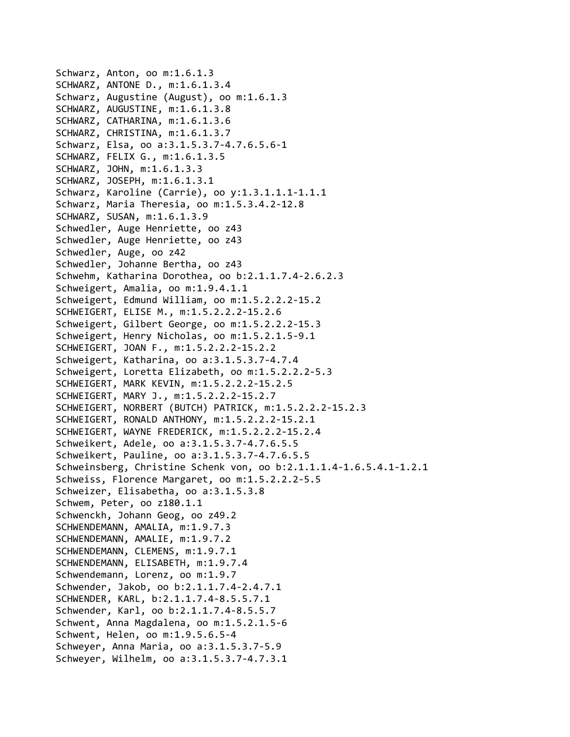Schwarz, Anton, oo m:1.6.1.3
SCHWARZ, ANTONE D., m:1.6.1.3.4
Schwarz, Augustine (August), oo m:1.6.1.3
SCHWARZ, AUGUSTINE, m:1.6.1.3.8
SCHWARZ, CATHARINA, m:1.6.1.3.6
SCHWARZ, CHRISTINA, m:1.6.1.3.7
Schwarz, Elsa, oo a:3.1.5.3.7-4.7.6.5.6-1
SCHWARZ, FELIX G., m:1.6.1.3.5
SCHWARZ, JOHN, m:1.6.1.3.3
SCHWARZ, JOSEPH, m:1.6.1.3.1
Schwarz, Karoline (Carrie), oo y:1.3.1.1.1-1.1.1
Schwarz, Maria Theresia, oo m:1.5.3.4.2-12.8
SCHWARZ, SUSAN, m:1.6.1.3.9
Schwedler, Auge Henriette, oo z43
Schwedler, Auge Henriette, oo z43
Schwedler, Auge, oo z42
Schwedler, Johanne Bertha, oo z43
Schwehm, Katharina Dorothea, oo b:2.1.1.7.4-2.6.2.3
Schweigert, Amalia, oo m:1.9.4.1.1
Schweigert, Edmund William, oo m:1.5.2.2.2-15.2
SCHWEIGERT, ELISE M., m:1.5.2.2.2-15.2.6
Schweigert, Gilbert George, oo m:1.5.2.2.2-15.3
Schweigert, Henry Nicholas, oo m:1.5.2.1.5-9.1
SCHWEIGERT, JOAN F., m:1.5.2.2.2-15.2.2
Schweigert, Katharina, oo a:3.1.5.3.7-4.7.4
Schweigert, Loretta Elizabeth, oo m:1.5.2.2.2-5.3
SCHWEIGERT, MARK KEVIN, m:1.5.2.2.2-15.2.5
SCHWEIGERT, MARY J., m:1.5.2.2.2-15.2.7
SCHWEIGERT, NORBERT (BUTCH) PATRICK, m:1.5.2.2.2-15.2.3
SCHWEIGERT, RONALD ANTHONY, m:1.5.2.2.2-15.2.1
SCHWEIGERT, WAYNE FREDERICK, m:1.5.2.2.2-15.2.4
Schweikert, Adele, oo a:3.1.5.3.7-4.7.6.5.5
Schweikert, Pauline, oo a:3.1.5.3.7-4.7.6.5.5
Schweinsberg, Christine Schenk von, oo b:2.1.1.1.4-1.6.5.4.1-1.2.1
Schweiss, Florence Margaret, oo m:1.5.2.2.2-5.5
Schweizer, Elisabetha, oo a:3.1.5.3.8
Schwem, Peter, oo z180.1.1
Schwenckh, Johann Geog, oo z49.2
SCHWENDEMANN, AMALIA, m:1.9.7.3
SCHWENDEMANN, AMALIE, m:1.9.7.2
SCHWENDEMANN, CLEMENS, m:1.9.7.1
SCHWENDEMANN, ELISABETH, m:1.9.7.4
Schwendemann, Lorenz, oo m:1.9.7
Schwender, Jakob, oo b:2.1.1.7.4-2.4.7.1
SCHWENDER, KARL, b:2.1.1.7.4-8.5.5.7.1
Schwender, Karl, oo b:2.1.1.7.4-8.5.5.7
Schwent, Anna Magdalena, oo m:1.5.2.1.5-6
Schwent, Helen, oo m:1.9.5.6.5-4
Schweyer, Anna Maria, oo a:3.1.5.3.7-5.9
Schweyer, Wilhelm, oo a:3.1.5.3.7-4.7.3.1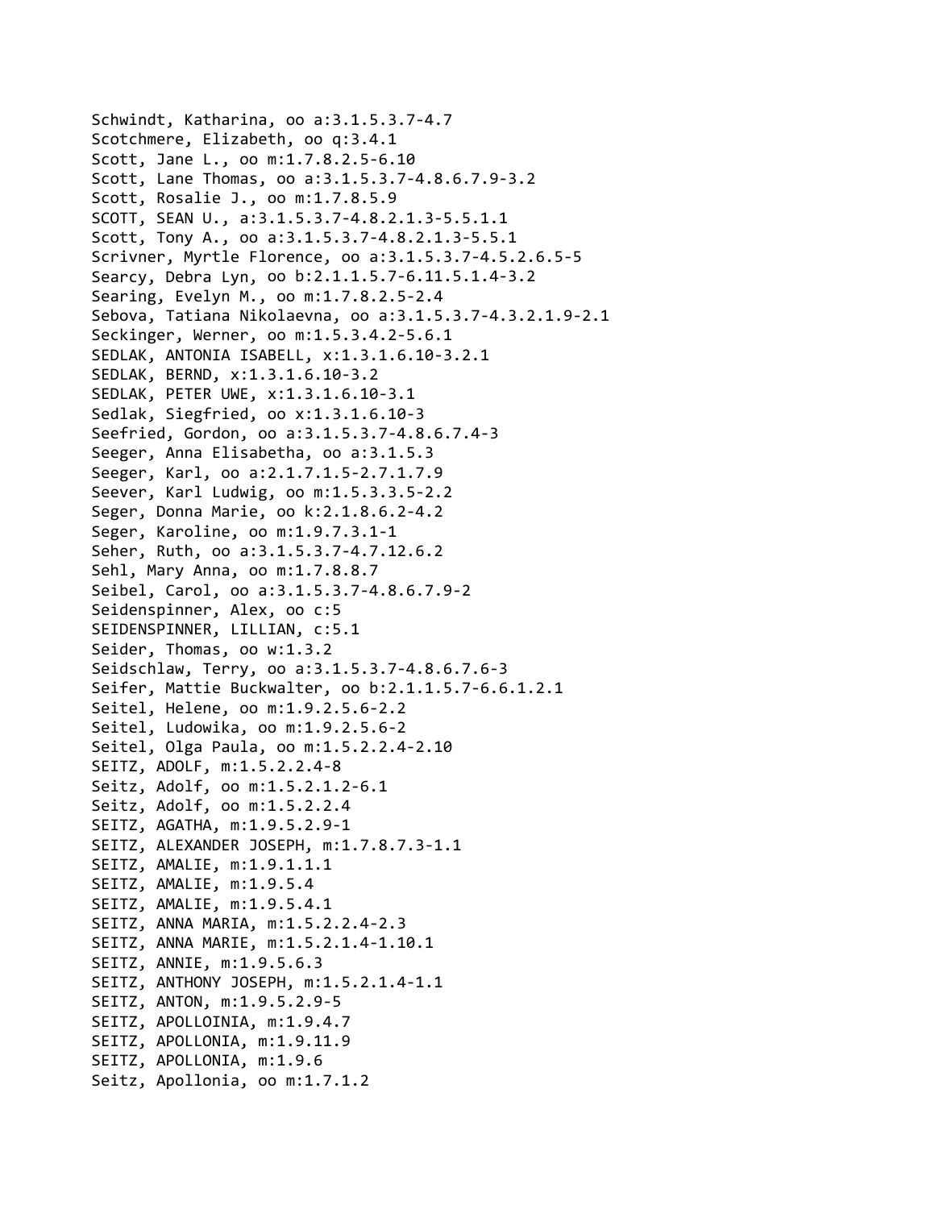Schwindt, Katharina, oo a:3.1.5.3.7-4.7
Scotchmere, Elizabeth, oo q:3.4.1
Scott, Jane L., oo m:1.7.8.2.5-6.10
Scott, Lane Thomas, oo a:3.1.5.3.7-4.8.6.7.9-3.2
Scott, Rosalie J., oo m:1.7.8.5.9
SCOTT, SEAN U., a:3.1.5.3.7-4.8.2.1.3-5.5.1.1
Scott, Tony A., oo a:3.1.5.3.7-4.8.2.1.3-5.5.1
Scrivner, Myrtle Florence, oo a:3.1.5.3.7-4.5.2.6.5-5
Searcy, Debra Lyn, oo b:2.1.1.5.7-6.11.5.1.4-3.2
Searing, Evelyn M., oo m:1.7.8.2.5-2.4
Sebova, Tatiana Nikolaevna, oo a:3.1.5.3.7-4.3.2.1.9-2.1
Seckinger, Werner, oo m:1.5.3.4.2-5.6.1
SEDLAK, ANTONIA ISABELL, x:1.3.1.6.10-3.2.1
SEDLAK, BERND, x:1.3.1.6.10-3.2
SEDLAK, PETER UWE, x:1.3.1.6.10-3.1
Sedlak, Siegfried, oo x:1.3.1.6.10-3
Seefried, Gordon, oo a:3.1.5.3.7-4.8.6.7.4-3
Seeger, Anna Elisabetha, oo a:3.1.5.3
Seeger, Karl, oo a:2.1.7.1.5-2.7.1.7.9
Seever, Karl Ludwig, oo m:1.5.3.3.5-2.2
Seger, Donna Marie, oo k:2.1.8.6.2-4.2
Seger, Karoline, oo m:1.9.7.3.1-1
Seher, Ruth, oo a:3.1.5.3.7-4.7.12.6.2
Sehl, Mary Anna, oo m:1.7.8.8.7
Seibel, Carol, oo a:3.1.5.3.7-4.8.6.7.9-2
Seidenspinner, Alex, oo c:5
SEIDENSPINNER, LILLIAN, c:5.1
Seider, Thomas, oo w:1.3.2
Seidschlaw, Terry, oo a:3.1.5.3.7-4.8.6.7.6-3
Seifer, Mattie Buckwalter, oo b:2.1.1.5.7-6.6.1.2.1
Seitel, Helene, oo m:1.9.2.5.6-2.2
Seitel, Ludowika, oo m:1.9.2.5.6-2
Seitel, Olga Paula, oo m:1.5.2.2.4-2.10
SEITZ, ADOLF, m:1.5.2.2.4-8
Seitz, Adolf, oo m:1.5.2.1.2-6.1
Seitz, Adolf, oo m:1.5.2.2.4
SEITZ, AGATHA, m:1.9.5.2.9-1
SEITZ, ALEXANDER JOSEPH, m:1.7.8.7.3-1.1
SEITZ, AMALIE, m:1.9.1.1.1
SEITZ, AMALIE, m:1.9.5.4
SEITZ, AMALIE, m:1.9.5.4.1
SEITZ, ANNA MARIA, m:1.5.2.2.4-2.3
SEITZ, ANNA MARIE, m:1.5.2.1.4-1.10.1
SEITZ, ANNIE, m:1.9.5.6.3
SEITZ, ANTHONY JOSEPH, m:1.5.2.1.4-1.1
SEITZ, ANTON, m:1.9.5.2.9-5
SEITZ, APOLLOINIA, m:1.9.4.7
SEITZ, APOLLONIA, m:1.9.11.9
SEITZ, APOLLONIA, m:1.9.6
Seitz, Apollonia, oo m:1.7.1.2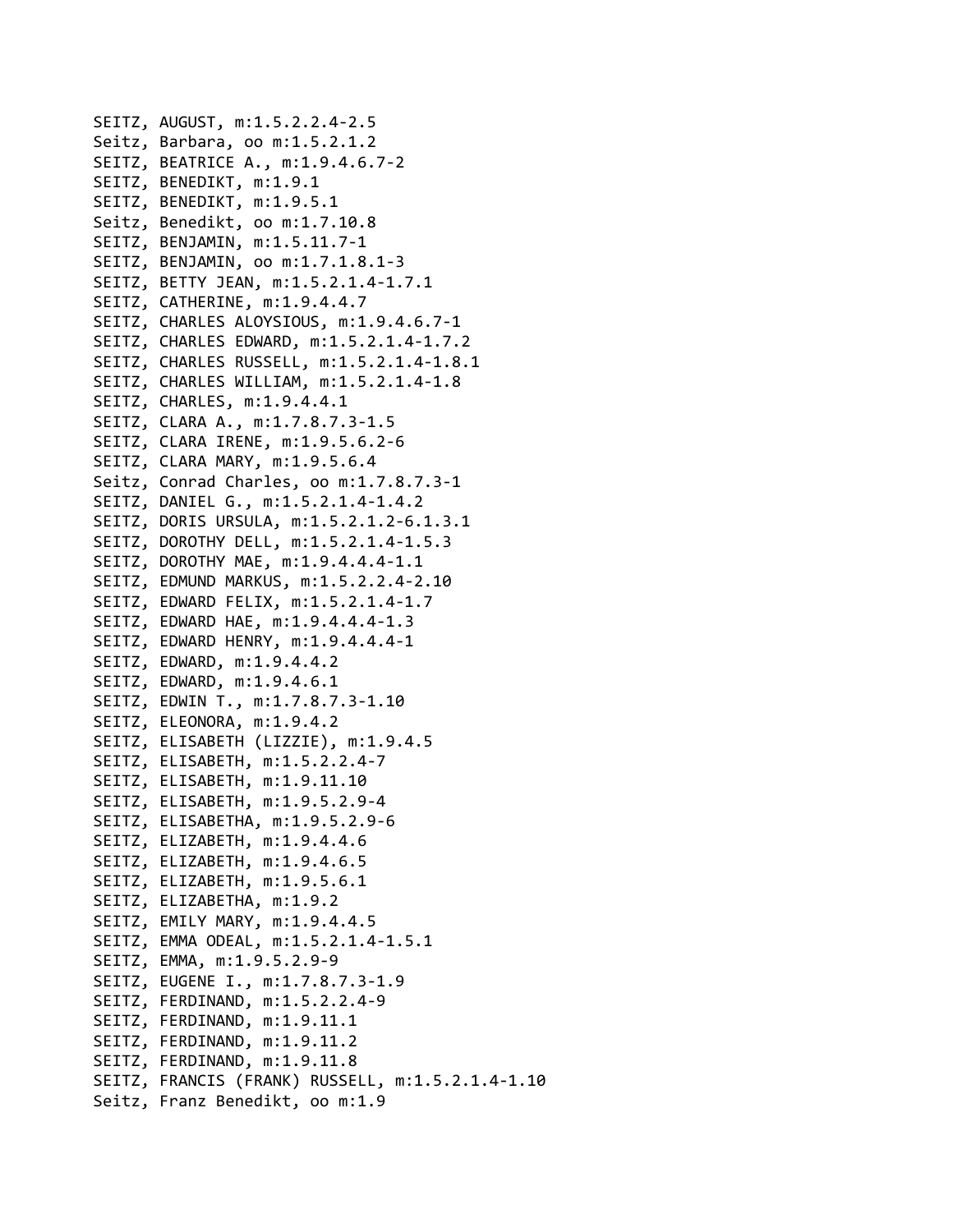SEITZ, AUGUST, m:1.5.2.2.4-2.5
Seitz, Barbara, oo m:1.5.2.1.2
SEITZ, BEATRICE A., m:1.9.4.6.7-2
SEITZ, BENEDIKT, m:1.9.1
SEITZ, BENEDIKT, m:1.9.5.1
Seitz, Benedikt, oo m:1.7.10.8
SEITZ, BENJAMIN, m:1.5.11.7-1
SEITZ, BENJAMIN, oo m:1.7.1.8.1-3
SEITZ, BETTY JEAN, m:1.5.2.1.4-1.7.1
SEITZ, CATHERINE, m:1.9.4.4.7
SEITZ, CHARLES ALOYSIOUS, m:1.9.4.6.7-1
SEITZ, CHARLES EDWARD, m:1.5.2.1.4-1.7.2
SEITZ, CHARLES RUSSELL, m:1.5.2.1.4-1.8.1
SEITZ, CHARLES WILLIAM, m:1.5.2.1.4-1.8
SEITZ, CHARLES, m:1.9.4.4.1
SEITZ, CLARA A., m:1.7.8.7.3-1.5
SEITZ, CLARA IRENE, m:1.9.5.6.2-6
SEITZ, CLARA MARY, m:1.9.5.6.4
Seitz, Conrad Charles, oo m:1.7.8.7.3-1
SEITZ, DANIEL G., m:1.5.2.1.4-1.4.2
SEITZ, DORIS URSULA, m:1.5.2.1.2-6.1.3.1
SEITZ, DOROTHY DELL, m:1.5.2.1.4-1.5.3
SEITZ, DOROTHY MAE, m:1.9.4.4.4-1.1
SEITZ, EDMUND MARKUS, m:1.5.2.2.4-2.10
SEITZ, EDWARD FELIX, m:1.5.2.1.4-1.7
SEITZ, EDWARD HAE, m:1.9.4.4.4-1.3
SEITZ, EDWARD HENRY, m:1.9.4.4.4-1
SEITZ, EDWARD, m:1.9.4.4.2
SEITZ, EDWARD, m:1.9.4.6.1
SEITZ, EDWIN T., m:1.7.8.7.3-1.10
SEITZ, ELEONORA, m:1.9.4.2
SEITZ, ELISABETH (LIZZIE), m:1.9.4.5
SEITZ, ELISABETH, m:1.5.2.2.4-7
SEITZ, ELISABETH, m:1.9.11.10
SEITZ, ELISABETH, m:1.9.5.2.9-4
SEITZ, ELISABETHA, m:1.9.5.2.9-6
SEITZ, ELIZABETH, m:1.9.4.4.6
SEITZ, ELIZABETH, m:1.9.4.6.5
SEITZ, ELIZABETH, m:1.9.5.6.1
SEITZ, ELIZABETHA, m:1.9.2
SEITZ, EMILY MARY, m:1.9.4.4.5
SEITZ, EMMA ODEAL, m:1.5.2.1.4-1.5.1
SEITZ, EMMA, m:1.9.5.2.9-9
SEITZ, EUGENE I., m:1.7.8.7.3-1.9
SEITZ, FERDINAND, m:1.5.2.2.4-9
SEITZ, FERDINAND, m:1.9.11.1
SEITZ, FERDINAND, m:1.9.11.2
SEITZ, FERDINAND, m:1.9.11.8
SEITZ, FRANCIS (FRANK) RUSSELL, m:1.5.2.1.4-1.10
Seitz, Franz Benedikt, oo m:1.9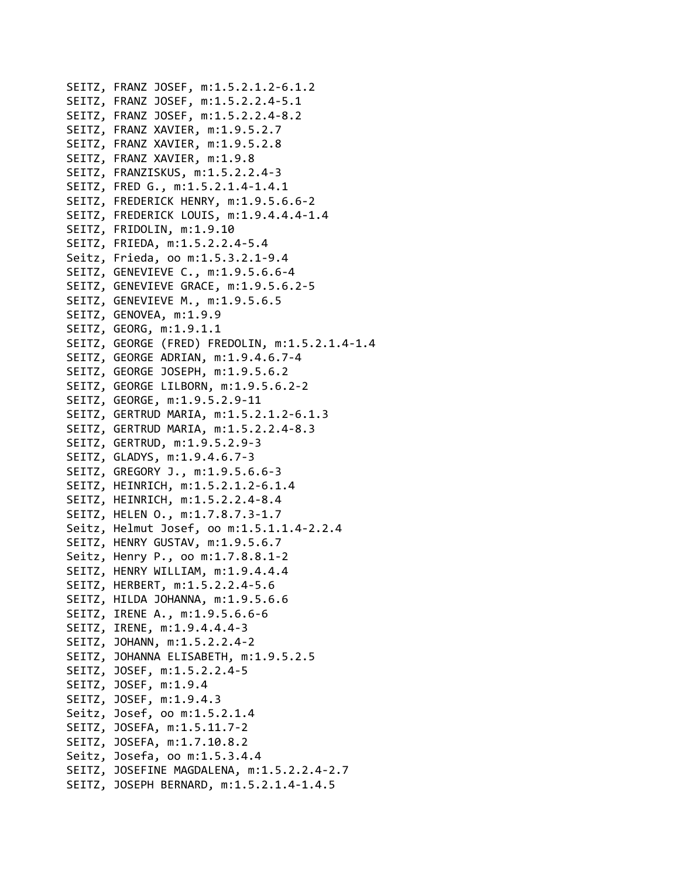SEITZ, FRANZ JOSEF, m:1.5.2.1.2-6.1.2
SEITZ, FRANZ JOSEF, m:1.5.2.2.4-5.1
SEITZ, FRANZ JOSEF, m:1.5.2.2.4-8.2
SEITZ, FRANZ XAVIER, m:1.9.5.2.7
SEITZ, FRANZ XAVIER, m:1.9.5.2.8
SEITZ, FRANZ XAVIER, m:1.9.8
SEITZ, FRANZISKUS, m:1.5.2.2.4-3
SEITZ, FRED G., m:1.5.2.1.4-1.4.1
SEITZ, FREDERICK HENRY, m:1.9.5.6.6-2
SEITZ, FREDERICK LOUIS, m:1.9.4.4.4-1.4
SEITZ, FRIDOLIN, m:1.9.10
SEITZ, FRIEDA, m:1.5.2.2.4-5.4
Seitz, Frieda, oo m:1.5.3.2.1-9.4
SEITZ, GENEVIEVE C., m:1.9.5.6.6-4
SEITZ, GENEVIEVE GRACE, m:1.9.5.6.2-5
SEITZ, GENEVIEVE M., m:1.9.5.6.5
SEITZ, GENOVEA, m:1.9.9
SEITZ, GEORG, m:1.9.1.1
SEITZ, GEORGE (FRED) FREDOLIN, m:1.5.2.1.4-1.4
SEITZ, GEORGE ADRIAN, m:1.9.4.6.7-4
SEITZ, GEORGE JOSEPH, m:1.9.5.6.2
SEITZ, GEORGE LILBORN, m:1.9.5.6.2-2
SEITZ, GEORGE, m:1.9.5.2.9-11
SEITZ, GERTRUD MARIA, m:1.5.2.1.2-6.1.3
SEITZ, GERTRUD MARIA, m:1.5.2.2.4-8.3
SEITZ, GERTRUD, m:1.9.5.2.9-3
SEITZ, GLADYS, m:1.9.4.6.7-3
SEITZ, GREGORY J., m:1.9.5.6.6-3
SEITZ, HEINRICH, m:1.5.2.1.2-6.1.4
SEITZ, HEINRICH, m:1.5.2.2.4-8.4
SEITZ, HELEN O., m:1.7.8.7.3-1.7
Seitz, Helmut Josef, oo m:1.5.1.1.4-2.2.4
SEITZ, HENRY GUSTAV, m:1.9.5.6.7
Seitz, Henry P., oo m:1.7.8.8.1-2
SEITZ, HENRY WILLIAM, m:1.9.4.4.4
SEITZ, HERBERT, m:1.5.2.2.4-5.6
SEITZ, HILDA JOHANNA, m:1.9.5.6.6
SEITZ, IRENE A., m:1.9.5.6.6-6
SEITZ, IRENE, m:1.9.4.4.4-3
SEITZ, JOHANN, m:1.5.2.2.4-2
SEITZ, JOHANNA ELISABETH, m:1.9.5.2.5
SEITZ, JOSEF, m:1.5.2.2.4-5
SEITZ, JOSEF, m:1.9.4
SEITZ, JOSEF, m:1.9.4.3
Seitz, Josef, oo m:1.5.2.1.4
SEITZ, JOSEFA, m:1.5.11.7-2
SEITZ, JOSEFA, m:1.7.10.8.2
Seitz, Josefa, oo m:1.5.3.4.4
SEITZ, JOSEFINE MAGDALENA, m:1.5.2.2.4-2.7
SEITZ, JOSEPH BERNARD, m:1.5.2.1.4-1.4.5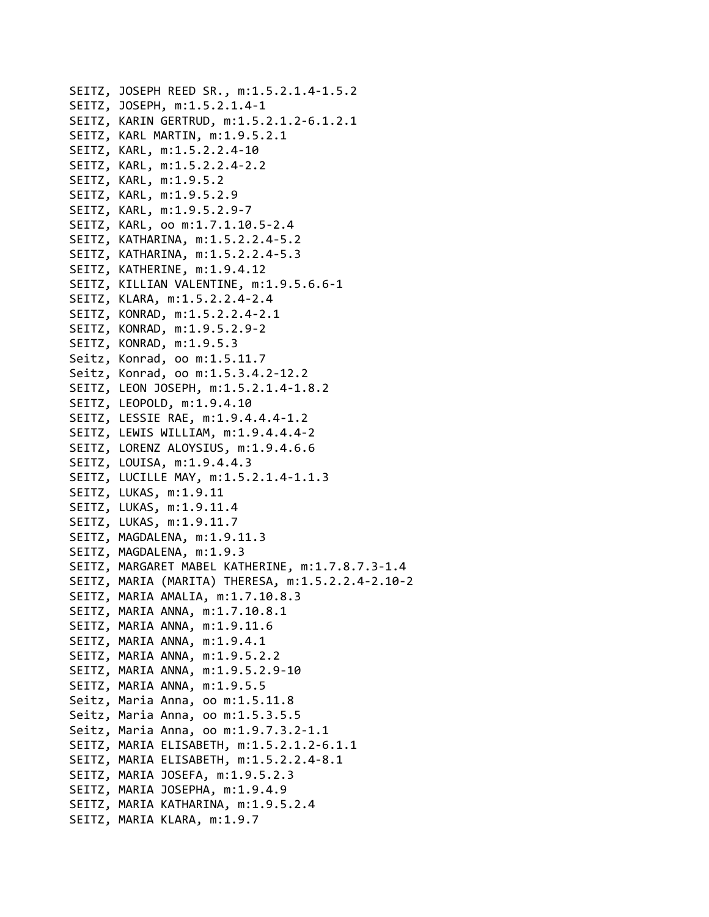SEITZ, JOSEPH REED SR., m:1.5.2.1.4-1.5.2
SEITZ, JOSEPH, m:1.5.2.1.4-1
SEITZ, KARIN GERTRUD, m:1.5.2.1.2-6.1.2.1
SEITZ, KARL MARTIN, m:1.9.5.2.1
SEITZ, KARL, m:1.5.2.2.4-10
SEITZ, KARL, m:1.5.2.2.4-2.2
SEITZ, KARL, m:1.9.5.2
SEITZ, KARL, m:1.9.5.2.9
SEITZ, KARL, m:1.9.5.2.9-7
SEITZ, KARL, oo m:1.7.1.10.5-2.4
SEITZ, KATHARINA, m:1.5.2.2.4-5.2
SEITZ, KATHARINA, m:1.5.2.2.4-5.3
SEITZ, KATHERINE, m:1.9.4.12
SEITZ, KILLIAN VALENTINE, m:1.9.5.6.6-1
SEITZ, KLARA, m:1.5.2.2.4-2.4
SEITZ, KONRAD, m:1.5.2.2.4-2.1
SEITZ, KONRAD, m:1.9.5.2.9-2
SEITZ, KONRAD, m:1.9.5.3
Seitz, Konrad, oo m:1.5.11.7
Seitz, Konrad, oo m:1.5.3.4.2-12.2
SEITZ, LEON JOSEPH, m:1.5.2.1.4-1.8.2
SEITZ, LEOPOLD, m:1.9.4.10
SEITZ, LESSIE RAE, m:1.9.4.4.4-1.2
SEITZ, LEWIS WILLIAM, m:1.9.4.4.4-2
SEITZ, LORENZ ALOYSIUS, m:1.9.4.6.6
SEITZ, LOUISA, m:1.9.4.4.3
SEITZ, LUCILLE MAY, m:1.5.2.1.4-1.1.3
SEITZ, LUKAS, m:1.9.11
SEITZ, LUKAS, m:1.9.11.4
SEITZ, LUKAS, m:1.9.11.7
SEITZ, MAGDALENA, m:1.9.11.3
SEITZ, MAGDALENA, m:1.9.3
SEITZ, MARGARET MABEL KATHERINE, m:1.7.8.7.3-1.4
SEITZ, MARIA (MARITA) THERESA, m:1.5.2.2.4-2.10-2
SEITZ, MARIA AMALIA, m:1.7.10.8.3
SEITZ, MARIA ANNA, m:1.7.10.8.1
SEITZ, MARIA ANNA, m:1.9.11.6
SEITZ, MARIA ANNA, m:1.9.4.1
SEITZ, MARIA ANNA, m:1.9.5.2.2
SEITZ, MARIA ANNA, m:1.9.5.2.9-10
SEITZ, MARIA ANNA, m:1.9.5.5
Seitz, Maria Anna, oo m:1.5.11.8
Seitz, Maria Anna, oo m:1.5.3.5.5
Seitz, Maria Anna, oo m:1.9.7.3.2-1.1
SEITZ, MARIA ELISABETH, m:1.5.2.1.2-6.1.1
SEITZ, MARIA ELISABETH, m:1.5.2.2.4-8.1
SEITZ, MARIA JOSEFA, m:1.9.5.2.3
SEITZ, MARIA JOSEPHA, m:1.9.4.9
SEITZ, MARIA KATHARINA, m:1.9.5.2.4
SEITZ, MARIA KLARA, m:1.9.7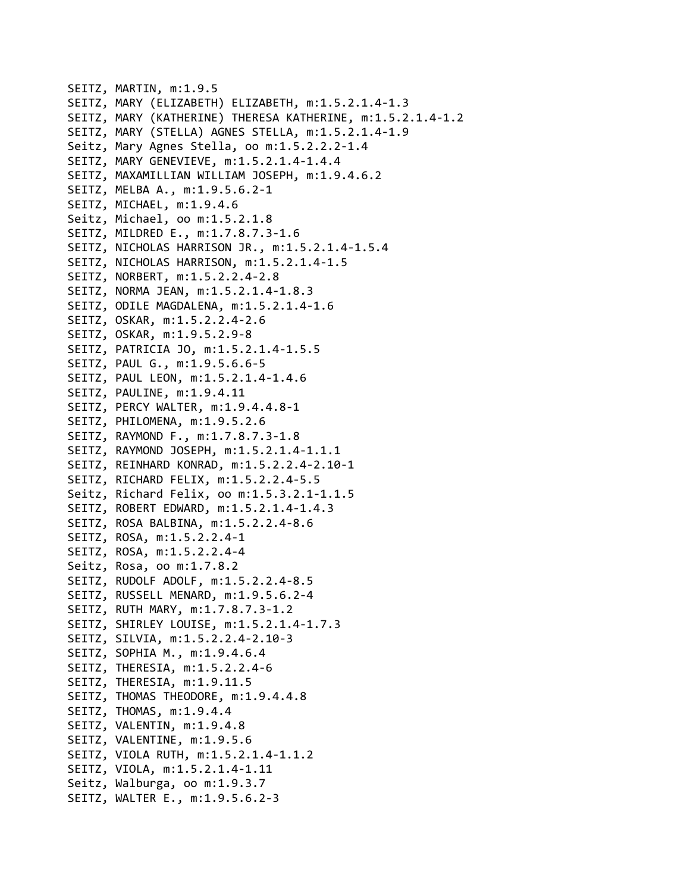SEITZ, MARTIN, m:1.9.5
SEITZ, MARY (ELIZABETH) ELIZABETH, m:1.5.2.1.4-1.3
SEITZ, MARY (KATHERINE) THERESA KATHERINE, m:1.5.2.1.4-1.2
SEITZ, MARY (STELLA) AGNES STELLA, m:1.5.2.1.4-1.9
Seitz, Mary Agnes Stella, oo m:1.5.2.2.2-1.4
SEITZ, MARY GENEVIEVE, m:1.5.2.1.4-1.4.4
SEITZ, MAXAMILLIAN WILLIAM JOSEPH, m:1.9.4.6.2
SEITZ, MELBA A., m:1.9.5.6.2-1
SEITZ, MICHAEL, m:1.9.4.6
Seitz, Michael, oo m:1.5.2.1.8
SEITZ, MILDRED E., m:1.7.8.7.3-1.6
SEITZ, NICHOLAS HARRISON JR., m:1.5.2.1.4-1.5.4
SEITZ, NICHOLAS HARRISON, m:1.5.2.1.4-1.5
SEITZ, NORBERT, m:1.5.2.2.4-2.8
SEITZ, NORMA JEAN, m:1.5.2.1.4-1.8.3
SEITZ, ODILE MAGDALENA, m:1.5.2.1.4-1.6
SEITZ, OSKAR, m:1.5.2.2.4-2.6
SEITZ, OSKAR, m:1.9.5.2.9-8
SEITZ, PATRICIA JO, m:1.5.2.1.4-1.5.5
SEITZ, PAUL G., m:1.9.5.6.6-5
SEITZ, PAUL LEON, m:1.5.2.1.4-1.4.6
SEITZ, PAULINE, m:1.9.4.11
SEITZ, PERCY WALTER, m:1.9.4.4.8-1
SEITZ, PHILOMENA, m:1.9.5.2.6
SEITZ, RAYMOND F., m:1.7.8.7.3-1.8
SEITZ, RAYMOND JOSEPH, m:1.5.2.1.4-1.1.1
SEITZ, REINHARD KONRAD, m:1.5.2.2.4-2.10-1
SEITZ, RICHARD FELIX, m:1.5.2.2.4-5.5
Seitz, Richard Felix, oo m:1.5.3.2.1-1.1.5
SEITZ, ROBERT EDWARD, m:1.5.2.1.4-1.4.3
SEITZ, ROSA BALBINA, m:1.5.2.2.4-8.6
SEITZ, ROSA, m:1.5.2.2.4-1
SEITZ, ROSA, m:1.5.2.2.4-4
Seitz, Rosa, oo m:1.7.8.2
SEITZ, RUDOLF ADOLF, m:1.5.2.2.4-8.5
SEITZ, RUSSELL MENARD, m:1.9.5.6.2-4
SEITZ, RUTH MARY, m:1.7.8.7.3-1.2
SEITZ, SHIRLEY LOUISE, m:1.5.2.1.4-1.7.3
SEITZ, SILVIA, m:1.5.2.2.4-2.10-3
SEITZ, SOPHIA M., m:1.9.4.6.4
SEITZ, THERESIA, m:1.5.2.2.4-6
SEITZ, THERESIA, m:1.9.11.5
SEITZ, THOMAS THEODORE, m:1.9.4.4.8
SEITZ, THOMAS, m:1.9.4.4
SEITZ, VALENTIN, m:1.9.4.8
SEITZ, VALENTINE, m:1.9.5.6
SEITZ, VIOLA RUTH, m:1.5.2.1.4-1.1.2
SEITZ, VIOLA, m:1.5.2.1.4-1.11
Seitz, Walburga, oo m:1.9.3.7
SEITZ, WALTER E., m:1.9.5.6.2-3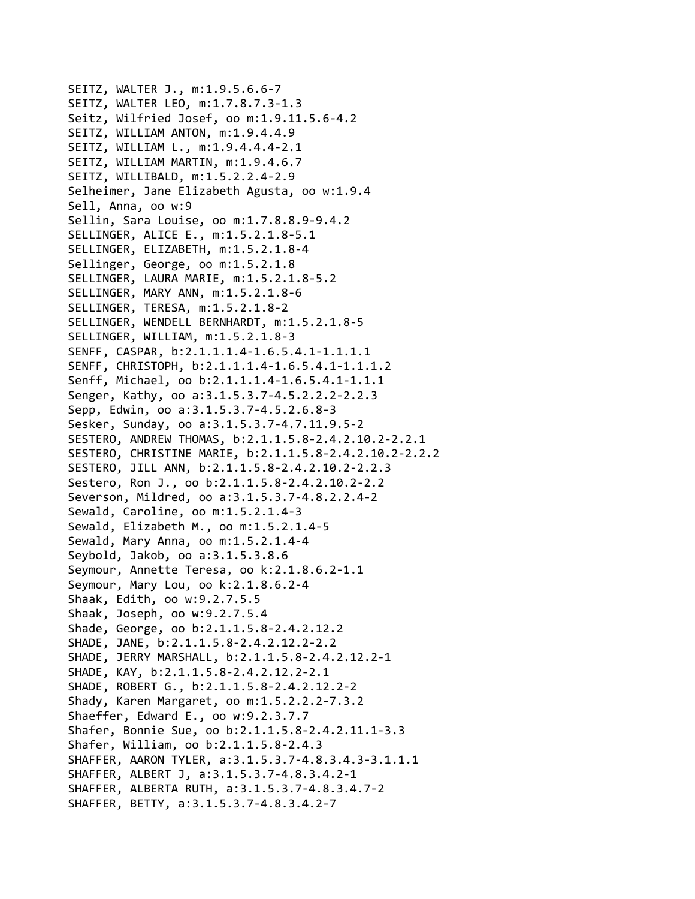SEITZ, WALTER J., m:1.9.5.6.6-7
SEITZ, WALTER LEO, m:1.7.8.7.3-1.3
Seitz, Wilfried Josef, oo m:1.9.11.5.6-4.2
SEITZ, WILLIAM ANTON, m:1.9.4.4.9
SEITZ, WILLIAM L., m:1.9.4.4.4-2.1
SEITZ, WILLIAM MARTIN, m:1.9.4.6.7
SEITZ, WILLIBALD, m:1.5.2.2.4-2.9
Selheimer, Jane Elizabeth Agusta, oo w:1.9.4
Sell, Anna, oo w:9
Sellin, Sara Louise, oo m:1.7.8.8.9-9.4.2
SELLINGER, ALICE E., m:1.5.2.1.8-5.1
SELLINGER, ELIZABETH, m:1.5.2.1.8-4
Sellinger, George, oo m:1.5.2.1.8
SELLINGER, LAURA MARIE, m:1.5.2.1.8-5.2
SELLINGER, MARY ANN, m:1.5.2.1.8-6
SELLINGER, TERESA, m:1.5.2.1.8-2
SELLINGER, WENDELL BERNHARDT, m:1.5.2.1.8-5
SELLINGER, WILLIAM, m:1.5.2.1.8-3
SENFF, CASPAR, b:2.1.1.1.4-1.6.5.4.1-1.1.1.1
SENFF, CHRISTOPH, b:2.1.1.1.4-1.6.5.4.1-1.1.1.2
Senff, Michael, oo b:2.1.1.1.4-1.6.5.4.1-1.1.1
Senger, Kathy, oo a:3.1.5.3.7-4.5.2.2.2-2.2.3
Sepp, Edwin, oo a:3.1.5.3.7-4.5.2.6.8-3
Sesker, Sunday, oo a:3.1.5.3.7-4.7.11.9.5-2
SESTERO, ANDREW THOMAS, b:2.1.1.5.8-2.4.2.10.2-2.2.1
SESTERO, CHRISTINE MARIE, b:2.1.1.5.8-2.4.2.10.2-2.2.2
SESTERO, JILL ANN, b:2.1.1.5.8-2.4.2.10.2-2.2.3
Sestero, Ron J., oo b:2.1.1.5.8-2.4.2.10.2-2.2
Severson, Mildred, oo a:3.1.5.3.7-4.8.2.2.4-2
Sewald, Caroline, oo m:1.5.2.1.4-3
Sewald, Elizabeth M., oo m:1.5.2.1.4-5
Sewald, Mary Anna, oo m:1.5.2.1.4-4
Seybold, Jakob, oo a:3.1.5.3.8.6
Seymour, Annette Teresa, oo k:2.1.8.6.2-1.1
Seymour, Mary Lou, oo k:2.1.8.6.2-4
Shaak, Edith, oo w:9.2.7.5.5
Shaak, Joseph, oo w:9.2.7.5.4
Shade, George, oo b:2.1.1.5.8-2.4.2.12.2
SHADE, JANE, b:2.1.1.5.8-2.4.2.12.2-2.2
SHADE, JERRY MARSHALL, b:2.1.1.5.8-2.4.2.12.2-1
SHADE, KAY, b:2.1.1.5.8-2.4.2.12.2-2.1
SHADE, ROBERT G., b:2.1.1.5.8-2.4.2.12.2-2
Shady, Karen Margaret, oo m:1.5.2.2.2-7.3.2
Shaeffer, Edward E., oo w:9.2.3.7.7
Shafer, Bonnie Sue, oo b:2.1.1.5.8-2.4.2.11.1-3.3
Shafer, William, oo b:2.1.1.5.8-2.4.3
SHAFFER, AARON TYLER, a:3.1.5.3.7-4.8.3.4.3-3.1.1.1
SHAFFER, ALBERT J, a:3.1.5.3.7-4.8.3.4.2-1
SHAFFER, ALBERTA RUTH, a:3.1.5.3.7-4.8.3.4.7-2
SHAFFER, BETTY, a:3.1.5.3.7-4.8.3.4.2-7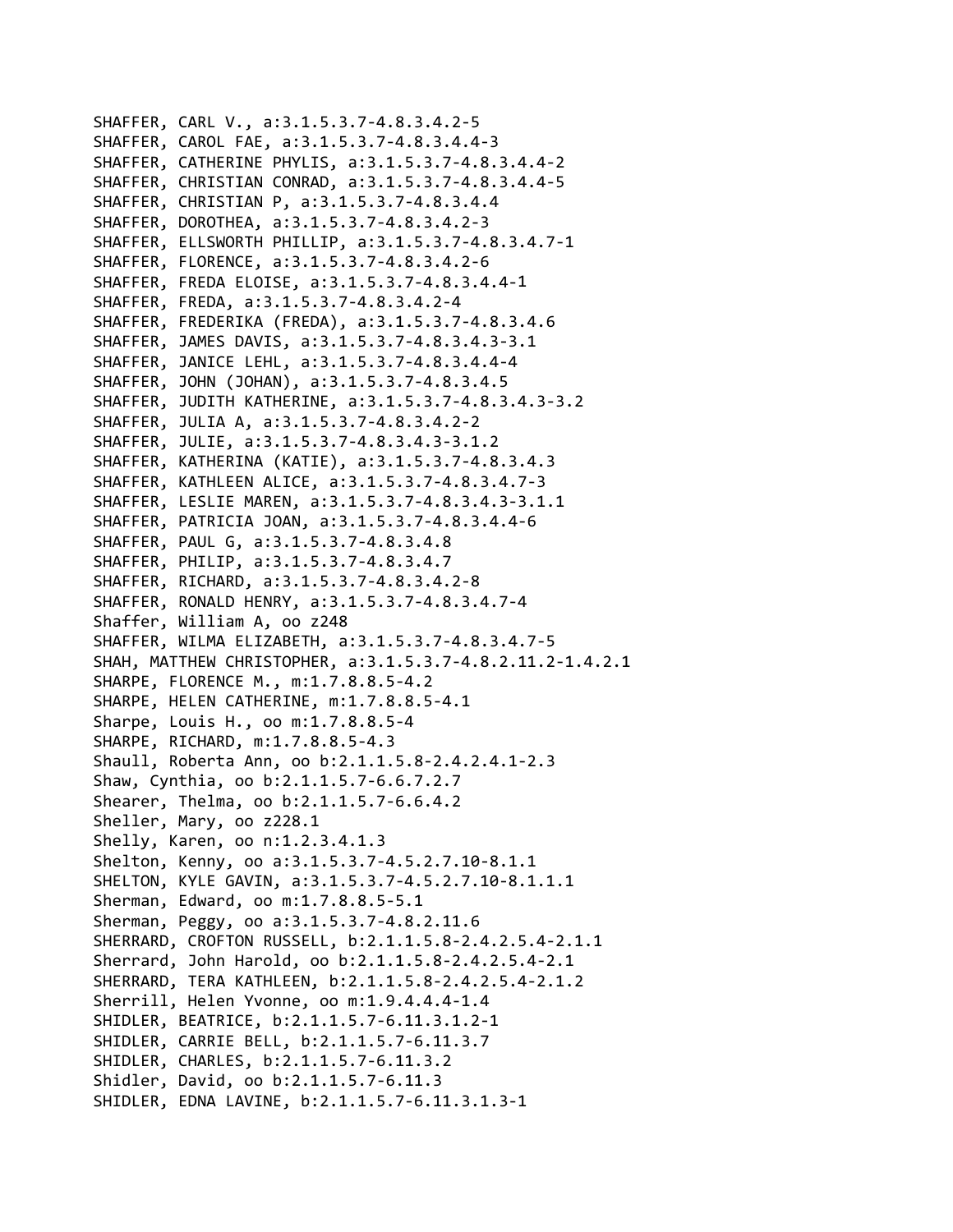SHAFFER, CARL V., a:3.1.5.3.7-4.8.3.4.2-5
SHAFFER, CAROL FAE, a:3.1.5.3.7-4.8.3.4.4-3
SHAFFER, CATHERINE PHYLIS, a:3.1.5.3.7-4.8.3.4.4-2
SHAFFER, CHRISTIAN CONRAD, a:3.1.5.3.7-4.8.3.4.4-5
SHAFFER, CHRISTIAN P, a:3.1.5.3.7-4.8.3.4.4
SHAFFER, DOROTHEA, a:3.1.5.3.7-4.8.3.4.2-3
SHAFFER, ELLSWORTH PHILLIP, a:3.1.5.3.7-4.8.3.4.7-1
SHAFFER, FLORENCE, a:3.1.5.3.7-4.8.3.4.2-6
SHAFFER, FREDA ELOISE, a:3.1.5.3.7-4.8.3.4.4-1
SHAFFER, FREDA, a:3.1.5.3.7-4.8.3.4.2-4
SHAFFER, FREDERIKA (FREDA), a:3.1.5.3.7-4.8.3.4.6
SHAFFER, JAMES DAVIS, a:3.1.5.3.7-4.8.3.4.3-3.1
SHAFFER, JANICE LEHL, a:3.1.5.3.7-4.8.3.4.4-4
SHAFFER, JOHN (JOHAN), a:3.1.5.3.7-4.8.3.4.5
SHAFFER, JUDITH KATHERINE, a:3.1.5.3.7-4.8.3.4.3-3.2
SHAFFER, JULIA A, a:3.1.5.3.7-4.8.3.4.2-2
SHAFFER, JULIE, a:3.1.5.3.7-4.8.3.4.3-3.1.2
SHAFFER, KATHERINA (KATIE), a:3.1.5.3.7-4.8.3.4.3
SHAFFER, KATHLEEN ALICE, a:3.1.5.3.7-4.8.3.4.7-3
SHAFFER, LESLIE MAREN, a:3.1.5.3.7-4.8.3.4.3-3.1.1
SHAFFER, PATRICIA JOAN, a:3.1.5.3.7-4.8.3.4.4-6
SHAFFER, PAUL G, a:3.1.5.3.7-4.8.3.4.8
SHAFFER, PHILIP, a:3.1.5.3.7-4.8.3.4.7
SHAFFER, RICHARD, a:3.1.5.3.7-4.8.3.4.2-8
SHAFFER, RONALD HENRY, a:3.1.5.3.7-4.8.3.4.7-4
Shaffer, William A, oo z248
SHAFFER, WILMA ELIZABETH, a:3.1.5.3.7-4.8.3.4.7-5
SHAH, MATTHEW CHRISTOPHER, a:3.1.5.3.7-4.8.2.11.2-1.4.2.1
SHARPE, FLORENCE M., m:1.7.8.8.5-4.2
SHARPE, HELEN CATHERINE, m:1.7.8.8.5-4.1
Sharpe, Louis H., oo m:1.7.8.8.5-4
SHARPE, RICHARD, m:1.7.8.8.5-4.3
Shaull, Roberta Ann, oo b:2.1.1.5.8-2.4.2.4.1-2.3
Shaw, Cynthia, oo b:2.1.1.5.7-6.6.7.2.7
Shearer, Thelma, oo b:2.1.1.5.7-6.6.4.2
Sheller, Mary, oo z228.1
Shelly, Karen, oo n:1.2.3.4.1.3
Shelton, Kenny, oo a:3.1.5.3.7-4.5.2.7.10-8.1.1
SHELTON, KYLE GAVIN, a:3.1.5.3.7-4.5.2.7.10-8.1.1.1
Sherman, Edward, oo m:1.7.8.8.5-5.1
Sherman, Peggy, oo a:3.1.5.3.7-4.8.2.11.6
SHERRARD, CROFTON RUSSELL, b:2.1.1.5.8-2.4.2.5.4-2.1.1
Sherrard, John Harold, oo b:2.1.1.5.8-2.4.2.5.4-2.1
SHERRARD, TERA KATHLEEN, b:2.1.1.5.8-2.4.2.5.4-2.1.2
Sherrill, Helen Yvonne, oo m:1.9.4.4.4-1.4
SHIDLER, BEATRICE, b:2.1.1.5.7-6.11.3.1.2-1
SHIDLER, CARRIE BELL, b:2.1.1.5.7-6.11.3.7
SHIDLER, CHARLES, b:2.1.1.5.7-6.11.3.2
Shidler, David, oo b:2.1.1.5.7-6.11.3
SHIDLER, EDNA LAVINE, b:2.1.1.5.7-6.11.3.1.3-1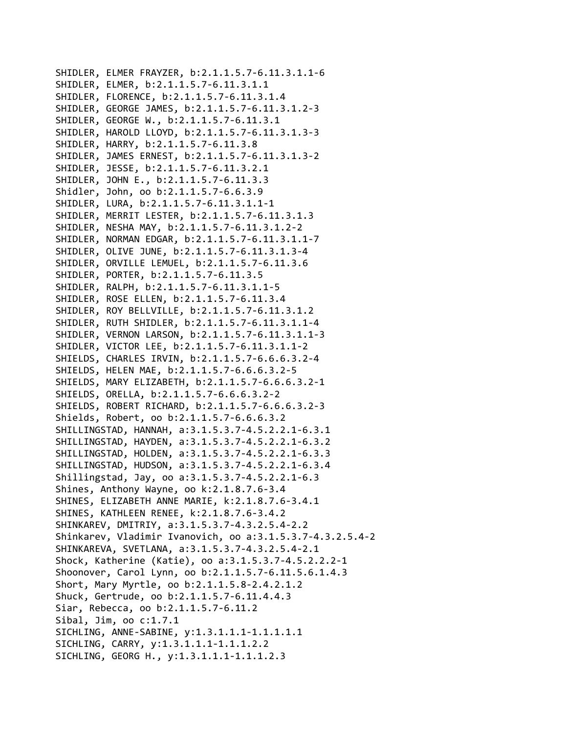SHIDLER, ELMER FRAYZER, b:2.1.1.5.7-6.11.3.1.1-6
SHIDLER, ELMER, b:2.1.1.5.7-6.11.3.1.1
SHIDLER, FLORENCE, b:2.1.1.5.7-6.11.3.1.4
SHIDLER, GEORGE JAMES, b:2.1.1.5.7-6.11.3.1.2-3
SHIDLER, GEORGE W., b:2.1.1.5.7-6.11.3.1
SHIDLER, HAROLD LLOYD, b:2.1.1.5.7-6.11.3.1.3-3
SHIDLER, HARRY, b:2.1.1.5.7-6.11.3.8
SHIDLER, JAMES ERNEST, b:2.1.1.5.7-6.11.3.1.3-2
SHIDLER, JESSE, b:2.1.1.5.7-6.11.3.2.1
SHIDLER, JOHN E., b:2.1.1.5.7-6.11.3.3
Shidler, John, oo b:2.1.1.5.7-6.6.3.9
SHIDLER, LURA, b:2.1.1.5.7-6.11.3.1.1-1
SHIDLER, MERRIT LESTER, b:2.1.1.5.7-6.11.3.1.3
SHIDLER, NESHA MAY, b:2.1.1.5.7-6.11.3.1.2-2
SHIDLER, NORMAN EDGAR, b:2.1.1.5.7-6.11.3.1.1-7
SHIDLER, OLIVE JUNE, b:2.1.1.5.7-6.11.3.1.3-4
SHIDLER, ORVILLE LEMUEL, b:2.1.1.5.7-6.11.3.6
SHIDLER, PORTER, b:2.1.1.5.7-6.11.3.5
SHIDLER, RALPH, b:2.1.1.5.7-6.11.3.1.1-5
SHIDLER, ROSE ELLEN, b:2.1.1.5.7-6.11.3.4
SHIDLER, ROY BELLVILLE, b:2.1.1.5.7-6.11.3.1.2
SHIDLER, RUTH SHIDLER, b:2.1.1.5.7-6.11.3.1.1-4
SHIDLER, VERNON LARSON, b:2.1.1.5.7-6.11.3.1.1-3
SHIDLER, VICTOR LEE, b:2.1.1.5.7-6.11.3.1.1-2
SHIELDS, CHARLES IRVIN, b:2.1.1.5.7-6.6.6.3.2-4
SHIELDS, HELEN MAE, b:2.1.1.5.7-6.6.6.3.2-5
SHIELDS, MARY ELIZABETH, b:2.1.1.5.7-6.6.6.3.2-1
SHIELDS, ORELLA, b:2.1.1.5.7-6.6.6.3.2-2
SHIELDS, ROBERT RICHARD, b:2.1.1.5.7-6.6.6.3.2-3
Shields, Robert, oo b:2.1.1.5.7-6.6.6.3.2
SHILLINGSTAD, HANNAH, a:3.1.5.3.7-4.5.2.2.1-6.3.1
SHILLINGSTAD, HAYDEN, a:3.1.5.3.7-4.5.2.2.1-6.3.2
SHILLINGSTAD, HOLDEN, a:3.1.5.3.7-4.5.2.2.1-6.3.3
SHILLINGSTAD, HUDSON, a:3.1.5.3.7-4.5.2.2.1-6.3.4
Shillingstad, Jay, oo a:3.1.5.3.7-4.5.2.2.1-6.3
Shines, Anthony Wayne, oo k:2.1.8.7.6-3.4
SHINES, ELIZABETH ANNE MARIE, k:2.1.8.7.6-3.4.1
SHINES, KATHLEEN RENEE, k:2.1.8.7.6-3.4.2
SHINKAREV, DMITRIY, a:3.1.5.3.7-4.3.2.5.4-2.2
Shinkarev, Vladimir Ivanovich, oo a:3.1.5.3.7-4.3.2.5.4-2
SHINKAREVA, SVETLANA, a:3.1.5.3.7-4.3.2.5.4-2.1
Shock, Katherine (Katie), oo a:3.1.5.3.7-4.5.2.2.2-1
Shoonover, Carol Lynn, oo b:2.1.1.5.7-6.11.5.6.1.4.3
Short, Mary Myrtle, oo b:2.1.1.5.8-2.4.2.1.2
Shuck, Gertrude, oo b:2.1.1.5.7-6.11.4.4.3
Siar, Rebecca, oo b:2.1.1.5.7-6.11.2
Sibal, Jim, oo c:1.7.1
SICHLING, ANNE-SABINE, y:1.3.1.1.1-1.1.1.1.1
SICHLING, CARRY, y:1.3.1.1.1-1.1.1.2.2
SICHLING, GEORG H., y:1.3.1.1.1-1.1.1.2.3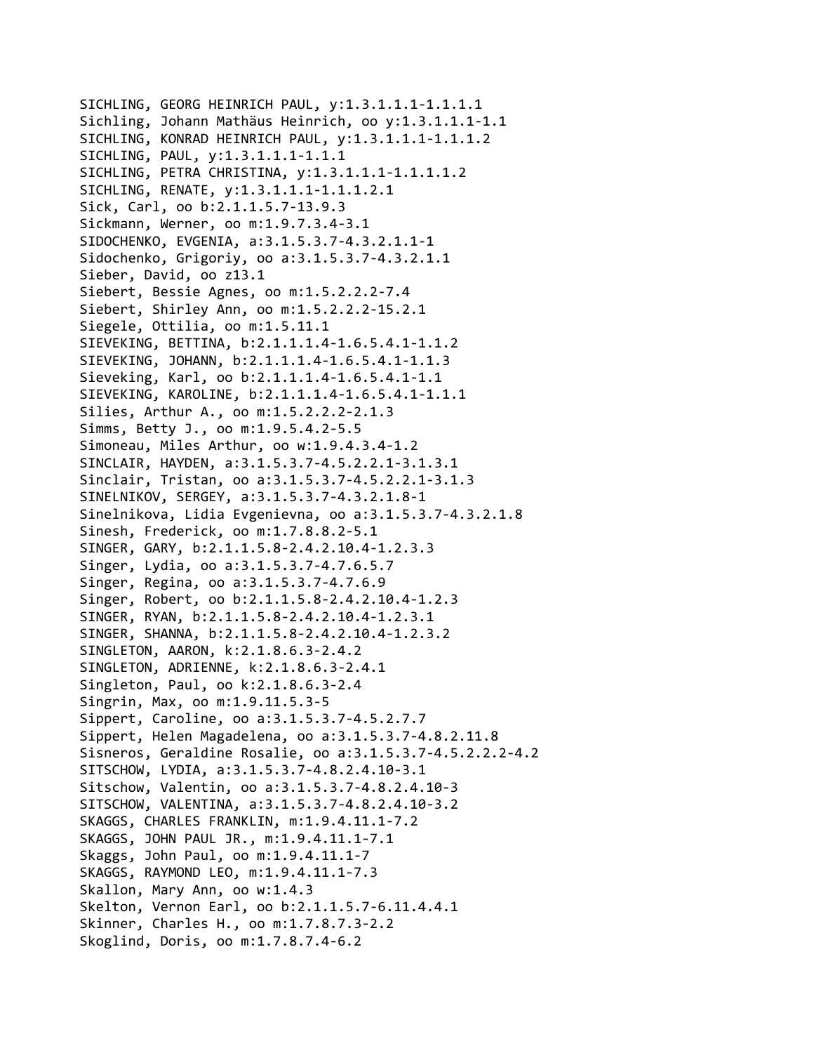SICHLING, GEORG HEINRICH PAUL, y:1.3.1.1.1-1.1.1.1
Sichling, Johann Mathäus Heinrich, oo y:1.3.1.1.1-1.1
SICHLING, KONRAD HEINRICH PAUL, y:1.3.1.1.1-1.1.1.2
SICHLING, PAUL, y:1.3.1.1.1-1.1.1
SICHLING, PETRA CHRISTINA, y:1.3.1.1.1-1.1.1.1.2
SICHLING, RENATE, y:1.3.1.1.1-1.1.1.2.1
Sick, Carl, oo b:2.1.1.5.7-13.9.3
Sickmann, Werner, oo m:1.9.7.3.4-3.1
SIDOCHENKO, EVGENIA, a:3.1.5.3.7-4.3.2.1.1-1
Sidochenko, Grigoriy, oo a:3.1.5.3.7-4.3.2.1.1
Sieber, David, oo z13.1
Siebert, Bessie Agnes, oo m:1.5.2.2.2-7.4
Siebert, Shirley Ann, oo m:1.5.2.2.2-15.2.1
Siegele, Ottilia, oo m:1.5.11.1
SIEVEKING, BETTINA, b:2.1.1.1.4-1.6.5.4.1-1.1.2
SIEVEKING, JOHANN, b:2.1.1.1.4-1.6.5.4.1-1.1.3
Sieveking, Karl, oo b:2.1.1.1.4-1.6.5.4.1-1.1
SIEVEKING, KAROLINE, b:2.1.1.1.4-1.6.5.4.1-1.1.1
Silies, Arthur A., oo m:1.5.2.2.2-2.1.3
Simms, Betty J., oo m:1.9.5.4.2-5.5
Simoneau, Miles Arthur, oo w:1.9.4.3.4-1.2
SINCLAIR, HAYDEN, a:3.1.5.3.7-4.5.2.2.1-3.1.3.1
Sinclair, Tristan, oo a:3.1.5.3.7-4.5.2.2.1-3.1.3
SINELNIKOV, SERGEY, a:3.1.5.3.7-4.3.2.1.8-1
Sinelnikova, Lidia Evgenievna, oo a:3.1.5.3.7-4.3.2.1.8
Sinesh, Frederick, oo m:1.7.8.8.2-5.1
SINGER, GARY, b:2.1.1.5.8-2.4.2.10.4-1.2.3.3
Singer, Lydia, oo a:3.1.5.3.7-4.7.6.5.7
Singer, Regina, oo a:3.1.5.3.7-4.7.6.9
Singer, Robert, oo b:2.1.1.5.8-2.4.2.10.4-1.2.3
SINGER, RYAN, b:2.1.1.5.8-2.4.2.10.4-1.2.3.1
SINGER, SHANNA, b:2.1.1.5.8-2.4.2.10.4-1.2.3.2
SINGLETON, AARON, k:2.1.8.6.3-2.4.2
SINGLETON, ADRIENNE, k:2.1.8.6.3-2.4.1
Singleton, Paul, oo k:2.1.8.6.3-2.4
Singrin, Max, oo m:1.9.11.5.3-5
Sippert, Caroline, oo a:3.1.5.3.7-4.5.2.7.7
Sippert, Helen Magadelena, oo a:3.1.5.3.7-4.8.2.11.8
Sisneros, Geraldine Rosalie, oo a:3.1.5.3.7-4.5.2.2.2-4.2
SITSCHOW, LYDIA, a:3.1.5.3.7-4.8.2.4.10-3.1
Sitschow, Valentin, oo a:3.1.5.3.7-4.8.2.4.10-3
SITSCHOW, VALENTINA, a:3.1.5.3.7-4.8.2.4.10-3.2
SKAGGS, CHARLES FRANKLIN, m:1.9.4.11.1-7.2
SKAGGS, JOHN PAUL JR., m:1.9.4.11.1-7.1
Skaggs, John Paul, oo m:1.9.4.11.1-7
SKAGGS, RAYMOND LEO, m:1.9.4.11.1-7.3
Skallon, Mary Ann, oo w:1.4.3
Skelton, Vernon Earl, oo b:2.1.1.5.7-6.11.4.4.1
Skinner, Charles H., oo m:1.7.8.7.3-2.2
Skoglind, Doris, oo m:1.7.8.7.4-6.2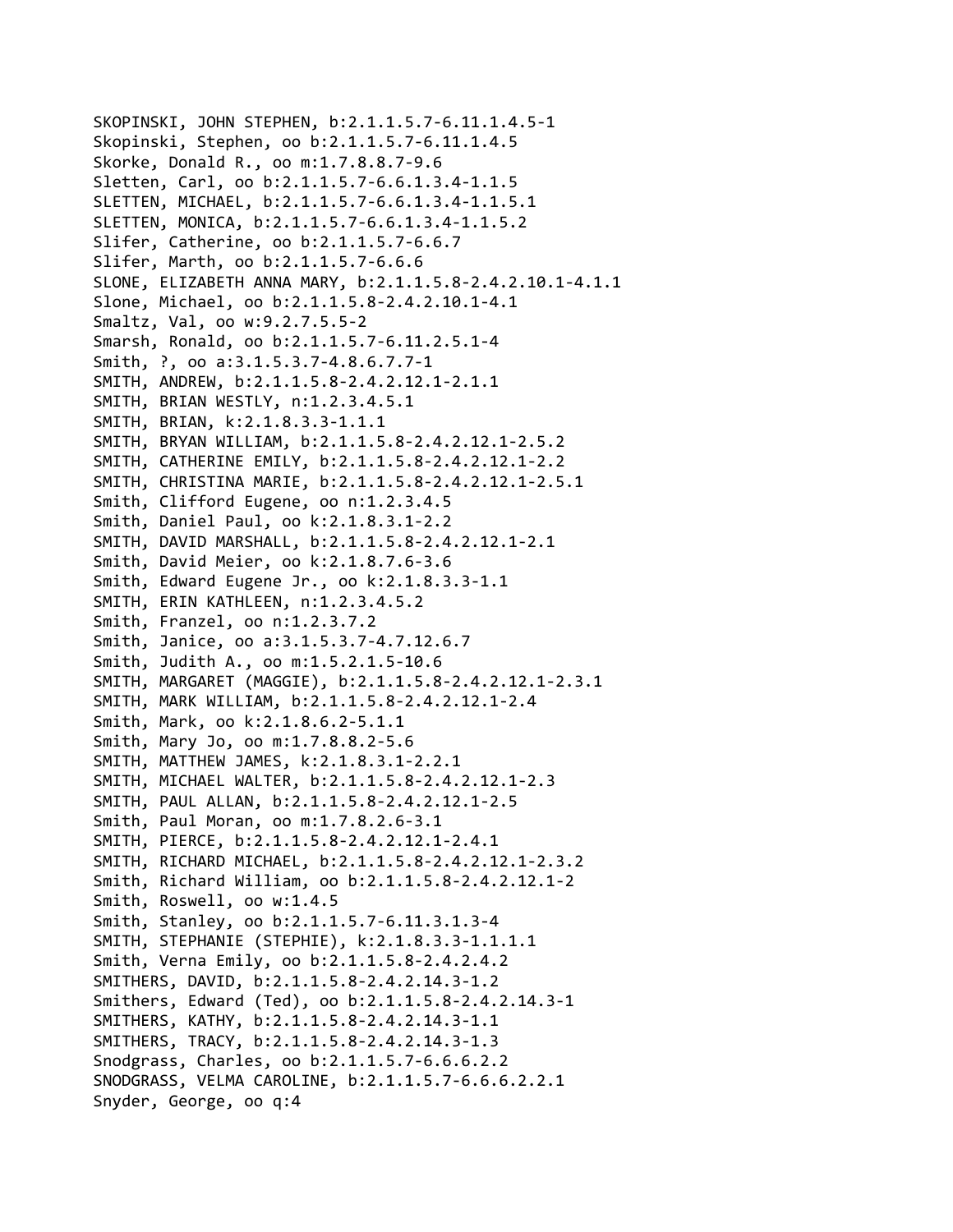SKOPINSKI, JOHN STEPHEN, b:2.1.1.5.7-6.11.1.4.5-1
Skopinski, Stephen, oo b:2.1.1.5.7-6.11.1.4.5
Skorke, Donald R., oo m:1.7.8.8.7-9.6
Sletten, Carl, oo b:2.1.1.5.7-6.6.1.3.4-1.1.5
SLETTEN, MICHAEL, b:2.1.1.5.7-6.6.1.3.4-1.1.5.1
SLETTEN, MONICA, b:2.1.1.5.7-6.6.1.3.4-1.1.5.2
Slifer, Catherine, oo b:2.1.1.5.7-6.6.7
Slifer, Marth, oo b:2.1.1.5.7-6.6.6
SLONE, ELIZABETH ANNA MARY, b:2.1.1.5.8-2.4.2.10.1-4.1.1
Slone, Michael, oo b:2.1.1.5.8-2.4.2.10.1-4.1
Smaltz, Val, oo w:9.2.7.5.5-2
Smarsh, Ronald, oo b:2.1.1.5.7-6.11.2.5.1-4
Smith, ?, oo a:3.1.5.3.7-4.8.6.7.7-1
SMITH, ANDREW, b:2.1.1.5.8-2.4.2.12.1-2.1.1
SMITH, BRIAN WESTLY, n:1.2.3.4.5.1
SMITH, BRIAN, k:2.1.8.3.3-1.1.1
SMITH, BRYAN WILLIAM, b:2.1.1.5.8-2.4.2.12.1-2.5.2
SMITH, CATHERINE EMILY, b:2.1.1.5.8-2.4.2.12.1-2.2
SMITH, CHRISTINA MARIE, b:2.1.1.5.8-2.4.2.12.1-2.5.1
Smith, Clifford Eugene, oo n:1.2.3.4.5
Smith, Daniel Paul, oo k:2.1.8.3.1-2.2
SMITH, DAVID MARSHALL, b:2.1.1.5.8-2.4.2.12.1-2.1
Smith, David Meier, oo k:2.1.8.7.6-3.6
Smith, Edward Eugene Jr., oo k:2.1.8.3.3-1.1
SMITH, ERIN KATHLEEN, n:1.2.3.4.5.2
Smith, Franzel, oo n:1.2.3.7.2
Smith, Janice, oo a:3.1.5.3.7-4.7.12.6.7
Smith, Judith A., oo m:1.5.2.1.5-10.6
SMITH, MARGARET (MAGGIE), b:2.1.1.5.8-2.4.2.12.1-2.3.1
SMITH, MARK WILLIAM, b:2.1.1.5.8-2.4.2.12.1-2.4
Smith, Mark, oo k:2.1.8.6.2-5.1.1
Smith, Mary Jo, oo m:1.7.8.8.2-5.6
SMITH, MATTHEW JAMES, k:2.1.8.3.1-2.2.1
SMITH, MICHAEL WALTER, b:2.1.1.5.8-2.4.2.12.1-2.3
SMITH, PAUL ALLAN, b:2.1.1.5.8-2.4.2.12.1-2.5
Smith, Paul Moran, oo m:1.7.8.2.6-3.1
SMITH, PIERCE, b:2.1.1.5.8-2.4.2.12.1-2.4.1
SMITH, RICHARD MICHAEL, b:2.1.1.5.8-2.4.2.12.1-2.3.2
Smith, Richard William, oo b:2.1.1.5.8-2.4.2.12.1-2
Smith, Roswell, oo w:1.4.5
Smith, Stanley, oo b:2.1.1.5.7-6.11.3.1.3-4
SMITH, STEPHANIE (STEPHIE), k:2.1.8.3.3-1.1.1.1
Smith, Verna Emily, oo b:2.1.1.5.8-2.4.2.4.2
SMITHERS, DAVID, b:2.1.1.5.8-2.4.2.14.3-1.2
Smithers, Edward (Ted), oo b:2.1.1.5.8-2.4.2.14.3-1
SMITHERS, KATHY, b:2.1.1.5.8-2.4.2.14.3-1.1
SMITHERS, TRACY, b:2.1.1.5.8-2.4.2.14.3-1.3
Snodgrass, Charles, oo b:2.1.1.5.7-6.6.6.2.2
SNODGRASS, VELMA CAROLINE, b:2.1.1.5.7-6.6.6.2.2.1
Snyder, George, oo q:4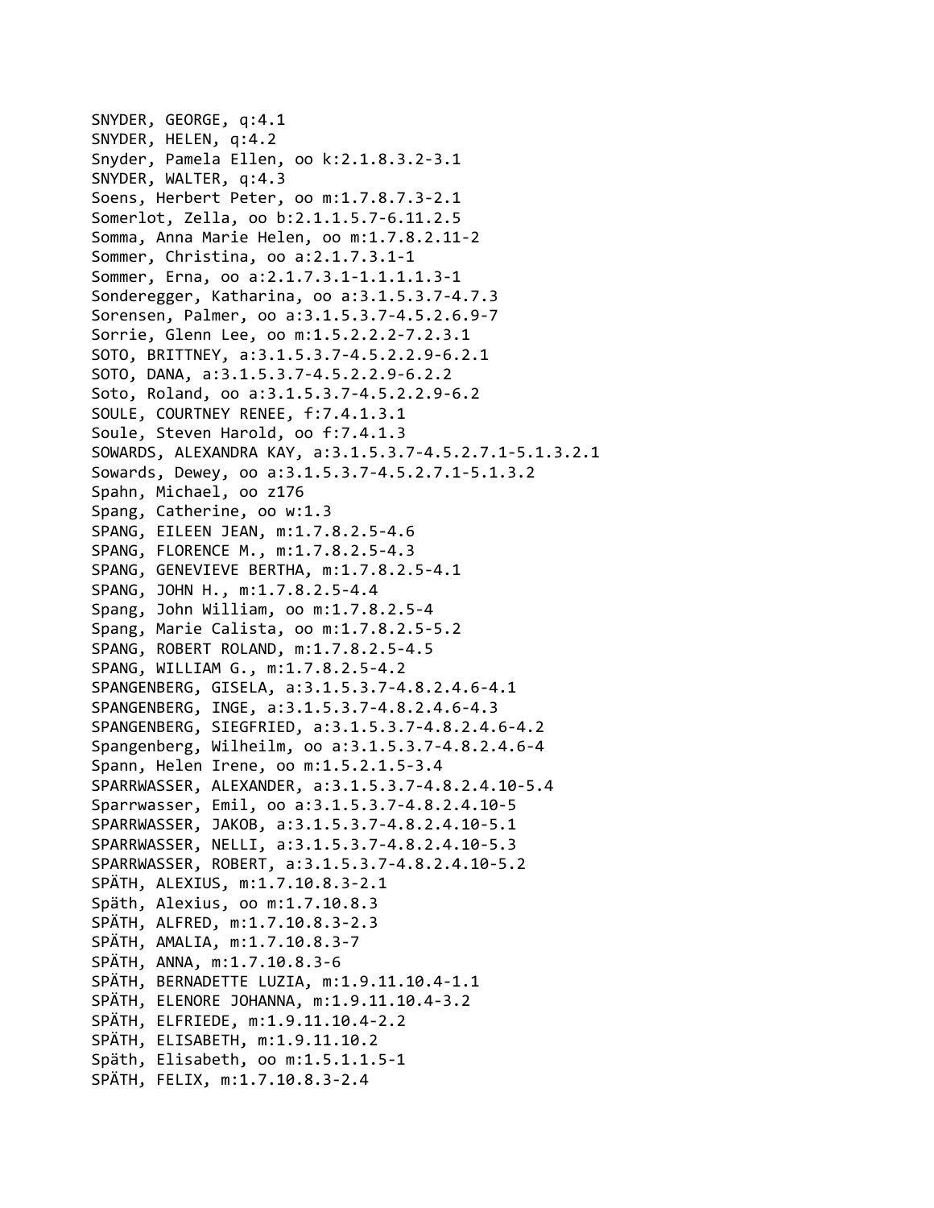SNYDER, GEORGE, q:4.1
SNYDER, HELEN, q:4.2
Snyder, Pamela Ellen, oo k:2.1.8.3.2-3.1
SNYDER, WALTER, q:4.3
Soens, Herbert Peter, oo m:1.7.8.7.3-2.1
Somerlot, Zella, oo b:2.1.1.5.7-6.11.2.5
Somma, Anna Marie Helen, oo m:1.7.8.2.11-2
Sommer, Christina, oo a:2.1.7.3.1-1
Sommer, Erna, oo a:2.1.7.3.1-1.1.1.1.3-1
Sonderegger, Katharina, oo a:3.1.5.3.7-4.7.3
Sorensen, Palmer, oo a:3.1.5.3.7-4.5.2.6.9-7
Sorrie, Glenn Lee, oo m:1.5.2.2.2-7.2.3.1
SOTO, BRITTNEY, a:3.1.5.3.7-4.5.2.2.9-6.2.1
SOTO, DANA, a:3.1.5.3.7-4.5.2.2.9-6.2.2
Soto, Roland, oo a:3.1.5.3.7-4.5.2.2.9-6.2
SOULE, COURTNEY RENEE, f:7.4.1.3.1
Soule, Steven Harold, oo f:7.4.1.3
SOWARDS, ALEXANDRA KAY, a:3.1.5.3.7-4.5.2.7.1-5.1.3.2.1
Sowards, Dewey, oo a:3.1.5.3.7-4.5.2.7.1-5.1.3.2
Spahn, Michael, oo z176
Spang, Catherine, oo w:1.3
SPANG, EILEEN JEAN, m:1.7.8.2.5-4.6
SPANG, FLORENCE M., m:1.7.8.2.5-4.3
SPANG, GENEVIEVE BERTHA, m:1.7.8.2.5-4.1
SPANG, JOHN H., m:1.7.8.2.5-4.4
Spang, John William, oo m:1.7.8.2.5-4
Spang, Marie Calista, oo m:1.7.8.2.5-5.2
SPANG, ROBERT ROLAND, m:1.7.8.2.5-4.5
SPANG, WILLIAM G., m:1.7.8.2.5-4.2
SPANGENBERG, GISELA, a:3.1.5.3.7-4.8.2.4.6-4.1
SPANGENBERG, INGE, a:3.1.5.3.7-4.8.2.4.6-4.3
SPANGENBERG, SIEGFRIED, a:3.1.5.3.7-4.8.2.4.6-4.2
Spangenberg, Wilheilm, oo a:3.1.5.3.7-4.8.2.4.6-4
Spann, Helen Irene, oo m:1.5.2.1.5-3.4
SPARRWASSER, ALEXANDER, a:3.1.5.3.7-4.8.2.4.10-5.4
Sparrwasser, Emil, oo a:3.1.5.3.7-4.8.2.4.10-5
SPARRWASSER, JAKOB, a:3.1.5.3.7-4.8.2.4.10-5.1
SPARRWASSER, NELLI, a:3.1.5.3.7-4.8.2.4.10-5.3
SPARRWASSER, ROBERT, a:3.1.5.3.7-4.8.2.4.10-5.2
SPÄTH, ALEXIUS, m:1.7.10.8.3-2.1
Späth, Alexius, oo m:1.7.10.8.3
SPÄTH, ALFRED, m:1.7.10.8.3-2.3
SPÄTH, AMALIA, m:1.7.10.8.3-7
SPÄTH, ANNA, m:1.7.10.8.3-6
SPÄTH, BERNADETTE LUZIA, m:1.9.11.10.4-1.1
SPÄTH, ELENORE JOHANNA, m:1.9.11.10.4-3.2
SPÄTH, ELFRIEDE, m:1.9.11.10.4-2.2
SPÄTH, ELISABETH, m:1.9.11.10.2
Späth, Elisabeth, oo m:1.5.1.1.5-1
SPÄTH, FELIX, m:1.7.10.8.3-2.4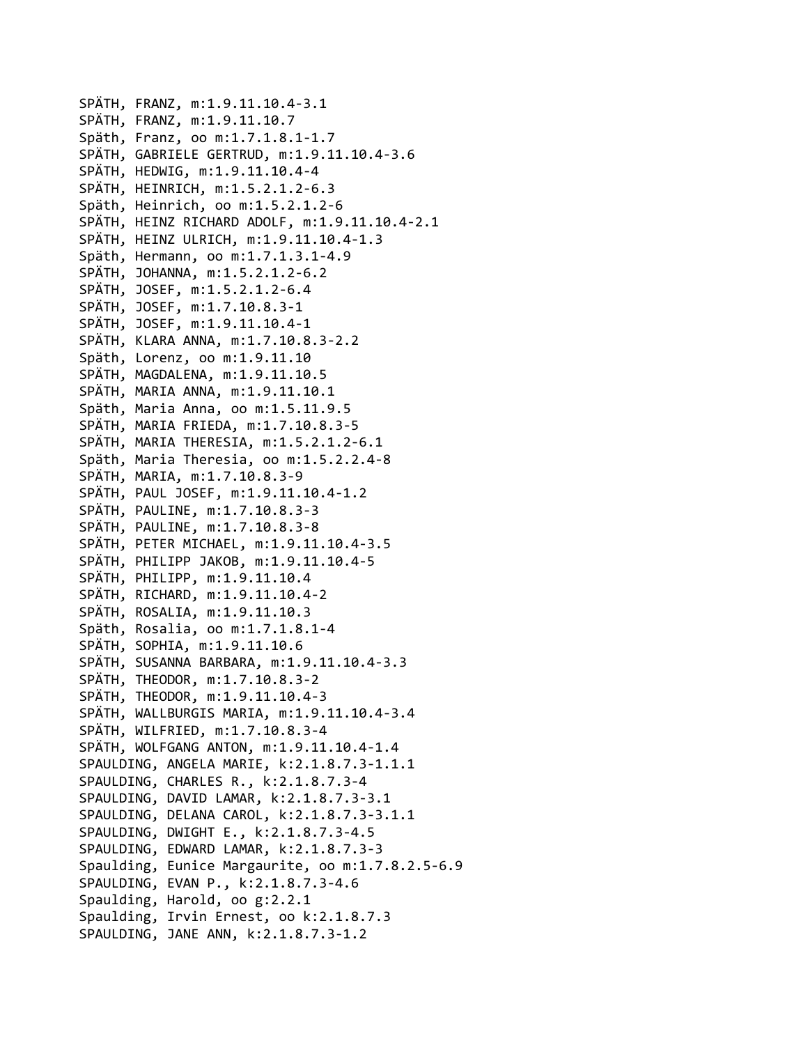SPÄTH, FRANZ, m:1.9.11.10.4-3.1
SPÄTH, FRANZ, m:1.9.11.10.7
Späth, Franz, oo m:1.7.1.8.1-1.7
SPÄTH, GABRIELE GERTRUD, m:1.9.11.10.4-3.6
SPÄTH, HEDWIG, m:1.9.11.10.4-4
SPÄTH, HEINRICH, m:1.5.2.1.2-6.3
Späth, Heinrich, oo m:1.5.2.1.2-6
SPÄTH, HEINZ RICHARD ADOLF, m:1.9.11.10.4-2.1
SPÄTH, HEINZ ULRICH, m:1.9.11.10.4-1.3
Späth, Hermann, oo m:1.7.1.3.1-4.9
SPÄTH, JOHANNA, m:1.5.2.1.2-6.2
SPÄTH, JOSEF, m:1.5.2.1.2-6.4
SPÄTH, JOSEF, m:1.7.10.8.3-1
SPÄTH, JOSEF, m:1.9.11.10.4-1
SPÄTH, KLARA ANNA, m:1.7.10.8.3-2.2
Späth, Lorenz, oo m:1.9.11.10
SPÄTH, MAGDALENA, m:1.9.11.10.5
SPÄTH, MARIA ANNA, m:1.9.11.10.1
Späth, Maria Anna, oo m:1.5.11.9.5
SPÄTH, MARIA FRIEDA, m:1.7.10.8.3-5
SPÄTH, MARIA THERESIA, m:1.5.2.1.2-6.1
Späth, Maria Theresia, oo m:1.5.2.2.4-8
SPÄTH, MARIA, m:1.7.10.8.3-9
SPÄTH, PAUL JOSEF, m:1.9.11.10.4-1.2
SPÄTH, PAULINE, m:1.7.10.8.3-3
SPÄTH, PAULINE, m:1.7.10.8.3-8
SPÄTH, PETER MICHAEL, m:1.9.11.10.4-3.5
SPÄTH, PHILIPP JAKOB, m:1.9.11.10.4-5
SPÄTH, PHILIPP, m:1.9.11.10.4
SPÄTH, RICHARD, m:1.9.11.10.4-2
SPÄTH, ROSALIA, m:1.9.11.10.3
Späth, Rosalia, oo m:1.7.1.8.1-4
SPÄTH, SOPHIA, m:1.9.11.10.6
SPÄTH, SUSANNA BARBARA, m:1.9.11.10.4-3.3
SPÄTH, THEODOR, m:1.7.10.8.3-2
SPÄTH, THEODOR, m:1.9.11.10.4-3
SPÄTH, WALLBURGIS MARIA, m:1.9.11.10.4-3.4
SPÄTH, WILFRIED, m:1.7.10.8.3-4
SPÄTH, WOLFGANG ANTON, m:1.9.11.10.4-1.4
SPAULDING, ANGELA MARIE, k:2.1.8.7.3-1.1.1
SPAULDING, CHARLES R., k:2.1.8.7.3-4
SPAULDING, DAVID LAMAR, k:2.1.8.7.3-3.1
SPAULDING, DELANA CAROL, k:2.1.8.7.3-3.1.1
SPAULDING, DWIGHT E., k:2.1.8.7.3-4.5
SPAULDING, EDWARD LAMAR, k:2.1.8.7.3-3
Spaulding, Eunice Margaurite, oo m:1.7.8.2.5-6.9
SPAULDING, EVAN P., k:2.1.8.7.3-4.6
Spaulding, Harold, oo g:2.2.1
Spaulding, Irvin Ernest, oo k:2.1.8.7.3
SPAULDING, JANE ANN, k:2.1.8.7.3-1.2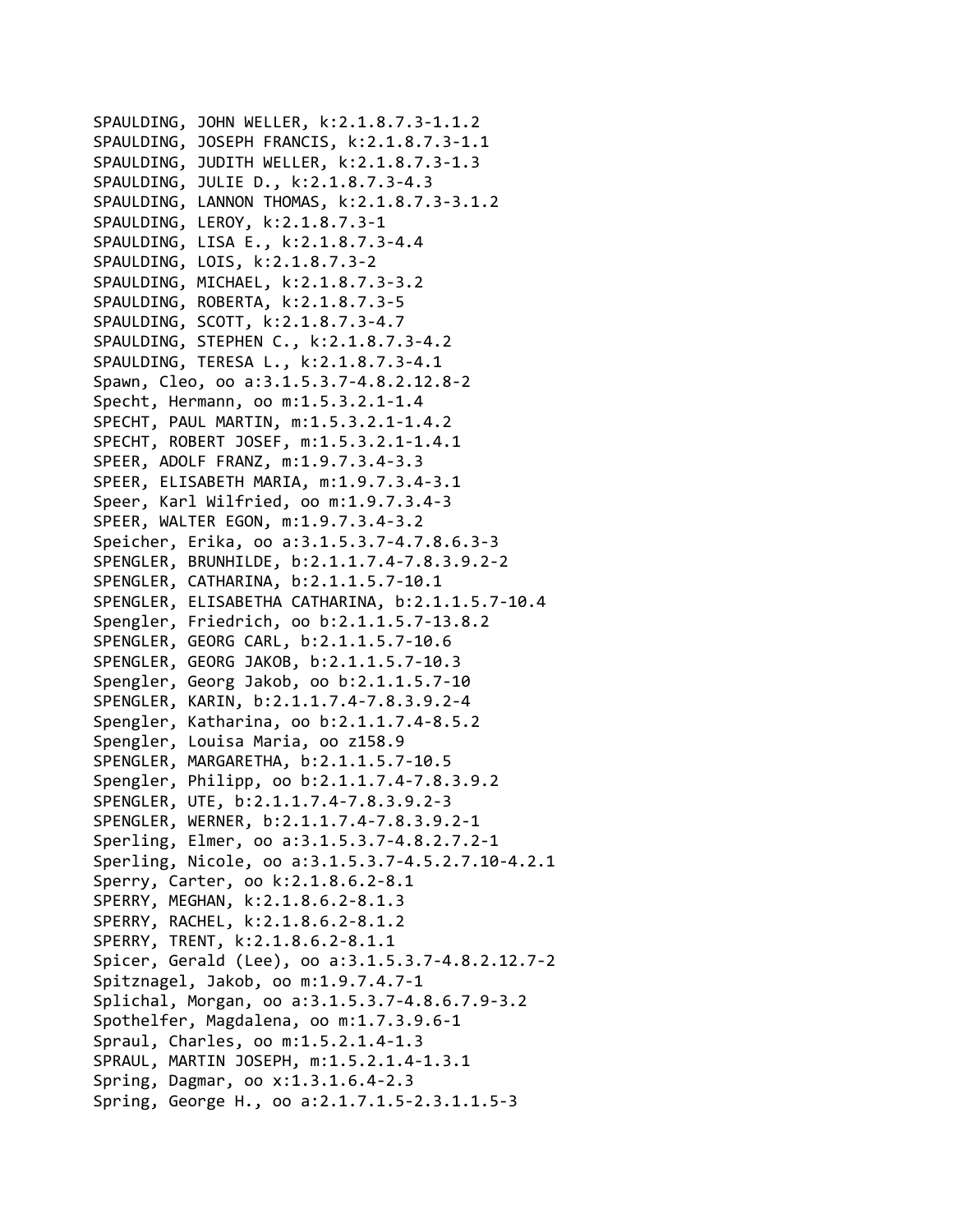SPAULDING, JOHN WELLER, k:2.1.8.7.3-1.1.2
SPAULDING, JOSEPH FRANCIS, k:2.1.8.7.3-1.1
SPAULDING, JUDITH WELLER, k:2.1.8.7.3-1.3
SPAULDING, JULIE D., k:2.1.8.7.3-4.3
SPAULDING, LANNON THOMAS, k:2.1.8.7.3-3.1.2
SPAULDING, LEROY, k:2.1.8.7.3-1
SPAULDING, LISA E., k:2.1.8.7.3-4.4
SPAULDING, LOIS, k:2.1.8.7.3-2
SPAULDING, MICHAEL, k:2.1.8.7.3-3.2
SPAULDING, ROBERTA, k:2.1.8.7.3-5
SPAULDING, SCOTT, k:2.1.8.7.3-4.7
SPAULDING, STEPHEN C., k:2.1.8.7.3-4.2
SPAULDING, TERESA L., k:2.1.8.7.3-4.1
Spawn, Cleo, oo a:3.1.5.3.7-4.8.2.12.8-2
Specht, Hermann, oo m:1.5.3.2.1-1.4
SPECHT, PAUL MARTIN, m:1.5.3.2.1-1.4.2
SPECHT, ROBERT JOSEF, m:1.5.3.2.1-1.4.1
SPEER, ADOLF FRANZ, m:1.9.7.3.4-3.3
SPEER, ELISABETH MARIA, m:1.9.7.3.4-3.1
Speer, Karl Wilfried, oo m:1.9.7.3.4-3
SPEER, WALTER EGON, m:1.9.7.3.4-3.2
Speicher, Erika, oo a:3.1.5.3.7-4.7.8.6.3-3
SPENGLER, BRUNHILDE, b:2.1.1.7.4-7.8.3.9.2-2
SPENGLER, CATHARINA, b:2.1.1.5.7-10.1
SPENGLER, ELISABETHA CATHARINA, b:2.1.1.5.7-10.4
Spengler, Friedrich, oo b:2.1.1.5.7-13.8.2
SPENGLER, GEORG CARL, b:2.1.1.5.7-10.6
SPENGLER, GEORG JAKOB, b:2.1.1.5.7-10.3
Spengler, Georg Jakob, oo b:2.1.1.5.7-10
SPENGLER, KARIN, b:2.1.1.7.4-7.8.3.9.2-4
Spengler, Katharina, oo b:2.1.1.7.4-8.5.2
Spengler, Louisa Maria, oo z158.9
SPENGLER, MARGARETHA, b:2.1.1.5.7-10.5
Spengler, Philipp, oo b:2.1.1.7.4-7.8.3.9.2
SPENGLER, UTE, b:2.1.1.7.4-7.8.3.9.2-3
SPENGLER, WERNER, b:2.1.1.7.4-7.8.3.9.2-1
Sperling, Elmer, oo a:3.1.5.3.7-4.8.2.7.2-1
Sperling, Nicole, oo a:3.1.5.3.7-4.5.2.7.10-4.2.1
Sperry, Carter, oo k:2.1.8.6.2-8.1
SPERRY, MEGHAN, k:2.1.8.6.2-8.1.3
SPERRY, RACHEL, k:2.1.8.6.2-8.1.2
SPERRY, TRENT, k:2.1.8.6.2-8.1.1
Spicer, Gerald (Lee), oo a:3.1.5.3.7-4.8.2.12.7-2
Spitznagel, Jakob, oo m:1.9.7.4.7-1
Splichal, Morgan, oo a:3.1.5.3.7-4.8.6.7.9-3.2
Spothelfer, Magdalena, oo m:1.7.3.9.6-1
Spraul, Charles, oo m:1.5.2.1.4-1.3
SPRAUL, MARTIN JOSEPH, m:1.5.2.1.4-1.3.1
Spring, Dagmar, oo x:1.3.1.6.4-2.3
Spring, George H., oo a:2.1.7.1.5-2.3.1.1.5-3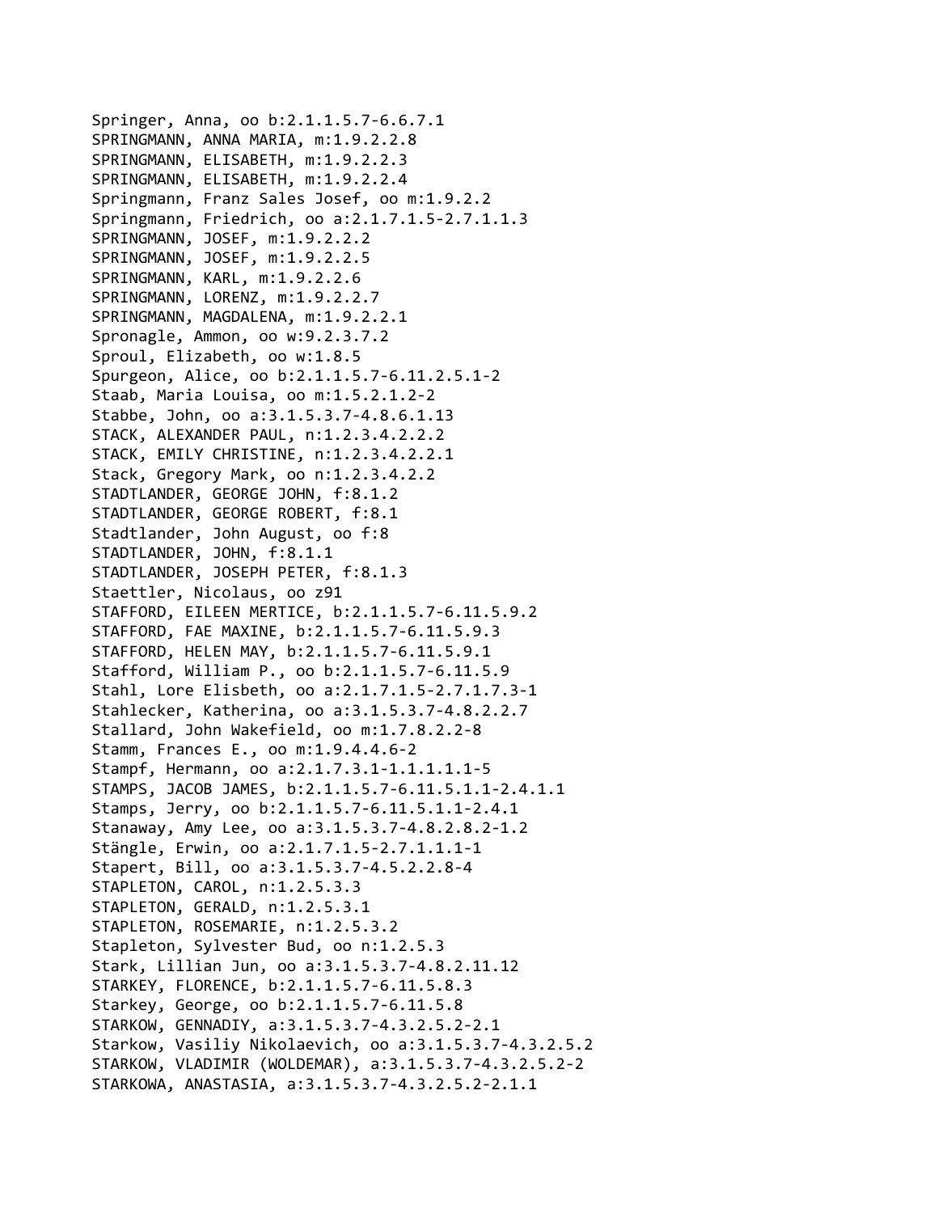Springer, Anna, oo b:2.1.1.5.7-6.6.7.1
SPRINGMANN, ANNA MARIA, m:1.9.2.2.8
SPRINGMANN, ELISABETH, m:1.9.2.2.3
SPRINGMANN, ELISABETH, m:1.9.2.2.4
Springmann, Franz Sales Josef, oo m:1.9.2.2
Springmann, Friedrich, oo a:2.1.7.1.5-2.7.1.1.3
SPRINGMANN, JOSEF, m:1.9.2.2.2
SPRINGMANN, JOSEF, m:1.9.2.2.5
SPRINGMANN, KARL, m:1.9.2.2.6
SPRINGMANN, LORENZ, m:1.9.2.2.7
SPRINGMANN, MAGDALENA, m:1.9.2.2.1
Spronagle, Ammon, oo w:9.2.3.7.2
Sproul, Elizabeth, oo w:1.8.5
Spurgeon, Alice, oo b:2.1.1.5.7-6.11.2.5.1-2
Staab, Maria Louisa, oo m:1.5.2.1.2-2
Stabbe, John, oo a:3.1.5.3.7-4.8.6.1.13
STACK, ALEXANDER PAUL, n:1.2.3.4.2.2.2
STACK, EMILY CHRISTINE, n:1.2.3.4.2.2.1
Stack, Gregory Mark, oo n:1.2.3.4.2.2
STADTLANDER, GEORGE JOHN, f:8.1.2
STADTLANDER, GEORGE ROBERT, f:8.1
Stadtlander, John August, oo f:8
STADTLANDER, JOHN, f:8.1.1
STADTLANDER, JOSEPH PETER, f:8.1.3
Staettler, Nicolaus, oo z91
STAFFORD, EILEEN MERTICE, b:2.1.1.5.7-6.11.5.9.2
STAFFORD, FAE MAXINE, b:2.1.1.5.7-6.11.5.9.3
STAFFORD, HELEN MAY, b:2.1.1.5.7-6.11.5.9.1
Stafford, William P., oo b:2.1.1.5.7-6.11.5.9
Stahl, Lore Elisbeth, oo a:2.1.7.1.5-2.7.1.7.3-1
Stahlecker, Katherina, oo a:3.1.5.3.7-4.8.2.2.7
Stallard, John Wakefield, oo m:1.7.8.2.2-8
Stamm, Frances E., oo m:1.9.4.4.6-2
Stampf, Hermann, oo a:2.1.7.3.1-1.1.1.1.1-5
STAMPS, JACOB JAMES, b:2.1.1.5.7-6.11.5.1.1-2.4.1.1
Stamps, Jerry, oo b:2.1.1.5.7-6.11.5.1.1-2.4.1
Stanaway, Amy Lee, oo a:3.1.5.3.7-4.8.2.8.2-1.2
Stängle, Erwin, oo a:2.1.7.1.5-2.7.1.1.1-1
Stapert, Bill, oo a:3.1.5.3.7-4.5.2.2.8-4
STAPLETON, CAROL, n:1.2.5.3.3
STAPLETON, GERALD, n:1.2.5.3.1
STAPLETON, ROSEMARIE, n:1.2.5.3.2
Stapleton, Sylvester Bud, oo n:1.2.5.3
Stark, Lillian Jun, oo a:3.1.5.3.7-4.8.2.11.12
STARKEY, FLORENCE, b:2.1.1.5.7-6.11.5.8.3
Starkey, George, oo b:2.1.1.5.7-6.11.5.8
STARKOW, GENNADIY, a:3.1.5.3.7-4.3.2.5.2-2.1
Starkow, Vasiliy Nikolaevich, oo a:3.1.5.3.7-4.3.2.5.2
STARKOW, VLADIMIR (WOLDEMAR), a:3.1.5.3.7-4.3.2.5.2-2
STARKOWA, ANASTASIA, a:3.1.5.3.7-4.3.2.5.2-2.1.1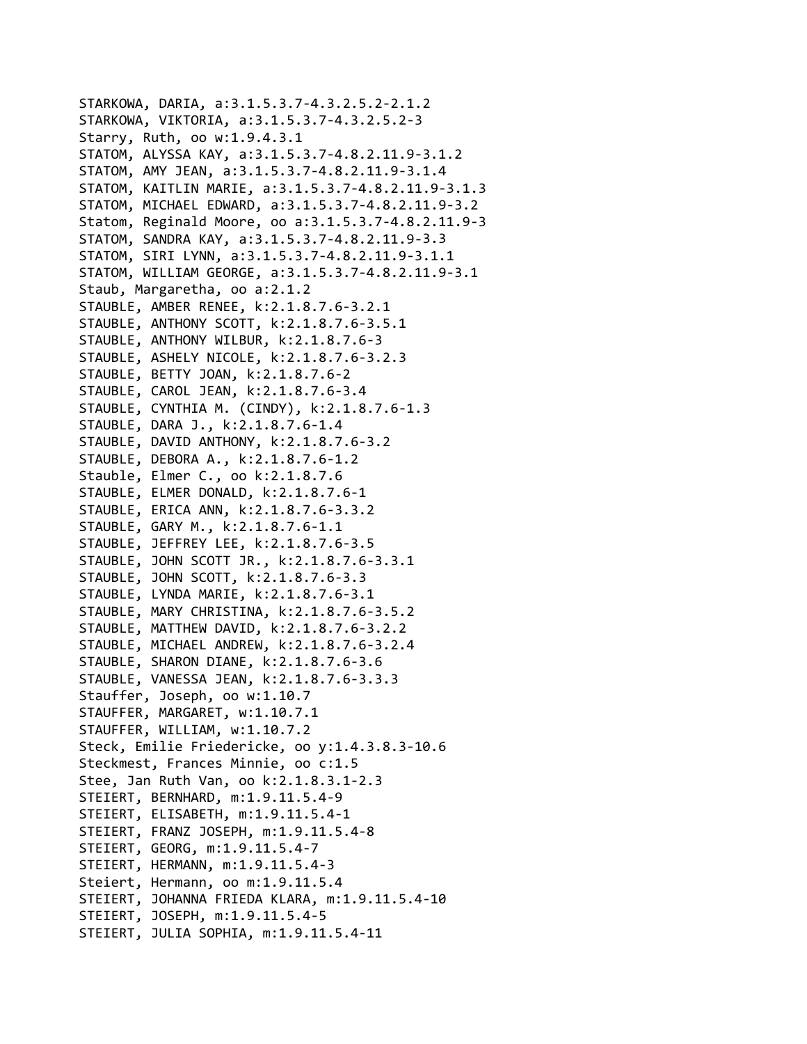STARKOWA, DARIA, a:3.1.5.3.7-4.3.2.5.2-2.1.2
STARKOWA, VIKTORIA, a:3.1.5.3.7-4.3.2.5.2-3
Starry, Ruth, oo w:1.9.4.3.1
STATOM, ALYSSA KAY, a:3.1.5.3.7-4.8.2.11.9-3.1.2
STATOM, AMY JEAN, a:3.1.5.3.7-4.8.2.11.9-3.1.4
STATOM, KAITLIN MARIE, a:3.1.5.3.7-4.8.2.11.9-3.1.3
STATOM, MICHAEL EDWARD, a:3.1.5.3.7-4.8.2.11.9-3.2
Statom, Reginald Moore, oo a:3.1.5.3.7-4.8.2.11.9-3
STATOM, SANDRA KAY, a:3.1.5.3.7-4.8.2.11.9-3.3
STATOM, SIRI LYNN, a:3.1.5.3.7-4.8.2.11.9-3.1.1
STATOM, WILLIAM GEORGE, a:3.1.5.3.7-4.8.2.11.9-3.1
Staub, Margaretha, oo a:2.1.2
STAUBLE, AMBER RENEE, k:2.1.8.7.6-3.2.1
STAUBLE, ANTHONY SCOTT, k:2.1.8.7.6-3.5.1
STAUBLE, ANTHONY WILBUR, k:2.1.8.7.6-3
STAUBLE, ASHELY NICOLE, k:2.1.8.7.6-3.2.3
STAUBLE, BETTY JOAN, k:2.1.8.7.6-2
STAUBLE, CAROL JEAN, k:2.1.8.7.6-3.4
STAUBLE, CYNTHIA M. (CINDY), k:2.1.8.7.6-1.3
STAUBLE, DARA J., k:2.1.8.7.6-1.4
STAUBLE, DAVID ANTHONY, k:2.1.8.7.6-3.2
STAUBLE, DEBORA A., k:2.1.8.7.6-1.2
Stauble, Elmer C., oo k:2.1.8.7.6
STAUBLE, ELMER DONALD, k:2.1.8.7.6-1
STAUBLE, ERICA ANN, k:2.1.8.7.6-3.3.2
STAUBLE, GARY M., k:2.1.8.7.6-1.1
STAUBLE, JEFFREY LEE, k:2.1.8.7.6-3.5
STAUBLE, JOHN SCOTT JR., k:2.1.8.7.6-3.3.1
STAUBLE, JOHN SCOTT, k:2.1.8.7.6-3.3
STAUBLE, LYNDA MARIE, k:2.1.8.7.6-3.1
STAUBLE, MARY CHRISTINA, k:2.1.8.7.6-3.5.2
STAUBLE, MATTHEW DAVID, k:2.1.8.7.6-3.2.2
STAUBLE, MICHAEL ANDREW, k:2.1.8.7.6-3.2.4
STAUBLE, SHARON DIANE, k:2.1.8.7.6-3.6
STAUBLE, VANESSA JEAN, k:2.1.8.7.6-3.3.3
Stauffer, Joseph, oo w:1.10.7
STAUFFER, MARGARET, w:1.10.7.1
STAUFFER, WILLIAM, w:1.10.7.2
Steck, Emilie Friedericke, oo y:1.4.3.8.3-10.6
Steckmest, Frances Minnie, oo c:1.5
Stee, Jan Ruth Van, oo k:2.1.8.3.1-2.3
STEIERT, BERNHARD, m:1.9.11.5.4-9
STEIERT, ELISABETH, m:1.9.11.5.4-1
STEIERT, FRANZ JOSEPH, m:1.9.11.5.4-8
STEIERT, GEORG, m:1.9.11.5.4-7
STEIERT, HERMANN, m:1.9.11.5.4-3
Steiert, Hermann, oo m:1.9.11.5.4
STEIERT, JOHANNA FRIEDA KLARA, m:1.9.11.5.4-10
STEIERT, JOSEPH, m:1.9.11.5.4-5
STEIERT, JULIA SOPHIA, m:1.9.11.5.4-11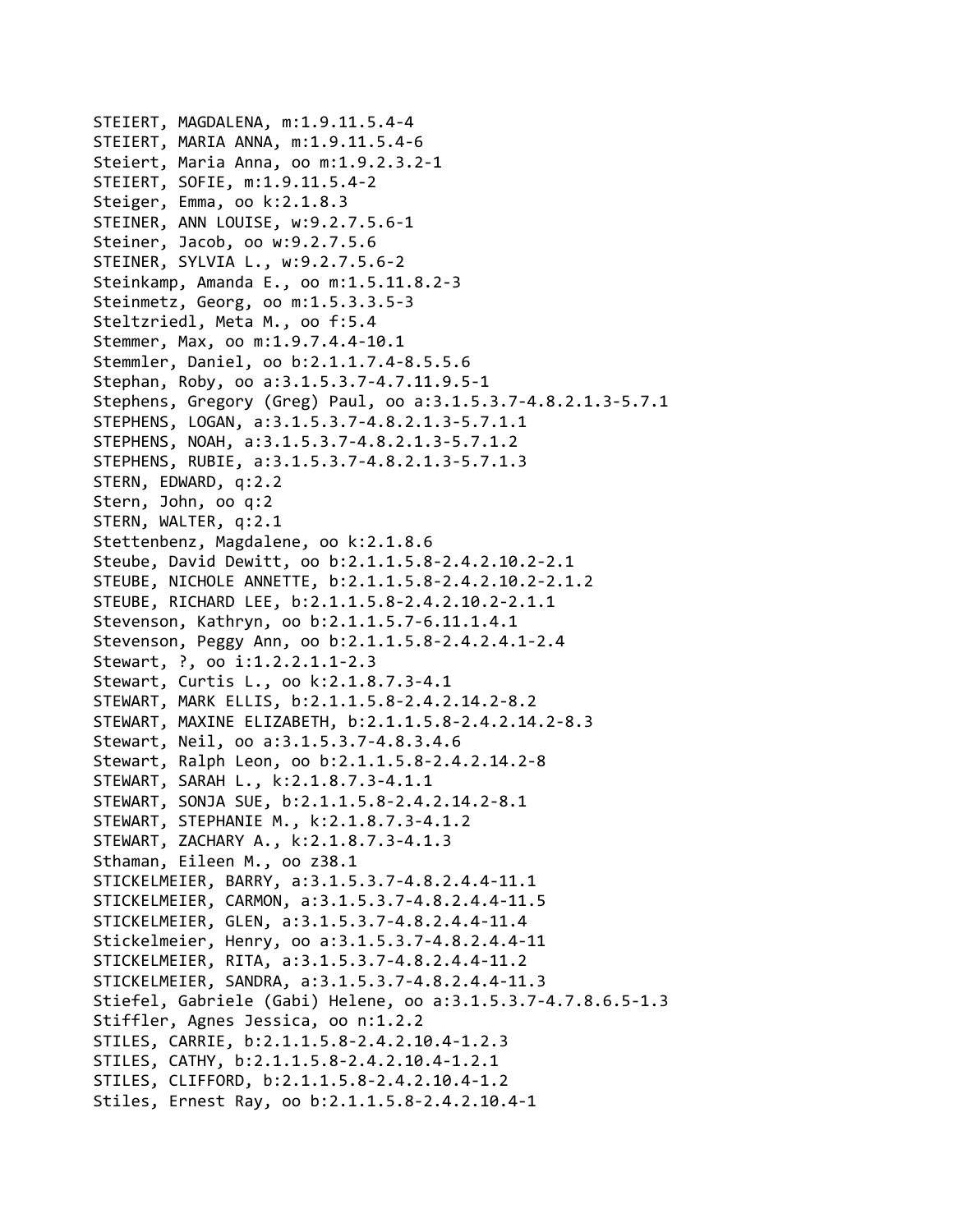STEIERT, MAGDALENA, m:1.9.11.5.4-4
STEIERT, MARIA ANNA, m:1.9.11.5.4-6
Steiert, Maria Anna, oo m:1.9.2.3.2-1
STEIERT, SOFIE, m:1.9.11.5.4-2
Steiger, Emma, oo k:2.1.8.3
STEINER, ANN LOUISE, w:9.2.7.5.6-1
Steiner, Jacob, oo w:9.2.7.5.6
STEINER, SYLVIA L., w:9.2.7.5.6-2
Steinkamp, Amanda E., oo m:1.5.11.8.2-3
Steinmetz, Georg, oo m:1.5.3.3.5-3
Steltzriedl, Meta M., oo f:5.4
Stemmer, Max, oo m:1.9.7.4.4-10.1
Stemmler, Daniel, oo b:2.1.1.7.4-8.5.5.6
Stephan, Roby, oo a:3.1.5.3.7-4.7.11.9.5-1
Stephens, Gregory (Greg) Paul, oo a:3.1.5.3.7-4.8.2.1.3-5.7.1
STEPHENS, LOGAN, a:3.1.5.3.7-4.8.2.1.3-5.7.1.1
STEPHENS, NOAH, a:3.1.5.3.7-4.8.2.1.3-5.7.1.2
STEPHENS, RUBIE, a:3.1.5.3.7-4.8.2.1.3-5.7.1.3
STERN, EDWARD, q:2.2
Stern, John, oo q:2
STERN, WALTER, q:2.1
Stettenbenz, Magdalene, oo k:2.1.8.6
Steube, David Dewitt, oo b:2.1.1.5.8-2.4.2.10.2-2.1
STEUBE, NICHOLE ANNETTE, b:2.1.1.5.8-2.4.2.10.2-2.1.2
STEUBE, RICHARD LEE, b:2.1.1.5.8-2.4.2.10.2-2.1.1
Stevenson, Kathryn, oo b:2.1.1.5.7-6.11.1.4.1
Stevenson, Peggy Ann, oo b:2.1.1.5.8-2.4.2.4.1-2.4
Stewart, ?, oo i:1.2.2.1.1-2.3
Stewart, Curtis L., oo k:2.1.8.7.3-4.1
STEWART, MARK ELLIS, b:2.1.1.5.8-2.4.2.14.2-8.2
STEWART, MAXINE ELIZABETH, b:2.1.1.5.8-2.4.2.14.2-8.3
Stewart, Neil, oo a:3.1.5.3.7-4.8.3.4.6
Stewart, Ralph Leon, oo b:2.1.1.5.8-2.4.2.14.2-8
STEWART, SARAH L., k:2.1.8.7.3-4.1.1
STEWART, SONJA SUE, b:2.1.1.5.8-2.4.2.14.2-8.1
STEWART, STEPHANIE M., k:2.1.8.7.3-4.1.2
STEWART, ZACHARY A., k:2.1.8.7.3-4.1.3
Sthaman, Eileen M., oo z38.1
STICKELMEIER, BARRY, a:3.1.5.3.7-4.8.2.4.4-11.1
STICKELMEIER, CARMON, a:3.1.5.3.7-4.8.2.4.4-11.5
STICKELMEIER, GLEN, a:3.1.5.3.7-4.8.2.4.4-11.4
Stickelmeier, Henry, oo a:3.1.5.3.7-4.8.2.4.4-11
STICKELMEIER, RITA, a:3.1.5.3.7-4.8.2.4.4-11.2
STICKELMEIER, SANDRA, a:3.1.5.3.7-4.8.2.4.4-11.3
Stiefel, Gabriele (Gabi) Helene, oo a:3.1.5.3.7-4.7.8.6.5-1.3
Stiffler, Agnes Jessica, oo n:1.2.2
STILES, CARRIE, b:2.1.1.5.8-2.4.2.10.4-1.2.3
STILES, CATHY, b:2.1.1.5.8-2.4.2.10.4-1.2.1
STILES, CLIFFORD, b:2.1.1.5.8-2.4.2.10.4-1.2
Stiles, Ernest Ray, oo b:2.1.1.5.8-2.4.2.10.4-1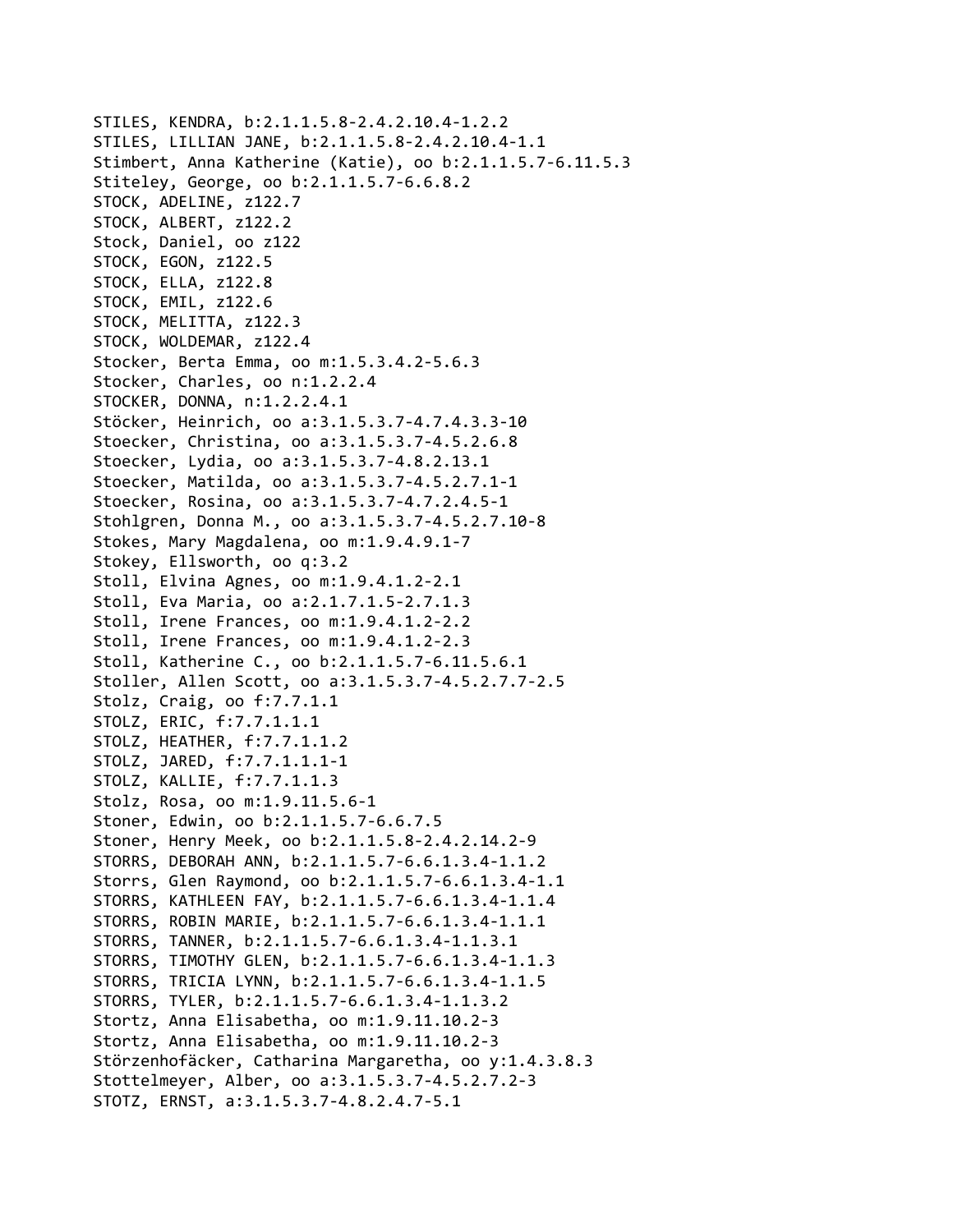STILES, KENDRA, b:2.1.1.5.8-2.4.2.10.4-1.2.2
STILES, LILLIAN JANE, b:2.1.1.5.8-2.4.2.10.4-1.1
Stimbert, Anna Katherine (Katie), oo b:2.1.1.5.7-6.11.5.3
Stiteley, George, oo b:2.1.1.5.7-6.6.8.2
STOCK, ADELINE, z122.7
STOCK, ALBERT, z122.2
Stock, Daniel, oo z122
STOCK, EGON, z122.5
STOCK, ELLA, z122.8
STOCK, EMIL, z122.6
STOCK, MELITTA, z122.3
STOCK, WOLDEMAR, z122.4
Stocker, Berta Emma, oo m:1.5.3.4.2-5.6.3
Stocker, Charles, oo n:1.2.2.4
STOCKER, DONNA, n:1.2.2.4.1
Stöcker, Heinrich, oo a:3.1.5.3.7-4.7.4.3.3-10
Stoecker, Christina, oo a:3.1.5.3.7-4.5.2.6.8
Stoecker, Lydia, oo a:3.1.5.3.7-4.8.2.13.1
Stoecker, Matilda, oo a:3.1.5.3.7-4.5.2.7.1-1
Stoecker, Rosina, oo a:3.1.5.3.7-4.7.2.4.5-1
Stohlgren, Donna M., oo a:3.1.5.3.7-4.5.2.7.10-8
Stokes, Mary Magdalena, oo m:1.9.4.9.1-7
Stokey, Ellsworth, oo q:3.2
Stoll, Elvina Agnes, oo m:1.9.4.1.2-2.1
Stoll, Eva Maria, oo a:2.1.7.1.5-2.7.1.3
Stoll, Irene Frances, oo m:1.9.4.1.2-2.2
Stoll, Irene Frances, oo m:1.9.4.1.2-2.3
Stoll, Katherine C., oo b:2.1.1.5.7-6.11.5.6.1
Stoller, Allen Scott, oo a:3.1.5.3.7-4.5.2.7.7-2.5
Stolz, Craig, oo f:7.7.1.1
STOLZ, ERIC, f:7.7.1.1.1
STOLZ, HEATHER, f:7.7.1.1.2
STOLZ, JARED, f:7.7.1.1.1-1
STOLZ, KALLIE, f:7.7.1.1.3
Stolz, Rosa, oo m:1.9.11.5.6-1
Stoner, Edwin, oo b:2.1.1.5.7-6.6.7.5
Stoner, Henry Meek, oo b:2.1.1.5.8-2.4.2.14.2-9
STORRS, DEBORAH ANN, b:2.1.1.5.7-6.6.1.3.4-1.1.2
Storrs, Glen Raymond, oo b:2.1.1.5.7-6.6.1.3.4-1.1
STORRS, KATHLEEN FAY, b:2.1.1.5.7-6.6.1.3.4-1.1.4
STORRS, ROBIN MARIE, b:2.1.1.5.7-6.6.1.3.4-1.1.1
STORRS, TANNER, b:2.1.1.5.7-6.6.1.3.4-1.1.3.1
STORRS, TIMOTHY GLEN, b:2.1.1.5.7-6.6.1.3.4-1.1.3
STORRS, TRICIA LYNN, b:2.1.1.5.7-6.6.1.3.4-1.1.5
STORRS, TYLER, b:2.1.1.5.7-6.6.1.3.4-1.1.3.2
Stortz, Anna Elisabetha, oo m:1.9.11.10.2-3
Stortz, Anna Elisabetha, oo m:1.9.11.10.2-3
Störzenhofäcker, Catharina Margaretha, oo y:1.4.3.8.3
Stottelmeyer, Alber, oo a:3.1.5.3.7-4.5.2.7.2-3
STOTZ, ERNST, a:3.1.5.3.7-4.8.2.4.7-5.1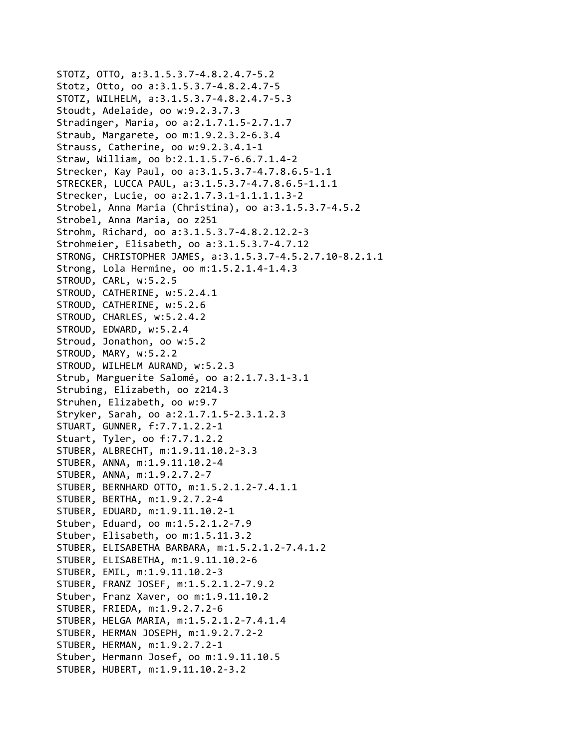STOTZ, OTTO, a:3.1.5.3.7-4.8.2.4.7-5.2
Stotz, Otto, oo a:3.1.5.3.7-4.8.2.4.7-5
STOTZ, WILHELM, a:3.1.5.3.7-4.8.2.4.7-5.3
Stoudt, Adelaide, oo w:9.2.3.7.3
Stradinger, Maria, oo a:2.1.7.1.5-2.7.1.7
Straub, Margarete, oo m:1.9.2.3.2-6.3.4
Strauss, Catherine, oo w:9.2.3.4.1-1
Straw, William, oo b:2.1.1.5.7-6.6.7.1.4-2
Strecker, Kay Paul, oo a:3.1.5.3.7-4.7.8.6.5-1.1
STRECKER, LUCCA PAUL, a:3.1.5.3.7-4.7.8.6.5-1.1.1
Strecker, Lucie, oo a:2.1.7.3.1-1.1.1.1.3-2
Strobel, Anna Maria (Christina), oo a:3.1.5.3.7-4.5.2
Strobel, Anna Maria, oo z251
Strohm, Richard, oo a:3.1.5.3.7-4.8.2.12.2-3
Strohmeier, Elisabeth, oo a:3.1.5.3.7-4.7.12
STRONG, CHRISTOPHER JAMES, a:3.1.5.3.7-4.5.2.7.10-8.2.1.1
Strong, Lola Hermine, oo m:1.5.2.1.4-1.4.3
STROUD, CARL, w:5.2.5
STROUD, CATHERINE, w:5.2.4.1
STROUD, CATHERINE, w:5.2.6
STROUD, CHARLES, w:5.2.4.2
STROUD, EDWARD, w:5.2.4
Stroud, Jonathon, oo w:5.2
STROUD, MARY, w:5.2.2
STROUD, WILHELM AURAND, w:5.2.3
Strub, Marguerite Salomé, oo a:2.1.7.3.1-3.1
Strubing, Elizabeth, oo z214.3
Struhen, Elizabeth, oo w:9.7
Stryker, Sarah, oo a:2.1.7.1.5-2.3.1.2.3
STUART, GUNNER, f:7.7.1.2.2-1
Stuart, Tyler, oo f:7.7.1.2.2
STUBER, ALBRECHT, m:1.9.11.10.2-3.3
STUBER, ANNA, m:1.9.11.10.2-4
STUBER, ANNA, m:1.9.2.7.2-7
STUBER, BERNHARD OTTO, m:1.5.2.1.2-7.4.1.1
STUBER, BERTHA, m:1.9.2.7.2-4
STUBER, EDUARD, m:1.9.11.10.2-1
Stuber, Eduard, oo m:1.5.2.1.2-7.9
Stuber, Elisabeth, oo m:1.5.11.3.2
STUBER, ELISABETHA BARBARA, m:1.5.2.1.2-7.4.1.2
STUBER, ELISABETHA, m:1.9.11.10.2-6
STUBER, EMIL, m:1.9.11.10.2-3
STUBER, FRANZ JOSEF, m:1.5.2.1.2-7.9.2
Stuber, Franz Xaver, oo m:1.9.11.10.2
STUBER, FRIEDA, m:1.9.2.7.2-6
STUBER, HELGA MARIA, m:1.5.2.1.2-7.4.1.4
STUBER, HERMAN JOSEPH, m:1.9.2.7.2-2
STUBER, HERMAN, m:1.9.2.7.2-1
Stuber, Hermann Josef, oo m:1.9.11.10.5
STUBER, HUBERT, m:1.9.11.10.2-3.2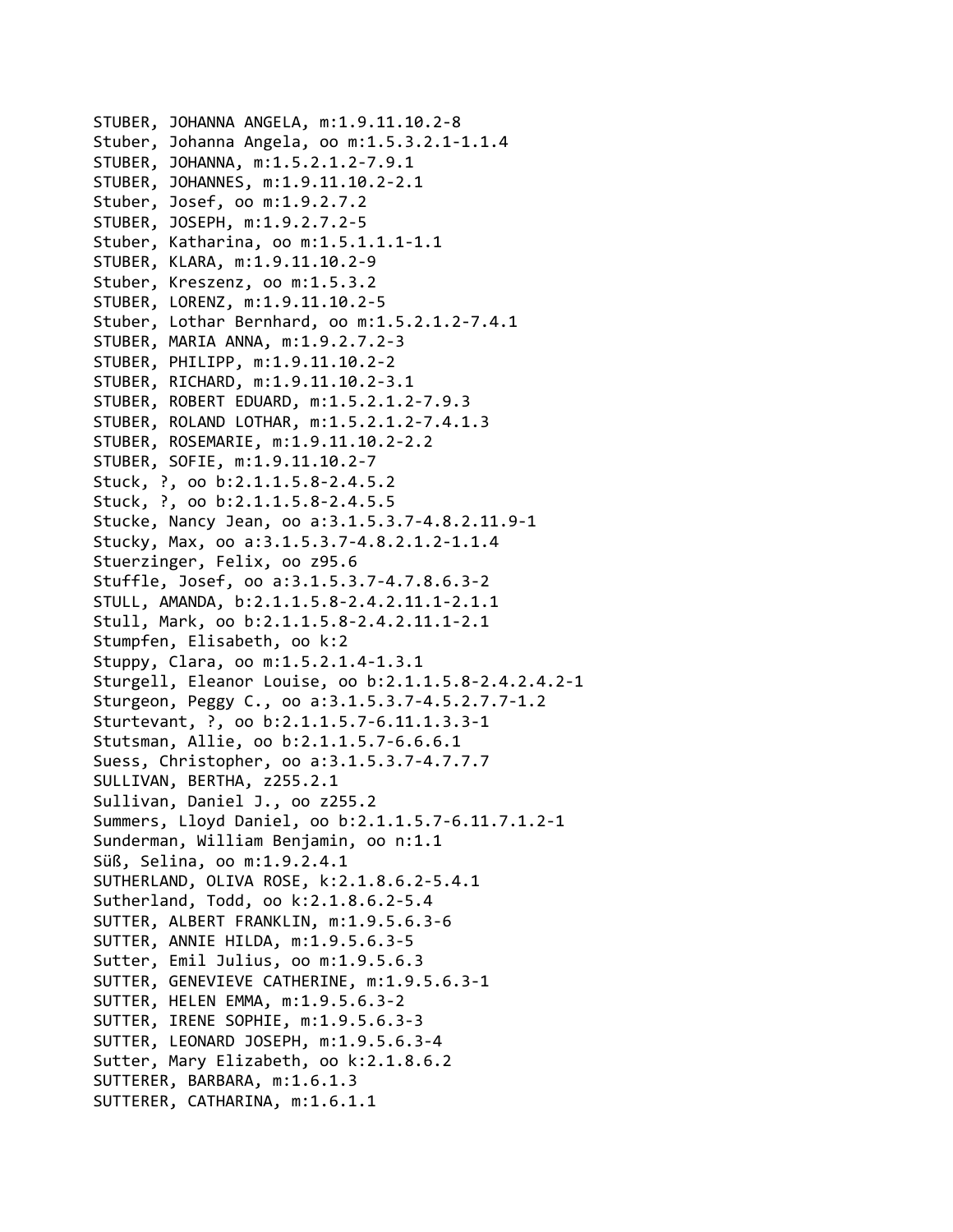STUBER, JOHANNA ANGELA, m:1.9.11.10.2-8
Stuber, Johanna Angela, oo m:1.5.3.2.1-1.1.4
STUBER, JOHANNA, m:1.5.2.1.2-7.9.1
STUBER, JOHANNES, m:1.9.11.10.2-2.1
Stuber, Josef, oo m:1.9.2.7.2
STUBER, JOSEPH, m:1.9.2.7.2-5
Stuber, Katharina, oo m:1.5.1.1.1-1.1
STUBER, KLARA, m:1.9.11.10.2-9
Stuber, Kreszenz, oo m:1.5.3.2
STUBER, LORENZ, m:1.9.11.10.2-5
Stuber, Lothar Bernhard, oo m:1.5.2.1.2-7.4.1
STUBER, MARIA ANNA, m:1.9.2.7.2-3
STUBER, PHILIPP, m:1.9.11.10.2-2
STUBER, RICHARD, m:1.9.11.10.2-3.1
STUBER, ROBERT EDUARD, m:1.5.2.1.2-7.9.3
STUBER, ROLAND LOTHAR, m:1.5.2.1.2-7.4.1.3
STUBER, ROSEMARIE, m:1.9.11.10.2-2.2
STUBER, SOFIE, m:1.9.11.10.2-7
Stuck, ?, oo b:2.1.1.5.8-2.4.5.2
Stuck, ?, oo b:2.1.1.5.8-2.4.5.5
Stucke, Nancy Jean, oo a:3.1.5.3.7-4.8.2.11.9-1
Stucky, Max, oo a:3.1.5.3.7-4.8.2.1.2-1.1.4
Stuerzinger, Felix, oo z95.6
Stuffle, Josef, oo a:3.1.5.3.7-4.7.8.6.3-2
STULL, AMANDA, b:2.1.1.5.8-2.4.2.11.1-2.1.1
Stull, Mark, oo b:2.1.1.5.8-2.4.2.11.1-2.1
Stumpfen, Elisabeth, oo k:2
Stuppy, Clara, oo m:1.5.2.1.4-1.3.1
Sturgell, Eleanor Louise, oo b:2.1.1.5.8-2.4.2.4.2-1
Sturgeon, Peggy C., oo a:3.1.5.3.7-4.5.2.7.7-1.2
Sturtevant, ?, oo b:2.1.1.5.7-6.11.1.3.3-1
Stutsman, Allie, oo b:2.1.1.5.7-6.6.6.1
Suess, Christopher, oo a:3.1.5.3.7-4.7.7.7
SULLIVAN, BERTHA, z255.2.1
Sullivan, Daniel J., oo z255.2
Summers, Lloyd Daniel, oo b:2.1.1.5.7-6.11.7.1.2-1
Sunderman, William Benjamin, oo n:1.1
Süß, Selina, oo m:1.9.2.4.1
SUTHERLAND, OLIVA ROSE, k:2.1.8.6.2-5.4.1
Sutherland, Todd, oo k:2.1.8.6.2-5.4
SUTTER, ALBERT FRANKLIN, m:1.9.5.6.3-6
SUTTER, ANNIE HILDA, m:1.9.5.6.3-5
Sutter, Emil Julius, oo m:1.9.5.6.3
SUTTER, GENEVIEVE CATHERINE, m:1.9.5.6.3-1
SUTTER, HELEN EMMA, m:1.9.5.6.3-2
SUTTER, IRENE SOPHIE, m:1.9.5.6.3-3
SUTTER, LEONARD JOSEPH, m:1.9.5.6.3-4
Sutter, Mary Elizabeth, oo k:2.1.8.6.2
SUTTERER, BARBARA, m:1.6.1.3
SUTTERER, CATHARINA, m:1.6.1.1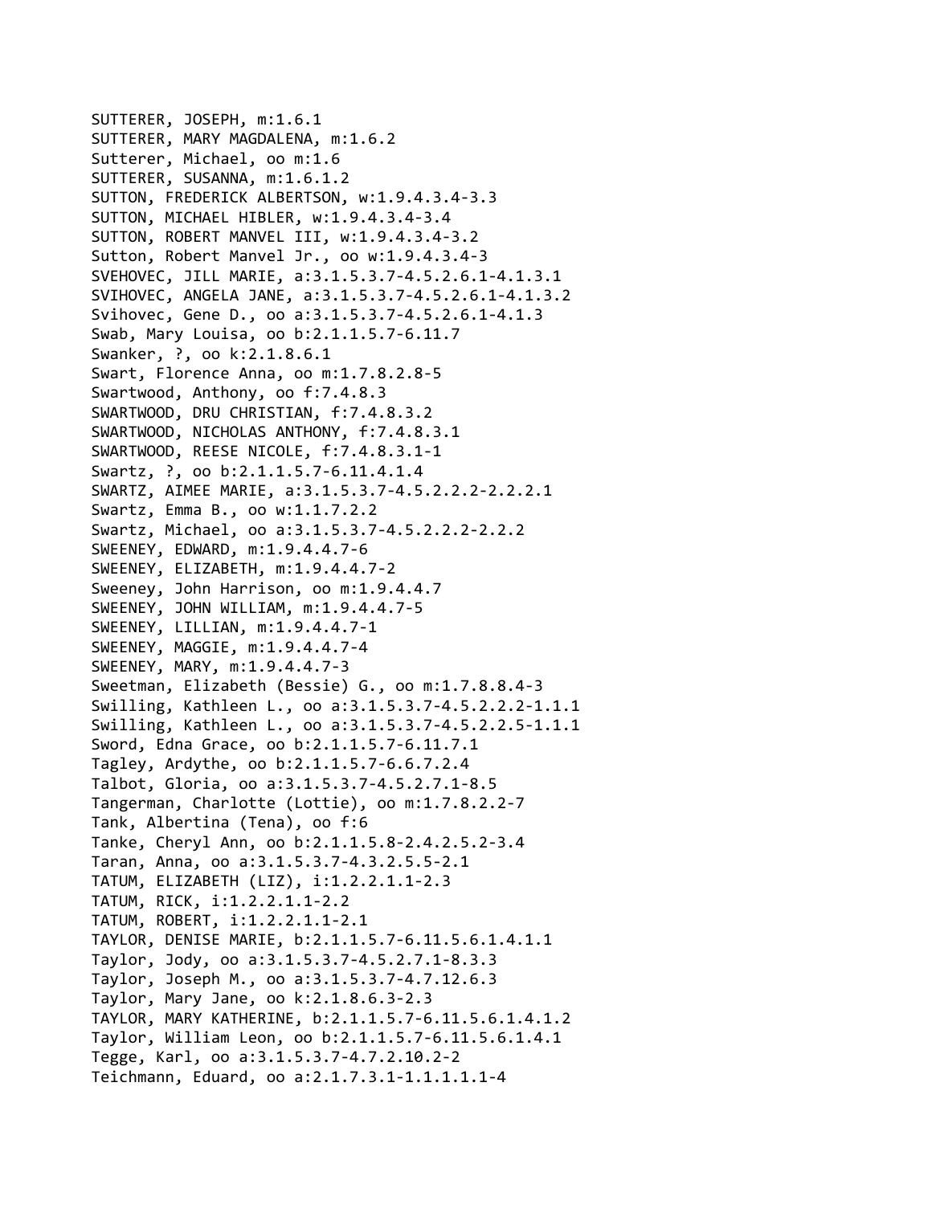SUTTERER, JOSEPH, m:1.6.1
SUTTERER, MARY MAGDALENA, m:1.6.2
Sutterer, Michael, oo m:1.6
SUTTERER, SUSANNA, m:1.6.1.2
SUTTON, FREDERICK ALBERTSON, w:1.9.4.3.4-3.3
SUTTON, MICHAEL HIBLER, w:1.9.4.3.4-3.4
SUTTON, ROBERT MANVEL III, w:1.9.4.3.4-3.2
Sutton, Robert Manvel Jr., oo w:1.9.4.3.4-3
SVEHOVEC, JILL MARIE, a:3.1.5.3.7-4.5.2.6.1-4.1.3.1
SVIHOVEC, ANGELA JANE, a:3.1.5.3.7-4.5.2.6.1-4.1.3.2
Svihovec, Gene D., oo a:3.1.5.3.7-4.5.2.6.1-4.1.3
Swab, Mary Louisa, oo b:2.1.1.5.7-6.11.7
Swanker, ?, oo k:2.1.8.6.1
Swart, Florence Anna, oo m:1.7.8.2.8-5
Swartwood, Anthony, oo f:7.4.8.3
SWARTWOOD, DRU CHRISTIAN, f:7.4.8.3.2
SWARTWOOD, NICHOLAS ANTHONY, f:7.4.8.3.1
SWARTWOOD, REESE NICOLE, f:7.4.8.3.1-1
Swartz, ?, oo b:2.1.1.5.7-6.11.4.1.4
SWARTZ, AIMEE MARIE, a:3.1.5.3.7-4.5.2.2.2-2.2.2.1
Swartz, Emma B., oo w:1.1.7.2.2
Swartz, Michael, oo a:3.1.5.3.7-4.5.2.2.2-2.2.2
SWEENEY, EDWARD, m:1.9.4.4.7-6
SWEENEY, ELIZABETH, m:1.9.4.4.7-2
Sweeney, John Harrison, oo m:1.9.4.4.7
SWEENEY, JOHN WILLIAM, m:1.9.4.4.7-5
SWEENEY, LILLIAN, m:1.9.4.4.7-1
SWEENEY, MAGGIE, m:1.9.4.4.7-4
SWEENEY, MARY, m:1.9.4.4.7-3
Sweetman, Elizabeth (Bessie) G., oo m:1.7.8.8.4-3
Swilling, Kathleen L., oo a:3.1.5.3.7-4.5.2.2.2-1.1.1
Swilling, Kathleen L., oo a:3.1.5.3.7-4.5.2.2.5-1.1.1
Sword, Edna Grace, oo b:2.1.1.5.7-6.11.7.1
Tagley, Ardythe, oo b:2.1.1.5.7-6.6.7.2.4
Talbot, Gloria, oo a:3.1.5.3.7-4.5.2.7.1-8.5
Tangerman, Charlotte (Lottie), oo m:1.7.8.2.2-7
Tank, Albertina (Tena), oo f:6
Tanke, Cheryl Ann, oo b:2.1.1.5.8-2.4.2.5.2-3.4
Taran, Anna, oo a:3.1.5.3.7-4.3.2.5.5-2.1
TATUM, ELIZABETH (LIZ), i:1.2.2.1.1-2.3
TATUM, RICK, i:1.2.2.1.1-2.2
TATUM, ROBERT, i:1.2.2.1.1-2.1
TAYLOR, DENISE MARIE, b:2.1.1.5.7-6.11.5.6.1.4.1.1
Taylor, Jody, oo a:3.1.5.3.7-4.5.2.7.1-8.3.3
Taylor, Joseph M., oo a:3.1.5.3.7-4.7.12.6.3
Taylor, Mary Jane, oo k:2.1.8.6.3-2.3
TAYLOR, MARY KATHERINE, b:2.1.1.5.7-6.11.5.6.1.4.1.2
Taylor, William Leon, oo b:2.1.1.5.7-6.11.5.6.1.4.1
Tegge, Karl, oo a:3.1.5.3.7-4.7.2.10.2-2
Teichmann, Eduard, oo a:2.1.7.3.1-1.1.1.1.1-4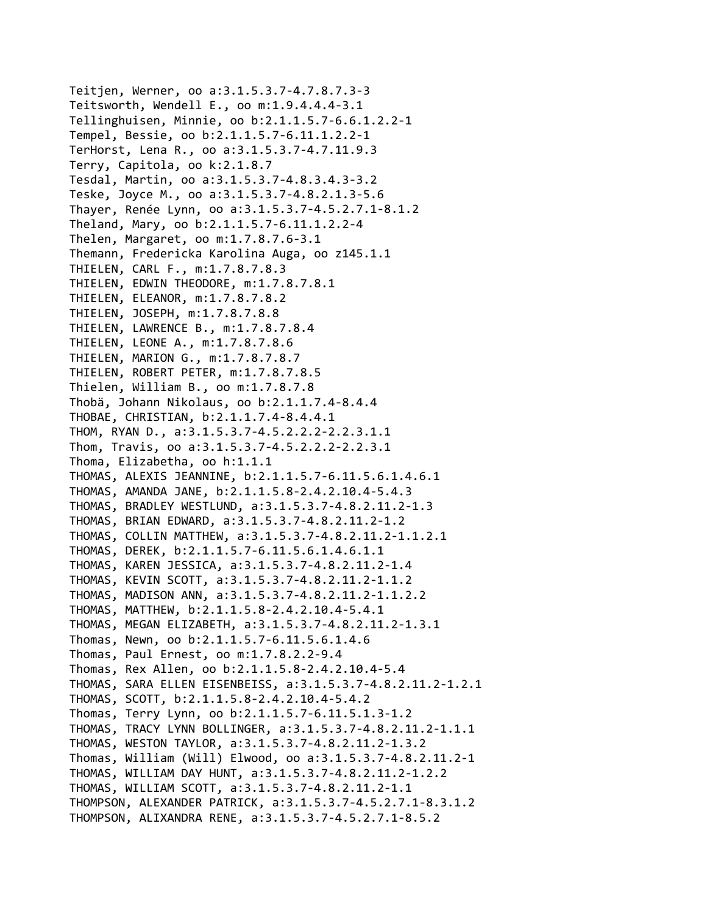Teitjen, Werner, oo a:3.1.5.3.7-4.7.8.7.3-3
Teitsworth, Wendell E., oo m:1.9.4.4.4-3.1
Tellinghuisen, Minnie, oo b:2.1.1.5.7-6.6.1.2.2-1
Tempel, Bessie, oo b:2.1.1.5.7-6.11.1.2.2-1
TerHorst, Lena R., oo a:3.1.5.3.7-4.7.11.9.3
Terry, Capitola, oo k:2.1.8.7
Tesdal, Martin, oo a:3.1.5.3.7-4.8.3.4.3-3.2
Teske, Joyce M., oo a:3.1.5.3.7-4.8.2.1.3-5.6
Thayer, Renée Lynn, oo a:3.1.5.3.7-4.5.2.7.1-8.1.2
Theland, Mary, oo b:2.1.1.5.7-6.11.1.2.2-4
Thelen, Margaret, oo m:1.7.8.7.6-3.1
Themann, Fredericka Karolina Auga, oo z145.1.1
THIELEN, CARL F., m:1.7.8.7.8.3
THIELEN, EDWIN THEODORE, m:1.7.8.7.8.1
THIELEN, ELEANOR, m:1.7.8.7.8.2
THIELEN, JOSEPH, m:1.7.8.7.8.8
THIELEN, LAWRENCE B., m:1.7.8.7.8.4
THIELEN, LEONE A., m:1.7.8.7.8.6
THIELEN, MARION G., m:1.7.8.7.8.7
THIELEN, ROBERT PETER, m:1.7.8.7.8.5
Thielen, William B., oo m:1.7.8.7.8
Thobä, Johann Nikolaus, oo b:2.1.1.7.4-8.4.4
THOBAE, CHRISTIAN, b:2.1.1.7.4-8.4.4.1
THOM, RYAN D., a:3.1.5.3.7-4.5.2.2.2-2.2.3.1.1
Thom, Travis, oo a:3.1.5.3.7-4.5.2.2.2-2.2.3.1
Thoma, Elizabetha, oo h:1.1.1
THOMAS, ALEXIS JEANNINE, b:2.1.1.5.7-6.11.5.6.1.4.6.1
THOMAS, AMANDA JANE, b:2.1.1.5.8-2.4.2.10.4-5.4.3
THOMAS, BRADLEY WESTLUND, a:3.1.5.3.7-4.8.2.11.2-1.3
THOMAS, BRIAN EDWARD, a:3.1.5.3.7-4.8.2.11.2-1.2
THOMAS, COLLIN MATTHEW, a:3.1.5.3.7-4.8.2.11.2-1.1.2.1
THOMAS, DEREK, b:2.1.1.5.7-6.11.5.6.1.4.6.1.1
THOMAS, KAREN JESSICA, a:3.1.5.3.7-4.8.2.11.2-1.4
THOMAS, KEVIN SCOTT, a:3.1.5.3.7-4.8.2.11.2-1.1.2
THOMAS, MADISON ANN, a:3.1.5.3.7-4.8.2.11.2-1.1.2.2
THOMAS, MATTHEW, b:2.1.1.5.8-2.4.2.10.4-5.4.1
THOMAS, MEGAN ELIZABETH, a:3.1.5.3.7-4.8.2.11.2-1.3.1
Thomas, Newn, oo b:2.1.1.5.7-6.11.5.6.1.4.6
Thomas, Paul Ernest, oo m:1.7.8.2.2-9.4
Thomas, Rex Allen, oo b:2.1.1.5.8-2.4.2.10.4-5.4
THOMAS, SARA ELLEN EISENBEISS, a:3.1.5.3.7-4.8.2.11.2-1.2.1
THOMAS, SCOTT, b:2.1.1.5.8-2.4.2.10.4-5.4.2
Thomas, Terry Lynn, oo b:2.1.1.5.7-6.11.5.1.3-1.2
THOMAS, TRACY LYNN BOLLINGER, a:3.1.5.3.7-4.8.2.11.2-1.1.1
THOMAS, WESTON TAYLOR, a:3.1.5.3.7-4.8.2.11.2-1.3.2
Thomas, William (Will) Elwood, oo a:3.1.5.3.7-4.8.2.11.2-1
THOMAS, WILLIAM DAY HUNT, a:3.1.5.3.7-4.8.2.11.2-1.2.2
THOMAS, WILLIAM SCOTT, a:3.1.5.3.7-4.8.2.11.2-1.1
THOMPSON, ALEXANDER PATRICK, a:3.1.5.3.7-4.5.2.7.1-8.3.1.2
THOMPSON, ALIXANDRA RENE, a:3.1.5.3.7-4.5.2.7.1-8.5.2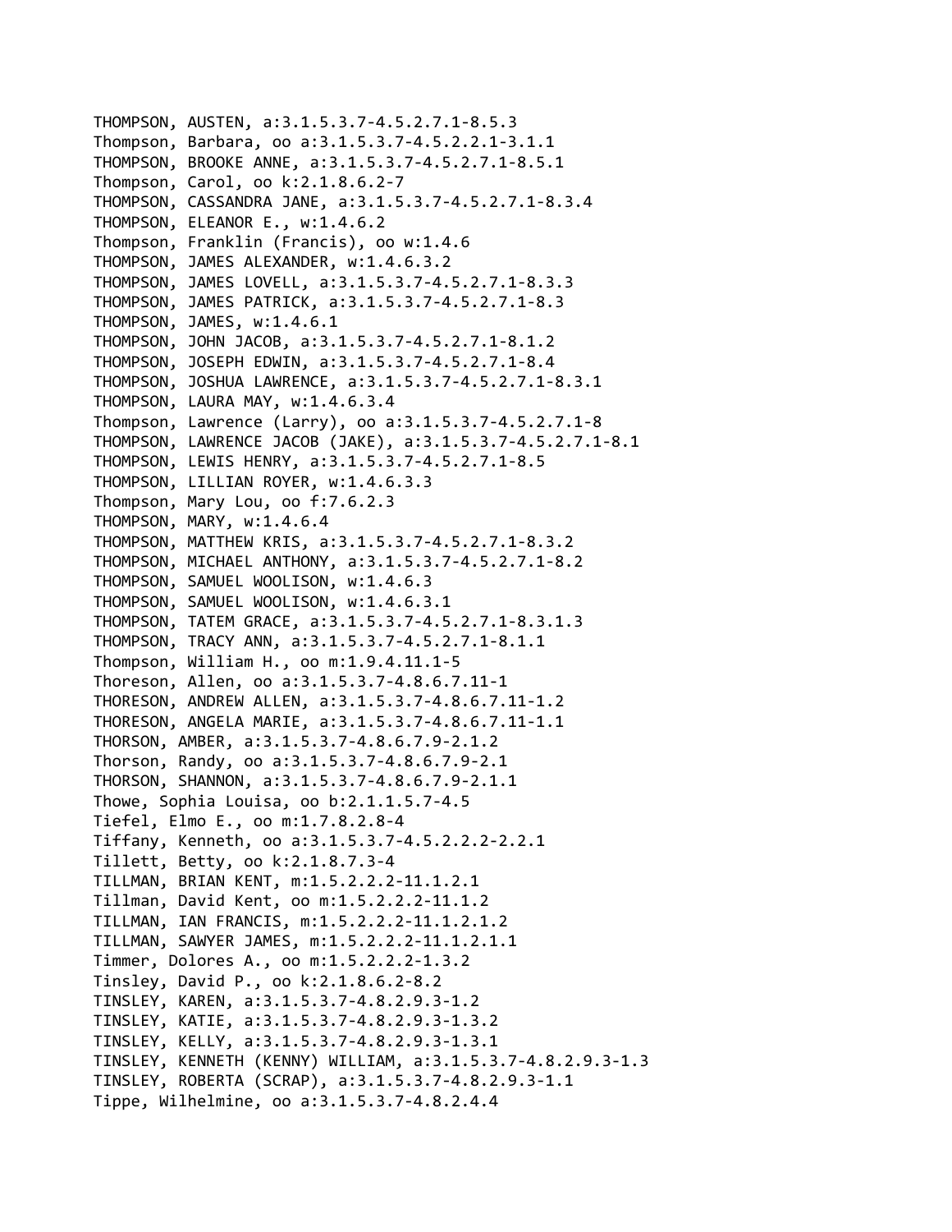THOMPSON, AUSTEN, a:3.1.5.3.7-4.5.2.7.1-8.5.3
Thompson, Barbara, oo a:3.1.5.3.7-4.5.2.2.1-3.1.1
THOMPSON, BROOKE ANNE, a:3.1.5.3.7-4.5.2.7.1-8.5.1
Thompson, Carol, oo k:2.1.8.6.2-7
THOMPSON, CASSANDRA JANE, a:3.1.5.3.7-4.5.2.7.1-8.3.4
THOMPSON, ELEANOR E., w:1.4.6.2
Thompson, Franklin (Francis), oo w:1.4.6
THOMPSON, JAMES ALEXANDER, w:1.4.6.3.2
THOMPSON, JAMES LOVELL, a:3.1.5.3.7-4.5.2.7.1-8.3.3
THOMPSON, JAMES PATRICK, a:3.1.5.3.7-4.5.2.7.1-8.3
THOMPSON, JAMES, w:1.4.6.1
THOMPSON, JOHN JACOB, a:3.1.5.3.7-4.5.2.7.1-8.1.2
THOMPSON, JOSEPH EDWIN, a:3.1.5.3.7-4.5.2.7.1-8.4
THOMPSON, JOSHUA LAWRENCE, a:3.1.5.3.7-4.5.2.7.1-8.3.1
THOMPSON, LAURA MAY, w:1.4.6.3.4
Thompson, Lawrence (Larry), oo a:3.1.5.3.7-4.5.2.7.1-8
THOMPSON, LAWRENCE JACOB (JAKE), a:3.1.5.3.7-4.5.2.7.1-8.1
THOMPSON, LEWIS HENRY, a:3.1.5.3.7-4.5.2.7.1-8.5
THOMPSON, LILLIAN ROYER, w:1.4.6.3.3
Thompson, Mary Lou, oo f:7.6.2.3
THOMPSON, MARY, w:1.4.6.4
THOMPSON, MATTHEW KRIS, a:3.1.5.3.7-4.5.2.7.1-8.3.2
THOMPSON, MICHAEL ANTHONY, a:3.1.5.3.7-4.5.2.7.1-8.2
THOMPSON, SAMUEL WOOLISON, w:1.4.6.3
THOMPSON, SAMUEL WOOLISON, w:1.4.6.3.1
THOMPSON, TATEM GRACE, a:3.1.5.3.7-4.5.2.7.1-8.3.1.3
THOMPSON, TRACY ANN, a:3.1.5.3.7-4.5.2.7.1-8.1.1
Thompson, William H., oo m:1.9.4.11.1-5
Thoreson, Allen, oo a:3.1.5.3.7-4.8.6.7.11-1
THORESON, ANDREW ALLEN, a:3.1.5.3.7-4.8.6.7.11-1.2
THORESON, ANGELA MARIE, a:3.1.5.3.7-4.8.6.7.11-1.1
THORSON, AMBER, a:3.1.5.3.7-4.8.6.7.9-2.1.2
Thorson, Randy, oo a:3.1.5.3.7-4.8.6.7.9-2.1
THORSON, SHANNON, a:3.1.5.3.7-4.8.6.7.9-2.1.1
Thowe, Sophia Louisa, oo b:2.1.1.5.7-4.5
Tiefel, Elmo E., oo m:1.7.8.2.8-4
Tiffany, Kenneth, oo a:3.1.5.3.7-4.5.2.2.2-2.2.1
Tillett, Betty, oo k:2.1.8.7.3-4
TILLMAN, BRIAN KENT, m:1.5.2.2.2-11.1.2.1
Tillman, David Kent, oo m:1.5.2.2.2-11.1.2
TILLMAN, IAN FRANCIS, m:1.5.2.2.2-11.1.2.1.2
TILLMAN, SAWYER JAMES, m:1.5.2.2.2-11.1.2.1.1
Timmer, Dolores A., oo m:1.5.2.2.2-1.3.2
Tinsley, David P., oo k:2.1.8.6.2-8.2
TINSLEY, KAREN, a:3.1.5.3.7-4.8.2.9.3-1.2
TINSLEY, KATIE, a:3.1.5.3.7-4.8.2.9.3-1.3.2
TINSLEY, KELLY, a:3.1.5.3.7-4.8.2.9.3-1.3.1
TINSLEY, KENNETH (KENNY) WILLIAM, a:3.1.5.3.7-4.8.2.9.3-1.3
TINSLEY, ROBERTA (SCRAP), a:3.1.5.3.7-4.8.2.9.3-1.1
Tippe, Wilhelmine, oo a:3.1.5.3.7-4.8.2.4.4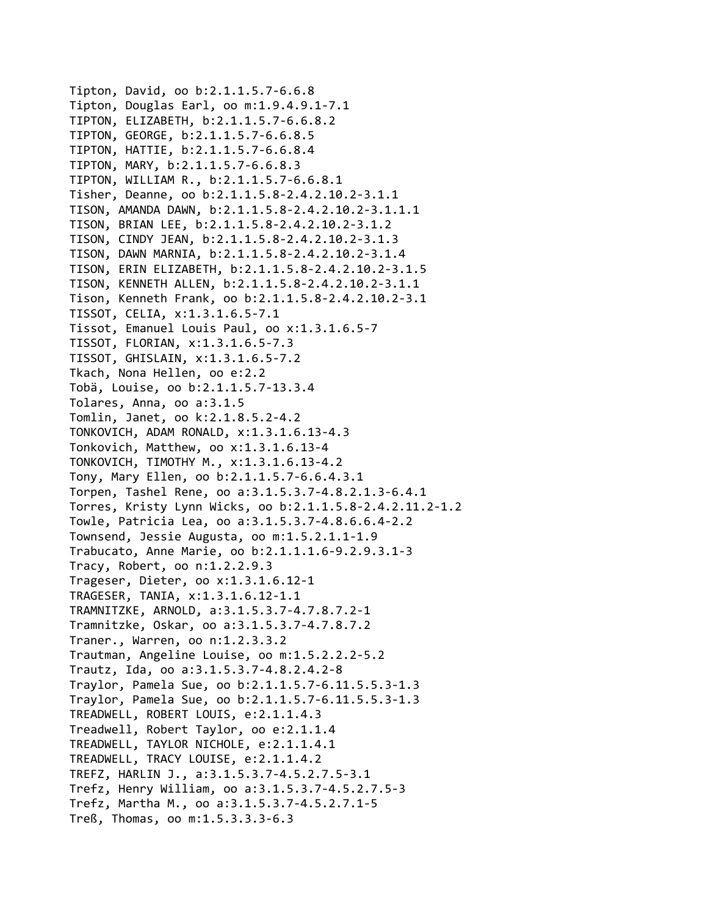Tipton, David, oo b:2.1.1.5.7-6.6.8
Tipton, Douglas Earl, oo m:1.9.4.9.1-7.1
TIPTON, ELIZABETH, b:2.1.1.5.7-6.6.8.2
TIPTON, GEORGE, b:2.1.1.5.7-6.6.8.5
TIPTON, HATTIE, b:2.1.1.5.7-6.6.8.4
TIPTON, MARY, b:2.1.1.5.7-6.6.8.3
TIPTON, WILLIAM R., b:2.1.1.5.7-6.6.8.1
Tisher, Deanne, oo b:2.1.1.5.8-2.4.2.10.2-3.1.1
TISON, AMANDA DAWN, b:2.1.1.5.8-2.4.2.10.2-3.1.1.1
TISON, BRIAN LEE, b:2.1.1.5.8-2.4.2.10.2-3.1.2
TISON, CINDY JEAN, b:2.1.1.5.8-2.4.2.10.2-3.1.3
TISON, DAWN MARNIA, b:2.1.1.5.8-2.4.2.10.2-3.1.4
TISON, ERIN ELIZABETH, b:2.1.1.5.8-2.4.2.10.2-3.1.5
TISON, KENNETH ALLEN, b:2.1.1.5.8-2.4.2.10.2-3.1.1
Tison, Kenneth Frank, oo b:2.1.1.5.8-2.4.2.10.2-3.1
TISSOT, CELIA, x:1.3.1.6.5-7.1
Tissot, Emanuel Louis Paul, oo x:1.3.1.6.5-7
TISSOT, FLORIAN, x:1.3.1.6.5-7.3
TISSOT, GHISLAIN, x:1.3.1.6.5-7.2
Tkach, Nona Hellen, oo e:2.2
Tobä, Louise, oo b:2.1.1.5.7-13.3.4
Tolares, Anna, oo a:3.1.5
Tomlin, Janet, oo k:2.1.8.5.2-4.2
TONKOVICH, ADAM RONALD, x:1.3.1.6.13-4.3
Tonkovich, Matthew, oo x:1.3.1.6.13-4
TONKOVICH, TIMOTHY M., x:1.3.1.6.13-4.2
Tony, Mary Ellen, oo b:2.1.1.5.7-6.6.4.3.1
Torpen, Tashel Rene, oo a:3.1.5.3.7-4.8.2.1.3-6.4.1
Torres, Kristy Lynn Wicks, oo b:2.1.1.5.8-2.4.2.11.2-1.2
Towle, Patricia Lea, oo a:3.1.5.3.7-4.8.6.6.4-2.2
Townsend, Jessie Augusta, oo m:1.5.2.1.1-1.9
Trabucato, Anne Marie, oo b:2.1.1.1.6-9.2.9.3.1-3
Tracy, Robert, oo n:1.2.2.9.3
Trageser, Dieter, oo x:1.3.1.6.12-1
TRAGESER, TANIA, x:1.3.1.6.12-1.1
TRAMNITZKE, ARNOLD, a:3.1.5.3.7-4.7.8.7.2-1
Tramnitzke, Oskar, oo a:3.1.5.3.7-4.7.8.7.2
Traner., Warren, oo n:1.2.3.3.2
Trautman, Angeline Louise, oo m:1.5.2.2.2-5.2
Trautz, Ida, oo a:3.1.5.3.7-4.8.2.4.2-8
Traylor, Pamela Sue, oo b:2.1.1.5.7-6.11.5.5.3-1.3
Traylor, Pamela Sue, oo b:2.1.1.5.7-6.11.5.5.3-1.3
TREADWELL, ROBERT LOUIS, e:2.1.1.4.3
Treadwell, Robert Taylor, oo e:2.1.1.4
TREADWELL, TAYLOR NICHOLE, e:2.1.1.4.1
TREADWELL, TRACY LOUISE, e:2.1.1.4.2
TREFZ, HARLIN J., a:3.1.5.3.7-4.5.2.7.5-3.1
Trefz, Henry William, oo a:3.1.5.3.7-4.5.2.7.5-3
Trefz, Martha M., oo a:3.1.5.3.7-4.5.2.7.1-5
Treß, Thomas, oo m:1.5.3.3.3-6.3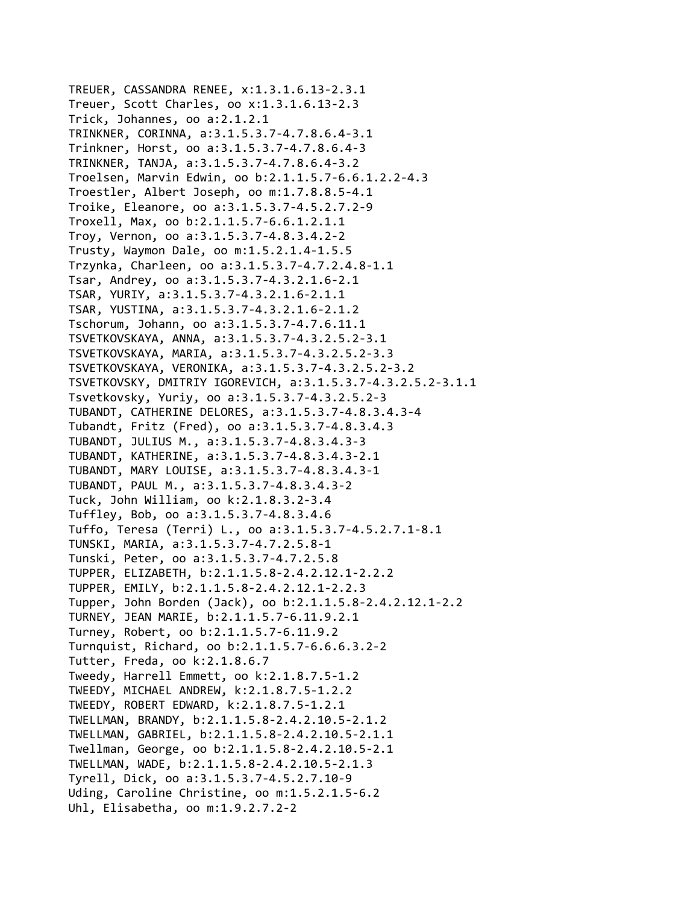TREUER, CASSANDRA RENEE, x:1.3.1.6.13-2.3.1
Treuer, Scott Charles, oo x:1.3.1.6.13-2.3
Trick, Johannes, oo a:2.1.2.1
TRINKNER, CORINNA, a:3.1.5.3.7-4.7.8.6.4-3.1
Trinkner, Horst, oo a:3.1.5.3.7-4.7.8.6.4-3
TRINKNER, TANJA, a:3.1.5.3.7-4.7.8.6.4-3.2
Troelsen, Marvin Edwin, oo b:2.1.1.5.7-6.6.1.2.2-4.3
Troestler, Albert Joseph, oo m:1.7.8.8.5-4.1
Troike, Eleanore, oo a:3.1.5.3.7-4.5.2.7.2-9
Troxell, Max, oo b:2.1.1.5.7-6.6.1.2.1.1
Troy, Vernon, oo a:3.1.5.3.7-4.8.3.4.2-2
Trusty, Waymon Dale, oo m:1.5.2.1.4-1.5.5
Trzynka, Charleen, oo a:3.1.5.3.7-4.7.2.4.8-1.1
Tsar, Andrey, oo a:3.1.5.3.7-4.3.2.1.6-2.1
TSAR, YURIY, a:3.1.5.3.7-4.3.2.1.6-2.1.1
TSAR, YUSTINA, a:3.1.5.3.7-4.3.2.1.6-2.1.2
Tschorum, Johann, oo a:3.1.5.3.7-4.7.6.11.1
TSVETKOVSKAYA, ANNA, a:3.1.5.3.7-4.3.2.5.2-3.1
TSVETKOVSKAYA, MARIA, a:3.1.5.3.7-4.3.2.5.2-3.3
TSVETKOVSKAYA, VERONIKA, a:3.1.5.3.7-4.3.2.5.2-3.2
TSVETKOVSKY, DMITRIY IGOREVICH, a:3.1.5.3.7-4.3.2.5.2-3.1.1
Tsvetkovsky, Yuriy, oo a:3.1.5.3.7-4.3.2.5.2-3
TUBANDT, CATHERINE DELORES, a:3.1.5.3.7-4.8.3.4.3-4
Tubandt, Fritz (Fred), oo a:3.1.5.3.7-4.8.3.4.3
TUBANDT, JULIUS M., a:3.1.5.3.7-4.8.3.4.3-3
TUBANDT, KATHERINE, a:3.1.5.3.7-4.8.3.4.3-2.1
TUBANDT, MARY LOUISE, a:3.1.5.3.7-4.8.3.4.3-1
TUBANDT, PAUL M., a:3.1.5.3.7-4.8.3.4.3-2
Tuck, John William, oo k:2.1.8.3.2-3.4
Tuffley, Bob, oo a:3.1.5.3.7-4.8.3.4.6
Tuffo, Teresa (Terri) L., oo a:3.1.5.3.7-4.5.2.7.1-8.1
TUNSKI, MARIA, a:3.1.5.3.7-4.7.2.5.8-1
Tunski, Peter, oo a:3.1.5.3.7-4.7.2.5.8
TUPPER, ELIZABETH, b:2.1.1.5.8-2.4.2.12.1-2.2.2
TUPPER, EMILY, b:2.1.1.5.8-2.4.2.12.1-2.2.3
Tupper, John Borden (Jack), oo b:2.1.1.5.8-2.4.2.12.1-2.2
TURNEY, JEAN MARIE, b:2.1.1.5.7-6.11.9.2.1
Turney, Robert, oo b:2.1.1.5.7-6.11.9.2
Turnquist, Richard, oo b:2.1.1.5.7-6.6.6.3.2-2
Tutter, Freda, oo k:2.1.8.6.7
Tweedy, Harrell Emmett, oo k:2.1.8.7.5-1.2
TWEEDY, MICHAEL ANDREW, k:2.1.8.7.5-1.2.2
TWEEDY, ROBERT EDWARD, k:2.1.8.7.5-1.2.1
TWELLMAN, BRANDY, b:2.1.1.5.8-2.4.2.10.5-2.1.2
TWELLMAN, GABRIEL, b:2.1.1.5.8-2.4.2.10.5-2.1.1
Twellman, George, oo b:2.1.1.5.8-2.4.2.10.5-2.1
TWELLMAN, WADE, b:2.1.1.5.8-2.4.2.10.5-2.1.3
Tyrell, Dick, oo a:3.1.5.3.7-4.5.2.7.10-9
Uding, Caroline Christine, oo m:1.5.2.1.5-6.2
Uhl, Elisabetha, oo m:1.9.2.7.2-2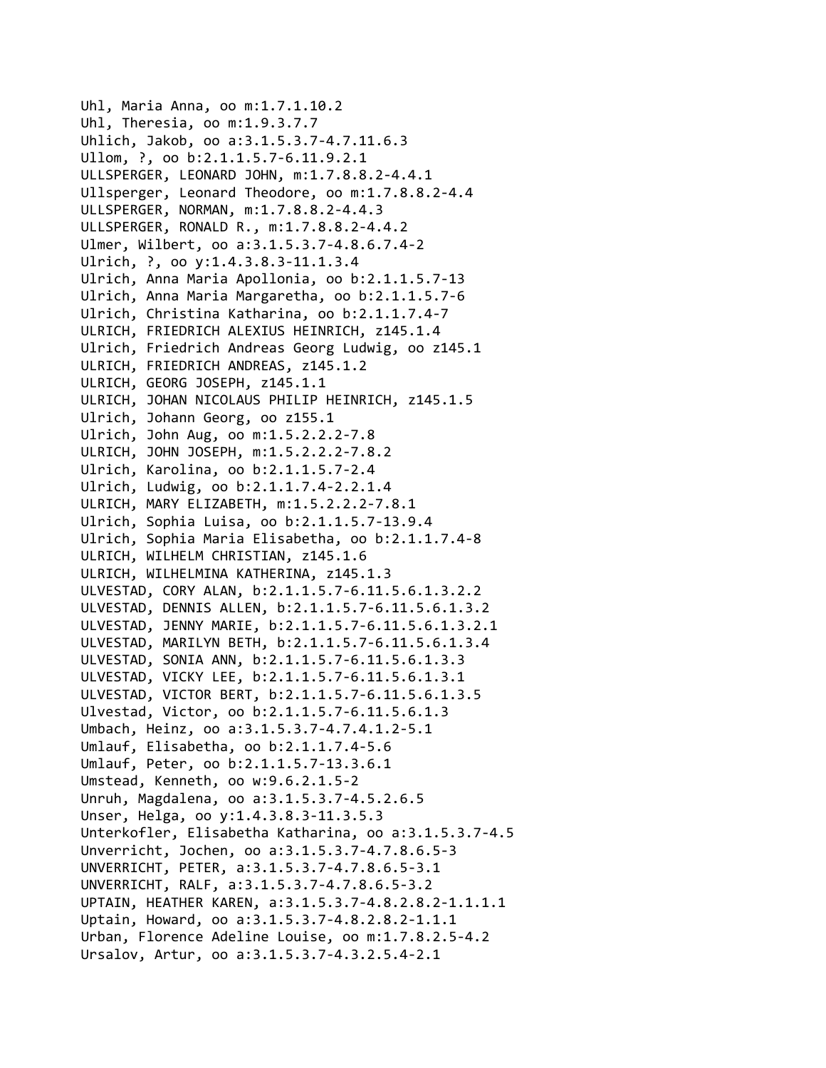Uhl, Maria Anna, oo m:1.7.1.10.2
Uhl, Theresia, oo m:1.9.3.7.7
Uhlich, Jakob, oo a:3.1.5.3.7-4.7.11.6.3
Ullom, ?, oo b:2.1.1.5.7-6.11.9.2.1
ULLSPERGER, LEONARD JOHN, m:1.7.8.8.2-4.4.1
Ullsperger, Leonard Theodore, oo m:1.7.8.8.2-4.4
ULLSPERGER, NORMAN, m:1.7.8.8.2-4.4.3
ULLSPERGER, RONALD R., m:1.7.8.8.2-4.4.2
Ulmer, Wilbert, oo a:3.1.5.3.7-4.8.6.7.4-2
Ulrich, ?, oo y:1.4.3.8.3-11.1.3.4
Ulrich, Anna Maria Apollonia, oo b:2.1.1.5.7-13
Ulrich, Anna Maria Margaretha, oo b:2.1.1.5.7-6
Ulrich, Christina Katharina, oo b:2.1.1.7.4-7
ULRICH, FRIEDRICH ALEXIUS HEINRICH, z145.1.4
Ulrich, Friedrich Andreas Georg Ludwig, oo z145.1
ULRICH, FRIEDRICH ANDREAS, z145.1.2
ULRICH, GEORG JOSEPH, z145.1.1
ULRICH, JOHAN NICOLAUS PHILIP HEINRICH, z145.1.5
Ulrich, Johann Georg, oo z155.1
Ulrich, John Aug, oo m:1.5.2.2.2-7.8
ULRICH, JOHN JOSEPH, m:1.5.2.2.2-7.8.2
Ulrich, Karolina, oo b:2.1.1.5.7-2.4
Ulrich, Ludwig, oo b:2.1.1.7.4-2.2.1.4
ULRICH, MARY ELIZABETH, m:1.5.2.2.2-7.8.1
Ulrich, Sophia Luisa, oo b:2.1.1.5.7-13.9.4
Ulrich, Sophia Maria Elisabetha, oo b:2.1.1.7.4-8
ULRICH, WILHELM CHRISTIAN, z145.1.6
ULRICH, WILHELMINA KATHERINA, z145.1.3
ULVESTAD, CORY ALAN, b:2.1.1.5.7-6.11.5.6.1.3.2.2
ULVESTAD, DENNIS ALLEN, b:2.1.1.5.7-6.11.5.6.1.3.2
ULVESTAD, JENNY MARIE, b:2.1.1.5.7-6.11.5.6.1.3.2.1
ULVESTAD, MARILYN BETH, b:2.1.1.5.7-6.11.5.6.1.3.4
ULVESTAD, SONIA ANN, b:2.1.1.5.7-6.11.5.6.1.3.3
ULVESTAD, VICKY LEE, b:2.1.1.5.7-6.11.5.6.1.3.1
ULVESTAD, VICTOR BERT, b:2.1.1.5.7-6.11.5.6.1.3.5
Ulvestad, Victor, oo b:2.1.1.5.7-6.11.5.6.1.3
Umbach, Heinz, oo a:3.1.5.3.7-4.7.4.1.2-5.1
Umlauf, Elisabetha, oo b:2.1.1.7.4-5.6
Umlauf, Peter, oo b:2.1.1.5.7-13.3.6.1
Umstead, Kenneth, oo w:9.6.2.1.5-2
Unruh, Magdalena, oo a:3.1.5.3.7-4.5.2.6.5
Unser, Helga, oo y:1.4.3.8.3-11.3.5.3
Unterkofler, Elisabetha Katharina, oo a:3.1.5.3.7-4.5
Unverricht, Jochen, oo a:3.1.5.3.7-4.7.8.6.5-3
UNVERRICHT, PETER, a:3.1.5.3.7-4.7.8.6.5-3.1
UNVERRICHT, RALF, a:3.1.5.3.7-4.7.8.6.5-3.2
UPTAIN, HEATHER KAREN, a:3.1.5.3.7-4.8.2.8.2-1.1.1.1
Uptain, Howard, oo a:3.1.5.3.7-4.8.2.8.2-1.1.1
Urban, Florence Adeline Louise, oo m:1.7.8.2.5-4.2
Ursalov, Artur, oo a:3.1.5.3.7-4.3.2.5.4-2.1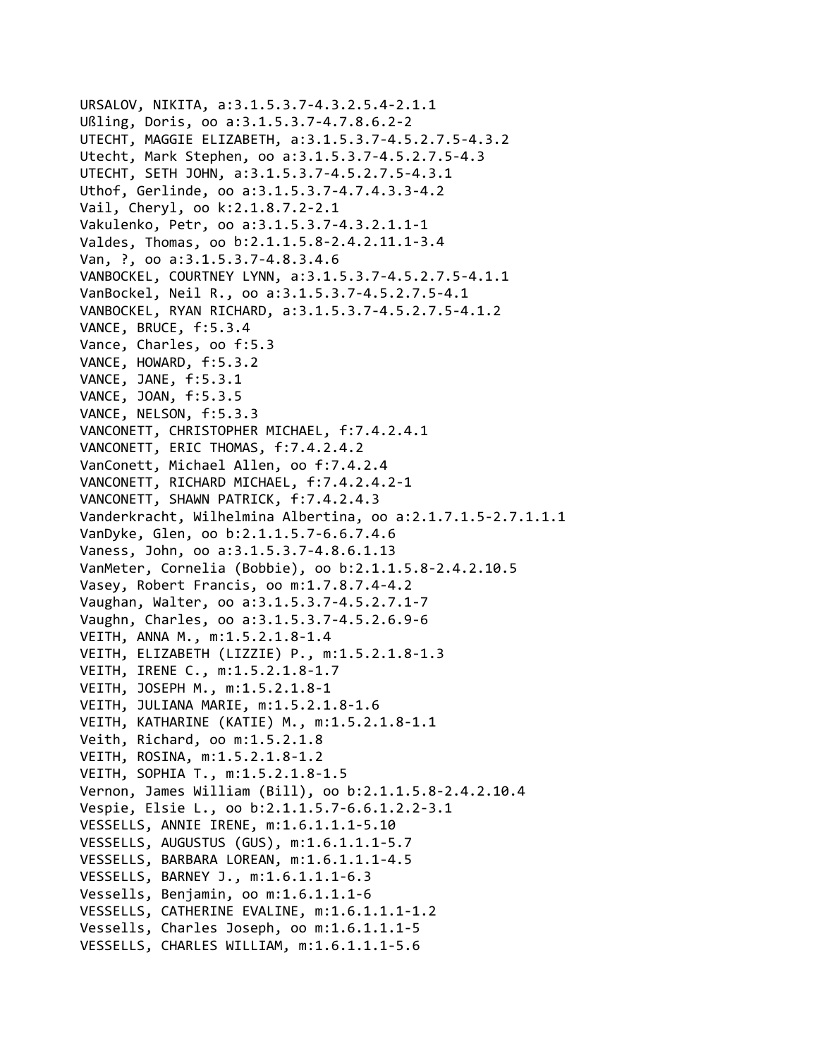URSALOV, NIKITA, a:3.1.5.3.7-4.3.2.5.4-2.1.1
Ußling, Doris, oo a:3.1.5.3.7-4.7.8.6.2-2
UTECHT, MAGGIE ELIZABETH, a:3.1.5.3.7-4.5.2.7.5-4.3.2
Utecht, Mark Stephen, oo a:3.1.5.3.7-4.5.2.7.5-4.3
UTECHT, SETH JOHN, a:3.1.5.3.7-4.5.2.7.5-4.3.1
Uthof, Gerlinde, oo a:3.1.5.3.7-4.7.4.3.3-4.2
Vail, Cheryl, oo k:2.1.8.7.2-2.1
Vakulenko, Petr, oo a:3.1.5.3.7-4.3.2.1.1-1
Valdes, Thomas, oo b:2.1.1.5.8-2.4.2.11.1-3.4
Van, ?, oo a:3.1.5.3.7-4.8.3.4.6
VANBOCKEL, COURTNEY LYNN, a:3.1.5.3.7-4.5.2.7.5-4.1.1
VanBockel, Neil R., oo a:3.1.5.3.7-4.5.2.7.5-4.1
VANBOCKEL, RYAN RICHARD, a:3.1.5.3.7-4.5.2.7.5-4.1.2
VANCE, BRUCE, f:5.3.4
Vance, Charles, oo f:5.3
VANCE, HOWARD, f:5.3.2
VANCE, JANE, f:5.3.1
VANCE, JOAN, f:5.3.5
VANCE, NELSON, f:5.3.3
VANCONETT, CHRISTOPHER MICHAEL, f:7.4.2.4.1
VANCONETT, ERIC THOMAS, f:7.4.2.4.2
VanConett, Michael Allen, oo f:7.4.2.4
VANCONETT, RICHARD MICHAEL, f:7.4.2.4.2-1
VANCONETT, SHAWN PATRICK, f:7.4.2.4.3
Vanderkracht, Wilhelmina Albertina, oo a:2.1.7.1.5-2.7.1.1.1
VanDyke, Glen, oo b:2.1.1.5.7-6.6.7.4.6
Vaness, John, oo a:3.1.5.3.7-4.8.6.1.13
VanMeter, Cornelia (Bobbie), oo b:2.1.1.5.8-2.4.2.10.5
Vasey, Robert Francis, oo m:1.7.8.7.4-4.2
Vaughan, Walter, oo a:3.1.5.3.7-4.5.2.7.1-7
Vaughn, Charles, oo a:3.1.5.3.7-4.5.2.6.9-6
VEITH, ANNA M., m:1.5.2.1.8-1.4
VEITH, ELIZABETH (LIZZIE) P., m:1.5.2.1.8-1.3
VEITH, IRENE C., m:1.5.2.1.8-1.7
VEITH, JOSEPH M., m:1.5.2.1.8-1
VEITH, JULIANA MARIE, m:1.5.2.1.8-1.6
VEITH, KATHARINE (KATIE) M., m:1.5.2.1.8-1.1
Veith, Richard, oo m:1.5.2.1.8
VEITH, ROSINA, m:1.5.2.1.8-1.2
VEITH, SOPHIA T., m:1.5.2.1.8-1.5
Vernon, James William (Bill), oo b:2.1.1.5.8-2.4.2.10.4
Vespie, Elsie L., oo b:2.1.1.5.7-6.6.1.2.2-3.1
VESSELLS, ANNIE IRENE, m:1.6.1.1.1-5.10
VESSELLS, AUGUSTUS (GUS), m:1.6.1.1.1-5.7
VESSELLS, BARBARA LOREAN, m:1.6.1.1.1-4.5
VESSELLS, BARNEY J., m:1.6.1.1.1-6.3
Vessells, Benjamin, oo m:1.6.1.1.1-6
VESSELLS, CATHERINE EVALINE, m:1.6.1.1.1-1.2
Vessells, Charles Joseph, oo m:1.6.1.1.1-5
VESSELLS, CHARLES WILLIAM, m:1.6.1.1.1-5.6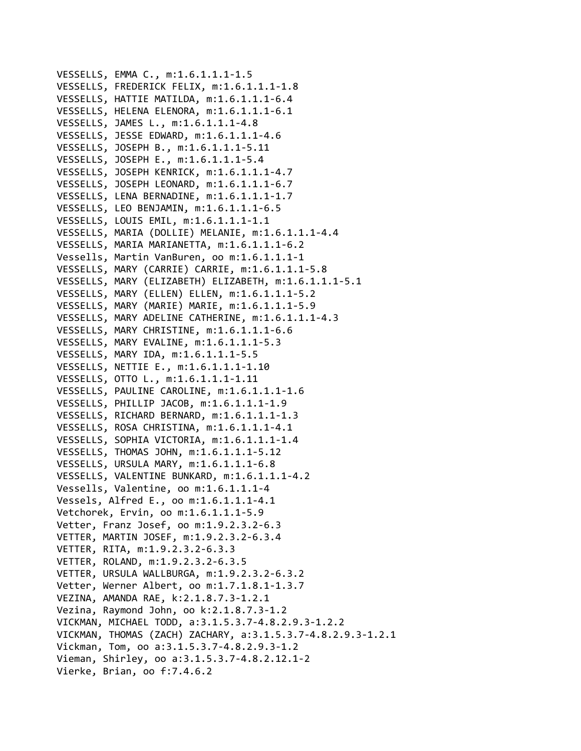VESSELLS, EMMA C., m:1.6.1.1.1-1.5
VESSELLS, FREDERICK FELIX, m:1.6.1.1.1-1.8
VESSELLS, HATTIE MATILDA, m:1.6.1.1.1-6.4
VESSELLS, HELENA ELENORA, m:1.6.1.1.1-6.1
VESSELLS, JAMES L., m:1.6.1.1.1-4.8
VESSELLS, JESSE EDWARD, m:1.6.1.1.1-4.6
VESSELLS, JOSEPH B., m:1.6.1.1.1-5.11
VESSELLS, JOSEPH E., m:1.6.1.1.1-5.4
VESSELLS, JOSEPH KENRICK, m:1.6.1.1.1-4.7
VESSELLS, JOSEPH LEONARD, m:1.6.1.1.1-6.7
VESSELLS, LENA BERNADINE, m:1.6.1.1.1-1.7
VESSELLS, LEO BENJAMIN, m:1.6.1.1.1-6.5
VESSELLS, LOUIS EMIL, m:1.6.1.1.1-1.1
VESSELLS, MARIA (DOLLIE) MELANIE, m:1.6.1.1.1-4.4
VESSELLS, MARIA MARIANETTA, m:1.6.1.1.1-6.2
Vessells, Martin VanBuren, oo m:1.6.1.1.1-1
VESSELLS, MARY (CARRIE) CARRIE, m:1.6.1.1.1-5.8
VESSELLS, MARY (ELIZABETH) ELIZABETH, m:1.6.1.1.1-5.1
VESSELLS, MARY (ELLEN) ELLEN, m:1.6.1.1.1-5.2
VESSELLS, MARY (MARIE) MARIE, m:1.6.1.1.1-5.9
VESSELLS, MARY ADELINE CATHERINE, m:1.6.1.1.1-4.3
VESSELLS, MARY CHRISTINE, m:1.6.1.1.1-6.6
VESSELLS, MARY EVALINE, m:1.6.1.1.1-5.3
VESSELLS, MARY IDA, m:1.6.1.1.1-5.5
VESSELLS, NETTIE E., m:1.6.1.1.1-1.10
VESSELLS, OTTO L., m:1.6.1.1.1-1.11
VESSELLS, PAULINE CAROLINE, m:1.6.1.1.1-1.6
VESSELLS, PHILLIP JACOB, m:1.6.1.1.1-1.9
VESSELLS, RICHARD BERNARD, m:1.6.1.1.1-1.3
VESSELLS, ROSA CHRISTINA, m:1.6.1.1.1-4.1
VESSELLS, SOPHIA VICTORIA, m:1.6.1.1.1-1.4
VESSELLS, THOMAS JOHN, m:1.6.1.1.1-5.12
VESSELLS, URSULA MARY, m:1.6.1.1.1-6.8
VESSELLS, VALENTINE BUNKARD, m:1.6.1.1.1-4.2
Vessells, Valentine, oo m:1.6.1.1.1-4
Vessels, Alfred E., oo m:1.6.1.1.1-4.1
Vetchorek, Ervin, oo m:1.6.1.1.1-5.9
Vetter, Franz Josef, oo m:1.9.2.3.2-6.3
VETTER, MARTIN JOSEF, m:1.9.2.3.2-6.3.4
VETTER, RITA, m:1.9.2.3.2-6.3.3
VETTER, ROLAND, m:1.9.2.3.2-6.3.5
VETTER, URSULA WALLBURGA, m:1.9.2.3.2-6.3.2
Vetter, Werner Albert, oo m:1.7.1.8.1-1.3.7
VEZINA, AMANDA RAE, k:2.1.8.7.3-1.2.1
Vezina, Raymond John, oo k:2.1.8.7.3-1.2
VICKMAN, MICHAEL TODD, a:3.1.5.3.7-4.8.2.9.3-1.2.2
VICKMAN, THOMAS (ZACH) ZACHARY, a:3.1.5.3.7-4.8.2.9.3-1.2.1
Vickman, Tom, oo a:3.1.5.3.7-4.8.2.9.3-1.2
Vieman, Shirley, oo a:3.1.5.3.7-4.8.2.12.1-2
Vierke, Brian, oo f:7.4.6.2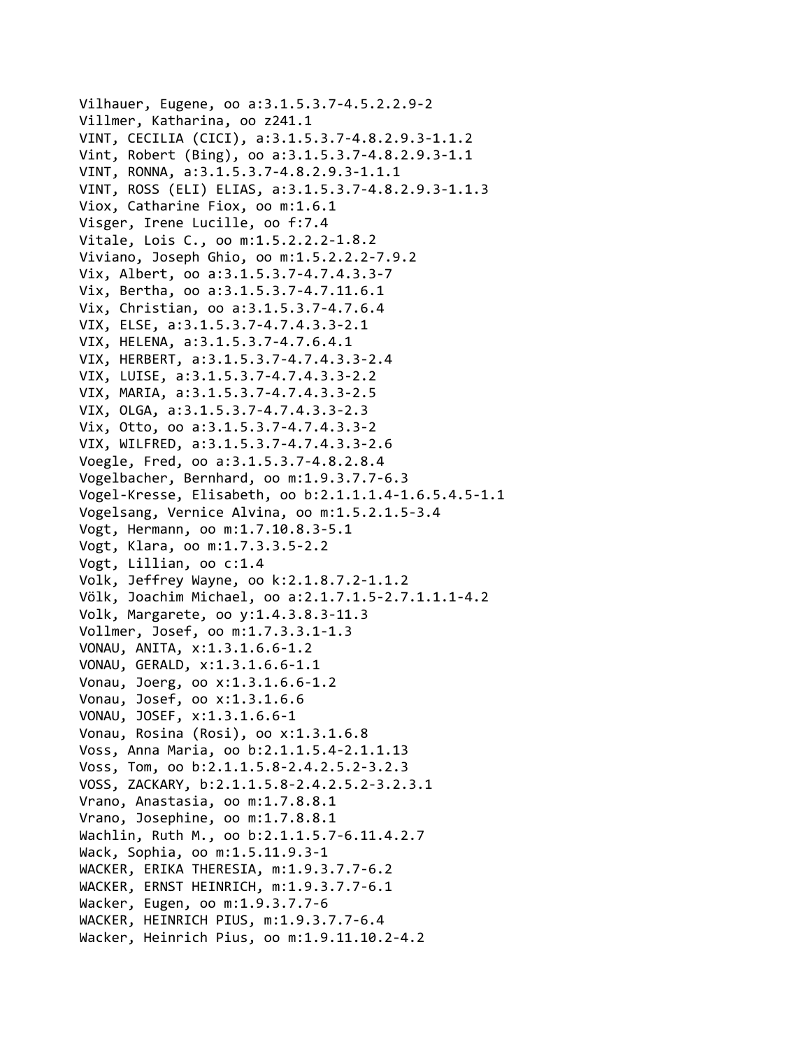Vilhauer, Eugene, oo a:3.1.5.3.7-4.5.2.2.9-2
Villmer, Katharina, oo z241.1
VINT, CECILIA (CICI), a:3.1.5.3.7-4.8.2.9.3-1.1.2
Vint, Robert (Bing), oo a:3.1.5.3.7-4.8.2.9.3-1.1
VINT, RONNA, a:3.1.5.3.7-4.8.2.9.3-1.1.1
VINT, ROSS (ELI) ELIAS, a:3.1.5.3.7-4.8.2.9.3-1.1.3
Viox, Catharine Fiox, oo m:1.6.1
Visger, Irene Lucille, oo f:7.4
Vitale, Lois C., oo m:1.5.2.2.2-1.8.2
Viviano, Joseph Ghio, oo m:1.5.2.2.2-7.9.2
Vix, Albert, oo a:3.1.5.3.7-4.7.4.3.3-7
Vix, Bertha, oo a:3.1.5.3.7-4.7.11.6.1
Vix, Christian, oo a:3.1.5.3.7-4.7.6.4
VIX, ELSE, a:3.1.5.3.7-4.7.4.3.3-2.1
VIX, HELENA, a:3.1.5.3.7-4.7.6.4.1
VIX, HERBERT, a:3.1.5.3.7-4.7.4.3.3-2.4
VIX, LUISE, a:3.1.5.3.7-4.7.4.3.3-2.2
VIX, MARIA, a:3.1.5.3.7-4.7.4.3.3-2.5
VIX, OLGA, a:3.1.5.3.7-4.7.4.3.3-2.3
Vix, Otto, oo a:3.1.5.3.7-4.7.4.3.3-2
VIX, WILFRED, a:3.1.5.3.7-4.7.4.3.3-2.6
Voegle, Fred, oo a:3.1.5.3.7-4.8.2.8.4
Vogelbacher, Bernhard, oo m:1.9.3.7.7-6.3
Vogel-Kresse, Elisabeth, oo b:2.1.1.1.4-1.6.5.4.5-1.1
Vogelsang, Vernice Alvina, oo m:1.5.2.1.5-3.4
Vogt, Hermann, oo m:1.7.10.8.3-5.1
Vogt, Klara, oo m:1.7.3.3.5-2.2
Vogt, Lillian, oo c:1.4
Volk, Jeffrey Wayne, oo k:2.1.8.7.2-1.1.2
Völk, Joachim Michael, oo a:2.1.7.1.5-2.7.1.1.1-4.2
Volk, Margarete, oo y:1.4.3.8.3-11.3
Vollmer, Josef, oo m:1.7.3.3.1-1.3
VONAU, ANITA, x:1.3.1.6.6-1.2
VONAU, GERALD, x:1.3.1.6.6-1.1
Vonau, Joerg, oo x:1.3.1.6.6-1.2
Vonau, Josef, oo x:1.3.1.6.6
VONAU, JOSEF, x:1.3.1.6.6-1
Vonau, Rosina (Rosi), oo x:1.3.1.6.8
Voss, Anna Maria, oo b:2.1.1.5.4-2.1.1.13
Voss, Tom, oo b:2.1.1.5.8-2.4.2.5.2-3.2.3
VOSS, ZACKARY, b:2.1.1.5.8-2.4.2.5.2-3.2.3.1
Vrano, Anastasia, oo m:1.7.8.8.1
Vrano, Josephine, oo m:1.7.8.8.1
Wachlin, Ruth M., oo b:2.1.1.5.7-6.11.4.2.7
Wack, Sophia, oo m:1.5.11.9.3-1
WACKER, ERIKA THERESIA, m:1.9.3.7.7-6.2
WACKER, ERNST HEINRICH, m:1.9.3.7.7-6.1
Wacker, Eugen, oo m:1.9.3.7.7-6
WACKER, HEINRICH PIUS, m:1.9.3.7.7-6.4
Wacker, Heinrich Pius, oo m:1.9.11.10.2-4.2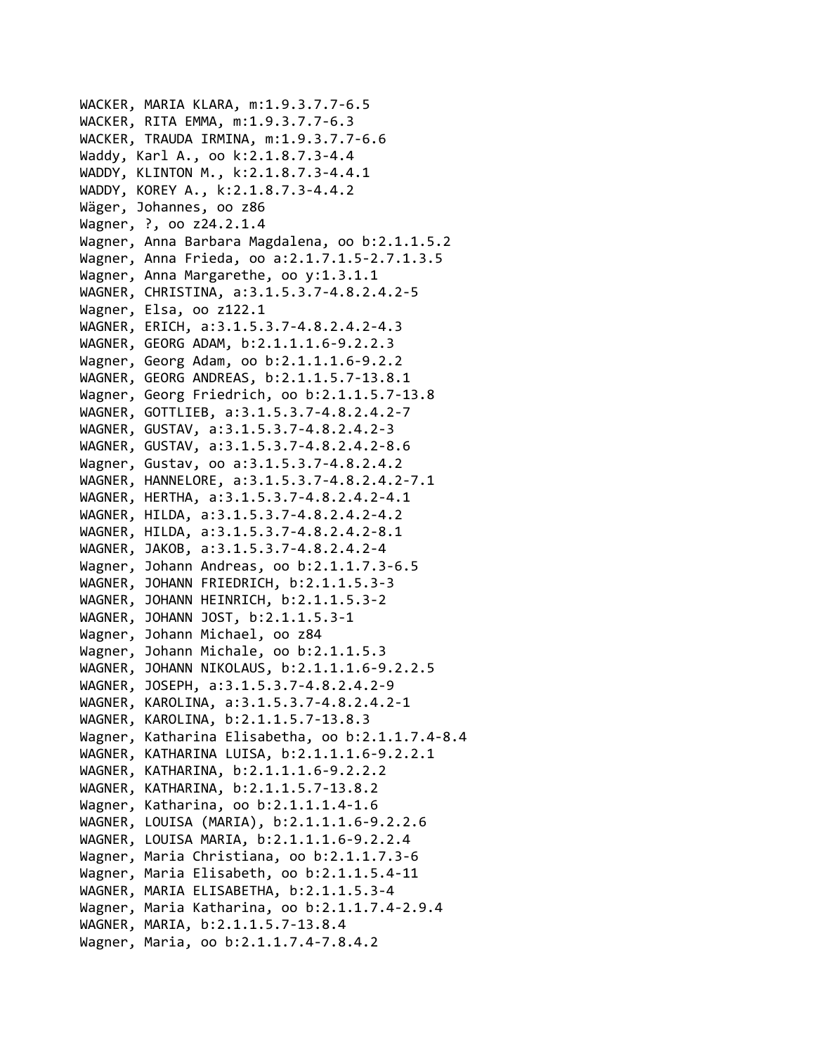WACKER, MARIA KLARA, m:1.9.3.7.7-6.5
WACKER, RITA EMMA, m:1.9.3.7.7-6.3
WACKER, TRAUDA IRMINA, m:1.9.3.7.7-6.6
Waddy, Karl A., oo k:2.1.8.7.3-4.4
WADDY, KLINTON M., k:2.1.8.7.3-4.4.1
WADDY, KOREY A., k:2.1.8.7.3-4.4.2
Wäger, Johannes, oo z86
Wagner, ?, oo z24.2.1.4
Wagner, Anna Barbara Magdalena, oo b:2.1.1.5.2
Wagner, Anna Frieda, oo a:2.1.7.1.5-2.7.1.3.5
Wagner, Anna Margarethe, oo y:1.3.1.1
WAGNER, CHRISTINA, a:3.1.5.3.7-4.8.2.4.2-5
Wagner, Elsa, oo z122.1
WAGNER, ERICH, a:3.1.5.3.7-4.8.2.4.2-4.3
WAGNER, GEORG ADAM, b:2.1.1.1.6-9.2.2.3
Wagner, Georg Adam, oo b:2.1.1.1.6-9.2.2
WAGNER, GEORG ANDREAS, b:2.1.1.5.7-13.8.1
Wagner, Georg Friedrich, oo b:2.1.1.5.7-13.8
WAGNER, GOTTLIEB, a:3.1.5.3.7-4.8.2.4.2-7
WAGNER, GUSTAV, a:3.1.5.3.7-4.8.2.4.2-3
WAGNER, GUSTAV, a:3.1.5.3.7-4.8.2.4.2-8.6
Wagner, Gustav, oo a:3.1.5.3.7-4.8.2.4.2
WAGNER, HANNELORE, a:3.1.5.3.7-4.8.2.4.2-7.1
WAGNER, HERTHA, a:3.1.5.3.7-4.8.2.4.2-4.1
WAGNER, HILDA, a:3.1.5.3.7-4.8.2.4.2-4.2
WAGNER, HILDA, a:3.1.5.3.7-4.8.2.4.2-8.1
WAGNER, JAKOB, a:3.1.5.3.7-4.8.2.4.2-4
Wagner, Johann Andreas, oo b:2.1.1.7.3-6.5
WAGNER, JOHANN FRIEDRICH, b:2.1.1.5.3-3
WAGNER, JOHANN HEINRICH, b:2.1.1.5.3-2
WAGNER, JOHANN JOST, b:2.1.1.5.3-1
Wagner, Johann Michael, oo z84
Wagner, Johann Michale, oo b:2.1.1.5.3
WAGNER, JOHANN NIKOLAUS, b:2.1.1.1.6-9.2.2.5
WAGNER, JOSEPH, a:3.1.5.3.7-4.8.2.4.2-9
WAGNER, KAROLINA, a:3.1.5.3.7-4.8.2.4.2-1
WAGNER, KAROLINA, b:2.1.1.5.7-13.8.3
Wagner, Katharina Elisabetha, oo b:2.1.1.7.4-8.4
WAGNER, KATHARINA LUISA, b:2.1.1.1.6-9.2.2.1
WAGNER, KATHARINA, b:2.1.1.1.6-9.2.2.2
WAGNER, KATHARINA, b:2.1.1.5.7-13.8.2
Wagner, Katharina, oo b:2.1.1.1.4-1.6
WAGNER, LOUISA (MARIA), b:2.1.1.1.6-9.2.2.6
WAGNER, LOUISA MARIA, b:2.1.1.1.6-9.2.2.4
Wagner, Maria Christiana, oo b:2.1.1.7.3-6
Wagner, Maria Elisabeth, oo b:2.1.1.5.4-11
WAGNER, MARIA ELISABETHA, b:2.1.1.5.3-4
Wagner, Maria Katharina, oo b:2.1.1.7.4-2.9.4
WAGNER, MARIA, b:2.1.1.5.7-13.8.4
Wagner, Maria, oo b:2.1.1.7.4-7.8.4.2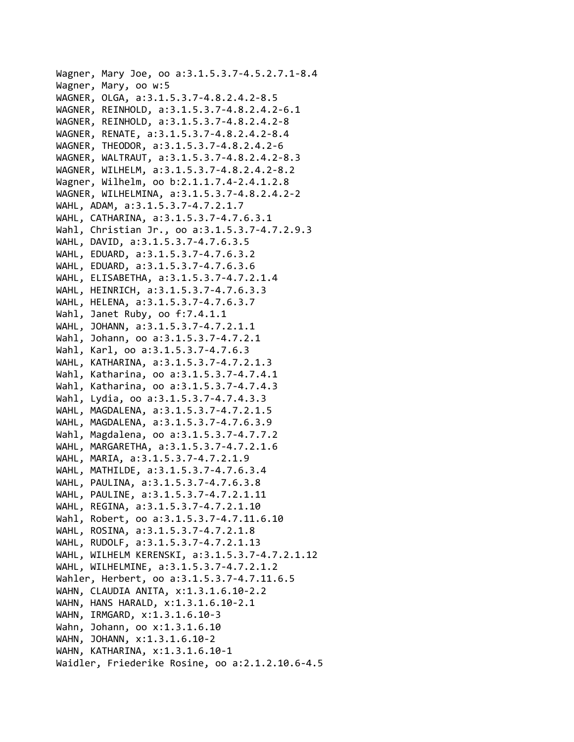Wagner, Mary Joe, oo a:3.1.5.3.7-4.5.2.7.1-8.4
Wagner, Mary, oo w:5
WAGNER, OLGA, a:3.1.5.3.7-4.8.2.4.2-8.5
WAGNER, REINHOLD, a:3.1.5.3.7-4.8.2.4.2-6.1
WAGNER, REINHOLD, a:3.1.5.3.7-4.8.2.4.2-8
WAGNER, RENATE, a:3.1.5.3.7-4.8.2.4.2-8.4
WAGNER, THEODOR, a:3.1.5.3.7-4.8.2.4.2-6
WAGNER, WALTRAUT, a:3.1.5.3.7-4.8.2.4.2-8.3
WAGNER, WILHELM, a:3.1.5.3.7-4.8.2.4.2-8.2
Wagner, Wilhelm, oo b:2.1.1.7.4-2.4.1.2.8
WAGNER, WILHELMINA, a:3.1.5.3.7-4.8.2.4.2-2
WAHL, ADAM, a:3.1.5.3.7-4.7.2.1.7
WAHL, CATHARINA, a:3.1.5.3.7-4.7.6.3.1
Wahl, Christian Jr., oo a:3.1.5.3.7-4.7.2.9.3
WAHL, DAVID, a:3.1.5.3.7-4.7.6.3.5
WAHL, EDUARD, a:3.1.5.3.7-4.7.6.3.2
WAHL, EDUARD, a:3.1.5.3.7-4.7.6.3.6
WAHL, ELISABETHA, a:3.1.5.3.7-4.7.2.1.4
WAHL, HEINRICH, a:3.1.5.3.7-4.7.6.3.3
WAHL, HELENA, a:3.1.5.3.7-4.7.6.3.7
Wahl, Janet Ruby, oo f:7.4.1.1
WAHL, JOHANN, a:3.1.5.3.7-4.7.2.1.1
Wahl, Johann, oo a:3.1.5.3.7-4.7.2.1
Wahl, Karl, oo a:3.1.5.3.7-4.7.6.3
WAHL, KATHARINA, a:3.1.5.3.7-4.7.2.1.3
Wahl, Katharina, oo a:3.1.5.3.7-4.7.4.1
Wahl, Katharina, oo a:3.1.5.3.7-4.7.4.3
Wahl, Lydia, oo a:3.1.5.3.7-4.7.4.3.3
WAHL, MAGDALENA, a:3.1.5.3.7-4.7.2.1.5
WAHL, MAGDALENA, a:3.1.5.3.7-4.7.6.3.9
Wahl, Magdalena, oo a:3.1.5.3.7-4.7.7.2
WAHL, MARGARETHA, a:3.1.5.3.7-4.7.2.1.6
WAHL, MARIA, a:3.1.5.3.7-4.7.2.1.9
WAHL, MATHILDE, a:3.1.5.3.7-4.7.6.3.4
WAHL, PAULINA, a:3.1.5.3.7-4.7.6.3.8
WAHL, PAULINE, a:3.1.5.3.7-4.7.2.1.11
WAHL, REGINA, a:3.1.5.3.7-4.7.2.1.10
Wahl, Robert, oo a:3.1.5.3.7-4.7.11.6.10
WAHL, ROSINA, a:3.1.5.3.7-4.7.2.1.8
WAHL, RUDOLF, a:3.1.5.3.7-4.7.2.1.13
WAHL, WILHELM KERENSKI, a:3.1.5.3.7-4.7.2.1.12
WAHL, WILHELMINE, a:3.1.5.3.7-4.7.2.1.2
Wahler, Herbert, oo a:3.1.5.3.7-4.7.11.6.5
WAHN, CLAUDIA ANITA, x:1.3.1.6.10-2.2
WAHN, HANS HARALD, x:1.3.1.6.10-2.1
WAHN, IRMGARD, x:1.3.1.6.10-3
Wahn, Johann, oo x:1.3.1.6.10
WAHN, JOHANN, x:1.3.1.6.10-2
WAHN, KATHARINA, x:1.3.1.6.10-1
Waidler, Friederike Rosine, oo a:2.1.2.10.6-4.5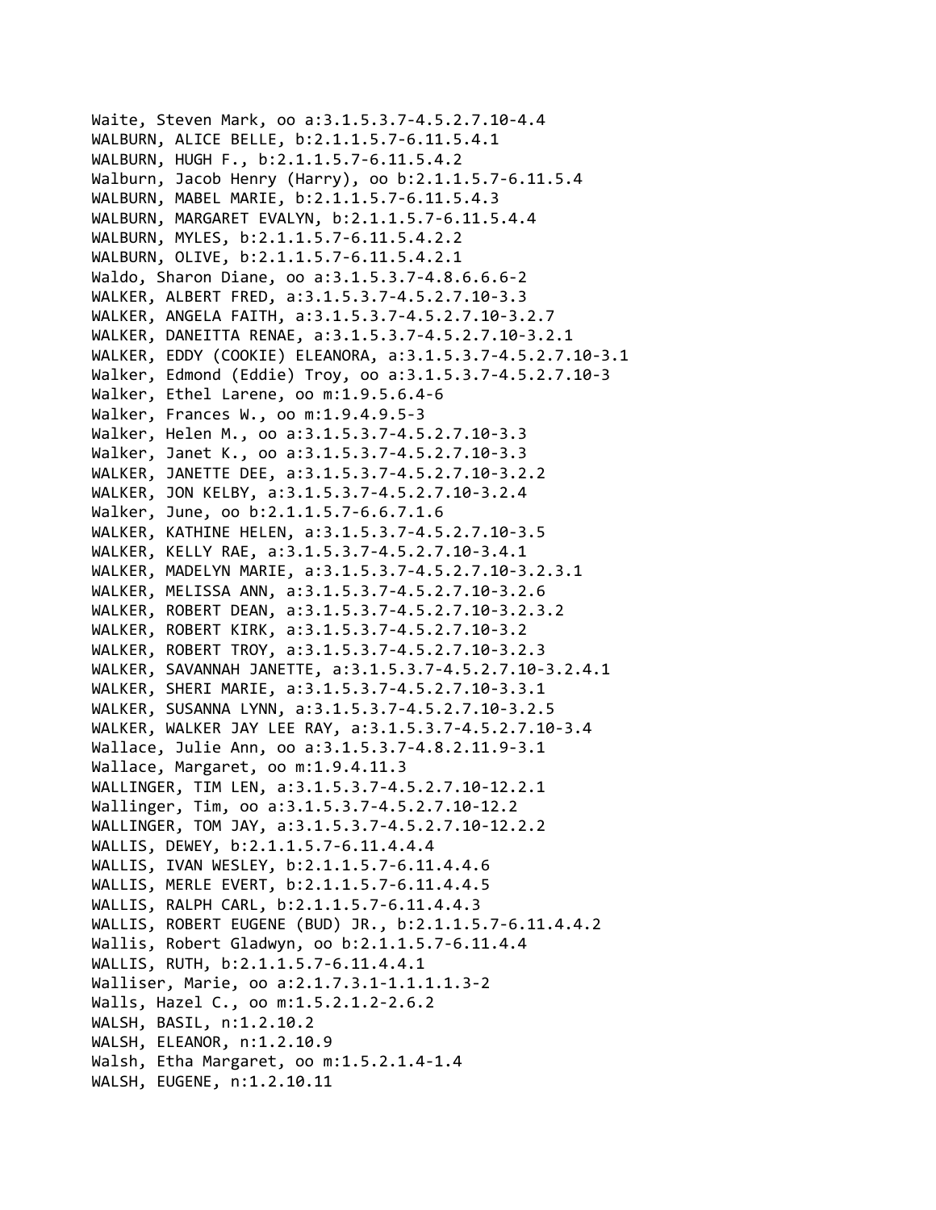Waite, Steven Mark, oo a:3.1.5.3.7-4.5.2.7.10-4.4
WALBURN, ALICE BELLE, b:2.1.1.5.7-6.11.5.4.1
WALBURN, HUGH F., b:2.1.1.5.7-6.11.5.4.2
Walburn, Jacob Henry (Harry), oo b:2.1.1.5.7-6.11.5.4
WALBURN, MABEL MARIE, b:2.1.1.5.7-6.11.5.4.3
WALBURN, MARGARET EVALYN, b:2.1.1.5.7-6.11.5.4.4
WALBURN, MYLES, b:2.1.1.5.7-6.11.5.4.2.2
WALBURN, OLIVE, b:2.1.1.5.7-6.11.5.4.2.1
Waldo, Sharon Diane, oo a:3.1.5.3.7-4.8.6.6.6-2
WALKER, ALBERT FRED, a:3.1.5.3.7-4.5.2.7.10-3.3
WALKER, ANGELA FAITH, a:3.1.5.3.7-4.5.2.7.10-3.2.7
WALKER, DANEITTA RENAE, a:3.1.5.3.7-4.5.2.7.10-3.2.1
WALKER, EDDY (COOKIE) ELEANORA, a:3.1.5.3.7-4.5.2.7.10-3.1
Walker, Edmond (Eddie) Troy, oo a:3.1.5.3.7-4.5.2.7.10-3
Walker, Ethel Larene, oo m:1.9.5.6.4-6
Walker, Frances W., oo m:1.9.4.9.5-3
Walker, Helen M., oo a:3.1.5.3.7-4.5.2.7.10-3.3
Walker, Janet K., oo a:3.1.5.3.7-4.5.2.7.10-3.3
WALKER, JANETTE DEE, a:3.1.5.3.7-4.5.2.7.10-3.2.2
WALKER, JON KELBY, a:3.1.5.3.7-4.5.2.7.10-3.2.4
Walker, June, oo b:2.1.1.5.7-6.6.7.1.6
WALKER, KATHINE HELEN, a:3.1.5.3.7-4.5.2.7.10-3.5
WALKER, KELLY RAE, a:3.1.5.3.7-4.5.2.7.10-3.4.1
WALKER, MADELYN MARIE, a:3.1.5.3.7-4.5.2.7.10-3.2.3.1
WALKER, MELISSA ANN, a:3.1.5.3.7-4.5.2.7.10-3.2.6
WALKER, ROBERT DEAN, a:3.1.5.3.7-4.5.2.7.10-3.2.3.2
WALKER, ROBERT KIRK, a:3.1.5.3.7-4.5.2.7.10-3.2
WALKER, ROBERT TROY, a:3.1.5.3.7-4.5.2.7.10-3.2.3
WALKER, SAVANNAH JANETTE, a:3.1.5.3.7-4.5.2.7.10-3.2.4.1
WALKER, SHERI MARIE, a:3.1.5.3.7-4.5.2.7.10-3.3.1
WALKER, SUSANNA LYNN, a:3.1.5.3.7-4.5.2.7.10-3.2.5
WALKER, WALKER JAY LEE RAY, a:3.1.5.3.7-4.5.2.7.10-3.4
Wallace, Julie Ann, oo a:3.1.5.3.7-4.8.2.11.9-3.1
Wallace, Margaret, oo m:1.9.4.11.3
WALLINGER, TIM LEN, a:3.1.5.3.7-4.5.2.7.10-12.2.1
Wallinger, Tim, oo a:3.1.5.3.7-4.5.2.7.10-12.2
WALLINGER, TOM JAY, a:3.1.5.3.7-4.5.2.7.10-12.2.2
WALLIS, DEWEY, b:2.1.1.5.7-6.11.4.4.4
WALLIS, IVAN WESLEY, b:2.1.1.5.7-6.11.4.4.6
WALLIS, MERLE EVERT, b:2.1.1.5.7-6.11.4.4.5
WALLIS, RALPH CARL, b:2.1.1.5.7-6.11.4.4.3
WALLIS, ROBERT EUGENE (BUD) JR., b:2.1.1.5.7-6.11.4.4.2
Wallis, Robert Gladwyn, oo b:2.1.1.5.7-6.11.4.4
WALLIS, RUTH, b:2.1.1.5.7-6.11.4.4.1
Walliser, Marie, oo a:2.1.7.3.1-1.1.1.1.3-2
Walls, Hazel C., oo m:1.5.2.1.2-2.6.2
WALSH, BASIL, n:1.2.10.2
WALSH, ELEANOR, n:1.2.10.9
Walsh, Etha Margaret, oo m:1.5.2.1.4-1.4
WALSH, EUGENE, n:1.2.10.11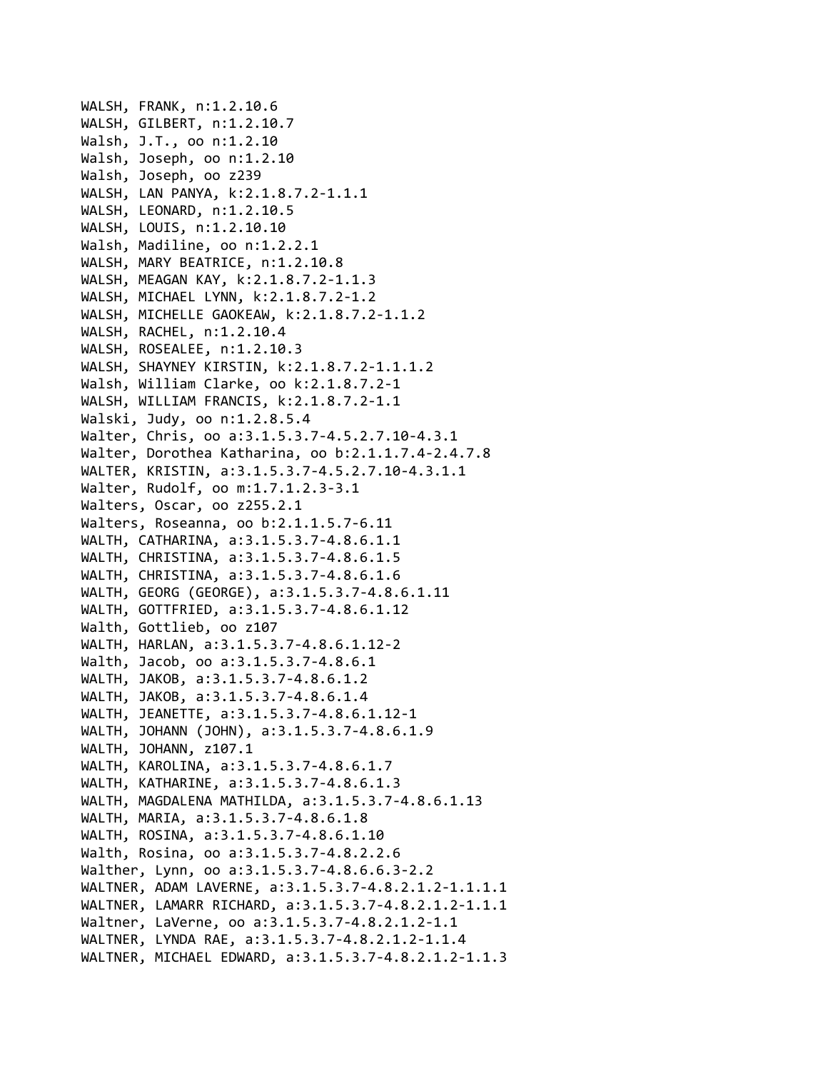WALSH, FRANK, n:1.2.10.6
WALSH, GILBERT, n:1.2.10.7
Walsh, J.T., oo n:1.2.10
Walsh, Joseph, oo n:1.2.10
Walsh, Joseph, oo z239
WALSH, LAN PANYA, k:2.1.8.7.2-1.1.1
WALSH, LEONARD, n:1.2.10.5
WALSH, LOUIS, n:1.2.10.10
Walsh, Madiline, oo n:1.2.2.1
WALSH, MARY BEATRICE, n:1.2.10.8
WALSH, MEAGAN KAY, k:2.1.8.7.2-1.1.3
WALSH, MICHAEL LYNN, k:2.1.8.7.2-1.2
WALSH, MICHELLE GAOKEAW, k:2.1.8.7.2-1.1.2
WALSH, RACHEL, n:1.2.10.4
WALSH, ROSEALEE, n:1.2.10.3
WALSH, SHAYNEY KIRSTIN, k:2.1.8.7.2-1.1.1.2
Walsh, William Clarke, oo k:2.1.8.7.2-1
WALSH, WILLIAM FRANCIS, k:2.1.8.7.2-1.1
Walski, Judy, oo n:1.2.8.5.4
Walter, Chris, oo a:3.1.5.3.7-4.5.2.7.10-4.3.1
Walter, Dorothea Katharina, oo b:2.1.1.7.4-2.4.7.8
WALTER, KRISTIN, a:3.1.5.3.7-4.5.2.7.10-4.3.1.1
Walter, Rudolf, oo m:1.7.1.2.3-3.1
Walters, Oscar, oo z255.2.1
Walters, Roseanna, oo b:2.1.1.5.7-6.11
WALTH, CATHARINA, a:3.1.5.3.7-4.8.6.1.1
WALTH, CHRISTINA, a:3.1.5.3.7-4.8.6.1.5
WALTH, CHRISTINA, a:3.1.5.3.7-4.8.6.1.6
WALTH, GEORG (GEORGE), a:3.1.5.3.7-4.8.6.1.11
WALTH, GOTTFRIED, a:3.1.5.3.7-4.8.6.1.12
Walth, Gottlieb, oo z107
WALTH, HARLAN, a:3.1.5.3.7-4.8.6.1.12-2
Walth, Jacob, oo a:3.1.5.3.7-4.8.6.1
WALTH, JAKOB, a:3.1.5.3.7-4.8.6.1.2
WALTH, JAKOB, a:3.1.5.3.7-4.8.6.1.4
WALTH, JEANETTE, a:3.1.5.3.7-4.8.6.1.12-1
WALTH, JOHANN (JOHN), a:3.1.5.3.7-4.8.6.1.9
WALTH, JOHANN, z107.1
WALTH, KAROLINA, a:3.1.5.3.7-4.8.6.1.7
WALTH, KATHARINE, a:3.1.5.3.7-4.8.6.1.3
WALTH, MAGDALENA MATHILDA, a:3.1.5.3.7-4.8.6.1.13
WALTH, MARIA, a:3.1.5.3.7-4.8.6.1.8
WALTH, ROSINA, a:3.1.5.3.7-4.8.6.1.10
Walth, Rosina, oo a:3.1.5.3.7-4.8.2.2.6
Walther, Lynn, oo a:3.1.5.3.7-4.8.6.6.3-2.2
WALTNER, ADAM LAVERNE, a:3.1.5.3.7-4.8.2.1.2-1.1.1.1
WALTNER, LAMARR RICHARD, a:3.1.5.3.7-4.8.2.1.2-1.1.1
Waltner, LaVerne, oo a:3.1.5.3.7-4.8.2.1.2-1.1
WALTNER, LYNDA RAE, a:3.1.5.3.7-4.8.2.1.2-1.1.4
WALTNER, MICHAEL EDWARD, a:3.1.5.3.7-4.8.2.1.2-1.1.3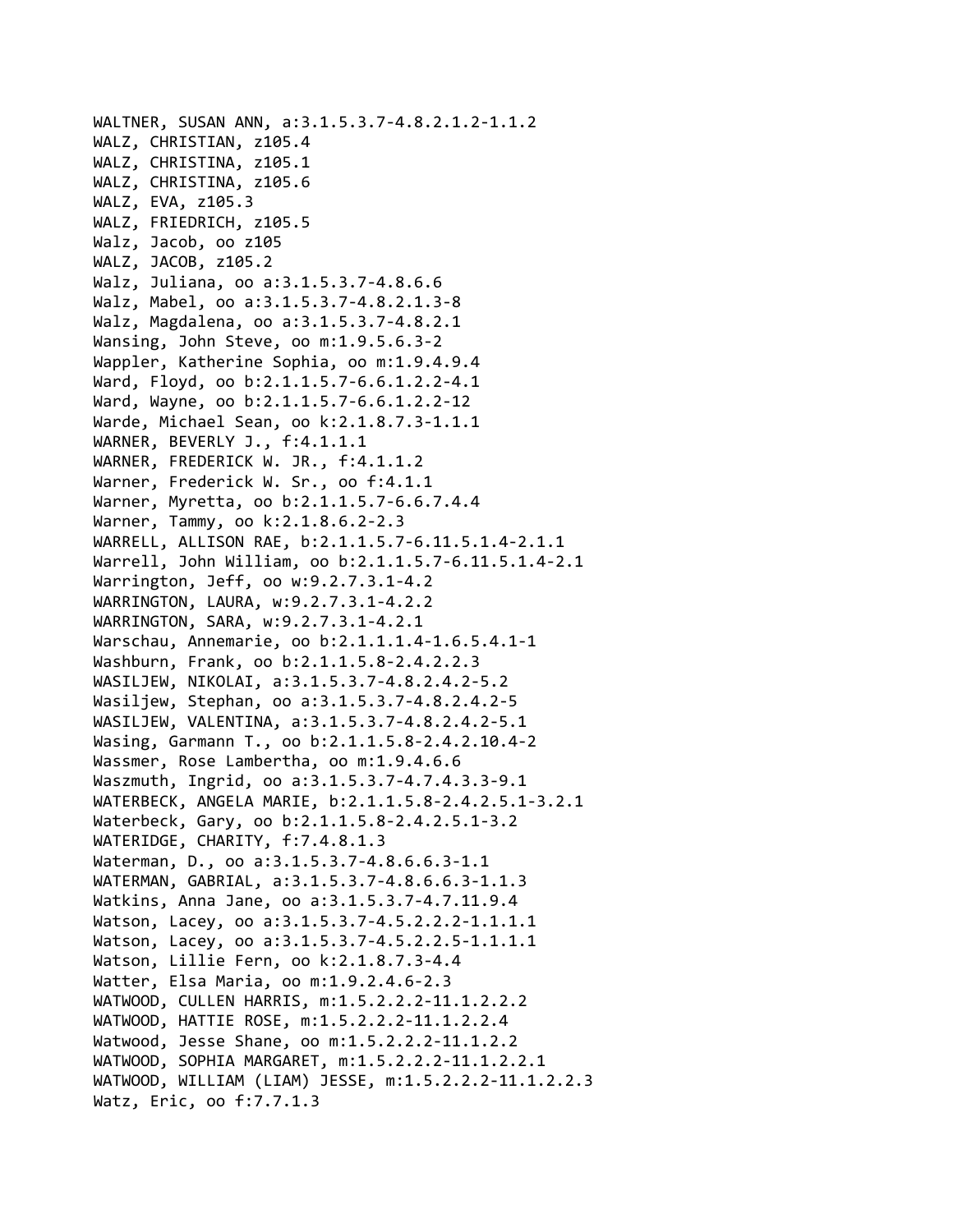WALTNER, SUSAN ANN, a:3.1.5.3.7-4.8.2.1.2-1.1.2
WALZ, CHRISTIAN, z105.4
WALZ, CHRISTINA, z105.1
WALZ, CHRISTINA, z105.6
WALZ, EVA, z105.3
WALZ, FRIEDRICH, z105.5
Walz, Jacob, oo z105
WALZ, JACOB, z105.2
Walz, Juliana, oo a:3.1.5.3.7-4.8.6.6
Walz, Mabel, oo a:3.1.5.3.7-4.8.2.1.3-8
Walz, Magdalena, oo a:3.1.5.3.7-4.8.2.1
Wansing, John Steve, oo m:1.9.5.6.3-2
Wappler, Katherine Sophia, oo m:1.9.4.9.4
Ward, Floyd, oo b:2.1.1.5.7-6.6.1.2.2-4.1
Ward, Wayne, oo b:2.1.1.5.7-6.6.1.2.2-12
Warde, Michael Sean, oo k:2.1.8.7.3-1.1.1
WARNER, BEVERLY J., f:4.1.1.1
WARNER, FREDERICK W. JR., f:4.1.1.2
Warner, Frederick W. Sr., oo f:4.1.1
Warner, Myretta, oo b:2.1.1.5.7-6.6.7.4.4
Warner, Tammy, oo k:2.1.8.6.2-2.3
WARRELL, ALLISON RAE, b:2.1.1.5.7-6.11.5.1.4-2.1.1
Warrell, John William, oo b:2.1.1.5.7-6.11.5.1.4-2.1
Warrington, Jeff, oo w:9.2.7.3.1-4.2
WARRINGTON, LAURA, w:9.2.7.3.1-4.2.2
WARRINGTON, SARA, w:9.2.7.3.1-4.2.1
Warschau, Annemarie, oo b:2.1.1.1.4-1.6.5.4.1-1
Washburn, Frank, oo b:2.1.1.5.8-2.4.2.2.3
WASILJEW, NIKOLAI, a:3.1.5.3.7-4.8.2.4.2-5.2
Wasiljew, Stephan, oo a:3.1.5.3.7-4.8.2.4.2-5
WASILJEW, VALENTINA, a:3.1.5.3.7-4.8.2.4.2-5.1
Wasing, Garmann T., oo b:2.1.1.5.8-2.4.2.10.4-2
Wassmer, Rose Lambertha, oo m:1.9.4.6.6
Waszmuth, Ingrid, oo a:3.1.5.3.7-4.7.4.3.3-9.1
WATERBECK, ANGELA MARIE, b:2.1.1.5.8-2.4.2.5.1-3.2.1
Waterbeck, Gary, oo b:2.1.1.5.8-2.4.2.5.1-3.2
WATERIDGE, CHARITY, f:7.4.8.1.3
Waterman, D., oo a:3.1.5.3.7-4.8.6.6.3-1.1
WATERMAN, GABRIAL, a:3.1.5.3.7-4.8.6.6.3-1.1.3
Watkins, Anna Jane, oo a:3.1.5.3.7-4.7.11.9.4
Watson, Lacey, oo a:3.1.5.3.7-4.5.2.2.2-1.1.1.1
Watson, Lacey, oo a:3.1.5.3.7-4.5.2.2.5-1.1.1.1
Watson, Lillie Fern, oo k:2.1.8.7.3-4.4
Watter, Elsa Maria, oo m:1.9.2.4.6-2.3
WATWOOD, CULLEN HARRIS, m:1.5.2.2.2-11.1.2.2.2
WATWOOD, HATTIE ROSE, m:1.5.2.2.2-11.1.2.2.4
Watwood, Jesse Shane, oo m:1.5.2.2.2-11.1.2.2
WATWOOD, SOPHIA MARGARET, m:1.5.2.2.2-11.1.2.2.1
WATWOOD, WILLIAM (LIAM) JESSE, m:1.5.2.2.2-11.1.2.2.3
Watz, Eric, oo f:7.7.1.3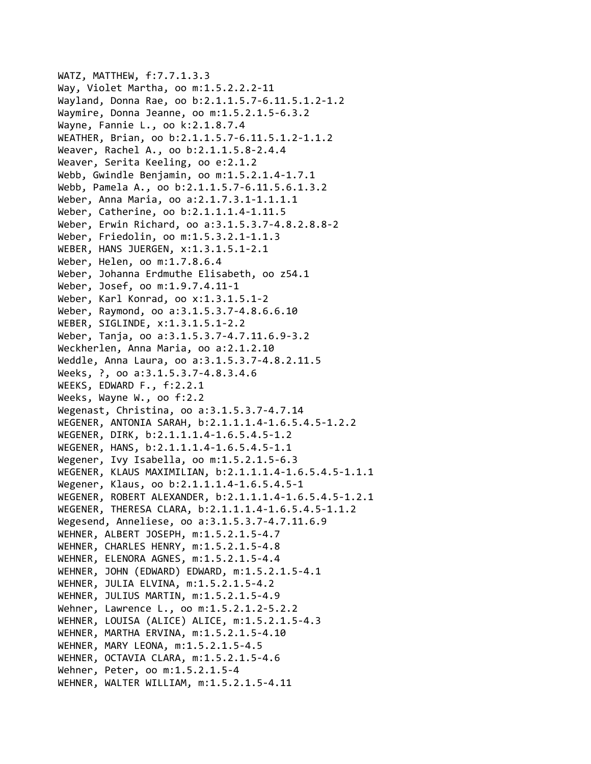WATZ, MATTHEW, f:7.7.1.3.3
Way, Violet Martha, oo m:1.5.2.2.2-11
Wayland, Donna Rae, oo b:2.1.1.5.7-6.11.5.1.2-1.2
Waymire, Donna Jeanne, oo m:1.5.2.1.5-6.3.2
Wayne, Fannie L., oo k:2.1.8.7.4
WEATHER, Brian, oo b:2.1.1.5.7-6.11.5.1.2-1.1.2
Weaver, Rachel A., oo b:2.1.1.5.8-2.4.4
Weaver, Serita Keeling, oo e:2.1.2
Webb, Gwindle Benjamin, oo m:1.5.2.1.4-1.7.1
Webb, Pamela A., oo b:2.1.1.5.7-6.11.5.6.1.3.2
Weber, Anna Maria, oo a:2.1.7.3.1-1.1.1.1
Weber, Catherine, oo b:2.1.1.1.4-1.11.5
Weber, Erwin Richard, oo a:3.1.5.3.7-4.8.2.8.8-2
Weber, Friedolin, oo m:1.5.3.2.1-1.1.3
WEBER, HANS JUERGEN, x:1.3.1.5.1-2.1
Weber, Helen, oo m:1.7.8.6.4
Weber, Johanna Erdmuthe Elisabeth, oo z54.1
Weber, Josef, oo m:1.9.7.4.11-1
Weber, Karl Konrad, oo x:1.3.1.5.1-2
Weber, Raymond, oo a:3.1.5.3.7-4.8.6.6.10
WEBER, SIGLINDE, x:1.3.1.5.1-2.2
Weber, Tanja, oo a:3.1.5.3.7-4.7.11.6.9-3.2
Weckherlen, Anna Maria, oo a:2.1.2.10
Weddle, Anna Laura, oo a:3.1.5.3.7-4.8.2.11.5
Weeks, ?, oo a:3.1.5.3.7-4.8.3.4.6
WEEKS, EDWARD F., f:2.2.1
Weeks, Wayne W., oo f:2.2
Wegenast, Christina, oo a:3.1.5.3.7-4.7.14
WEGENER, ANTONIA SARAH, b:2.1.1.1.4-1.6.5.4.5-1.2.2
WEGENER, DIRK, b:2.1.1.1.4-1.6.5.4.5-1.2
WEGENER, HANS, b:2.1.1.1.4-1.6.5.4.5-1.1
Wegener, Ivy Isabella, oo m:1.5.2.1.5-6.3
WEGENER, KLAUS MAXIMILIAN, b:2.1.1.1.4-1.6.5.4.5-1.1.1
Wegener, Klaus, oo b:2.1.1.1.4-1.6.5.4.5-1
WEGENER, ROBERT ALEXANDER, b:2.1.1.1.4-1.6.5.4.5-1.2.1
WEGENER, THERESA CLARA, b:2.1.1.1.4-1.6.5.4.5-1.1.2
Wegesend, Anneliese, oo a:3.1.5.3.7-4.7.11.6.9
WEHNER, ALBERT JOSEPH, m:1.5.2.1.5-4.7
WEHNER, CHARLES HENRY, m:1.5.2.1.5-4.8
WEHNER, ELENORA AGNES, m:1.5.2.1.5-4.4
WEHNER, JOHN (EDWARD) EDWARD, m:1.5.2.1.5-4.1
WEHNER, JULIA ELVINA, m:1.5.2.1.5-4.2
WEHNER, JULIUS MARTIN, m:1.5.2.1.5-4.9
Wehner, Lawrence L., oo m:1.5.2.1.2-5.2.2
WEHNER, LOUISA (ALICE) ALICE, m:1.5.2.1.5-4.3
WEHNER, MARTHA ERVINA, m:1.5.2.1.5-4.10
WEHNER, MARY LEONA, m:1.5.2.1.5-4.5
WEHNER, OCTAVIA CLARA, m:1.5.2.1.5-4.6
Wehner, Peter, oo m:1.5.2.1.5-4
WEHNER, WALTER WILLIAM, m:1.5.2.1.5-4.11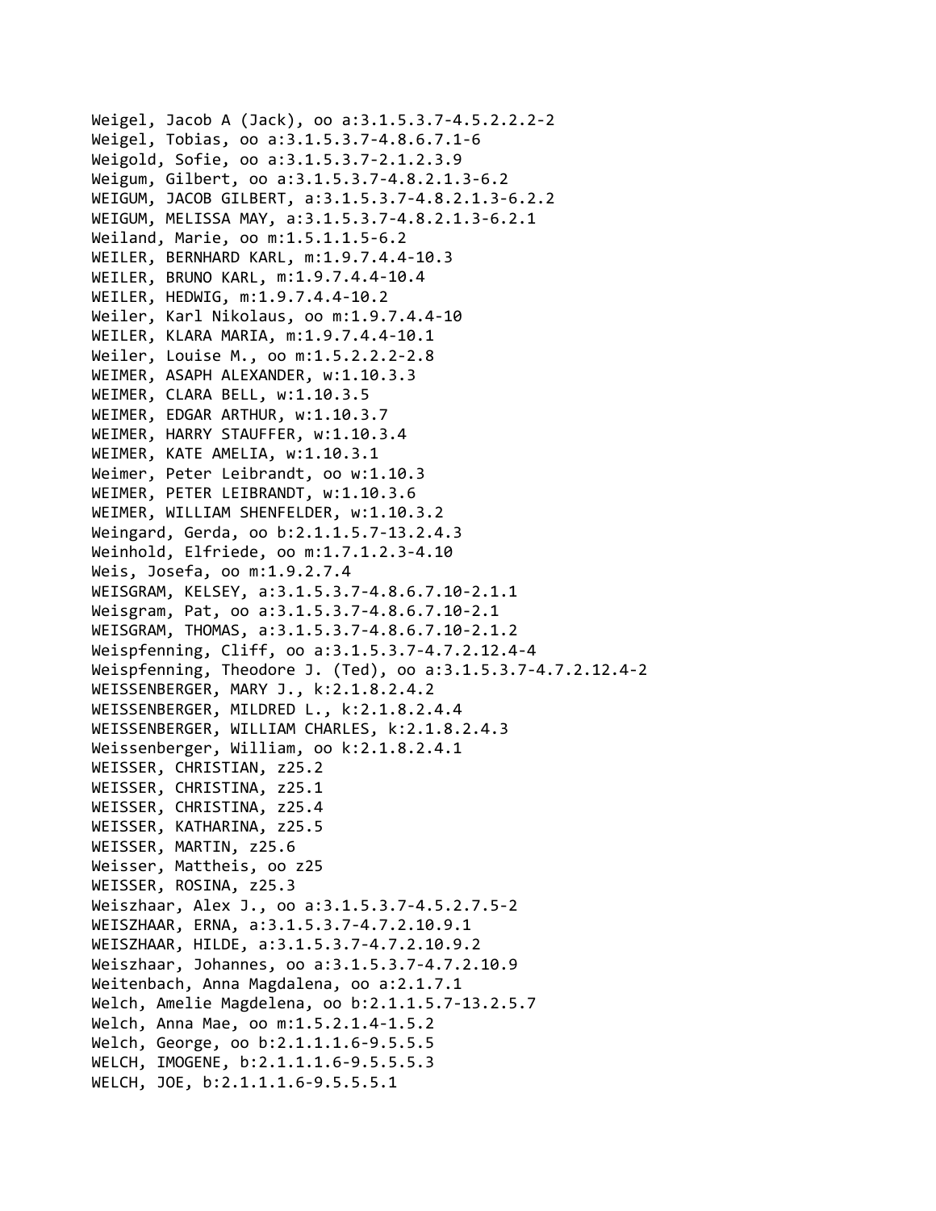Weigel, Jacob A (Jack), oo a:3.1.5.3.7-4.5.2.2.2-2
Weigel, Tobias, oo a:3.1.5.3.7-4.8.6.7.1-6
Weigold, Sofie, oo a:3.1.5.3.7-2.1.2.3.9
Weigum, Gilbert, oo a:3.1.5.3.7-4.8.2.1.3-6.2
WEIGUM, JACOB GILBERT, a:3.1.5.3.7-4.8.2.1.3-6.2.2
WEIGUM, MELISSA MAY, a:3.1.5.3.7-4.8.2.1.3-6.2.1
Weiland, Marie, oo m:1.5.1.1.5-6.2
WEILER, BERNHARD KARL, m:1.9.7.4.4-10.3
WEILER, BRUNO KARL, m:1.9.7.4.4-10.4
WEILER, HEDWIG, m:1.9.7.4.4-10.2
Weiler, Karl Nikolaus, oo m:1.9.7.4.4-10
WEILER, KLARA MARIA, m:1.9.7.4.4-10.1
Weiler, Louise M., oo m:1.5.2.2.2-2.8
WEIMER, ASAPH ALEXANDER, w:1.10.3.3
WEIMER, CLARA BELL, w:1.10.3.5
WEIMER, EDGAR ARTHUR, w:1.10.3.7
WEIMER, HARRY STAUFFER, w:1.10.3.4
WEIMER, KATE AMELIA, w:1.10.3.1
Weimer, Peter Leibrandt, oo w:1.10.3
WEIMER, PETER LEIBRANDT, w:1.10.3.6
WEIMER, WILLIAM SHENFELDER, w:1.10.3.2
Weingard, Gerda, oo b:2.1.1.5.7-13.2.4.3
Weinhold, Elfriede, oo m:1.7.1.2.3-4.10
Weis, Josefa, oo m:1.9.2.7.4
WEISGRAM, KELSEY, a:3.1.5.3.7-4.8.6.7.10-2.1.1
Weisgram, Pat, oo a:3.1.5.3.7-4.8.6.7.10-2.1
WEISGRAM, THOMAS, a:3.1.5.3.7-4.8.6.7.10-2.1.2
Weispfenning, Cliff, oo a:3.1.5.3.7-4.7.2.12.4-4
Weispfenning, Theodore J. (Ted), oo a:3.1.5.3.7-4.7.2.12.4-2
WEISSENBERGER, MARY J., k:2.1.8.2.4.2
WEISSENBERGER, MILDRED L., k:2.1.8.2.4.4
WEISSENBERGER, WILLIAM CHARLES, k:2.1.8.2.4.3
Weissenberger, William, oo k:2.1.8.2.4.1
WEISSER, CHRISTIAN, z25.2
WEISSER, CHRISTINA, z25.1
WEISSER, CHRISTINA, z25.4
WEISSER, KATHARINA, z25.5
WEISSER, MARTIN, z25.6
Weisser, Mattheis, oo z25
WEISSER, ROSINA, z25.3
Weiszhaar, Alex J., oo a:3.1.5.3.7-4.5.2.7.5-2
WEISZHAAR, ERNA, a:3.1.5.3.7-4.7.2.10.9.1
WEISZHAAR, HILDE, a:3.1.5.3.7-4.7.2.10.9.2
Weiszhaar, Johannes, oo a:3.1.5.3.7-4.7.2.10.9
Weitenbach, Anna Magdalena, oo a:2.1.7.1
Welch, Amelie Magdelena, oo b:2.1.1.5.7-13.2.5.7
Welch, Anna Mae, oo m:1.5.2.1.4-1.5.2
Welch, George, oo b:2.1.1.1.6-9.5.5.5
WELCH, IMOGENE, b:2.1.1.1.6-9.5.5.5.3
WELCH, JOE, b:2.1.1.1.6-9.5.5.5.1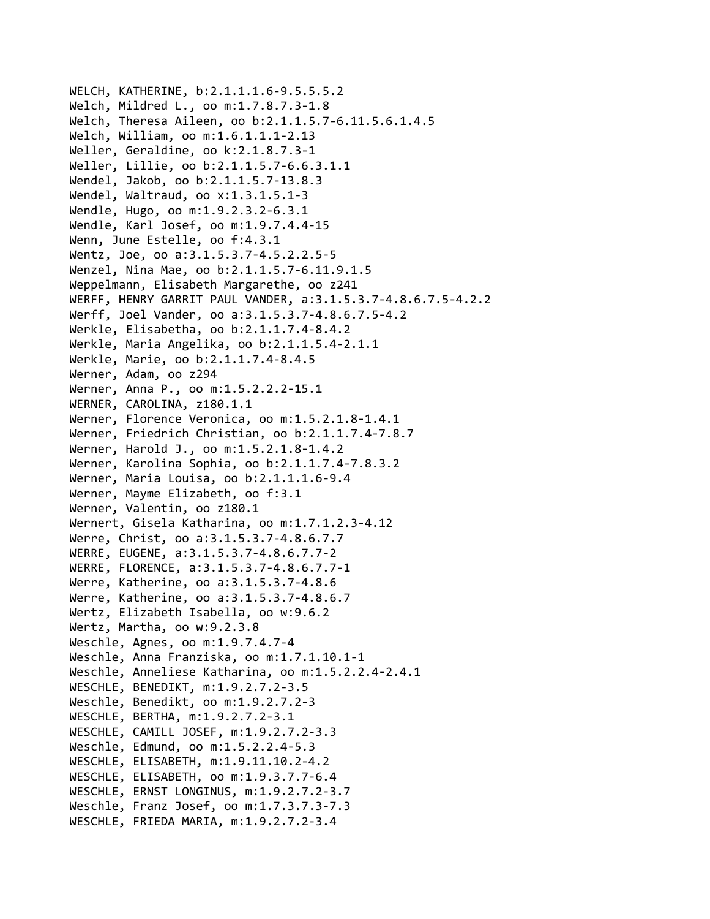WELCH, KATHERINE, b:2.1.1.1.6-9.5.5.5.2
Welch, Mildred L., oo m:1.7.8.7.3-1.8
Welch, Theresa Aileen, oo b:2.1.1.5.7-6.11.5.6.1.4.5
Welch, William, oo m:1.6.1.1.1-2.13
Weller, Geraldine, oo k:2.1.8.7.3-1
Weller, Lillie, oo b:2.1.1.5.7-6.6.3.1.1
Wendel, Jakob, oo b:2.1.1.5.7-13.8.3
Wendel, Waltraud, oo x:1.3.1.5.1-3
Wendle, Hugo, oo m:1.9.2.3.2-6.3.1
Wendle, Karl Josef, oo m:1.9.7.4.4-15
Wenn, June Estelle, oo f:4.3.1
Wentz, Joe, oo a:3.1.5.3.7-4.5.2.2.5-5
Wenzel, Nina Mae, oo b:2.1.1.5.7-6.11.9.1.5
Weppelmann, Elisabeth Margarethe, oo z241
WERFF, HENRY GARRIT PAUL VANDER, a:3.1.5.3.7-4.8.6.7.5-4.2.2
Werff, Joel Vander, oo a:3.1.5.3.7-4.8.6.7.5-4.2
Werkle, Elisabetha, oo b:2.1.1.7.4-8.4.2
Werkle, Maria Angelika, oo b:2.1.1.5.4-2.1.1
Werkle, Marie, oo b:2.1.1.7.4-8.4.5
Werner, Adam, oo z294
Werner, Anna P., oo m:1.5.2.2.2-15.1
WERNER, CAROLINA, z180.1.1
Werner, Florence Veronica, oo m:1.5.2.1.8-1.4.1
Werner, Friedrich Christian, oo b:2.1.1.7.4-7.8.7
Werner, Harold J., oo m:1.5.2.1.8-1.4.2
Werner, Karolina Sophia, oo b:2.1.1.7.4-7.8.3.2
Werner, Maria Louisa, oo b:2.1.1.1.6-9.4
Werner, Mayme Elizabeth, oo f:3.1
Werner, Valentin, oo z180.1
Wernert, Gisela Katharina, oo m:1.7.1.2.3-4.12
Werre, Christ, oo a:3.1.5.3.7-4.8.6.7.7
WERRE, EUGENE, a:3.1.5.3.7-4.8.6.7.7-2
WERRE, FLORENCE, a:3.1.5.3.7-4.8.6.7.7-1
Werre, Katherine, oo a:3.1.5.3.7-4.8.6
Werre, Katherine, oo a:3.1.5.3.7-4.8.6.7
Wertz, Elizabeth Isabella, oo w:9.6.2
Wertz, Martha, oo w:9.2.3.8
Weschle, Agnes, oo m:1.9.7.4.7-4
Weschle, Anna Franziska, oo m:1.7.1.10.1-1
Weschle, Anneliese Katharina, oo m:1.5.2.2.4-2.4.1
WESCHLE, BENEDIKT, m:1.9.2.7.2-3.5
Weschle, Benedikt, oo m:1.9.2.7.2-3
WESCHLE, BERTHA, m:1.9.2.7.2-3.1
WESCHLE, CAMILL JOSEF, m:1.9.2.7.2-3.3
Weschle, Edmund, oo m:1.5.2.2.4-5.3
WESCHLE, ELISABETH, m:1.9.11.10.2-4.2
WESCHLE, ELISABETH, oo m:1.9.3.7.7-6.4
WESCHLE, ERNST LONGINUS, m:1.9.2.7.2-3.7
Weschle, Franz Josef, oo m:1.7.3.7.3-7.3
WESCHLE, FRIEDA MARIA, m:1.9.2.7.2-3.4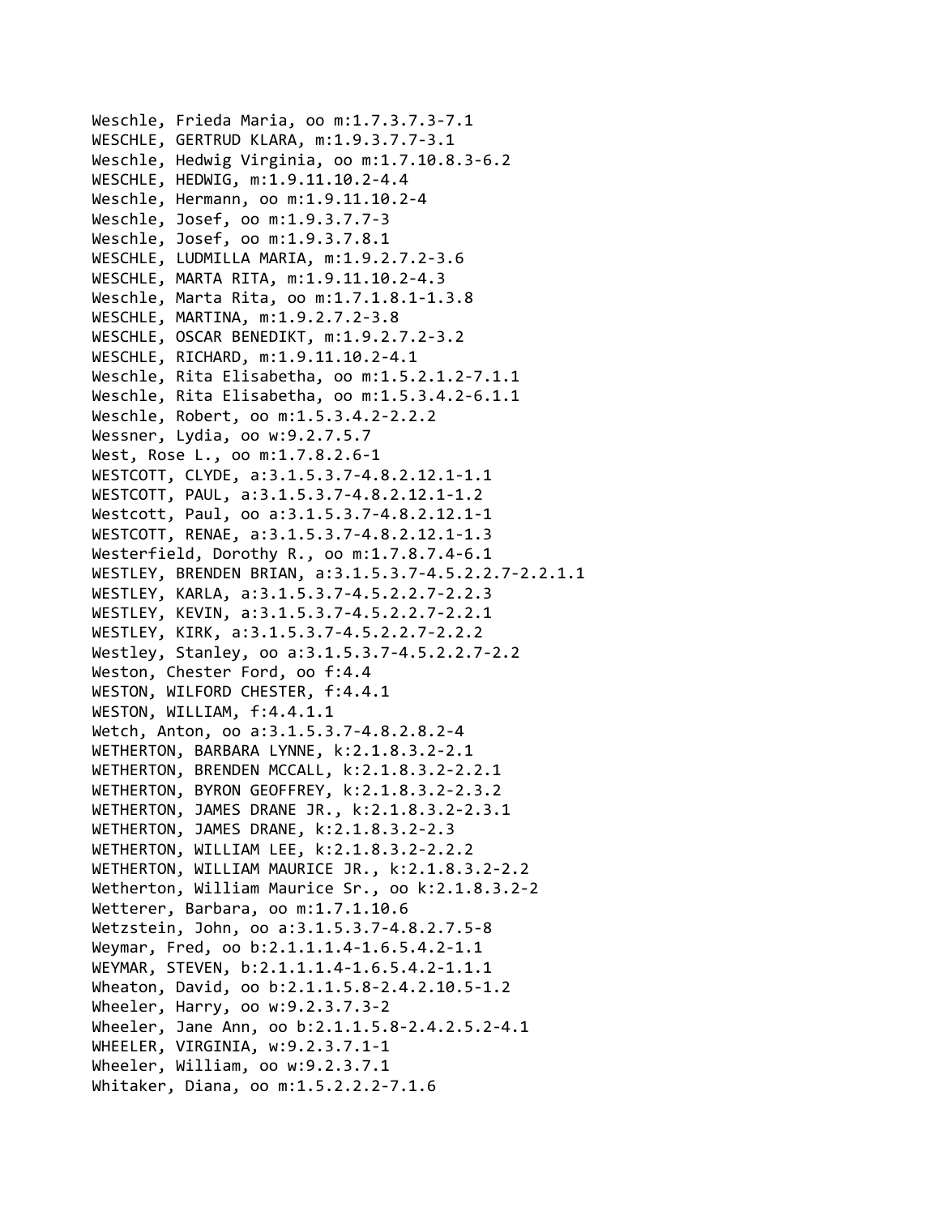Weschle, Frieda Maria, oo m:1.7.3.7.3-7.1
WESCHLE, GERTRUD KLARA, m:1.9.3.7.7-3.1
Weschle, Hedwig Virginia, oo m:1.7.10.8.3-6.2
WESCHLE, HEDWIG, m:1.9.11.10.2-4.4
Weschle, Hermann, oo m:1.9.11.10.2-4
Weschle, Josef, oo m:1.9.3.7.7-3
Weschle, Josef, oo m:1.9.3.7.8.1
WESCHLE, LUDMILLA MARIA, m:1.9.2.7.2-3.6
WESCHLE, MARTA RITA, m:1.9.11.10.2-4.3
Weschle, Marta Rita, oo m:1.7.1.8.1-1.3.8
WESCHLE, MARTINA, m:1.9.2.7.2-3.8
WESCHLE, OSCAR BENEDIKT, m:1.9.2.7.2-3.2
WESCHLE, RICHARD, m:1.9.11.10.2-4.1
Weschle, Rita Elisabetha, oo m:1.5.2.1.2-7.1.1
Weschle, Rita Elisabetha, oo m:1.5.3.4.2-6.1.1
Weschle, Robert, oo m:1.5.3.4.2-2.2.2
Wessner, Lydia, oo w:9.2.7.5.7
West, Rose L., oo m:1.7.8.2.6-1
WESTCOTT, CLYDE, a:3.1.5.3.7-4.8.2.12.1-1.1
WESTCOTT, PAUL, a:3.1.5.3.7-4.8.2.12.1-1.2
Westcott, Paul, oo a:3.1.5.3.7-4.8.2.12.1-1
WESTCOTT, RENAE, a:3.1.5.3.7-4.8.2.12.1-1.3
Westerfield, Dorothy R., oo m:1.7.8.7.4-6.1
WESTLEY, BRENDEN BRIAN, a:3.1.5.3.7-4.5.2.2.7-2.2.1.1
WESTLEY, KARLA, a:3.1.5.3.7-4.5.2.2.7-2.2.3
WESTLEY, KEVIN, a:3.1.5.3.7-4.5.2.2.7-2.2.1
WESTLEY, KIRK, a:3.1.5.3.7-4.5.2.2.7-2.2.2
Westley, Stanley, oo a:3.1.5.3.7-4.5.2.2.7-2.2
Weston, Chester Ford, oo f:4.4
WESTON, WILFORD CHESTER, f:4.4.1
WESTON, WILLIAM, f:4.4.1.1
Wetch, Anton, oo a:3.1.5.3.7-4.8.2.8.2-4
WETHERTON, BARBARA LYNNE, k:2.1.8.3.2-2.1
WETHERTON, BRENDEN MCCALL, k:2.1.8.3.2-2.2.1
WETHERTON, BYRON GEOFFREY, k:2.1.8.3.2-2.3.2
WETHERTON, JAMES DRANE JR., k:2.1.8.3.2-2.3.1
WETHERTON, JAMES DRANE, k:2.1.8.3.2-2.3
WETHERTON, WILLIAM LEE, k:2.1.8.3.2-2.2.2
WETHERTON, WILLIAM MAURICE JR., k:2.1.8.3.2-2.2
Wetherton, William Maurice Sr., oo k:2.1.8.3.2-2
Wetterer, Barbara, oo m:1.7.1.10.6
Wetzstein, John, oo a:3.1.5.3.7-4.8.2.7.5-8
Weymar, Fred, oo b:2.1.1.1.4-1.6.5.4.2-1.1
WEYMAR, STEVEN, b:2.1.1.1.4-1.6.5.4.2-1.1.1
Wheaton, David, oo b:2.1.1.5.8-2.4.2.10.5-1.2
Wheeler, Harry, oo w:9.2.3.7.3-2
Wheeler, Jane Ann, oo b:2.1.1.5.8-2.4.2.5.2-4.1
WHEELER, VIRGINIA, w:9.2.3.7.1-1
Wheeler, William, oo w:9.2.3.7.1
Whitaker, Diana, oo m:1.5.2.2.2-7.1.6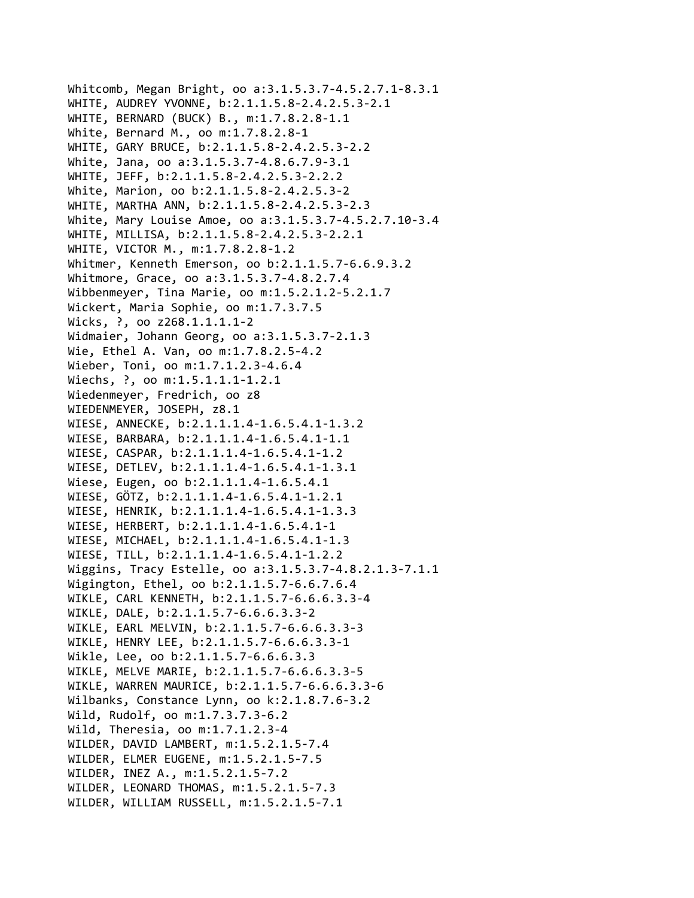Whitcomb, Megan Bright, oo a:3.1.5.3.7-4.5.2.7.1-8.3.1
WHITE, AUDREY YVONNE, b:2.1.1.5.8-2.4.2.5.3-2.1
WHITE, BERNARD (BUCK) B., m:1.7.8.2.8-1.1
White, Bernard M., oo m:1.7.8.2.8-1
WHITE, GARY BRUCE, b:2.1.1.5.8-2.4.2.5.3-2.2
White, Jana, oo a:3.1.5.3.7-4.8.6.7.9-3.1
WHITE, JEFF, b:2.1.1.5.8-2.4.2.5.3-2.2.2
White, Marion, oo b:2.1.1.5.8-2.4.2.5.3-2
WHITE, MARTHA ANN, b:2.1.1.5.8-2.4.2.5.3-2.3
White, Mary Louise Amoe, oo a:3.1.5.3.7-4.5.2.7.10-3.4
WHITE, MILLISA, b:2.1.1.5.8-2.4.2.5.3-2.2.1
WHITE, VICTOR M., m:1.7.8.2.8-1.2
Whitmer, Kenneth Emerson, oo b:2.1.1.5.7-6.6.9.3.2
Whitmore, Grace, oo a:3.1.5.3.7-4.8.2.7.4
Wibbenmeyer, Tina Marie, oo m:1.5.2.1.2-5.2.1.7
Wickert, Maria Sophie, oo m:1.7.3.7.5
Wicks, ?, oo z268.1.1.1.1-2
Widmaier, Johann Georg, oo a:3.1.5.3.7-2.1.3
Wie, Ethel A. Van, oo m:1.7.8.2.5-4.2
Wieber, Toni, oo m:1.7.1.2.3-4.6.4
Wiechs, ?, oo m:1.5.1.1.1-1.2.1
Wiedenmeyer, Fredrich, oo z8
WIEDENMEYER, JOSEPH, z8.1
WIESE, ANNECKE, b:2.1.1.1.4-1.6.5.4.1-1.3.2
WIESE, BARBARA, b:2.1.1.1.4-1.6.5.4.1-1.1
WIESE, CASPAR, b:2.1.1.1.4-1.6.5.4.1-1.2
WIESE, DETLEV, b:2.1.1.1.4-1.6.5.4.1-1.3.1
Wiese, Eugen, oo b:2.1.1.1.4-1.6.5.4.1
WIESE, GÖTZ, b:2.1.1.1.4-1.6.5.4.1-1.2.1
WIESE, HENRIK, b:2.1.1.1.4-1.6.5.4.1-1.3.3
WIESE, HERBERT, b:2.1.1.1.4-1.6.5.4.1-1
WIESE, MICHAEL, b:2.1.1.1.4-1.6.5.4.1-1.3
WIESE, TILL, b:2.1.1.1.4-1.6.5.4.1-1.2.2
Wiggins, Tracy Estelle, oo a:3.1.5.3.7-4.8.2.1.3-7.1.1
Wigington, Ethel, oo b:2.1.1.5.7-6.6.7.6.4
WIKLE, CARL KENNETH, b:2.1.1.5.7-6.6.6.3.3-4
WIKLE, DALE, b:2.1.1.5.7-6.6.6.3.3-2
WIKLE, EARL MELVIN, b:2.1.1.5.7-6.6.6.3.3-3
WIKLE, HENRY LEE, b:2.1.1.5.7-6.6.6.3.3-1
Wikle, Lee, oo b:2.1.1.5.7-6.6.6.3.3
WIKLE, MELVE MARIE, b:2.1.1.5.7-6.6.6.3.3-5
WIKLE, WARREN MAURICE, b:2.1.1.5.7-6.6.6.3.3-6
Wilbanks, Constance Lynn, oo k:2.1.8.7.6-3.2
Wild, Rudolf, oo m:1.7.3.7.3-6.2
Wild, Theresia, oo m:1.7.1.2.3-4
WILDER, DAVID LAMBERT, m:1.5.2.1.5-7.4
WILDER, ELMER EUGENE, m:1.5.2.1.5-7.5
WILDER, INEZ A., m:1.5.2.1.5-7.2
WILDER, LEONARD THOMAS, m:1.5.2.1.5-7.3
WILDER, WILLIAM RUSSELL, m:1.5.2.1.5-7.1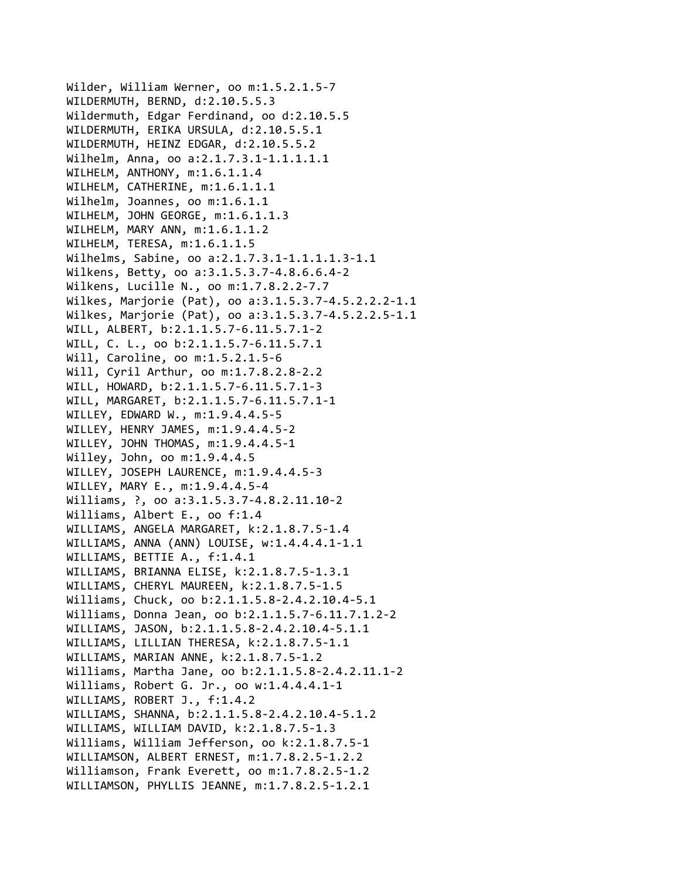Wilder, William Werner, oo m:1.5.2.1.5-7
WILDERMUTH, BERND, d:2.10.5.5.3
Wildermuth, Edgar Ferdinand, oo d:2.10.5.5
WILDERMUTH, ERIKA URSULA, d:2.10.5.5.1
WILDERMUTH, HEINZ EDGAR, d:2.10.5.5.2
Wilhelm, Anna, oo a:2.1.7.3.1-1.1.1.1.1
WILHELM, ANTHONY, m:1.6.1.1.4
WILHELM, CATHERINE, m:1.6.1.1.1
Wilhelm, Joannes, oo m:1.6.1.1
WILHELM, JOHN GEORGE, m:1.6.1.1.3
WILHELM, MARY ANN, m:1.6.1.1.2
WILHELM, TERESA, m:1.6.1.1.5
Wilhelms, Sabine, oo a:2.1.7.3.1-1.1.1.1.3-1.1
Wilkens, Betty, oo a:3.1.5.3.7-4.8.6.6.4-2
Wilkens, Lucille N., oo m:1.7.8.2.2-7.7
Wilkes, Marjorie (Pat), oo a:3.1.5.3.7-4.5.2.2.2-1.1
Wilkes, Marjorie (Pat), oo a:3.1.5.3.7-4.5.2.2.5-1.1
WILL, ALBERT, b:2.1.1.5.7-6.11.5.7.1-2
WILL, C. L., oo b:2.1.1.5.7-6.11.5.7.1
Will, Caroline, oo m:1.5.2.1.5-6
Will, Cyril Arthur, oo m:1.7.8.2.8-2.2
WILL, HOWARD, b:2.1.1.5.7-6.11.5.7.1-3
WILL, MARGARET, b:2.1.1.5.7-6.11.5.7.1-1
WILLEY, EDWARD W., m:1.9.4.4.5-5
WILLEY, HENRY JAMES, m:1.9.4.4.5-2
WILLEY, JOHN THOMAS, m:1.9.4.4.5-1
Willey, John, oo m:1.9.4.4.5
WILLEY, JOSEPH LAURENCE, m:1.9.4.4.5-3
WILLEY, MARY E., m:1.9.4.4.5-4
Williams, ?, oo a:3.1.5.3.7-4.8.2.11.10-2
Williams, Albert E., oo f:1.4
WILLIAMS, ANGELA MARGARET, k:2.1.8.7.5-1.4
WILLIAMS, ANNA (ANN) LOUISE, w:1.4.4.4.1-1.1
WILLIAMS, BETTIE A., f:1.4.1
WILLIAMS, BRIANNA ELISE, k:2.1.8.7.5-1.3.1
WILLIAMS, CHERYL MAUREEN, k:2.1.8.7.5-1.5
Williams, Chuck, oo b:2.1.1.5.8-2.4.2.10.4-5.1
Williams, Donna Jean, oo b:2.1.1.5.7-6.11.7.1.2-2
WILLIAMS, JASON, b:2.1.1.5.8-2.4.2.10.4-5.1.1
WILLIAMS, LILLIAN THERESA, k:2.1.8.7.5-1.1
WILLIAMS, MARIAN ANNE, k:2.1.8.7.5-1.2
Williams, Martha Jane, oo b:2.1.1.5.8-2.4.2.11.1-2
Williams, Robert G. Jr., oo w:1.4.4.4.1-1
WILLIAMS, ROBERT J., f:1.4.2
WILLIAMS, SHANNA, b:2.1.1.5.8-2.4.2.10.4-5.1.2
WILLIAMS, WILLIAM DAVID, k:2.1.8.7.5-1.3
Williams, William Jefferson, oo k:2.1.8.7.5-1
WILLIAMSON, ALBERT ERNEST, m:1.7.8.2.5-1.2.2
Williamson, Frank Everett, oo m:1.7.8.2.5-1.2
WILLIAMSON, PHYLLIS JEANNE, m:1.7.8.2.5-1.2.1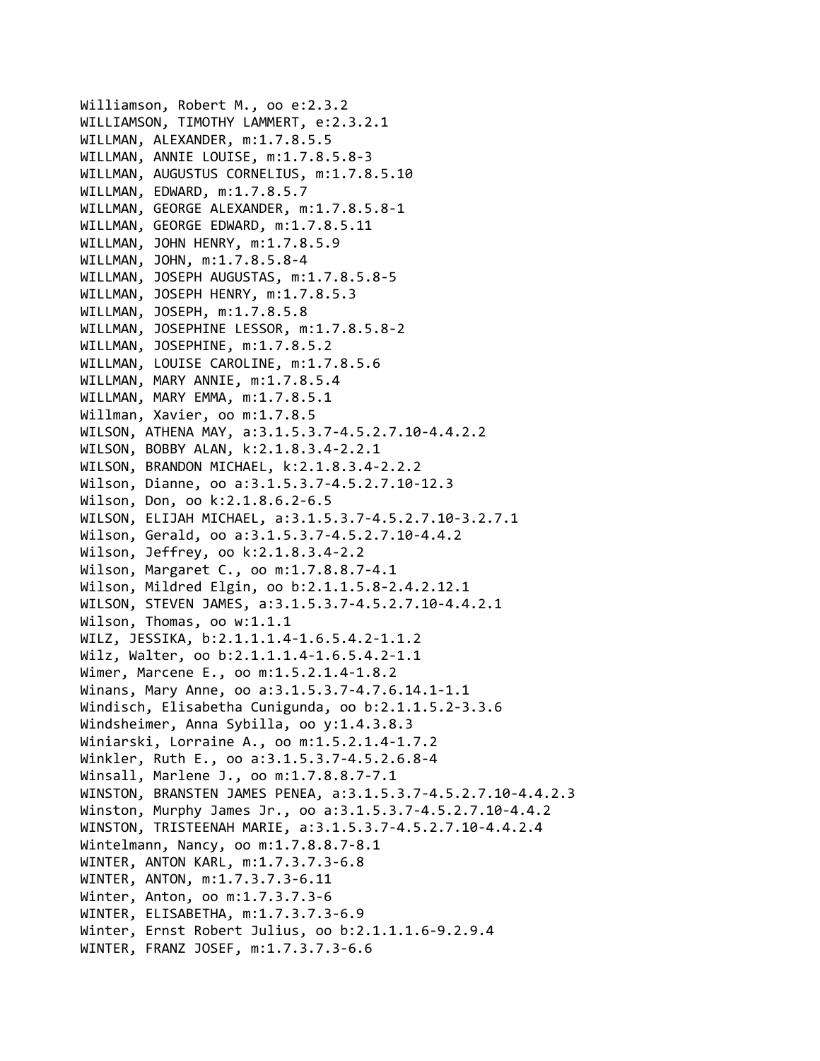Williamson, Robert M., oo e:2.3.2
WILLIAMSON, TIMOTHY LAMMERT, e:2.3.2.1
WILLMAN, ALEXANDER, m:1.7.8.5.5
WILLMAN, ANNIE LOUISE, m:1.7.8.5.8-3
WILLMAN, AUGUSTUS CORNELIUS, m:1.7.8.5.10
WILLMAN, EDWARD, m:1.7.8.5.7
WILLMAN, GEORGE ALEXANDER, m:1.7.8.5.8-1
WILLMAN, GEORGE EDWARD, m:1.7.8.5.11
WILLMAN, JOHN HENRY, m:1.7.8.5.9
WILLMAN, JOHN, m:1.7.8.5.8-4
WILLMAN, JOSEPH AUGUSTAS, m:1.7.8.5.8-5
WILLMAN, JOSEPH HENRY, m:1.7.8.5.3
WILLMAN, JOSEPH, m:1.7.8.5.8
WILLMAN, JOSEPHINE LESSOR, m:1.7.8.5.8-2
WILLMAN, JOSEPHINE, m:1.7.8.5.2
WILLMAN, LOUISE CAROLINE, m:1.7.8.5.6
WILLMAN, MARY ANNIE, m:1.7.8.5.4
WILLMAN, MARY EMMA, m:1.7.8.5.1
Willman, Xavier, oo m:1.7.8.5
WILSON, ATHENA MAY, a:3.1.5.3.7-4.5.2.7.10-4.4.2.2
WILSON, BOBBY ALAN, k:2.1.8.3.4-2.2.1
WILSON, BRANDON MICHAEL, k:2.1.8.3.4-2.2.2
Wilson, Dianne, oo a:3.1.5.3.7-4.5.2.7.10-12.3
Wilson, Don, oo k:2.1.8.6.2-6.5
WILSON, ELIJAH MICHAEL, a:3.1.5.3.7-4.5.2.7.10-3.2.7.1
Wilson, Gerald, oo a:3.1.5.3.7-4.5.2.7.10-4.4.2
Wilson, Jeffrey, oo k:2.1.8.3.4-2.2
Wilson, Margaret C., oo m:1.7.8.8.7-4.1
Wilson, Mildred Elgin, oo b:2.1.1.5.8-2.4.2.12.1
WILSON, STEVEN JAMES, a:3.1.5.3.7-4.5.2.7.10-4.4.2.1
Wilson, Thomas, oo w:1.1.1
WILZ, JESSIKA, b:2.1.1.1.4-1.6.5.4.2-1.1.2
Wilz, Walter, oo b:2.1.1.1.4-1.6.5.4.2-1.1
Wimer, Marcene E., oo m:1.5.2.1.4-1.8.2
Winans, Mary Anne, oo a:3.1.5.3.7-4.7.6.14.1-1.1
Windisch, Elisabetha Cunigunda, oo b:2.1.1.5.2-3.3.6
Windsheimer, Anna Sybilla, oo y:1.4.3.8.3
Winiarski, Lorraine A., oo m:1.5.2.1.4-1.7.2
Winkler, Ruth E., oo a:3.1.5.3.7-4.5.2.6.8-4
Winsall, Marlene J., oo m:1.7.8.8.7-7.1
WINSTON, BRANSTEN JAMES PENEA, a:3.1.5.3.7-4.5.2.7.10-4.4.2.3
Winston, Murphy James Jr., oo a:3.1.5.3.7-4.5.2.7.10-4.4.2
WINSTON, TRISTEENAH MARIE, a:3.1.5.3.7-4.5.2.7.10-4.4.2.4
Wintelmann, Nancy, oo m:1.7.8.8.7-8.1
WINTER, ANTON KARL, m:1.7.3.7.3-6.8
WINTER, ANTON, m:1.7.3.7.3-6.11
Winter, Anton, oo m:1.7.3.7.3-6
WINTER, ELISABETHA, m:1.7.3.7.3-6.9
Winter, Ernst Robert Julius, oo b:2.1.1.1.6-9.2.9.4
WINTER, FRANZ JOSEF, m:1.7.3.7.3-6.6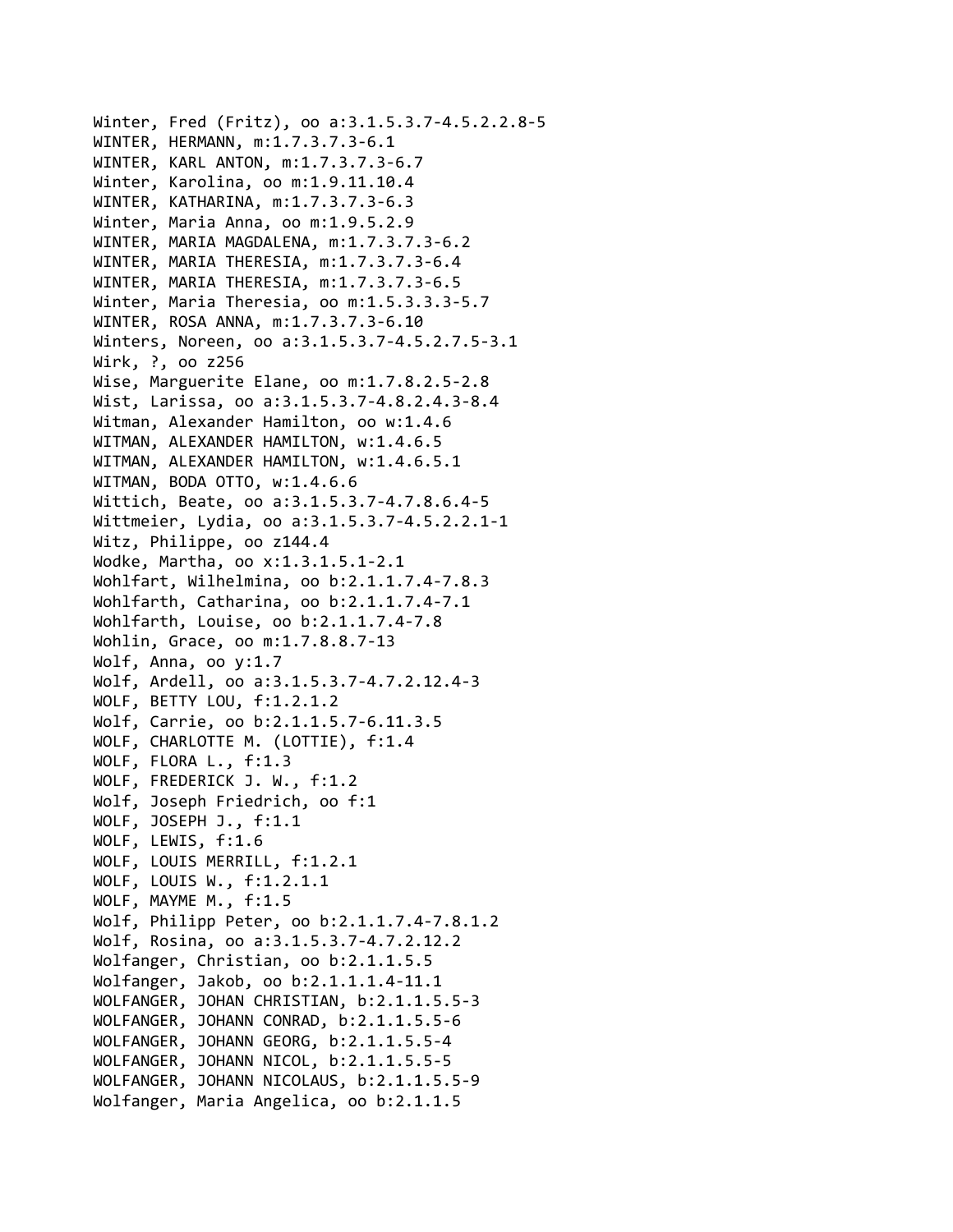Winter, Fred (Fritz), oo a:3.1.5.3.7-4.5.2.2.8-5
WINTER, HERMANN, m:1.7.3.7.3-6.1
WINTER, KARL ANTON, m:1.7.3.7.3-6.7
Winter, Karolina, oo m:1.9.11.10.4
WINTER, KATHARINA, m:1.7.3.7.3-6.3
Winter, Maria Anna, oo m:1.9.5.2.9
WINTER, MARIA MAGDALENA, m:1.7.3.7.3-6.2
WINTER, MARIA THERESIA, m:1.7.3.7.3-6.4
WINTER, MARIA THERESIA, m:1.7.3.7.3-6.5
Winter, Maria Theresia, oo m:1.5.3.3.3-5.7
WINTER, ROSA ANNA, m:1.7.3.7.3-6.10
Winters, Noreen, oo a:3.1.5.3.7-4.5.2.7.5-3.1
Wirk, ?, oo z256
Wise, Marguerite Elane, oo m:1.7.8.2.5-2.8
Wist, Larissa, oo a:3.1.5.3.7-4.8.2.4.3-8.4
Witman, Alexander Hamilton, oo w:1.4.6
WITMAN, ALEXANDER HAMILTON, w:1.4.6.5
WITMAN, ALEXANDER HAMILTON, w:1.4.6.5.1
WITMAN, BODA OTTO, w:1.4.6.6
Wittich, Beate, oo a:3.1.5.3.7-4.7.8.6.4-5
Wittmeier, Lydia, oo a:3.1.5.3.7-4.5.2.2.1-1
Witz, Philippe, oo z144.4
Wodke, Martha, oo x:1.3.1.5.1-2.1
Wohlfart, Wilhelmina, oo b:2.1.1.7.4-7.8.3
Wohlfarth, Catharina, oo b:2.1.1.7.4-7.1
Wohlfarth, Louise, oo b:2.1.1.7.4-7.8
Wohlin, Grace, oo m:1.7.8.8.7-13
Wolf, Anna, oo y:1.7
Wolf, Ardell, oo a:3.1.5.3.7-4.7.2.12.4-3
WOLF, BETTY LOU, f:1.2.1.2
Wolf, Carrie, oo b:2.1.1.5.7-6.11.3.5
WOLF, CHARLOTTE M. (LOTTIE), f:1.4
WOLF, FLORA L., f:1.3
WOLF, FREDERICK J. W., f:1.2
Wolf, Joseph Friedrich, oo f:1
WOLF, JOSEPH J., f:1.1
WOLF, LEWIS, f:1.6
WOLF, LOUIS MERRILL, f:1.2.1
WOLF, LOUIS W., f:1.2.1.1
WOLF, MAYME M., f:1.5
Wolf, Philipp Peter, oo b:2.1.1.7.4-7.8.1.2
Wolf, Rosina, oo a:3.1.5.3.7-4.7.2.12.2
Wolfanger, Christian, oo b:2.1.1.5.5
Wolfanger, Jakob, oo b:2.1.1.1.4-11.1
WOLFANGER, JOHAN CHRISTIAN, b:2.1.1.5.5-3
WOLFANGER, JOHANN CONRAD, b:2.1.1.5.5-6
WOLFANGER, JOHANN GEORG, b:2.1.1.5.5-4
WOLFANGER, JOHANN NICOL, b:2.1.1.5.5-5
WOLFANGER, JOHANN NICOLAUS, b:2.1.1.5.5-9
Wolfanger, Maria Angelica, oo b:2.1.1.5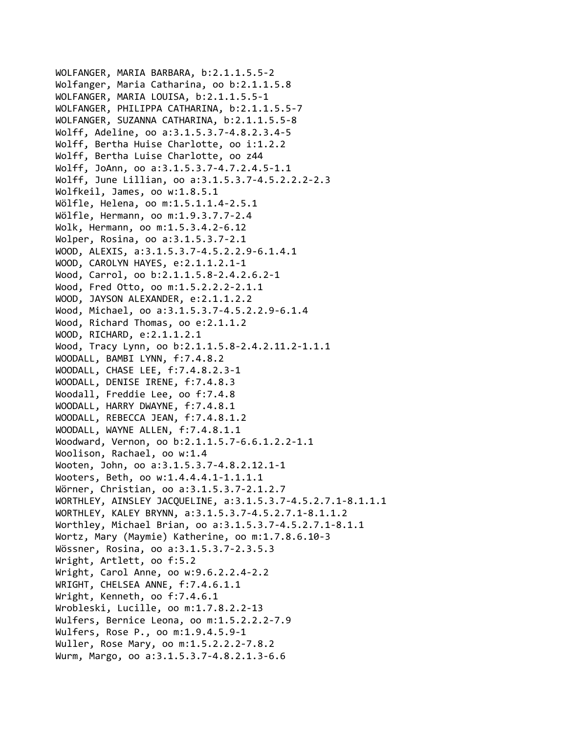WOLFANGER, MARIA BARBARA, b:2.1.1.5.5-2
Wolfanger, Maria Catharina, oo b:2.1.1.5.8
WOLFANGER, MARIA LOUISA, b:2.1.1.5.5-1
WOLFANGER, PHILIPPA CATHARINA, b:2.1.1.5.5-7
WOLFANGER, SUZANNA CATHARINA, b:2.1.1.5.5-8
Wolff, Adeline, oo a:3.1.5.3.7-4.8.2.3.4-5
Wolff, Bertha Huise Charlotte, oo i:1.2.2
Wolff, Bertha Luise Charlotte, oo z44
Wolff, JoAnn, oo a:3.1.5.3.7-4.7.2.4.5-1.1
Wolff, June Lillian, oo a:3.1.5.3.7-4.5.2.2.2-2.3
Wolfkeil, James, oo w:1.8.5.1
Wölfle, Helena, oo m:1.5.1.1.4-2.5.1
Wölfle, Hermann, oo m:1.9.3.7.7-2.4
Wolk, Hermann, oo m:1.5.3.4.2-6.12
Wolper, Rosina, oo a:3.1.5.3.7-2.1
WOOD, ALEXIS, a:3.1.5.3.7-4.5.2.2.9-6.1.4.1
WOOD, CAROLYN HAYES, e:2.1.1.2.1-1
Wood, Carrol, oo b:2.1.1.5.8-2.4.2.6.2-1
Wood, Fred Otto, oo m:1.5.2.2.2-2.1.1
WOOD, JAYSON ALEXANDER, e:2.1.1.2.2
Wood, Michael, oo a:3.1.5.3.7-4.5.2.2.9-6.1.4
Wood, Richard Thomas, oo e:2.1.1.2
WOOD, RICHARD, e:2.1.1.2.1
Wood, Tracy Lynn, oo b:2.1.1.5.8-2.4.2.11.2-1.1.1
WOODALL, BAMBI LYNN, f:7.4.8.2
WOODALL, CHASE LEE, f:7.4.8.2.3-1
WOODALL, DENISE IRENE, f:7.4.8.3
Woodall, Freddie Lee, oo f:7.4.8
WOODALL, HARRY DWAYNE, f:7.4.8.1
WOODALL, REBECCA JEAN, f:7.4.8.1.2
WOODALL, WAYNE ALLEN, f:7.4.8.1.1
Woodward, Vernon, oo b:2.1.1.5.7-6.6.1.2.2-1.1
Woolison, Rachael, oo w:1.4
Wooten, John, oo a:3.1.5.3.7-4.8.2.12.1-1
Wooters, Beth, oo w:1.4.4.4.1-1.1.1.1
Wörner, Christian, oo a:3.1.5.3.7-2.1.2.7
WORTHLEY, AINSLEY JACQUELINE, a:3.1.5.3.7-4.5.2.7.1-8.1.1.1
WORTHLEY, KALEY BRYNN, a:3.1.5.3.7-4.5.2.7.1-8.1.1.2
Worthley, Michael Brian, oo a:3.1.5.3.7-4.5.2.7.1-8.1.1
Wortz, Mary (Maymie) Katherine, oo m:1.7.8.6.10-3
Wössner, Rosina, oo a:3.1.5.3.7-2.3.5.3
Wright, Artlett, oo f:5.2
Wright, Carol Anne, oo w:9.6.2.2.4-2.2
WRIGHT, CHELSEA ANNE, f:7.4.6.1.1
Wright, Kenneth, oo f:7.4.6.1
Wrobleski, Lucille, oo m:1.7.8.2.2-13
Wulfers, Bernice Leona, oo m:1.5.2.2.2-7.9
Wulfers, Rose P., oo m:1.9.4.5.9-1
Wuller, Rose Mary, oo m:1.5.2.2.2-7.8.2
Wurm, Margo, oo a:3.1.5.3.7-4.8.2.1.3-6.6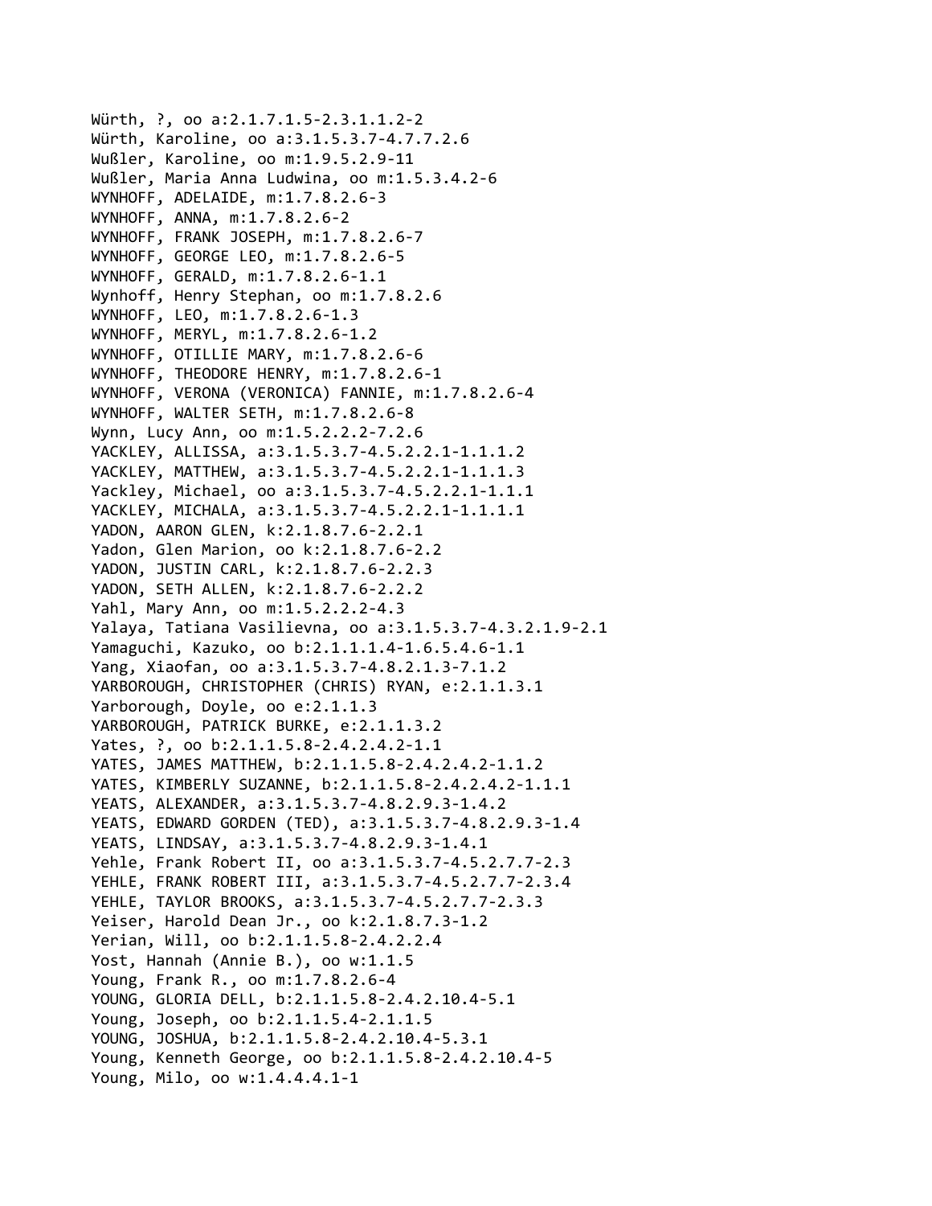Würth, ?, oo a:2.1.7.1.5-2.3.1.1.2-2
Würth, Karoline, oo a:3.1.5.3.7-4.7.7.2.6
Wußler, Karoline, oo m:1.9.5.2.9-11
Wußler, Maria Anna Ludwina, oo m:1.5.3.4.2-6
WYNHOFF, ADELAIDE, m:1.7.8.2.6-3
WYNHOFF, ANNA, m:1.7.8.2.6-2
WYNHOFF, FRANK JOSEPH, m:1.7.8.2.6-7
WYNHOFF, GEORGE LEO, m:1.7.8.2.6-5
WYNHOFF, GERALD, m:1.7.8.2.6-1.1
Wynhoff, Henry Stephan, oo m:1.7.8.2.6
WYNHOFF, LEO, m:1.7.8.2.6-1.3
WYNHOFF, MERYL, m:1.7.8.2.6-1.2
WYNHOFF, OTILLIE MARY, m:1.7.8.2.6-6
WYNHOFF, THEODORE HENRY, m:1.7.8.2.6-1
WYNHOFF, VERONA (VERONICA) FANNIE, m:1.7.8.2.6-4
WYNHOFF, WALTER SETH, m:1.7.8.2.6-8
Wynn, Lucy Ann, oo m:1.5.2.2.2-7.2.6
YACKLEY, ALLISSA, a:3.1.5.3.7-4.5.2.2.1-1.1.1.2
YACKLEY, MATTHEW, a:3.1.5.3.7-4.5.2.2.1-1.1.1.3
Yackley, Michael, oo a:3.1.5.3.7-4.5.2.2.1-1.1.1
YACKLEY, MICHALA, a:3.1.5.3.7-4.5.2.2.1-1.1.1.1
YADON, AARON GLEN, k:2.1.8.7.6-2.2.1
Yadon, Glen Marion, oo k:2.1.8.7.6-2.2
YADON, JUSTIN CARL, k:2.1.8.7.6-2.2.3
YADON, SETH ALLEN, k:2.1.8.7.6-2.2.2
Yahl, Mary Ann, oo m:1.5.2.2.2-4.3
Yalaya, Tatiana Vasilievna, oo a:3.1.5.3.7-4.3.2.1.9-2.1
Yamaguchi, Kazuko, oo b:2.1.1.1.4-1.6.5.4.6-1.1
Yang, Xiaofan, oo a:3.1.5.3.7-4.8.2.1.3-7.1.2
YARBOROUGH, CHRISTOPHER (CHRIS) RYAN, e:2.1.1.3.1
Yarborough, Doyle, oo e:2.1.1.3
YARBOROUGH, PATRICK BURKE, e:2.1.1.3.2
Yates, ?, oo b:2.1.1.5.8-2.4.2.4.2-1.1
YATES, JAMES MATTHEW, b:2.1.1.5.8-2.4.2.4.2-1.1.2
YATES, KIMBERLY SUZANNE, b:2.1.1.5.8-2.4.2.4.2-1.1.1
YEATS, ALEXANDER, a:3.1.5.3.7-4.8.2.9.3-1.4.2
YEATS, EDWARD GORDEN (TED), a:3.1.5.3.7-4.8.2.9.3-1.4
YEATS, LINDSAY, a:3.1.5.3.7-4.8.2.9.3-1.4.1
Yehle, Frank Robert II, oo a:3.1.5.3.7-4.5.2.7.7-2.3
YEHLE, FRANK ROBERT III, a:3.1.5.3.7-4.5.2.7.7-2.3.4
YEHLE, TAYLOR BROOKS, a:3.1.5.3.7-4.5.2.7.7-2.3.3
Yeiser, Harold Dean Jr., oo k:2.1.8.7.3-1.2
Yerian, Will, oo b:2.1.1.5.8-2.4.2.2.4
Yost, Hannah (Annie B.), oo w:1.1.5
Young, Frank R., oo m:1.7.8.2.6-4
YOUNG, GLORIA DELL, b:2.1.1.5.8-2.4.2.10.4-5.1
Young, Joseph, oo b:2.1.1.5.4-2.1.1.5
YOUNG, JOSHUA, b:2.1.1.5.8-2.4.2.10.4-5.3.1
Young, Kenneth George, oo b:2.1.1.5.8-2.4.2.10.4-5
Young, Milo, oo w:1.4.4.4.1-1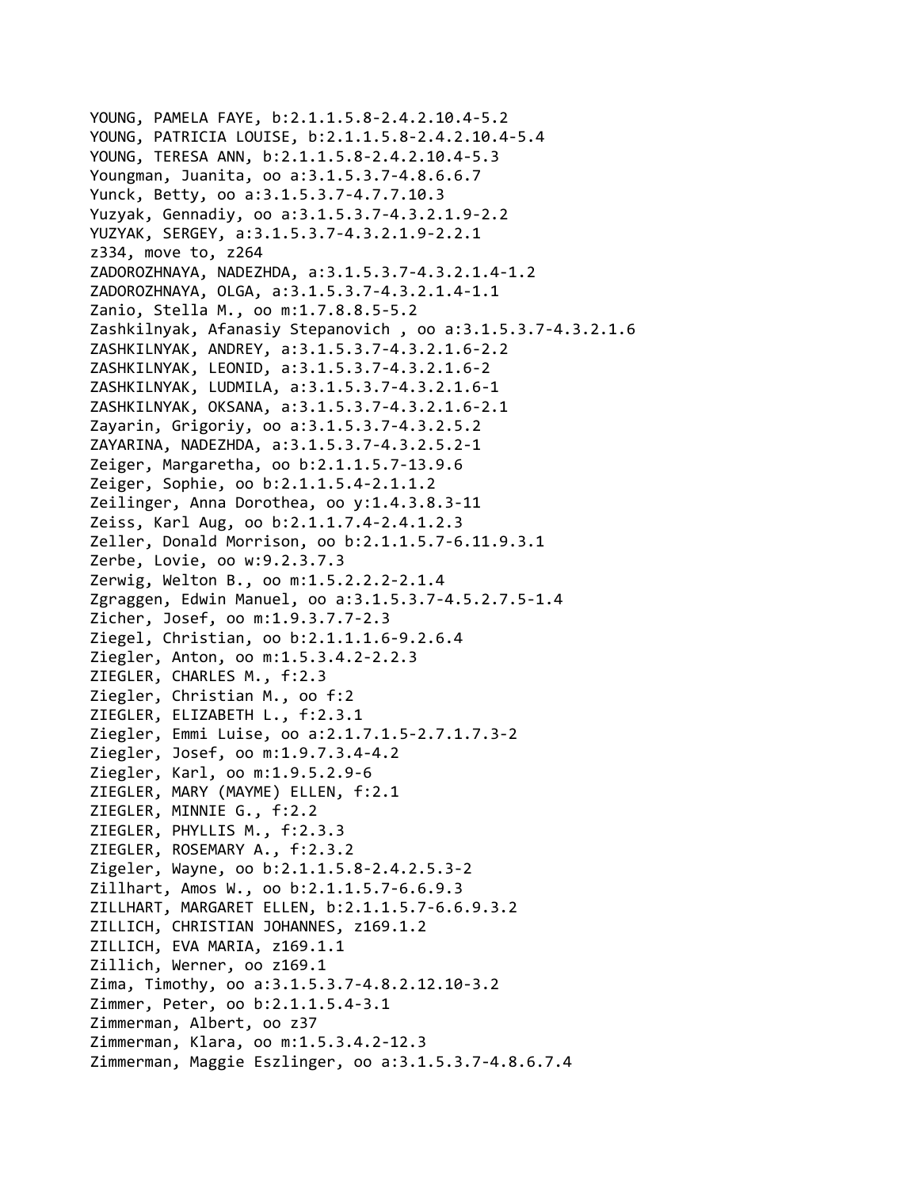YOUNG, PAMELA FAYE, b:2.1.1.5.8-2.4.2.10.4-5.2
YOUNG, PATRICIA LOUISE, b:2.1.1.5.8-2.4.2.10.4-5.4
YOUNG, TERESA ANN, b:2.1.1.5.8-2.4.2.10.4-5.3
Youngman, Juanita, oo a:3.1.5.3.7-4.8.6.6.7
Yunck, Betty, oo a:3.1.5.3.7-4.7.7.10.3
Yuzyak, Gennadiy, oo a:3.1.5.3.7-4.3.2.1.9-2.2
YUZYAK, SERGEY, a:3.1.5.3.7-4.3.2.1.9-2.2.1
z334, move to, z264
ZADOROZHNAYA, NADEZHDA, a:3.1.5.3.7-4.3.2.1.4-1.2
ZADOROZHNAYA, OLGA, a:3.1.5.3.7-4.3.2.1.4-1.1
Zanio, Stella M., oo m:1.7.8.8.5-5.2
Zashkilnyak, Afanasiy Stepanovich , oo a:3.1.5.3.7-4.3.2.1.6
ZASHKILNYAK, ANDREY, a:3.1.5.3.7-4.3.2.1.6-2.2
ZASHKILNYAK, LEONID, a:3.1.5.3.7-4.3.2.1.6-2
ZASHKILNYAK, LUDMILA, a:3.1.5.3.7-4.3.2.1.6-1
ZASHKILNYAK, OKSANA, a:3.1.5.3.7-4.3.2.1.6-2.1
Zayarin, Grigoriy, oo a:3.1.5.3.7-4.3.2.5.2
ZAYARINA, NADEZHDA, a:3.1.5.3.7-4.3.2.5.2-1
Zeiger, Margaretha, oo b:2.1.1.5.7-13.9.6
Zeiger, Sophie, oo b:2.1.1.5.4-2.1.1.2
Zeilinger, Anna Dorothea, oo y:1.4.3.8.3-11
Zeiss, Karl Aug, oo b:2.1.1.7.4-2.4.1.2.3
Zeller, Donald Morrison, oo b:2.1.1.5.7-6.11.9.3.1
Zerbe, Lovie, oo w:9.2.3.7.3
Zerwig, Welton B., oo m:1.5.2.2.2-2.1.4
Zgraggen, Edwin Manuel, oo a:3.1.5.3.7-4.5.2.7.5-1.4
Zicher, Josef, oo m:1.9.3.7.7-2.3
Ziegel, Christian, oo b:2.1.1.1.6-9.2.6.4
Ziegler, Anton, oo m:1.5.3.4.2-2.2.3
ZIEGLER, CHARLES M., f:2.3
Ziegler, Christian M., oo f:2
ZIEGLER, ELIZABETH L., f:2.3.1
Ziegler, Emmi Luise, oo a:2.1.7.1.5-2.7.1.7.3-2
Ziegler, Josef, oo m:1.9.7.3.4-4.2
Ziegler, Karl, oo m:1.9.5.2.9-6
ZIEGLER, MARY (MAYME) ELLEN, f:2.1
ZIEGLER, MINNIE G., f:2.2
ZIEGLER, PHYLLIS M., f:2.3.3
ZIEGLER, ROSEMARY A., f:2.3.2
Zigeler, Wayne, oo b:2.1.1.5.8-2.4.2.5.3-2
Zillhart, Amos W., oo b:2.1.1.5.7-6.6.9.3
ZILLHART, MARGARET ELLEN, b:2.1.1.5.7-6.6.9.3.2
ZILLICH, CHRISTIAN JOHANNES, z169.1.2
ZILLICH, EVA MARIA, z169.1.1
Zillich, Werner, oo z169.1
Zima, Timothy, oo a:3.1.5.3.7-4.8.2.12.10-3.2
Zimmer, Peter, oo b:2.1.1.5.4-3.1
Zimmerman, Albert, oo z37
Zimmerman, Klara, oo m:1.5.3.4.2-12.3
Zimmerman, Maggie Eszlinger, oo a:3.1.5.3.7-4.8.6.7.4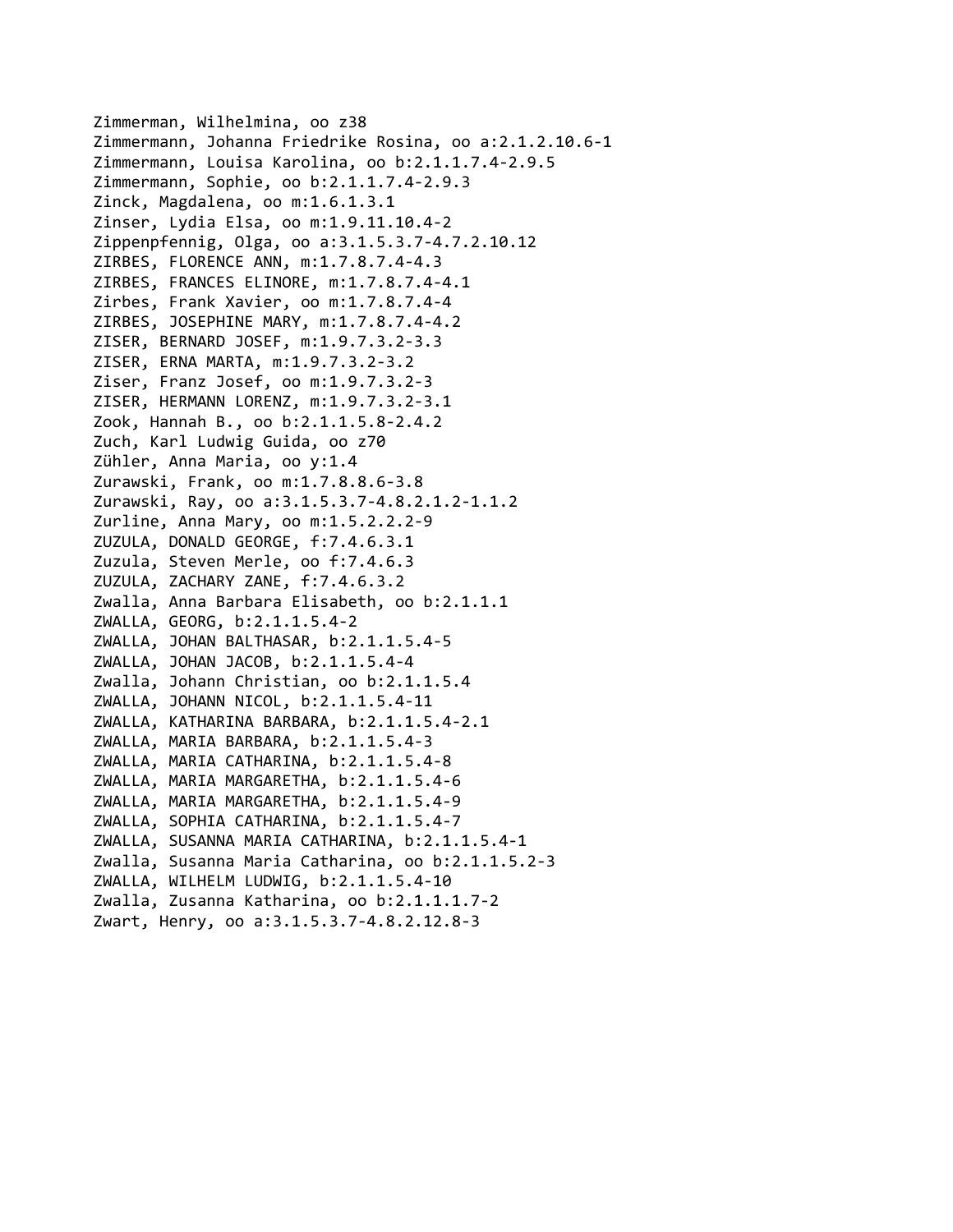Zimmerman, Wilhelmina, oo z38
Zimmermann, Johanna Friedrike Rosina, oo a:2.1.2.10.6-1
Zimmermann, Louisa Karolina, oo b:2.1.1.7.4-2.9.5
Zimmermann, Sophie, oo b:2.1.1.7.4-2.9.3
Zinck, Magdalena, oo m:1.6.1.3.1
Zinser, Lydia Elsa, oo m:1.9.11.10.4-2
Zippenpfennig, Olga, oo a:3.1.5.3.7-4.7.2.10.12
ZIRBES, FLORENCE ANN, m:1.7.8.7.4-4.3
ZIRBES, FRANCES ELINORE, m:1.7.8.7.4-4.1
Zirbes, Frank Xavier, oo m:1.7.8.7.4-4
ZIRBES, JOSEPHINE MARY, m:1.7.8.7.4-4.2
ZISER, BERNARD JOSEF, m:1.9.7.3.2-3.3
ZISER, ERNA MARTA, m:1.9.7.3.2-3.2
Ziser, Franz Josef, oo m:1.9.7.3.2-3
ZISER, HERMANN LORENZ, m:1.9.7.3.2-3.1
Zook, Hannah B., oo b:2.1.1.5.8-2.4.2
Zuch, Karl Ludwig Guida, oo z70
Zühler, Anna Maria, oo y:1.4
Zurawski, Frank, oo m:1.7.8.8.6-3.8
Zurawski, Ray, oo a:3.1.5.3.7-4.8.2.1.2-1.1.2
Zurline, Anna Mary, oo m:1.5.2.2.2-9
ZUZULA, DONALD GEORGE, f:7.4.6.3.1
Zuzula, Steven Merle, oo f:7.4.6.3
ZUZULA, ZACHARY ZANE, f:7.4.6.3.2
Zwalla, Anna Barbara Elisabeth, oo b:2.1.1.1
ZWALLA, GEORG, b:2.1.1.5.4-2
ZWALLA, JOHAN BALTHASAR, b:2.1.1.5.4-5
ZWALLA, JOHAN JACOB, b:2.1.1.5.4-4
Zwalla, Johann Christian, oo b:2.1.1.5.4
ZWALLA, JOHANN NICOL, b:2.1.1.5.4-11
ZWALLA, KATHARINA BARBARA, b:2.1.1.5.4-2.1
ZWALLA, MARIA BARBARA, b:2.1.1.5.4-3
ZWALLA, MARIA CATHARINA, b:2.1.1.5.4-8
ZWALLA, MARIA MARGARETHA, b:2.1.1.5.4-6
ZWALLA, MARIA MARGARETHA, b:2.1.1.5.4-9
ZWALLA, SOPHIA CATHARINA, b:2.1.1.5.4-7
ZWALLA, SUSANNA MARIA CATHARINA, b:2.1.1.5.4-1
Zwalla, Susanna Maria Catharina, oo b:2.1.1.5.2-3
ZWALLA, WILHELM LUDWIG, b:2.1.1.5.4-10
Zwalla, Zusanna Katharina, oo b:2.1.1.1.7-2
Zwart, Henry, oo a:3.1.5.3.7-4.8.2.12.8-3